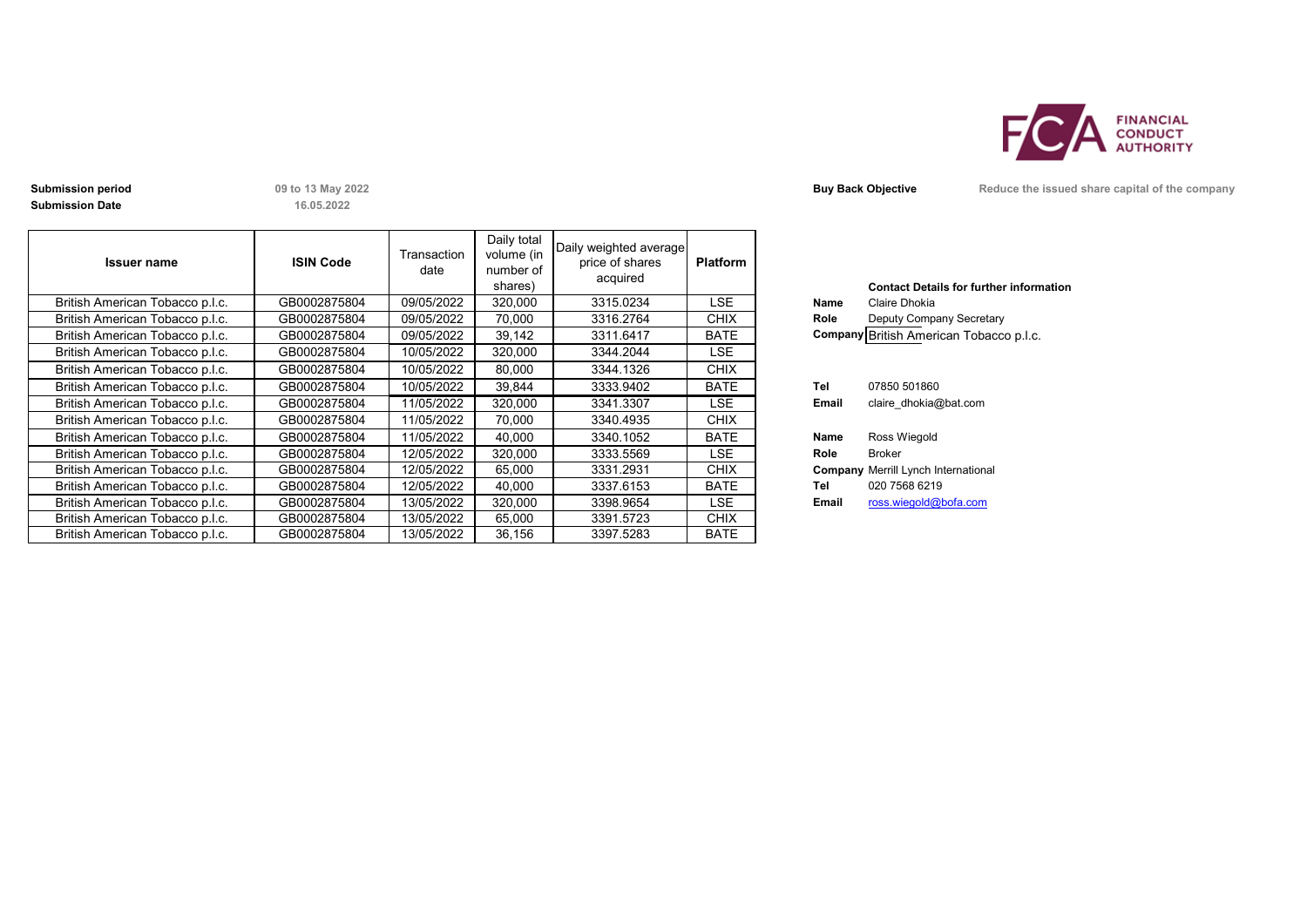**Submission period** 09 to 13 May 2022

**Submission Date** 16.05.2022

**Buy Back Objective** Reduce the issued share capital of the company

| Issuer name | ISIN Code | Transaction date | Daily total volume (in number of shares) | Daily weighted average price of shares acquired | Platform |
|---|---|---|---|---|---|
| British American Tobacco p.l.c. | GB0002875804 | 09/05/2022 | 320,000 | 3315.0234 | LSE |
| British American Tobacco p.l.c. | GB0002875804 | 09/05/2022 | 70,000 | 3316.2764 | CHIX |
| British American Tobacco p.l.c. | GB0002875804 | 09/05/2022 | 39,142 | 3311.6417 | BATE |
| British American Tobacco p.l.c. | GB0002875804 | 10/05/2022 | 320,000 | 3344.2044 | LSE |
| British American Tobacco p.l.c. | GB0002875804 | 10/05/2022 | 80,000 | 3344.1326 | CHIX |
| British American Tobacco p.l.c. | GB0002875804 | 10/05/2022 | 39,844 | 3333.9402 | BATE |
| British American Tobacco p.l.c. | GB0002875804 | 11/05/2022 | 320,000 | 3341.3307 | LSE |
| British American Tobacco p.l.c. | GB0002875804 | 11/05/2022 | 70,000 | 3340.4935 | CHIX |
| British American Tobacco p.l.c. | GB0002875804 | 11/05/2022 | 40,000 | 3340.1052 | BATE |
| British American Tobacco p.l.c. | GB0002875804 | 12/05/2022 | 320,000 | 3333.5569 | LSE |
| British American Tobacco p.l.c. | GB0002875804 | 12/05/2022 | 65,000 | 3331.2931 | CHIX |
| British American Tobacco p.l.c. | GB0002875804 | 12/05/2022 | 40,000 | 3337.6153 | BATE |
| British American Tobacco p.l.c. | GB0002875804 | 13/05/2022 | 320,000 | 3398.9654 | LSE |
| British American Tobacco p.l.c. | GB0002875804 | 13/05/2022 | 65,000 | 3391.5723 | CHIX |
| British American Tobacco p.l.c. | GB0002875804 | 13/05/2022 | 36,156 | 3397.5283 | BATE |

**Contact Details for further information**

**Name** Claire Dhokia
**Role** Deputy Company Secretary
**Company** British American Tobacco p.l.c.

**Tel** 07850 501860
**Email** claire_dhokia@bat.com

**Name** Ross Wiegold
**Role** Broker
**Company** Merrill Lynch International
**Tel** 020 7568 6219
**Email** ross.wiegold@bofa.com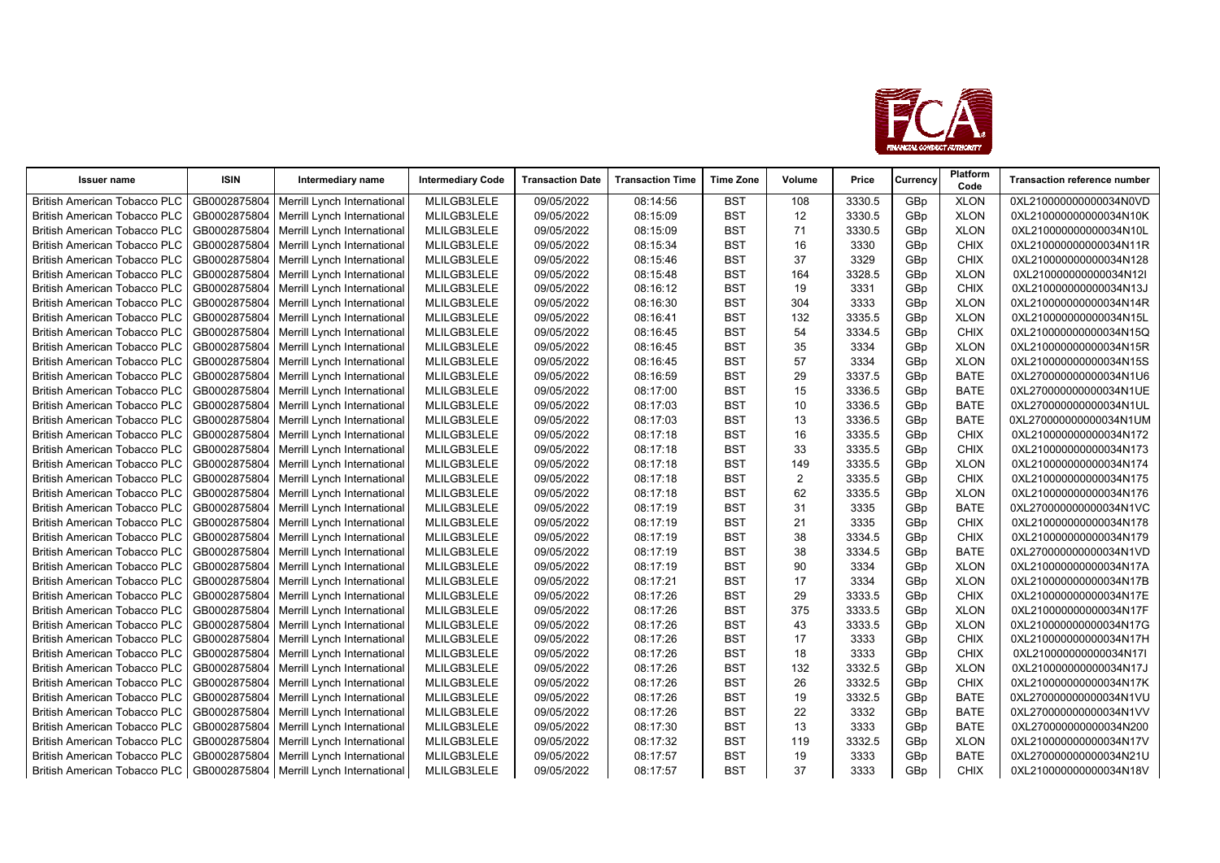| Issuer name | ISIN | Intermediary name | Intermediary Code | Transaction Date | Transaction Time | Time Zone | Volume | Price | Currency | Platform Code | Transaction reference number |
|---|---|---|---|---|---|---|---|---|---|---|---|
| British American Tobacco PLC | GB0002875804 | Merrill Lynch International | MLILGB3LELE | 09/05/2022 | 08:14:56 | BST | 108 | 3330.5 | GBp | XLON | 0XL210000000000034N0VD |
| British American Tobacco PLC | GB0002875804 | Merrill Lynch International | MLILGB3LELE | 09/05/2022 | 08:15:09 | BST | 12 | 3330.5 | GBp | XLON | 0XL210000000000034N10K |
| British American Tobacco PLC | GB0002875804 | Merrill Lynch International | MLILGB3LELE | 09/05/2022 | 08:15:09 | BST | 71 | 3330.5 | GBp | XLON | 0XL210000000000034N10L |
| British American Tobacco PLC | GB0002875804 | Merrill Lynch International | MLILGB3LELE | 09/05/2022 | 08:15:34 | BST | 16 | 3330 | GBp | CHIX | 0XL210000000000034N11R |
| British American Tobacco PLC | GB0002875804 | Merrill Lynch International | MLILGB3LELE | 09/05/2022 | 08:15:46 | BST | 37 | 3329 | GBp | CHIX | 0XL210000000000034N128 |
| British American Tobacco PLC | GB0002875804 | Merrill Lynch International | MLILGB3LELE | 09/05/2022 | 08:15:48 | BST | 164 | 3328.5 | GBp | XLON | 0XL210000000000034N12I |
| British American Tobacco PLC | GB0002875804 | Merrill Lynch International | MLILGB3LELE | 09/05/2022 | 08:16:12 | BST | 19 | 3331 | GBp | CHIX | 0XL210000000000034N13J |
| British American Tobacco PLC | GB0002875804 | Merrill Lynch International | MLILGB3LELE | 09/05/2022 | 08:16:30 | BST | 304 | 3333 | GBp | XLON | 0XL210000000000034N14R |
| British American Tobacco PLC | GB0002875804 | Merrill Lynch International | MLILGB3LELE | 09/05/2022 | 08:16:41 | BST | 132 | 3335.5 | GBp | XLON | 0XL210000000000034N15L |
| British American Tobacco PLC | GB0002875804 | Merrill Lynch International | MLILGB3LELE | 09/05/2022 | 08:16:45 | BST | 54 | 3334.5 | GBp | CHIX | 0XL210000000000034N15Q |
| British American Tobacco PLC | GB0002875804 | Merrill Lynch International | MLILGB3LELE | 09/05/2022 | 08:16:45 | BST | 35 | 3334 | GBp | XLON | 0XL210000000000034N15R |
| British American Tobacco PLC | GB0002875804 | Merrill Lynch International | MLILGB3LELE | 09/05/2022 | 08:16:45 | BST | 57 | 3334 | GBp | XLON | 0XL210000000000034N15S |
| British American Tobacco PLC | GB0002875804 | Merrill Lynch International | MLILGB3LELE | 09/05/2022 | 08:16:59 | BST | 29 | 3337.5 | GBp | BATE | 0XL270000000000034N1U6 |
| British American Tobacco PLC | GB0002875804 | Merrill Lynch International | MLILGB3LELE | 09/05/2022 | 08:17:00 | BST | 15 | 3336.5 | GBp | BATE | 0XL270000000000034N1UE |
| British American Tobacco PLC | GB0002875804 | Merrill Lynch International | MLILGB3LELE | 09/05/2022 | 08:17:03 | BST | 10 | 3336.5 | GBp | BATE | 0XL270000000000034N1UL |
| British American Tobacco PLC | GB0002875804 | Merrill Lynch International | MLILGB3LELE | 09/05/2022 | 08:17:03 | BST | 13 | 3336.5 | GBp | BATE | 0XL270000000000034N1UM |
| British American Tobacco PLC | GB0002875804 | Merrill Lynch International | MLILGB3LELE | 09/05/2022 | 08:17:18 | BST | 16 | 3335.5 | GBp | CHIX | 0XL210000000000034N172 |
| British American Tobacco PLC | GB0002875804 | Merrill Lynch International | MLILGB3LELE | 09/05/2022 | 08:17:18 | BST | 33 | 3335.5 | GBp | CHIX | 0XL210000000000034N173 |
| British American Tobacco PLC | GB0002875804 | Merrill Lynch International | MLILGB3LELE | 09/05/2022 | 08:17:18 | BST | 149 | 3335.5 | GBp | XLON | 0XL210000000000034N174 |
| British American Tobacco PLC | GB0002875804 | Merrill Lynch International | MLILGB3LELE | 09/05/2022 | 08:17:18 | BST | 2 | 3335.5 | GBp | CHIX | 0XL210000000000034N175 |
| British American Tobacco PLC | GB0002875804 | Merrill Lynch International | MLILGB3LELE | 09/05/2022 | 08:17:18 | BST | 62 | 3335.5 | GBp | XLON | 0XL210000000000034N176 |
| British American Tobacco PLC | GB0002875804 | Merrill Lynch International | MLILGB3LELE | 09/05/2022 | 08:17:19 | BST | 31 | 3335 | GBp | BATE | 0XL270000000000034N1VC |
| British American Tobacco PLC | GB0002875804 | Merrill Lynch International | MLILGB3LELE | 09/05/2022 | 08:17:19 | BST | 21 | 3335 | GBp | CHIX | 0XL210000000000034N178 |
| British American Tobacco PLC | GB0002875804 | Merrill Lynch International | MLILGB3LELE | 09/05/2022 | 08:17:19 | BST | 38 | 3334.5 | GBp | CHIX | 0XL210000000000034N179 |
| British American Tobacco PLC | GB0002875804 | Merrill Lynch International | MLILGB3LELE | 09/05/2022 | 08:17:19 | BST | 38 | 3334.5 | GBp | BATE | 0XL270000000000034N1VD |
| British American Tobacco PLC | GB0002875804 | Merrill Lynch International | MLILGB3LELE | 09/05/2022 | 08:17:19 | BST | 90 | 3334 | GBp | XLON | 0XL210000000000034N17A |
| British American Tobacco PLC | GB0002875804 | Merrill Lynch International | MLILGB3LELE | 09/05/2022 | 08:17:21 | BST | 17 | 3334 | GBp | XLON | 0XL210000000000034N17B |
| British American Tobacco PLC | GB0002875804 | Merrill Lynch International | MLILGB3LELE | 09/05/2022 | 08:17:26 | BST | 29 | 3333.5 | GBp | CHIX | 0XL210000000000034N17E |
| British American Tobacco PLC | GB0002875804 | Merrill Lynch International | MLILGB3LELE | 09/05/2022 | 08:17:26 | BST | 375 | 3333.5 | GBp | XLON | 0XL210000000000034N17F |
| British American Tobacco PLC | GB0002875804 | Merrill Lynch International | MLILGB3LELE | 09/05/2022 | 08:17:26 | BST | 43 | 3333.5 | GBp | XLON | 0XL210000000000034N17G |
| British American Tobacco PLC | GB0002875804 | Merrill Lynch International | MLILGB3LELE | 09/05/2022 | 08:17:26 | BST | 17 | 3333 | GBp | CHIX | 0XL210000000000034N17H |
| British American Tobacco PLC | GB0002875804 | Merrill Lynch International | MLILGB3LELE | 09/05/2022 | 08:17:26 | BST | 18 | 3333 | GBp | CHIX | 0XL210000000000034N17I |
| British American Tobacco PLC | GB0002875804 | Merrill Lynch International | MLILGB3LELE | 09/05/2022 | 08:17:26 | BST | 132 | 3332.5 | GBp | XLON | 0XL210000000000034N17J |
| British American Tobacco PLC | GB0002875804 | Merrill Lynch International | MLILGB3LELE | 09/05/2022 | 08:17:26 | BST | 26 | 3332.5 | GBp | CHIX | 0XL210000000000034N17K |
| British American Tobacco PLC | GB0002875804 | Merrill Lynch International | MLILGB3LELE | 09/05/2022 | 08:17:26 | BST | 19 | 3332.5 | GBp | BATE | 0XL270000000000034N1VU |
| British American Tobacco PLC | GB0002875804 | Merrill Lynch International | MLILGB3LELE | 09/05/2022 | 08:17:26 | BST | 22 | 3332 | GBp | BATE | 0XL270000000000034N1VV |
| British American Tobacco PLC | GB0002875804 | Merrill Lynch International | MLILGB3LELE | 09/05/2022 | 08:17:30 | BST | 13 | 3333 | GBp | BATE | 0XL270000000000034N200 |
| British American Tobacco PLC | GB0002875804 | Merrill Lynch International | MLILGB3LELE | 09/05/2022 | 08:17:32 | BST | 119 | 3332.5 | GBp | XLON | 0XL210000000000034N17V |
| British American Tobacco PLC | GB0002875804 | Merrill Lynch International | MLILGB3LELE | 09/05/2022 | 08:17:57 | BST | 19 | 3333 | GBp | BATE | 0XL270000000000034N21U |
| British American Tobacco PLC | GB0002875804 | Merrill Lynch International | MLILGB3LELE | 09/05/2022 | 08:17:57 | BST | 37 | 3333 | GBp | CHIX | 0XL210000000000034N18V |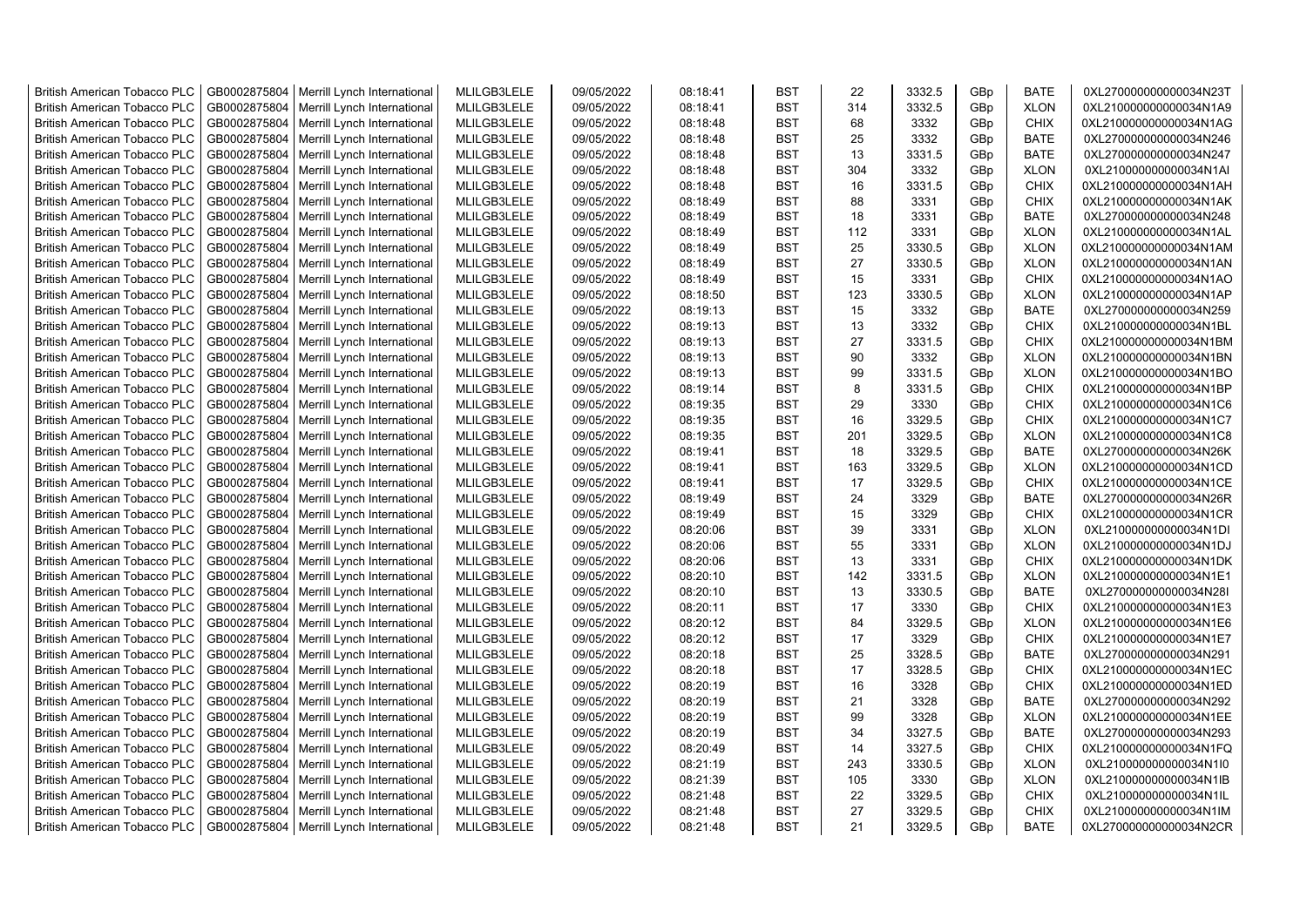| British American Tobacco PLC | GB0002875804 | Merrill Lynch International | MLILGB3LELE | 09/05/2022 | 08:18:41 | BST | 22 | 3332.5 | GBp | BATE | 0XL270000000000034N23T |
|---|---|---|---|---|---|---|---|---|---|---|---|
| British American Tobacco PLC | GB0002875804 | Merrill Lynch International | MLILGB3LELE | 09/05/2022 | 08:18:41 | BST | 314 | 3332.5 | GBp | XLON | 0XL210000000000034N1A9 |
| British American Tobacco PLC | GB0002875804 | Merrill Lynch International | MLILGB3LELE | 09/05/2022 | 08:18:48 | BST | 68 | 3332 | GBp | CHIX | 0XL210000000000034N1AG |
| British American Tobacco PLC | GB0002875804 | Merrill Lynch International | MLILGB3LELE | 09/05/2022 | 08:18:48 | BST | 25 | 3332 | GBp | BATE | 0XL270000000000034N246 |
| British American Tobacco PLC | GB0002875804 | Merrill Lynch International | MLILGB3LELE | 09/05/2022 | 08:18:48 | BST | 13 | 3331.5 | GBp | BATE | 0XL270000000000034N247 |
| British American Tobacco PLC | GB0002875804 | Merrill Lynch International | MLILGB3LELE | 09/05/2022 | 08:18:48 | BST | 304 | 3332 | GBp | XLON | 0XL210000000000034N1AI |
| British American Tobacco PLC | GB0002875804 | Merrill Lynch International | MLILGB3LELE | 09/05/2022 | 08:18:48 | BST | 16 | 3331.5 | GBp | CHIX | 0XL210000000000034N1AH |
| British American Tobacco PLC | GB0002875804 | Merrill Lynch International | MLILGB3LELE | 09/05/2022 | 08:18:49 | BST | 88 | 3331 | GBp | CHIX | 0XL210000000000034N1AK |
| British American Tobacco PLC | GB0002875804 | Merrill Lynch International | MLILGB3LELE | 09/05/2022 | 08:18:49 | BST | 18 | 3331 | GBp | BATE | 0XL270000000000034N248 |
| British American Tobacco PLC | GB0002875804 | Merrill Lynch International | MLILGB3LELE | 09/05/2022 | 08:18:49 | BST | 112 | 3331 | GBp | XLON | 0XL210000000000034N1AL |
| British American Tobacco PLC | GB0002875804 | Merrill Lynch International | MLILGB3LELE | 09/05/2022 | 08:18:49 | BST | 25 | 3330.5 | GBp | XLON | 0XL210000000000034N1AM |
| British American Tobacco PLC | GB0002875804 | Merrill Lynch International | MLILGB3LELE | 09/05/2022 | 08:18:49 | BST | 27 | 3330.5 | GBp | XLON | 0XL210000000000034N1AN |
| British American Tobacco PLC | GB0002875804 | Merrill Lynch International | MLILGB3LELE | 09/05/2022 | 08:18:49 | BST | 15 | 3331 | GBp | CHIX | 0XL210000000000034N1AO |
| British American Tobacco PLC | GB0002875804 | Merrill Lynch International | MLILGB3LELE | 09/05/2022 | 08:18:50 | BST | 123 | 3330.5 | GBp | XLON | 0XL210000000000034N1AP |
| British American Tobacco PLC | GB0002875804 | Merrill Lynch International | MLILGB3LELE | 09/05/2022 | 08:19:13 | BST | 15 | 3332 | GBp | BATE | 0XL270000000000034N259 |
| British American Tobacco PLC | GB0002875804 | Merrill Lynch International | MLILGB3LELE | 09/05/2022 | 08:19:13 | BST | 13 | 3332 | GBp | CHIX | 0XL210000000000034N1BL |
| British American Tobacco PLC | GB0002875804 | Merrill Lynch International | MLILGB3LELE | 09/05/2022 | 08:19:13 | BST | 27 | 3331.5 | GBp | CHIX | 0XL210000000000034N1BM |
| British American Tobacco PLC | GB0002875804 | Merrill Lynch International | MLILGB3LELE | 09/05/2022 | 08:19:13 | BST | 90 | 3332 | GBp | XLON | 0XL210000000000034N1BN |
| British American Tobacco PLC | GB0002875804 | Merrill Lynch International | MLILGB3LELE | 09/05/2022 | 08:19:13 | BST | 99 | 3331.5 | GBp | XLON | 0XL210000000000034N1BO |
| British American Tobacco PLC | GB0002875804 | Merrill Lynch International | MLILGB3LELE | 09/05/2022 | 08:19:14 | BST | 8 | 3331.5 | GBp | CHIX | 0XL210000000000034N1BP |
| British American Tobacco PLC | GB0002875804 | Merrill Lynch International | MLILGB3LELE | 09/05/2022 | 08:19:35 | BST | 29 | 3330 | GBp | CHIX | 0XL210000000000034N1C6 |
| British American Tobacco PLC | GB0002875804 | Merrill Lynch International | MLILGB3LELE | 09/05/2022 | 08:19:35 | BST | 16 | 3329.5 | GBp | CHIX | 0XL210000000000034N1C7 |
| British American Tobacco PLC | GB0002875804 | Merrill Lynch International | MLILGB3LELE | 09/05/2022 | 08:19:35 | BST | 201 | 3329.5 | GBp | XLON | 0XL210000000000034N1C8 |
| British American Tobacco PLC | GB0002875804 | Merrill Lynch International | MLILGB3LELE | 09/05/2022 | 08:19:41 | BST | 18 | 3329.5 | GBp | BATE | 0XL270000000000034N26K |
| British American Tobacco PLC | GB0002875804 | Merrill Lynch International | MLILGB3LELE | 09/05/2022 | 08:19:41 | BST | 163 | 3329.5 | GBp | XLON | 0XL210000000000034N1CD |
| British American Tobacco PLC | GB0002875804 | Merrill Lynch International | MLILGB3LELE | 09/05/2022 | 08:19:41 | BST | 17 | 3329.5 | GBp | CHIX | 0XL210000000000034N1CE |
| British American Tobacco PLC | GB0002875804 | Merrill Lynch International | MLILGB3LELE | 09/05/2022 | 08:19:49 | BST | 24 | 3329 | GBp | BATE | 0XL270000000000034N26R |
| British American Tobacco PLC | GB0002875804 | Merrill Lynch International | MLILGB3LELE | 09/05/2022 | 08:19:49 | BST | 15 | 3329 | GBp | CHIX | 0XL210000000000034N1CR |
| British American Tobacco PLC | GB0002875804 | Merrill Lynch International | MLILGB3LELE | 09/05/2022 | 08:20:06 | BST | 39 | 3331 | GBp | XLON | 0XL210000000000034N1DI |
| British American Tobacco PLC | GB0002875804 | Merrill Lynch International | MLILGB3LELE | 09/05/2022 | 08:20:06 | BST | 55 | 3331 | GBp | XLON | 0XL210000000000034N1DJ |
| British American Tobacco PLC | GB0002875804 | Merrill Lynch International | MLILGB3LELE | 09/05/2022 | 08:20:06 | BST | 13 | 3331 | GBp | CHIX | 0XL210000000000034N1DK |
| British American Tobacco PLC | GB0002875804 | Merrill Lynch International | MLILGB3LELE | 09/05/2022 | 08:20:10 | BST | 142 | 3331.5 | GBp | XLON | 0XL210000000000034N1E1 |
| British American Tobacco PLC | GB0002875804 | Merrill Lynch International | MLILGB3LELE | 09/05/2022 | 08:20:10 | BST | 13 | 3330.5 | GBp | BATE | 0XL270000000000034N28I |
| British American Tobacco PLC | GB0002875804 | Merrill Lynch International | MLILGB3LELE | 09/05/2022 | 08:20:11 | BST | 17 | 3330 | GBp | CHIX | 0XL210000000000034N1E3 |
| British American Tobacco PLC | GB0002875804 | Merrill Lynch International | MLILGB3LELE | 09/05/2022 | 08:20:12 | BST | 84 | 3329.5 | GBp | XLON | 0XL210000000000034N1E6 |
| British American Tobacco PLC | GB0002875804 | Merrill Lynch International | MLILGB3LELE | 09/05/2022 | 08:20:12 | BST | 17 | 3329 | GBp | CHIX | 0XL210000000000034N1E7 |
| British American Tobacco PLC | GB0002875804 | Merrill Lynch International | MLILGB3LELE | 09/05/2022 | 08:20:18 | BST | 25 | 3328.5 | GBp | BATE | 0XL270000000000034N291 |
| British American Tobacco PLC | GB0002875804 | Merrill Lynch International | MLILGB3LELE | 09/05/2022 | 08:20:18 | BST | 17 | 3328.5 | GBp | CHIX | 0XL210000000000034N1EC |
| British American Tobacco PLC | GB0002875804 | Merrill Lynch International | MLILGB3LELE | 09/05/2022 | 08:20:19 | BST | 16 | 3328 | GBp | CHIX | 0XL210000000000034N1ED |
| British American Tobacco PLC | GB0002875804 | Merrill Lynch International | MLILGB3LELE | 09/05/2022 | 08:20:19 | BST | 21 | 3328 | GBp | BATE | 0XL270000000000034N292 |
| British American Tobacco PLC | GB0002875804 | Merrill Lynch International | MLILGB3LELE | 09/05/2022 | 08:20:19 | BST | 99 | 3328 | GBp | XLON | 0XL210000000000034N1EE |
| British American Tobacco PLC | GB0002875804 | Merrill Lynch International | MLILGB3LELE | 09/05/2022 | 08:20:19 | BST | 34 | 3327.5 | GBp | BATE | 0XL270000000000034N293 |
| British American Tobacco PLC | GB0002875804 | Merrill Lynch International | MLILGB3LELE | 09/05/2022 | 08:20:49 | BST | 14 | 3327.5 | GBp | CHIX | 0XL210000000000034N1FQ |
| British American Tobacco PLC | GB0002875804 | Merrill Lynch International | MLILGB3LELE | 09/05/2022 | 08:21:19 | BST | 243 | 3330.5 | GBp | XLON | 0XL210000000000034N1I0 |
| British American Tobacco PLC | GB0002875804 | Merrill Lynch International | MLILGB3LELE | 09/05/2022 | 08:21:39 | BST | 105 | 3330 | GBp | XLON | 0XL210000000000034N1IB |
| British American Tobacco PLC | GB0002875804 | Merrill Lynch International | MLILGB3LELE | 09/05/2022 | 08:21:48 | BST | 22 | 3329.5 | GBp | CHIX | 0XL210000000000034N1IL |
| British American Tobacco PLC | GB0002875804 | Merrill Lynch International | MLILGB3LELE | 09/05/2022 | 08:21:48 | BST | 27 | 3329.5 | GBp | CHIX | 0XL210000000000034N1IM |
| British American Tobacco PLC | GB0002875804 | Merrill Lynch International | MLILGB3LELE | 09/05/2022 | 08:21:48 | BST | 21 | 3329.5 | GBp | BATE | 0XL270000000000034N2CR |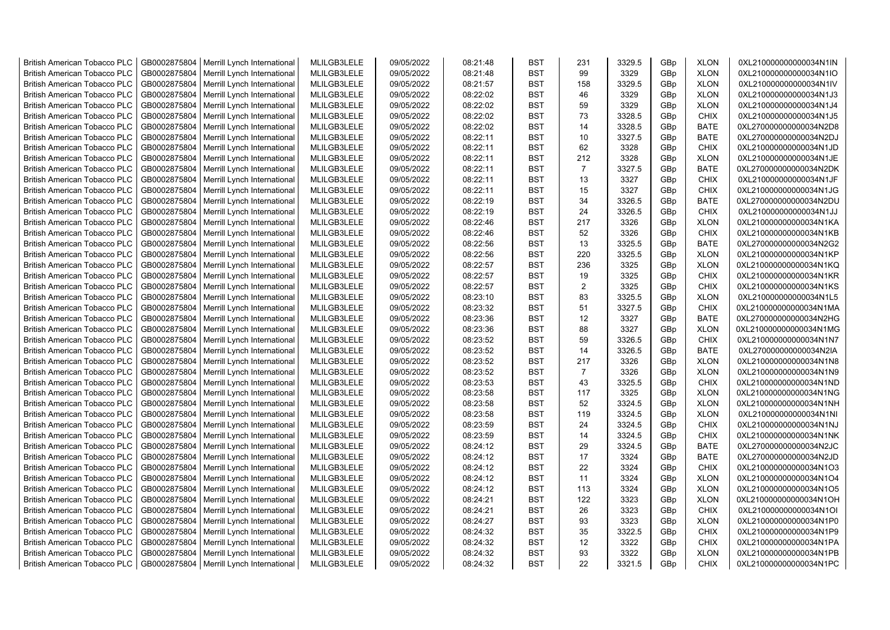| | | | | | | | | | | | |
|---|---|---|---|---|---|---|---|---|---|---|---|
| British American Tobacco PLC | GB0002875804 | Merrill Lynch International | MLILGB3LELE | 09/05/2022 | 08:21:48 | BST | 231 | 3329.5 | GBp | XLON | 0XL210000000000034N1IN |
| British American Tobacco PLC | GB0002875804 | Merrill Lynch International | MLILGB3LELE | 09/05/2022 | 08:21:48 | BST | 99 | 3329 | GBp | XLON | 0XL210000000000034N1IO |
| British American Tobacco PLC | GB0002875804 | Merrill Lynch International | MLILGB3LELE | 09/05/2022 | 08:21:57 | BST | 158 | 3329.5 | GBp | XLON | 0XL210000000000034N1IV |
| British American Tobacco PLC | GB0002875804 | Merrill Lynch International | MLILGB3LELE | 09/05/2022 | 08:22:02 | BST | 46 | 3329 | GBp | XLON | 0XL210000000000034N1J3 |
| British American Tobacco PLC | GB0002875804 | Merrill Lynch International | MLILGB3LELE | 09/05/2022 | 08:22:02 | BST | 59 | 3329 | GBp | XLON | 0XL210000000000034N1J4 |
| British American Tobacco PLC | GB0002875804 | Merrill Lynch International | MLILGB3LELE | 09/05/2022 | 08:22:02 | BST | 73 | 3328.5 | GBp | CHIX | 0XL210000000000034N1J5 |
| British American Tobacco PLC | GB0002875804 | Merrill Lynch International | MLILGB3LELE | 09/05/2022 | 08:22:02 | BST | 14 | 3328.5 | GBp | BATE | 0XL270000000000034N2D8 |
| British American Tobacco PLC | GB0002875804 | Merrill Lynch International | MLILGB3LELE | 09/05/2022 | 08:22:11 | BST | 10 | 3327.5 | GBp | BATE | 0XL270000000000034N2DJ |
| British American Tobacco PLC | GB0002875804 | Merrill Lynch International | MLILGB3LELE | 09/05/2022 | 08:22:11 | BST | 62 | 3328 | GBp | CHIX | 0XL210000000000034N1JD |
| British American Tobacco PLC | GB0002875804 | Merrill Lynch International | MLILGB3LELE | 09/05/2022 | 08:22:11 | BST | 212 | 3328 | GBp | XLON | 0XL210000000000034N1JE |
| British American Tobacco PLC | GB0002875804 | Merrill Lynch International | MLILGB3LELE | 09/05/2022 | 08:22:11 | BST | 7 | 3327.5 | GBp | BATE | 0XL270000000000034N2DK |
| British American Tobacco PLC | GB0002875804 | Merrill Lynch International | MLILGB3LELE | 09/05/2022 | 08:22:11 | BST | 13 | 3327 | GBp | CHIX | 0XL210000000000034N1JF |
| British American Tobacco PLC | GB0002875804 | Merrill Lynch International | MLILGB3LELE | 09/05/2022 | 08:22:11 | BST | 15 | 3327 | GBp | CHIX | 0XL210000000000034N1JG |
| British American Tobacco PLC | GB0002875804 | Merrill Lynch International | MLILGB3LELE | 09/05/2022 | 08:22:19 | BST | 34 | 3326.5 | GBp | BATE | 0XL270000000000034N2DU |
| British American Tobacco PLC | GB0002875804 | Merrill Lynch International | MLILGB3LELE | 09/05/2022 | 08:22:19 | BST | 24 | 3326.5 | GBp | CHIX | 0XL210000000000034N1JJ |
| British American Tobacco PLC | GB0002875804 | Merrill Lynch International | MLILGB3LELE | 09/05/2022 | 08:22:46 | BST | 217 | 3326 | GBp | XLON | 0XL210000000000034N1KA |
| British American Tobacco PLC | GB0002875804 | Merrill Lynch International | MLILGB3LELE | 09/05/2022 | 08:22:46 | BST | 52 | 3326 | GBp | CHIX | 0XL210000000000034N1KB |
| British American Tobacco PLC | GB0002875804 | Merrill Lynch International | MLILGB3LELE | 09/05/2022 | 08:22:56 | BST | 13 | 3325.5 | GBp | BATE | 0XL270000000000034N2G2 |
| British American Tobacco PLC | GB0002875804 | Merrill Lynch International | MLILGB3LELE | 09/05/2022 | 08:22:56 | BST | 220 | 3325.5 | GBp | XLON | 0XL210000000000034N1KP |
| British American Tobacco PLC | GB0002875804 | Merrill Lynch International | MLILGB3LELE | 09/05/2022 | 08:22:57 | BST | 236 | 3325 | GBp | XLON | 0XL210000000000034N1KQ |
| British American Tobacco PLC | GB0002875804 | Merrill Lynch International | MLILGB3LELE | 09/05/2022 | 08:22:57 | BST | 19 | 3325 | GBp | CHIX | 0XL210000000000034N1KR |
| British American Tobacco PLC | GB0002875804 | Merrill Lynch International | MLILGB3LELE | 09/05/2022 | 08:22:57 | BST | 2 | 3325 | GBp | CHIX | 0XL210000000000034N1KS |
| British American Tobacco PLC | GB0002875804 | Merrill Lynch International | MLILGB3LELE | 09/05/2022 | 08:23:10 | BST | 83 | 3325.5 | GBp | XLON | 0XL210000000000034N1L5 |
| British American Tobacco PLC | GB0002875804 | Merrill Lynch International | MLILGB3LELE | 09/05/2022 | 08:23:32 | BST | 51 | 3327.5 | GBp | CHIX | 0XL210000000000034N1MA |
| British American Tobacco PLC | GB0002875804 | Merrill Lynch International | MLILGB3LELE | 09/05/2022 | 08:23:36 | BST | 12 | 3327 | GBp | BATE | 0XL270000000000034N2HG |
| British American Tobacco PLC | GB0002875804 | Merrill Lynch International | MLILGB3LELE | 09/05/2022 | 08:23:36 | BST | 88 | 3327 | GBp | XLON | 0XL210000000000034N1MG |
| British American Tobacco PLC | GB0002875804 | Merrill Lynch International | MLILGB3LELE | 09/05/2022 | 08:23:52 | BST | 59 | 3326.5 | GBp | CHIX | 0XL210000000000034N1N7 |
| British American Tobacco PLC | GB0002875804 | Merrill Lynch International | MLILGB3LELE | 09/05/2022 | 08:23:52 | BST | 14 | 3326.5 | GBp | BATE | 0XL270000000000034N2IA |
| British American Tobacco PLC | GB0002875804 | Merrill Lynch International | MLILGB3LELE | 09/05/2022 | 08:23:52 | BST | 217 | 3326 | GBp | XLON | 0XL210000000000034N1N8 |
| British American Tobacco PLC | GB0002875804 | Merrill Lynch International | MLILGB3LELE | 09/05/2022 | 08:23:52 | BST | 7 | 3326 | GBp | XLON | 0XL210000000000034N1N9 |
| British American Tobacco PLC | GB0002875804 | Merrill Lynch International | MLILGB3LELE | 09/05/2022 | 08:23:53 | BST | 43 | 3325.5 | GBp | CHIX | 0XL210000000000034N1ND |
| British American Tobacco PLC | GB0002875804 | Merrill Lynch International | MLILGB3LELE | 09/05/2022 | 08:23:58 | BST | 117 | 3325 | GBp | XLON | 0XL210000000000034N1NG |
| British American Tobacco PLC | GB0002875804 | Merrill Lynch International | MLILGB3LELE | 09/05/2022 | 08:23:58 | BST | 52 | 3324.5 | GBp | XLON | 0XL210000000000034N1NH |
| British American Tobacco PLC | GB0002875804 | Merrill Lynch International | MLILGB3LELE | 09/05/2022 | 08:23:58 | BST | 119 | 3324.5 | GBp | XLON | 0XL210000000000034N1NI |
| British American Tobacco PLC | GB0002875804 | Merrill Lynch International | MLILGB3LELE | 09/05/2022 | 08:23:59 | BST | 24 | 3324.5 | GBp | CHIX | 0XL210000000000034N1NJ |
| British American Tobacco PLC | GB0002875804 | Merrill Lynch International | MLILGB3LELE | 09/05/2022 | 08:23:59 | BST | 14 | 3324.5 | GBp | CHIX | 0XL210000000000034N1NK |
| British American Tobacco PLC | GB0002875804 | Merrill Lynch International | MLILGB3LELE | 09/05/2022 | 08:24:12 | BST | 29 | 3324.5 | GBp | BATE | 0XL270000000000034N2JC |
| British American Tobacco PLC | GB0002875804 | Merrill Lynch International | MLILGB3LELE | 09/05/2022 | 08:24:12 | BST | 17 | 3324 | GBp | BATE | 0XL270000000000034N2JD |
| British American Tobacco PLC | GB0002875804 | Merrill Lynch International | MLILGB3LELE | 09/05/2022 | 08:24:12 | BST | 22 | 3324 | GBp | CHIX | 0XL210000000000034N1O3 |
| British American Tobacco PLC | GB0002875804 | Merrill Lynch International | MLILGB3LELE | 09/05/2022 | 08:24:12 | BST | 11 | 3324 | GBp | XLON | 0XL210000000000034N1O4 |
| British American Tobacco PLC | GB0002875804 | Merrill Lynch International | MLILGB3LELE | 09/05/2022 | 08:24:12 | BST | 113 | 3324 | GBp | XLON | 0XL210000000000034N1O5 |
| British American Tobacco PLC | GB0002875804 | Merrill Lynch International | MLILGB3LELE | 09/05/2022 | 08:24:21 | BST | 122 | 3323 | GBp | XLON | 0XL210000000000034N1OH |
| British American Tobacco PLC | GB0002875804 | Merrill Lynch International | MLILGB3LELE | 09/05/2022 | 08:24:21 | BST | 26 | 3323 | GBp | CHIX | 0XL210000000000034N1OI |
| British American Tobacco PLC | GB0002875804 | Merrill Lynch International | MLILGB3LELE | 09/05/2022 | 08:24:27 | BST | 93 | 3323 | GBp | XLON | 0XL210000000000034N1P0 |
| British American Tobacco PLC | GB0002875804 | Merrill Lynch International | MLILGB3LELE | 09/05/2022 | 08:24:32 | BST | 35 | 3322.5 | GBp | CHIX | 0XL210000000000034N1P9 |
| British American Tobacco PLC | GB0002875804 | Merrill Lynch International | MLILGB3LELE | 09/05/2022 | 08:24:32 | BST | 12 | 3322 | GBp | CHIX | 0XL210000000000034N1PA |
| British American Tobacco PLC | GB0002875804 | Merrill Lynch International | MLILGB3LELE | 09/05/2022 | 08:24:32 | BST | 93 | 3322 | GBp | XLON | 0XL210000000000034N1PB |
| British American Tobacco PLC | GB0002875804 | Merrill Lynch International | MLILGB3LELE | 09/05/2022 | 08:24:32 | BST | 22 | 3321.5 | GBp | CHIX | 0XL210000000000034N1PC |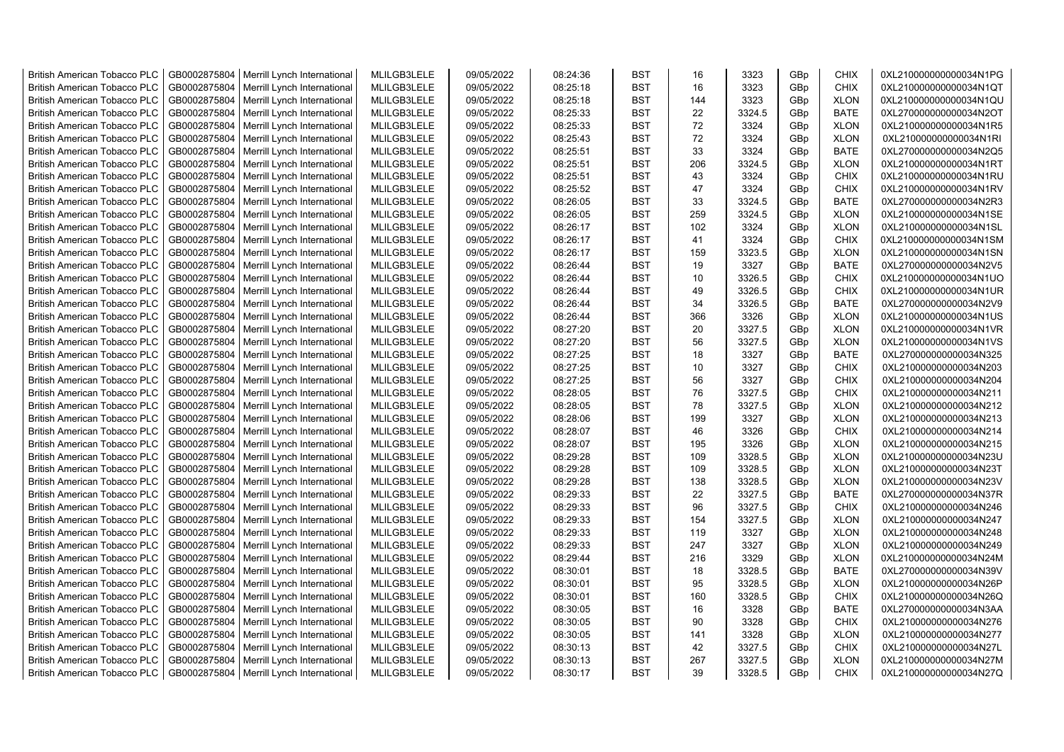| British American Tobacco PLC | GB0002875804 | Merrill Lynch International | MLILGB3LELE | 09/05/2022 | 08:24:36 | BST | 16 | 3323 | GBp | CHIX | 0XL210000000000034N1PG |
|---|---|---|---|---|---|---|---|---|---|---|---|
| British American Tobacco PLC | GB0002875804 | Merrill Lynch International | MLILGB3LELE | 09/05/2022 | 08:25:18 | BST | 16 | 3323 | GBp | CHIX | 0XL210000000000034N1QT |
| British American Tobacco PLC | GB0002875804 | Merrill Lynch International | MLILGB3LELE | 09/05/2022 | 08:25:18 | BST | 144 | 3323 | GBp | XLON | 0XL210000000000034N1QU |
| British American Tobacco PLC | GB0002875804 | Merrill Lynch International | MLILGB3LELE | 09/05/2022 | 08:25:33 | BST | 22 | 3324.5 | GBp | BATE | 0XL270000000000034N2OT |
| British American Tobacco PLC | GB0002875804 | Merrill Lynch International | MLILGB3LELE | 09/05/2022 | 08:25:33 | BST | 72 | 3324 | GBp | XLON | 0XL210000000000034N1R5 |
| British American Tobacco PLC | GB0002875804 | Merrill Lynch International | MLILGB3LELE | 09/05/2022 | 08:25:43 | BST | 72 | 3324 | GBp | XLON | 0XL210000000000034N1RI |
| British American Tobacco PLC | GB0002875804 | Merrill Lynch International | MLILGB3LELE | 09/05/2022 | 08:25:51 | BST | 33 | 3324 | GBp | BATE | 0XL270000000000034N2Q5 |
| British American Tobacco PLC | GB0002875804 | Merrill Lynch International | MLILGB3LELE | 09/05/2022 | 08:25:51 | BST | 206 | 3324.5 | GBp | XLON | 0XL210000000000034N1RT |
| British American Tobacco PLC | GB0002875804 | Merrill Lynch International | MLILGB3LELE | 09/05/2022 | 08:25:51 | BST | 43 | 3324 | GBp | CHIX | 0XL210000000000034N1RU |
| British American Tobacco PLC | GB0002875804 | Merrill Lynch International | MLILGB3LELE | 09/05/2022 | 08:25:52 | BST | 47 | 3324 | GBp | CHIX | 0XL210000000000034N1RV |
| British American Tobacco PLC | GB0002875804 | Merrill Lynch International | MLILGB3LELE | 09/05/2022 | 08:26:05 | BST | 33 | 3324.5 | GBp | BATE | 0XL270000000000034N2R3 |
| British American Tobacco PLC | GB0002875804 | Merrill Lynch International | MLILGB3LELE | 09/05/2022 | 08:26:05 | BST | 259 | 3324.5 | GBp | XLON | 0XL210000000000034N1SE |
| British American Tobacco PLC | GB0002875804 | Merrill Lynch International | MLILGB3LELE | 09/05/2022 | 08:26:17 | BST | 102 | 3324 | GBp | XLON | 0XL210000000000034N1SL |
| British American Tobacco PLC | GB0002875804 | Merrill Lynch International | MLILGB3LELE | 09/05/2022 | 08:26:17 | BST | 41 | 3324 | GBp | CHIX | 0XL210000000000034N1SM |
| British American Tobacco PLC | GB0002875804 | Merrill Lynch International | MLILGB3LELE | 09/05/2022 | 08:26:17 | BST | 159 | 3323.5 | GBp | XLON | 0XL210000000000034N1SN |
| British American Tobacco PLC | GB0002875804 | Merrill Lynch International | MLILGB3LELE | 09/05/2022 | 08:26:44 | BST | 19 | 3327 | GBp | BATE | 0XL270000000000034N2V5 |
| British American Tobacco PLC | GB0002875804 | Merrill Lynch International | MLILGB3LELE | 09/05/2022 | 08:26:44 | BST | 10 | 3326.5 | GBp | CHIX | 0XL210000000000034N1UO |
| British American Tobacco PLC | GB0002875804 | Merrill Lynch International | MLILGB3LELE | 09/05/2022 | 08:26:44 | BST | 49 | 3326.5 | GBp | CHIX | 0XL210000000000034N1UR |
| British American Tobacco PLC | GB0002875804 | Merrill Lynch International | MLILGB3LELE | 09/05/2022 | 08:26:44 | BST | 34 | 3326.5 | GBp | BATE | 0XL270000000000034N2V9 |
| British American Tobacco PLC | GB0002875804 | Merrill Lynch International | MLILGB3LELE | 09/05/2022 | 08:26:44 | BST | 366 | 3326 | GBp | XLON | 0XL210000000000034N1US |
| British American Tobacco PLC | GB0002875804 | Merrill Lynch International | MLILGB3LELE | 09/05/2022 | 08:27:20 | BST | 20 | 3327.5 | GBp | XLON | 0XL210000000000034N1VR |
| British American Tobacco PLC | GB0002875804 | Merrill Lynch International | MLILGB3LELE | 09/05/2022 | 08:27:20 | BST | 56 | 3327.5 | GBp | XLON | 0XL210000000000034N1VS |
| British American Tobacco PLC | GB0002875804 | Merrill Lynch International | MLILGB3LELE | 09/05/2022 | 08:27:25 | BST | 18 | 3327 | GBp | BATE | 0XL270000000000034N325 |
| British American Tobacco PLC | GB0002875804 | Merrill Lynch International | MLILGB3LELE | 09/05/2022 | 08:27:25 | BST | 10 | 3327 | GBp | CHIX | 0XL210000000000034N203 |
| British American Tobacco PLC | GB0002875804 | Merrill Lynch International | MLILGB3LELE | 09/05/2022 | 08:27:25 | BST | 56 | 3327 | GBp | CHIX | 0XL210000000000034N204 |
| British American Tobacco PLC | GB0002875804 | Merrill Lynch International | MLILGB3LELE | 09/05/2022 | 08:28:05 | BST | 76 | 3327.5 | GBp | CHIX | 0XL210000000000034N211 |
| British American Tobacco PLC | GB0002875804 | Merrill Lynch International | MLILGB3LELE | 09/05/2022 | 08:28:05 | BST | 78 | 3327.5 | GBp | XLON | 0XL210000000000034N212 |
| British American Tobacco PLC | GB0002875804 | Merrill Lynch International | MLILGB3LELE | 09/05/2022 | 08:28:06 | BST | 199 | 3327 | GBp | XLON | 0XL210000000000034N213 |
| British American Tobacco PLC | GB0002875804 | Merrill Lynch International | MLILGB3LELE | 09/05/2022 | 08:28:07 | BST | 46 | 3326 | GBp | CHIX | 0XL210000000000034N214 |
| British American Tobacco PLC | GB0002875804 | Merrill Lynch International | MLILGB3LELE | 09/05/2022 | 08:28:07 | BST | 195 | 3326 | GBp | XLON | 0XL210000000000034N215 |
| British American Tobacco PLC | GB0002875804 | Merrill Lynch International | MLILGB3LELE | 09/05/2022 | 08:29:28 | BST | 109 | 3328.5 | GBp | XLON | 0XL210000000000034N23U |
| British American Tobacco PLC | GB0002875804 | Merrill Lynch International | MLILGB3LELE | 09/05/2022 | 08:29:28 | BST | 109 | 3328.5 | GBp | XLON | 0XL210000000000034N23T |
| British American Tobacco PLC | GB0002875804 | Merrill Lynch International | MLILGB3LELE | 09/05/2022 | 08:29:28 | BST | 138 | 3328.5 | GBp | XLON | 0XL210000000000034N23V |
| British American Tobacco PLC | GB0002875804 | Merrill Lynch International | MLILGB3LELE | 09/05/2022 | 08:29:33 | BST | 22 | 3327.5 | GBp | BATE | 0XL270000000000034N37R |
| British American Tobacco PLC | GB0002875804 | Merrill Lynch International | MLILGB3LELE | 09/05/2022 | 08:29:33 | BST | 96 | 3327.5 | GBp | CHIX | 0XL210000000000034N246 |
| British American Tobacco PLC | GB0002875804 | Merrill Lynch International | MLILGB3LELE | 09/05/2022 | 08:29:33 | BST | 154 | 3327.5 | GBp | XLON | 0XL210000000000034N247 |
| British American Tobacco PLC | GB0002875804 | Merrill Lynch International | MLILGB3LELE | 09/05/2022 | 08:29:33 | BST | 119 | 3327 | GBp | XLON | 0XL210000000000034N248 |
| British American Tobacco PLC | GB0002875804 | Merrill Lynch International | MLILGB3LELE | 09/05/2022 | 08:29:33 | BST | 247 | 3327 | GBp | XLON | 0XL210000000000034N249 |
| British American Tobacco PLC | GB0002875804 | Merrill Lynch International | MLILGB3LELE | 09/05/2022 | 08:29:44 | BST | 216 | 3329 | GBp | XLON | 0XL210000000000034N24M |
| British American Tobacco PLC | GB0002875804 | Merrill Lynch International | MLILGB3LELE | 09/05/2022 | 08:30:01 | BST | 18 | 3328.5 | GBp | BATE | 0XL270000000000034N39V |
| British American Tobacco PLC | GB0002875804 | Merrill Lynch International | MLILGB3LELE | 09/05/2022 | 08:30:01 | BST | 95 | 3328.5 | GBp | XLON | 0XL210000000000034N26P |
| British American Tobacco PLC | GB0002875804 | Merrill Lynch International | MLILGB3LELE | 09/05/2022 | 08:30:01 | BST | 160 | 3328.5 | GBp | CHIX | 0XL210000000000034N26Q |
| British American Tobacco PLC | GB0002875804 | Merrill Lynch International | MLILGB3LELE | 09/05/2022 | 08:30:05 | BST | 16 | 3328 | GBp | BATE | 0XL270000000000034N3AA |
| British American Tobacco PLC | GB0002875804 | Merrill Lynch International | MLILGB3LELE | 09/05/2022 | 08:30:05 | BST | 90 | 3328 | GBp | CHIX | 0XL210000000000034N276 |
| British American Tobacco PLC | GB0002875804 | Merrill Lynch International | MLILGB3LELE | 09/05/2022 | 08:30:05 | BST | 141 | 3328 | GBp | XLON | 0XL210000000000034N277 |
| British American Tobacco PLC | GB0002875804 | Merrill Lynch International | MLILGB3LELE | 09/05/2022 | 08:30:13 | BST | 42 | 3327.5 | GBp | CHIX | 0XL210000000000034N27L |
| British American Tobacco PLC | GB0002875804 | Merrill Lynch International | MLILGB3LELE | 09/05/2022 | 08:30:13 | BST | 267 | 3327.5 | GBp | XLON | 0XL210000000000034N27M |
| British American Tobacco PLC | GB0002875804 | Merrill Lynch International | MLILGB3LELE | 09/05/2022 | 08:30:17 | BST | 39 | 3328.5 | GBp | CHIX | 0XL210000000000034N27Q |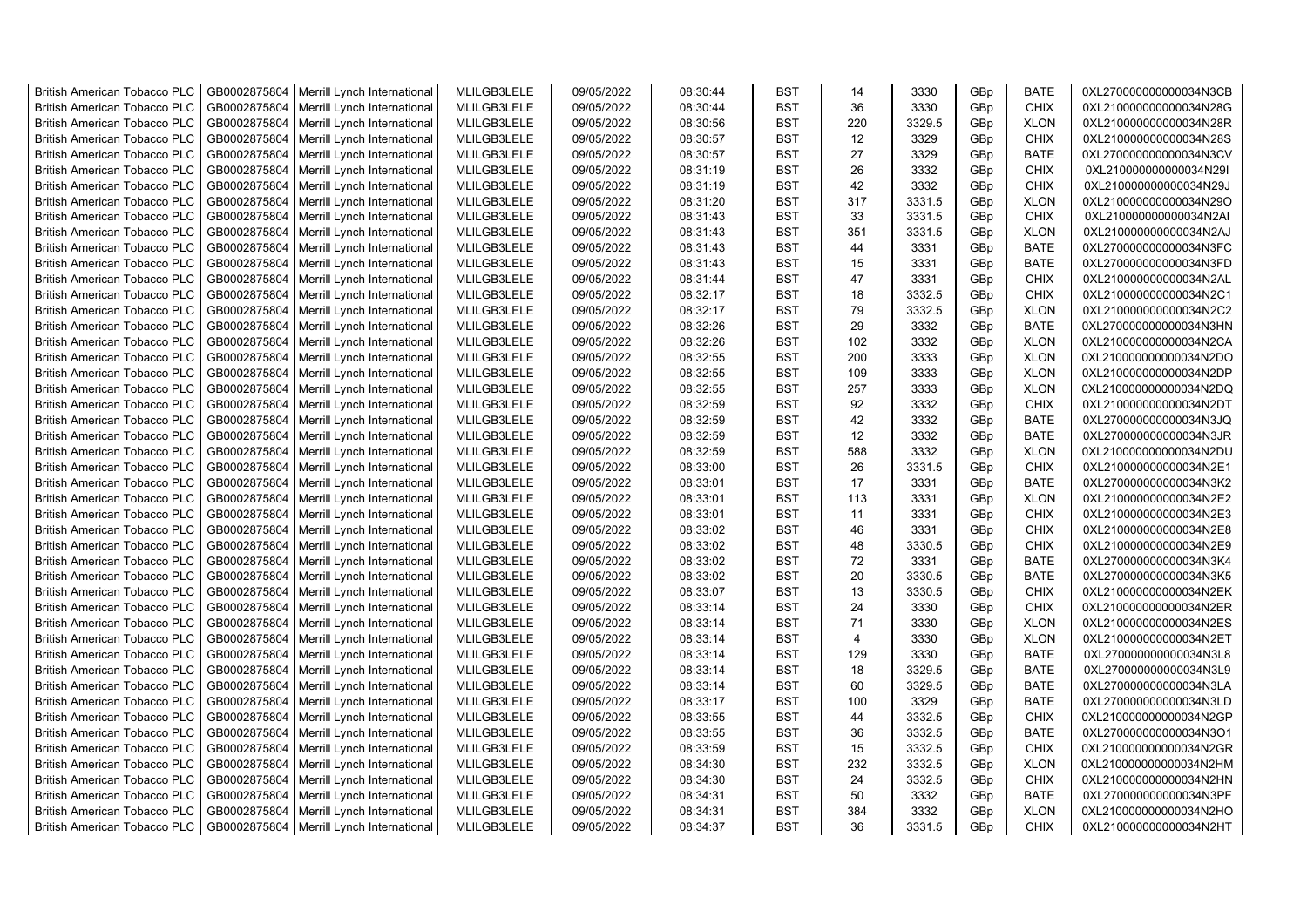| British American Tobacco PLC | GB0002875804 | Merrill Lynch International | MLILGB3LELE | 09/05/2022 | 08:30:44 | BST | 14 | 3330 | GBp | BATE | 0XL270000000000034N3CB |
|---|---|---|---|---|---|---|---|---|---|---|---|
| British American Tobacco PLC | GB0002875804 | Merrill Lynch International | MLILGB3LELE | 09/05/2022 | 08:30:44 | BST | 36 | 3330 | GBp | CHIX | 0XL210000000000034N28G |
| British American Tobacco PLC | GB0002875804 | Merrill Lynch International | MLILGB3LELE | 09/05/2022 | 08:30:56 | BST | 220 | 3329.5 | GBp | XLON | 0XL210000000000034N28R |
| British American Tobacco PLC | GB0002875804 | Merrill Lynch International | MLILGB3LELE | 09/05/2022 | 08:30:57 | BST | 12 | 3329 | GBp | CHIX | 0XL210000000000034N28S |
| British American Tobacco PLC | GB0002875804 | Merrill Lynch International | MLILGB3LELE | 09/05/2022 | 08:30:57 | BST | 27 | 3329 | GBp | BATE | 0XL270000000000034N3CV |
| British American Tobacco PLC | GB0002875804 | Merrill Lynch International | MLILGB3LELE | 09/05/2022 | 08:31:19 | BST | 26 | 3332 | GBp | CHIX | 0XL210000000000034N29I |
| British American Tobacco PLC | GB0002875804 | Merrill Lynch International | MLILGB3LELE | 09/05/2022 | 08:31:19 | BST | 42 | 3332 | GBp | CHIX | 0XL210000000000034N29J |
| British American Tobacco PLC | GB0002875804 | Merrill Lynch International | MLILGB3LELE | 09/05/2022 | 08:31:20 | BST | 317 | 3331.5 | GBp | XLON | 0XL210000000000034N29O |
| British American Tobacco PLC | GB0002875804 | Merrill Lynch International | MLILGB3LELE | 09/05/2022 | 08:31:43 | BST | 33 | 3331.5 | GBp | CHIX | 0XL210000000000034N2AI |
| British American Tobacco PLC | GB0002875804 | Merrill Lynch International | MLILGB3LELE | 09/05/2022 | 08:31:43 | BST | 351 | 3331.5 | GBp | XLON | 0XL210000000000034N2AJ |
| British American Tobacco PLC | GB0002875804 | Merrill Lynch International | MLILGB3LELE | 09/05/2022 | 08:31:43 | BST | 44 | 3331 | GBp | BATE | 0XL270000000000034N3FC |
| British American Tobacco PLC | GB0002875804 | Merrill Lynch International | MLILGB3LELE | 09/05/2022 | 08:31:43 | BST | 15 | 3331 | GBp | BATE | 0XL270000000000034N3FD |
| British American Tobacco PLC | GB0002875804 | Merrill Lynch International | MLILGB3LELE | 09/05/2022 | 08:31:44 | BST | 47 | 3331 | GBp | CHIX | 0XL210000000000034N2AL |
| British American Tobacco PLC | GB0002875804 | Merrill Lynch International | MLILGB3LELE | 09/05/2022 | 08:32:17 | BST | 18 | 3332.5 | GBp | CHIX | 0XL210000000000034N2C1 |
| British American Tobacco PLC | GB0002875804 | Merrill Lynch International | MLILGB3LELE | 09/05/2022 | 08:32:17 | BST | 79 | 3332.5 | GBp | XLON | 0XL210000000000034N2C2 |
| British American Tobacco PLC | GB0002875804 | Merrill Lynch International | MLILGB3LELE | 09/05/2022 | 08:32:26 | BST | 29 | 3332 | GBp | BATE | 0XL270000000000034N3HN |
| British American Tobacco PLC | GB0002875804 | Merrill Lynch International | MLILGB3LELE | 09/05/2022 | 08:32:26 | BST | 102 | 3332 | GBp | XLON | 0XL210000000000034N2CA |
| British American Tobacco PLC | GB0002875804 | Merrill Lynch International | MLILGB3LELE | 09/05/2022 | 08:32:55 | BST | 200 | 3333 | GBp | XLON | 0XL210000000000034N2DO |
| British American Tobacco PLC | GB0002875804 | Merrill Lynch International | MLILGB3LELE | 09/05/2022 | 08:32:55 | BST | 109 | 3333 | GBp | XLON | 0XL210000000000034N2DP |
| British American Tobacco PLC | GB0002875804 | Merrill Lynch International | MLILGB3LELE | 09/05/2022 | 08:32:55 | BST | 257 | 3333 | GBp | XLON | 0XL210000000000034N2DQ |
| British American Tobacco PLC | GB0002875804 | Merrill Lynch International | MLILGB3LELE | 09/05/2022 | 08:32:59 | BST | 92 | 3332 | GBp | CHIX | 0XL210000000000034N2DT |
| British American Tobacco PLC | GB0002875804 | Merrill Lynch International | MLILGB3LELE | 09/05/2022 | 08:32:59 | BST | 42 | 3332 | GBp | BATE | 0XL270000000000034N3JQ |
| British American Tobacco PLC | GB0002875804 | Merrill Lynch International | MLILGB3LELE | 09/05/2022 | 08:32:59 | BST | 12 | 3332 | GBp | BATE | 0XL270000000000034N3JR |
| British American Tobacco PLC | GB0002875804 | Merrill Lynch International | MLILGB3LELE | 09/05/2022 | 08:32:59 | BST | 588 | 3332 | GBp | XLON | 0XL210000000000034N2DU |
| British American Tobacco PLC | GB0002875804 | Merrill Lynch International | MLILGB3LELE | 09/05/2022 | 08:33:00 | BST | 26 | 3331.5 | GBp | CHIX | 0XL210000000000034N2E1 |
| British American Tobacco PLC | GB0002875804 | Merrill Lynch International | MLILGB3LELE | 09/05/2022 | 08:33:01 | BST | 17 | 3331 | GBp | BATE | 0XL270000000000034N3K2 |
| British American Tobacco PLC | GB0002875804 | Merrill Lynch International | MLILGB3LELE | 09/05/2022 | 08:33:01 | BST | 113 | 3331 | GBp | XLON | 0XL210000000000034N2E2 |
| British American Tobacco PLC | GB0002875804 | Merrill Lynch International | MLILGB3LELE | 09/05/2022 | 08:33:01 | BST | 11 | 3331 | GBp | CHIX | 0XL210000000000034N2E3 |
| British American Tobacco PLC | GB0002875804 | Merrill Lynch International | MLILGB3LELE | 09/05/2022 | 08:33:02 | BST | 46 | 3331 | GBp | CHIX | 0XL210000000000034N2E8 |
| British American Tobacco PLC | GB0002875804 | Merrill Lynch International | MLILGB3LELE | 09/05/2022 | 08:33:02 | BST | 48 | 3330.5 | GBp | CHIX | 0XL210000000000034N2E9 |
| British American Tobacco PLC | GB0002875804 | Merrill Lynch International | MLILGB3LELE | 09/05/2022 | 08:33:02 | BST | 72 | 3331 | GBp | BATE | 0XL270000000000034N3K4 |
| British American Tobacco PLC | GB0002875804 | Merrill Lynch International | MLILGB3LELE | 09/05/2022 | 08:33:02 | BST | 20 | 3330.5 | GBp | BATE | 0XL270000000000034N3K5 |
| British American Tobacco PLC | GB0002875804 | Merrill Lynch International | MLILGB3LELE | 09/05/2022 | 08:33:07 | BST | 13 | 3330.5 | GBp | CHIX | 0XL210000000000034N2EK |
| British American Tobacco PLC | GB0002875804 | Merrill Lynch International | MLILGB3LELE | 09/05/2022 | 08:33:14 | BST | 24 | 3330 | GBp | CHIX | 0XL210000000000034N2ER |
| British American Tobacco PLC | GB0002875804 | Merrill Lynch International | MLILGB3LELE | 09/05/2022 | 08:33:14 | BST | 71 | 3330 | GBp | XLON | 0XL210000000000034N2ES |
| British American Tobacco PLC | GB0002875804 | Merrill Lynch International | MLILGB3LELE | 09/05/2022 | 08:33:14 | BST | 4 | 3330 | GBp | XLON | 0XL210000000000034N2ET |
| British American Tobacco PLC | GB0002875804 | Merrill Lynch International | MLILGB3LELE | 09/05/2022 | 08:33:14 | BST | 129 | 3330 | GBp | BATE | 0XL270000000000034N3L8 |
| British American Tobacco PLC | GB0002875804 | Merrill Lynch International | MLILGB3LELE | 09/05/2022 | 08:33:14 | BST | 18 | 3329.5 | GBp | BATE | 0XL270000000000034N3L9 |
| British American Tobacco PLC | GB0002875804 | Merrill Lynch International | MLILGB3LELE | 09/05/2022 | 08:33:14 | BST | 60 | 3329.5 | GBp | BATE | 0XL270000000000034N3LA |
| British American Tobacco PLC | GB0002875804 | Merrill Lynch International | MLILGB3LELE | 09/05/2022 | 08:33:17 | BST | 100 | 3329 | GBp | BATE | 0XL270000000000034N3LD |
| British American Tobacco PLC | GB0002875804 | Merrill Lynch International | MLILGB3LELE | 09/05/2022 | 08:33:55 | BST | 44 | 3332.5 | GBp | CHIX | 0XL210000000000034N2GP |
| British American Tobacco PLC | GB0002875804 | Merrill Lynch International | MLILGB3LELE | 09/05/2022 | 08:33:55 | BST | 36 | 3332.5 | GBp | BATE | 0XL270000000000034N3O1 |
| British American Tobacco PLC | GB0002875804 | Merrill Lynch International | MLILGB3LELE | 09/05/2022 | 08:33:59 | BST | 15 | 3332.5 | GBp | CHIX | 0XL210000000000034N2GR |
| British American Tobacco PLC | GB0002875804 | Merrill Lynch International | MLILGB3LELE | 09/05/2022 | 08:34:30 | BST | 232 | 3332.5 | GBp | XLON | 0XL210000000000034N2HM |
| British American Tobacco PLC | GB0002875804 | Merrill Lynch International | MLILGB3LELE | 09/05/2022 | 08:34:30 | BST | 24 | 3332.5 | GBp | CHIX | 0XL210000000000034N2HN |
| British American Tobacco PLC | GB0002875804 | Merrill Lynch International | MLILGB3LELE | 09/05/2022 | 08:34:31 | BST | 50 | 3332 | GBp | BATE | 0XL270000000000034N3PF |
| British American Tobacco PLC | GB0002875804 | Merrill Lynch International | MLILGB3LELE | 09/05/2022 | 08:34:31 | BST | 384 | 3332 | GBp | XLON | 0XL210000000000034N2HO |
| British American Tobacco PLC | GB0002875804 | Merrill Lynch International | MLILGB3LELE | 09/05/2022 | 08:34:37 | BST | 36 | 3331.5 | GBp | CHIX | 0XL210000000000034N2HT |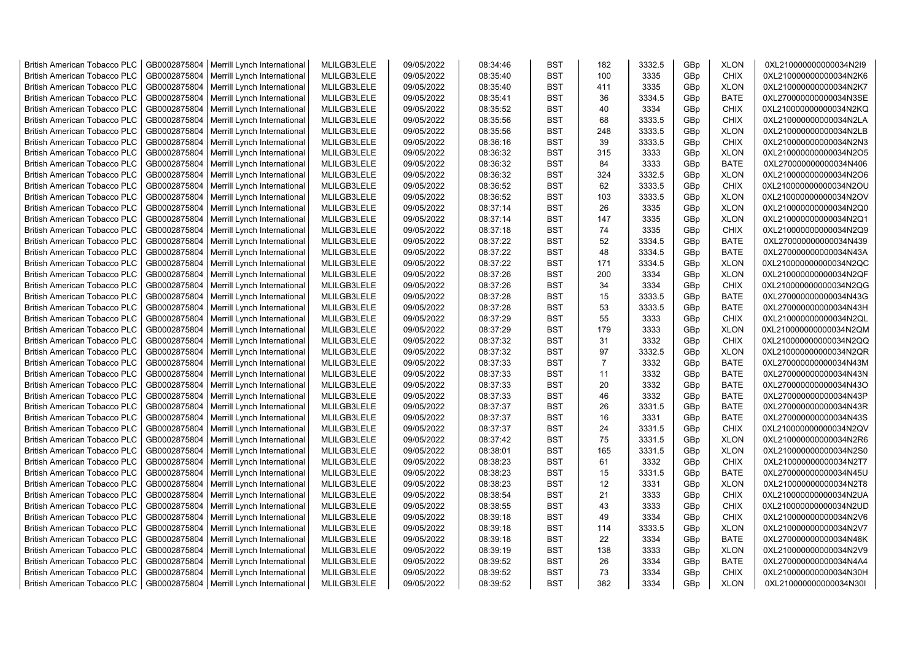| British American Tobacco PLC | GB0002875804 | Merrill Lynch International | MLILGB3LELE | 09/05/2022 | 08:34:46 | BST | 182 | 3332.5 | GBp | XLON | 0XL210000000000034N2I9 |
|---|---|---|---|---|---|---|---|---|---|---|---|
| British American Tobacco PLC | GB0002875804 | Merrill Lynch International | MLILGB3LELE | 09/05/2022 | 08:35:40 | BST | 100 | 3335 | GBp | CHIX | 0XL210000000000034N2K6 |
| British American Tobacco PLC | GB0002875804 | Merrill Lynch International | MLILGB3LELE | 09/05/2022 | 08:35:40 | BST | 411 | 3335 | GBp | XLON | 0XL210000000000034N2K7 |
| British American Tobacco PLC | GB0002875804 | Merrill Lynch International | MLILGB3LELE | 09/05/2022 | 08:35:41 | BST | 36 | 3334.5 | GBp | BATE | 0XL270000000000034N3SE |
| British American Tobacco PLC | GB0002875804 | Merrill Lynch International | MLILGB3LELE | 09/05/2022 | 08:35:52 | BST | 40 | 3334 | GBp | CHIX | 0XL210000000000034N2KQ |
| British American Tobacco PLC | GB0002875804 | Merrill Lynch International | MLILGB3LELE | 09/05/2022 | 08:35:56 | BST | 68 | 3333.5 | GBp | CHIX | 0XL210000000000034N2LA |
| British American Tobacco PLC | GB0002875804 | Merrill Lynch International | MLILGB3LELE | 09/05/2022 | 08:35:56 | BST | 248 | 3333.5 | GBp | XLON | 0XL210000000000034N2LB |
| British American Tobacco PLC | GB0002875804 | Merrill Lynch International | MLILGB3LELE | 09/05/2022 | 08:36:16 | BST | 39 | 3333.5 | GBp | CHIX | 0XL210000000000034N2N3 |
| British American Tobacco PLC | GB0002875804 | Merrill Lynch International | MLILGB3LELE | 09/05/2022 | 08:36:32 | BST | 315 | 3333 | GBp | XLON | 0XL210000000000034N2O5 |
| British American Tobacco PLC | GB0002875804 | Merrill Lynch International | MLILGB3LELE | 09/05/2022 | 08:36:32 | BST | 84 | 3333 | GBp | BATE | 0XL270000000000034N406 |
| British American Tobacco PLC | GB0002875804 | Merrill Lynch International | MLILGB3LELE | 09/05/2022 | 08:36:32 | BST | 324 | 3332.5 | GBp | XLON | 0XL210000000000034N2O6 |
| British American Tobacco PLC | GB0002875804 | Merrill Lynch International | MLILGB3LELE | 09/05/2022 | 08:36:52 | BST | 62 | 3333.5 | GBp | CHIX | 0XL210000000000034N2OU |
| British American Tobacco PLC | GB0002875804 | Merrill Lynch International | MLILGB3LELE | 09/05/2022 | 08:36:52 | BST | 103 | 3333.5 | GBp | XLON | 0XL210000000000034N2OV |
| British American Tobacco PLC | GB0002875804 | Merrill Lynch International | MLILGB3LELE | 09/05/2022 | 08:37:14 | BST | 26 | 3335 | GBp | XLON | 0XL210000000000034N2Q0 |
| British American Tobacco PLC | GB0002875804 | Merrill Lynch International | MLILGB3LELE | 09/05/2022 | 08:37:14 | BST | 147 | 3335 | GBp | XLON | 0XL210000000000034N2Q1 |
| British American Tobacco PLC | GB0002875804 | Merrill Lynch International | MLILGB3LELE | 09/05/2022 | 08:37:18 | BST | 74 | 3335 | GBp | CHIX | 0XL210000000000034N2Q9 |
| British American Tobacco PLC | GB0002875804 | Merrill Lynch International | MLILGB3LELE | 09/05/2022 | 08:37:22 | BST | 52 | 3334.5 | GBp | BATE | 0XL270000000000034N439 |
| British American Tobacco PLC | GB0002875804 | Merrill Lynch International | MLILGB3LELE | 09/05/2022 | 08:37:22 | BST | 48 | 3334.5 | GBp | BATE | 0XL270000000000034N43A |
| British American Tobacco PLC | GB0002875804 | Merrill Lynch International | MLILGB3LELE | 09/05/2022 | 08:37:22 | BST | 171 | 3334.5 | GBp | XLON | 0XL210000000000034N2QC |
| British American Tobacco PLC | GB0002875804 | Merrill Lynch International | MLILGB3LELE | 09/05/2022 | 08:37:26 | BST | 200 | 3334 | GBp | XLON | 0XL210000000000034N2QF |
| British American Tobacco PLC | GB0002875804 | Merrill Lynch International | MLILGB3LELE | 09/05/2022 | 08:37:26 | BST | 34 | 3334 | GBp | CHIX | 0XL210000000000034N2QG |
| British American Tobacco PLC | GB0002875804 | Merrill Lynch International | MLILGB3LELE | 09/05/2022 | 08:37:28 | BST | 15 | 3333.5 | GBp | BATE | 0XL270000000000034N43G |
| British American Tobacco PLC | GB0002875804 | Merrill Lynch International | MLILGB3LELE | 09/05/2022 | 08:37:28 | BST | 53 | 3333.5 | GBp | BATE | 0XL270000000000034N43H |
| British American Tobacco PLC | GB0002875804 | Merrill Lynch International | MLILGB3LELE | 09/05/2022 | 08:37:29 | BST | 55 | 3333 | GBp | CHIX | 0XL210000000000034N2QL |
| British American Tobacco PLC | GB0002875804 | Merrill Lynch International | MLILGB3LELE | 09/05/2022 | 08:37:29 | BST | 179 | 3333 | GBp | XLON | 0XL210000000000034N2QM |
| British American Tobacco PLC | GB0002875804 | Merrill Lynch International | MLILGB3LELE | 09/05/2022 | 08:37:32 | BST | 31 | 3332 | GBp | CHIX | 0XL210000000000034N2QQ |
| British American Tobacco PLC | GB0002875804 | Merrill Lynch International | MLILGB3LELE | 09/05/2022 | 08:37:32 | BST | 97 | 3332.5 | GBp | XLON | 0XL210000000000034N2QR |
| British American Tobacco PLC | GB0002875804 | Merrill Lynch International | MLILGB3LELE | 09/05/2022 | 08:37:33 | BST | 7 | 3332 | GBp | BATE | 0XL270000000000034N43M |
| British American Tobacco PLC | GB0002875804 | Merrill Lynch International | MLILGB3LELE | 09/05/2022 | 08:37:33 | BST | 11 | 3332 | GBp | BATE | 0XL270000000000034N43N |
| British American Tobacco PLC | GB0002875804 | Merrill Lynch International | MLILGB3LELE | 09/05/2022 | 08:37:33 | BST | 20 | 3332 | GBp | BATE | 0XL270000000000034N43O |
| British American Tobacco PLC | GB0002875804 | Merrill Lynch International | MLILGB3LELE | 09/05/2022 | 08:37:33 | BST | 46 | 3332 | GBp | BATE | 0XL270000000000034N43P |
| British American Tobacco PLC | GB0002875804 | Merrill Lynch International | MLILGB3LELE | 09/05/2022 | 08:37:37 | BST | 26 | 3331.5 | GBp | BATE | 0XL270000000000034N43R |
| British American Tobacco PLC | GB0002875804 | Merrill Lynch International | MLILGB3LELE | 09/05/2022 | 08:37:37 | BST | 16 | 3331 | GBp | BATE | 0XL270000000000034N43S |
| British American Tobacco PLC | GB0002875804 | Merrill Lynch International | MLILGB3LELE | 09/05/2022 | 08:37:37 | BST | 24 | 3331.5 | GBp | CHIX | 0XL210000000000034N2QV |
| British American Tobacco PLC | GB0002875804 | Merrill Lynch International | MLILGB3LELE | 09/05/2022 | 08:37:42 | BST | 75 | 3331.5 | GBp | XLON | 0XL210000000000034N2R6 |
| British American Tobacco PLC | GB0002875804 | Merrill Lynch International | MLILGB3LELE | 09/05/2022 | 08:38:01 | BST | 165 | 3331.5 | GBp | XLON | 0XL210000000000034N2S0 |
| British American Tobacco PLC | GB0002875804 | Merrill Lynch International | MLILGB3LELE | 09/05/2022 | 08:38:23 | BST | 61 | 3332 | GBp | CHIX | 0XL210000000000034N2T7 |
| British American Tobacco PLC | GB0002875804 | Merrill Lynch International | MLILGB3LELE | 09/05/2022 | 08:38:23 | BST | 15 | 3331.5 | GBp | BATE | 0XL270000000000034N45U |
| British American Tobacco PLC | GB0002875804 | Merrill Lynch International | MLILGB3LELE | 09/05/2022 | 08:38:23 | BST | 12 | 3331 | GBp | XLON | 0XL210000000000034N2T8 |
| British American Tobacco PLC | GB0002875804 | Merrill Lynch International | MLILGB3LELE | 09/05/2022 | 08:38:54 | BST | 21 | 3333 | GBp | CHIX | 0XL210000000000034N2UA |
| British American Tobacco PLC | GB0002875804 | Merrill Lynch International | MLILGB3LELE | 09/05/2022 | 08:38:55 | BST | 43 | 3333 | GBp | CHIX | 0XL210000000000034N2UD |
| British American Tobacco PLC | GB0002875804 | Merrill Lynch International | MLILGB3LELE | 09/05/2022 | 08:39:18 | BST | 49 | 3334 | GBp | CHIX | 0XL210000000000034N2V6 |
| British American Tobacco PLC | GB0002875804 | Merrill Lynch International | MLILGB3LELE | 09/05/2022 | 08:39:18 | BST | 114 | 3333.5 | GBp | XLON | 0XL210000000000034N2V7 |
| British American Tobacco PLC | GB0002875804 | Merrill Lynch International | MLILGB3LELE | 09/05/2022 | 08:39:18 | BST | 22 | 3334 | GBp | BATE | 0XL270000000000034N48K |
| British American Tobacco PLC | GB0002875804 | Merrill Lynch International | MLILGB3LELE | 09/05/2022 | 08:39:19 | BST | 138 | 3333 | GBp | XLON | 0XL210000000000034N2V9 |
| British American Tobacco PLC | GB0002875804 | Merrill Lynch International | MLILGB3LELE | 09/05/2022 | 08:39:52 | BST | 26 | 3334 | GBp | BATE | 0XL270000000000034N4A4 |
| British American Tobacco PLC | GB0002875804 | Merrill Lynch International | MLILGB3LELE | 09/05/2022 | 08:39:52 | BST | 73 | 3334 | GBp | CHIX | 0XL210000000000034N30H |
| British American Tobacco PLC | GB0002875804 | Merrill Lynch International | MLILGB3LELE | 09/05/2022 | 08:39:52 | BST | 382 | 3334 | GBp | XLON | 0XL210000000000034N30I |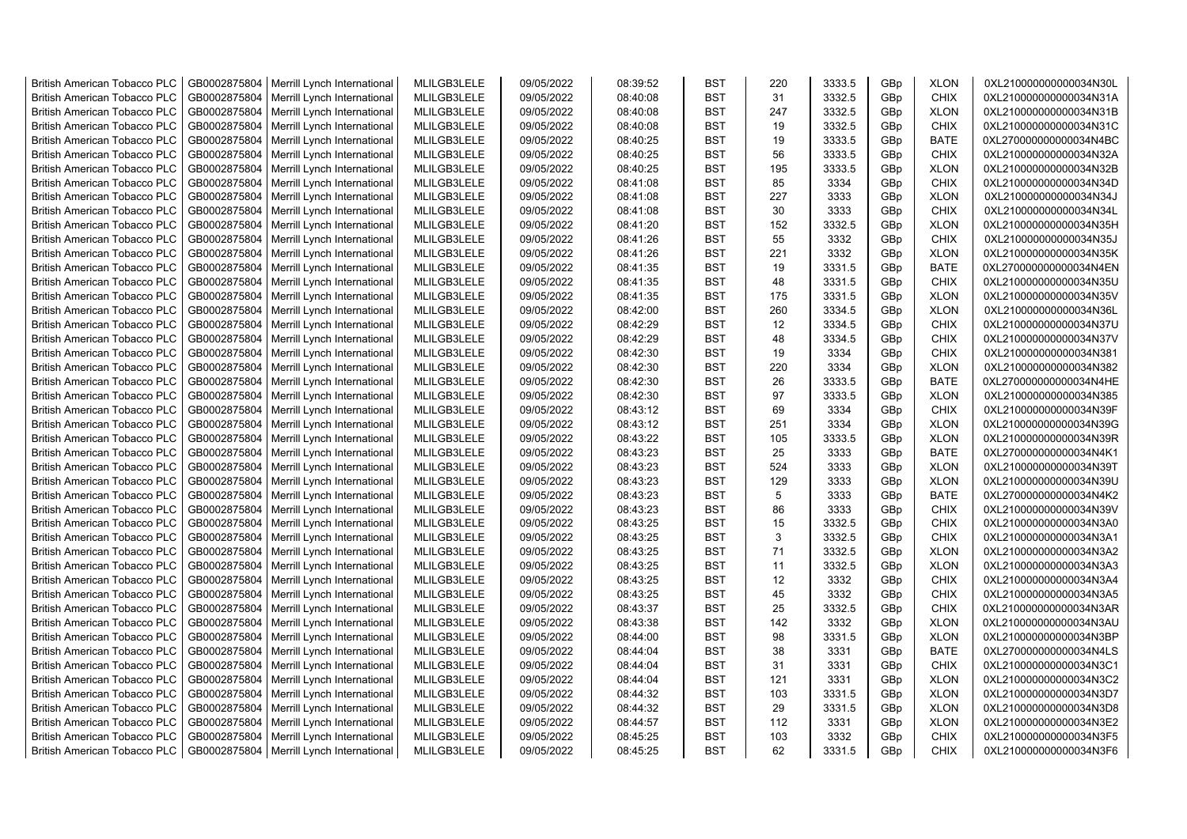| British American Tobacco PLC | GB0002875804 | Merrill Lynch International | MLILGB3LELE | 09/05/2022 | 08:39:52 | BST | 220 | 3333.5 | GBp | XLON | 0XL210000000000034N30L |
|---|---|---|---|---|---|---|---|---|---|---|---|
| British American Tobacco PLC | GB0002875804 | Merrill Lynch International | MLILGB3LELE | 09/05/2022 | 08:40:08 | BST | 31 | 3332.5 | GBp | CHIX | 0XL210000000000034N31A |
| British American Tobacco PLC | GB0002875804 | Merrill Lynch International | MLILGB3LELE | 09/05/2022 | 08:40:08 | BST | 247 | 3332.5 | GBp | XLON | 0XL210000000000034N31B |
| British American Tobacco PLC | GB0002875804 | Merrill Lynch International | MLILGB3LELE | 09/05/2022 | 08:40:08 | BST | 19 | 3332.5 | GBp | CHIX | 0XL210000000000034N31C |
| British American Tobacco PLC | GB0002875804 | Merrill Lynch International | MLILGB3LELE | 09/05/2022 | 08:40:25 | BST | 19 | 3333.5 | GBp | BATE | 0XL270000000000034N4BC |
| British American Tobacco PLC | GB0002875804 | Merrill Lynch International | MLILGB3LELE | 09/05/2022 | 08:40:25 | BST | 56 | 3333.5 | GBp | CHIX | 0XL210000000000034N32A |
| British American Tobacco PLC | GB0002875804 | Merrill Lynch International | MLILGB3LELE | 09/05/2022 | 08:40:25 | BST | 195 | 3333.5 | GBp | XLON | 0XL210000000000034N32B |
| British American Tobacco PLC | GB0002875804 | Merrill Lynch International | MLILGB3LELE | 09/05/2022 | 08:41:08 | BST | 85 | 3334 | GBp | CHIX | 0XL210000000000034N34D |
| British American Tobacco PLC | GB0002875804 | Merrill Lynch International | MLILGB3LELE | 09/05/2022 | 08:41:08 | BST | 227 | 3333 | GBp | XLON | 0XL210000000000034N34J |
| British American Tobacco PLC | GB0002875804 | Merrill Lynch International | MLILGB3LELE | 09/05/2022 | 08:41:08 | BST | 30 | 3333 | GBp | CHIX | 0XL210000000000034N34L |
| British American Tobacco PLC | GB0002875804 | Merrill Lynch International | MLILGB3LELE | 09/05/2022 | 08:41:20 | BST | 152 | 3332.5 | GBp | XLON | 0XL210000000000034N35H |
| British American Tobacco PLC | GB0002875804 | Merrill Lynch International | MLILGB3LELE | 09/05/2022 | 08:41:26 | BST | 55 | 3332 | GBp | CHIX | 0XL210000000000034N35J |
| British American Tobacco PLC | GB0002875804 | Merrill Lynch International | MLILGB3LELE | 09/05/2022 | 08:41:26 | BST | 221 | 3332 | GBp | XLON | 0XL210000000000034N35K |
| British American Tobacco PLC | GB0002875804 | Merrill Lynch International | MLILGB3LELE | 09/05/2022 | 08:41:35 | BST | 19 | 3331.5 | GBp | BATE | 0XL270000000000034N4EN |
| British American Tobacco PLC | GB0002875804 | Merrill Lynch International | MLILGB3LELE | 09/05/2022 | 08:41:35 | BST | 48 | 3331.5 | GBp | CHIX | 0XL210000000000034N35U |
| British American Tobacco PLC | GB0002875804 | Merrill Lynch International | MLILGB3LELE | 09/05/2022 | 08:41:35 | BST | 175 | 3331.5 | GBp | XLON | 0XL210000000000034N35V |
| British American Tobacco PLC | GB0002875804 | Merrill Lynch International | MLILGB3LELE | 09/05/2022 | 08:42:00 | BST | 260 | 3334.5 | GBp | XLON | 0XL210000000000034N36L |
| British American Tobacco PLC | GB0002875804 | Merrill Lynch International | MLILGB3LELE | 09/05/2022 | 08:42:29 | BST | 12 | 3334.5 | GBp | CHIX | 0XL210000000000034N37U |
| British American Tobacco PLC | GB0002875804 | Merrill Lynch International | MLILGB3LELE | 09/05/2022 | 08:42:29 | BST | 48 | 3334.5 | GBp | CHIX | 0XL210000000000034N37V |
| British American Tobacco PLC | GB0002875804 | Merrill Lynch International | MLILGB3LELE | 09/05/2022 | 08:42:30 | BST | 19 | 3334 | GBp | CHIX | 0XL210000000000034N381 |
| British American Tobacco PLC | GB0002875804 | Merrill Lynch International | MLILGB3LELE | 09/05/2022 | 08:42:30 | BST | 220 | 3334 | GBp | XLON | 0XL210000000000034N382 |
| British American Tobacco PLC | GB0002875804 | Merrill Lynch International | MLILGB3LELE | 09/05/2022 | 08:42:30 | BST | 26 | 3333.5 | GBp | BATE | 0XL270000000000034N4HE |
| British American Tobacco PLC | GB0002875804 | Merrill Lynch International | MLILGB3LELE | 09/05/2022 | 08:42:30 | BST | 97 | 3333.5 | GBp | XLON | 0XL210000000000034N385 |
| British American Tobacco PLC | GB0002875804 | Merrill Lynch International | MLILGB3LELE | 09/05/2022 | 08:43:12 | BST | 69 | 3334 | GBp | CHIX | 0XL210000000000034N39F |
| British American Tobacco PLC | GB0002875804 | Merrill Lynch International | MLILGB3LELE | 09/05/2022 | 08:43:12 | BST | 251 | 3334 | GBp | XLON | 0XL210000000000034N39G |
| British American Tobacco PLC | GB0002875804 | Merrill Lynch International | MLILGB3LELE | 09/05/2022 | 08:43:22 | BST | 105 | 3333.5 | GBp | XLON | 0XL210000000000034N39R |
| British American Tobacco PLC | GB0002875804 | Merrill Lynch International | MLILGB3LELE | 09/05/2022 | 08:43:23 | BST | 25 | 3333 | GBp | BATE | 0XL270000000000034N4K1 |
| British American Tobacco PLC | GB0002875804 | Merrill Lynch International | MLILGB3LELE | 09/05/2022 | 08:43:23 | BST | 524 | 3333 | GBp | XLON | 0XL210000000000034N39T |
| British American Tobacco PLC | GB0002875804 | Merrill Lynch International | MLILGB3LELE | 09/05/2022 | 08:43:23 | BST | 129 | 3333 | GBp | XLON | 0XL210000000000034N39U |
| British American Tobacco PLC | GB0002875804 | Merrill Lynch International | MLILGB3LELE | 09/05/2022 | 08:43:23 | BST | 5 | 3333 | GBp | BATE | 0XL270000000000034N4K2 |
| British American Tobacco PLC | GB0002875804 | Merrill Lynch International | MLILGB3LELE | 09/05/2022 | 08:43:23 | BST | 86 | 3333 | GBp | CHIX | 0XL210000000000034N39V |
| British American Tobacco PLC | GB0002875804 | Merrill Lynch International | MLILGB3LELE | 09/05/2022 | 08:43:25 | BST | 15 | 3332.5 | GBp | CHIX | 0XL210000000000034N3A0 |
| British American Tobacco PLC | GB0002875804 | Merrill Lynch International | MLILGB3LELE | 09/05/2022 | 08:43:25 | BST | 3 | 3332.5 | GBp | CHIX | 0XL210000000000034N3A1 |
| British American Tobacco PLC | GB0002875804 | Merrill Lynch International | MLILGB3LELE | 09/05/2022 | 08:43:25 | BST | 71 | 3332.5 | GBp | XLON | 0XL210000000000034N3A2 |
| British American Tobacco PLC | GB0002875804 | Merrill Lynch International | MLILGB3LELE | 09/05/2022 | 08:43:25 | BST | 11 | 3332.5 | GBp | XLON | 0XL210000000000034N3A3 |
| British American Tobacco PLC | GB0002875804 | Merrill Lynch International | MLILGB3LELE | 09/05/2022 | 08:43:25 | BST | 12 | 3332 | GBp | CHIX | 0XL210000000000034N3A4 |
| British American Tobacco PLC | GB0002875804 | Merrill Lynch International | MLILGB3LELE | 09/05/2022 | 08:43:25 | BST | 45 | 3332 | GBp | CHIX | 0XL210000000000034N3A5 |
| British American Tobacco PLC | GB0002875804 | Merrill Lynch International | MLILGB3LELE | 09/05/2022 | 08:43:37 | BST | 25 | 3332.5 | GBp | CHIX | 0XL210000000000034N3AR |
| British American Tobacco PLC | GB0002875804 | Merrill Lynch International | MLILGB3LELE | 09/05/2022 | 08:43:38 | BST | 142 | 3332 | GBp | XLON | 0XL210000000000034N3AU |
| British American Tobacco PLC | GB0002875804 | Merrill Lynch International | MLILGB3LELE | 09/05/2022 | 08:44:00 | BST | 98 | 3331.5 | GBp | XLON | 0XL210000000000034N3BP |
| British American Tobacco PLC | GB0002875804 | Merrill Lynch International | MLILGB3LELE | 09/05/2022 | 08:44:04 | BST | 38 | 3331 | GBp | BATE | 0XL270000000000034N4LS |
| British American Tobacco PLC | GB0002875804 | Merrill Lynch International | MLILGB3LELE | 09/05/2022 | 08:44:04 | BST | 31 | 3331 | GBp | CHIX | 0XL210000000000034N3C1 |
| British American Tobacco PLC | GB0002875804 | Merrill Lynch International | MLILGB3LELE | 09/05/2022 | 08:44:04 | BST | 121 | 3331 | GBp | XLON | 0XL210000000000034N3C2 |
| British American Tobacco PLC | GB0002875804 | Merrill Lynch International | MLILGB3LELE | 09/05/2022 | 08:44:32 | BST | 103 | 3331.5 | GBp | XLON | 0XL210000000000034N3D7 |
| British American Tobacco PLC | GB0002875804 | Merrill Lynch International | MLILGB3LELE | 09/05/2022 | 08:44:32 | BST | 29 | 3331.5 | GBp | XLON | 0XL210000000000034N3D8 |
| British American Tobacco PLC | GB0002875804 | Merrill Lynch International | MLILGB3LELE | 09/05/2022 | 08:44:57 | BST | 112 | 3331 | GBp | XLON | 0XL210000000000034N3E2 |
| British American Tobacco PLC | GB0002875804 | Merrill Lynch International | MLILGB3LELE | 09/05/2022 | 08:45:25 | BST | 103 | 3332 | GBp | CHIX | 0XL210000000000034N3F5 |
| British American Tobacco PLC | GB0002875804 | Merrill Lynch International | MLILGB3LELE | 09/05/2022 | 08:45:25 | BST | 62 | 3331.5 | GBp | CHIX | 0XL210000000000034N3F6 |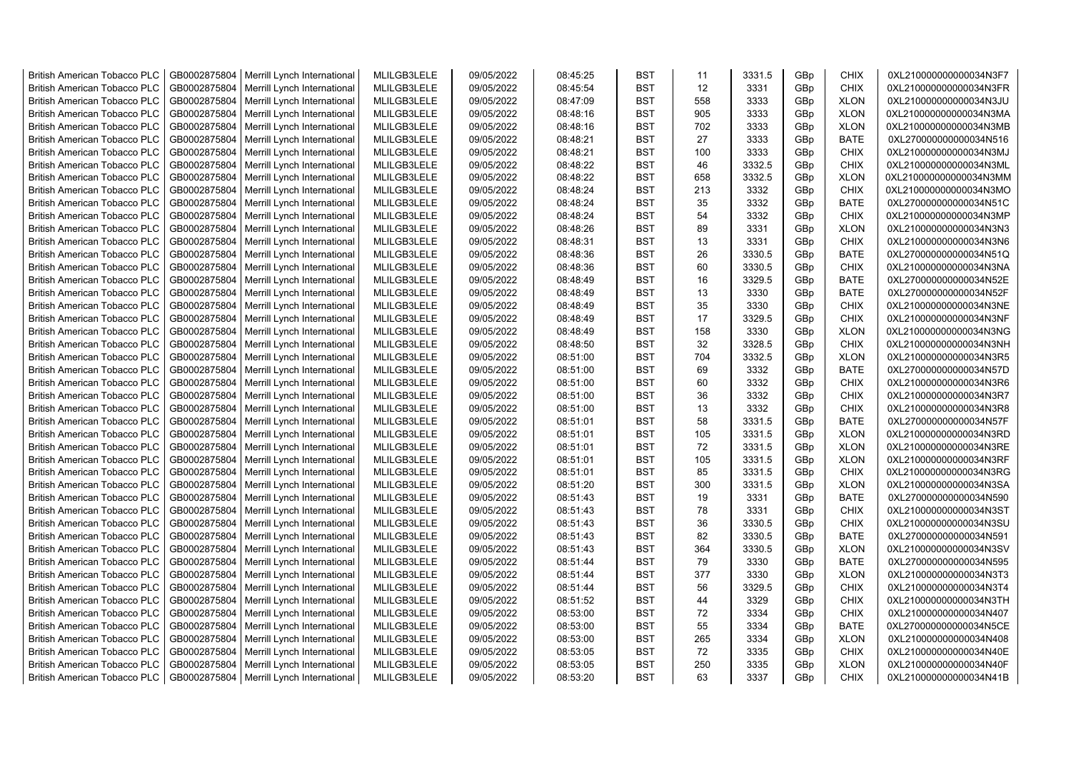| British American Tobacco PLC | GB0002875804 | Merrill Lynch International | MLILGB3LELE | 09/05/2022 | 08:45:25 | BST | 11 | 3331.5 | GBp | CHIX | 0XL210000000000034N3F7 |
|---|---|---|---|---|---|---|---|---|---|---|---|
| British American Tobacco PLC | GB0002875804 | Merrill Lynch International | MLILGB3LELE | 09/05/2022 | 08:45:54 | BST | 12 | 3331 | GBp | CHIX | 0XL210000000000034N3FR |
| British American Tobacco PLC | GB0002875804 | Merrill Lynch International | MLILGB3LELE | 09/05/2022 | 08:47:09 | BST | 558 | 3333 | GBp | XLON | 0XL210000000000034N3JU |
| British American Tobacco PLC | GB0002875804 | Merrill Lynch International | MLILGB3LELE | 09/05/2022 | 08:48:16 | BST | 905 | 3333 | GBp | XLON | 0XL210000000000034N3MA |
| British American Tobacco PLC | GB0002875804 | Merrill Lynch International | MLILGB3LELE | 09/05/2022 | 08:48:16 | BST | 702 | 3333 | GBp | XLON | 0XL210000000000034N3MB |
| British American Tobacco PLC | GB0002875804 | Merrill Lynch International | MLILGB3LELE | 09/05/2022 | 08:48:21 | BST | 27 | 3333 | GBp | BATE | 0XL270000000000034N516 |
| British American Tobacco PLC | GB0002875804 | Merrill Lynch International | MLILGB3LELE | 09/05/2022 | 08:48:21 | BST | 100 | 3333 | GBp | CHIX | 0XL210000000000034N3MJ |
| British American Tobacco PLC | GB0002875804 | Merrill Lynch International | MLILGB3LELE | 09/05/2022 | 08:48:22 | BST | 46 | 3332.5 | GBp | CHIX | 0XL210000000000034N3ML |
| British American Tobacco PLC | GB0002875804 | Merrill Lynch International | MLILGB3LELE | 09/05/2022 | 08:48:22 | BST | 658 | 3332.5 | GBp | XLON | 0XL210000000000034N3MM |
| British American Tobacco PLC | GB0002875804 | Merrill Lynch International | MLILGB3LELE | 09/05/2022 | 08:48:24 | BST | 213 | 3332 | GBp | CHIX | 0XL210000000000034N3MO |
| British American Tobacco PLC | GB0002875804 | Merrill Lynch International | MLILGB3LELE | 09/05/2022 | 08:48:24 | BST | 35 | 3332 | GBp | BATE | 0XL270000000000034N51C |
| British American Tobacco PLC | GB0002875804 | Merrill Lynch International | MLILGB3LELE | 09/05/2022 | 08:48:24 | BST | 54 | 3332 | GBp | CHIX | 0XL210000000000034N3MP |
| British American Tobacco PLC | GB0002875804 | Merrill Lynch International | MLILGB3LELE | 09/05/2022 | 08:48:26 | BST | 89 | 3331 | GBp | XLON | 0XL210000000000034N3N3 |
| British American Tobacco PLC | GB0002875804 | Merrill Lynch International | MLILGB3LELE | 09/05/2022 | 08:48:31 | BST | 13 | 3331 | GBp | CHIX | 0XL210000000000034N3N6 |
| British American Tobacco PLC | GB0002875804 | Merrill Lynch International | MLILGB3LELE | 09/05/2022 | 08:48:36 | BST | 26 | 3330.5 | GBp | BATE | 0XL270000000000034N51Q |
| British American Tobacco PLC | GB0002875804 | Merrill Lynch International | MLILGB3LELE | 09/05/2022 | 08:48:36 | BST | 60 | 3330.5 | GBp | CHIX | 0XL210000000000034N3NA |
| British American Tobacco PLC | GB0002875804 | Merrill Lynch International | MLILGB3LELE | 09/05/2022 | 08:48:49 | BST | 16 | 3329.5 | GBp | BATE | 0XL270000000000034N52E |
| British American Tobacco PLC | GB0002875804 | Merrill Lynch International | MLILGB3LELE | 09/05/2022 | 08:48:49 | BST | 13 | 3330 | GBp | BATE | 0XL270000000000034N52F |
| British American Tobacco PLC | GB0002875804 | Merrill Lynch International | MLILGB3LELE | 09/05/2022 | 08:48:49 | BST | 35 | 3330 | GBp | CHIX | 0XL210000000000034N3NE |
| British American Tobacco PLC | GB0002875804 | Merrill Lynch International | MLILGB3LELE | 09/05/2022 | 08:48:49 | BST | 17 | 3329.5 | GBp | CHIX | 0XL210000000000034N3NF |
| British American Tobacco PLC | GB0002875804 | Merrill Lynch International | MLILGB3LELE | 09/05/2022 | 08:48:49 | BST | 158 | 3330 | GBp | XLON | 0XL210000000000034N3NG |
| British American Tobacco PLC | GB0002875804 | Merrill Lynch International | MLILGB3LELE | 09/05/2022 | 08:48:50 | BST | 32 | 3328.5 | GBp | CHIX | 0XL210000000000034N3NH |
| British American Tobacco PLC | GB0002875804 | Merrill Lynch International | MLILGB3LELE | 09/05/2022 | 08:51:00 | BST | 704 | 3332.5 | GBp | XLON | 0XL210000000000034N3R5 |
| British American Tobacco PLC | GB0002875804 | Merrill Lynch International | MLILGB3LELE | 09/05/2022 | 08:51:00 | BST | 69 | 3332 | GBp | BATE | 0XL270000000000034N57D |
| British American Tobacco PLC | GB0002875804 | Merrill Lynch International | MLILGB3LELE | 09/05/2022 | 08:51:00 | BST | 60 | 3332 | GBp | CHIX | 0XL210000000000034N3R6 |
| British American Tobacco PLC | GB0002875804 | Merrill Lynch International | MLILGB3LELE | 09/05/2022 | 08:51:00 | BST | 36 | 3332 | GBp | CHIX | 0XL210000000000034N3R7 |
| British American Tobacco PLC | GB0002875804 | Merrill Lynch International | MLILGB3LELE | 09/05/2022 | 08:51:00 | BST | 13 | 3332 | GBp | CHIX | 0XL210000000000034N3R8 |
| British American Tobacco PLC | GB0002875804 | Merrill Lynch International | MLILGB3LELE | 09/05/2022 | 08:51:01 | BST | 58 | 3331.5 | GBp | BATE | 0XL270000000000034N57F |
| British American Tobacco PLC | GB0002875804 | Merrill Lynch International | MLILGB3LELE | 09/05/2022 | 08:51:01 | BST | 105 | 3331.5 | GBp | XLON | 0XL210000000000034N3RD |
| British American Tobacco PLC | GB0002875804 | Merrill Lynch International | MLILGB3LELE | 09/05/2022 | 08:51:01 | BST | 72 | 3331.5 | GBp | XLON | 0XL210000000000034N3RE |
| British American Tobacco PLC | GB0002875804 | Merrill Lynch International | MLILGB3LELE | 09/05/2022 | 08:51:01 | BST | 105 | 3331.5 | GBp | XLON | 0XL210000000000034N3RF |
| British American Tobacco PLC | GB0002875804 | Merrill Lynch International | MLILGB3LELE | 09/05/2022 | 08:51:01 | BST | 85 | 3331.5 | GBp | CHIX | 0XL210000000000034N3RG |
| British American Tobacco PLC | GB0002875804 | Merrill Lynch International | MLILGB3LELE | 09/05/2022 | 08:51:20 | BST | 300 | 3331.5 | GBp | XLON | 0XL210000000000034N3SA |
| British American Tobacco PLC | GB0002875804 | Merrill Lynch International | MLILGB3LELE | 09/05/2022 | 08:51:43 | BST | 19 | 3331 | GBp | BATE | 0XL270000000000034N590 |
| British American Tobacco PLC | GB0002875804 | Merrill Lynch International | MLILGB3LELE | 09/05/2022 | 08:51:43 | BST | 78 | 3331 | GBp | CHIX | 0XL210000000000034N3ST |
| British American Tobacco PLC | GB0002875804 | Merrill Lynch International | MLILGB3LELE | 09/05/2022 | 08:51:43 | BST | 36 | 3330.5 | GBp | CHIX | 0XL210000000000034N3SU |
| British American Tobacco PLC | GB0002875804 | Merrill Lynch International | MLILGB3LELE | 09/05/2022 | 08:51:43 | BST | 82 | 3330.5 | GBp | BATE | 0XL270000000000034N591 |
| British American Tobacco PLC | GB0002875804 | Merrill Lynch International | MLILGB3LELE | 09/05/2022 | 08:51:43 | BST | 364 | 3330.5 | GBp | XLON | 0XL210000000000034N3SV |
| British American Tobacco PLC | GB0002875804 | Merrill Lynch International | MLILGB3LELE | 09/05/2022 | 08:51:44 | BST | 79 | 3330 | GBp | BATE | 0XL270000000000034N595 |
| British American Tobacco PLC | GB0002875804 | Merrill Lynch International | MLILGB3LELE | 09/05/2022 | 08:51:44 | BST | 377 | 3330 | GBp | XLON | 0XL210000000000034N3T3 |
| British American Tobacco PLC | GB0002875804 | Merrill Lynch International | MLILGB3LELE | 09/05/2022 | 08:51:44 | BST | 56 | 3329.5 | GBp | CHIX | 0XL210000000000034N3T4 |
| British American Tobacco PLC | GB0002875804 | Merrill Lynch International | MLILGB3LELE | 09/05/2022 | 08:51:52 | BST | 44 | 3329 | GBp | CHIX | 0XL210000000000034N3TH |
| British American Tobacco PLC | GB0002875804 | Merrill Lynch International | MLILGB3LELE | 09/05/2022 | 08:53:00 | BST | 72 | 3334 | GBp | CHIX | 0XL210000000000034N407 |
| British American Tobacco PLC | GB0002875804 | Merrill Lynch International | MLILGB3LELE | 09/05/2022 | 08:53:00 | BST | 55 | 3334 | GBp | BATE | 0XL270000000000034N5CE |
| British American Tobacco PLC | GB0002875804 | Merrill Lynch International | MLILGB3LELE | 09/05/2022 | 08:53:00 | BST | 265 | 3334 | GBp | XLON | 0XL210000000000034N408 |
| British American Tobacco PLC | GB0002875804 | Merrill Lynch International | MLILGB3LELE | 09/05/2022 | 08:53:05 | BST | 72 | 3335 | GBp | CHIX | 0XL210000000000034N40E |
| British American Tobacco PLC | GB0002875804 | Merrill Lynch International | MLILGB3LELE | 09/05/2022 | 08:53:05 | BST | 250 | 3335 | GBp | XLON | 0XL210000000000034N40F |
| British American Tobacco PLC | GB0002875804 | Merrill Lynch International | MLILGB3LELE | 09/05/2022 | 08:53:20 | BST | 63 | 3337 | GBp | CHIX | 0XL210000000000034N41B |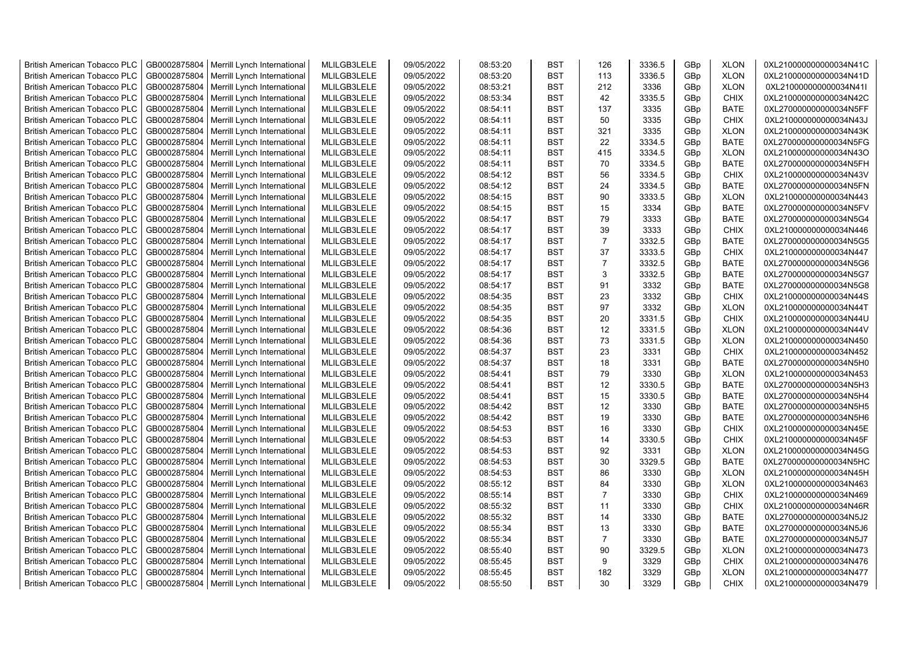| British American Tobacco PLC | GB0002875804 | Merrill Lynch International | MLILGB3LELE | 09/05/2022 | 08:53:20 | BST | 126 | 3336.5 | GBp | XLON | 0XL210000000000034N41C |
|---|---|---|---|---|---|---|---|---|---|---|---|
| British American Tobacco PLC | GB0002875804 | Merrill Lynch International | MLILGB3LELE | 09/05/2022 | 08:53:20 | BST | 113 | 3336.5 | GBp | XLON | 0XL210000000000034N41D |
| British American Tobacco PLC | GB0002875804 | Merrill Lynch International | MLILGB3LELE | 09/05/2022 | 08:53:21 | BST | 212 | 3336 | GBp | XLON | 0XL210000000000034N41I |
| British American Tobacco PLC | GB0002875804 | Merrill Lynch International | MLILGB3LELE | 09/05/2022 | 08:53:34 | BST | 42 | 3335.5 | GBp | CHIX | 0XL210000000000034N42C |
| British American Tobacco PLC | GB0002875804 | Merrill Lynch International | MLILGB3LELE | 09/05/2022 | 08:54:11 | BST | 137 | 3335 | GBp | BATE | 0XL270000000000034N5FF |
| British American Tobacco PLC | GB0002875804 | Merrill Lynch International | MLILGB3LELE | 09/05/2022 | 08:54:11 | BST | 50 | 3335 | GBp | CHIX | 0XL210000000000034N43J |
| British American Tobacco PLC | GB0002875804 | Merrill Lynch International | MLILGB3LELE | 09/05/2022 | 08:54:11 | BST | 321 | 3335 | GBp | XLON | 0XL210000000000034N43K |
| British American Tobacco PLC | GB0002875804 | Merrill Lynch International | MLILGB3LELE | 09/05/2022 | 08:54:11 | BST | 22 | 3334.5 | GBp | BATE | 0XL270000000000034N5FG |
| British American Tobacco PLC | GB0002875804 | Merrill Lynch International | MLILGB3LELE | 09/05/2022 | 08:54:11 | BST | 415 | 3334.5 | GBp | XLON | 0XL210000000000034N43O |
| British American Tobacco PLC | GB0002875804 | Merrill Lynch International | MLILGB3LELE | 09/05/2022 | 08:54:11 | BST | 70 | 3334.5 | GBp | BATE | 0XL270000000000034N5FH |
| British American Tobacco PLC | GB0002875804 | Merrill Lynch International | MLILGB3LELE | 09/05/2022 | 08:54:12 | BST | 56 | 3334.5 | GBp | CHIX | 0XL210000000000034N43V |
| British American Tobacco PLC | GB0002875804 | Merrill Lynch International | MLILGB3LELE | 09/05/2022 | 08:54:12 | BST | 24 | 3334.5 | GBp | BATE | 0XL270000000000034N5FN |
| British American Tobacco PLC | GB0002875804 | Merrill Lynch International | MLILGB3LELE | 09/05/2022 | 08:54:15 | BST | 90 | 3333.5 | GBp | XLON | 0XL210000000000034N443 |
| British American Tobacco PLC | GB0002875804 | Merrill Lynch International | MLILGB3LELE | 09/05/2022 | 08:54:15 | BST | 15 | 3334 | GBp | BATE | 0XL270000000000034N5FV |
| British American Tobacco PLC | GB0002875804 | Merrill Lynch International | MLILGB3LELE | 09/05/2022 | 08:54:17 | BST | 79 | 3333 | GBp | BATE | 0XL270000000000034N5G4 |
| British American Tobacco PLC | GB0002875804 | Merrill Lynch International | MLILGB3LELE | 09/05/2022 | 08:54:17 | BST | 39 | 3333 | GBp | CHIX | 0XL210000000000034N446 |
| British American Tobacco PLC | GB0002875804 | Merrill Lynch International | MLILGB3LELE | 09/05/2022 | 08:54:17 | BST | 7 | 3332.5 | GBp | BATE | 0XL270000000000034N5G5 |
| British American Tobacco PLC | GB0002875804 | Merrill Lynch International | MLILGB3LELE | 09/05/2022 | 08:54:17 | BST | 37 | 3333.5 | GBp | CHIX | 0XL210000000000034N447 |
| British American Tobacco PLC | GB0002875804 | Merrill Lynch International | MLILGB3LELE | 09/05/2022 | 08:54:17 | BST | 7 | 3332.5 | GBp | BATE | 0XL270000000000034N5G6 |
| British American Tobacco PLC | GB0002875804 | Merrill Lynch International | MLILGB3LELE | 09/05/2022 | 08:54:17 | BST | 3 | 3332.5 | GBp | BATE | 0XL270000000000034N5G7 |
| British American Tobacco PLC | GB0002875804 | Merrill Lynch International | MLILGB3LELE | 09/05/2022 | 08:54:17 | BST | 91 | 3332 | GBp | BATE | 0XL270000000000034N5G8 |
| British American Tobacco PLC | GB0002875804 | Merrill Lynch International | MLILGB3LELE | 09/05/2022 | 08:54:35 | BST | 23 | 3332 | GBp | CHIX | 0XL210000000000034N44S |
| British American Tobacco PLC | GB0002875804 | Merrill Lynch International | MLILGB3LELE | 09/05/2022 | 08:54:35 | BST | 97 | 3332 | GBp | XLON | 0XL210000000000034N44T |
| British American Tobacco PLC | GB0002875804 | Merrill Lynch International | MLILGB3LELE | 09/05/2022 | 08:54:35 | BST | 20 | 3331.5 | GBp | CHIX | 0XL210000000000034N44U |
| British American Tobacco PLC | GB0002875804 | Merrill Lynch International | MLILGB3LELE | 09/05/2022 | 08:54:36 | BST | 12 | 3331.5 | GBp | XLON | 0XL210000000000034N44V |
| British American Tobacco PLC | GB0002875804 | Merrill Lynch International | MLILGB3LELE | 09/05/2022 | 08:54:36 | BST | 73 | 3331.5 | GBp | XLON | 0XL210000000000034N450 |
| British American Tobacco PLC | GB0002875804 | Merrill Lynch International | MLILGB3LELE | 09/05/2022 | 08:54:37 | BST | 23 | 3331 | GBp | CHIX | 0XL210000000000034N452 |
| British American Tobacco PLC | GB0002875804 | Merrill Lynch International | MLILGB3LELE | 09/05/2022 | 08:54:37 | BST | 18 | 3331 | GBp | BATE | 0XL270000000000034N5H0 |
| British American Tobacco PLC | GB0002875804 | Merrill Lynch International | MLILGB3LELE | 09/05/2022 | 08:54:41 | BST | 79 | 3330 | GBp | XLON | 0XL210000000000034N453 |
| British American Tobacco PLC | GB0002875804 | Merrill Lynch International | MLILGB3LELE | 09/05/2022 | 08:54:41 | BST | 12 | 3330.5 | GBp | BATE | 0XL270000000000034N5H3 |
| British American Tobacco PLC | GB0002875804 | Merrill Lynch International | MLILGB3LELE | 09/05/2022 | 08:54:41 | BST | 15 | 3330.5 | GBp | BATE | 0XL270000000000034N5H4 |
| British American Tobacco PLC | GB0002875804 | Merrill Lynch International | MLILGB3LELE | 09/05/2022 | 08:54:42 | BST | 12 | 3330 | GBp | BATE | 0XL270000000000034N5H5 |
| British American Tobacco PLC | GB0002875804 | Merrill Lynch International | MLILGB3LELE | 09/05/2022 | 08:54:42 | BST | 19 | 3330 | GBp | BATE | 0XL270000000000034N5H6 |
| British American Tobacco PLC | GB0002875804 | Merrill Lynch International | MLILGB3LELE | 09/05/2022 | 08:54:53 | BST | 16 | 3330 | GBp | CHIX | 0XL210000000000034N45E |
| British American Tobacco PLC | GB0002875804 | Merrill Lynch International | MLILGB3LELE | 09/05/2022 | 08:54:53 | BST | 14 | 3330.5 | GBp | CHIX | 0XL210000000000034N45F |
| British American Tobacco PLC | GB0002875804 | Merrill Lynch International | MLILGB3LELE | 09/05/2022 | 08:54:53 | BST | 92 | 3331 | GBp | XLON | 0XL210000000000034N45G |
| British American Tobacco PLC | GB0002875804 | Merrill Lynch International | MLILGB3LELE | 09/05/2022 | 08:54:53 | BST | 30 | 3329.5 | GBp | BATE | 0XL270000000000034N5HC |
| British American Tobacco PLC | GB0002875804 | Merrill Lynch International | MLILGB3LELE | 09/05/2022 | 08:54:53 | BST | 86 | 3330 | GBp | XLON | 0XL210000000000034N45H |
| British American Tobacco PLC | GB0002875804 | Merrill Lynch International | MLILGB3LELE | 09/05/2022 | 08:55:12 | BST | 84 | 3330 | GBp | XLON | 0XL210000000000034N463 |
| British American Tobacco PLC | GB0002875804 | Merrill Lynch International | MLILGB3LELE | 09/05/2022 | 08:55:14 | BST | 7 | 3330 | GBp | CHIX | 0XL210000000000034N469 |
| British American Tobacco PLC | GB0002875804 | Merrill Lynch International | MLILGB3LELE | 09/05/2022 | 08:55:32 | BST | 11 | 3330 | GBp | CHIX | 0XL210000000000034N46R |
| British American Tobacco PLC | GB0002875804 | Merrill Lynch International | MLILGB3LELE | 09/05/2022 | 08:55:32 | BST | 14 | 3330 | GBp | BATE | 0XL270000000000034N5J2 |
| British American Tobacco PLC | GB0002875804 | Merrill Lynch International | MLILGB3LELE | 09/05/2022 | 08:55:34 | BST | 13 | 3330 | GBp | BATE | 0XL270000000000034N5J6 |
| British American Tobacco PLC | GB0002875804 | Merrill Lynch International | MLILGB3LELE | 09/05/2022 | 08:55:34 | BST | 7 | 3330 | GBp | BATE | 0XL270000000000034N5J7 |
| British American Tobacco PLC | GB0002875804 | Merrill Lynch International | MLILGB3LELE | 09/05/2022 | 08:55:40 | BST | 90 | 3329.5 | GBp | XLON | 0XL210000000000034N473 |
| British American Tobacco PLC | GB0002875804 | Merrill Lynch International | MLILGB3LELE | 09/05/2022 | 08:55:45 | BST | 9 | 3329 | GBp | CHIX | 0XL210000000000034N476 |
| British American Tobacco PLC | GB0002875804 | Merrill Lynch International | MLILGB3LELE | 09/05/2022 | 08:55:45 | BST | 182 | 3329 | GBp | XLON | 0XL210000000000034N477 |
| British American Tobacco PLC | GB0002875804 | Merrill Lynch International | MLILGB3LELE | 09/05/2022 | 08:55:50 | BST | 30 | 3329 | GBp | CHIX | 0XL210000000000034N479 |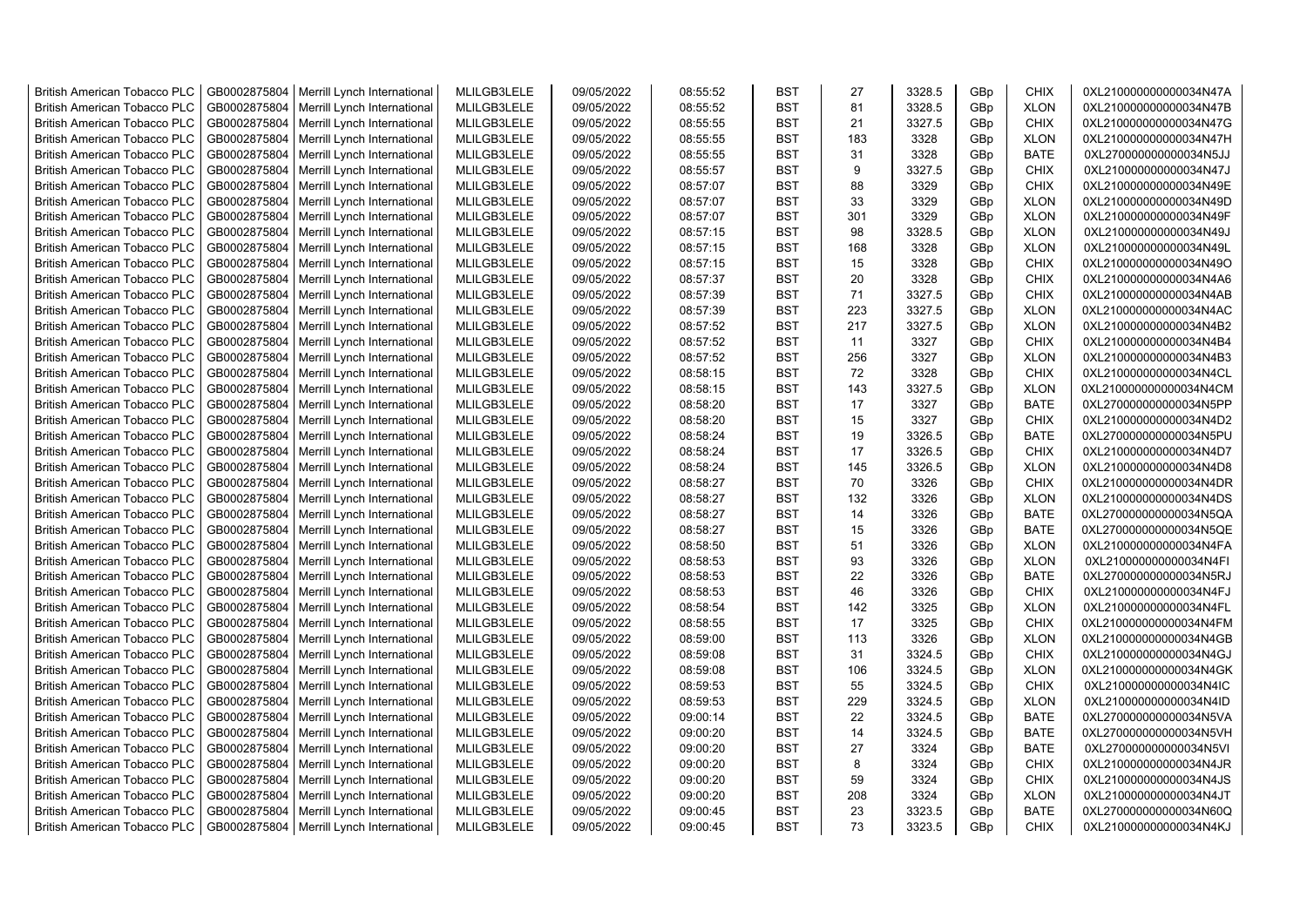| | | | | | | | | | | | |
|---|---|---|---|---|---|---|---|---|---|---|---|
| British American Tobacco PLC | GB0002875804 | Merrill Lynch International | MLILGB3LELE | 09/05/2022 | 08:55:52 | BST | 27 | 3328.5 | GBp | CHIX | 0XL210000000000034N47A |
| British American Tobacco PLC | GB0002875804 | Merrill Lynch International | MLILGB3LELE | 09/05/2022 | 08:55:52 | BST | 81 | 3328.5 | GBp | XLON | 0XL210000000000034N47B |
| British American Tobacco PLC | GB0002875804 | Merrill Lynch International | MLILGB3LELE | 09/05/2022 | 08:55:55 | BST | 21 | 3327.5 | GBp | CHIX | 0XL210000000000034N47G |
| British American Tobacco PLC | GB0002875804 | Merrill Lynch International | MLILGB3LELE | 09/05/2022 | 08:55:55 | BST | 183 | 3328 | GBp | XLON | 0XL210000000000034N47H |
| British American Tobacco PLC | GB0002875804 | Merrill Lynch International | MLILGB3LELE | 09/05/2022 | 08:55:55 | BST | 31 | 3328 | GBp | BATE | 0XL270000000000034N5JJ |
| British American Tobacco PLC | GB0002875804 | Merrill Lynch International | MLILGB3LELE | 09/05/2022 | 08:55:57 | BST | 9 | 3327.5 | GBp | CHIX | 0XL210000000000034N47J |
| British American Tobacco PLC | GB0002875804 | Merrill Lynch International | MLILGB3LELE | 09/05/2022 | 08:57:07 | BST | 88 | 3329 | GBp | CHIX | 0XL210000000000034N49E |
| British American Tobacco PLC | GB0002875804 | Merrill Lynch International | MLILGB3LELE | 09/05/2022 | 08:57:07 | BST | 33 | 3329 | GBp | XLON | 0XL210000000000034N49D |
| British American Tobacco PLC | GB0002875804 | Merrill Lynch International | MLILGB3LELE | 09/05/2022 | 08:57:07 | BST | 301 | 3329 | GBp | XLON | 0XL210000000000034N49F |
| British American Tobacco PLC | GB0002875804 | Merrill Lynch International | MLILGB3LELE | 09/05/2022 | 08:57:15 | BST | 98 | 3328.5 | GBp | XLON | 0XL210000000000034N49J |
| British American Tobacco PLC | GB0002875804 | Merrill Lynch International | MLILGB3LELE | 09/05/2022 | 08:57:15 | BST | 168 | 3328 | GBp | XLON | 0XL210000000000034N49L |
| British American Tobacco PLC | GB0002875804 | Merrill Lynch International | MLILGB3LELE | 09/05/2022 | 08:57:15 | BST | 15 | 3328 | GBp | CHIX | 0XL210000000000034N49O |
| British American Tobacco PLC | GB0002875804 | Merrill Lynch International | MLILGB3LELE | 09/05/2022 | 08:57:37 | BST | 20 | 3328 | GBp | CHIX | 0XL210000000000034N4A6 |
| British American Tobacco PLC | GB0002875804 | Merrill Lynch International | MLILGB3LELE | 09/05/2022 | 08:57:39 | BST | 71 | 3327.5 | GBp | CHIX | 0XL210000000000034N4AB |
| British American Tobacco PLC | GB0002875804 | Merrill Lynch International | MLILGB3LELE | 09/05/2022 | 08:57:39 | BST | 223 | 3327.5 | GBp | XLON | 0XL210000000000034N4AC |
| British American Tobacco PLC | GB0002875804 | Merrill Lynch International | MLILGB3LELE | 09/05/2022 | 08:57:52 | BST | 217 | 3327.5 | GBp | XLON | 0XL210000000000034N4B2 |
| British American Tobacco PLC | GB0002875804 | Merrill Lynch International | MLILGB3LELE | 09/05/2022 | 08:57:52 | BST | 11 | 3327 | GBp | CHIX | 0XL210000000000034N4B4 |
| British American Tobacco PLC | GB0002875804 | Merrill Lynch International | MLILGB3LELE | 09/05/2022 | 08:57:52 | BST | 256 | 3327 | GBp | XLON | 0XL210000000000034N4B3 |
| British American Tobacco PLC | GB0002875804 | Merrill Lynch International | MLILGB3LELE | 09/05/2022 | 08:58:15 | BST | 72 | 3328 | GBp | CHIX | 0XL210000000000034N4CL |
| British American Tobacco PLC | GB0002875804 | Merrill Lynch International | MLILGB3LELE | 09/05/2022 | 08:58:15 | BST | 143 | 3327.5 | GBp | XLON | 0XL210000000000034N4CM |
| British American Tobacco PLC | GB0002875804 | Merrill Lynch International | MLILGB3LELE | 09/05/2022 | 08:58:20 | BST | 17 | 3327 | GBp | BATE | 0XL270000000000034N5PP |
| British American Tobacco PLC | GB0002875804 | Merrill Lynch International | MLILGB3LELE | 09/05/2022 | 08:58:20 | BST | 15 | 3327 | GBp | CHIX | 0XL210000000000034N4D2 |
| British American Tobacco PLC | GB0002875804 | Merrill Lynch International | MLILGB3LELE | 09/05/2022 | 08:58:24 | BST | 19 | 3326.5 | GBp | BATE | 0XL270000000000034N5PU |
| British American Tobacco PLC | GB0002875804 | Merrill Lynch International | MLILGB3LELE | 09/05/2022 | 08:58:24 | BST | 17 | 3326.5 | GBp | CHIX | 0XL210000000000034N4D7 |
| British American Tobacco PLC | GB0002875804 | Merrill Lynch International | MLILGB3LELE | 09/05/2022 | 08:58:24 | BST | 145 | 3326.5 | GBp | XLON | 0XL210000000000034N4D8 |
| British American Tobacco PLC | GB0002875804 | Merrill Lynch International | MLILGB3LELE | 09/05/2022 | 08:58:27 | BST | 70 | 3326 | GBp | CHIX | 0XL210000000000034N4DR |
| British American Tobacco PLC | GB0002875804 | Merrill Lynch International | MLILGB3LELE | 09/05/2022 | 08:58:27 | BST | 132 | 3326 | GBp | XLON | 0XL210000000000034N4DS |
| British American Tobacco PLC | GB0002875804 | Merrill Lynch International | MLILGB3LELE | 09/05/2022 | 08:58:27 | BST | 14 | 3326 | GBp | BATE | 0XL270000000000034N5QA |
| British American Tobacco PLC | GB0002875804 | Merrill Lynch International | MLILGB3LELE | 09/05/2022 | 08:58:27 | BST | 15 | 3326 | GBp | BATE | 0XL270000000000034N5QE |
| British American Tobacco PLC | GB0002875804 | Merrill Lynch International | MLILGB3LELE | 09/05/2022 | 08:58:50 | BST | 51 | 3326 | GBp | XLON | 0XL210000000000034N4FA |
| British American Tobacco PLC | GB0002875804 | Merrill Lynch International | MLILGB3LELE | 09/05/2022 | 08:58:53 | BST | 93 | 3326 | GBp | XLON | 0XL210000000000034N4FI |
| British American Tobacco PLC | GB0002875804 | Merrill Lynch International | MLILGB3LELE | 09/05/2022 | 08:58:53 | BST | 22 | 3326 | GBp | BATE | 0XL270000000000034N5RJ |
| British American Tobacco PLC | GB0002875804 | Merrill Lynch International | MLILGB3LELE | 09/05/2022 | 08:58:53 | BST | 46 | 3326 | GBp | CHIX | 0XL210000000000034N4FJ |
| British American Tobacco PLC | GB0002875804 | Merrill Lynch International | MLILGB3LELE | 09/05/2022 | 08:58:54 | BST | 142 | 3325 | GBp | XLON | 0XL210000000000034N4FL |
| British American Tobacco PLC | GB0002875804 | Merrill Lynch International | MLILGB3LELE | 09/05/2022 | 08:58:55 | BST | 17 | 3325 | GBp | CHIX | 0XL210000000000034N4FM |
| British American Tobacco PLC | GB0002875804 | Merrill Lynch International | MLILGB3LELE | 09/05/2022 | 08:59:00 | BST | 113 | 3326 | GBp | XLON | 0XL210000000000034N4GB |
| British American Tobacco PLC | GB0002875804 | Merrill Lynch International | MLILGB3LELE | 09/05/2022 | 08:59:08 | BST | 31 | 3324.5 | GBp | CHIX | 0XL210000000000034N4GJ |
| British American Tobacco PLC | GB0002875804 | Merrill Lynch International | MLILGB3LELE | 09/05/2022 | 08:59:08 | BST | 106 | 3324.5 | GBp | XLON | 0XL210000000000034N4GK |
| British American Tobacco PLC | GB0002875804 | Merrill Lynch International | MLILGB3LELE | 09/05/2022 | 08:59:53 | BST | 55 | 3324.5 | GBp | CHIX | 0XL210000000000034N4IC |
| British American Tobacco PLC | GB0002875804 | Merrill Lynch International | MLILGB3LELE | 09/05/2022 | 08:59:53 | BST | 229 | 3324.5 | GBp | XLON | 0XL210000000000034N4ID |
| British American Tobacco PLC | GB0002875804 | Merrill Lynch International | MLILGB3LELE | 09/05/2022 | 09:00:14 | BST | 22 | 3324.5 | GBp | BATE | 0XL270000000000034N5VA |
| British American Tobacco PLC | GB0002875804 | Merrill Lynch International | MLILGB3LELE | 09/05/2022 | 09:00:20 | BST | 14 | 3324.5 | GBp | BATE | 0XL270000000000034N5VH |
| British American Tobacco PLC | GB0002875804 | Merrill Lynch International | MLILGB3LELE | 09/05/2022 | 09:00:20 | BST | 27 | 3324 | GBp | BATE | 0XL270000000000034N5VI |
| British American Tobacco PLC | GB0002875804 | Merrill Lynch International | MLILGB3LELE | 09/05/2022 | 09:00:20 | BST | 8 | 3324 | GBp | CHIX | 0XL210000000000034N4JR |
| British American Tobacco PLC | GB0002875804 | Merrill Lynch International | MLILGB3LELE | 09/05/2022 | 09:00:20 | BST | 59 | 3324 | GBp | CHIX | 0XL210000000000034N4JS |
| British American Tobacco PLC | GB0002875804 | Merrill Lynch International | MLILGB3LELE | 09/05/2022 | 09:00:20 | BST | 208 | 3324 | GBp | XLON | 0XL210000000000034N4JT |
| British American Tobacco PLC | GB0002875804 | Merrill Lynch International | MLILGB3LELE | 09/05/2022 | 09:00:45 | BST | 23 | 3323.5 | GBp | BATE | 0XL270000000000034N60Q |
| British American Tobacco PLC | GB0002875804 | Merrill Lynch International | MLILGB3LELE | 09/05/2022 | 09:00:45 | BST | 73 | 3323.5 | GBp | CHIX | 0XL210000000000034N4KJ |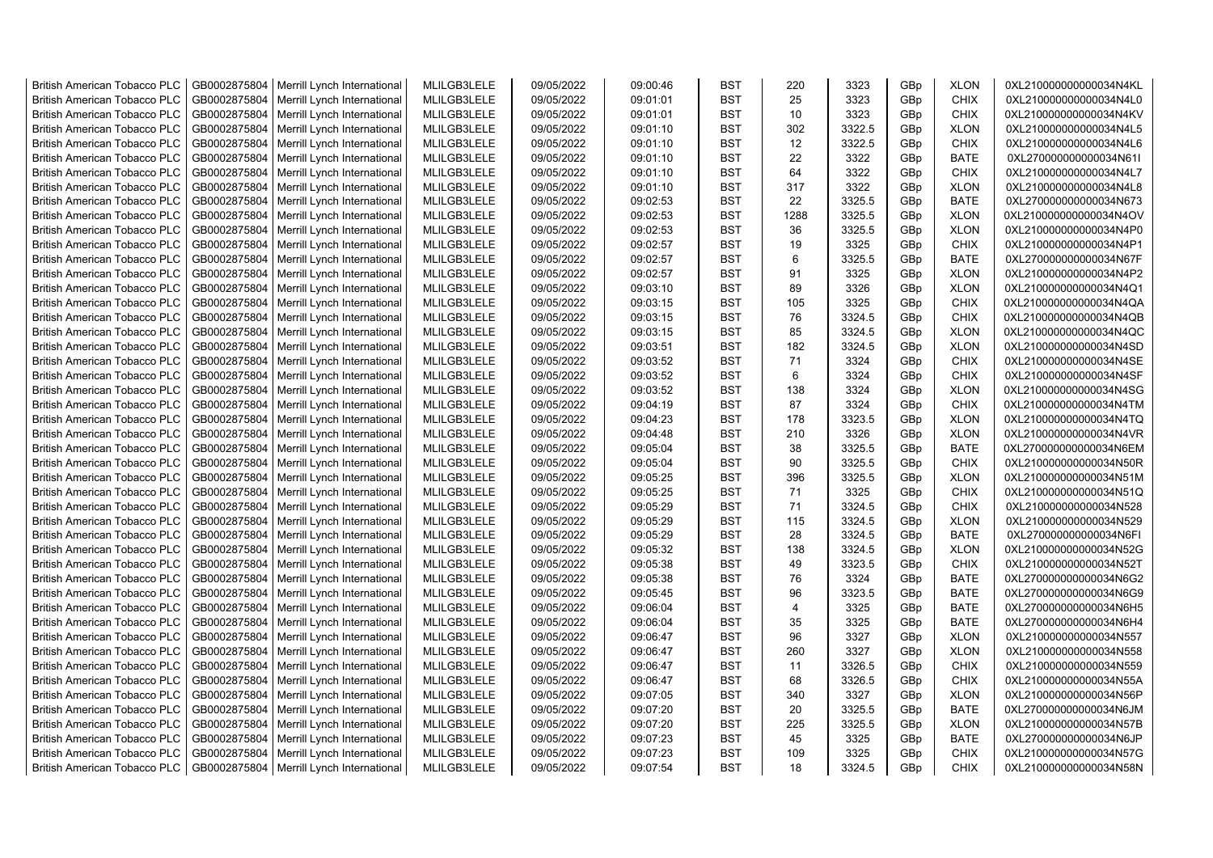| British American Tobacco PLC | GB0002875804 | Merrill Lynch International | MLILGB3LELE | 09/05/2022 | 09:00:46 | BST | 220 | 3323 | GBp | XLON | 0XL210000000000034N4KL |
|---|---|---|---|---|---|---|---|---|---|---|---|
| British American Tobacco PLC | GB0002875804 | Merrill Lynch International | MLILGB3LELE | 09/05/2022 | 09:01:01 | BST | 25 | 3323 | GBp | CHIX | 0XL210000000000034N4L0 |
| British American Tobacco PLC | GB0002875804 | Merrill Lynch International | MLILGB3LELE | 09/05/2022 | 09:01:01 | BST | 10 | 3323 | GBp | CHIX | 0XL210000000000034N4KV |
| British American Tobacco PLC | GB0002875804 | Merrill Lynch International | MLILGB3LELE | 09/05/2022 | 09:01:10 | BST | 302 | 3322.5 | GBp | XLON | 0XL210000000000034N4L5 |
| British American Tobacco PLC | GB0002875804 | Merrill Lynch International | MLILGB3LELE | 09/05/2022 | 09:01:10 | BST | 12 | 3322.5 | GBp | CHIX | 0XL210000000000034N4L6 |
| British American Tobacco PLC | GB0002875804 | Merrill Lynch International | MLILGB3LELE | 09/05/2022 | 09:01:10 | BST | 22 | 3322 | GBp | BATE | 0XL270000000000034N61I |
| British American Tobacco PLC | GB0002875804 | Merrill Lynch International | MLILGB3LELE | 09/05/2022 | 09:01:10 | BST | 64 | 3322 | GBp | CHIX | 0XL210000000000034N4L7 |
| British American Tobacco PLC | GB0002875804 | Merrill Lynch International | MLILGB3LELE | 09/05/2022 | 09:01:10 | BST | 317 | 3322 | GBp | XLON | 0XL210000000000034N4L8 |
| British American Tobacco PLC | GB0002875804 | Merrill Lynch International | MLILGB3LELE | 09/05/2022 | 09:02:53 | BST | 22 | 3325.5 | GBp | BATE | 0XL270000000000034N673 |
| British American Tobacco PLC | GB0002875804 | Merrill Lynch International | MLILGB3LELE | 09/05/2022 | 09:02:53 | BST | 1288 | 3325.5 | GBp | XLON | 0XL210000000000034N4OV |
| British American Tobacco PLC | GB0002875804 | Merrill Lynch International | MLILGB3LELE | 09/05/2022 | 09:02:53 | BST | 36 | 3325.5 | GBp | XLON | 0XL210000000000034N4P0 |
| British American Tobacco PLC | GB0002875804 | Merrill Lynch International | MLILGB3LELE | 09/05/2022 | 09:02:57 | BST | 19 | 3325 | GBp | CHIX | 0XL210000000000034N4P1 |
| British American Tobacco PLC | GB0002875804 | Merrill Lynch International | MLILGB3LELE | 09/05/2022 | 09:02:57 | BST | 6 | 3325.5 | GBp | BATE | 0XL270000000000034N67F |
| British American Tobacco PLC | GB0002875804 | Merrill Lynch International | MLILGB3LELE | 09/05/2022 | 09:02:57 | BST | 91 | 3325 | GBp | XLON | 0XL210000000000034N4P2 |
| British American Tobacco PLC | GB0002875804 | Merrill Lynch International | MLILGB3LELE | 09/05/2022 | 09:03:10 | BST | 89 | 3326 | GBp | XLON | 0XL210000000000034N4Q1 |
| British American Tobacco PLC | GB0002875804 | Merrill Lynch International | MLILGB3LELE | 09/05/2022 | 09:03:15 | BST | 105 | 3325 | GBp | CHIX | 0XL210000000000034N4QA |
| British American Tobacco PLC | GB0002875804 | Merrill Lynch International | MLILGB3LELE | 09/05/2022 | 09:03:15 | BST | 76 | 3324.5 | GBp | CHIX | 0XL210000000000034N4QB |
| British American Tobacco PLC | GB0002875804 | Merrill Lynch International | MLILGB3LELE | 09/05/2022 | 09:03:15 | BST | 85 | 3324.5 | GBp | XLON | 0XL210000000000034N4QC |
| British American Tobacco PLC | GB0002875804 | Merrill Lynch International | MLILGB3LELE | 09/05/2022 | 09:03:51 | BST | 182 | 3324.5 | GBp | XLON | 0XL210000000000034N4SD |
| British American Tobacco PLC | GB0002875804 | Merrill Lynch International | MLILGB3LELE | 09/05/2022 | 09:03:52 | BST | 71 | 3324 | GBp | CHIX | 0XL210000000000034N4SE |
| British American Tobacco PLC | GB0002875804 | Merrill Lynch International | MLILGB3LELE | 09/05/2022 | 09:03:52 | BST | 6 | 3324 | GBp | CHIX | 0XL210000000000034N4SF |
| British American Tobacco PLC | GB0002875804 | Merrill Lynch International | MLILGB3LELE | 09/05/2022 | 09:03:52 | BST | 138 | 3324 | GBp | XLON | 0XL210000000000034N4SG |
| British American Tobacco PLC | GB0002875804 | Merrill Lynch International | MLILGB3LELE | 09/05/2022 | 09:04:19 | BST | 87 | 3324 | GBp | CHIX | 0XL210000000000034N4TM |
| British American Tobacco PLC | GB0002875804 | Merrill Lynch International | MLILGB3LELE | 09/05/2022 | 09:04:23 | BST | 178 | 3323.5 | GBp | XLON | 0XL210000000000034N4TQ |
| British American Tobacco PLC | GB0002875804 | Merrill Lynch International | MLILGB3LELE | 09/05/2022 | 09:04:48 | BST | 210 | 3326 | GBp | XLON | 0XL210000000000034N4VR |
| British American Tobacco PLC | GB0002875804 | Merrill Lynch International | MLILGB3LELE | 09/05/2022 | 09:05:04 | BST | 38 | 3325.5 | GBp | BATE | 0XL270000000000034N6EM |
| British American Tobacco PLC | GB0002875804 | Merrill Lynch International | MLILGB3LELE | 09/05/2022 | 09:05:04 | BST | 90 | 3325.5 | GBp | CHIX | 0XL210000000000034N50R |
| British American Tobacco PLC | GB0002875804 | Merrill Lynch International | MLILGB3LELE | 09/05/2022 | 09:05:25 | BST | 396 | 3325.5 | GBp | XLON | 0XL210000000000034N51M |
| British American Tobacco PLC | GB0002875804 | Merrill Lynch International | MLILGB3LELE | 09/05/2022 | 09:05:25 | BST | 71 | 3325 | GBp | CHIX | 0XL210000000000034N51Q |
| British American Tobacco PLC | GB0002875804 | Merrill Lynch International | MLILGB3LELE | 09/05/2022 | 09:05:29 | BST | 71 | 3324.5 | GBp | CHIX | 0XL210000000000034N528 |
| British American Tobacco PLC | GB0002875804 | Merrill Lynch International | MLILGB3LELE | 09/05/2022 | 09:05:29 | BST | 115 | 3324.5 | GBp | XLON | 0XL210000000000034N529 |
| British American Tobacco PLC | GB0002875804 | Merrill Lynch International | MLILGB3LELE | 09/05/2022 | 09:05:29 | BST | 28 | 3324.5 | GBp | BATE | 0XL270000000000034N6FI |
| British American Tobacco PLC | GB0002875804 | Merrill Lynch International | MLILGB3LELE | 09/05/2022 | 09:05:32 | BST | 138 | 3324.5 | GBp | XLON | 0XL210000000000034N52G |
| British American Tobacco PLC | GB0002875804 | Merrill Lynch International | MLILGB3LELE | 09/05/2022 | 09:05:38 | BST | 49 | 3323.5 | GBp | CHIX | 0XL210000000000034N52T |
| British American Tobacco PLC | GB0002875804 | Merrill Lynch International | MLILGB3LELE | 09/05/2022 | 09:05:38 | BST | 76 | 3324 | GBp | BATE | 0XL270000000000034N6G2 |
| British American Tobacco PLC | GB0002875804 | Merrill Lynch International | MLILGB3LELE | 09/05/2022 | 09:05:45 | BST | 96 | 3323.5 | GBp | BATE | 0XL270000000000034N6G9 |
| British American Tobacco PLC | GB0002875804 | Merrill Lynch International | MLILGB3LELE | 09/05/2022 | 09:06:04 | BST | 4 | 3325 | GBp | BATE | 0XL270000000000034N6H5 |
| British American Tobacco PLC | GB0002875804 | Merrill Lynch International | MLILGB3LELE | 09/05/2022 | 09:06:04 | BST | 35 | 3325 | GBp | BATE | 0XL270000000000034N6H4 |
| British American Tobacco PLC | GB0002875804 | Merrill Lynch International | MLILGB3LELE | 09/05/2022 | 09:06:47 | BST | 96 | 3327 | GBp | XLON | 0XL210000000000034N557 |
| British American Tobacco PLC | GB0002875804 | Merrill Lynch International | MLILGB3LELE | 09/05/2022 | 09:06:47 | BST | 260 | 3327 | GBp | XLON | 0XL210000000000034N558 |
| British American Tobacco PLC | GB0002875804 | Merrill Lynch International | MLILGB3LELE | 09/05/2022 | 09:06:47 | BST | 11 | 3326.5 | GBp | CHIX | 0XL210000000000034N559 |
| British American Tobacco PLC | GB0002875804 | Merrill Lynch International | MLILGB3LELE | 09/05/2022 | 09:06:47 | BST | 68 | 3326.5 | GBp | CHIX | 0XL210000000000034N55A |
| British American Tobacco PLC | GB0002875804 | Merrill Lynch International | MLILGB3LELE | 09/05/2022 | 09:07:05 | BST | 340 | 3327 | GBp | XLON | 0XL210000000000034N56P |
| British American Tobacco PLC | GB0002875804 | Merrill Lynch International | MLILGB3LELE | 09/05/2022 | 09:07:20 | BST | 20 | 3325.5 | GBp | BATE | 0XL270000000000034N6JM |
| British American Tobacco PLC | GB0002875804 | Merrill Lynch International | MLILGB3LELE | 09/05/2022 | 09:07:20 | BST | 225 | 3325.5 | GBp | XLON | 0XL210000000000034N57B |
| British American Tobacco PLC | GB0002875804 | Merrill Lynch International | MLILGB3LELE | 09/05/2022 | 09:07:23 | BST | 45 | 3325 | GBp | BATE | 0XL270000000000034N6JP |
| British American Tobacco PLC | GB0002875804 | Merrill Lynch International | MLILGB3LELE | 09/05/2022 | 09:07:23 | BST | 109 | 3325 | GBp | CHIX | 0XL210000000000034N57G |
| British American Tobacco PLC | GB0002875804 | Merrill Lynch International | MLILGB3LELE | 09/05/2022 | 09:07:54 | BST | 18 | 3324.5 | GBp | CHIX | 0XL210000000000034N58N |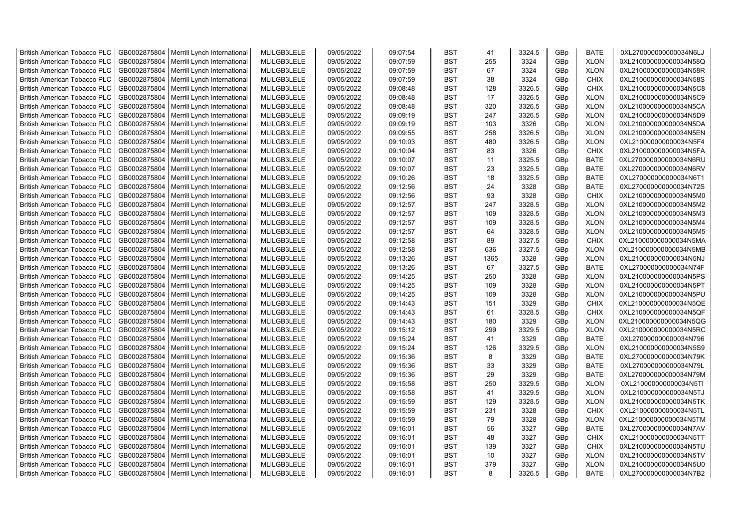| British American Tobacco PLC | GB0002875804 | Merrill Lynch International | MLILGB3LELE | 09/05/2022 | 09:07:54 | BST | 41 | 3324.5 | GBp | BATE | 0XL270000000000034N6LJ |
|---|---|---|---|---|---|---|---|---|---|---|---|
| British American Tobacco PLC | GB0002875804 | Merrill Lynch International | MLILGB3LELE | 09/05/2022 | 09:07:59 | BST | 255 | 3324 | GBp | XLON | 0XL210000000000034N58Q |
| British American Tobacco PLC | GB0002875804 | Merrill Lynch International | MLILGB3LELE | 09/05/2022 | 09:07:59 | BST | 67 | 3324 | GBp | XLON | 0XL210000000000034N58R |
| British American Tobacco PLC | GB0002875804 | Merrill Lynch International | MLILGB3LELE | 09/05/2022 | 09:07:59 | BST | 38 | 3324 | GBp | CHIX | 0XL210000000000034N58S |
| British American Tobacco PLC | GB0002875804 | Merrill Lynch International | MLILGB3LELE | 09/05/2022 | 09:08:48 | BST | 128 | 3326.5 | GBp | CHIX | 0XL210000000000034N5C8 |
| British American Tobacco PLC | GB0002875804 | Merrill Lynch International | MLILGB3LELE | 09/05/2022 | 09:08:48 | BST | 17 | 3326.5 | GBp | XLON | 0XL210000000000034N5C9 |
| British American Tobacco PLC | GB0002875804 | Merrill Lynch International | MLILGB3LELE | 09/05/2022 | 09:08:48 | BST | 320 | 3326.5 | GBp | XLON | 0XL210000000000034N5CA |
| British American Tobacco PLC | GB0002875804 | Merrill Lynch International | MLILGB3LELE | 09/05/2022 | 09:09:19 | BST | 247 | 3326.5 | GBp | XLON | 0XL210000000000034N5D9 |
| British American Tobacco PLC | GB0002875804 | Merrill Lynch International | MLILGB3LELE | 09/05/2022 | 09:09:19 | BST | 103 | 3326 | GBp | XLON | 0XL210000000000034N5DA |
| British American Tobacco PLC | GB0002875804 | Merrill Lynch International | MLILGB3LELE | 09/05/2022 | 09:09:55 | BST | 258 | 3326.5 | GBp | XLON | 0XL210000000000034N5EN |
| British American Tobacco PLC | GB0002875804 | Merrill Lynch International | MLILGB3LELE | 09/05/2022 | 09:10:03 | BST | 480 | 3326.5 | GBp | XLON | 0XL210000000000034N5F4 |
| British American Tobacco PLC | GB0002875804 | Merrill Lynch International | MLILGB3LELE | 09/05/2022 | 09:10:04 | BST | 83 | 3326 | GBp | CHIX | 0XL210000000000034N5FA |
| British American Tobacco PLC | GB0002875804 | Merrill Lynch International | MLILGB3LELE | 09/05/2022 | 09:10:07 | BST | 11 | 3325.5 | GBp | BATE | 0XL270000000000034N6RU |
| British American Tobacco PLC | GB0002875804 | Merrill Lynch International | MLILGB3LELE | 09/05/2022 | 09:10:07 | BST | 23 | 3325.5 | GBp | BATE | 0XL270000000000034N6RV |
| British American Tobacco PLC | GB0002875804 | Merrill Lynch International | MLILGB3LELE | 09/05/2022 | 09:10:26 | BST | 18 | 3325.5 | GBp | BATE | 0XL270000000000034N6T1 |
| British American Tobacco PLC | GB0002875804 | Merrill Lynch International | MLILGB3LELE | 09/05/2022 | 09:12:56 | BST | 24 | 3328 | GBp | BATE | 0XL270000000000034N72S |
| British American Tobacco PLC | GB0002875804 | Merrill Lynch International | MLILGB3LELE | 09/05/2022 | 09:12:56 | BST | 93 | 3328 | GBp | CHIX | 0XL210000000000034N5M0 |
| British American Tobacco PLC | GB0002875804 | Merrill Lynch International | MLILGB3LELE | 09/05/2022 | 09:12:57 | BST | 247 | 3328.5 | GBp | XLON | 0XL210000000000034N5M2 |
| British American Tobacco PLC | GB0002875804 | Merrill Lynch International | MLILGB3LELE | 09/05/2022 | 09:12:57 | BST | 109 | 3328.5 | GBp | XLON | 0XL210000000000034N5M3 |
| British American Tobacco PLC | GB0002875804 | Merrill Lynch International | MLILGB3LELE | 09/05/2022 | 09:12:57 | BST | 109 | 3328.5 | GBp | XLON | 0XL210000000000034N5M4 |
| British American Tobacco PLC | GB0002875804 | Merrill Lynch International | MLILGB3LELE | 09/05/2022 | 09:12:57 | BST | 64 | 3328.5 | GBp | XLON | 0XL210000000000034N5M5 |
| British American Tobacco PLC | GB0002875804 | Merrill Lynch International | MLILGB3LELE | 09/05/2022 | 09:12:58 | BST | 89 | 3327.5 | GBp | CHIX | 0XL210000000000034N5MA |
| British American Tobacco PLC | GB0002875804 | Merrill Lynch International | MLILGB3LELE | 09/05/2022 | 09:12:58 | BST | 636 | 3327.5 | GBp | XLON | 0XL210000000000034N5MB |
| British American Tobacco PLC | GB0002875804 | Merrill Lynch International | MLILGB3LELE | 09/05/2022 | 09:13:26 | BST | 1365 | 3328 | GBp | XLON | 0XL210000000000034N5NJ |
| British American Tobacco PLC | GB0002875804 | Merrill Lynch International | MLILGB3LELE | 09/05/2022 | 09:13:26 | BST | 67 | 3327.5 | GBp | BATE | 0XL270000000000034N74F |
| British American Tobacco PLC | GB0002875804 | Merrill Lynch International | MLILGB3LELE | 09/05/2022 | 09:14:25 | BST | 250 | 3328 | GBp | XLON | 0XL210000000000034N5PS |
| British American Tobacco PLC | GB0002875804 | Merrill Lynch International | MLILGB3LELE | 09/05/2022 | 09:14:25 | BST | 109 | 3328 | GBp | XLON | 0XL210000000000034N5PT |
| British American Tobacco PLC | GB0002875804 | Merrill Lynch International | MLILGB3LELE | 09/05/2022 | 09:14:25 | BST | 109 | 3328 | GBp | XLON | 0XL210000000000034N5PU |
| British American Tobacco PLC | GB0002875804 | Merrill Lynch International | MLILGB3LELE | 09/05/2022 | 09:14:43 | BST | 151 | 3329 | GBp | CHIX | 0XL210000000000034N5QE |
| British American Tobacco PLC | GB0002875804 | Merrill Lynch International | MLILGB3LELE | 09/05/2022 | 09:14:43 | BST | 61 | 3328.5 | GBp | CHIX | 0XL210000000000034N5QF |
| British American Tobacco PLC | GB0002875804 | Merrill Lynch International | MLILGB3LELE | 09/05/2022 | 09:14:43 | BST | 180 | 3329 | GBp | XLON | 0XL210000000000034N5QG |
| British American Tobacco PLC | GB0002875804 | Merrill Lynch International | MLILGB3LELE | 09/05/2022 | 09:15:12 | BST | 299 | 3329.5 | GBp | XLON | 0XL210000000000034N5RC |
| British American Tobacco PLC | GB0002875804 | Merrill Lynch International | MLILGB3LELE | 09/05/2022 | 09:15:24 | BST | 41 | 3329 | GBp | BATE | 0XL270000000000034N796 |
| British American Tobacco PLC | GB0002875804 | Merrill Lynch International | MLILGB3LELE | 09/05/2022 | 09:15:24 | BST | 126 | 3329.5 | GBp | XLON | 0XL210000000000034N5S9 |
| British American Tobacco PLC | GB0002875804 | Merrill Lynch International | MLILGB3LELE | 09/05/2022 | 09:15:36 | BST | 8 | 3329 | GBp | BATE | 0XL270000000000034N79K |
| British American Tobacco PLC | GB0002875804 | Merrill Lynch International | MLILGB3LELE | 09/05/2022 | 09:15:36 | BST | 33 | 3329 | GBp | BATE | 0XL270000000000034N79L |
| British American Tobacco PLC | GB0002875804 | Merrill Lynch International | MLILGB3LELE | 09/05/2022 | 09:15:36 | BST | 29 | 3329 | GBp | BATE | 0XL270000000000034N79M |
| British American Tobacco PLC | GB0002875804 | Merrill Lynch International | MLILGB3LELE | 09/05/2022 | 09:15:58 | BST | 250 | 3329.5 | GBp | XLON | 0XL210000000000034N5TI |
| British American Tobacco PLC | GB0002875804 | Merrill Lynch International | MLILGB3LELE | 09/05/2022 | 09:15:58 | BST | 41 | 3329.5 | GBp | XLON | 0XL210000000000034N5TJ |
| British American Tobacco PLC | GB0002875804 | Merrill Lynch International | MLILGB3LELE | 09/05/2022 | 09:15:59 | BST | 129 | 3328.5 | GBp | XLON | 0XL210000000000034N5TK |
| British American Tobacco PLC | GB0002875804 | Merrill Lynch International | MLILGB3LELE | 09/05/2022 | 09:15:59 | BST | 231 | 3328 | GBp | CHIX | 0XL210000000000034N5TL |
| British American Tobacco PLC | GB0002875804 | Merrill Lynch International | MLILGB3LELE | 09/05/2022 | 09:15:59 | BST | 79 | 3328 | GBp | XLON | 0XL210000000000034N5TM |
| British American Tobacco PLC | GB0002875804 | Merrill Lynch International | MLILGB3LELE | 09/05/2022 | 09:16:01 | BST | 56 | 3327 | GBp | BATE | 0XL270000000000034N7AV |
| British American Tobacco PLC | GB0002875804 | Merrill Lynch International | MLILGB3LELE | 09/05/2022 | 09:16:01 | BST | 48 | 3327 | GBp | CHIX | 0XL210000000000034N5TT |
| British American Tobacco PLC | GB0002875804 | Merrill Lynch International | MLILGB3LELE | 09/05/2022 | 09:16:01 | BST | 139 | 3327 | GBp | CHIX | 0XL210000000000034N5TU |
| British American Tobacco PLC | GB0002875804 | Merrill Lynch International | MLILGB3LELE | 09/05/2022 | 09:16:01 | BST | 10 | 3327 | GBp | XLON | 0XL210000000000034N5TV |
| British American Tobacco PLC | GB0002875804 | Merrill Lynch International | MLILGB3LELE | 09/05/2022 | 09:16:01 | BST | 379 | 3327 | GBp | XLON | 0XL210000000000034N5U0 |
| British American Tobacco PLC | GB0002875804 | Merrill Lynch International | MLILGB3LELE | 09/05/2022 | 09:16:01 | BST | 8 | 3326.5 | GBp | BATE | 0XL270000000000034N7B2 |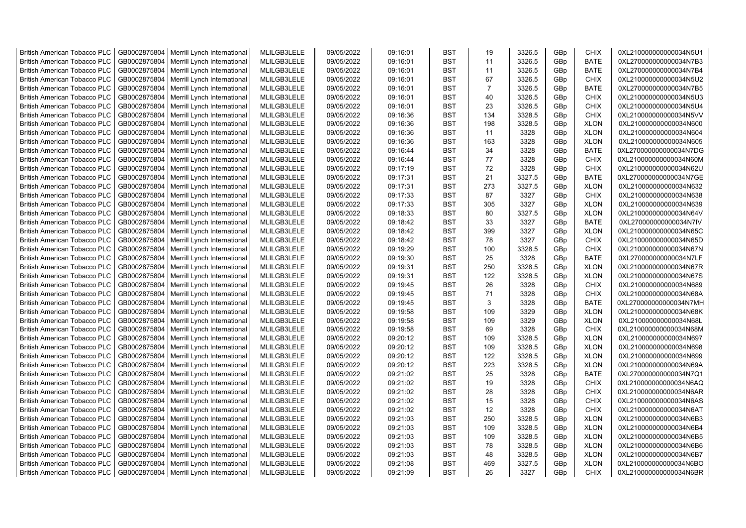| British American Tobacco PLC | GB0002875804 | Merrill Lynch International | MLILGB3LELE | 09/05/2022 | 09:16:01 | BST | 19 | 3326.5 | GBp | CHIX | 0XL210000000000034N5U1 |
|---|---|---|---|---|---|---|---|---|---|---|---|
| British American Tobacco PLC | GB0002875804 | Merrill Lynch International | MLILGB3LELE | 09/05/2022 | 09:16:01 | BST | 11 | 3326.5 | GBp | BATE | 0XL270000000000034N7B3 |
| British American Tobacco PLC | GB0002875804 | Merrill Lynch International | MLILGB3LELE | 09/05/2022 | 09:16:01 | BST | 11 | 3326.5 | GBp | BATE | 0XL270000000000034N7B4 |
| British American Tobacco PLC | GB0002875804 | Merrill Lynch International | MLILGB3LELE | 09/05/2022 | 09:16:01 | BST | 67 | 3326.5 | GBp | CHIX | 0XL210000000000034N5U2 |
| British American Tobacco PLC | GB0002875804 | Merrill Lynch International | MLILGB3LELE | 09/05/2022 | 09:16:01 | BST | 7 | 3326.5 | GBp | BATE | 0XL270000000000034N7B5 |
| British American Tobacco PLC | GB0002875804 | Merrill Lynch International | MLILGB3LELE | 09/05/2022 | 09:16:01 | BST | 40 | 3326.5 | GBp | CHIX | 0XL210000000000034N5U3 |
| British American Tobacco PLC | GB0002875804 | Merrill Lynch International | MLILGB3LELE | 09/05/2022 | 09:16:01 | BST | 23 | 3326.5 | GBp | CHIX | 0XL210000000000034N5U4 |
| British American Tobacco PLC | GB0002875804 | Merrill Lynch International | MLILGB3LELE | 09/05/2022 | 09:16:36 | BST | 134 | 3328.5 | GBp | CHIX | 0XL210000000000034N5VV |
| British American Tobacco PLC | GB0002875804 | Merrill Lynch International | MLILGB3LELE | 09/05/2022 | 09:16:36 | BST | 198 | 3328.5 | GBp | XLON | 0XL210000000000034N600 |
| British American Tobacco PLC | GB0002875804 | Merrill Lynch International | MLILGB3LELE | 09/05/2022 | 09:16:36 | BST | 11 | 3328 | GBp | XLON | 0XL210000000000034N604 |
| British American Tobacco PLC | GB0002875804 | Merrill Lynch International | MLILGB3LELE | 09/05/2022 | 09:16:36 | BST | 163 | 3328 | GBp | XLON | 0XL210000000000034N605 |
| British American Tobacco PLC | GB0002875804 | Merrill Lynch International | MLILGB3LELE | 09/05/2022 | 09:16:44 | BST | 34 | 3328 | GBp | BATE | 0XL270000000000034N7DG |
| British American Tobacco PLC | GB0002875804 | Merrill Lynch International | MLILGB3LELE | 09/05/2022 | 09:16:44 | BST | 77 | 3328 | GBp | CHIX | 0XL210000000000034N60M |
| British American Tobacco PLC | GB0002875804 | Merrill Lynch International | MLILGB3LELE | 09/05/2022 | 09:17:19 | BST | 72 | 3328 | GBp | CHIX | 0XL210000000000034N62U |
| British American Tobacco PLC | GB0002875804 | Merrill Lynch International | MLILGB3LELE | 09/05/2022 | 09:17:31 | BST | 21 | 3327.5 | GBp | BATE | 0XL270000000000034N7GE |
| British American Tobacco PLC | GB0002875804 | Merrill Lynch International | MLILGB3LELE | 09/05/2022 | 09:17:31 | BST | 273 | 3327.5 | GBp | XLON | 0XL210000000000034N632 |
| British American Tobacco PLC | GB0002875804 | Merrill Lynch International | MLILGB3LELE | 09/05/2022 | 09:17:33 | BST | 87 | 3327 | GBp | CHIX | 0XL210000000000034N638 |
| British American Tobacco PLC | GB0002875804 | Merrill Lynch International | MLILGB3LELE | 09/05/2022 | 09:17:33 | BST | 305 | 3327 | GBp | XLON | 0XL210000000000034N639 |
| British American Tobacco PLC | GB0002875804 | Merrill Lynch International | MLILGB3LELE | 09/05/2022 | 09:18:33 | BST | 80 | 3327.5 | GBp | XLON | 0XL210000000000034N64V |
| British American Tobacco PLC | GB0002875804 | Merrill Lynch International | MLILGB3LELE | 09/05/2022 | 09:18:42 | BST | 33 | 3327 | GBp | BATE | 0XL270000000000034N7IV |
| British American Tobacco PLC | GB0002875804 | Merrill Lynch International | MLILGB3LELE | 09/05/2022 | 09:18:42 | BST | 399 | 3327 | GBp | XLON | 0XL210000000000034N65C |
| British American Tobacco PLC | GB0002875804 | Merrill Lynch International | MLILGB3LELE | 09/05/2022 | 09:18:42 | BST | 78 | 3327 | GBp | CHIX | 0XL210000000000034N65D |
| British American Tobacco PLC | GB0002875804 | Merrill Lynch International | MLILGB3LELE | 09/05/2022 | 09:19:29 | BST | 100 | 3328.5 | GBp | CHIX | 0XL210000000000034N67N |
| British American Tobacco PLC | GB0002875804 | Merrill Lynch International | MLILGB3LELE | 09/05/2022 | 09:19:30 | BST | 25 | 3328 | GBp | BATE | 0XL270000000000034N7LF |
| British American Tobacco PLC | GB0002875804 | Merrill Lynch International | MLILGB3LELE | 09/05/2022 | 09:19:31 | BST | 250 | 3328.5 | GBp | XLON | 0XL210000000000034N67R |
| British American Tobacco PLC | GB0002875804 | Merrill Lynch International | MLILGB3LELE | 09/05/2022 | 09:19:31 | BST | 122 | 3328.5 | GBp | XLON | 0XL210000000000034N67S |
| British American Tobacco PLC | GB0002875804 | Merrill Lynch International | MLILGB3LELE | 09/05/2022 | 09:19:45 | BST | 26 | 3328 | GBp | CHIX | 0XL210000000000034N689 |
| British American Tobacco PLC | GB0002875804 | Merrill Lynch International | MLILGB3LELE | 09/05/2022 | 09:19:45 | BST | 71 | 3328 | GBp | CHIX | 0XL210000000000034N68A |
| British American Tobacco PLC | GB0002875804 | Merrill Lynch International | MLILGB3LELE | 09/05/2022 | 09:19:45 | BST | 3 | 3328 | GBp | BATE | 0XL270000000000034N7MH |
| British American Tobacco PLC | GB0002875804 | Merrill Lynch International | MLILGB3LELE | 09/05/2022 | 09:19:58 | BST | 109 | 3329 | GBp | XLON | 0XL210000000000034N68K |
| British American Tobacco PLC | GB0002875804 | Merrill Lynch International | MLILGB3LELE | 09/05/2022 | 09:19:58 | BST | 109 | 3329 | GBp | XLON | 0XL210000000000034N68L |
| British American Tobacco PLC | GB0002875804 | Merrill Lynch International | MLILGB3LELE | 09/05/2022 | 09:19:58 | BST | 69 | 3328 | GBp | CHIX | 0XL210000000000034N68M |
| British American Tobacco PLC | GB0002875804 | Merrill Lynch International | MLILGB3LELE | 09/05/2022 | 09:20:12 | BST | 109 | 3328.5 | GBp | XLON | 0XL210000000000034N697 |
| British American Tobacco PLC | GB0002875804 | Merrill Lynch International | MLILGB3LELE | 09/05/2022 | 09:20:12 | BST | 109 | 3328.5 | GBp | XLON | 0XL210000000000034N698 |
| British American Tobacco PLC | GB0002875804 | Merrill Lynch International | MLILGB3LELE | 09/05/2022 | 09:20:12 | BST | 122 | 3328.5 | GBp | XLON | 0XL210000000000034N699 |
| British American Tobacco PLC | GB0002875804 | Merrill Lynch International | MLILGB3LELE | 09/05/2022 | 09:20:12 | BST | 223 | 3328.5 | GBp | XLON | 0XL210000000000034N69A |
| British American Tobacco PLC | GB0002875804 | Merrill Lynch International | MLILGB3LELE | 09/05/2022 | 09:21:02 | BST | 25 | 3328 | GBp | BATE | 0XL270000000000034N7Q1 |
| British American Tobacco PLC | GB0002875804 | Merrill Lynch International | MLILGB3LELE | 09/05/2022 | 09:21:02 | BST | 19 | 3328 | GBp | CHIX | 0XL210000000000034N6AQ |
| British American Tobacco PLC | GB0002875804 | Merrill Lynch International | MLILGB3LELE | 09/05/2022 | 09:21:02 | BST | 28 | 3328 | GBp | CHIX | 0XL210000000000034N6AR |
| British American Tobacco PLC | GB0002875804 | Merrill Lynch International | MLILGB3LELE | 09/05/2022 | 09:21:02 | BST | 15 | 3328 | GBp | CHIX | 0XL210000000000034N6AS |
| British American Tobacco PLC | GB0002875804 | Merrill Lynch International | MLILGB3LELE | 09/05/2022 | 09:21:02 | BST | 12 | 3328 | GBp | CHIX | 0XL210000000000034N6AT |
| British American Tobacco PLC | GB0002875804 | Merrill Lynch International | MLILGB3LELE | 09/05/2022 | 09:21:03 | BST | 250 | 3328.5 | GBp | XLON | 0XL210000000000034N6B3 |
| British American Tobacco PLC | GB0002875804 | Merrill Lynch International | MLILGB3LELE | 09/05/2022 | 09:21:03 | BST | 109 | 3328.5 | GBp | XLON | 0XL210000000000034N6B4 |
| British American Tobacco PLC | GB0002875804 | Merrill Lynch International | MLILGB3LELE | 09/05/2022 | 09:21:03 | BST | 109 | 3328.5 | GBp | XLON | 0XL210000000000034N6B5 |
| British American Tobacco PLC | GB0002875804 | Merrill Lynch International | MLILGB3LELE | 09/05/2022 | 09:21:03 | BST | 78 | 3328.5 | GBp | XLON | 0XL210000000000034N6B6 |
| British American Tobacco PLC | GB0002875804 | Merrill Lynch International | MLILGB3LELE | 09/05/2022 | 09:21:03 | BST | 48 | 3328.5 | GBp | XLON | 0XL210000000000034N6B7 |
| British American Tobacco PLC | GB0002875804 | Merrill Lynch International | MLILGB3LELE | 09/05/2022 | 09:21:08 | BST | 469 | 3327.5 | GBp | XLON | 0XL210000000000034N6BO |
| British American Tobacco PLC | GB0002875804 | Merrill Lynch International | MLILGB3LELE | 09/05/2022 | 09:21:09 | BST | 26 | 3327 | GBp | CHIX | 0XL210000000000034N6BR |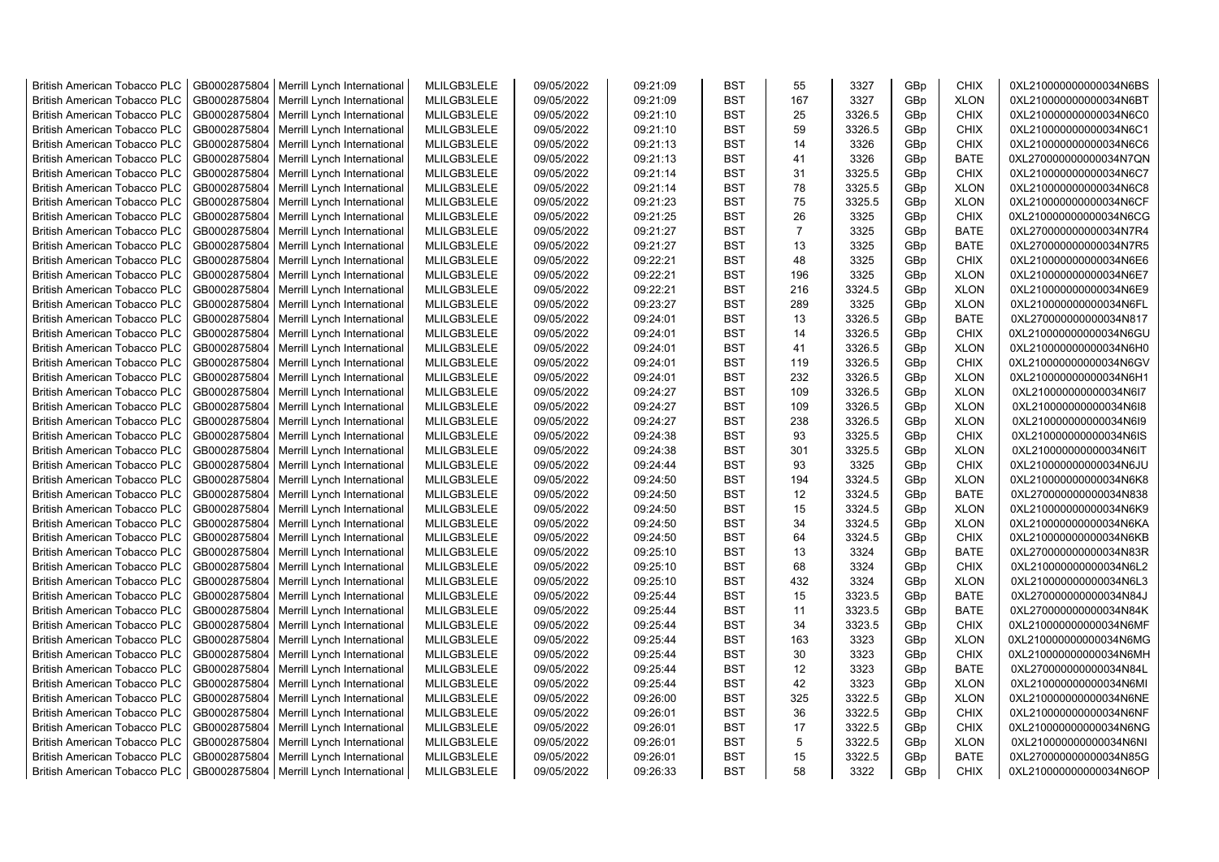| | | | | | | | | | | | |
|---|---|---|---|---|---|---|---|---|---|---|---|
| British American Tobacco PLC | GB0002875804 | Merrill Lynch International | MLILGB3LELE | 09/05/2022 | 09:21:09 | BST | 55 | 3327 | GBp | CHIX | 0XL210000000000034N6BS |
| British American Tobacco PLC | GB0002875804 | Merrill Lynch International | MLILGB3LELE | 09/05/2022 | 09:21:09 | BST | 167 | 3327 | GBp | XLON | 0XL210000000000034N6BT |
| British American Tobacco PLC | GB0002875804 | Merrill Lynch International | MLILGB3LELE | 09/05/2022 | 09:21:10 | BST | 25 | 3326.5 | GBp | CHIX | 0XL210000000000034N6C0 |
| British American Tobacco PLC | GB0002875804 | Merrill Lynch International | MLILGB3LELE | 09/05/2022 | 09:21:10 | BST | 59 | 3326.5 | GBp | CHIX | 0XL210000000000034N6C1 |
| British American Tobacco PLC | GB0002875804 | Merrill Lynch International | MLILGB3LELE | 09/05/2022 | 09:21:13 | BST | 14 | 3326 | GBp | CHIX | 0XL210000000000034N6C6 |
| British American Tobacco PLC | GB0002875804 | Merrill Lynch International | MLILGB3LELE | 09/05/2022 | 09:21:13 | BST | 41 | 3326 | GBp | BATE | 0XL270000000000034N7QN |
| British American Tobacco PLC | GB0002875804 | Merrill Lynch International | MLILGB3LELE | 09/05/2022 | 09:21:14 | BST | 31 | 3325.5 | GBp | CHIX | 0XL210000000000034N6C7 |
| British American Tobacco PLC | GB0002875804 | Merrill Lynch International | MLILGB3LELE | 09/05/2022 | 09:21:14 | BST | 78 | 3325.5 | GBp | XLON | 0XL210000000000034N6C8 |
| British American Tobacco PLC | GB0002875804 | Merrill Lynch International | MLILGB3LELE | 09/05/2022 | 09:21:23 | BST | 75 | 3325.5 | GBp | XLON | 0XL210000000000034N6CF |
| British American Tobacco PLC | GB0002875804 | Merrill Lynch International | MLILGB3LELE | 09/05/2022 | 09:21:25 | BST | 26 | 3325 | GBp | CHIX | 0XL210000000000034N6CG |
| British American Tobacco PLC | GB0002875804 | Merrill Lynch International | MLILGB3LELE | 09/05/2022 | 09:21:27 | BST | 7 | 3325 | GBp | BATE | 0XL270000000000034N7R4 |
| British American Tobacco PLC | GB0002875804 | Merrill Lynch International | MLILGB3LELE | 09/05/2022 | 09:21:27 | BST | 13 | 3325 | GBp | BATE | 0XL270000000000034N7R5 |
| British American Tobacco PLC | GB0002875804 | Merrill Lynch International | MLILGB3LELE | 09/05/2022 | 09:22:21 | BST | 48 | 3325 | GBp | CHIX | 0XL210000000000034N6E6 |
| British American Tobacco PLC | GB0002875804 | Merrill Lynch International | MLILGB3LELE | 09/05/2022 | 09:22:21 | BST | 196 | 3325 | GBp | XLON | 0XL210000000000034N6E7 |
| British American Tobacco PLC | GB0002875804 | Merrill Lynch International | MLILGB3LELE | 09/05/2022 | 09:22:21 | BST | 216 | 3324.5 | GBp | XLON | 0XL210000000000034N6E9 |
| British American Tobacco PLC | GB0002875804 | Merrill Lynch International | MLILGB3LELE | 09/05/2022 | 09:23:27 | BST | 289 | 3325 | GBp | XLON | 0XL210000000000034N6FL |
| British American Tobacco PLC | GB0002875804 | Merrill Lynch International | MLILGB3LELE | 09/05/2022 | 09:24:01 | BST | 13 | 3326.5 | GBp | BATE | 0XL270000000000034N817 |
| British American Tobacco PLC | GB0002875804 | Merrill Lynch International | MLILGB3LELE | 09/05/2022 | 09:24:01 | BST | 14 | 3326.5 | GBp | CHIX | 0XL210000000000034N6GU |
| British American Tobacco PLC | GB0002875804 | Merrill Lynch International | MLILGB3LELE | 09/05/2022 | 09:24:01 | BST | 41 | 3326.5 | GBp | XLON | 0XL210000000000034N6H0 |
| British American Tobacco PLC | GB0002875804 | Merrill Lynch International | MLILGB3LELE | 09/05/2022 | 09:24:01 | BST | 119 | 3326.5 | GBp | CHIX | 0XL210000000000034N6GV |
| British American Tobacco PLC | GB0002875804 | Merrill Lynch International | MLILGB3LELE | 09/05/2022 | 09:24:01 | BST | 232 | 3326.5 | GBp | XLON | 0XL210000000000034N6H1 |
| British American Tobacco PLC | GB0002875804 | Merrill Lynch International | MLILGB3LELE | 09/05/2022 | 09:24:27 | BST | 109 | 3326.5 | GBp | XLON | 0XL210000000000034N6I7 |
| British American Tobacco PLC | GB0002875804 | Merrill Lynch International | MLILGB3LELE | 09/05/2022 | 09:24:27 | BST | 109 | 3326.5 | GBp | XLON | 0XL210000000000034N6I8 |
| British American Tobacco PLC | GB0002875804 | Merrill Lynch International | MLILGB3LELE | 09/05/2022 | 09:24:27 | BST | 238 | 3326.5 | GBp | XLON | 0XL210000000000034N6I9 |
| British American Tobacco PLC | GB0002875804 | Merrill Lynch International | MLILGB3LELE | 09/05/2022 | 09:24:38 | BST | 93 | 3325.5 | GBp | CHIX | 0XL210000000000034N6IS |
| British American Tobacco PLC | GB0002875804 | Merrill Lynch International | MLILGB3LELE | 09/05/2022 | 09:24:38 | BST | 301 | 3325.5 | GBp | XLON | 0XL210000000000034N6IT |
| British American Tobacco PLC | GB0002875804 | Merrill Lynch International | MLILGB3LELE | 09/05/2022 | 09:24:44 | BST | 93 | 3325 | GBp | CHIX | 0XL210000000000034N6JU |
| British American Tobacco PLC | GB0002875804 | Merrill Lynch International | MLILGB3LELE | 09/05/2022 | 09:24:50 | BST | 194 | 3324.5 | GBp | XLON | 0XL210000000000034N6K8 |
| British American Tobacco PLC | GB0002875804 | Merrill Lynch International | MLILGB3LELE | 09/05/2022 | 09:24:50 | BST | 12 | 3324.5 | GBp | BATE | 0XL270000000000034N838 |
| British American Tobacco PLC | GB0002875804 | Merrill Lynch International | MLILGB3LELE | 09/05/2022 | 09:24:50 | BST | 15 | 3324.5 | GBp | XLON | 0XL210000000000034N6K9 |
| British American Tobacco PLC | GB0002875804 | Merrill Lynch International | MLILGB3LELE | 09/05/2022 | 09:24:50 | BST | 34 | 3324.5 | GBp | XLON | 0XL210000000000034N6KA |
| British American Tobacco PLC | GB0002875804 | Merrill Lynch International | MLILGB3LELE | 09/05/2022 | 09:24:50 | BST | 64 | 3324.5 | GBp | CHIX | 0XL210000000000034N6KB |
| British American Tobacco PLC | GB0002875804 | Merrill Lynch International | MLILGB3LELE | 09/05/2022 | 09:25:10 | BST | 13 | 3324 | GBp | BATE | 0XL270000000000034N83R |
| British American Tobacco PLC | GB0002875804 | Merrill Lynch International | MLILGB3LELE | 09/05/2022 | 09:25:10 | BST | 68 | 3324 | GBp | CHIX | 0XL210000000000034N6L2 |
| British American Tobacco PLC | GB0002875804 | Merrill Lynch International | MLILGB3LELE | 09/05/2022 | 09:25:10 | BST | 432 | 3324 | GBp | XLON | 0XL210000000000034N6L3 |
| British American Tobacco PLC | GB0002875804 | Merrill Lynch International | MLILGB3LELE | 09/05/2022 | 09:25:44 | BST | 15 | 3323.5 | GBp | BATE | 0XL270000000000034N84J |
| British American Tobacco PLC | GB0002875804 | Merrill Lynch International | MLILGB3LELE | 09/05/2022 | 09:25:44 | BST | 11 | 3323.5 | GBp | BATE | 0XL270000000000034N84K |
| British American Tobacco PLC | GB0002875804 | Merrill Lynch International | MLILGB3LELE | 09/05/2022 | 09:25:44 | BST | 34 | 3323.5 | GBp | CHIX | 0XL210000000000034N6MF |
| British American Tobacco PLC | GB0002875804 | Merrill Lynch International | MLILGB3LELE | 09/05/2022 | 09:25:44 | BST | 163 | 3323 | GBp | XLON | 0XL210000000000034N6MG |
| British American Tobacco PLC | GB0002875804 | Merrill Lynch International | MLILGB3LELE | 09/05/2022 | 09:25:44 | BST | 30 | 3323 | GBp | CHIX | 0XL210000000000034N6MH |
| British American Tobacco PLC | GB0002875804 | Merrill Lynch International | MLILGB3LELE | 09/05/2022 | 09:25:44 | BST | 12 | 3323 | GBp | BATE | 0XL270000000000034N84L |
| British American Tobacco PLC | GB0002875804 | Merrill Lynch International | MLILGB3LELE | 09/05/2022 | 09:25:44 | BST | 42 | 3323 | GBp | XLON | 0XL210000000000034N6MI |
| British American Tobacco PLC | GB0002875804 | Merrill Lynch International | MLILGB3LELE | 09/05/2022 | 09:26:00 | BST | 325 | 3322.5 | GBp | XLON | 0XL210000000000034N6NE |
| British American Tobacco PLC | GB0002875804 | Merrill Lynch International | MLILGB3LELE | 09/05/2022 | 09:26:01 | BST | 36 | 3322.5 | GBp | CHIX | 0XL210000000000034N6NF |
| British American Tobacco PLC | GB0002875804 | Merrill Lynch International | MLILGB3LELE | 09/05/2022 | 09:26:01 | BST | 17 | 3322.5 | GBp | CHIX | 0XL210000000000034N6NG |
| British American Tobacco PLC | GB0002875804 | Merrill Lynch International | MLILGB3LELE | 09/05/2022 | 09:26:01 | BST | 5 | 3322.5 | GBp | XLON | 0XL210000000000034N6NI |
| British American Tobacco PLC | GB0002875804 | Merrill Lynch International | MLILGB3LELE | 09/05/2022 | 09:26:01 | BST | 15 | 3322.5 | GBp | BATE | 0XL270000000000034N85G |
| British American Tobacco PLC | GB0002875804 | Merrill Lynch International | MLILGB3LELE | 09/05/2022 | 09:26:33 | BST | 58 | 3322 | GBp | CHIX | 0XL210000000000034N6OP |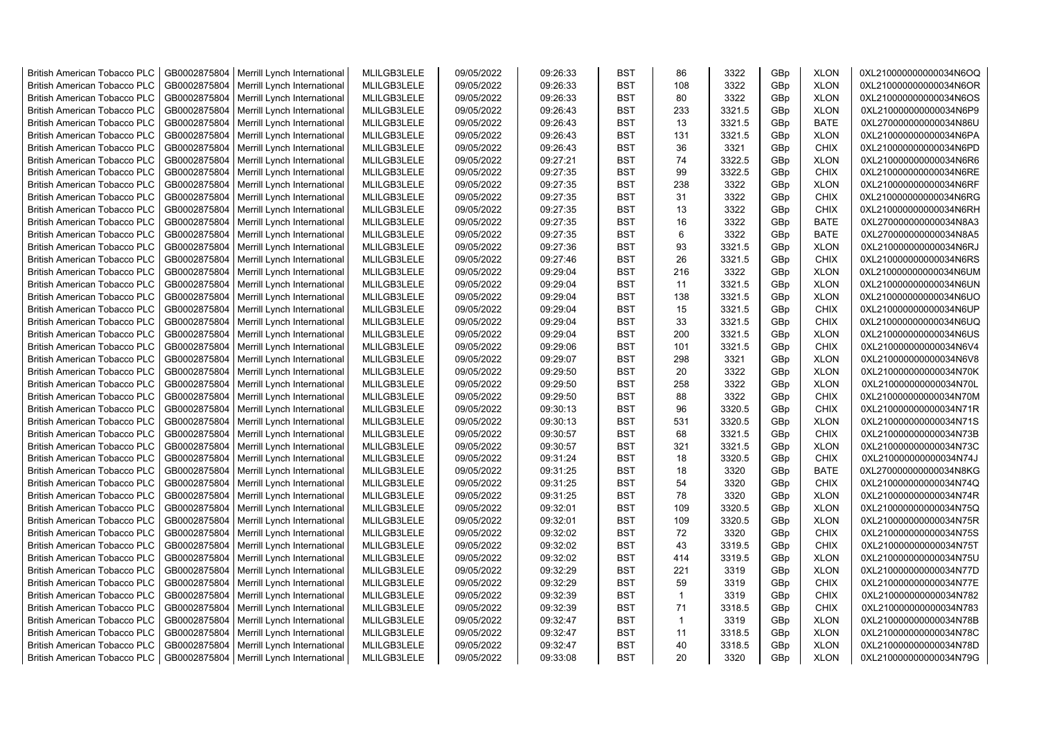| British American Tobacco PLC | GB0002875804 | Merrill Lynch International | MLILGB3LELE | 09/05/2022 | 09:26:33 | BST | 86 | 3322 | GBp | XLON | 0XL210000000000034N6OQ |
|---|---|---|---|---|---|---|---|---|---|---|---|
| British American Tobacco PLC | GB0002875804 | Merrill Lynch International | MLILGB3LELE | 09/05/2022 | 09:26:33 | BST | 108 | 3322 | GBp | XLON | 0XL210000000000034N6OR |
| British American Tobacco PLC | GB0002875804 | Merrill Lynch International | MLILGB3LELE | 09/05/2022 | 09:26:33 | BST | 80 | 3322 | GBp | XLON | 0XL210000000000034N6OS |
| British American Tobacco PLC | GB0002875804 | Merrill Lynch International | MLILGB3LELE | 09/05/2022 | 09:26:43 | BST | 233 | 3321.5 | GBp | XLON | 0XL210000000000034N6P9 |
| British American Tobacco PLC | GB0002875804 | Merrill Lynch International | MLILGB3LELE | 09/05/2022 | 09:26:43 | BST | 13 | 3321.5 | GBp | BATE | 0XL270000000000034N86U |
| British American Tobacco PLC | GB0002875804 | Merrill Lynch International | MLILGB3LELE | 09/05/2022 | 09:26:43 | BST | 131 | 3321.5 | GBp | XLON | 0XL210000000000034N6PA |
| British American Tobacco PLC | GB0002875804 | Merrill Lynch International | MLILGB3LELE | 09/05/2022 | 09:26:43 | BST | 36 | 3321 | GBp | CHIX | 0XL210000000000034N6PD |
| British American Tobacco PLC | GB0002875804 | Merrill Lynch International | MLILGB3LELE | 09/05/2022 | 09:27:21 | BST | 74 | 3322.5 | GBp | XLON | 0XL210000000000034N6R6 |
| British American Tobacco PLC | GB0002875804 | Merrill Lynch International | MLILGB3LELE | 09/05/2022 | 09:27:35 | BST | 99 | 3322.5 | GBp | CHIX | 0XL210000000000034N6RE |
| British American Tobacco PLC | GB0002875804 | Merrill Lynch International | MLILGB3LELE | 09/05/2022 | 09:27:35 | BST | 238 | 3322 | GBp | XLON | 0XL210000000000034N6RF |
| British American Tobacco PLC | GB0002875804 | Merrill Lynch International | MLILGB3LELE | 09/05/2022 | 09:27:35 | BST | 31 | 3322 | GBp | CHIX | 0XL210000000000034N6RG |
| British American Tobacco PLC | GB0002875804 | Merrill Lynch International | MLILGB3LELE | 09/05/2022 | 09:27:35 | BST | 13 | 3322 | GBp | CHIX | 0XL210000000000034N6RH |
| British American Tobacco PLC | GB0002875804 | Merrill Lynch International | MLILGB3LELE | 09/05/2022 | 09:27:35 | BST | 16 | 3322 | GBp | BATE | 0XL270000000000034N8A3 |
| British American Tobacco PLC | GB0002875804 | Merrill Lynch International | MLILGB3LELE | 09/05/2022 | 09:27:35 | BST | 6 | 3322 | GBp | BATE | 0XL270000000000034N8A5 |
| British American Tobacco PLC | GB0002875804 | Merrill Lynch International | MLILGB3LELE | 09/05/2022 | 09:27:36 | BST | 93 | 3321.5 | GBp | XLON | 0XL210000000000034N6RJ |
| British American Tobacco PLC | GB0002875804 | Merrill Lynch International | MLILGB3LELE | 09/05/2022 | 09:27:46 | BST | 26 | 3321.5 | GBp | CHIX | 0XL210000000000034N6RS |
| British American Tobacco PLC | GB0002875804 | Merrill Lynch International | MLILGB3LELE | 09/05/2022 | 09:29:04 | BST | 216 | 3322 | GBp | XLON | 0XL210000000000034N6UM |
| British American Tobacco PLC | GB0002875804 | Merrill Lynch International | MLILGB3LELE | 09/05/2022 | 09:29:04 | BST | 11 | 3321.5 | GBp | XLON | 0XL210000000000034N6UN |
| British American Tobacco PLC | GB0002875804 | Merrill Lynch International | MLILGB3LELE | 09/05/2022 | 09:29:04 | BST | 138 | 3321.5 | GBp | XLON | 0XL210000000000034N6UO |
| British American Tobacco PLC | GB0002875804 | Merrill Lynch International | MLILGB3LELE | 09/05/2022 | 09:29:04 | BST | 15 | 3321.5 | GBp | CHIX | 0XL210000000000034N6UP |
| British American Tobacco PLC | GB0002875804 | Merrill Lynch International | MLILGB3LELE | 09/05/2022 | 09:29:04 | BST | 33 | 3321.5 | GBp | CHIX | 0XL210000000000034N6UQ |
| British American Tobacco PLC | GB0002875804 | Merrill Lynch International | MLILGB3LELE | 09/05/2022 | 09:29:04 | BST | 200 | 3321.5 | GBp | XLON | 0XL210000000000034N6US |
| British American Tobacco PLC | GB0002875804 | Merrill Lynch International | MLILGB3LELE | 09/05/2022 | 09:29:06 | BST | 101 | 3321.5 | GBp | CHIX | 0XL210000000000034N6V4 |
| British American Tobacco PLC | GB0002875804 | Merrill Lynch International | MLILGB3LELE | 09/05/2022 | 09:29:07 | BST | 298 | 3321 | GBp | XLON | 0XL210000000000034N6V8 |
| British American Tobacco PLC | GB0002875804 | Merrill Lynch International | MLILGB3LELE | 09/05/2022 | 09:29:50 | BST | 20 | 3322 | GBp | XLON | 0XL210000000000034N70K |
| British American Tobacco PLC | GB0002875804 | Merrill Lynch International | MLILGB3LELE | 09/05/2022 | 09:29:50 | BST | 258 | 3322 | GBp | XLON | 0XL210000000000034N70L |
| British American Tobacco PLC | GB0002875804 | Merrill Lynch International | MLILGB3LELE | 09/05/2022 | 09:29:50 | BST | 88 | 3322 | GBp | CHIX | 0XL210000000000034N70M |
| British American Tobacco PLC | GB0002875804 | Merrill Lynch International | MLILGB3LELE | 09/05/2022 | 09:30:13 | BST | 96 | 3320.5 | GBp | CHIX | 0XL210000000000034N71R |
| British American Tobacco PLC | GB0002875804 | Merrill Lynch International | MLILGB3LELE | 09/05/2022 | 09:30:13 | BST | 531 | 3320.5 | GBp | XLON | 0XL210000000000034N71S |
| British American Tobacco PLC | GB0002875804 | Merrill Lynch International | MLILGB3LELE | 09/05/2022 | 09:30:57 | BST | 68 | 3321.5 | GBp | CHIX | 0XL210000000000034N73B |
| British American Tobacco PLC | GB0002875804 | Merrill Lynch International | MLILGB3LELE | 09/05/2022 | 09:30:57 | BST | 321 | 3321.5 | GBp | XLON | 0XL210000000000034N73C |
| British American Tobacco PLC | GB0002875804 | Merrill Lynch International | MLILGB3LELE | 09/05/2022 | 09:31:24 | BST | 18 | 3320.5 | GBp | CHIX | 0XL210000000000034N74J |
| British American Tobacco PLC | GB0002875804 | Merrill Lynch International | MLILGB3LELE | 09/05/2022 | 09:31:25 | BST | 18 | 3320 | GBp | BATE | 0XL270000000000034N8KG |
| British American Tobacco PLC | GB0002875804 | Merrill Lynch International | MLILGB3LELE | 09/05/2022 | 09:31:25 | BST | 54 | 3320 | GBp | CHIX | 0XL210000000000034N74Q |
| British American Tobacco PLC | GB0002875804 | Merrill Lynch International | MLILGB3LELE | 09/05/2022 | 09:31:25 | BST | 78 | 3320 | GBp | XLON | 0XL210000000000034N74R |
| British American Tobacco PLC | GB0002875804 | Merrill Lynch International | MLILGB3LELE | 09/05/2022 | 09:32:01 | BST | 109 | 3320.5 | GBp | XLON | 0XL210000000000034N75Q |
| British American Tobacco PLC | GB0002875804 | Merrill Lynch International | MLILGB3LELE | 09/05/2022 | 09:32:01 | BST | 109 | 3320.5 | GBp | XLON | 0XL210000000000034N75R |
| British American Tobacco PLC | GB0002875804 | Merrill Lynch International | MLILGB3LELE | 09/05/2022 | 09:32:02 | BST | 72 | 3320 | GBp | CHIX | 0XL210000000000034N75S |
| British American Tobacco PLC | GB0002875804 | Merrill Lynch International | MLILGB3LELE | 09/05/2022 | 09:32:02 | BST | 43 | 3319.5 | GBp | CHIX | 0XL210000000000034N75T |
| British American Tobacco PLC | GB0002875804 | Merrill Lynch International | MLILGB3LELE | 09/05/2022 | 09:32:02 | BST | 414 | 3319.5 | GBp | XLON | 0XL210000000000034N75U |
| British American Tobacco PLC | GB0002875804 | Merrill Lynch International | MLILGB3LELE | 09/05/2022 | 09:32:29 | BST | 221 | 3319 | GBp | XLON | 0XL210000000000034N77D |
| British American Tobacco PLC | GB0002875804 | Merrill Lynch International | MLILGB3LELE | 09/05/2022 | 09:32:29 | BST | 59 | 3319 | GBp | CHIX | 0XL210000000000034N77E |
| British American Tobacco PLC | GB0002875804 | Merrill Lynch International | MLILGB3LELE | 09/05/2022 | 09:32:39 | BST | 1 | 3319 | GBp | CHIX | 0XL210000000000034N782 |
| British American Tobacco PLC | GB0002875804 | Merrill Lynch International | MLILGB3LELE | 09/05/2022 | 09:32:39 | BST | 71 | 3318.5 | GBp | CHIX | 0XL210000000000034N783 |
| British American Tobacco PLC | GB0002875804 | Merrill Lynch International | MLILGB3LELE | 09/05/2022 | 09:32:47 | BST | 1 | 3319 | GBp | XLON | 0XL210000000000034N78B |
| British American Tobacco PLC | GB0002875804 | Merrill Lynch International | MLILGB3LELE | 09/05/2022 | 09:32:47 | BST | 11 | 3318.5 | GBp | XLON | 0XL210000000000034N78C |
| British American Tobacco PLC | GB0002875804 | Merrill Lynch International | MLILGB3LELE | 09/05/2022 | 09:32:47 | BST | 40 | 3318.5 | GBp | XLON | 0XL210000000000034N78D |
| British American Tobacco PLC | GB0002875804 | Merrill Lynch International | MLILGB3LELE | 09/05/2022 | 09:33:08 | BST | 20 | 3320 | GBp | XLON | 0XL210000000000034N79G |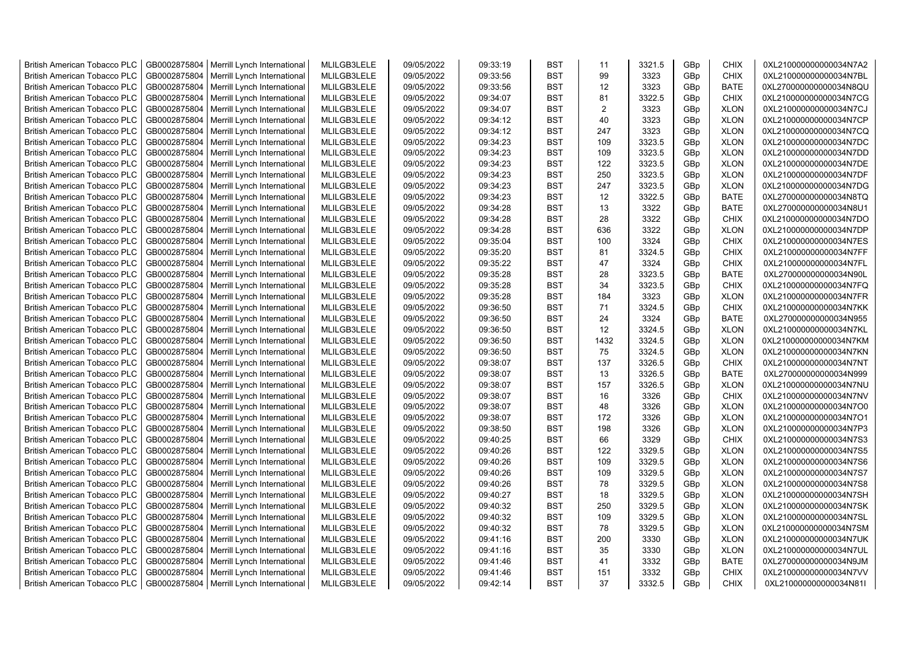| British American Tobacco PLC | GB0002875804 | Merrill Lynch International | MLILGB3LELE | 09/05/2022 | 09:33:19 | BST | 11 | 3321.5 | GBp | CHIX | 0XL210000000000034N7A2 |
|---|---|---|---|---|---|---|---|---|---|---|---|
| British American Tobacco PLC | GB0002875804 | Merrill Lynch International | MLILGB3LELE | 09/05/2022 | 09:33:56 | BST | 99 | 3323 | GBp | CHIX | 0XL210000000000034N7BL |
| British American Tobacco PLC | GB0002875804 | Merrill Lynch International | MLILGB3LELE | 09/05/2022 | 09:33:56 | BST | 12 | 3323 | GBp | BATE | 0XL270000000000034N8QU |
| British American Tobacco PLC | GB0002875804 | Merrill Lynch International | MLILGB3LELE | 09/05/2022 | 09:34:07 | BST | 81 | 3322.5 | GBp | CHIX | 0XL210000000000034N7CG |
| British American Tobacco PLC | GB0002875804 | Merrill Lynch International | MLILGB3LELE | 09/05/2022 | 09:34:07 | BST | 2 | 3323 | GBp | XLON | 0XL210000000000034N7CJ |
| British American Tobacco PLC | GB0002875804 | Merrill Lynch International | MLILGB3LELE | 09/05/2022 | 09:34:12 | BST | 40 | 3323 | GBp | XLON | 0XL210000000000034N7CP |
| British American Tobacco PLC | GB0002875804 | Merrill Lynch International | MLILGB3LELE | 09/05/2022 | 09:34:12 | BST | 247 | 3323 | GBp | XLON | 0XL210000000000034N7CQ |
| British American Tobacco PLC | GB0002875804 | Merrill Lynch International | MLILGB3LELE | 09/05/2022 | 09:34:23 | BST | 109 | 3323.5 | GBp | XLON | 0XL210000000000034N7DC |
| British American Tobacco PLC | GB0002875804 | Merrill Lynch International | MLILGB3LELE | 09/05/2022 | 09:34:23 | BST | 109 | 3323.5 | GBp | XLON | 0XL210000000000034N7DD |
| British American Tobacco PLC | GB0002875804 | Merrill Lynch International | MLILGB3LELE | 09/05/2022 | 09:34:23 | BST | 122 | 3323.5 | GBp | XLON | 0XL210000000000034N7DE |
| British American Tobacco PLC | GB0002875804 | Merrill Lynch International | MLILGB3LELE | 09/05/2022 | 09:34:23 | BST | 250 | 3323.5 | GBp | XLON | 0XL210000000000034N7DF |
| British American Tobacco PLC | GB0002875804 | Merrill Lynch International | MLILGB3LELE | 09/05/2022 | 09:34:23 | BST | 247 | 3323.5 | GBp | XLON | 0XL210000000000034N7DG |
| British American Tobacco PLC | GB0002875804 | Merrill Lynch International | MLILGB3LELE | 09/05/2022 | 09:34:23 | BST | 12 | 3322.5 | GBp | BATE | 0XL270000000000034N8TQ |
| British American Tobacco PLC | GB0002875804 | Merrill Lynch International | MLILGB3LELE | 09/05/2022 | 09:34:28 | BST | 13 | 3322 | GBp | BATE | 0XL270000000000034N8U1 |
| British American Tobacco PLC | GB0002875804 | Merrill Lynch International | MLILGB3LELE | 09/05/2022 | 09:34:28 | BST | 28 | 3322 | GBp | CHIX | 0XL210000000000034N7DO |
| British American Tobacco PLC | GB0002875804 | Merrill Lynch International | MLILGB3LELE | 09/05/2022 | 09:34:28 | BST | 636 | 3322 | GBp | XLON | 0XL210000000000034N7DP |
| British American Tobacco PLC | GB0002875804 | Merrill Lynch International | MLILGB3LELE | 09/05/2022 | 09:35:04 | BST | 100 | 3324 | GBp | CHIX | 0XL210000000000034N7ES |
| British American Tobacco PLC | GB0002875804 | Merrill Lynch International | MLILGB3LELE | 09/05/2022 | 09:35:20 | BST | 81 | 3324.5 | GBp | CHIX | 0XL210000000000034N7FF |
| British American Tobacco PLC | GB0002875804 | Merrill Lynch International | MLILGB3LELE | 09/05/2022 | 09:35:22 | BST | 47 | 3324 | GBp | CHIX | 0XL210000000000034N7FL |
| British American Tobacco PLC | GB0002875804 | Merrill Lynch International | MLILGB3LELE | 09/05/2022 | 09:35:28 | BST | 28 | 3323.5 | GBp | BATE | 0XL270000000000034N90L |
| British American Tobacco PLC | GB0002875804 | Merrill Lynch International | MLILGB3LELE | 09/05/2022 | 09:35:28 | BST | 34 | 3323.5 | GBp | CHIX | 0XL210000000000034N7FQ |
| British American Tobacco PLC | GB0002875804 | Merrill Lynch International | MLILGB3LELE | 09/05/2022 | 09:35:28 | BST | 184 | 3323 | GBp | XLON | 0XL210000000000034N7FR |
| British American Tobacco PLC | GB0002875804 | Merrill Lynch International | MLILGB3LELE | 09/05/2022 | 09:36:50 | BST | 71 | 3324.5 | GBp | CHIX | 0XL210000000000034N7KK |
| British American Tobacco PLC | GB0002875804 | Merrill Lynch International | MLILGB3LELE | 09/05/2022 | 09:36:50 | BST | 24 | 3324 | GBp | BATE | 0XL270000000000034N955 |
| British American Tobacco PLC | GB0002875804 | Merrill Lynch International | MLILGB3LELE | 09/05/2022 | 09:36:50 | BST | 12 | 3324.5 | GBp | XLON | 0XL210000000000034N7KL |
| British American Tobacco PLC | GB0002875804 | Merrill Lynch International | MLILGB3LELE | 09/05/2022 | 09:36:50 | BST | 1432 | 3324.5 | GBp | XLON | 0XL210000000000034N7KM |
| British American Tobacco PLC | GB0002875804 | Merrill Lynch International | MLILGB3LELE | 09/05/2022 | 09:36:50 | BST | 75 | 3324.5 | GBp | XLON | 0XL210000000000034N7KN |
| British American Tobacco PLC | GB0002875804 | Merrill Lynch International | MLILGB3LELE | 09/05/2022 | 09:38:07 | BST | 137 | 3326.5 | GBp | CHIX | 0XL210000000000034N7NT |
| British American Tobacco PLC | GB0002875804 | Merrill Lynch International | MLILGB3LELE | 09/05/2022 | 09:38:07 | BST | 13 | 3326.5 | GBp | BATE | 0XL270000000000034N999 |
| British American Tobacco PLC | GB0002875804 | Merrill Lynch International | MLILGB3LELE | 09/05/2022 | 09:38:07 | BST | 157 | 3326.5 | GBp | XLON | 0XL210000000000034N7NU |
| British American Tobacco PLC | GB0002875804 | Merrill Lynch International | MLILGB3LELE | 09/05/2022 | 09:38:07 | BST | 16 | 3326 | GBp | CHIX | 0XL210000000000034N7NV |
| British American Tobacco PLC | GB0002875804 | Merrill Lynch International | MLILGB3LELE | 09/05/2022 | 09:38:07 | BST | 48 | 3326 | GBp | XLON | 0XL210000000000034N7O0 |
| British American Tobacco PLC | GB0002875804 | Merrill Lynch International | MLILGB3LELE | 09/05/2022 | 09:38:07 | BST | 172 | 3326 | GBp | XLON | 0XL210000000000034N7O1 |
| British American Tobacco PLC | GB0002875804 | Merrill Lynch International | MLILGB3LELE | 09/05/2022 | 09:38:50 | BST | 198 | 3326 | GBp | XLON | 0XL210000000000034N7P3 |
| British American Tobacco PLC | GB0002875804 | Merrill Lynch International | MLILGB3LELE | 09/05/2022 | 09:40:25 | BST | 66 | 3329 | GBp | CHIX | 0XL210000000000034N7S3 |
| British American Tobacco PLC | GB0002875804 | Merrill Lynch International | MLILGB3LELE | 09/05/2022 | 09:40:26 | BST | 122 | 3329.5 | GBp | XLON | 0XL210000000000034N7S5 |
| British American Tobacco PLC | GB0002875804 | Merrill Lynch International | MLILGB3LELE | 09/05/2022 | 09:40:26 | BST | 109 | 3329.5 | GBp | XLON | 0XL210000000000034N7S6 |
| British American Tobacco PLC | GB0002875804 | Merrill Lynch International | MLILGB3LELE | 09/05/2022 | 09:40:26 | BST | 109 | 3329.5 | GBp | XLON | 0XL210000000000034N7S7 |
| British American Tobacco PLC | GB0002875804 | Merrill Lynch International | MLILGB3LELE | 09/05/2022 | 09:40:26 | BST | 78 | 3329.5 | GBp | XLON | 0XL210000000000034N7S8 |
| British American Tobacco PLC | GB0002875804 | Merrill Lynch International | MLILGB3LELE | 09/05/2022 | 09:40:27 | BST | 18 | 3329.5 | GBp | XLON | 0XL210000000000034N7SH |
| British American Tobacco PLC | GB0002875804 | Merrill Lynch International | MLILGB3LELE | 09/05/2022 | 09:40:32 | BST | 250 | 3329.5 | GBp | XLON | 0XL210000000000034N7SK |
| British American Tobacco PLC | GB0002875804 | Merrill Lynch International | MLILGB3LELE | 09/05/2022 | 09:40:32 | BST | 109 | 3329.5 | GBp | XLON | 0XL210000000000034N7SL |
| British American Tobacco PLC | GB0002875804 | Merrill Lynch International | MLILGB3LELE | 09/05/2022 | 09:40:32 | BST | 78 | 3329.5 | GBp | XLON | 0XL210000000000034N7SM |
| British American Tobacco PLC | GB0002875804 | Merrill Lynch International | MLILGB3LELE | 09/05/2022 | 09:41:16 | BST | 200 | 3330 | GBp | XLON | 0XL210000000000034N7UK |
| British American Tobacco PLC | GB0002875804 | Merrill Lynch International | MLILGB3LELE | 09/05/2022 | 09:41:16 | BST | 35 | 3330 | GBp | XLON | 0XL210000000000034N7UL |
| British American Tobacco PLC | GB0002875804 | Merrill Lynch International | MLILGB3LELE | 09/05/2022 | 09:41:46 | BST | 41 | 3332 | GBp | BATE | 0XL270000000000034N9JM |
| British American Tobacco PLC | GB0002875804 | Merrill Lynch International | MLILGB3LELE | 09/05/2022 | 09:41:46 | BST | 151 | 3332 | GBp | CHIX | 0XL210000000000034N7VV |
| British American Tobacco PLC | GB0002875804 | Merrill Lynch International | MLILGB3LELE | 09/05/2022 | 09:42:14 | BST | 37 | 3332.5 | GBp | CHIX | 0XL210000000000034N81I |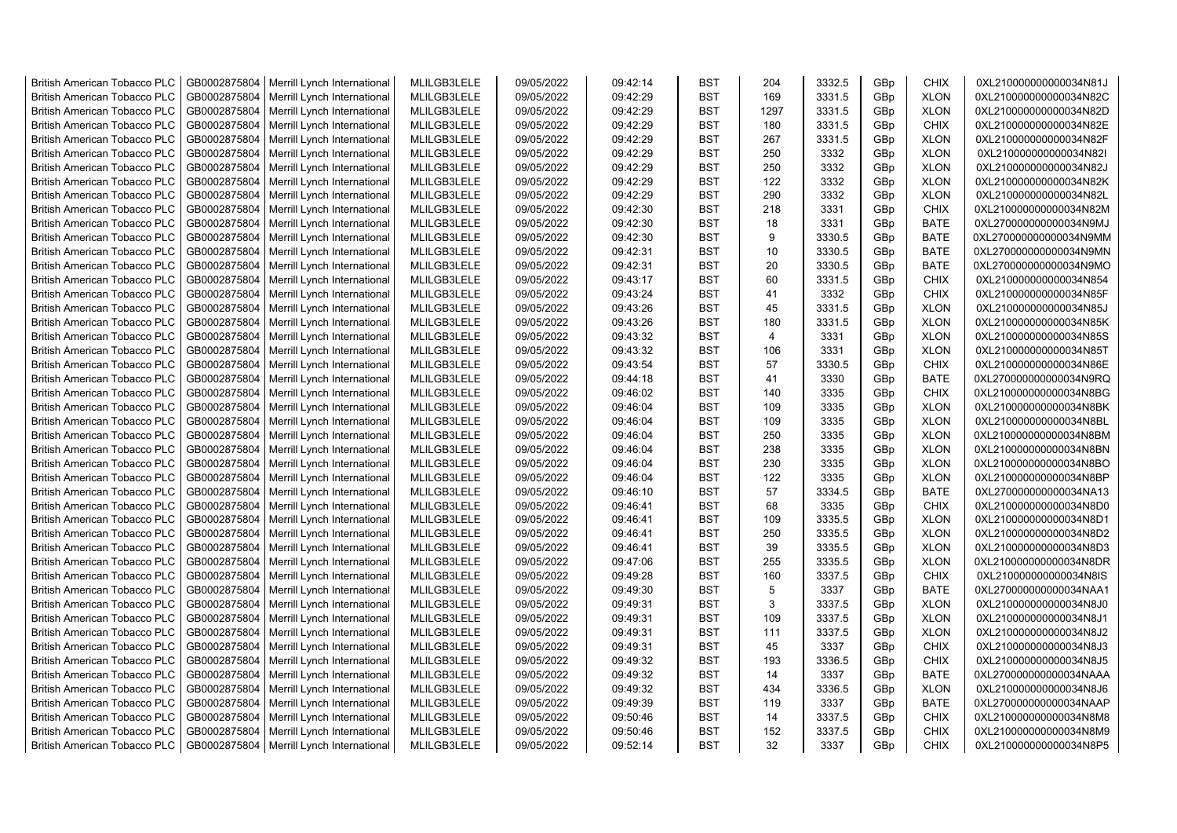| | | | | | | | | | | | |
|---|---|---|---|---|---|---|---|---|---|---|---|
| British American Tobacco PLC | GB0002875804 | Merrill Lynch International | MLILGB3LELE | 09/05/2022 | 09:42:14 | BST | 204 | 3332.5 | GBp | CHIX | 0XL210000000000034N81J |
| British American Tobacco PLC | GB0002875804 | Merrill Lynch International | MLILGB3LELE | 09/05/2022 | 09:42:29 | BST | 169 | 3331.5 | GBp | XLON | 0XL210000000000034N82C |
| British American Tobacco PLC | GB0002875804 | Merrill Lynch International | MLILGB3LELE | 09/05/2022 | 09:42:29 | BST | 1297 | 3331.5 | GBp | XLON | 0XL210000000000034N82D |
| British American Tobacco PLC | GB0002875804 | Merrill Lynch International | MLILGB3LELE | 09/05/2022 | 09:42:29 | BST | 180 | 3331.5 | GBp | CHIX | 0XL210000000000034N82E |
| British American Tobacco PLC | GB0002875804 | Merrill Lynch International | MLILGB3LELE | 09/05/2022 | 09:42:29 | BST | 267 | 3331.5 | GBp | XLON | 0XL210000000000034N82F |
| British American Tobacco PLC | GB0002875804 | Merrill Lynch International | MLILGB3LELE | 09/05/2022 | 09:42:29 | BST | 250 | 3332 | GBp | XLON | 0XL210000000000034N82I |
| British American Tobacco PLC | GB0002875804 | Merrill Lynch International | MLILGB3LELE | 09/05/2022 | 09:42:29 | BST | 250 | 3332 | GBp | XLON | 0XL210000000000034N82J |
| British American Tobacco PLC | GB0002875804 | Merrill Lynch International | MLILGB3LELE | 09/05/2022 | 09:42:29 | BST | 122 | 3332 | GBp | XLON | 0XL210000000000034N82K |
| British American Tobacco PLC | GB0002875804 | Merrill Lynch International | MLILGB3LELE | 09/05/2022 | 09:42:29 | BST | 290 | 3332 | GBp | XLON | 0XL210000000000034N82L |
| British American Tobacco PLC | GB0002875804 | Merrill Lynch International | MLILGB3LELE | 09/05/2022 | 09:42:30 | BST | 218 | 3331 | GBp | CHIX | 0XL210000000000034N82M |
| British American Tobacco PLC | GB0002875804 | Merrill Lynch International | MLILGB3LELE | 09/05/2022 | 09:42:30 | BST | 18 | 3331 | GBp | BATE | 0XL270000000000034N9MJ |
| British American Tobacco PLC | GB0002875804 | Merrill Lynch International | MLILGB3LELE | 09/05/2022 | 09:42:30 | BST | 9 | 3330.5 | GBp | BATE | 0XL270000000000034N9MM |
| British American Tobacco PLC | GB0002875804 | Merrill Lynch International | MLILGB3LELE | 09/05/2022 | 09:42:31 | BST | 10 | 3330.5 | GBp | BATE | 0XL270000000000034N9MN |
| British American Tobacco PLC | GB0002875804 | Merrill Lynch International | MLILGB3LELE | 09/05/2022 | 09:42:31 | BST | 20 | 3330.5 | GBp | BATE | 0XL270000000000034N9MO |
| British American Tobacco PLC | GB0002875804 | Merrill Lynch International | MLILGB3LELE | 09/05/2022 | 09:43:17 | BST | 60 | 3331.5 | GBp | CHIX | 0XL210000000000034N854 |
| British American Tobacco PLC | GB0002875804 | Merrill Lynch International | MLILGB3LELE | 09/05/2022 | 09:43:24 | BST | 41 | 3332 | GBp | CHIX | 0XL210000000000034N85F |
| British American Tobacco PLC | GB0002875804 | Merrill Lynch International | MLILGB3LELE | 09/05/2022 | 09:43:26 | BST | 45 | 3331.5 | GBp | XLON | 0XL210000000000034N85J |
| British American Tobacco PLC | GB0002875804 | Merrill Lynch International | MLILGB3LELE | 09/05/2022 | 09:43:26 | BST | 180 | 3331.5 | GBp | XLON | 0XL210000000000034N85K |
| British American Tobacco PLC | GB0002875804 | Merrill Lynch International | MLILGB3LELE | 09/05/2022 | 09:43:32 | BST | 4 | 3331 | GBp | XLON | 0XL210000000000034N85S |
| British American Tobacco PLC | GB0002875804 | Merrill Lynch International | MLILGB3LELE | 09/05/2022 | 09:43:32 | BST | 106 | 3331 | GBp | XLON | 0XL210000000000034N85T |
| British American Tobacco PLC | GB0002875804 | Merrill Lynch International | MLILGB3LELE | 09/05/2022 | 09:43:54 | BST | 57 | 3330.5 | GBp | CHIX | 0XL210000000000034N86E |
| British American Tobacco PLC | GB0002875804 | Merrill Lynch International | MLILGB3LELE | 09/05/2022 | 09:44:18 | BST | 41 | 3330 | GBp | BATE | 0XL270000000000034N9RQ |
| British American Tobacco PLC | GB0002875804 | Merrill Lynch International | MLILGB3LELE | 09/05/2022 | 09:46:02 | BST | 140 | 3335 | GBp | CHIX | 0XL210000000000034N8BG |
| British American Tobacco PLC | GB0002875804 | Merrill Lynch International | MLILGB3LELE | 09/05/2022 | 09:46:04 | BST | 109 | 3335 | GBp | XLON | 0XL210000000000034N8BK |
| British American Tobacco PLC | GB0002875804 | Merrill Lynch International | MLILGB3LELE | 09/05/2022 | 09:46:04 | BST | 109 | 3335 | GBp | XLON | 0XL210000000000034N8BL |
| British American Tobacco PLC | GB0002875804 | Merrill Lynch International | MLILGB3LELE | 09/05/2022 | 09:46:04 | BST | 250 | 3335 | GBp | XLON | 0XL210000000000034N8BM |
| British American Tobacco PLC | GB0002875804 | Merrill Lynch International | MLILGB3LELE | 09/05/2022 | 09:46:04 | BST | 238 | 3335 | GBp | XLON | 0XL210000000000034N8BN |
| British American Tobacco PLC | GB0002875804 | Merrill Lynch International | MLILGB3LELE | 09/05/2022 | 09:46:04 | BST | 230 | 3335 | GBp | XLON | 0XL210000000000034N8BO |
| British American Tobacco PLC | GB0002875804 | Merrill Lynch International | MLILGB3LELE | 09/05/2022 | 09:46:04 | BST | 122 | 3335 | GBp | XLON | 0XL210000000000034N8BP |
| British American Tobacco PLC | GB0002875804 | Merrill Lynch International | MLILGB3LELE | 09/05/2022 | 09:46:10 | BST | 57 | 3334.5 | GBp | BATE | 0XL270000000000034NA13 |
| British American Tobacco PLC | GB0002875804 | Merrill Lynch International | MLILGB3LELE | 09/05/2022 | 09:46:41 | BST | 68 | 3335 | GBp | CHIX | 0XL210000000000034N8D0 |
| British American Tobacco PLC | GB0002875804 | Merrill Lynch International | MLILGB3LELE | 09/05/2022 | 09:46:41 | BST | 109 | 3335.5 | GBp | XLON | 0XL210000000000034N8D1 |
| British American Tobacco PLC | GB0002875804 | Merrill Lynch International | MLILGB3LELE | 09/05/2022 | 09:46:41 | BST | 250 | 3335.5 | GBp | XLON | 0XL210000000000034N8D2 |
| British American Tobacco PLC | GB0002875804 | Merrill Lynch International | MLILGB3LELE | 09/05/2022 | 09:46:41 | BST | 39 | 3335.5 | GBp | XLON | 0XL210000000000034N8D3 |
| British American Tobacco PLC | GB0002875804 | Merrill Lynch International | MLILGB3LELE | 09/05/2022 | 09:47:06 | BST | 255 | 3335.5 | GBp | XLON | 0XL210000000000034N8DR |
| British American Tobacco PLC | GB0002875804 | Merrill Lynch International | MLILGB3LELE | 09/05/2022 | 09:49:28 | BST | 160 | 3337.5 | GBp | CHIX | 0XL210000000000034N8IS |
| British American Tobacco PLC | GB0002875804 | Merrill Lynch International | MLILGB3LELE | 09/05/2022 | 09:49:30 | BST | 5 | 3337 | GBp | BATE | 0XL270000000000034NAA1 |
| British American Tobacco PLC | GB0002875804 | Merrill Lynch International | MLILGB3LELE | 09/05/2022 | 09:49:31 | BST | 3 | 3337.5 | GBp | XLON | 0XL210000000000034N8J0 |
| British American Tobacco PLC | GB0002875804 | Merrill Lynch International | MLILGB3LELE | 09/05/2022 | 09:49:31 | BST | 109 | 3337.5 | GBp | XLON | 0XL210000000000034N8J1 |
| British American Tobacco PLC | GB0002875804 | Merrill Lynch International | MLILGB3LELE | 09/05/2022 | 09:49:31 | BST | 111 | 3337.5 | GBp | XLON | 0XL210000000000034N8J2 |
| British American Tobacco PLC | GB0002875804 | Merrill Lynch International | MLILGB3LELE | 09/05/2022 | 09:49:31 | BST | 45 | 3337 | GBp | CHIX | 0XL210000000000034N8J3 |
| British American Tobacco PLC | GB0002875804 | Merrill Lynch International | MLILGB3LELE | 09/05/2022 | 09:49:32 | BST | 193 | 3336.5 | GBp | CHIX | 0XL210000000000034N8J5 |
| British American Tobacco PLC | GB0002875804 | Merrill Lynch International | MLILGB3LELE | 09/05/2022 | 09:49:32 | BST | 14 | 3337 | GBp | BATE | 0XL270000000000034NAAA |
| British American Tobacco PLC | GB0002875804 | Merrill Lynch International | MLILGB3LELE | 09/05/2022 | 09:49:32 | BST | 434 | 3336.5 | GBp | XLON | 0XL210000000000034N8J6 |
| British American Tobacco PLC | GB0002875804 | Merrill Lynch International | MLILGB3LELE | 09/05/2022 | 09:49:39 | BST | 119 | 3337 | GBp | BATE | 0XL270000000000034NAAP |
| British American Tobacco PLC | GB0002875804 | Merrill Lynch International | MLILGB3LELE | 09/05/2022 | 09:50:46 | BST | 14 | 3337.5 | GBp | CHIX | 0XL210000000000034N8M8 |
| British American Tobacco PLC | GB0002875804 | Merrill Lynch International | MLILGB3LELE | 09/05/2022 | 09:50:46 | BST | 152 | 3337.5 | GBp | CHIX | 0XL210000000000034N8M9 |
| British American Tobacco PLC | GB0002875804 | Merrill Lynch International | MLILGB3LELE | 09/05/2022 | 09:52:14 | BST | 32 | 3337 | GBp | CHIX | 0XL210000000000034N8P5 |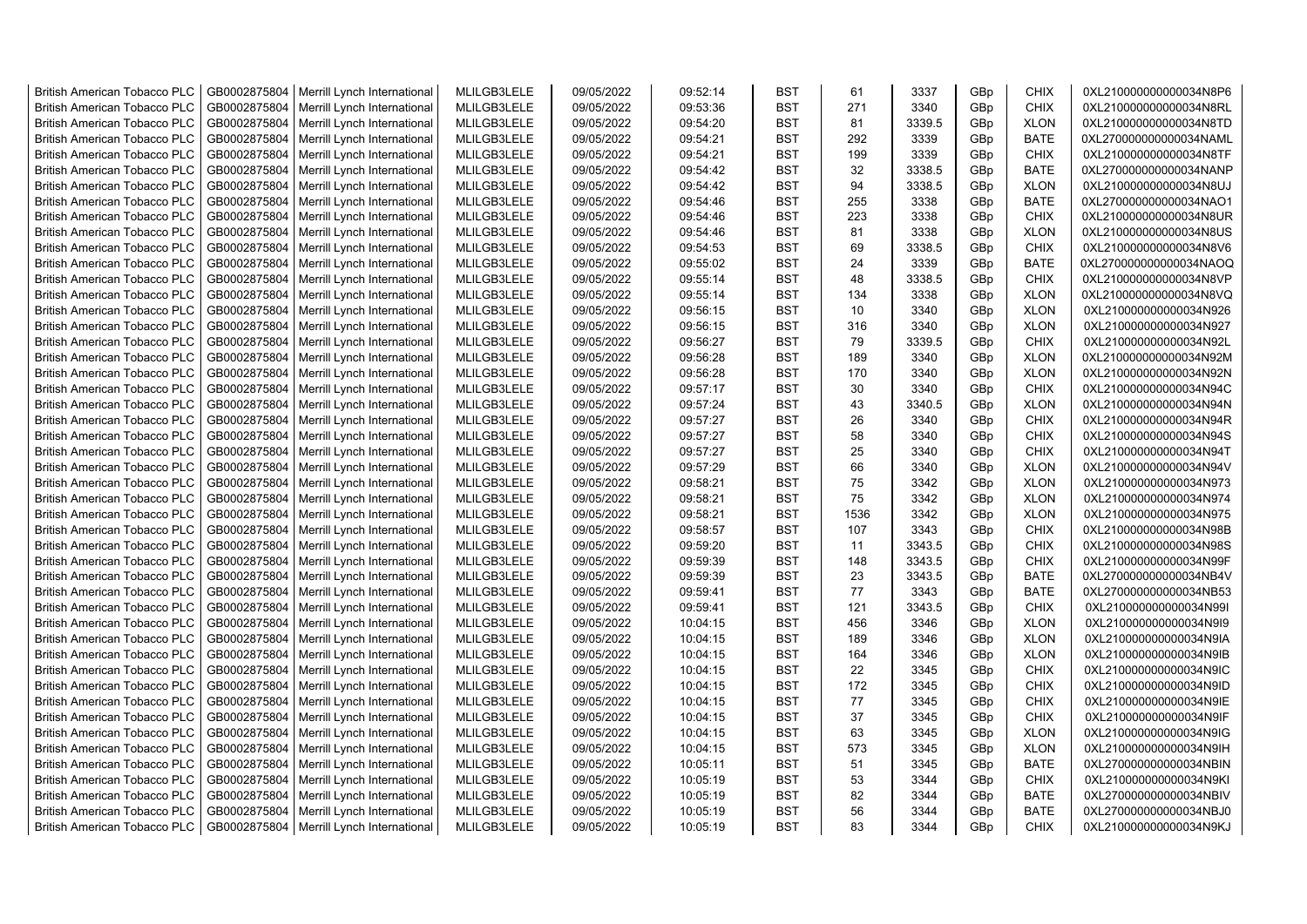| British American Tobacco PLC | GB0002875804 | Merrill Lynch International | MLILGB3LELE | 09/05/2022 | 09:52:14 | BST | 61 | 3337 | GBp | CHIX | 0XL210000000000034N8P6 |
|---|---|---|---|---|---|---|---|---|---|---|---|
| British American Tobacco PLC | GB0002875804 | Merrill Lynch International | MLILGB3LELE | 09/05/2022 | 09:53:36 | BST | 271 | 3340 | GBp | CHIX | 0XL210000000000034N8RL |
| British American Tobacco PLC | GB0002875804 | Merrill Lynch International | MLILGB3LELE | 09/05/2022 | 09:54:20 | BST | 81 | 3339.5 | GBp | XLON | 0XL210000000000034N8TD |
| British American Tobacco PLC | GB0002875804 | Merrill Lynch International | MLILGB3LELE | 09/05/2022 | 09:54:21 | BST | 292 | 3339 | GBp | BATE | 0XL270000000000034NAML |
| British American Tobacco PLC | GB0002875804 | Merrill Lynch International | MLILGB3LELE | 09/05/2022 | 09:54:21 | BST | 199 | 3339 | GBp | CHIX | 0XL210000000000034N8TF |
| British American Tobacco PLC | GB0002875804 | Merrill Lynch International | MLILGB3LELE | 09/05/2022 | 09:54:42 | BST | 32 | 3338.5 | GBp | BATE | 0XL270000000000034NANP |
| British American Tobacco PLC | GB0002875804 | Merrill Lynch International | MLILGB3LELE | 09/05/2022 | 09:54:42 | BST | 94 | 3338.5 | GBp | XLON | 0XL210000000000034N8UJ |
| British American Tobacco PLC | GB0002875804 | Merrill Lynch International | MLILGB3LELE | 09/05/2022 | 09:54:46 | BST | 255 | 3338 | GBp | BATE | 0XL270000000000034NAO1 |
| British American Tobacco PLC | GB0002875804 | Merrill Lynch International | MLILGB3LELE | 09/05/2022 | 09:54:46 | BST | 223 | 3338 | GBp | CHIX | 0XL210000000000034N8UR |
| British American Tobacco PLC | GB0002875804 | Merrill Lynch International | MLILGB3LELE | 09/05/2022 | 09:54:46 | BST | 81 | 3338 | GBp | XLON | 0XL210000000000034N8US |
| British American Tobacco PLC | GB0002875804 | Merrill Lynch International | MLILGB3LELE | 09/05/2022 | 09:54:53 | BST | 69 | 3338.5 | GBp | CHIX | 0XL210000000000034N8V6 |
| British American Tobacco PLC | GB0002875804 | Merrill Lynch International | MLILGB3LELE | 09/05/2022 | 09:55:02 | BST | 24 | 3339 | GBp | BATE | 0XL270000000000034NAOQ |
| British American Tobacco PLC | GB0002875804 | Merrill Lynch International | MLILGB3LELE | 09/05/2022 | 09:55:14 | BST | 48 | 3338.5 | GBp | CHIX | 0XL210000000000034N8VP |
| British American Tobacco PLC | GB0002875804 | Merrill Lynch International | MLILGB3LELE | 09/05/2022 | 09:55:14 | BST | 134 | 3338 | GBp | XLON | 0XL210000000000034N8VQ |
| British American Tobacco PLC | GB0002875804 | Merrill Lynch International | MLILGB3LELE | 09/05/2022 | 09:56:15 | BST | 10 | 3340 | GBp | XLON | 0XL210000000000034N926 |
| British American Tobacco PLC | GB0002875804 | Merrill Lynch International | MLILGB3LELE | 09/05/2022 | 09:56:15 | BST | 316 | 3340 | GBp | XLON | 0XL210000000000034N927 |
| British American Tobacco PLC | GB0002875804 | Merrill Lynch International | MLILGB3LELE | 09/05/2022 | 09:56:27 | BST | 79 | 3339.5 | GBp | CHIX | 0XL210000000000034N92L |
| British American Tobacco PLC | GB0002875804 | Merrill Lynch International | MLILGB3LELE | 09/05/2022 | 09:56:28 | BST | 189 | 3340 | GBp | XLON | 0XL210000000000034N92M |
| British American Tobacco PLC | GB0002875804 | Merrill Lynch International | MLILGB3LELE | 09/05/2022 | 09:56:28 | BST | 170 | 3340 | GBp | XLON | 0XL210000000000034N92N |
| British American Tobacco PLC | GB0002875804 | Merrill Lynch International | MLILGB3LELE | 09/05/2022 | 09:57:17 | BST | 30 | 3340 | GBp | CHIX | 0XL210000000000034N94C |
| British American Tobacco PLC | GB0002875804 | Merrill Lynch International | MLILGB3LELE | 09/05/2022 | 09:57:24 | BST | 43 | 3340.5 | GBp | XLON | 0XL210000000000034N94N |
| British American Tobacco PLC | GB0002875804 | Merrill Lynch International | MLILGB3LELE | 09/05/2022 | 09:57:27 | BST | 26 | 3340 | GBp | CHIX | 0XL210000000000034N94R |
| British American Tobacco PLC | GB0002875804 | Merrill Lynch International | MLILGB3LELE | 09/05/2022 | 09:57:27 | BST | 58 | 3340 | GBp | CHIX | 0XL210000000000034N94S |
| British American Tobacco PLC | GB0002875804 | Merrill Lynch International | MLILGB3LELE | 09/05/2022 | 09:57:27 | BST | 25 | 3340 | GBp | CHIX | 0XL210000000000034N94T |
| British American Tobacco PLC | GB0002875804 | Merrill Lynch International | MLILGB3LELE | 09/05/2022 | 09:57:29 | BST | 66 | 3340 | GBp | XLON | 0XL210000000000034N94V |
| British American Tobacco PLC | GB0002875804 | Merrill Lynch International | MLILGB3LELE | 09/05/2022 | 09:58:21 | BST | 75 | 3342 | GBp | XLON | 0XL210000000000034N973 |
| British American Tobacco PLC | GB0002875804 | Merrill Lynch International | MLILGB3LELE | 09/05/2022 | 09:58:21 | BST | 75 | 3342 | GBp | XLON | 0XL210000000000034N974 |
| British American Tobacco PLC | GB0002875804 | Merrill Lynch International | MLILGB3LELE | 09/05/2022 | 09:58:21 | BST | 1536 | 3342 | GBp | XLON | 0XL210000000000034N975 |
| British American Tobacco PLC | GB0002875804 | Merrill Lynch International | MLILGB3LELE | 09/05/2022 | 09:58:57 | BST | 107 | 3343 | GBp | CHIX | 0XL210000000000034N98B |
| British American Tobacco PLC | GB0002875804 | Merrill Lynch International | MLILGB3LELE | 09/05/2022 | 09:59:20 | BST | 11 | 3343.5 | GBp | CHIX | 0XL210000000000034N98S |
| British American Tobacco PLC | GB0002875804 | Merrill Lynch International | MLILGB3LELE | 09/05/2022 | 09:59:39 | BST | 148 | 3343.5 | GBp | CHIX | 0XL210000000000034N99F |
| British American Tobacco PLC | GB0002875804 | Merrill Lynch International | MLILGB3LELE | 09/05/2022 | 09:59:39 | BST | 23 | 3343.5 | GBp | BATE | 0XL270000000000034NB4V |
| British American Tobacco PLC | GB0002875804 | Merrill Lynch International | MLILGB3LELE | 09/05/2022 | 09:59:41 | BST | 77 | 3343 | GBp | BATE | 0XL270000000000034NB53 |
| British American Tobacco PLC | GB0002875804 | Merrill Lynch International | MLILGB3LELE | 09/05/2022 | 09:59:41 | BST | 121 | 3343.5 | GBp | CHIX | 0XL210000000000034N99I |
| British American Tobacco PLC | GB0002875804 | Merrill Lynch International | MLILGB3LELE | 09/05/2022 | 10:04:15 | BST | 456 | 3346 | GBp | XLON | 0XL210000000000034N9I9 |
| British American Tobacco PLC | GB0002875804 | Merrill Lynch International | MLILGB3LELE | 09/05/2022 | 10:04:15 | BST | 189 | 3346 | GBp | XLON | 0XL210000000000034N9IA |
| British American Tobacco PLC | GB0002875804 | Merrill Lynch International | MLILGB3LELE | 09/05/2022 | 10:04:15 | BST | 164 | 3346 | GBp | XLON | 0XL210000000000034N9IB |
| British American Tobacco PLC | GB0002875804 | Merrill Lynch International | MLILGB3LELE | 09/05/2022 | 10:04:15 | BST | 22 | 3345 | GBp | CHIX | 0XL210000000000034N9IC |
| British American Tobacco PLC | GB0002875804 | Merrill Lynch International | MLILGB3LELE | 09/05/2022 | 10:04:15 | BST | 172 | 3345 | GBp | CHIX | 0XL210000000000034N9ID |
| British American Tobacco PLC | GB0002875804 | Merrill Lynch International | MLILGB3LELE | 09/05/2022 | 10:04:15 | BST | 77 | 3345 | GBp | CHIX | 0XL210000000000034N9IE |
| British American Tobacco PLC | GB0002875804 | Merrill Lynch International | MLILGB3LELE | 09/05/2022 | 10:04:15 | BST | 37 | 3345 | GBp | CHIX | 0XL210000000000034N9IF |
| British American Tobacco PLC | GB0002875804 | Merrill Lynch International | MLILGB3LELE | 09/05/2022 | 10:04:15 | BST | 63 | 3345 | GBp | XLON | 0XL210000000000034N9IG |
| British American Tobacco PLC | GB0002875804 | Merrill Lynch International | MLILGB3LELE | 09/05/2022 | 10:04:15 | BST | 573 | 3345 | GBp | XLON | 0XL210000000000034N9IH |
| British American Tobacco PLC | GB0002875804 | Merrill Lynch International | MLILGB3LELE | 09/05/2022 | 10:05:11 | BST | 51 | 3345 | GBp | BATE | 0XL270000000000034NBIN |
| British American Tobacco PLC | GB0002875804 | Merrill Lynch International | MLILGB3LELE | 09/05/2022 | 10:05:19 | BST | 53 | 3344 | GBp | CHIX | 0XL210000000000034N9KI |
| British American Tobacco PLC | GB0002875804 | Merrill Lynch International | MLILGB3LELE | 09/05/2022 | 10:05:19 | BST | 82 | 3344 | GBp | BATE | 0XL270000000000034NBIV |
| British American Tobacco PLC | GB0002875804 | Merrill Lynch International | MLILGB3LELE | 09/05/2022 | 10:05:19 | BST | 56 | 3344 | GBp | BATE | 0XL270000000000034NBJ0 |
| British American Tobacco PLC | GB0002875804 | Merrill Lynch International | MLILGB3LELE | 09/05/2022 | 10:05:19 | BST | 83 | 3344 | GBp | CHIX | 0XL210000000000034N9KJ |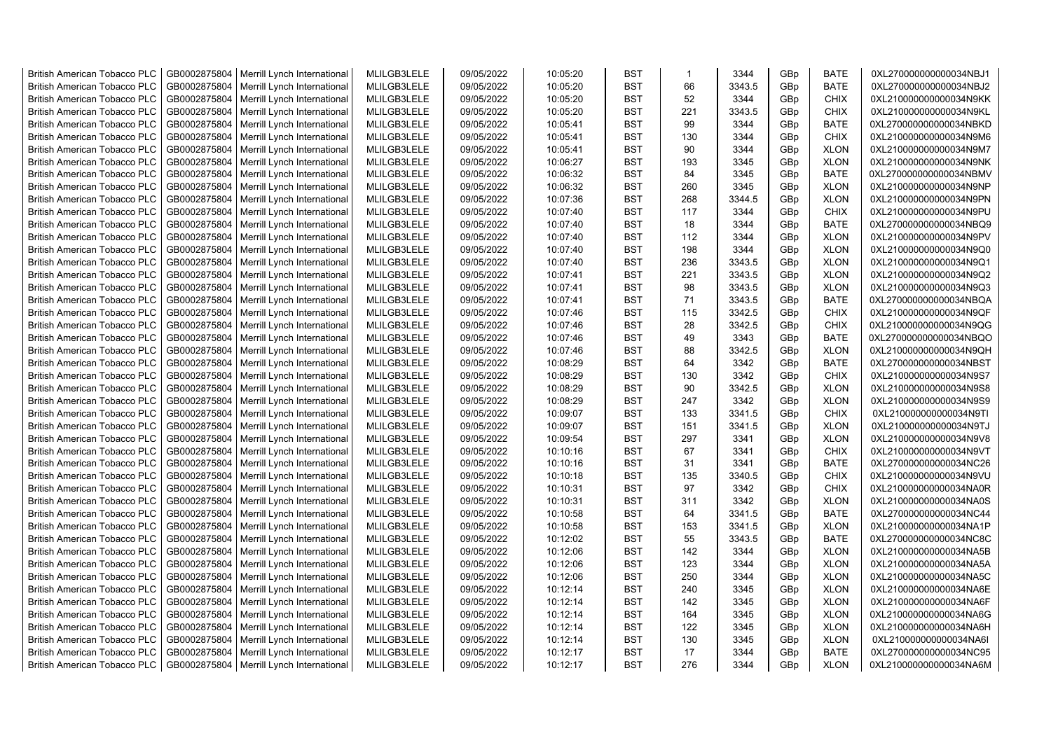| British American Tobacco PLC | GB0002875804 | Merrill Lynch International | MLILGB3LELE | 09/05/2022 | 10:05:20 | BST | 1 | 3344 | GBp | BATE | 0XL270000000000034NBJ1 |
|---|---|---|---|---|---|---|---|---|---|---|---|
| British American Tobacco PLC | GB0002875804 | Merrill Lynch International | MLILGB3LELE | 09/05/2022 | 10:05:20 | BST | 66 | 3343.5 | GBp | BATE | 0XL270000000000034NBJ2 |
| British American Tobacco PLC | GB0002875804 | Merrill Lynch International | MLILGB3LELE | 09/05/2022 | 10:05:20 | BST | 52 | 3344 | GBp | CHIX | 0XL210000000000034N9KK |
| British American Tobacco PLC | GB0002875804 | Merrill Lynch International | MLILGB3LELE | 09/05/2022 | 10:05:20 | BST | 221 | 3343.5 | GBp | CHIX | 0XL210000000000034N9KL |
| British American Tobacco PLC | GB0002875804 | Merrill Lynch International | MLILGB3LELE | 09/05/2022 | 10:05:41 | BST | 99 | 3344 | GBp | BATE | 0XL270000000000034NBKD |
| British American Tobacco PLC | GB0002875804 | Merrill Lynch International | MLILGB3LELE | 09/05/2022 | 10:05:41 | BST | 130 | 3344 | GBp | CHIX | 0XL210000000000034N9M6 |
| British American Tobacco PLC | GB0002875804 | Merrill Lynch International | MLILGB3LELE | 09/05/2022 | 10:05:41 | BST | 90 | 3344 | GBp | XLON | 0XL210000000000034N9M7 |
| British American Tobacco PLC | GB0002875804 | Merrill Lynch International | MLILGB3LELE | 09/05/2022 | 10:06:27 | BST | 193 | 3345 | GBp | XLON | 0XL210000000000034N9NK |
| British American Tobacco PLC | GB0002875804 | Merrill Lynch International | MLILGB3LELE | 09/05/2022 | 10:06:32 | BST | 84 | 3345 | GBp | BATE | 0XL270000000000034NBMV |
| British American Tobacco PLC | GB0002875804 | Merrill Lynch International | MLILGB3LELE | 09/05/2022 | 10:06:32 | BST | 260 | 3345 | GBp | XLON | 0XL210000000000034N9NP |
| British American Tobacco PLC | GB0002875804 | Merrill Lynch International | MLILGB3LELE | 09/05/2022 | 10:07:36 | BST | 268 | 3344.5 | GBp | XLON | 0XL210000000000034N9PN |
| British American Tobacco PLC | GB0002875804 | Merrill Lynch International | MLILGB3LELE | 09/05/2022 | 10:07:40 | BST | 117 | 3344 | GBp | CHIX | 0XL210000000000034N9PU |
| British American Tobacco PLC | GB0002875804 | Merrill Lynch International | MLILGB3LELE | 09/05/2022 | 10:07:40 | BST | 18 | 3344 | GBp | BATE | 0XL270000000000034NBQ9 |
| British American Tobacco PLC | GB0002875804 | Merrill Lynch International | MLILGB3LELE | 09/05/2022 | 10:07:40 | BST | 112 | 3344 | GBp | XLON | 0XL210000000000034N9PV |
| British American Tobacco PLC | GB0002875804 | Merrill Lynch International | MLILGB3LELE | 09/05/2022 | 10:07:40 | BST | 198 | 3344 | GBp | XLON | 0XL210000000000034N9Q0 |
| British American Tobacco PLC | GB0002875804 | Merrill Lynch International | MLILGB3LELE | 09/05/2022 | 10:07:40 | BST | 236 | 3343.5 | GBp | XLON | 0XL210000000000034N9Q1 |
| British American Tobacco PLC | GB0002875804 | Merrill Lynch International | MLILGB3LELE | 09/05/2022 | 10:07:41 | BST | 221 | 3343.5 | GBp | XLON | 0XL210000000000034N9Q2 |
| British American Tobacco PLC | GB0002875804 | Merrill Lynch International | MLILGB3LELE | 09/05/2022 | 10:07:41 | BST | 98 | 3343.5 | GBp | XLON | 0XL210000000000034N9Q3 |
| British American Tobacco PLC | GB0002875804 | Merrill Lynch International | MLILGB3LELE | 09/05/2022 | 10:07:41 | BST | 71 | 3343.5 | GBp | BATE | 0XL270000000000034NBQA |
| British American Tobacco PLC | GB0002875804 | Merrill Lynch International | MLILGB3LELE | 09/05/2022 | 10:07:46 | BST | 115 | 3342.5 | GBp | CHIX | 0XL210000000000034N9QF |
| British American Tobacco PLC | GB0002875804 | Merrill Lynch International | MLILGB3LELE | 09/05/2022 | 10:07:46 | BST | 28 | 3342.5 | GBp | CHIX | 0XL210000000000034N9QG |
| British American Tobacco PLC | GB0002875804 | Merrill Lynch International | MLILGB3LELE | 09/05/2022 | 10:07:46 | BST | 49 | 3343 | GBp | BATE | 0XL270000000000034NBQO |
| British American Tobacco PLC | GB0002875804 | Merrill Lynch International | MLILGB3LELE | 09/05/2022 | 10:07:46 | BST | 88 | 3342.5 | GBp | XLON | 0XL210000000000034N9QH |
| British American Tobacco PLC | GB0002875804 | Merrill Lynch International | MLILGB3LELE | 09/05/2022 | 10:08:29 | BST | 64 | 3342 | GBp | BATE | 0XL270000000000034NBST |
| British American Tobacco PLC | GB0002875804 | Merrill Lynch International | MLILGB3LELE | 09/05/2022 | 10:08:29 | BST | 130 | 3342 | GBp | CHIX | 0XL210000000000034N9S7 |
| British American Tobacco PLC | GB0002875804 | Merrill Lynch International | MLILGB3LELE | 09/05/2022 | 10:08:29 | BST | 90 | 3342.5 | GBp | XLON | 0XL210000000000034N9S8 |
| British American Tobacco PLC | GB0002875804 | Merrill Lynch International | MLILGB3LELE | 09/05/2022 | 10:08:29 | BST | 247 | 3342 | GBp | XLON | 0XL210000000000034N9S9 |
| British American Tobacco PLC | GB0002875804 | Merrill Lynch International | MLILGB3LELE | 09/05/2022 | 10:09:07 | BST | 133 | 3341.5 | GBp | CHIX | 0XL210000000000034N9TI |
| British American Tobacco PLC | GB0002875804 | Merrill Lynch International | MLILGB3LELE | 09/05/2022 | 10:09:07 | BST | 151 | 3341.5 | GBp | XLON | 0XL210000000000034N9TJ |
| British American Tobacco PLC | GB0002875804 | Merrill Lynch International | MLILGB3LELE | 09/05/2022 | 10:09:54 | BST | 297 | 3341 | GBp | XLON | 0XL210000000000034N9V8 |
| British American Tobacco PLC | GB0002875804 | Merrill Lynch International | MLILGB3LELE | 09/05/2022 | 10:10:16 | BST | 67 | 3341 | GBp | CHIX | 0XL210000000000034N9VT |
| British American Tobacco PLC | GB0002875804 | Merrill Lynch International | MLILGB3LELE | 09/05/2022 | 10:10:16 | BST | 31 | 3341 | GBp | BATE | 0XL270000000000034NC26 |
| British American Tobacco PLC | GB0002875804 | Merrill Lynch International | MLILGB3LELE | 09/05/2022 | 10:10:18 | BST | 135 | 3340.5 | GBp | CHIX | 0XL210000000000034N9VU |
| British American Tobacco PLC | GB0002875804 | Merrill Lynch International | MLILGB3LELE | 09/05/2022 | 10:10:31 | BST | 97 | 3342 | GBp | CHIX | 0XL210000000000034NA0R |
| British American Tobacco PLC | GB0002875804 | Merrill Lynch International | MLILGB3LELE | 09/05/2022 | 10:10:31 | BST | 311 | 3342 | GBp | XLON | 0XL210000000000034NA0S |
| British American Tobacco PLC | GB0002875804 | Merrill Lynch International | MLILGB3LELE | 09/05/2022 | 10:10:58 | BST | 64 | 3341.5 | GBp | BATE | 0XL270000000000034NC44 |
| British American Tobacco PLC | GB0002875804 | Merrill Lynch International | MLILGB3LELE | 09/05/2022 | 10:10:58 | BST | 153 | 3341.5 | GBp | XLON | 0XL210000000000034NA1P |
| British American Tobacco PLC | GB0002875804 | Merrill Lynch International | MLILGB3LELE | 09/05/2022 | 10:12:02 | BST | 55 | 3343.5 | GBp | BATE | 0XL270000000000034NC8C |
| British American Tobacco PLC | GB0002875804 | Merrill Lynch International | MLILGB3LELE | 09/05/2022 | 10:12:06 | BST | 142 | 3344 | GBp | XLON | 0XL210000000000034NA5B |
| British American Tobacco PLC | GB0002875804 | Merrill Lynch International | MLILGB3LELE | 09/05/2022 | 10:12:06 | BST | 123 | 3344 | GBp | XLON | 0XL210000000000034NA5A |
| British American Tobacco PLC | GB0002875804 | Merrill Lynch International | MLILGB3LELE | 09/05/2022 | 10:12:06 | BST | 250 | 3344 | GBp | XLON | 0XL210000000000034NA5C |
| British American Tobacco PLC | GB0002875804 | Merrill Lynch International | MLILGB3LELE | 09/05/2022 | 10:12:14 | BST | 240 | 3345 | GBp | XLON | 0XL210000000000034NA6E |
| British American Tobacco PLC | GB0002875804 | Merrill Lynch International | MLILGB3LELE | 09/05/2022 | 10:12:14 | BST | 142 | 3345 | GBp | XLON | 0XL210000000000034NA6F |
| British American Tobacco PLC | GB0002875804 | Merrill Lynch International | MLILGB3LELE | 09/05/2022 | 10:12:14 | BST | 164 | 3345 | GBp | XLON | 0XL210000000000034NA6G |
| British American Tobacco PLC | GB0002875804 | Merrill Lynch International | MLILGB3LELE | 09/05/2022 | 10:12:14 | BST | 122 | 3345 | GBp | XLON | 0XL210000000000034NA6H |
| British American Tobacco PLC | GB0002875804 | Merrill Lynch International | MLILGB3LELE | 09/05/2022 | 10:12:14 | BST | 130 | 3345 | GBp | XLON | 0XL210000000000034NA6I |
| British American Tobacco PLC | GB0002875804 | Merrill Lynch International | MLILGB3LELE | 09/05/2022 | 10:12:17 | BST | 17 | 3344 | GBp | BATE | 0XL270000000000034NC95 |
| British American Tobacco PLC | GB0002875804 | Merrill Lynch International | MLILGB3LELE | 09/05/2022 | 10:12:17 | BST | 276 | 3344 | GBp | XLON | 0XL210000000000034NA6M |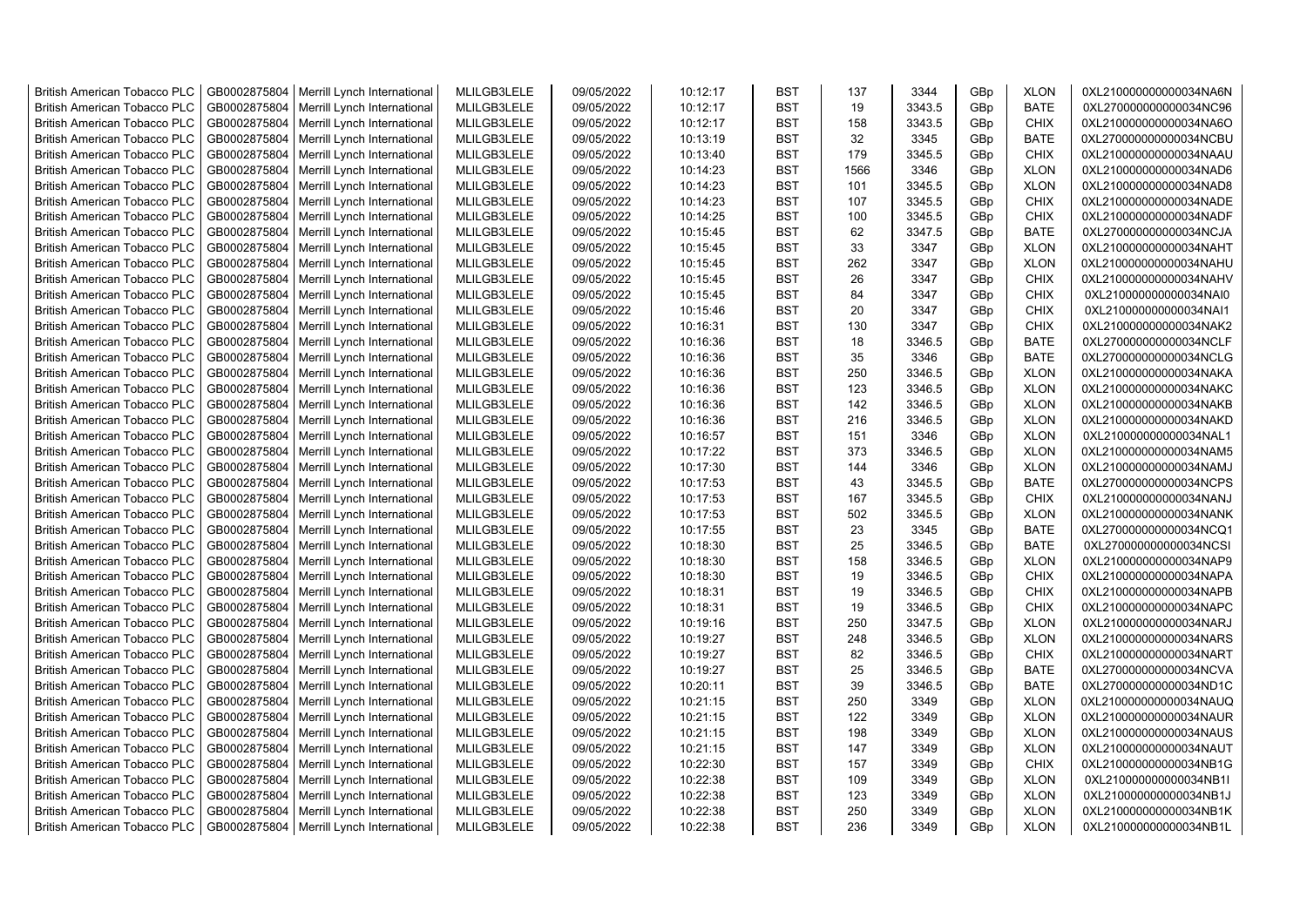| British American Tobacco PLC | GB0002875804 | Merrill Lynch International | MLILGB3LELE | 09/05/2022 | 10:12:17 | BST | 137 | 3344 | GBp | XLON | 0XL210000000000034NA6N |
|---|---|---|---|---|---|---|---|---|---|---|---|
| British American Tobacco PLC | GB0002875804 | Merrill Lynch International | MLILGB3LELE | 09/05/2022 | 10:12:17 | BST | 19 | 3343.5 | GBp | BATE | 0XL270000000000034NC96 |
| British American Tobacco PLC | GB0002875804 | Merrill Lynch International | MLILGB3LELE | 09/05/2022 | 10:12:17 | BST | 158 | 3343.5 | GBp | CHIX | 0XL210000000000034NA6O |
| British American Tobacco PLC | GB0002875804 | Merrill Lynch International | MLILGB3LELE | 09/05/2022 | 10:13:19 | BST | 32 | 3345 | GBp | BATE | 0XL270000000000034NCBU |
| British American Tobacco PLC | GB0002875804 | Merrill Lynch International | MLILGB3LELE | 09/05/2022 | 10:13:40 | BST | 179 | 3345.5 | GBp | CHIX | 0XL210000000000034NAAU |
| British American Tobacco PLC | GB0002875804 | Merrill Lynch International | MLILGB3LELE | 09/05/2022 | 10:14:23 | BST | 1566 | 3346 | GBp | XLON | 0XL210000000000034NAD6 |
| British American Tobacco PLC | GB0002875804 | Merrill Lynch International | MLILGB3LELE | 09/05/2022 | 10:14:23 | BST | 101 | 3345.5 | GBp | XLON | 0XL210000000000034NAD8 |
| British American Tobacco PLC | GB0002875804 | Merrill Lynch International | MLILGB3LELE | 09/05/2022 | 10:14:23 | BST | 107 | 3345.5 | GBp | CHIX | 0XL210000000000034NADE |
| British American Tobacco PLC | GB0002875804 | Merrill Lynch International | MLILGB3LELE | 09/05/2022 | 10:14:25 | BST | 100 | 3345.5 | GBp | CHIX | 0XL210000000000034NADF |
| British American Tobacco PLC | GB0002875804 | Merrill Lynch International | MLILGB3LELE | 09/05/2022 | 10:15:45 | BST | 62 | 3347.5 | GBp | BATE | 0XL270000000000034NCJA |
| British American Tobacco PLC | GB0002875804 | Merrill Lynch International | MLILGB3LELE | 09/05/2022 | 10:15:45 | BST | 33 | 3347 | GBp | XLON | 0XL210000000000034NAHT |
| British American Tobacco PLC | GB0002875804 | Merrill Lynch International | MLILGB3LELE | 09/05/2022 | 10:15:45 | BST | 262 | 3347 | GBp | XLON | 0XL210000000000034NAHU |
| British American Tobacco PLC | GB0002875804 | Merrill Lynch International | MLILGB3LELE | 09/05/2022 | 10:15:45 | BST | 26 | 3347 | GBp | CHIX | 0XL210000000000034NAHV |
| British American Tobacco PLC | GB0002875804 | Merrill Lynch International | MLILGB3LELE | 09/05/2022 | 10:15:45 | BST | 84 | 3347 | GBp | CHIX | 0XL210000000000034NAI0 |
| British American Tobacco PLC | GB0002875804 | Merrill Lynch International | MLILGB3LELE | 09/05/2022 | 10:15:46 | BST | 20 | 3347 | GBp | CHIX | 0XL210000000000034NAI1 |
| British American Tobacco PLC | GB0002875804 | Merrill Lynch International | MLILGB3LELE | 09/05/2022 | 10:16:31 | BST | 130 | 3347 | GBp | CHIX | 0XL210000000000034NAK2 |
| British American Tobacco PLC | GB0002875804 | Merrill Lynch International | MLILGB3LELE | 09/05/2022 | 10:16:36 | BST | 18 | 3346.5 | GBp | BATE | 0XL270000000000034NCLF |
| British American Tobacco PLC | GB0002875804 | Merrill Lynch International | MLILGB3LELE | 09/05/2022 | 10:16:36 | BST | 35 | 3346 | GBp | BATE | 0XL270000000000034NCLG |
| British American Tobacco PLC | GB0002875804 | Merrill Lynch International | MLILGB3LELE | 09/05/2022 | 10:16:36 | BST | 250 | 3346.5 | GBp | XLON | 0XL210000000000034NAKA |
| British American Tobacco PLC | GB0002875804 | Merrill Lynch International | MLILGB3LELE | 09/05/2022 | 10:16:36 | BST | 123 | 3346.5 | GBp | XLON | 0XL210000000000034NAKC |
| British American Tobacco PLC | GB0002875804 | Merrill Lynch International | MLILGB3LELE | 09/05/2022 | 10:16:36 | BST | 142 | 3346.5 | GBp | XLON | 0XL210000000000034NAKB |
| British American Tobacco PLC | GB0002875804 | Merrill Lynch International | MLILGB3LELE | 09/05/2022 | 10:16:36 | BST | 216 | 3346.5 | GBp | XLON | 0XL210000000000034NAKD |
| British American Tobacco PLC | GB0002875804 | Merrill Lynch International | MLILGB3LELE | 09/05/2022 | 10:16:57 | BST | 151 | 3346 | GBp | XLON | 0XL210000000000034NAL1 |
| British American Tobacco PLC | GB0002875804 | Merrill Lynch International | MLILGB3LELE | 09/05/2022 | 10:17:22 | BST | 373 | 3346.5 | GBp | XLON | 0XL210000000000034NAM5 |
| British American Tobacco PLC | GB0002875804 | Merrill Lynch International | MLILGB3LELE | 09/05/2022 | 10:17:30 | BST | 144 | 3346 | GBp | XLON | 0XL210000000000034NAMJ |
| British American Tobacco PLC | GB0002875804 | Merrill Lynch International | MLILGB3LELE | 09/05/2022 | 10:17:53 | BST | 43 | 3345.5 | GBp | BATE | 0XL270000000000034NCPS |
| British American Tobacco PLC | GB0002875804 | Merrill Lynch International | MLILGB3LELE | 09/05/2022 | 10:17:53 | BST | 167 | 3345.5 | GBp | CHIX | 0XL210000000000034NANJ |
| British American Tobacco PLC | GB0002875804 | Merrill Lynch International | MLILGB3LELE | 09/05/2022 | 10:17:53 | BST | 502 | 3345.5 | GBp | XLON | 0XL210000000000034NANK |
| British American Tobacco PLC | GB0002875804 | Merrill Lynch International | MLILGB3LELE | 09/05/2022 | 10:17:55 | BST | 23 | 3345 | GBp | BATE | 0XL270000000000034NCQ1 |
| British American Tobacco PLC | GB0002875804 | Merrill Lynch International | MLILGB3LELE | 09/05/2022 | 10:18:30 | BST | 25 | 3346.5 | GBp | BATE | 0XL270000000000034NCSI |
| British American Tobacco PLC | GB0002875804 | Merrill Lynch International | MLILGB3LELE | 09/05/2022 | 10:18:30 | BST | 158 | 3346.5 | GBp | XLON | 0XL210000000000034NAP9 |
| British American Tobacco PLC | GB0002875804 | Merrill Lynch International | MLILGB3LELE | 09/05/2022 | 10:18:30 | BST | 19 | 3346.5 | GBp | CHIX | 0XL210000000000034NAPA |
| British American Tobacco PLC | GB0002875804 | Merrill Lynch International | MLILGB3LELE | 09/05/2022 | 10:18:31 | BST | 19 | 3346.5 | GBp | CHIX | 0XL210000000000034NAPB |
| British American Tobacco PLC | GB0002875804 | Merrill Lynch International | MLILGB3LELE | 09/05/2022 | 10:18:31 | BST | 19 | 3346.5 | GBp | CHIX | 0XL210000000000034NAPC |
| British American Tobacco PLC | GB0002875804 | Merrill Lynch International | MLILGB3LELE | 09/05/2022 | 10:19:16 | BST | 250 | 3347.5 | GBp | XLON | 0XL210000000000034NARJ |
| British American Tobacco PLC | GB0002875804 | Merrill Lynch International | MLILGB3LELE | 09/05/2022 | 10:19:27 | BST | 248 | 3346.5 | GBp | XLON | 0XL210000000000034NARS |
| British American Tobacco PLC | GB0002875804 | Merrill Lynch International | MLILGB3LELE | 09/05/2022 | 10:19:27 | BST | 82 | 3346.5 | GBp | CHIX | 0XL210000000000034NART |
| British American Tobacco PLC | GB0002875804 | Merrill Lynch International | MLILGB3LELE | 09/05/2022 | 10:19:27 | BST | 25 | 3346.5 | GBp | BATE | 0XL270000000000034NCVA |
| British American Tobacco PLC | GB0002875804 | Merrill Lynch International | MLILGB3LELE | 09/05/2022 | 10:20:11 | BST | 39 | 3346.5 | GBp | BATE | 0XL270000000000034ND1C |
| British American Tobacco PLC | GB0002875804 | Merrill Lynch International | MLILGB3LELE | 09/05/2022 | 10:21:15 | BST | 250 | 3349 | GBp | XLON | 0XL210000000000034NAUQ |
| British American Tobacco PLC | GB0002875804 | Merrill Lynch International | MLILGB3LELE | 09/05/2022 | 10:21:15 | BST | 122 | 3349 | GBp | XLON | 0XL210000000000034NAUR |
| British American Tobacco PLC | GB0002875804 | Merrill Lynch International | MLILGB3LELE | 09/05/2022 | 10:21:15 | BST | 198 | 3349 | GBp | XLON | 0XL210000000000034NAUS |
| British American Tobacco PLC | GB0002875804 | Merrill Lynch International | MLILGB3LELE | 09/05/2022 | 10:21:15 | BST | 147 | 3349 | GBp | XLON | 0XL210000000000034NAUT |
| British American Tobacco PLC | GB0002875804 | Merrill Lynch International | MLILGB3LELE | 09/05/2022 | 10:22:30 | BST | 157 | 3349 | GBp | CHIX | 0XL210000000000034NB1G |
| British American Tobacco PLC | GB0002875804 | Merrill Lynch International | MLILGB3LELE | 09/05/2022 | 10:22:38 | BST | 109 | 3349 | GBp | XLON | 0XL210000000000034NB1I |
| British American Tobacco PLC | GB0002875804 | Merrill Lynch International | MLILGB3LELE | 09/05/2022 | 10:22:38 | BST | 123 | 3349 | GBp | XLON | 0XL210000000000034NB1J |
| British American Tobacco PLC | GB0002875804 | Merrill Lynch International | MLILGB3LELE | 09/05/2022 | 10:22:38 | BST | 250 | 3349 | GBp | XLON | 0XL210000000000034NB1K |
| British American Tobacco PLC | GB0002875804 | Merrill Lynch International | MLILGB3LELE | 09/05/2022 | 10:22:38 | BST | 236 | 3349 | GBp | XLON | 0XL210000000000034NB1L |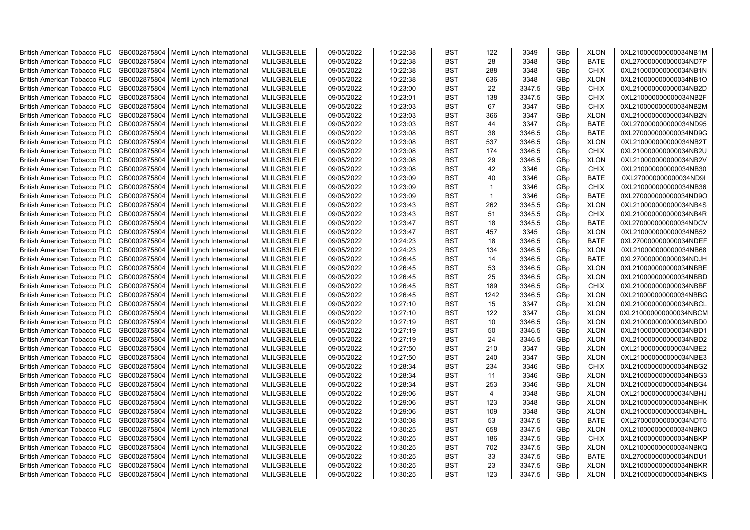| British American Tobacco PLC | GB0002875804 | Merrill Lynch International | MLILGB3LELE | 09/05/2022 | 10:22:38 | BST | 122 | 3349 | GBp | XLON | 0XL210000000000034NB1M |
|---|---|---|---|---|---|---|---|---|---|---|---|
| British American Tobacco PLC | GB0002875804 | Merrill Lynch International | MLILGB3LELE | 09/05/2022 | 10:22:38 | BST | 28 | 3348 | GBp | BATE | 0XL270000000000034ND7P |
| British American Tobacco PLC | GB0002875804 | Merrill Lynch International | MLILGB3LELE | 09/05/2022 | 10:22:38 | BST | 288 | 3348 | GBp | CHIX | 0XL210000000000034NB1N |
| British American Tobacco PLC | GB0002875804 | Merrill Lynch International | MLILGB3LELE | 09/05/2022 | 10:22:38 | BST | 636 | 3348 | GBp | XLON | 0XL210000000000034NB1O |
| British American Tobacco PLC | GB0002875804 | Merrill Lynch International | MLILGB3LELE | 09/05/2022 | 10:23:00 | BST | 22 | 3347.5 | GBp | CHIX | 0XL210000000000034NB2D |
| British American Tobacco PLC | GB0002875804 | Merrill Lynch International | MLILGB3LELE | 09/05/2022 | 10:23:01 | BST | 138 | 3347.5 | GBp | CHIX | 0XL210000000000034NB2F |
| British American Tobacco PLC | GB0002875804 | Merrill Lynch International | MLILGB3LELE | 09/05/2022 | 10:23:03 | BST | 67 | 3347 | GBp | CHIX | 0XL210000000000034NB2M |
| British American Tobacco PLC | GB0002875804 | Merrill Lynch International | MLILGB3LELE | 09/05/2022 | 10:23:03 | BST | 366 | 3347 | GBp | XLON | 0XL210000000000034NB2N |
| British American Tobacco PLC | GB0002875804 | Merrill Lynch International | MLILGB3LELE | 09/05/2022 | 10:23:03 | BST | 44 | 3347 | GBp | BATE | 0XL270000000000034ND95 |
| British American Tobacco PLC | GB0002875804 | Merrill Lynch International | MLILGB3LELE | 09/05/2022 | 10:23:08 | BST | 38 | 3346.5 | GBp | BATE | 0XL270000000000034ND9G |
| British American Tobacco PLC | GB0002875804 | Merrill Lynch International | MLILGB3LELE | 09/05/2022 | 10:23:08 | BST | 537 | 3346.5 | GBp | XLON | 0XL210000000000034NB2T |
| British American Tobacco PLC | GB0002875804 | Merrill Lynch International | MLILGB3LELE | 09/05/2022 | 10:23:08 | BST | 174 | 3346.5 | GBp | CHIX | 0XL210000000000034NB2U |
| British American Tobacco PLC | GB0002875804 | Merrill Lynch International | MLILGB3LELE | 09/05/2022 | 10:23:08 | BST | 29 | 3346.5 | GBp | XLON | 0XL210000000000034NB2V |
| British American Tobacco PLC | GB0002875804 | Merrill Lynch International | MLILGB3LELE | 09/05/2022 | 10:23:08 | BST | 42 | 3346 | GBp | CHIX | 0XL210000000000034NB30 |
| British American Tobacco PLC | GB0002875804 | Merrill Lynch International | MLILGB3LELE | 09/05/2022 | 10:23:09 | BST | 40 | 3346 | GBp | BATE | 0XL270000000000034ND9I |
| British American Tobacco PLC | GB0002875804 | Merrill Lynch International | MLILGB3LELE | 09/05/2022 | 10:23:09 | BST | 1 | 3346 | GBp | CHIX | 0XL210000000000034NB36 |
| British American Tobacco PLC | GB0002875804 | Merrill Lynch International | MLILGB3LELE | 09/05/2022 | 10:23:09 | BST | 1 | 3346 | GBp | BATE | 0XL270000000000034ND9O |
| British American Tobacco PLC | GB0002875804 | Merrill Lynch International | MLILGB3LELE | 09/05/2022 | 10:23:43 | BST | 262 | 3345.5 | GBp | XLON | 0XL210000000000034NB4S |
| British American Tobacco PLC | GB0002875804 | Merrill Lynch International | MLILGB3LELE | 09/05/2022 | 10:23:43 | BST | 51 | 3345.5 | GBp | CHIX | 0XL210000000000034NB4R |
| British American Tobacco PLC | GB0002875804 | Merrill Lynch International | MLILGB3LELE | 09/05/2022 | 10:23:47 | BST | 18 | 3345.5 | GBp | BATE | 0XL270000000000034NDCV |
| British American Tobacco PLC | GB0002875804 | Merrill Lynch International | MLILGB3LELE | 09/05/2022 | 10:23:47 | BST | 457 | 3345 | GBp | XLON | 0XL210000000000034NB52 |
| British American Tobacco PLC | GB0002875804 | Merrill Lynch International | MLILGB3LELE | 09/05/2022 | 10:24:23 | BST | 18 | 3346.5 | GBp | BATE | 0XL270000000000034NDEF |
| British American Tobacco PLC | GB0002875804 | Merrill Lynch International | MLILGB3LELE | 09/05/2022 | 10:24:23 | BST | 134 | 3346.5 | GBp | XLON | 0XL210000000000034NB68 |
| British American Tobacco PLC | GB0002875804 | Merrill Lynch International | MLILGB3LELE | 09/05/2022 | 10:26:45 | BST | 14 | 3346.5 | GBp | BATE | 0XL270000000000034NDJH |
| British American Tobacco PLC | GB0002875804 | Merrill Lynch International | MLILGB3LELE | 09/05/2022 | 10:26:45 | BST | 53 | 3346.5 | GBp | XLON | 0XL210000000000034NBBE |
| British American Tobacco PLC | GB0002875804 | Merrill Lynch International | MLILGB3LELE | 09/05/2022 | 10:26:45 | BST | 25 | 3346.5 | GBp | XLON | 0XL210000000000034NBBD |
| British American Tobacco PLC | GB0002875804 | Merrill Lynch International | MLILGB3LELE | 09/05/2022 | 10:26:45 | BST | 189 | 3346.5 | GBp | CHIX | 0XL210000000000034NBBF |
| British American Tobacco PLC | GB0002875804 | Merrill Lynch International | MLILGB3LELE | 09/05/2022 | 10:26:45 | BST | 1242 | 3346.5 | GBp | XLON | 0XL210000000000034NBBG |
| British American Tobacco PLC | GB0002875804 | Merrill Lynch International | MLILGB3LELE | 09/05/2022 | 10:27:10 | BST | 15 | 3347 | GBp | XLON | 0XL210000000000034NBCL |
| British American Tobacco PLC | GB0002875804 | Merrill Lynch International | MLILGB3LELE | 09/05/2022 | 10:27:10 | BST | 122 | 3347 | GBp | XLON | 0XL210000000000034NBCM |
| British American Tobacco PLC | GB0002875804 | Merrill Lynch International | MLILGB3LELE | 09/05/2022 | 10:27:19 | BST | 10 | 3346.5 | GBp | XLON | 0XL210000000000034NBD0 |
| British American Tobacco PLC | GB0002875804 | Merrill Lynch International | MLILGB3LELE | 09/05/2022 | 10:27:19 | BST | 50 | 3346.5 | GBp | XLON | 0XL210000000000034NBD1 |
| British American Tobacco PLC | GB0002875804 | Merrill Lynch International | MLILGB3LELE | 09/05/2022 | 10:27:19 | BST | 24 | 3346.5 | GBp | XLON | 0XL210000000000034NBD2 |
| British American Tobacco PLC | GB0002875804 | Merrill Lynch International | MLILGB3LELE | 09/05/2022 | 10:27:50 | BST | 210 | 3347 | GBp | XLON | 0XL210000000000034NBE2 |
| British American Tobacco PLC | GB0002875804 | Merrill Lynch International | MLILGB3LELE | 09/05/2022 | 10:27:50 | BST | 240 | 3347 | GBp | XLON | 0XL210000000000034NBE3 |
| British American Tobacco PLC | GB0002875804 | Merrill Lynch International | MLILGB3LELE | 09/05/2022 | 10:28:34 | BST | 234 | 3346 | GBp | CHIX | 0XL210000000000034NBG2 |
| British American Tobacco PLC | GB0002875804 | Merrill Lynch International | MLILGB3LELE | 09/05/2022 | 10:28:34 | BST | 11 | 3346 | GBp | XLON | 0XL210000000000034NBG3 |
| British American Tobacco PLC | GB0002875804 | Merrill Lynch International | MLILGB3LELE | 09/05/2022 | 10:28:34 | BST | 253 | 3346 | GBp | XLON | 0XL210000000000034NBG4 |
| British American Tobacco PLC | GB0002875804 | Merrill Lynch International | MLILGB3LELE | 09/05/2022 | 10:29:06 | BST | 4 | 3348 | GBp | XLON | 0XL210000000000034NBHJ |
| British American Tobacco PLC | GB0002875804 | Merrill Lynch International | MLILGB3LELE | 09/05/2022 | 10:29:06 | BST | 123 | 3348 | GBp | XLON | 0XL210000000000034NBHK |
| British American Tobacco PLC | GB0002875804 | Merrill Lynch International | MLILGB3LELE | 09/05/2022 | 10:29:06 | BST | 109 | 3348 | GBp | XLON | 0XL210000000000034NBHL |
| British American Tobacco PLC | GB0002875804 | Merrill Lynch International | MLILGB3LELE | 09/05/2022 | 10:30:08 | BST | 53 | 3347.5 | GBp | BATE | 0XL270000000000034NDT5 |
| British American Tobacco PLC | GB0002875804 | Merrill Lynch International | MLILGB3LELE | 09/05/2022 | 10:30:25 | BST | 658 | 3347.5 | GBp | XLON | 0XL210000000000034NBKO |
| British American Tobacco PLC | GB0002875804 | Merrill Lynch International | MLILGB3LELE | 09/05/2022 | 10:30:25 | BST | 186 | 3347.5 | GBp | CHIX | 0XL210000000000034NBKP |
| British American Tobacco PLC | GB0002875804 | Merrill Lynch International | MLILGB3LELE | 09/05/2022 | 10:30:25 | BST | 702 | 3347.5 | GBp | XLON | 0XL210000000000034NBKQ |
| British American Tobacco PLC | GB0002875804 | Merrill Lynch International | MLILGB3LELE | 09/05/2022 | 10:30:25 | BST | 33 | 3347.5 | GBp | BATE | 0XL270000000000034NDU1 |
| British American Tobacco PLC | GB0002875804 | Merrill Lynch International | MLILGB3LELE | 09/05/2022 | 10:30:25 | BST | 23 | 3347.5 | GBp | XLON | 0XL210000000000034NBKR |
| British American Tobacco PLC | GB0002875804 | Merrill Lynch International | MLILGB3LELE | 09/05/2022 | 10:30:25 | BST | 123 | 3347.5 | GBp | XLON | 0XL210000000000034NBKS |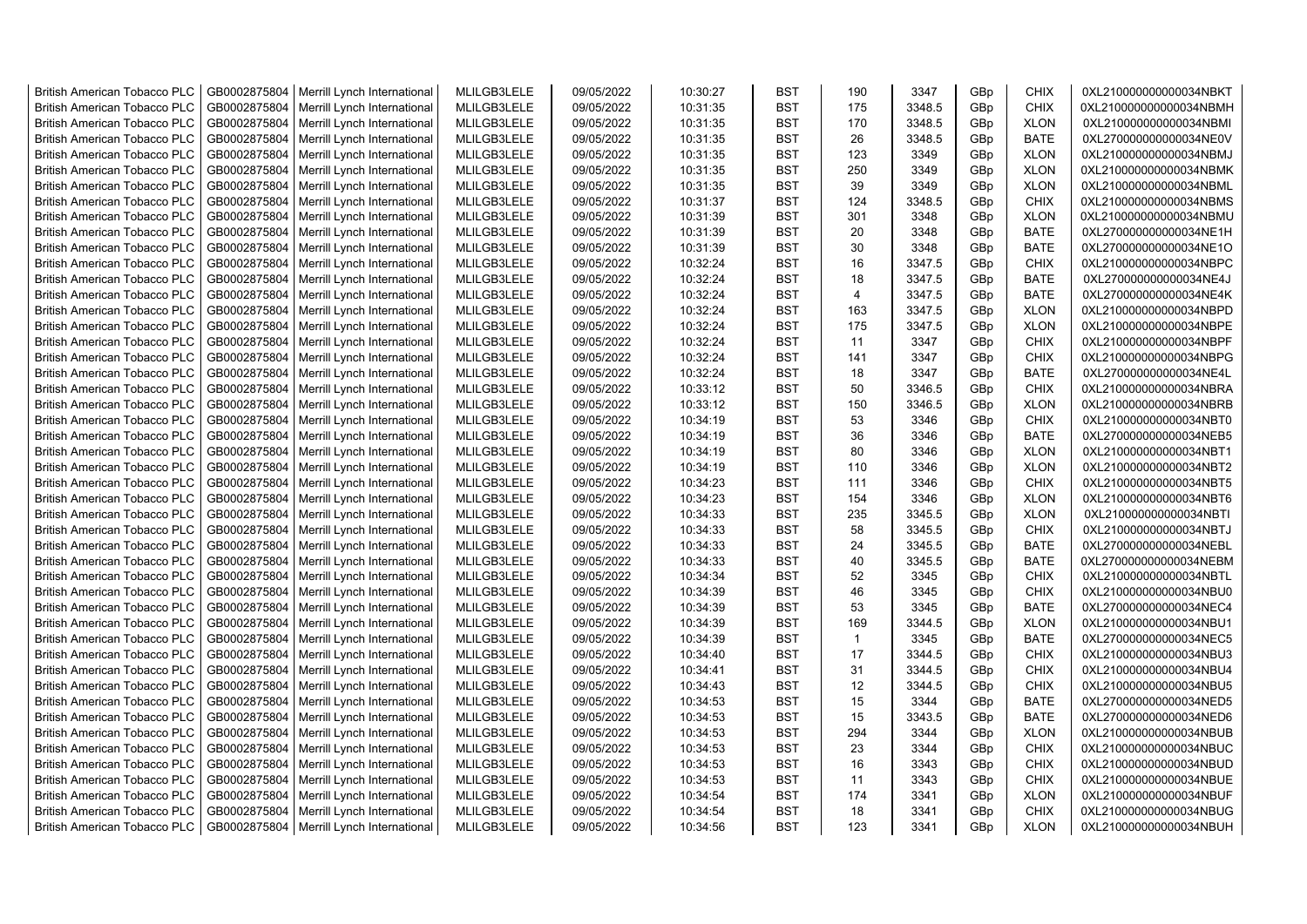| British American Tobacco PLC | GB0002875804 | Merrill Lynch International | MLILGB3LELE | 09/05/2022 | 10:30:27 | BST | 190 | 3347 | GBp | CHIX | 0XL210000000000034NBKT |
|---|---|---|---|---|---|---|---|---|---|---|---|
| British American Tobacco PLC | GB0002875804 | Merrill Lynch International | MLILGB3LELE | 09/05/2022 | 10:31:35 | BST | 175 | 3348.5 | GBp | CHIX | 0XL210000000000034NBMH |
| British American Tobacco PLC | GB0002875804 | Merrill Lynch International | MLILGB3LELE | 09/05/2022 | 10:31:35 | BST | 170 | 3348.5 | GBp | XLON | 0XL210000000000034NBMI |
| British American Tobacco PLC | GB0002875804 | Merrill Lynch International | MLILGB3LELE | 09/05/2022 | 10:31:35 | BST | 26 | 3348.5 | GBp | BATE | 0XL270000000000034NE0V |
| British American Tobacco PLC | GB0002875804 | Merrill Lynch International | MLILGB3LELE | 09/05/2022 | 10:31:35 | BST | 123 | 3349 | GBp | XLON | 0XL210000000000034NBMJ |
| British American Tobacco PLC | GB0002875804 | Merrill Lynch International | MLILGB3LELE | 09/05/2022 | 10:31:35 | BST | 250 | 3349 | GBp | XLON | 0XL210000000000034NBMK |
| British American Tobacco PLC | GB0002875804 | Merrill Lynch International | MLILGB3LELE | 09/05/2022 | 10:31:35 | BST | 39 | 3349 | GBp | XLON | 0XL210000000000034NBML |
| British American Tobacco PLC | GB0002875804 | Merrill Lynch International | MLILGB3LELE | 09/05/2022 | 10:31:37 | BST | 124 | 3348.5 | GBp | CHIX | 0XL210000000000034NBMS |
| British American Tobacco PLC | GB0002875804 | Merrill Lynch International | MLILGB3LELE | 09/05/2022 | 10:31:39 | BST | 301 | 3348 | GBp | XLON | 0XL210000000000034NBMU |
| British American Tobacco PLC | GB0002875804 | Merrill Lynch International | MLILGB3LELE | 09/05/2022 | 10:31:39 | BST | 20 | 3348 | GBp | BATE | 0XL270000000000034NE1H |
| British American Tobacco PLC | GB0002875804 | Merrill Lynch International | MLILGB3LELE | 09/05/2022 | 10:31:39 | BST | 30 | 3348 | GBp | BATE | 0XL270000000000034NE1O |
| British American Tobacco PLC | GB0002875804 | Merrill Lynch International | MLILGB3LELE | 09/05/2022 | 10:32:24 | BST | 16 | 3347.5 | GBp | CHIX | 0XL210000000000034NBPC |
| British American Tobacco PLC | GB0002875804 | Merrill Lynch International | MLILGB3LELE | 09/05/2022 | 10:32:24 | BST | 18 | 3347.5 | GBp | BATE | 0XL270000000000034NE4J |
| British American Tobacco PLC | GB0002875804 | Merrill Lynch International | MLILGB3LELE | 09/05/2022 | 10:32:24 | BST | 4 | 3347.5 | GBp | BATE | 0XL270000000000034NE4K |
| British American Tobacco PLC | GB0002875804 | Merrill Lynch International | MLILGB3LELE | 09/05/2022 | 10:32:24 | BST | 163 | 3347.5 | GBp | XLON | 0XL210000000000034NBPD |
| British American Tobacco PLC | GB0002875804 | Merrill Lynch International | MLILGB3LELE | 09/05/2022 | 10:32:24 | BST | 175 | 3347.5 | GBp | XLON | 0XL210000000000034NBPE |
| British American Tobacco PLC | GB0002875804 | Merrill Lynch International | MLILGB3LELE | 09/05/2022 | 10:32:24 | BST | 11 | 3347 | GBp | CHIX | 0XL210000000000034NBPF |
| British American Tobacco PLC | GB0002875804 | Merrill Lynch International | MLILGB3LELE | 09/05/2022 | 10:32:24 | BST | 141 | 3347 | GBp | CHIX | 0XL210000000000034NBPG |
| British American Tobacco PLC | GB0002875804 | Merrill Lynch International | MLILGB3LELE | 09/05/2022 | 10:32:24 | BST | 18 | 3347 | GBp | BATE | 0XL270000000000034NE4L |
| British American Tobacco PLC | GB0002875804 | Merrill Lynch International | MLILGB3LELE | 09/05/2022 | 10:33:12 | BST | 50 | 3346.5 | GBp | CHIX | 0XL210000000000034NBRA |
| British American Tobacco PLC | GB0002875804 | Merrill Lynch International | MLILGB3LELE | 09/05/2022 | 10:33:12 | BST | 150 | 3346.5 | GBp | XLON | 0XL210000000000034NBRB |
| British American Tobacco PLC | GB0002875804 | Merrill Lynch International | MLILGB3LELE | 09/05/2022 | 10:34:19 | BST | 53 | 3346 | GBp | CHIX | 0XL210000000000034NBT0 |
| British American Tobacco PLC | GB0002875804 | Merrill Lynch International | MLILGB3LELE | 09/05/2022 | 10:34:19 | BST | 36 | 3346 | GBp | BATE | 0XL270000000000034NEB5 |
| British American Tobacco PLC | GB0002875804 | Merrill Lynch International | MLILGB3LELE | 09/05/2022 | 10:34:19 | BST | 80 | 3346 | GBp | XLON | 0XL210000000000034NBT1 |
| British American Tobacco PLC | GB0002875804 | Merrill Lynch International | MLILGB3LELE | 09/05/2022 | 10:34:19 | BST | 110 | 3346 | GBp | XLON | 0XL210000000000034NBT2 |
| British American Tobacco PLC | GB0002875804 | Merrill Lynch International | MLILGB3LELE | 09/05/2022 | 10:34:23 | BST | 111 | 3346 | GBp | CHIX | 0XL210000000000034NBT5 |
| British American Tobacco PLC | GB0002875804 | Merrill Lynch International | MLILGB3LELE | 09/05/2022 | 10:34:23 | BST | 154 | 3346 | GBp | XLON | 0XL210000000000034NBT6 |
| British American Tobacco PLC | GB0002875804 | Merrill Lynch International | MLILGB3LELE | 09/05/2022 | 10:34:33 | BST | 235 | 3345.5 | GBp | XLON | 0XL210000000000034NBTI |
| British American Tobacco PLC | GB0002875804 | Merrill Lynch International | MLILGB3LELE | 09/05/2022 | 10:34:33 | BST | 58 | 3345.5 | GBp | CHIX | 0XL210000000000034NBTJ |
| British American Tobacco PLC | GB0002875804 | Merrill Lynch International | MLILGB3LELE | 09/05/2022 | 10:34:33 | BST | 24 | 3345.5 | GBp | BATE | 0XL270000000000034NEBL |
| British American Tobacco PLC | GB0002875804 | Merrill Lynch International | MLILGB3LELE | 09/05/2022 | 10:34:33 | BST | 40 | 3345.5 | GBp | BATE | 0XL270000000000034NEBM |
| British American Tobacco PLC | GB0002875804 | Merrill Lynch International | MLILGB3LELE | 09/05/2022 | 10:34:34 | BST | 52 | 3345 | GBp | CHIX | 0XL210000000000034NBTL |
| British American Tobacco PLC | GB0002875804 | Merrill Lynch International | MLILGB3LELE | 09/05/2022 | 10:34:39 | BST | 46 | 3345 | GBp | CHIX | 0XL210000000000034NBU0 |
| British American Tobacco PLC | GB0002875804 | Merrill Lynch International | MLILGB3LELE | 09/05/2022 | 10:34:39 | BST | 53 | 3345 | GBp | BATE | 0XL270000000000034NEC4 |
| British American Tobacco PLC | GB0002875804 | Merrill Lynch International | MLILGB3LELE | 09/05/2022 | 10:34:39 | BST | 169 | 3344.5 | GBp | XLON | 0XL210000000000034NBU1 |
| British American Tobacco PLC | GB0002875804 | Merrill Lynch International | MLILGB3LELE | 09/05/2022 | 10:34:39 | BST | 1 | 3345 | GBp | BATE | 0XL270000000000034NEC5 |
| British American Tobacco PLC | GB0002875804 | Merrill Lynch International | MLILGB3LELE | 09/05/2022 | 10:34:40 | BST | 17 | 3344.5 | GBp | CHIX | 0XL210000000000034NBU3 |
| British American Tobacco PLC | GB0002875804 | Merrill Lynch International | MLILGB3LELE | 09/05/2022 | 10:34:41 | BST | 31 | 3344.5 | GBp | CHIX | 0XL210000000000034NBU4 |
| British American Tobacco PLC | GB0002875804 | Merrill Lynch International | MLILGB3LELE | 09/05/2022 | 10:34:43 | BST | 12 | 3344.5 | GBp | CHIX | 0XL210000000000034NBU5 |
| British American Tobacco PLC | GB0002875804 | Merrill Lynch International | MLILGB3LELE | 09/05/2022 | 10:34:53 | BST | 15 | 3344 | GBp | BATE | 0XL270000000000034NED5 |
| British American Tobacco PLC | GB0002875804 | Merrill Lynch International | MLILGB3LELE | 09/05/2022 | 10:34:53 | BST | 15 | 3343.5 | GBp | BATE | 0XL270000000000034NED6 |
| British American Tobacco PLC | GB0002875804 | Merrill Lynch International | MLILGB3LELE | 09/05/2022 | 10:34:53 | BST | 294 | 3344 | GBp | XLON | 0XL210000000000034NBUB |
| British American Tobacco PLC | GB0002875804 | Merrill Lynch International | MLILGB3LELE | 09/05/2022 | 10:34:53 | BST | 23 | 3344 | GBp | CHIX | 0XL210000000000034NBUC |
| British American Tobacco PLC | GB0002875804 | Merrill Lynch International | MLILGB3LELE | 09/05/2022 | 10:34:53 | BST | 16 | 3343 | GBp | CHIX | 0XL210000000000034NBUD |
| British American Tobacco PLC | GB0002875804 | Merrill Lynch International | MLILGB3LELE | 09/05/2022 | 10:34:53 | BST | 11 | 3343 | GBp | CHIX | 0XL210000000000034NBUE |
| British American Tobacco PLC | GB0002875804 | Merrill Lynch International | MLILGB3LELE | 09/05/2022 | 10:34:54 | BST | 174 | 3341 | GBp | XLON | 0XL210000000000034NBUF |
| British American Tobacco PLC | GB0002875804 | Merrill Lynch International | MLILGB3LELE | 09/05/2022 | 10:34:54 | BST | 18 | 3341 | GBp | CHIX | 0XL210000000000034NBUG |
| British American Tobacco PLC | GB0002875804 | Merrill Lynch International | MLILGB3LELE | 09/05/2022 | 10:34:56 | BST | 123 | 3341 | GBp | XLON | 0XL210000000000034NBUH |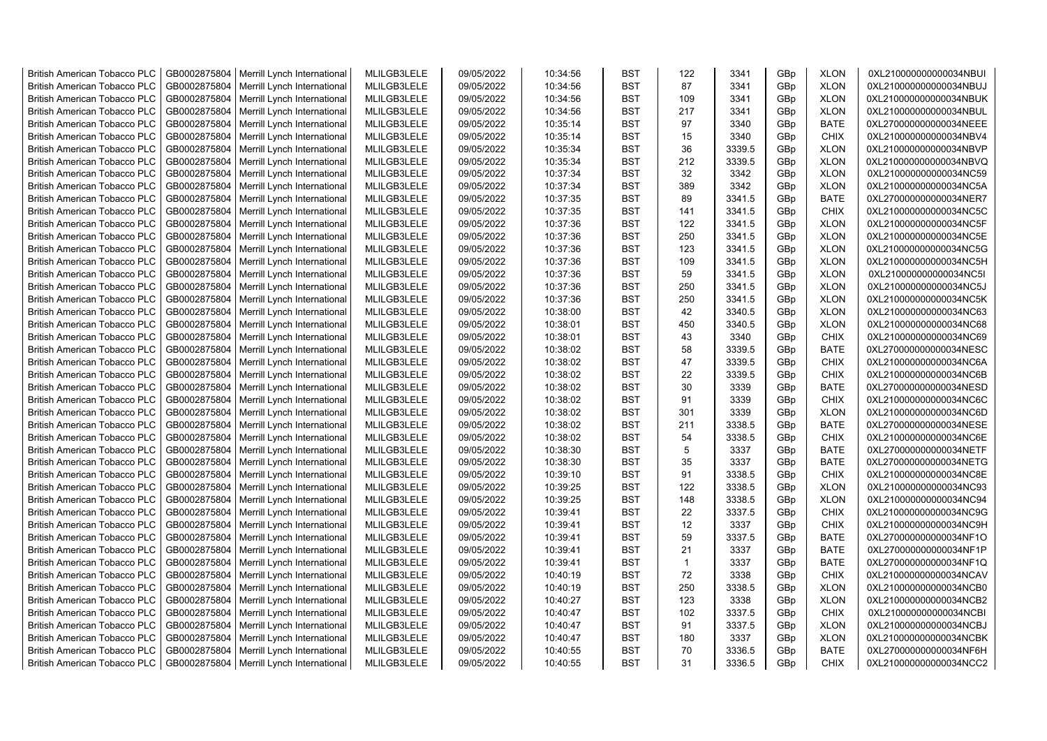| British American Tobacco PLC | GB0002875804 | Merrill Lynch International | MLILGB3LELE | 09/05/2022 | 10:34:56 | BST | 122 | 3341 | GBp | XLON | 0XL210000000000034NBUI |
|---|---|---|---|---|---|---|---|---|---|---|---|
| British American Tobacco PLC | GB0002875804 | Merrill Lynch International | MLILGB3LELE | 09/05/2022 | 10:34:56 | BST | 87 | 3341 | GBp | XLON | 0XL210000000000034NBUJ |
| British American Tobacco PLC | GB0002875804 | Merrill Lynch International | MLILGB3LELE | 09/05/2022 | 10:34:56 | BST | 109 | 3341 | GBp | XLON | 0XL210000000000034NBUK |
| British American Tobacco PLC | GB0002875804 | Merrill Lynch International | MLILGB3LELE | 09/05/2022 | 10:34:56 | BST | 217 | 3341 | GBp | XLON | 0XL210000000000034NBUL |
| British American Tobacco PLC | GB0002875804 | Merrill Lynch International | MLILGB3LELE | 09/05/2022 | 10:35:14 | BST | 97 | 3340 | GBp | BATE | 0XL270000000000034NEEE |
| British American Tobacco PLC | GB0002875804 | Merrill Lynch International | MLILGB3LELE | 09/05/2022 | 10:35:14 | BST | 15 | 3340 | GBp | CHIX | 0XL210000000000034NBV4 |
| British American Tobacco PLC | GB0002875804 | Merrill Lynch International | MLILGB3LELE | 09/05/2022 | 10:35:34 | BST | 36 | 3339.5 | GBp | XLON | 0XL210000000000034NBVP |
| British American Tobacco PLC | GB0002875804 | Merrill Lynch International | MLILGB3LELE | 09/05/2022 | 10:35:34 | BST | 212 | 3339.5 | GBp | XLON | 0XL210000000000034NBVQ |
| British American Tobacco PLC | GB0002875804 | Merrill Lynch International | MLILGB3LELE | 09/05/2022 | 10:37:34 | BST | 32 | 3342 | GBp | XLON | 0XL210000000000034NC59 |
| British American Tobacco PLC | GB0002875804 | Merrill Lynch International | MLILGB3LELE | 09/05/2022 | 10:37:34 | BST | 389 | 3342 | GBp | XLON | 0XL210000000000034NC5A |
| British American Tobacco PLC | GB0002875804 | Merrill Lynch International | MLILGB3LELE | 09/05/2022 | 10:37:35 | BST | 89 | 3341.5 | GBp | BATE | 0XL270000000000034NER7 |
| British American Tobacco PLC | GB0002875804 | Merrill Lynch International | MLILGB3LELE | 09/05/2022 | 10:37:35 | BST | 141 | 3341.5 | GBp | CHIX | 0XL210000000000034NC5C |
| British American Tobacco PLC | GB0002875804 | Merrill Lynch International | MLILGB3LELE | 09/05/2022 | 10:37:36 | BST | 122 | 3341.5 | GBp | XLON | 0XL210000000000034NC5F |
| British American Tobacco PLC | GB0002875804 | Merrill Lynch International | MLILGB3LELE | 09/05/2022 | 10:37:36 | BST | 250 | 3341.5 | GBp | XLON | 0XL210000000000034NC5E |
| British American Tobacco PLC | GB0002875804 | Merrill Lynch International | MLILGB3LELE | 09/05/2022 | 10:37:36 | BST | 123 | 3341.5 | GBp | XLON | 0XL210000000000034NC5G |
| British American Tobacco PLC | GB0002875804 | Merrill Lynch International | MLILGB3LELE | 09/05/2022 | 10:37:36 | BST | 109 | 3341.5 | GBp | XLON | 0XL210000000000034NC5H |
| British American Tobacco PLC | GB0002875804 | Merrill Lynch International | MLILGB3LELE | 09/05/2022 | 10:37:36 | BST | 59 | 3341.5 | GBp | XLON | 0XL210000000000034NC5I |
| British American Tobacco PLC | GB0002875804 | Merrill Lynch International | MLILGB3LELE | 09/05/2022 | 10:37:36 | BST | 250 | 3341.5 | GBp | XLON | 0XL210000000000034NC5J |
| British American Tobacco PLC | GB0002875804 | Merrill Lynch International | MLILGB3LELE | 09/05/2022 | 10:37:36 | BST | 250 | 3341.5 | GBp | XLON | 0XL210000000000034NC5K |
| British American Tobacco PLC | GB0002875804 | Merrill Lynch International | MLILGB3LELE | 09/05/2022 | 10:38:00 | BST | 42 | 3340.5 | GBp | XLON | 0XL210000000000034NC63 |
| British American Tobacco PLC | GB0002875804 | Merrill Lynch International | MLILGB3LELE | 09/05/2022 | 10:38:01 | BST | 450 | 3340.5 | GBp | XLON | 0XL210000000000034NC68 |
| British American Tobacco PLC | GB0002875804 | Merrill Lynch International | MLILGB3LELE | 09/05/2022 | 10:38:01 | BST | 43 | 3340 | GBp | CHIX | 0XL210000000000034NC69 |
| British American Tobacco PLC | GB0002875804 | Merrill Lynch International | MLILGB3LELE | 09/05/2022 | 10:38:02 | BST | 58 | 3339.5 | GBp | BATE | 0XL270000000000034NESC |
| British American Tobacco PLC | GB0002875804 | Merrill Lynch International | MLILGB3LELE | 09/05/2022 | 10:38:02 | BST | 47 | 3339.5 | GBp | CHIX | 0XL210000000000034NC6A |
| British American Tobacco PLC | GB0002875804 | Merrill Lynch International | MLILGB3LELE | 09/05/2022 | 10:38:02 | BST | 22 | 3339.5 | GBp | CHIX | 0XL210000000000034NC6B |
| British American Tobacco PLC | GB0002875804 | Merrill Lynch International | MLILGB3LELE | 09/05/2022 | 10:38:02 | BST | 30 | 3339 | GBp | BATE | 0XL270000000000034NESD |
| British American Tobacco PLC | GB0002875804 | Merrill Lynch International | MLILGB3LELE | 09/05/2022 | 10:38:02 | BST | 91 | 3339 | GBp | CHIX | 0XL210000000000034NC6C |
| British American Tobacco PLC | GB0002875804 | Merrill Lynch International | MLILGB3LELE | 09/05/2022 | 10:38:02 | BST | 301 | 3339 | GBp | XLON | 0XL210000000000034NC6D |
| British American Tobacco PLC | GB0002875804 | Merrill Lynch International | MLILGB3LELE | 09/05/2022 | 10:38:02 | BST | 211 | 3338.5 | GBp | BATE | 0XL270000000000034NESE |
| British American Tobacco PLC | GB0002875804 | Merrill Lynch International | MLILGB3LELE | 09/05/2022 | 10:38:02 | BST | 54 | 3338.5 | GBp | CHIX | 0XL210000000000034NC6E |
| British American Tobacco PLC | GB0002875804 | Merrill Lynch International | MLILGB3LELE | 09/05/2022 | 10:38:30 | BST | 5 | 3337 | GBp | BATE | 0XL270000000000034NETF |
| British American Tobacco PLC | GB0002875804 | Merrill Lynch International | MLILGB3LELE | 09/05/2022 | 10:38:30 | BST | 35 | 3337 | GBp | BATE | 0XL270000000000034NETG |
| British American Tobacco PLC | GB0002875804 | Merrill Lynch International | MLILGB3LELE | 09/05/2022 | 10:39:10 | BST | 91 | 3338.5 | GBp | CHIX | 0XL210000000000034NC8E |
| British American Tobacco PLC | GB0002875804 | Merrill Lynch International | MLILGB3LELE | 09/05/2022 | 10:39:25 | BST | 122 | 3338.5 | GBp | XLON | 0XL210000000000034NC93 |
| British American Tobacco PLC | GB0002875804 | Merrill Lynch International | MLILGB3LELE | 09/05/2022 | 10:39:25 | BST | 148 | 3338.5 | GBp | XLON | 0XL210000000000034NC94 |
| British American Tobacco PLC | GB0002875804 | Merrill Lynch International | MLILGB3LELE | 09/05/2022 | 10:39:41 | BST | 22 | 3337.5 | GBp | CHIX | 0XL210000000000034NC9G |
| British American Tobacco PLC | GB0002875804 | Merrill Lynch International | MLILGB3LELE | 09/05/2022 | 10:39:41 | BST | 12 | 3337 | GBp | CHIX | 0XL210000000000034NC9H |
| British American Tobacco PLC | GB0002875804 | Merrill Lynch International | MLILGB3LELE | 09/05/2022 | 10:39:41 | BST | 59 | 3337.5 | GBp | BATE | 0XL270000000000034NF1O |
| British American Tobacco PLC | GB0002875804 | Merrill Lynch International | MLILGB3LELE | 09/05/2022 | 10:39:41 | BST | 21 | 3337 | GBp | BATE | 0XL270000000000034NF1P |
| British American Tobacco PLC | GB0002875804 | Merrill Lynch International | MLILGB3LELE | 09/05/2022 | 10:39:41 | BST | 1 | 3337 | GBp | BATE | 0XL270000000000034NF1Q |
| British American Tobacco PLC | GB0002875804 | Merrill Lynch International | MLILGB3LELE | 09/05/2022 | 10:40:19 | BST | 72 | 3338 | GBp | CHIX | 0XL210000000000034NCAV |
| British American Tobacco PLC | GB0002875804 | Merrill Lynch International | MLILGB3LELE | 09/05/2022 | 10:40:19 | BST | 250 | 3338.5 | GBp | XLON | 0XL210000000000034NCB0 |
| British American Tobacco PLC | GB0002875804 | Merrill Lynch International | MLILGB3LELE | 09/05/2022 | 10:40:27 | BST | 123 | 3338 | GBp | XLON | 0XL210000000000034NCB2 |
| British American Tobacco PLC | GB0002875804 | Merrill Lynch International | MLILGB3LELE | 09/05/2022 | 10:40:47 | BST | 102 | 3337.5 | GBp | CHIX | 0XL210000000000034NCBI |
| British American Tobacco PLC | GB0002875804 | Merrill Lynch International | MLILGB3LELE | 09/05/2022 | 10:40:47 | BST | 91 | 3337.5 | GBp | XLON | 0XL210000000000034NCBJ |
| British American Tobacco PLC | GB0002875804 | Merrill Lynch International | MLILGB3LELE | 09/05/2022 | 10:40:47 | BST | 180 | 3337 | GBp | XLON | 0XL210000000000034NCBK |
| British American Tobacco PLC | GB0002875804 | Merrill Lynch International | MLILGB3LELE | 09/05/2022 | 10:40:55 | BST | 70 | 3336.5 | GBp | BATE | 0XL270000000000034NF6H |
| British American Tobacco PLC | GB0002875804 | Merrill Lynch International | MLILGB3LELE | 09/05/2022 | 10:40:55 | BST | 31 | 3336.5 | GBp | CHIX | 0XL210000000000034NCC2 |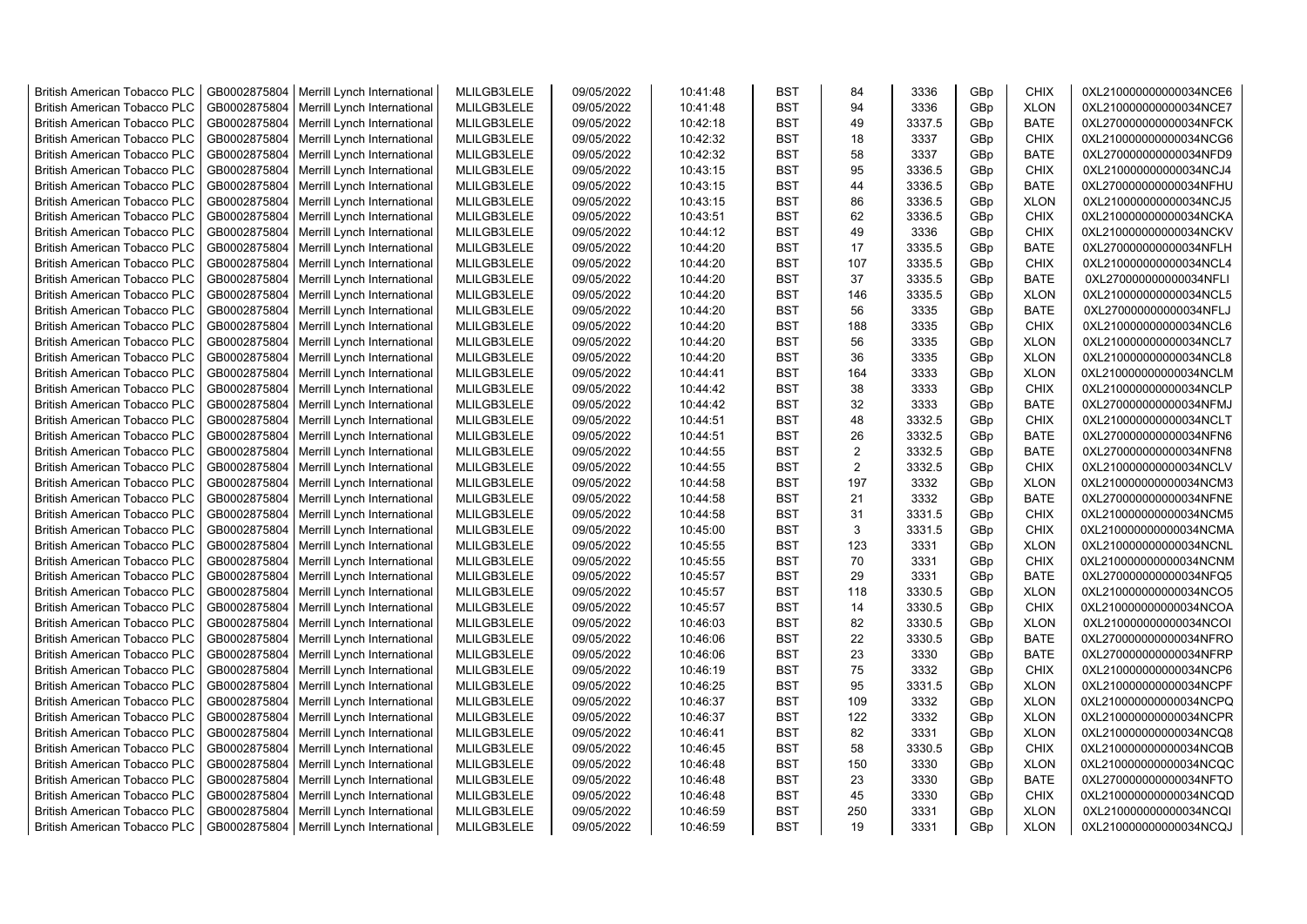| British American Tobacco PLC | GB0002875804 | Merrill Lynch International | MLILGB3LELE | 09/05/2022 | 10:41:48 | BST | 84 | 3336 | GBp | CHIX | 0XL210000000000034NCE6 |
|---|---|---|---|---|---|---|---|---|---|---|---|
| British American Tobacco PLC | GB0002875804 | Merrill Lynch International | MLILGB3LELE | 09/05/2022 | 10:41:48 | BST | 94 | 3336 | GBp | XLON | 0XL210000000000034NCE7 |
| British American Tobacco PLC | GB0002875804 | Merrill Lynch International | MLILGB3LELE | 09/05/2022 | 10:42:18 | BST | 49 | 3337.5 | GBp | BATE | 0XL270000000000034NFCK |
| British American Tobacco PLC | GB0002875804 | Merrill Lynch International | MLILGB3LELE | 09/05/2022 | 10:42:32 | BST | 18 | 3337 | GBp | CHIX | 0XL210000000000034NCG6 |
| British American Tobacco PLC | GB0002875804 | Merrill Lynch International | MLILGB3LELE | 09/05/2022 | 10:42:32 | BST | 58 | 3337 | GBp | BATE | 0XL270000000000034NFD9 |
| British American Tobacco PLC | GB0002875804 | Merrill Lynch International | MLILGB3LELE | 09/05/2022 | 10:43:15 | BST | 95 | 3336.5 | GBp | CHIX | 0XL210000000000034NCJ4 |
| British American Tobacco PLC | GB0002875804 | Merrill Lynch International | MLILGB3LELE | 09/05/2022 | 10:43:15 | BST | 44 | 3336.5 | GBp | BATE | 0XL270000000000034NFHU |
| British American Tobacco PLC | GB0002875804 | Merrill Lynch International | MLILGB3LELE | 09/05/2022 | 10:43:15 | BST | 86 | 3336.5 | GBp | XLON | 0XL210000000000034NCJ5 |
| British American Tobacco PLC | GB0002875804 | Merrill Lynch International | MLILGB3LELE | 09/05/2022 | 10:43:51 | BST | 62 | 3336.5 | GBp | CHIX | 0XL210000000000034NCKA |
| British American Tobacco PLC | GB0002875804 | Merrill Lynch International | MLILGB3LELE | 09/05/2022 | 10:44:12 | BST | 49 | 3336 | GBp | CHIX | 0XL210000000000034NCKV |
| British American Tobacco PLC | GB0002875804 | Merrill Lynch International | MLILGB3LELE | 09/05/2022 | 10:44:20 | BST | 17 | 3335.5 | GBp | BATE | 0XL270000000000034NFLH |
| British American Tobacco PLC | GB0002875804 | Merrill Lynch International | MLILGB3LELE | 09/05/2022 | 10:44:20 | BST | 107 | 3335.5 | GBp | CHIX | 0XL210000000000034NCL4 |
| British American Tobacco PLC | GB0002875804 | Merrill Lynch International | MLILGB3LELE | 09/05/2022 | 10:44:20 | BST | 37 | 3335.5 | GBp | BATE | 0XL270000000000034NFLI |
| British American Tobacco PLC | GB0002875804 | Merrill Lynch International | MLILGB3LELE | 09/05/2022 | 10:44:20 | BST | 146 | 3335.5 | GBp | XLON | 0XL210000000000034NCL5 |
| British American Tobacco PLC | GB0002875804 | Merrill Lynch International | MLILGB3LELE | 09/05/2022 | 10:44:20 | BST | 56 | 3335 | GBp | BATE | 0XL270000000000034NFLJ |
| British American Tobacco PLC | GB0002875804 | Merrill Lynch International | MLILGB3LELE | 09/05/2022 | 10:44:20 | BST | 188 | 3335 | GBp | CHIX | 0XL210000000000034NCL6 |
| British American Tobacco PLC | GB0002875804 | Merrill Lynch International | MLILGB3LELE | 09/05/2022 | 10:44:20 | BST | 56 | 3335 | GBp | XLON | 0XL210000000000034NCL7 |
| British American Tobacco PLC | GB0002875804 | Merrill Lynch International | MLILGB3LELE | 09/05/2022 | 10:44:20 | BST | 36 | 3335 | GBp | XLON | 0XL210000000000034NCL8 |
| British American Tobacco PLC | GB0002875804 | Merrill Lynch International | MLILGB3LELE | 09/05/2022 | 10:44:41 | BST | 164 | 3333 | GBp | XLON | 0XL210000000000034NCLM |
| British American Tobacco PLC | GB0002875804 | Merrill Lynch International | MLILGB3LELE | 09/05/2022 | 10:44:42 | BST | 38 | 3333 | GBp | CHIX | 0XL210000000000034NCLP |
| British American Tobacco PLC | GB0002875804 | Merrill Lynch International | MLILGB3LELE | 09/05/2022 | 10:44:42 | BST | 32 | 3333 | GBp | BATE | 0XL270000000000034NFMJ |
| British American Tobacco PLC | GB0002875804 | Merrill Lynch International | MLILGB3LELE | 09/05/2022 | 10:44:51 | BST | 48 | 3332.5 | GBp | CHIX | 0XL210000000000034NCLT |
| British American Tobacco PLC | GB0002875804 | Merrill Lynch International | MLILGB3LELE | 09/05/2022 | 10:44:51 | BST | 26 | 3332.5 | GBp | BATE | 0XL270000000000034NFN6 |
| British American Tobacco PLC | GB0002875804 | Merrill Lynch International | MLILGB3LELE | 09/05/2022 | 10:44:55 | BST | 2 | 3332.5 | GBp | BATE | 0XL270000000000034NFN8 |
| British American Tobacco PLC | GB0002875804 | Merrill Lynch International | MLILGB3LELE | 09/05/2022 | 10:44:55 | BST | 2 | 3332.5 | GBp | CHIX | 0XL210000000000034NCLV |
| British American Tobacco PLC | GB0002875804 | Merrill Lynch International | MLILGB3LELE | 09/05/2022 | 10:44:58 | BST | 197 | 3332 | GBp | XLON | 0XL210000000000034NCM3 |
| British American Tobacco PLC | GB0002875804 | Merrill Lynch International | MLILGB3LELE | 09/05/2022 | 10:44:58 | BST | 21 | 3332 | GBp | BATE | 0XL270000000000034NFNE |
| British American Tobacco PLC | GB0002875804 | Merrill Lynch International | MLILGB3LELE | 09/05/2022 | 10:44:58 | BST | 31 | 3331.5 | GBp | CHIX | 0XL210000000000034NCM5 |
| British American Tobacco PLC | GB0002875804 | Merrill Lynch International | MLILGB3LELE | 09/05/2022 | 10:45:00 | BST | 3 | 3331.5 | GBp | CHIX | 0XL210000000000034NCMA |
| British American Tobacco PLC | GB0002875804 | Merrill Lynch International | MLILGB3LELE | 09/05/2022 | 10:45:55 | BST | 123 | 3331 | GBp | XLON | 0XL210000000000034NCNL |
| British American Tobacco PLC | GB0002875804 | Merrill Lynch International | MLILGB3LELE | 09/05/2022 | 10:45:55 | BST | 70 | 3331 | GBp | CHIX | 0XL210000000000034NCNM |
| British American Tobacco PLC | GB0002875804 | Merrill Lynch International | MLILGB3LELE | 09/05/2022 | 10:45:57 | BST | 29 | 3331 | GBp | BATE | 0XL270000000000034NFQ5 |
| British American Tobacco PLC | GB0002875804 | Merrill Lynch International | MLILGB3LELE | 09/05/2022 | 10:45:57 | BST | 118 | 3330.5 | GBp | XLON | 0XL210000000000034NCO5 |
| British American Tobacco PLC | GB0002875804 | Merrill Lynch International | MLILGB3LELE | 09/05/2022 | 10:45:57 | BST | 14 | 3330.5 | GBp | CHIX | 0XL210000000000034NCOA |
| British American Tobacco PLC | GB0002875804 | Merrill Lynch International | MLILGB3LELE | 09/05/2022 | 10:46:03 | BST | 82 | 3330.5 | GBp | XLON | 0XL210000000000034NCOI |
| British American Tobacco PLC | GB0002875804 | Merrill Lynch International | MLILGB3LELE | 09/05/2022 | 10:46:06 | BST | 22 | 3330.5 | GBp | BATE | 0XL270000000000034NFRO |
| British American Tobacco PLC | GB0002875804 | Merrill Lynch International | MLILGB3LELE | 09/05/2022 | 10:46:06 | BST | 23 | 3330 | GBp | BATE | 0XL270000000000034NFRP |
| British American Tobacco PLC | GB0002875804 | Merrill Lynch International | MLILGB3LELE | 09/05/2022 | 10:46:19 | BST | 75 | 3332 | GBp | CHIX | 0XL210000000000034NCP6 |
| British American Tobacco PLC | GB0002875804 | Merrill Lynch International | MLILGB3LELE | 09/05/2022 | 10:46:25 | BST | 95 | 3331.5 | GBp | XLON | 0XL210000000000034NCPF |
| British American Tobacco PLC | GB0002875804 | Merrill Lynch International | MLILGB3LELE | 09/05/2022 | 10:46:37 | BST | 109 | 3332 | GBp | XLON | 0XL210000000000034NCPQ |
| British American Tobacco PLC | GB0002875804 | Merrill Lynch International | MLILGB3LELE | 09/05/2022 | 10:46:37 | BST | 122 | 3332 | GBp | XLON | 0XL210000000000034NCPR |
| British American Tobacco PLC | GB0002875804 | Merrill Lynch International | MLILGB3LELE | 09/05/2022 | 10:46:41 | BST | 82 | 3331 | GBp | XLON | 0XL210000000000034NCQ8 |
| British American Tobacco PLC | GB0002875804 | Merrill Lynch International | MLILGB3LELE | 09/05/2022 | 10:46:45 | BST | 58 | 3330.5 | GBp | CHIX | 0XL210000000000034NCQB |
| British American Tobacco PLC | GB0002875804 | Merrill Lynch International | MLILGB3LELE | 09/05/2022 | 10:46:48 | BST | 150 | 3330 | GBp | XLON | 0XL210000000000034NCQC |
| British American Tobacco PLC | GB0002875804 | Merrill Lynch International | MLILGB3LELE | 09/05/2022 | 10:46:48 | BST | 23 | 3330 | GBp | BATE | 0XL270000000000034NFTO |
| British American Tobacco PLC | GB0002875804 | Merrill Lynch International | MLILGB3LELE | 09/05/2022 | 10:46:48 | BST | 45 | 3330 | GBp | CHIX | 0XL210000000000034NCQD |
| British American Tobacco PLC | GB0002875804 | Merrill Lynch International | MLILGB3LELE | 09/05/2022 | 10:46:59 | BST | 250 | 3331 | GBp | XLON | 0XL210000000000034NCQI |
| British American Tobacco PLC | GB0002875804 | Merrill Lynch International | MLILGB3LELE | 09/05/2022 | 10:46:59 | BST | 19 | 3331 | GBp | XLON | 0XL210000000000034NCQJ |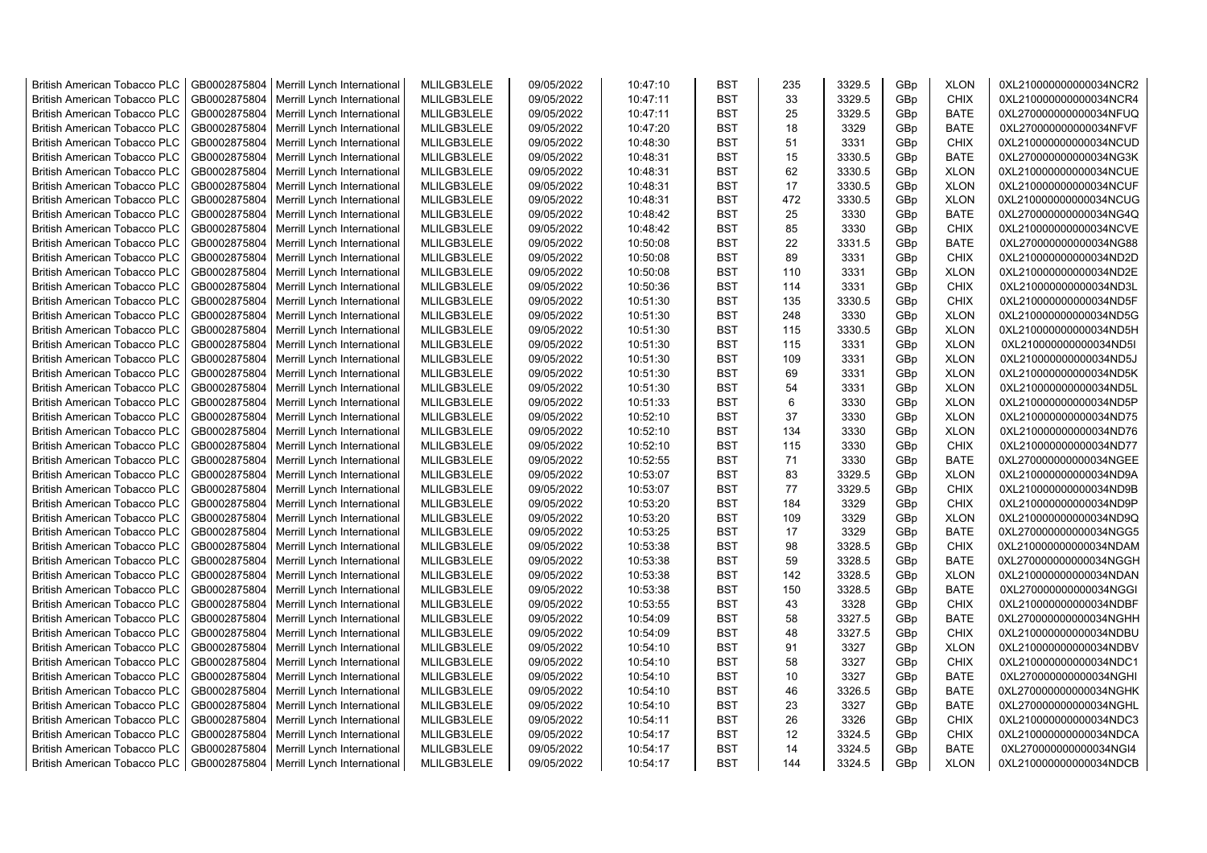| British American Tobacco PLC | GB0002875804 | Merrill Lynch International | MLILGB3LELE | 09/05/2022 | 10:47:10 | BST | 235 | 3329.5 | GBp | XLON | 0XL210000000000034NCR2 |
|---|---|---|---|---|---|---|---|---|---|---|---|
| British American Tobacco PLC | GB0002875804 | Merrill Lynch International | MLILGB3LELE | 09/05/2022 | 10:47:11 | BST | 33 | 3329.5 | GBp | CHIX | 0XL210000000000034NCR4 |
| British American Tobacco PLC | GB0002875804 | Merrill Lynch International | MLILGB3LELE | 09/05/2022 | 10:47:11 | BST | 25 | 3329.5 | GBp | BATE | 0XL270000000000034NFUQ |
| British American Tobacco PLC | GB0002875804 | Merrill Lynch International | MLILGB3LELE | 09/05/2022 | 10:47:20 | BST | 18 | 3329 | GBp | BATE | 0XL270000000000034NFVF |
| British American Tobacco PLC | GB0002875804 | Merrill Lynch International | MLILGB3LELE | 09/05/2022 | 10:48:30 | BST | 51 | 3331 | GBp | CHIX | 0XL210000000000034NCUD |
| British American Tobacco PLC | GB0002875804 | Merrill Lynch International | MLILGB3LELE | 09/05/2022 | 10:48:31 | BST | 15 | 3330.5 | GBp | BATE | 0XL270000000000034NG3K |
| British American Tobacco PLC | GB0002875804 | Merrill Lynch International | MLILGB3LELE | 09/05/2022 | 10:48:31 | BST | 62 | 3330.5 | GBp | XLON | 0XL210000000000034NCUE |
| British American Tobacco PLC | GB0002875804 | Merrill Lynch International | MLILGB3LELE | 09/05/2022 | 10:48:31 | BST | 17 | 3330.5 | GBp | XLON | 0XL210000000000034NCUF |
| British American Tobacco PLC | GB0002875804 | Merrill Lynch International | MLILGB3LELE | 09/05/2022 | 10:48:31 | BST | 472 | 3330.5 | GBp | XLON | 0XL210000000000034NCUG |
| British American Tobacco PLC | GB0002875804 | Merrill Lynch International | MLILGB3LELE | 09/05/2022 | 10:48:42 | BST | 25 | 3330 | GBp | BATE | 0XL270000000000034NG4Q |
| British American Tobacco PLC | GB0002875804 | Merrill Lynch International | MLILGB3LELE | 09/05/2022 | 10:48:42 | BST | 85 | 3330 | GBp | CHIX | 0XL210000000000034NCVE |
| British American Tobacco PLC | GB0002875804 | Merrill Lynch International | MLILGB3LELE | 09/05/2022 | 10:50:08 | BST | 22 | 3331.5 | GBp | BATE | 0XL270000000000034NG88 |
| British American Tobacco PLC | GB0002875804 | Merrill Lynch International | MLILGB3LELE | 09/05/2022 | 10:50:08 | BST | 89 | 3331 | GBp | CHIX | 0XL210000000000034ND2D |
| British American Tobacco PLC | GB0002875804 | Merrill Lynch International | MLILGB3LELE | 09/05/2022 | 10:50:08 | BST | 110 | 3331 | GBp | XLON | 0XL210000000000034ND2E |
| British American Tobacco PLC | GB0002875804 | Merrill Lynch International | MLILGB3LELE | 09/05/2022 | 10:50:36 | BST | 114 | 3331 | GBp | CHIX | 0XL210000000000034ND3L |
| British American Tobacco PLC | GB0002875804 | Merrill Lynch International | MLILGB3LELE | 09/05/2022 | 10:51:30 | BST | 135 | 3330.5 | GBp | CHIX | 0XL210000000000034ND5F |
| British American Tobacco PLC | GB0002875804 | Merrill Lynch International | MLILGB3LELE | 09/05/2022 | 10:51:30 | BST | 248 | 3330 | GBp | XLON | 0XL210000000000034ND5G |
| British American Tobacco PLC | GB0002875804 | Merrill Lynch International | MLILGB3LELE | 09/05/2022 | 10:51:30 | BST | 115 | 3330.5 | GBp | XLON | 0XL210000000000034ND5H |
| British American Tobacco PLC | GB0002875804 | Merrill Lynch International | MLILGB3LELE | 09/05/2022 | 10:51:30 | BST | 115 | 3331 | GBp | XLON | 0XL210000000000034ND5I |
| British American Tobacco PLC | GB0002875804 | Merrill Lynch International | MLILGB3LELE | 09/05/2022 | 10:51:30 | BST | 109 | 3331 | GBp | XLON | 0XL210000000000034ND5J |
| British American Tobacco PLC | GB0002875804 | Merrill Lynch International | MLILGB3LELE | 09/05/2022 | 10:51:30 | BST | 69 | 3331 | GBp | XLON | 0XL210000000000034ND5K |
| British American Tobacco PLC | GB0002875804 | Merrill Lynch International | MLILGB3LELE | 09/05/2022 | 10:51:30 | BST | 54 | 3331 | GBp | XLON | 0XL210000000000034ND5L |
| British American Tobacco PLC | GB0002875804 | Merrill Lynch International | MLILGB3LELE | 09/05/2022 | 10:51:33 | BST | 6 | 3330 | GBp | XLON | 0XL210000000000034ND5P |
| British American Tobacco PLC | GB0002875804 | Merrill Lynch International | MLILGB3LELE | 09/05/2022 | 10:52:10 | BST | 37 | 3330 | GBp | XLON | 0XL210000000000034ND75 |
| British American Tobacco PLC | GB0002875804 | Merrill Lynch International | MLILGB3LELE | 09/05/2022 | 10:52:10 | BST | 134 | 3330 | GBp | XLON | 0XL210000000000034ND76 |
| British American Tobacco PLC | GB0002875804 | Merrill Lynch International | MLILGB3LELE | 09/05/2022 | 10:52:10 | BST | 115 | 3330 | GBp | CHIX | 0XL210000000000034ND77 |
| British American Tobacco PLC | GB0002875804 | Merrill Lynch International | MLILGB3LELE | 09/05/2022 | 10:52:55 | BST | 71 | 3330 | GBp | BATE | 0XL270000000000034NGEE |
| British American Tobacco PLC | GB0002875804 | Merrill Lynch International | MLILGB3LELE | 09/05/2022 | 10:53:07 | BST | 83 | 3329.5 | GBp | XLON | 0XL210000000000034ND9A |
| British American Tobacco PLC | GB0002875804 | Merrill Lynch International | MLILGB3LELE | 09/05/2022 | 10:53:07 | BST | 77 | 3329.5 | GBp | CHIX | 0XL210000000000034ND9B |
| British American Tobacco PLC | GB0002875804 | Merrill Lynch International | MLILGB3LELE | 09/05/2022 | 10:53:20 | BST | 184 | 3329 | GBp | CHIX | 0XL210000000000034ND9P |
| British American Tobacco PLC | GB0002875804 | Merrill Lynch International | MLILGB3LELE | 09/05/2022 | 10:53:20 | BST | 109 | 3329 | GBp | XLON | 0XL210000000000034ND9Q |
| British American Tobacco PLC | GB0002875804 | Merrill Lynch International | MLILGB3LELE | 09/05/2022 | 10:53:25 | BST | 17 | 3329 | GBp | BATE | 0XL270000000000034NGG5 |
| British American Tobacco PLC | GB0002875804 | Merrill Lynch International | MLILGB3LELE | 09/05/2022 | 10:53:38 | BST | 98 | 3328.5 | GBp | CHIX | 0XL210000000000034NDAM |
| British American Tobacco PLC | GB0002875804 | Merrill Lynch International | MLILGB3LELE | 09/05/2022 | 10:53:38 | BST | 59 | 3328.5 | GBp | BATE | 0XL270000000000034NGGH |
| British American Tobacco PLC | GB0002875804 | Merrill Lynch International | MLILGB3LELE | 09/05/2022 | 10:53:38 | BST | 142 | 3328.5 | GBp | XLON | 0XL210000000000034NDAN |
| British American Tobacco PLC | GB0002875804 | Merrill Lynch International | MLILGB3LELE | 09/05/2022 | 10:53:38 | BST | 150 | 3328.5 | GBp | BATE | 0XL270000000000034NGGI |
| British American Tobacco PLC | GB0002875804 | Merrill Lynch International | MLILGB3LELE | 09/05/2022 | 10:53:55 | BST | 43 | 3328 | GBp | CHIX | 0XL210000000000034NDBF |
| British American Tobacco PLC | GB0002875804 | Merrill Lynch International | MLILGB3LELE | 09/05/2022 | 10:54:09 | BST | 58 | 3327.5 | GBp | BATE | 0XL270000000000034NGHH |
| British American Tobacco PLC | GB0002875804 | Merrill Lynch International | MLILGB3LELE | 09/05/2022 | 10:54:09 | BST | 48 | 3327.5 | GBp | CHIX | 0XL210000000000034NDBU |
| British American Tobacco PLC | GB0002875804 | Merrill Lynch International | MLILGB3LELE | 09/05/2022 | 10:54:10 | BST | 91 | 3327 | GBp | XLON | 0XL210000000000034NDBV |
| British American Tobacco PLC | GB0002875804 | Merrill Lynch International | MLILGB3LELE | 09/05/2022 | 10:54:10 | BST | 58 | 3327 | GBp | CHIX | 0XL210000000000034NDC1 |
| British American Tobacco PLC | GB0002875804 | Merrill Lynch International | MLILGB3LELE | 09/05/2022 | 10:54:10 | BST | 10 | 3327 | GBp | BATE | 0XL270000000000034NGHI |
| British American Tobacco PLC | GB0002875804 | Merrill Lynch International | MLILGB3LELE | 09/05/2022 | 10:54:10 | BST | 46 | 3326.5 | GBp | BATE | 0XL270000000000034NGHK |
| British American Tobacco PLC | GB0002875804 | Merrill Lynch International | MLILGB3LELE | 09/05/2022 | 10:54:10 | BST | 23 | 3327 | GBp | BATE | 0XL270000000000034NGHL |
| British American Tobacco PLC | GB0002875804 | Merrill Lynch International | MLILGB3LELE | 09/05/2022 | 10:54:11 | BST | 26 | 3326 | GBp | CHIX | 0XL210000000000034NDC3 |
| British American Tobacco PLC | GB0002875804 | Merrill Lynch International | MLILGB3LELE | 09/05/2022 | 10:54:17 | BST | 12 | 3324.5 | GBp | CHIX | 0XL210000000000034NDCA |
| British American Tobacco PLC | GB0002875804 | Merrill Lynch International | MLILGB3LELE | 09/05/2022 | 10:54:17 | BST | 14 | 3324.5 | GBp | BATE | 0XL270000000000034NGI4 |
| British American Tobacco PLC | GB0002875804 | Merrill Lynch International | MLILGB3LELE | 09/05/2022 | 10:54:17 | BST | 144 | 3324.5 | GBp | XLON | 0XL210000000000034NDCB |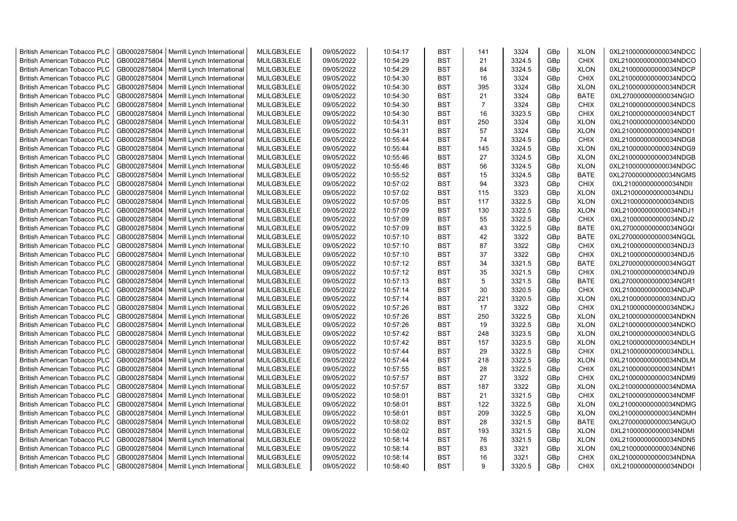| | | | | | | | | | | | |
|---|---|---|---|---|---|---|---|---|---|---|---|
| British American Tobacco PLC | GB0002875804 | Merrill Lynch International | MLILGB3LELE | 09/05/2022 | 10:54:17 | BST | 141 | 3324 | GBp | XLON | 0XL210000000000034NDCC |
| British American Tobacco PLC | GB0002875804 | Merrill Lynch International | MLILGB3LELE | 09/05/2022 | 10:54:29 | BST | 21 | 3324.5 | GBp | CHIX | 0XL210000000000034NDCO |
| British American Tobacco PLC | GB0002875804 | Merrill Lynch International | MLILGB3LELE | 09/05/2022 | 10:54:29 | BST | 84 | 3324.5 | GBp | XLON | 0XL210000000000034NDCP |
| British American Tobacco PLC | GB0002875804 | Merrill Lynch International | MLILGB3LELE | 09/05/2022 | 10:54:30 | BST | 16 | 3324 | GBp | CHIX | 0XL210000000000034NDCQ |
| British American Tobacco PLC | GB0002875804 | Merrill Lynch International | MLILGB3LELE | 09/05/2022 | 10:54:30 | BST | 395 | 3324 | GBp | XLON | 0XL210000000000034NDCR |
| British American Tobacco PLC | GB0002875804 | Merrill Lynch International | MLILGB3LELE | 09/05/2022 | 10:54:30 | BST | 21 | 3324 | GBp | BATE | 0XL270000000000034NGIO |
| British American Tobacco PLC | GB0002875804 | Merrill Lynch International | MLILGB3LELE | 09/05/2022 | 10:54:30 | BST | 7 | 3324 | GBp | CHIX | 0XL210000000000034NDCS |
| British American Tobacco PLC | GB0002875804 | Merrill Lynch International | MLILGB3LELE | 09/05/2022 | 10:54:30 | BST | 16 | 3323.5 | GBp | CHIX | 0XL210000000000034NDCT |
| British American Tobacco PLC | GB0002875804 | Merrill Lynch International | MLILGB3LELE | 09/05/2022 | 10:54:31 | BST | 250 | 3324 | GBp | XLON | 0XL210000000000034NDD0 |
| British American Tobacco PLC | GB0002875804 | Merrill Lynch International | MLILGB3LELE | 09/05/2022 | 10:54:31 | BST | 57 | 3324 | GBp | XLON | 0XL210000000000034NDD1 |
| British American Tobacco PLC | GB0002875804 | Merrill Lynch International | MLILGB3LELE | 09/05/2022 | 10:55:44 | BST | 74 | 3324.5 | GBp | CHIX | 0XL210000000000034NDG8 |
| British American Tobacco PLC | GB0002875804 | Merrill Lynch International | MLILGB3LELE | 09/05/2022 | 10:55:44 | BST | 145 | 3324.5 | GBp | XLON | 0XL210000000000034NDG9 |
| British American Tobacco PLC | GB0002875804 | Merrill Lynch International | MLILGB3LELE | 09/05/2022 | 10:55:46 | BST | 27 | 3324.5 | GBp | XLON | 0XL210000000000034NDGB |
| British American Tobacco PLC | GB0002875804 | Merrill Lynch International | MLILGB3LELE | 09/05/2022 | 10:55:46 | BST | 56 | 3324.5 | GBp | XLON | 0XL210000000000034NDGC |
| British American Tobacco PLC | GB0002875804 | Merrill Lynch International | MLILGB3LELE | 09/05/2022 | 10:55:52 | BST | 15 | 3324.5 | GBp | BATE | 0XL270000000000034NGMS |
| British American Tobacco PLC | GB0002875804 | Merrill Lynch International | MLILGB3LELE | 09/05/2022 | 10:57:02 | BST | 94 | 3323 | GBp | CHIX | 0XL210000000000034NDII |
| British American Tobacco PLC | GB0002875804 | Merrill Lynch International | MLILGB3LELE | 09/05/2022 | 10:57:02 | BST | 115 | 3323 | GBp | XLON | 0XL210000000000034NDIJ |
| British American Tobacco PLC | GB0002875804 | Merrill Lynch International | MLILGB3LELE | 09/05/2022 | 10:57:05 | BST | 117 | 3322.5 | GBp | XLON | 0XL210000000000034NDIS |
| British American Tobacco PLC | GB0002875804 | Merrill Lynch International | MLILGB3LELE | 09/05/2022 | 10:57:09 | BST | 130 | 3322.5 | GBp | XLON | 0XL210000000000034NDJ1 |
| British American Tobacco PLC | GB0002875804 | Merrill Lynch International | MLILGB3LELE | 09/05/2022 | 10:57:09 | BST | 55 | 3322.5 | GBp | CHIX | 0XL210000000000034NDJ2 |
| British American Tobacco PLC | GB0002875804 | Merrill Lynch International | MLILGB3LELE | 09/05/2022 | 10:57:09 | BST | 43 | 3322.5 | GBp | BATE | 0XL270000000000034NGQI |
| British American Tobacco PLC | GB0002875804 | Merrill Lynch International | MLILGB3LELE | 09/05/2022 | 10:57:10 | BST | 42 | 3322 | GBp | BATE | 0XL270000000000034NGQL |
| British American Tobacco PLC | GB0002875804 | Merrill Lynch International | MLILGB3LELE | 09/05/2022 | 10:57:10 | BST | 87 | 3322 | GBp | CHIX | 0XL210000000000034NDJ3 |
| British American Tobacco PLC | GB0002875804 | Merrill Lynch International | MLILGB3LELE | 09/05/2022 | 10:57:10 | BST | 37 | 3322 | GBp | CHIX | 0XL210000000000034NDJ5 |
| British American Tobacco PLC | GB0002875804 | Merrill Lynch International | MLILGB3LELE | 09/05/2022 | 10:57:12 | BST | 34 | 3321.5 | GBp | BATE | 0XL270000000000034NGQT |
| British American Tobacco PLC | GB0002875804 | Merrill Lynch International | MLILGB3LELE | 09/05/2022 | 10:57:12 | BST | 35 | 3321.5 | GBp | CHIX | 0XL210000000000034NDJ9 |
| British American Tobacco PLC | GB0002875804 | Merrill Lynch International | MLILGB3LELE | 09/05/2022 | 10:57:13 | BST | 5 | 3321.5 | GBp | BATE | 0XL270000000000034NGR1 |
| British American Tobacco PLC | GB0002875804 | Merrill Lynch International | MLILGB3LELE | 09/05/2022 | 10:57:14 | BST | 30 | 3320.5 | GBp | CHIX | 0XL210000000000034NDJP |
| British American Tobacco PLC | GB0002875804 | Merrill Lynch International | MLILGB3LELE | 09/05/2022 | 10:57:14 | BST | 221 | 3320.5 | GBp | XLON | 0XL210000000000034NDJQ |
| British American Tobacco PLC | GB0002875804 | Merrill Lynch International | MLILGB3LELE | 09/05/2022 | 10:57:26 | BST | 17 | 3322 | GBp | CHIX | 0XL210000000000034NDKJ |
| British American Tobacco PLC | GB0002875804 | Merrill Lynch International | MLILGB3LELE | 09/05/2022 | 10:57:26 | BST | 250 | 3322.5 | GBp | XLON | 0XL210000000000034NDKN |
| British American Tobacco PLC | GB0002875804 | Merrill Lynch International | MLILGB3LELE | 09/05/2022 | 10:57:26 | BST | 19 | 3322.5 | GBp | XLON | 0XL210000000000034NDKO |
| British American Tobacco PLC | GB0002875804 | Merrill Lynch International | MLILGB3LELE | 09/05/2022 | 10:57:42 | BST | 248 | 3323.5 | GBp | XLON | 0XL210000000000034NDLG |
| British American Tobacco PLC | GB0002875804 | Merrill Lynch International | MLILGB3LELE | 09/05/2022 | 10:57:42 | BST | 157 | 3323.5 | GBp | XLON | 0XL210000000000034NDLH |
| British American Tobacco PLC | GB0002875804 | Merrill Lynch International | MLILGB3LELE | 09/05/2022 | 10:57:44 | BST | 29 | 3322.5 | GBp | CHIX | 0XL210000000000034NDLL |
| British American Tobacco PLC | GB0002875804 | Merrill Lynch International | MLILGB3LELE | 09/05/2022 | 10:57:44 | BST | 218 | 3322.5 | GBp | XLON | 0XL210000000000034NDLM |
| British American Tobacco PLC | GB0002875804 | Merrill Lynch International | MLILGB3LELE | 09/05/2022 | 10:57:55 | BST | 28 | 3322.5 | GBp | CHIX | 0XL210000000000034NDM1 |
| British American Tobacco PLC | GB0002875804 | Merrill Lynch International | MLILGB3LELE | 09/05/2022 | 10:57:57 | BST | 27 | 3322 | GBp | CHIX | 0XL210000000000034NDM9 |
| British American Tobacco PLC | GB0002875804 | Merrill Lynch International | MLILGB3LELE | 09/05/2022 | 10:57:57 | BST | 187 | 3322 | GBp | XLON | 0XL210000000000034NDMA |
| British American Tobacco PLC | GB0002875804 | Merrill Lynch International | MLILGB3LELE | 09/05/2022 | 10:58:01 | BST | 21 | 3321.5 | GBp | CHIX | 0XL210000000000034NDMF |
| British American Tobacco PLC | GB0002875804 | Merrill Lynch International | MLILGB3LELE | 09/05/2022 | 10:58:01 | BST | 122 | 3322.5 | GBp | XLON | 0XL210000000000034NDMG |
| British American Tobacco PLC | GB0002875804 | Merrill Lynch International | MLILGB3LELE | 09/05/2022 | 10:58:01 | BST | 209 | 3322.5 | GBp | XLON | 0XL210000000000034NDMH |
| British American Tobacco PLC | GB0002875804 | Merrill Lynch International | MLILGB3LELE | 09/05/2022 | 10:58:02 | BST | 28 | 3321.5 | GBp | BATE | 0XL270000000000034NGUO |
| British American Tobacco PLC | GB0002875804 | Merrill Lynch International | MLILGB3LELE | 09/05/2022 | 10:58:02 | BST | 193 | 3321.5 | GBp | XLON | 0XL210000000000034NDMI |
| British American Tobacco PLC | GB0002875804 | Merrill Lynch International | MLILGB3LELE | 09/05/2022 | 10:58:14 | BST | 76 | 3321.5 | GBp | XLON | 0XL210000000000034NDN5 |
| British American Tobacco PLC | GB0002875804 | Merrill Lynch International | MLILGB3LELE | 09/05/2022 | 10:58:14 | BST | 83 | 3321 | GBp | XLON | 0XL210000000000034NDN6 |
| British American Tobacco PLC | GB0002875804 | Merrill Lynch International | MLILGB3LELE | 09/05/2022 | 10:58:14 | BST | 16 | 3321 | GBp | CHIX | 0XL210000000000034NDNA |
| British American Tobacco PLC | GB0002875804 | Merrill Lynch International | MLILGB3LELE | 09/05/2022 | 10:58:40 | BST | 9 | 3320.5 | GBp | CHIX | 0XL210000000000034NDOI |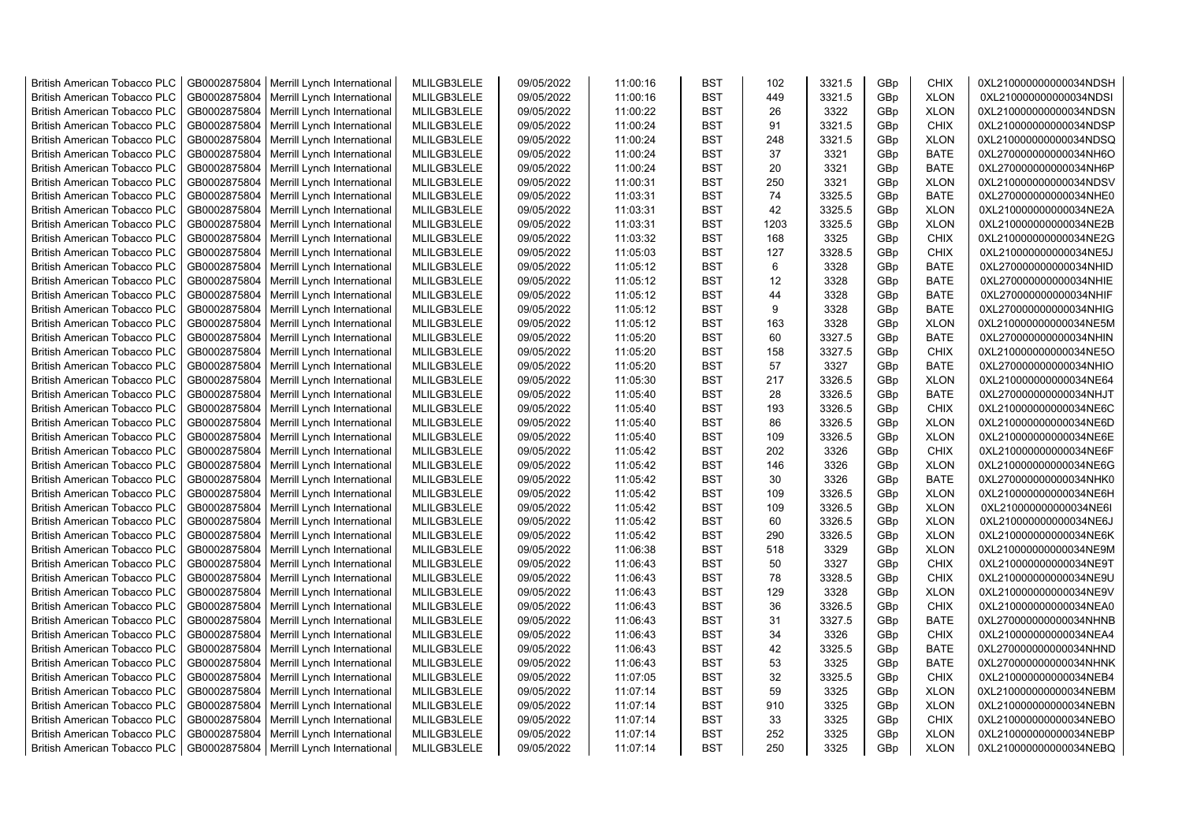| British American Tobacco PLC | GB0002875804 | Merrill Lynch International | MLILGB3LELE | 09/05/2022 | 11:00:16 | BST | 102 | 3321.5 | GBp | CHIX | 0XL210000000000034NDSH |
|---|---|---|---|---|---|---|---|---|---|---|---|
| British American Tobacco PLC | GB0002875804 | Merrill Lynch International | MLILGB3LELE | 09/05/2022 | 11:00:16 | BST | 449 | 3321.5 | GBp | XLON | 0XL210000000000034NDSI |
| British American Tobacco PLC | GB0002875804 | Merrill Lynch International | MLILGB3LELE | 09/05/2022 | 11:00:22 | BST | 26 | 3322 | GBp | XLON | 0XL210000000000034NDSN |
| British American Tobacco PLC | GB0002875804 | Merrill Lynch International | MLILGB3LELE | 09/05/2022 | 11:00:24 | BST | 91 | 3321.5 | GBp | CHIX | 0XL210000000000034NDSP |
| British American Tobacco PLC | GB0002875804 | Merrill Lynch International | MLILGB3LELE | 09/05/2022 | 11:00:24 | BST | 248 | 3321.5 | GBp | XLON | 0XL210000000000034NDSQ |
| British American Tobacco PLC | GB0002875804 | Merrill Lynch International | MLILGB3LELE | 09/05/2022 | 11:00:24 | BST | 37 | 3321 | GBp | BATE | 0XL270000000000034NH6O |
| British American Tobacco PLC | GB0002875804 | Merrill Lynch International | MLILGB3LELE | 09/05/2022 | 11:00:24 | BST | 20 | 3321 | GBp | BATE | 0XL270000000000034NH6P |
| British American Tobacco PLC | GB0002875804 | Merrill Lynch International | MLILGB3LELE | 09/05/2022 | 11:00:31 | BST | 250 | 3321 | GBp | XLON | 0XL210000000000034NDSV |
| British American Tobacco PLC | GB0002875804 | Merrill Lynch International | MLILGB3LELE | 09/05/2022 | 11:03:31 | BST | 74 | 3325.5 | GBp | BATE | 0XL270000000000034NHE0 |
| British American Tobacco PLC | GB0002875804 | Merrill Lynch International | MLILGB3LELE | 09/05/2022 | 11:03:31 | BST | 42 | 3325.5 | GBp | XLON | 0XL210000000000034NE2A |
| British American Tobacco PLC | GB0002875804 | Merrill Lynch International | MLILGB3LELE | 09/05/2022 | 11:03:31 | BST | 1203 | 3325.5 | GBp | XLON | 0XL210000000000034NE2B |
| British American Tobacco PLC | GB0002875804 | Merrill Lynch International | MLILGB3LELE | 09/05/2022 | 11:03:32 | BST | 168 | 3325 | GBp | CHIX | 0XL210000000000034NE2G |
| British American Tobacco PLC | GB0002875804 | Merrill Lynch International | MLILGB3LELE | 09/05/2022 | 11:05:03 | BST | 127 | 3328.5 | GBp | CHIX | 0XL210000000000034NE5J |
| British American Tobacco PLC | GB0002875804 | Merrill Lynch International | MLILGB3LELE | 09/05/2022 | 11:05:12 | BST | 6 | 3328 | GBp | BATE | 0XL270000000000034NHID |
| British American Tobacco PLC | GB0002875804 | Merrill Lynch International | MLILGB3LELE | 09/05/2022 | 11:05:12 | BST | 12 | 3328 | GBp | BATE | 0XL270000000000034NHIE |
| British American Tobacco PLC | GB0002875804 | Merrill Lynch International | MLILGB3LELE | 09/05/2022 | 11:05:12 | BST | 44 | 3328 | GBp | BATE | 0XL270000000000034NHIF |
| British American Tobacco PLC | GB0002875804 | Merrill Lynch International | MLILGB3LELE | 09/05/2022 | 11:05:12 | BST | 9 | 3328 | GBp | BATE | 0XL270000000000034NHIG |
| British American Tobacco PLC | GB0002875804 | Merrill Lynch International | MLILGB3LELE | 09/05/2022 | 11:05:12 | BST | 163 | 3328 | GBp | XLON | 0XL210000000000034NE5M |
| British American Tobacco PLC | GB0002875804 | Merrill Lynch International | MLILGB3LELE | 09/05/2022 | 11:05:20 | BST | 60 | 3327.5 | GBp | BATE | 0XL270000000000034NHIN |
| British American Tobacco PLC | GB0002875804 | Merrill Lynch International | MLILGB3LELE | 09/05/2022 | 11:05:20 | BST | 158 | 3327.5 | GBp | CHIX | 0XL210000000000034NE5O |
| British American Tobacco PLC | GB0002875804 | Merrill Lynch International | MLILGB3LELE | 09/05/2022 | 11:05:20 | BST | 57 | 3327 | GBp | BATE | 0XL270000000000034NHIO |
| British American Tobacco PLC | GB0002875804 | Merrill Lynch International | MLILGB3LELE | 09/05/2022 | 11:05:30 | BST | 217 | 3326.5 | GBp | XLON | 0XL210000000000034NE64 |
| British American Tobacco PLC | GB0002875804 | Merrill Lynch International | MLILGB3LELE | 09/05/2022 | 11:05:40 | BST | 28 | 3326.5 | GBp | BATE | 0XL270000000000034NHJT |
| British American Tobacco PLC | GB0002875804 | Merrill Lynch International | MLILGB3LELE | 09/05/2022 | 11:05:40 | BST | 193 | 3326.5 | GBp | CHIX | 0XL210000000000034NE6C |
| British American Tobacco PLC | GB0002875804 | Merrill Lynch International | MLILGB3LELE | 09/05/2022 | 11:05:40 | BST | 86 | 3326.5 | GBp | XLON | 0XL210000000000034NE6D |
| British American Tobacco PLC | GB0002875804 | Merrill Lynch International | MLILGB3LELE | 09/05/2022 | 11:05:40 | BST | 109 | 3326.5 | GBp | XLON | 0XL210000000000034NE6E |
| British American Tobacco PLC | GB0002875804 | Merrill Lynch International | MLILGB3LELE | 09/05/2022 | 11:05:42 | BST | 202 | 3326 | GBp | CHIX | 0XL210000000000034NE6F |
| British American Tobacco PLC | GB0002875804 | Merrill Lynch International | MLILGB3LELE | 09/05/2022 | 11:05:42 | BST | 146 | 3326 | GBp | XLON | 0XL210000000000034NE6G |
| British American Tobacco PLC | GB0002875804 | Merrill Lynch International | MLILGB3LELE | 09/05/2022 | 11:05:42 | BST | 30 | 3326 | GBp | BATE | 0XL270000000000034NHK0 |
| British American Tobacco PLC | GB0002875804 | Merrill Lynch International | MLILGB3LELE | 09/05/2022 | 11:05:42 | BST | 109 | 3326.5 | GBp | XLON | 0XL210000000000034NE6H |
| British American Tobacco PLC | GB0002875804 | Merrill Lynch International | MLILGB3LELE | 09/05/2022 | 11:05:42 | BST | 109 | 3326.5 | GBp | XLON | 0XL210000000000034NE6I |
| British American Tobacco PLC | GB0002875804 | Merrill Lynch International | MLILGB3LELE | 09/05/2022 | 11:05:42 | BST | 60 | 3326.5 | GBp | XLON | 0XL210000000000034NE6J |
| British American Tobacco PLC | GB0002875804 | Merrill Lynch International | MLILGB3LELE | 09/05/2022 | 11:05:42 | BST | 290 | 3326.5 | GBp | XLON | 0XL210000000000034NE6K |
| British American Tobacco PLC | GB0002875804 | Merrill Lynch International | MLILGB3LELE | 09/05/2022 | 11:06:38 | BST | 518 | 3329 | GBp | XLON | 0XL210000000000034NE9M |
| British American Tobacco PLC | GB0002875804 | Merrill Lynch International | MLILGB3LELE | 09/05/2022 | 11:06:43 | BST | 50 | 3327 | GBp | CHIX | 0XL210000000000034NE9T |
| British American Tobacco PLC | GB0002875804 | Merrill Lynch International | MLILGB3LELE | 09/05/2022 | 11:06:43 | BST | 78 | 3328.5 | GBp | CHIX | 0XL210000000000034NE9U |
| British American Tobacco PLC | GB0002875804 | Merrill Lynch International | MLILGB3LELE | 09/05/2022 | 11:06:43 | BST | 129 | 3328 | GBp | XLON | 0XL210000000000034NE9V |
| British American Tobacco PLC | GB0002875804 | Merrill Lynch International | MLILGB3LELE | 09/05/2022 | 11:06:43 | BST | 36 | 3326.5 | GBp | CHIX | 0XL210000000000034NEA0 |
| British American Tobacco PLC | GB0002875804 | Merrill Lynch International | MLILGB3LELE | 09/05/2022 | 11:06:43 | BST | 31 | 3327.5 | GBp | BATE | 0XL270000000000034NHNB |
| British American Tobacco PLC | GB0002875804 | Merrill Lynch International | MLILGB3LELE | 09/05/2022 | 11:06:43 | BST | 34 | 3326 | GBp | CHIX | 0XL210000000000034NEA4 |
| British American Tobacco PLC | GB0002875804 | Merrill Lynch International | MLILGB3LELE | 09/05/2022 | 11:06:43 | BST | 42 | 3325.5 | GBp | BATE | 0XL270000000000034NHND |
| British American Tobacco PLC | GB0002875804 | Merrill Lynch International | MLILGB3LELE | 09/05/2022 | 11:06:43 | BST | 53 | 3325 | GBp | BATE | 0XL270000000000034NHNK |
| British American Tobacco PLC | GB0002875804 | Merrill Lynch International | MLILGB3LELE | 09/05/2022 | 11:07:05 | BST | 32 | 3325.5 | GBp | CHIX | 0XL210000000000034NEB4 |
| British American Tobacco PLC | GB0002875804 | Merrill Lynch International | MLILGB3LELE | 09/05/2022 | 11:07:14 | BST | 59 | 3325 | GBp | XLON | 0XL210000000000034NEBM |
| British American Tobacco PLC | GB0002875804 | Merrill Lynch International | MLILGB3LELE | 09/05/2022 | 11:07:14 | BST | 910 | 3325 | GBp | XLON | 0XL210000000000034NEBN |
| British American Tobacco PLC | GB0002875804 | Merrill Lynch International | MLILGB3LELE | 09/05/2022 | 11:07:14 | BST | 33 | 3325 | GBp | CHIX | 0XL210000000000034NEBO |
| British American Tobacco PLC | GB0002875804 | Merrill Lynch International | MLILGB3LELE | 09/05/2022 | 11:07:14 | BST | 252 | 3325 | GBp | XLON | 0XL210000000000034NEBP |
| British American Tobacco PLC | GB0002875804 | Merrill Lynch International | MLILGB3LELE | 09/05/2022 | 11:07:14 | BST | 250 | 3325 | GBp | XLON | 0XL210000000000034NEBQ |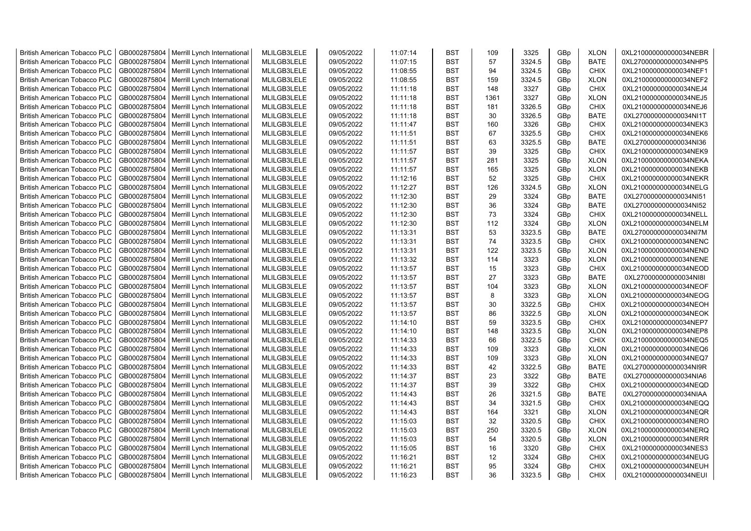| British American Tobacco PLC | GB0002875804 | Merrill Lynch International | MLILGB3LELE | 09/05/2022 | 11:07:14 | BST | 109 | 3325 | GBp | XLON | 0XL210000000000034NEBR |
|---|---|---|---|---|---|---|---|---|---|---|---|
| British American Tobacco PLC | GB0002875804 | Merrill Lynch International | MLILGB3LELE | 09/05/2022 | 11:07:15 | BST | 57 | 3324.5 | GBp | BATE | 0XL270000000000034NHP5 |
| British American Tobacco PLC | GB0002875804 | Merrill Lynch International | MLILGB3LELE | 09/05/2022 | 11:08:55 | BST | 94 | 3324.5 | GBp | CHIX | 0XL210000000000034NEF1 |
| British American Tobacco PLC | GB0002875804 | Merrill Lynch International | MLILGB3LELE | 09/05/2022 | 11:08:55 | BST | 159 | 3324.5 | GBp | XLON | 0XL210000000000034NEF2 |
| British American Tobacco PLC | GB0002875804 | Merrill Lynch International | MLILGB3LELE | 09/05/2022 | 11:11:18 | BST | 148 | 3327 | GBp | CHIX | 0XL210000000000034NEJ4 |
| British American Tobacco PLC | GB0002875804 | Merrill Lynch International | MLILGB3LELE | 09/05/2022 | 11:11:18 | BST | 1361 | 3327 | GBp | XLON | 0XL210000000000034NEJ5 |
| British American Tobacco PLC | GB0002875804 | Merrill Lynch International | MLILGB3LELE | 09/05/2022 | 11:11:18 | BST | 181 | 3326.5 | GBp | CHIX | 0XL210000000000034NEJ6 |
| British American Tobacco PLC | GB0002875804 | Merrill Lynch International | MLILGB3LELE | 09/05/2022 | 11:11:18 | BST | 30 | 3326.5 | GBp | BATE | 0XL270000000000034NI1T |
| British American Tobacco PLC | GB0002875804 | Merrill Lynch International | MLILGB3LELE | 09/05/2022 | 11:11:47 | BST | 160 | 3326 | GBp | CHIX | 0XL210000000000034NEK3 |
| British American Tobacco PLC | GB0002875804 | Merrill Lynch International | MLILGB3LELE | 09/05/2022 | 11:11:51 | BST | 67 | 3325.5 | GBp | CHIX | 0XL210000000000034NEK6 |
| British American Tobacco PLC | GB0002875804 | Merrill Lynch International | MLILGB3LELE | 09/05/2022 | 11:11:51 | BST | 63 | 3325.5 | GBp | BATE | 0XL270000000000034NI36 |
| British American Tobacco PLC | GB0002875804 | Merrill Lynch International | MLILGB3LELE | 09/05/2022 | 11:11:57 | BST | 39 | 3325 | GBp | CHIX | 0XL210000000000034NEK9 |
| British American Tobacco PLC | GB0002875804 | Merrill Lynch International | MLILGB3LELE | 09/05/2022 | 11:11:57 | BST | 281 | 3325 | GBp | XLON | 0XL210000000000034NEKA |
| British American Tobacco PLC | GB0002875804 | Merrill Lynch International | MLILGB3LELE | 09/05/2022 | 11:11:57 | BST | 165 | 3325 | GBp | XLON | 0XL210000000000034NEKB |
| British American Tobacco PLC | GB0002875804 | Merrill Lynch International | MLILGB3LELE | 09/05/2022 | 11:12:16 | BST | 52 | 3325 | GBp | CHIX | 0XL210000000000034NEKR |
| British American Tobacco PLC | GB0002875804 | Merrill Lynch International | MLILGB3LELE | 09/05/2022 | 11:12:27 | BST | 126 | 3324.5 | GBp | XLON | 0XL210000000000034NELG |
| British American Tobacco PLC | GB0002875804 | Merrill Lynch International | MLILGB3LELE | 09/05/2022 | 11:12:30 | BST | 29 | 3324 | GBp | BATE | 0XL270000000000034NI51 |
| British American Tobacco PLC | GB0002875804 | Merrill Lynch International | MLILGB3LELE | 09/05/2022 | 11:12:30 | BST | 36 | 3324 | GBp | BATE | 0XL270000000000034NI52 |
| British American Tobacco PLC | GB0002875804 | Merrill Lynch International | MLILGB3LELE | 09/05/2022 | 11:12:30 | BST | 73 | 3324 | GBp | CHIX | 0XL210000000000034NELL |
| British American Tobacco PLC | GB0002875804 | Merrill Lynch International | MLILGB3LELE | 09/05/2022 | 11:12:30 | BST | 112 | 3324 | GBp | XLON | 0XL210000000000034NELM |
| British American Tobacco PLC | GB0002875804 | Merrill Lynch International | MLILGB3LELE | 09/05/2022 | 11:13:31 | BST | 53 | 3323.5 | GBp | BATE | 0XL270000000000034NI7M |
| British American Tobacco PLC | GB0002875804 | Merrill Lynch International | MLILGB3LELE | 09/05/2022 | 11:13:31 | BST | 74 | 3323.5 | GBp | CHIX | 0XL210000000000034NENC |
| British American Tobacco PLC | GB0002875804 | Merrill Lynch International | MLILGB3LELE | 09/05/2022 | 11:13:31 | BST | 122 | 3323.5 | GBp | XLON | 0XL210000000000034NEND |
| British American Tobacco PLC | GB0002875804 | Merrill Lynch International | MLILGB3LELE | 09/05/2022 | 11:13:32 | BST | 114 | 3323 | GBp | XLON | 0XL210000000000034NENE |
| British American Tobacco PLC | GB0002875804 | Merrill Lynch International | MLILGB3LELE | 09/05/2022 | 11:13:57 | BST | 15 | 3323 | GBp | CHIX | 0XL210000000000034NEOD |
| British American Tobacco PLC | GB0002875804 | Merrill Lynch International | MLILGB3LELE | 09/05/2022 | 11:13:57 | BST | 27 | 3323 | GBp | BATE | 0XL270000000000034NI8I |
| British American Tobacco PLC | GB0002875804 | Merrill Lynch International | MLILGB3LELE | 09/05/2022 | 11:13:57 | BST | 104 | 3323 | GBp | XLON | 0XL210000000000034NEOF |
| British American Tobacco PLC | GB0002875804 | Merrill Lynch International | MLILGB3LELE | 09/05/2022 | 11:13:57 | BST | 8 | 3323 | GBp | XLON | 0XL210000000000034NEOG |
| British American Tobacco PLC | GB0002875804 | Merrill Lynch International | MLILGB3LELE | 09/05/2022 | 11:13:57 | BST | 30 | 3322.5 | GBp | CHIX | 0XL210000000000034NEOH |
| British American Tobacco PLC | GB0002875804 | Merrill Lynch International | MLILGB3LELE | 09/05/2022 | 11:13:57 | BST | 86 | 3322.5 | GBp | XLON | 0XL210000000000034NEOK |
| British American Tobacco PLC | GB0002875804 | Merrill Lynch International | MLILGB3LELE | 09/05/2022 | 11:14:10 | BST | 59 | 3323.5 | GBp | CHIX | 0XL210000000000034NEP7 |
| British American Tobacco PLC | GB0002875804 | Merrill Lynch International | MLILGB3LELE | 09/05/2022 | 11:14:10 | BST | 148 | 3323.5 | GBp | XLON | 0XL210000000000034NEP8 |
| British American Tobacco PLC | GB0002875804 | Merrill Lynch International | MLILGB3LELE | 09/05/2022 | 11:14:33 | BST | 66 | 3322.5 | GBp | CHIX | 0XL210000000000034NEQ5 |
| British American Tobacco PLC | GB0002875804 | Merrill Lynch International | MLILGB3LELE | 09/05/2022 | 11:14:33 | BST | 109 | 3323 | GBp | XLON | 0XL210000000000034NEQ6 |
| British American Tobacco PLC | GB0002875804 | Merrill Lynch International | MLILGB3LELE | 09/05/2022 | 11:14:33 | BST | 109 | 3323 | GBp | XLON | 0XL210000000000034NEQ7 |
| British American Tobacco PLC | GB0002875804 | Merrill Lynch International | MLILGB3LELE | 09/05/2022 | 11:14:33 | BST | 42 | 3322.5 | GBp | BATE | 0XL270000000000034NI9R |
| British American Tobacco PLC | GB0002875804 | Merrill Lynch International | MLILGB3LELE | 09/05/2022 | 11:14:37 | BST | 23 | 3322 | GBp | BATE | 0XL270000000000034NIA6 |
| British American Tobacco PLC | GB0002875804 | Merrill Lynch International | MLILGB3LELE | 09/05/2022 | 11:14:37 | BST | 39 | 3322 | GBp | CHIX | 0XL210000000000034NEQD |
| British American Tobacco PLC | GB0002875804 | Merrill Lynch International | MLILGB3LELE | 09/05/2022 | 11:14:43 | BST | 26 | 3321.5 | GBp | BATE | 0XL270000000000034NIAA |
| British American Tobacco PLC | GB0002875804 | Merrill Lynch International | MLILGB3LELE | 09/05/2022 | 11:14:43 | BST | 34 | 3321.5 | GBp | CHIX | 0XL210000000000034NEQQ |
| British American Tobacco PLC | GB0002875804 | Merrill Lynch International | MLILGB3LELE | 09/05/2022 | 11:14:43 | BST | 164 | 3321 | GBp | XLON | 0XL210000000000034NEQR |
| British American Tobacco PLC | GB0002875804 | Merrill Lynch International | MLILGB3LELE | 09/05/2022 | 11:15:03 | BST | 32 | 3320.5 | GBp | CHIX | 0XL210000000000034NERO |
| British American Tobacco PLC | GB0002875804 | Merrill Lynch International | MLILGB3LELE | 09/05/2022 | 11:15:03 | BST | 250 | 3320.5 | GBp | XLON | 0XL210000000000034NERQ |
| British American Tobacco PLC | GB0002875804 | Merrill Lynch International | MLILGB3LELE | 09/05/2022 | 11:15:03 | BST | 54 | 3320.5 | GBp | XLON | 0XL210000000000034NERR |
| British American Tobacco PLC | GB0002875804 | Merrill Lynch International | MLILGB3LELE | 09/05/2022 | 11:15:05 | BST | 16 | 3320 | GBp | CHIX | 0XL210000000000034NES3 |
| British American Tobacco PLC | GB0002875804 | Merrill Lynch International | MLILGB3LELE | 09/05/2022 | 11:16:21 | BST | 12 | 3324 | GBp | CHIX | 0XL210000000000034NEUG |
| British American Tobacco PLC | GB0002875804 | Merrill Lynch International | MLILGB3LELE | 09/05/2022 | 11:16:21 | BST | 95 | 3324 | GBp | CHIX | 0XL210000000000034NEUH |
| British American Tobacco PLC | GB0002875804 | Merrill Lynch International | MLILGB3LELE | 09/05/2022 | 11:16:23 | BST | 36 | 3323.5 | GBp | CHIX | 0XL210000000000034NEUI |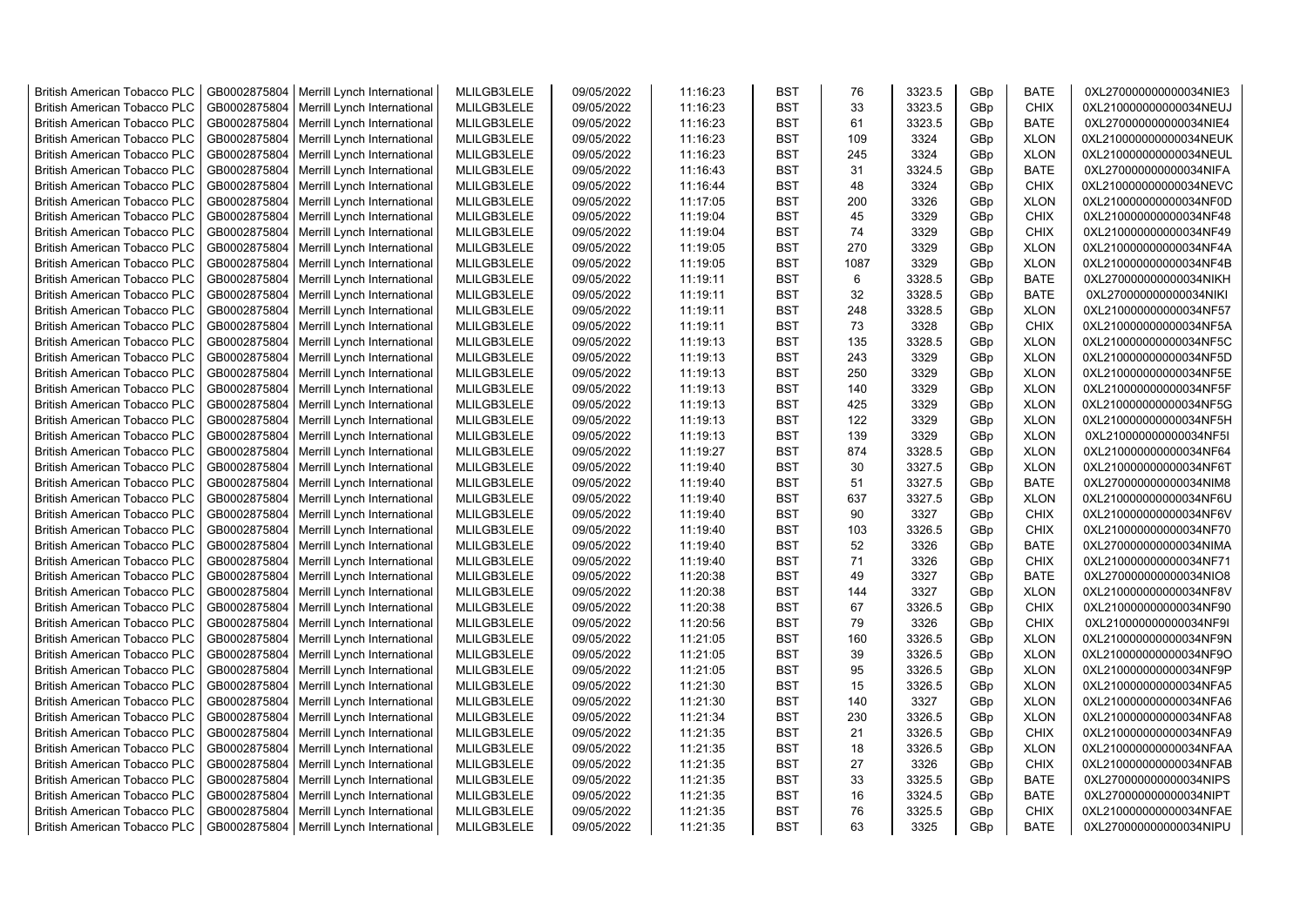| British American Tobacco PLC | GB0002875804 | Merrill Lynch International | MLILGB3LELE | 09/05/2022 | 11:16:23 | BST | 76 | 3323.5 | GBp | BATE | 0XL270000000000034NIE3 |
|---|---|---|---|---|---|---|---|---|---|---|---|
| British American Tobacco PLC | GB0002875804 | Merrill Lynch International | MLILGB3LELE | 09/05/2022 | 11:16:23 | BST | 33 | 3323.5 | GBp | CHIX | 0XL210000000000034NEUJ |
| British American Tobacco PLC | GB0002875804 | Merrill Lynch International | MLILGB3LELE | 09/05/2022 | 11:16:23 | BST | 61 | 3323.5 | GBp | BATE | 0XL270000000000034NIE4 |
| British American Tobacco PLC | GB0002875804 | Merrill Lynch International | MLILGB3LELE | 09/05/2022 | 11:16:23 | BST | 109 | 3324 | GBp | XLON | 0XL210000000000034NEUK |
| British American Tobacco PLC | GB0002875804 | Merrill Lynch International | MLILGB3LELE | 09/05/2022 | 11:16:23 | BST | 245 | 3324 | GBp | XLON | 0XL210000000000034NEUL |
| British American Tobacco PLC | GB0002875804 | Merrill Lynch International | MLILGB3LELE | 09/05/2022 | 11:16:43 | BST | 31 | 3324.5 | GBp | BATE | 0XL270000000000034NIFA |
| British American Tobacco PLC | GB0002875804 | Merrill Lynch International | MLILGB3LELE | 09/05/2022 | 11:16:44 | BST | 48 | 3324 | GBp | CHIX | 0XL210000000000034NEVC |
| British American Tobacco PLC | GB0002875804 | Merrill Lynch International | MLILGB3LELE | 09/05/2022 | 11:17:05 | BST | 200 | 3326 | GBp | XLON | 0XL210000000000034NF0D |
| British American Tobacco PLC | GB0002875804 | Merrill Lynch International | MLILGB3LELE | 09/05/2022 | 11:19:04 | BST | 45 | 3329 | GBp | CHIX | 0XL210000000000034NF48 |
| British American Tobacco PLC | GB0002875804 | Merrill Lynch International | MLILGB3LELE | 09/05/2022 | 11:19:04 | BST | 74 | 3329 | GBp | CHIX | 0XL210000000000034NF49 |
| British American Tobacco PLC | GB0002875804 | Merrill Lynch International | MLILGB3LELE | 09/05/2022 | 11:19:05 | BST | 270 | 3329 | GBp | XLON | 0XL210000000000034NF4A |
| British American Tobacco PLC | GB0002875804 | Merrill Lynch International | MLILGB3LELE | 09/05/2022 | 11:19:05 | BST | 1087 | 3329 | GBp | XLON | 0XL210000000000034NF4B |
| British American Tobacco PLC | GB0002875804 | Merrill Lynch International | MLILGB3LELE | 09/05/2022 | 11:19:11 | BST | 6 | 3328.5 | GBp | BATE | 0XL270000000000034NIKH |
| British American Tobacco PLC | GB0002875804 | Merrill Lynch International | MLILGB3LELE | 09/05/2022 | 11:19:11 | BST | 32 | 3328.5 | GBp | BATE | 0XL270000000000034NIKI |
| British American Tobacco PLC | GB0002875804 | Merrill Lynch International | MLILGB3LELE | 09/05/2022 | 11:19:11 | BST | 248 | 3328.5 | GBp | XLON | 0XL210000000000034NF57 |
| British American Tobacco PLC | GB0002875804 | Merrill Lynch International | MLILGB3LELE | 09/05/2022 | 11:19:11 | BST | 73 | 3328 | GBp | CHIX | 0XL210000000000034NF5A |
| British American Tobacco PLC | GB0002875804 | Merrill Lynch International | MLILGB3LELE | 09/05/2022 | 11:19:13 | BST | 135 | 3328.5 | GBp | XLON | 0XL210000000000034NF5C |
| British American Tobacco PLC | GB0002875804 | Merrill Lynch International | MLILGB3LELE | 09/05/2022 | 11:19:13 | BST | 243 | 3329 | GBp | XLON | 0XL210000000000034NF5D |
| British American Tobacco PLC | GB0002875804 | Merrill Lynch International | MLILGB3LELE | 09/05/2022 | 11:19:13 | BST | 250 | 3329 | GBp | XLON | 0XL210000000000034NF5E |
| British American Tobacco PLC | GB0002875804 | Merrill Lynch International | MLILGB3LELE | 09/05/2022 | 11:19:13 | BST | 140 | 3329 | GBp | XLON | 0XL210000000000034NF5F |
| British American Tobacco PLC | GB0002875804 | Merrill Lynch International | MLILGB3LELE | 09/05/2022 | 11:19:13 | BST | 425 | 3329 | GBp | XLON | 0XL210000000000034NF5G |
| British American Tobacco PLC | GB0002875804 | Merrill Lynch International | MLILGB3LELE | 09/05/2022 | 11:19:13 | BST | 122 | 3329 | GBp | XLON | 0XL210000000000034NF5H |
| British American Tobacco PLC | GB0002875804 | Merrill Lynch International | MLILGB3LELE | 09/05/2022 | 11:19:13 | BST | 139 | 3329 | GBp | XLON | 0XL210000000000034NF5I |
| British American Tobacco PLC | GB0002875804 | Merrill Lynch International | MLILGB3LELE | 09/05/2022 | 11:19:27 | BST | 874 | 3328.5 | GBp | XLON | 0XL210000000000034NF64 |
| British American Tobacco PLC | GB0002875804 | Merrill Lynch International | MLILGB3LELE | 09/05/2022 | 11:19:40 | BST | 30 | 3327.5 | GBp | XLON | 0XL210000000000034NF6T |
| British American Tobacco PLC | GB0002875804 | Merrill Lynch International | MLILGB3LELE | 09/05/2022 | 11:19:40 | BST | 51 | 3327.5 | GBp | BATE | 0XL270000000000034NIM8 |
| British American Tobacco PLC | GB0002875804 | Merrill Lynch International | MLILGB3LELE | 09/05/2022 | 11:19:40 | BST | 637 | 3327.5 | GBp | XLON | 0XL210000000000034NF6U |
| British American Tobacco PLC | GB0002875804 | Merrill Lynch International | MLILGB3LELE | 09/05/2022 | 11:19:40 | BST | 90 | 3327 | GBp | CHIX | 0XL210000000000034NF6V |
| British American Tobacco PLC | GB0002875804 | Merrill Lynch International | MLILGB3LELE | 09/05/2022 | 11:19:40 | BST | 103 | 3326.5 | GBp | CHIX | 0XL210000000000034NF70 |
| British American Tobacco PLC | GB0002875804 | Merrill Lynch International | MLILGB3LELE | 09/05/2022 | 11:19:40 | BST | 52 | 3326 | GBp | BATE | 0XL270000000000034NIMA |
| British American Tobacco PLC | GB0002875804 | Merrill Lynch International | MLILGB3LELE | 09/05/2022 | 11:19:40 | BST | 71 | 3326 | GBp | CHIX | 0XL210000000000034NF71 |
| British American Tobacco PLC | GB0002875804 | Merrill Lynch International | MLILGB3LELE | 09/05/2022 | 11:20:38 | BST | 49 | 3327 | GBp | BATE | 0XL270000000000034NIO8 |
| British American Tobacco PLC | GB0002875804 | Merrill Lynch International | MLILGB3LELE | 09/05/2022 | 11:20:38 | BST | 144 | 3327 | GBp | XLON | 0XL210000000000034NF8V |
| British American Tobacco PLC | GB0002875804 | Merrill Lynch International | MLILGB3LELE | 09/05/2022 | 11:20:38 | BST | 67 | 3326.5 | GBp | CHIX | 0XL210000000000034NF90 |
| British American Tobacco PLC | GB0002875804 | Merrill Lynch International | MLILGB3LELE | 09/05/2022 | 11:20:56 | BST | 79 | 3326 | GBp | CHIX | 0XL210000000000034NF9I |
| British American Tobacco PLC | GB0002875804 | Merrill Lynch International | MLILGB3LELE | 09/05/2022 | 11:21:05 | BST | 160 | 3326.5 | GBp | XLON | 0XL210000000000034NF9N |
| British American Tobacco PLC | GB0002875804 | Merrill Lynch International | MLILGB3LELE | 09/05/2022 | 11:21:05 | BST | 39 | 3326.5 | GBp | XLON | 0XL210000000000034NF9O |
| British American Tobacco PLC | GB0002875804 | Merrill Lynch International | MLILGB3LELE | 09/05/2022 | 11:21:05 | BST | 95 | 3326.5 | GBp | XLON | 0XL210000000000034NF9P |
| British American Tobacco PLC | GB0002875804 | Merrill Lynch International | MLILGB3LELE | 09/05/2022 | 11:21:30 | BST | 15 | 3326.5 | GBp | XLON | 0XL210000000000034NFA5 |
| British American Tobacco PLC | GB0002875804 | Merrill Lynch International | MLILGB3LELE | 09/05/2022 | 11:21:30 | BST | 140 | 3327 | GBp | XLON | 0XL210000000000034NFA6 |
| British American Tobacco PLC | GB0002875804 | Merrill Lynch International | MLILGB3LELE | 09/05/2022 | 11:21:34 | BST | 230 | 3326.5 | GBp | XLON | 0XL210000000000034NFA8 |
| British American Tobacco PLC | GB0002875804 | Merrill Lynch International | MLILGB3LELE | 09/05/2022 | 11:21:35 | BST | 21 | 3326.5 | GBp | CHIX | 0XL210000000000034NFA9 |
| British American Tobacco PLC | GB0002875804 | Merrill Lynch International | MLILGB3LELE | 09/05/2022 | 11:21:35 | BST | 18 | 3326.5 | GBp | XLON | 0XL210000000000034NFAA |
| British American Tobacco PLC | GB0002875804 | Merrill Lynch International | MLILGB3LELE | 09/05/2022 | 11:21:35 | BST | 27 | 3326 | GBp | CHIX | 0XL210000000000034NFAB |
| British American Tobacco PLC | GB0002875804 | Merrill Lynch International | MLILGB3LELE | 09/05/2022 | 11:21:35 | BST | 33 | 3325.5 | GBp | BATE | 0XL270000000000034NIPS |
| British American Tobacco PLC | GB0002875804 | Merrill Lynch International | MLILGB3LELE | 09/05/2022 | 11:21:35 | BST | 16 | 3324.5 | GBp | BATE | 0XL270000000000034NIPT |
| British American Tobacco PLC | GB0002875804 | Merrill Lynch International | MLILGB3LELE | 09/05/2022 | 11:21:35 | BST | 76 | 3325.5 | GBp | CHIX | 0XL210000000000034NFAE |
| British American Tobacco PLC | GB0002875804 | Merrill Lynch International | MLILGB3LELE | 09/05/2022 | 11:21:35 | BST | 63 | 3325 | GBp | BATE | 0XL270000000000034NIPU |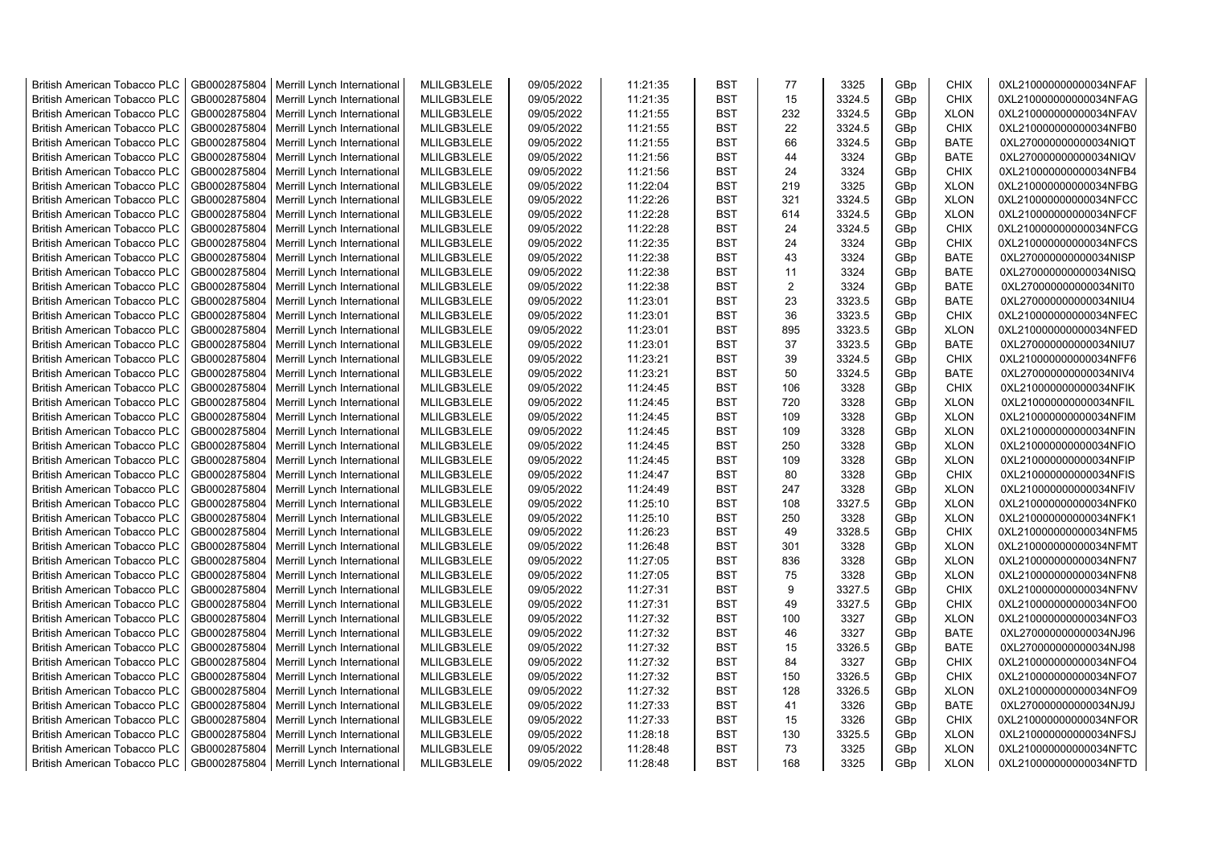| | | | | | | | | | | | |
|---|---|---|---|---|---|---|---|---|---|---|---|
| British American Tobacco PLC | GB0002875804 | Merrill Lynch International | MLILGB3LELE | 09/05/2022 | 11:21:35 | BST | 77 | 3325 | GBp | CHIX | 0XL210000000000034NFAF |
| British American Tobacco PLC | GB0002875804 | Merrill Lynch International | MLILGB3LELE | 09/05/2022 | 11:21:35 | BST | 15 | 3324.5 | GBp | CHIX | 0XL210000000000034NFAG |
| British American Tobacco PLC | GB0002875804 | Merrill Lynch International | MLILGB3LELE | 09/05/2022 | 11:21:55 | BST | 232 | 3324.5 | GBp | XLON | 0XL210000000000034NFAV |
| British American Tobacco PLC | GB0002875804 | Merrill Lynch International | MLILGB3LELE | 09/05/2022 | 11:21:55 | BST | 22 | 3324.5 | GBp | CHIX | 0XL210000000000034NFB0 |
| British American Tobacco PLC | GB0002875804 | Merrill Lynch International | MLILGB3LELE | 09/05/2022 | 11:21:55 | BST | 66 | 3324.5 | GBp | BATE | 0XL270000000000034NIQT |
| British American Tobacco PLC | GB0002875804 | Merrill Lynch International | MLILGB3LELE | 09/05/2022 | 11:21:56 | BST | 44 | 3324 | GBp | BATE | 0XL270000000000034NIQV |
| British American Tobacco PLC | GB0002875804 | Merrill Lynch International | MLILGB3LELE | 09/05/2022 | 11:21:56 | BST | 24 | 3324 | GBp | CHIX | 0XL210000000000034NFB4 |
| British American Tobacco PLC | GB0002875804 | Merrill Lynch International | MLILGB3LELE | 09/05/2022 | 11:22:04 | BST | 219 | 3325 | GBp | XLON | 0XL210000000000034NFBG |
| British American Tobacco PLC | GB0002875804 | Merrill Lynch International | MLILGB3LELE | 09/05/2022 | 11:22:26 | BST | 321 | 3324.5 | GBp | XLON | 0XL210000000000034NFCC |
| British American Tobacco PLC | GB0002875804 | Merrill Lynch International | MLILGB3LELE | 09/05/2022 | 11:22:28 | BST | 614 | 3324.5 | GBp | XLON | 0XL210000000000034NFCF |
| British American Tobacco PLC | GB0002875804 | Merrill Lynch International | MLILGB3LELE | 09/05/2022 | 11:22:28 | BST | 24 | 3324.5 | GBp | CHIX | 0XL210000000000034NFCG |
| British American Tobacco PLC | GB0002875804 | Merrill Lynch International | MLILGB3LELE | 09/05/2022 | 11:22:35 | BST | 24 | 3324 | GBp | CHIX | 0XL210000000000034NFCS |
| British American Tobacco PLC | GB0002875804 | Merrill Lynch International | MLILGB3LELE | 09/05/2022 | 11:22:38 | BST | 43 | 3324 | GBp | BATE | 0XL270000000000034NISP |
| British American Tobacco PLC | GB0002875804 | Merrill Lynch International | MLILGB3LELE | 09/05/2022 | 11:22:38 | BST | 11 | 3324 | GBp | BATE | 0XL270000000000034NISQ |
| British American Tobacco PLC | GB0002875804 | Merrill Lynch International | MLILGB3LELE | 09/05/2022 | 11:22:38 | BST | 2 | 3324 | GBp | BATE | 0XL270000000000034NIT0 |
| British American Tobacco PLC | GB0002875804 | Merrill Lynch International | MLILGB3LELE | 09/05/2022 | 11:23:01 | BST | 23 | 3323.5 | GBp | BATE | 0XL270000000000034NIU4 |
| British American Tobacco PLC | GB0002875804 | Merrill Lynch International | MLILGB3LELE | 09/05/2022 | 11:23:01 | BST | 36 | 3323.5 | GBp | CHIX | 0XL210000000000034NFEC |
| British American Tobacco PLC | GB0002875804 | Merrill Lynch International | MLILGB3LELE | 09/05/2022 | 11:23:01 | BST | 895 | 3323.5 | GBp | XLON | 0XL210000000000034NFED |
| British American Tobacco PLC | GB0002875804 | Merrill Lynch International | MLILGB3LELE | 09/05/2022 | 11:23:01 | BST | 37 | 3323.5 | GBp | BATE | 0XL270000000000034NIU7 |
| British American Tobacco PLC | GB0002875804 | Merrill Lynch International | MLILGB3LELE | 09/05/2022 | 11:23:21 | BST | 39 | 3324.5 | GBp | CHIX | 0XL210000000000034NFF6 |
| British American Tobacco PLC | GB0002875804 | Merrill Lynch International | MLILGB3LELE | 09/05/2022 | 11:23:21 | BST | 50 | 3324.5 | GBp | BATE | 0XL270000000000034NIV4 |
| British American Tobacco PLC | GB0002875804 | Merrill Lynch International | MLILGB3LELE | 09/05/2022 | 11:24:45 | BST | 106 | 3328 | GBp | CHIX | 0XL210000000000034NFIK |
| British American Tobacco PLC | GB0002875804 | Merrill Lynch International | MLILGB3LELE | 09/05/2022 | 11:24:45 | BST | 720 | 3328 | GBp | XLON | 0XL210000000000034NFIL |
| British American Tobacco PLC | GB0002875804 | Merrill Lynch International | MLILGB3LELE | 09/05/2022 | 11:24:45 | BST | 109 | 3328 | GBp | XLON | 0XL210000000000034NFIM |
| British American Tobacco PLC | GB0002875804 | Merrill Lynch International | MLILGB3LELE | 09/05/2022 | 11:24:45 | BST | 109 | 3328 | GBp | XLON | 0XL210000000000034NFIN |
| British American Tobacco PLC | GB0002875804 | Merrill Lynch International | MLILGB3LELE | 09/05/2022 | 11:24:45 | BST | 250 | 3328 | GBp | XLON | 0XL210000000000034NFIO |
| British American Tobacco PLC | GB0002875804 | Merrill Lynch International | MLILGB3LELE | 09/05/2022 | 11:24:45 | BST | 109 | 3328 | GBp | XLON | 0XL210000000000034NFIP |
| British American Tobacco PLC | GB0002875804 | Merrill Lynch International | MLILGB3LELE | 09/05/2022 | 11:24:47 | BST | 80 | 3328 | GBp | CHIX | 0XL210000000000034NFIS |
| British American Tobacco PLC | GB0002875804 | Merrill Lynch International | MLILGB3LELE | 09/05/2022 | 11:24:49 | BST | 247 | 3328 | GBp | XLON | 0XL210000000000034NFIV |
| British American Tobacco PLC | GB0002875804 | Merrill Lynch International | MLILGB3LELE | 09/05/2022 | 11:25:10 | BST | 108 | 3327.5 | GBp | XLON | 0XL210000000000034NFK0 |
| British American Tobacco PLC | GB0002875804 | Merrill Lynch International | MLILGB3LELE | 09/05/2022 | 11:25:10 | BST | 250 | 3328 | GBp | XLON | 0XL210000000000034NFK1 |
| British American Tobacco PLC | GB0002875804 | Merrill Lynch International | MLILGB3LELE | 09/05/2022 | 11:26:23 | BST | 49 | 3328.5 | GBp | CHIX | 0XL210000000000034NFM5 |
| British American Tobacco PLC | GB0002875804 | Merrill Lynch International | MLILGB3LELE | 09/05/2022 | 11:26:48 | BST | 301 | 3328 | GBp | XLON | 0XL210000000000034NFMT |
| British American Tobacco PLC | GB0002875804 | Merrill Lynch International | MLILGB3LELE | 09/05/2022 | 11:27:05 | BST | 836 | 3328 | GBp | XLON | 0XL210000000000034NFN7 |
| British American Tobacco PLC | GB0002875804 | Merrill Lynch International | MLILGB3LELE | 09/05/2022 | 11:27:05 | BST | 75 | 3328 | GBp | XLON | 0XL210000000000034NFN8 |
| British American Tobacco PLC | GB0002875804 | Merrill Lynch International | MLILGB3LELE | 09/05/2022 | 11:27:31 | BST | 9 | 3327.5 | GBp | CHIX | 0XL210000000000034NFNV |
| British American Tobacco PLC | GB0002875804 | Merrill Lynch International | MLILGB3LELE | 09/05/2022 | 11:27:31 | BST | 49 | 3327.5 | GBp | CHIX | 0XL210000000000034NFO0 |
| British American Tobacco PLC | GB0002875804 | Merrill Lynch International | MLILGB3LELE | 09/05/2022 | 11:27:32 | BST | 100 | 3327 | GBp | XLON | 0XL210000000000034NFO3 |
| British American Tobacco PLC | GB0002875804 | Merrill Lynch International | MLILGB3LELE | 09/05/2022 | 11:27:32 | BST | 46 | 3327 | GBp | BATE | 0XL270000000000034NJ96 |
| British American Tobacco PLC | GB0002875804 | Merrill Lynch International | MLILGB3LELE | 09/05/2022 | 11:27:32 | BST | 15 | 3326.5 | GBp | BATE | 0XL270000000000034NJ98 |
| British American Tobacco PLC | GB0002875804 | Merrill Lynch International | MLILGB3LELE | 09/05/2022 | 11:27:32 | BST | 84 | 3327 | GBp | CHIX | 0XL210000000000034NFO4 |
| British American Tobacco PLC | GB0002875804 | Merrill Lynch International | MLILGB3LELE | 09/05/2022 | 11:27:32 | BST | 150 | 3326.5 | GBp | CHIX | 0XL210000000000034NFO7 |
| British American Tobacco PLC | GB0002875804 | Merrill Lynch International | MLILGB3LELE | 09/05/2022 | 11:27:32 | BST | 128 | 3326.5 | GBp | XLON | 0XL210000000000034NFO9 |
| British American Tobacco PLC | GB0002875804 | Merrill Lynch International | MLILGB3LELE | 09/05/2022 | 11:27:33 | BST | 41 | 3326 | GBp | BATE | 0XL270000000000034NJ9J |
| British American Tobacco PLC | GB0002875804 | Merrill Lynch International | MLILGB3LELE | 09/05/2022 | 11:27:33 | BST | 15 | 3326 | GBp | CHIX | 0XL210000000000034NFOR |
| British American Tobacco PLC | GB0002875804 | Merrill Lynch International | MLILGB3LELE | 09/05/2022 | 11:28:18 | BST | 130 | 3325.5 | GBp | XLON | 0XL210000000000034NFSJ |
| British American Tobacco PLC | GB0002875804 | Merrill Lynch International | MLILGB3LELE | 09/05/2022 | 11:28:48 | BST | 73 | 3325 | GBp | XLON | 0XL210000000000034NFTC |
| British American Tobacco PLC | GB0002875804 | Merrill Lynch International | MLILGB3LELE | 09/05/2022 | 11:28:48 | BST | 168 | 3325 | GBp | XLON | 0XL210000000000034NFTD |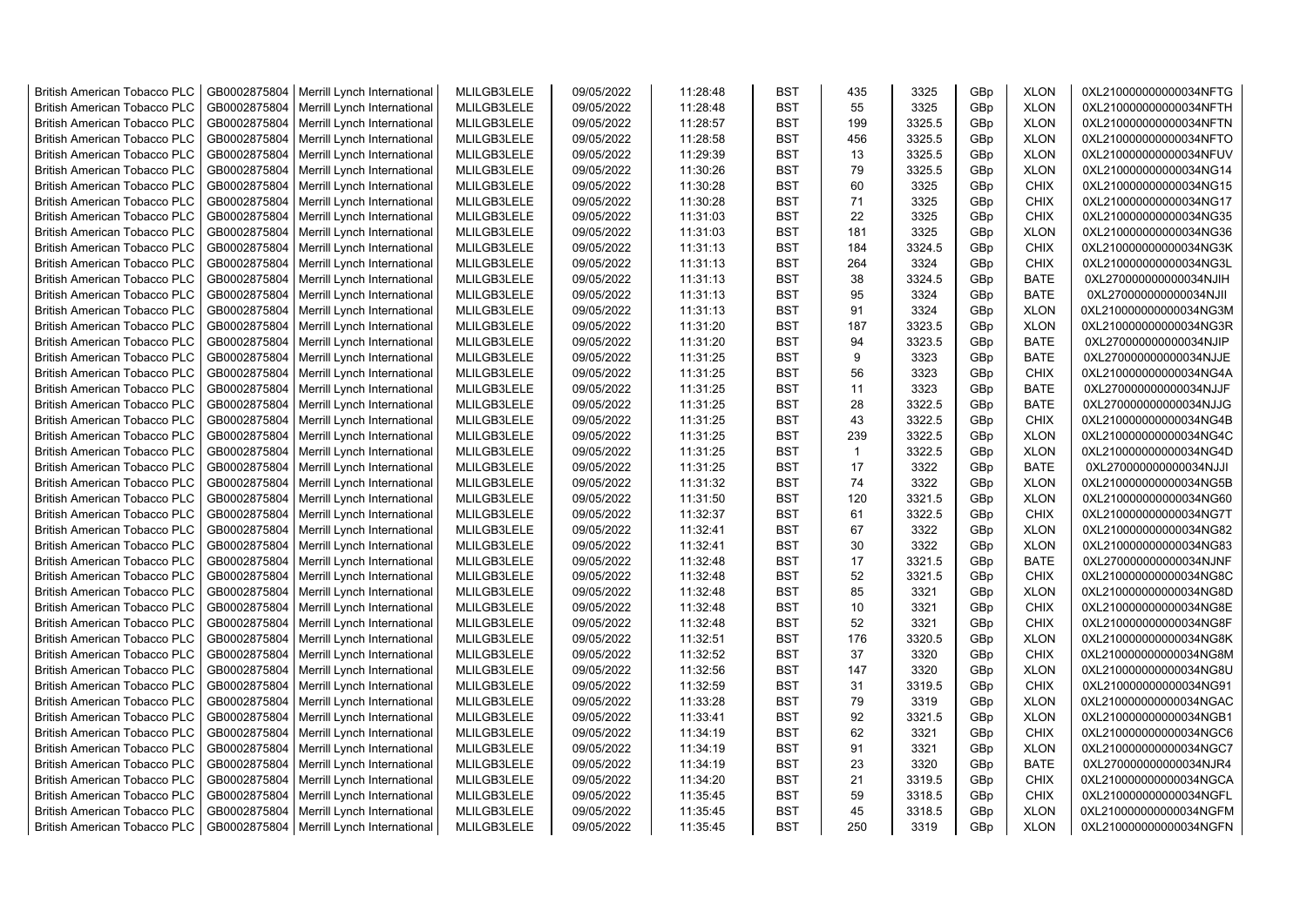| British American Tobacco PLC | GB0002875804 | Merrill Lynch International | MLILGB3LELE | 09/05/2022 | 11:28:48 | BST | 435 | 3325 | GBp | XLON | 0XL210000000000034NFTG |
|---|---|---|---|---|---|---|---|---|---|---|---|
| British American Tobacco PLC | GB0002875804 | Merrill Lynch International | MLILGB3LELE | 09/05/2022 | 11:28:48 | BST | 55 | 3325 | GBp | XLON | 0XL210000000000034NFTH |
| British American Tobacco PLC | GB0002875804 | Merrill Lynch International | MLILGB3LELE | 09/05/2022 | 11:28:57 | BST | 199 | 3325.5 | GBp | XLON | 0XL210000000000034NFTN |
| British American Tobacco PLC | GB0002875804 | Merrill Lynch International | MLILGB3LELE | 09/05/2022 | 11:28:58 | BST | 456 | 3325.5 | GBp | XLON | 0XL210000000000034NFTO |
| British American Tobacco PLC | GB0002875804 | Merrill Lynch International | MLILGB3LELE | 09/05/2022 | 11:29:39 | BST | 13 | 3325.5 | GBp | XLON | 0XL210000000000034NFUV |
| British American Tobacco PLC | GB0002875804 | Merrill Lynch International | MLILGB3LELE | 09/05/2022 | 11:30:26 | BST | 79 | 3325.5 | GBp | XLON | 0XL210000000000034NG14 |
| British American Tobacco PLC | GB0002875804 | Merrill Lynch International | MLILGB3LELE | 09/05/2022 | 11:30:28 | BST | 60 | 3325 | GBp | CHIX | 0XL210000000000034NG15 |
| British American Tobacco PLC | GB0002875804 | Merrill Lynch International | MLILGB3LELE | 09/05/2022 | 11:30:28 | BST | 71 | 3325 | GBp | CHIX | 0XL210000000000034NG17 |
| British American Tobacco PLC | GB0002875804 | Merrill Lynch International | MLILGB3LELE | 09/05/2022 | 11:31:03 | BST | 22 | 3325 | GBp | CHIX | 0XL210000000000034NG35 |
| British American Tobacco PLC | GB0002875804 | Merrill Lynch International | MLILGB3LELE | 09/05/2022 | 11:31:03 | BST | 181 | 3325 | GBp | XLON | 0XL210000000000034NG36 |
| British American Tobacco PLC | GB0002875804 | Merrill Lynch International | MLILGB3LELE | 09/05/2022 | 11:31:13 | BST | 184 | 3324.5 | GBp | CHIX | 0XL210000000000034NG3K |
| British American Tobacco PLC | GB0002875804 | Merrill Lynch International | MLILGB3LELE | 09/05/2022 | 11:31:13 | BST | 264 | 3324 | GBp | CHIX | 0XL210000000000034NG3L |
| British American Tobacco PLC | GB0002875804 | Merrill Lynch International | MLILGB3LELE | 09/05/2022 | 11:31:13 | BST | 38 | 3324.5 | GBp | BATE | 0XL270000000000034NJIH |
| British American Tobacco PLC | GB0002875804 | Merrill Lynch International | MLILGB3LELE | 09/05/2022 | 11:31:13 | BST | 95 | 3324 | GBp | BATE | 0XL270000000000034NJII |
| British American Tobacco PLC | GB0002875804 | Merrill Lynch International | MLILGB3LELE | 09/05/2022 | 11:31:13 | BST | 91 | 3324 | GBp | XLON | 0XL210000000000034NG3M |
| British American Tobacco PLC | GB0002875804 | Merrill Lynch International | MLILGB3LELE | 09/05/2022 | 11:31:20 | BST | 187 | 3323.5 | GBp | XLON | 0XL210000000000034NG3R |
| British American Tobacco PLC | GB0002875804 | Merrill Lynch International | MLILGB3LELE | 09/05/2022 | 11:31:20 | BST | 94 | 3323.5 | GBp | BATE | 0XL270000000000034NJIP |
| British American Tobacco PLC | GB0002875804 | Merrill Lynch International | MLILGB3LELE | 09/05/2022 | 11:31:25 | BST | 9 | 3323 | GBp | BATE | 0XL270000000000034NJJE |
| British American Tobacco PLC | GB0002875804 | Merrill Lynch International | MLILGB3LELE | 09/05/2022 | 11:31:25 | BST | 56 | 3323 | GBp | CHIX | 0XL210000000000034NG4A |
| British American Tobacco PLC | GB0002875804 | Merrill Lynch International | MLILGB3LELE | 09/05/2022 | 11:31:25 | BST | 11 | 3323 | GBp | BATE | 0XL270000000000034NJJF |
| British American Tobacco PLC | GB0002875804 | Merrill Lynch International | MLILGB3LELE | 09/05/2022 | 11:31:25 | BST | 28 | 3322.5 | GBp | BATE | 0XL270000000000034NJJG |
| British American Tobacco PLC | GB0002875804 | Merrill Lynch International | MLILGB3LELE | 09/05/2022 | 11:31:25 | BST | 43 | 3322.5 | GBp | CHIX | 0XL210000000000034NG4B |
| British American Tobacco PLC | GB0002875804 | Merrill Lynch International | MLILGB3LELE | 09/05/2022 | 11:31:25 | BST | 239 | 3322.5 | GBp | XLON | 0XL210000000000034NG4C |
| British American Tobacco PLC | GB0002875804 | Merrill Lynch International | MLILGB3LELE | 09/05/2022 | 11:31:25 | BST | 1 | 3322.5 | GBp | XLON | 0XL210000000000034NG4D |
| British American Tobacco PLC | GB0002875804 | Merrill Lynch International | MLILGB3LELE | 09/05/2022 | 11:31:25 | BST | 17 | 3322 | GBp | BATE | 0XL270000000000034NJJI |
| British American Tobacco PLC | GB0002875804 | Merrill Lynch International | MLILGB3LELE | 09/05/2022 | 11:31:32 | BST | 74 | 3322 | GBp | XLON | 0XL210000000000034NG5B |
| British American Tobacco PLC | GB0002875804 | Merrill Lynch International | MLILGB3LELE | 09/05/2022 | 11:31:50 | BST | 120 | 3321.5 | GBp | XLON | 0XL210000000000034NG60 |
| British American Tobacco PLC | GB0002875804 | Merrill Lynch International | MLILGB3LELE | 09/05/2022 | 11:32:37 | BST | 61 | 3322.5 | GBp | CHIX | 0XL210000000000034NG7T |
| British American Tobacco PLC | GB0002875804 | Merrill Lynch International | MLILGB3LELE | 09/05/2022 | 11:32:41 | BST | 67 | 3322 | GBp | XLON | 0XL210000000000034NG82 |
| British American Tobacco PLC | GB0002875804 | Merrill Lynch International | MLILGB3LELE | 09/05/2022 | 11:32:41 | BST | 30 | 3322 | GBp | XLON | 0XL210000000000034NG83 |
| British American Tobacco PLC | GB0002875804 | Merrill Lynch International | MLILGB3LELE | 09/05/2022 | 11:32:48 | BST | 17 | 3321.5 | GBp | BATE | 0XL270000000000034NJNF |
| British American Tobacco PLC | GB0002875804 | Merrill Lynch International | MLILGB3LELE | 09/05/2022 | 11:32:48 | BST | 52 | 3321.5 | GBp | CHIX | 0XL210000000000034NG8C |
| British American Tobacco PLC | GB0002875804 | Merrill Lynch International | MLILGB3LELE | 09/05/2022 | 11:32:48 | BST | 85 | 3321 | GBp | XLON | 0XL210000000000034NG8D |
| British American Tobacco PLC | GB0002875804 | Merrill Lynch International | MLILGB3LELE | 09/05/2022 | 11:32:48 | BST | 10 | 3321 | GBp | CHIX | 0XL210000000000034NG8E |
| British American Tobacco PLC | GB0002875804 | Merrill Lynch International | MLILGB3LELE | 09/05/2022 | 11:32:48 | BST | 52 | 3321 | GBp | CHIX | 0XL210000000000034NG8F |
| British American Tobacco PLC | GB0002875804 | Merrill Lynch International | MLILGB3LELE | 09/05/2022 | 11:32:51 | BST | 176 | 3320.5 | GBp | XLON | 0XL210000000000034NG8K |
| British American Tobacco PLC | GB0002875804 | Merrill Lynch International | MLILGB3LELE | 09/05/2022 | 11:32:52 | BST | 37 | 3320 | GBp | CHIX | 0XL210000000000034NG8M |
| British American Tobacco PLC | GB0002875804 | Merrill Lynch International | MLILGB3LELE | 09/05/2022 | 11:32:56 | BST | 147 | 3320 | GBp | XLON | 0XL210000000000034NG8U |
| British American Tobacco PLC | GB0002875804 | Merrill Lynch International | MLILGB3LELE | 09/05/2022 | 11:32:59 | BST | 31 | 3319.5 | GBp | CHIX | 0XL210000000000034NG91 |
| British American Tobacco PLC | GB0002875804 | Merrill Lynch International | MLILGB3LELE | 09/05/2022 | 11:33:28 | BST | 79 | 3319 | GBp | XLON | 0XL210000000000034NGAC |
| British American Tobacco PLC | GB0002875804 | Merrill Lynch International | MLILGB3LELE | 09/05/2022 | 11:33:41 | BST | 92 | 3321.5 | GBp | XLON | 0XL210000000000034NGB1 |
| British American Tobacco PLC | GB0002875804 | Merrill Lynch International | MLILGB3LELE | 09/05/2022 | 11:34:19 | BST | 62 | 3321 | GBp | CHIX | 0XL210000000000034NGC6 |
| British American Tobacco PLC | GB0002875804 | Merrill Lynch International | MLILGB3LELE | 09/05/2022 | 11:34:19 | BST | 91 | 3321 | GBp | XLON | 0XL210000000000034NGC7 |
| British American Tobacco PLC | GB0002875804 | Merrill Lynch International | MLILGB3LELE | 09/05/2022 | 11:34:19 | BST | 23 | 3320 | GBp | BATE | 0XL270000000000034NJR4 |
| British American Tobacco PLC | GB0002875804 | Merrill Lynch International | MLILGB3LELE | 09/05/2022 | 11:34:20 | BST | 21 | 3319.5 | GBp | CHIX | 0XL210000000000034NGCA |
| British American Tobacco PLC | GB0002875804 | Merrill Lynch International | MLILGB3LELE | 09/05/2022 | 11:35:45 | BST | 59 | 3318.5 | GBp | CHIX | 0XL210000000000034NGFL |
| British American Tobacco PLC | GB0002875804 | Merrill Lynch International | MLILGB3LELE | 09/05/2022 | 11:35:45 | BST | 45 | 3318.5 | GBp | XLON | 0XL210000000000034NGFM |
| British American Tobacco PLC | GB0002875804 | Merrill Lynch International | MLILGB3LELE | 09/05/2022 | 11:35:45 | BST | 250 | 3319 | GBp | XLON | 0XL210000000000034NGFN |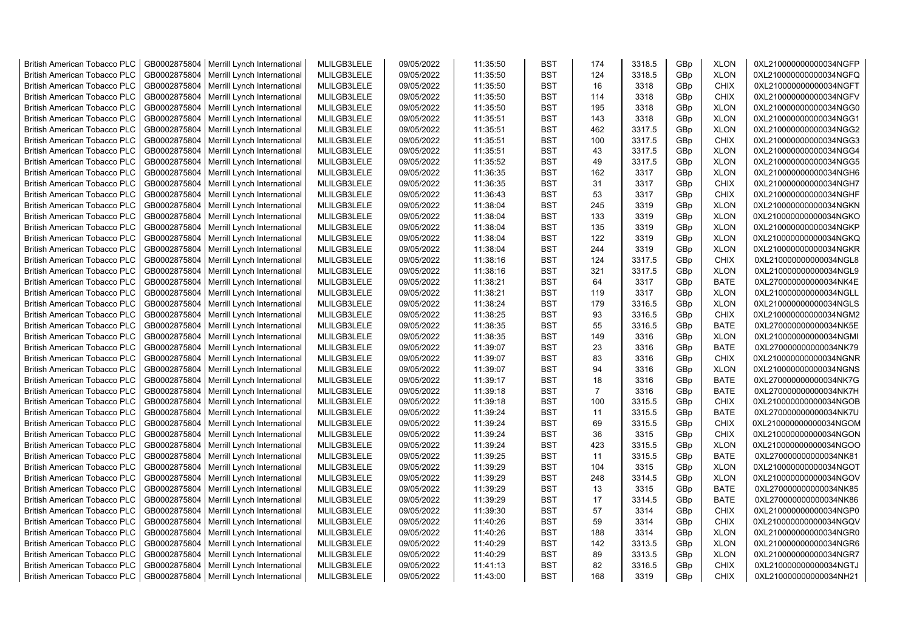| | | | | | | | | | | | |
|---|---|---|---|---|---|---|---|---|---|---|---|
| British American Tobacco PLC | GB0002875804 | Merrill Lynch International | MLILGB3LELE | 09/05/2022 | 11:35:50 | BST | 174 | 3318.5 | GBp | XLON | 0XL210000000000034NGFP |
| British American Tobacco PLC | GB0002875804 | Merrill Lynch International | MLILGB3LELE | 09/05/2022 | 11:35:50 | BST | 124 | 3318.5 | GBp | XLON | 0XL210000000000034NGFQ |
| British American Tobacco PLC | GB0002875804 | Merrill Lynch International | MLILGB3LELE | 09/05/2022 | 11:35:50 | BST | 16 | 3318 | GBp | CHIX | 0XL210000000000034NGFT |
| British American Tobacco PLC | GB0002875804 | Merrill Lynch International | MLILGB3LELE | 09/05/2022 | 11:35:50 | BST | 114 | 3318 | GBp | CHIX | 0XL210000000000034NGFV |
| British American Tobacco PLC | GB0002875804 | Merrill Lynch International | MLILGB3LELE | 09/05/2022 | 11:35:50 | BST | 195 | 3318 | GBp | XLON | 0XL210000000000034NGG0 |
| British American Tobacco PLC | GB0002875804 | Merrill Lynch International | MLILGB3LELE | 09/05/2022 | 11:35:51 | BST | 143 | 3318 | GBp | XLON | 0XL210000000000034NGG1 |
| British American Tobacco PLC | GB0002875804 | Merrill Lynch International | MLILGB3LELE | 09/05/2022 | 11:35:51 | BST | 462 | 3317.5 | GBp | XLON | 0XL210000000000034NGG2 |
| British American Tobacco PLC | GB0002875804 | Merrill Lynch International | MLILGB3LELE | 09/05/2022 | 11:35:51 | BST | 100 | 3317.5 | GBp | CHIX | 0XL210000000000034NGG3 |
| British American Tobacco PLC | GB0002875804 | Merrill Lynch International | MLILGB3LELE | 09/05/2022 | 11:35:51 | BST | 43 | 3317.5 | GBp | XLON | 0XL210000000000034NGG4 |
| British American Tobacco PLC | GB0002875804 | Merrill Lynch International | MLILGB3LELE | 09/05/2022 | 11:35:52 | BST | 49 | 3317.5 | GBp | XLON | 0XL210000000000034NGG5 |
| British American Tobacco PLC | GB0002875804 | Merrill Lynch International | MLILGB3LELE | 09/05/2022 | 11:36:35 | BST | 162 | 3317 | GBp | XLON | 0XL210000000000034NGH6 |
| British American Tobacco PLC | GB0002875804 | Merrill Lynch International | MLILGB3LELE | 09/05/2022 | 11:36:35 | BST | 31 | 3317 | GBp | CHIX | 0XL210000000000034NGH7 |
| British American Tobacco PLC | GB0002875804 | Merrill Lynch International | MLILGB3LELE | 09/05/2022 | 11:36:43 | BST | 53 | 3317 | GBp | CHIX | 0XL210000000000034NGHF |
| British American Tobacco PLC | GB0002875804 | Merrill Lynch International | MLILGB3LELE | 09/05/2022 | 11:38:04 | BST | 245 | 3319 | GBp | XLON | 0XL210000000000034NGKN |
| British American Tobacco PLC | GB0002875804 | Merrill Lynch International | MLILGB3LELE | 09/05/2022 | 11:38:04 | BST | 133 | 3319 | GBp | XLON | 0XL210000000000034NGKO |
| British American Tobacco PLC | GB0002875804 | Merrill Lynch International | MLILGB3LELE | 09/05/2022 | 11:38:04 | BST | 135 | 3319 | GBp | XLON | 0XL210000000000034NGKP |
| British American Tobacco PLC | GB0002875804 | Merrill Lynch International | MLILGB3LELE | 09/05/2022 | 11:38:04 | BST | 122 | 3319 | GBp | XLON | 0XL210000000000034NGKQ |
| British American Tobacco PLC | GB0002875804 | Merrill Lynch International | MLILGB3LELE | 09/05/2022 | 11:38:04 | BST | 244 | 3319 | GBp | XLON | 0XL210000000000034NGKR |
| British American Tobacco PLC | GB0002875804 | Merrill Lynch International | MLILGB3LELE | 09/05/2022 | 11:38:16 | BST | 124 | 3317.5 | GBp | CHIX | 0XL210000000000034NGL8 |
| British American Tobacco PLC | GB0002875804 | Merrill Lynch International | MLILGB3LELE | 09/05/2022 | 11:38:16 | BST | 321 | 3317.5 | GBp | XLON | 0XL210000000000034NGL9 |
| British American Tobacco PLC | GB0002875804 | Merrill Lynch International | MLILGB3LELE | 09/05/2022 | 11:38:21 | BST | 64 | 3317 | GBp | BATE | 0XL270000000000034NK4E |
| British American Tobacco PLC | GB0002875804 | Merrill Lynch International | MLILGB3LELE | 09/05/2022 | 11:38:21 | BST | 119 | 3317 | GBp | XLON | 0XL210000000000034NGLL |
| British American Tobacco PLC | GB0002875804 | Merrill Lynch International | MLILGB3LELE | 09/05/2022 | 11:38:24 | BST | 179 | 3316.5 | GBp | XLON | 0XL210000000000034NGLS |
| British American Tobacco PLC | GB0002875804 | Merrill Lynch International | MLILGB3LELE | 09/05/2022 | 11:38:25 | BST | 93 | 3316.5 | GBp | CHIX | 0XL210000000000034NGM2 |
| British American Tobacco PLC | GB0002875804 | Merrill Lynch International | MLILGB3LELE | 09/05/2022 | 11:38:35 | BST | 55 | 3316.5 | GBp | BATE | 0XL270000000000034NK5E |
| British American Tobacco PLC | GB0002875804 | Merrill Lynch International | MLILGB3LELE | 09/05/2022 | 11:38:35 | BST | 149 | 3316 | GBp | XLON | 0XL210000000000034NGMI |
| British American Tobacco PLC | GB0002875804 | Merrill Lynch International | MLILGB3LELE | 09/05/2022 | 11:39:07 | BST | 23 | 3316 | GBp | BATE | 0XL270000000000034NK79 |
| British American Tobacco PLC | GB0002875804 | Merrill Lynch International | MLILGB3LELE | 09/05/2022 | 11:39:07 | BST | 83 | 3316 | GBp | CHIX | 0XL210000000000034NGNR |
| British American Tobacco PLC | GB0002875804 | Merrill Lynch International | MLILGB3LELE | 09/05/2022 | 11:39:07 | BST | 94 | 3316 | GBp | XLON | 0XL210000000000034NGNS |
| British American Tobacco PLC | GB0002875804 | Merrill Lynch International | MLILGB3LELE | 09/05/2022 | 11:39:17 | BST | 18 | 3316 | GBp | BATE | 0XL270000000000034NK7G |
| British American Tobacco PLC | GB0002875804 | Merrill Lynch International | MLILGB3LELE | 09/05/2022 | 11:39:18 | BST | 7 | 3316 | GBp | BATE | 0XL270000000000034NK7H |
| British American Tobacco PLC | GB0002875804 | Merrill Lynch International | MLILGB3LELE | 09/05/2022 | 11:39:18 | BST | 100 | 3315.5 | GBp | CHIX | 0XL210000000000034NGOB |
| British American Tobacco PLC | GB0002875804 | Merrill Lynch International | MLILGB3LELE | 09/05/2022 | 11:39:24 | BST | 11 | 3315.5 | GBp | BATE | 0XL270000000000034NK7U |
| British American Tobacco PLC | GB0002875804 | Merrill Lynch International | MLILGB3LELE | 09/05/2022 | 11:39:24 | BST | 69 | 3315.5 | GBp | CHIX | 0XL210000000000034NGOM |
| British American Tobacco PLC | GB0002875804 | Merrill Lynch International | MLILGB3LELE | 09/05/2022 | 11:39:24 | BST | 36 | 3315 | GBp | CHIX | 0XL210000000000034NGON |
| British American Tobacco PLC | GB0002875804 | Merrill Lynch International | MLILGB3LELE | 09/05/2022 | 11:39:24 | BST | 423 | 3315.5 | GBp | XLON | 0XL210000000000034NGOO |
| British American Tobacco PLC | GB0002875804 | Merrill Lynch International | MLILGB3LELE | 09/05/2022 | 11:39:25 | BST | 11 | 3315.5 | GBp | BATE | 0XL270000000000034NK81 |
| British American Tobacco PLC | GB0002875804 | Merrill Lynch International | MLILGB3LELE | 09/05/2022 | 11:39:29 | BST | 104 | 3315 | GBp | XLON | 0XL210000000000034NGOT |
| British American Tobacco PLC | GB0002875804 | Merrill Lynch International | MLILGB3LELE | 09/05/2022 | 11:39:29 | BST | 248 | 3314.5 | GBp | XLON | 0XL210000000000034NGOV |
| British American Tobacco PLC | GB0002875804 | Merrill Lynch International | MLILGB3LELE | 09/05/2022 | 11:39:29 | BST | 13 | 3315 | GBp | BATE | 0XL270000000000034NK85 |
| British American Tobacco PLC | GB0002875804 | Merrill Lynch International | MLILGB3LELE | 09/05/2022 | 11:39:29 | BST | 17 | 3314.5 | GBp | BATE | 0XL270000000000034NK86 |
| British American Tobacco PLC | GB0002875804 | Merrill Lynch International | MLILGB3LELE | 09/05/2022 | 11:39:30 | BST | 57 | 3314 | GBp | CHIX | 0XL210000000000034NGP0 |
| British American Tobacco PLC | GB0002875804 | Merrill Lynch International | MLILGB3LELE | 09/05/2022 | 11:40:26 | BST | 59 | 3314 | GBp | CHIX | 0XL210000000000034NGQV |
| British American Tobacco PLC | GB0002875804 | Merrill Lynch International | MLILGB3LELE | 09/05/2022 | 11:40:26 | BST | 188 | 3314 | GBp | XLON | 0XL210000000000034NGR0 |
| British American Tobacco PLC | GB0002875804 | Merrill Lynch International | MLILGB3LELE | 09/05/2022 | 11:40:29 | BST | 142 | 3313.5 | GBp | XLON | 0XL210000000000034NGR6 |
| British American Tobacco PLC | GB0002875804 | Merrill Lynch International | MLILGB3LELE | 09/05/2022 | 11:40:29 | BST | 89 | 3313.5 | GBp | XLON | 0XL210000000000034NGR7 |
| British American Tobacco PLC | GB0002875804 | Merrill Lynch International | MLILGB3LELE | 09/05/2022 | 11:41:13 | BST | 82 | 3316.5 | GBp | CHIX | 0XL210000000000034NGTJ |
| British American Tobacco PLC | GB0002875804 | Merrill Lynch International | MLILGB3LELE | 09/05/2022 | 11:43:00 | BST | 168 | 3319 | GBp | CHIX | 0XL210000000000034NH21 |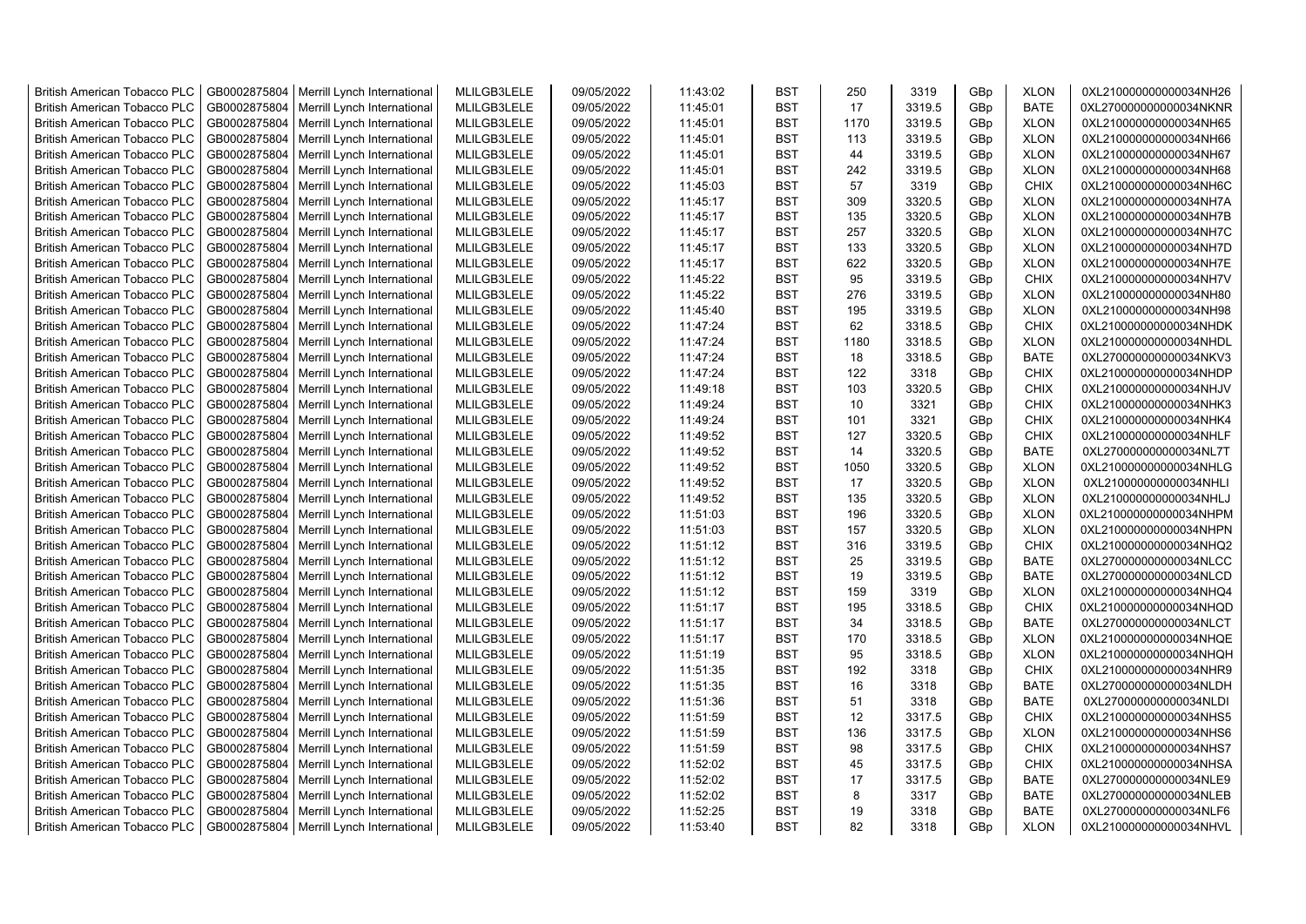| British American Tobacco PLC | GB0002875804 | Merrill Lynch International | MLILGB3LELE | 09/05/2022 | 11:43:02 | BST | 250 | 3319 | GBp | XLON | 0XL210000000000034NH26 |
|---|---|---|---|---|---|---|---|---|---|---|---|
| British American Tobacco PLC | GB0002875804 | Merrill Lynch International | MLILGB3LELE | 09/05/2022 | 11:45:01 | BST | 17 | 3319.5 | GBp | BATE | 0XL270000000000034NKNR |
| British American Tobacco PLC | GB0002875804 | Merrill Lynch International | MLILGB3LELE | 09/05/2022 | 11:45:01 | BST | 1170 | 3319.5 | GBp | XLON | 0XL210000000000034NH65 |
| British American Tobacco PLC | GB0002875804 | Merrill Lynch International | MLILGB3LELE | 09/05/2022 | 11:45:01 | BST | 113 | 3319.5 | GBp | XLON | 0XL210000000000034NH66 |
| British American Tobacco PLC | GB0002875804 | Merrill Lynch International | MLILGB3LELE | 09/05/2022 | 11:45:01 | BST | 44 | 3319.5 | GBp | XLON | 0XL210000000000034NH67 |
| British American Tobacco PLC | GB0002875804 | Merrill Lynch International | MLILGB3LELE | 09/05/2022 | 11:45:01 | BST | 242 | 3319.5 | GBp | XLON | 0XL210000000000034NH68 |
| British American Tobacco PLC | GB0002875804 | Merrill Lynch International | MLILGB3LELE | 09/05/2022 | 11:45:03 | BST | 57 | 3319 | GBp | CHIX | 0XL210000000000034NH6C |
| British American Tobacco PLC | GB0002875804 | Merrill Lynch International | MLILGB3LELE | 09/05/2022 | 11:45:17 | BST | 309 | 3320.5 | GBp | XLON | 0XL210000000000034NH7A |
| British American Tobacco PLC | GB0002875804 | Merrill Lynch International | MLILGB3LELE | 09/05/2022 | 11:45:17 | BST | 135 | 3320.5 | GBp | XLON | 0XL210000000000034NH7B |
| British American Tobacco PLC | GB0002875804 | Merrill Lynch International | MLILGB3LELE | 09/05/2022 | 11:45:17 | BST | 257 | 3320.5 | GBp | XLON | 0XL210000000000034NH7C |
| British American Tobacco PLC | GB0002875804 | Merrill Lynch International | MLILGB3LELE | 09/05/2022 | 11:45:17 | BST | 133 | 3320.5 | GBp | XLON | 0XL210000000000034NH7D |
| British American Tobacco PLC | GB0002875804 | Merrill Lynch International | MLILGB3LELE | 09/05/2022 | 11:45:17 | BST | 622 | 3320.5 | GBp | XLON | 0XL210000000000034NH7E |
| British American Tobacco PLC | GB0002875804 | Merrill Lynch International | MLILGB3LELE | 09/05/2022 | 11:45:22 | BST | 95 | 3319.5 | GBp | CHIX | 0XL210000000000034NH7V |
| British American Tobacco PLC | GB0002875804 | Merrill Lynch International | MLILGB3LELE | 09/05/2022 | 11:45:22 | BST | 276 | 3319.5 | GBp | XLON | 0XL210000000000034NH80 |
| British American Tobacco PLC | GB0002875804 | Merrill Lynch International | MLILGB3LELE | 09/05/2022 | 11:45:40 | BST | 195 | 3319.5 | GBp | XLON | 0XL210000000000034NH98 |
| British American Tobacco PLC | GB0002875804 | Merrill Lynch International | MLILGB3LELE | 09/05/2022 | 11:47:24 | BST | 62 | 3318.5 | GBp | CHIX | 0XL210000000000034NHDK |
| British American Tobacco PLC | GB0002875804 | Merrill Lynch International | MLILGB3LELE | 09/05/2022 | 11:47:24 | BST | 1180 | 3318.5 | GBp | XLON | 0XL210000000000034NHDL |
| British American Tobacco PLC | GB0002875804 | Merrill Lynch International | MLILGB3LELE | 09/05/2022 | 11:47:24 | BST | 18 | 3318.5 | GBp | BATE | 0XL270000000000034NKV3 |
| British American Tobacco PLC | GB0002875804 | Merrill Lynch International | MLILGB3LELE | 09/05/2022 | 11:47:24 | BST | 122 | 3318 | GBp | CHIX | 0XL210000000000034NHDP |
| British American Tobacco PLC | GB0002875804 | Merrill Lynch International | MLILGB3LELE | 09/05/2022 | 11:49:18 | BST | 103 | 3320.5 | GBp | CHIX | 0XL210000000000034NHJV |
| British American Tobacco PLC | GB0002875804 | Merrill Lynch International | MLILGB3LELE | 09/05/2022 | 11:49:24 | BST | 10 | 3321 | GBp | CHIX | 0XL210000000000034NHK3 |
| British American Tobacco PLC | GB0002875804 | Merrill Lynch International | MLILGB3LELE | 09/05/2022 | 11:49:24 | BST | 101 | 3321 | GBp | CHIX | 0XL210000000000034NHK4 |
| British American Tobacco PLC | GB0002875804 | Merrill Lynch International | MLILGB3LELE | 09/05/2022 | 11:49:52 | BST | 127 | 3320.5 | GBp | CHIX | 0XL210000000000034NHLF |
| British American Tobacco PLC | GB0002875804 | Merrill Lynch International | MLILGB3LELE | 09/05/2022 | 11:49:52 | BST | 14 | 3320.5 | GBp | BATE | 0XL270000000000034NL7T |
| British American Tobacco PLC | GB0002875804 | Merrill Lynch International | MLILGB3LELE | 09/05/2022 | 11:49:52 | BST | 1050 | 3320.5 | GBp | XLON | 0XL210000000000034NHLG |
| British American Tobacco PLC | GB0002875804 | Merrill Lynch International | MLILGB3LELE | 09/05/2022 | 11:49:52 | BST | 17 | 3320.5 | GBp | XLON | 0XL210000000000034NHLI |
| British American Tobacco PLC | GB0002875804 | Merrill Lynch International | MLILGB3LELE | 09/05/2022 | 11:49:52 | BST | 135 | 3320.5 | GBp | XLON | 0XL210000000000034NHLJ |
| British American Tobacco PLC | GB0002875804 | Merrill Lynch International | MLILGB3LELE | 09/05/2022 | 11:51:03 | BST | 196 | 3320.5 | GBp | XLON | 0XL210000000000034NHPM |
| British American Tobacco PLC | GB0002875804 | Merrill Lynch International | MLILGB3LELE | 09/05/2022 | 11:51:03 | BST | 157 | 3320.5 | GBp | XLON | 0XL210000000000034NHPN |
| British American Tobacco PLC | GB0002875804 | Merrill Lynch International | MLILGB3LELE | 09/05/2022 | 11:51:12 | BST | 316 | 3319.5 | GBp | CHIX | 0XL210000000000034NHQ2 |
| British American Tobacco PLC | GB0002875804 | Merrill Lynch International | MLILGB3LELE | 09/05/2022 | 11:51:12 | BST | 25 | 3319.5 | GBp | BATE | 0XL270000000000034NLCC |
| British American Tobacco PLC | GB0002875804 | Merrill Lynch International | MLILGB3LELE | 09/05/2022 | 11:51:12 | BST | 19 | 3319.5 | GBp | BATE | 0XL270000000000034NLCD |
| British American Tobacco PLC | GB0002875804 | Merrill Lynch International | MLILGB3LELE | 09/05/2022 | 11:51:12 | BST | 159 | 3319 | GBp | XLON | 0XL210000000000034NHQ4 |
| British American Tobacco PLC | GB0002875804 | Merrill Lynch International | MLILGB3LELE | 09/05/2022 | 11:51:17 | BST | 195 | 3318.5 | GBp | CHIX | 0XL210000000000034NHQD |
| British American Tobacco PLC | GB0002875804 | Merrill Lynch International | MLILGB3LELE | 09/05/2022 | 11:51:17 | BST | 34 | 3318.5 | GBp | BATE | 0XL270000000000034NLCT |
| British American Tobacco PLC | GB0002875804 | Merrill Lynch International | MLILGB3LELE | 09/05/2022 | 11:51:17 | BST | 170 | 3318.5 | GBp | XLON | 0XL210000000000034NHQE |
| British American Tobacco PLC | GB0002875804 | Merrill Lynch International | MLILGB3LELE | 09/05/2022 | 11:51:19 | BST | 95 | 3318.5 | GBp | XLON | 0XL210000000000034NHQH |
| British American Tobacco PLC | GB0002875804 | Merrill Lynch International | MLILGB3LELE | 09/05/2022 | 11:51:35 | BST | 192 | 3318 | GBp | CHIX | 0XL210000000000034NHR9 |
| British American Tobacco PLC | GB0002875804 | Merrill Lynch International | MLILGB3LELE | 09/05/2022 | 11:51:35 | BST | 16 | 3318 | GBp | BATE | 0XL270000000000034NLDH |
| British American Tobacco PLC | GB0002875804 | Merrill Lynch International | MLILGB3LELE | 09/05/2022 | 11:51:36 | BST | 51 | 3318 | GBp | BATE | 0XL270000000000034NLDI |
| British American Tobacco PLC | GB0002875804 | Merrill Lynch International | MLILGB3LELE | 09/05/2022 | 11:51:59 | BST | 12 | 3317.5 | GBp | CHIX | 0XL210000000000034NHS5 |
| British American Tobacco PLC | GB0002875804 | Merrill Lynch International | MLILGB3LELE | 09/05/2022 | 11:51:59 | BST | 136 | 3317.5 | GBp | XLON | 0XL210000000000034NHS6 |
| British American Tobacco PLC | GB0002875804 | Merrill Lynch International | MLILGB3LELE | 09/05/2022 | 11:51:59 | BST | 98 | 3317.5 | GBp | CHIX | 0XL210000000000034NHS7 |
| British American Tobacco PLC | GB0002875804 | Merrill Lynch International | MLILGB3LELE | 09/05/2022 | 11:52:02 | BST | 45 | 3317.5 | GBp | CHIX | 0XL210000000000034NHSA |
| British American Tobacco PLC | GB0002875804 | Merrill Lynch International | MLILGB3LELE | 09/05/2022 | 11:52:02 | BST | 17 | 3317.5 | GBp | BATE | 0XL270000000000034NLE9 |
| British American Tobacco PLC | GB0002875804 | Merrill Lynch International | MLILGB3LELE | 09/05/2022 | 11:52:02 | BST | 8 | 3317 | GBp | BATE | 0XL270000000000034NLEB |
| British American Tobacco PLC | GB0002875804 | Merrill Lynch International | MLILGB3LELE | 09/05/2022 | 11:52:25 | BST | 19 | 3318 | GBp | BATE | 0XL270000000000034NLF6 |
| British American Tobacco PLC | GB0002875804 | Merrill Lynch International | MLILGB3LELE | 09/05/2022 | 11:53:40 | BST | 82 | 3318 | GBp | XLON | 0XL210000000000034NHVL |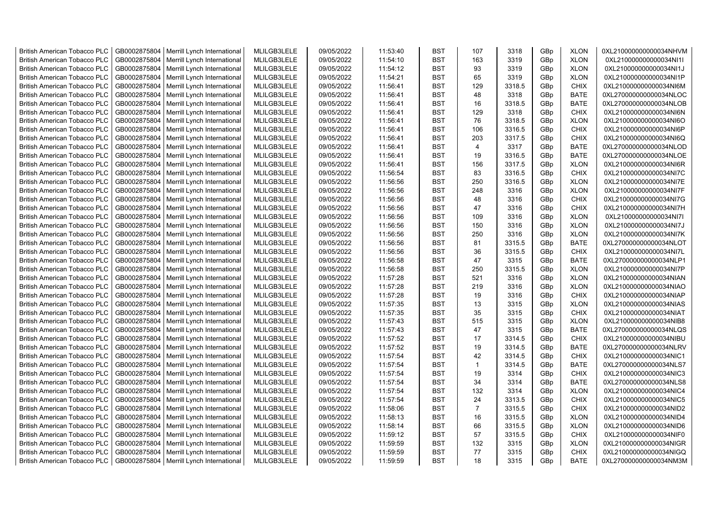| | | | | | | | | | | | |
|---|---|---|---|---|---|---|---|---|---|---|---|
| British American Tobacco PLC | GB0002875804 | Merrill Lynch International | MLILGB3LELE | 09/05/2022 | 11:53:40 | BST | 107 | 3318 | GBp | XLON | 0XL210000000000034NHVM |
| British American Tobacco PLC | GB0002875804 | Merrill Lynch International | MLILGB3LELE | 09/05/2022 | 11:54:10 | BST | 163 | 3319 | GBp | XLON | 0XL210000000000034NI1I |
| British American Tobacco PLC | GB0002875804 | Merrill Lynch International | MLILGB3LELE | 09/05/2022 | 11:54:12 | BST | 93 | 3319 | GBp | XLON | 0XL210000000000034NI1J |
| British American Tobacco PLC | GB0002875804 | Merrill Lynch International | MLILGB3LELE | 09/05/2022 | 11:54:21 | BST | 65 | 3319 | GBp | XLON | 0XL210000000000034NI1P |
| British American Tobacco PLC | GB0002875804 | Merrill Lynch International | MLILGB3LELE | 09/05/2022 | 11:56:41 | BST | 129 | 3318.5 | GBp | CHIX | 0XL210000000000034NI6M |
| British American Tobacco PLC | GB0002875804 | Merrill Lynch International | MLILGB3LELE | 09/05/2022 | 11:56:41 | BST | 48 | 3318 | GBp | BATE | 0XL270000000000034NLOC |
| British American Tobacco PLC | GB0002875804 | Merrill Lynch International | MLILGB3LELE | 09/05/2022 | 11:56:41 | BST | 16 | 3318.5 | GBp | BATE | 0XL270000000000034NLOB |
| British American Tobacco PLC | GB0002875804 | Merrill Lynch International | MLILGB3LELE | 09/05/2022 | 11:56:41 | BST | 129 | 3318 | GBp | CHIX | 0XL210000000000034NI6N |
| British American Tobacco PLC | GB0002875804 | Merrill Lynch International | MLILGB3LELE | 09/05/2022 | 11:56:41 | BST | 76 | 3318.5 | GBp | XLON | 0XL210000000000034NI6O |
| British American Tobacco PLC | GB0002875804 | Merrill Lynch International | MLILGB3LELE | 09/05/2022 | 11:56:41 | BST | 106 | 3316.5 | GBp | CHIX | 0XL210000000000034NI6P |
| British American Tobacco PLC | GB0002875804 | Merrill Lynch International | MLILGB3LELE | 09/05/2022 | 11:56:41 | BST | 203 | 3317.5 | GBp | CHIX | 0XL210000000000034NI6Q |
| British American Tobacco PLC | GB0002875804 | Merrill Lynch International | MLILGB3LELE | 09/05/2022 | 11:56:41 | BST | 4 | 3317 | GBp | BATE | 0XL270000000000034NLOD |
| British American Tobacco PLC | GB0002875804 | Merrill Lynch International | MLILGB3LELE | 09/05/2022 | 11:56:41 | BST | 19 | 3316.5 | GBp | BATE | 0XL270000000000034NLOE |
| British American Tobacco PLC | GB0002875804 | Merrill Lynch International | MLILGB3LELE | 09/05/2022 | 11:56:41 | BST | 156 | 3317.5 | GBp | XLON | 0XL210000000000034NI6R |
| British American Tobacco PLC | GB0002875804 | Merrill Lynch International | MLILGB3LELE | 09/05/2022 | 11:56:54 | BST | 83 | 3316.5 | GBp | CHIX | 0XL210000000000034NI7C |
| British American Tobacco PLC | GB0002875804 | Merrill Lynch International | MLILGB3LELE | 09/05/2022 | 11:56:56 | BST | 250 | 3316.5 | GBp | XLON | 0XL210000000000034NI7E |
| British American Tobacco PLC | GB0002875804 | Merrill Lynch International | MLILGB3LELE | 09/05/2022 | 11:56:56 | BST | 248 | 3316 | GBp | XLON | 0XL210000000000034NI7F |
| British American Tobacco PLC | GB0002875804 | Merrill Lynch International | MLILGB3LELE | 09/05/2022 | 11:56:56 | BST | 48 | 3316 | GBp | CHIX | 0XL210000000000034NI7G |
| British American Tobacco PLC | GB0002875804 | Merrill Lynch International | MLILGB3LELE | 09/05/2022 | 11:56:56 | BST | 47 | 3316 | GBp | CHIX | 0XL210000000000034NI7H |
| British American Tobacco PLC | GB0002875804 | Merrill Lynch International | MLILGB3LELE | 09/05/2022 | 11:56:56 | BST | 109 | 3316 | GBp | XLON | 0XL210000000000034NI7I |
| British American Tobacco PLC | GB0002875804 | Merrill Lynch International | MLILGB3LELE | 09/05/2022 | 11:56:56 | BST | 150 | 3316 | GBp | XLON | 0XL210000000000034NI7J |
| British American Tobacco PLC | GB0002875804 | Merrill Lynch International | MLILGB3LELE | 09/05/2022 | 11:56:56 | BST | 250 | 3316 | GBp | XLON | 0XL210000000000034NI7K |
| British American Tobacco PLC | GB0002875804 | Merrill Lynch International | MLILGB3LELE | 09/05/2022 | 11:56:56 | BST | 81 | 3315.5 | GBp | BATE | 0XL270000000000034NLOT |
| British American Tobacco PLC | GB0002875804 | Merrill Lynch International | MLILGB3LELE | 09/05/2022 | 11:56:56 | BST | 36 | 3315.5 | GBp | CHIX | 0XL210000000000034NI7L |
| British American Tobacco PLC | GB0002875804 | Merrill Lynch International | MLILGB3LELE | 09/05/2022 | 11:56:58 | BST | 47 | 3315 | GBp | BATE | 0XL270000000000034NLP1 |
| British American Tobacco PLC | GB0002875804 | Merrill Lynch International | MLILGB3LELE | 09/05/2022 | 11:56:58 | BST | 250 | 3315.5 | GBp | XLON | 0XL210000000000034NI7P |
| British American Tobacco PLC | GB0002875804 | Merrill Lynch International | MLILGB3LELE | 09/05/2022 | 11:57:28 | BST | 521 | 3316 | GBp | XLON | 0XL210000000000034NIAN |
| British American Tobacco PLC | GB0002875804 | Merrill Lynch International | MLILGB3LELE | 09/05/2022 | 11:57:28 | BST | 219 | 3316 | GBp | XLON | 0XL210000000000034NIAO |
| British American Tobacco PLC | GB0002875804 | Merrill Lynch International | MLILGB3LELE | 09/05/2022 | 11:57:28 | BST | 19 | 3316 | GBp | CHIX | 0XL210000000000034NIAP |
| British American Tobacco PLC | GB0002875804 | Merrill Lynch International | MLILGB3LELE | 09/05/2022 | 11:57:35 | BST | 13 | 3315 | GBp | XLON | 0XL210000000000034NIAS |
| British American Tobacco PLC | GB0002875804 | Merrill Lynch International | MLILGB3LELE | 09/05/2022 | 11:57:35 | BST | 35 | 3315 | GBp | CHIX | 0XL210000000000034NIAT |
| British American Tobacco PLC | GB0002875804 | Merrill Lynch International | MLILGB3LELE | 09/05/2022 | 11:57:43 | BST | 515 | 3315 | GBp | XLON | 0XL210000000000034NIB8 |
| British American Tobacco PLC | GB0002875804 | Merrill Lynch International | MLILGB3LELE | 09/05/2022 | 11:57:43 | BST | 47 | 3315 | GBp | BATE | 0XL270000000000034NLQS |
| British American Tobacco PLC | GB0002875804 | Merrill Lynch International | MLILGB3LELE | 09/05/2022 | 11:57:52 | BST | 17 | 3314.5 | GBp | CHIX | 0XL210000000000034NIBU |
| British American Tobacco PLC | GB0002875804 | Merrill Lynch International | MLILGB3LELE | 09/05/2022 | 11:57:52 | BST | 19 | 3314.5 | GBp | BATE | 0XL270000000000034NLRV |
| British American Tobacco PLC | GB0002875804 | Merrill Lynch International | MLILGB3LELE | 09/05/2022 | 11:57:54 | BST | 42 | 3314.5 | GBp | CHIX | 0XL210000000000034NIC1 |
| British American Tobacco PLC | GB0002875804 | Merrill Lynch International | MLILGB3LELE | 09/05/2022 | 11:57:54 | BST | 1 | 3314.5 | GBp | BATE | 0XL270000000000034NLS7 |
| British American Tobacco PLC | GB0002875804 | Merrill Lynch International | MLILGB3LELE | 09/05/2022 | 11:57:54 | BST | 19 | 3314 | GBp | CHIX | 0XL210000000000034NIC3 |
| British American Tobacco PLC | GB0002875804 | Merrill Lynch International | MLILGB3LELE | 09/05/2022 | 11:57:54 | BST | 34 | 3314 | GBp | BATE | 0XL270000000000034NLS8 |
| British American Tobacco PLC | GB0002875804 | Merrill Lynch International | MLILGB3LELE | 09/05/2022 | 11:57:54 | BST | 132 | 3314 | GBp | XLON | 0XL210000000000034NIC4 |
| British American Tobacco PLC | GB0002875804 | Merrill Lynch International | MLILGB3LELE | 09/05/2022 | 11:57:54 | BST | 24 | 3313.5 | GBp | CHIX | 0XL210000000000034NIC5 |
| British American Tobacco PLC | GB0002875804 | Merrill Lynch International | MLILGB3LELE | 09/05/2022 | 11:58:06 | BST | 7 | 3315.5 | GBp | CHIX | 0XL210000000000034NID2 |
| British American Tobacco PLC | GB0002875804 | Merrill Lynch International | MLILGB3LELE | 09/05/2022 | 11:58:13 | BST | 16 | 3315.5 | GBp | XLON | 0XL210000000000034NID4 |
| British American Tobacco PLC | GB0002875804 | Merrill Lynch International | MLILGB3LELE | 09/05/2022 | 11:58:14 | BST | 66 | 3315.5 | GBp | XLON | 0XL210000000000034NID6 |
| British American Tobacco PLC | GB0002875804 | Merrill Lynch International | MLILGB3LELE | 09/05/2022 | 11:59:12 | BST | 57 | 3315.5 | GBp | CHIX | 0XL210000000000034NIF0 |
| British American Tobacco PLC | GB0002875804 | Merrill Lynch International | MLILGB3LELE | 09/05/2022 | 11:59:59 | BST | 132 | 3315 | GBp | XLON | 0XL210000000000034NIGR |
| British American Tobacco PLC | GB0002875804 | Merrill Lynch International | MLILGB3LELE | 09/05/2022 | 11:59:59 | BST | 77 | 3315 | GBp | CHIX | 0XL210000000000034NIGQ |
| British American Tobacco PLC | GB0002875804 | Merrill Lynch International | MLILGB3LELE | 09/05/2022 | 11:59:59 | BST | 18 | 3315 | GBp | BATE | 0XL270000000000034NM3M |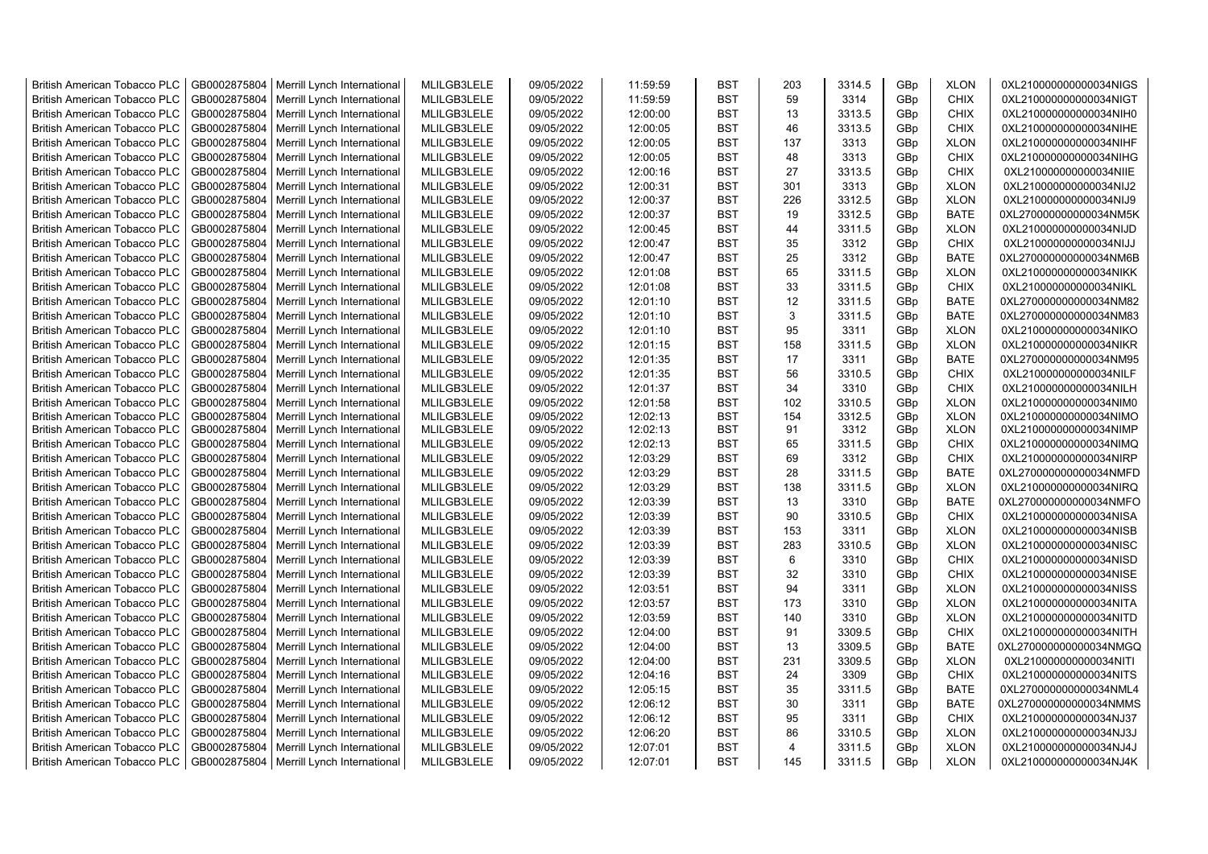| British American Tobacco PLC | GB0002875804 | Merrill Lynch International | MLILGB3LELE | 09/05/2022 | 11:59:59 | BST | 203 | 3314.5 | GBp | XLON | 0XL210000000000034NIGS |
|---|---|---|---|---|---|---|---|---|---|---|---|
| British American Tobacco PLC | GB0002875804 | Merrill Lynch International | MLILGB3LELE | 09/05/2022 | 11:59:59 | BST | 59 | 3314 | GBp | CHIX | 0XL210000000000034NIGT |
| British American Tobacco PLC | GB0002875804 | Merrill Lynch International | MLILGB3LELE | 09/05/2022 | 12:00:00 | BST | 13 | 3313.5 | GBp | CHIX | 0XL210000000000034NIH0 |
| British American Tobacco PLC | GB0002875804 | Merrill Lynch International | MLILGB3LELE | 09/05/2022 | 12:00:05 | BST | 46 | 3313.5 | GBp | CHIX | 0XL210000000000034NIHE |
| British American Tobacco PLC | GB0002875804 | Merrill Lynch International | MLILGB3LELE | 09/05/2022 | 12:00:05 | BST | 137 | 3313 | GBp | XLON | 0XL210000000000034NIHF |
| British American Tobacco PLC | GB0002875804 | Merrill Lynch International | MLILGB3LELE | 09/05/2022 | 12:00:05 | BST | 48 | 3313 | GBp | CHIX | 0XL210000000000034NIHG |
| British American Tobacco PLC | GB0002875804 | Merrill Lynch International | MLILGB3LELE | 09/05/2022 | 12:00:16 | BST | 27 | 3313.5 | GBp | CHIX | 0XL210000000000034NIIE |
| British American Tobacco PLC | GB0002875804 | Merrill Lynch International | MLILGB3LELE | 09/05/2022 | 12:00:31 | BST | 301 | 3313 | GBp | XLON | 0XL210000000000034NIJ2 |
| British American Tobacco PLC | GB0002875804 | Merrill Lynch International | MLILGB3LELE | 09/05/2022 | 12:00:37 | BST | 226 | 3312.5 | GBp | XLON | 0XL210000000000034NIJ9 |
| British American Tobacco PLC | GB0002875804 | Merrill Lynch International | MLILGB3LELE | 09/05/2022 | 12:00:37 | BST | 19 | 3312.5 | GBp | BATE | 0XL270000000000034NM5K |
| British American Tobacco PLC | GB0002875804 | Merrill Lynch International | MLILGB3LELE | 09/05/2022 | 12:00:45 | BST | 44 | 3311.5 | GBp | XLON | 0XL210000000000034NIJD |
| British American Tobacco PLC | GB0002875804 | Merrill Lynch International | MLILGB3LELE | 09/05/2022 | 12:00:47 | BST | 35 | 3312 | GBp | CHIX | 0XL210000000000034NIJJ |
| British American Tobacco PLC | GB0002875804 | Merrill Lynch International | MLILGB3LELE | 09/05/2022 | 12:00:47 | BST | 25 | 3312 | GBp | BATE | 0XL270000000000034NM6B |
| British American Tobacco PLC | GB0002875804 | Merrill Lynch International | MLILGB3LELE | 09/05/2022 | 12:01:08 | BST | 65 | 3311.5 | GBp | XLON | 0XL210000000000034NIKK |
| British American Tobacco PLC | GB0002875804 | Merrill Lynch International | MLILGB3LELE | 09/05/2022 | 12:01:08 | BST | 33 | 3311.5 | GBp | CHIX | 0XL210000000000034NIKL |
| British American Tobacco PLC | GB0002875804 | Merrill Lynch International | MLILGB3LELE | 09/05/2022 | 12:01:10 | BST | 12 | 3311.5 | GBp | BATE | 0XL270000000000034NM82 |
| British American Tobacco PLC | GB0002875804 | Merrill Lynch International | MLILGB3LELE | 09/05/2022 | 12:01:10 | BST | 3 | 3311.5 | GBp | BATE | 0XL270000000000034NM83 |
| British American Tobacco PLC | GB0002875804 | Merrill Lynch International | MLILGB3LELE | 09/05/2022 | 12:01:10 | BST | 95 | 3311 | GBp | XLON | 0XL210000000000034NIKO |
| British American Tobacco PLC | GB0002875804 | Merrill Lynch International | MLILGB3LELE | 09/05/2022 | 12:01:15 | BST | 158 | 3311.5 | GBp | XLON | 0XL210000000000034NIKR |
| British American Tobacco PLC | GB0002875804 | Merrill Lynch International | MLILGB3LELE | 09/05/2022 | 12:01:35 | BST | 17 | 3311 | GBp | BATE | 0XL270000000000034NM95 |
| British American Tobacco PLC | GB0002875804 | Merrill Lynch International | MLILGB3LELE | 09/05/2022 | 12:01:35 | BST | 56 | 3310.5 | GBp | CHIX | 0XL210000000000034NILF |
| British American Tobacco PLC | GB0002875804 | Merrill Lynch International | MLILGB3LELE | 09/05/2022 | 12:01:37 | BST | 34 | 3310 | GBp | CHIX | 0XL210000000000034NILH |
| British American Tobacco PLC | GB0002875804 | Merrill Lynch International | MLILGB3LELE | 09/05/2022 | 12:01:58 | BST | 102 | 3310.5 | GBp | XLON | 0XL210000000000034NIM0 |
| British American Tobacco PLC | GB0002875804 | Merrill Lynch International | MLILGB3LELE | 09/05/2022 | 12:02:13 | BST | 154 | 3312.5 | GBp | XLON | 0XL210000000000034NIMO |
| British American Tobacco PLC | GB0002875804 | Merrill Lynch International | MLILGB3LELE | 09/05/2022 | 12:02:13 | BST | 91 | 3312 | GBp | XLON | 0XL210000000000034NIMP |
| British American Tobacco PLC | GB0002875804 | Merrill Lynch International | MLILGB3LELE | 09/05/2022 | 12:02:13 | BST | 65 | 3311.5 | GBp | CHIX | 0XL210000000000034NIMQ |
| British American Tobacco PLC | GB0002875804 | Merrill Lynch International | MLILGB3LELE | 09/05/2022 | 12:03:29 | BST | 69 | 3312 | GBp | CHIX | 0XL210000000000034NIRP |
| British American Tobacco PLC | GB0002875804 | Merrill Lynch International | MLILGB3LELE | 09/05/2022 | 12:03:29 | BST | 28 | 3311.5 | GBp | BATE | 0XL270000000000034NMFD |
| British American Tobacco PLC | GB0002875804 | Merrill Lynch International | MLILGB3LELE | 09/05/2022 | 12:03:29 | BST | 138 | 3311.5 | GBp | XLON | 0XL210000000000034NIRQ |
| British American Tobacco PLC | GB0002875804 | Merrill Lynch International | MLILGB3LELE | 09/05/2022 | 12:03:39 | BST | 13 | 3310 | GBp | BATE | 0XL270000000000034NMFO |
| British American Tobacco PLC | GB0002875804 | Merrill Lynch International | MLILGB3LELE | 09/05/2022 | 12:03:39 | BST | 90 | 3310.5 | GBp | CHIX | 0XL210000000000034NISA |
| British American Tobacco PLC | GB0002875804 | Merrill Lynch International | MLILGB3LELE | 09/05/2022 | 12:03:39 | BST | 153 | 3311 | GBp | XLON | 0XL210000000000034NISB |
| British American Tobacco PLC | GB0002875804 | Merrill Lynch International | MLILGB3LELE | 09/05/2022 | 12:03:39 | BST | 283 | 3310.5 | GBp | XLON | 0XL210000000000034NISC |
| British American Tobacco PLC | GB0002875804 | Merrill Lynch International | MLILGB3LELE | 09/05/2022 | 12:03:39 | BST | 6 | 3310 | GBp | CHIX | 0XL210000000000034NISD |
| British American Tobacco PLC | GB0002875804 | Merrill Lynch International | MLILGB3LELE | 09/05/2022 | 12:03:39 | BST | 32 | 3310 | GBp | CHIX | 0XL210000000000034NISE |
| British American Tobacco PLC | GB0002875804 | Merrill Lynch International | MLILGB3LELE | 09/05/2022 | 12:03:51 | BST | 94 | 3311 | GBp | XLON | 0XL210000000000034NISS |
| British American Tobacco PLC | GB0002875804 | Merrill Lynch International | MLILGB3LELE | 09/05/2022 | 12:03:57 | BST | 173 | 3310 | GBp | XLON | 0XL210000000000034NITA |
| British American Tobacco PLC | GB0002875804 | Merrill Lynch International | MLILGB3LELE | 09/05/2022 | 12:03:59 | BST | 140 | 3310 | GBp | XLON | 0XL210000000000034NITD |
| British American Tobacco PLC | GB0002875804 | Merrill Lynch International | MLILGB3LELE | 09/05/2022 | 12:04:00 | BST | 91 | 3309.5 | GBp | CHIX | 0XL210000000000034NITH |
| British American Tobacco PLC | GB0002875804 | Merrill Lynch International | MLILGB3LELE | 09/05/2022 | 12:04:00 | BST | 13 | 3309.5 | GBp | BATE | 0XL270000000000034NMGQ |
| British American Tobacco PLC | GB0002875804 | Merrill Lynch International | MLILGB3LELE | 09/05/2022 | 12:04:00 | BST | 231 | 3309.5 | GBp | XLON | 0XL210000000000034NITI |
| British American Tobacco PLC | GB0002875804 | Merrill Lynch International | MLILGB3LELE | 09/05/2022 | 12:04:16 | BST | 24 | 3309 | GBp | CHIX | 0XL210000000000034NITS |
| British American Tobacco PLC | GB0002875804 | Merrill Lynch International | MLILGB3LELE | 09/05/2022 | 12:05:15 | BST | 35 | 3311.5 | GBp | BATE | 0XL270000000000034NML4 |
| British American Tobacco PLC | GB0002875804 | Merrill Lynch International | MLILGB3LELE | 09/05/2022 | 12:06:12 | BST | 30 | 3311 | GBp | BATE | 0XL270000000000034NMMS |
| British American Tobacco PLC | GB0002875804 | Merrill Lynch International | MLILGB3LELE | 09/05/2022 | 12:06:12 | BST | 95 | 3311 | GBp | CHIX | 0XL210000000000034NJ37 |
| British American Tobacco PLC | GB0002875804 | Merrill Lynch International | MLILGB3LELE | 09/05/2022 | 12:06:20 | BST | 86 | 3310.5 | GBp | XLON | 0XL210000000000034NJ3J |
| British American Tobacco PLC | GB0002875804 | Merrill Lynch International | MLILGB3LELE | 09/05/2022 | 12:07:01 | BST | 4 | 3311.5 | GBp | XLON | 0XL210000000000034NJ4J |
| British American Tobacco PLC | GB0002875804 | Merrill Lynch International | MLILGB3LELE | 09/05/2022 | 12:07:01 | BST | 145 | 3311.5 | GBp | XLON | 0XL210000000000034NJ4K |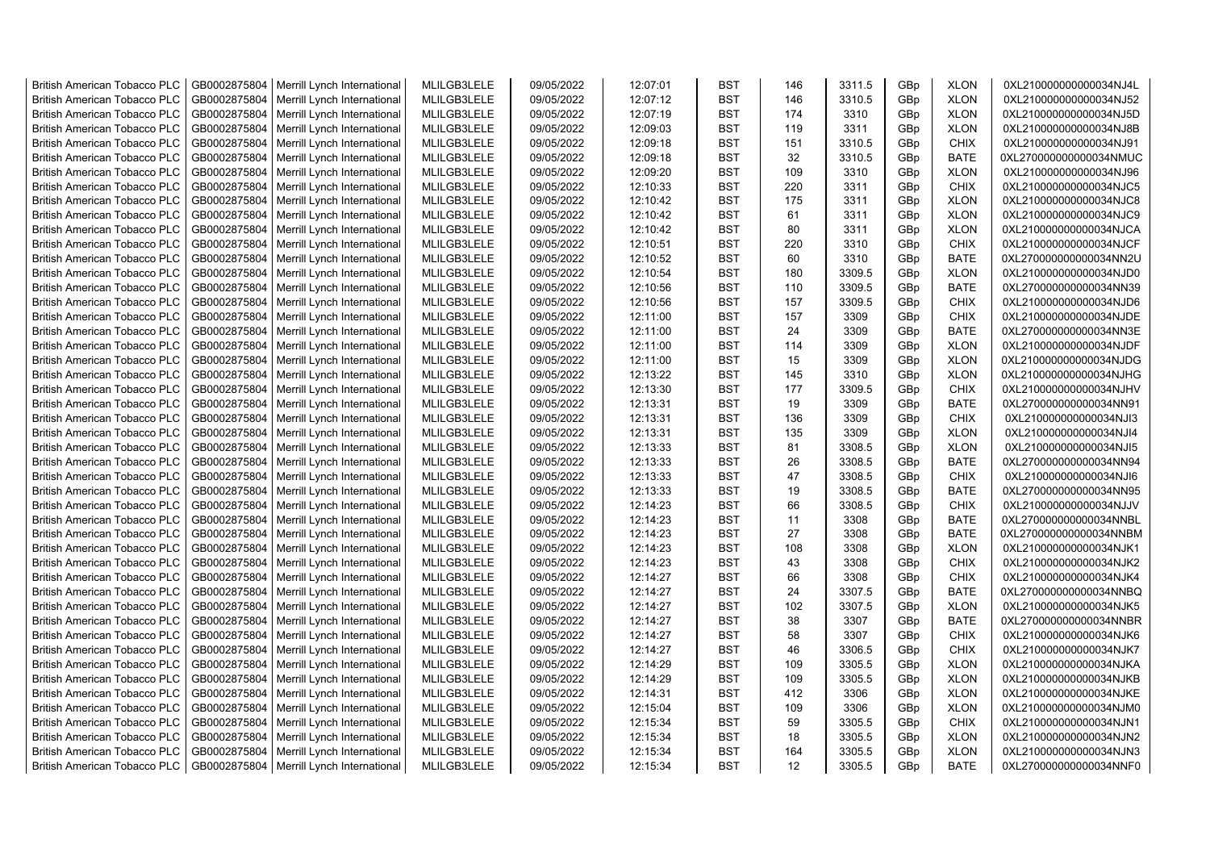| British American Tobacco PLC | GB0002875804 | Merrill Lynch International | MLILGB3LELE | 09/05/2022 | 12:07:01 | BST | 146 | 3311.5 | GBp | XLON | 0XL210000000000034NJ4L |
|---|---|---|---|---|---|---|---|---|---|---|---|
| British American Tobacco PLC | GB0002875804 | Merrill Lynch International | MLILGB3LELE | 09/05/2022 | 12:07:12 | BST | 146 | 3310.5 | GBp | XLON | 0XL210000000000034NJ52 |
| British American Tobacco PLC | GB0002875804 | Merrill Lynch International | MLILGB3LELE | 09/05/2022 | 12:07:19 | BST | 174 | 3310 | GBp | XLON | 0XL210000000000034NJ5D |
| British American Tobacco PLC | GB0002875804 | Merrill Lynch International | MLILGB3LELE | 09/05/2022 | 12:09:03 | BST | 119 | 3311 | GBp | XLON | 0XL210000000000034NJ8B |
| British American Tobacco PLC | GB0002875804 | Merrill Lynch International | MLILGB3LELE | 09/05/2022 | 12:09:18 | BST | 151 | 3310.5 | GBp | CHIX | 0XL210000000000034NJ91 |
| British American Tobacco PLC | GB0002875804 | Merrill Lynch International | MLILGB3LELE | 09/05/2022 | 12:09:18 | BST | 32 | 3310.5 | GBp | BATE | 0XL270000000000034NMUC |
| British American Tobacco PLC | GB0002875804 | Merrill Lynch International | MLILGB3LELE | 09/05/2022 | 12:09:20 | BST | 109 | 3310 | GBp | XLON | 0XL210000000000034NJ96 |
| British American Tobacco PLC | GB0002875804 | Merrill Lynch International | MLILGB3LELE | 09/05/2022 | 12:10:33 | BST | 220 | 3311 | GBp | CHIX | 0XL210000000000034NJC5 |
| British American Tobacco PLC | GB0002875804 | Merrill Lynch International | MLILGB3LELE | 09/05/2022 | 12:10:42 | BST | 175 | 3311 | GBp | XLON | 0XL210000000000034NJC8 |
| British American Tobacco PLC | GB0002875804 | Merrill Lynch International | MLILGB3LELE | 09/05/2022 | 12:10:42 | BST | 61 | 3311 | GBp | XLON | 0XL210000000000034NJC9 |
| British American Tobacco PLC | GB0002875804 | Merrill Lynch International | MLILGB3LELE | 09/05/2022 | 12:10:42 | BST | 80 | 3311 | GBp | XLON | 0XL210000000000034NJCA |
| British American Tobacco PLC | GB0002875804 | Merrill Lynch International | MLILGB3LELE | 09/05/2022 | 12:10:51 | BST | 220 | 3310 | GBp | CHIX | 0XL210000000000034NJCF |
| British American Tobacco PLC | GB0002875804 | Merrill Lynch International | MLILGB3LELE | 09/05/2022 | 12:10:52 | BST | 60 | 3310 | GBp | BATE | 0XL270000000000034NN2U |
| British American Tobacco PLC | GB0002875804 | Merrill Lynch International | MLILGB3LELE | 09/05/2022 | 12:10:54 | BST | 180 | 3309.5 | GBp | XLON | 0XL210000000000034NJD0 |
| British American Tobacco PLC | GB0002875804 | Merrill Lynch International | MLILGB3LELE | 09/05/2022 | 12:10:56 | BST | 110 | 3309.5 | GBp | BATE | 0XL270000000000034NN39 |
| British American Tobacco PLC | GB0002875804 | Merrill Lynch International | MLILGB3LELE | 09/05/2022 | 12:10:56 | BST | 157 | 3309.5 | GBp | CHIX | 0XL210000000000034NJD6 |
| British American Tobacco PLC | GB0002875804 | Merrill Lynch International | MLILGB3LELE | 09/05/2022 | 12:11:00 | BST | 157 | 3309 | GBp | CHIX | 0XL210000000000034NJDE |
| British American Tobacco PLC | GB0002875804 | Merrill Lynch International | MLILGB3LELE | 09/05/2022 | 12:11:00 | BST | 24 | 3309 | GBp | BATE | 0XL270000000000034NN3E |
| British American Tobacco PLC | GB0002875804 | Merrill Lynch International | MLILGB3LELE | 09/05/2022 | 12:11:00 | BST | 114 | 3309 | GBp | XLON | 0XL210000000000034NJDF |
| British American Tobacco PLC | GB0002875804 | Merrill Lynch International | MLILGB3LELE | 09/05/2022 | 12:11:00 | BST | 15 | 3309 | GBp | XLON | 0XL210000000000034NJDG |
| British American Tobacco PLC | GB0002875804 | Merrill Lynch International | MLILGB3LELE | 09/05/2022 | 12:13:22 | BST | 145 | 3310 | GBp | XLON | 0XL210000000000034NJHG |
| British American Tobacco PLC | GB0002875804 | Merrill Lynch International | MLILGB3LELE | 09/05/2022 | 12:13:30 | BST | 177 | 3309.5 | GBp | CHIX | 0XL210000000000034NJHV |
| British American Tobacco PLC | GB0002875804 | Merrill Lynch International | MLILGB3LELE | 09/05/2022 | 12:13:31 | BST | 19 | 3309 | GBp | BATE | 0XL270000000000034NN91 |
| British American Tobacco PLC | GB0002875804 | Merrill Lynch International | MLILGB3LELE | 09/05/2022 | 12:13:31 | BST | 136 | 3309 | GBp | CHIX | 0XL210000000000034NJI3 |
| British American Tobacco PLC | GB0002875804 | Merrill Lynch International | MLILGB3LELE | 09/05/2022 | 12:13:31 | BST | 135 | 3309 | GBp | XLON | 0XL210000000000034NJI4 |
| British American Tobacco PLC | GB0002875804 | Merrill Lynch International | MLILGB3LELE | 09/05/2022 | 12:13:33 | BST | 81 | 3308.5 | GBp | XLON | 0XL210000000000034NJI5 |
| British American Tobacco PLC | GB0002875804 | Merrill Lynch International | MLILGB3LELE | 09/05/2022 | 12:13:33 | BST | 26 | 3308.5 | GBp | BATE | 0XL270000000000034NN94 |
| British American Tobacco PLC | GB0002875804 | Merrill Lynch International | MLILGB3LELE | 09/05/2022 | 12:13:33 | BST | 47 | 3308.5 | GBp | CHIX | 0XL210000000000034NJI6 |
| British American Tobacco PLC | GB0002875804 | Merrill Lynch International | MLILGB3LELE | 09/05/2022 | 12:13:33 | BST | 19 | 3308.5 | GBp | BATE | 0XL270000000000034NN95 |
| British American Tobacco PLC | GB0002875804 | Merrill Lynch International | MLILGB3LELE | 09/05/2022 | 12:14:23 | BST | 66 | 3308.5 | GBp | CHIX | 0XL210000000000034NJJV |
| British American Tobacco PLC | GB0002875804 | Merrill Lynch International | MLILGB3LELE | 09/05/2022 | 12:14:23 | BST | 11 | 3308 | GBp | BATE | 0XL270000000000034NNBL |
| British American Tobacco PLC | GB0002875804 | Merrill Lynch International | MLILGB3LELE | 09/05/2022 | 12:14:23 | BST | 27 | 3308 | GBp | BATE | 0XL270000000000034NNBM |
| British American Tobacco PLC | GB0002875804 | Merrill Lynch International | MLILGB3LELE | 09/05/2022 | 12:14:23 | BST | 108 | 3308 | GBp | XLON | 0XL210000000000034NJK1 |
| British American Tobacco PLC | GB0002875804 | Merrill Lynch International | MLILGB3LELE | 09/05/2022 | 12:14:23 | BST | 43 | 3308 | GBp | CHIX | 0XL210000000000034NJK2 |
| British American Tobacco PLC | GB0002875804 | Merrill Lynch International | MLILGB3LELE | 09/05/2022 | 12:14:27 | BST | 66 | 3308 | GBp | CHIX | 0XL210000000000034NJK4 |
| British American Tobacco PLC | GB0002875804 | Merrill Lynch International | MLILGB3LELE | 09/05/2022 | 12:14:27 | BST | 24 | 3307.5 | GBp | BATE | 0XL270000000000034NNBQ |
| British American Tobacco PLC | GB0002875804 | Merrill Lynch International | MLILGB3LELE | 09/05/2022 | 12:14:27 | BST | 102 | 3307.5 | GBp | XLON | 0XL210000000000034NJK5 |
| British American Tobacco PLC | GB0002875804 | Merrill Lynch International | MLILGB3LELE | 09/05/2022 | 12:14:27 | BST | 38 | 3307 | GBp | BATE | 0XL270000000000034NNBR |
| British American Tobacco PLC | GB0002875804 | Merrill Lynch International | MLILGB3LELE | 09/05/2022 | 12:14:27 | BST | 58 | 3307 | GBp | CHIX | 0XL210000000000034NJK6 |
| British American Tobacco PLC | GB0002875804 | Merrill Lynch International | MLILGB3LELE | 09/05/2022 | 12:14:27 | BST | 46 | 3306.5 | GBp | CHIX | 0XL210000000000034NJK7 |
| British American Tobacco PLC | GB0002875804 | Merrill Lynch International | MLILGB3LELE | 09/05/2022 | 12:14:29 | BST | 109 | 3305.5 | GBp | XLON | 0XL210000000000034NJKA |
| British American Tobacco PLC | GB0002875804 | Merrill Lynch International | MLILGB3LELE | 09/05/2022 | 12:14:29 | BST | 109 | 3305.5 | GBp | XLON | 0XL210000000000034NJKB |
| British American Tobacco PLC | GB0002875804 | Merrill Lynch International | MLILGB3LELE | 09/05/2022 | 12:14:31 | BST | 412 | 3306 | GBp | XLON | 0XL210000000000034NJKE |
| British American Tobacco PLC | GB0002875804 | Merrill Lynch International | MLILGB3LELE | 09/05/2022 | 12:15:04 | BST | 109 | 3306 | GBp | XLON | 0XL210000000000034NJM0 |
| British American Tobacco PLC | GB0002875804 | Merrill Lynch International | MLILGB3LELE | 09/05/2022 | 12:15:34 | BST | 59 | 3305.5 | GBp | CHIX | 0XL210000000000034NJN1 |
| British American Tobacco PLC | GB0002875804 | Merrill Lynch International | MLILGB3LELE | 09/05/2022 | 12:15:34 | BST | 18 | 3305.5 | GBp | XLON | 0XL210000000000034NJN2 |
| British American Tobacco PLC | GB0002875804 | Merrill Lynch International | MLILGB3LELE | 09/05/2022 | 12:15:34 | BST | 164 | 3305.5 | GBp | XLON | 0XL210000000000034NJN3 |
| British American Tobacco PLC | GB0002875804 | Merrill Lynch International | MLILGB3LELE | 09/05/2022 | 12:15:34 | BST | 12 | 3305.5 | GBp | BATE | 0XL270000000000034NNF0 |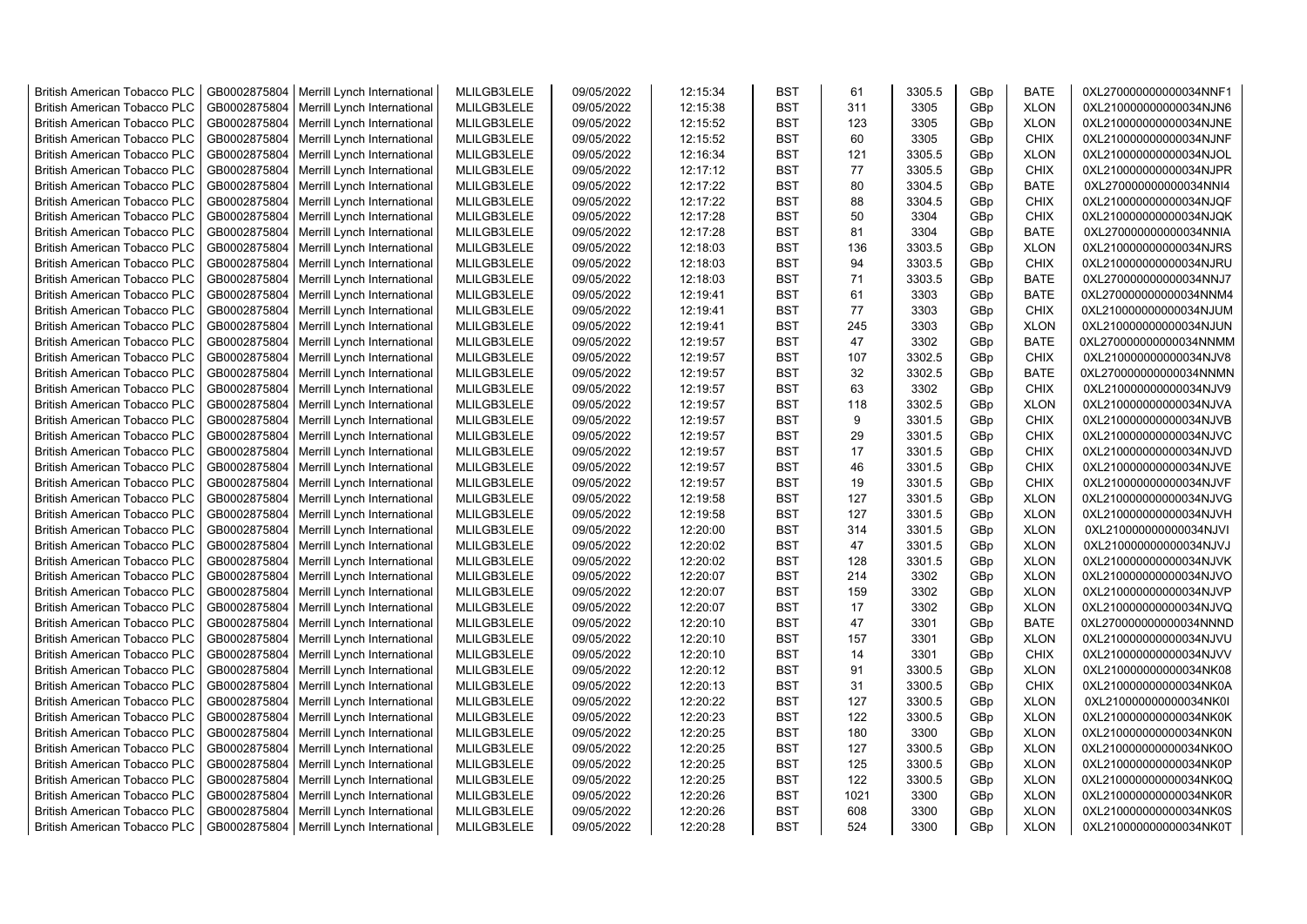| British American Tobacco PLC | GB0002875804 | Merrill Lynch International | MLILGB3LELE | 09/05/2022 | 12:15:34 | BST | 61 | 3305.5 | GBp | BATE | 0XL270000000000034NNF1 |
|---|---|---|---|---|---|---|---|---|---|---|---|
| British American Tobacco PLC | GB0002875804 | Merrill Lynch International | MLILGB3LELE | 09/05/2022 | 12:15:38 | BST | 311 | 3305 | GBp | XLON | 0XL210000000000034NJN6 |
| British American Tobacco PLC | GB0002875804 | Merrill Lynch International | MLILGB3LELE | 09/05/2022 | 12:15:52 | BST | 123 | 3305 | GBp | XLON | 0XL210000000000034NJNE |
| British American Tobacco PLC | GB0002875804 | Merrill Lynch International | MLILGB3LELE | 09/05/2022 | 12:15:52 | BST | 60 | 3305 | GBp | CHIX | 0XL210000000000034NJNF |
| British American Tobacco PLC | GB0002875804 | Merrill Lynch International | MLILGB3LELE | 09/05/2022 | 12:16:34 | BST | 121 | 3305.5 | GBp | XLON | 0XL210000000000034NJOL |
| British American Tobacco PLC | GB0002875804 | Merrill Lynch International | MLILGB3LELE | 09/05/2022 | 12:17:12 | BST | 77 | 3305.5 | GBp | CHIX | 0XL210000000000034NJPR |
| British American Tobacco PLC | GB0002875804 | Merrill Lynch International | MLILGB3LELE | 09/05/2022 | 12:17:22 | BST | 80 | 3304.5 | GBp | BATE | 0XL270000000000034NNI4 |
| British American Tobacco PLC | GB0002875804 | Merrill Lynch International | MLILGB3LELE | 09/05/2022 | 12:17:22 | BST | 88 | 3304.5 | GBp | CHIX | 0XL210000000000034NJQF |
| British American Tobacco PLC | GB0002875804 | Merrill Lynch International | MLILGB3LELE | 09/05/2022 | 12:17:28 | BST | 50 | 3304 | GBp | CHIX | 0XL210000000000034NJQK |
| British American Tobacco PLC | GB0002875804 | Merrill Lynch International | MLILGB3LELE | 09/05/2022 | 12:17:28 | BST | 81 | 3304 | GBp | BATE | 0XL270000000000034NNIA |
| British American Tobacco PLC | GB0002875804 | Merrill Lynch International | MLILGB3LELE | 09/05/2022 | 12:18:03 | BST | 136 | 3303.5 | GBp | XLON | 0XL210000000000034NJRS |
| British American Tobacco PLC | GB0002875804 | Merrill Lynch International | MLILGB3LELE | 09/05/2022 | 12:18:03 | BST | 94 | 3303.5 | GBp | CHIX | 0XL210000000000034NJRU |
| British American Tobacco PLC | GB0002875804 | Merrill Lynch International | MLILGB3LELE | 09/05/2022 | 12:18:03 | BST | 71 | 3303.5 | GBp | BATE | 0XL270000000000034NNJ7 |
| British American Tobacco PLC | GB0002875804 | Merrill Lynch International | MLILGB3LELE | 09/05/2022 | 12:19:41 | BST | 61 | 3303 | GBp | BATE | 0XL270000000000034NNM4 |
| British American Tobacco PLC | GB0002875804 | Merrill Lynch International | MLILGB3LELE | 09/05/2022 | 12:19:41 | BST | 77 | 3303 | GBp | CHIX | 0XL210000000000034NJUM |
| British American Tobacco PLC | GB0002875804 | Merrill Lynch International | MLILGB3LELE | 09/05/2022 | 12:19:41 | BST | 245 | 3303 | GBp | XLON | 0XL210000000000034NJUN |
| British American Tobacco PLC | GB0002875804 | Merrill Lynch International | MLILGB3LELE | 09/05/2022 | 12:19:57 | BST | 47 | 3302 | GBp | BATE | 0XL270000000000034NNMM |
| British American Tobacco PLC | GB0002875804 | Merrill Lynch International | MLILGB3LELE | 09/05/2022 | 12:19:57 | BST | 107 | 3302.5 | GBp | CHIX | 0XL210000000000034NJV8 |
| British American Tobacco PLC | GB0002875804 | Merrill Lynch International | MLILGB3LELE | 09/05/2022 | 12:19:57 | BST | 32 | 3302.5 | GBp | BATE | 0XL270000000000034NNMN |
| British American Tobacco PLC | GB0002875804 | Merrill Lynch International | MLILGB3LELE | 09/05/2022 | 12:19:57 | BST | 63 | 3302 | GBp | CHIX | 0XL210000000000034NJV9 |
| British American Tobacco PLC | GB0002875804 | Merrill Lynch International | MLILGB3LELE | 09/05/2022 | 12:19:57 | BST | 118 | 3302.5 | GBp | XLON | 0XL210000000000034NJVA |
| British American Tobacco PLC | GB0002875804 | Merrill Lynch International | MLILGB3LELE | 09/05/2022 | 12:19:57 | BST | 9 | 3301.5 | GBp | CHIX | 0XL210000000000034NJVB |
| British American Tobacco PLC | GB0002875804 | Merrill Lynch International | MLILGB3LELE | 09/05/2022 | 12:19:57 | BST | 29 | 3301.5 | GBp | CHIX | 0XL210000000000034NJVC |
| British American Tobacco PLC | GB0002875804 | Merrill Lynch International | MLILGB3LELE | 09/05/2022 | 12:19:57 | BST | 17 | 3301.5 | GBp | CHIX | 0XL210000000000034NJVD |
| British American Tobacco PLC | GB0002875804 | Merrill Lynch International | MLILGB3LELE | 09/05/2022 | 12:19:57 | BST | 46 | 3301.5 | GBp | CHIX | 0XL210000000000034NJVE |
| British American Tobacco PLC | GB0002875804 | Merrill Lynch International | MLILGB3LELE | 09/05/2022 | 12:19:57 | BST | 19 | 3301.5 | GBp | CHIX | 0XL210000000000034NJVF |
| British American Tobacco PLC | GB0002875804 | Merrill Lynch International | MLILGB3LELE | 09/05/2022 | 12:19:58 | BST | 127 | 3301.5 | GBp | XLON | 0XL210000000000034NJVG |
| British American Tobacco PLC | GB0002875804 | Merrill Lynch International | MLILGB3LELE | 09/05/2022 | 12:19:58 | BST | 127 | 3301.5 | GBp | XLON | 0XL210000000000034NJVH |
| British American Tobacco PLC | GB0002875804 | Merrill Lynch International | MLILGB3LELE | 09/05/2022 | 12:20:00 | BST | 314 | 3301.5 | GBp | XLON | 0XL210000000000034NJVI |
| British American Tobacco PLC | GB0002875804 | Merrill Lynch International | MLILGB3LELE | 09/05/2022 | 12:20:02 | BST | 47 | 3301.5 | GBp | XLON | 0XL210000000000034NJVJ |
| British American Tobacco PLC | GB0002875804 | Merrill Lynch International | MLILGB3LELE | 09/05/2022 | 12:20:02 | BST | 128 | 3301.5 | GBp | XLON | 0XL210000000000034NJVK |
| British American Tobacco PLC | GB0002875804 | Merrill Lynch International | MLILGB3LELE | 09/05/2022 | 12:20:07 | BST | 214 | 3302 | GBp | XLON | 0XL210000000000034NJVO |
| British American Tobacco PLC | GB0002875804 | Merrill Lynch International | MLILGB3LELE | 09/05/2022 | 12:20:07 | BST | 159 | 3302 | GBp | XLON | 0XL210000000000034NJVP |
| British American Tobacco PLC | GB0002875804 | Merrill Lynch International | MLILGB3LELE | 09/05/2022 | 12:20:07 | BST | 17 | 3302 | GBp | XLON | 0XL210000000000034NJVQ |
| British American Tobacco PLC | GB0002875804 | Merrill Lynch International | MLILGB3LELE | 09/05/2022 | 12:20:10 | BST | 47 | 3301 | GBp | BATE | 0XL270000000000034NNND |
| British American Tobacco PLC | GB0002875804 | Merrill Lynch International | MLILGB3LELE | 09/05/2022 | 12:20:10 | BST | 157 | 3301 | GBp | XLON | 0XL210000000000034NJVU |
| British American Tobacco PLC | GB0002875804 | Merrill Lynch International | MLILGB3LELE | 09/05/2022 | 12:20:10 | BST | 14 | 3301 | GBp | CHIX | 0XL210000000000034NJVV |
| British American Tobacco PLC | GB0002875804 | Merrill Lynch International | MLILGB3LELE | 09/05/2022 | 12:20:12 | BST | 91 | 3300.5 | GBp | XLON | 0XL210000000000034NK08 |
| British American Tobacco PLC | GB0002875804 | Merrill Lynch International | MLILGB3LELE | 09/05/2022 | 12:20:13 | BST | 31 | 3300.5 | GBp | CHIX | 0XL210000000000034NK0A |
| British American Tobacco PLC | GB0002875804 | Merrill Lynch International | MLILGB3LELE | 09/05/2022 | 12:20:22 | BST | 127 | 3300.5 | GBp | XLON | 0XL210000000000034NK0I |
| British American Tobacco PLC | GB0002875804 | Merrill Lynch International | MLILGB3LELE | 09/05/2022 | 12:20:23 | BST | 122 | 3300.5 | GBp | XLON | 0XL210000000000034NK0K |
| British American Tobacco PLC | GB0002875804 | Merrill Lynch International | MLILGB3LELE | 09/05/2022 | 12:20:25 | BST | 180 | 3300 | GBp | XLON | 0XL210000000000034NK0N |
| British American Tobacco PLC | GB0002875804 | Merrill Lynch International | MLILGB3LELE | 09/05/2022 | 12:20:25 | BST | 127 | 3300.5 | GBp | XLON | 0XL210000000000034NK0O |
| British American Tobacco PLC | GB0002875804 | Merrill Lynch International | MLILGB3LELE | 09/05/2022 | 12:20:25 | BST | 125 | 3300.5 | GBp | XLON | 0XL210000000000034NK0P |
| British American Tobacco PLC | GB0002875804 | Merrill Lynch International | MLILGB3LELE | 09/05/2022 | 12:20:25 | BST | 122 | 3300.5 | GBp | XLON | 0XL210000000000034NK0Q |
| British American Tobacco PLC | GB0002875804 | Merrill Lynch International | MLILGB3LELE | 09/05/2022 | 12:20:26 | BST | 1021 | 3300 | GBp | XLON | 0XL210000000000034NK0R |
| British American Tobacco PLC | GB0002875804 | Merrill Lynch International | MLILGB3LELE | 09/05/2022 | 12:20:26 | BST | 608 | 3300 | GBp | XLON | 0XL210000000000034NK0S |
| British American Tobacco PLC | GB0002875804 | Merrill Lynch International | MLILGB3LELE | 09/05/2022 | 12:20:28 | BST | 524 | 3300 | GBp | XLON | 0XL210000000000034NK0T |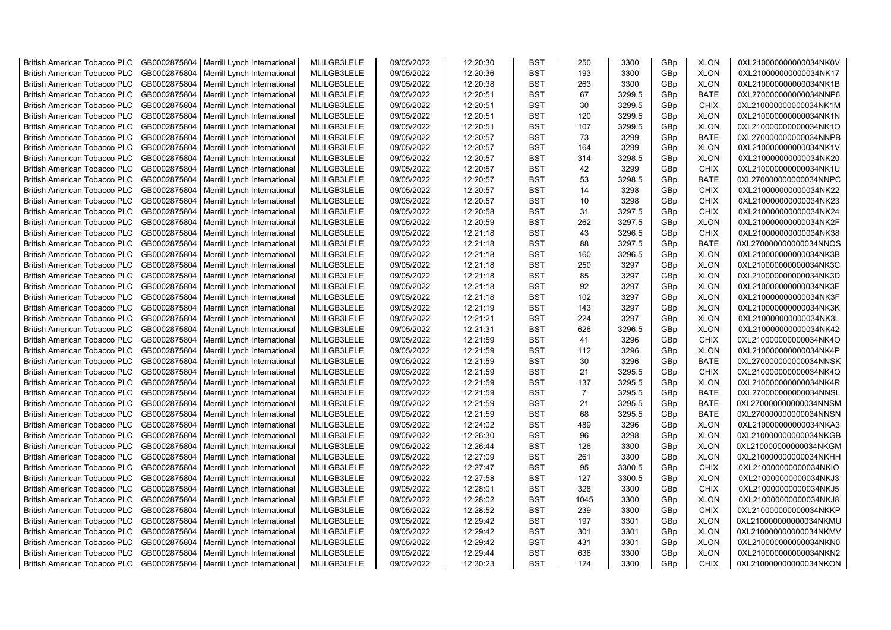| British American Tobacco PLC | GB0002875804 | Merrill Lynch International | MLILGB3LELE | 09/05/2022 | 12:20:30 | BST | 250 | 3300 | GBp | XLON | 0XL210000000000034NK0V |
|---|---|---|---|---|---|---|---|---|---|---|---|
| British American Tobacco PLC | GB0002875804 | Merrill Lynch International | MLILGB3LELE | 09/05/2022 | 12:20:36 | BST | 193 | 3300 | GBp | XLON | 0XL210000000000034NK17 |
| British American Tobacco PLC | GB0002875804 | Merrill Lynch International | MLILGB3LELE | 09/05/2022 | 12:20:38 | BST | 263 | 3300 | GBp | XLON | 0XL210000000000034NK1B |
| British American Tobacco PLC | GB0002875804 | Merrill Lynch International | MLILGB3LELE | 09/05/2022 | 12:20:51 | BST | 67 | 3299.5 | GBp | BATE | 0XL270000000000034NNP6 |
| British American Tobacco PLC | GB0002875804 | Merrill Lynch International | MLILGB3LELE | 09/05/2022 | 12:20:51 | BST | 30 | 3299.5 | GBp | CHIX | 0XL210000000000034NK1M |
| British American Tobacco PLC | GB0002875804 | Merrill Lynch International | MLILGB3LELE | 09/05/2022 | 12:20:51 | BST | 120 | 3299.5 | GBp | XLON | 0XL210000000000034NK1N |
| British American Tobacco PLC | GB0002875804 | Merrill Lynch International | MLILGB3LELE | 09/05/2022 | 12:20:51 | BST | 107 | 3299.5 | GBp | XLON | 0XL210000000000034NK1O |
| British American Tobacco PLC | GB0002875804 | Merrill Lynch International | MLILGB3LELE | 09/05/2022 | 12:20:57 | BST | 73 | 3299 | GBp | BATE | 0XL270000000000034NNPB |
| British American Tobacco PLC | GB0002875804 | Merrill Lynch International | MLILGB3LELE | 09/05/2022 | 12:20:57 | BST | 164 | 3299 | GBp | XLON | 0XL210000000000034NK1V |
| British American Tobacco PLC | GB0002875804 | Merrill Lynch International | MLILGB3LELE | 09/05/2022 | 12:20:57 | BST | 314 | 3298.5 | GBp | XLON | 0XL210000000000034NK20 |
| British American Tobacco PLC | GB0002875804 | Merrill Lynch International | MLILGB3LELE | 09/05/2022 | 12:20:57 | BST | 42 | 3299 | GBp | CHIX | 0XL210000000000034NK1U |
| British American Tobacco PLC | GB0002875804 | Merrill Lynch International | MLILGB3LELE | 09/05/2022 | 12:20:57 | BST | 53 | 3298.5 | GBp | BATE | 0XL270000000000034NNPC |
| British American Tobacco PLC | GB0002875804 | Merrill Lynch International | MLILGB3LELE | 09/05/2022 | 12:20:57 | BST | 14 | 3298 | GBp | CHIX | 0XL210000000000034NK22 |
| British American Tobacco PLC | GB0002875804 | Merrill Lynch International | MLILGB3LELE | 09/05/2022 | 12:20:57 | BST | 10 | 3298 | GBp | CHIX | 0XL210000000000034NK23 |
| British American Tobacco PLC | GB0002875804 | Merrill Lynch International | MLILGB3LELE | 09/05/2022 | 12:20:58 | BST | 31 | 3297.5 | GBp | CHIX | 0XL210000000000034NK24 |
| British American Tobacco PLC | GB0002875804 | Merrill Lynch International | MLILGB3LELE | 09/05/2022 | 12:20:59 | BST | 262 | 3297.5 | GBp | XLON | 0XL210000000000034NK2F |
| British American Tobacco PLC | GB0002875804 | Merrill Lynch International | MLILGB3LELE | 09/05/2022 | 12:21:18 | BST | 43 | 3296.5 | GBp | CHIX | 0XL210000000000034NK38 |
| British American Tobacco PLC | GB0002875804 | Merrill Lynch International | MLILGB3LELE | 09/05/2022 | 12:21:18 | BST | 88 | 3297.5 | GBp | BATE | 0XL270000000000034NNQS |
| British American Tobacco PLC | GB0002875804 | Merrill Lynch International | MLILGB3LELE | 09/05/2022 | 12:21:18 | BST | 160 | 3296.5 | GBp | XLON | 0XL210000000000034NK3B |
| British American Tobacco PLC | GB0002875804 | Merrill Lynch International | MLILGB3LELE | 09/05/2022 | 12:21:18 | BST | 250 | 3297 | GBp | XLON | 0XL210000000000034NK3C |
| British American Tobacco PLC | GB0002875804 | Merrill Lynch International | MLILGB3LELE | 09/05/2022 | 12:21:18 | BST | 85 | 3297 | GBp | XLON | 0XL210000000000034NK3D |
| British American Tobacco PLC | GB0002875804 | Merrill Lynch International | MLILGB3LELE | 09/05/2022 | 12:21:18 | BST | 92 | 3297 | GBp | XLON | 0XL210000000000034NK3E |
| British American Tobacco PLC | GB0002875804 | Merrill Lynch International | MLILGB3LELE | 09/05/2022 | 12:21:18 | BST | 102 | 3297 | GBp | XLON | 0XL210000000000034NK3F |
| British American Tobacco PLC | GB0002875804 | Merrill Lynch International | MLILGB3LELE | 09/05/2022 | 12:21:19 | BST | 143 | 3297 | GBp | XLON | 0XL210000000000034NK3K |
| British American Tobacco PLC | GB0002875804 | Merrill Lynch International | MLILGB3LELE | 09/05/2022 | 12:21:21 | BST | 224 | 3297 | GBp | XLON | 0XL210000000000034NK3L |
| British American Tobacco PLC | GB0002875804 | Merrill Lynch International | MLILGB3LELE | 09/05/2022 | 12:21:31 | BST | 626 | 3296.5 | GBp | XLON | 0XL210000000000034NK42 |
| British American Tobacco PLC | GB0002875804 | Merrill Lynch International | MLILGB3LELE | 09/05/2022 | 12:21:59 | BST | 41 | 3296 | GBp | CHIX | 0XL210000000000034NK4O |
| British American Tobacco PLC | GB0002875804 | Merrill Lynch International | MLILGB3LELE | 09/05/2022 | 12:21:59 | BST | 112 | 3296 | GBp | XLON | 0XL210000000000034NK4P |
| British American Tobacco PLC | GB0002875804 | Merrill Lynch International | MLILGB3LELE | 09/05/2022 | 12:21:59 | BST | 30 | 3296 | GBp | BATE | 0XL270000000000034NNSK |
| British American Tobacco PLC | GB0002875804 | Merrill Lynch International | MLILGB3LELE | 09/05/2022 | 12:21:59 | BST | 21 | 3295.5 | GBp | CHIX | 0XL210000000000034NK4Q |
| British American Tobacco PLC | GB0002875804 | Merrill Lynch International | MLILGB3LELE | 09/05/2022 | 12:21:59 | BST | 137 | 3295.5 | GBp | XLON | 0XL210000000000034NK4R |
| British American Tobacco PLC | GB0002875804 | Merrill Lynch International | MLILGB3LELE | 09/05/2022 | 12:21:59 | BST | 7 | 3295.5 | GBp | BATE | 0XL270000000000034NNSL |
| British American Tobacco PLC | GB0002875804 | Merrill Lynch International | MLILGB3LELE | 09/05/2022 | 12:21:59 | BST | 21 | 3295.5 | GBp | BATE | 0XL270000000000034NNSM |
| British American Tobacco PLC | GB0002875804 | Merrill Lynch International | MLILGB3LELE | 09/05/2022 | 12:21:59 | BST | 68 | 3295.5 | GBp | BATE | 0XL270000000000034NNSN |
| British American Tobacco PLC | GB0002875804 | Merrill Lynch International | MLILGB3LELE | 09/05/2022 | 12:24:02 | BST | 489 | 3296 | GBp | XLON | 0XL210000000000034NKA3 |
| British American Tobacco PLC | GB0002875804 | Merrill Lynch International | MLILGB3LELE | 09/05/2022 | 12:26:30 | BST | 96 | 3298 | GBp | XLON | 0XL210000000000034NKGB |
| British American Tobacco PLC | GB0002875804 | Merrill Lynch International | MLILGB3LELE | 09/05/2022 | 12:26:44 | BST | 126 | 3300 | GBp | XLON | 0XL210000000000034NKGM |
| British American Tobacco PLC | GB0002875804 | Merrill Lynch International | MLILGB3LELE | 09/05/2022 | 12:27:09 | BST | 261 | 3300 | GBp | XLON | 0XL210000000000034NKHH |
| British American Tobacco PLC | GB0002875804 | Merrill Lynch International | MLILGB3LELE | 09/05/2022 | 12:27:47 | BST | 95 | 3300.5 | GBp | CHIX | 0XL210000000000034NKIO |
| British American Tobacco PLC | GB0002875804 | Merrill Lynch International | MLILGB3LELE | 09/05/2022 | 12:27:58 | BST | 127 | 3300.5 | GBp | XLON | 0XL210000000000034NKJ3 |
| British American Tobacco PLC | GB0002875804 | Merrill Lynch International | MLILGB3LELE | 09/05/2022 | 12:28:01 | BST | 328 | 3300 | GBp | CHIX | 0XL210000000000034NKJ5 |
| British American Tobacco PLC | GB0002875804 | Merrill Lynch International | MLILGB3LELE | 09/05/2022 | 12:28:02 | BST | 1045 | 3300 | GBp | XLON | 0XL210000000000034NKJ8 |
| British American Tobacco PLC | GB0002875804 | Merrill Lynch International | MLILGB3LELE | 09/05/2022 | 12:28:52 | BST | 239 | 3300 | GBp | CHIX | 0XL210000000000034NKKP |
| British American Tobacco PLC | GB0002875804 | Merrill Lynch International | MLILGB3LELE | 09/05/2022 | 12:29:42 | BST | 197 | 3301 | GBp | XLON | 0XL210000000000034NKMU |
| British American Tobacco PLC | GB0002875804 | Merrill Lynch International | MLILGB3LELE | 09/05/2022 | 12:29:42 | BST | 301 | 3301 | GBp | XLON | 0XL210000000000034NKMV |
| British American Tobacco PLC | GB0002875804 | Merrill Lynch International | MLILGB3LELE | 09/05/2022 | 12:29:42 | BST | 431 | 3301 | GBp | XLON | 0XL210000000000034NKN0 |
| British American Tobacco PLC | GB0002875804 | Merrill Lynch International | MLILGB3LELE | 09/05/2022 | 12:29:44 | BST | 636 | 3300 | GBp | XLON | 0XL210000000000034NKN2 |
| British American Tobacco PLC | GB0002875804 | Merrill Lynch International | MLILGB3LELE | 09/05/2022 | 12:30:23 | BST | 124 | 3300 | GBp | CHIX | 0XL210000000000034NKON |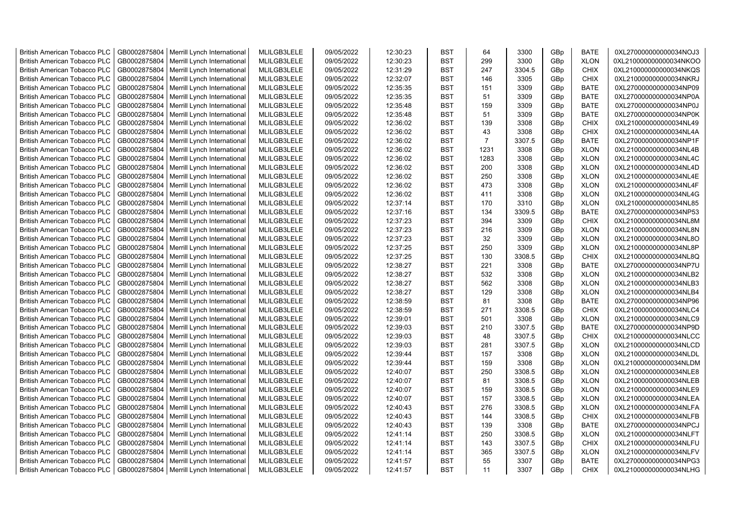| British American Tobacco PLC | GB0002875804 | Merrill Lynch International | MLILGB3LELE | 09/05/2022 | 12:30:23 | BST | 64 | 3300 | GBp | BATE | 0XL270000000000034NOJ3 |
|---|---|---|---|---|---|---|---|---|---|---|---|
| British American Tobacco PLC | GB0002875804 | Merrill Lynch International | MLILGB3LELE | 09/05/2022 | 12:30:23 | BST | 299 | 3300 | GBp | XLON | 0XL210000000000034NKOO |
| British American Tobacco PLC | GB0002875804 | Merrill Lynch International | MLILGB3LELE | 09/05/2022 | 12:31:29 | BST | 247 | 3304.5 | GBp | CHIX | 0XL210000000000034NKQS |
| British American Tobacco PLC | GB0002875804 | Merrill Lynch International | MLILGB3LELE | 09/05/2022 | 12:32:07 | BST | 146 | 3305 | GBp | CHIX | 0XL210000000000034NKRJ |
| British American Tobacco PLC | GB0002875804 | Merrill Lynch International | MLILGB3LELE | 09/05/2022 | 12:35:35 | BST | 151 | 3309 | GBp | BATE | 0XL270000000000034NP09 |
| British American Tobacco PLC | GB0002875804 | Merrill Lynch International | MLILGB3LELE | 09/05/2022 | 12:35:35 | BST | 51 | 3309 | GBp | BATE | 0XL270000000000034NP0A |
| British American Tobacco PLC | GB0002875804 | Merrill Lynch International | MLILGB3LELE | 09/05/2022 | 12:35:48 | BST | 159 | 3309 | GBp | BATE | 0XL270000000000034NP0J |
| British American Tobacco PLC | GB0002875804 | Merrill Lynch International | MLILGB3LELE | 09/05/2022 | 12:35:48 | BST | 51 | 3309 | GBp | BATE | 0XL270000000000034NP0K |
| British American Tobacco PLC | GB0002875804 | Merrill Lynch International | MLILGB3LELE | 09/05/2022 | 12:36:02 | BST | 139 | 3308 | GBp | CHIX | 0XL210000000000034NL49 |
| British American Tobacco PLC | GB0002875804 | Merrill Lynch International | MLILGB3LELE | 09/05/2022 | 12:36:02 | BST | 43 | 3308 | GBp | CHIX | 0XL210000000000034NL4A |
| British American Tobacco PLC | GB0002875804 | Merrill Lynch International | MLILGB3LELE | 09/05/2022 | 12:36:02 | BST | 7 | 3307.5 | GBp | BATE | 0XL270000000000034NP1F |
| British American Tobacco PLC | GB0002875804 | Merrill Lynch International | MLILGB3LELE | 09/05/2022 | 12:36:02 | BST | 1231 | 3308 | GBp | XLON | 0XL210000000000034NL4B |
| British American Tobacco PLC | GB0002875804 | Merrill Lynch International | MLILGB3LELE | 09/05/2022 | 12:36:02 | BST | 1283 | 3308 | GBp | XLON | 0XL210000000000034NL4C |
| British American Tobacco PLC | GB0002875804 | Merrill Lynch International | MLILGB3LELE | 09/05/2022 | 12:36:02 | BST | 200 | 3308 | GBp | XLON | 0XL210000000000034NL4D |
| British American Tobacco PLC | GB0002875804 | Merrill Lynch International | MLILGB3LELE | 09/05/2022 | 12:36:02 | BST | 250 | 3308 | GBp | XLON | 0XL210000000000034NL4E |
| British American Tobacco PLC | GB0002875804 | Merrill Lynch International | MLILGB3LELE | 09/05/2022 | 12:36:02 | BST | 473 | 3308 | GBp | XLON | 0XL210000000000034NL4F |
| British American Tobacco PLC | GB0002875804 | Merrill Lynch International | MLILGB3LELE | 09/05/2022 | 12:36:02 | BST | 411 | 3308 | GBp | XLON | 0XL210000000000034NL4G |
| British American Tobacco PLC | GB0002875804 | Merrill Lynch International | MLILGB3LELE | 09/05/2022 | 12:37:14 | BST | 170 | 3310 | GBp | XLON | 0XL210000000000034NL85 |
| British American Tobacco PLC | GB0002875804 | Merrill Lynch International | MLILGB3LELE | 09/05/2022 | 12:37:16 | BST | 134 | 3309.5 | GBp | BATE | 0XL270000000000034NP53 |
| British American Tobacco PLC | GB0002875804 | Merrill Lynch International | MLILGB3LELE | 09/05/2022 | 12:37:23 | BST | 394 | 3309 | GBp | CHIX | 0XL210000000000034NL8M |
| British American Tobacco PLC | GB0002875804 | Merrill Lynch International | MLILGB3LELE | 09/05/2022 | 12:37:23 | BST | 216 | 3309 | GBp | XLON | 0XL210000000000034NL8N |
| British American Tobacco PLC | GB0002875804 | Merrill Lynch International | MLILGB3LELE | 09/05/2022 | 12:37:23 | BST | 32 | 3309 | GBp | XLON | 0XL210000000000034NL8O |
| British American Tobacco PLC | GB0002875804 | Merrill Lynch International | MLILGB3LELE | 09/05/2022 | 12:37:25 | BST | 250 | 3309 | GBp | XLON | 0XL210000000000034NL8P |
| British American Tobacco PLC | GB0002875804 | Merrill Lynch International | MLILGB3LELE | 09/05/2022 | 12:37:25 | BST | 130 | 3308.5 | GBp | CHIX | 0XL210000000000034NL8Q |
| British American Tobacco PLC | GB0002875804 | Merrill Lynch International | MLILGB3LELE | 09/05/2022 | 12:38:27 | BST | 221 | 3308 | GBp | BATE | 0XL270000000000034NP7U |
| British American Tobacco PLC | GB0002875804 | Merrill Lynch International | MLILGB3LELE | 09/05/2022 | 12:38:27 | BST | 532 | 3308 | GBp | XLON | 0XL210000000000034NLB2 |
| British American Tobacco PLC | GB0002875804 | Merrill Lynch International | MLILGB3LELE | 09/05/2022 | 12:38:27 | BST | 562 | 3308 | GBp | XLON | 0XL210000000000034NLB3 |
| British American Tobacco PLC | GB0002875804 | Merrill Lynch International | MLILGB3LELE | 09/05/2022 | 12:38:27 | BST | 129 | 3308 | GBp | XLON | 0XL210000000000034NLB4 |
| British American Tobacco PLC | GB0002875804 | Merrill Lynch International | MLILGB3LELE | 09/05/2022 | 12:38:59 | BST | 81 | 3308 | GBp | BATE | 0XL270000000000034NP96 |
| British American Tobacco PLC | GB0002875804 | Merrill Lynch International | MLILGB3LELE | 09/05/2022 | 12:38:59 | BST | 271 | 3308.5 | GBp | CHIX | 0XL210000000000034NLC4 |
| British American Tobacco PLC | GB0002875804 | Merrill Lynch International | MLILGB3LELE | 09/05/2022 | 12:39:01 | BST | 501 | 3308 | GBp | XLON | 0XL210000000000034NLC9 |
| British American Tobacco PLC | GB0002875804 | Merrill Lynch International | MLILGB3LELE | 09/05/2022 | 12:39:03 | BST | 210 | 3307.5 | GBp | BATE | 0XL270000000000034NP9D |
| British American Tobacco PLC | GB0002875804 | Merrill Lynch International | MLILGB3LELE | 09/05/2022 | 12:39:03 | BST | 48 | 3307.5 | GBp | CHIX | 0XL210000000000034NLCC |
| British American Tobacco PLC | GB0002875804 | Merrill Lynch International | MLILGB3LELE | 09/05/2022 | 12:39:03 | BST | 281 | 3307.5 | GBp | XLON | 0XL210000000000034NLCD |
| British American Tobacco PLC | GB0002875804 | Merrill Lynch International | MLILGB3LELE | 09/05/2022 | 12:39:44 | BST | 157 | 3308 | GBp | XLON | 0XL210000000000034NLDL |
| British American Tobacco PLC | GB0002875804 | Merrill Lynch International | MLILGB3LELE | 09/05/2022 | 12:39:44 | BST | 159 | 3308 | GBp | XLON | 0XL210000000000034NLDM |
| British American Tobacco PLC | GB0002875804 | Merrill Lynch International | MLILGB3LELE | 09/05/2022 | 12:40:07 | BST | 250 | 3308.5 | GBp | XLON | 0XL210000000000034NLE8 |
| British American Tobacco PLC | GB0002875804 | Merrill Lynch International | MLILGB3LELE | 09/05/2022 | 12:40:07 | BST | 81 | 3308.5 | GBp | XLON | 0XL210000000000034NLEB |
| British American Tobacco PLC | GB0002875804 | Merrill Lynch International | MLILGB3LELE | 09/05/2022 | 12:40:07 | BST | 159 | 3308.5 | GBp | XLON | 0XL210000000000034NLE9 |
| British American Tobacco PLC | GB0002875804 | Merrill Lynch International | MLILGB3LELE | 09/05/2022 | 12:40:07 | BST | 157 | 3308.5 | GBp | XLON | 0XL210000000000034NLEA |
| British American Tobacco PLC | GB0002875804 | Merrill Lynch International | MLILGB3LELE | 09/05/2022 | 12:40:43 | BST | 276 | 3308.5 | GBp | XLON | 0XL210000000000034NLFA |
| British American Tobacco PLC | GB0002875804 | Merrill Lynch International | MLILGB3LELE | 09/05/2022 | 12:40:43 | BST | 144 | 3308.5 | GBp | CHIX | 0XL210000000000034NLFB |
| British American Tobacco PLC | GB0002875804 | Merrill Lynch International | MLILGB3LELE | 09/05/2022 | 12:40:43 | BST | 139 | 3308 | GBp | BATE | 0XL270000000000034NPCJ |
| British American Tobacco PLC | GB0002875804 | Merrill Lynch International | MLILGB3LELE | 09/05/2022 | 12:41:14 | BST | 250 | 3308.5 | GBp | XLON | 0XL210000000000034NLFT |
| British American Tobacco PLC | GB0002875804 | Merrill Lynch International | MLILGB3LELE | 09/05/2022 | 12:41:14 | BST | 143 | 3307.5 | GBp | CHIX | 0XL210000000000034NLFU |
| British American Tobacco PLC | GB0002875804 | Merrill Lynch International | MLILGB3LELE | 09/05/2022 | 12:41:14 | BST | 365 | 3307.5 | GBp | XLON | 0XL210000000000034NLFV |
| British American Tobacco PLC | GB0002875804 | Merrill Lynch International | MLILGB3LELE | 09/05/2022 | 12:41:57 | BST | 55 | 3307 | GBp | BATE | 0XL270000000000034NPG3 |
| British American Tobacco PLC | GB0002875804 | Merrill Lynch International | MLILGB3LELE | 09/05/2022 | 12:41:57 | BST | 11 | 3307 | GBp | CHIX | 0XL210000000000034NLHG |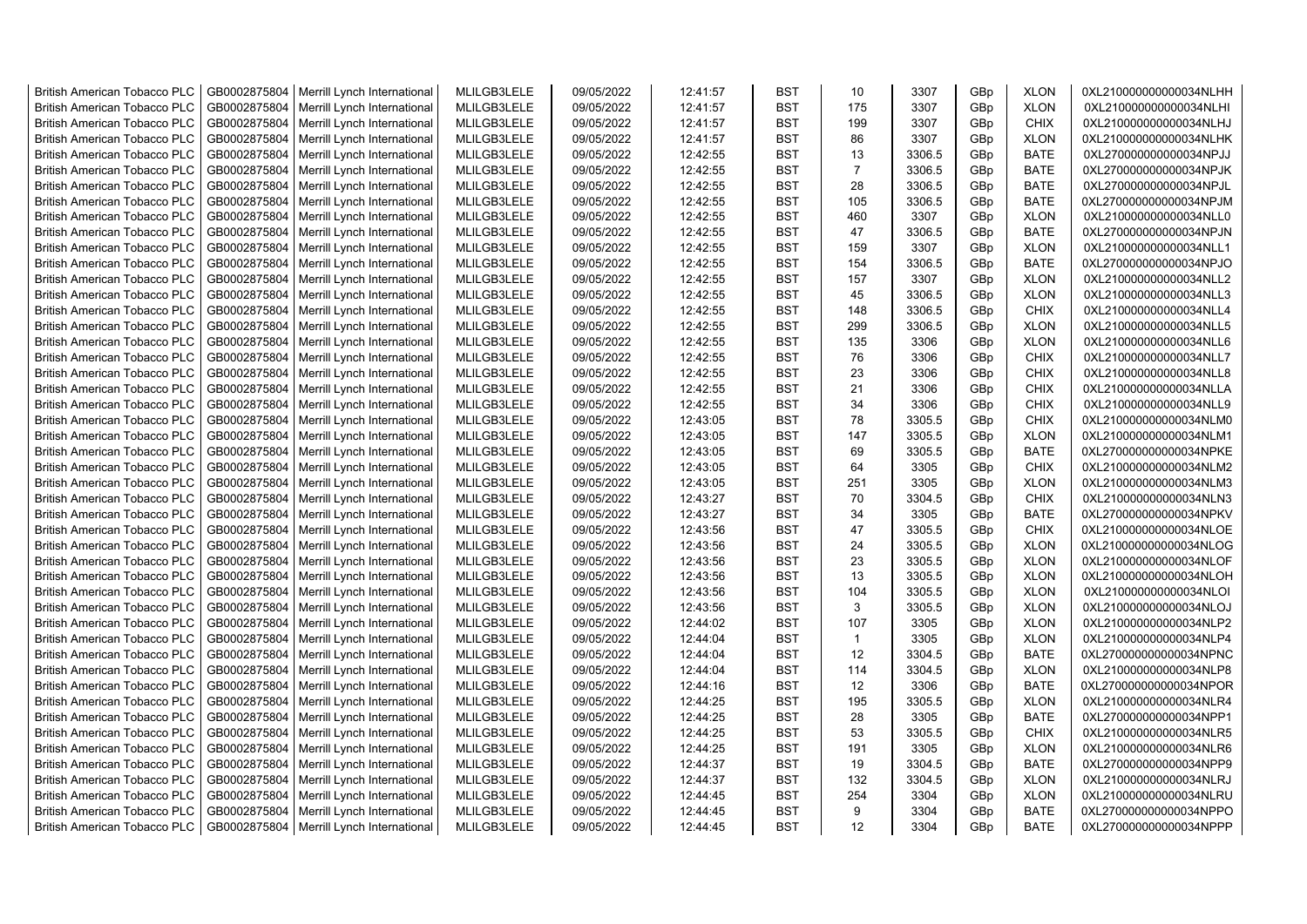| British American Tobacco PLC | GB0002875804 | Merrill Lynch International | MLILGB3LELE | 09/05/2022 | 12:41:57 | BST | 10 | 3307 | GBp | XLON | 0XL210000000000034NLHH |
|---|---|---|---|---|---|---|---|---|---|---|---|
| British American Tobacco PLC | GB0002875804 | Merrill Lynch International | MLILGB3LELE | 09/05/2022 | 12:41:57 | BST | 175 | 3307 | GBp | XLON | 0XL210000000000034NLHI |
| British American Tobacco PLC | GB0002875804 | Merrill Lynch International | MLILGB3LELE | 09/05/2022 | 12:41:57 | BST | 199 | 3307 | GBp | CHIX | 0XL210000000000034NLHJ |
| British American Tobacco PLC | GB0002875804 | Merrill Lynch International | MLILGB3LELE | 09/05/2022 | 12:41:57 | BST | 86 | 3307 | GBp | XLON | 0XL210000000000034NLHK |
| British American Tobacco PLC | GB0002875804 | Merrill Lynch International | MLILGB3LELE | 09/05/2022 | 12:42:55 | BST | 13 | 3306.5 | GBp | BATE | 0XL270000000000034NPJJ |
| British American Tobacco PLC | GB0002875804 | Merrill Lynch International | MLILGB3LELE | 09/05/2022 | 12:42:55 | BST | 7 | 3306.5 | GBp | BATE | 0XL270000000000034NPJK |
| British American Tobacco PLC | GB0002875804 | Merrill Lynch International | MLILGB3LELE | 09/05/2022 | 12:42:55 | BST | 28 | 3306.5 | GBp | BATE | 0XL270000000000034NPJL |
| British American Tobacco PLC | GB0002875804 | Merrill Lynch International | MLILGB3LELE | 09/05/2022 | 12:42:55 | BST | 105 | 3306.5 | GBp | BATE | 0XL270000000000034NPJM |
| British American Tobacco PLC | GB0002875804 | Merrill Lynch International | MLILGB3LELE | 09/05/2022 | 12:42:55 | BST | 460 | 3307 | GBp | XLON | 0XL210000000000034NLL0 |
| British American Tobacco PLC | GB0002875804 | Merrill Lynch International | MLILGB3LELE | 09/05/2022 | 12:42:55 | BST | 47 | 3306.5 | GBp | BATE | 0XL270000000000034NPJN |
| British American Tobacco PLC | GB0002875804 | Merrill Lynch International | MLILGB3LELE | 09/05/2022 | 12:42:55 | BST | 159 | 3307 | GBp | XLON | 0XL210000000000034NLL1 |
| British American Tobacco PLC | GB0002875804 | Merrill Lynch International | MLILGB3LELE | 09/05/2022 | 12:42:55 | BST | 154 | 3306.5 | GBp | BATE | 0XL270000000000034NPJO |
| British American Tobacco PLC | GB0002875804 | Merrill Lynch International | MLILGB3LELE | 09/05/2022 | 12:42:55 | BST | 157 | 3307 | GBp | XLON | 0XL210000000000034NLL2 |
| British American Tobacco PLC | GB0002875804 | Merrill Lynch International | MLILGB3LELE | 09/05/2022 | 12:42:55 | BST | 45 | 3306.5 | GBp | XLON | 0XL210000000000034NLL3 |
| British American Tobacco PLC | GB0002875804 | Merrill Lynch International | MLILGB3LELE | 09/05/2022 | 12:42:55 | BST | 148 | 3306.5 | GBp | CHIX | 0XL210000000000034NLL4 |
| British American Tobacco PLC | GB0002875804 | Merrill Lynch International | MLILGB3LELE | 09/05/2022 | 12:42:55 | BST | 299 | 3306.5 | GBp | XLON | 0XL210000000000034NLL5 |
| British American Tobacco PLC | GB0002875804 | Merrill Lynch International | MLILGB3LELE | 09/05/2022 | 12:42:55 | BST | 135 | 3306 | GBp | XLON | 0XL210000000000034NLL6 |
| British American Tobacco PLC | GB0002875804 | Merrill Lynch International | MLILGB3LELE | 09/05/2022 | 12:42:55 | BST | 76 | 3306 | GBp | CHIX | 0XL210000000000034NLL7 |
| British American Tobacco PLC | GB0002875804 | Merrill Lynch International | MLILGB3LELE | 09/05/2022 | 12:42:55 | BST | 23 | 3306 | GBp | CHIX | 0XL210000000000034NLL8 |
| British American Tobacco PLC | GB0002875804 | Merrill Lynch International | MLILGB3LELE | 09/05/2022 | 12:42:55 | BST | 21 | 3306 | GBp | CHIX | 0XL210000000000034NLLA |
| British American Tobacco PLC | GB0002875804 | Merrill Lynch International | MLILGB3LELE | 09/05/2022 | 12:42:55 | BST | 34 | 3306 | GBp | CHIX | 0XL210000000000034NLL9 |
| British American Tobacco PLC | GB0002875804 | Merrill Lynch International | MLILGB3LELE | 09/05/2022 | 12:43:05 | BST | 78 | 3305.5 | GBp | CHIX | 0XL210000000000034NLM0 |
| British American Tobacco PLC | GB0002875804 | Merrill Lynch International | MLILGB3LELE | 09/05/2022 | 12:43:05 | BST | 147 | 3305.5 | GBp | XLON | 0XL210000000000034NLM1 |
| British American Tobacco PLC | GB0002875804 | Merrill Lynch International | MLILGB3LELE | 09/05/2022 | 12:43:05 | BST | 69 | 3305.5 | GBp | BATE | 0XL270000000000034NPKE |
| British American Tobacco PLC | GB0002875804 | Merrill Lynch International | MLILGB3LELE | 09/05/2022 | 12:43:05 | BST | 64 | 3305 | GBp | CHIX | 0XL210000000000034NLM2 |
| British American Tobacco PLC | GB0002875804 | Merrill Lynch International | MLILGB3LELE | 09/05/2022 | 12:43:05 | BST | 251 | 3305 | GBp | XLON | 0XL210000000000034NLM3 |
| British American Tobacco PLC | GB0002875804 | Merrill Lynch International | MLILGB3LELE | 09/05/2022 | 12:43:27 | BST | 70 | 3304.5 | GBp | CHIX | 0XL210000000000034NLN3 |
| British American Tobacco PLC | GB0002875804 | Merrill Lynch International | MLILGB3LELE | 09/05/2022 | 12:43:27 | BST | 34 | 3305 | GBp | BATE | 0XL270000000000034NPKV |
| British American Tobacco PLC | GB0002875804 | Merrill Lynch International | MLILGB3LELE | 09/05/2022 | 12:43:56 | BST | 47 | 3305.5 | GBp | CHIX | 0XL210000000000034NLOE |
| British American Tobacco PLC | GB0002875804 | Merrill Lynch International | MLILGB3LELE | 09/05/2022 | 12:43:56 | BST | 24 | 3305.5 | GBp | XLON | 0XL210000000000034NLOG |
| British American Tobacco PLC | GB0002875804 | Merrill Lynch International | MLILGB3LELE | 09/05/2022 | 12:43:56 | BST | 23 | 3305.5 | GBp | XLON | 0XL210000000000034NLOF |
| British American Tobacco PLC | GB0002875804 | Merrill Lynch International | MLILGB3LELE | 09/05/2022 | 12:43:56 | BST | 13 | 3305.5 | GBp | XLON | 0XL210000000000034NLOH |
| British American Tobacco PLC | GB0002875804 | Merrill Lynch International | MLILGB3LELE | 09/05/2022 | 12:43:56 | BST | 104 | 3305.5 | GBp | XLON | 0XL210000000000034NLOI |
| British American Tobacco PLC | GB0002875804 | Merrill Lynch International | MLILGB3LELE | 09/05/2022 | 12:43:56 | BST | 3 | 3305.5 | GBp | XLON | 0XL210000000000034NLOJ |
| British American Tobacco PLC | GB0002875804 | Merrill Lynch International | MLILGB3LELE | 09/05/2022 | 12:44:02 | BST | 107 | 3305 | GBp | XLON | 0XL210000000000034NLP2 |
| British American Tobacco PLC | GB0002875804 | Merrill Lynch International | MLILGB3LELE | 09/05/2022 | 12:44:04 | BST | 1 | 3305 | GBp | XLON | 0XL210000000000034NLP4 |
| British American Tobacco PLC | GB0002875804 | Merrill Lynch International | MLILGB3LELE | 09/05/2022 | 12:44:04 | BST | 12 | 3304.5 | GBp | BATE | 0XL270000000000034NPNC |
| British American Tobacco PLC | GB0002875804 | Merrill Lynch International | MLILGB3LELE | 09/05/2022 | 12:44:04 | BST | 114 | 3304.5 | GBp | XLON | 0XL210000000000034NLP8 |
| British American Tobacco PLC | GB0002875804 | Merrill Lynch International | MLILGB3LELE | 09/05/2022 | 12:44:16 | BST | 12 | 3306 | GBp | BATE | 0XL270000000000034NPOR |
| British American Tobacco PLC | GB0002875804 | Merrill Lynch International | MLILGB3LELE | 09/05/2022 | 12:44:25 | BST | 195 | 3305.5 | GBp | XLON | 0XL210000000000034NLR4 |
| British American Tobacco PLC | GB0002875804 | Merrill Lynch International | MLILGB3LELE | 09/05/2022 | 12:44:25 | BST | 28 | 3305 | GBp | BATE | 0XL270000000000034NPP1 |
| British American Tobacco PLC | GB0002875804 | Merrill Lynch International | MLILGB3LELE | 09/05/2022 | 12:44:25 | BST | 53 | 3305.5 | GBp | CHIX | 0XL210000000000034NLR5 |
| British American Tobacco PLC | GB0002875804 | Merrill Lynch International | MLILGB3LELE | 09/05/2022 | 12:44:25 | BST | 191 | 3305 | GBp | XLON | 0XL210000000000034NLR6 |
| British American Tobacco PLC | GB0002875804 | Merrill Lynch International | MLILGB3LELE | 09/05/2022 | 12:44:37 | BST | 19 | 3304.5 | GBp | BATE | 0XL270000000000034NPP9 |
| British American Tobacco PLC | GB0002875804 | Merrill Lynch International | MLILGB3LELE | 09/05/2022 | 12:44:37 | BST | 132 | 3304.5 | GBp | XLON | 0XL210000000000034NLRJ |
| British American Tobacco PLC | GB0002875804 | Merrill Lynch International | MLILGB3LELE | 09/05/2022 | 12:44:45 | BST | 254 | 3304 | GBp | XLON | 0XL210000000000034NLRU |
| British American Tobacco PLC | GB0002875804 | Merrill Lynch International | MLILGB3LELE | 09/05/2022 | 12:44:45 | BST | 9 | 3304 | GBp | BATE | 0XL270000000000034NPPO |
| British American Tobacco PLC | GB0002875804 | Merrill Lynch International | MLILGB3LELE | 09/05/2022 | 12:44:45 | BST | 12 | 3304 | GBp | BATE | 0XL270000000000034NPPP |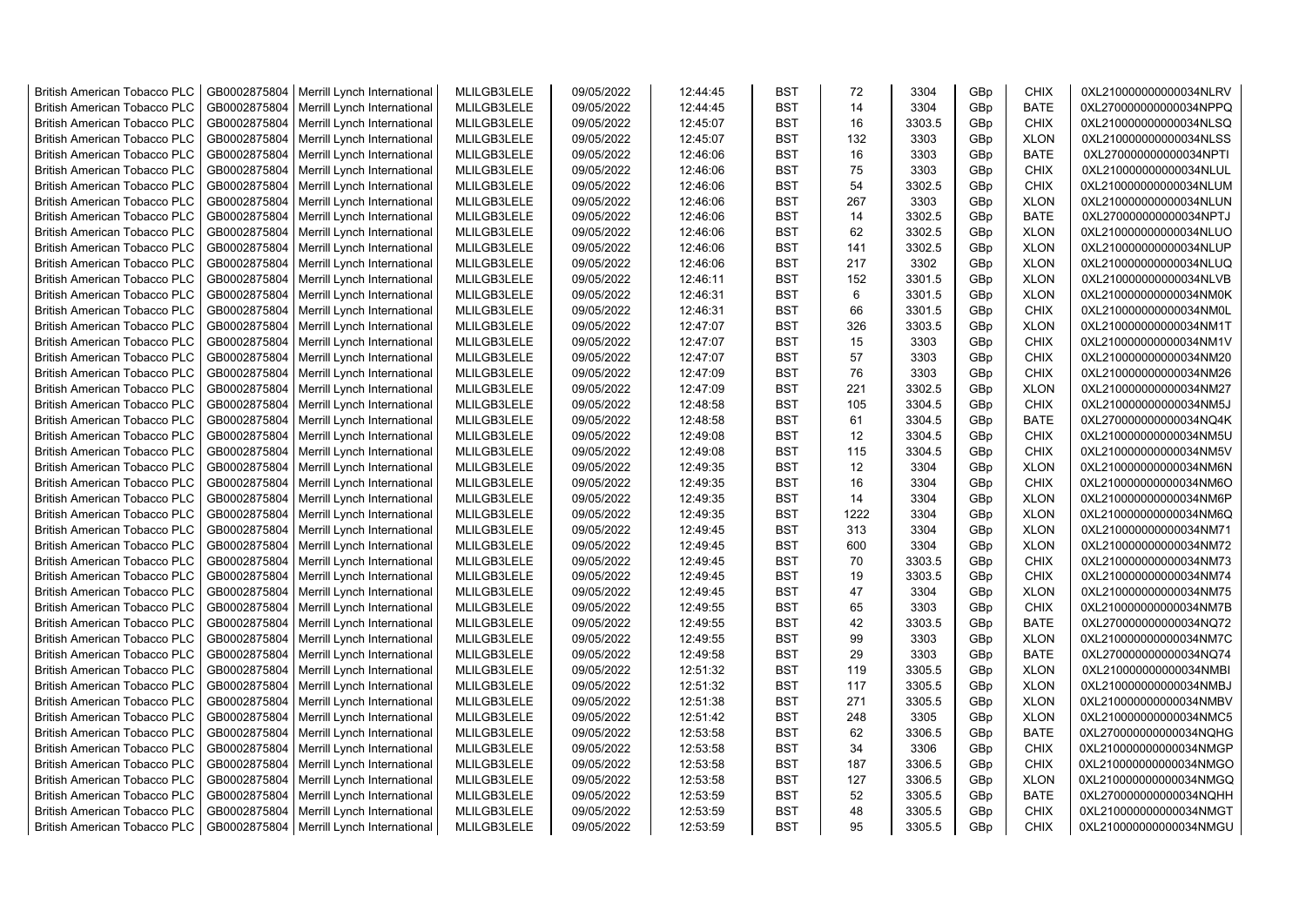| | | | | | | | | | | | |
|---|---|---|---|---|---|---|---|---|---|---|---|
| British American Tobacco PLC | GB0002875804 | Merrill Lynch International | MLILGB3LELE | 09/05/2022 | 12:44:45 | BST | 72 | 3304 | GBp | CHIX | 0XL210000000000034NLRV |
| British American Tobacco PLC | GB0002875804 | Merrill Lynch International | MLILGB3LELE | 09/05/2022 | 12:44:45 | BST | 14 | 3304 | GBp | BATE | 0XL270000000000034NPPQ |
| British American Tobacco PLC | GB0002875804 | Merrill Lynch International | MLILGB3LELE | 09/05/2022 | 12:45:07 | BST | 16 | 3303.5 | GBp | CHIX | 0XL210000000000034NLSQ |
| British American Tobacco PLC | GB0002875804 | Merrill Lynch International | MLILGB3LELE | 09/05/2022 | 12:45:07 | BST | 132 | 3303 | GBp | XLON | 0XL210000000000034NLSS |
| British American Tobacco PLC | GB0002875804 | Merrill Lynch International | MLILGB3LELE | 09/05/2022 | 12:46:06 | BST | 16 | 3303 | GBp | BATE | 0XL270000000000034NPTI |
| British American Tobacco PLC | GB0002875804 | Merrill Lynch International | MLILGB3LELE | 09/05/2022 | 12:46:06 | BST | 75 | 3303 | GBp | CHIX | 0XL210000000000034NLUL |
| British American Tobacco PLC | GB0002875804 | Merrill Lynch International | MLILGB3LELE | 09/05/2022 | 12:46:06 | BST | 54 | 3302.5 | GBp | CHIX | 0XL210000000000034NLUM |
| British American Tobacco PLC | GB0002875804 | Merrill Lynch International | MLILGB3LELE | 09/05/2022 | 12:46:06 | BST | 267 | 3303 | GBp | XLON | 0XL210000000000034NLUN |
| British American Tobacco PLC | GB0002875804 | Merrill Lynch International | MLILGB3LELE | 09/05/2022 | 12:46:06 | BST | 14 | 3302.5 | GBp | BATE | 0XL270000000000034NPTJ |
| British American Tobacco PLC | GB0002875804 | Merrill Lynch International | MLILGB3LELE | 09/05/2022 | 12:46:06 | BST | 62 | 3302.5 | GBp | XLON | 0XL210000000000034NLUO |
| British American Tobacco PLC | GB0002875804 | Merrill Lynch International | MLILGB3LELE | 09/05/2022 | 12:46:06 | BST | 141 | 3302.5 | GBp | XLON | 0XL210000000000034NLUP |
| British American Tobacco PLC | GB0002875804 | Merrill Lynch International | MLILGB3LELE | 09/05/2022 | 12:46:06 | BST | 217 | 3302 | GBp | XLON | 0XL210000000000034NLUQ |
| British American Tobacco PLC | GB0002875804 | Merrill Lynch International | MLILGB3LELE | 09/05/2022 | 12:46:11 | BST | 152 | 3301.5 | GBp | XLON | 0XL210000000000034NLVB |
| British American Tobacco PLC | GB0002875804 | Merrill Lynch International | MLILGB3LELE | 09/05/2022 | 12:46:31 | BST | 6 | 3301.5 | GBp | XLON | 0XL210000000000034NM0K |
| British American Tobacco PLC | GB0002875804 | Merrill Lynch International | MLILGB3LELE | 09/05/2022 | 12:46:31 | BST | 66 | 3301.5 | GBp | CHIX | 0XL210000000000034NM0L |
| British American Tobacco PLC | GB0002875804 | Merrill Lynch International | MLILGB3LELE | 09/05/2022 | 12:47:07 | BST | 326 | 3303.5 | GBp | XLON | 0XL210000000000034NM1T |
| British American Tobacco PLC | GB0002875804 | Merrill Lynch International | MLILGB3LELE | 09/05/2022 | 12:47:07 | BST | 15 | 3303 | GBp | CHIX | 0XL210000000000034NM1V |
| British American Tobacco PLC | GB0002875804 | Merrill Lynch International | MLILGB3LELE | 09/05/2022 | 12:47:07 | BST | 57 | 3303 | GBp | CHIX | 0XL210000000000034NM20 |
| British American Tobacco PLC | GB0002875804 | Merrill Lynch International | MLILGB3LELE | 09/05/2022 | 12:47:09 | BST | 76 | 3303 | GBp | CHIX | 0XL210000000000034NM26 |
| British American Tobacco PLC | GB0002875804 | Merrill Lynch International | MLILGB3LELE | 09/05/2022 | 12:47:09 | BST | 221 | 3302.5 | GBp | XLON | 0XL210000000000034NM27 |
| British American Tobacco PLC | GB0002875804 | Merrill Lynch International | MLILGB3LELE | 09/05/2022 | 12:48:58 | BST | 105 | 3304.5 | GBp | CHIX | 0XL210000000000034NM5J |
| British American Tobacco PLC | GB0002875804 | Merrill Lynch International | MLILGB3LELE | 09/05/2022 | 12:48:58 | BST | 61 | 3304.5 | GBp | BATE | 0XL270000000000034NQ4K |
| British American Tobacco PLC | GB0002875804 | Merrill Lynch International | MLILGB3LELE | 09/05/2022 | 12:49:08 | BST | 12 | 3304.5 | GBp | CHIX | 0XL210000000000034NM5U |
| British American Tobacco PLC | GB0002875804 | Merrill Lynch International | MLILGB3LELE | 09/05/2022 | 12:49:08 | BST | 115 | 3304.5 | GBp | CHIX | 0XL210000000000034NM5V |
| British American Tobacco PLC | GB0002875804 | Merrill Lynch International | MLILGB3LELE | 09/05/2022 | 12:49:35 | BST | 12 | 3304 | GBp | XLON | 0XL210000000000034NM6N |
| British American Tobacco PLC | GB0002875804 | Merrill Lynch International | MLILGB3LELE | 09/05/2022 | 12:49:35 | BST | 16 | 3304 | GBp | CHIX | 0XL210000000000034NM6O |
| British American Tobacco PLC | GB0002875804 | Merrill Lynch International | MLILGB3LELE | 09/05/2022 | 12:49:35 | BST | 14 | 3304 | GBp | XLON | 0XL210000000000034NM6P |
| British American Tobacco PLC | GB0002875804 | Merrill Lynch International | MLILGB3LELE | 09/05/2022 | 12:49:35 | BST | 1222 | 3304 | GBp | XLON | 0XL210000000000034NM6Q |
| British American Tobacco PLC | GB0002875804 | Merrill Lynch International | MLILGB3LELE | 09/05/2022 | 12:49:45 | BST | 313 | 3304 | GBp | XLON | 0XL210000000000034NM71 |
| British American Tobacco PLC | GB0002875804 | Merrill Lynch International | MLILGB3LELE | 09/05/2022 | 12:49:45 | BST | 600 | 3304 | GBp | XLON | 0XL210000000000034NM72 |
| British American Tobacco PLC | GB0002875804 | Merrill Lynch International | MLILGB3LELE | 09/05/2022 | 12:49:45 | BST | 70 | 3303.5 | GBp | CHIX | 0XL210000000000034NM73 |
| British American Tobacco PLC | GB0002875804 | Merrill Lynch International | MLILGB3LELE | 09/05/2022 | 12:49:45 | BST | 19 | 3303.5 | GBp | CHIX | 0XL210000000000034NM74 |
| British American Tobacco PLC | GB0002875804 | Merrill Lynch International | MLILGB3LELE | 09/05/2022 | 12:49:45 | BST | 47 | 3304 | GBp | XLON | 0XL210000000000034NM75 |
| British American Tobacco PLC | GB0002875804 | Merrill Lynch International | MLILGB3LELE | 09/05/2022 | 12:49:55 | BST | 65 | 3303 | GBp | CHIX | 0XL210000000000034NM7B |
| British American Tobacco PLC | GB0002875804 | Merrill Lynch International | MLILGB3LELE | 09/05/2022 | 12:49:55 | BST | 42 | 3303.5 | GBp | BATE | 0XL270000000000034NQ72 |
| British American Tobacco PLC | GB0002875804 | Merrill Lynch International | MLILGB3LELE | 09/05/2022 | 12:49:55 | BST | 99 | 3303 | GBp | XLON | 0XL210000000000034NM7C |
| British American Tobacco PLC | GB0002875804 | Merrill Lynch International | MLILGB3LELE | 09/05/2022 | 12:49:58 | BST | 29 | 3303 | GBp | BATE | 0XL270000000000034NQ74 |
| British American Tobacco PLC | GB0002875804 | Merrill Lynch International | MLILGB3LELE | 09/05/2022 | 12:51:32 | BST | 119 | 3305.5 | GBp | XLON | 0XL210000000000034NMBI |
| British American Tobacco PLC | GB0002875804 | Merrill Lynch International | MLILGB3LELE | 09/05/2022 | 12:51:32 | BST | 117 | 3305.5 | GBp | XLON | 0XL210000000000034NMBJ |
| British American Tobacco PLC | GB0002875804 | Merrill Lynch International | MLILGB3LELE | 09/05/2022 | 12:51:38 | BST | 271 | 3305.5 | GBp | XLON | 0XL210000000000034NMBV |
| British American Tobacco PLC | GB0002875804 | Merrill Lynch International | MLILGB3LELE | 09/05/2022 | 12:51:42 | BST | 248 | 3305 | GBp | XLON | 0XL210000000000034NMC5 |
| British American Tobacco PLC | GB0002875804 | Merrill Lynch International | MLILGB3LELE | 09/05/2022 | 12:53:58 | BST | 62 | 3306.5 | GBp | BATE | 0XL270000000000034NQHG |
| British American Tobacco PLC | GB0002875804 | Merrill Lynch International | MLILGB3LELE | 09/05/2022 | 12:53:58 | BST | 34 | 3306 | GBp | CHIX | 0XL210000000000034NMGP |
| British American Tobacco PLC | GB0002875804 | Merrill Lynch International | MLILGB3LELE | 09/05/2022 | 12:53:58 | BST | 187 | 3306.5 | GBp | CHIX | 0XL210000000000034NMGO |
| British American Tobacco PLC | GB0002875804 | Merrill Lynch International | MLILGB3LELE | 09/05/2022 | 12:53:58 | BST | 127 | 3306.5 | GBp | XLON | 0XL210000000000034NMGQ |
| British American Tobacco PLC | GB0002875804 | Merrill Lynch International | MLILGB3LELE | 09/05/2022 | 12:53:59 | BST | 52 | 3305.5 | GBp | BATE | 0XL270000000000034NQHH |
| British American Tobacco PLC | GB0002875804 | Merrill Lynch International | MLILGB3LELE | 09/05/2022 | 12:53:59 | BST | 48 | 3305.5 | GBp | CHIX | 0XL210000000000034NMGT |
| British American Tobacco PLC | GB0002875804 | Merrill Lynch International | MLILGB3LELE | 09/05/2022 | 12:53:59 | BST | 95 | 3305.5 | GBp | CHIX | 0XL210000000000034NMGU |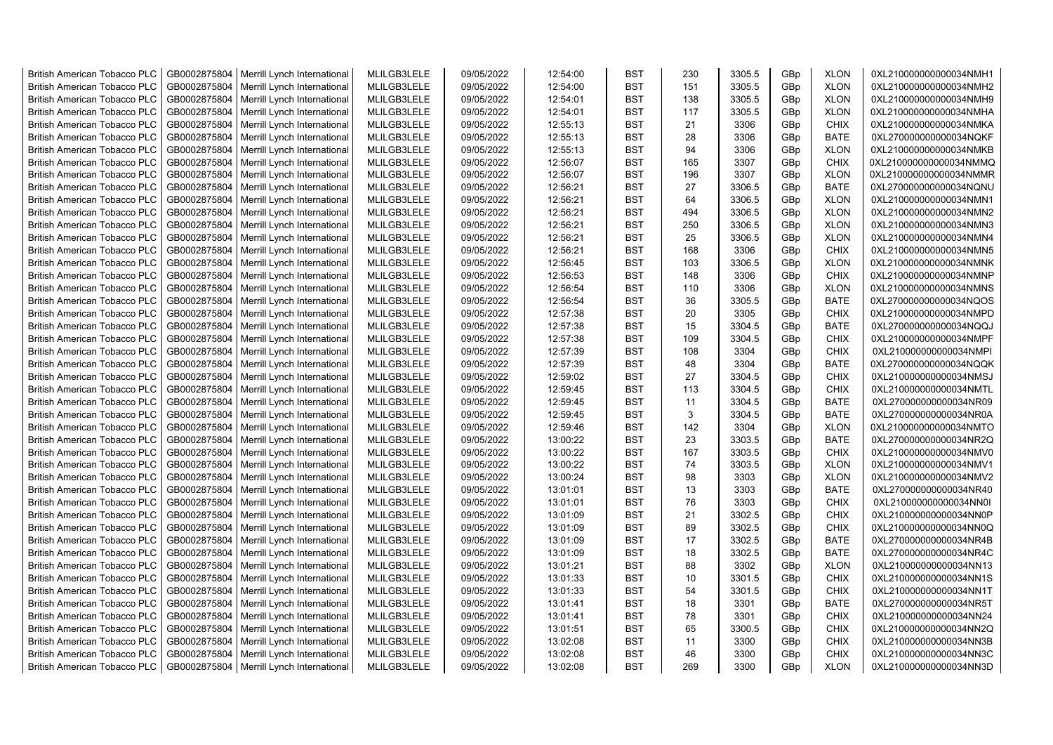| British American Tobacco PLC | GB0002875804 | Merrill Lynch International | MLILGB3LELE | 09/05/2022 | 12:54:00 | BST | 230 | 3305.5 | GBp | XLON | 0XL210000000000034NMH1 |
|---|---|---|---|---|---|---|---|---|---|---|---|
| British American Tobacco PLC | GB0002875804 | Merrill Lynch International | MLILGB3LELE | 09/05/2022 | 12:54:00 | BST | 151 | 3305.5 | GBp | XLON | 0XL210000000000034NMH2 |
| British American Tobacco PLC | GB0002875804 | Merrill Lynch International | MLILGB3LELE | 09/05/2022 | 12:54:01 | BST | 138 | 3305.5 | GBp | XLON | 0XL210000000000034NMH9 |
| British American Tobacco PLC | GB0002875804 | Merrill Lynch International | MLILGB3LELE | 09/05/2022 | 12:54:01 | BST | 117 | 3305.5 | GBp | XLON | 0XL210000000000034NMHA |
| British American Tobacco PLC | GB0002875804 | Merrill Lynch International | MLILGB3LELE | 09/05/2022 | 12:55:13 | BST | 21 | 3306 | GBp | CHIX | 0XL210000000000034NMKA |
| British American Tobacco PLC | GB0002875804 | Merrill Lynch International | MLILGB3LELE | 09/05/2022 | 12:55:13 | BST | 28 | 3306 | GBp | BATE | 0XL270000000000034NQKF |
| British American Tobacco PLC | GB0002875804 | Merrill Lynch International | MLILGB3LELE | 09/05/2022 | 12:55:13 | BST | 94 | 3306 | GBp | XLON | 0XL210000000000034NMKB |
| British American Tobacco PLC | GB0002875804 | Merrill Lynch International | MLILGB3LELE | 09/05/2022 | 12:56:07 | BST | 165 | 3307 | GBp | CHIX | 0XL210000000000034NMMQ |
| British American Tobacco PLC | GB0002875804 | Merrill Lynch International | MLILGB3LELE | 09/05/2022 | 12:56:07 | BST | 196 | 3307 | GBp | XLON | 0XL210000000000034NMMR |
| British American Tobacco PLC | GB0002875804 | Merrill Lynch International | MLILGB3LELE | 09/05/2022 | 12:56:21 | BST | 27 | 3306.5 | GBp | BATE | 0XL270000000000034NQNU |
| British American Tobacco PLC | GB0002875804 | Merrill Lynch International | MLILGB3LELE | 09/05/2022 | 12:56:21 | BST | 64 | 3306.5 | GBp | XLON | 0XL210000000000034NMN1 |
| British American Tobacco PLC | GB0002875804 | Merrill Lynch International | MLILGB3LELE | 09/05/2022 | 12:56:21 | BST | 494 | 3306.5 | GBp | XLON | 0XL210000000000034NMN2 |
| British American Tobacco PLC | GB0002875804 | Merrill Lynch International | MLILGB3LELE | 09/05/2022 | 12:56:21 | BST | 250 | 3306.5 | GBp | XLON | 0XL210000000000034NMN3 |
| British American Tobacco PLC | GB0002875804 | Merrill Lynch International | MLILGB3LELE | 09/05/2022 | 12:56:21 | BST | 25 | 3306.5 | GBp | XLON | 0XL210000000000034NMN4 |
| British American Tobacco PLC | GB0002875804 | Merrill Lynch International | MLILGB3LELE | 09/05/2022 | 12:56:21 | BST | 168 | 3306 | GBp | CHIX | 0XL210000000000034NMN5 |
| British American Tobacco PLC | GB0002875804 | Merrill Lynch International | MLILGB3LELE | 09/05/2022 | 12:56:45 | BST | 103 | 3306.5 | GBp | XLON | 0XL210000000000034NMNK |
| British American Tobacco PLC | GB0002875804 | Merrill Lynch International | MLILGB3LELE | 09/05/2022 | 12:56:53 | BST | 148 | 3306 | GBp | CHIX | 0XL210000000000034NMNP |
| British American Tobacco PLC | GB0002875804 | Merrill Lynch International | MLILGB3LELE | 09/05/2022 | 12:56:54 | BST | 110 | 3306 | GBp | XLON | 0XL210000000000034NMNS |
| British American Tobacco PLC | GB0002875804 | Merrill Lynch International | MLILGB3LELE | 09/05/2022 | 12:56:54 | BST | 36 | 3305.5 | GBp | BATE | 0XL270000000000034NQOS |
| British American Tobacco PLC | GB0002875804 | Merrill Lynch International | MLILGB3LELE | 09/05/2022 | 12:57:38 | BST | 20 | 3305 | GBp | CHIX | 0XL210000000000034NMPD |
| British American Tobacco PLC | GB0002875804 | Merrill Lynch International | MLILGB3LELE | 09/05/2022 | 12:57:38 | BST | 15 | 3304.5 | GBp | BATE | 0XL270000000000034NQQJ |
| British American Tobacco PLC | GB0002875804 | Merrill Lynch International | MLILGB3LELE | 09/05/2022 | 12:57:38 | BST | 109 | 3304.5 | GBp | CHIX | 0XL210000000000034NMPF |
| British American Tobacco PLC | GB0002875804 | Merrill Lynch International | MLILGB3LELE | 09/05/2022 | 12:57:39 | BST | 108 | 3304 | GBp | CHIX | 0XL210000000000034NMPI |
| British American Tobacco PLC | GB0002875804 | Merrill Lynch International | MLILGB3LELE | 09/05/2022 | 12:57:39 | BST | 48 | 3304 | GBp | BATE | 0XL270000000000034NQQK |
| British American Tobacco PLC | GB0002875804 | Merrill Lynch International | MLILGB3LELE | 09/05/2022 | 12:59:02 | BST | 27 | 3304.5 | GBp | CHIX | 0XL210000000000034NMSJ |
| British American Tobacco PLC | GB0002875804 | Merrill Lynch International | MLILGB3LELE | 09/05/2022 | 12:59:45 | BST | 113 | 3304.5 | GBp | CHIX | 0XL210000000000034NMTL |
| British American Tobacco PLC | GB0002875804 | Merrill Lynch International | MLILGB3LELE | 09/05/2022 | 12:59:45 | BST | 11 | 3304.5 | GBp | BATE | 0XL270000000000034NR09 |
| British American Tobacco PLC | GB0002875804 | Merrill Lynch International | MLILGB3LELE | 09/05/2022 | 12:59:45 | BST | 3 | 3304.5 | GBp | BATE | 0XL270000000000034NR0A |
| British American Tobacco PLC | GB0002875804 | Merrill Lynch International | MLILGB3LELE | 09/05/2022 | 12:59:46 | BST | 142 | 3304 | GBp | XLON | 0XL210000000000034NMTO |
| British American Tobacco PLC | GB0002875804 | Merrill Lynch International | MLILGB3LELE | 09/05/2022 | 13:00:22 | BST | 23 | 3303.5 | GBp | BATE | 0XL270000000000034NR2Q |
| British American Tobacco PLC | GB0002875804 | Merrill Lynch International | MLILGB3LELE | 09/05/2022 | 13:00:22 | BST | 167 | 3303.5 | GBp | CHIX | 0XL210000000000034NMV0 |
| British American Tobacco PLC | GB0002875804 | Merrill Lynch International | MLILGB3LELE | 09/05/2022 | 13:00:22 | BST | 74 | 3303.5 | GBp | XLON | 0XL210000000000034NMV1 |
| British American Tobacco PLC | GB0002875804 | Merrill Lynch International | MLILGB3LELE | 09/05/2022 | 13:00:24 | BST | 98 | 3303 | GBp | XLON | 0XL210000000000034NMV2 |
| British American Tobacco PLC | GB0002875804 | Merrill Lynch International | MLILGB3LELE | 09/05/2022 | 13:01:01 | BST | 13 | 3303 | GBp | BATE | 0XL270000000000034NR40 |
| British American Tobacco PLC | GB0002875804 | Merrill Lynch International | MLILGB3LELE | 09/05/2022 | 13:01:01 | BST | 76 | 3303 | GBp | CHIX | 0XL210000000000034NN0I |
| British American Tobacco PLC | GB0002875804 | Merrill Lynch International | MLILGB3LELE | 09/05/2022 | 13:01:09 | BST | 21 | 3302.5 | GBp | CHIX | 0XL210000000000034NN0P |
| British American Tobacco PLC | GB0002875804 | Merrill Lynch International | MLILGB3LELE | 09/05/2022 | 13:01:09 | BST | 89 | 3302.5 | GBp | CHIX | 0XL210000000000034NN0Q |
| British American Tobacco PLC | GB0002875804 | Merrill Lynch International | MLILGB3LELE | 09/05/2022 | 13:01:09 | BST | 17 | 3302.5 | GBp | BATE | 0XL270000000000034NR4B |
| British American Tobacco PLC | GB0002875804 | Merrill Lynch International | MLILGB3LELE | 09/05/2022 | 13:01:09 | BST | 18 | 3302.5 | GBp | BATE | 0XL270000000000034NR4C |
| British American Tobacco PLC | GB0002875804 | Merrill Lynch International | MLILGB3LELE | 09/05/2022 | 13:01:21 | BST | 88 | 3302 | GBp | XLON | 0XL210000000000034NN13 |
| British American Tobacco PLC | GB0002875804 | Merrill Lynch International | MLILGB3LELE | 09/05/2022 | 13:01:33 | BST | 10 | 3301.5 | GBp | CHIX | 0XL210000000000034NN1S |
| British American Tobacco PLC | GB0002875804 | Merrill Lynch International | MLILGB3LELE | 09/05/2022 | 13:01:33 | BST | 54 | 3301.5 | GBp | CHIX | 0XL210000000000034NN1T |
| British American Tobacco PLC | GB0002875804 | Merrill Lynch International | MLILGB3LELE | 09/05/2022 | 13:01:41 | BST | 18 | 3301 | GBp | BATE | 0XL270000000000034NR5T |
| British American Tobacco PLC | GB0002875804 | Merrill Lynch International | MLILGB3LELE | 09/05/2022 | 13:01:41 | BST | 78 | 3301 | GBp | CHIX | 0XL210000000000034NN24 |
| British American Tobacco PLC | GB0002875804 | Merrill Lynch International | MLILGB3LELE | 09/05/2022 | 13:01:51 | BST | 65 | 3300.5 | GBp | CHIX | 0XL210000000000034NN2Q |
| British American Tobacco PLC | GB0002875804 | Merrill Lynch International | MLILGB3LELE | 09/05/2022 | 13:02:08 | BST | 11 | 3300 | GBp | CHIX | 0XL210000000000034NN3B |
| British American Tobacco PLC | GB0002875804 | Merrill Lynch International | MLILGB3LELE | 09/05/2022 | 13:02:08 | BST | 46 | 3300 | GBp | CHIX | 0XL210000000000034NN3C |
| British American Tobacco PLC | GB0002875804 | Merrill Lynch International | MLILGB3LELE | 09/05/2022 | 13:02:08 | BST | 269 | 3300 | GBp | XLON | 0XL210000000000034NN3D |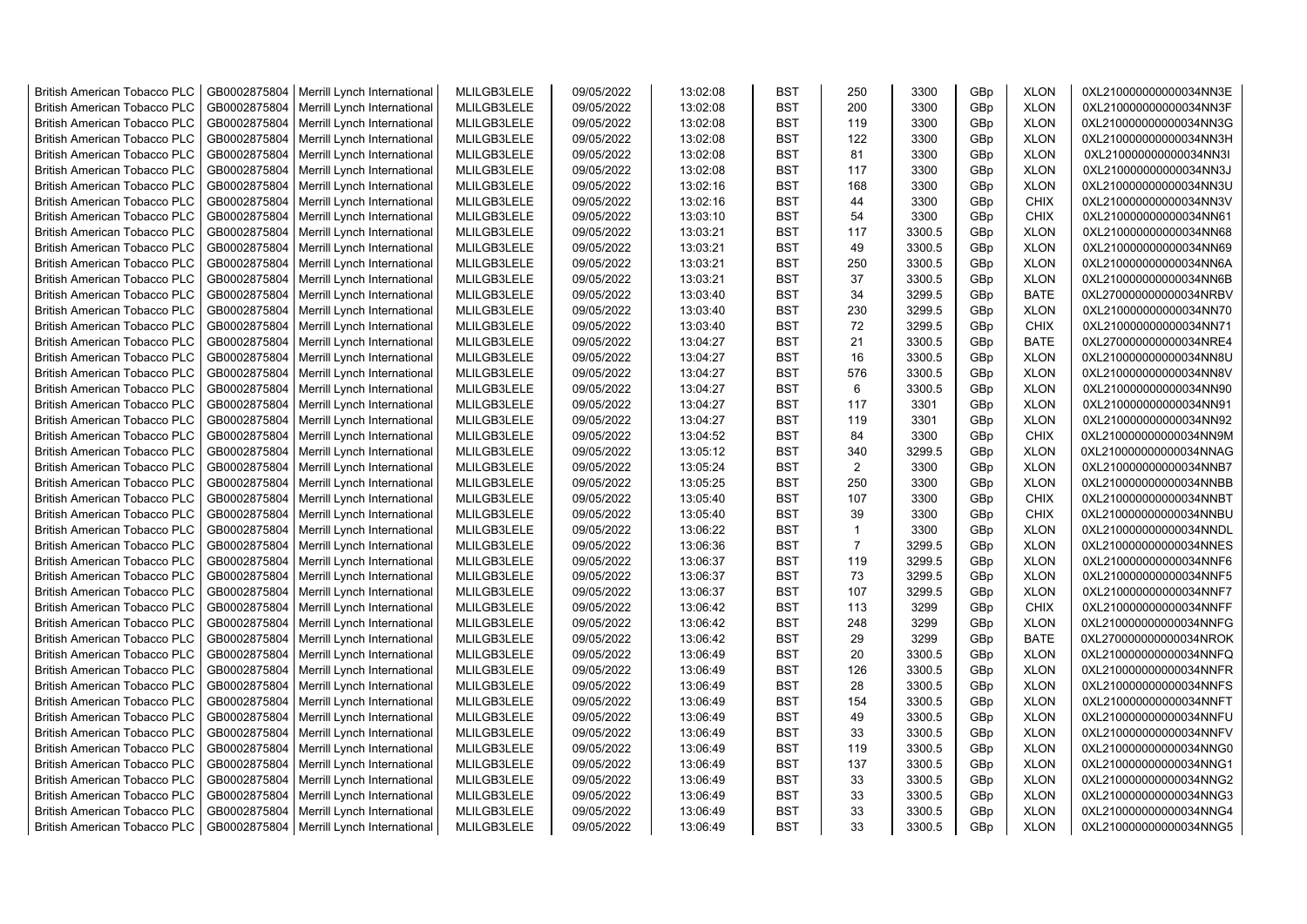| British American Tobacco PLC | GB0002875804 | Merrill Lynch International | MLILGB3LELE | 09/05/2022 | 13:02:08 | BST | 250 | 3300 | GBp | XLON | 0XL210000000000034NN3E |
|---|---|---|---|---|---|---|---|---|---|---|---|
| British American Tobacco PLC | GB0002875804 | Merrill Lynch International | MLILGB3LELE | 09/05/2022 | 13:02:08 | BST | 200 | 3300 | GBp | XLON | 0XL210000000000034NN3F |
| British American Tobacco PLC | GB0002875804 | Merrill Lynch International | MLILGB3LELE | 09/05/2022 | 13:02:08 | BST | 119 | 3300 | GBp | XLON | 0XL210000000000034NN3G |
| British American Tobacco PLC | GB0002875804 | Merrill Lynch International | MLILGB3LELE | 09/05/2022 | 13:02:08 | BST | 122 | 3300 | GBp | XLON | 0XL210000000000034NN3H |
| British American Tobacco PLC | GB0002875804 | Merrill Lynch International | MLILGB3LELE | 09/05/2022 | 13:02:08 | BST | 81 | 3300 | GBp | XLON | 0XL210000000000034NN3I |
| British American Tobacco PLC | GB0002875804 | Merrill Lynch International | MLILGB3LELE | 09/05/2022 | 13:02:08 | BST | 117 | 3300 | GBp | XLON | 0XL210000000000034NN3J |
| British American Tobacco PLC | GB0002875804 | Merrill Lynch International | MLILGB3LELE | 09/05/2022 | 13:02:16 | BST | 168 | 3300 | GBp | XLON | 0XL210000000000034NN3U |
| British American Tobacco PLC | GB0002875804 | Merrill Lynch International | MLILGB3LELE | 09/05/2022 | 13:02:16 | BST | 44 | 3300 | GBp | CHIX | 0XL210000000000034NN3V |
| British American Tobacco PLC | GB0002875804 | Merrill Lynch International | MLILGB3LELE | 09/05/2022 | 13:03:10 | BST | 54 | 3300 | GBp | CHIX | 0XL210000000000034NN61 |
| British American Tobacco PLC | GB0002875804 | Merrill Lynch International | MLILGB3LELE | 09/05/2022 | 13:03:21 | BST | 117 | 3300.5 | GBp | XLON | 0XL210000000000034NN68 |
| British American Tobacco PLC | GB0002875804 | Merrill Lynch International | MLILGB3LELE | 09/05/2022 | 13:03:21 | BST | 49 | 3300.5 | GBp | XLON | 0XL210000000000034NN69 |
| British American Tobacco PLC | GB0002875804 | Merrill Lynch International | MLILGB3LELE | 09/05/2022 | 13:03:21 | BST | 250 | 3300.5 | GBp | XLON | 0XL210000000000034NN6A |
| British American Tobacco PLC | GB0002875804 | Merrill Lynch International | MLILGB3LELE | 09/05/2022 | 13:03:21 | BST | 37 | 3300.5 | GBp | XLON | 0XL210000000000034NN6B |
| British American Tobacco PLC | GB0002875804 | Merrill Lynch International | MLILGB3LELE | 09/05/2022 | 13:03:40 | BST | 34 | 3299.5 | GBp | BATE | 0XL270000000000034NRBV |
| British American Tobacco PLC | GB0002875804 | Merrill Lynch International | MLILGB3LELE | 09/05/2022 | 13:03:40 | BST | 230 | 3299.5 | GBp | XLON | 0XL210000000000034NN70 |
| British American Tobacco PLC | GB0002875804 | Merrill Lynch International | MLILGB3LELE | 09/05/2022 | 13:03:40 | BST | 72 | 3299.5 | GBp | CHIX | 0XL210000000000034NN71 |
| British American Tobacco PLC | GB0002875804 | Merrill Lynch International | MLILGB3LELE | 09/05/2022 | 13:04:27 | BST | 21 | 3300.5 | GBp | BATE | 0XL270000000000034NRE4 |
| British American Tobacco PLC | GB0002875804 | Merrill Lynch International | MLILGB3LELE | 09/05/2022 | 13:04:27 | BST | 16 | 3300.5 | GBp | XLON | 0XL210000000000034NN8U |
| British American Tobacco PLC | GB0002875804 | Merrill Lynch International | MLILGB3LELE | 09/05/2022 | 13:04:27 | BST | 576 | 3300.5 | GBp | XLON | 0XL210000000000034NN8V |
| British American Tobacco PLC | GB0002875804 | Merrill Lynch International | MLILGB3LELE | 09/05/2022 | 13:04:27 | BST | 6 | 3300.5 | GBp | XLON | 0XL210000000000034NN90 |
| British American Tobacco PLC | GB0002875804 | Merrill Lynch International | MLILGB3LELE | 09/05/2022 | 13:04:27 | BST | 117 | 3301 | GBp | XLON | 0XL210000000000034NN91 |
| British American Tobacco PLC | GB0002875804 | Merrill Lynch International | MLILGB3LELE | 09/05/2022 | 13:04:27 | BST | 119 | 3301 | GBp | XLON | 0XL210000000000034NN92 |
| British American Tobacco PLC | GB0002875804 | Merrill Lynch International | MLILGB3LELE | 09/05/2022 | 13:04:52 | BST | 84 | 3300 | GBp | CHIX | 0XL210000000000034NN9M |
| British American Tobacco PLC | GB0002875804 | Merrill Lynch International | MLILGB3LELE | 09/05/2022 | 13:05:12 | BST | 340 | 3299.5 | GBp | XLON | 0XL210000000000034NNAG |
| British American Tobacco PLC | GB0002875804 | Merrill Lynch International | MLILGB3LELE | 09/05/2022 | 13:05:24 | BST | 2 | 3300 | GBp | XLON | 0XL210000000000034NNB7 |
| British American Tobacco PLC | GB0002875804 | Merrill Lynch International | MLILGB3LELE | 09/05/2022 | 13:05:25 | BST | 250 | 3300 | GBp | XLON | 0XL210000000000034NNBB |
| British American Tobacco PLC | GB0002875804 | Merrill Lynch International | MLILGB3LELE | 09/05/2022 | 13:05:40 | BST | 107 | 3300 | GBp | CHIX | 0XL210000000000034NNBT |
| British American Tobacco PLC | GB0002875804 | Merrill Lynch International | MLILGB3LELE | 09/05/2022 | 13:05:40 | BST | 39 | 3300 | GBp | CHIX | 0XL210000000000034NNBU |
| British American Tobacco PLC | GB0002875804 | Merrill Lynch International | MLILGB3LELE | 09/05/2022 | 13:06:22 | BST | 1 | 3300 | GBp | XLON | 0XL210000000000034NNDL |
| British American Tobacco PLC | GB0002875804 | Merrill Lynch International | MLILGB3LELE | 09/05/2022 | 13:06:36 | BST | 7 | 3299.5 | GBp | XLON | 0XL210000000000034NNES |
| British American Tobacco PLC | GB0002875804 | Merrill Lynch International | MLILGB3LELE | 09/05/2022 | 13:06:37 | BST | 119 | 3299.5 | GBp | XLON | 0XL210000000000034NNF6 |
| British American Tobacco PLC | GB0002875804 | Merrill Lynch International | MLILGB3LELE | 09/05/2022 | 13:06:37 | BST | 73 | 3299.5 | GBp | XLON | 0XL210000000000034NNF5 |
| British American Tobacco PLC | GB0002875804 | Merrill Lynch International | MLILGB3LELE | 09/05/2022 | 13:06:37 | BST | 107 | 3299.5 | GBp | XLON | 0XL210000000000034NNF7 |
| British American Tobacco PLC | GB0002875804 | Merrill Lynch International | MLILGB3LELE | 09/05/2022 | 13:06:42 | BST | 113 | 3299 | GBp | CHIX | 0XL210000000000034NNFF |
| British American Tobacco PLC | GB0002875804 | Merrill Lynch International | MLILGB3LELE | 09/05/2022 | 13:06:42 | BST | 248 | 3299 | GBp | XLON | 0XL210000000000034NNFG |
| British American Tobacco PLC | GB0002875804 | Merrill Lynch International | MLILGB3LELE | 09/05/2022 | 13:06:42 | BST | 29 | 3299 | GBp | BATE | 0XL270000000000034NROK |
| British American Tobacco PLC | GB0002875804 | Merrill Lynch International | MLILGB3LELE | 09/05/2022 | 13:06:49 | BST | 20 | 3300.5 | GBp | XLON | 0XL210000000000034NNFQ |
| British American Tobacco PLC | GB0002875804 | Merrill Lynch International | MLILGB3LELE | 09/05/2022 | 13:06:49 | BST | 126 | 3300.5 | GBp | XLON | 0XL210000000000034NNFR |
| British American Tobacco PLC | GB0002875804 | Merrill Lynch International | MLILGB3LELE | 09/05/2022 | 13:06:49 | BST | 28 | 3300.5 | GBp | XLON | 0XL210000000000034NNFS |
| British American Tobacco PLC | GB0002875804 | Merrill Lynch International | MLILGB3LELE | 09/05/2022 | 13:06:49 | BST | 154 | 3300.5 | GBp | XLON | 0XL210000000000034NNFT |
| British American Tobacco PLC | GB0002875804 | Merrill Lynch International | MLILGB3LELE | 09/05/2022 | 13:06:49 | BST | 49 | 3300.5 | GBp | XLON | 0XL210000000000034NNFU |
| British American Tobacco PLC | GB0002875804 | Merrill Lynch International | MLILGB3LELE | 09/05/2022 | 13:06:49 | BST | 33 | 3300.5 | GBp | XLON | 0XL210000000000034NNFV |
| British American Tobacco PLC | GB0002875804 | Merrill Lynch International | MLILGB3LELE | 09/05/2022 | 13:06:49 | BST | 119 | 3300.5 | GBp | XLON | 0XL210000000000034NNG0 |
| British American Tobacco PLC | GB0002875804 | Merrill Lynch International | MLILGB3LELE | 09/05/2022 | 13:06:49 | BST | 137 | 3300.5 | GBp | XLON | 0XL210000000000034NNG1 |
| British American Tobacco PLC | GB0002875804 | Merrill Lynch International | MLILGB3LELE | 09/05/2022 | 13:06:49 | BST | 33 | 3300.5 | GBp | XLON | 0XL210000000000034NNG2 |
| British American Tobacco PLC | GB0002875804 | Merrill Lynch International | MLILGB3LELE | 09/05/2022 | 13:06:49 | BST | 33 | 3300.5 | GBp | XLON | 0XL210000000000034NNG3 |
| British American Tobacco PLC | GB0002875804 | Merrill Lynch International | MLILGB3LELE | 09/05/2022 | 13:06:49 | BST | 33 | 3300.5 | GBp | XLON | 0XL210000000000034NNG4 |
| British American Tobacco PLC | GB0002875804 | Merrill Lynch International | MLILGB3LELE | 09/05/2022 | 13:06:49 | BST | 33 | 3300.5 | GBp | XLON | 0XL210000000000034NNG5 |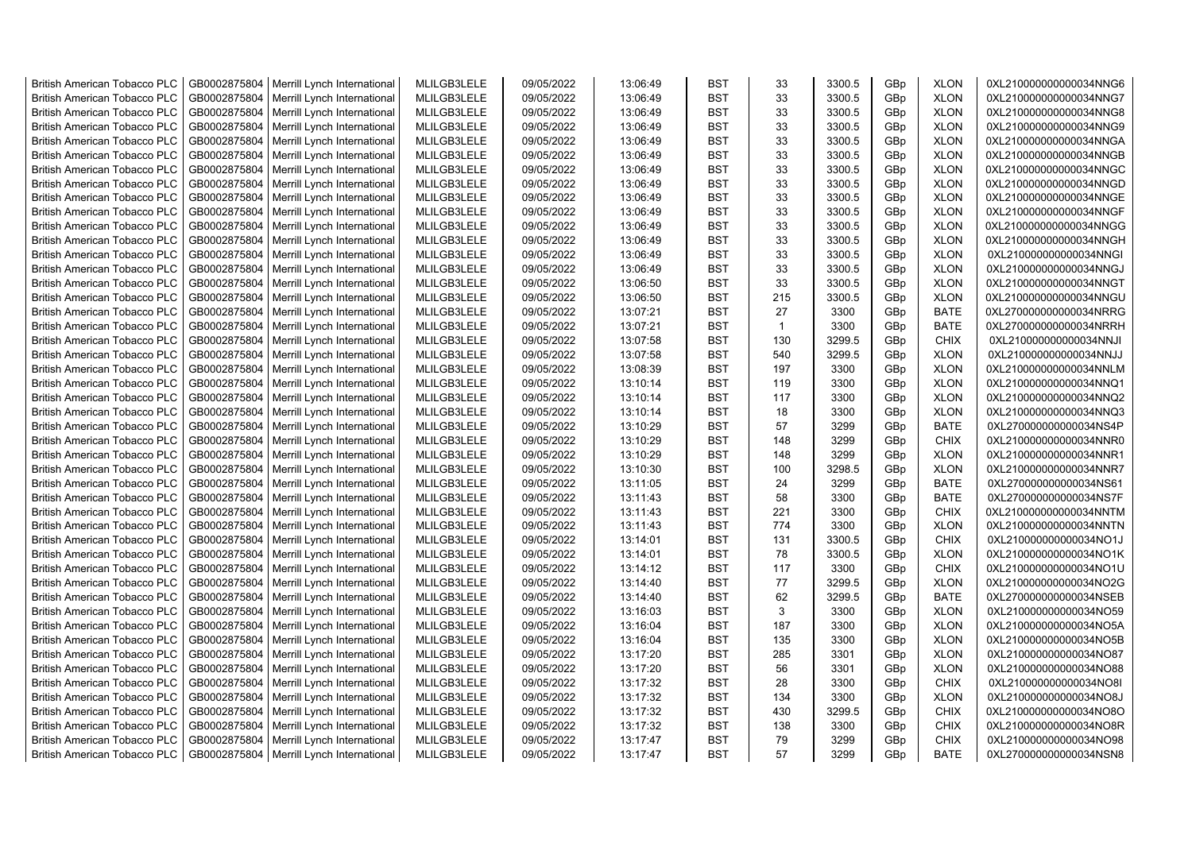| British American Tobacco PLC | GB0002875804 | Merrill Lynch International | MLILGB3LELE | 09/05/2022 | 13:06:49 | BST | 33 | 3300.5 | GBp | XLON | 0XL210000000000034NNG6 |
|---|---|---|---|---|---|---|---|---|---|---|---|
| British American Tobacco PLC | GB0002875804 | Merrill Lynch International | MLILGB3LELE | 09/05/2022 | 13:06:49 | BST | 33 | 3300.5 | GBp | XLON | 0XL210000000000034NNG7 |
| British American Tobacco PLC | GB0002875804 | Merrill Lynch International | MLILGB3LELE | 09/05/2022 | 13:06:49 | BST | 33 | 3300.5 | GBp | XLON | 0XL210000000000034NNG8 |
| British American Tobacco PLC | GB0002875804 | Merrill Lynch International | MLILGB3LELE | 09/05/2022 | 13:06:49 | BST | 33 | 3300.5 | GBp | XLON | 0XL210000000000034NNG9 |
| British American Tobacco PLC | GB0002875804 | Merrill Lynch International | MLILGB3LELE | 09/05/2022 | 13:06:49 | BST | 33 | 3300.5 | GBp | XLON | 0XL210000000000034NNGA |
| British American Tobacco PLC | GB0002875804 | Merrill Lynch International | MLILGB3LELE | 09/05/2022 | 13:06:49 | BST | 33 | 3300.5 | GBp | XLON | 0XL210000000000034NNGB |
| British American Tobacco PLC | GB0002875804 | Merrill Lynch International | MLILGB3LELE | 09/05/2022 | 13:06:49 | BST | 33 | 3300.5 | GBp | XLON | 0XL210000000000034NNGC |
| British American Tobacco PLC | GB0002875804 | Merrill Lynch International | MLILGB3LELE | 09/05/2022 | 13:06:49 | BST | 33 | 3300.5 | GBp | XLON | 0XL210000000000034NNGD |
| British American Tobacco PLC | GB0002875804 | Merrill Lynch International | MLILGB3LELE | 09/05/2022 | 13:06:49 | BST | 33 | 3300.5 | GBp | XLON | 0XL210000000000034NNGE |
| British American Tobacco PLC | GB0002875804 | Merrill Lynch International | MLILGB3LELE | 09/05/2022 | 13:06:49 | BST | 33 | 3300.5 | GBp | XLON | 0XL210000000000034NNGF |
| British American Tobacco PLC | GB0002875804 | Merrill Lynch International | MLILGB3LELE | 09/05/2022 | 13:06:49 | BST | 33 | 3300.5 | GBp | XLON | 0XL210000000000034NNGG |
| British American Tobacco PLC | GB0002875804 | Merrill Lynch International | MLILGB3LELE | 09/05/2022 | 13:06:49 | BST | 33 | 3300.5 | GBp | XLON | 0XL210000000000034NNGH |
| British American Tobacco PLC | GB0002875804 | Merrill Lynch International | MLILGB3LELE | 09/05/2022 | 13:06:49 | BST | 33 | 3300.5 | GBp | XLON | 0XL210000000000034NNGI |
| British American Tobacco PLC | GB0002875804 | Merrill Lynch International | MLILGB3LELE | 09/05/2022 | 13:06:49 | BST | 33 | 3300.5 | GBp | XLON | 0XL210000000000034NNGJ |
| British American Tobacco PLC | GB0002875804 | Merrill Lynch International | MLILGB3LELE | 09/05/2022 | 13:06:50 | BST | 33 | 3300.5 | GBp | XLON | 0XL210000000000034NNGT |
| British American Tobacco PLC | GB0002875804 | Merrill Lynch International | MLILGB3LELE | 09/05/2022 | 13:06:50 | BST | 215 | 3300.5 | GBp | XLON | 0XL210000000000034NNGU |
| British American Tobacco PLC | GB0002875804 | Merrill Lynch International | MLILGB3LELE | 09/05/2022 | 13:07:21 | BST | 27 | 3300 | GBp | BATE | 0XL270000000000034NRRG |
| British American Tobacco PLC | GB0002875804 | Merrill Lynch International | MLILGB3LELE | 09/05/2022 | 13:07:21 | BST | 1 | 3300 | GBp | BATE | 0XL270000000000034NRRH |
| British American Tobacco PLC | GB0002875804 | Merrill Lynch International | MLILGB3LELE | 09/05/2022 | 13:07:58 | BST | 130 | 3299.5 | GBp | CHIX | 0XL210000000000034NNJI |
| British American Tobacco PLC | GB0002875804 | Merrill Lynch International | MLILGB3LELE | 09/05/2022 | 13:07:58 | BST | 540 | 3299.5 | GBp | XLON | 0XL210000000000034NNJJ |
| British American Tobacco PLC | GB0002875804 | Merrill Lynch International | MLILGB3LELE | 09/05/2022 | 13:08:39 | BST | 197 | 3300 | GBp | XLON | 0XL210000000000034NNLM |
| British American Tobacco PLC | GB0002875804 | Merrill Lynch International | MLILGB3LELE | 09/05/2022 | 13:10:14 | BST | 119 | 3300 | GBp | XLON | 0XL210000000000034NNQ1 |
| British American Tobacco PLC | GB0002875804 | Merrill Lynch International | MLILGB3LELE | 09/05/2022 | 13:10:14 | BST | 117 | 3300 | GBp | XLON | 0XL210000000000034NNQ2 |
| British American Tobacco PLC | GB0002875804 | Merrill Lynch International | MLILGB3LELE | 09/05/2022 | 13:10:14 | BST | 18 | 3300 | GBp | XLON | 0XL210000000000034NNQ3 |
| British American Tobacco PLC | GB0002875804 | Merrill Lynch International | MLILGB3LELE | 09/05/2022 | 13:10:29 | BST | 57 | 3299 | GBp | BATE | 0XL270000000000034NS4P |
| British American Tobacco PLC | GB0002875804 | Merrill Lynch International | MLILGB3LELE | 09/05/2022 | 13:10:29 | BST | 148 | 3299 | GBp | CHIX | 0XL210000000000034NNR0 |
| British American Tobacco PLC | GB0002875804 | Merrill Lynch International | MLILGB3LELE | 09/05/2022 | 13:10:29 | BST | 148 | 3299 | GBp | XLON | 0XL210000000000034NNR1 |
| British American Tobacco PLC | GB0002875804 | Merrill Lynch International | MLILGB3LELE | 09/05/2022 | 13:10:30 | BST | 100 | 3298.5 | GBp | XLON | 0XL210000000000034NNR7 |
| British American Tobacco PLC | GB0002875804 | Merrill Lynch International | MLILGB3LELE | 09/05/2022 | 13:11:05 | BST | 24 | 3299 | GBp | BATE | 0XL270000000000034NS61 |
| British American Tobacco PLC | GB0002875804 | Merrill Lynch International | MLILGB3LELE | 09/05/2022 | 13:11:43 | BST | 58 | 3300 | GBp | BATE | 0XL270000000000034NS7F |
| British American Tobacco PLC | GB0002875804 | Merrill Lynch International | MLILGB3LELE | 09/05/2022 | 13:11:43 | BST | 221 | 3300 | GBp | CHIX | 0XL210000000000034NNTM |
| British American Tobacco PLC | GB0002875804 | Merrill Lynch International | MLILGB3LELE | 09/05/2022 | 13:11:43 | BST | 774 | 3300 | GBp | XLON | 0XL210000000000034NNTN |
| British American Tobacco PLC | GB0002875804 | Merrill Lynch International | MLILGB3LELE | 09/05/2022 | 13:14:01 | BST | 131 | 3300.5 | GBp | CHIX | 0XL210000000000034NO1J |
| British American Tobacco PLC | GB0002875804 | Merrill Lynch International | MLILGB3LELE | 09/05/2022 | 13:14:01 | BST | 78 | 3300.5 | GBp | XLON | 0XL210000000000034NO1K |
| British American Tobacco PLC | GB0002875804 | Merrill Lynch International | MLILGB3LELE | 09/05/2022 | 13:14:12 | BST | 117 | 3300 | GBp | CHIX | 0XL210000000000034NO1U |
| British American Tobacco PLC | GB0002875804 | Merrill Lynch International | MLILGB3LELE | 09/05/2022 | 13:14:40 | BST | 77 | 3299.5 | GBp | XLON | 0XL210000000000034NO2G |
| British American Tobacco PLC | GB0002875804 | Merrill Lynch International | MLILGB3LELE | 09/05/2022 | 13:14:40 | BST | 62 | 3299.5 | GBp | BATE | 0XL270000000000034NSEB |
| British American Tobacco PLC | GB0002875804 | Merrill Lynch International | MLILGB3LELE | 09/05/2022 | 13:16:03 | BST | 3 | 3300 | GBp | XLON | 0XL210000000000034NO59 |
| British American Tobacco PLC | GB0002875804 | Merrill Lynch International | MLILGB3LELE | 09/05/2022 | 13:16:04 | BST | 187 | 3300 | GBp | XLON | 0XL210000000000034NO5A |
| British American Tobacco PLC | GB0002875804 | Merrill Lynch International | MLILGB3LELE | 09/05/2022 | 13:16:04 | BST | 135 | 3300 | GBp | XLON | 0XL210000000000034NO5B |
| British American Tobacco PLC | GB0002875804 | Merrill Lynch International | MLILGB3LELE | 09/05/2022 | 13:17:20 | BST | 285 | 3301 | GBp | XLON | 0XL210000000000034NO87 |
| British American Tobacco PLC | GB0002875804 | Merrill Lynch International | MLILGB3LELE | 09/05/2022 | 13:17:20 | BST | 56 | 3301 | GBp | XLON | 0XL210000000000034NO88 |
| British American Tobacco PLC | GB0002875804 | Merrill Lynch International | MLILGB3LELE | 09/05/2022 | 13:17:32 | BST | 28 | 3300 | GBp | CHIX | 0XL210000000000034NO8I |
| British American Tobacco PLC | GB0002875804 | Merrill Lynch International | MLILGB3LELE | 09/05/2022 | 13:17:32 | BST | 134 | 3300 | GBp | XLON | 0XL210000000000034NO8J |
| British American Tobacco PLC | GB0002875804 | Merrill Lynch International | MLILGB3LELE | 09/05/2022 | 13:17:32 | BST | 430 | 3299.5 | GBp | CHIX | 0XL210000000000034NO8O |
| British American Tobacco PLC | GB0002875804 | Merrill Lynch International | MLILGB3LELE | 09/05/2022 | 13:17:32 | BST | 138 | 3300 | GBp | CHIX | 0XL210000000000034NO8R |
| British American Tobacco PLC | GB0002875804 | Merrill Lynch International | MLILGB3LELE | 09/05/2022 | 13:17:47 | BST | 79 | 3299 | GBp | CHIX | 0XL210000000000034NO98 |
| British American Tobacco PLC | GB0002875804 | Merrill Lynch International | MLILGB3LELE | 09/05/2022 | 13:17:47 | BST | 57 | 3299 | GBp | BATE | 0XL270000000000034NSN8 |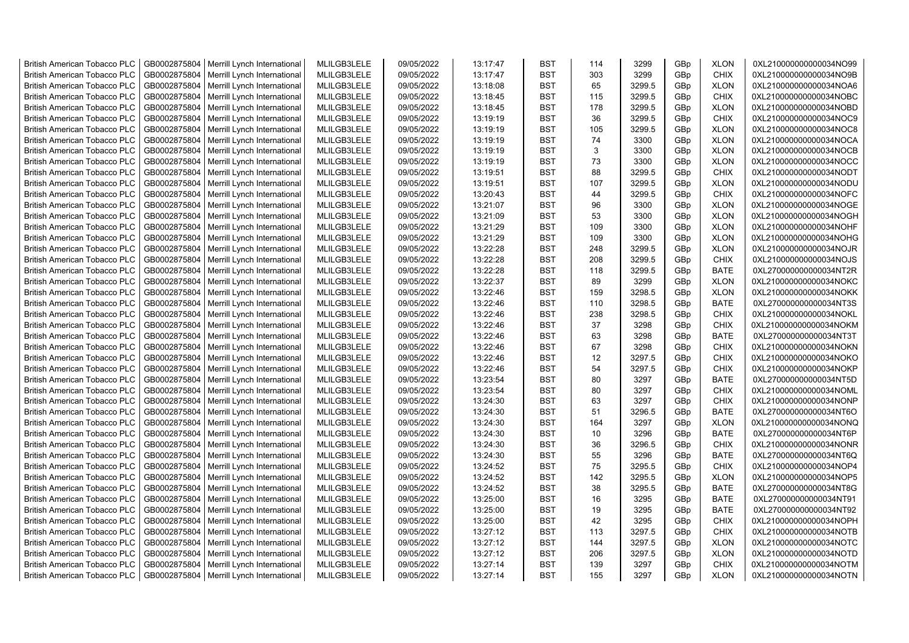| | | | | | | | | | | | |
|---|---|---|---|---|---|---|---|---|---|---|---|
| British American Tobacco PLC | GB0002875804 | Merrill Lynch International | MLILGB3LELE | 09/05/2022 | 13:17:47 | BST | 114 | 3299 | GBp | XLON | 0XL210000000000034NO99 |
| British American Tobacco PLC | GB0002875804 | Merrill Lynch International | MLILGB3LELE | 09/05/2022 | 13:17:47 | BST | 303 | 3299 | GBp | CHIX | 0XL210000000000034NO9B |
| British American Tobacco PLC | GB0002875804 | Merrill Lynch International | MLILGB3LELE | 09/05/2022 | 13:18:08 | BST | 65 | 3299.5 | GBp | XLON | 0XL210000000000034NOA6 |
| British American Tobacco PLC | GB0002875804 | Merrill Lynch International | MLILGB3LELE | 09/05/2022 | 13:18:45 | BST | 115 | 3299.5 | GBp | CHIX | 0XL210000000000034NOBC |
| British American Tobacco PLC | GB0002875804 | Merrill Lynch International | MLILGB3LELE | 09/05/2022 | 13:18:45 | BST | 178 | 3299.5 | GBp | XLON | 0XL210000000000034NOBD |
| British American Tobacco PLC | GB0002875804 | Merrill Lynch International | MLILGB3LELE | 09/05/2022 | 13:19:19 | BST | 36 | 3299.5 | GBp | CHIX | 0XL210000000000034NOC9 |
| British American Tobacco PLC | GB0002875804 | Merrill Lynch International | MLILGB3LELE | 09/05/2022 | 13:19:19 | BST | 105 | 3299.5 | GBp | XLON | 0XL210000000000034NOC8 |
| British American Tobacco PLC | GB0002875804 | Merrill Lynch International | MLILGB3LELE | 09/05/2022 | 13:19:19 | BST | 74 | 3300 | GBp | XLON | 0XL210000000000034NOCA |
| British American Tobacco PLC | GB0002875804 | Merrill Lynch International | MLILGB3LELE | 09/05/2022 | 13:19:19 | BST | 3 | 3300 | GBp | XLON | 0XL210000000000034NOCB |
| British American Tobacco PLC | GB0002875804 | Merrill Lynch International | MLILGB3LELE | 09/05/2022 | 13:19:19 | BST | 73 | 3300 | GBp | XLON | 0XL210000000000034NOCC |
| British American Tobacco PLC | GB0002875804 | Merrill Lynch International | MLILGB3LELE | 09/05/2022 | 13:19:51 | BST | 88 | 3299.5 | GBp | CHIX | 0XL210000000000034NODT |
| British American Tobacco PLC | GB0002875804 | Merrill Lynch International | MLILGB3LELE | 09/05/2022 | 13:19:51 | BST | 107 | 3299.5 | GBp | XLON | 0XL210000000000034NODU |
| British American Tobacco PLC | GB0002875804 | Merrill Lynch International | MLILGB3LELE | 09/05/2022 | 13:20:43 | BST | 44 | 3299.5 | GBp | CHIX | 0XL210000000000034NOFC |
| British American Tobacco PLC | GB0002875804 | Merrill Lynch International | MLILGB3LELE | 09/05/2022 | 13:21:07 | BST | 96 | 3300 | GBp | XLON | 0XL210000000000034NOGE |
| British American Tobacco PLC | GB0002875804 | Merrill Lynch International | MLILGB3LELE | 09/05/2022 | 13:21:09 | BST | 53 | 3300 | GBp | XLON | 0XL210000000000034NOGH |
| British American Tobacco PLC | GB0002875804 | Merrill Lynch International | MLILGB3LELE | 09/05/2022 | 13:21:29 | BST | 109 | 3300 | GBp | XLON | 0XL210000000000034NOHF |
| British American Tobacco PLC | GB0002875804 | Merrill Lynch International | MLILGB3LELE | 09/05/2022 | 13:21:29 | BST | 109 | 3300 | GBp | XLON | 0XL210000000000034NOHG |
| British American Tobacco PLC | GB0002875804 | Merrill Lynch International | MLILGB3LELE | 09/05/2022 | 13:22:28 | BST | 248 | 3299.5 | GBp | XLON | 0XL210000000000034NOJR |
| British American Tobacco PLC | GB0002875804 | Merrill Lynch International | MLILGB3LELE | 09/05/2022 | 13:22:28 | BST | 208 | 3299.5 | GBp | CHIX | 0XL210000000000034NOJS |
| British American Tobacco PLC | GB0002875804 | Merrill Lynch International | MLILGB3LELE | 09/05/2022 | 13:22:28 | BST | 118 | 3299.5 | GBp | BATE | 0XL270000000000034NT2R |
| British American Tobacco PLC | GB0002875804 | Merrill Lynch International | MLILGB3LELE | 09/05/2022 | 13:22:37 | BST | 89 | 3299 | GBp | XLON | 0XL210000000000034NOKC |
| British American Tobacco PLC | GB0002875804 | Merrill Lynch International | MLILGB3LELE | 09/05/2022 | 13:22:46 | BST | 159 | 3298.5 | GBp | XLON | 0XL210000000000034NOKK |
| British American Tobacco PLC | GB0002875804 | Merrill Lynch International | MLILGB3LELE | 09/05/2022 | 13:22:46 | BST | 110 | 3298.5 | GBp | BATE | 0XL270000000000034NT3S |
| British American Tobacco PLC | GB0002875804 | Merrill Lynch International | MLILGB3LELE | 09/05/2022 | 13:22:46 | BST | 238 | 3298.5 | GBp | CHIX | 0XL210000000000034NOKL |
| British American Tobacco PLC | GB0002875804 | Merrill Lynch International | MLILGB3LELE | 09/05/2022 | 13:22:46 | BST | 37 | 3298 | GBp | CHIX | 0XL210000000000034NOKM |
| British American Tobacco PLC | GB0002875804 | Merrill Lynch International | MLILGB3LELE | 09/05/2022 | 13:22:46 | BST | 63 | 3298 | GBp | BATE | 0XL270000000000034NT3T |
| British American Tobacco PLC | GB0002875804 | Merrill Lynch International | MLILGB3LELE | 09/05/2022 | 13:22:46 | BST | 67 | 3298 | GBp | CHIX | 0XL210000000000034NOKN |
| British American Tobacco PLC | GB0002875804 | Merrill Lynch International | MLILGB3LELE | 09/05/2022 | 13:22:46 | BST | 12 | 3297.5 | GBp | CHIX | 0XL210000000000034NOKO |
| British American Tobacco PLC | GB0002875804 | Merrill Lynch International | MLILGB3LELE | 09/05/2022 | 13:22:46 | BST | 54 | 3297.5 | GBp | CHIX | 0XL210000000000034NOKP |
| British American Tobacco PLC | GB0002875804 | Merrill Lynch International | MLILGB3LELE | 09/05/2022 | 13:23:54 | BST | 80 | 3297 | GBp | BATE | 0XL270000000000034NT5D |
| British American Tobacco PLC | GB0002875804 | Merrill Lynch International | MLILGB3LELE | 09/05/2022 | 13:23:54 | BST | 80 | 3297 | GBp | CHIX | 0XL210000000000034NOML |
| British American Tobacco PLC | GB0002875804 | Merrill Lynch International | MLILGB3LELE | 09/05/2022 | 13:24:30 | BST | 63 | 3297 | GBp | CHIX | 0XL210000000000034NONP |
| British American Tobacco PLC | GB0002875804 | Merrill Lynch International | MLILGB3LELE | 09/05/2022 | 13:24:30 | BST | 51 | 3296.5 | GBp | BATE | 0XL270000000000034NT6O |
| British American Tobacco PLC | GB0002875804 | Merrill Lynch International | MLILGB3LELE | 09/05/2022 | 13:24:30 | BST | 164 | 3297 | GBp | XLON | 0XL210000000000034NONQ |
| British American Tobacco PLC | GB0002875804 | Merrill Lynch International | MLILGB3LELE | 09/05/2022 | 13:24:30 | BST | 10 | 3296 | GBp | BATE | 0XL270000000000034NT6P |
| British American Tobacco PLC | GB0002875804 | Merrill Lynch International | MLILGB3LELE | 09/05/2022 | 13:24:30 | BST | 36 | 3296.5 | GBp | CHIX | 0XL210000000000034NONR |
| British American Tobacco PLC | GB0002875804 | Merrill Lynch International | MLILGB3LELE | 09/05/2022 | 13:24:30 | BST | 55 | 3296 | GBp | BATE | 0XL270000000000034NT6Q |
| British American Tobacco PLC | GB0002875804 | Merrill Lynch International | MLILGB3LELE | 09/05/2022 | 13:24:52 | BST | 75 | 3295.5 | GBp | CHIX | 0XL210000000000034NOP4 |
| British American Tobacco PLC | GB0002875804 | Merrill Lynch International | MLILGB3LELE | 09/05/2022 | 13:24:52 | BST | 142 | 3295.5 | GBp | XLON | 0XL210000000000034NOP5 |
| British American Tobacco PLC | GB0002875804 | Merrill Lynch International | MLILGB3LELE | 09/05/2022 | 13:24:52 | BST | 38 | 3295.5 | GBp | BATE | 0XL270000000000034NT8G |
| British American Tobacco PLC | GB0002875804 | Merrill Lynch International | MLILGB3LELE | 09/05/2022 | 13:25:00 | BST | 16 | 3295 | GBp | BATE | 0XL270000000000034NT91 |
| British American Tobacco PLC | GB0002875804 | Merrill Lynch International | MLILGB3LELE | 09/05/2022 | 13:25:00 | BST | 19 | 3295 | GBp | BATE | 0XL270000000000034NT92 |
| British American Tobacco PLC | GB0002875804 | Merrill Lynch International | MLILGB3LELE | 09/05/2022 | 13:25:00 | BST | 42 | 3295 | GBp | CHIX | 0XL210000000000034NOPH |
| British American Tobacco PLC | GB0002875804 | Merrill Lynch International | MLILGB3LELE | 09/05/2022 | 13:27:12 | BST | 113 | 3297.5 | GBp | CHIX | 0XL210000000000034NOTB |
| British American Tobacco PLC | GB0002875804 | Merrill Lynch International | MLILGB3LELE | 09/05/2022 | 13:27:12 | BST | 144 | 3297.5 | GBp | XLON | 0XL210000000000034NOTC |
| British American Tobacco PLC | GB0002875804 | Merrill Lynch International | MLILGB3LELE | 09/05/2022 | 13:27:12 | BST | 206 | 3297.5 | GBp | XLON | 0XL210000000000034NOTD |
| British American Tobacco PLC | GB0002875804 | Merrill Lynch International | MLILGB3LELE | 09/05/2022 | 13:27:14 | BST | 139 | 3297 | GBp | CHIX | 0XL210000000000034NOTM |
| British American Tobacco PLC | GB0002875804 | Merrill Lynch International | MLILGB3LELE | 09/05/2022 | 13:27:14 | BST | 155 | 3297 | GBp | XLON | 0XL210000000000034NOTN |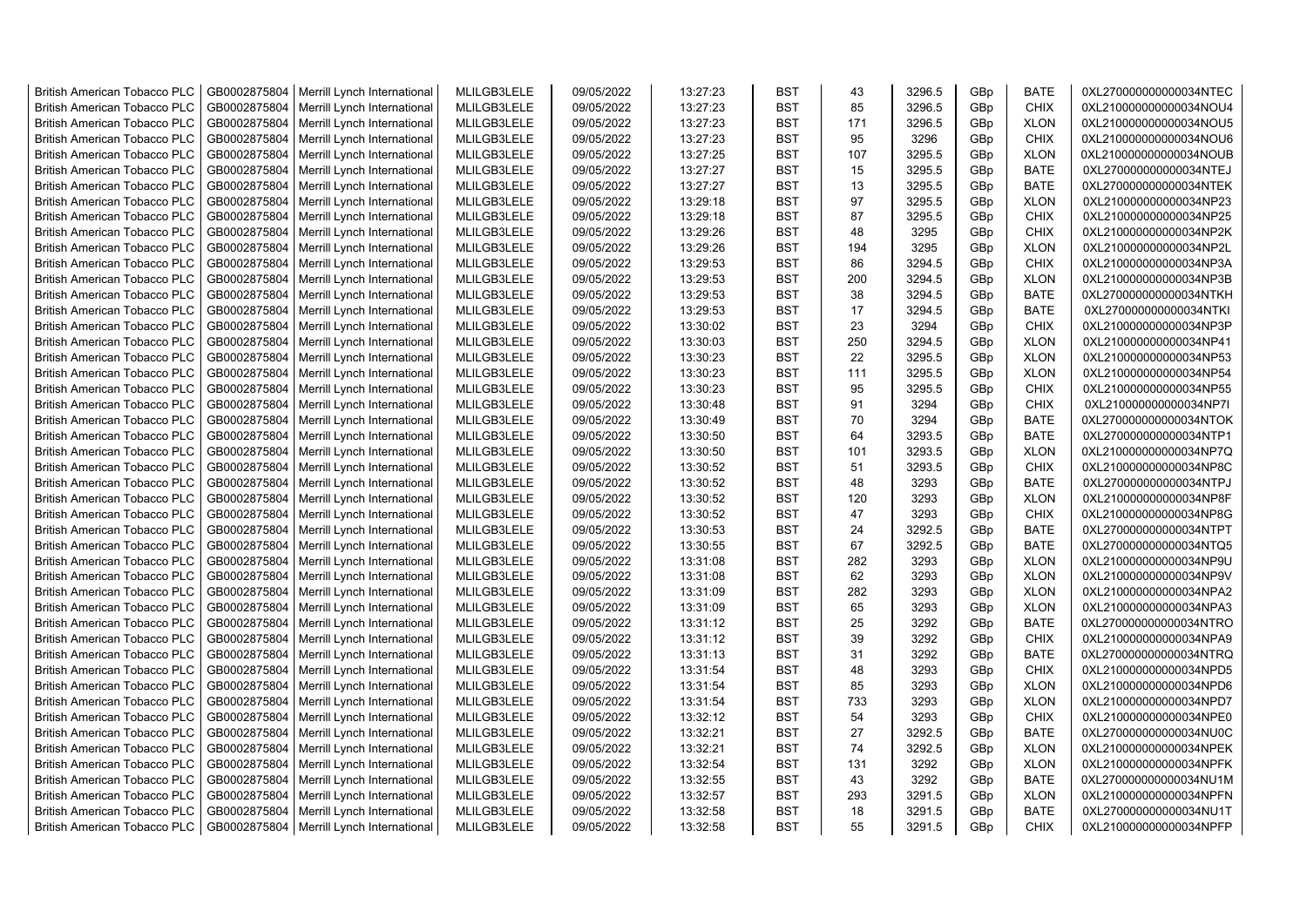| British American Tobacco PLC | GB0002875804 | Merrill Lynch International | MLILGB3LELE | 09/05/2022 | 13:27:23 | BST | 43 | 3296.5 | GBp | BATE | 0XL270000000000034NTEC |
|---|---|---|---|---|---|---|---|---|---|---|---|
| British American Tobacco PLC | GB0002875804 | Merrill Lynch International | MLILGB3LELE | 09/05/2022 | 13:27:23 | BST | 85 | 3296.5 | GBp | CHIX | 0XL210000000000034NOU4 |
| British American Tobacco PLC | GB0002875804 | Merrill Lynch International | MLILGB3LELE | 09/05/2022 | 13:27:23 | BST | 171 | 3296.5 | GBp | XLON | 0XL210000000000034NOU5 |
| British American Tobacco PLC | GB0002875804 | Merrill Lynch International | MLILGB3LELE | 09/05/2022 | 13:27:23 | BST | 95 | 3296 | GBp | CHIX | 0XL210000000000034NOU6 |
| British American Tobacco PLC | GB0002875804 | Merrill Lynch International | MLILGB3LELE | 09/05/2022 | 13:27:25 | BST | 107 | 3295.5 | GBp | XLON | 0XL210000000000034NOUB |
| British American Tobacco PLC | GB0002875804 | Merrill Lynch International | MLILGB3LELE | 09/05/2022 | 13:27:27 | BST | 15 | 3295.5 | GBp | BATE | 0XL270000000000034NTEJ |
| British American Tobacco PLC | GB0002875804 | Merrill Lynch International | MLILGB3LELE | 09/05/2022 | 13:27:27 | BST | 13 | 3295.5 | GBp | BATE | 0XL270000000000034NTEK |
| British American Tobacco PLC | GB0002875804 | Merrill Lynch International | MLILGB3LELE | 09/05/2022 | 13:29:18 | BST | 97 | 3295.5 | GBp | XLON | 0XL210000000000034NP23 |
| British American Tobacco PLC | GB0002875804 | Merrill Lynch International | MLILGB3LELE | 09/05/2022 | 13:29:18 | BST | 87 | 3295.5 | GBp | CHIX | 0XL210000000000034NP25 |
| British American Tobacco PLC | GB0002875804 | Merrill Lynch International | MLILGB3LELE | 09/05/2022 | 13:29:26 | BST | 48 | 3295 | GBp | CHIX | 0XL210000000000034NP2K |
| British American Tobacco PLC | GB0002875804 | Merrill Lynch International | MLILGB3LELE | 09/05/2022 | 13:29:26 | BST | 194 | 3295 | GBp | XLON | 0XL210000000000034NP2L |
| British American Tobacco PLC | GB0002875804 | Merrill Lynch International | MLILGB3LELE | 09/05/2022 | 13:29:53 | BST | 86 | 3294.5 | GBp | CHIX | 0XL210000000000034NP3A |
| British American Tobacco PLC | GB0002875804 | Merrill Lynch International | MLILGB3LELE | 09/05/2022 | 13:29:53 | BST | 200 | 3294.5 | GBp | XLON | 0XL210000000000034NP3B |
| British American Tobacco PLC | GB0002875804 | Merrill Lynch International | MLILGB3LELE | 09/05/2022 | 13:29:53 | BST | 38 | 3294.5 | GBp | BATE | 0XL270000000000034NTKH |
| British American Tobacco PLC | GB0002875804 | Merrill Lynch International | MLILGB3LELE | 09/05/2022 | 13:29:53 | BST | 17 | 3294.5 | GBp | BATE | 0XL270000000000034NTKI |
| British American Tobacco PLC | GB0002875804 | Merrill Lynch International | MLILGB3LELE | 09/05/2022 | 13:30:02 | BST | 23 | 3294 | GBp | CHIX | 0XL210000000000034NP3P |
| British American Tobacco PLC | GB0002875804 | Merrill Lynch International | MLILGB3LELE | 09/05/2022 | 13:30:03 | BST | 250 | 3294.5 | GBp | XLON | 0XL210000000000034NP41 |
| British American Tobacco PLC | GB0002875804 | Merrill Lynch International | MLILGB3LELE | 09/05/2022 | 13:30:23 | BST | 22 | 3295.5 | GBp | XLON | 0XL210000000000034NP53 |
| British American Tobacco PLC | GB0002875804 | Merrill Lynch International | MLILGB3LELE | 09/05/2022 | 13:30:23 | BST | 111 | 3295.5 | GBp | XLON | 0XL210000000000034NP54 |
| British American Tobacco PLC | GB0002875804 | Merrill Lynch International | MLILGB3LELE | 09/05/2022 | 13:30:23 | BST | 95 | 3295.5 | GBp | CHIX | 0XL210000000000034NP55 |
| British American Tobacco PLC | GB0002875804 | Merrill Lynch International | MLILGB3LELE | 09/05/2022 | 13:30:48 | BST | 91 | 3294 | GBp | CHIX | 0XL210000000000034NP7I |
| British American Tobacco PLC | GB0002875804 | Merrill Lynch International | MLILGB3LELE | 09/05/2022 | 13:30:49 | BST | 70 | 3294 | GBp | BATE | 0XL270000000000034NTOK |
| British American Tobacco PLC | GB0002875804 | Merrill Lynch International | MLILGB3LELE | 09/05/2022 | 13:30:50 | BST | 64 | 3293.5 | GBp | BATE | 0XL270000000000034NTP1 |
| British American Tobacco PLC | GB0002875804 | Merrill Lynch International | MLILGB3LELE | 09/05/2022 | 13:30:50 | BST | 101 | 3293.5 | GBp | XLON | 0XL210000000000034NP7Q |
| British American Tobacco PLC | GB0002875804 | Merrill Lynch International | MLILGB3LELE | 09/05/2022 | 13:30:52 | BST | 51 | 3293.5 | GBp | CHIX | 0XL210000000000034NP8C |
| British American Tobacco PLC | GB0002875804 | Merrill Lynch International | MLILGB3LELE | 09/05/2022 | 13:30:52 | BST | 48 | 3293 | GBp | BATE | 0XL270000000000034NTPJ |
| British American Tobacco PLC | GB0002875804 | Merrill Lynch International | MLILGB3LELE | 09/05/2022 | 13:30:52 | BST | 120 | 3293 | GBp | XLON | 0XL210000000000034NP8F |
| British American Tobacco PLC | GB0002875804 | Merrill Lynch International | MLILGB3LELE | 09/05/2022 | 13:30:52 | BST | 47 | 3293 | GBp | CHIX | 0XL210000000000034NP8G |
| British American Tobacco PLC | GB0002875804 | Merrill Lynch International | MLILGB3LELE | 09/05/2022 | 13:30:53 | BST | 24 | 3292.5 | GBp | BATE | 0XL270000000000034NTPT |
| British American Tobacco PLC | GB0002875804 | Merrill Lynch International | MLILGB3LELE | 09/05/2022 | 13:30:55 | BST | 67 | 3292.5 | GBp | BATE | 0XL270000000000034NTQ5 |
| British American Tobacco PLC | GB0002875804 | Merrill Lynch International | MLILGB3LELE | 09/05/2022 | 13:31:08 | BST | 282 | 3293 | GBp | XLON | 0XL210000000000034NP9U |
| British American Tobacco PLC | GB0002875804 | Merrill Lynch International | MLILGB3LELE | 09/05/2022 | 13:31:08 | BST | 62 | 3293 | GBp | XLON | 0XL210000000000034NP9V |
| British American Tobacco PLC | GB0002875804 | Merrill Lynch International | MLILGB3LELE | 09/05/2022 | 13:31:09 | BST | 282 | 3293 | GBp | XLON | 0XL210000000000034NPA2 |
| British American Tobacco PLC | GB0002875804 | Merrill Lynch International | MLILGB3LELE | 09/05/2022 | 13:31:09 | BST | 65 | 3293 | GBp | XLON | 0XL210000000000034NPA3 |
| British American Tobacco PLC | GB0002875804 | Merrill Lynch International | MLILGB3LELE | 09/05/2022 | 13:31:12 | BST | 25 | 3292 | GBp | BATE | 0XL270000000000034NTRO |
| British American Tobacco PLC | GB0002875804 | Merrill Lynch International | MLILGB3LELE | 09/05/2022 | 13:31:12 | BST | 39 | 3292 | GBp | CHIX | 0XL210000000000034NPA9 |
| British American Tobacco PLC | GB0002875804 | Merrill Lynch International | MLILGB3LELE | 09/05/2022 | 13:31:13 | BST | 31 | 3292 | GBp | BATE | 0XL270000000000034NTRQ |
| British American Tobacco PLC | GB0002875804 | Merrill Lynch International | MLILGB3LELE | 09/05/2022 | 13:31:54 | BST | 48 | 3293 | GBp | CHIX | 0XL210000000000034NPD5 |
| British American Tobacco PLC | GB0002875804 | Merrill Lynch International | MLILGB3LELE | 09/05/2022 | 13:31:54 | BST | 85 | 3293 | GBp | XLON | 0XL210000000000034NPD6 |
| British American Tobacco PLC | GB0002875804 | Merrill Lynch International | MLILGB3LELE | 09/05/2022 | 13:31:54 | BST | 733 | 3293 | GBp | XLON | 0XL210000000000034NPD7 |
| British American Tobacco PLC | GB0002875804 | Merrill Lynch International | MLILGB3LELE | 09/05/2022 | 13:32:12 | BST | 54 | 3293 | GBp | CHIX | 0XL210000000000034NPE0 |
| British American Tobacco PLC | GB0002875804 | Merrill Lynch International | MLILGB3LELE | 09/05/2022 | 13:32:21 | BST | 27 | 3292.5 | GBp | BATE | 0XL270000000000034NU0C |
| British American Tobacco PLC | GB0002875804 | Merrill Lynch International | MLILGB3LELE | 09/05/2022 | 13:32:21 | BST | 74 | 3292.5 | GBp | XLON | 0XL210000000000034NPEK |
| British American Tobacco PLC | GB0002875804 | Merrill Lynch International | MLILGB3LELE | 09/05/2022 | 13:32:54 | BST | 131 | 3292 | GBp | XLON | 0XL210000000000034NPFK |
| British American Tobacco PLC | GB0002875804 | Merrill Lynch International | MLILGB3LELE | 09/05/2022 | 13:32:55 | BST | 43 | 3292 | GBp | BATE | 0XL270000000000034NU1M |
| British American Tobacco PLC | GB0002875804 | Merrill Lynch International | MLILGB3LELE | 09/05/2022 | 13:32:57 | BST | 293 | 3291.5 | GBp | XLON | 0XL210000000000034NPFN |
| British American Tobacco PLC | GB0002875804 | Merrill Lynch International | MLILGB3LELE | 09/05/2022 | 13:32:58 | BST | 18 | 3291.5 | GBp | BATE | 0XL270000000000034NU1T |
| British American Tobacco PLC | GB0002875804 | Merrill Lynch International | MLILGB3LELE | 09/05/2022 | 13:32:58 | BST | 55 | 3291.5 | GBp | CHIX | 0XL210000000000034NPFP |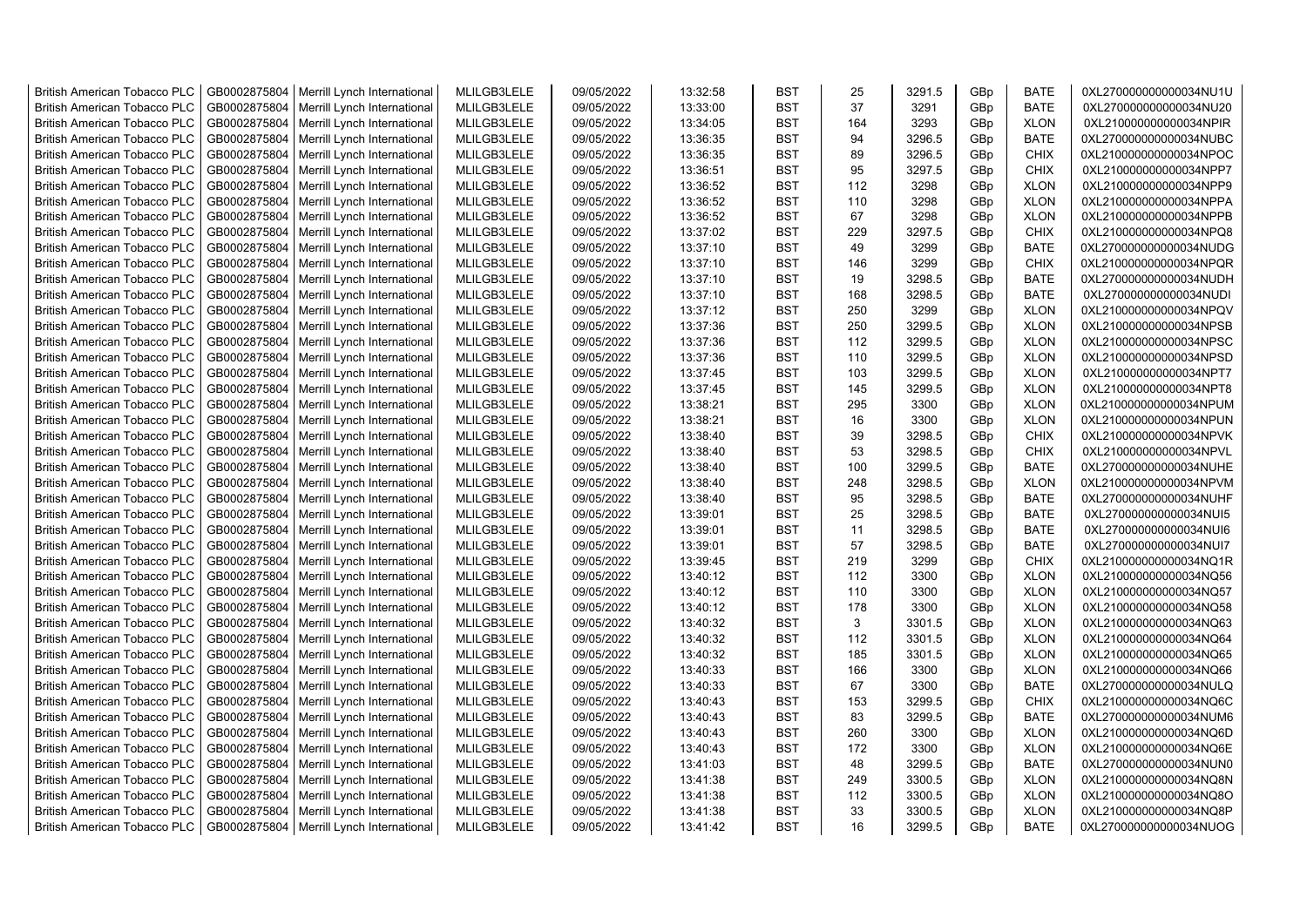| | | | | | | | | | | | |
|---|---|---|---|---|---|---|---|---|---|---|---|
| British American Tobacco PLC | GB0002875804 | Merrill Lynch International | MLILGB3LELE | 09/05/2022 | 13:32:58 | BST | 25 | 3291.5 | GBp | BATE | 0XL270000000000034NU1U |
| British American Tobacco PLC | GB0002875804 | Merrill Lynch International | MLILGB3LELE | 09/05/2022 | 13:33:00 | BST | 37 | 3291 | GBp | BATE | 0XL270000000000034NU20 |
| British American Tobacco PLC | GB0002875804 | Merrill Lynch International | MLILGB3LELE | 09/05/2022 | 13:34:05 | BST | 164 | 3293 | GBp | XLON | 0XL210000000000034NPIR |
| British American Tobacco PLC | GB0002875804 | Merrill Lynch International | MLILGB3LELE | 09/05/2022 | 13:36:35 | BST | 94 | 3296.5 | GBp | BATE | 0XL270000000000034NUBC |
| British American Tobacco PLC | GB0002875804 | Merrill Lynch International | MLILGB3LELE | 09/05/2022 | 13:36:35 | BST | 89 | 3296.5 | GBp | CHIX | 0XL210000000000034NPOC |
| British American Tobacco PLC | GB0002875804 | Merrill Lynch International | MLILGB3LELE | 09/05/2022 | 13:36:51 | BST | 95 | 3297.5 | GBp | CHIX | 0XL210000000000034NPP7 |
| British American Tobacco PLC | GB0002875804 | Merrill Lynch International | MLILGB3LELE | 09/05/2022 | 13:36:52 | BST | 112 | 3298 | GBp | XLON | 0XL210000000000034NPP9 |
| British American Tobacco PLC | GB0002875804 | Merrill Lynch International | MLILGB3LELE | 09/05/2022 | 13:36:52 | BST | 110 | 3298 | GBp | XLON | 0XL210000000000034NPPA |
| British American Tobacco PLC | GB0002875804 | Merrill Lynch International | MLILGB3LELE | 09/05/2022 | 13:36:52 | BST | 67 | 3298 | GBp | XLON | 0XL210000000000034NPPB |
| British American Tobacco PLC | GB0002875804 | Merrill Lynch International | MLILGB3LELE | 09/05/2022 | 13:37:02 | BST | 229 | 3297.5 | GBp | CHIX | 0XL210000000000034NPQ8 |
| British American Tobacco PLC | GB0002875804 | Merrill Lynch International | MLILGB3LELE | 09/05/2022 | 13:37:10 | BST | 49 | 3299 | GBp | BATE | 0XL270000000000034NUDG |
| British American Tobacco PLC | GB0002875804 | Merrill Lynch International | MLILGB3LELE | 09/05/2022 | 13:37:10 | BST | 146 | 3299 | GBp | CHIX | 0XL210000000000034NPQR |
| British American Tobacco PLC | GB0002875804 | Merrill Lynch International | MLILGB3LELE | 09/05/2022 | 13:37:10 | BST | 19 | 3298.5 | GBp | BATE | 0XL270000000000034NUDH |
| British American Tobacco PLC | GB0002875804 | Merrill Lynch International | MLILGB3LELE | 09/05/2022 | 13:37:10 | BST | 168 | 3298.5 | GBp | BATE | 0XL270000000000034NUDI |
| British American Tobacco PLC | GB0002875804 | Merrill Lynch International | MLILGB3LELE | 09/05/2022 | 13:37:12 | BST | 250 | 3299 | GBp | XLON | 0XL210000000000034NPQV |
| British American Tobacco PLC | GB0002875804 | Merrill Lynch International | MLILGB3LELE | 09/05/2022 | 13:37:36 | BST | 250 | 3299.5 | GBp | XLON | 0XL210000000000034NPSB |
| British American Tobacco PLC | GB0002875804 | Merrill Lynch International | MLILGB3LELE | 09/05/2022 | 13:37:36 | BST | 112 | 3299.5 | GBp | XLON | 0XL210000000000034NPSC |
| British American Tobacco PLC | GB0002875804 | Merrill Lynch International | MLILGB3LELE | 09/05/2022 | 13:37:36 | BST | 110 | 3299.5 | GBp | XLON | 0XL210000000000034NPSD |
| British American Tobacco PLC | GB0002875804 | Merrill Lynch International | MLILGB3LELE | 09/05/2022 | 13:37:45 | BST | 103 | 3299.5 | GBp | XLON | 0XL210000000000034NPT7 |
| British American Tobacco PLC | GB0002875804 | Merrill Lynch International | MLILGB3LELE | 09/05/2022 | 13:37:45 | BST | 145 | 3299.5 | GBp | XLON | 0XL210000000000034NPT8 |
| British American Tobacco PLC | GB0002875804 | Merrill Lynch International | MLILGB3LELE | 09/05/2022 | 13:38:21 | BST | 295 | 3300 | GBp | XLON | 0XL210000000000034NPUM |
| British American Tobacco PLC | GB0002875804 | Merrill Lynch International | MLILGB3LELE | 09/05/2022 | 13:38:21 | BST | 16 | 3300 | GBp | XLON | 0XL210000000000034NPUN |
| British American Tobacco PLC | GB0002875804 | Merrill Lynch International | MLILGB3LELE | 09/05/2022 | 13:38:40 | BST | 39 | 3298.5 | GBp | CHIX | 0XL210000000000034NPVK |
| British American Tobacco PLC | GB0002875804 | Merrill Lynch International | MLILGB3LELE | 09/05/2022 | 13:38:40 | BST | 53 | 3298.5 | GBp | CHIX | 0XL210000000000034NPVL |
| British American Tobacco PLC | GB0002875804 | Merrill Lynch International | MLILGB3LELE | 09/05/2022 | 13:38:40 | BST | 100 | 3299.5 | GBp | BATE | 0XL270000000000034NUHE |
| British American Tobacco PLC | GB0002875804 | Merrill Lynch International | MLILGB3LELE | 09/05/2022 | 13:38:40 | BST | 248 | 3298.5 | GBp | XLON | 0XL210000000000034NPVM |
| British American Tobacco PLC | GB0002875804 | Merrill Lynch International | MLILGB3LELE | 09/05/2022 | 13:38:40 | BST | 95 | 3298.5 | GBp | BATE | 0XL270000000000034NUHF |
| British American Tobacco PLC | GB0002875804 | Merrill Lynch International | MLILGB3LELE | 09/05/2022 | 13:39:01 | BST | 25 | 3298.5 | GBp | BATE | 0XL270000000000034NUI5 |
| British American Tobacco PLC | GB0002875804 | Merrill Lynch International | MLILGB3LELE | 09/05/2022 | 13:39:01 | BST | 11 | 3298.5 | GBp | BATE | 0XL270000000000034NUI6 |
| British American Tobacco PLC | GB0002875804 | Merrill Lynch International | MLILGB3LELE | 09/05/2022 | 13:39:01 | BST | 57 | 3298.5 | GBp | BATE | 0XL270000000000034NUI7 |
| British American Tobacco PLC | GB0002875804 | Merrill Lynch International | MLILGB3LELE | 09/05/2022 | 13:39:45 | BST | 219 | 3299 | GBp | CHIX | 0XL210000000000034NQ1R |
| British American Tobacco PLC | GB0002875804 | Merrill Lynch International | MLILGB3LELE | 09/05/2022 | 13:40:12 | BST | 112 | 3300 | GBp | XLON | 0XL210000000000034NQ56 |
| British American Tobacco PLC | GB0002875804 | Merrill Lynch International | MLILGB3LELE | 09/05/2022 | 13:40:12 | BST | 110 | 3300 | GBp | XLON | 0XL210000000000034NQ57 |
| British American Tobacco PLC | GB0002875804 | Merrill Lynch International | MLILGB3LELE | 09/05/2022 | 13:40:12 | BST | 178 | 3300 | GBp | XLON | 0XL210000000000034NQ58 |
| British American Tobacco PLC | GB0002875804 | Merrill Lynch International | MLILGB3LELE | 09/05/2022 | 13:40:32 | BST | 3 | 3301.5 | GBp | XLON | 0XL210000000000034NQ63 |
| British American Tobacco PLC | GB0002875804 | Merrill Lynch International | MLILGB3LELE | 09/05/2022 | 13:40:32 | BST | 112 | 3301.5 | GBp | XLON | 0XL210000000000034NQ64 |
| British American Tobacco PLC | GB0002875804 | Merrill Lynch International | MLILGB3LELE | 09/05/2022 | 13:40:32 | BST | 185 | 3301.5 | GBp | XLON | 0XL210000000000034NQ65 |
| British American Tobacco PLC | GB0002875804 | Merrill Lynch International | MLILGB3LELE | 09/05/2022 | 13:40:33 | BST | 166 | 3300 | GBp | XLON | 0XL210000000000034NQ66 |
| British American Tobacco PLC | GB0002875804 | Merrill Lynch International | MLILGB3LELE | 09/05/2022 | 13:40:33 | BST | 67 | 3300 | GBp | BATE | 0XL270000000000034NULQ |
| British American Tobacco PLC | GB0002875804 | Merrill Lynch International | MLILGB3LELE | 09/05/2022 | 13:40:43 | BST | 153 | 3299.5 | GBp | CHIX | 0XL210000000000034NQ6C |
| British American Tobacco PLC | GB0002875804 | Merrill Lynch International | MLILGB3LELE | 09/05/2022 | 13:40:43 | BST | 83 | 3299.5 | GBp | BATE | 0XL270000000000034NUM6 |
| British American Tobacco PLC | GB0002875804 | Merrill Lynch International | MLILGB3LELE | 09/05/2022 | 13:40:43 | BST | 260 | 3300 | GBp | XLON | 0XL210000000000034NQ6D |
| British American Tobacco PLC | GB0002875804 | Merrill Lynch International | MLILGB3LELE | 09/05/2022 | 13:40:43 | BST | 172 | 3300 | GBp | XLON | 0XL210000000000034NQ6E |
| British American Tobacco PLC | GB0002875804 | Merrill Lynch International | MLILGB3LELE | 09/05/2022 | 13:41:03 | BST | 48 | 3299.5 | GBp | BATE | 0XL270000000000034NUN0 |
| British American Tobacco PLC | GB0002875804 | Merrill Lynch International | MLILGB3LELE | 09/05/2022 | 13:41:38 | BST | 249 | 3300.5 | GBp | XLON | 0XL210000000000034NQ8N |
| British American Tobacco PLC | GB0002875804 | Merrill Lynch International | MLILGB3LELE | 09/05/2022 | 13:41:38 | BST | 112 | 3300.5 | GBp | XLON | 0XL210000000000034NQ8O |
| British American Tobacco PLC | GB0002875804 | Merrill Lynch International | MLILGB3LELE | 09/05/2022 | 13:41:38 | BST | 33 | 3300.5 | GBp | XLON | 0XL210000000000034NQ8P |
| British American Tobacco PLC | GB0002875804 | Merrill Lynch International | MLILGB3LELE | 09/05/2022 | 13:41:42 | BST | 16 | 3299.5 | GBp | BATE | 0XL270000000000034NUOG |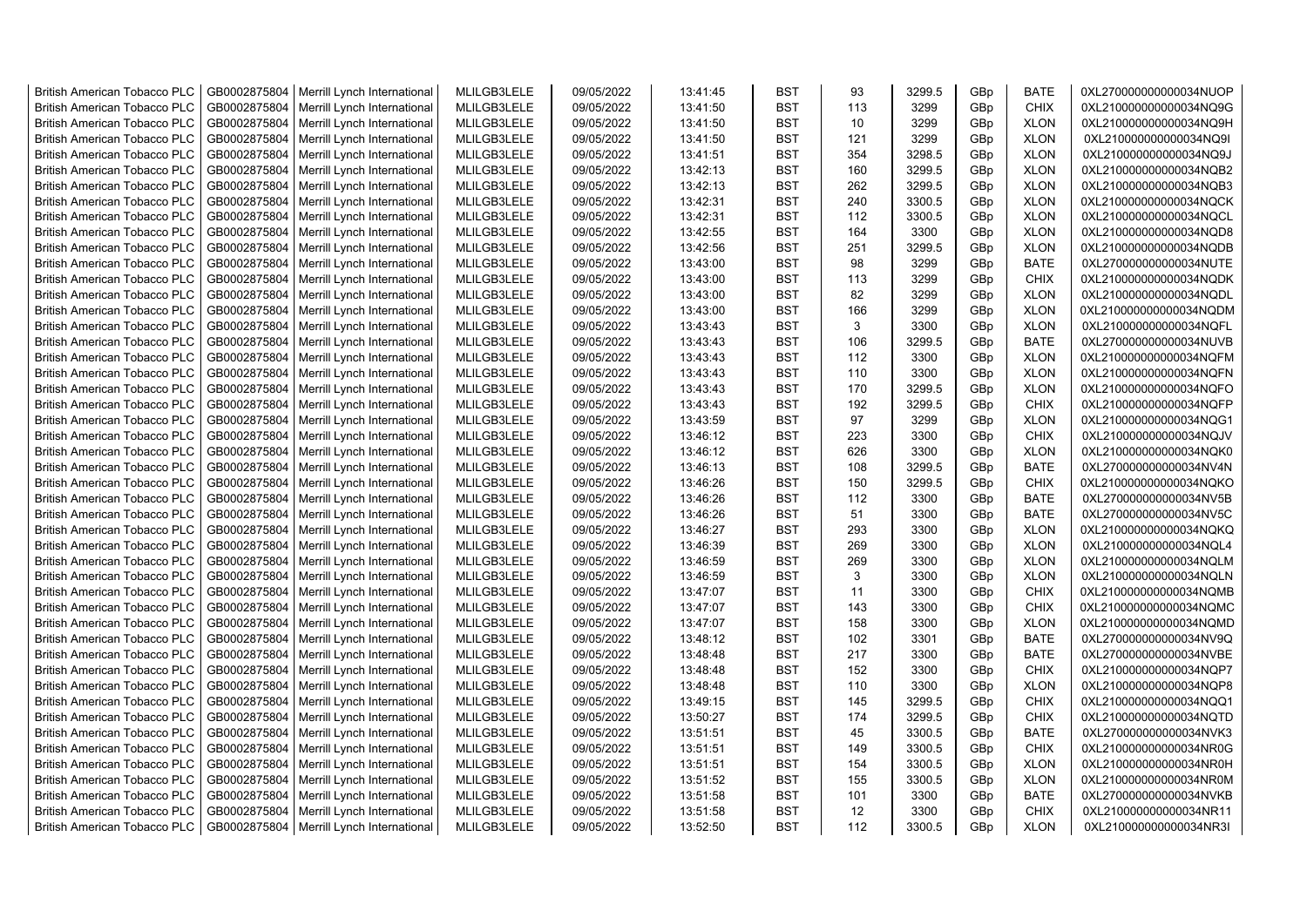| British American Tobacco PLC | GB0002875804 | Merrill Lynch International | MLILGB3LELE | 09/05/2022 | 13:41:45 | BST | 93 | 3299.5 | GBp | BATE | 0XL270000000000034NUOP |
|---|---|---|---|---|---|---|---|---|---|---|---|
| British American Tobacco PLC | GB0002875804 | Merrill Lynch International | MLILGB3LELE | 09/05/2022 | 13:41:50 | BST | 113 | 3299 | GBp | CHIX | 0XL210000000000034NQ9G |
| British American Tobacco PLC | GB0002875804 | Merrill Lynch International | MLILGB3LELE | 09/05/2022 | 13:41:50 | BST | 10 | 3299 | GBp | XLON | 0XL210000000000034NQ9H |
| British American Tobacco PLC | GB0002875804 | Merrill Lynch International | MLILGB3LELE | 09/05/2022 | 13:41:50 | BST | 121 | 3299 | GBp | XLON | 0XL210000000000034NQ9I |
| British American Tobacco PLC | GB0002875804 | Merrill Lynch International | MLILGB3LELE | 09/05/2022 | 13:41:51 | BST | 354 | 3298.5 | GBp | XLON | 0XL210000000000034NQ9J |
| British American Tobacco PLC | GB0002875804 | Merrill Lynch International | MLILGB3LELE | 09/05/2022 | 13:42:13 | BST | 160 | 3299.5 | GBp | XLON | 0XL210000000000034NQB2 |
| British American Tobacco PLC | GB0002875804 | Merrill Lynch International | MLILGB3LELE | 09/05/2022 | 13:42:13 | BST | 262 | 3299.5 | GBp | XLON | 0XL210000000000034NQB3 |
| British American Tobacco PLC | GB0002875804 | Merrill Lynch International | MLILGB3LELE | 09/05/2022 | 13:42:31 | BST | 240 | 3300.5 | GBp | XLON | 0XL210000000000034NQCK |
| British American Tobacco PLC | GB0002875804 | Merrill Lynch International | MLILGB3LELE | 09/05/2022 | 13:42:31 | BST | 112 | 3300.5 | GBp | XLON | 0XL210000000000034NQCL |
| British American Tobacco PLC | GB0002875804 | Merrill Lynch International | MLILGB3LELE | 09/05/2022 | 13:42:55 | BST | 164 | 3300 | GBp | XLON | 0XL210000000000034NQD8 |
| British American Tobacco PLC | GB0002875804 | Merrill Lynch International | MLILGB3LELE | 09/05/2022 | 13:42:56 | BST | 251 | 3299.5 | GBp | XLON | 0XL210000000000034NQDB |
| British American Tobacco PLC | GB0002875804 | Merrill Lynch International | MLILGB3LELE | 09/05/2022 | 13:43:00 | BST | 98 | 3299 | GBp | BATE | 0XL270000000000034NUTE |
| British American Tobacco PLC | GB0002875804 | Merrill Lynch International | MLILGB3LELE | 09/05/2022 | 13:43:00 | BST | 113 | 3299 | GBp | CHIX | 0XL210000000000034NQDK |
| British American Tobacco PLC | GB0002875804 | Merrill Lynch International | MLILGB3LELE | 09/05/2022 | 13:43:00 | BST | 82 | 3299 | GBp | XLON | 0XL210000000000034NQDL |
| British American Tobacco PLC | GB0002875804 | Merrill Lynch International | MLILGB3LELE | 09/05/2022 | 13:43:00 | BST | 166 | 3299 | GBp | XLON | 0XL210000000000034NQDM |
| British American Tobacco PLC | GB0002875804 | Merrill Lynch International | MLILGB3LELE | 09/05/2022 | 13:43:43 | BST | 3 | 3300 | GBp | XLON | 0XL210000000000034NQFL |
| British American Tobacco PLC | GB0002875804 | Merrill Lynch International | MLILGB3LELE | 09/05/2022 | 13:43:43 | BST | 106 | 3299.5 | GBp | BATE | 0XL270000000000034NUVB |
| British American Tobacco PLC | GB0002875804 | Merrill Lynch International | MLILGB3LELE | 09/05/2022 | 13:43:43 | BST | 112 | 3300 | GBp | XLON | 0XL210000000000034NQFM |
| British American Tobacco PLC | GB0002875804 | Merrill Lynch International | MLILGB3LELE | 09/05/2022 | 13:43:43 | BST | 110 | 3300 | GBp | XLON | 0XL210000000000034NQFN |
| British American Tobacco PLC | GB0002875804 | Merrill Lynch International | MLILGB3LELE | 09/05/2022 | 13:43:43 | BST | 170 | 3299.5 | GBp | XLON | 0XL210000000000034NQFO |
| British American Tobacco PLC | GB0002875804 | Merrill Lynch International | MLILGB3LELE | 09/05/2022 | 13:43:43 | BST | 192 | 3299.5 | GBp | CHIX | 0XL210000000000034NQFP |
| British American Tobacco PLC | GB0002875804 | Merrill Lynch International | MLILGB3LELE | 09/05/2022 | 13:43:59 | BST | 97 | 3299 | GBp | XLON | 0XL210000000000034NQG1 |
| British American Tobacco PLC | GB0002875804 | Merrill Lynch International | MLILGB3LELE | 09/05/2022 | 13:46:12 | BST | 223 | 3300 | GBp | CHIX | 0XL210000000000034NQJV |
| British American Tobacco PLC | GB0002875804 | Merrill Lynch International | MLILGB3LELE | 09/05/2022 | 13:46:12 | BST | 626 | 3300 | GBp | XLON | 0XL210000000000034NQK0 |
| British American Tobacco PLC | GB0002875804 | Merrill Lynch International | MLILGB3LELE | 09/05/2022 | 13:46:13 | BST | 108 | 3299.5 | GBp | BATE | 0XL270000000000034NV4N |
| British American Tobacco PLC | GB0002875804 | Merrill Lynch International | MLILGB3LELE | 09/05/2022 | 13:46:26 | BST | 150 | 3299.5 | GBp | CHIX | 0XL210000000000034NQKO |
| British American Tobacco PLC | GB0002875804 | Merrill Lynch International | MLILGB3LELE | 09/05/2022 | 13:46:26 | BST | 112 | 3300 | GBp | BATE | 0XL270000000000034NV5B |
| British American Tobacco PLC | GB0002875804 | Merrill Lynch International | MLILGB3LELE | 09/05/2022 | 13:46:26 | BST | 51 | 3300 | GBp | BATE | 0XL270000000000034NV5C |
| British American Tobacco PLC | GB0002875804 | Merrill Lynch International | MLILGB3LELE | 09/05/2022 | 13:46:27 | BST | 293 | 3300 | GBp | XLON | 0XL210000000000034NQKQ |
| British American Tobacco PLC | GB0002875804 | Merrill Lynch International | MLILGB3LELE | 09/05/2022 | 13:46:39 | BST | 269 | 3300 | GBp | XLON | 0XL210000000000034NQL4 |
| British American Tobacco PLC | GB0002875804 | Merrill Lynch International | MLILGB3LELE | 09/05/2022 | 13:46:59 | BST | 269 | 3300 | GBp | XLON | 0XL210000000000034NQLM |
| British American Tobacco PLC | GB0002875804 | Merrill Lynch International | MLILGB3LELE | 09/05/2022 | 13:46:59 | BST | 3 | 3300 | GBp | XLON | 0XL210000000000034NQLN |
| British American Tobacco PLC | GB0002875804 | Merrill Lynch International | MLILGB3LELE | 09/05/2022 | 13:47:07 | BST | 11 | 3300 | GBp | CHIX | 0XL210000000000034NQMB |
| British American Tobacco PLC | GB0002875804 | Merrill Lynch International | MLILGB3LELE | 09/05/2022 | 13:47:07 | BST | 143 | 3300 | GBp | CHIX | 0XL210000000000034NQMC |
| British American Tobacco PLC | GB0002875804 | Merrill Lynch International | MLILGB3LELE | 09/05/2022 | 13:47:07 | BST | 158 | 3300 | GBp | XLON | 0XL210000000000034NQMD |
| British American Tobacco PLC | GB0002875804 | Merrill Lynch International | MLILGB3LELE | 09/05/2022 | 13:48:12 | BST | 102 | 3301 | GBp | BATE | 0XL270000000000034NV9Q |
| British American Tobacco PLC | GB0002875804 | Merrill Lynch International | MLILGB3LELE | 09/05/2022 | 13:48:48 | BST | 217 | 3300 | GBp | BATE | 0XL270000000000034NVBE |
| British American Tobacco PLC | GB0002875804 | Merrill Lynch International | MLILGB3LELE | 09/05/2022 | 13:48:48 | BST | 152 | 3300 | GBp | CHIX | 0XL210000000000034NQP7 |
| British American Tobacco PLC | GB0002875804 | Merrill Lynch International | MLILGB3LELE | 09/05/2022 | 13:48:48 | BST | 110 | 3300 | GBp | XLON | 0XL210000000000034NQP8 |
| British American Tobacco PLC | GB0002875804 | Merrill Lynch International | MLILGB3LELE | 09/05/2022 | 13:49:15 | BST | 145 | 3299.5 | GBp | CHIX | 0XL210000000000034NQQ1 |
| British American Tobacco PLC | GB0002875804 | Merrill Lynch International | MLILGB3LELE | 09/05/2022 | 13:50:27 | BST | 174 | 3299.5 | GBp | CHIX | 0XL210000000000034NQTD |
| British American Tobacco PLC | GB0002875804 | Merrill Lynch International | MLILGB3LELE | 09/05/2022 | 13:51:51 | BST | 45 | 3300.5 | GBp | BATE | 0XL270000000000034NVK3 |
| British American Tobacco PLC | GB0002875804 | Merrill Lynch International | MLILGB3LELE | 09/05/2022 | 13:51:51 | BST | 149 | 3300.5 | GBp | CHIX | 0XL210000000000034NR0G |
| British American Tobacco PLC | GB0002875804 | Merrill Lynch International | MLILGB3LELE | 09/05/2022 | 13:51:51 | BST | 154 | 3300.5 | GBp | XLON | 0XL210000000000034NR0H |
| British American Tobacco PLC | GB0002875804 | Merrill Lynch International | MLILGB3LELE | 09/05/2022 | 13:51:52 | BST | 155 | 3300.5 | GBp | XLON | 0XL210000000000034NR0M |
| British American Tobacco PLC | GB0002875804 | Merrill Lynch International | MLILGB3LELE | 09/05/2022 | 13:51:58 | BST | 101 | 3300 | GBp | BATE | 0XL270000000000034NVKB |
| British American Tobacco PLC | GB0002875804 | Merrill Lynch International | MLILGB3LELE | 09/05/2022 | 13:51:58 | BST | 12 | 3300 | GBp | CHIX | 0XL210000000000034NR11 |
| British American Tobacco PLC | GB0002875804 | Merrill Lynch International | MLILGB3LELE | 09/05/2022 | 13:52:50 | BST | 112 | 3300.5 | GBp | XLON | 0XL210000000000034NR3I |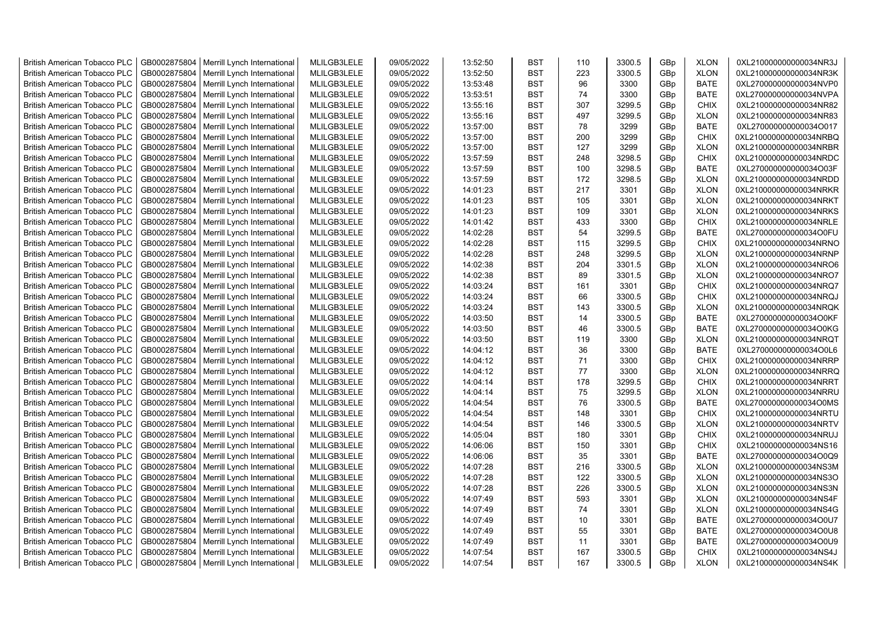| | | | | | | | | | | | |
|---|---|---|---|---|---|---|---|---|---|---|---|
| British American Tobacco PLC | GB0002875804 | Merrill Lynch International | MLILGB3LELE | 09/05/2022 | 13:52:50 | BST | 110 | 3300.5 | GBp | XLON | 0XL210000000000034NR3J |
| British American Tobacco PLC | GB0002875804 | Merrill Lynch International | MLILGB3LELE | 09/05/2022 | 13:52:50 | BST | 223 | 3300.5 | GBp | XLON | 0XL210000000000034NR3K |
| British American Tobacco PLC | GB0002875804 | Merrill Lynch International | MLILGB3LELE | 09/05/2022 | 13:53:48 | BST | 96 | 3300 | GBp | BATE | 0XL270000000000034NVP0 |
| British American Tobacco PLC | GB0002875804 | Merrill Lynch International | MLILGB3LELE | 09/05/2022 | 13:53:51 | BST | 74 | 3300 | GBp | BATE | 0XL270000000000034NVPA |
| British American Tobacco PLC | GB0002875804 | Merrill Lynch International | MLILGB3LELE | 09/05/2022 | 13:55:16 | BST | 307 | 3299.5 | GBp | CHIX | 0XL210000000000034NR82 |
| British American Tobacco PLC | GB0002875804 | Merrill Lynch International | MLILGB3LELE | 09/05/2022 | 13:55:16 | BST | 497 | 3299.5 | GBp | XLON | 0XL210000000000034NR83 |
| British American Tobacco PLC | GB0002875804 | Merrill Lynch International | MLILGB3LELE | 09/05/2022 | 13:57:00 | BST | 78 | 3299 | GBp | BATE | 0XL270000000000034O017 |
| British American Tobacco PLC | GB0002875804 | Merrill Lynch International | MLILGB3LELE | 09/05/2022 | 13:57:00 | BST | 200 | 3299 | GBp | CHIX | 0XL210000000000034NRBQ |
| British American Tobacco PLC | GB0002875804 | Merrill Lynch International | MLILGB3LELE | 09/05/2022 | 13:57:00 | BST | 127 | 3299 | GBp | XLON | 0XL210000000000034NRBR |
| British American Tobacco PLC | GB0002875804 | Merrill Lynch International | MLILGB3LELE | 09/05/2022 | 13:57:59 | BST | 248 | 3298.5 | GBp | CHIX | 0XL210000000000034NRDC |
| British American Tobacco PLC | GB0002875804 | Merrill Lynch International | MLILGB3LELE | 09/05/2022 | 13:57:59 | BST | 100 | 3298.5 | GBp | BATE | 0XL270000000000034O03F |
| British American Tobacco PLC | GB0002875804 | Merrill Lynch International | MLILGB3LELE | 09/05/2022 | 13:57:59 | BST | 172 | 3298.5 | GBp | XLON | 0XL210000000000034NRDD |
| British American Tobacco PLC | GB0002875804 | Merrill Lynch International | MLILGB3LELE | 09/05/2022 | 14:01:23 | BST | 217 | 3301 | GBp | XLON | 0XL210000000000034NRKR |
| British American Tobacco PLC | GB0002875804 | Merrill Lynch International | MLILGB3LELE | 09/05/2022 | 14:01:23 | BST | 105 | 3301 | GBp | XLON | 0XL210000000000034NRKT |
| British American Tobacco PLC | GB0002875804 | Merrill Lynch International | MLILGB3LELE | 09/05/2022 | 14:01:23 | BST | 109 | 3301 | GBp | XLON | 0XL210000000000034NRKS |
| British American Tobacco PLC | GB0002875804 | Merrill Lynch International | MLILGB3LELE | 09/05/2022 | 14:01:42 | BST | 433 | 3300 | GBp | CHIX | 0XL210000000000034NRLE |
| British American Tobacco PLC | GB0002875804 | Merrill Lynch International | MLILGB3LELE | 09/05/2022 | 14:02:28 | BST | 54 | 3299.5 | GBp | BATE | 0XL270000000000034O0FU |
| British American Tobacco PLC | GB0002875804 | Merrill Lynch International | MLILGB3LELE | 09/05/2022 | 14:02:28 | BST | 115 | 3299.5 | GBp | CHIX | 0XL210000000000034NRNO |
| British American Tobacco PLC | GB0002875804 | Merrill Lynch International | MLILGB3LELE | 09/05/2022 | 14:02:28 | BST | 248 | 3299.5 | GBp | XLON | 0XL210000000000034NRNP |
| British American Tobacco PLC | GB0002875804 | Merrill Lynch International | MLILGB3LELE | 09/05/2022 | 14:02:38 | BST | 204 | 3301.5 | GBp | XLON | 0XL210000000000034NRO6 |
| British American Tobacco PLC | GB0002875804 | Merrill Lynch International | MLILGB3LELE | 09/05/2022 | 14:02:38 | BST | 89 | 3301.5 | GBp | XLON | 0XL210000000000034NRO7 |
| British American Tobacco PLC | GB0002875804 | Merrill Lynch International | MLILGB3LELE | 09/05/2022 | 14:03:24 | BST | 161 | 3301 | GBp | CHIX | 0XL210000000000034NRQ7 |
| British American Tobacco PLC | GB0002875804 | Merrill Lynch International | MLILGB3LELE | 09/05/2022 | 14:03:24 | BST | 66 | 3300.5 | GBp | CHIX | 0XL210000000000034NRQJ |
| British American Tobacco PLC | GB0002875804 | Merrill Lynch International | MLILGB3LELE | 09/05/2022 | 14:03:24 | BST | 143 | 3300.5 | GBp | XLON | 0XL210000000000034NRQK |
| British American Tobacco PLC | GB0002875804 | Merrill Lynch International | MLILGB3LELE | 09/05/2022 | 14:03:50 | BST | 14 | 3300.5 | GBp | BATE | 0XL270000000000034O0KF |
| British American Tobacco PLC | GB0002875804 | Merrill Lynch International | MLILGB3LELE | 09/05/2022 | 14:03:50 | BST | 46 | 3300.5 | GBp | BATE | 0XL270000000000034O0KG |
| British American Tobacco PLC | GB0002875804 | Merrill Lynch International | MLILGB3LELE | 09/05/2022 | 14:03:50 | BST | 119 | 3300 | GBp | XLON | 0XL210000000000034NRQT |
| British American Tobacco PLC | GB0002875804 | Merrill Lynch International | MLILGB3LELE | 09/05/2022 | 14:04:12 | BST | 36 | 3300 | GBp | BATE | 0XL270000000000034O0L6 |
| British American Tobacco PLC | GB0002875804 | Merrill Lynch International | MLILGB3LELE | 09/05/2022 | 14:04:12 | BST | 71 | 3300 | GBp | CHIX | 0XL210000000000034NRRP |
| British American Tobacco PLC | GB0002875804 | Merrill Lynch International | MLILGB3LELE | 09/05/2022 | 14:04:12 | BST | 77 | 3300 | GBp | XLON | 0XL210000000000034NRRQ |
| British American Tobacco PLC | GB0002875804 | Merrill Lynch International | MLILGB3LELE | 09/05/2022 | 14:04:14 | BST | 178 | 3299.5 | GBp | CHIX | 0XL210000000000034NRRT |
| British American Tobacco PLC | GB0002875804 | Merrill Lynch International | MLILGB3LELE | 09/05/2022 | 14:04:14 | BST | 75 | 3299.5 | GBp | XLON | 0XL210000000000034NRRU |
| British American Tobacco PLC | GB0002875804 | Merrill Lynch International | MLILGB3LELE | 09/05/2022 | 14:04:54 | BST | 76 | 3300.5 | GBp | BATE | 0XL270000000000034O0MS |
| British American Tobacco PLC | GB0002875804 | Merrill Lynch International | MLILGB3LELE | 09/05/2022 | 14:04:54 | BST | 148 | 3301 | GBp | CHIX | 0XL210000000000034NRTU |
| British American Tobacco PLC | GB0002875804 | Merrill Lynch International | MLILGB3LELE | 09/05/2022 | 14:04:54 | BST | 146 | 3300.5 | GBp | XLON | 0XL210000000000034NRTV |
| British American Tobacco PLC | GB0002875804 | Merrill Lynch International | MLILGB3LELE | 09/05/2022 | 14:05:04 | BST | 180 | 3301 | GBp | CHIX | 0XL210000000000034NRUJ |
| British American Tobacco PLC | GB0002875804 | Merrill Lynch International | MLILGB3LELE | 09/05/2022 | 14:06:06 | BST | 150 | 3301 | GBp | CHIX | 0XL210000000000034NS16 |
| British American Tobacco PLC | GB0002875804 | Merrill Lynch International | MLILGB3LELE | 09/05/2022 | 14:06:06 | BST | 35 | 3301 | GBp | BATE | 0XL270000000000034O0Q9 |
| British American Tobacco PLC | GB0002875804 | Merrill Lynch International | MLILGB3LELE | 09/05/2022 | 14:07:28 | BST | 216 | 3300.5 | GBp | XLON | 0XL210000000000034NS3M |
| British American Tobacco PLC | GB0002875804 | Merrill Lynch International | MLILGB3LELE | 09/05/2022 | 14:07:28 | BST | 122 | 3300.5 | GBp | XLON | 0XL210000000000034NS3O |
| British American Tobacco PLC | GB0002875804 | Merrill Lynch International | MLILGB3LELE | 09/05/2022 | 14:07:28 | BST | 226 | 3300.5 | GBp | XLON | 0XL210000000000034NS3N |
| British American Tobacco PLC | GB0002875804 | Merrill Lynch International | MLILGB3LELE | 09/05/2022 | 14:07:49 | BST | 593 | 3301 | GBp | XLON | 0XL210000000000034NS4F |
| British American Tobacco PLC | GB0002875804 | Merrill Lynch International | MLILGB3LELE | 09/05/2022 | 14:07:49 | BST | 74 | 3301 | GBp | XLON | 0XL210000000000034NS4G |
| British American Tobacco PLC | GB0002875804 | Merrill Lynch International | MLILGB3LELE | 09/05/2022 | 14:07:49 | BST | 10 | 3301 | GBp | BATE | 0XL270000000000034O0U7 |
| British American Tobacco PLC | GB0002875804 | Merrill Lynch International | MLILGB3LELE | 09/05/2022 | 14:07:49 | BST | 55 | 3301 | GBp | BATE | 0XL270000000000034O0U8 |
| British American Tobacco PLC | GB0002875804 | Merrill Lynch International | MLILGB3LELE | 09/05/2022 | 14:07:49 | BST | 11 | 3301 | GBp | BATE | 0XL270000000000034O0U9 |
| British American Tobacco PLC | GB0002875804 | Merrill Lynch International | MLILGB3LELE | 09/05/2022 | 14:07:54 | BST | 167 | 3300.5 | GBp | CHIX | 0XL210000000000034NS4J |
| British American Tobacco PLC | GB0002875804 | Merrill Lynch International | MLILGB3LELE | 09/05/2022 | 14:07:54 | BST | 167 | 3300.5 | GBp | XLON | 0XL210000000000034NS4K |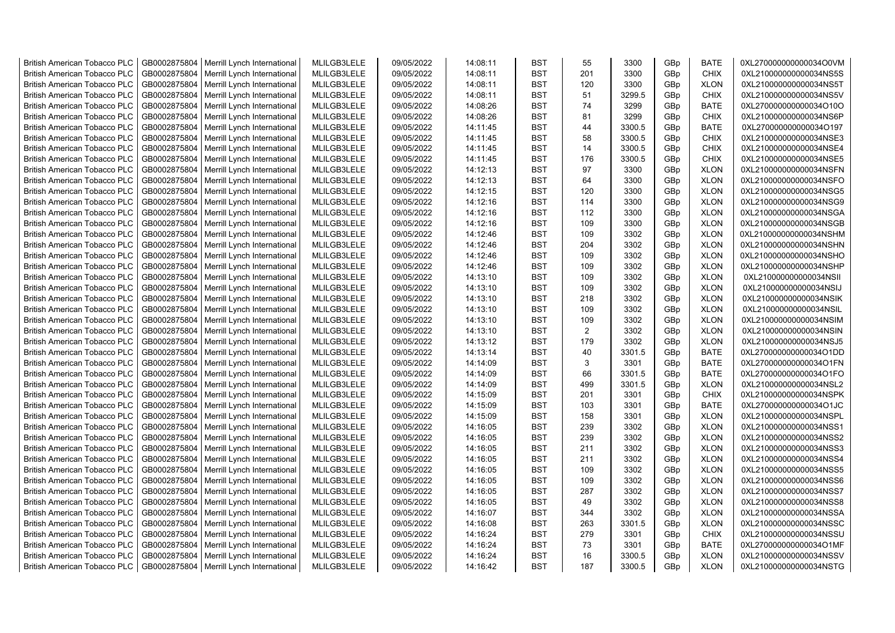| British American Tobacco PLC | GB0002875804 | Merrill Lynch International | MLILGB3LELE | 09/05/2022 | 14:08:11 | BST | 55 | 3300 | GBp | BATE | 0XL270000000000034O0VM |
|---|---|---|---|---|---|---|---|---|---|---|---|
| British American Tobacco PLC | GB0002875804 | Merrill Lynch International | MLILGB3LELE | 09/05/2022 | 14:08:11 | BST | 201 | 3300 | GBp | CHIX | 0XL210000000000034NS5S |
| British American Tobacco PLC | GB0002875804 | Merrill Lynch International | MLILGB3LELE | 09/05/2022 | 14:08:11 | BST | 120 | 3300 | GBp | XLON | 0XL210000000000034NS5T |
| British American Tobacco PLC | GB0002875804 | Merrill Lynch International | MLILGB3LELE | 09/05/2022 | 14:08:11 | BST | 51 | 3299.5 | GBp | CHIX | 0XL210000000000034NS5V |
| British American Tobacco PLC | GB0002875804 | Merrill Lynch International | MLILGB3LELE | 09/05/2022 | 14:08:26 | BST | 74 | 3299 | GBp | BATE | 0XL270000000000034O10O |
| British American Tobacco PLC | GB0002875804 | Merrill Lynch International | MLILGB3LELE | 09/05/2022 | 14:08:26 | BST | 81 | 3299 | GBp | CHIX | 0XL210000000000034NS6P |
| British American Tobacco PLC | GB0002875804 | Merrill Lynch International | MLILGB3LELE | 09/05/2022 | 14:11:45 | BST | 44 | 3300.5 | GBp | BATE | 0XL270000000000034O197 |
| British American Tobacco PLC | GB0002875804 | Merrill Lynch International | MLILGB3LELE | 09/05/2022 | 14:11:45 | BST | 58 | 3300.5 | GBp | CHIX | 0XL210000000000034NSE3 |
| British American Tobacco PLC | GB0002875804 | Merrill Lynch International | MLILGB3LELE | 09/05/2022 | 14:11:45 | BST | 14 | 3300.5 | GBp | CHIX | 0XL210000000000034NSE4 |
| British American Tobacco PLC | GB0002875804 | Merrill Lynch International | MLILGB3LELE | 09/05/2022 | 14:11:45 | BST | 176 | 3300.5 | GBp | CHIX | 0XL210000000000034NSE5 |
| British American Tobacco PLC | GB0002875804 | Merrill Lynch International | MLILGB3LELE | 09/05/2022 | 14:12:13 | BST | 97 | 3300 | GBp | XLON | 0XL210000000000034NSFN |
| British American Tobacco PLC | GB0002875804 | Merrill Lynch International | MLILGB3LELE | 09/05/2022 | 14:12:13 | BST | 64 | 3300 | GBp | XLON | 0XL210000000000034NSFO |
| British American Tobacco PLC | GB0002875804 | Merrill Lynch International | MLILGB3LELE | 09/05/2022 | 14:12:15 | BST | 120 | 3300 | GBp | XLON | 0XL210000000000034NSG5 |
| British American Tobacco PLC | GB0002875804 | Merrill Lynch International | MLILGB3LELE | 09/05/2022 | 14:12:16 | BST | 114 | 3300 | GBp | XLON | 0XL210000000000034NSG9 |
| British American Tobacco PLC | GB0002875804 | Merrill Lynch International | MLILGB3LELE | 09/05/2022 | 14:12:16 | BST | 112 | 3300 | GBp | XLON | 0XL210000000000034NSGA |
| British American Tobacco PLC | GB0002875804 | Merrill Lynch International | MLILGB3LELE | 09/05/2022 | 14:12:16 | BST | 109 | 3300 | GBp | XLON | 0XL210000000000034NSGB |
| British American Tobacco PLC | GB0002875804 | Merrill Lynch International | MLILGB3LELE | 09/05/2022 | 14:12:46 | BST | 109 | 3302 | GBp | XLON | 0XL210000000000034NSHM |
| British American Tobacco PLC | GB0002875804 | Merrill Lynch International | MLILGB3LELE | 09/05/2022 | 14:12:46 | BST | 204 | 3302 | GBp | XLON | 0XL210000000000034NSHN |
| British American Tobacco PLC | GB0002875804 | Merrill Lynch International | MLILGB3LELE | 09/05/2022 | 14:12:46 | BST | 109 | 3302 | GBp | XLON | 0XL210000000000034NSHO |
| British American Tobacco PLC | GB0002875804 | Merrill Lynch International | MLILGB3LELE | 09/05/2022 | 14:12:46 | BST | 109 | 3302 | GBp | XLON | 0XL210000000000034NSHP |
| British American Tobacco PLC | GB0002875804 | Merrill Lynch International | MLILGB3LELE | 09/05/2022 | 14:13:10 | BST | 109 | 3302 | GBp | XLON | 0XL210000000000034NSII |
| British American Tobacco PLC | GB0002875804 | Merrill Lynch International | MLILGB3LELE | 09/05/2022 | 14:13:10 | BST | 109 | 3302 | GBp | XLON | 0XL210000000000034NSIJ |
| British American Tobacco PLC | GB0002875804 | Merrill Lynch International | MLILGB3LELE | 09/05/2022 | 14:13:10 | BST | 218 | 3302 | GBp | XLON | 0XL210000000000034NSIK |
| British American Tobacco PLC | GB0002875804 | Merrill Lynch International | MLILGB3LELE | 09/05/2022 | 14:13:10 | BST | 109 | 3302 | GBp | XLON | 0XL210000000000034NSIL |
| British American Tobacco PLC | GB0002875804 | Merrill Lynch International | MLILGB3LELE | 09/05/2022 | 14:13:10 | BST | 109 | 3302 | GBp | XLON | 0XL210000000000034NSIM |
| British American Tobacco PLC | GB0002875804 | Merrill Lynch International | MLILGB3LELE | 09/05/2022 | 14:13:10 | BST | 2 | 3302 | GBp | XLON | 0XL210000000000034NSIN |
| British American Tobacco PLC | GB0002875804 | Merrill Lynch International | MLILGB3LELE | 09/05/2022 | 14:13:12 | BST | 179 | 3302 | GBp | XLON | 0XL210000000000034NSJ5 |
| British American Tobacco PLC | GB0002875804 | Merrill Lynch International | MLILGB3LELE | 09/05/2022 | 14:13:14 | BST | 40 | 3301.5 | GBp | BATE | 0XL270000000000034O1DD |
| British American Tobacco PLC | GB0002875804 | Merrill Lynch International | MLILGB3LELE | 09/05/2022 | 14:14:09 | BST | 3 | 3301 | GBp | BATE | 0XL270000000000034O1FN |
| British American Tobacco PLC | GB0002875804 | Merrill Lynch International | MLILGB3LELE | 09/05/2022 | 14:14:09 | BST | 66 | 3301.5 | GBp | BATE | 0XL270000000000034O1FO |
| British American Tobacco PLC | GB0002875804 | Merrill Lynch International | MLILGB3LELE | 09/05/2022 | 14:14:09 | BST | 499 | 3301.5 | GBp | XLON | 0XL210000000000034NSL2 |
| British American Tobacco PLC | GB0002875804 | Merrill Lynch International | MLILGB3LELE | 09/05/2022 | 14:15:09 | BST | 201 | 3301 | GBp | CHIX | 0XL210000000000034NSPK |
| British American Tobacco PLC | GB0002875804 | Merrill Lynch International | MLILGB3LELE | 09/05/2022 | 14:15:09 | BST | 103 | 3301 | GBp | BATE | 0XL270000000000034O1JC |
| British American Tobacco PLC | GB0002875804 | Merrill Lynch International | MLILGB3LELE | 09/05/2022 | 14:15:09 | BST | 158 | 3301 | GBp | XLON | 0XL210000000000034NSPL |
| British American Tobacco PLC | GB0002875804 | Merrill Lynch International | MLILGB3LELE | 09/05/2022 | 14:16:05 | BST | 239 | 3302 | GBp | XLON | 0XL210000000000034NSS1 |
| British American Tobacco PLC | GB0002875804 | Merrill Lynch International | MLILGB3LELE | 09/05/2022 | 14:16:05 | BST | 239 | 3302 | GBp | XLON | 0XL210000000000034NSS2 |
| British American Tobacco PLC | GB0002875804 | Merrill Lynch International | MLILGB3LELE | 09/05/2022 | 14:16:05 | BST | 211 | 3302 | GBp | XLON | 0XL210000000000034NSS3 |
| British American Tobacco PLC | GB0002875804 | Merrill Lynch International | MLILGB3LELE | 09/05/2022 | 14:16:05 | BST | 211 | 3302 | GBp | XLON | 0XL210000000000034NSS4 |
| British American Tobacco PLC | GB0002875804 | Merrill Lynch International | MLILGB3LELE | 09/05/2022 | 14:16:05 | BST | 109 | 3302 | GBp | XLON | 0XL210000000000034NSS5 |
| British American Tobacco PLC | GB0002875804 | Merrill Lynch International | MLILGB3LELE | 09/05/2022 | 14:16:05 | BST | 109 | 3302 | GBp | XLON | 0XL210000000000034NSS6 |
| British American Tobacco PLC | GB0002875804 | Merrill Lynch International | MLILGB3LELE | 09/05/2022 | 14:16:05 | BST | 287 | 3302 | GBp | XLON | 0XL210000000000034NSS7 |
| British American Tobacco PLC | GB0002875804 | Merrill Lynch International | MLILGB3LELE | 09/05/2022 | 14:16:05 | BST | 49 | 3302 | GBp | XLON | 0XL210000000000034NSS8 |
| British American Tobacco PLC | GB0002875804 | Merrill Lynch International | MLILGB3LELE | 09/05/2022 | 14:16:07 | BST | 344 | 3302 | GBp | XLON | 0XL210000000000034NSSA |
| British American Tobacco PLC | GB0002875804 | Merrill Lynch International | MLILGB3LELE | 09/05/2022 | 14:16:08 | BST | 263 | 3301.5 | GBp | XLON | 0XL210000000000034NSSC |
| British American Tobacco PLC | GB0002875804 | Merrill Lynch International | MLILGB3LELE | 09/05/2022 | 14:16:24 | BST | 279 | 3301 | GBp | CHIX | 0XL210000000000034NSSU |
| British American Tobacco PLC | GB0002875804 | Merrill Lynch International | MLILGB3LELE | 09/05/2022 | 14:16:24 | BST | 73 | 3301 | GBp | BATE | 0XL270000000000034O1MF |
| British American Tobacco PLC | GB0002875804 | Merrill Lynch International | MLILGB3LELE | 09/05/2022 | 14:16:24 | BST | 16 | 3300.5 | GBp | XLON | 0XL210000000000034NSSV |
| British American Tobacco PLC | GB0002875804 | Merrill Lynch International | MLILGB3LELE | 09/05/2022 | 14:16:42 | BST | 187 | 3300.5 | GBp | XLON | 0XL210000000000034NSTG |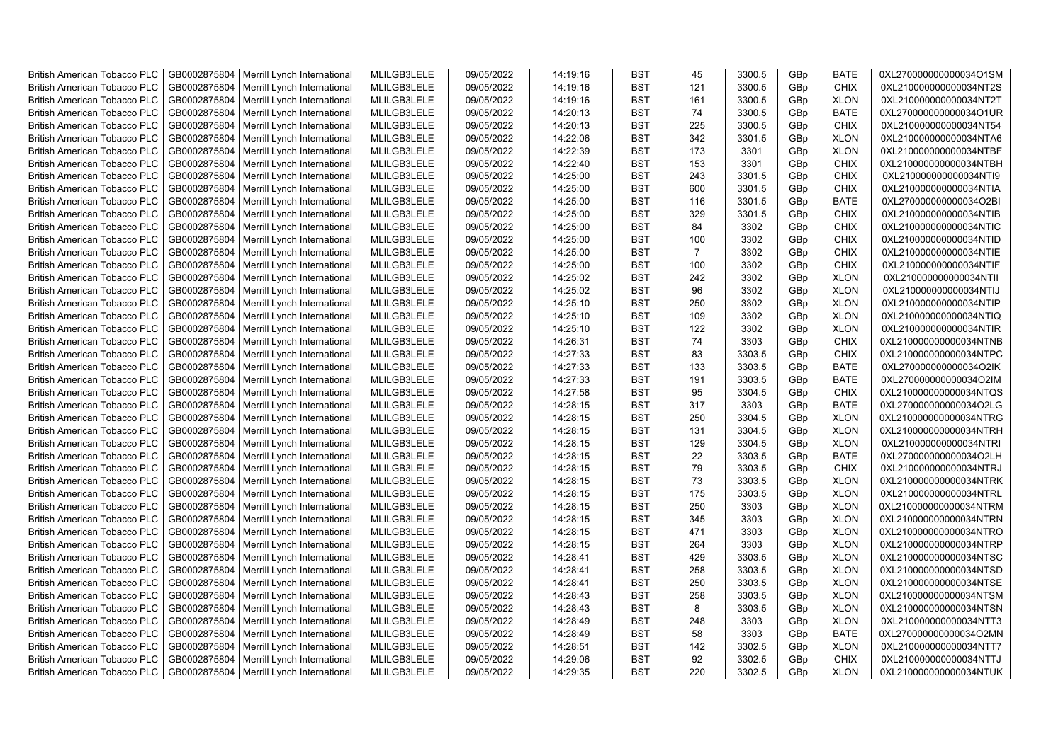| British American Tobacco PLC | GB0002875804 | Merrill Lynch International | MLILGB3LELE | 09/05/2022 | 14:19:16 | BST | 45 | 3300.5 | GBp | BATE | 0XL270000000000034O1SM |
|---|---|---|---|---|---|---|---|---|---|---|---|
| British American Tobacco PLC | GB0002875804 | Merrill Lynch International | MLILGB3LELE | 09/05/2022 | 14:19:16 | BST | 121 | 3300.5 | GBp | CHIX | 0XL210000000000034NT2S |
| British American Tobacco PLC | GB0002875804 | Merrill Lynch International | MLILGB3LELE | 09/05/2022 | 14:19:16 | BST | 161 | 3300.5 | GBp | XLON | 0XL210000000000034NT2T |
| British American Tobacco PLC | GB0002875804 | Merrill Lynch International | MLILGB3LELE | 09/05/2022 | 14:20:13 | BST | 74 | 3300.5 | GBp | BATE | 0XL270000000000034O1UR |
| British American Tobacco PLC | GB0002875804 | Merrill Lynch International | MLILGB3LELE | 09/05/2022 | 14:20:13 | BST | 225 | 3300.5 | GBp | CHIX | 0XL210000000000034NT54 |
| British American Tobacco PLC | GB0002875804 | Merrill Lynch International | MLILGB3LELE | 09/05/2022 | 14:22:06 | BST | 342 | 3301.5 | GBp | XLON | 0XL210000000000034NTA6 |
| British American Tobacco PLC | GB0002875804 | Merrill Lynch International | MLILGB3LELE | 09/05/2022 | 14:22:39 | BST | 173 | 3301 | GBp | XLON | 0XL210000000000034NTBF |
| British American Tobacco PLC | GB0002875804 | Merrill Lynch International | MLILGB3LELE | 09/05/2022 | 14:22:40 | BST | 153 | 3301 | GBp | CHIX | 0XL210000000000034NTBH |
| British American Tobacco PLC | GB0002875804 | Merrill Lynch International | MLILGB3LELE | 09/05/2022 | 14:25:00 | BST | 243 | 3301.5 | GBp | CHIX | 0XL210000000000034NTI9 |
| British American Tobacco PLC | GB0002875804 | Merrill Lynch International | MLILGB3LELE | 09/05/2022 | 14:25:00 | BST | 600 | 3301.5 | GBp | CHIX | 0XL210000000000034NTIA |
| British American Tobacco PLC | GB0002875804 | Merrill Lynch International | MLILGB3LELE | 09/05/2022 | 14:25:00 | BST | 116 | 3301.5 | GBp | BATE | 0XL270000000000034O2BI |
| British American Tobacco PLC | GB0002875804 | Merrill Lynch International | MLILGB3LELE | 09/05/2022 | 14:25:00 | BST | 329 | 3301.5 | GBp | CHIX | 0XL210000000000034NTIB |
| British American Tobacco PLC | GB0002875804 | Merrill Lynch International | MLILGB3LELE | 09/05/2022 | 14:25:00 | BST | 84 | 3302 | GBp | CHIX | 0XL210000000000034NTIC |
| British American Tobacco PLC | GB0002875804 | Merrill Lynch International | MLILGB3LELE | 09/05/2022 | 14:25:00 | BST | 100 | 3302 | GBp | CHIX | 0XL210000000000034NTID |
| British American Tobacco PLC | GB0002875804 | Merrill Lynch International | MLILGB3LELE | 09/05/2022 | 14:25:00 | BST | 7 | 3302 | GBp | CHIX | 0XL210000000000034NTIE |
| British American Tobacco PLC | GB0002875804 | Merrill Lynch International | MLILGB3LELE | 09/05/2022 | 14:25:00 | BST | 100 | 3302 | GBp | CHIX | 0XL210000000000034NTIF |
| British American Tobacco PLC | GB0002875804 | Merrill Lynch International | MLILGB3LELE | 09/05/2022 | 14:25:02 | BST | 242 | 3302 | GBp | XLON | 0XL210000000000034NTII |
| British American Tobacco PLC | GB0002875804 | Merrill Lynch International | MLILGB3LELE | 09/05/2022 | 14:25:02 | BST | 96 | 3302 | GBp | XLON | 0XL210000000000034NTIJ |
| British American Tobacco PLC | GB0002875804 | Merrill Lynch International | MLILGB3LELE | 09/05/2022 | 14:25:10 | BST | 250 | 3302 | GBp | XLON | 0XL210000000000034NTIP |
| British American Tobacco PLC | GB0002875804 | Merrill Lynch International | MLILGB3LELE | 09/05/2022 | 14:25:10 | BST | 109 | 3302 | GBp | XLON | 0XL210000000000034NTIQ |
| British American Tobacco PLC | GB0002875804 | Merrill Lynch International | MLILGB3LELE | 09/05/2022 | 14:25:10 | BST | 122 | 3302 | GBp | XLON | 0XL210000000000034NTIR |
| British American Tobacco PLC | GB0002875804 | Merrill Lynch International | MLILGB3LELE | 09/05/2022 | 14:26:31 | BST | 74 | 3303 | GBp | CHIX | 0XL210000000000034NTNB |
| British American Tobacco PLC | GB0002875804 | Merrill Lynch International | MLILGB3LELE | 09/05/2022 | 14:27:33 | BST | 83 | 3303.5 | GBp | CHIX | 0XL210000000000034NTPC |
| British American Tobacco PLC | GB0002875804 | Merrill Lynch International | MLILGB3LELE | 09/05/2022 | 14:27:33 | BST | 133 | 3303.5 | GBp | BATE | 0XL270000000000034O2IK |
| British American Tobacco PLC | GB0002875804 | Merrill Lynch International | MLILGB3LELE | 09/05/2022 | 14:27:33 | BST | 191 | 3303.5 | GBp | BATE | 0XL270000000000034O2IM |
| British American Tobacco PLC | GB0002875804 | Merrill Lynch International | MLILGB3LELE | 09/05/2022 | 14:27:58 | BST | 95 | 3304.5 | GBp | CHIX | 0XL210000000000034NTQS |
| British American Tobacco PLC | GB0002875804 | Merrill Lynch International | MLILGB3LELE | 09/05/2022 | 14:28:15 | BST | 317 | 3303 | GBp | BATE | 0XL270000000000034O2LG |
| British American Tobacco PLC | GB0002875804 | Merrill Lynch International | MLILGB3LELE | 09/05/2022 | 14:28:15 | BST | 250 | 3304.5 | GBp | XLON | 0XL210000000000034NTRG |
| British American Tobacco PLC | GB0002875804 | Merrill Lynch International | MLILGB3LELE | 09/05/2022 | 14:28:15 | BST | 131 | 3304.5 | GBp | XLON | 0XL210000000000034NTRH |
| British American Tobacco PLC | GB0002875804 | Merrill Lynch International | MLILGB3LELE | 09/05/2022 | 14:28:15 | BST | 129 | 3304.5 | GBp | XLON | 0XL210000000000034NTRI |
| British American Tobacco PLC | GB0002875804 | Merrill Lynch International | MLILGB3LELE | 09/05/2022 | 14:28:15 | BST | 22 | 3303.5 | GBp | BATE | 0XL270000000000034O2LH |
| British American Tobacco PLC | GB0002875804 | Merrill Lynch International | MLILGB3LELE | 09/05/2022 | 14:28:15 | BST | 79 | 3303.5 | GBp | CHIX | 0XL210000000000034NTRJ |
| British American Tobacco PLC | GB0002875804 | Merrill Lynch International | MLILGB3LELE | 09/05/2022 | 14:28:15 | BST | 73 | 3303.5 | GBp | XLON | 0XL210000000000034NTRK |
| British American Tobacco PLC | GB0002875804 | Merrill Lynch International | MLILGB3LELE | 09/05/2022 | 14:28:15 | BST | 175 | 3303.5 | GBp | XLON | 0XL210000000000034NTRL |
| British American Tobacco PLC | GB0002875804 | Merrill Lynch International | MLILGB3LELE | 09/05/2022 | 14:28:15 | BST | 250 | 3303 | GBp | XLON | 0XL210000000000034NTRM |
| British American Tobacco PLC | GB0002875804 | Merrill Lynch International | MLILGB3LELE | 09/05/2022 | 14:28:15 | BST | 345 | 3303 | GBp | XLON | 0XL210000000000034NTRN |
| British American Tobacco PLC | GB0002875804 | Merrill Lynch International | MLILGB3LELE | 09/05/2022 | 14:28:15 | BST | 471 | 3303 | GBp | XLON | 0XL210000000000034NTRO |
| British American Tobacco PLC | GB0002875804 | Merrill Lynch International | MLILGB3LELE | 09/05/2022 | 14:28:15 | BST | 264 | 3303 | GBp | XLON | 0XL210000000000034NTRP |
| British American Tobacco PLC | GB0002875804 | Merrill Lynch International | MLILGB3LELE | 09/05/2022 | 14:28:41 | BST | 429 | 3303.5 | GBp | XLON | 0XL210000000000034NTSC |
| British American Tobacco PLC | GB0002875804 | Merrill Lynch International | MLILGB3LELE | 09/05/2022 | 14:28:41 | BST | 258 | 3303.5 | GBp | XLON | 0XL210000000000034NTSD |
| British American Tobacco PLC | GB0002875804 | Merrill Lynch International | MLILGB3LELE | 09/05/2022 | 14:28:41 | BST | 250 | 3303.5 | GBp | XLON | 0XL210000000000034NTSE |
| British American Tobacco PLC | GB0002875804 | Merrill Lynch International | MLILGB3LELE | 09/05/2022 | 14:28:43 | BST | 258 | 3303.5 | GBp | XLON | 0XL210000000000034NTSM |
| British American Tobacco PLC | GB0002875804 | Merrill Lynch International | MLILGB3LELE | 09/05/2022 | 14:28:43 | BST | 8 | 3303.5 | GBp | XLON | 0XL210000000000034NTSN |
| British American Tobacco PLC | GB0002875804 | Merrill Lynch International | MLILGB3LELE | 09/05/2022 | 14:28:49 | BST | 248 | 3303 | GBp | XLON | 0XL210000000000034NTT3 |
| British American Tobacco PLC | GB0002875804 | Merrill Lynch International | MLILGB3LELE | 09/05/2022 | 14:28:49 | BST | 58 | 3303 | GBp | BATE | 0XL270000000000034O2MN |
| British American Tobacco PLC | GB0002875804 | Merrill Lynch International | MLILGB3LELE | 09/05/2022 | 14:28:51 | BST | 142 | 3302.5 | GBp | XLON | 0XL210000000000034NTT7 |
| British American Tobacco PLC | GB0002875804 | Merrill Lynch International | MLILGB3LELE | 09/05/2022 | 14:29:06 | BST | 92 | 3302.5 | GBp | CHIX | 0XL210000000000034NTTJ |
| British American Tobacco PLC | GB0002875804 | Merrill Lynch International | MLILGB3LELE | 09/05/2022 | 14:29:35 | BST | 220 | 3302.5 | GBp | XLON | 0XL210000000000034NTUK |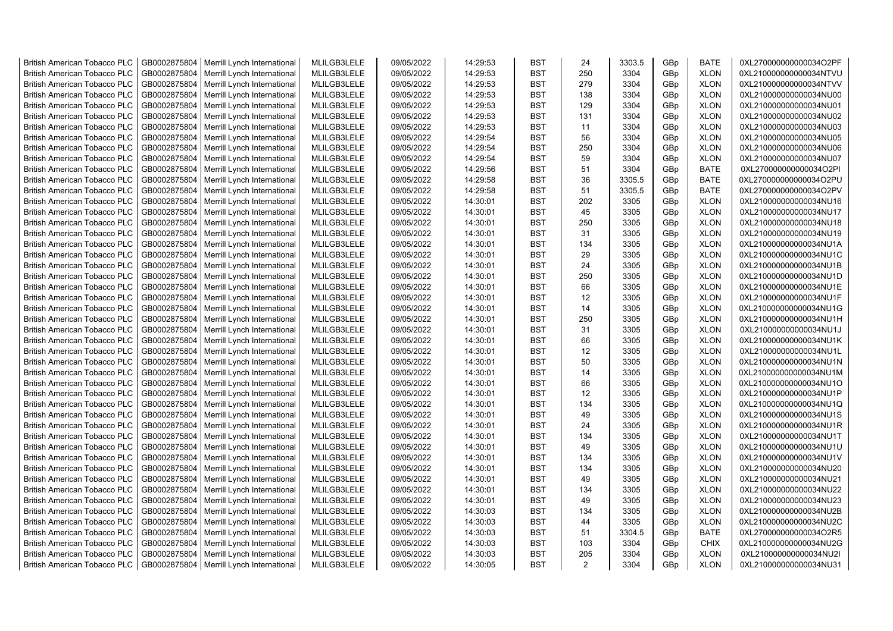| British American Tobacco PLC | GB0002875804 | Merrill Lynch International | MLILGB3LELE | 09/05/2022 | 14:29:53 | BST | 24 | 3303.5 | GBp | BATE | 0XL270000000000034O2PF |
|---|---|---|---|---|---|---|---|---|---|---|---|
| British American Tobacco PLC | GB0002875804 | Merrill Lynch International | MLILGB3LELE | 09/05/2022 | 14:29:53 | BST | 250 | 3304 | GBp | XLON | 0XL210000000000034NTVU |
| British American Tobacco PLC | GB0002875804 | Merrill Lynch International | MLILGB3LELE | 09/05/2022 | 14:29:53 | BST | 279 | 3304 | GBp | XLON | 0XL210000000000034NTVV |
| British American Tobacco PLC | GB0002875804 | Merrill Lynch International | MLILGB3LELE | 09/05/2022 | 14:29:53 | BST | 138 | 3304 | GBp | XLON | 0XL210000000000034NU00 |
| British American Tobacco PLC | GB0002875804 | Merrill Lynch International | MLILGB3LELE | 09/05/2022 | 14:29:53 | BST | 129 | 3304 | GBp | XLON | 0XL210000000000034NU01 |
| British American Tobacco PLC | GB0002875804 | Merrill Lynch International | MLILGB3LELE | 09/05/2022 | 14:29:53 | BST | 131 | 3304 | GBp | XLON | 0XL210000000000034NU02 |
| British American Tobacco PLC | GB0002875804 | Merrill Lynch International | MLILGB3LELE | 09/05/2022 | 14:29:53 | BST | 11 | 3304 | GBp | XLON | 0XL210000000000034NU03 |
| British American Tobacco PLC | GB0002875804 | Merrill Lynch International | MLILGB3LELE | 09/05/2022 | 14:29:54 | BST | 56 | 3304 | GBp | XLON | 0XL210000000000034NU05 |
| British American Tobacco PLC | GB0002875804 | Merrill Lynch International | MLILGB3LELE | 09/05/2022 | 14:29:54 | BST | 250 | 3304 | GBp | XLON | 0XL210000000000034NU06 |
| British American Tobacco PLC | GB0002875804 | Merrill Lynch International | MLILGB3LELE | 09/05/2022 | 14:29:54 | BST | 59 | 3304 | GBp | XLON | 0XL210000000000034NU07 |
| British American Tobacco PLC | GB0002875804 | Merrill Lynch International | MLILGB3LELE | 09/05/2022 | 14:29:56 | BST | 51 | 3304 | GBp | BATE | 0XL270000000000034O2PI |
| British American Tobacco PLC | GB0002875804 | Merrill Lynch International | MLILGB3LELE | 09/05/2022 | 14:29:58 | BST | 36 | 3305.5 | GBp | BATE | 0XL270000000000034O2PU |
| British American Tobacco PLC | GB0002875804 | Merrill Lynch International | MLILGB3LELE | 09/05/2022 | 14:29:58 | BST | 51 | 3305.5 | GBp | BATE | 0XL270000000000034O2PV |
| British American Tobacco PLC | GB0002875804 | Merrill Lynch International | MLILGB3LELE | 09/05/2022 | 14:30:01 | BST | 202 | 3305 | GBp | XLON | 0XL210000000000034NU16 |
| British American Tobacco PLC | GB0002875804 | Merrill Lynch International | MLILGB3LELE | 09/05/2022 | 14:30:01 | BST | 45 | 3305 | GBp | XLON | 0XL210000000000034NU17 |
| British American Tobacco PLC | GB0002875804 | Merrill Lynch International | MLILGB3LELE | 09/05/2022 | 14:30:01 | BST | 250 | 3305 | GBp | XLON | 0XL210000000000034NU18 |
| British American Tobacco PLC | GB0002875804 | Merrill Lynch International | MLILGB3LELE | 09/05/2022 | 14:30:01 | BST | 31 | 3305 | GBp | XLON | 0XL210000000000034NU19 |
| British American Tobacco PLC | GB0002875804 | Merrill Lynch International | MLILGB3LELE | 09/05/2022 | 14:30:01 | BST | 134 | 3305 | GBp | XLON | 0XL210000000000034NU1A |
| British American Tobacco PLC | GB0002875804 | Merrill Lynch International | MLILGB3LELE | 09/05/2022 | 14:30:01 | BST | 29 | 3305 | GBp | XLON | 0XL210000000000034NU1C |
| British American Tobacco PLC | GB0002875804 | Merrill Lynch International | MLILGB3LELE | 09/05/2022 | 14:30:01 | BST | 24 | 3305 | GBp | XLON | 0XL210000000000034NU1B |
| British American Tobacco PLC | GB0002875804 | Merrill Lynch International | MLILGB3LELE | 09/05/2022 | 14:30:01 | BST | 250 | 3305 | GBp | XLON | 0XL210000000000034NU1D |
| British American Tobacco PLC | GB0002875804 | Merrill Lynch International | MLILGB3LELE | 09/05/2022 | 14:30:01 | BST | 66 | 3305 | GBp | XLON | 0XL210000000000034NU1E |
| British American Tobacco PLC | GB0002875804 | Merrill Lynch International | MLILGB3LELE | 09/05/2022 | 14:30:01 | BST | 12 | 3305 | GBp | XLON | 0XL210000000000034NU1F |
| British American Tobacco PLC | GB0002875804 | Merrill Lynch International | MLILGB3LELE | 09/05/2022 | 14:30:01 | BST | 14 | 3305 | GBp | XLON | 0XL210000000000034NU1G |
| British American Tobacco PLC | GB0002875804 | Merrill Lynch International | MLILGB3LELE | 09/05/2022 | 14:30:01 | BST | 250 | 3305 | GBp | XLON | 0XL210000000000034NU1H |
| British American Tobacco PLC | GB0002875804 | Merrill Lynch International | MLILGB3LELE | 09/05/2022 | 14:30:01 | BST | 31 | 3305 | GBp | XLON | 0XL210000000000034NU1J |
| British American Tobacco PLC | GB0002875804 | Merrill Lynch International | MLILGB3LELE | 09/05/2022 | 14:30:01 | BST | 66 | 3305 | GBp | XLON | 0XL210000000000034NU1K |
| British American Tobacco PLC | GB0002875804 | Merrill Lynch International | MLILGB3LELE | 09/05/2022 | 14:30:01 | BST | 12 | 3305 | GBp | XLON | 0XL210000000000034NU1L |
| British American Tobacco PLC | GB0002875804 | Merrill Lynch International | MLILGB3LELE | 09/05/2022 | 14:30:01 | BST | 50 | 3305 | GBp | XLON | 0XL210000000000034NU1N |
| British American Tobacco PLC | GB0002875804 | Merrill Lynch International | MLILGB3LELE | 09/05/2022 | 14:30:01 | BST | 14 | 3305 | GBp | XLON | 0XL210000000000034NU1M |
| British American Tobacco PLC | GB0002875804 | Merrill Lynch International | MLILGB3LELE | 09/05/2022 | 14:30:01 | BST | 66 | 3305 | GBp | XLON | 0XL210000000000034NU1O |
| British American Tobacco PLC | GB0002875804 | Merrill Lynch International | MLILGB3LELE | 09/05/2022 | 14:30:01 | BST | 12 | 3305 | GBp | XLON | 0XL210000000000034NU1P |
| British American Tobacco PLC | GB0002875804 | Merrill Lynch International | MLILGB3LELE | 09/05/2022 | 14:30:01 | BST | 134 | 3305 | GBp | XLON | 0XL210000000000034NU1Q |
| British American Tobacco PLC | GB0002875804 | Merrill Lynch International | MLILGB3LELE | 09/05/2022 | 14:30:01 | BST | 49 | 3305 | GBp | XLON | 0XL210000000000034NU1S |
| British American Tobacco PLC | GB0002875804 | Merrill Lynch International | MLILGB3LELE | 09/05/2022 | 14:30:01 | BST | 24 | 3305 | GBp | XLON | 0XL210000000000034NU1R |
| British American Tobacco PLC | GB0002875804 | Merrill Lynch International | MLILGB3LELE | 09/05/2022 | 14:30:01 | BST | 134 | 3305 | GBp | XLON | 0XL210000000000034NU1T |
| British American Tobacco PLC | GB0002875804 | Merrill Lynch International | MLILGB3LELE | 09/05/2022 | 14:30:01 | BST | 49 | 3305 | GBp | XLON | 0XL210000000000034NU1U |
| British American Tobacco PLC | GB0002875804 | Merrill Lynch International | MLILGB3LELE | 09/05/2022 | 14:30:01 | BST | 134 | 3305 | GBp | XLON | 0XL210000000000034NU1V |
| British American Tobacco PLC | GB0002875804 | Merrill Lynch International | MLILGB3LELE | 09/05/2022 | 14:30:01 | BST | 134 | 3305 | GBp | XLON | 0XL210000000000034NU20 |
| British American Tobacco PLC | GB0002875804 | Merrill Lynch International | MLILGB3LELE | 09/05/2022 | 14:30:01 | BST | 49 | 3305 | GBp | XLON | 0XL210000000000034NU21 |
| British American Tobacco PLC | GB0002875804 | Merrill Lynch International | MLILGB3LELE | 09/05/2022 | 14:30:01 | BST | 134 | 3305 | GBp | XLON | 0XL210000000000034NU22 |
| British American Tobacco PLC | GB0002875804 | Merrill Lynch International | MLILGB3LELE | 09/05/2022 | 14:30:01 | BST | 49 | 3305 | GBp | XLON | 0XL210000000000034NU23 |
| British American Tobacco PLC | GB0002875804 | Merrill Lynch International | MLILGB3LELE | 09/05/2022 | 14:30:03 | BST | 134 | 3305 | GBp | XLON | 0XL210000000000034NU2B |
| British American Tobacco PLC | GB0002875804 | Merrill Lynch International | MLILGB3LELE | 09/05/2022 | 14:30:03 | BST | 44 | 3305 | GBp | XLON | 0XL210000000000034NU2C |
| British American Tobacco PLC | GB0002875804 | Merrill Lynch International | MLILGB3LELE | 09/05/2022 | 14:30:03 | BST | 51 | 3304.5 | GBp | BATE | 0XL270000000000034O2R5 |
| British American Tobacco PLC | GB0002875804 | Merrill Lynch International | MLILGB3LELE | 09/05/2022 | 14:30:03 | BST | 103 | 3304 | GBp | CHIX | 0XL210000000000034NU2G |
| British American Tobacco PLC | GB0002875804 | Merrill Lynch International | MLILGB3LELE | 09/05/2022 | 14:30:03 | BST | 205 | 3304 | GBp | XLON | 0XL210000000000034NU2I |
| British American Tobacco PLC | GB0002875804 | Merrill Lynch International | MLILGB3LELE | 09/05/2022 | 14:30:05 | BST | 2 | 3304 | GBp | XLON | 0XL210000000000034NU31 |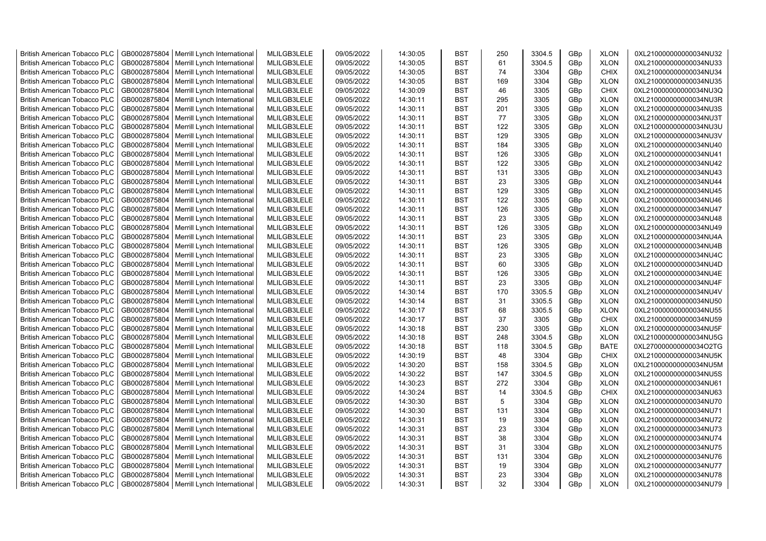| British American Tobacco PLC | GB0002875804 | Merrill Lynch International | MLILGB3LELE | 09/05/2022 | 14:30:05 | BST | 250 | 3304.5 | GBp | XLON | 0XL210000000000034NU32 |
|---|---|---|---|---|---|---|---|---|---|---|---|
| British American Tobacco PLC | GB0002875804 | Merrill Lynch International | MLILGB3LELE | 09/05/2022 | 14:30:05 | BST | 61 | 3304.5 | GBp | XLON | 0XL210000000000034NU33 |
| British American Tobacco PLC | GB0002875804 | Merrill Lynch International | MLILGB3LELE | 09/05/2022 | 14:30:05 | BST | 74 | 3304 | GBp | CHIX | 0XL210000000000034NU34 |
| British American Tobacco PLC | GB0002875804 | Merrill Lynch International | MLILGB3LELE | 09/05/2022 | 14:30:05 | BST | 169 | 3304 | GBp | XLON | 0XL210000000000034NU35 |
| British American Tobacco PLC | GB0002875804 | Merrill Lynch International | MLILGB3LELE | 09/05/2022 | 14:30:09 | BST | 46 | 3305 | GBp | CHIX | 0XL210000000000034NU3Q |
| British American Tobacco PLC | GB0002875804 | Merrill Lynch International | MLILGB3LELE | 09/05/2022 | 14:30:11 | BST | 295 | 3305 | GBp | XLON | 0XL210000000000034NU3R |
| British American Tobacco PLC | GB0002875804 | Merrill Lynch International | MLILGB3LELE | 09/05/2022 | 14:30:11 | BST | 201 | 3305 | GBp | XLON | 0XL210000000000034NU3S |
| British American Tobacco PLC | GB0002875804 | Merrill Lynch International | MLILGB3LELE | 09/05/2022 | 14:30:11 | BST | 77 | 3305 | GBp | XLON | 0XL210000000000034NU3T |
| British American Tobacco PLC | GB0002875804 | Merrill Lynch International | MLILGB3LELE | 09/05/2022 | 14:30:11 | BST | 122 | 3305 | GBp | XLON | 0XL210000000000034NU3U |
| British American Tobacco PLC | GB0002875804 | Merrill Lynch International | MLILGB3LELE | 09/05/2022 | 14:30:11 | BST | 129 | 3305 | GBp | XLON | 0XL210000000000034NU3V |
| British American Tobacco PLC | GB0002875804 | Merrill Lynch International | MLILGB3LELE | 09/05/2022 | 14:30:11 | BST | 184 | 3305 | GBp | XLON | 0XL210000000000034NU40 |
| British American Tobacco PLC | GB0002875804 | Merrill Lynch International | MLILGB3LELE | 09/05/2022 | 14:30:11 | BST | 126 | 3305 | GBp | XLON | 0XL210000000000034NU41 |
| British American Tobacco PLC | GB0002875804 | Merrill Lynch International | MLILGB3LELE | 09/05/2022 | 14:30:11 | BST | 122 | 3305 | GBp | XLON | 0XL210000000000034NU42 |
| British American Tobacco PLC | GB0002875804 | Merrill Lynch International | MLILGB3LELE | 09/05/2022 | 14:30:11 | BST | 131 | 3305 | GBp | XLON | 0XL210000000000034NU43 |
| British American Tobacco PLC | GB0002875804 | Merrill Lynch International | MLILGB3LELE | 09/05/2022 | 14:30:11 | BST | 23 | 3305 | GBp | XLON | 0XL210000000000034NU44 |
| British American Tobacco PLC | GB0002875804 | Merrill Lynch International | MLILGB3LELE | 09/05/2022 | 14:30:11 | BST | 129 | 3305 | GBp | XLON | 0XL210000000000034NU45 |
| British American Tobacco PLC | GB0002875804 | Merrill Lynch International | MLILGB3LELE | 09/05/2022 | 14:30:11 | BST | 122 | 3305 | GBp | XLON | 0XL210000000000034NU46 |
| British American Tobacco PLC | GB0002875804 | Merrill Lynch International | MLILGB3LELE | 09/05/2022 | 14:30:11 | BST | 126 | 3305 | GBp | XLON | 0XL210000000000034NU47 |
| British American Tobacco PLC | GB0002875804 | Merrill Lynch International | MLILGB3LELE | 09/05/2022 | 14:30:11 | BST | 23 | 3305 | GBp | XLON | 0XL210000000000034NU48 |
| British American Tobacco PLC | GB0002875804 | Merrill Lynch International | MLILGB3LELE | 09/05/2022 | 14:30:11 | BST | 126 | 3305 | GBp | XLON | 0XL210000000000034NU49 |
| British American Tobacco PLC | GB0002875804 | Merrill Lynch International | MLILGB3LELE | 09/05/2022 | 14:30:11 | BST | 23 | 3305 | GBp | XLON | 0XL210000000000034NU4A |
| British American Tobacco PLC | GB0002875804 | Merrill Lynch International | MLILGB3LELE | 09/05/2022 | 14:30:11 | BST | 126 | 3305 | GBp | XLON | 0XL210000000000034NU4B |
| British American Tobacco PLC | GB0002875804 | Merrill Lynch International | MLILGB3LELE | 09/05/2022 | 14:30:11 | BST | 23 | 3305 | GBp | XLON | 0XL210000000000034NU4C |
| British American Tobacco PLC | GB0002875804 | Merrill Lynch International | MLILGB3LELE | 09/05/2022 | 14:30:11 | BST | 60 | 3305 | GBp | XLON | 0XL210000000000034NU4D |
| British American Tobacco PLC | GB0002875804 | Merrill Lynch International | MLILGB3LELE | 09/05/2022 | 14:30:11 | BST | 126 | 3305 | GBp | XLON | 0XL210000000000034NU4E |
| British American Tobacco PLC | GB0002875804 | Merrill Lynch International | MLILGB3LELE | 09/05/2022 | 14:30:11 | BST | 23 | 3305 | GBp | XLON | 0XL210000000000034NU4F |
| British American Tobacco PLC | GB0002875804 | Merrill Lynch International | MLILGB3LELE | 09/05/2022 | 14:30:14 | BST | 170 | 3305.5 | GBp | XLON | 0XL210000000000034NU4V |
| British American Tobacco PLC | GB0002875804 | Merrill Lynch International | MLILGB3LELE | 09/05/2022 | 14:30:14 | BST | 31 | 3305.5 | GBp | XLON | 0XL210000000000034NU50 |
| British American Tobacco PLC | GB0002875804 | Merrill Lynch International | MLILGB3LELE | 09/05/2022 | 14:30:17 | BST | 68 | 3305.5 | GBp | XLON | 0XL210000000000034NU55 |
| British American Tobacco PLC | GB0002875804 | Merrill Lynch International | MLILGB3LELE | 09/05/2022 | 14:30:17 | BST | 37 | 3305 | GBp | CHIX | 0XL210000000000034NU59 |
| British American Tobacco PLC | GB0002875804 | Merrill Lynch International | MLILGB3LELE | 09/05/2022 | 14:30:18 | BST | 230 | 3305 | GBp | XLON | 0XL210000000000034NU5F |
| British American Tobacco PLC | GB0002875804 | Merrill Lynch International | MLILGB3LELE | 09/05/2022 | 14:30:18 | BST | 248 | 3304.5 | GBp | XLON | 0XL210000000000034NU5G |
| British American Tobacco PLC | GB0002875804 | Merrill Lynch International | MLILGB3LELE | 09/05/2022 | 14:30:18 | BST | 118 | 3304.5 | GBp | BATE | 0XL270000000000034O2TG |
| British American Tobacco PLC | GB0002875804 | Merrill Lynch International | MLILGB3LELE | 09/05/2022 | 14:30:19 | BST | 48 | 3304 | GBp | CHIX | 0XL210000000000034NU5K |
| British American Tobacco PLC | GB0002875804 | Merrill Lynch International | MLILGB3LELE | 09/05/2022 | 14:30:20 | BST | 158 | 3304.5 | GBp | XLON | 0XL210000000000034NU5M |
| British American Tobacco PLC | GB0002875804 | Merrill Lynch International | MLILGB3LELE | 09/05/2022 | 14:30:22 | BST | 147 | 3304.5 | GBp | XLON | 0XL210000000000034NU5S |
| British American Tobacco PLC | GB0002875804 | Merrill Lynch International | MLILGB3LELE | 09/05/2022 | 14:30:23 | BST | 272 | 3304 | GBp | XLON | 0XL210000000000034NU61 |
| British American Tobacco PLC | GB0002875804 | Merrill Lynch International | MLILGB3LELE | 09/05/2022 | 14:30:24 | BST | 14 | 3304.5 | GBp | CHIX | 0XL210000000000034NU63 |
| British American Tobacco PLC | GB0002875804 | Merrill Lynch International | MLILGB3LELE | 09/05/2022 | 14:30:30 | BST | 5 | 3304 | GBp | XLON | 0XL210000000000034NU70 |
| British American Tobacco PLC | GB0002875804 | Merrill Lynch International | MLILGB3LELE | 09/05/2022 | 14:30:30 | BST | 131 | 3304 | GBp | XLON | 0XL210000000000034NU71 |
| British American Tobacco PLC | GB0002875804 | Merrill Lynch International | MLILGB3LELE | 09/05/2022 | 14:30:31 | BST | 19 | 3304 | GBp | XLON | 0XL210000000000034NU72 |
| British American Tobacco PLC | GB0002875804 | Merrill Lynch International | MLILGB3LELE | 09/05/2022 | 14:30:31 | BST | 23 | 3304 | GBp | XLON | 0XL210000000000034NU73 |
| British American Tobacco PLC | GB0002875804 | Merrill Lynch International | MLILGB3LELE | 09/05/2022 | 14:30:31 | BST | 38 | 3304 | GBp | XLON | 0XL210000000000034NU74 |
| British American Tobacco PLC | GB0002875804 | Merrill Lynch International | MLILGB3LELE | 09/05/2022 | 14:30:31 | BST | 31 | 3304 | GBp | XLON | 0XL210000000000034NU75 |
| British American Tobacco PLC | GB0002875804 | Merrill Lynch International | MLILGB3LELE | 09/05/2022 | 14:30:31 | BST | 131 | 3304 | GBp | XLON | 0XL210000000000034NU76 |
| British American Tobacco PLC | GB0002875804 | Merrill Lynch International | MLILGB3LELE | 09/05/2022 | 14:30:31 | BST | 19 | 3304 | GBp | XLON | 0XL210000000000034NU77 |
| British American Tobacco PLC | GB0002875804 | Merrill Lynch International | MLILGB3LELE | 09/05/2022 | 14:30:31 | BST | 23 | 3304 | GBp | XLON | 0XL210000000000034NU78 |
| British American Tobacco PLC | GB0002875804 | Merrill Lynch International | MLILGB3LELE | 09/05/2022 | 14:30:31 | BST | 32 | 3304 | GBp | XLON | 0XL210000000000034NU79 |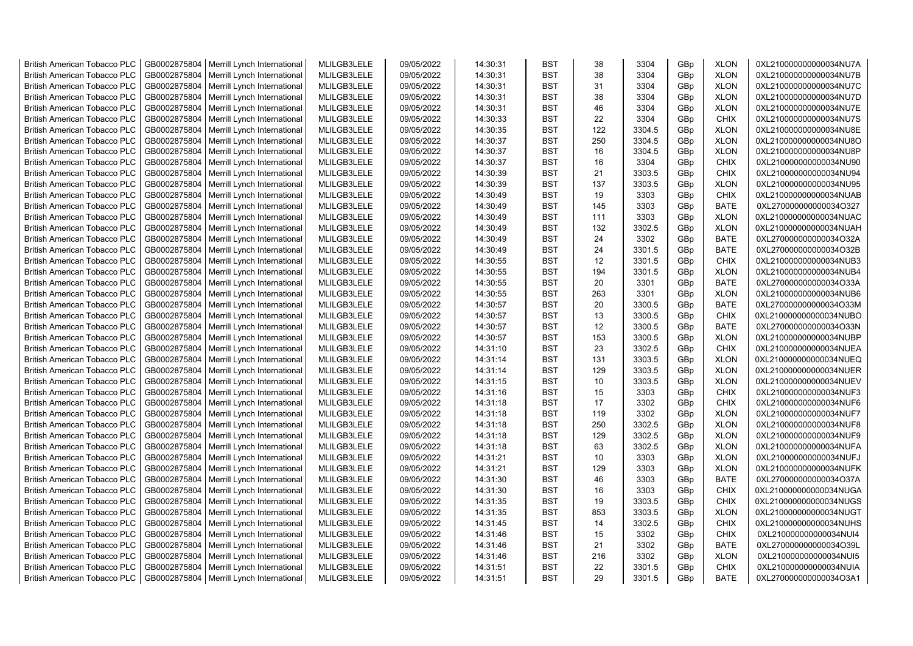| British American Tobacco PLC | GB0002875804 | Merrill Lynch International | MLILGB3LELE | 09/05/2022 | 14:30:31 | BST | 38 | 3304 | GBp | XLON | 0XL210000000000034NU7A |
|---|---|---|---|---|---|---|---|---|---|---|---|
| British American Tobacco PLC | GB0002875804 | Merrill Lynch International | MLILGB3LELE | 09/05/2022 | 14:30:31 | BST | 38 | 3304 | GBp | XLON | 0XL210000000000034NU7B |
| British American Tobacco PLC | GB0002875804 | Merrill Lynch International | MLILGB3LELE | 09/05/2022 | 14:30:31 | BST | 31 | 3304 | GBp | XLON | 0XL210000000000034NU7C |
| British American Tobacco PLC | GB0002875804 | Merrill Lynch International | MLILGB3LELE | 09/05/2022 | 14:30:31 | BST | 38 | 3304 | GBp | XLON | 0XL210000000000034NU7D |
| British American Tobacco PLC | GB0002875804 | Merrill Lynch International | MLILGB3LELE | 09/05/2022 | 14:30:31 | BST | 46 | 3304 | GBp | XLON | 0XL210000000000034NU7E |
| British American Tobacco PLC | GB0002875804 | Merrill Lynch International | MLILGB3LELE | 09/05/2022 | 14:30:33 | BST | 22 | 3304 | GBp | CHIX | 0XL210000000000034NU7S |
| British American Tobacco PLC | GB0002875804 | Merrill Lynch International | MLILGB3LELE | 09/05/2022 | 14:30:35 | BST | 122 | 3304.5 | GBp | XLON | 0XL210000000000034NU8E |
| British American Tobacco PLC | GB0002875804 | Merrill Lynch International | MLILGB3LELE | 09/05/2022 | 14:30:37 | BST | 250 | 3304.5 | GBp | XLON | 0XL210000000000034NU8O |
| British American Tobacco PLC | GB0002875804 | Merrill Lynch International | MLILGB3LELE | 09/05/2022 | 14:30:37 | BST | 16 | 3304.5 | GBp | XLON | 0XL210000000000034NU8P |
| British American Tobacco PLC | GB0002875804 | Merrill Lynch International | MLILGB3LELE | 09/05/2022 | 14:30:37 | BST | 16 | 3304 | GBp | CHIX | 0XL210000000000034NU90 |
| British American Tobacco PLC | GB0002875804 | Merrill Lynch International | MLILGB3LELE | 09/05/2022 | 14:30:39 | BST | 21 | 3303.5 | GBp | CHIX | 0XL210000000000034NU94 |
| British American Tobacco PLC | GB0002875804 | Merrill Lynch International | MLILGB3LELE | 09/05/2022 | 14:30:39 | BST | 137 | 3303.5 | GBp | XLON | 0XL210000000000034NU95 |
| British American Tobacco PLC | GB0002875804 | Merrill Lynch International | MLILGB3LELE | 09/05/2022 | 14:30:49 | BST | 19 | 3303 | GBp | CHIX | 0XL210000000000034NUAB |
| British American Tobacco PLC | GB0002875804 | Merrill Lynch International | MLILGB3LELE | 09/05/2022 | 14:30:49 | BST | 145 | 3303 | GBp | BATE | 0XL270000000000034O327 |
| British American Tobacco PLC | GB0002875804 | Merrill Lynch International | MLILGB3LELE | 09/05/2022 | 14:30:49 | BST | 111 | 3303 | GBp | XLON | 0XL210000000000034NUAC |
| British American Tobacco PLC | GB0002875804 | Merrill Lynch International | MLILGB3LELE | 09/05/2022 | 14:30:49 | BST | 132 | 3302.5 | GBp | XLON | 0XL210000000000034NUAH |
| British American Tobacco PLC | GB0002875804 | Merrill Lynch International | MLILGB3LELE | 09/05/2022 | 14:30:49 | BST | 24 | 3302 | GBp | BATE | 0XL270000000000034O32A |
| British American Tobacco PLC | GB0002875804 | Merrill Lynch International | MLILGB3LELE | 09/05/2022 | 14:30:49 | BST | 24 | 3301.5 | GBp | BATE | 0XL270000000000034O32B |
| British American Tobacco PLC | GB0002875804 | Merrill Lynch International | MLILGB3LELE | 09/05/2022 | 14:30:55 | BST | 12 | 3301.5 | GBp | CHIX | 0XL210000000000034NUB3 |
| British American Tobacco PLC | GB0002875804 | Merrill Lynch International | MLILGB3LELE | 09/05/2022 | 14:30:55 | BST | 194 | 3301.5 | GBp | XLON | 0XL210000000000034NUB4 |
| British American Tobacco PLC | GB0002875804 | Merrill Lynch International | MLILGB3LELE | 09/05/2022 | 14:30:55 | BST | 20 | 3301 | GBp | BATE | 0XL270000000000034O33A |
| British American Tobacco PLC | GB0002875804 | Merrill Lynch International | MLILGB3LELE | 09/05/2022 | 14:30:55 | BST | 263 | 3301 | GBp | XLON | 0XL210000000000034NUB6 |
| British American Tobacco PLC | GB0002875804 | Merrill Lynch International | MLILGB3LELE | 09/05/2022 | 14:30:57 | BST | 20 | 3300.5 | GBp | BATE | 0XL270000000000034O33M |
| British American Tobacco PLC | GB0002875804 | Merrill Lynch International | MLILGB3LELE | 09/05/2022 | 14:30:57 | BST | 13 | 3300.5 | GBp | CHIX | 0XL210000000000034NUBO |
| British American Tobacco PLC | GB0002875804 | Merrill Lynch International | MLILGB3LELE | 09/05/2022 | 14:30:57 | BST | 12 | 3300.5 | GBp | BATE | 0XL270000000000034O33N |
| British American Tobacco PLC | GB0002875804 | Merrill Lynch International | MLILGB3LELE | 09/05/2022 | 14:30:57 | BST | 153 | 3300.5 | GBp | XLON | 0XL210000000000034NUBP |
| British American Tobacco PLC | GB0002875804 | Merrill Lynch International | MLILGB3LELE | 09/05/2022 | 14:31:10 | BST | 23 | 3302.5 | GBp | CHIX | 0XL210000000000034NUEA |
| British American Tobacco PLC | GB0002875804 | Merrill Lynch International | MLILGB3LELE | 09/05/2022 | 14:31:14 | BST | 131 | 3303.5 | GBp | XLON | 0XL210000000000034NUEQ |
| British American Tobacco PLC | GB0002875804 | Merrill Lynch International | MLILGB3LELE | 09/05/2022 | 14:31:14 | BST | 129 | 3303.5 | GBp | XLON | 0XL210000000000034NUER |
| British American Tobacco PLC | GB0002875804 | Merrill Lynch International | MLILGB3LELE | 09/05/2022 | 14:31:15 | BST | 10 | 3303.5 | GBp | XLON | 0XL210000000000034NUEV |
| British American Tobacco PLC | GB0002875804 | Merrill Lynch International | MLILGB3LELE | 09/05/2022 | 14:31:16 | BST | 15 | 3303 | GBp | CHIX | 0XL210000000000034NUF3 |
| British American Tobacco PLC | GB0002875804 | Merrill Lynch International | MLILGB3LELE | 09/05/2022 | 14:31:18 | BST | 17 | 3302 | GBp | CHIX | 0XL210000000000034NUF6 |
| British American Tobacco PLC | GB0002875804 | Merrill Lynch International | MLILGB3LELE | 09/05/2022 | 14:31:18 | BST | 119 | 3302 | GBp | XLON | 0XL210000000000034NUF7 |
| British American Tobacco PLC | GB0002875804 | Merrill Lynch International | MLILGB3LELE | 09/05/2022 | 14:31:18 | BST | 250 | 3302.5 | GBp | XLON | 0XL210000000000034NUF8 |
| British American Tobacco PLC | GB0002875804 | Merrill Lynch International | MLILGB3LELE | 09/05/2022 | 14:31:18 | BST | 129 | 3302.5 | GBp | XLON | 0XL210000000000034NUF9 |
| British American Tobacco PLC | GB0002875804 | Merrill Lynch International | MLILGB3LELE | 09/05/2022 | 14:31:18 | BST | 63 | 3302.5 | GBp | XLON | 0XL210000000000034NUFA |
| British American Tobacco PLC | GB0002875804 | Merrill Lynch International | MLILGB3LELE | 09/05/2022 | 14:31:21 | BST | 10 | 3303 | GBp | XLON | 0XL210000000000034NUFJ |
| British American Tobacco PLC | GB0002875804 | Merrill Lynch International | MLILGB3LELE | 09/05/2022 | 14:31:21 | BST | 129 | 3303 | GBp | XLON | 0XL210000000000034NUFK |
| British American Tobacco PLC | GB0002875804 | Merrill Lynch International | MLILGB3LELE | 09/05/2022 | 14:31:30 | BST | 46 | 3303 | GBp | BATE | 0XL270000000000034O37A |
| British American Tobacco PLC | GB0002875804 | Merrill Lynch International | MLILGB3LELE | 09/05/2022 | 14:31:30 | BST | 16 | 3303 | GBp | CHIX | 0XL210000000000034NUGA |
| British American Tobacco PLC | GB0002875804 | Merrill Lynch International | MLILGB3LELE | 09/05/2022 | 14:31:35 | BST | 19 | 3303.5 | GBp | CHIX | 0XL210000000000034NUGS |
| British American Tobacco PLC | GB0002875804 | Merrill Lynch International | MLILGB3LELE | 09/05/2022 | 14:31:35 | BST | 853 | 3303.5 | GBp | XLON | 0XL210000000000034NUGT |
| British American Tobacco PLC | GB0002875804 | Merrill Lynch International | MLILGB3LELE | 09/05/2022 | 14:31:45 | BST | 14 | 3302.5 | GBp | CHIX | 0XL210000000000034NUHS |
| British American Tobacco PLC | GB0002875804 | Merrill Lynch International | MLILGB3LELE | 09/05/2022 | 14:31:46 | BST | 15 | 3302 | GBp | CHIX | 0XL210000000000034NUI4 |
| British American Tobacco PLC | GB0002875804 | Merrill Lynch International | MLILGB3LELE | 09/05/2022 | 14:31:46 | BST | 21 | 3302 | GBp | BATE | 0XL270000000000034O39L |
| British American Tobacco PLC | GB0002875804 | Merrill Lynch International | MLILGB3LELE | 09/05/2022 | 14:31:46 | BST | 216 | 3302 | GBp | XLON | 0XL210000000000034NUI5 |
| British American Tobacco PLC | GB0002875804 | Merrill Lynch International | MLILGB3LELE | 09/05/2022 | 14:31:51 | BST | 22 | 3301.5 | GBp | CHIX | 0XL210000000000034NUIA |
| British American Tobacco PLC | GB0002875804 | Merrill Lynch International | MLILGB3LELE | 09/05/2022 | 14:31:51 | BST | 29 | 3301.5 | GBp | BATE | 0XL270000000000034O3A1 |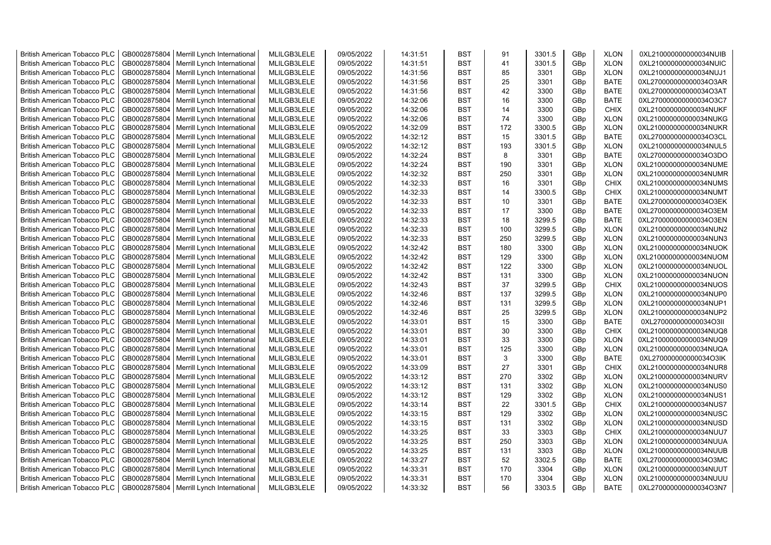| British American Tobacco PLC | GB0002875804 | Merrill Lynch International | MLILGB3LELE | 09/05/2022 | 14:31:51 | BST | 91 | 3301.5 | GBp | XLON | 0XL210000000000034NUIB |
|---|---|---|---|---|---|---|---|---|---|---|---|
| British American Tobacco PLC | GB0002875804 | Merrill Lynch International | MLILGB3LELE | 09/05/2022 | 14:31:51 | BST | 41 | 3301.5 | GBp | XLON | 0XL210000000000034NUIC |
| British American Tobacco PLC | GB0002875804 | Merrill Lynch International | MLILGB3LELE | 09/05/2022 | 14:31:56 | BST | 85 | 3301 | GBp | XLON | 0XL210000000000034NUJ1 |
| British American Tobacco PLC | GB0002875804 | Merrill Lynch International | MLILGB3LELE | 09/05/2022 | 14:31:56 | BST | 25 | 3301 | GBp | BATE | 0XL270000000000034O3AR |
| British American Tobacco PLC | GB0002875804 | Merrill Lynch International | MLILGB3LELE | 09/05/2022 | 14:31:56 | BST | 42 | 3300 | GBp | BATE | 0XL270000000000034O3AT |
| British American Tobacco PLC | GB0002875804 | Merrill Lynch International | MLILGB3LELE | 09/05/2022 | 14:32:06 | BST | 16 | 3300 | GBp | BATE | 0XL270000000000034O3C7 |
| British American Tobacco PLC | GB0002875804 | Merrill Lynch International | MLILGB3LELE | 09/05/2022 | 14:32:06 | BST | 14 | 3300 | GBp | CHIX | 0XL210000000000034NUKF |
| British American Tobacco PLC | GB0002875804 | Merrill Lynch International | MLILGB3LELE | 09/05/2022 | 14:32:06 | BST | 74 | 3300 | GBp | XLON | 0XL210000000000034NUKG |
| British American Tobacco PLC | GB0002875804 | Merrill Lynch International | MLILGB3LELE | 09/05/2022 | 14:32:09 | BST | 172 | 3300.5 | GBp | XLON | 0XL210000000000034NUKR |
| British American Tobacco PLC | GB0002875804 | Merrill Lynch International | MLILGB3LELE | 09/05/2022 | 14:32:12 | BST | 15 | 3301.5 | GBp | BATE | 0XL270000000000034O3CL |
| British American Tobacco PLC | GB0002875804 | Merrill Lynch International | MLILGB3LELE | 09/05/2022 | 14:32:12 | BST | 193 | 3301.5 | GBp | XLON | 0XL210000000000034NUL5 |
| British American Tobacco PLC | GB0002875804 | Merrill Lynch International | MLILGB3LELE | 09/05/2022 | 14:32:24 | BST | 8 | 3301 | GBp | BATE | 0XL270000000000034O3DO |
| British American Tobacco PLC | GB0002875804 | Merrill Lynch International | MLILGB3LELE | 09/05/2022 | 14:32:24 | BST | 190 | 3301 | GBp | XLON | 0XL210000000000034NUME |
| British American Tobacco PLC | GB0002875804 | Merrill Lynch International | MLILGB3LELE | 09/05/2022 | 14:32:32 | BST | 250 | 3301 | GBp | XLON | 0XL210000000000034NUMR |
| British American Tobacco PLC | GB0002875804 | Merrill Lynch International | MLILGB3LELE | 09/05/2022 | 14:32:33 | BST | 16 | 3301 | GBp | CHIX | 0XL210000000000034NUMS |
| British American Tobacco PLC | GB0002875804 | Merrill Lynch International | MLILGB3LELE | 09/05/2022 | 14:32:33 | BST | 14 | 3300.5 | GBp | CHIX | 0XL210000000000034NUMT |
| British American Tobacco PLC | GB0002875804 | Merrill Lynch International | MLILGB3LELE | 09/05/2022 | 14:32:33 | BST | 10 | 3301 | GBp | BATE | 0XL270000000000034O3EK |
| British American Tobacco PLC | GB0002875804 | Merrill Lynch International | MLILGB3LELE | 09/05/2022 | 14:32:33 | BST | 17 | 3300 | GBp | BATE | 0XL270000000000034O3EM |
| British American Tobacco PLC | GB0002875804 | Merrill Lynch International | MLILGB3LELE | 09/05/2022 | 14:32:33 | BST | 18 | 3299.5 | GBp | BATE | 0XL270000000000034O3EN |
| British American Tobacco PLC | GB0002875804 | Merrill Lynch International | MLILGB3LELE | 09/05/2022 | 14:32:33 | BST | 100 | 3299.5 | GBp | XLON | 0XL210000000000034NUN2 |
| British American Tobacco PLC | GB0002875804 | Merrill Lynch International | MLILGB3LELE | 09/05/2022 | 14:32:33 | BST | 250 | 3299.5 | GBp | XLON | 0XL210000000000034NUN3 |
| British American Tobacco PLC | GB0002875804 | Merrill Lynch International | MLILGB3LELE | 09/05/2022 | 14:32:42 | BST | 180 | 3300 | GBp | XLON | 0XL210000000000034NUOK |
| British American Tobacco PLC | GB0002875804 | Merrill Lynch International | MLILGB3LELE | 09/05/2022 | 14:32:42 | BST | 129 | 3300 | GBp | XLON | 0XL210000000000034NUOM |
| British American Tobacco PLC | GB0002875804 | Merrill Lynch International | MLILGB3LELE | 09/05/2022 | 14:32:42 | BST | 122 | 3300 | GBp | XLON | 0XL210000000000034NUOL |
| British American Tobacco PLC | GB0002875804 | Merrill Lynch International | MLILGB3LELE | 09/05/2022 | 14:32:42 | BST | 131 | 3300 | GBp | XLON | 0XL210000000000034NUON |
| British American Tobacco PLC | GB0002875804 | Merrill Lynch International | MLILGB3LELE | 09/05/2022 | 14:32:43 | BST | 37 | 3299.5 | GBp | CHIX | 0XL210000000000034NUOS |
| British American Tobacco PLC | GB0002875804 | Merrill Lynch International | MLILGB3LELE | 09/05/2022 | 14:32:46 | BST | 137 | 3299.5 | GBp | XLON | 0XL210000000000034NUP0 |
| British American Tobacco PLC | GB0002875804 | Merrill Lynch International | MLILGB3LELE | 09/05/2022 | 14:32:46 | BST | 131 | 3299.5 | GBp | XLON | 0XL210000000000034NUP1 |
| British American Tobacco PLC | GB0002875804 | Merrill Lynch International | MLILGB3LELE | 09/05/2022 | 14:32:46 | BST | 25 | 3299.5 | GBp | XLON | 0XL210000000000034NUP2 |
| British American Tobacco PLC | GB0002875804 | Merrill Lynch International | MLILGB3LELE | 09/05/2022 | 14:33:01 | BST | 15 | 3300 | GBp | BATE | 0XL270000000000034O3II |
| British American Tobacco PLC | GB0002875804 | Merrill Lynch International | MLILGB3LELE | 09/05/2022 | 14:33:01 | BST | 30 | 3300 | GBp | CHIX | 0XL210000000000034NUQ8 |
| British American Tobacco PLC | GB0002875804 | Merrill Lynch International | MLILGB3LELE | 09/05/2022 | 14:33:01 | BST | 33 | 3300 | GBp | XLON | 0XL210000000000034NUQ9 |
| British American Tobacco PLC | GB0002875804 | Merrill Lynch International | MLILGB3LELE | 09/05/2022 | 14:33:01 | BST | 125 | 3300 | GBp | XLON | 0XL210000000000034NUQA |
| British American Tobacco PLC | GB0002875804 | Merrill Lynch International | MLILGB3LELE | 09/05/2022 | 14:33:01 | BST | 3 | 3300 | GBp | BATE | 0XL270000000000034O3IK |
| British American Tobacco PLC | GB0002875804 | Merrill Lynch International | MLILGB3LELE | 09/05/2022 | 14:33:09 | BST | 27 | 3301 | GBp | CHIX | 0XL210000000000034NUR8 |
| British American Tobacco PLC | GB0002875804 | Merrill Lynch International | MLILGB3LELE | 09/05/2022 | 14:33:12 | BST | 270 | 3302 | GBp | XLON | 0XL210000000000034NURV |
| British American Tobacco PLC | GB0002875804 | Merrill Lynch International | MLILGB3LELE | 09/05/2022 | 14:33:12 | BST | 131 | 3302 | GBp | XLON | 0XL210000000000034NUS0 |
| British American Tobacco PLC | GB0002875804 | Merrill Lynch International | MLILGB3LELE | 09/05/2022 | 14:33:12 | BST | 129 | 3302 | GBp | XLON | 0XL210000000000034NUS1 |
| British American Tobacco PLC | GB0002875804 | Merrill Lynch International | MLILGB3LELE | 09/05/2022 | 14:33:14 | BST | 22 | 3301.5 | GBp | CHIX | 0XL210000000000034NUS7 |
| British American Tobacco PLC | GB0002875804 | Merrill Lynch International | MLILGB3LELE | 09/05/2022 | 14:33:15 | BST | 129 | 3302 | GBp | XLON | 0XL210000000000034NUSC |
| British American Tobacco PLC | GB0002875804 | Merrill Lynch International | MLILGB3LELE | 09/05/2022 | 14:33:15 | BST | 131 | 3302 | GBp | XLON | 0XL210000000000034NUSD |
| British American Tobacco PLC | GB0002875804 | Merrill Lynch International | MLILGB3LELE | 09/05/2022 | 14:33:25 | BST | 33 | 3303 | GBp | CHIX | 0XL210000000000034NUU7 |
| British American Tobacco PLC | GB0002875804 | Merrill Lynch International | MLILGB3LELE | 09/05/2022 | 14:33:25 | BST | 250 | 3303 | GBp | XLON | 0XL210000000000034NUUA |
| British American Tobacco PLC | GB0002875804 | Merrill Lynch International | MLILGB3LELE | 09/05/2022 | 14:33:25 | BST | 131 | 3303 | GBp | XLON | 0XL210000000000034NUUB |
| British American Tobacco PLC | GB0002875804 | Merrill Lynch International | MLILGB3LELE | 09/05/2022 | 14:33:27 | BST | 52 | 3302.5 | GBp | BATE | 0XL270000000000034O3MC |
| British American Tobacco PLC | GB0002875804 | Merrill Lynch International | MLILGB3LELE | 09/05/2022 | 14:33:31 | BST | 170 | 3304 | GBp | XLON | 0XL210000000000034NUUT |
| British American Tobacco PLC | GB0002875804 | Merrill Lynch International | MLILGB3LELE | 09/05/2022 | 14:33:31 | BST | 170 | 3304 | GBp | XLON | 0XL210000000000034NUUU |
| British American Tobacco PLC | GB0002875804 | Merrill Lynch International | MLILGB3LELE | 09/05/2022 | 14:33:32 | BST | 56 | 3303.5 | GBp | BATE | 0XL270000000000034O3N7 |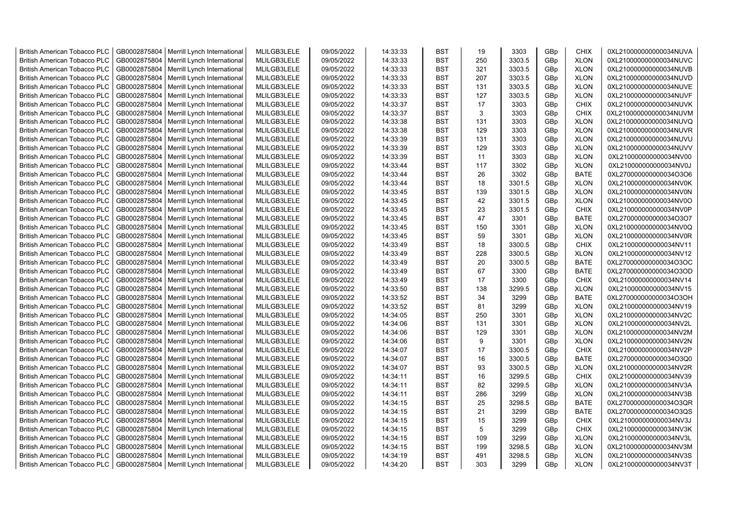| British American Tobacco PLC | GB0002875804 | Merrill Lynch International | MLILGB3LELE | 09/05/2022 | 14:33:33 | BST | 19 | 3303 | GBp | CHIX | 0XL210000000000034NUVA |
|---|---|---|---|---|---|---|---|---|---|---|---|
| British American Tobacco PLC | GB0002875804 | Merrill Lynch International | MLILGB3LELE | 09/05/2022 | 14:33:33 | BST | 250 | 3303.5 | GBp | XLON | 0XL210000000000034NUVC |
| British American Tobacco PLC | GB0002875804 | Merrill Lynch International | MLILGB3LELE | 09/05/2022 | 14:33:33 | BST | 321 | 3303.5 | GBp | XLON | 0XL210000000000034NUVB |
| British American Tobacco PLC | GB0002875804 | Merrill Lynch International | MLILGB3LELE | 09/05/2022 | 14:33:33 | BST | 207 | 3303.5 | GBp | XLON | 0XL210000000000034NUVD |
| British American Tobacco PLC | GB0002875804 | Merrill Lynch International | MLILGB3LELE | 09/05/2022 | 14:33:33 | BST | 131 | 3303.5 | GBp | XLON | 0XL210000000000034NUVE |
| British American Tobacco PLC | GB0002875804 | Merrill Lynch International | MLILGB3LELE | 09/05/2022 | 14:33:33 | BST | 127 | 3303.5 | GBp | XLON | 0XL210000000000034NUVF |
| British American Tobacco PLC | GB0002875804 | Merrill Lynch International | MLILGB3LELE | 09/05/2022 | 14:33:37 | BST | 17 | 3303 | GBp | CHIX | 0XL210000000000034NUVK |
| British American Tobacco PLC | GB0002875804 | Merrill Lynch International | MLILGB3LELE | 09/05/2022 | 14:33:37 | BST | 3 | 3303 | GBp | CHIX | 0XL210000000000034NUVM |
| British American Tobacco PLC | GB0002875804 | Merrill Lynch International | MLILGB3LELE | 09/05/2022 | 14:33:38 | BST | 131 | 3303 | GBp | XLON | 0XL210000000000034NUVQ |
| British American Tobacco PLC | GB0002875804 | Merrill Lynch International | MLILGB3LELE | 09/05/2022 | 14:33:38 | BST | 129 | 3303 | GBp | XLON | 0XL210000000000034NUVR |
| British American Tobacco PLC | GB0002875804 | Merrill Lynch International | MLILGB3LELE | 09/05/2022 | 14:33:39 | BST | 131 | 3303 | GBp | XLON | 0XL210000000000034NUVU |
| British American Tobacco PLC | GB0002875804 | Merrill Lynch International | MLILGB3LELE | 09/05/2022 | 14:33:39 | BST | 129 | 3303 | GBp | XLON | 0XL210000000000034NUVV |
| British American Tobacco PLC | GB0002875804 | Merrill Lynch International | MLILGB3LELE | 09/05/2022 | 14:33:39 | BST | 11 | 3303 | GBp | XLON | 0XL210000000000034NV00 |
| British American Tobacco PLC | GB0002875804 | Merrill Lynch International | MLILGB3LELE | 09/05/2022 | 14:33:44 | BST | 117 | 3302 | GBp | XLON | 0XL210000000000034NV0J |
| British American Tobacco PLC | GB0002875804 | Merrill Lynch International | MLILGB3LELE | 09/05/2022 | 14:33:44 | BST | 26 | 3302 | GBp | BATE | 0XL270000000000034O3O6 |
| British American Tobacco PLC | GB0002875804 | Merrill Lynch International | MLILGB3LELE | 09/05/2022 | 14:33:44 | BST | 18 | 3301.5 | GBp | XLON | 0XL210000000000034NV0K |
| British American Tobacco PLC | GB0002875804 | Merrill Lynch International | MLILGB3LELE | 09/05/2022 | 14:33:45 | BST | 139 | 3301.5 | GBp | XLON | 0XL210000000000034NV0N |
| British American Tobacco PLC | GB0002875804 | Merrill Lynch International | MLILGB3LELE | 09/05/2022 | 14:33:45 | BST | 42 | 3301.5 | GBp | XLON | 0XL210000000000034NV0O |
| British American Tobacco PLC | GB0002875804 | Merrill Lynch International | MLILGB3LELE | 09/05/2022 | 14:33:45 | BST | 23 | 3301.5 | GBp | CHIX | 0XL210000000000034NV0P |
| British American Tobacco PLC | GB0002875804 | Merrill Lynch International | MLILGB3LELE | 09/05/2022 | 14:33:45 | BST | 47 | 3301 | GBp | BATE | 0XL270000000000034O3O7 |
| British American Tobacco PLC | GB0002875804 | Merrill Lynch International | MLILGB3LELE | 09/05/2022 | 14:33:45 | BST | 150 | 3301 | GBp | XLON | 0XL210000000000034NV0Q |
| British American Tobacco PLC | GB0002875804 | Merrill Lynch International | MLILGB3LELE | 09/05/2022 | 14:33:45 | BST | 59 | 3301 | GBp | XLON | 0XL210000000000034NV0R |
| British American Tobacco PLC | GB0002875804 | Merrill Lynch International | MLILGB3LELE | 09/05/2022 | 14:33:49 | BST | 18 | 3300.5 | GBp | CHIX | 0XL210000000000034NV11 |
| British American Tobacco PLC | GB0002875804 | Merrill Lynch International | MLILGB3LELE | 09/05/2022 | 14:33:49 | BST | 228 | 3300.5 | GBp | XLON | 0XL210000000000034NV12 |
| British American Tobacco PLC | GB0002875804 | Merrill Lynch International | MLILGB3LELE | 09/05/2022 | 14:33:49 | BST | 20 | 3300.5 | GBp | BATE | 0XL270000000000034O3OC |
| British American Tobacco PLC | GB0002875804 | Merrill Lynch International | MLILGB3LELE | 09/05/2022 | 14:33:49 | BST | 67 | 3300 | GBp | BATE | 0XL270000000000034O3OD |
| British American Tobacco PLC | GB0002875804 | Merrill Lynch International | MLILGB3LELE | 09/05/2022 | 14:33:49 | BST | 17 | 3300 | GBp | CHIX | 0XL210000000000034NV14 |
| British American Tobacco PLC | GB0002875804 | Merrill Lynch International | MLILGB3LELE | 09/05/2022 | 14:33:50 | BST | 138 | 3299.5 | GBp | XLON | 0XL210000000000034NV15 |
| British American Tobacco PLC | GB0002875804 | Merrill Lynch International | MLILGB3LELE | 09/05/2022 | 14:33:52 | BST | 34 | 3299 | GBp | BATE | 0XL270000000000034O3OH |
| British American Tobacco PLC | GB0002875804 | Merrill Lynch International | MLILGB3LELE | 09/05/2022 | 14:33:52 | BST | 81 | 3299 | GBp | XLON | 0XL210000000000034NV19 |
| British American Tobacco PLC | GB0002875804 | Merrill Lynch International | MLILGB3LELE | 09/05/2022 | 14:34:05 | BST | 250 | 3301 | GBp | XLON | 0XL210000000000034NV2C |
| British American Tobacco PLC | GB0002875804 | Merrill Lynch International | MLILGB3LELE | 09/05/2022 | 14:34:06 | BST | 131 | 3301 | GBp | XLON | 0XL210000000000034NV2L |
| British American Tobacco PLC | GB0002875804 | Merrill Lynch International | MLILGB3LELE | 09/05/2022 | 14:34:06 | BST | 129 | 3301 | GBp | XLON | 0XL210000000000034NV2M |
| British American Tobacco PLC | GB0002875804 | Merrill Lynch International | MLILGB3LELE | 09/05/2022 | 14:34:06 | BST | 9 | 3301 | GBp | XLON | 0XL210000000000034NV2N |
| British American Tobacco PLC | GB0002875804 | Merrill Lynch International | MLILGB3LELE | 09/05/2022 | 14:34:07 | BST | 17 | 3300.5 | GBp | CHIX | 0XL210000000000034NV2P |
| British American Tobacco PLC | GB0002875804 | Merrill Lynch International | MLILGB3LELE | 09/05/2022 | 14:34:07 | BST | 16 | 3300.5 | GBp | BATE | 0XL270000000000034O3Q0 |
| British American Tobacco PLC | GB0002875804 | Merrill Lynch International | MLILGB3LELE | 09/05/2022 | 14:34:07 | BST | 93 | 3300.5 | GBp | XLON | 0XL210000000000034NV2R |
| British American Tobacco PLC | GB0002875804 | Merrill Lynch International | MLILGB3LELE | 09/05/2022 | 14:34:11 | BST | 16 | 3299.5 | GBp | CHIX | 0XL210000000000034NV39 |
| British American Tobacco PLC | GB0002875804 | Merrill Lynch International | MLILGB3LELE | 09/05/2022 | 14:34:11 | BST | 82 | 3299.5 | GBp | XLON | 0XL210000000000034NV3A |
| British American Tobacco PLC | GB0002875804 | Merrill Lynch International | MLILGB3LELE | 09/05/2022 | 14:34:11 | BST | 286 | 3299 | GBp | XLON | 0XL210000000000034NV3B |
| British American Tobacco PLC | GB0002875804 | Merrill Lynch International | MLILGB3LELE | 09/05/2022 | 14:34:15 | BST | 25 | 3298.5 | GBp | BATE | 0XL270000000000034O3QR |
| British American Tobacco PLC | GB0002875804 | Merrill Lynch International | MLILGB3LELE | 09/05/2022 | 14:34:15 | BST | 21 | 3299 | GBp | BATE | 0XL270000000000034O3QS |
| British American Tobacco PLC | GB0002875804 | Merrill Lynch International | MLILGB3LELE | 09/05/2022 | 14:34:15 | BST | 15 | 3299 | GBp | CHIX | 0XL210000000000034NV3J |
| British American Tobacco PLC | GB0002875804 | Merrill Lynch International | MLILGB3LELE | 09/05/2022 | 14:34:15 | BST | 5 | 3299 | GBp | CHIX | 0XL210000000000034NV3K |
| British American Tobacco PLC | GB0002875804 | Merrill Lynch International | MLILGB3LELE | 09/05/2022 | 14:34:15 | BST | 109 | 3299 | GBp | XLON | 0XL210000000000034NV3L |
| British American Tobacco PLC | GB0002875804 | Merrill Lynch International | MLILGB3LELE | 09/05/2022 | 14:34:15 | BST | 199 | 3298.5 | GBp | XLON | 0XL210000000000034NV3M |
| British American Tobacco PLC | GB0002875804 | Merrill Lynch International | MLILGB3LELE | 09/05/2022 | 14:34:19 | BST | 491 | 3298.5 | GBp | XLON | 0XL210000000000034NV3S |
| British American Tobacco PLC | GB0002875804 | Merrill Lynch International | MLILGB3LELE | 09/05/2022 | 14:34:20 | BST | 303 | 3299 | GBp | XLON | 0XL210000000000034NV3T |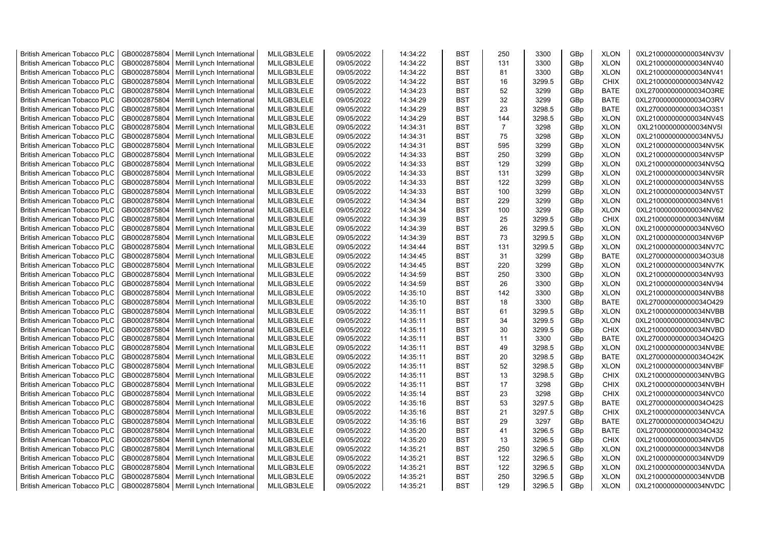| British American Tobacco PLC | GB0002875804 | Merrill Lynch International | MLILGB3LELE | 09/05/2022 | 14:34:22 | BST | 250 | 3300 | GBp | XLON | 0XL210000000000034NV3V |
|---|---|---|---|---|---|---|---|---|---|---|---|
| British American Tobacco PLC | GB0002875804 | Merrill Lynch International | MLILGB3LELE | 09/05/2022 | 14:34:22 | BST | 131 | 3300 | GBp | XLON | 0XL210000000000034NV40 |
| British American Tobacco PLC | GB0002875804 | Merrill Lynch International | MLILGB3LELE | 09/05/2022 | 14:34:22 | BST | 81 | 3300 | GBp | XLON | 0XL210000000000034NV41 |
| British American Tobacco PLC | GB0002875804 | Merrill Lynch International | MLILGB3LELE | 09/05/2022 | 14:34:22 | BST | 16 | 3299.5 | GBp | CHIX | 0XL210000000000034NV42 |
| British American Tobacco PLC | GB0002875804 | Merrill Lynch International | MLILGB3LELE | 09/05/2022 | 14:34:23 | BST | 52 | 3299 | GBp | BATE | 0XL270000000000034O3RE |
| British American Tobacco PLC | GB0002875804 | Merrill Lynch International | MLILGB3LELE | 09/05/2022 | 14:34:29 | BST | 32 | 3299 | GBp | BATE | 0XL270000000000034O3RV |
| British American Tobacco PLC | GB0002875804 | Merrill Lynch International | MLILGB3LELE | 09/05/2022 | 14:34:29 | BST | 23 | 3298.5 | GBp | BATE | 0XL270000000000034O3S1 |
| British American Tobacco PLC | GB0002875804 | Merrill Lynch International | MLILGB3LELE | 09/05/2022 | 14:34:29 | BST | 144 | 3298.5 | GBp | XLON | 0XL210000000000034NV4S |
| British American Tobacco PLC | GB0002875804 | Merrill Lynch International | MLILGB3LELE | 09/05/2022 | 14:34:31 | BST | 7 | 3298 | GBp | XLON | 0XL210000000000034NV5I |
| British American Tobacco PLC | GB0002875804 | Merrill Lynch International | MLILGB3LELE | 09/05/2022 | 14:34:31 | BST | 75 | 3298 | GBp | XLON | 0XL210000000000034NV5J |
| British American Tobacco PLC | GB0002875804 | Merrill Lynch International | MLILGB3LELE | 09/05/2022 | 14:34:31 | BST | 595 | 3299 | GBp | XLON | 0XL210000000000034NV5K |
| British American Tobacco PLC | GB0002875804 | Merrill Lynch International | MLILGB3LELE | 09/05/2022 | 14:34:33 | BST | 250 | 3299 | GBp | XLON | 0XL210000000000034NV5P |
| British American Tobacco PLC | GB0002875804 | Merrill Lynch International | MLILGB3LELE | 09/05/2022 | 14:34:33 | BST | 129 | 3299 | GBp | XLON | 0XL210000000000034NV5Q |
| British American Tobacco PLC | GB0002875804 | Merrill Lynch International | MLILGB3LELE | 09/05/2022 | 14:34:33 | BST | 131 | 3299 | GBp | XLON | 0XL210000000000034NV5R |
| British American Tobacco PLC | GB0002875804 | Merrill Lynch International | MLILGB3LELE | 09/05/2022 | 14:34:33 | BST | 122 | 3299 | GBp | XLON | 0XL210000000000034NV5S |
| British American Tobacco PLC | GB0002875804 | Merrill Lynch International | MLILGB3LELE | 09/05/2022 | 14:34:33 | BST | 100 | 3299 | GBp | XLON | 0XL210000000000034NV5T |
| British American Tobacco PLC | GB0002875804 | Merrill Lynch International | MLILGB3LELE | 09/05/2022 | 14:34:34 | BST | 229 | 3299 | GBp | XLON | 0XL210000000000034NV61 |
| British American Tobacco PLC | GB0002875804 | Merrill Lynch International | MLILGB3LELE | 09/05/2022 | 14:34:34 | BST | 100 | 3299 | GBp | XLON | 0XL210000000000034NV62 |
| British American Tobacco PLC | GB0002875804 | Merrill Lynch International | MLILGB3LELE | 09/05/2022 | 14:34:39 | BST | 25 | 3299.5 | GBp | CHIX | 0XL210000000000034NV6M |
| British American Tobacco PLC | GB0002875804 | Merrill Lynch International | MLILGB3LELE | 09/05/2022 | 14:34:39 | BST | 26 | 3299.5 | GBp | XLON | 0XL210000000000034NV6O |
| British American Tobacco PLC | GB0002875804 | Merrill Lynch International | MLILGB3LELE | 09/05/2022 | 14:34:39 | BST | 73 | 3299.5 | GBp | XLON | 0XL210000000000034NV6P |
| British American Tobacco PLC | GB0002875804 | Merrill Lynch International | MLILGB3LELE | 09/05/2022 | 14:34:44 | BST | 131 | 3299.5 | GBp | XLON | 0XL210000000000034NV7C |
| British American Tobacco PLC | GB0002875804 | Merrill Lynch International | MLILGB3LELE | 09/05/2022 | 14:34:45 | BST | 31 | 3299 | GBp | BATE | 0XL270000000000034O3U8 |
| British American Tobacco PLC | GB0002875804 | Merrill Lynch International | MLILGB3LELE | 09/05/2022 | 14:34:45 | BST | 220 | 3299 | GBp | XLON | 0XL210000000000034NV7K |
| British American Tobacco PLC | GB0002875804 | Merrill Lynch International | MLILGB3LELE | 09/05/2022 | 14:34:59 | BST | 250 | 3300 | GBp | XLON | 0XL210000000000034NV93 |
| British American Tobacco PLC | GB0002875804 | Merrill Lynch International | MLILGB3LELE | 09/05/2022 | 14:34:59 | BST | 26 | 3300 | GBp | XLON | 0XL210000000000034NV94 |
| British American Tobacco PLC | GB0002875804 | Merrill Lynch International | MLILGB3LELE | 09/05/2022 | 14:35:10 | BST | 142 | 3300 | GBp | XLON | 0XL210000000000034NVB8 |
| British American Tobacco PLC | GB0002875804 | Merrill Lynch International | MLILGB3LELE | 09/05/2022 | 14:35:10 | BST | 18 | 3300 | GBp | BATE | 0XL270000000000034O429 |
| British American Tobacco PLC | GB0002875804 | Merrill Lynch International | MLILGB3LELE | 09/05/2022 | 14:35:11 | BST | 61 | 3299.5 | GBp | XLON | 0XL210000000000034NVBB |
| British American Tobacco PLC | GB0002875804 | Merrill Lynch International | MLILGB3LELE | 09/05/2022 | 14:35:11 | BST | 34 | 3299.5 | GBp | XLON | 0XL210000000000034NVBC |
| British American Tobacco PLC | GB0002875804 | Merrill Lynch International | MLILGB3LELE | 09/05/2022 | 14:35:11 | BST | 30 | 3299.5 | GBp | CHIX | 0XL210000000000034NVBD |
| British American Tobacco PLC | GB0002875804 | Merrill Lynch International | MLILGB3LELE | 09/05/2022 | 14:35:11 | BST | 11 | 3300 | GBp | BATE | 0XL270000000000034O42G |
| British American Tobacco PLC | GB0002875804 | Merrill Lynch International | MLILGB3LELE | 09/05/2022 | 14:35:11 | BST | 49 | 3298.5 | GBp | XLON | 0XL210000000000034NVBE |
| British American Tobacco PLC | GB0002875804 | Merrill Lynch International | MLILGB3LELE | 09/05/2022 | 14:35:11 | BST | 20 | 3298.5 | GBp | BATE | 0XL270000000000034O42K |
| British American Tobacco PLC | GB0002875804 | Merrill Lynch International | MLILGB3LELE | 09/05/2022 | 14:35:11 | BST | 52 | 3298.5 | GBp | XLON | 0XL210000000000034NVBF |
| British American Tobacco PLC | GB0002875804 | Merrill Lynch International | MLILGB3LELE | 09/05/2022 | 14:35:11 | BST | 13 | 3298.5 | GBp | CHIX | 0XL210000000000034NVBG |
| British American Tobacco PLC | GB0002875804 | Merrill Lynch International | MLILGB3LELE | 09/05/2022 | 14:35:11 | BST | 17 | 3298 | GBp | CHIX | 0XL210000000000034NVBH |
| British American Tobacco PLC | GB0002875804 | Merrill Lynch International | MLILGB3LELE | 09/05/2022 | 14:35:14 | BST | 23 | 3298 | GBp | CHIX | 0XL210000000000034NVC0 |
| British American Tobacco PLC | GB0002875804 | Merrill Lynch International | MLILGB3LELE | 09/05/2022 | 14:35:16 | BST | 53 | 3297.5 | GBp | BATE | 0XL270000000000034O42S |
| British American Tobacco PLC | GB0002875804 | Merrill Lynch International | MLILGB3LELE | 09/05/2022 | 14:35:16 | BST | 21 | 3297.5 | GBp | CHIX | 0XL210000000000034NVCA |
| British American Tobacco PLC | GB0002875804 | Merrill Lynch International | MLILGB3LELE | 09/05/2022 | 14:35:16 | BST | 29 | 3297 | GBp | BATE | 0XL270000000000034O42U |
| British American Tobacco PLC | GB0002875804 | Merrill Lynch International | MLILGB3LELE | 09/05/2022 | 14:35:20 | BST | 41 | 3296.5 | GBp | BATE | 0XL270000000000034O432 |
| British American Tobacco PLC | GB0002875804 | Merrill Lynch International | MLILGB3LELE | 09/05/2022 | 14:35:20 | BST | 13 | 3296.5 | GBp | CHIX | 0XL210000000000034NVD5 |
| British American Tobacco PLC | GB0002875804 | Merrill Lynch International | MLILGB3LELE | 09/05/2022 | 14:35:21 | BST | 250 | 3296.5 | GBp | XLON | 0XL210000000000034NVD8 |
| British American Tobacco PLC | GB0002875804 | Merrill Lynch International | MLILGB3LELE | 09/05/2022 | 14:35:21 | BST | 122 | 3296.5 | GBp | XLON | 0XL210000000000034NVD9 |
| British American Tobacco PLC | GB0002875804 | Merrill Lynch International | MLILGB3LELE | 09/05/2022 | 14:35:21 | BST | 122 | 3296.5 | GBp | XLON | 0XL210000000000034NVDA |
| British American Tobacco PLC | GB0002875804 | Merrill Lynch International | MLILGB3LELE | 09/05/2022 | 14:35:21 | BST | 250 | 3296.5 | GBp | XLON | 0XL210000000000034NVDB |
| British American Tobacco PLC | GB0002875804 | Merrill Lynch International | MLILGB3LELE | 09/05/2022 | 14:35:21 | BST | 129 | 3296.5 | GBp | XLON | 0XL210000000000034NVDC |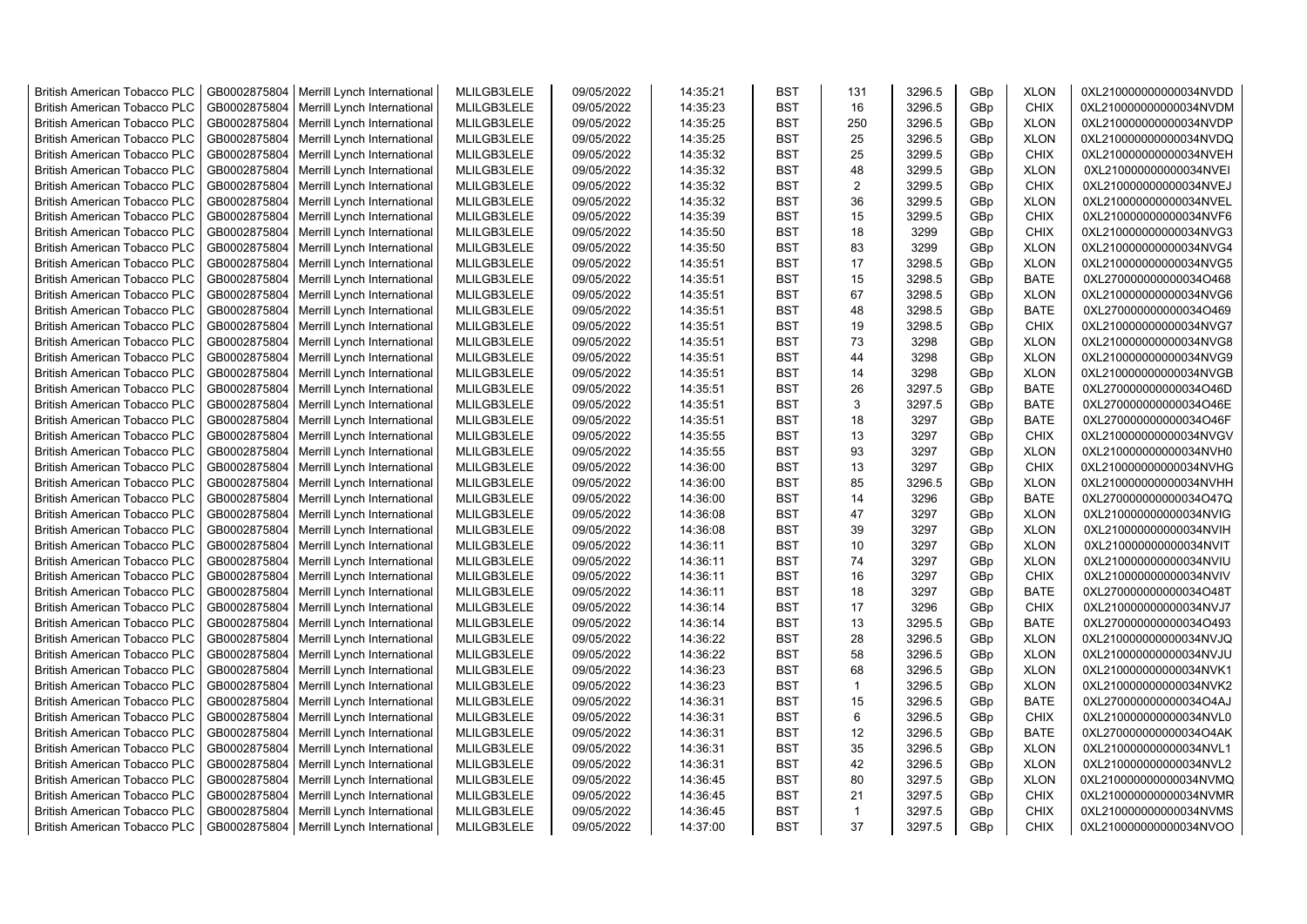| British American Tobacco PLC | GB0002875804 | Merrill Lynch International | MLILGB3LELE | 09/05/2022 | 14:35:21 | BST | 131 | 3296.5 | GBp | XLON | 0XL210000000000034NVDD |
|---|---|---|---|---|---|---|---|---|---|---|---|
| British American Tobacco PLC | GB0002875804 | Merrill Lynch International | MLILGB3LELE | 09/05/2022 | 14:35:23 | BST | 16 | 3296.5 | GBp | CHIX | 0XL210000000000034NVDM |
| British American Tobacco PLC | GB0002875804 | Merrill Lynch International | MLILGB3LELE | 09/05/2022 | 14:35:25 | BST | 250 | 3296.5 | GBp | XLON | 0XL210000000000034NVDP |
| British American Tobacco PLC | GB0002875804 | Merrill Lynch International | MLILGB3LELE | 09/05/2022 | 14:35:25 | BST | 25 | 3296.5 | GBp | XLON | 0XL210000000000034NVDQ |
| British American Tobacco PLC | GB0002875804 | Merrill Lynch International | MLILGB3LELE | 09/05/2022 | 14:35:32 | BST | 25 | 3299.5 | GBp | CHIX | 0XL210000000000034NVEH |
| British American Tobacco PLC | GB0002875804 | Merrill Lynch International | MLILGB3LELE | 09/05/2022 | 14:35:32 | BST | 48 | 3299.5 | GBp | XLON | 0XL210000000000034NVEI |
| British American Tobacco PLC | GB0002875804 | Merrill Lynch International | MLILGB3LELE | 09/05/2022 | 14:35:32 | BST | 2 | 3299.5 | GBp | CHIX | 0XL210000000000034NVEJ |
| British American Tobacco PLC | GB0002875804 | Merrill Lynch International | MLILGB3LELE | 09/05/2022 | 14:35:32 | BST | 36 | 3299.5 | GBp | XLON | 0XL210000000000034NVEL |
| British American Tobacco PLC | GB0002875804 | Merrill Lynch International | MLILGB3LELE | 09/05/2022 | 14:35:39 | BST | 15 | 3299.5 | GBp | CHIX | 0XL210000000000034NVF6 |
| British American Tobacco PLC | GB0002875804 | Merrill Lynch International | MLILGB3LELE | 09/05/2022 | 14:35:50 | BST | 18 | 3299 | GBp | CHIX | 0XL210000000000034NVG3 |
| British American Tobacco PLC | GB0002875804 | Merrill Lynch International | MLILGB3LELE | 09/05/2022 | 14:35:50 | BST | 83 | 3299 | GBp | XLON | 0XL210000000000034NVG4 |
| British American Tobacco PLC | GB0002875804 | Merrill Lynch International | MLILGB3LELE | 09/05/2022 | 14:35:51 | BST | 17 | 3298.5 | GBp | XLON | 0XL210000000000034NVG5 |
| British American Tobacco PLC | GB0002875804 | Merrill Lynch International | MLILGB3LELE | 09/05/2022 | 14:35:51 | BST | 15 | 3298.5 | GBp | BATE | 0XL270000000000034O468 |
| British American Tobacco PLC | GB0002875804 | Merrill Lynch International | MLILGB3LELE | 09/05/2022 | 14:35:51 | BST | 67 | 3298.5 | GBp | XLON | 0XL210000000000034NVG6 |
| British American Tobacco PLC | GB0002875804 | Merrill Lynch International | MLILGB3LELE | 09/05/2022 | 14:35:51 | BST | 48 | 3298.5 | GBp | BATE | 0XL270000000000034O469 |
| British American Tobacco PLC | GB0002875804 | Merrill Lynch International | MLILGB3LELE | 09/05/2022 | 14:35:51 | BST | 19 | 3298.5 | GBp | CHIX | 0XL210000000000034NVG7 |
| British American Tobacco PLC | GB0002875804 | Merrill Lynch International | MLILGB3LELE | 09/05/2022 | 14:35:51 | BST | 73 | 3298 | GBp | XLON | 0XL210000000000034NVG8 |
| British American Tobacco PLC | GB0002875804 | Merrill Lynch International | MLILGB3LELE | 09/05/2022 | 14:35:51 | BST | 44 | 3298 | GBp | XLON | 0XL210000000000034NVG9 |
| British American Tobacco PLC | GB0002875804 | Merrill Lynch International | MLILGB3LELE | 09/05/2022 | 14:35:51 | BST | 14 | 3298 | GBp | XLON | 0XL210000000000034NVGB |
| British American Tobacco PLC | GB0002875804 | Merrill Lynch International | MLILGB3LELE | 09/05/2022 | 14:35:51 | BST | 26 | 3297.5 | GBp | BATE | 0XL270000000000034O46D |
| British American Tobacco PLC | GB0002875804 | Merrill Lynch International | MLILGB3LELE | 09/05/2022 | 14:35:51 | BST | 3 | 3297.5 | GBp | BATE | 0XL270000000000034O46E |
| British American Tobacco PLC | GB0002875804 | Merrill Lynch International | MLILGB3LELE | 09/05/2022 | 14:35:51 | BST | 18 | 3297 | GBp | BATE | 0XL270000000000034O46F |
| British American Tobacco PLC | GB0002875804 | Merrill Lynch International | MLILGB3LELE | 09/05/2022 | 14:35:55 | BST | 13 | 3297 | GBp | CHIX | 0XL210000000000034NVGV |
| British American Tobacco PLC | GB0002875804 | Merrill Lynch International | MLILGB3LELE | 09/05/2022 | 14:35:55 | BST | 93 | 3297 | GBp | XLON | 0XL210000000000034NVH0 |
| British American Tobacco PLC | GB0002875804 | Merrill Lynch International | MLILGB3LELE | 09/05/2022 | 14:36:00 | BST | 13 | 3297 | GBp | CHIX | 0XL210000000000034NVHG |
| British American Tobacco PLC | GB0002875804 | Merrill Lynch International | MLILGB3LELE | 09/05/2022 | 14:36:00 | BST | 85 | 3296.5 | GBp | XLON | 0XL210000000000034NVHH |
| British American Tobacco PLC | GB0002875804 | Merrill Lynch International | MLILGB3LELE | 09/05/2022 | 14:36:00 | BST | 14 | 3296 | GBp | BATE | 0XL270000000000034O47Q |
| British American Tobacco PLC | GB0002875804 | Merrill Lynch International | MLILGB3LELE | 09/05/2022 | 14:36:08 | BST | 47 | 3297 | GBp | XLON | 0XL210000000000034NVIG |
| British American Tobacco PLC | GB0002875804 | Merrill Lynch International | MLILGB3LELE | 09/05/2022 | 14:36:08 | BST | 39 | 3297 | GBp | XLON | 0XL210000000000034NVIH |
| British American Tobacco PLC | GB0002875804 | Merrill Lynch International | MLILGB3LELE | 09/05/2022 | 14:36:11 | BST | 10 | 3297 | GBp | XLON | 0XL210000000000034NVIT |
| British American Tobacco PLC | GB0002875804 | Merrill Lynch International | MLILGB3LELE | 09/05/2022 | 14:36:11 | BST | 74 | 3297 | GBp | XLON | 0XL210000000000034NVIU |
| British American Tobacco PLC | GB0002875804 | Merrill Lynch International | MLILGB3LELE | 09/05/2022 | 14:36:11 | BST | 16 | 3297 | GBp | CHIX | 0XL210000000000034NVIV |
| British American Tobacco PLC | GB0002875804 | Merrill Lynch International | MLILGB3LELE | 09/05/2022 | 14:36:11 | BST | 18 | 3297 | GBp | BATE | 0XL270000000000034O48T |
| British American Tobacco PLC | GB0002875804 | Merrill Lynch International | MLILGB3LELE | 09/05/2022 | 14:36:14 | BST | 17 | 3296 | GBp | CHIX | 0XL210000000000034NVJ7 |
| British American Tobacco PLC | GB0002875804 | Merrill Lynch International | MLILGB3LELE | 09/05/2022 | 14:36:14 | BST | 13 | 3295.5 | GBp | BATE | 0XL270000000000034O493 |
| British American Tobacco PLC | GB0002875804 | Merrill Lynch International | MLILGB3LELE | 09/05/2022 | 14:36:22 | BST | 28 | 3296.5 | GBp | XLON | 0XL210000000000034NVJQ |
| British American Tobacco PLC | GB0002875804 | Merrill Lynch International | MLILGB3LELE | 09/05/2022 | 14:36:22 | BST | 58 | 3296.5 | GBp | XLON | 0XL210000000000034NVJU |
| British American Tobacco PLC | GB0002875804 | Merrill Lynch International | MLILGB3LELE | 09/05/2022 | 14:36:23 | BST | 68 | 3296.5 | GBp | XLON | 0XL210000000000034NVK1 |
| British American Tobacco PLC | GB0002875804 | Merrill Lynch International | MLILGB3LELE | 09/05/2022 | 14:36:23 | BST | 1 | 3296.5 | GBp | XLON | 0XL210000000000034NVK2 |
| British American Tobacco PLC | GB0002875804 | Merrill Lynch International | MLILGB3LELE | 09/05/2022 | 14:36:31 | BST | 15 | 3296.5 | GBp | BATE | 0XL270000000000034O4AJ |
| British American Tobacco PLC | GB0002875804 | Merrill Lynch International | MLILGB3LELE | 09/05/2022 | 14:36:31 | BST | 6 | 3296.5 | GBp | CHIX | 0XL210000000000034NVL0 |
| British American Tobacco PLC | GB0002875804 | Merrill Lynch International | MLILGB3LELE | 09/05/2022 | 14:36:31 | BST | 12 | 3296.5 | GBp | BATE | 0XL270000000000034O4AK |
| British American Tobacco PLC | GB0002875804 | Merrill Lynch International | MLILGB3LELE | 09/05/2022 | 14:36:31 | BST | 35 | 3296.5 | GBp | XLON | 0XL210000000000034NVL1 |
| British American Tobacco PLC | GB0002875804 | Merrill Lynch International | MLILGB3LELE | 09/05/2022 | 14:36:31 | BST | 42 | 3296.5 | GBp | XLON | 0XL210000000000034NVL2 |
| British American Tobacco PLC | GB0002875804 | Merrill Lynch International | MLILGB3LELE | 09/05/2022 | 14:36:45 | BST | 80 | 3297.5 | GBp | XLON | 0XL210000000000034NVMQ |
| British American Tobacco PLC | GB0002875804 | Merrill Lynch International | MLILGB3LELE | 09/05/2022 | 14:36:45 | BST | 21 | 3297.5 | GBp | CHIX | 0XL210000000000034NVMR |
| British American Tobacco PLC | GB0002875804 | Merrill Lynch International | MLILGB3LELE | 09/05/2022 | 14:36:45 | BST | 1 | 3297.5 | GBp | CHIX | 0XL210000000000034NVMS |
| British American Tobacco PLC | GB0002875804 | Merrill Lynch International | MLILGB3LELE | 09/05/2022 | 14:37:00 | BST | 37 | 3297.5 | GBp | CHIX | 0XL210000000000034NVOO |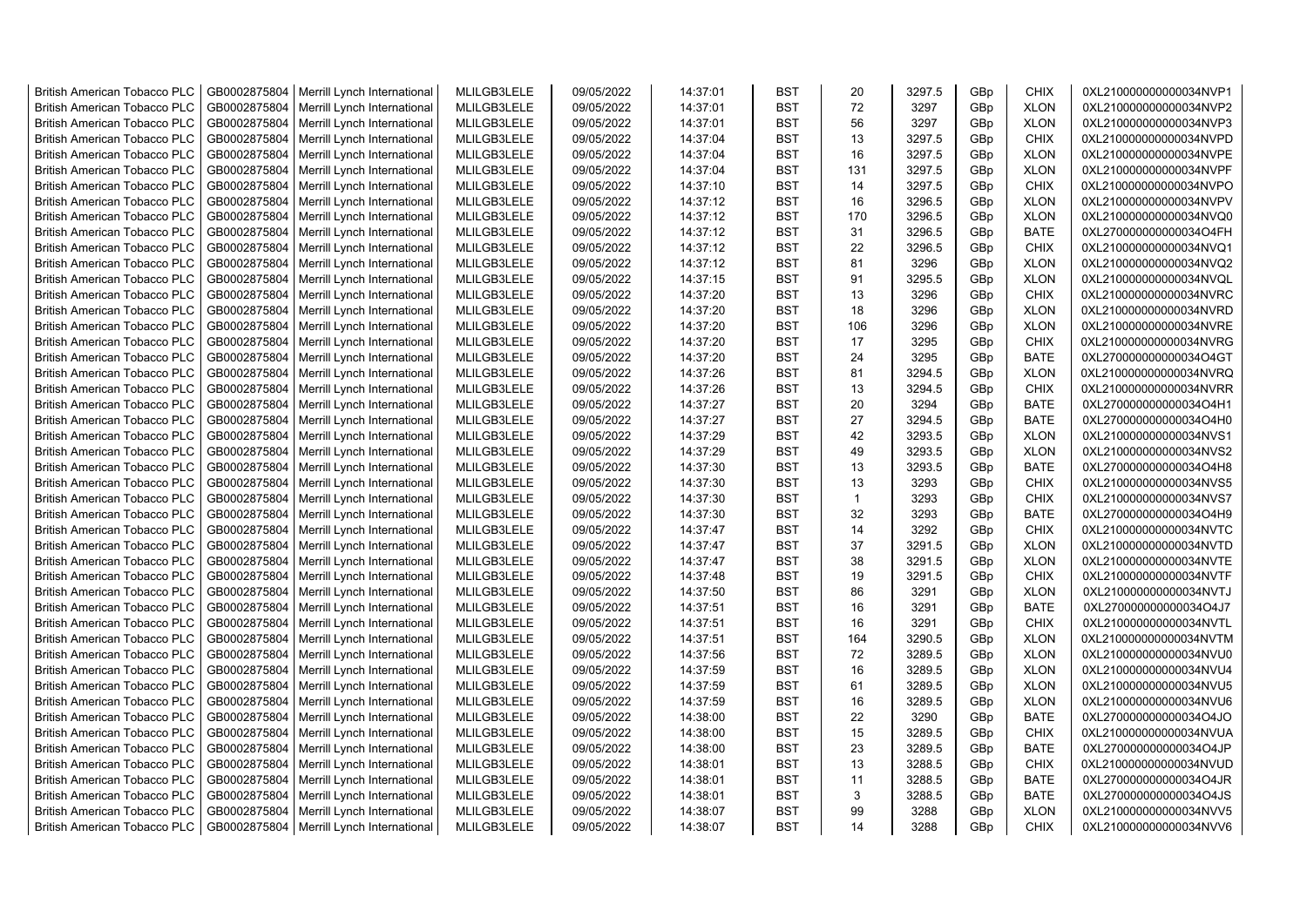| British American Tobacco PLC | GB0002875804 | Merrill Lynch International | MLILGB3LELE | 09/05/2022 | 14:37:01 | BST | 20 | 3297.5 | GBp | CHIX | 0XL210000000000034NVP1 |
|---|---|---|---|---|---|---|---|---|---|---|---|
| British American Tobacco PLC | GB0002875804 | Merrill Lynch International | MLILGB3LELE | 09/05/2022 | 14:37:01 | BST | 72 | 3297 | GBp | XLON | 0XL210000000000034NVP2 |
| British American Tobacco PLC | GB0002875804 | Merrill Lynch International | MLILGB3LELE | 09/05/2022 | 14:37:01 | BST | 56 | 3297 | GBp | XLON | 0XL210000000000034NVP3 |
| British American Tobacco PLC | GB0002875804 | Merrill Lynch International | MLILGB3LELE | 09/05/2022 | 14:37:04 | BST | 13 | 3297.5 | GBp | CHIX | 0XL210000000000034NVPD |
| British American Tobacco PLC | GB0002875804 | Merrill Lynch International | MLILGB3LELE | 09/05/2022 | 14:37:04 | BST | 16 | 3297.5 | GBp | XLON | 0XL210000000000034NVPE |
| British American Tobacco PLC | GB0002875804 | Merrill Lynch International | MLILGB3LELE | 09/05/2022 | 14:37:04 | BST | 131 | 3297.5 | GBp | XLON | 0XL210000000000034NVPF |
| British American Tobacco PLC | GB0002875804 | Merrill Lynch International | MLILGB3LELE | 09/05/2022 | 14:37:10 | BST | 14 | 3297.5 | GBp | CHIX | 0XL210000000000034NVPO |
| British American Tobacco PLC | GB0002875804 | Merrill Lynch International | MLILGB3LELE | 09/05/2022 | 14:37:12 | BST | 16 | 3296.5 | GBp | XLON | 0XL210000000000034NVPV |
| British American Tobacco PLC | GB0002875804 | Merrill Lynch International | MLILGB3LELE | 09/05/2022 | 14:37:12 | BST | 170 | 3296.5 | GBp | XLON | 0XL210000000000034NVQ0 |
| British American Tobacco PLC | GB0002875804 | Merrill Lynch International | MLILGB3LELE | 09/05/2022 | 14:37:12 | BST | 31 | 3296.5 | GBp | BATE | 0XL270000000000034O4FH |
| British American Tobacco PLC | GB0002875804 | Merrill Lynch International | MLILGB3LELE | 09/05/2022 | 14:37:12 | BST | 22 | 3296.5 | GBp | CHIX | 0XL210000000000034NVQ1 |
| British American Tobacco PLC | GB0002875804 | Merrill Lynch International | MLILGB3LELE | 09/05/2022 | 14:37:12 | BST | 81 | 3296 | GBp | XLON | 0XL210000000000034NVQ2 |
| British American Tobacco PLC | GB0002875804 | Merrill Lynch International | MLILGB3LELE | 09/05/2022 | 14:37:15 | BST | 91 | 3295.5 | GBp | XLON | 0XL210000000000034NVQL |
| British American Tobacco PLC | GB0002875804 | Merrill Lynch International | MLILGB3LELE | 09/05/2022 | 14:37:20 | BST | 13 | 3296 | GBp | CHIX | 0XL210000000000034NVRC |
| British American Tobacco PLC | GB0002875804 | Merrill Lynch International | MLILGB3LELE | 09/05/2022 | 14:37:20 | BST | 18 | 3296 | GBp | XLON | 0XL210000000000034NVRD |
| British American Tobacco PLC | GB0002875804 | Merrill Lynch International | MLILGB3LELE | 09/05/2022 | 14:37:20 | BST | 106 | 3296 | GBp | XLON | 0XL210000000000034NVRE |
| British American Tobacco PLC | GB0002875804 | Merrill Lynch International | MLILGB3LELE | 09/05/2022 | 14:37:20 | BST | 17 | 3295 | GBp | CHIX | 0XL210000000000034NVRG |
| British American Tobacco PLC | GB0002875804 | Merrill Lynch International | MLILGB3LELE | 09/05/2022 | 14:37:20 | BST | 24 | 3295 | GBp | BATE | 0XL270000000000034O4GT |
| British American Tobacco PLC | GB0002875804 | Merrill Lynch International | MLILGB3LELE | 09/05/2022 | 14:37:26 | BST | 81 | 3294.5 | GBp | XLON | 0XL210000000000034NVRQ |
| British American Tobacco PLC | GB0002875804 | Merrill Lynch International | MLILGB3LELE | 09/05/2022 | 14:37:26 | BST | 13 | 3294.5 | GBp | CHIX | 0XL210000000000034NVRR |
| British American Tobacco PLC | GB0002875804 | Merrill Lynch International | MLILGB3LELE | 09/05/2022 | 14:37:27 | BST | 20 | 3294 | GBp | BATE | 0XL270000000000034O4H1 |
| British American Tobacco PLC | GB0002875804 | Merrill Lynch International | MLILGB3LELE | 09/05/2022 | 14:37:27 | BST | 27 | 3294.5 | GBp | BATE | 0XL270000000000034O4H0 |
| British American Tobacco PLC | GB0002875804 | Merrill Lynch International | MLILGB3LELE | 09/05/2022 | 14:37:29 | BST | 42 | 3293.5 | GBp | XLON | 0XL210000000000034NVS1 |
| British American Tobacco PLC | GB0002875804 | Merrill Lynch International | MLILGB3LELE | 09/05/2022 | 14:37:29 | BST | 49 | 3293.5 | GBp | XLON | 0XL210000000000034NVS2 |
| British American Tobacco PLC | GB0002875804 | Merrill Lynch International | MLILGB3LELE | 09/05/2022 | 14:37:30 | BST | 13 | 3293.5 | GBp | BATE | 0XL270000000000034O4H8 |
| British American Tobacco PLC | GB0002875804 | Merrill Lynch International | MLILGB3LELE | 09/05/2022 | 14:37:30 | BST | 13 | 3293 | GBp | CHIX | 0XL210000000000034NVS5 |
| British American Tobacco PLC | GB0002875804 | Merrill Lynch International | MLILGB3LELE | 09/05/2022 | 14:37:30 | BST | 1 | 3293 | GBp | CHIX | 0XL210000000000034NVS7 |
| British American Tobacco PLC | GB0002875804 | Merrill Lynch International | MLILGB3LELE | 09/05/2022 | 14:37:30 | BST | 32 | 3293 | GBp | BATE | 0XL270000000000034O4H9 |
| British American Tobacco PLC | GB0002875804 | Merrill Lynch International | MLILGB3LELE | 09/05/2022 | 14:37:47 | BST | 14 | 3292 | GBp | CHIX | 0XL210000000000034NVTC |
| British American Tobacco PLC | GB0002875804 | Merrill Lynch International | MLILGB3LELE | 09/05/2022 | 14:37:47 | BST | 37 | 3291.5 | GBp | XLON | 0XL210000000000034NVTD |
| British American Tobacco PLC | GB0002875804 | Merrill Lynch International | MLILGB3LELE | 09/05/2022 | 14:37:47 | BST | 38 | 3291.5 | GBp | XLON | 0XL210000000000034NVTE |
| British American Tobacco PLC | GB0002875804 | Merrill Lynch International | MLILGB3LELE | 09/05/2022 | 14:37:48 | BST | 19 | 3291.5 | GBp | CHIX | 0XL210000000000034NVTF |
| British American Tobacco PLC | GB0002875804 | Merrill Lynch International | MLILGB3LELE | 09/05/2022 | 14:37:50 | BST | 86 | 3291 | GBp | XLON | 0XL210000000000034NVTJ |
| British American Tobacco PLC | GB0002875804 | Merrill Lynch International | MLILGB3LELE | 09/05/2022 | 14:37:51 | BST | 16 | 3291 | GBp | BATE | 0XL270000000000034O4J7 |
| British American Tobacco PLC | GB0002875804 | Merrill Lynch International | MLILGB3LELE | 09/05/2022 | 14:37:51 | BST | 16 | 3291 | GBp | CHIX | 0XL210000000000034NVTL |
| British American Tobacco PLC | GB0002875804 | Merrill Lynch International | MLILGB3LELE | 09/05/2022 | 14:37:51 | BST | 164 | 3290.5 | GBp | XLON | 0XL210000000000034NVTM |
| British American Tobacco PLC | GB0002875804 | Merrill Lynch International | MLILGB3LELE | 09/05/2022 | 14:37:56 | BST | 72 | 3289.5 | GBp | XLON | 0XL210000000000034NVU0 |
| British American Tobacco PLC | GB0002875804 | Merrill Lynch International | MLILGB3LELE | 09/05/2022 | 14:37:59 | BST | 16 | 3289.5 | GBp | XLON | 0XL210000000000034NVU4 |
| British American Tobacco PLC | GB0002875804 | Merrill Lynch International | MLILGB3LELE | 09/05/2022 | 14:37:59 | BST | 61 | 3289.5 | GBp | XLON | 0XL210000000000034NVU5 |
| British American Tobacco PLC | GB0002875804 | Merrill Lynch International | MLILGB3LELE | 09/05/2022 | 14:37:59 | BST | 16 | 3289.5 | GBp | XLON | 0XL210000000000034NVU6 |
| British American Tobacco PLC | GB0002875804 | Merrill Lynch International | MLILGB3LELE | 09/05/2022 | 14:38:00 | BST | 22 | 3290 | GBp | BATE | 0XL270000000000034O4JO |
| British American Tobacco PLC | GB0002875804 | Merrill Lynch International | MLILGB3LELE | 09/05/2022 | 14:38:00 | BST | 15 | 3289.5 | GBp | CHIX | 0XL210000000000034NVUA |
| British American Tobacco PLC | GB0002875804 | Merrill Lynch International | MLILGB3LELE | 09/05/2022 | 14:38:00 | BST | 23 | 3289.5 | GBp | BATE | 0XL270000000000034O4JP |
| British American Tobacco PLC | GB0002875804 | Merrill Lynch International | MLILGB3LELE | 09/05/2022 | 14:38:01 | BST | 13 | 3288.5 | GBp | CHIX | 0XL210000000000034NVUD |
| British American Tobacco PLC | GB0002875804 | Merrill Lynch International | MLILGB3LELE | 09/05/2022 | 14:38:01 | BST | 11 | 3288.5 | GBp | BATE | 0XL270000000000034O4JR |
| British American Tobacco PLC | GB0002875804 | Merrill Lynch International | MLILGB3LELE | 09/05/2022 | 14:38:01 | BST | 3 | 3288.5 | GBp | BATE | 0XL270000000000034O4JS |
| British American Tobacco PLC | GB0002875804 | Merrill Lynch International | MLILGB3LELE | 09/05/2022 | 14:38:07 | BST | 99 | 3288 | GBp | XLON | 0XL210000000000034NVV5 |
| British American Tobacco PLC | GB0002875804 | Merrill Lynch International | MLILGB3LELE | 09/05/2022 | 14:38:07 | BST | 14 | 3288 | GBp | CHIX | 0XL210000000000034NVV6 |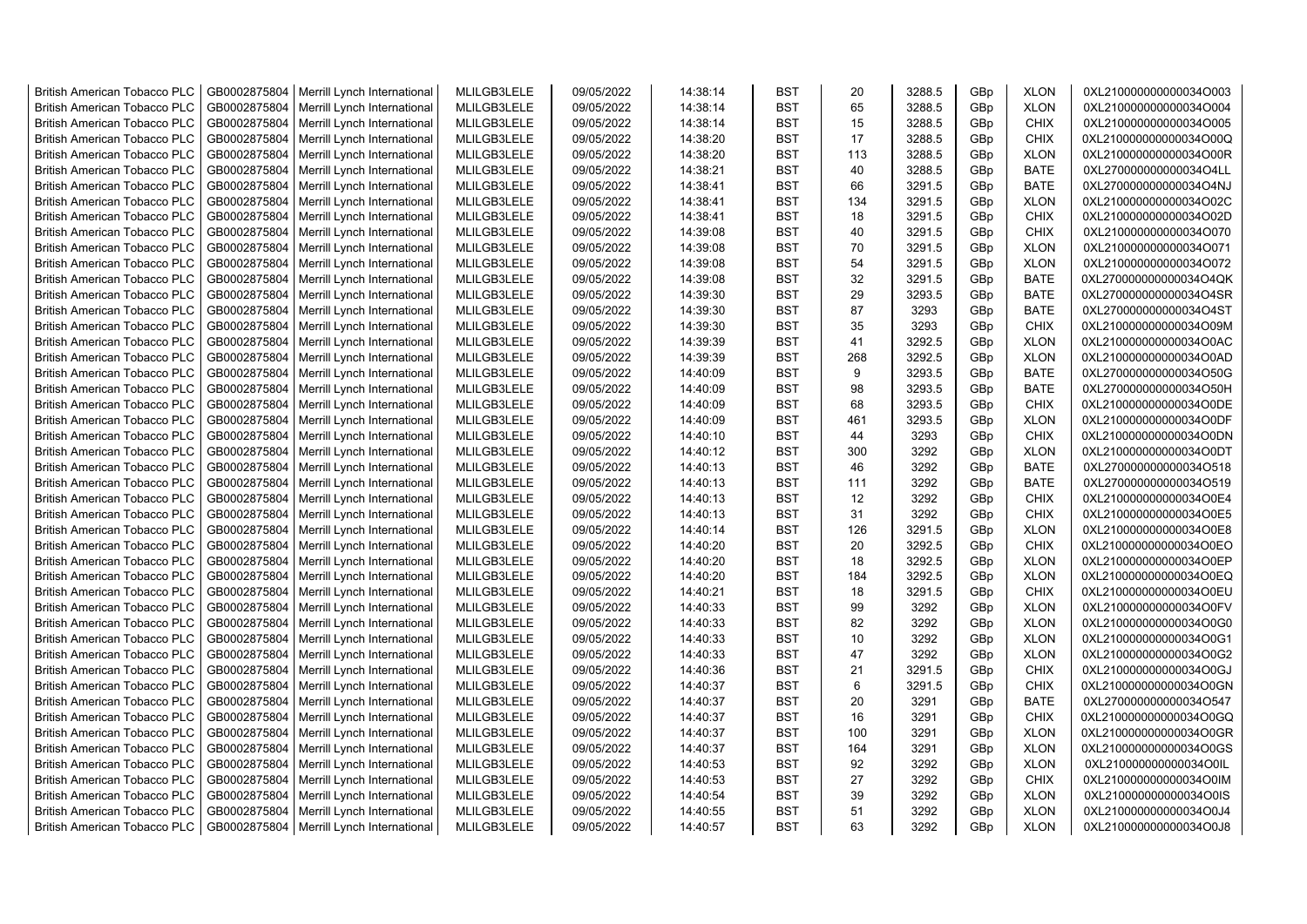| British American Tobacco PLC | GB0002875804 | Merrill Lynch International | MLILGB3LELE | 09/05/2022 | 14:38:14 | BST | 20 | 3288.5 | GBp | XLON | 0XL210000000000034O003 |
|---|---|---|---|---|---|---|---|---|---|---|---|
| British American Tobacco PLC | GB0002875804 | Merrill Lynch International | MLILGB3LELE | 09/05/2022 | 14:38:14 | BST | 65 | 3288.5 | GBp | XLON | 0XL210000000000034O004 |
| British American Tobacco PLC | GB0002875804 | Merrill Lynch International | MLILGB3LELE | 09/05/2022 | 14:38:14 | BST | 15 | 3288.5 | GBp | CHIX | 0XL210000000000034O005 |
| British American Tobacco PLC | GB0002875804 | Merrill Lynch International | MLILGB3LELE | 09/05/2022 | 14:38:20 | BST | 17 | 3288.5 | GBp | CHIX | 0XL210000000000034O00Q |
| British American Tobacco PLC | GB0002875804 | Merrill Lynch International | MLILGB3LELE | 09/05/2022 | 14:38:20 | BST | 113 | 3288.5 | GBp | XLON | 0XL210000000000034O00R |
| British American Tobacco PLC | GB0002875804 | Merrill Lynch International | MLILGB3LELE | 09/05/2022 | 14:38:21 | BST | 40 | 3288.5 | GBp | BATE | 0XL270000000000034O4LL |
| British American Tobacco PLC | GB0002875804 | Merrill Lynch International | MLILGB3LELE | 09/05/2022 | 14:38:41 | BST | 66 | 3291.5 | GBp | BATE | 0XL270000000000034O4NJ |
| British American Tobacco PLC | GB0002875804 | Merrill Lynch International | MLILGB3LELE | 09/05/2022 | 14:38:41 | BST | 134 | 3291.5 | GBp | XLON | 0XL210000000000034O02C |
| British American Tobacco PLC | GB0002875804 | Merrill Lynch International | MLILGB3LELE | 09/05/2022 | 14:38:41 | BST | 18 | 3291.5 | GBp | CHIX | 0XL210000000000034O02D |
| British American Tobacco PLC | GB0002875804 | Merrill Lynch International | MLILGB3LELE | 09/05/2022 | 14:39:08 | BST | 40 | 3291.5 | GBp | CHIX | 0XL210000000000034O070 |
| British American Tobacco PLC | GB0002875804 | Merrill Lynch International | MLILGB3LELE | 09/05/2022 | 14:39:08 | BST | 70 | 3291.5 | GBp | XLON | 0XL210000000000034O071 |
| British American Tobacco PLC | GB0002875804 | Merrill Lynch International | MLILGB3LELE | 09/05/2022 | 14:39:08 | BST | 54 | 3291.5 | GBp | XLON | 0XL210000000000034O072 |
| British American Tobacco PLC | GB0002875804 | Merrill Lynch International | MLILGB3LELE | 09/05/2022 | 14:39:08 | BST | 32 | 3291.5 | GBp | BATE | 0XL270000000000034O4QK |
| British American Tobacco PLC | GB0002875804 | Merrill Lynch International | MLILGB3LELE | 09/05/2022 | 14:39:30 | BST | 29 | 3293.5 | GBp | BATE | 0XL270000000000034O4SR |
| British American Tobacco PLC | GB0002875804 | Merrill Lynch International | MLILGB3LELE | 09/05/2022 | 14:39:30 | BST | 87 | 3293 | GBp | BATE | 0XL270000000000034O4ST |
| British American Tobacco PLC | GB0002875804 | Merrill Lynch International | MLILGB3LELE | 09/05/2022 | 14:39:30 | BST | 35 | 3293 | GBp | CHIX | 0XL210000000000034O09M |
| British American Tobacco PLC | GB0002875804 | Merrill Lynch International | MLILGB3LELE | 09/05/2022 | 14:39:39 | BST | 41 | 3292.5 | GBp | XLON | 0XL210000000000034O0AC |
| British American Tobacco PLC | GB0002875804 | Merrill Lynch International | MLILGB3LELE | 09/05/2022 | 14:39:39 | BST | 268 | 3292.5 | GBp | XLON | 0XL210000000000034O0AD |
| British American Tobacco PLC | GB0002875804 | Merrill Lynch International | MLILGB3LELE | 09/05/2022 | 14:40:09 | BST | 9 | 3293.5 | GBp | BATE | 0XL270000000000034O50G |
| British American Tobacco PLC | GB0002875804 | Merrill Lynch International | MLILGB3LELE | 09/05/2022 | 14:40:09 | BST | 98 | 3293.5 | GBp | BATE | 0XL270000000000034O50H |
| British American Tobacco PLC | GB0002875804 | Merrill Lynch International | MLILGB3LELE | 09/05/2022 | 14:40:09 | BST | 68 | 3293.5 | GBp | CHIX | 0XL210000000000034O0DE |
| British American Tobacco PLC | GB0002875804 | Merrill Lynch International | MLILGB3LELE | 09/05/2022 | 14:40:09 | BST | 461 | 3293.5 | GBp | XLON | 0XL210000000000034O0DF |
| British American Tobacco PLC | GB0002875804 | Merrill Lynch International | MLILGB3LELE | 09/05/2022 | 14:40:10 | BST | 44 | 3293 | GBp | CHIX | 0XL210000000000034O0DN |
| British American Tobacco PLC | GB0002875804 | Merrill Lynch International | MLILGB3LELE | 09/05/2022 | 14:40:12 | BST | 300 | 3292 | GBp | XLON | 0XL210000000000034O0DT |
| British American Tobacco PLC | GB0002875804 | Merrill Lynch International | MLILGB3LELE | 09/05/2022 | 14:40:13 | BST | 46 | 3292 | GBp | BATE | 0XL270000000000034O518 |
| British American Tobacco PLC | GB0002875804 | Merrill Lynch International | MLILGB3LELE | 09/05/2022 | 14:40:13 | BST | 111 | 3292 | GBp | BATE | 0XL270000000000034O519 |
| British American Tobacco PLC | GB0002875804 | Merrill Lynch International | MLILGB3LELE | 09/05/2022 | 14:40:13 | BST | 12 | 3292 | GBp | CHIX | 0XL210000000000034O0E4 |
| British American Tobacco PLC | GB0002875804 | Merrill Lynch International | MLILGB3LELE | 09/05/2022 | 14:40:13 | BST | 31 | 3292 | GBp | CHIX | 0XL210000000000034O0E5 |
| British American Tobacco PLC | GB0002875804 | Merrill Lynch International | MLILGB3LELE | 09/05/2022 | 14:40:14 | BST | 126 | 3291.5 | GBp | XLON | 0XL210000000000034O0E8 |
| British American Tobacco PLC | GB0002875804 | Merrill Lynch International | MLILGB3LELE | 09/05/2022 | 14:40:20 | BST | 20 | 3292.5 | GBp | CHIX | 0XL210000000000034O0EO |
| British American Tobacco PLC | GB0002875804 | Merrill Lynch International | MLILGB3LELE | 09/05/2022 | 14:40:20 | BST | 18 | 3292.5 | GBp | XLON | 0XL210000000000034O0EP |
| British American Tobacco PLC | GB0002875804 | Merrill Lynch International | MLILGB3LELE | 09/05/2022 | 14:40:20 | BST | 184 | 3292.5 | GBp | XLON | 0XL210000000000034O0EQ |
| British American Tobacco PLC | GB0002875804 | Merrill Lynch International | MLILGB3LELE | 09/05/2022 | 14:40:21 | BST | 18 | 3291.5 | GBp | CHIX | 0XL210000000000034O0EU |
| British American Tobacco PLC | GB0002875804 | Merrill Lynch International | MLILGB3LELE | 09/05/2022 | 14:40:33 | BST | 99 | 3292 | GBp | XLON | 0XL210000000000034O0FV |
| British American Tobacco PLC | GB0002875804 | Merrill Lynch International | MLILGB3LELE | 09/05/2022 | 14:40:33 | BST | 82 | 3292 | GBp | XLON | 0XL210000000000034O0G0 |
| British American Tobacco PLC | GB0002875804 | Merrill Lynch International | MLILGB3LELE | 09/05/2022 | 14:40:33 | BST | 10 | 3292 | GBp | XLON | 0XL210000000000034O0G1 |
| British American Tobacco PLC | GB0002875804 | Merrill Lynch International | MLILGB3LELE | 09/05/2022 | 14:40:33 | BST | 47 | 3292 | GBp | XLON | 0XL210000000000034O0G2 |
| British American Tobacco PLC | GB0002875804 | Merrill Lynch International | MLILGB3LELE | 09/05/2022 | 14:40:36 | BST | 21 | 3291.5 | GBp | CHIX | 0XL210000000000034O0GJ |
| British American Tobacco PLC | GB0002875804 | Merrill Lynch International | MLILGB3LELE | 09/05/2022 | 14:40:37 | BST | 6 | 3291.5 | GBp | CHIX | 0XL210000000000034O0GN |
| British American Tobacco PLC | GB0002875804 | Merrill Lynch International | MLILGB3LELE | 09/05/2022 | 14:40:37 | BST | 20 | 3291 | GBp | BATE | 0XL270000000000034O547 |
| British American Tobacco PLC | GB0002875804 | Merrill Lynch International | MLILGB3LELE | 09/05/2022 | 14:40:37 | BST | 16 | 3291 | GBp | CHIX | 0XL210000000000034O0GQ |
| British American Tobacco PLC | GB0002875804 | Merrill Lynch International | MLILGB3LELE | 09/05/2022 | 14:40:37 | BST | 100 | 3291 | GBp | XLON | 0XL210000000000034O0GR |
| British American Tobacco PLC | GB0002875804 | Merrill Lynch International | MLILGB3LELE | 09/05/2022 | 14:40:37 | BST | 164 | 3291 | GBp | XLON | 0XL210000000000034O0GS |
| British American Tobacco PLC | GB0002875804 | Merrill Lynch International | MLILGB3LELE | 09/05/2022 | 14:40:53 | BST | 92 | 3292 | GBp | XLON | 0XL210000000000034O0IL |
| British American Tobacco PLC | GB0002875804 | Merrill Lynch International | MLILGB3LELE | 09/05/2022 | 14:40:53 | BST | 27 | 3292 | GBp | CHIX | 0XL210000000000034O0IM |
| British American Tobacco PLC | GB0002875804 | Merrill Lynch International | MLILGB3LELE | 09/05/2022 | 14:40:54 | BST | 39 | 3292 | GBp | XLON | 0XL210000000000034O0IS |
| British American Tobacco PLC | GB0002875804 | Merrill Lynch International | MLILGB3LELE | 09/05/2022 | 14:40:55 | BST | 51 | 3292 | GBp | XLON | 0XL210000000000034O0J4 |
| British American Tobacco PLC | GB0002875804 | Merrill Lynch International | MLILGB3LELE | 09/05/2022 | 14:40:57 | BST | 63 | 3292 | GBp | XLON | 0XL210000000000034O0J8 |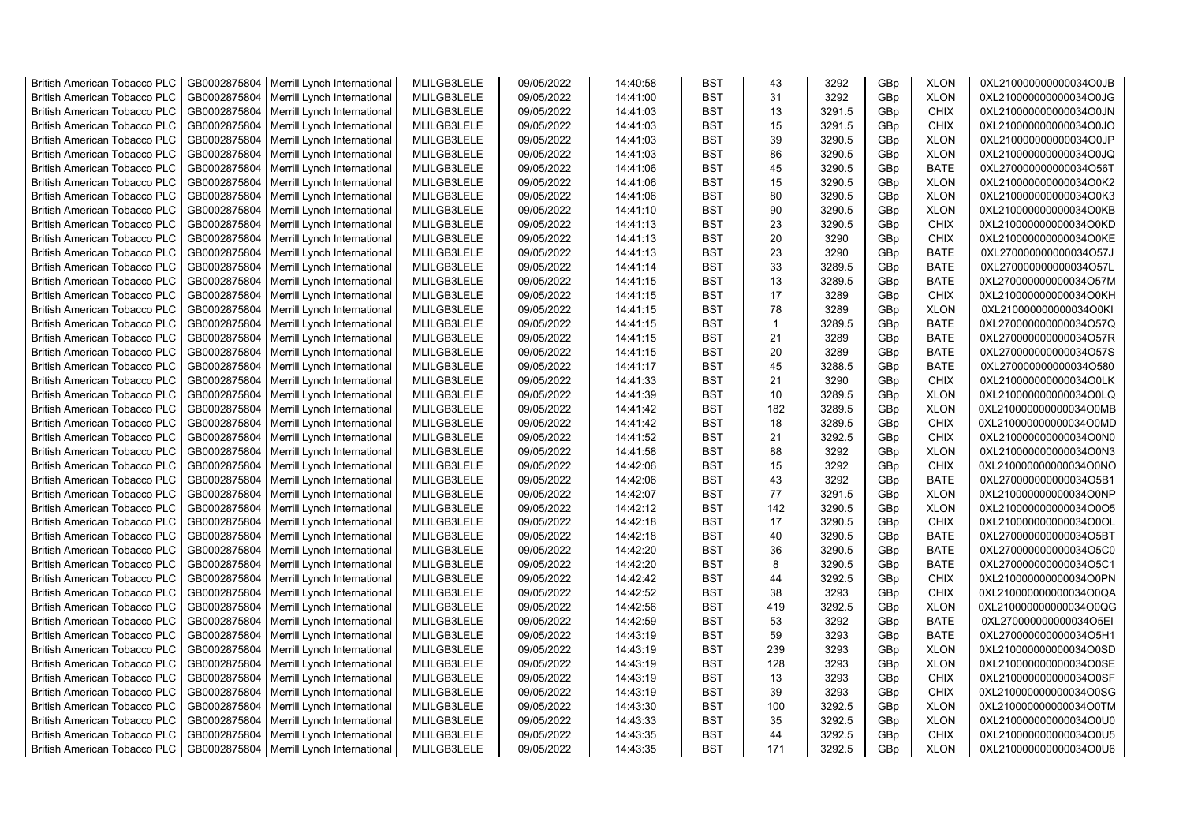| | | | | | | | | | | | |
|---|---|---|---|---|---|---|---|---|---|---|---|
| British American Tobacco PLC | GB0002875804 | Merrill Lynch International | MLILGB3LELE | 09/05/2022 | 14:40:58 | BST | 43 | 3292 | GBp | XLON | 0XL210000000000034O0JB |
| British American Tobacco PLC | GB0002875804 | Merrill Lynch International | MLILGB3LELE | 09/05/2022 | 14:41:00 | BST | 31 | 3292 | GBp | XLON | 0XL210000000000034O0JG |
| British American Tobacco PLC | GB0002875804 | Merrill Lynch International | MLILGB3LELE | 09/05/2022 | 14:41:03 | BST | 13 | 3291.5 | GBp | CHIX | 0XL210000000000034O0JN |
| British American Tobacco PLC | GB0002875804 | Merrill Lynch International | MLILGB3LELE | 09/05/2022 | 14:41:03 | BST | 15 | 3291.5 | GBp | CHIX | 0XL210000000000034O0JO |
| British American Tobacco PLC | GB0002875804 | Merrill Lynch International | MLILGB3LELE | 09/05/2022 | 14:41:03 | BST | 39 | 3290.5 | GBp | XLON | 0XL210000000000034O0JP |
| British American Tobacco PLC | GB0002875804 | Merrill Lynch International | MLILGB3LELE | 09/05/2022 | 14:41:03 | BST | 86 | 3290.5 | GBp | XLON | 0XL210000000000034O0JQ |
| British American Tobacco PLC | GB0002875804 | Merrill Lynch International | MLILGB3LELE | 09/05/2022 | 14:41:06 | BST | 45 | 3290.5 | GBp | BATE | 0XL270000000000034O56T |
| British American Tobacco PLC | GB0002875804 | Merrill Lynch International | MLILGB3LELE | 09/05/2022 | 14:41:06 | BST | 15 | 3290.5 | GBp | XLON | 0XL210000000000034O0K2 |
| British American Tobacco PLC | GB0002875804 | Merrill Lynch International | MLILGB3LELE | 09/05/2022 | 14:41:06 | BST | 80 | 3290.5 | GBp | XLON | 0XL210000000000034O0K3 |
| British American Tobacco PLC | GB0002875804 | Merrill Lynch International | MLILGB3LELE | 09/05/2022 | 14:41:10 | BST | 90 | 3290.5 | GBp | XLON | 0XL210000000000034O0KB |
| British American Tobacco PLC | GB0002875804 | Merrill Lynch International | MLILGB3LELE | 09/05/2022 | 14:41:13 | BST | 23 | 3290.5 | GBp | CHIX | 0XL210000000000034O0KD |
| British American Tobacco PLC | GB0002875804 | Merrill Lynch International | MLILGB3LELE | 09/05/2022 | 14:41:13 | BST | 20 | 3290 | GBp | CHIX | 0XL210000000000034O0KE |
| British American Tobacco PLC | GB0002875804 | Merrill Lynch International | MLILGB3LELE | 09/05/2022 | 14:41:13 | BST | 23 | 3290 | GBp | BATE | 0XL270000000000034O57J |
| British American Tobacco PLC | GB0002875804 | Merrill Lynch International | MLILGB3LELE | 09/05/2022 | 14:41:14 | BST | 33 | 3289.5 | GBp | BATE | 0XL270000000000034O57L |
| British American Tobacco PLC | GB0002875804 | Merrill Lynch International | MLILGB3LELE | 09/05/2022 | 14:41:15 | BST | 13 | 3289.5 | GBp | BATE | 0XL270000000000034O57M |
| British American Tobacco PLC | GB0002875804 | Merrill Lynch International | MLILGB3LELE | 09/05/2022 | 14:41:15 | BST | 17 | 3289 | GBp | CHIX | 0XL210000000000034O0KH |
| British American Tobacco PLC | GB0002875804 | Merrill Lynch International | MLILGB3LELE | 09/05/2022 | 14:41:15 | BST | 78 | 3289 | GBp | XLON | 0XL210000000000034O0KI |
| British American Tobacco PLC | GB0002875804 | Merrill Lynch International | MLILGB3LELE | 09/05/2022 | 14:41:15 | BST | 1 | 3289.5 | GBp | BATE | 0XL270000000000034O57Q |
| British American Tobacco PLC | GB0002875804 | Merrill Lynch International | MLILGB3LELE | 09/05/2022 | 14:41:15 | BST | 21 | 3289 | GBp | BATE | 0XL270000000000034O57R |
| British American Tobacco PLC | GB0002875804 | Merrill Lynch International | MLILGB3LELE | 09/05/2022 | 14:41:15 | BST | 20 | 3289 | GBp | BATE | 0XL270000000000034O57S |
| British American Tobacco PLC | GB0002875804 | Merrill Lynch International | MLILGB3LELE | 09/05/2022 | 14:41:17 | BST | 45 | 3288.5 | GBp | BATE | 0XL270000000000034O580 |
| British American Tobacco PLC | GB0002875804 | Merrill Lynch International | MLILGB3LELE | 09/05/2022 | 14:41:33 | BST | 21 | 3290 | GBp | CHIX | 0XL210000000000034O0LK |
| British American Tobacco PLC | GB0002875804 | Merrill Lynch International | MLILGB3LELE | 09/05/2022 | 14:41:39 | BST | 10 | 3289.5 | GBp | XLON | 0XL210000000000034O0LQ |
| British American Tobacco PLC | GB0002875804 | Merrill Lynch International | MLILGB3LELE | 09/05/2022 | 14:41:42 | BST | 182 | 3289.5 | GBp | XLON | 0XL210000000000034O0MB |
| British American Tobacco PLC | GB0002875804 | Merrill Lynch International | MLILGB3LELE | 09/05/2022 | 14:41:42 | BST | 18 | 3289.5 | GBp | CHIX | 0XL210000000000034O0MD |
| British American Tobacco PLC | GB0002875804 | Merrill Lynch International | MLILGB3LELE | 09/05/2022 | 14:41:52 | BST | 21 | 3292.5 | GBp | CHIX | 0XL210000000000034O0N0 |
| British American Tobacco PLC | GB0002875804 | Merrill Lynch International | MLILGB3LELE | 09/05/2022 | 14:41:58 | BST | 88 | 3292 | GBp | XLON | 0XL210000000000034O0N3 |
| British American Tobacco PLC | GB0002875804 | Merrill Lynch International | MLILGB3LELE | 09/05/2022 | 14:42:06 | BST | 15 | 3292 | GBp | CHIX | 0XL210000000000034O0NO |
| British American Tobacco PLC | GB0002875804 | Merrill Lynch International | MLILGB3LELE | 09/05/2022 | 14:42:06 | BST | 43 | 3292 | GBp | BATE | 0XL270000000000034O5B1 |
| British American Tobacco PLC | GB0002875804 | Merrill Lynch International | MLILGB3LELE | 09/05/2022 | 14:42:07 | BST | 77 | 3291.5 | GBp | XLON | 0XL210000000000034O0NP |
| British American Tobacco PLC | GB0002875804 | Merrill Lynch International | MLILGB3LELE | 09/05/2022 | 14:42:12 | BST | 142 | 3290.5 | GBp | XLON | 0XL210000000000034O0O5 |
| British American Tobacco PLC | GB0002875804 | Merrill Lynch International | MLILGB3LELE | 09/05/2022 | 14:42:18 | BST | 17 | 3290.5 | GBp | CHIX | 0XL210000000000034O0OL |
| British American Tobacco PLC | GB0002875804 | Merrill Lynch International | MLILGB3LELE | 09/05/2022 | 14:42:18 | BST | 40 | 3290.5 | GBp | BATE | 0XL270000000000034O5BT |
| British American Tobacco PLC | GB0002875804 | Merrill Lynch International | MLILGB3LELE | 09/05/2022 | 14:42:20 | BST | 36 | 3290.5 | GBp | BATE | 0XL270000000000034O5C0 |
| British American Tobacco PLC | GB0002875804 | Merrill Lynch International | MLILGB3LELE | 09/05/2022 | 14:42:20 | BST | 8 | 3290.5 | GBp | BATE | 0XL270000000000034O5C1 |
| British American Tobacco PLC | GB0002875804 | Merrill Lynch International | MLILGB3LELE | 09/05/2022 | 14:42:42 | BST | 44 | 3292.5 | GBp | CHIX | 0XL210000000000034O0PN |
| British American Tobacco PLC | GB0002875804 | Merrill Lynch International | MLILGB3LELE | 09/05/2022 | 14:42:52 | BST | 38 | 3293 | GBp | CHIX | 0XL210000000000034O0QA |
| British American Tobacco PLC | GB0002875804 | Merrill Lynch International | MLILGB3LELE | 09/05/2022 | 14:42:56 | BST | 419 | 3292.5 | GBp | XLON | 0XL210000000000034O0QG |
| British American Tobacco PLC | GB0002875804 | Merrill Lynch International | MLILGB3LELE | 09/05/2022 | 14:42:59 | BST | 53 | 3292 | GBp | BATE | 0XL270000000000034O5EI |
| British American Tobacco PLC | GB0002875804 | Merrill Lynch International | MLILGB3LELE | 09/05/2022 | 14:43:19 | BST | 59 | 3293 | GBp | BATE | 0XL270000000000034O5H1 |
| British American Tobacco PLC | GB0002875804 | Merrill Lynch International | MLILGB3LELE | 09/05/2022 | 14:43:19 | BST | 239 | 3293 | GBp | XLON | 0XL210000000000034O0SD |
| British American Tobacco PLC | GB0002875804 | Merrill Lynch International | MLILGB3LELE | 09/05/2022 | 14:43:19 | BST | 128 | 3293 | GBp | XLON | 0XL210000000000034O0SE |
| British American Tobacco PLC | GB0002875804 | Merrill Lynch International | MLILGB3LELE | 09/05/2022 | 14:43:19 | BST | 13 | 3293 | GBp | CHIX | 0XL210000000000034O0SF |
| British American Tobacco PLC | GB0002875804 | Merrill Lynch International | MLILGB3LELE | 09/05/2022 | 14:43:19 | BST | 39 | 3293 | GBp | CHIX | 0XL210000000000034O0SG |
| British American Tobacco PLC | GB0002875804 | Merrill Lynch International | MLILGB3LELE | 09/05/2022 | 14:43:30 | BST | 100 | 3292.5 | GBp | XLON | 0XL210000000000034O0TM |
| British American Tobacco PLC | GB0002875804 | Merrill Lynch International | MLILGB3LELE | 09/05/2022 | 14:43:33 | BST | 35 | 3292.5 | GBp | XLON | 0XL210000000000034O0U0 |
| British American Tobacco PLC | GB0002875804 | Merrill Lynch International | MLILGB3LELE | 09/05/2022 | 14:43:35 | BST | 44 | 3292.5 | GBp | CHIX | 0XL210000000000034O0U5 |
| British American Tobacco PLC | GB0002875804 | Merrill Lynch International | MLILGB3LELE | 09/05/2022 | 14:43:35 | BST | 171 | 3292.5 | GBp | XLON | 0XL210000000000034O0U6 |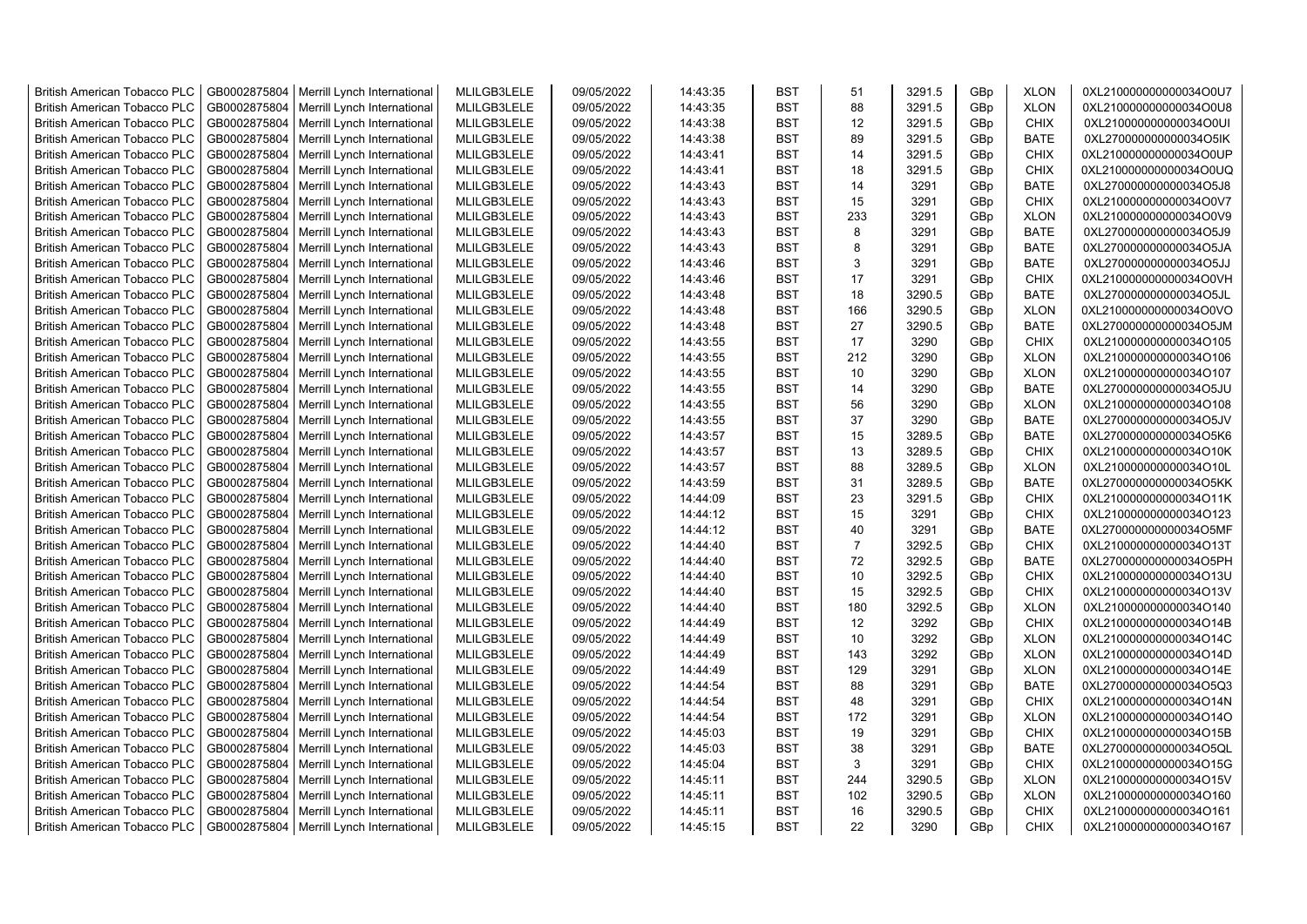| British American Tobacco PLC | GB0002875804 | Merrill Lynch International | MLILGB3LELE | 09/05/2022 | 14:43:35 | BST | 51 | 3291.5 | GBp | XLON | 0XL210000000000034O0U7 |
|---|---|---|---|---|---|---|---|---|---|---|---|
| British American Tobacco PLC | GB0002875804 | Merrill Lynch International | MLILGB3LELE | 09/05/2022 | 14:43:35 | BST | 88 | 3291.5 | GBp | XLON | 0XL210000000000034O0U8 |
| British American Tobacco PLC | GB0002875804 | Merrill Lynch International | MLILGB3LELE | 09/05/2022 | 14:43:38 | BST | 12 | 3291.5 | GBp | CHIX | 0XL210000000000034O0UI |
| British American Tobacco PLC | GB0002875804 | Merrill Lynch International | MLILGB3LELE | 09/05/2022 | 14:43:38 | BST | 89 | 3291.5 | GBp | BATE | 0XL270000000000034O5IK |
| British American Tobacco PLC | GB0002875804 | Merrill Lynch International | MLILGB3LELE | 09/05/2022 | 14:43:41 | BST | 14 | 3291.5 | GBp | CHIX | 0XL210000000000034O0UP |
| British American Tobacco PLC | GB0002875804 | Merrill Lynch International | MLILGB3LELE | 09/05/2022 | 14:43:41 | BST | 18 | 3291.5 | GBp | CHIX | 0XL210000000000034O0UQ |
| British American Tobacco PLC | GB0002875804 | Merrill Lynch International | MLILGB3LELE | 09/05/2022 | 14:43:43 | BST | 14 | 3291 | GBp | BATE | 0XL270000000000034O5J8 |
| British American Tobacco PLC | GB0002875804 | Merrill Lynch International | MLILGB3LELE | 09/05/2022 | 14:43:43 | BST | 15 | 3291 | GBp | CHIX | 0XL210000000000034O0V7 |
| British American Tobacco PLC | GB0002875804 | Merrill Lynch International | MLILGB3LELE | 09/05/2022 | 14:43:43 | BST | 233 | 3291 | GBp | XLON | 0XL210000000000034O0V9 |
| British American Tobacco PLC | GB0002875804 | Merrill Lynch International | MLILGB3LELE | 09/05/2022 | 14:43:43 | BST | 8 | 3291 | GBp | BATE | 0XL270000000000034O5J9 |
| British American Tobacco PLC | GB0002875804 | Merrill Lynch International | MLILGB3LELE | 09/05/2022 | 14:43:43 | BST | 8 | 3291 | GBp | BATE | 0XL270000000000034O5JA |
| British American Tobacco PLC | GB0002875804 | Merrill Lynch International | MLILGB3LELE | 09/05/2022 | 14:43:46 | BST | 3 | 3291 | GBp | BATE | 0XL270000000000034O5JJ |
| British American Tobacco PLC | GB0002875804 | Merrill Lynch International | MLILGB3LELE | 09/05/2022 | 14:43:46 | BST | 17 | 3291 | GBp | CHIX | 0XL210000000000034O0VH |
| British American Tobacco PLC | GB0002875804 | Merrill Lynch International | MLILGB3LELE | 09/05/2022 | 14:43:48 | BST | 18 | 3290.5 | GBp | BATE | 0XL270000000000034O5JL |
| British American Tobacco PLC | GB0002875804 | Merrill Lynch International | MLILGB3LELE | 09/05/2022 | 14:43:48 | BST | 166 | 3290.5 | GBp | XLON | 0XL210000000000034O0VO |
| British American Tobacco PLC | GB0002875804 | Merrill Lynch International | MLILGB3LELE | 09/05/2022 | 14:43:48 | BST | 27 | 3290.5 | GBp | BATE | 0XL270000000000034O5JM |
| British American Tobacco PLC | GB0002875804 | Merrill Lynch International | MLILGB3LELE | 09/05/2022 | 14:43:55 | BST | 17 | 3290 | GBp | CHIX | 0XL210000000000034O105 |
| British American Tobacco PLC | GB0002875804 | Merrill Lynch International | MLILGB3LELE | 09/05/2022 | 14:43:55 | BST | 212 | 3290 | GBp | XLON | 0XL210000000000034O106 |
| British American Tobacco PLC | GB0002875804 | Merrill Lynch International | MLILGB3LELE | 09/05/2022 | 14:43:55 | BST | 10 | 3290 | GBp | XLON | 0XL210000000000034O107 |
| British American Tobacco PLC | GB0002875804 | Merrill Lynch International | MLILGB3LELE | 09/05/2022 | 14:43:55 | BST | 14 | 3290 | GBp | BATE | 0XL270000000000034O5JU |
| British American Tobacco PLC | GB0002875804 | Merrill Lynch International | MLILGB3LELE | 09/05/2022 | 14:43:55 | BST | 56 | 3290 | GBp | XLON | 0XL210000000000034O108 |
| British American Tobacco PLC | GB0002875804 | Merrill Lynch International | MLILGB3LELE | 09/05/2022 | 14:43:55 | BST | 37 | 3290 | GBp | BATE | 0XL270000000000034O5JV |
| British American Tobacco PLC | GB0002875804 | Merrill Lynch International | MLILGB3LELE | 09/05/2022 | 14:43:57 | BST | 15 | 3289.5 | GBp | BATE | 0XL270000000000034O5K6 |
| British American Tobacco PLC | GB0002875804 | Merrill Lynch International | MLILGB3LELE | 09/05/2022 | 14:43:57 | BST | 13 | 3289.5 | GBp | CHIX | 0XL210000000000034O10K |
| British American Tobacco PLC | GB0002875804 | Merrill Lynch International | MLILGB3LELE | 09/05/2022 | 14:43:57 | BST | 88 | 3289.5 | GBp | XLON | 0XL210000000000034O10L |
| British American Tobacco PLC | GB0002875804 | Merrill Lynch International | MLILGB3LELE | 09/05/2022 | 14:43:59 | BST | 31 | 3289.5 | GBp | BATE | 0XL270000000000034O5KK |
| British American Tobacco PLC | GB0002875804 | Merrill Lynch International | MLILGB3LELE | 09/05/2022 | 14:44:09 | BST | 23 | 3291.5 | GBp | CHIX | 0XL210000000000034O11K |
| British American Tobacco PLC | GB0002875804 | Merrill Lynch International | MLILGB3LELE | 09/05/2022 | 14:44:12 | BST | 15 | 3291 | GBp | CHIX | 0XL210000000000034O123 |
| British American Tobacco PLC | GB0002875804 | Merrill Lynch International | MLILGB3LELE | 09/05/2022 | 14:44:12 | BST | 40 | 3291 | GBp | BATE | 0XL270000000000034O5MF |
| British American Tobacco PLC | GB0002875804 | Merrill Lynch International | MLILGB3LELE | 09/05/2022 | 14:44:40 | BST | 7 | 3292.5 | GBp | CHIX | 0XL210000000000034O13T |
| British American Tobacco PLC | GB0002875804 | Merrill Lynch International | MLILGB3LELE | 09/05/2022 | 14:44:40 | BST | 72 | 3292.5 | GBp | BATE | 0XL270000000000034O5PH |
| British American Tobacco PLC | GB0002875804 | Merrill Lynch International | MLILGB3LELE | 09/05/2022 | 14:44:40 | BST | 10 | 3292.5 | GBp | CHIX | 0XL210000000000034O13U |
| British American Tobacco PLC | GB0002875804 | Merrill Lynch International | MLILGB3LELE | 09/05/2022 | 14:44:40 | BST | 15 | 3292.5 | GBp | CHIX | 0XL210000000000034O13V |
| British American Tobacco PLC | GB0002875804 | Merrill Lynch International | MLILGB3LELE | 09/05/2022 | 14:44:40 | BST | 180 | 3292.5 | GBp | XLON | 0XL210000000000034O140 |
| British American Tobacco PLC | GB0002875804 | Merrill Lynch International | MLILGB3LELE | 09/05/2022 | 14:44:49 | BST | 12 | 3292 | GBp | CHIX | 0XL210000000000034O14B |
| British American Tobacco PLC | GB0002875804 | Merrill Lynch International | MLILGB3LELE | 09/05/2022 | 14:44:49 | BST | 10 | 3292 | GBp | XLON | 0XL210000000000034O14C |
| British American Tobacco PLC | GB0002875804 | Merrill Lynch International | MLILGB3LELE | 09/05/2022 | 14:44:49 | BST | 143 | 3292 | GBp | XLON | 0XL210000000000034O14D |
| British American Tobacco PLC | GB0002875804 | Merrill Lynch International | MLILGB3LELE | 09/05/2022 | 14:44:49 | BST | 129 | 3291 | GBp | XLON | 0XL210000000000034O14E |
| British American Tobacco PLC | GB0002875804 | Merrill Lynch International | MLILGB3LELE | 09/05/2022 | 14:44:54 | BST | 88 | 3291 | GBp | BATE | 0XL270000000000034O5Q3 |
| British American Tobacco PLC | GB0002875804 | Merrill Lynch International | MLILGB3LELE | 09/05/2022 | 14:44:54 | BST | 48 | 3291 | GBp | CHIX | 0XL210000000000034O14N |
| British American Tobacco PLC | GB0002875804 | Merrill Lynch International | MLILGB3LELE | 09/05/2022 | 14:44:54 | BST | 172 | 3291 | GBp | XLON | 0XL210000000000034O14O |
| British American Tobacco PLC | GB0002875804 | Merrill Lynch International | MLILGB3LELE | 09/05/2022 | 14:45:03 | BST | 19 | 3291 | GBp | CHIX | 0XL210000000000034O15B |
| British American Tobacco PLC | GB0002875804 | Merrill Lynch International | MLILGB3LELE | 09/05/2022 | 14:45:03 | BST | 38 | 3291 | GBp | BATE | 0XL270000000000034O5QL |
| British American Tobacco PLC | GB0002875804 | Merrill Lynch International | MLILGB3LELE | 09/05/2022 | 14:45:04 | BST | 3 | 3291 | GBp | CHIX | 0XL210000000000034O15G |
| British American Tobacco PLC | GB0002875804 | Merrill Lynch International | MLILGB3LELE | 09/05/2022 | 14:45:11 | BST | 244 | 3290.5 | GBp | XLON | 0XL210000000000034O15V |
| British American Tobacco PLC | GB0002875804 | Merrill Lynch International | MLILGB3LELE | 09/05/2022 | 14:45:11 | BST | 102 | 3290.5 | GBp | XLON | 0XL210000000000034O160 |
| British American Tobacco PLC | GB0002875804 | Merrill Lynch International | MLILGB3LELE | 09/05/2022 | 14:45:11 | BST | 16 | 3290.5 | GBp | CHIX | 0XL210000000000034O161 |
| British American Tobacco PLC | GB0002875804 | Merrill Lynch International | MLILGB3LELE | 09/05/2022 | 14:45:15 | BST | 22 | 3290 | GBp | CHIX | 0XL210000000000034O167 |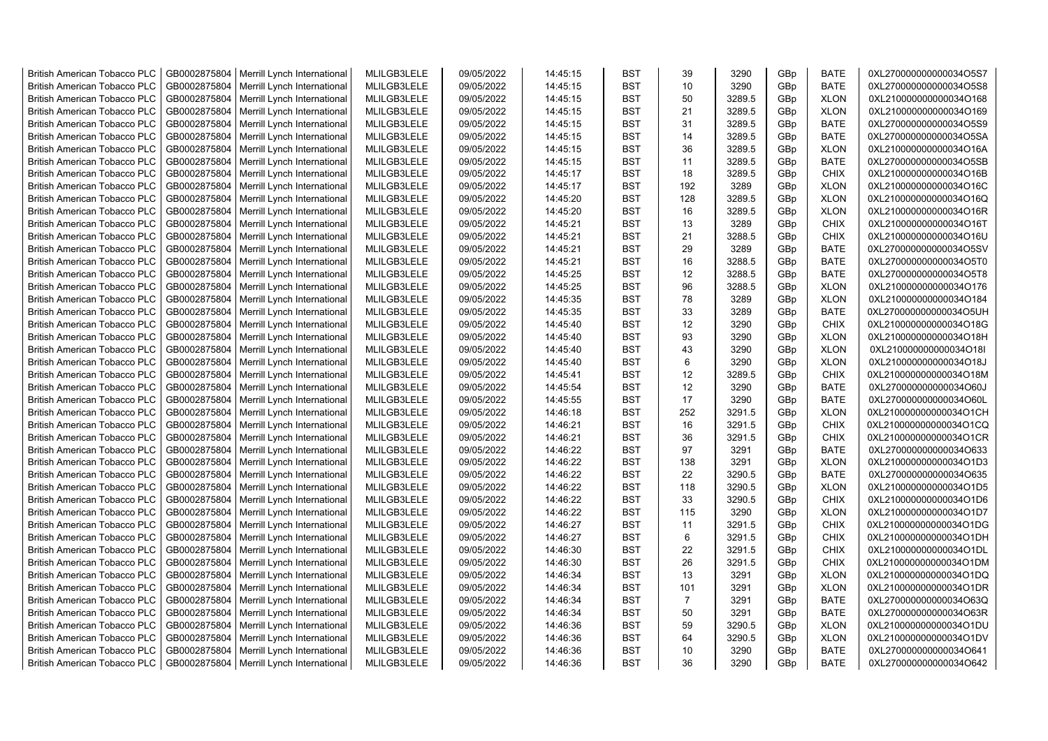| British American Tobacco PLC | GB0002875804 | Merrill Lynch International | MLILGB3LELE | 09/05/2022 | 14:45:15 | BST | 39 | 3290 | GBp | BATE | 0XL270000000000034O5S7 |
|---|---|---|---|---|---|---|---|---|---|---|---|
| British American Tobacco PLC | GB0002875804 | Merrill Lynch International | MLILGB3LELE | 09/05/2022 | 14:45:15 | BST | 10 | 3290 | GBp | BATE | 0XL270000000000034O5S8 |
| British American Tobacco PLC | GB0002875804 | Merrill Lynch International | MLILGB3LELE | 09/05/2022 | 14:45:15 | BST | 50 | 3289.5 | GBp | XLON | 0XL210000000000034O168 |
| British American Tobacco PLC | GB0002875804 | Merrill Lynch International | MLILGB3LELE | 09/05/2022 | 14:45:15 | BST | 21 | 3289.5 | GBp | XLON | 0XL210000000000034O169 |
| British American Tobacco PLC | GB0002875804 | Merrill Lynch International | MLILGB3LELE | 09/05/2022 | 14:45:15 | BST | 31 | 3289.5 | GBp | BATE | 0XL270000000000034O5S9 |
| British American Tobacco PLC | GB0002875804 | Merrill Lynch International | MLILGB3LELE | 09/05/2022 | 14:45:15 | BST | 14 | 3289.5 | GBp | BATE | 0XL270000000000034O5SA |
| British American Tobacco PLC | GB0002875804 | Merrill Lynch International | MLILGB3LELE | 09/05/2022 | 14:45:15 | BST | 36 | 3289.5 | GBp | XLON | 0XL210000000000034O16A |
| British American Tobacco PLC | GB0002875804 | Merrill Lynch International | MLILGB3LELE | 09/05/2022 | 14:45:15 | BST | 11 | 3289.5 | GBp | BATE | 0XL270000000000034O5SB |
| British American Tobacco PLC | GB0002875804 | Merrill Lynch International | MLILGB3LELE | 09/05/2022 | 14:45:17 | BST | 18 | 3289.5 | GBp | CHIX | 0XL210000000000034O16B |
| British American Tobacco PLC | GB0002875804 | Merrill Lynch International | MLILGB3LELE | 09/05/2022 | 14:45:17 | BST | 192 | 3289 | GBp | XLON | 0XL210000000000034O16C |
| British American Tobacco PLC | GB0002875804 | Merrill Lynch International | MLILGB3LELE | 09/05/2022 | 14:45:20 | BST | 128 | 3289.5 | GBp | XLON | 0XL210000000000034O16Q |
| British American Tobacco PLC | GB0002875804 | Merrill Lynch International | MLILGB3LELE | 09/05/2022 | 14:45:20 | BST | 16 | 3289.5 | GBp | XLON | 0XL210000000000034O16R |
| British American Tobacco PLC | GB0002875804 | Merrill Lynch International | MLILGB3LELE | 09/05/2022 | 14:45:21 | BST | 13 | 3289 | GBp | CHIX | 0XL210000000000034O16T |
| British American Tobacco PLC | GB0002875804 | Merrill Lynch International | MLILGB3LELE | 09/05/2022 | 14:45:21 | BST | 21 | 3288.5 | GBp | CHIX | 0XL210000000000034O16U |
| British American Tobacco PLC | GB0002875804 | Merrill Lynch International | MLILGB3LELE | 09/05/2022 | 14:45:21 | BST | 29 | 3289 | GBp | BATE | 0XL270000000000034O5SV |
| British American Tobacco PLC | GB0002875804 | Merrill Lynch International | MLILGB3LELE | 09/05/2022 | 14:45:21 | BST | 16 | 3288.5 | GBp | BATE | 0XL270000000000034O5T0 |
| British American Tobacco PLC | GB0002875804 | Merrill Lynch International | MLILGB3LELE | 09/05/2022 | 14:45:25 | BST | 12 | 3288.5 | GBp | BATE | 0XL270000000000034O5T8 |
| British American Tobacco PLC | GB0002875804 | Merrill Lynch International | MLILGB3LELE | 09/05/2022 | 14:45:25 | BST | 96 | 3288.5 | GBp | XLON | 0XL210000000000034O176 |
| British American Tobacco PLC | GB0002875804 | Merrill Lynch International | MLILGB3LELE | 09/05/2022 | 14:45:35 | BST | 78 | 3289 | GBp | XLON | 0XL210000000000034O184 |
| British American Tobacco PLC | GB0002875804 | Merrill Lynch International | MLILGB3LELE | 09/05/2022 | 14:45:35 | BST | 33 | 3289 | GBp | BATE | 0XL270000000000034O5UH |
| British American Tobacco PLC | GB0002875804 | Merrill Lynch International | MLILGB3LELE | 09/05/2022 | 14:45:40 | BST | 12 | 3290 | GBp | CHIX | 0XL210000000000034O18G |
| British American Tobacco PLC | GB0002875804 | Merrill Lynch International | MLILGB3LELE | 09/05/2022 | 14:45:40 | BST | 93 | 3290 | GBp | XLON | 0XL210000000000034O18H |
| British American Tobacco PLC | GB0002875804 | Merrill Lynch International | MLILGB3LELE | 09/05/2022 | 14:45:40 | BST | 43 | 3290 | GBp | XLON | 0XL210000000000034O18I |
| British American Tobacco PLC | GB0002875804 | Merrill Lynch International | MLILGB3LELE | 09/05/2022 | 14:45:40 | BST | 6 | 3290 | GBp | XLON | 0XL210000000000034O18J |
| British American Tobacco PLC | GB0002875804 | Merrill Lynch International | MLILGB3LELE | 09/05/2022 | 14:45:41 | BST | 12 | 3289.5 | GBp | CHIX | 0XL210000000000034O18M |
| British American Tobacco PLC | GB0002875804 | Merrill Lynch International | MLILGB3LELE | 09/05/2022 | 14:45:54 | BST | 12 | 3290 | GBp | BATE | 0XL270000000000034O60J |
| British American Tobacco PLC | GB0002875804 | Merrill Lynch International | MLILGB3LELE | 09/05/2022 | 14:45:55 | BST | 17 | 3290 | GBp | BATE | 0XL270000000000034O60L |
| British American Tobacco PLC | GB0002875804 | Merrill Lynch International | MLILGB3LELE | 09/05/2022 | 14:46:18 | BST | 252 | 3291.5 | GBp | XLON | 0XL210000000000034O1CH |
| British American Tobacco PLC | GB0002875804 | Merrill Lynch International | MLILGB3LELE | 09/05/2022 | 14:46:21 | BST | 16 | 3291.5 | GBp | CHIX | 0XL210000000000034O1CQ |
| British American Tobacco PLC | GB0002875804 | Merrill Lynch International | MLILGB3LELE | 09/05/2022 | 14:46:21 | BST | 36 | 3291.5 | GBp | CHIX | 0XL210000000000034O1CR |
| British American Tobacco PLC | GB0002875804 | Merrill Lynch International | MLILGB3LELE | 09/05/2022 | 14:46:22 | BST | 97 | 3291 | GBp | BATE | 0XL270000000000034O633 |
| British American Tobacco PLC | GB0002875804 | Merrill Lynch International | MLILGB3LELE | 09/05/2022 | 14:46:22 | BST | 138 | 3291 | GBp | XLON | 0XL210000000000034O1D3 |
| British American Tobacco PLC | GB0002875804 | Merrill Lynch International | MLILGB3LELE | 09/05/2022 | 14:46:22 | BST | 22 | 3290.5 | GBp | BATE | 0XL270000000000034O635 |
| British American Tobacco PLC | GB0002875804 | Merrill Lynch International | MLILGB3LELE | 09/05/2022 | 14:46:22 | BST | 118 | 3290.5 | GBp | XLON | 0XL210000000000034O1D5 |
| British American Tobacco PLC | GB0002875804 | Merrill Lynch International | MLILGB3LELE | 09/05/2022 | 14:46:22 | BST | 33 | 3290.5 | GBp | CHIX | 0XL210000000000034O1D6 |
| British American Tobacco PLC | GB0002875804 | Merrill Lynch International | MLILGB3LELE | 09/05/2022 | 14:46:22 | BST | 115 | 3290 | GBp | XLON | 0XL210000000000034O1D7 |
| British American Tobacco PLC | GB0002875804 | Merrill Lynch International | MLILGB3LELE | 09/05/2022 | 14:46:27 | BST | 11 | 3291.5 | GBp | CHIX | 0XL210000000000034O1DG |
| British American Tobacco PLC | GB0002875804 | Merrill Lynch International | MLILGB3LELE | 09/05/2022 | 14:46:27 | BST | 6 | 3291.5 | GBp | CHIX | 0XL210000000000034O1DH |
| British American Tobacco PLC | GB0002875804 | Merrill Lynch International | MLILGB3LELE | 09/05/2022 | 14:46:30 | BST | 22 | 3291.5 | GBp | CHIX | 0XL210000000000034O1DL |
| British American Tobacco PLC | GB0002875804 | Merrill Lynch International | MLILGB3LELE | 09/05/2022 | 14:46:30 | BST | 26 | 3291.5 | GBp | CHIX | 0XL210000000000034O1DM |
| British American Tobacco PLC | GB0002875804 | Merrill Lynch International | MLILGB3LELE | 09/05/2022 | 14:46:34 | BST | 13 | 3291 | GBp | XLON | 0XL210000000000034O1DQ |
| British American Tobacco PLC | GB0002875804 | Merrill Lynch International | MLILGB3LELE | 09/05/2022 | 14:46:34 | BST | 101 | 3291 | GBp | XLON | 0XL210000000000034O1DR |
| British American Tobacco PLC | GB0002875804 | Merrill Lynch International | MLILGB3LELE | 09/05/2022 | 14:46:34 | BST | 7 | 3291 | GBp | BATE | 0XL270000000000034O63Q |
| British American Tobacco PLC | GB0002875804 | Merrill Lynch International | MLILGB3LELE | 09/05/2022 | 14:46:34 | BST | 50 | 3291 | GBp | BATE | 0XL270000000000034O63R |
| British American Tobacco PLC | GB0002875804 | Merrill Lynch International | MLILGB3LELE | 09/05/2022 | 14:46:36 | BST | 59 | 3290.5 | GBp | XLON | 0XL210000000000034O1DU |
| British American Tobacco PLC | GB0002875804 | Merrill Lynch International | MLILGB3LELE | 09/05/2022 | 14:46:36 | BST | 64 | 3290.5 | GBp | XLON | 0XL210000000000034O1DV |
| British American Tobacco PLC | GB0002875804 | Merrill Lynch International | MLILGB3LELE | 09/05/2022 | 14:46:36 | BST | 10 | 3290 | GBp | BATE | 0XL270000000000034O641 |
| British American Tobacco PLC | GB0002875804 | Merrill Lynch International | MLILGB3LELE | 09/05/2022 | 14:46:36 | BST | 36 | 3290 | GBp | BATE | 0XL270000000000034O642 |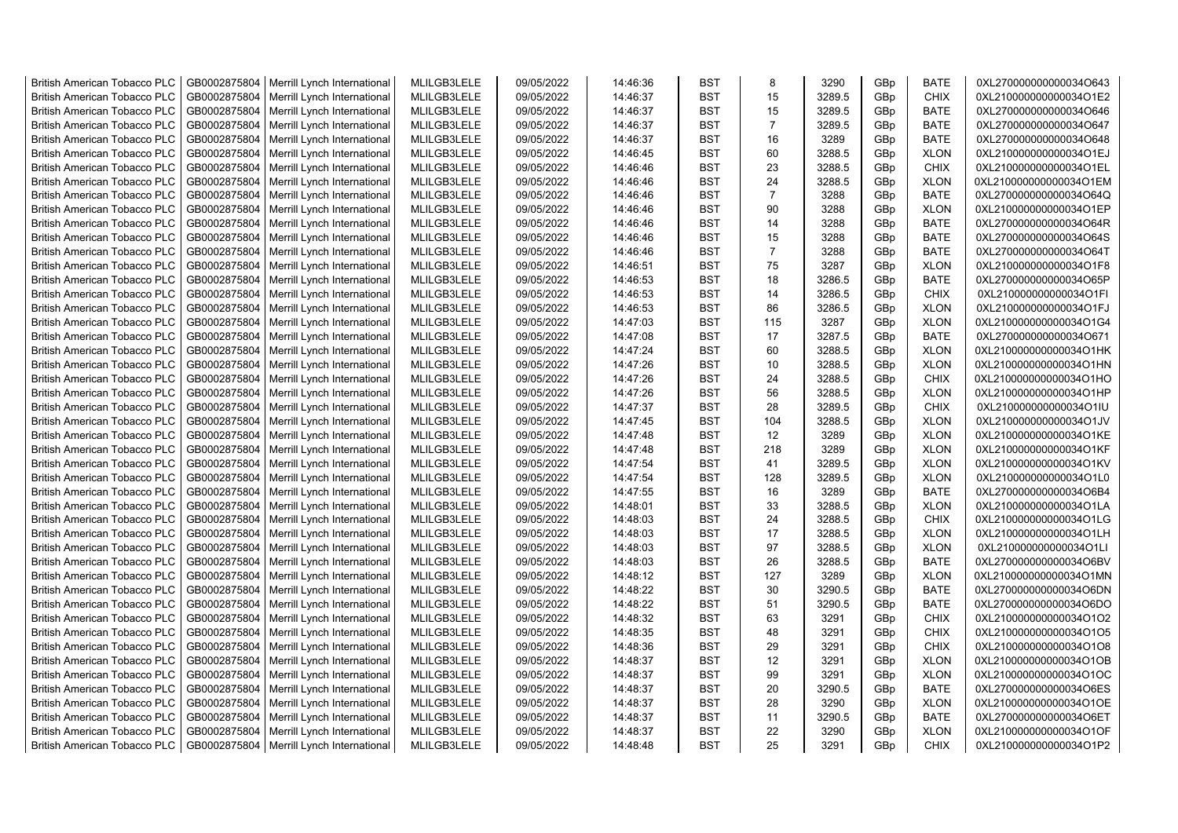| | | | | | | | | | | | |
|---|---|---|---|---|---|---|---|---|---|---|---|
| British American Tobacco PLC | GB0002875804 | Merrill Lynch International | MLILGB3LELE | 09/05/2022 | 14:46:36 | BST | 8 | 3290 | GBp | BATE | 0XL270000000000034O643 |
| British American Tobacco PLC | GB0002875804 | Merrill Lynch International | MLILGB3LELE | 09/05/2022 | 14:46:37 | BST | 15 | 3289.5 | GBp | CHIX | 0XL210000000000034O1E2 |
| British American Tobacco PLC | GB0002875804 | Merrill Lynch International | MLILGB3LELE | 09/05/2022 | 14:46:37 | BST | 15 | 3289.5 | GBp | BATE | 0XL270000000000034O646 |
| British American Tobacco PLC | GB0002875804 | Merrill Lynch International | MLILGB3LELE | 09/05/2022 | 14:46:37 | BST | 7 | 3289.5 | GBp | BATE | 0XL270000000000034O647 |
| British American Tobacco PLC | GB0002875804 | Merrill Lynch International | MLILGB3LELE | 09/05/2022 | 14:46:37 | BST | 16 | 3289 | GBp | BATE | 0XL270000000000034O648 |
| British American Tobacco PLC | GB0002875804 | Merrill Lynch International | MLILGB3LELE | 09/05/2022 | 14:46:45 | BST | 60 | 3288.5 | GBp | XLON | 0XL210000000000034O1EJ |
| British American Tobacco PLC | GB0002875804 | Merrill Lynch International | MLILGB3LELE | 09/05/2022 | 14:46:46 | BST | 23 | 3288.5 | GBp | CHIX | 0XL210000000000034O1EL |
| British American Tobacco PLC | GB0002875804 | Merrill Lynch International | MLILGB3LELE | 09/05/2022 | 14:46:46 | BST | 24 | 3288.5 | GBp | XLON | 0XL210000000000034O1EM |
| British American Tobacco PLC | GB0002875804 | Merrill Lynch International | MLILGB3LELE | 09/05/2022 | 14:46:46 | BST | 7 | 3288 | GBp | BATE | 0XL270000000000034O64Q |
| British American Tobacco PLC | GB0002875804 | Merrill Lynch International | MLILGB3LELE | 09/05/2022 | 14:46:46 | BST | 90 | 3288 | GBp | XLON | 0XL210000000000034O1EP |
| British American Tobacco PLC | GB0002875804 | Merrill Lynch International | MLILGB3LELE | 09/05/2022 | 14:46:46 | BST | 14 | 3288 | GBp | BATE | 0XL270000000000034O64R |
| British American Tobacco PLC | GB0002875804 | Merrill Lynch International | MLILGB3LELE | 09/05/2022 | 14:46:46 | BST | 15 | 3288 | GBp | BATE | 0XL270000000000034O64S |
| British American Tobacco PLC | GB0002875804 | Merrill Lynch International | MLILGB3LELE | 09/05/2022 | 14:46:46 | BST | 7 | 3288 | GBp | BATE | 0XL270000000000034O64T |
| British American Tobacco PLC | GB0002875804 | Merrill Lynch International | MLILGB3LELE | 09/05/2022 | 14:46:51 | BST | 75 | 3287 | GBp | XLON | 0XL210000000000034O1F8 |
| British American Tobacco PLC | GB0002875804 | Merrill Lynch International | MLILGB3LELE | 09/05/2022 | 14:46:53 | BST | 18 | 3286.5 | GBp | BATE | 0XL270000000000034O65P |
| British American Tobacco PLC | GB0002875804 | Merrill Lynch International | MLILGB3LELE | 09/05/2022 | 14:46:53 | BST | 14 | 3286.5 | GBp | CHIX | 0XL210000000000034O1FI |
| British American Tobacco PLC | GB0002875804 | Merrill Lynch International | MLILGB3LELE | 09/05/2022 | 14:46:53 | BST | 86 | 3286.5 | GBp | XLON | 0XL210000000000034O1FJ |
| British American Tobacco PLC | GB0002875804 | Merrill Lynch International | MLILGB3LELE | 09/05/2022 | 14:47:03 | BST | 115 | 3287 | GBp | XLON | 0XL210000000000034O1G4 |
| British American Tobacco PLC | GB0002875804 | Merrill Lynch International | MLILGB3LELE | 09/05/2022 | 14:47:08 | BST | 17 | 3287.5 | GBp | BATE | 0XL270000000000034O671 |
| British American Tobacco PLC | GB0002875804 | Merrill Lynch International | MLILGB3LELE | 09/05/2022 | 14:47:24 | BST | 60 | 3288.5 | GBp | XLON | 0XL210000000000034O1HK |
| British American Tobacco PLC | GB0002875804 | Merrill Lynch International | MLILGB3LELE | 09/05/2022 | 14:47:26 | BST | 10 | 3288.5 | GBp | XLON | 0XL210000000000034O1HN |
| British American Tobacco PLC | GB0002875804 | Merrill Lynch International | MLILGB3LELE | 09/05/2022 | 14:47:26 | BST | 24 | 3288.5 | GBp | CHIX | 0XL210000000000034O1HO |
| British American Tobacco PLC | GB0002875804 | Merrill Lynch International | MLILGB3LELE | 09/05/2022 | 14:47:26 | BST | 56 | 3288.5 | GBp | XLON | 0XL210000000000034O1HP |
| British American Tobacco PLC | GB0002875804 | Merrill Lynch International | MLILGB3LELE | 09/05/2022 | 14:47:37 | BST | 28 | 3289.5 | GBp | CHIX | 0XL210000000000034O1IU |
| British American Tobacco PLC | GB0002875804 | Merrill Lynch International | MLILGB3LELE | 09/05/2022 | 14:47:45 | BST | 104 | 3288.5 | GBp | XLON | 0XL210000000000034O1JV |
| British American Tobacco PLC | GB0002875804 | Merrill Lynch International | MLILGB3LELE | 09/05/2022 | 14:47:48 | BST | 12 | 3289 | GBp | XLON | 0XL210000000000034O1KE |
| British American Tobacco PLC | GB0002875804 | Merrill Lynch International | MLILGB3LELE | 09/05/2022 | 14:47:48 | BST | 218 | 3289 | GBp | XLON | 0XL210000000000034O1KF |
| British American Tobacco PLC | GB0002875804 | Merrill Lynch International | MLILGB3LELE | 09/05/2022 | 14:47:54 | BST | 41 | 3289.5 | GBp | XLON | 0XL210000000000034O1KV |
| British American Tobacco PLC | GB0002875804 | Merrill Lynch International | MLILGB3LELE | 09/05/2022 | 14:47:54 | BST | 128 | 3289.5 | GBp | XLON | 0XL210000000000034O1L0 |
| British American Tobacco PLC | GB0002875804 | Merrill Lynch International | MLILGB3LELE | 09/05/2022 | 14:47:55 | BST | 16 | 3289 | GBp | BATE | 0XL270000000000034O6B4 |
| British American Tobacco PLC | GB0002875804 | Merrill Lynch International | MLILGB3LELE | 09/05/2022 | 14:48:01 | BST | 33 | 3288.5 | GBp | XLON | 0XL210000000000034O1LA |
| British American Tobacco PLC | GB0002875804 | Merrill Lynch International | MLILGB3LELE | 09/05/2022 | 14:48:03 | BST | 24 | 3288.5 | GBp | CHIX | 0XL210000000000034O1LG |
| British American Tobacco PLC | GB0002875804 | Merrill Lynch International | MLILGB3LELE | 09/05/2022 | 14:48:03 | BST | 17 | 3288.5 | GBp | XLON | 0XL210000000000034O1LH |
| British American Tobacco PLC | GB0002875804 | Merrill Lynch International | MLILGB3LELE | 09/05/2022 | 14:48:03 | BST | 97 | 3288.5 | GBp | XLON | 0XL210000000000034O1LI |
| British American Tobacco PLC | GB0002875804 | Merrill Lynch International | MLILGB3LELE | 09/05/2022 | 14:48:03 | BST | 26 | 3288.5 | GBp | BATE | 0XL270000000000034O6BV |
| British American Tobacco PLC | GB0002875804 | Merrill Lynch International | MLILGB3LELE | 09/05/2022 | 14:48:12 | BST | 127 | 3289 | GBp | XLON | 0XL210000000000034O1MN |
| British American Tobacco PLC | GB0002875804 | Merrill Lynch International | MLILGB3LELE | 09/05/2022 | 14:48:22 | BST | 30 | 3290.5 | GBp | BATE | 0XL270000000000034O6DN |
| British American Tobacco PLC | GB0002875804 | Merrill Lynch International | MLILGB3LELE | 09/05/2022 | 14:48:22 | BST | 51 | 3290.5 | GBp | BATE | 0XL270000000000034O6DO |
| British American Tobacco PLC | GB0002875804 | Merrill Lynch International | MLILGB3LELE | 09/05/2022 | 14:48:32 | BST | 63 | 3291 | GBp | CHIX | 0XL210000000000034O1O2 |
| British American Tobacco PLC | GB0002875804 | Merrill Lynch International | MLILGB3LELE | 09/05/2022 | 14:48:35 | BST | 48 | 3291 | GBp | CHIX | 0XL210000000000034O1O5 |
| British American Tobacco PLC | GB0002875804 | Merrill Lynch International | MLILGB3LELE | 09/05/2022 | 14:48:36 | BST | 29 | 3291 | GBp | CHIX | 0XL210000000000034O1O8 |
| British American Tobacco PLC | GB0002875804 | Merrill Lynch International | MLILGB3LELE | 09/05/2022 | 14:48:37 | BST | 12 | 3291 | GBp | XLON | 0XL210000000000034O1OB |
| British American Tobacco PLC | GB0002875804 | Merrill Lynch International | MLILGB3LELE | 09/05/2022 | 14:48:37 | BST | 99 | 3291 | GBp | XLON | 0XL210000000000034O1OC |
| British American Tobacco PLC | GB0002875804 | Merrill Lynch International | MLILGB3LELE | 09/05/2022 | 14:48:37 | BST | 20 | 3290.5 | GBp | BATE | 0XL270000000000034O6ES |
| British American Tobacco PLC | GB0002875804 | Merrill Lynch International | MLILGB3LELE | 09/05/2022 | 14:48:37 | BST | 28 | 3290 | GBp | XLON | 0XL210000000000034O1OE |
| British American Tobacco PLC | GB0002875804 | Merrill Lynch International | MLILGB3LELE | 09/05/2022 | 14:48:37 | BST | 11 | 3290.5 | GBp | BATE | 0XL270000000000034O6ET |
| British American Tobacco PLC | GB0002875804 | Merrill Lynch International | MLILGB3LELE | 09/05/2022 | 14:48:37 | BST | 22 | 3290 | GBp | XLON | 0XL210000000000034O1OF |
| British American Tobacco PLC | GB0002875804 | Merrill Lynch International | MLILGB3LELE | 09/05/2022 | 14:48:48 | BST | 25 | 3291 | GBp | CHIX | 0XL210000000000034O1P2 |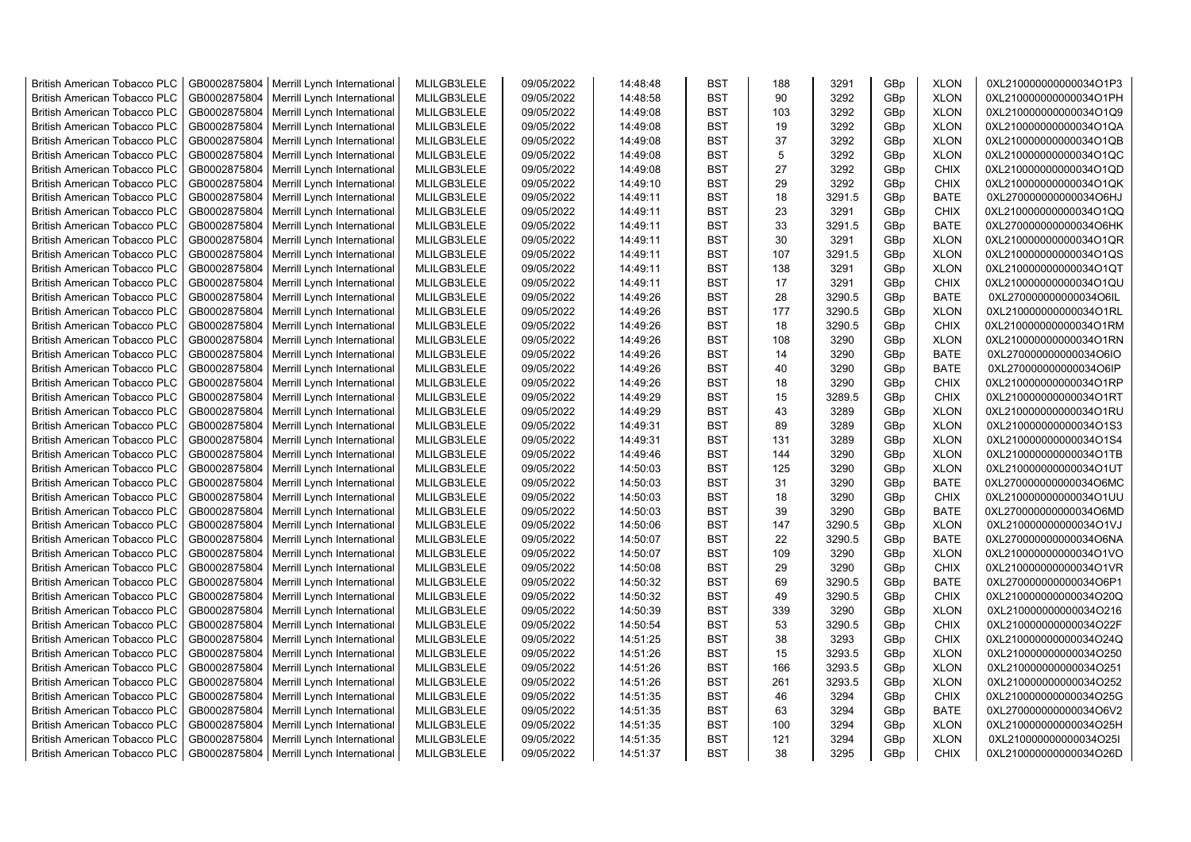| British American Tobacco PLC | GB0002875804 | Merrill Lynch International | MLILGB3LELE | 09/05/2022 | 14:48:48 | BST | 188 | 3291 | GBp | XLON | 0XL210000000000034O1P3 |
|---|---|---|---|---|---|---|---|---|---|---|---|
| British American Tobacco PLC | GB0002875804 | Merrill Lynch International | MLILGB3LELE | 09/05/2022 | 14:48:58 | BST | 90 | 3292 | GBp | XLON | 0XL210000000000034O1PH |
| British American Tobacco PLC | GB0002875804 | Merrill Lynch International | MLILGB3LELE | 09/05/2022 | 14:49:08 | BST | 103 | 3292 | GBp | XLON | 0XL210000000000034O1Q9 |
| British American Tobacco PLC | GB0002875804 | Merrill Lynch International | MLILGB3LELE | 09/05/2022 | 14:49:08 | BST | 19 | 3292 | GBp | XLON | 0XL210000000000034O1QA |
| British American Tobacco PLC | GB0002875804 | Merrill Lynch International | MLILGB3LELE | 09/05/2022 | 14:49:08 | BST | 37 | 3292 | GBp | XLON | 0XL210000000000034O1QB |
| British American Tobacco PLC | GB0002875804 | Merrill Lynch International | MLILGB3LELE | 09/05/2022 | 14:49:08 | BST | 5 | 3292 | GBp | XLON | 0XL210000000000034O1QC |
| British American Tobacco PLC | GB0002875804 | Merrill Lynch International | MLILGB3LELE | 09/05/2022 | 14:49:08 | BST | 27 | 3292 | GBp | CHIX | 0XL210000000000034O1QD |
| British American Tobacco PLC | GB0002875804 | Merrill Lynch International | MLILGB3LELE | 09/05/2022 | 14:49:10 | BST | 29 | 3292 | GBp | CHIX | 0XL210000000000034O1QK |
| British American Tobacco PLC | GB0002875804 | Merrill Lynch International | MLILGB3LELE | 09/05/2022 | 14:49:11 | BST | 18 | 3291.5 | GBp | BATE | 0XL270000000000034O6HJ |
| British American Tobacco PLC | GB0002875804 | Merrill Lynch International | MLILGB3LELE | 09/05/2022 | 14:49:11 | BST | 23 | 3291 | GBp | CHIX | 0XL210000000000034O1QQ |
| British American Tobacco PLC | GB0002875804 | Merrill Lynch International | MLILGB3LELE | 09/05/2022 | 14:49:11 | BST | 33 | 3291.5 | GBp | BATE | 0XL270000000000034O6HK |
| British American Tobacco PLC | GB0002875804 | Merrill Lynch International | MLILGB3LELE | 09/05/2022 | 14:49:11 | BST | 30 | 3291 | GBp | XLON | 0XL210000000000034O1QR |
| British American Tobacco PLC | GB0002875804 | Merrill Lynch International | MLILGB3LELE | 09/05/2022 | 14:49:11 | BST | 107 | 3291.5 | GBp | XLON | 0XL210000000000034O1QS |
| British American Tobacco PLC | GB0002875804 | Merrill Lynch International | MLILGB3LELE | 09/05/2022 | 14:49:11 | BST | 138 | 3291 | GBp | XLON | 0XL210000000000034O1QT |
| British American Tobacco PLC | GB0002875804 | Merrill Lynch International | MLILGB3LELE | 09/05/2022 | 14:49:11 | BST | 17 | 3291 | GBp | CHIX | 0XL210000000000034O1QU |
| British American Tobacco PLC | GB0002875804 | Merrill Lynch International | MLILGB3LELE | 09/05/2022 | 14:49:26 | BST | 28 | 3290.5 | GBp | BATE | 0XL270000000000034O6IL |
| British American Tobacco PLC | GB0002875804 | Merrill Lynch International | MLILGB3LELE | 09/05/2022 | 14:49:26 | BST | 177 | 3290.5 | GBp | XLON | 0XL210000000000034O1RL |
| British American Tobacco PLC | GB0002875804 | Merrill Lynch International | MLILGB3LELE | 09/05/2022 | 14:49:26 | BST | 18 | 3290.5 | GBp | CHIX | 0XL210000000000034O1RM |
| British American Tobacco PLC | GB0002875804 | Merrill Lynch International | MLILGB3LELE | 09/05/2022 | 14:49:26 | BST | 108 | 3290 | GBp | XLON | 0XL210000000000034O1RN |
| British American Tobacco PLC | GB0002875804 | Merrill Lynch International | MLILGB3LELE | 09/05/2022 | 14:49:26 | BST | 14 | 3290 | GBp | BATE | 0XL270000000000034O6IO |
| British American Tobacco PLC | GB0002875804 | Merrill Lynch International | MLILGB3LELE | 09/05/2022 | 14:49:26 | BST | 40 | 3290 | GBp | BATE | 0XL270000000000034O6IP |
| British American Tobacco PLC | GB0002875804 | Merrill Lynch International | MLILGB3LELE | 09/05/2022 | 14:49:26 | BST | 18 | 3290 | GBp | CHIX | 0XL210000000000034O1RP |
| British American Tobacco PLC | GB0002875804 | Merrill Lynch International | MLILGB3LELE | 09/05/2022 | 14:49:29 | BST | 15 | 3289.5 | GBp | CHIX | 0XL210000000000034O1RT |
| British American Tobacco PLC | GB0002875804 | Merrill Lynch International | MLILGB3LELE | 09/05/2022 | 14:49:29 | BST | 43 | 3289 | GBp | XLON | 0XL210000000000034O1RU |
| British American Tobacco PLC | GB0002875804 | Merrill Lynch International | MLILGB3LELE | 09/05/2022 | 14:49:31 | BST | 89 | 3289 | GBp | XLON | 0XL210000000000034O1S3 |
| British American Tobacco PLC | GB0002875804 | Merrill Lynch International | MLILGB3LELE | 09/05/2022 | 14:49:31 | BST | 131 | 3289 | GBp | XLON | 0XL210000000000034O1S4 |
| British American Tobacco PLC | GB0002875804 | Merrill Lynch International | MLILGB3LELE | 09/05/2022 | 14:49:46 | BST | 144 | 3290 | GBp | XLON | 0XL210000000000034O1TB |
| British American Tobacco PLC | GB0002875804 | Merrill Lynch International | MLILGB3LELE | 09/05/2022 | 14:50:03 | BST | 125 | 3290 | GBp | XLON | 0XL210000000000034O1UT |
| British American Tobacco PLC | GB0002875804 | Merrill Lynch International | MLILGB3LELE | 09/05/2022 | 14:50:03 | BST | 31 | 3290 | GBp | BATE | 0XL270000000000034O6MC |
| British American Tobacco PLC | GB0002875804 | Merrill Lynch International | MLILGB3LELE | 09/05/2022 | 14:50:03 | BST | 18 | 3290 | GBp | CHIX | 0XL210000000000034O1UU |
| British American Tobacco PLC | GB0002875804 | Merrill Lynch International | MLILGB3LELE | 09/05/2022 | 14:50:03 | BST | 39 | 3290 | GBp | BATE | 0XL270000000000034O6MD |
| British American Tobacco PLC | GB0002875804 | Merrill Lynch International | MLILGB3LELE | 09/05/2022 | 14:50:06 | BST | 147 | 3290.5 | GBp | XLON | 0XL210000000000034O1VJ |
| British American Tobacco PLC | GB0002875804 | Merrill Lynch International | MLILGB3LELE | 09/05/2022 | 14:50:07 | BST | 22 | 3290.5 | GBp | BATE | 0XL270000000000034O6NA |
| British American Tobacco PLC | GB0002875804 | Merrill Lynch International | MLILGB3LELE | 09/05/2022 | 14:50:07 | BST | 109 | 3290 | GBp | XLON | 0XL210000000000034O1VO |
| British American Tobacco PLC | GB0002875804 | Merrill Lynch International | MLILGB3LELE | 09/05/2022 | 14:50:08 | BST | 29 | 3290 | GBp | CHIX | 0XL210000000000034O1VR |
| British American Tobacco PLC | GB0002875804 | Merrill Lynch International | MLILGB3LELE | 09/05/2022 | 14:50:32 | BST | 69 | 3290.5 | GBp | BATE | 0XL270000000000034O6P1 |
| British American Tobacco PLC | GB0002875804 | Merrill Lynch International | MLILGB3LELE | 09/05/2022 | 14:50:32 | BST | 49 | 3290.5 | GBp | CHIX | 0XL210000000000034O20Q |
| British American Tobacco PLC | GB0002875804 | Merrill Lynch International | MLILGB3LELE | 09/05/2022 | 14:50:39 | BST | 339 | 3290 | GBp | XLON | 0XL210000000000034O216 |
| British American Tobacco PLC | GB0002875804 | Merrill Lynch International | MLILGB3LELE | 09/05/2022 | 14:50:54 | BST | 53 | 3290.5 | GBp | CHIX | 0XL210000000000034O22F |
| British American Tobacco PLC | GB0002875804 | Merrill Lynch International | MLILGB3LELE | 09/05/2022 | 14:51:25 | BST | 38 | 3293 | GBp | CHIX | 0XL210000000000034O24Q |
| British American Tobacco PLC | GB0002875804 | Merrill Lynch International | MLILGB3LELE | 09/05/2022 | 14:51:26 | BST | 15 | 3293.5 | GBp | XLON | 0XL210000000000034O250 |
| British American Tobacco PLC | GB0002875804 | Merrill Lynch International | MLILGB3LELE | 09/05/2022 | 14:51:26 | BST | 166 | 3293.5 | GBp | XLON | 0XL210000000000034O251 |
| British American Tobacco PLC | GB0002875804 | Merrill Lynch International | MLILGB3LELE | 09/05/2022 | 14:51:26 | BST | 261 | 3293.5 | GBp | XLON | 0XL210000000000034O252 |
| British American Tobacco PLC | GB0002875804 | Merrill Lynch International | MLILGB3LELE | 09/05/2022 | 14:51:35 | BST | 46 | 3294 | GBp | CHIX | 0XL210000000000034O25G |
| British American Tobacco PLC | GB0002875804 | Merrill Lynch International | MLILGB3LELE | 09/05/2022 | 14:51:35 | BST | 63 | 3294 | GBp | BATE | 0XL270000000000034O6V2 |
| British American Tobacco PLC | GB0002875804 | Merrill Lynch International | MLILGB3LELE | 09/05/2022 | 14:51:35 | BST | 100 | 3294 | GBp | XLON | 0XL210000000000034O25H |
| British American Tobacco PLC | GB0002875804 | Merrill Lynch International | MLILGB3LELE | 09/05/2022 | 14:51:35 | BST | 121 | 3294 | GBp | XLON | 0XL210000000000034O25I |
| British American Tobacco PLC | GB0002875804 | Merrill Lynch International | MLILGB3LELE | 09/05/2022 | 14:51:37 | BST | 38 | 3295 | GBp | CHIX | 0XL210000000000034O26D |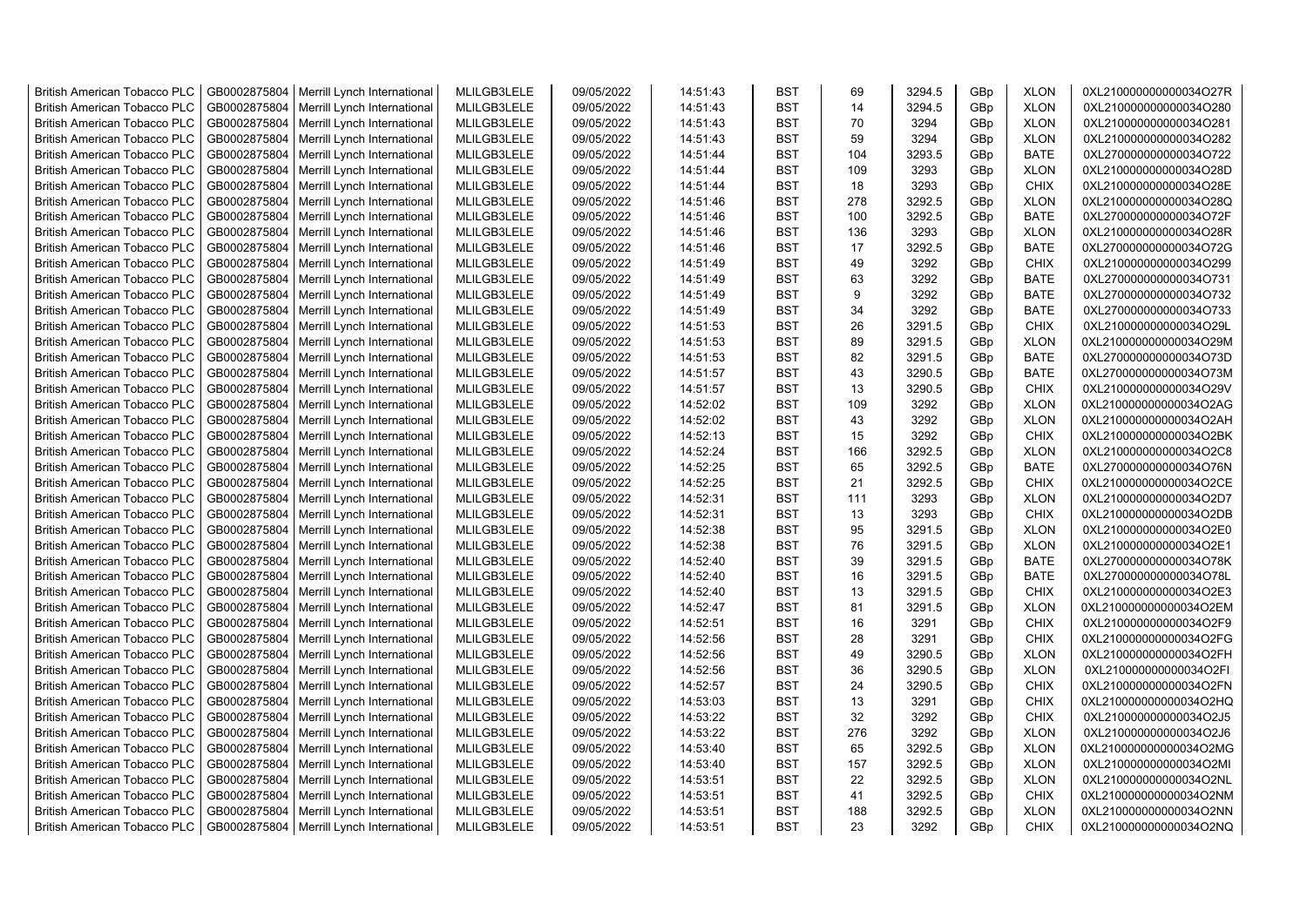| British American Tobacco PLC | GB0002875804 | Merrill Lynch International | MLILGB3LELE | 09/05/2022 | 14:51:43 | BST | 69 | 3294.5 | GBp | XLON | 0XL210000000000034O27R |
|---|---|---|---|---|---|---|---|---|---|---|---|
| British American Tobacco PLC | GB0002875804 | Merrill Lynch International | MLILGB3LELE | 09/05/2022 | 14:51:43 | BST | 14 | 3294.5 | GBp | XLON | 0XL210000000000034O280 |
| British American Tobacco PLC | GB0002875804 | Merrill Lynch International | MLILGB3LELE | 09/05/2022 | 14:51:43 | BST | 70 | 3294 | GBp | XLON | 0XL210000000000034O281 |
| British American Tobacco PLC | GB0002875804 | Merrill Lynch International | MLILGB3LELE | 09/05/2022 | 14:51:43 | BST | 59 | 3294 | GBp | XLON | 0XL210000000000034O282 |
| British American Tobacco PLC | GB0002875804 | Merrill Lynch International | MLILGB3LELE | 09/05/2022 | 14:51:44 | BST | 104 | 3293.5 | GBp | BATE | 0XL270000000000034O722 |
| British American Tobacco PLC | GB0002875804 | Merrill Lynch International | MLILGB3LELE | 09/05/2022 | 14:51:44 | BST | 109 | 3293 | GBp | XLON | 0XL210000000000034O28D |
| British American Tobacco PLC | GB0002875804 | Merrill Lynch International | MLILGB3LELE | 09/05/2022 | 14:51:44 | BST | 18 | 3293 | GBp | CHIX | 0XL210000000000034O28E |
| British American Tobacco PLC | GB0002875804 | Merrill Lynch International | MLILGB3LELE | 09/05/2022 | 14:51:46 | BST | 278 | 3292.5 | GBp | XLON | 0XL210000000000034O28Q |
| British American Tobacco PLC | GB0002875804 | Merrill Lynch International | MLILGB3LELE | 09/05/2022 | 14:51:46 | BST | 100 | 3292.5 | GBp | BATE | 0XL270000000000034O72F |
| British American Tobacco PLC | GB0002875804 | Merrill Lynch International | MLILGB3LELE | 09/05/2022 | 14:51:46 | BST | 136 | 3293 | GBp | XLON | 0XL210000000000034O28R |
| British American Tobacco PLC | GB0002875804 | Merrill Lynch International | MLILGB3LELE | 09/05/2022 | 14:51:46 | BST | 17 | 3292.5 | GBp | BATE | 0XL270000000000034O72G |
| British American Tobacco PLC | GB0002875804 | Merrill Lynch International | MLILGB3LELE | 09/05/2022 | 14:51:49 | BST | 49 | 3292 | GBp | CHIX | 0XL210000000000034O299 |
| British American Tobacco PLC | GB0002875804 | Merrill Lynch International | MLILGB3LELE | 09/05/2022 | 14:51:49 | BST | 63 | 3292 | GBp | BATE | 0XL270000000000034O731 |
| British American Tobacco PLC | GB0002875804 | Merrill Lynch International | MLILGB3LELE | 09/05/2022 | 14:51:49 | BST | 9 | 3292 | GBp | BATE | 0XL270000000000034O732 |
| British American Tobacco PLC | GB0002875804 | Merrill Lynch International | MLILGB3LELE | 09/05/2022 | 14:51:49 | BST | 34 | 3292 | GBp | BATE | 0XL270000000000034O733 |
| British American Tobacco PLC | GB0002875804 | Merrill Lynch International | MLILGB3LELE | 09/05/2022 | 14:51:53 | BST | 26 | 3291.5 | GBp | CHIX | 0XL210000000000034O29L |
| British American Tobacco PLC | GB0002875804 | Merrill Lynch International | MLILGB3LELE | 09/05/2022 | 14:51:53 | BST | 89 | 3291.5 | GBp | XLON | 0XL210000000000034O29M |
| British American Tobacco PLC | GB0002875804 | Merrill Lynch International | MLILGB3LELE | 09/05/2022 | 14:51:53 | BST | 82 | 3291.5 | GBp | BATE | 0XL270000000000034O73D |
| British American Tobacco PLC | GB0002875804 | Merrill Lynch International | MLILGB3LELE | 09/05/2022 | 14:51:57 | BST | 43 | 3290.5 | GBp | BATE | 0XL270000000000034O73M |
| British American Tobacco PLC | GB0002875804 | Merrill Lynch International | MLILGB3LELE | 09/05/2022 | 14:51:57 | BST | 13 | 3290.5 | GBp | CHIX | 0XL210000000000034O29V |
| British American Tobacco PLC | GB0002875804 | Merrill Lynch International | MLILGB3LELE | 09/05/2022 | 14:52:02 | BST | 109 | 3292 | GBp | XLON | 0XL210000000000034O2AG |
| British American Tobacco PLC | GB0002875804 | Merrill Lynch International | MLILGB3LELE | 09/05/2022 | 14:52:02 | BST | 43 | 3292 | GBp | XLON | 0XL210000000000034O2AH |
| British American Tobacco PLC | GB0002875804 | Merrill Lynch International | MLILGB3LELE | 09/05/2022 | 14:52:13 | BST | 15 | 3292 | GBp | CHIX | 0XL210000000000034O2BK |
| British American Tobacco PLC | GB0002875804 | Merrill Lynch International | MLILGB3LELE | 09/05/2022 | 14:52:24 | BST | 166 | 3292.5 | GBp | XLON | 0XL210000000000034O2C8 |
| British American Tobacco PLC | GB0002875804 | Merrill Lynch International | MLILGB3LELE | 09/05/2022 | 14:52:25 | BST | 65 | 3292.5 | GBp | BATE | 0XL270000000000034O76N |
| British American Tobacco PLC | GB0002875804 | Merrill Lynch International | MLILGB3LELE | 09/05/2022 | 14:52:25 | BST | 21 | 3292.5 | GBp | CHIX | 0XL210000000000034O2CE |
| British American Tobacco PLC | GB0002875804 | Merrill Lynch International | MLILGB3LELE | 09/05/2022 | 14:52:31 | BST | 111 | 3293 | GBp | XLON | 0XL210000000000034O2D7 |
| British American Tobacco PLC | GB0002875804 | Merrill Lynch International | MLILGB3LELE | 09/05/2022 | 14:52:31 | BST | 13 | 3293 | GBp | CHIX | 0XL210000000000034O2DB |
| British American Tobacco PLC | GB0002875804 | Merrill Lynch International | MLILGB3LELE | 09/05/2022 | 14:52:38 | BST | 95 | 3291.5 | GBp | XLON | 0XL210000000000034O2E0 |
| British American Tobacco PLC | GB0002875804 | Merrill Lynch International | MLILGB3LELE | 09/05/2022 | 14:52:38 | BST | 76 | 3291.5 | GBp | XLON | 0XL210000000000034O2E1 |
| British American Tobacco PLC | GB0002875804 | Merrill Lynch International | MLILGB3LELE | 09/05/2022 | 14:52:40 | BST | 39 | 3291.5 | GBp | BATE | 0XL270000000000034O78K |
| British American Tobacco PLC | GB0002875804 | Merrill Lynch International | MLILGB3LELE | 09/05/2022 | 14:52:40 | BST | 16 | 3291.5 | GBp | BATE | 0XL270000000000034O78L |
| British American Tobacco PLC | GB0002875804 | Merrill Lynch International | MLILGB3LELE | 09/05/2022 | 14:52:40 | BST | 13 | 3291.5 | GBp | CHIX | 0XL210000000000034O2E3 |
| British American Tobacco PLC | GB0002875804 | Merrill Lynch International | MLILGB3LELE | 09/05/2022 | 14:52:47 | BST | 81 | 3291.5 | GBp | XLON | 0XL210000000000034O2EM |
| British American Tobacco PLC | GB0002875804 | Merrill Lynch International | MLILGB3LELE | 09/05/2022 | 14:52:51 | BST | 16 | 3291 | GBp | CHIX | 0XL210000000000034O2F9 |
| British American Tobacco PLC | GB0002875804 | Merrill Lynch International | MLILGB3LELE | 09/05/2022 | 14:52:56 | BST | 28 | 3291 | GBp | CHIX | 0XL210000000000034O2FG |
| British American Tobacco PLC | GB0002875804 | Merrill Lynch International | MLILGB3LELE | 09/05/2022 | 14:52:56 | BST | 49 | 3290.5 | GBp | XLON | 0XL210000000000034O2FH |
| British American Tobacco PLC | GB0002875804 | Merrill Lynch International | MLILGB3LELE | 09/05/2022 | 14:52:56 | BST | 36 | 3290.5 | GBp | XLON | 0XL210000000000034O2FI |
| British American Tobacco PLC | GB0002875804 | Merrill Lynch International | MLILGB3LELE | 09/05/2022 | 14:52:57 | BST | 24 | 3290.5 | GBp | CHIX | 0XL210000000000034O2FN |
| British American Tobacco PLC | GB0002875804 | Merrill Lynch International | MLILGB3LELE | 09/05/2022 | 14:53:03 | BST | 13 | 3291 | GBp | CHIX | 0XL210000000000034O2HQ |
| British American Tobacco PLC | GB0002875804 | Merrill Lynch International | MLILGB3LELE | 09/05/2022 | 14:53:22 | BST | 32 | 3292 | GBp | CHIX | 0XL210000000000034O2J5 |
| British American Tobacco PLC | GB0002875804 | Merrill Lynch International | MLILGB3LELE | 09/05/2022 | 14:53:22 | BST | 276 | 3292 | GBp | XLON | 0XL210000000000034O2J6 |
| British American Tobacco PLC | GB0002875804 | Merrill Lynch International | MLILGB3LELE | 09/05/2022 | 14:53:40 | BST | 65 | 3292.5 | GBp | XLON | 0XL210000000000034O2MG |
| British American Tobacco PLC | GB0002875804 | Merrill Lynch International | MLILGB3LELE | 09/05/2022 | 14:53:40 | BST | 157 | 3292.5 | GBp | XLON | 0XL210000000000034O2MI |
| British American Tobacco PLC | GB0002875804 | Merrill Lynch International | MLILGB3LELE | 09/05/2022 | 14:53:51 | BST | 22 | 3292.5 | GBp | XLON | 0XL210000000000034O2NL |
| British American Tobacco PLC | GB0002875804 | Merrill Lynch International | MLILGB3LELE | 09/05/2022 | 14:53:51 | BST | 41 | 3292.5 | GBp | CHIX | 0XL210000000000034O2NM |
| British American Tobacco PLC | GB0002875804 | Merrill Lynch International | MLILGB3LELE | 09/05/2022 | 14:53:51 | BST | 188 | 3292.5 | GBp | XLON | 0XL210000000000034O2NN |
| British American Tobacco PLC | GB0002875804 | Merrill Lynch International | MLILGB3LELE | 09/05/2022 | 14:53:51 | BST | 23 | 3292 | GBp | CHIX | 0XL210000000000034O2NQ |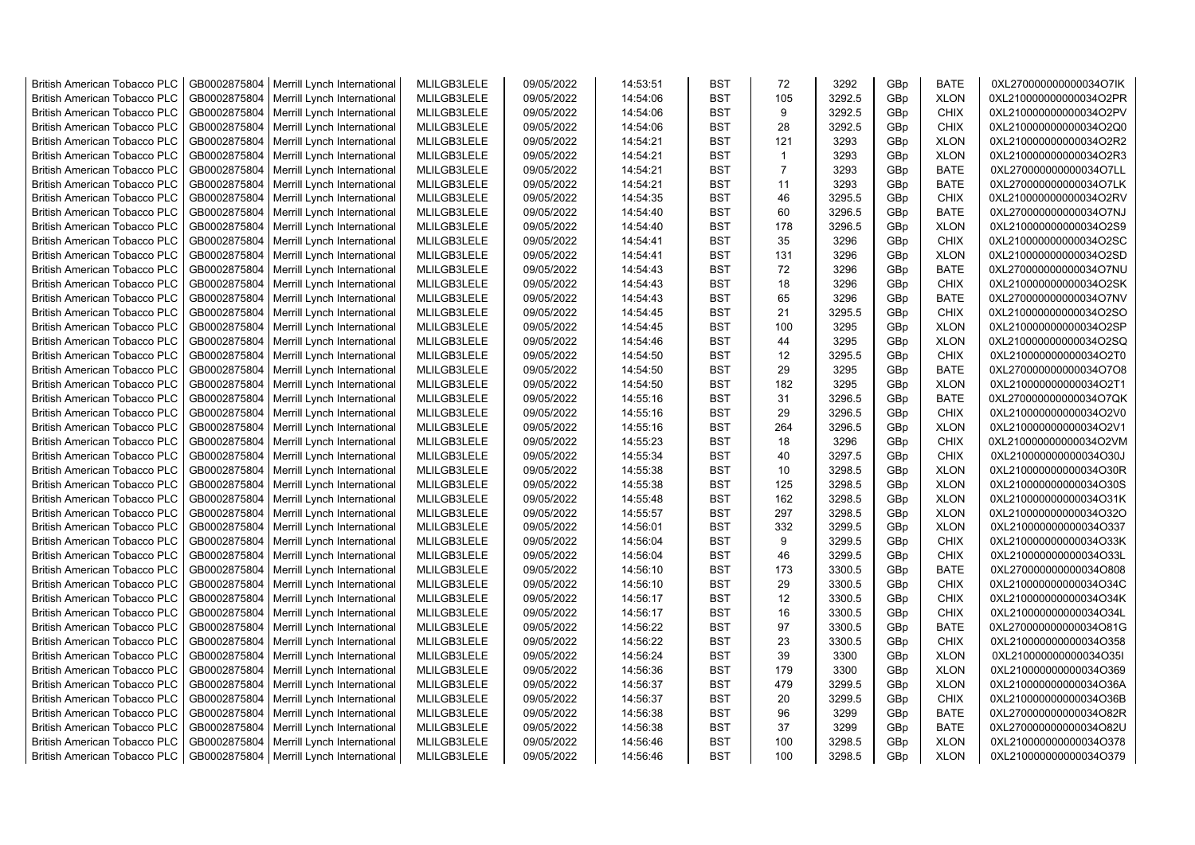| British American Tobacco PLC | GB0002875804 | Merrill Lynch International | MLILGB3LELE | 09/05/2022 | 14:53:51 | BST | 72 | 3292 | GBp | BATE | 0XL270000000000034O7IK |
|---|---|---|---|---|---|---|---|---|---|---|---|
| British American Tobacco PLC | GB0002875804 | Merrill Lynch International | MLILGB3LELE | 09/05/2022 | 14:54:06 | BST | 105 | 3292.5 | GBp | XLON | 0XL210000000000034O2PR |
| British American Tobacco PLC | GB0002875804 | Merrill Lynch International | MLILGB3LELE | 09/05/2022 | 14:54:06 | BST | 9 | 3292.5 | GBp | CHIX | 0XL210000000000034O2PV |
| British American Tobacco PLC | GB0002875804 | Merrill Lynch International | MLILGB3LELE | 09/05/2022 | 14:54:06 | BST | 28 | 3292.5 | GBp | CHIX | 0XL210000000000034O2Q0 |
| British American Tobacco PLC | GB0002875804 | Merrill Lynch International | MLILGB3LELE | 09/05/2022 | 14:54:21 | BST | 121 | 3293 | GBp | XLON | 0XL210000000000034O2R2 |
| British American Tobacco PLC | GB0002875804 | Merrill Lynch International | MLILGB3LELE | 09/05/2022 | 14:54:21 | BST | 1 | 3293 | GBp | XLON | 0XL210000000000034O2R3 |
| British American Tobacco PLC | GB0002875804 | Merrill Lynch International | MLILGB3LELE | 09/05/2022 | 14:54:21 | BST | 7 | 3293 | GBp | BATE | 0XL270000000000034O7LL |
| British American Tobacco PLC | GB0002875804 | Merrill Lynch International | MLILGB3LELE | 09/05/2022 | 14:54:21 | BST | 11 | 3293 | GBp | BATE | 0XL270000000000034O7LK |
| British American Tobacco PLC | GB0002875804 | Merrill Lynch International | MLILGB3LELE | 09/05/2022 | 14:54:35 | BST | 46 | 3295.5 | GBp | CHIX | 0XL210000000000034O2RV |
| British American Tobacco PLC | GB0002875804 | Merrill Lynch International | MLILGB3LELE | 09/05/2022 | 14:54:40 | BST | 60 | 3296.5 | GBp | BATE | 0XL270000000000034O7NJ |
| British American Tobacco PLC | GB0002875804 | Merrill Lynch International | MLILGB3LELE | 09/05/2022 | 14:54:40 | BST | 178 | 3296.5 | GBp | XLON | 0XL210000000000034O2S9 |
| British American Tobacco PLC | GB0002875804 | Merrill Lynch International | MLILGB3LELE | 09/05/2022 | 14:54:41 | BST | 35 | 3296 | GBp | CHIX | 0XL210000000000034O2SC |
| British American Tobacco PLC | GB0002875804 | Merrill Lynch International | MLILGB3LELE | 09/05/2022 | 14:54:41 | BST | 131 | 3296 | GBp | XLON | 0XL210000000000034O2SD |
| British American Tobacco PLC | GB0002875804 | Merrill Lynch International | MLILGB3LELE | 09/05/2022 | 14:54:43 | BST | 72 | 3296 | GBp | BATE | 0XL270000000000034O7NU |
| British American Tobacco PLC | GB0002875804 | Merrill Lynch International | MLILGB3LELE | 09/05/2022 | 14:54:43 | BST | 18 | 3296 | GBp | CHIX | 0XL210000000000034O2SK |
| British American Tobacco PLC | GB0002875804 | Merrill Lynch International | MLILGB3LELE | 09/05/2022 | 14:54:43 | BST | 65 | 3296 | GBp | BATE | 0XL270000000000034O7NV |
| British American Tobacco PLC | GB0002875804 | Merrill Lynch International | MLILGB3LELE | 09/05/2022 | 14:54:45 | BST | 21 | 3295.5 | GBp | CHIX | 0XL210000000000034O2SO |
| British American Tobacco PLC | GB0002875804 | Merrill Lynch International | MLILGB3LELE | 09/05/2022 | 14:54:45 | BST | 100 | 3295 | GBp | XLON | 0XL210000000000034O2SP |
| British American Tobacco PLC | GB0002875804 | Merrill Lynch International | MLILGB3LELE | 09/05/2022 | 14:54:46 | BST | 44 | 3295 | GBp | XLON | 0XL210000000000034O2SQ |
| British American Tobacco PLC | GB0002875804 | Merrill Lynch International | MLILGB3LELE | 09/05/2022 | 14:54:50 | BST | 12 | 3295.5 | GBp | CHIX | 0XL210000000000034O2T0 |
| British American Tobacco PLC | GB0002875804 | Merrill Lynch International | MLILGB3LELE | 09/05/2022 | 14:54:50 | BST | 29 | 3295 | GBp | BATE | 0XL270000000000034O7O8 |
| British American Tobacco PLC | GB0002875804 | Merrill Lynch International | MLILGB3LELE | 09/05/2022 | 14:54:50 | BST | 182 | 3295 | GBp | XLON | 0XL210000000000034O2T1 |
| British American Tobacco PLC | GB0002875804 | Merrill Lynch International | MLILGB3LELE | 09/05/2022 | 14:55:16 | BST | 31 | 3296.5 | GBp | BATE | 0XL270000000000034O7QK |
| British American Tobacco PLC | GB0002875804 | Merrill Lynch International | MLILGB3LELE | 09/05/2022 | 14:55:16 | BST | 29 | 3296.5 | GBp | CHIX | 0XL210000000000034O2V0 |
| British American Tobacco PLC | GB0002875804 | Merrill Lynch International | MLILGB3LELE | 09/05/2022 | 14:55:16 | BST | 264 | 3296.5 | GBp | XLON | 0XL210000000000034O2V1 |
| British American Tobacco PLC | GB0002875804 | Merrill Lynch International | MLILGB3LELE | 09/05/2022 | 14:55:23 | BST | 18 | 3296 | GBp | CHIX | 0XL210000000000034O2VM |
| British American Tobacco PLC | GB0002875804 | Merrill Lynch International | MLILGB3LELE | 09/05/2022 | 14:55:34 | BST | 40 | 3297.5 | GBp | CHIX | 0XL210000000000034O30J |
| British American Tobacco PLC | GB0002875804 | Merrill Lynch International | MLILGB3LELE | 09/05/2022 | 14:55:38 | BST | 10 | 3298.5 | GBp | XLON | 0XL210000000000034O30R |
| British American Tobacco PLC | GB0002875804 | Merrill Lynch International | MLILGB3LELE | 09/05/2022 | 14:55:38 | BST | 125 | 3298.5 | GBp | XLON | 0XL210000000000034O30S |
| British American Tobacco PLC | GB0002875804 | Merrill Lynch International | MLILGB3LELE | 09/05/2022 | 14:55:48 | BST | 162 | 3298.5 | GBp | XLON | 0XL210000000000034O31K |
| British American Tobacco PLC | GB0002875804 | Merrill Lynch International | MLILGB3LELE | 09/05/2022 | 14:55:57 | BST | 297 | 3298.5 | GBp | XLON | 0XL210000000000034O32O |
| British American Tobacco PLC | GB0002875804 | Merrill Lynch International | MLILGB3LELE | 09/05/2022 | 14:56:01 | BST | 332 | 3299.5 | GBp | XLON | 0XL210000000000034O337 |
| British American Tobacco PLC | GB0002875804 | Merrill Lynch International | MLILGB3LELE | 09/05/2022 | 14:56:04 | BST | 9 | 3299.5 | GBp | CHIX | 0XL210000000000034O33K |
| British American Tobacco PLC | GB0002875804 | Merrill Lynch International | MLILGB3LELE | 09/05/2022 | 14:56:04 | BST | 46 | 3299.5 | GBp | CHIX | 0XL210000000000034O33L |
| British American Tobacco PLC | GB0002875804 | Merrill Lynch International | MLILGB3LELE | 09/05/2022 | 14:56:10 | BST | 173 | 3300.5 | GBp | BATE | 0XL270000000000034O808 |
| British American Tobacco PLC | GB0002875804 | Merrill Lynch International | MLILGB3LELE | 09/05/2022 | 14:56:10 | BST | 29 | 3300.5 | GBp | CHIX | 0XL210000000000034O34C |
| British American Tobacco PLC | GB0002875804 | Merrill Lynch International | MLILGB3LELE | 09/05/2022 | 14:56:17 | BST | 12 | 3300.5 | GBp | CHIX | 0XL210000000000034O34K |
| British American Tobacco PLC | GB0002875804 | Merrill Lynch International | MLILGB3LELE | 09/05/2022 | 14:56:17 | BST | 16 | 3300.5 | GBp | CHIX | 0XL210000000000034O34L |
| British American Tobacco PLC | GB0002875804 | Merrill Lynch International | MLILGB3LELE | 09/05/2022 | 14:56:22 | BST | 97 | 3300.5 | GBp | BATE | 0XL270000000000034O81G |
| British American Tobacco PLC | GB0002875804 | Merrill Lynch International | MLILGB3LELE | 09/05/2022 | 14:56:22 | BST | 23 | 3300.5 | GBp | CHIX | 0XL210000000000034O358 |
| British American Tobacco PLC | GB0002875804 | Merrill Lynch International | MLILGB3LELE | 09/05/2022 | 14:56:24 | BST | 39 | 3300 | GBp | XLON | 0XL210000000000034O35I |
| British American Tobacco PLC | GB0002875804 | Merrill Lynch International | MLILGB3LELE | 09/05/2022 | 14:56:36 | BST | 179 | 3300 | GBp | XLON | 0XL210000000000034O369 |
| British American Tobacco PLC | GB0002875804 | Merrill Lynch International | MLILGB3LELE | 09/05/2022 | 14:56:37 | BST | 479 | 3299.5 | GBp | XLON | 0XL210000000000034O36A |
| British American Tobacco PLC | GB0002875804 | Merrill Lynch International | MLILGB3LELE | 09/05/2022 | 14:56:37 | BST | 20 | 3299.5 | GBp | CHIX | 0XL210000000000034O36B |
| British American Tobacco PLC | GB0002875804 | Merrill Lynch International | MLILGB3LELE | 09/05/2022 | 14:56:38 | BST | 96 | 3299 | GBp | BATE | 0XL270000000000034O82R |
| British American Tobacco PLC | GB0002875804 | Merrill Lynch International | MLILGB3LELE | 09/05/2022 | 14:56:38 | BST | 37 | 3299 | GBp | BATE | 0XL270000000000034O82U |
| British American Tobacco PLC | GB0002875804 | Merrill Lynch International | MLILGB3LELE | 09/05/2022 | 14:56:46 | BST | 100 | 3298.5 | GBp | XLON | 0XL210000000000034O378 |
| British American Tobacco PLC | GB0002875804 | Merrill Lynch International | MLILGB3LELE | 09/05/2022 | 14:56:46 | BST | 100 | 3298.5 | GBp | XLON | 0XL210000000000034O379 |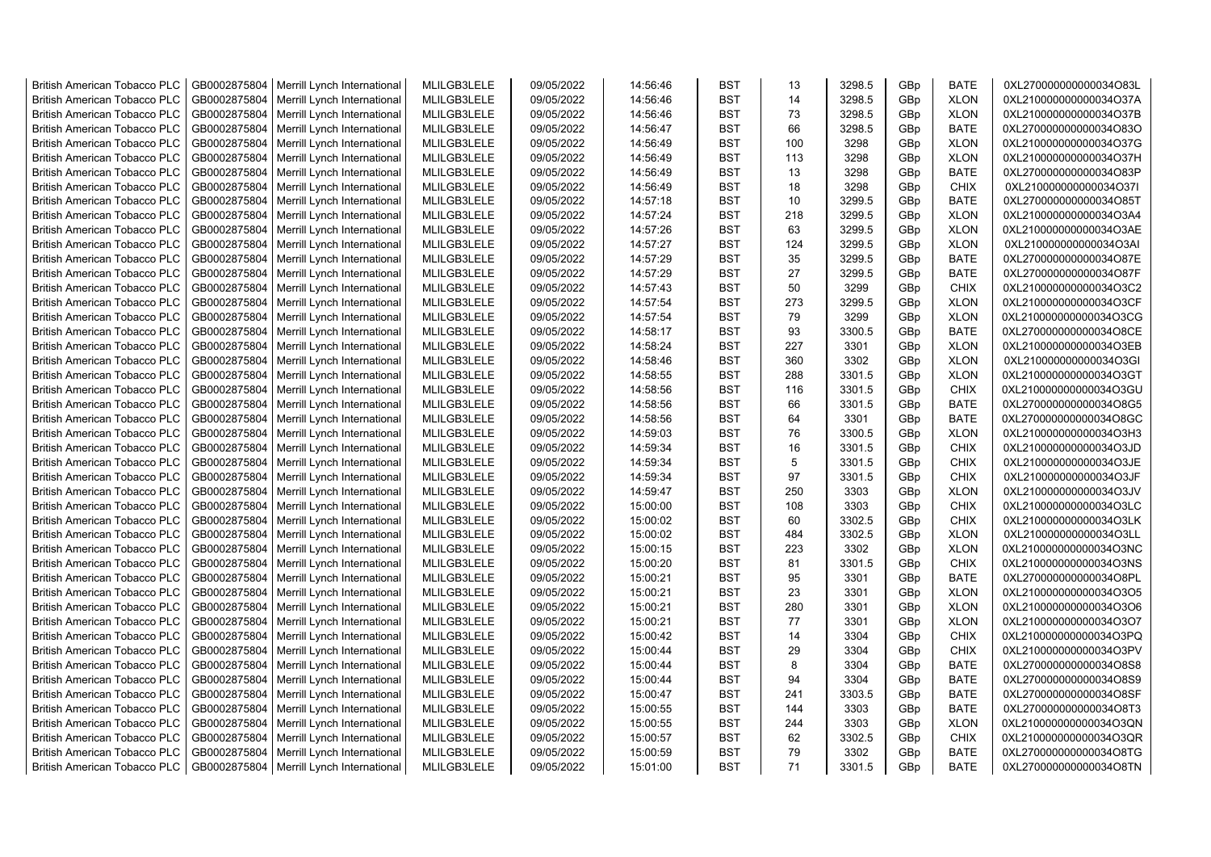| British American Tobacco PLC | GB0002875804 | Merrill Lynch International | MLILGB3LELE | 09/05/2022 | 14:56:46 | BST | 13 | 3298.5 | GBp | BATE | 0XL270000000000034O83L |
|---|---|---|---|---|---|---|---|---|---|---|---|
| British American Tobacco PLC | GB0002875804 | Merrill Lynch International | MLILGB3LELE | 09/05/2022 | 14:56:46 | BST | 14 | 3298.5 | GBp | XLON | 0XL210000000000034O37A |
| British American Tobacco PLC | GB0002875804 | Merrill Lynch International | MLILGB3LELE | 09/05/2022 | 14:56:46 | BST | 73 | 3298.5 | GBp | XLON | 0XL210000000000034O37B |
| British American Tobacco PLC | GB0002875804 | Merrill Lynch International | MLILGB3LELE | 09/05/2022 | 14:56:47 | BST | 66 | 3298.5 | GBp | BATE | 0XL270000000000034O83O |
| British American Tobacco PLC | GB0002875804 | Merrill Lynch International | MLILGB3LELE | 09/05/2022 | 14:56:49 | BST | 100 | 3298 | GBp | XLON | 0XL210000000000034O37G |
| British American Tobacco PLC | GB0002875804 | Merrill Lynch International | MLILGB3LELE | 09/05/2022 | 14:56:49 | BST | 113 | 3298 | GBp | XLON | 0XL210000000000034O37H |
| British American Tobacco PLC | GB0002875804 | Merrill Lynch International | MLILGB3LELE | 09/05/2022 | 14:56:49 | BST | 13 | 3298 | GBp | BATE | 0XL270000000000034O83P |
| British American Tobacco PLC | GB0002875804 | Merrill Lynch International | MLILGB3LELE | 09/05/2022 | 14:56:49 | BST | 18 | 3298 | GBp | CHIX | 0XL210000000000034O37I |
| British American Tobacco PLC | GB0002875804 | Merrill Lynch International | MLILGB3LELE | 09/05/2022 | 14:57:18 | BST | 10 | 3299.5 | GBp | BATE | 0XL270000000000034O85T |
| British American Tobacco PLC | GB0002875804 | Merrill Lynch International | MLILGB3LELE | 09/05/2022 | 14:57:24 | BST | 218 | 3299.5 | GBp | XLON | 0XL210000000000034O3A4 |
| British American Tobacco PLC | GB0002875804 | Merrill Lynch International | MLILGB3LELE | 09/05/2022 | 14:57:26 | BST | 63 | 3299.5 | GBp | XLON | 0XL210000000000034O3AE |
| British American Tobacco PLC | GB0002875804 | Merrill Lynch International | MLILGB3LELE | 09/05/2022 | 14:57:27 | BST | 124 | 3299.5 | GBp | XLON | 0XL210000000000034O3AI |
| British American Tobacco PLC | GB0002875804 | Merrill Lynch International | MLILGB3LELE | 09/05/2022 | 14:57:29 | BST | 35 | 3299.5 | GBp | BATE | 0XL270000000000034O87E |
| British American Tobacco PLC | GB0002875804 | Merrill Lynch International | MLILGB3LELE | 09/05/2022 | 14:57:29 | BST | 27 | 3299.5 | GBp | BATE | 0XL270000000000034O87F |
| British American Tobacco PLC | GB0002875804 | Merrill Lynch International | MLILGB3LELE | 09/05/2022 | 14:57:43 | BST | 50 | 3299 | GBp | CHIX | 0XL210000000000034O3C2 |
| British American Tobacco PLC | GB0002875804 | Merrill Lynch International | MLILGB3LELE | 09/05/2022 | 14:57:54 | BST | 273 | 3299.5 | GBp | XLON | 0XL210000000000034O3CF |
| British American Tobacco PLC | GB0002875804 | Merrill Lynch International | MLILGB3LELE | 09/05/2022 | 14:57:54 | BST | 79 | 3299 | GBp | XLON | 0XL210000000000034O3CG |
| British American Tobacco PLC | GB0002875804 | Merrill Lynch International | MLILGB3LELE | 09/05/2022 | 14:58:17 | BST | 93 | 3300.5 | GBp | BATE | 0XL270000000000034O8CE |
| British American Tobacco PLC | GB0002875804 | Merrill Lynch International | MLILGB3LELE | 09/05/2022 | 14:58:24 | BST | 227 | 3301 | GBp | XLON | 0XL210000000000034O3EB |
| British American Tobacco PLC | GB0002875804 | Merrill Lynch International | MLILGB3LELE | 09/05/2022 | 14:58:46 | BST | 360 | 3302 | GBp | XLON | 0XL210000000000034O3GI |
| British American Tobacco PLC | GB0002875804 | Merrill Lynch International | MLILGB3LELE | 09/05/2022 | 14:58:55 | BST | 288 | 3301.5 | GBp | XLON | 0XL210000000000034O3GT |
| British American Tobacco PLC | GB0002875804 | Merrill Lynch International | MLILGB3LELE | 09/05/2022 | 14:58:56 | BST | 116 | 3301.5 | GBp | CHIX | 0XL210000000000034O3GU |
| British American Tobacco PLC | GB0002875804 | Merrill Lynch International | MLILGB3LELE | 09/05/2022 | 14:58:56 | BST | 66 | 3301.5 | GBp | BATE | 0XL270000000000034O8G5 |
| British American Tobacco PLC | GB0002875804 | Merrill Lynch International | MLILGB3LELE | 09/05/2022 | 14:58:56 | BST | 64 | 3301 | GBp | BATE | 0XL270000000000034O8GC |
| British American Tobacco PLC | GB0002875804 | Merrill Lynch International | MLILGB3LELE | 09/05/2022 | 14:59:03 | BST | 76 | 3300.5 | GBp | XLON | 0XL210000000000034O3H3 |
| British American Tobacco PLC | GB0002875804 | Merrill Lynch International | MLILGB3LELE | 09/05/2022 | 14:59:34 | BST | 16 | 3301.5 | GBp | CHIX | 0XL210000000000034O3JD |
| British American Tobacco PLC | GB0002875804 | Merrill Lynch International | MLILGB3LELE | 09/05/2022 | 14:59:34 | BST | 5 | 3301.5 | GBp | CHIX | 0XL210000000000034O3JE |
| British American Tobacco PLC | GB0002875804 | Merrill Lynch International | MLILGB3LELE | 09/05/2022 | 14:59:34 | BST | 97 | 3301.5 | GBp | CHIX | 0XL210000000000034O3JF |
| British American Tobacco PLC | GB0002875804 | Merrill Lynch International | MLILGB3LELE | 09/05/2022 | 14:59:47 | BST | 250 | 3303 | GBp | XLON | 0XL210000000000034O3JV |
| British American Tobacco PLC | GB0002875804 | Merrill Lynch International | MLILGB3LELE | 09/05/2022 | 15:00:00 | BST | 108 | 3303 | GBp | CHIX | 0XL210000000000034O3LC |
| British American Tobacco PLC | GB0002875804 | Merrill Lynch International | MLILGB3LELE | 09/05/2022 | 15:00:02 | BST | 60 | 3302.5 | GBp | CHIX | 0XL210000000000034O3LK |
| British American Tobacco PLC | GB0002875804 | Merrill Lynch International | MLILGB3LELE | 09/05/2022 | 15:00:02 | BST | 484 | 3302.5 | GBp | XLON | 0XL210000000000034O3LL |
| British American Tobacco PLC | GB0002875804 | Merrill Lynch International | MLILGB3LELE | 09/05/2022 | 15:00:15 | BST | 223 | 3302 | GBp | XLON | 0XL210000000000034O3NC |
| British American Tobacco PLC | GB0002875804 | Merrill Lynch International | MLILGB3LELE | 09/05/2022 | 15:00:20 | BST | 81 | 3301.5 | GBp | CHIX | 0XL210000000000034O3NS |
| British American Tobacco PLC | GB0002875804 | Merrill Lynch International | MLILGB3LELE | 09/05/2022 | 15:00:21 | BST | 95 | 3301 | GBp | BATE | 0XL270000000000034O8PL |
| British American Tobacco PLC | GB0002875804 | Merrill Lynch International | MLILGB3LELE | 09/05/2022 | 15:00:21 | BST | 23 | 3301 | GBp | XLON | 0XL210000000000034O3O5 |
| British American Tobacco PLC | GB0002875804 | Merrill Lynch International | MLILGB3LELE | 09/05/2022 | 15:00:21 | BST | 280 | 3301 | GBp | XLON | 0XL210000000000034O3O6 |
| British American Tobacco PLC | GB0002875804 | Merrill Lynch International | MLILGB3LELE | 09/05/2022 | 15:00:21 | BST | 77 | 3301 | GBp | XLON | 0XL210000000000034O3O7 |
| British American Tobacco PLC | GB0002875804 | Merrill Lynch International | MLILGB3LELE | 09/05/2022 | 15:00:42 | BST | 14 | 3304 | GBp | CHIX | 0XL210000000000034O3PQ |
| British American Tobacco PLC | GB0002875804 | Merrill Lynch International | MLILGB3LELE | 09/05/2022 | 15:00:44 | BST | 29 | 3304 | GBp | CHIX | 0XL210000000000034O3PV |
| British American Tobacco PLC | GB0002875804 | Merrill Lynch International | MLILGB3LELE | 09/05/2022 | 15:00:44 | BST | 8 | 3304 | GBp | BATE | 0XL270000000000034O8S8 |
| British American Tobacco PLC | GB0002875804 | Merrill Lynch International | MLILGB3LELE | 09/05/2022 | 15:00:44 | BST | 94 | 3304 | GBp | BATE | 0XL270000000000034O8S9 |
| British American Tobacco PLC | GB0002875804 | Merrill Lynch International | MLILGB3LELE | 09/05/2022 | 15:00:47 | BST | 241 | 3303.5 | GBp | BATE | 0XL270000000000034O8SF |
| British American Tobacco PLC | GB0002875804 | Merrill Lynch International | MLILGB3LELE | 09/05/2022 | 15:00:55 | BST | 144 | 3303 | GBp | BATE | 0XL270000000000034O8T3 |
| British American Tobacco PLC | GB0002875804 | Merrill Lynch International | MLILGB3LELE | 09/05/2022 | 15:00:55 | BST | 244 | 3303 | GBp | XLON | 0XL210000000000034O3QN |
| British American Tobacco PLC | GB0002875804 | Merrill Lynch International | MLILGB3LELE | 09/05/2022 | 15:00:57 | BST | 62 | 3302.5 | GBp | CHIX | 0XL210000000000034O3QR |
| British American Tobacco PLC | GB0002875804 | Merrill Lynch International | MLILGB3LELE | 09/05/2022 | 15:00:59 | BST | 79 | 3302 | GBp | BATE | 0XL270000000000034O8TG |
| British American Tobacco PLC | GB0002875804 | Merrill Lynch International | MLILGB3LELE | 09/05/2022 | 15:01:00 | BST | 71 | 3301.5 | GBp | BATE | 0XL270000000000034O8TN |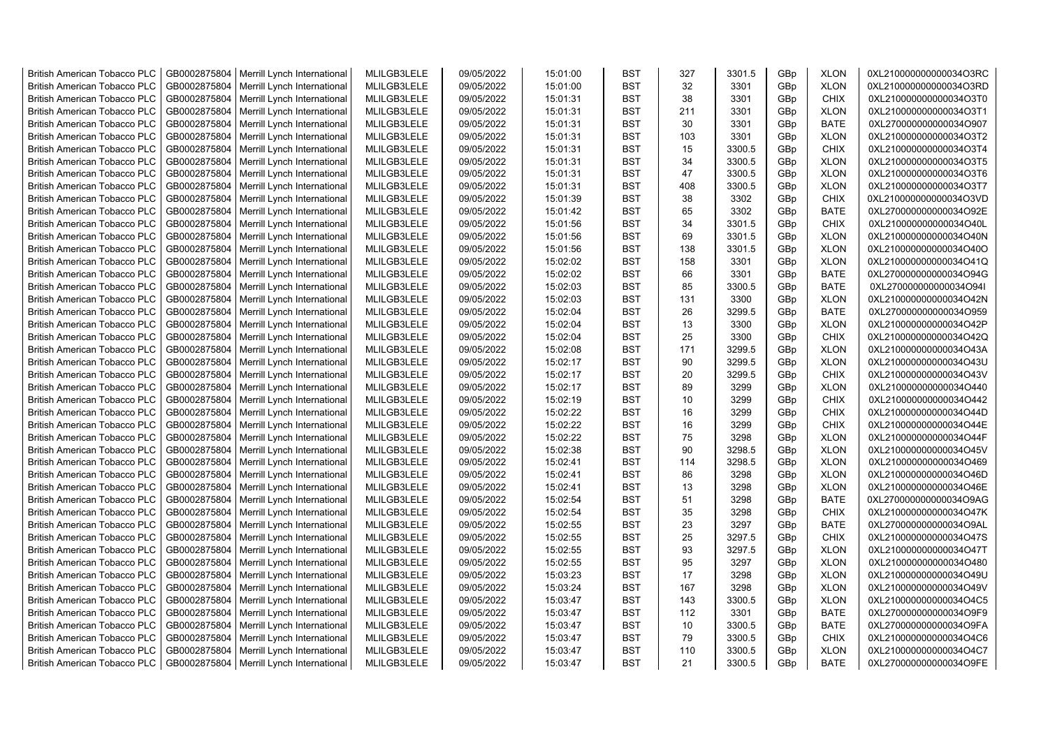| | | | | | | | | | | | |
|---|---|---|---|---|---|---|---|---|---|---|---|
| British American Tobacco PLC | GB0002875804 | Merrill Lynch International | MLILGB3LELE | 09/05/2022 | 15:01:00 | BST | 327 | 3301.5 | GBp | XLON | 0XL210000000000034O3RC |
| British American Tobacco PLC | GB0002875804 | Merrill Lynch International | MLILGB3LELE | 09/05/2022 | 15:01:00 | BST | 32 | 3301 | GBp | XLON | 0XL210000000000034O3RD |
| British American Tobacco PLC | GB0002875804 | Merrill Lynch International | MLILGB3LELE | 09/05/2022 | 15:01:31 | BST | 38 | 3301 | GBp | CHIX | 0XL210000000000034O3T0 |
| British American Tobacco PLC | GB0002875804 | Merrill Lynch International | MLILGB3LELE | 09/05/2022 | 15:01:31 | BST | 211 | 3301 | GBp | XLON | 0XL210000000000034O3T1 |
| British American Tobacco PLC | GB0002875804 | Merrill Lynch International | MLILGB3LELE | 09/05/2022 | 15:01:31 | BST | 30 | 3301 | GBp | BATE | 0XL270000000000034O907 |
| British American Tobacco PLC | GB0002875804 | Merrill Lynch International | MLILGB3LELE | 09/05/2022 | 15:01:31 | BST | 103 | 3301 | GBp | XLON | 0XL210000000000034O3T2 |
| British American Tobacco PLC | GB0002875804 | Merrill Lynch International | MLILGB3LELE | 09/05/2022 | 15:01:31 | BST | 15 | 3300.5 | GBp | CHIX | 0XL210000000000034O3T4 |
| British American Tobacco PLC | GB0002875804 | Merrill Lynch International | MLILGB3LELE | 09/05/2022 | 15:01:31 | BST | 34 | 3300.5 | GBp | XLON | 0XL210000000000034O3T5 |
| British American Tobacco PLC | GB0002875804 | Merrill Lynch International | MLILGB3LELE | 09/05/2022 | 15:01:31 | BST | 47 | 3300.5 | GBp | XLON | 0XL210000000000034O3T6 |
| British American Tobacco PLC | GB0002875804 | Merrill Lynch International | MLILGB3LELE | 09/05/2022 | 15:01:31 | BST | 408 | 3300.5 | GBp | XLON | 0XL210000000000034O3T7 |
| British American Tobacco PLC | GB0002875804 | Merrill Lynch International | MLILGB3LELE | 09/05/2022 | 15:01:39 | BST | 38 | 3302 | GBp | CHIX | 0XL210000000000034O3VD |
| British American Tobacco PLC | GB0002875804 | Merrill Lynch International | MLILGB3LELE | 09/05/2022 | 15:01:42 | BST | 65 | 3302 | GBp | BATE | 0XL270000000000034O92E |
| British American Tobacco PLC | GB0002875804 | Merrill Lynch International | MLILGB3LELE | 09/05/2022 | 15:01:56 | BST | 34 | 3301.5 | GBp | CHIX | 0XL210000000000034O40L |
| British American Tobacco PLC | GB0002875804 | Merrill Lynch International | MLILGB3LELE | 09/05/2022 | 15:01:56 | BST | 69 | 3301.5 | GBp | XLON | 0XL210000000000034O40N |
| British American Tobacco PLC | GB0002875804 | Merrill Lynch International | MLILGB3LELE | 09/05/2022 | 15:01:56 | BST | 138 | 3301.5 | GBp | XLON | 0XL210000000000034O40O |
| British American Tobacco PLC | GB0002875804 | Merrill Lynch International | MLILGB3LELE | 09/05/2022 | 15:02:02 | BST | 158 | 3301 | GBp | XLON | 0XL210000000000034O41Q |
| British American Tobacco PLC | GB0002875804 | Merrill Lynch International | MLILGB3LELE | 09/05/2022 | 15:02:02 | BST | 66 | 3301 | GBp | BATE | 0XL270000000000034O94G |
| British American Tobacco PLC | GB0002875804 | Merrill Lynch International | MLILGB3LELE | 09/05/2022 | 15:02:03 | BST | 85 | 3300.5 | GBp | BATE | 0XL270000000000034O94I |
| British American Tobacco PLC | GB0002875804 | Merrill Lynch International | MLILGB3LELE | 09/05/2022 | 15:02:03 | BST | 131 | 3300 | GBp | XLON | 0XL210000000000034O42N |
| British American Tobacco PLC | GB0002875804 | Merrill Lynch International | MLILGB3LELE | 09/05/2022 | 15:02:04 | BST | 26 | 3299.5 | GBp | BATE | 0XL270000000000034O959 |
| British American Tobacco PLC | GB0002875804 | Merrill Lynch International | MLILGB3LELE | 09/05/2022 | 15:02:04 | BST | 13 | 3300 | GBp | XLON | 0XL210000000000034O42P |
| British American Tobacco PLC | GB0002875804 | Merrill Lynch International | MLILGB3LELE | 09/05/2022 | 15:02:04 | BST | 25 | 3300 | GBp | CHIX | 0XL210000000000034O42Q |
| British American Tobacco PLC | GB0002875804 | Merrill Lynch International | MLILGB3LELE | 09/05/2022 | 15:02:08 | BST | 171 | 3299.5 | GBp | XLON | 0XL210000000000034O43A |
| British American Tobacco PLC | GB0002875804 | Merrill Lynch International | MLILGB3LELE | 09/05/2022 | 15:02:17 | BST | 90 | 3299.5 | GBp | XLON | 0XL210000000000034O43U |
| British American Tobacco PLC | GB0002875804 | Merrill Lynch International | MLILGB3LELE | 09/05/2022 | 15:02:17 | BST | 20 | 3299.5 | GBp | CHIX | 0XL210000000000034O43V |
| British American Tobacco PLC | GB0002875804 | Merrill Lynch International | MLILGB3LELE | 09/05/2022 | 15:02:17 | BST | 89 | 3299 | GBp | XLON | 0XL210000000000034O440 |
| British American Tobacco PLC | GB0002875804 | Merrill Lynch International | MLILGB3LELE | 09/05/2022 | 15:02:19 | BST | 10 | 3299 | GBp | CHIX | 0XL210000000000034O442 |
| British American Tobacco PLC | GB0002875804 | Merrill Lynch International | MLILGB3LELE | 09/05/2022 | 15:02:22 | BST | 16 | 3299 | GBp | CHIX | 0XL210000000000034O44D |
| British American Tobacco PLC | GB0002875804 | Merrill Lynch International | MLILGB3LELE | 09/05/2022 | 15:02:22 | BST | 16 | 3299 | GBp | CHIX | 0XL210000000000034O44E |
| British American Tobacco PLC | GB0002875804 | Merrill Lynch International | MLILGB3LELE | 09/05/2022 | 15:02:22 | BST | 75 | 3298 | GBp | XLON | 0XL210000000000034O44F |
| British American Tobacco PLC | GB0002875804 | Merrill Lynch International | MLILGB3LELE | 09/05/2022 | 15:02:38 | BST | 90 | 3298.5 | GBp | XLON | 0XL210000000000034O45V |
| British American Tobacco PLC | GB0002875804 | Merrill Lynch International | MLILGB3LELE | 09/05/2022 | 15:02:41 | BST | 114 | 3298.5 | GBp | XLON | 0XL210000000000034O469 |
| British American Tobacco PLC | GB0002875804 | Merrill Lynch International | MLILGB3LELE | 09/05/2022 | 15:02:41 | BST | 86 | 3298 | GBp | XLON | 0XL210000000000034O46D |
| British American Tobacco PLC | GB0002875804 | Merrill Lynch International | MLILGB3LELE | 09/05/2022 | 15:02:41 | BST | 13 | 3298 | GBp | XLON | 0XL210000000000034O46E |
| British American Tobacco PLC | GB0002875804 | Merrill Lynch International | MLILGB3LELE | 09/05/2022 | 15:02:54 | BST | 51 | 3298 | GBp | BATE | 0XL270000000000034O9AG |
| British American Tobacco PLC | GB0002875804 | Merrill Lynch International | MLILGB3LELE | 09/05/2022 | 15:02:54 | BST | 35 | 3298 | GBp | CHIX | 0XL210000000000034O47K |
| British American Tobacco PLC | GB0002875804 | Merrill Lynch International | MLILGB3LELE | 09/05/2022 | 15:02:55 | BST | 23 | 3297 | GBp | BATE | 0XL270000000000034O9AL |
| British American Tobacco PLC | GB0002875804 | Merrill Lynch International | MLILGB3LELE | 09/05/2022 | 15:02:55 | BST | 25 | 3297.5 | GBp | CHIX | 0XL210000000000034O47S |
| British American Tobacco PLC | GB0002875804 | Merrill Lynch International | MLILGB3LELE | 09/05/2022 | 15:02:55 | BST | 93 | 3297.5 | GBp | XLON | 0XL210000000000034O47T |
| British American Tobacco PLC | GB0002875804 | Merrill Lynch International | MLILGB3LELE | 09/05/2022 | 15:02:55 | BST | 95 | 3297 | GBp | XLON | 0XL210000000000034O480 |
| British American Tobacco PLC | GB0002875804 | Merrill Lynch International | MLILGB3LELE | 09/05/2022 | 15:03:23 | BST | 17 | 3298 | GBp | XLON | 0XL210000000000034O49U |
| British American Tobacco PLC | GB0002875804 | Merrill Lynch International | MLILGB3LELE | 09/05/2022 | 15:03:24 | BST | 167 | 3298 | GBp | XLON | 0XL210000000000034O49V |
| British American Tobacco PLC | GB0002875804 | Merrill Lynch International | MLILGB3LELE | 09/05/2022 | 15:03:47 | BST | 143 | 3300.5 | GBp | XLON | 0XL210000000000034O4C5 |
| British American Tobacco PLC | GB0002875804 | Merrill Lynch International | MLILGB3LELE | 09/05/2022 | 15:03:47 | BST | 112 | 3301 | GBp | BATE | 0XL270000000000034O9F9 |
| British American Tobacco PLC | GB0002875804 | Merrill Lynch International | MLILGB3LELE | 09/05/2022 | 15:03:47 | BST | 10 | 3300.5 | GBp | BATE | 0XL270000000000034O9FA |
| British American Tobacco PLC | GB0002875804 | Merrill Lynch International | MLILGB3LELE | 09/05/2022 | 15:03:47 | BST | 79 | 3300.5 | GBp | CHIX | 0XL210000000000034O4C6 |
| British American Tobacco PLC | GB0002875804 | Merrill Lynch International | MLILGB3LELE | 09/05/2022 | 15:03:47 | BST | 110 | 3300.5 | GBp | XLON | 0XL210000000000034O4C7 |
| British American Tobacco PLC | GB0002875804 | Merrill Lynch International | MLILGB3LELE | 09/05/2022 | 15:03:47 | BST | 21 | 3300.5 | GBp | BATE | 0XL270000000000034O9FE |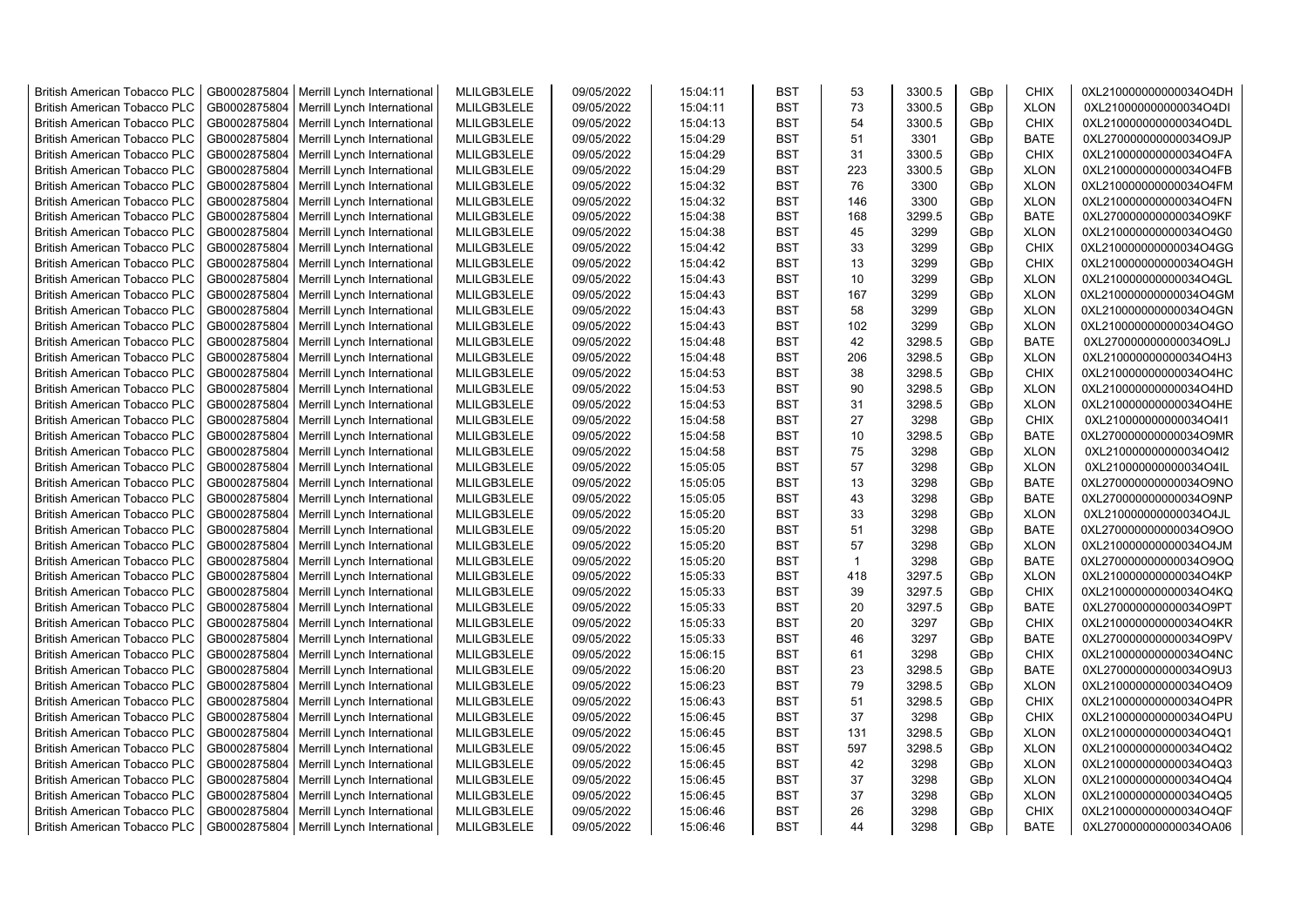| British American Tobacco PLC | GB0002875804 | Merrill Lynch International | MLILGB3LELE | 09/05/2022 | 15:04:11 | BST | 53 | 3300.5 | GBp | CHIX | 0XL210000000000034O4DH |
|---|---|---|---|---|---|---|---|---|---|---|---|
| British American Tobacco PLC | GB0002875804 | Merrill Lynch International | MLILGB3LELE | 09/05/2022 | 15:04:11 | BST | 73 | 3300.5 | GBp | XLON | 0XL210000000000034O4DI |
| British American Tobacco PLC | GB0002875804 | Merrill Lynch International | MLILGB3LELE | 09/05/2022 | 15:04:13 | BST | 54 | 3300.5 | GBp | CHIX | 0XL210000000000034O4DL |
| British American Tobacco PLC | GB0002875804 | Merrill Lynch International | MLILGB3LELE | 09/05/2022 | 15:04:29 | BST | 51 | 3301 | GBp | BATE | 0XL270000000000034O9JP |
| British American Tobacco PLC | GB0002875804 | Merrill Lynch International | MLILGB3LELE | 09/05/2022 | 15:04:29 | BST | 31 | 3300.5 | GBp | CHIX | 0XL210000000000034O4FA |
| British American Tobacco PLC | GB0002875804 | Merrill Lynch International | MLILGB3LELE | 09/05/2022 | 15:04:29 | BST | 223 | 3300.5 | GBp | XLON | 0XL210000000000034O4FB |
| British American Tobacco PLC | GB0002875804 | Merrill Lynch International | MLILGB3LELE | 09/05/2022 | 15:04:32 | BST | 76 | 3300 | GBp | XLON | 0XL210000000000034O4FM |
| British American Tobacco PLC | GB0002875804 | Merrill Lynch International | MLILGB3LELE | 09/05/2022 | 15:04:32 | BST | 146 | 3300 | GBp | XLON | 0XL210000000000034O4FN |
| British American Tobacco PLC | GB0002875804 | Merrill Lynch International | MLILGB3LELE | 09/05/2022 | 15:04:38 | BST | 168 | 3299.5 | GBp | BATE | 0XL270000000000034O9KF |
| British American Tobacco PLC | GB0002875804 | Merrill Lynch International | MLILGB3LELE | 09/05/2022 | 15:04:38 | BST | 45 | 3299 | GBp | XLON | 0XL210000000000034O4G0 |
| British American Tobacco PLC | GB0002875804 | Merrill Lynch International | MLILGB3LELE | 09/05/2022 | 15:04:42 | BST | 33 | 3299 | GBp | CHIX | 0XL210000000000034O4GG |
| British American Tobacco PLC | GB0002875804 | Merrill Lynch International | MLILGB3LELE | 09/05/2022 | 15:04:42 | BST | 13 | 3299 | GBp | CHIX | 0XL210000000000034O4GH |
| British American Tobacco PLC | GB0002875804 | Merrill Lynch International | MLILGB3LELE | 09/05/2022 | 15:04:43 | BST | 10 | 3299 | GBp | XLON | 0XL210000000000034O4GL |
| British American Tobacco PLC | GB0002875804 | Merrill Lynch International | MLILGB3LELE | 09/05/2022 | 15:04:43 | BST | 167 | 3299 | GBp | XLON | 0XL210000000000034O4GM |
| British American Tobacco PLC | GB0002875804 | Merrill Lynch International | MLILGB3LELE | 09/05/2022 | 15:04:43 | BST | 58 | 3299 | GBp | XLON | 0XL210000000000034O4GN |
| British American Tobacco PLC | GB0002875804 | Merrill Lynch International | MLILGB3LELE | 09/05/2022 | 15:04:43 | BST | 102 | 3299 | GBp | XLON | 0XL210000000000034O4GO |
| British American Tobacco PLC | GB0002875804 | Merrill Lynch International | MLILGB3LELE | 09/05/2022 | 15:04:48 | BST | 42 | 3298.5 | GBp | BATE | 0XL270000000000034O9LJ |
| British American Tobacco PLC | GB0002875804 | Merrill Lynch International | MLILGB3LELE | 09/05/2022 | 15:04:48 | BST | 206 | 3298.5 | GBp | XLON | 0XL210000000000034O4H3 |
| British American Tobacco PLC | GB0002875804 | Merrill Lynch International | MLILGB3LELE | 09/05/2022 | 15:04:53 | BST | 38 | 3298.5 | GBp | CHIX | 0XL210000000000034O4HC |
| British American Tobacco PLC | GB0002875804 | Merrill Lynch International | MLILGB3LELE | 09/05/2022 | 15:04:53 | BST | 90 | 3298.5 | GBp | XLON | 0XL210000000000034O4HD |
| British American Tobacco PLC | GB0002875804 | Merrill Lynch International | MLILGB3LELE | 09/05/2022 | 15:04:53 | BST | 31 | 3298.5 | GBp | XLON | 0XL210000000000034O4HE |
| British American Tobacco PLC | GB0002875804 | Merrill Lynch International | MLILGB3LELE | 09/05/2022 | 15:04:58 | BST | 27 | 3298 | GBp | CHIX | 0XL210000000000034O4I1 |
| British American Tobacco PLC | GB0002875804 | Merrill Lynch International | MLILGB3LELE | 09/05/2022 | 15:04:58 | BST | 10 | 3298.5 | GBp | BATE | 0XL270000000000034O9MR |
| British American Tobacco PLC | GB0002875804 | Merrill Lynch International | MLILGB3LELE | 09/05/2022 | 15:04:58 | BST | 75 | 3298 | GBp | XLON | 0XL210000000000034O4I2 |
| British American Tobacco PLC | GB0002875804 | Merrill Lynch International | MLILGB3LELE | 09/05/2022 | 15:05:05 | BST | 57 | 3298 | GBp | XLON | 0XL210000000000034O4IL |
| British American Tobacco PLC | GB0002875804 | Merrill Lynch International | MLILGB3LELE | 09/05/2022 | 15:05:05 | BST | 13 | 3298 | GBp | BATE | 0XL270000000000034O9NO |
| British American Tobacco PLC | GB0002875804 | Merrill Lynch International | MLILGB3LELE | 09/05/2022 | 15:05:05 | BST | 43 | 3298 | GBp | BATE | 0XL270000000000034O9NP |
| British American Tobacco PLC | GB0002875804 | Merrill Lynch International | MLILGB3LELE | 09/05/2022 | 15:05:20 | BST | 33 | 3298 | GBp | XLON | 0XL210000000000034O4JL |
| British American Tobacco PLC | GB0002875804 | Merrill Lynch International | MLILGB3LELE | 09/05/2022 | 15:05:20 | BST | 51 | 3298 | GBp | BATE | 0XL270000000000034O9OO |
| British American Tobacco PLC | GB0002875804 | Merrill Lynch International | MLILGB3LELE | 09/05/2022 | 15:05:20 | BST | 57 | 3298 | GBp | XLON | 0XL210000000000034O4JM |
| British American Tobacco PLC | GB0002875804 | Merrill Lynch International | MLILGB3LELE | 09/05/2022 | 15:05:20 | BST | 1 | 3298 | GBp | BATE | 0XL270000000000034O9OQ |
| British American Tobacco PLC | GB0002875804 | Merrill Lynch International | MLILGB3LELE | 09/05/2022 | 15:05:33 | BST | 418 | 3297.5 | GBp | XLON | 0XL210000000000034O4KP |
| British American Tobacco PLC | GB0002875804 | Merrill Lynch International | MLILGB3LELE | 09/05/2022 | 15:05:33 | BST | 39 | 3297.5 | GBp | CHIX | 0XL210000000000034O4KQ |
| British American Tobacco PLC | GB0002875804 | Merrill Lynch International | MLILGB3LELE | 09/05/2022 | 15:05:33 | BST | 20 | 3297.5 | GBp | BATE | 0XL270000000000034O9PT |
| British American Tobacco PLC | GB0002875804 | Merrill Lynch International | MLILGB3LELE | 09/05/2022 | 15:05:33 | BST | 20 | 3297 | GBp | CHIX | 0XL210000000000034O4KR |
| British American Tobacco PLC | GB0002875804 | Merrill Lynch International | MLILGB3LELE | 09/05/2022 | 15:05:33 | BST | 46 | 3297 | GBp | BATE | 0XL270000000000034O9PV |
| British American Tobacco PLC | GB0002875804 | Merrill Lynch International | MLILGB3LELE | 09/05/2022 | 15:06:15 | BST | 61 | 3298 | GBp | CHIX | 0XL210000000000034O4NC |
| British American Tobacco PLC | GB0002875804 | Merrill Lynch International | MLILGB3LELE | 09/05/2022 | 15:06:20 | BST | 23 | 3298.5 | GBp | BATE | 0XL270000000000034O9U3 |
| British American Tobacco PLC | GB0002875804 | Merrill Lynch International | MLILGB3LELE | 09/05/2022 | 15:06:23 | BST | 79 | 3298.5 | GBp | XLON | 0XL210000000000034O4O9 |
| British American Tobacco PLC | GB0002875804 | Merrill Lynch International | MLILGB3LELE | 09/05/2022 | 15:06:43 | BST | 51 | 3298.5 | GBp | CHIX | 0XL210000000000034O4PR |
| British American Tobacco PLC | GB0002875804 | Merrill Lynch International | MLILGB3LELE | 09/05/2022 | 15:06:45 | BST | 37 | 3298 | GBp | CHIX | 0XL210000000000034O4PU |
| British American Tobacco PLC | GB0002875804 | Merrill Lynch International | MLILGB3LELE | 09/05/2022 | 15:06:45 | BST | 131 | 3298.5 | GBp | XLON | 0XL210000000000034O4Q1 |
| British American Tobacco PLC | GB0002875804 | Merrill Lynch International | MLILGB3LELE | 09/05/2022 | 15:06:45 | BST | 597 | 3298.5 | GBp | XLON | 0XL210000000000034O4Q2 |
| British American Tobacco PLC | GB0002875804 | Merrill Lynch International | MLILGB3LELE | 09/05/2022 | 15:06:45 | BST | 42 | 3298 | GBp | XLON | 0XL210000000000034O4Q3 |
| British American Tobacco PLC | GB0002875804 | Merrill Lynch International | MLILGB3LELE | 09/05/2022 | 15:06:45 | BST | 37 | 3298 | GBp | XLON | 0XL210000000000034O4Q4 |
| British American Tobacco PLC | GB0002875804 | Merrill Lynch International | MLILGB3LELE | 09/05/2022 | 15:06:45 | BST | 37 | 3298 | GBp | XLON | 0XL210000000000034O4Q5 |
| British American Tobacco PLC | GB0002875804 | Merrill Lynch International | MLILGB3LELE | 09/05/2022 | 15:06:46 | BST | 26 | 3298 | GBp | CHIX | 0XL210000000000034O4QF |
| British American Tobacco PLC | GB0002875804 | Merrill Lynch International | MLILGB3LELE | 09/05/2022 | 15:06:46 | BST | 44 | 3298 | GBp | BATE | 0XL270000000000034OA06 |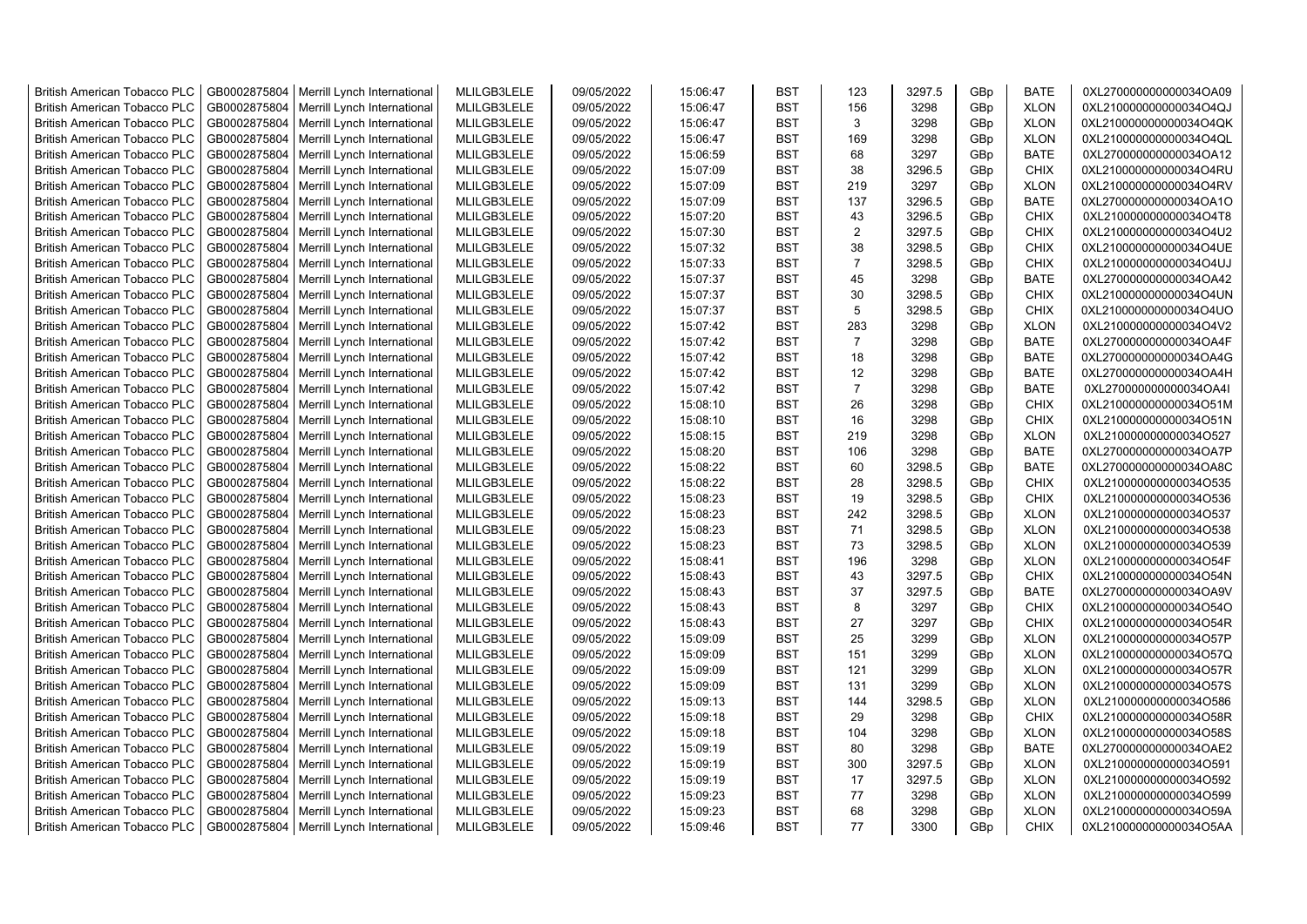| | | | | | | | | | | | |
|---|---|---|---|---|---|---|---|---|---|---|---|
| British American Tobacco PLC | GB0002875804 | Merrill Lynch International | MLILGB3LELE | 09/05/2022 | 15:06:47 | BST | 123 | 3297.5 | GBp | BATE | 0XL270000000000034OA09 |
| British American Tobacco PLC | GB0002875804 | Merrill Lynch International | MLILGB3LELE | 09/05/2022 | 15:06:47 | BST | 156 | 3298 | GBp | XLON | 0XL210000000000034O4QJ |
| British American Tobacco PLC | GB0002875804 | Merrill Lynch International | MLILGB3LELE | 09/05/2022 | 15:06:47 | BST | 3 | 3298 | GBp | XLON | 0XL210000000000034O4QK |
| British American Tobacco PLC | GB0002875804 | Merrill Lynch International | MLILGB3LELE | 09/05/2022 | 15:06:47 | BST | 169 | 3298 | GBp | XLON | 0XL210000000000034O4QL |
| British American Tobacco PLC | GB0002875804 | Merrill Lynch International | MLILGB3LELE | 09/05/2022 | 15:06:59 | BST | 68 | 3297 | GBp | BATE | 0XL270000000000034OA12 |
| British American Tobacco PLC | GB0002875804 | Merrill Lynch International | MLILGB3LELE | 09/05/2022 | 15:07:09 | BST | 38 | 3296.5 | GBp | CHIX | 0XL210000000000034O4RU |
| British American Tobacco PLC | GB0002875804 | Merrill Lynch International | MLILGB3LELE | 09/05/2022 | 15:07:09 | BST | 219 | 3297 | GBp | XLON | 0XL210000000000034O4RV |
| British American Tobacco PLC | GB0002875804 | Merrill Lynch International | MLILGB3LELE | 09/05/2022 | 15:07:09 | BST | 137 | 3296.5 | GBp | BATE | 0XL270000000000034OA1O |
| British American Tobacco PLC | GB0002875804 | Merrill Lynch International | MLILGB3LELE | 09/05/2022 | 15:07:20 | BST | 43 | 3296.5 | GBp | CHIX | 0XL210000000000034O4T8 |
| British American Tobacco PLC | GB0002875804 | Merrill Lynch International | MLILGB3LELE | 09/05/2022 | 15:07:30 | BST | 2 | 3297.5 | GBp | CHIX | 0XL210000000000034O4U2 |
| British American Tobacco PLC | GB0002875804 | Merrill Lynch International | MLILGB3LELE | 09/05/2022 | 15:07:32 | BST | 38 | 3298.5 | GBp | CHIX | 0XL210000000000034O4UE |
| British American Tobacco PLC | GB0002875804 | Merrill Lynch International | MLILGB3LELE | 09/05/2022 | 15:07:33 | BST | 7 | 3298.5 | GBp | CHIX | 0XL210000000000034O4UJ |
| British American Tobacco PLC | GB0002875804 | Merrill Lynch International | MLILGB3LELE | 09/05/2022 | 15:07:37 | BST | 45 | 3298 | GBp | BATE | 0XL270000000000034OA42 |
| British American Tobacco PLC | GB0002875804 | Merrill Lynch International | MLILGB3LELE | 09/05/2022 | 15:07:37 | BST | 30 | 3298.5 | GBp | CHIX | 0XL210000000000034O4UN |
| British American Tobacco PLC | GB0002875804 | Merrill Lynch International | MLILGB3LELE | 09/05/2022 | 15:07:37 | BST | 5 | 3298.5 | GBp | CHIX | 0XL210000000000034O4UO |
| British American Tobacco PLC | GB0002875804 | Merrill Lynch International | MLILGB3LELE | 09/05/2022 | 15:07:42 | BST | 283 | 3298 | GBp | XLON | 0XL210000000000034O4V2 |
| British American Tobacco PLC | GB0002875804 | Merrill Lynch International | MLILGB3LELE | 09/05/2022 | 15:07:42 | BST | 7 | 3298 | GBp | BATE | 0XL270000000000034OA4F |
| British American Tobacco PLC | GB0002875804 | Merrill Lynch International | MLILGB3LELE | 09/05/2022 | 15:07:42 | BST | 18 | 3298 | GBp | BATE | 0XL270000000000034OA4G |
| British American Tobacco PLC | GB0002875804 | Merrill Lynch International | MLILGB3LELE | 09/05/2022 | 15:07:42 | BST | 12 | 3298 | GBp | BATE | 0XL270000000000034OA4H |
| British American Tobacco PLC | GB0002875804 | Merrill Lynch International | MLILGB3LELE | 09/05/2022 | 15:07:42 | BST | 7 | 3298 | GBp | BATE | 0XL270000000000034OA4I |
| British American Tobacco PLC | GB0002875804 | Merrill Lynch International | MLILGB3LELE | 09/05/2022 | 15:08:10 | BST | 26 | 3298 | GBp | CHIX | 0XL210000000000034O51M |
| British American Tobacco PLC | GB0002875804 | Merrill Lynch International | MLILGB3LELE | 09/05/2022 | 15:08:10 | BST | 16 | 3298 | GBp | CHIX | 0XL210000000000034O51N |
| British American Tobacco PLC | GB0002875804 | Merrill Lynch International | MLILGB3LELE | 09/05/2022 | 15:08:15 | BST | 219 | 3298 | GBp | XLON | 0XL210000000000034O527 |
| British American Tobacco PLC | GB0002875804 | Merrill Lynch International | MLILGB3LELE | 09/05/2022 | 15:08:20 | BST | 106 | 3298 | GBp | BATE | 0XL270000000000034OA7P |
| British American Tobacco PLC | GB0002875804 | Merrill Lynch International | MLILGB3LELE | 09/05/2022 | 15:08:22 | BST | 60 | 3298.5 | GBp | BATE | 0XL270000000000034OA8C |
| British American Tobacco PLC | GB0002875804 | Merrill Lynch International | MLILGB3LELE | 09/05/2022 | 15:08:22 | BST | 28 | 3298.5 | GBp | CHIX | 0XL210000000000034O535 |
| British American Tobacco PLC | GB0002875804 | Merrill Lynch International | MLILGB3LELE | 09/05/2022 | 15:08:23 | BST | 19 | 3298.5 | GBp | CHIX | 0XL210000000000034O536 |
| British American Tobacco PLC | GB0002875804 | Merrill Lynch International | MLILGB3LELE | 09/05/2022 | 15:08:23 | BST | 242 | 3298.5 | GBp | XLON | 0XL210000000000034O537 |
| British American Tobacco PLC | GB0002875804 | Merrill Lynch International | MLILGB3LELE | 09/05/2022 | 15:08:23 | BST | 71 | 3298.5 | GBp | XLON | 0XL210000000000034O538 |
| British American Tobacco PLC | GB0002875804 | Merrill Lynch International | MLILGB3LELE | 09/05/2022 | 15:08:23 | BST | 73 | 3298.5 | GBp | XLON | 0XL210000000000034O539 |
| British American Tobacco PLC | GB0002875804 | Merrill Lynch International | MLILGB3LELE | 09/05/2022 | 15:08:41 | BST | 196 | 3298 | GBp | XLON | 0XL210000000000034O54F |
| British American Tobacco PLC | GB0002875804 | Merrill Lynch International | MLILGB3LELE | 09/05/2022 | 15:08:43 | BST | 43 | 3297.5 | GBp | CHIX | 0XL210000000000034O54N |
| British American Tobacco PLC | GB0002875804 | Merrill Lynch International | MLILGB3LELE | 09/05/2022 | 15:08:43 | BST | 37 | 3297.5 | GBp | BATE | 0XL270000000000034OA9V |
| British American Tobacco PLC | GB0002875804 | Merrill Lynch International | MLILGB3LELE | 09/05/2022 | 15:08:43 | BST | 8 | 3297 | GBp | CHIX | 0XL210000000000034O54O |
| British American Tobacco PLC | GB0002875804 | Merrill Lynch International | MLILGB3LELE | 09/05/2022 | 15:08:43 | BST | 27 | 3297 | GBp | CHIX | 0XL210000000000034O54R |
| British American Tobacco PLC | GB0002875804 | Merrill Lynch International | MLILGB3LELE | 09/05/2022 | 15:09:09 | BST | 25 | 3299 | GBp | XLON | 0XL210000000000034O57P |
| British American Tobacco PLC | GB0002875804 | Merrill Lynch International | MLILGB3LELE | 09/05/2022 | 15:09:09 | BST | 151 | 3299 | GBp | XLON | 0XL210000000000034O57Q |
| British American Tobacco PLC | GB0002875804 | Merrill Lynch International | MLILGB3LELE | 09/05/2022 | 15:09:09 | BST | 121 | 3299 | GBp | XLON | 0XL210000000000034O57R |
| British American Tobacco PLC | GB0002875804 | Merrill Lynch International | MLILGB3LELE | 09/05/2022 | 15:09:09 | BST | 131 | 3299 | GBp | XLON | 0XL210000000000034O57S |
| British American Tobacco PLC | GB0002875804 | Merrill Lynch International | MLILGB3LELE | 09/05/2022 | 15:09:13 | BST | 144 | 3298.5 | GBp | XLON | 0XL210000000000034O586 |
| British American Tobacco PLC | GB0002875804 | Merrill Lynch International | MLILGB3LELE | 09/05/2022 | 15:09:18 | BST | 29 | 3298 | GBp | CHIX | 0XL210000000000034O58R |
| British American Tobacco PLC | GB0002875804 | Merrill Lynch International | MLILGB3LELE | 09/05/2022 | 15:09:18 | BST | 104 | 3298 | GBp | XLON | 0XL210000000000034O58S |
| British American Tobacco PLC | GB0002875804 | Merrill Lynch International | MLILGB3LELE | 09/05/2022 | 15:09:19 | BST | 80 | 3298 | GBp | BATE | 0XL270000000000034OAE2 |
| British American Tobacco PLC | GB0002875804 | Merrill Lynch International | MLILGB3LELE | 09/05/2022 | 15:09:19 | BST | 300 | 3297.5 | GBp | XLON | 0XL210000000000034O591 |
| British American Tobacco PLC | GB0002875804 | Merrill Lynch International | MLILGB3LELE | 09/05/2022 | 15:09:19 | BST | 17 | 3297.5 | GBp | XLON | 0XL210000000000034O592 |
| British American Tobacco PLC | GB0002875804 | Merrill Lynch International | MLILGB3LELE | 09/05/2022 | 15:09:23 | BST | 77 | 3298 | GBp | XLON | 0XL210000000000034O599 |
| British American Tobacco PLC | GB0002875804 | Merrill Lynch International | MLILGB3LELE | 09/05/2022 | 15:09:23 | BST | 68 | 3298 | GBp | XLON | 0XL210000000000034O59A |
| British American Tobacco PLC | GB0002875804 | Merrill Lynch International | MLILGB3LELE | 09/05/2022 | 15:09:46 | BST | 77 | 3300 | GBp | CHIX | 0XL210000000000034O5AA |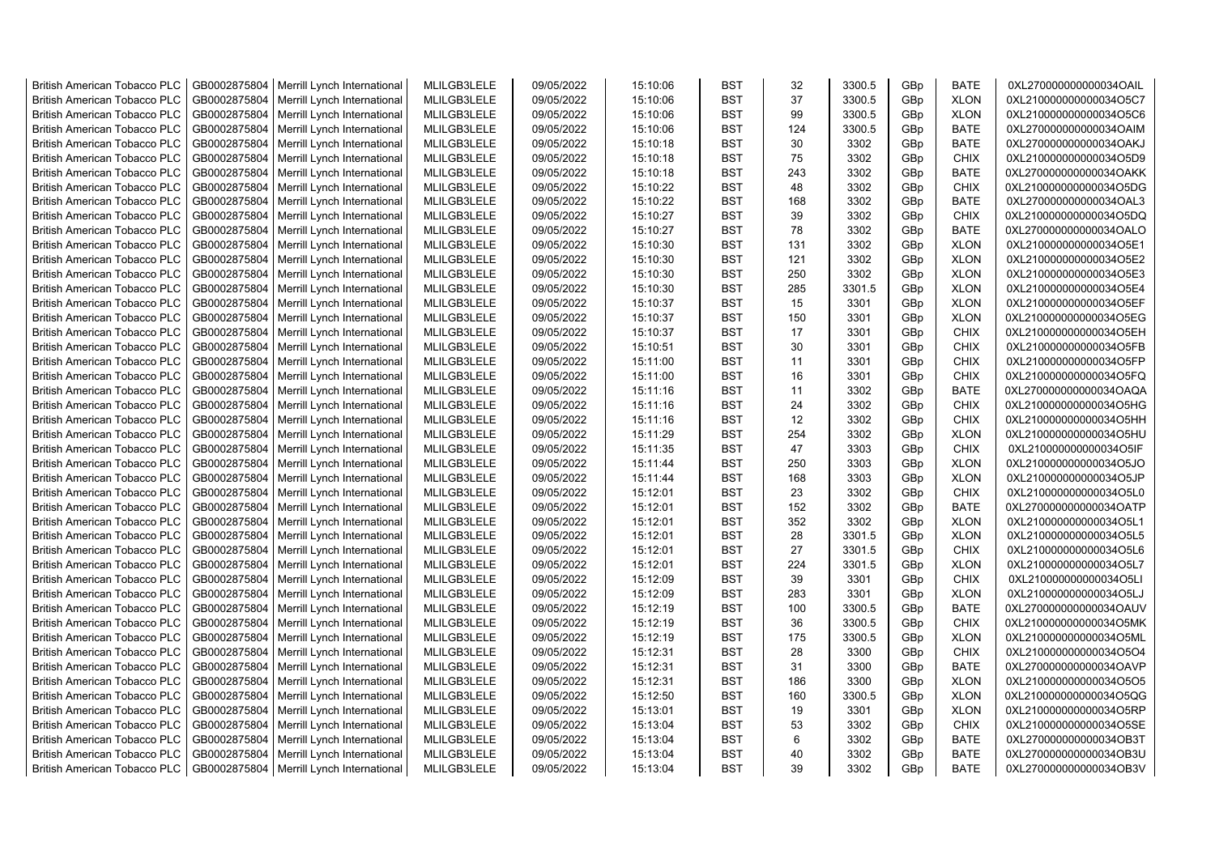| British American Tobacco PLC | GB0002875804 | Merrill Lynch International | MLILGB3LELE | 09/05/2022 | 15:10:06 | BST | 32 | 3300.5 | GBp | BATE | 0XL270000000000034OAIL |
|---|---|---|---|---|---|---|---|---|---|---|---|
| British American Tobacco PLC | GB0002875804 | Merrill Lynch International | MLILGB3LELE | 09/05/2022 | 15:10:06 | BST | 37 | 3300.5 | GBp | XLON | 0XL210000000000034O5C7 |
| British American Tobacco PLC | GB0002875804 | Merrill Lynch International | MLILGB3LELE | 09/05/2022 | 15:10:06 | BST | 99 | 3300.5 | GBp | XLON | 0XL210000000000034O5C6 |
| British American Tobacco PLC | GB0002875804 | Merrill Lynch International | MLILGB3LELE | 09/05/2022 | 15:10:06 | BST | 124 | 3300.5 | GBp | BATE | 0XL270000000000034OAIM |
| British American Tobacco PLC | GB0002875804 | Merrill Lynch International | MLILGB3LELE | 09/05/2022 | 15:10:18 | BST | 30 | 3302 | GBp | BATE | 0XL270000000000034OAKJ |
| British American Tobacco PLC | GB0002875804 | Merrill Lynch International | MLILGB3LELE | 09/05/2022 | 15:10:18 | BST | 75 | 3302 | GBp | CHIX | 0XL210000000000034O5D9 |
| British American Tobacco PLC | GB0002875804 | Merrill Lynch International | MLILGB3LELE | 09/05/2022 | 15:10:18 | BST | 243 | 3302 | GBp | BATE | 0XL270000000000034OAKK |
| British American Tobacco PLC | GB0002875804 | Merrill Lynch International | MLILGB3LELE | 09/05/2022 | 15:10:22 | BST | 48 | 3302 | GBp | CHIX | 0XL210000000000034O5DG |
| British American Tobacco PLC | GB0002875804 | Merrill Lynch International | MLILGB3LELE | 09/05/2022 | 15:10:22 | BST | 168 | 3302 | GBp | BATE | 0XL270000000000034OAL3 |
| British American Tobacco PLC | GB0002875804 | Merrill Lynch International | MLILGB3LELE | 09/05/2022 | 15:10:27 | BST | 39 | 3302 | GBp | CHIX | 0XL210000000000034O5DQ |
| British American Tobacco PLC | GB0002875804 | Merrill Lynch International | MLILGB3LELE | 09/05/2022 | 15:10:27 | BST | 78 | 3302 | GBp | BATE | 0XL270000000000034OALO |
| British American Tobacco PLC | GB0002875804 | Merrill Lynch International | MLILGB3LELE | 09/05/2022 | 15:10:30 | BST | 131 | 3302 | GBp | XLON | 0XL210000000000034O5E1 |
| British American Tobacco PLC | GB0002875804 | Merrill Lynch International | MLILGB3LELE | 09/05/2022 | 15:10:30 | BST | 121 | 3302 | GBp | XLON | 0XL210000000000034O5E2 |
| British American Tobacco PLC | GB0002875804 | Merrill Lynch International | MLILGB3LELE | 09/05/2022 | 15:10:30 | BST | 250 | 3302 | GBp | XLON | 0XL210000000000034O5E3 |
| British American Tobacco PLC | GB0002875804 | Merrill Lynch International | MLILGB3LELE | 09/05/2022 | 15:10:30 | BST | 285 | 3301.5 | GBp | XLON | 0XL210000000000034O5E4 |
| British American Tobacco PLC | GB0002875804 | Merrill Lynch International | MLILGB3LELE | 09/05/2022 | 15:10:37 | BST | 15 | 3301 | GBp | XLON | 0XL210000000000034O5EF |
| British American Tobacco PLC | GB0002875804 | Merrill Lynch International | MLILGB3LELE | 09/05/2022 | 15:10:37 | BST | 150 | 3301 | GBp | XLON | 0XL210000000000034O5EG |
| British American Tobacco PLC | GB0002875804 | Merrill Lynch International | MLILGB3LELE | 09/05/2022 | 15:10:37 | BST | 17 | 3301 | GBp | CHIX | 0XL210000000000034O5EH |
| British American Tobacco PLC | GB0002875804 | Merrill Lynch International | MLILGB3LELE | 09/05/2022 | 15:10:51 | BST | 30 | 3301 | GBp | CHIX | 0XL210000000000034O5FB |
| British American Tobacco PLC | GB0002875804 | Merrill Lynch International | MLILGB3LELE | 09/05/2022 | 15:11:00 | BST | 11 | 3301 | GBp | CHIX | 0XL210000000000034O5FP |
| British American Tobacco PLC | GB0002875804 | Merrill Lynch International | MLILGB3LELE | 09/05/2022 | 15:11:00 | BST | 16 | 3301 | GBp | CHIX | 0XL210000000000034O5FQ |
| British American Tobacco PLC | GB0002875804 | Merrill Lynch International | MLILGB3LELE | 09/05/2022 | 15:11:16 | BST | 11 | 3302 | GBp | BATE | 0XL270000000000034OAQA |
| British American Tobacco PLC | GB0002875804 | Merrill Lynch International | MLILGB3LELE | 09/05/2022 | 15:11:16 | BST | 24 | 3302 | GBp | CHIX | 0XL210000000000034O5HG |
| British American Tobacco PLC | GB0002875804 | Merrill Lynch International | MLILGB3LELE | 09/05/2022 | 15:11:16 | BST | 12 | 3302 | GBp | CHIX | 0XL210000000000034O5HH |
| British American Tobacco PLC | GB0002875804 | Merrill Lynch International | MLILGB3LELE | 09/05/2022 | 15:11:29 | BST | 254 | 3302 | GBp | XLON | 0XL210000000000034O5HU |
| British American Tobacco PLC | GB0002875804 | Merrill Lynch International | MLILGB3LELE | 09/05/2022 | 15:11:35 | BST | 47 | 3303 | GBp | CHIX | 0XL210000000000034O5IF |
| British American Tobacco PLC | GB0002875804 | Merrill Lynch International | MLILGB3LELE | 09/05/2022 | 15:11:44 | BST | 250 | 3303 | GBp | XLON | 0XL210000000000034O5JO |
| British American Tobacco PLC | GB0002875804 | Merrill Lynch International | MLILGB3LELE | 09/05/2022 | 15:11:44 | BST | 168 | 3303 | GBp | XLON | 0XL210000000000034O5JP |
| British American Tobacco PLC | GB0002875804 | Merrill Lynch International | MLILGB3LELE | 09/05/2022 | 15:12:01 | BST | 23 | 3302 | GBp | CHIX | 0XL210000000000034O5L0 |
| British American Tobacco PLC | GB0002875804 | Merrill Lynch International | MLILGB3LELE | 09/05/2022 | 15:12:01 | BST | 152 | 3302 | GBp | BATE | 0XL270000000000034OATP |
| British American Tobacco PLC | GB0002875804 | Merrill Lynch International | MLILGB3LELE | 09/05/2022 | 15:12:01 | BST | 352 | 3302 | GBp | XLON | 0XL210000000000034O5L1 |
| British American Tobacco PLC | GB0002875804 | Merrill Lynch International | MLILGB3LELE | 09/05/2022 | 15:12:01 | BST | 28 | 3301.5 | GBp | XLON | 0XL210000000000034O5L5 |
| British American Tobacco PLC | GB0002875804 | Merrill Lynch International | MLILGB3LELE | 09/05/2022 | 15:12:01 | BST | 27 | 3301.5 | GBp | CHIX | 0XL210000000000034O5L6 |
| British American Tobacco PLC | GB0002875804 | Merrill Lynch International | MLILGB3LELE | 09/05/2022 | 15:12:01 | BST | 224 | 3301.5 | GBp | XLON | 0XL210000000000034O5L7 |
| British American Tobacco PLC | GB0002875804 | Merrill Lynch International | MLILGB3LELE | 09/05/2022 | 15:12:09 | BST | 39 | 3301 | GBp | CHIX | 0XL210000000000034O5LI |
| British American Tobacco PLC | GB0002875804 | Merrill Lynch International | MLILGB3LELE | 09/05/2022 | 15:12:09 | BST | 283 | 3301 | GBp | XLON | 0XL210000000000034O5LJ |
| British American Tobacco PLC | GB0002875804 | Merrill Lynch International | MLILGB3LELE | 09/05/2022 | 15:12:19 | BST | 100 | 3300.5 | GBp | BATE | 0XL270000000000034OAUV |
| British American Tobacco PLC | GB0002875804 | Merrill Lynch International | MLILGB3LELE | 09/05/2022 | 15:12:19 | BST | 36 | 3300.5 | GBp | CHIX | 0XL210000000000034O5MK |
| British American Tobacco PLC | GB0002875804 | Merrill Lynch International | MLILGB3LELE | 09/05/2022 | 15:12:19 | BST | 175 | 3300.5 | GBp | XLON | 0XL210000000000034O5ML |
| British American Tobacco PLC | GB0002875804 | Merrill Lynch International | MLILGB3LELE | 09/05/2022 | 15:12:31 | BST | 28 | 3300 | GBp | CHIX | 0XL210000000000034O5O4 |
| British American Tobacco PLC | GB0002875804 | Merrill Lynch International | MLILGB3LELE | 09/05/2022 | 15:12:31 | BST | 31 | 3300 | GBp | BATE | 0XL270000000000034OAVP |
| British American Tobacco PLC | GB0002875804 | Merrill Lynch International | MLILGB3LELE | 09/05/2022 | 15:12:31 | BST | 186 | 3300 | GBp | XLON | 0XL210000000000034O5O5 |
| British American Tobacco PLC | GB0002875804 | Merrill Lynch International | MLILGB3LELE | 09/05/2022 | 15:12:50 | BST | 160 | 3300.5 | GBp | XLON | 0XL210000000000034O5QG |
| British American Tobacco PLC | GB0002875804 | Merrill Lynch International | MLILGB3LELE | 09/05/2022 | 15:13:01 | BST | 19 | 3301 | GBp | XLON | 0XL210000000000034O5RP |
| British American Tobacco PLC | GB0002875804 | Merrill Lynch International | MLILGB3LELE | 09/05/2022 | 15:13:04 | BST | 53 | 3302 | GBp | CHIX | 0XL210000000000034O5SE |
| British American Tobacco PLC | GB0002875804 | Merrill Lynch International | MLILGB3LELE | 09/05/2022 | 15:13:04 | BST | 6 | 3302 | GBp | BATE | 0XL270000000000034OB3T |
| British American Tobacco PLC | GB0002875804 | Merrill Lynch International | MLILGB3LELE | 09/05/2022 | 15:13:04 | BST | 40 | 3302 | GBp | BATE | 0XL270000000000034OB3U |
| British American Tobacco PLC | GB0002875804 | Merrill Lynch International | MLILGB3LELE | 09/05/2022 | 15:13:04 | BST | 39 | 3302 | GBp | BATE | 0XL270000000000034OB3V |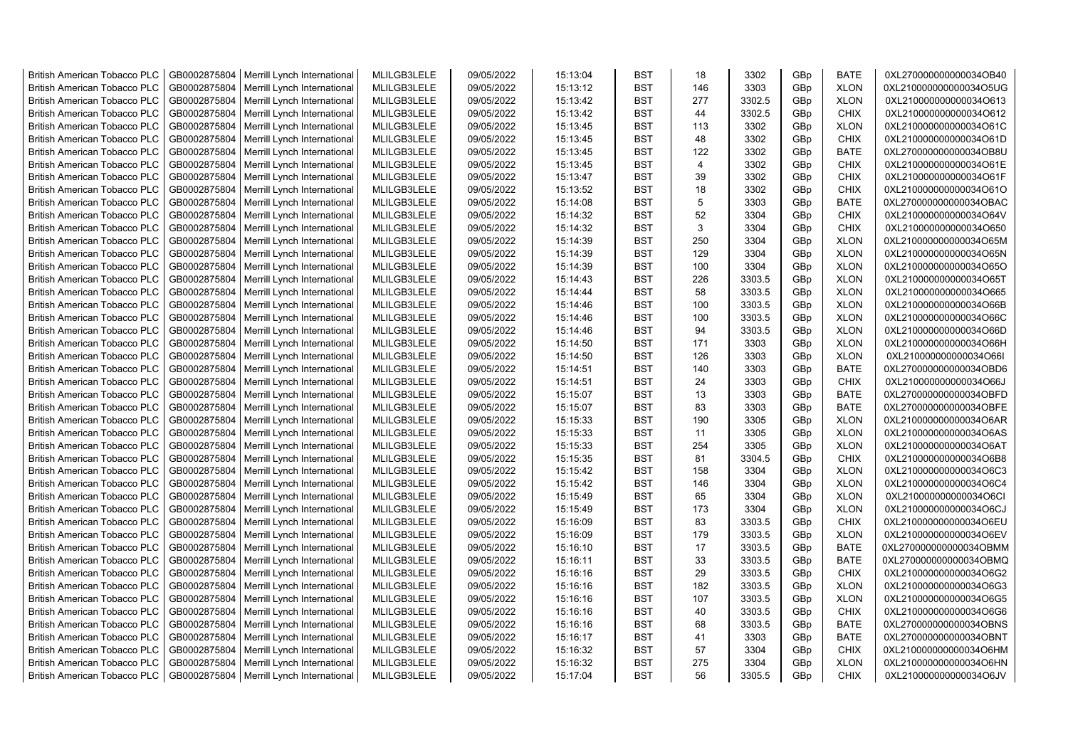| British American Tobacco PLC | GB0002875804 | Merrill Lynch International | MLILGB3LELE | 09/05/2022 | 15:13:04 | BST | 18 | 3302 | GBp | BATE | 0XL270000000000034OB40 |
|---|---|---|---|---|---|---|---|---|---|---|---|
| British American Tobacco PLC | GB0002875804 | Merrill Lynch International | MLILGB3LELE | 09/05/2022 | 15:13:12 | BST | 146 | 3303 | GBp | XLON | 0XL210000000000034O5UG |
| British American Tobacco PLC | GB0002875804 | Merrill Lynch International | MLILGB3LELE | 09/05/2022 | 15:13:42 | BST | 277 | 3302.5 | GBp | XLON | 0XL210000000000034O613 |
| British American Tobacco PLC | GB0002875804 | Merrill Lynch International | MLILGB3LELE | 09/05/2022 | 15:13:42 | BST | 44 | 3302.5 | GBp | CHIX | 0XL210000000000034O612 |
| British American Tobacco PLC | GB0002875804 | Merrill Lynch International | MLILGB3LELE | 09/05/2022 | 15:13:45 | BST | 113 | 3302 | GBp | XLON | 0XL210000000000034O61C |
| British American Tobacco PLC | GB0002875804 | Merrill Lynch International | MLILGB3LELE | 09/05/2022 | 15:13:45 | BST | 48 | 3302 | GBp | CHIX | 0XL210000000000034O61D |
| British American Tobacco PLC | GB0002875804 | Merrill Lynch International | MLILGB3LELE | 09/05/2022 | 15:13:45 | BST | 122 | 3302 | GBp | BATE | 0XL270000000000034OB8U |
| British American Tobacco PLC | GB0002875804 | Merrill Lynch International | MLILGB3LELE | 09/05/2022 | 15:13:45 | BST | 4 | 3302 | GBp | CHIX | 0XL210000000000034O61E |
| British American Tobacco PLC | GB0002875804 | Merrill Lynch International | MLILGB3LELE | 09/05/2022 | 15:13:47 | BST | 39 | 3302 | GBp | CHIX | 0XL210000000000034O61F |
| British American Tobacco PLC | GB0002875804 | Merrill Lynch International | MLILGB3LELE | 09/05/2022 | 15:13:52 | BST | 18 | 3302 | GBp | CHIX | 0XL210000000000034O61O |
| British American Tobacco PLC | GB0002875804 | Merrill Lynch International | MLILGB3LELE | 09/05/2022 | 15:14:08 | BST | 5 | 3303 | GBp | BATE | 0XL270000000000034OBAC |
| British American Tobacco PLC | GB0002875804 | Merrill Lynch International | MLILGB3LELE | 09/05/2022 | 15:14:32 | BST | 52 | 3304 | GBp | CHIX | 0XL210000000000034O64V |
| British American Tobacco PLC | GB0002875804 | Merrill Lynch International | MLILGB3LELE | 09/05/2022 | 15:14:32 | BST | 3 | 3304 | GBp | CHIX | 0XL210000000000034O650 |
| British American Tobacco PLC | GB0002875804 | Merrill Lynch International | MLILGB3LELE | 09/05/2022 | 15:14:39 | BST | 250 | 3304 | GBp | XLON | 0XL210000000000034O65M |
| British American Tobacco PLC | GB0002875804 | Merrill Lynch International | MLILGB3LELE | 09/05/2022 | 15:14:39 | BST | 129 | 3304 | GBp | XLON | 0XL210000000000034O65N |
| British American Tobacco PLC | GB0002875804 | Merrill Lynch International | MLILGB3LELE | 09/05/2022 | 15:14:39 | BST | 100 | 3304 | GBp | XLON | 0XL210000000000034O65O |
| British American Tobacco PLC | GB0002875804 | Merrill Lynch International | MLILGB3LELE | 09/05/2022 | 15:14:43 | BST | 226 | 3303.5 | GBp | XLON | 0XL210000000000034O65T |
| British American Tobacco PLC | GB0002875804 | Merrill Lynch International | MLILGB3LELE | 09/05/2022 | 15:14:44 | BST | 58 | 3303.5 | GBp | XLON | 0XL210000000000034O665 |
| British American Tobacco PLC | GB0002875804 | Merrill Lynch International | MLILGB3LELE | 09/05/2022 | 15:14:46 | BST | 100 | 3303.5 | GBp | XLON | 0XL210000000000034O66B |
| British American Tobacco PLC | GB0002875804 | Merrill Lynch International | MLILGB3LELE | 09/05/2022 | 15:14:46 | BST | 100 | 3303.5 | GBp | XLON | 0XL210000000000034O66C |
| British American Tobacco PLC | GB0002875804 | Merrill Lynch International | MLILGB3LELE | 09/05/2022 | 15:14:46 | BST | 94 | 3303.5 | GBp | XLON | 0XL210000000000034O66D |
| British American Tobacco PLC | GB0002875804 | Merrill Lynch International | MLILGB3LELE | 09/05/2022 | 15:14:50 | BST | 171 | 3303 | GBp | XLON | 0XL210000000000034O66H |
| British American Tobacco PLC | GB0002875804 | Merrill Lynch International | MLILGB3LELE | 09/05/2022 | 15:14:50 | BST | 126 | 3303 | GBp | XLON | 0XL210000000000034O66I |
| British American Tobacco PLC | GB0002875804 | Merrill Lynch International | MLILGB3LELE | 09/05/2022 | 15:14:51 | BST | 140 | 3303 | GBp | BATE | 0XL270000000000034OBD6 |
| British American Tobacco PLC | GB0002875804 | Merrill Lynch International | MLILGB3LELE | 09/05/2022 | 15:14:51 | BST | 24 | 3303 | GBp | CHIX | 0XL210000000000034O66J |
| British American Tobacco PLC | GB0002875804 | Merrill Lynch International | MLILGB3LELE | 09/05/2022 | 15:15:07 | BST | 13 | 3303 | GBp | BATE | 0XL270000000000034OBFD |
| British American Tobacco PLC | GB0002875804 | Merrill Lynch International | MLILGB3LELE | 09/05/2022 | 15:15:07 | BST | 83 | 3303 | GBp | BATE | 0XL270000000000034OBFE |
| British American Tobacco PLC | GB0002875804 | Merrill Lynch International | MLILGB3LELE | 09/05/2022 | 15:15:33 | BST | 190 | 3305 | GBp | XLON | 0XL210000000000034O6AR |
| British American Tobacco PLC | GB0002875804 | Merrill Lynch International | MLILGB3LELE | 09/05/2022 | 15:15:33 | BST | 11 | 3305 | GBp | XLON | 0XL210000000000034O6AS |
| British American Tobacco PLC | GB0002875804 | Merrill Lynch International | MLILGB3LELE | 09/05/2022 | 15:15:33 | BST | 254 | 3305 | GBp | XLON | 0XL210000000000034O6AT |
| British American Tobacco PLC | GB0002875804 | Merrill Lynch International | MLILGB3LELE | 09/05/2022 | 15:15:35 | BST | 81 | 3304.5 | GBp | CHIX | 0XL210000000000034O6B8 |
| British American Tobacco PLC | GB0002875804 | Merrill Lynch International | MLILGB3LELE | 09/05/2022 | 15:15:42 | BST | 158 | 3304 | GBp | XLON | 0XL210000000000034O6C3 |
| British American Tobacco PLC | GB0002875804 | Merrill Lynch International | MLILGB3LELE | 09/05/2022 | 15:15:42 | BST | 146 | 3304 | GBp | XLON | 0XL210000000000034O6C4 |
| British American Tobacco PLC | GB0002875804 | Merrill Lynch International | MLILGB3LELE | 09/05/2022 | 15:15:49 | BST | 65 | 3304 | GBp | XLON | 0XL210000000000034O6CI |
| British American Tobacco PLC | GB0002875804 | Merrill Lynch International | MLILGB3LELE | 09/05/2022 | 15:15:49 | BST | 173 | 3304 | GBp | XLON | 0XL210000000000034O6CJ |
| British American Tobacco PLC | GB0002875804 | Merrill Lynch International | MLILGB3LELE | 09/05/2022 | 15:16:09 | BST | 83 | 3303.5 | GBp | CHIX | 0XL210000000000034O6EU |
| British American Tobacco PLC | GB0002875804 | Merrill Lynch International | MLILGB3LELE | 09/05/2022 | 15:16:09 | BST | 179 | 3303.5 | GBp | XLON | 0XL210000000000034O6EV |
| British American Tobacco PLC | GB0002875804 | Merrill Lynch International | MLILGB3LELE | 09/05/2022 | 15:16:10 | BST | 17 | 3303.5 | GBp | BATE | 0XL270000000000034OBMM |
| British American Tobacco PLC | GB0002875804 | Merrill Lynch International | MLILGB3LELE | 09/05/2022 | 15:16:11 | BST | 33 | 3303.5 | GBp | BATE | 0XL270000000000034OBMQ |
| British American Tobacco PLC | GB0002875804 | Merrill Lynch International | MLILGB3LELE | 09/05/2022 | 15:16:16 | BST | 29 | 3303.5 | GBp | CHIX | 0XL210000000000034O6G2 |
| British American Tobacco PLC | GB0002875804 | Merrill Lynch International | MLILGB3LELE | 09/05/2022 | 15:16:16 | BST | 182 | 3303.5 | GBp | XLON | 0XL210000000000034O6G3 |
| British American Tobacco PLC | GB0002875804 | Merrill Lynch International | MLILGB3LELE | 09/05/2022 | 15:16:16 | BST | 107 | 3303.5 | GBp | XLON | 0XL210000000000034O6G5 |
| British American Tobacco PLC | GB0002875804 | Merrill Lynch International | MLILGB3LELE | 09/05/2022 | 15:16:16 | BST | 40 | 3303.5 | GBp | CHIX | 0XL210000000000034O6G6 |
| British American Tobacco PLC | GB0002875804 | Merrill Lynch International | MLILGB3LELE | 09/05/2022 | 15:16:16 | BST | 68 | 3303.5 | GBp | BATE | 0XL270000000000034OBNS |
| British American Tobacco PLC | GB0002875804 | Merrill Lynch International | MLILGB3LELE | 09/05/2022 | 15:16:17 | BST | 41 | 3303 | GBp | BATE | 0XL270000000000034OBNT |
| British American Tobacco PLC | GB0002875804 | Merrill Lynch International | MLILGB3LELE | 09/05/2022 | 15:16:32 | BST | 57 | 3304 | GBp | CHIX | 0XL210000000000034O6HM |
| British American Tobacco PLC | GB0002875804 | Merrill Lynch International | MLILGB3LELE | 09/05/2022 | 15:16:32 | BST | 275 | 3304 | GBp | XLON | 0XL210000000000034O6HN |
| British American Tobacco PLC | GB0002875804 | Merrill Lynch International | MLILGB3LELE | 09/05/2022 | 15:17:04 | BST | 56 | 3305.5 | GBp | CHIX | 0XL210000000000034O6JV |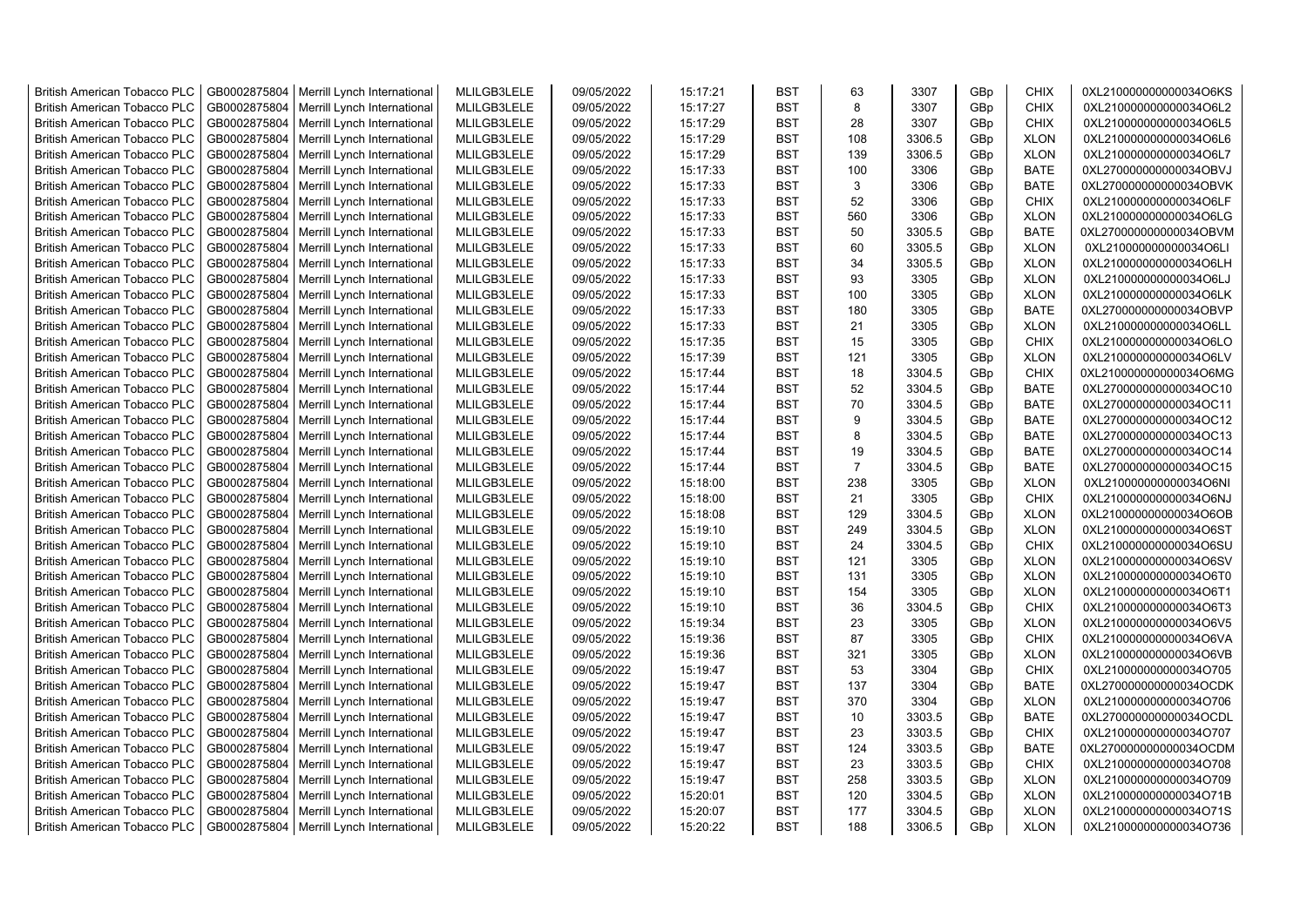| British American Tobacco PLC | GB0002875804 | Merrill Lynch International | MLILGB3LELE | 09/05/2022 | 15:17:21 | BST | 63 | 3307 | GBp | CHIX | 0XL210000000000034O6KS |
|---|---|---|---|---|---|---|---|---|---|---|---|
| British American Tobacco PLC | GB0002875804 | Merrill Lynch International | MLILGB3LELE | 09/05/2022 | 15:17:27 | BST | 8 | 3307 | GBp | CHIX | 0XL210000000000034O6L2 |
| British American Tobacco PLC | GB0002875804 | Merrill Lynch International | MLILGB3LELE | 09/05/2022 | 15:17:29 | BST | 28 | 3307 | GBp | CHIX | 0XL210000000000034O6L5 |
| British American Tobacco PLC | GB0002875804 | Merrill Lynch International | MLILGB3LELE | 09/05/2022 | 15:17:29 | BST | 108 | 3306.5 | GBp | XLON | 0XL210000000000034O6L6 |
| British American Tobacco PLC | GB0002875804 | Merrill Lynch International | MLILGB3LELE | 09/05/2022 | 15:17:29 | BST | 139 | 3306.5 | GBp | XLON | 0XL210000000000034O6L7 |
| British American Tobacco PLC | GB0002875804 | Merrill Lynch International | MLILGB3LELE | 09/05/2022 | 15:17:33 | BST | 100 | 3306 | GBp | BATE | 0XL270000000000034OBVJ |
| British American Tobacco PLC | GB0002875804 | Merrill Lynch International | MLILGB3LELE | 09/05/2022 | 15:17:33 | BST | 3 | 3306 | GBp | BATE | 0XL270000000000034OBVK |
| British American Tobacco PLC | GB0002875804 | Merrill Lynch International | MLILGB3LELE | 09/05/2022 | 15:17:33 | BST | 52 | 3306 | GBp | CHIX | 0XL210000000000034O6LF |
| British American Tobacco PLC | GB0002875804 | Merrill Lynch International | MLILGB3LELE | 09/05/2022 | 15:17:33 | BST | 560 | 3306 | GBp | XLON | 0XL210000000000034O6LG |
| British American Tobacco PLC | GB0002875804 | Merrill Lynch International | MLILGB3LELE | 09/05/2022 | 15:17:33 | BST | 50 | 3305.5 | GBp | BATE | 0XL270000000000034OBVM |
| British American Tobacco PLC | GB0002875804 | Merrill Lynch International | MLILGB3LELE | 09/05/2022 | 15:17:33 | BST | 60 | 3305.5 | GBp | XLON | 0XL210000000000034O6LI |
| British American Tobacco PLC | GB0002875804 | Merrill Lynch International | MLILGB3LELE | 09/05/2022 | 15:17:33 | BST | 34 | 3305.5 | GBp | XLON | 0XL210000000000034O6LH |
| British American Tobacco PLC | GB0002875804 | Merrill Lynch International | MLILGB3LELE | 09/05/2022 | 15:17:33 | BST | 93 | 3305 | GBp | XLON | 0XL210000000000034O6LJ |
| British American Tobacco PLC | GB0002875804 | Merrill Lynch International | MLILGB3LELE | 09/05/2022 | 15:17:33 | BST | 100 | 3305 | GBp | XLON | 0XL210000000000034O6LK |
| British American Tobacco PLC | GB0002875804 | Merrill Lynch International | MLILGB3LELE | 09/05/2022 | 15:17:33 | BST | 180 | 3305 | GBp | BATE | 0XL270000000000034OBVP |
| British American Tobacco PLC | GB0002875804 | Merrill Lynch International | MLILGB3LELE | 09/05/2022 | 15:17:33 | BST | 21 | 3305 | GBp | XLON | 0XL210000000000034O6LL |
| British American Tobacco PLC | GB0002875804 | Merrill Lynch International | MLILGB3LELE | 09/05/2022 | 15:17:35 | BST | 15 | 3305 | GBp | CHIX | 0XL210000000000034O6LO |
| British American Tobacco PLC | GB0002875804 | Merrill Lynch International | MLILGB3LELE | 09/05/2022 | 15:17:39 | BST | 121 | 3305 | GBp | XLON | 0XL210000000000034O6LV |
| British American Tobacco PLC | GB0002875804 | Merrill Lynch International | MLILGB3LELE | 09/05/2022 | 15:17:44 | BST | 18 | 3304.5 | GBp | CHIX | 0XL210000000000034O6MG |
| British American Tobacco PLC | GB0002875804 | Merrill Lynch International | MLILGB3LELE | 09/05/2022 | 15:17:44 | BST | 52 | 3304.5 | GBp | BATE | 0XL270000000000034OC10 |
| British American Tobacco PLC | GB0002875804 | Merrill Lynch International | MLILGB3LELE | 09/05/2022 | 15:17:44 | BST | 70 | 3304.5 | GBp | BATE | 0XL270000000000034OC11 |
| British American Tobacco PLC | GB0002875804 | Merrill Lynch International | MLILGB3LELE | 09/05/2022 | 15:17:44 | BST | 9 | 3304.5 | GBp | BATE | 0XL270000000000034OC12 |
| British American Tobacco PLC | GB0002875804 | Merrill Lynch International | MLILGB3LELE | 09/05/2022 | 15:17:44 | BST | 8 | 3304.5 | GBp | BATE | 0XL270000000000034OC13 |
| British American Tobacco PLC | GB0002875804 | Merrill Lynch International | MLILGB3LELE | 09/05/2022 | 15:17:44 | BST | 19 | 3304.5 | GBp | BATE | 0XL270000000000034OC14 |
| British American Tobacco PLC | GB0002875804 | Merrill Lynch International | MLILGB3LELE | 09/05/2022 | 15:17:44 | BST | 7 | 3304.5 | GBp | BATE | 0XL270000000000034OC15 |
| British American Tobacco PLC | GB0002875804 | Merrill Lynch International | MLILGB3LELE | 09/05/2022 | 15:18:00 | BST | 238 | 3305 | GBp | XLON | 0XL210000000000034O6NI |
| British American Tobacco PLC | GB0002875804 | Merrill Lynch International | MLILGB3LELE | 09/05/2022 | 15:18:00 | BST | 21 | 3305 | GBp | CHIX | 0XL210000000000034O6NJ |
| British American Tobacco PLC | GB0002875804 | Merrill Lynch International | MLILGB3LELE | 09/05/2022 | 15:18:08 | BST | 129 | 3304.5 | GBp | XLON | 0XL210000000000034O6OB |
| British American Tobacco PLC | GB0002875804 | Merrill Lynch International | MLILGB3LELE | 09/05/2022 | 15:19:10 | BST | 249 | 3304.5 | GBp | XLON | 0XL210000000000034O6ST |
| British American Tobacco PLC | GB0002875804 | Merrill Lynch International | MLILGB3LELE | 09/05/2022 | 15:19:10 | BST | 24 | 3304.5 | GBp | CHIX | 0XL210000000000034O6SU |
| British American Tobacco PLC | GB0002875804 | Merrill Lynch International | MLILGB3LELE | 09/05/2022 | 15:19:10 | BST | 121 | 3305 | GBp | XLON | 0XL210000000000034O6SV |
| British American Tobacco PLC | GB0002875804 | Merrill Lynch International | MLILGB3LELE | 09/05/2022 | 15:19:10 | BST | 131 | 3305 | GBp | XLON | 0XL210000000000034O6T0 |
| British American Tobacco PLC | GB0002875804 | Merrill Lynch International | MLILGB3LELE | 09/05/2022 | 15:19:10 | BST | 154 | 3305 | GBp | XLON | 0XL210000000000034O6T1 |
| British American Tobacco PLC | GB0002875804 | Merrill Lynch International | MLILGB3LELE | 09/05/2022 | 15:19:10 | BST | 36 | 3304.5 | GBp | CHIX | 0XL210000000000034O6T3 |
| British American Tobacco PLC | GB0002875804 | Merrill Lynch International | MLILGB3LELE | 09/05/2022 | 15:19:34 | BST | 23 | 3305 | GBp | XLON | 0XL210000000000034O6V5 |
| British American Tobacco PLC | GB0002875804 | Merrill Lynch International | MLILGB3LELE | 09/05/2022 | 15:19:36 | BST | 87 | 3305 | GBp | CHIX | 0XL210000000000034O6VA |
| British American Tobacco PLC | GB0002875804 | Merrill Lynch International | MLILGB3LELE | 09/05/2022 | 15:19:36 | BST | 321 | 3305 | GBp | XLON | 0XL210000000000034O6VB |
| British American Tobacco PLC | GB0002875804 | Merrill Lynch International | MLILGB3LELE | 09/05/2022 | 15:19:47 | BST | 53 | 3304 | GBp | CHIX | 0XL210000000000034O705 |
| British American Tobacco PLC | GB0002875804 | Merrill Lynch International | MLILGB3LELE | 09/05/2022 | 15:19:47 | BST | 137 | 3304 | GBp | BATE | 0XL270000000000034OCDK |
| British American Tobacco PLC | GB0002875804 | Merrill Lynch International | MLILGB3LELE | 09/05/2022 | 15:19:47 | BST | 370 | 3304 | GBp | XLON | 0XL210000000000034O706 |
| British American Tobacco PLC | GB0002875804 | Merrill Lynch International | MLILGB3LELE | 09/05/2022 | 15:19:47 | BST | 10 | 3303.5 | GBp | BATE | 0XL270000000000034OCDL |
| British American Tobacco PLC | GB0002875804 | Merrill Lynch International | MLILGB3LELE | 09/05/2022 | 15:19:47 | BST | 23 | 3303.5 | GBp | CHIX | 0XL210000000000034O707 |
| British American Tobacco PLC | GB0002875804 | Merrill Lynch International | MLILGB3LELE | 09/05/2022 | 15:19:47 | BST | 124 | 3303.5 | GBp | BATE | 0XL270000000000034OCDM |
| British American Tobacco PLC | GB0002875804 | Merrill Lynch International | MLILGB3LELE | 09/05/2022 | 15:19:47 | BST | 23 | 3303.5 | GBp | CHIX | 0XL210000000000034O708 |
| British American Tobacco PLC | GB0002875804 | Merrill Lynch International | MLILGB3LELE | 09/05/2022 | 15:19:47 | BST | 258 | 3303.5 | GBp | XLON | 0XL210000000000034O709 |
| British American Tobacco PLC | GB0002875804 | Merrill Lynch International | MLILGB3LELE | 09/05/2022 | 15:20:01 | BST | 120 | 3304.5 | GBp | XLON | 0XL210000000000034O71B |
| British American Tobacco PLC | GB0002875804 | Merrill Lynch International | MLILGB3LELE | 09/05/2022 | 15:20:07 | BST | 177 | 3304.5 | GBp | XLON | 0XL210000000000034O71S |
| British American Tobacco PLC | GB0002875804 | Merrill Lynch International | MLILGB3LELE | 09/05/2022 | 15:20:22 | BST | 188 | 3306.5 | GBp | XLON | 0XL210000000000034O736 |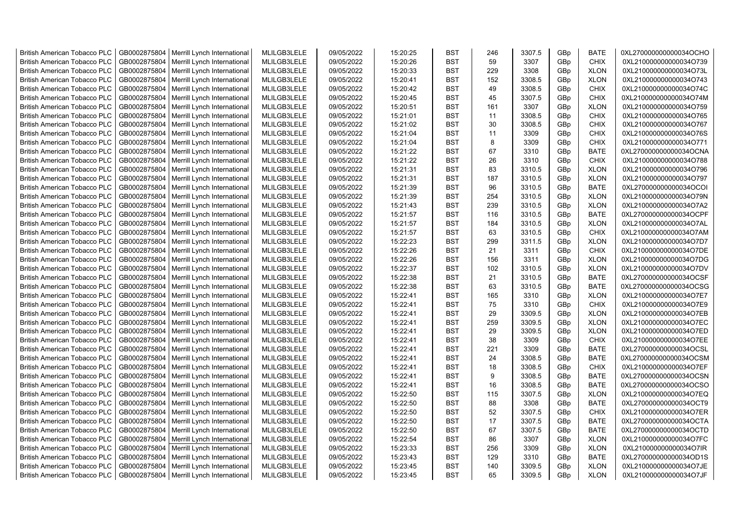| British American Tobacco PLC | GB0002875804 | Merrill Lynch International | MLILGB3LELE | 09/05/2022 | 15:20:25 | BST | 246 | 3307.5 | GBp | BATE | 0XL270000000000034OCHO |
|---|---|---|---|---|---|---|---|---|---|---|---|
| British American Tobacco PLC | GB0002875804 | Merrill Lynch International | MLILGB3LELE | 09/05/2022 | 15:20:26 | BST | 59 | 3307 | GBp | CHIX | 0XL210000000000034O739 |
| British American Tobacco PLC | GB0002875804 | Merrill Lynch International | MLILGB3LELE | 09/05/2022 | 15:20:33 | BST | 229 | 3308 | GBp | XLON | 0XL210000000000034O73L |
| British American Tobacco PLC | GB0002875804 | Merrill Lynch International | MLILGB3LELE | 09/05/2022 | 15:20:41 | BST | 152 | 3308.5 | GBp | XLON | 0XL210000000000034O743 |
| British American Tobacco PLC | GB0002875804 | Merrill Lynch International | MLILGB3LELE | 09/05/2022 | 15:20:42 | BST | 49 | 3308.5 | GBp | CHIX | 0XL210000000000034O74C |
| British American Tobacco PLC | GB0002875804 | Merrill Lynch International | MLILGB3LELE | 09/05/2022 | 15:20:45 | BST | 45 | 3307.5 | GBp | CHIX | 0XL210000000000034O74M |
| British American Tobacco PLC | GB0002875804 | Merrill Lynch International | MLILGB3LELE | 09/05/2022 | 15:20:51 | BST | 161 | 3307 | GBp | XLON | 0XL210000000000034O759 |
| British American Tobacco PLC | GB0002875804 | Merrill Lynch International | MLILGB3LELE | 09/05/2022 | 15:21:01 | BST | 11 | 3308.5 | GBp | CHIX | 0XL210000000000034O765 |
| British American Tobacco PLC | GB0002875804 | Merrill Lynch International | MLILGB3LELE | 09/05/2022 | 15:21:02 | BST | 30 | 3308.5 | GBp | CHIX | 0XL210000000000034O767 |
| British American Tobacco PLC | GB0002875804 | Merrill Lynch International | MLILGB3LELE | 09/05/2022 | 15:21:04 | BST | 11 | 3309 | GBp | CHIX | 0XL210000000000034O76S |
| British American Tobacco PLC | GB0002875804 | Merrill Lynch International | MLILGB3LELE | 09/05/2022 | 15:21:04 | BST | 8 | 3309 | GBp | CHIX | 0XL210000000000034O771 |
| British American Tobacco PLC | GB0002875804 | Merrill Lynch International | MLILGB3LELE | 09/05/2022 | 15:21:22 | BST | 67 | 3310 | GBp | BATE | 0XL270000000000034OCNA |
| British American Tobacco PLC | GB0002875804 | Merrill Lynch International | MLILGB3LELE | 09/05/2022 | 15:21:22 | BST | 26 | 3310 | GBp | CHIX | 0XL210000000000034O788 |
| British American Tobacco PLC | GB0002875804 | Merrill Lynch International | MLILGB3LELE | 09/05/2022 | 15:21:31 | BST | 83 | 3310.5 | GBp | XLON | 0XL210000000000034O796 |
| British American Tobacco PLC | GB0002875804 | Merrill Lynch International | MLILGB3LELE | 09/05/2022 | 15:21:31 | BST | 187 | 3310.5 | GBp | XLON | 0XL210000000000034O797 |
| British American Tobacco PLC | GB0002875804 | Merrill Lynch International | MLILGB3LELE | 09/05/2022 | 15:21:39 | BST | 96 | 3310.5 | GBp | BATE | 0XL270000000000034OCOI |
| British American Tobacco PLC | GB0002875804 | Merrill Lynch International | MLILGB3LELE | 09/05/2022 | 15:21:39 | BST | 254 | 3310.5 | GBp | XLON | 0XL210000000000034O79N |
| British American Tobacco PLC | GB0002875804 | Merrill Lynch International | MLILGB3LELE | 09/05/2022 | 15:21:43 | BST | 239 | 3310.5 | GBp | XLON | 0XL210000000000034O7A2 |
| British American Tobacco PLC | GB0002875804 | Merrill Lynch International | MLILGB3LELE | 09/05/2022 | 15:21:57 | BST | 116 | 3310.5 | GBp | BATE | 0XL270000000000034OCPF |
| British American Tobacco PLC | GB0002875804 | Merrill Lynch International | MLILGB3LELE | 09/05/2022 | 15:21:57 | BST | 184 | 3310.5 | GBp | XLON | 0XL210000000000034O7AL |
| British American Tobacco PLC | GB0002875804 | Merrill Lynch International | MLILGB3LELE | 09/05/2022 | 15:21:57 | BST | 63 | 3310.5 | GBp | CHIX | 0XL210000000000034O7AM |
| British American Tobacco PLC | GB0002875804 | Merrill Lynch International | MLILGB3LELE | 09/05/2022 | 15:22:23 | BST | 299 | 3311.5 | GBp | XLON | 0XL210000000000034O7D7 |
| British American Tobacco PLC | GB0002875804 | Merrill Lynch International | MLILGB3LELE | 09/05/2022 | 15:22:26 | BST | 21 | 3311 | GBp | CHIX | 0XL210000000000034O7DE |
| British American Tobacco PLC | GB0002875804 | Merrill Lynch International | MLILGB3LELE | 09/05/2022 | 15:22:26 | BST | 156 | 3311 | GBp | XLON | 0XL210000000000034O7DG |
| British American Tobacco PLC | GB0002875804 | Merrill Lynch International | MLILGB3LELE | 09/05/2022 | 15:22:37 | BST | 102 | 3310.5 | GBp | XLON | 0XL210000000000034O7DV |
| British American Tobacco PLC | GB0002875804 | Merrill Lynch International | MLILGB3LELE | 09/05/2022 | 15:22:38 | BST | 21 | 3310.5 | GBp | BATE | 0XL270000000000034OCSF |
| British American Tobacco PLC | GB0002875804 | Merrill Lynch International | MLILGB3LELE | 09/05/2022 | 15:22:38 | BST | 63 | 3310.5 | GBp | BATE | 0XL270000000000034OCSG |
| British American Tobacco PLC | GB0002875804 | Merrill Lynch International | MLILGB3LELE | 09/05/2022 | 15:22:41 | BST | 165 | 3310 | GBp | XLON | 0XL210000000000034O7E7 |
| British American Tobacco PLC | GB0002875804 | Merrill Lynch International | MLILGB3LELE | 09/05/2022 | 15:22:41 | BST | 75 | 3310 | GBp | CHIX | 0XL210000000000034O7E9 |
| British American Tobacco PLC | GB0002875804 | Merrill Lynch International | MLILGB3LELE | 09/05/2022 | 15:22:41 | BST | 29 | 3309.5 | GBp | XLON | 0XL210000000000034O7EB |
| British American Tobacco PLC | GB0002875804 | Merrill Lynch International | MLILGB3LELE | 09/05/2022 | 15:22:41 | BST | 259 | 3309.5 | GBp | XLON | 0XL210000000000034O7EC |
| British American Tobacco PLC | GB0002875804 | Merrill Lynch International | MLILGB3LELE | 09/05/2022 | 15:22:41 | BST | 29 | 3309.5 | GBp | XLON | 0XL210000000000034O7ED |
| British American Tobacco PLC | GB0002875804 | Merrill Lynch International | MLILGB3LELE | 09/05/2022 | 15:22:41 | BST | 38 | 3309 | GBp | CHIX | 0XL210000000000034O7EE |
| British American Tobacco PLC | GB0002875804 | Merrill Lynch International | MLILGB3LELE | 09/05/2022 | 15:22:41 | BST | 221 | 3309 | GBp | BATE | 0XL270000000000034OCSL |
| British American Tobacco PLC | GB0002875804 | Merrill Lynch International | MLILGB3LELE | 09/05/2022 | 15:22:41 | BST | 24 | 3308.5 | GBp | BATE | 0XL270000000000034OCSM |
| British American Tobacco PLC | GB0002875804 | Merrill Lynch International | MLILGB3LELE | 09/05/2022 | 15:22:41 | BST | 18 | 3308.5 | GBp | CHIX | 0XL210000000000034O7EF |
| British American Tobacco PLC | GB0002875804 | Merrill Lynch International | MLILGB3LELE | 09/05/2022 | 15:22:41 | BST | 9 | 3308.5 | GBp | BATE | 0XL270000000000034OCSN |
| British American Tobacco PLC | GB0002875804 | Merrill Lynch International | MLILGB3LELE | 09/05/2022 | 15:22:41 | BST | 16 | 3308.5 | GBp | BATE | 0XL270000000000034OCSO |
| British American Tobacco PLC | GB0002875804 | Merrill Lynch International | MLILGB3LELE | 09/05/2022 | 15:22:50 | BST | 115 | 3307.5 | GBp | XLON | 0XL210000000000034O7EQ |
| British American Tobacco PLC | GB0002875804 | Merrill Lynch International | MLILGB3LELE | 09/05/2022 | 15:22:50 | BST | 88 | 3308 | GBp | BATE | 0XL270000000000034OCT9 |
| British American Tobacco PLC | GB0002875804 | Merrill Lynch International | MLILGB3LELE | 09/05/2022 | 15:22:50 | BST | 52 | 3307.5 | GBp | CHIX | 0XL210000000000034O7ER |
| British American Tobacco PLC | GB0002875804 | Merrill Lynch International | MLILGB3LELE | 09/05/2022 | 15:22:50 | BST | 17 | 3307.5 | GBp | BATE | 0XL270000000000034OCTA |
| British American Tobacco PLC | GB0002875804 | Merrill Lynch International | MLILGB3LELE | 09/05/2022 | 15:22:50 | BST | 67 | 3307.5 | GBp | BATE | 0XL270000000000034OCTD |
| British American Tobacco PLC | GB0002875804 | Merrill Lynch International | MLILGB3LELE | 09/05/2022 | 15:22:54 | BST | 86 | 3307 | GBp | XLON | 0XL210000000000034O7FC |
| British American Tobacco PLC | GB0002875804 | Merrill Lynch International | MLILGB3LELE | 09/05/2022 | 15:23:33 | BST | 256 | 3309 | GBp | XLON | 0XL210000000000034O7IR |
| British American Tobacco PLC | GB0002875804 | Merrill Lynch International | MLILGB3LELE | 09/05/2022 | 15:23:43 | BST | 129 | 3310 | GBp | BATE | 0XL270000000000034OD1S |
| British American Tobacco PLC | GB0002875804 | Merrill Lynch International | MLILGB3LELE | 09/05/2022 | 15:23:45 | BST | 140 | 3309.5 | GBp | XLON | 0XL210000000000034O7JE |
| British American Tobacco PLC | GB0002875804 | Merrill Lynch International | MLILGB3LELE | 09/05/2022 | 15:23:45 | BST | 65 | 3309.5 | GBp | XLON | 0XL210000000000034O7JF |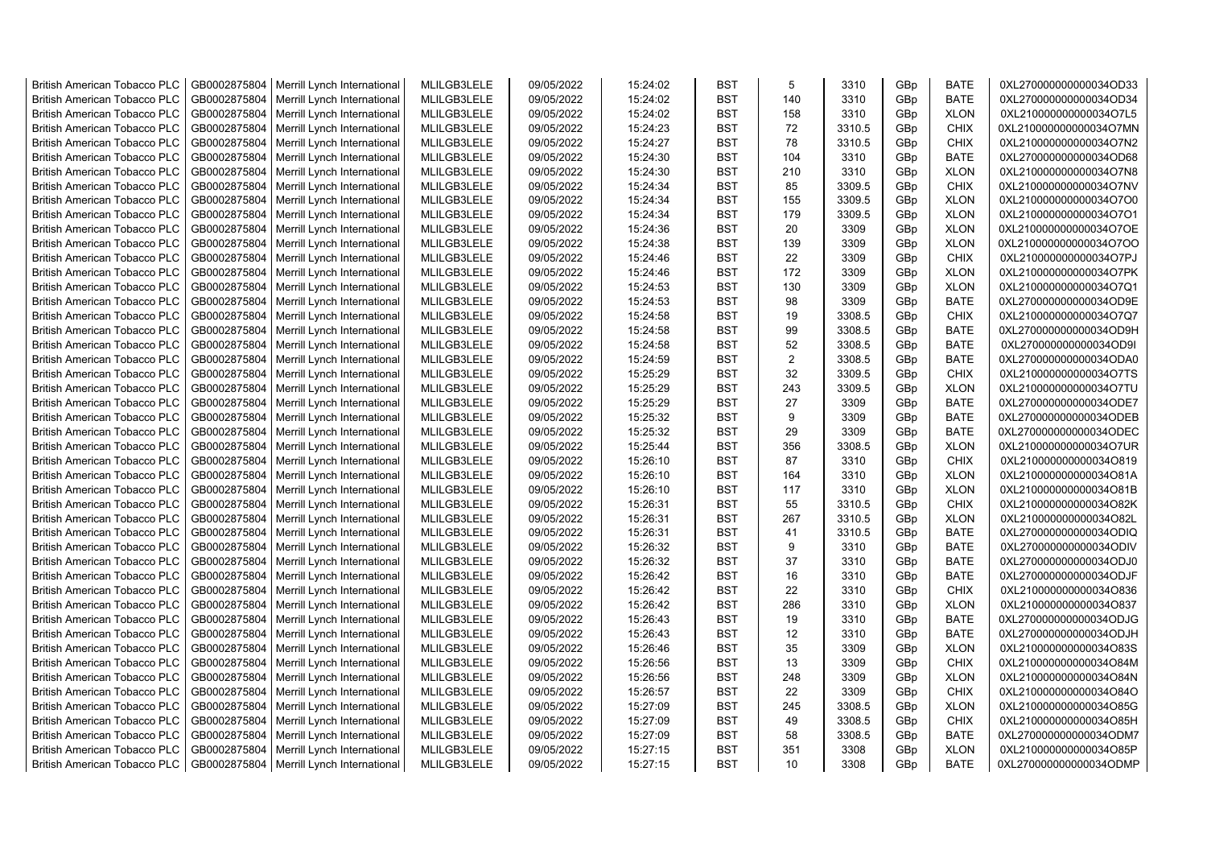| British American Tobacco PLC | GB0002875804 | Merrill Lynch International | MLILGB3LELE | 09/05/2022 | 15:24:02 | BST | 5 | 3310 | GBp | BATE | 0XL270000000000034OD33 |
|---|---|---|---|---|---|---|---|---|---|---|---|
| British American Tobacco PLC | GB0002875804 | Merrill Lynch International | MLILGB3LELE | 09/05/2022 | 15:24:02 | BST | 140 | 3310 | GBp | BATE | 0XL270000000000034OD34 |
| British American Tobacco PLC | GB0002875804 | Merrill Lynch International | MLILGB3LELE | 09/05/2022 | 15:24:02 | BST | 158 | 3310 | GBp | XLON | 0XL210000000000034O7L5 |
| British American Tobacco PLC | GB0002875804 | Merrill Lynch International | MLILGB3LELE | 09/05/2022 | 15:24:23 | BST | 72 | 3310.5 | GBp | CHIX | 0XL210000000000034O7MN |
| British American Tobacco PLC | GB0002875804 | Merrill Lynch International | MLILGB3LELE | 09/05/2022 | 15:24:27 | BST | 78 | 3310.5 | GBp | CHIX | 0XL210000000000034O7N2 |
| British American Tobacco PLC | GB0002875804 | Merrill Lynch International | MLILGB3LELE | 09/05/2022 | 15:24:30 | BST | 104 | 3310 | GBp | BATE | 0XL270000000000034OD68 |
| British American Tobacco PLC | GB0002875804 | Merrill Lynch International | MLILGB3LELE | 09/05/2022 | 15:24:30 | BST | 210 | 3310 | GBp | XLON | 0XL210000000000034O7N8 |
| British American Tobacco PLC | GB0002875804 | Merrill Lynch International | MLILGB3LELE | 09/05/2022 | 15:24:34 | BST | 85 | 3309.5 | GBp | CHIX | 0XL210000000000034O7NV |
| British American Tobacco PLC | GB0002875804 | Merrill Lynch International | MLILGB3LELE | 09/05/2022 | 15:24:34 | BST | 155 | 3309.5 | GBp | XLON | 0XL210000000000034O7O0 |
| British American Tobacco PLC | GB0002875804 | Merrill Lynch International | MLILGB3LELE | 09/05/2022 | 15:24:34 | BST | 179 | 3309.5 | GBp | XLON | 0XL210000000000034O7O1 |
| British American Tobacco PLC | GB0002875804 | Merrill Lynch International | MLILGB3LELE | 09/05/2022 | 15:24:36 | BST | 20 | 3309 | GBp | XLON | 0XL210000000000034O7OE |
| British American Tobacco PLC | GB0002875804 | Merrill Lynch International | MLILGB3LELE | 09/05/2022 | 15:24:38 | BST | 139 | 3309 | GBp | XLON | 0XL210000000000034O7OO |
| British American Tobacco PLC | GB0002875804 | Merrill Lynch International | MLILGB3LELE | 09/05/2022 | 15:24:46 | BST | 22 | 3309 | GBp | CHIX | 0XL210000000000034O7PJ |
| British American Tobacco PLC | GB0002875804 | Merrill Lynch International | MLILGB3LELE | 09/05/2022 | 15:24:46 | BST | 172 | 3309 | GBp | XLON | 0XL210000000000034O7PK |
| British American Tobacco PLC | GB0002875804 | Merrill Lynch International | MLILGB3LELE | 09/05/2022 | 15:24:53 | BST | 130 | 3309 | GBp | XLON | 0XL210000000000034O7Q1 |
| British American Tobacco PLC | GB0002875804 | Merrill Lynch International | MLILGB3LELE | 09/05/2022 | 15:24:53 | BST | 98 | 3309 | GBp | BATE | 0XL270000000000034OD9E |
| British American Tobacco PLC | GB0002875804 | Merrill Lynch International | MLILGB3LELE | 09/05/2022 | 15:24:58 | BST | 19 | 3308.5 | GBp | CHIX | 0XL210000000000034O7Q7 |
| British American Tobacco PLC | GB0002875804 | Merrill Lynch International | MLILGB3LELE | 09/05/2022 | 15:24:58 | BST | 99 | 3308.5 | GBp | BATE | 0XL270000000000034OD9H |
| British American Tobacco PLC | GB0002875804 | Merrill Lynch International | MLILGB3LELE | 09/05/2022 | 15:24:58 | BST | 52 | 3308.5 | GBp | BATE | 0XL270000000000034OD9I |
| British American Tobacco PLC | GB0002875804 | Merrill Lynch International | MLILGB3LELE | 09/05/2022 | 15:24:59 | BST | 2 | 3308.5 | GBp | BATE | 0XL270000000000034ODA0 |
| British American Tobacco PLC | GB0002875804 | Merrill Lynch International | MLILGB3LELE | 09/05/2022 | 15:25:29 | BST | 32 | 3309.5 | GBp | CHIX | 0XL210000000000034O7TS |
| British American Tobacco PLC | GB0002875804 | Merrill Lynch International | MLILGB3LELE | 09/05/2022 | 15:25:29 | BST | 243 | 3309.5 | GBp | XLON | 0XL210000000000034O7TU |
| British American Tobacco PLC | GB0002875804 | Merrill Lynch International | MLILGB3LELE | 09/05/2022 | 15:25:29 | BST | 27 | 3309 | GBp | BATE | 0XL270000000000034ODE7 |
| British American Tobacco PLC | GB0002875804 | Merrill Lynch International | MLILGB3LELE | 09/05/2022 | 15:25:32 | BST | 9 | 3309 | GBp | BATE | 0XL270000000000034ODEB |
| British American Tobacco PLC | GB0002875804 | Merrill Lynch International | MLILGB3LELE | 09/05/2022 | 15:25:32 | BST | 29 | 3309 | GBp | BATE | 0XL270000000000034ODEC |
| British American Tobacco PLC | GB0002875804 | Merrill Lynch International | MLILGB3LELE | 09/05/2022 | 15:25:44 | BST | 356 | 3308.5 | GBp | XLON | 0XL210000000000034O7UR |
| British American Tobacco PLC | GB0002875804 | Merrill Lynch International | MLILGB3LELE | 09/05/2022 | 15:26:10 | BST | 87 | 3310 | GBp | CHIX | 0XL210000000000034O819 |
| British American Tobacco PLC | GB0002875804 | Merrill Lynch International | MLILGB3LELE | 09/05/2022 | 15:26:10 | BST | 164 | 3310 | GBp | XLON | 0XL210000000000034O81A |
| British American Tobacco PLC | GB0002875804 | Merrill Lynch International | MLILGB3LELE | 09/05/2022 | 15:26:10 | BST | 117 | 3310 | GBp | XLON | 0XL210000000000034O81B |
| British American Tobacco PLC | GB0002875804 | Merrill Lynch International | MLILGB3LELE | 09/05/2022 | 15:26:31 | BST | 55 | 3310.5 | GBp | CHIX | 0XL210000000000034O82K |
| British American Tobacco PLC | GB0002875804 | Merrill Lynch International | MLILGB3LELE | 09/05/2022 | 15:26:31 | BST | 267 | 3310.5 | GBp | XLON | 0XL210000000000034O82L |
| British American Tobacco PLC | GB0002875804 | Merrill Lynch International | MLILGB3LELE | 09/05/2022 | 15:26:31 | BST | 41 | 3310.5 | GBp | BATE | 0XL270000000000034ODIQ |
| British American Tobacco PLC | GB0002875804 | Merrill Lynch International | MLILGB3LELE | 09/05/2022 | 15:26:32 | BST | 9 | 3310 | GBp | BATE | 0XL270000000000034ODIV |
| British American Tobacco PLC | GB0002875804 | Merrill Lynch International | MLILGB3LELE | 09/05/2022 | 15:26:32 | BST | 37 | 3310 | GBp | BATE | 0XL270000000000034ODJ0 |
| British American Tobacco PLC | GB0002875804 | Merrill Lynch International | MLILGB3LELE | 09/05/2022 | 15:26:42 | BST | 16 | 3310 | GBp | BATE | 0XL270000000000034ODJF |
| British American Tobacco PLC | GB0002875804 | Merrill Lynch International | MLILGB3LELE | 09/05/2022 | 15:26:42 | BST | 22 | 3310 | GBp | CHIX | 0XL210000000000034O836 |
| British American Tobacco PLC | GB0002875804 | Merrill Lynch International | MLILGB3LELE | 09/05/2022 | 15:26:42 | BST | 286 | 3310 | GBp | XLON | 0XL210000000000034O837 |
| British American Tobacco PLC | GB0002875804 | Merrill Lynch International | MLILGB3LELE | 09/05/2022 | 15:26:43 | BST | 19 | 3310 | GBp | BATE | 0XL270000000000034ODJG |
| British American Tobacco PLC | GB0002875804 | Merrill Lynch International | MLILGB3LELE | 09/05/2022 | 15:26:43 | BST | 12 | 3310 | GBp | BATE | 0XL270000000000034ODJH |
| British American Tobacco PLC | GB0002875804 | Merrill Lynch International | MLILGB3LELE | 09/05/2022 | 15:26:46 | BST | 35 | 3309 | GBp | XLON | 0XL210000000000034O83S |
| British American Tobacco PLC | GB0002875804 | Merrill Lynch International | MLILGB3LELE | 09/05/2022 | 15:26:56 | BST | 13 | 3309 | GBp | CHIX | 0XL210000000000034O84M |
| British American Tobacco PLC | GB0002875804 | Merrill Lynch International | MLILGB3LELE | 09/05/2022 | 15:26:56 | BST | 248 | 3309 | GBp | XLON | 0XL210000000000034O84N |
| British American Tobacco PLC | GB0002875804 | Merrill Lynch International | MLILGB3LELE | 09/05/2022 | 15:26:57 | BST | 22 | 3309 | GBp | CHIX | 0XL210000000000034O84O |
| British American Tobacco PLC | GB0002875804 | Merrill Lynch International | MLILGB3LELE | 09/05/2022 | 15:27:09 | BST | 245 | 3308.5 | GBp | XLON | 0XL210000000000034O85G |
| British American Tobacco PLC | GB0002875804 | Merrill Lynch International | MLILGB3LELE | 09/05/2022 | 15:27:09 | BST | 49 | 3308.5 | GBp | CHIX | 0XL210000000000034O85H |
| British American Tobacco PLC | GB0002875804 | Merrill Lynch International | MLILGB3LELE | 09/05/2022 | 15:27:09 | BST | 58 | 3308.5 | GBp | BATE | 0XL270000000000034ODM7 |
| British American Tobacco PLC | GB0002875804 | Merrill Lynch International | MLILGB3LELE | 09/05/2022 | 15:27:15 | BST | 351 | 3308 | GBp | XLON | 0XL210000000000034O85P |
| British American Tobacco PLC | GB0002875804 | Merrill Lynch International | MLILGB3LELE | 09/05/2022 | 15:27:15 | BST | 10 | 3308 | GBp | BATE | 0XL270000000000034ODMP |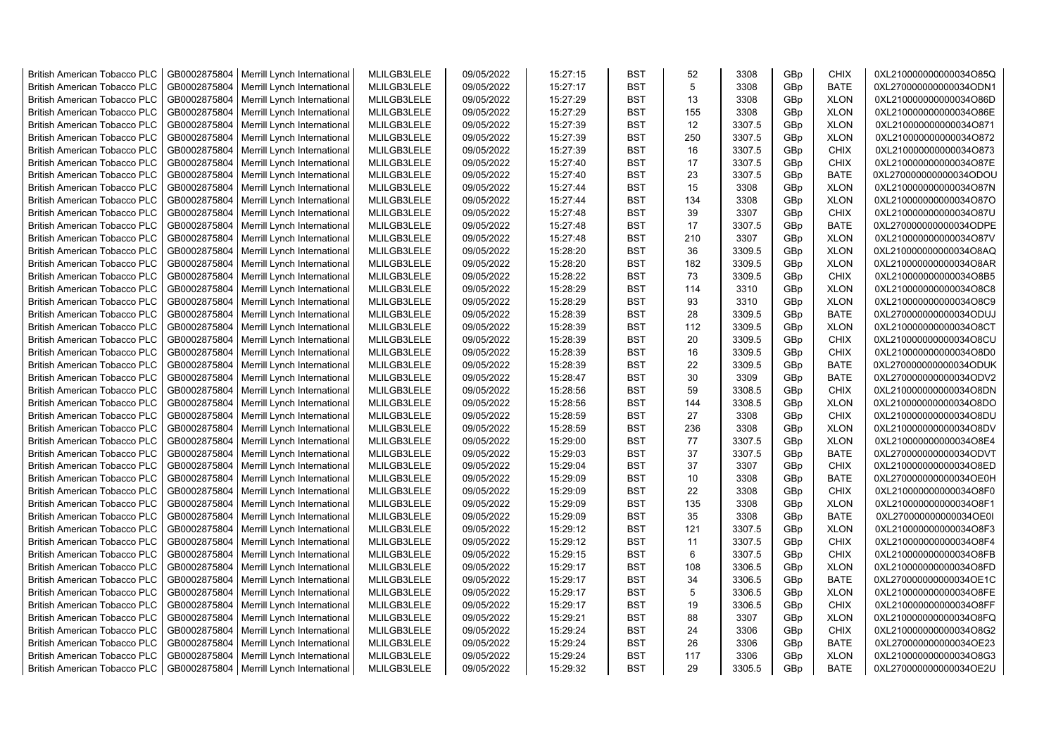| | | | | | | | | | | | |
|---|---|---|---|---|---|---|---|---|---|---|---|
| British American Tobacco PLC | GB0002875804 | Merrill Lynch International | MLILGB3LELE | 09/05/2022 | 15:27:15 | BST | 52 | 3308 | GBp | CHIX | 0XL210000000000034O85Q |
| British American Tobacco PLC | GB0002875804 | Merrill Lynch International | MLILGB3LELE | 09/05/2022 | 15:27:17 | BST | 5 | 3308 | GBp | BATE | 0XL270000000000034ODN1 |
| British American Tobacco PLC | GB0002875804 | Merrill Lynch International | MLILGB3LELE | 09/05/2022 | 15:27:29 | BST | 13 | 3308 | GBp | XLON | 0XL210000000000034O86D |
| British American Tobacco PLC | GB0002875804 | Merrill Lynch International | MLILGB3LELE | 09/05/2022 | 15:27:29 | BST | 155 | 3308 | GBp | XLON | 0XL210000000000034O86E |
| British American Tobacco PLC | GB0002875804 | Merrill Lynch International | MLILGB3LELE | 09/05/2022 | 15:27:39 | BST | 12 | 3307.5 | GBp | XLON | 0XL210000000000034O871 |
| British American Tobacco PLC | GB0002875804 | Merrill Lynch International | MLILGB3LELE | 09/05/2022 | 15:27:39 | BST | 250 | 3307.5 | GBp | XLON | 0XL210000000000034O872 |
| British American Tobacco PLC | GB0002875804 | Merrill Lynch International | MLILGB3LELE | 09/05/2022 | 15:27:39 | BST | 16 | 3307.5 | GBp | CHIX | 0XL210000000000034O873 |
| British American Tobacco PLC | GB0002875804 | Merrill Lynch International | MLILGB3LELE | 09/05/2022 | 15:27:40 | BST | 17 | 3307.5 | GBp | CHIX | 0XL210000000000034O87E |
| British American Tobacco PLC | GB0002875804 | Merrill Lynch International | MLILGB3LELE | 09/05/2022 | 15:27:40 | BST | 23 | 3307.5 | GBp | BATE | 0XL270000000000034ODOU |
| British American Tobacco PLC | GB0002875804 | Merrill Lynch International | MLILGB3LELE | 09/05/2022 | 15:27:44 | BST | 15 | 3308 | GBp | XLON | 0XL210000000000034O87N |
| British American Tobacco PLC | GB0002875804 | Merrill Lynch International | MLILGB3LELE | 09/05/2022 | 15:27:44 | BST | 134 | 3308 | GBp | XLON | 0XL210000000000034O87O |
| British American Tobacco PLC | GB0002875804 | Merrill Lynch International | MLILGB3LELE | 09/05/2022 | 15:27:48 | BST | 39 | 3307 | GBp | CHIX | 0XL210000000000034O87U |
| British American Tobacco PLC | GB0002875804 | Merrill Lynch International | MLILGB3LELE | 09/05/2022 | 15:27:48 | BST | 17 | 3307.5 | GBp | BATE | 0XL270000000000034ODPE |
| British American Tobacco PLC | GB0002875804 | Merrill Lynch International | MLILGB3LELE | 09/05/2022 | 15:27:48 | BST | 210 | 3307 | GBp | XLON | 0XL210000000000034O87V |
| British American Tobacco PLC | GB0002875804 | Merrill Lynch International | MLILGB3LELE | 09/05/2022 | 15:28:20 | BST | 36 | 3309.5 | GBp | XLON | 0XL210000000000034O8AQ |
| British American Tobacco PLC | GB0002875804 | Merrill Lynch International | MLILGB3LELE | 09/05/2022 | 15:28:20 | BST | 182 | 3309.5 | GBp | XLON | 0XL210000000000034O8AR |
| British American Tobacco PLC | GB0002875804 | Merrill Lynch International | MLILGB3LELE | 09/05/2022 | 15:28:22 | BST | 73 | 3309.5 | GBp | CHIX | 0XL210000000000034O8B5 |
| British American Tobacco PLC | GB0002875804 | Merrill Lynch International | MLILGB3LELE | 09/05/2022 | 15:28:29 | BST | 114 | 3310 | GBp | XLON | 0XL210000000000034O8C8 |
| British American Tobacco PLC | GB0002875804 | Merrill Lynch International | MLILGB3LELE | 09/05/2022 | 15:28:29 | BST | 93 | 3310 | GBp | XLON | 0XL210000000000034O8C9 |
| British American Tobacco PLC | GB0002875804 | Merrill Lynch International | MLILGB3LELE | 09/05/2022 | 15:28:39 | BST | 28 | 3309.5 | GBp | BATE | 0XL270000000000034ODUJ |
| British American Tobacco PLC | GB0002875804 | Merrill Lynch International | MLILGB3LELE | 09/05/2022 | 15:28:39 | BST | 112 | 3309.5 | GBp | XLON | 0XL210000000000034O8CT |
| British American Tobacco PLC | GB0002875804 | Merrill Lynch International | MLILGB3LELE | 09/05/2022 | 15:28:39 | BST | 20 | 3309.5 | GBp | CHIX | 0XL210000000000034O8CU |
| British American Tobacco PLC | GB0002875804 | Merrill Lynch International | MLILGB3LELE | 09/05/2022 | 15:28:39 | BST | 16 | 3309.5 | GBp | CHIX | 0XL210000000000034O8D0 |
| British American Tobacco PLC | GB0002875804 | Merrill Lynch International | MLILGB3LELE | 09/05/2022 | 15:28:39 | BST | 22 | 3309.5 | GBp | BATE | 0XL270000000000034ODUK |
| British American Tobacco PLC | GB0002875804 | Merrill Lynch International | MLILGB3LELE | 09/05/2022 | 15:28:47 | BST | 30 | 3309 | GBp | BATE | 0XL270000000000034ODV2 |
| British American Tobacco PLC | GB0002875804 | Merrill Lynch International | MLILGB3LELE | 09/05/2022 | 15:28:56 | BST | 59 | 3308.5 | GBp | CHIX | 0XL210000000000034O8DN |
| British American Tobacco PLC | GB0002875804 | Merrill Lynch International | MLILGB3LELE | 09/05/2022 | 15:28:56 | BST | 144 | 3308.5 | GBp | XLON | 0XL210000000000034O8DO |
| British American Tobacco PLC | GB0002875804 | Merrill Lynch International | MLILGB3LELE | 09/05/2022 | 15:28:59 | BST | 27 | 3308 | GBp | CHIX | 0XL210000000000034O8DU |
| British American Tobacco PLC | GB0002875804 | Merrill Lynch International | MLILGB3LELE | 09/05/2022 | 15:28:59 | BST | 236 | 3308 | GBp | XLON | 0XL210000000000034O8DV |
| British American Tobacco PLC | GB0002875804 | Merrill Lynch International | MLILGB3LELE | 09/05/2022 | 15:29:00 | BST | 77 | 3307.5 | GBp | XLON | 0XL210000000000034O8E4 |
| British American Tobacco PLC | GB0002875804 | Merrill Lynch International | MLILGB3LELE | 09/05/2022 | 15:29:03 | BST | 37 | 3307.5 | GBp | BATE | 0XL270000000000034ODVT |
| British American Tobacco PLC | GB0002875804 | Merrill Lynch International | MLILGB3LELE | 09/05/2022 | 15:29:04 | BST | 37 | 3307 | GBp | CHIX | 0XL210000000000034O8ED |
| British American Tobacco PLC | GB0002875804 | Merrill Lynch International | MLILGB3LELE | 09/05/2022 | 15:29:09 | BST | 10 | 3308 | GBp | BATE | 0XL270000000000034OE0H |
| British American Tobacco PLC | GB0002875804 | Merrill Lynch International | MLILGB3LELE | 09/05/2022 | 15:29:09 | BST | 22 | 3308 | GBp | CHIX | 0XL210000000000034O8F0 |
| British American Tobacco PLC | GB0002875804 | Merrill Lynch International | MLILGB3LELE | 09/05/2022 | 15:29:09 | BST | 135 | 3308 | GBp | XLON | 0XL210000000000034O8F1 |
| British American Tobacco PLC | GB0002875804 | Merrill Lynch International | MLILGB3LELE | 09/05/2022 | 15:29:09 | BST | 35 | 3308 | GBp | BATE | 0XL270000000000034OE0I |
| British American Tobacco PLC | GB0002875804 | Merrill Lynch International | MLILGB3LELE | 09/05/2022 | 15:29:12 | BST | 121 | 3307.5 | GBp | XLON | 0XL210000000000034O8F3 |
| British American Tobacco PLC | GB0002875804 | Merrill Lynch International | MLILGB3LELE | 09/05/2022 | 15:29:12 | BST | 11 | 3307.5 | GBp | CHIX | 0XL210000000000034O8F4 |
| British American Tobacco PLC | GB0002875804 | Merrill Lynch International | MLILGB3LELE | 09/05/2022 | 15:29:15 | BST | 6 | 3307.5 | GBp | CHIX | 0XL210000000000034O8FB |
| British American Tobacco PLC | GB0002875804 | Merrill Lynch International | MLILGB3LELE | 09/05/2022 | 15:29:17 | BST | 108 | 3306.5 | GBp | XLON | 0XL210000000000034O8FD |
| British American Tobacco PLC | GB0002875804 | Merrill Lynch International | MLILGB3LELE | 09/05/2022 | 15:29:17 | BST | 34 | 3306.5 | GBp | BATE | 0XL270000000000034OE1C |
| British American Tobacco PLC | GB0002875804 | Merrill Lynch International | MLILGB3LELE | 09/05/2022 | 15:29:17 | BST | 5 | 3306.5 | GBp | XLON | 0XL210000000000034O8FE |
| British American Tobacco PLC | GB0002875804 | Merrill Lynch International | MLILGB3LELE | 09/05/2022 | 15:29:17 | BST | 19 | 3306.5 | GBp | CHIX | 0XL210000000000034O8FF |
| British American Tobacco PLC | GB0002875804 | Merrill Lynch International | MLILGB3LELE | 09/05/2022 | 15:29:21 | BST | 88 | 3307 | GBp | XLON | 0XL210000000000034O8FQ |
| British American Tobacco PLC | GB0002875804 | Merrill Lynch International | MLILGB3LELE | 09/05/2022 | 15:29:24 | BST | 24 | 3306 | GBp | CHIX | 0XL210000000000034O8G2 |
| British American Tobacco PLC | GB0002875804 | Merrill Lynch International | MLILGB3LELE | 09/05/2022 | 15:29:24 | BST | 26 | 3306 | GBp | BATE | 0XL270000000000034OE23 |
| British American Tobacco PLC | GB0002875804 | Merrill Lynch International | MLILGB3LELE | 09/05/2022 | 15:29:24 | BST | 117 | 3306 | GBp | XLON | 0XL210000000000034O8G3 |
| British American Tobacco PLC | GB0002875804 | Merrill Lynch International | MLILGB3LELE | 09/05/2022 | 15:29:32 | BST | 29 | 3305.5 | GBp | BATE | 0XL270000000000034OE2U |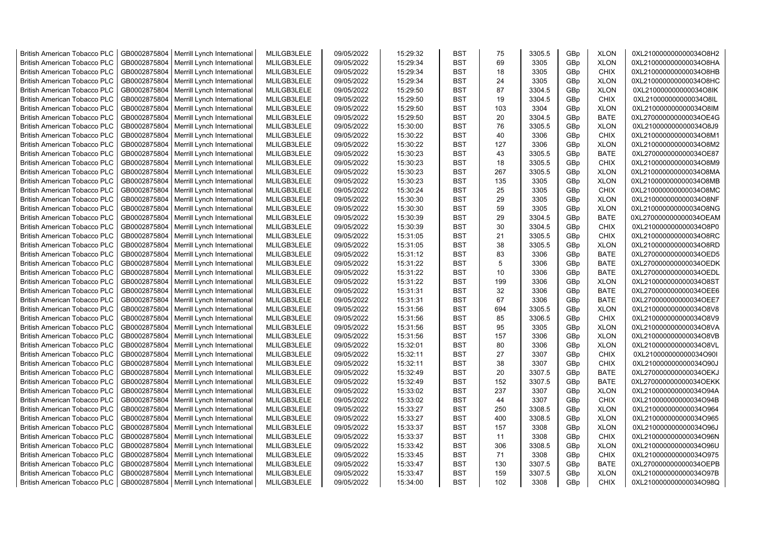| British American Tobacco PLC | GB0002875804 | Merrill Lynch International | MLILGB3LELE | 09/05/2022 | 15:29:32 | BST | 75 | 3305.5 | GBp | XLON | 0XL210000000000034O8H2 |
|---|---|---|---|---|---|---|---|---|---|---|---|
| British American Tobacco PLC | GB0002875804 | Merrill Lynch International | MLILGB3LELE | 09/05/2022 | 15:29:34 | BST | 69 | 3305 | GBp | XLON | 0XL210000000000034O8HA |
| British American Tobacco PLC | GB0002875804 | Merrill Lynch International | MLILGB3LELE | 09/05/2022 | 15:29:34 | BST | 18 | 3305 | GBp | CHIX | 0XL210000000000034O8HB |
| British American Tobacco PLC | GB0002875804 | Merrill Lynch International | MLILGB3LELE | 09/05/2022 | 15:29:34 | BST | 24 | 3305 | GBp | XLON | 0XL210000000000034O8HC |
| British American Tobacco PLC | GB0002875804 | Merrill Lynch International | MLILGB3LELE | 09/05/2022 | 15:29:50 | BST | 87 | 3304.5 | GBp | XLON | 0XL210000000000034O8IK |
| British American Tobacco PLC | GB0002875804 | Merrill Lynch International | MLILGB3LELE | 09/05/2022 | 15:29:50 | BST | 19 | 3304.5 | GBp | CHIX | 0XL210000000000034O8IL |
| British American Tobacco PLC | GB0002875804 | Merrill Lynch International | MLILGB3LELE | 09/05/2022 | 15:29:50 | BST | 103 | 3304 | GBp | XLON | 0XL210000000000034O8IM |
| British American Tobacco PLC | GB0002875804 | Merrill Lynch International | MLILGB3LELE | 09/05/2022 | 15:29:50 | BST | 20 | 3304.5 | GBp | BATE | 0XL270000000000034OE4G |
| British American Tobacco PLC | GB0002875804 | Merrill Lynch International | MLILGB3LELE | 09/05/2022 | 15:30:00 | BST | 76 | 3305.5 | GBp | XLON | 0XL210000000000034O8J9 |
| British American Tobacco PLC | GB0002875804 | Merrill Lynch International | MLILGB3LELE | 09/05/2022 | 15:30:22 | BST | 40 | 3306 | GBp | CHIX | 0XL210000000000034O8M1 |
| British American Tobacco PLC | GB0002875804 | Merrill Lynch International | MLILGB3LELE | 09/05/2022 | 15:30:22 | BST | 127 | 3306 | GBp | XLON | 0XL210000000000034O8M2 |
| British American Tobacco PLC | GB0002875804 | Merrill Lynch International | MLILGB3LELE | 09/05/2022 | 15:30:23 | BST | 43 | 3305.5 | GBp | BATE | 0XL270000000000034OE87 |
| British American Tobacco PLC | GB0002875804 | Merrill Lynch International | MLILGB3LELE | 09/05/2022 | 15:30:23 | BST | 18 | 3305.5 | GBp | CHIX | 0XL210000000000034O8M9 |
| British American Tobacco PLC | GB0002875804 | Merrill Lynch International | MLILGB3LELE | 09/05/2022 | 15:30:23 | BST | 267 | 3305.5 | GBp | XLON | 0XL210000000000034O8MA |
| British American Tobacco PLC | GB0002875804 | Merrill Lynch International | MLILGB3LELE | 09/05/2022 | 15:30:23 | BST | 135 | 3305 | GBp | XLON | 0XL210000000000034O8MB |
| British American Tobacco PLC | GB0002875804 | Merrill Lynch International | MLILGB3LELE | 09/05/2022 | 15:30:24 | BST | 25 | 3305 | GBp | CHIX | 0XL210000000000034O8MC |
| British American Tobacco PLC | GB0002875804 | Merrill Lynch International | MLILGB3LELE | 09/05/2022 | 15:30:30 | BST | 29 | 3305 | GBp | XLON | 0XL210000000000034O8NF |
| British American Tobacco PLC | GB0002875804 | Merrill Lynch International | MLILGB3LELE | 09/05/2022 | 15:30:30 | BST | 59 | 3305 | GBp | XLON | 0XL210000000000034O8NG |
| British American Tobacco PLC | GB0002875804 | Merrill Lynch International | MLILGB3LELE | 09/05/2022 | 15:30:39 | BST | 29 | 3304.5 | GBp | BATE | 0XL270000000000034OEAM |
| British American Tobacco PLC | GB0002875804 | Merrill Lynch International | MLILGB3LELE | 09/05/2022 | 15:30:39 | BST | 30 | 3304.5 | GBp | CHIX | 0XL210000000000034O8P0 |
| British American Tobacco PLC | GB0002875804 | Merrill Lynch International | MLILGB3LELE | 09/05/2022 | 15:31:05 | BST | 21 | 3305.5 | GBp | CHIX | 0XL210000000000034O8RC |
| British American Tobacco PLC | GB0002875804 | Merrill Lynch International | MLILGB3LELE | 09/05/2022 | 15:31:05 | BST | 38 | 3305.5 | GBp | XLON | 0XL210000000000034O8RD |
| British American Tobacco PLC | GB0002875804 | Merrill Lynch International | MLILGB3LELE | 09/05/2022 | 15:31:12 | BST | 83 | 3306 | GBp | BATE | 0XL270000000000034OED5 |
| British American Tobacco PLC | GB0002875804 | Merrill Lynch International | MLILGB3LELE | 09/05/2022 | 15:31:22 | BST | 5 | 3306 | GBp | BATE | 0XL270000000000034OEDK |
| British American Tobacco PLC | GB0002875804 | Merrill Lynch International | MLILGB3LELE | 09/05/2022 | 15:31:22 | BST | 10 | 3306 | GBp | BATE | 0XL270000000000034OEDL |
| British American Tobacco PLC | GB0002875804 | Merrill Lynch International | MLILGB3LELE | 09/05/2022 | 15:31:22 | BST | 199 | 3306 | GBp | XLON | 0XL210000000000034O8ST |
| British American Tobacco PLC | GB0002875804 | Merrill Lynch International | MLILGB3LELE | 09/05/2022 | 15:31:31 | BST | 32 | 3306 | GBp | BATE | 0XL270000000000034OEE6 |
| British American Tobacco PLC | GB0002875804 | Merrill Lynch International | MLILGB3LELE | 09/05/2022 | 15:31:31 | BST | 67 | 3306 | GBp | BATE | 0XL270000000000034OEE7 |
| British American Tobacco PLC | GB0002875804 | Merrill Lynch International | MLILGB3LELE | 09/05/2022 | 15:31:56 | BST | 694 | 3305.5 | GBp | XLON | 0XL210000000000034O8V8 |
| British American Tobacco PLC | GB0002875804 | Merrill Lynch International | MLILGB3LELE | 09/05/2022 | 15:31:56 | BST | 85 | 3306.5 | GBp | CHIX | 0XL210000000000034O8V9 |
| British American Tobacco PLC | GB0002875804 | Merrill Lynch International | MLILGB3LELE | 09/05/2022 | 15:31:56 | BST | 95 | 3305 | GBp | XLON | 0XL210000000000034O8VA |
| British American Tobacco PLC | GB0002875804 | Merrill Lynch International | MLILGB3LELE | 09/05/2022 | 15:31:56 | BST | 157 | 3306 | GBp | XLON | 0XL210000000000034O8VB |
| British American Tobacco PLC | GB0002875804 | Merrill Lynch International | MLILGB3LELE | 09/05/2022 | 15:32:01 | BST | 80 | 3306 | GBp | XLON | 0XL210000000000034O8VL |
| British American Tobacco PLC | GB0002875804 | Merrill Lynch International | MLILGB3LELE | 09/05/2022 | 15:32:11 | BST | 27 | 3307 | GBp | CHIX | 0XL210000000000034O90I |
| British American Tobacco PLC | GB0002875804 | Merrill Lynch International | MLILGB3LELE | 09/05/2022 | 15:32:11 | BST | 38 | 3307 | GBp | CHIX | 0XL210000000000034O90J |
| British American Tobacco PLC | GB0002875804 | Merrill Lynch International | MLILGB3LELE | 09/05/2022 | 15:32:49 | BST | 20 | 3307.5 | GBp | BATE | 0XL270000000000034OEKJ |
| British American Tobacco PLC | GB0002875804 | Merrill Lynch International | MLILGB3LELE | 09/05/2022 | 15:32:49 | BST | 152 | 3307.5 | GBp | BATE | 0XL270000000000034OEKK |
| British American Tobacco PLC | GB0002875804 | Merrill Lynch International | MLILGB3LELE | 09/05/2022 | 15:33:02 | BST | 237 | 3307 | GBp | XLON | 0XL210000000000034O94A |
| British American Tobacco PLC | GB0002875804 | Merrill Lynch International | MLILGB3LELE | 09/05/2022 | 15:33:02 | BST | 44 | 3307 | GBp | CHIX | 0XL210000000000034O94B |
| British American Tobacco PLC | GB0002875804 | Merrill Lynch International | MLILGB3LELE | 09/05/2022 | 15:33:27 | BST | 250 | 3308.5 | GBp | XLON | 0XL210000000000034O964 |
| British American Tobacco PLC | GB0002875804 | Merrill Lynch International | MLILGB3LELE | 09/05/2022 | 15:33:27 | BST | 400 | 3308.5 | GBp | XLON | 0XL210000000000034O965 |
| British American Tobacco PLC | GB0002875804 | Merrill Lynch International | MLILGB3LELE | 09/05/2022 | 15:33:37 | BST | 157 | 3308 | GBp | XLON | 0XL210000000000034O96J |
| British American Tobacco PLC | GB0002875804 | Merrill Lynch International | MLILGB3LELE | 09/05/2022 | 15:33:37 | BST | 11 | 3308 | GBp | CHIX | 0XL210000000000034O96N |
| British American Tobacco PLC | GB0002875804 | Merrill Lynch International | MLILGB3LELE | 09/05/2022 | 15:33:42 | BST | 306 | 3308.5 | GBp | XLON | 0XL210000000000034O96U |
| British American Tobacco PLC | GB0002875804 | Merrill Lynch International | MLILGB3LELE | 09/05/2022 | 15:33:45 | BST | 71 | 3308 | GBp | CHIX | 0XL210000000000034O975 |
| British American Tobacco PLC | GB0002875804 | Merrill Lynch International | MLILGB3LELE | 09/05/2022 | 15:33:47 | BST | 130 | 3307.5 | GBp | BATE | 0XL270000000000034OEPB |
| British American Tobacco PLC | GB0002875804 | Merrill Lynch International | MLILGB3LELE | 09/05/2022 | 15:33:47 | BST | 159 | 3307.5 | GBp | XLON | 0XL210000000000034O97B |
| British American Tobacco PLC | GB0002875804 | Merrill Lynch International | MLILGB3LELE | 09/05/2022 | 15:34:00 | BST | 102 | 3308 | GBp | CHIX | 0XL210000000000034O98Q |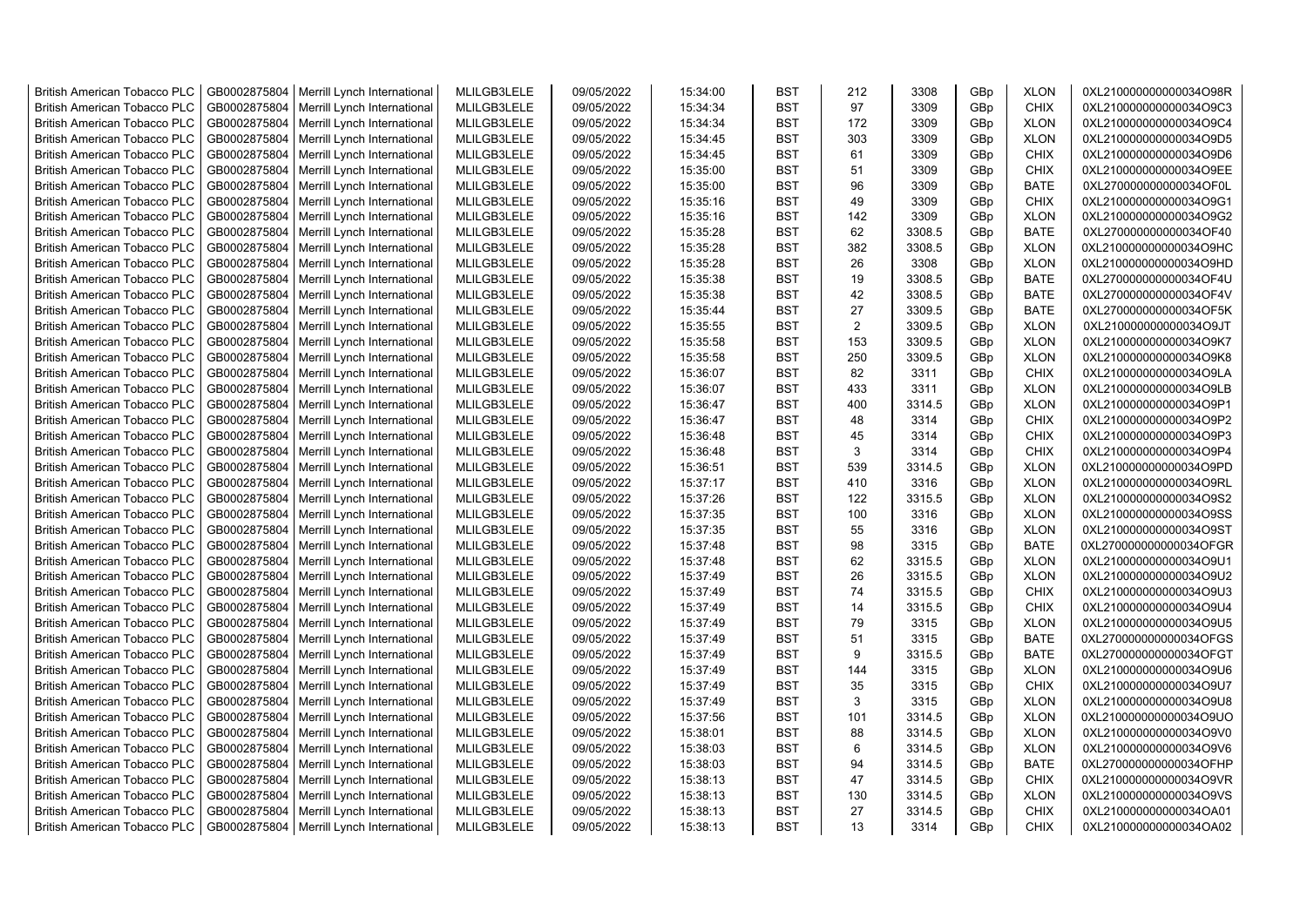| British American Tobacco PLC | GB0002875804 | Merrill Lynch International | MLILGB3LELE | 09/05/2022 | 15:34:00 | BST | 212 | 3308 | GBp | XLON | 0XL210000000000034O98R |
|---|---|---|---|---|---|---|---|---|---|---|---|
| British American Tobacco PLC | GB0002875804 | Merrill Lynch International | MLILGB3LELE | 09/05/2022 | 15:34:34 | BST | 97 | 3309 | GBp | CHIX | 0XL210000000000034O9C3 |
| British American Tobacco PLC | GB0002875804 | Merrill Lynch International | MLILGB3LELE | 09/05/2022 | 15:34:34 | BST | 172 | 3309 | GBp | XLON | 0XL210000000000034O9C4 |
| British American Tobacco PLC | GB0002875804 | Merrill Lynch International | MLILGB3LELE | 09/05/2022 | 15:34:45 | BST | 303 | 3309 | GBp | XLON | 0XL210000000000034O9D5 |
| British American Tobacco PLC | GB0002875804 | Merrill Lynch International | MLILGB3LELE | 09/05/2022 | 15:34:45 | BST | 61 | 3309 | GBp | CHIX | 0XL210000000000034O9D6 |
| British American Tobacco PLC | GB0002875804 | Merrill Lynch International | MLILGB3LELE | 09/05/2022 | 15:35:00 | BST | 51 | 3309 | GBp | CHIX | 0XL210000000000034O9EE |
| British American Tobacco PLC | GB0002875804 | Merrill Lynch International | MLILGB3LELE | 09/05/2022 | 15:35:00 | BST | 96 | 3309 | GBp | BATE | 0XL270000000000034OF0L |
| British American Tobacco PLC | GB0002875804 | Merrill Lynch International | MLILGB3LELE | 09/05/2022 | 15:35:16 | BST | 49 | 3309 | GBp | CHIX | 0XL210000000000034O9G1 |
| British American Tobacco PLC | GB0002875804 | Merrill Lynch International | MLILGB3LELE | 09/05/2022 | 15:35:16 | BST | 142 | 3309 | GBp | XLON | 0XL210000000000034O9G2 |
| British American Tobacco PLC | GB0002875804 | Merrill Lynch International | MLILGB3LELE | 09/05/2022 | 15:35:28 | BST | 62 | 3308.5 | GBp | BATE | 0XL270000000000034OF40 |
| British American Tobacco PLC | GB0002875804 | Merrill Lynch International | MLILGB3LELE | 09/05/2022 | 15:35:28 | BST | 382 | 3308.5 | GBp | XLON | 0XL210000000000034O9HC |
| British American Tobacco PLC | GB0002875804 | Merrill Lynch International | MLILGB3LELE | 09/05/2022 | 15:35:28 | BST | 26 | 3308 | GBp | XLON | 0XL210000000000034O9HD |
| British American Tobacco PLC | GB0002875804 | Merrill Lynch International | MLILGB3LELE | 09/05/2022 | 15:35:38 | BST | 19 | 3308.5 | GBp | BATE | 0XL270000000000034OF4U |
| British American Tobacco PLC | GB0002875804 | Merrill Lynch International | MLILGB3LELE | 09/05/2022 | 15:35:38 | BST | 42 | 3308.5 | GBp | BATE | 0XL270000000000034OF4V |
| British American Tobacco PLC | GB0002875804 | Merrill Lynch International | MLILGB3LELE | 09/05/2022 | 15:35:44 | BST | 27 | 3309.5 | GBp | BATE | 0XL270000000000034OF5K |
| British American Tobacco PLC | GB0002875804 | Merrill Lynch International | MLILGB3LELE | 09/05/2022 | 15:35:55 | BST | 2 | 3309.5 | GBp | XLON | 0XL210000000000034O9JT |
| British American Tobacco PLC | GB0002875804 | Merrill Lynch International | MLILGB3LELE | 09/05/2022 | 15:35:58 | BST | 153 | 3309.5 | GBp | XLON | 0XL210000000000034O9K7 |
| British American Tobacco PLC | GB0002875804 | Merrill Lynch International | MLILGB3LELE | 09/05/2022 | 15:35:58 | BST | 250 | 3309.5 | GBp | XLON | 0XL210000000000034O9K8 |
| British American Tobacco PLC | GB0002875804 | Merrill Lynch International | MLILGB3LELE | 09/05/2022 | 15:36:07 | BST | 82 | 3311 | GBp | CHIX | 0XL210000000000034O9LA |
| British American Tobacco PLC | GB0002875804 | Merrill Lynch International | MLILGB3LELE | 09/05/2022 | 15:36:07 | BST | 433 | 3311 | GBp | XLON | 0XL210000000000034O9LB |
| British American Tobacco PLC | GB0002875804 | Merrill Lynch International | MLILGB3LELE | 09/05/2022 | 15:36:47 | BST | 400 | 3314.5 | GBp | XLON | 0XL210000000000034O9P1 |
| British American Tobacco PLC | GB0002875804 | Merrill Lynch International | MLILGB3LELE | 09/05/2022 | 15:36:47 | BST | 48 | 3314 | GBp | CHIX | 0XL210000000000034O9P2 |
| British American Tobacco PLC | GB0002875804 | Merrill Lynch International | MLILGB3LELE | 09/05/2022 | 15:36:48 | BST | 45 | 3314 | GBp | CHIX | 0XL210000000000034O9P3 |
| British American Tobacco PLC | GB0002875804 | Merrill Lynch International | MLILGB3LELE | 09/05/2022 | 15:36:48 | BST | 3 | 3314 | GBp | CHIX | 0XL210000000000034O9P4 |
| British American Tobacco PLC | GB0002875804 | Merrill Lynch International | MLILGB3LELE | 09/05/2022 | 15:36:51 | BST | 539 | 3314.5 | GBp | XLON | 0XL210000000000034O9PD |
| British American Tobacco PLC | GB0002875804 | Merrill Lynch International | MLILGB3LELE | 09/05/2022 | 15:37:17 | BST | 410 | 3316 | GBp | XLON | 0XL210000000000034O9RL |
| British American Tobacco PLC | GB0002875804 | Merrill Lynch International | MLILGB3LELE | 09/05/2022 | 15:37:26 | BST | 122 | 3315.5 | GBp | XLON | 0XL210000000000034O9S2 |
| British American Tobacco PLC | GB0002875804 | Merrill Lynch International | MLILGB3LELE | 09/05/2022 | 15:37:35 | BST | 100 | 3316 | GBp | XLON | 0XL210000000000034O9SS |
| British American Tobacco PLC | GB0002875804 | Merrill Lynch International | MLILGB3LELE | 09/05/2022 | 15:37:35 | BST | 55 | 3316 | GBp | XLON | 0XL210000000000034O9ST |
| British American Tobacco PLC | GB0002875804 | Merrill Lynch International | MLILGB3LELE | 09/05/2022 | 15:37:48 | BST | 98 | 3315 | GBp | BATE | 0XL270000000000034OFGR |
| British American Tobacco PLC | GB0002875804 | Merrill Lynch International | MLILGB3LELE | 09/05/2022 | 15:37:48 | BST | 62 | 3315.5 | GBp | XLON | 0XL210000000000034O9U1 |
| British American Tobacco PLC | GB0002875804 | Merrill Lynch International | MLILGB3LELE | 09/05/2022 | 15:37:49 | BST | 26 | 3315.5 | GBp | XLON | 0XL210000000000034O9U2 |
| British American Tobacco PLC | GB0002875804 | Merrill Lynch International | MLILGB3LELE | 09/05/2022 | 15:37:49 | BST | 74 | 3315.5 | GBp | CHIX | 0XL210000000000034O9U3 |
| British American Tobacco PLC | GB0002875804 | Merrill Lynch International | MLILGB3LELE | 09/05/2022 | 15:37:49 | BST | 14 | 3315.5 | GBp | CHIX | 0XL210000000000034O9U4 |
| British American Tobacco PLC | GB0002875804 | Merrill Lynch International | MLILGB3LELE | 09/05/2022 | 15:37:49 | BST | 79 | 3315 | GBp | XLON | 0XL210000000000034O9U5 |
| British American Tobacco PLC | GB0002875804 | Merrill Lynch International | MLILGB3LELE | 09/05/2022 | 15:37:49 | BST | 51 | 3315 | GBp | BATE | 0XL270000000000034OFGS |
| British American Tobacco PLC | GB0002875804 | Merrill Lynch International | MLILGB3LELE | 09/05/2022 | 15:37:49 | BST | 9 | 3315.5 | GBp | BATE | 0XL270000000000034OFGT |
| British American Tobacco PLC | GB0002875804 | Merrill Lynch International | MLILGB3LELE | 09/05/2022 | 15:37:49 | BST | 144 | 3315 | GBp | XLON | 0XL210000000000034O9U6 |
| British American Tobacco PLC | GB0002875804 | Merrill Lynch International | MLILGB3LELE | 09/05/2022 | 15:37:49 | BST | 35 | 3315 | GBp | CHIX | 0XL210000000000034O9U7 |
| British American Tobacco PLC | GB0002875804 | Merrill Lynch International | MLILGB3LELE | 09/05/2022 | 15:37:49 | BST | 3 | 3315 | GBp | XLON | 0XL210000000000034O9U8 |
| British American Tobacco PLC | GB0002875804 | Merrill Lynch International | MLILGB3LELE | 09/05/2022 | 15:37:56 | BST | 101 | 3314.5 | GBp | XLON | 0XL210000000000034O9UO |
| British American Tobacco PLC | GB0002875804 | Merrill Lynch International | MLILGB3LELE | 09/05/2022 | 15:38:01 | BST | 88 | 3314.5 | GBp | XLON | 0XL210000000000034O9V0 |
| British American Tobacco PLC | GB0002875804 | Merrill Lynch International | MLILGB3LELE | 09/05/2022 | 15:38:03 | BST | 6 | 3314.5 | GBp | XLON | 0XL210000000000034O9V6 |
| British American Tobacco PLC | GB0002875804 | Merrill Lynch International | MLILGB3LELE | 09/05/2022 | 15:38:03 | BST | 94 | 3314.5 | GBp | BATE | 0XL270000000000034OFHP |
| British American Tobacco PLC | GB0002875804 | Merrill Lynch International | MLILGB3LELE | 09/05/2022 | 15:38:13 | BST | 47 | 3314.5 | GBp | CHIX | 0XL210000000000034O9VR |
| British American Tobacco PLC | GB0002875804 | Merrill Lynch International | MLILGB3LELE | 09/05/2022 | 15:38:13 | BST | 130 | 3314.5 | GBp | XLON | 0XL210000000000034O9VS |
| British American Tobacco PLC | GB0002875804 | Merrill Lynch International | MLILGB3LELE | 09/05/2022 | 15:38:13 | BST | 27 | 3314.5 | GBp | CHIX | 0XL210000000000034OA01 |
| British American Tobacco PLC | GB0002875804 | Merrill Lynch International | MLILGB3LELE | 09/05/2022 | 15:38:13 | BST | 13 | 3314 | GBp | CHIX | 0XL210000000000034OA02 |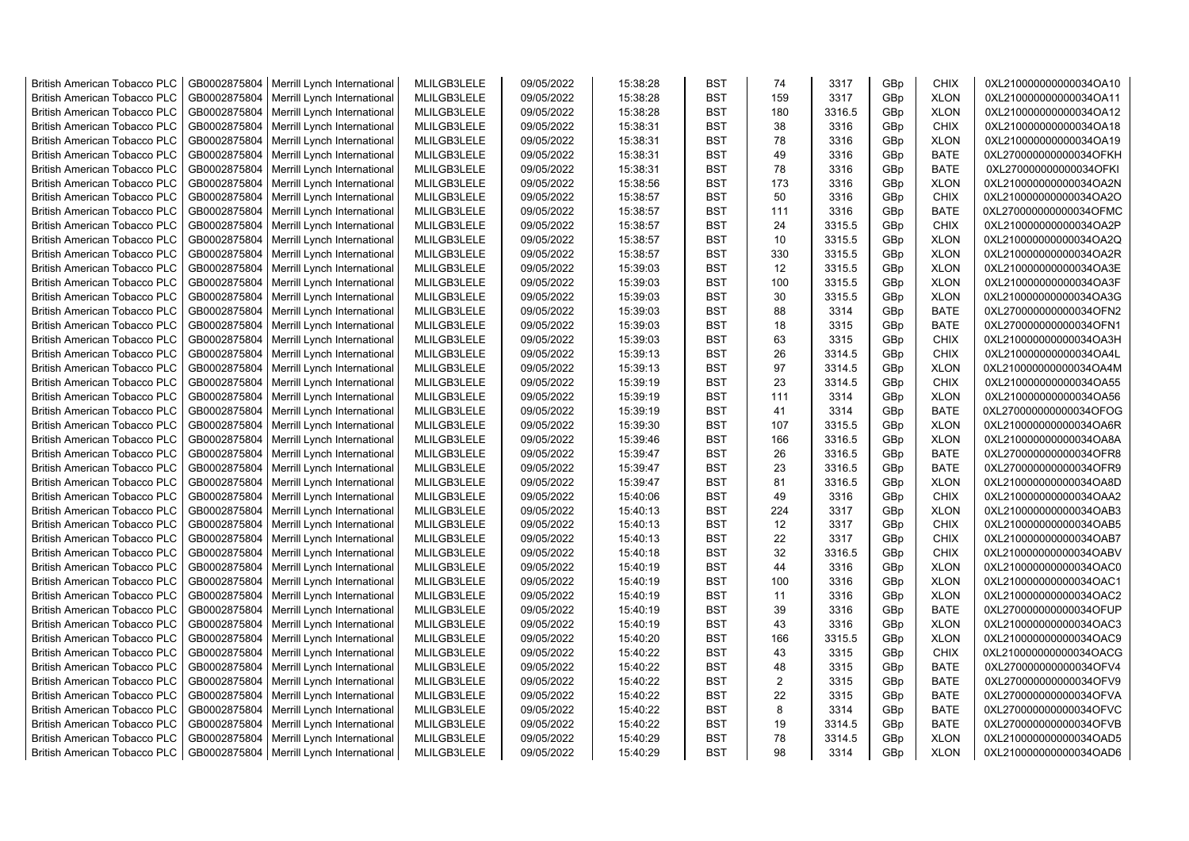| British American Tobacco PLC | GB0002875804 | Merrill Lynch International | MLILGB3LELE | 09/05/2022 | 15:38:28 | BST | 74 | 3317 | GBp | CHIX | 0XL210000000000034OA10 |
|---|---|---|---|---|---|---|---|---|---|---|---|
| British American Tobacco PLC | GB0002875804 | Merrill Lynch International | MLILGB3LELE | 09/05/2022 | 15:38:28 | BST | 159 | 3317 | GBp | XLON | 0XL210000000000034OA11 |
| British American Tobacco PLC | GB0002875804 | Merrill Lynch International | MLILGB3LELE | 09/05/2022 | 15:38:28 | BST | 180 | 3316.5 | GBp | XLON | 0XL210000000000034OA12 |
| British American Tobacco PLC | GB0002875804 | Merrill Lynch International | MLILGB3LELE | 09/05/2022 | 15:38:31 | BST | 38 | 3316 | GBp | CHIX | 0XL210000000000034OA18 |
| British American Tobacco PLC | GB0002875804 | Merrill Lynch International | MLILGB3LELE | 09/05/2022 | 15:38:31 | BST | 78 | 3316 | GBp | XLON | 0XL210000000000034OA19 |
| British American Tobacco PLC | GB0002875804 | Merrill Lynch International | MLILGB3LELE | 09/05/2022 | 15:38:31 | BST | 49 | 3316 | GBp | BATE | 0XL270000000000034OFKH |
| British American Tobacco PLC | GB0002875804 | Merrill Lynch International | MLILGB3LELE | 09/05/2022 | 15:38:31 | BST | 78 | 3316 | GBp | BATE | 0XL270000000000034OFKI |
| British American Tobacco PLC | GB0002875804 | Merrill Lynch International | MLILGB3LELE | 09/05/2022 | 15:38:56 | BST | 173 | 3316 | GBp | XLON | 0XL210000000000034OA2N |
| British American Tobacco PLC | GB0002875804 | Merrill Lynch International | MLILGB3LELE | 09/05/2022 | 15:38:57 | BST | 50 | 3316 | GBp | CHIX | 0XL210000000000034OA2O |
| British American Tobacco PLC | GB0002875804 | Merrill Lynch International | MLILGB3LELE | 09/05/2022 | 15:38:57 | BST | 111 | 3316 | GBp | BATE | 0XL270000000000034OFMC |
| British American Tobacco PLC | GB0002875804 | Merrill Lynch International | MLILGB3LELE | 09/05/2022 | 15:38:57 | BST | 24 | 3315.5 | GBp | CHIX | 0XL210000000000034OA2P |
| British American Tobacco PLC | GB0002875804 | Merrill Lynch International | MLILGB3LELE | 09/05/2022 | 15:38:57 | BST | 10 | 3315.5 | GBp | XLON | 0XL210000000000034OA2Q |
| British American Tobacco PLC | GB0002875804 | Merrill Lynch International | MLILGB3LELE | 09/05/2022 | 15:38:57 | BST | 330 | 3315.5 | GBp | XLON | 0XL210000000000034OA2R |
| British American Tobacco PLC | GB0002875804 | Merrill Lynch International | MLILGB3LELE | 09/05/2022 | 15:39:03 | BST | 12 | 3315.5 | GBp | XLON | 0XL210000000000034OA3E |
| British American Tobacco PLC | GB0002875804 | Merrill Lynch International | MLILGB3LELE | 09/05/2022 | 15:39:03 | BST | 100 | 3315.5 | GBp | XLON | 0XL210000000000034OA3F |
| British American Tobacco PLC | GB0002875804 | Merrill Lynch International | MLILGB3LELE | 09/05/2022 | 15:39:03 | BST | 30 | 3315.5 | GBp | XLON | 0XL210000000000034OA3G |
| British American Tobacco PLC | GB0002875804 | Merrill Lynch International | MLILGB3LELE | 09/05/2022 | 15:39:03 | BST | 88 | 3314 | GBp | BATE | 0XL270000000000034OFN2 |
| British American Tobacco PLC | GB0002875804 | Merrill Lynch International | MLILGB3LELE | 09/05/2022 | 15:39:03 | BST | 18 | 3315 | GBp | BATE | 0XL270000000000034OFN1 |
| British American Tobacco PLC | GB0002875804 | Merrill Lynch International | MLILGB3LELE | 09/05/2022 | 15:39:03 | BST | 63 | 3315 | GBp | CHIX | 0XL210000000000034OA3H |
| British American Tobacco PLC | GB0002875804 | Merrill Lynch International | MLILGB3LELE | 09/05/2022 | 15:39:13 | BST | 26 | 3314.5 | GBp | CHIX | 0XL210000000000034OA4L |
| British American Tobacco PLC | GB0002875804 | Merrill Lynch International | MLILGB3LELE | 09/05/2022 | 15:39:13 | BST | 97 | 3314.5 | GBp | XLON | 0XL210000000000034OA4M |
| British American Tobacco PLC | GB0002875804 | Merrill Lynch International | MLILGB3LELE | 09/05/2022 | 15:39:19 | BST | 23 | 3314.5 | GBp | CHIX | 0XL210000000000034OA55 |
| British American Tobacco PLC | GB0002875804 | Merrill Lynch International | MLILGB3LELE | 09/05/2022 | 15:39:19 | BST | 111 | 3314 | GBp | XLON | 0XL210000000000034OA56 |
| British American Tobacco PLC | GB0002875804 | Merrill Lynch International | MLILGB3LELE | 09/05/2022 | 15:39:19 | BST | 41 | 3314 | GBp | BATE | 0XL270000000000034OFOG |
| British American Tobacco PLC | GB0002875804 | Merrill Lynch International | MLILGB3LELE | 09/05/2022 | 15:39:30 | BST | 107 | 3315.5 | GBp | XLON | 0XL210000000000034OA6R |
| British American Tobacco PLC | GB0002875804 | Merrill Lynch International | MLILGB3LELE | 09/05/2022 | 15:39:46 | BST | 166 | 3316.5 | GBp | XLON | 0XL210000000000034OA8A |
| British American Tobacco PLC | GB0002875804 | Merrill Lynch International | MLILGB3LELE | 09/05/2022 | 15:39:47 | BST | 26 | 3316.5 | GBp | BATE | 0XL270000000000034OFR8 |
| British American Tobacco PLC | GB0002875804 | Merrill Lynch International | MLILGB3LELE | 09/05/2022 | 15:39:47 | BST | 23 | 3316.5 | GBp | BATE | 0XL270000000000034OFR9 |
| British American Tobacco PLC | GB0002875804 | Merrill Lynch International | MLILGB3LELE | 09/05/2022 | 15:39:47 | BST | 81 | 3316.5 | GBp | XLON | 0XL210000000000034OA8D |
| British American Tobacco PLC | GB0002875804 | Merrill Lynch International | MLILGB3LELE | 09/05/2022 | 15:40:06 | BST | 49 | 3316 | GBp | CHIX | 0XL210000000000034OAA2 |
| British American Tobacco PLC | GB0002875804 | Merrill Lynch International | MLILGB3LELE | 09/05/2022 | 15:40:13 | BST | 224 | 3317 | GBp | XLON | 0XL210000000000034OAB3 |
| British American Tobacco PLC | GB0002875804 | Merrill Lynch International | MLILGB3LELE | 09/05/2022 | 15:40:13 | BST | 12 | 3317 | GBp | CHIX | 0XL210000000000034OAB5 |
| British American Tobacco PLC | GB0002875804 | Merrill Lynch International | MLILGB3LELE | 09/05/2022 | 15:40:13 | BST | 22 | 3317 | GBp | CHIX | 0XL210000000000034OAB7 |
| British American Tobacco PLC | GB0002875804 | Merrill Lynch International | MLILGB3LELE | 09/05/2022 | 15:40:18 | BST | 32 | 3316.5 | GBp | CHIX | 0XL210000000000034OABV |
| British American Tobacco PLC | GB0002875804 | Merrill Lynch International | MLILGB3LELE | 09/05/2022 | 15:40:19 | BST | 44 | 3316 | GBp | XLON | 0XL210000000000034OAC0 |
| British American Tobacco PLC | GB0002875804 | Merrill Lynch International | MLILGB3LELE | 09/05/2022 | 15:40:19 | BST | 100 | 3316 | GBp | XLON | 0XL210000000000034OAC1 |
| British American Tobacco PLC | GB0002875804 | Merrill Lynch International | MLILGB3LELE | 09/05/2022 | 15:40:19 | BST | 11 | 3316 | GBp | XLON | 0XL210000000000034OAC2 |
| British American Tobacco PLC | GB0002875804 | Merrill Lynch International | MLILGB3LELE | 09/05/2022 | 15:40:19 | BST | 39 | 3316 | GBp | BATE | 0XL270000000000034OFUP |
| British American Tobacco PLC | GB0002875804 | Merrill Lynch International | MLILGB3LELE | 09/05/2022 | 15:40:19 | BST | 43 | 3316 | GBp | XLON | 0XL210000000000034OAC3 |
| British American Tobacco PLC | GB0002875804 | Merrill Lynch International | MLILGB3LELE | 09/05/2022 | 15:40:20 | BST | 166 | 3315.5 | GBp | XLON | 0XL210000000000034OAC9 |
| British American Tobacco PLC | GB0002875804 | Merrill Lynch International | MLILGB3LELE | 09/05/2022 | 15:40:22 | BST | 43 | 3315 | GBp | CHIX | 0XL210000000000034OACG |
| British American Tobacco PLC | GB0002875804 | Merrill Lynch International | MLILGB3LELE | 09/05/2022 | 15:40:22 | BST | 48 | 3315 | GBp | BATE | 0XL270000000000034OFV4 |
| British American Tobacco PLC | GB0002875804 | Merrill Lynch International | MLILGB3LELE | 09/05/2022 | 15:40:22 | BST | 2 | 3315 | GBp | BATE | 0XL270000000000034OFV9 |
| British American Tobacco PLC | GB0002875804 | Merrill Lynch International | MLILGB3LELE | 09/05/2022 | 15:40:22 | BST | 22 | 3315 | GBp | BATE | 0XL270000000000034OFVA |
| British American Tobacco PLC | GB0002875804 | Merrill Lynch International | MLILGB3LELE | 09/05/2022 | 15:40:22 | BST | 8 | 3314 | GBp | BATE | 0XL270000000000034OFVC |
| British American Tobacco PLC | GB0002875804 | Merrill Lynch International | MLILGB3LELE | 09/05/2022 | 15:40:22 | BST | 19 | 3314.5 | GBp | BATE | 0XL270000000000034OFVB |
| British American Tobacco PLC | GB0002875804 | Merrill Lynch International | MLILGB3LELE | 09/05/2022 | 15:40:29 | BST | 78 | 3314.5 | GBp | XLON | 0XL210000000000034OAD5 |
| British American Tobacco PLC | GB0002875804 | Merrill Lynch International | MLILGB3LELE | 09/05/2022 | 15:40:29 | BST | 98 | 3314 | GBp | XLON | 0XL210000000000034OAD6 |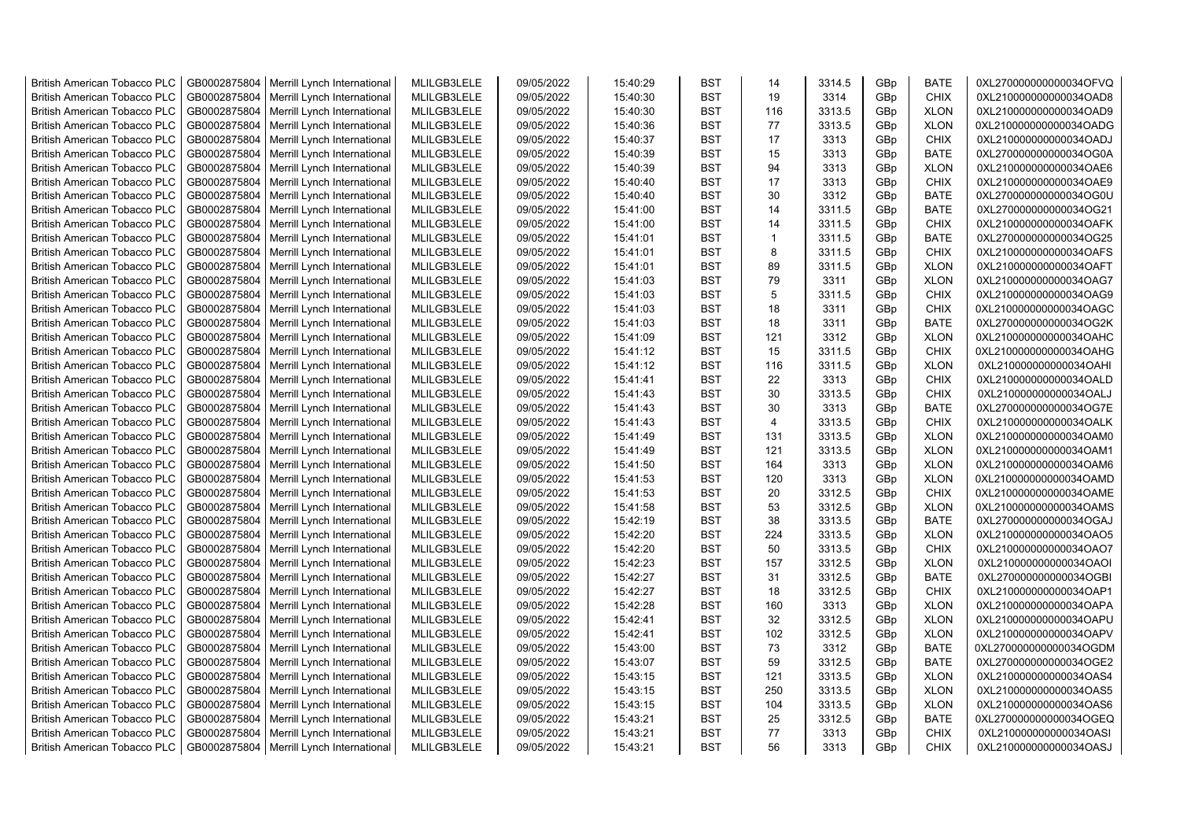| British American Tobacco PLC | GB0002875804 | Merrill Lynch International | MLILGB3LELE | 09/05/2022 | 15:40:29 | BST | 14 | 3314.5 | GBp | BATE | 0XL270000000000034OFVQ |
|---|---|---|---|---|---|---|---|---|---|---|---|
| British American Tobacco PLC | GB0002875804 | Merrill Lynch International | MLILGB3LELE | 09/05/2022 | 15:40:30 | BST | 19 | 3314 | GBp | CHIX | 0XL210000000000034OAD8 |
| British American Tobacco PLC | GB0002875804 | Merrill Lynch International | MLILGB3LELE | 09/05/2022 | 15:40:30 | BST | 116 | 3313.5 | GBp | XLON | 0XL210000000000034OAD9 |
| British American Tobacco PLC | GB0002875804 | Merrill Lynch International | MLILGB3LELE | 09/05/2022 | 15:40:36 | BST | 77 | 3313.5 | GBp | XLON | 0XL210000000000034OADG |
| British American Tobacco PLC | GB0002875804 | Merrill Lynch International | MLILGB3LELE | 09/05/2022 | 15:40:37 | BST | 17 | 3313 | GBp | CHIX | 0XL210000000000034OADJ |
| British American Tobacco PLC | GB0002875804 | Merrill Lynch International | MLILGB3LELE | 09/05/2022 | 15:40:39 | BST | 15 | 3313 | GBp | BATE | 0XL270000000000034OG0A |
| British American Tobacco PLC | GB0002875804 | Merrill Lynch International | MLILGB3LELE | 09/05/2022 | 15:40:39 | BST | 94 | 3313 | GBp | XLON | 0XL210000000000034OAE6 |
| British American Tobacco PLC | GB0002875804 | Merrill Lynch International | MLILGB3LELE | 09/05/2022 | 15:40:40 | BST | 17 | 3313 | GBp | CHIX | 0XL210000000000034OAE9 |
| British American Tobacco PLC | GB0002875804 | Merrill Lynch International | MLILGB3LELE | 09/05/2022 | 15:40:40 | BST | 30 | 3312 | GBp | BATE | 0XL270000000000034OG0U |
| British American Tobacco PLC | GB0002875804 | Merrill Lynch International | MLILGB3LELE | 09/05/2022 | 15:41:00 | BST | 14 | 3311.5 | GBp | BATE | 0XL270000000000034OG21 |
| British American Tobacco PLC | GB0002875804 | Merrill Lynch International | MLILGB3LELE | 09/05/2022 | 15:41:00 | BST | 14 | 3311.5 | GBp | CHIX | 0XL210000000000034OAFK |
| British American Tobacco PLC | GB0002875804 | Merrill Lynch International | MLILGB3LELE | 09/05/2022 | 15:41:01 | BST | 1 | 3311.5 | GBp | BATE | 0XL270000000000034OG25 |
| British American Tobacco PLC | GB0002875804 | Merrill Lynch International | MLILGB3LELE | 09/05/2022 | 15:41:01 | BST | 8 | 3311.5 | GBp | CHIX | 0XL210000000000034OAFS |
| British American Tobacco PLC | GB0002875804 | Merrill Lynch International | MLILGB3LELE | 09/05/2022 | 15:41:01 | BST | 89 | 3311.5 | GBp | XLON | 0XL210000000000034OAFT |
| British American Tobacco PLC | GB0002875804 | Merrill Lynch International | MLILGB3LELE | 09/05/2022 | 15:41:03 | BST | 79 | 3311 | GBp | XLON | 0XL210000000000034OAG7 |
| British American Tobacco PLC | GB0002875804 | Merrill Lynch International | MLILGB3LELE | 09/05/2022 | 15:41:03 | BST | 5 | 3311.5 | GBp | CHIX | 0XL210000000000034OAG9 |
| British American Tobacco PLC | GB0002875804 | Merrill Lynch International | MLILGB3LELE | 09/05/2022 | 15:41:03 | BST | 18 | 3311 | GBp | CHIX | 0XL210000000000034OAGC |
| British American Tobacco PLC | GB0002875804 | Merrill Lynch International | MLILGB3LELE | 09/05/2022 | 15:41:03 | BST | 18 | 3311 | GBp | BATE | 0XL270000000000034OG2K |
| British American Tobacco PLC | GB0002875804 | Merrill Lynch International | MLILGB3LELE | 09/05/2022 | 15:41:09 | BST | 121 | 3312 | GBp | XLON | 0XL210000000000034OAHC |
| British American Tobacco PLC | GB0002875804 | Merrill Lynch International | MLILGB3LELE | 09/05/2022 | 15:41:12 | BST | 15 | 3311.5 | GBp | CHIX | 0XL210000000000034OAHG |
| British American Tobacco PLC | GB0002875804 | Merrill Lynch International | MLILGB3LELE | 09/05/2022 | 15:41:12 | BST | 116 | 3311.5 | GBp | XLON | 0XL210000000000034OAHI |
| British American Tobacco PLC | GB0002875804 | Merrill Lynch International | MLILGB3LELE | 09/05/2022 | 15:41:41 | BST | 22 | 3313 | GBp | CHIX | 0XL210000000000034OALD |
| British American Tobacco PLC | GB0002875804 | Merrill Lynch International | MLILGB3LELE | 09/05/2022 | 15:41:43 | BST | 30 | 3313.5 | GBp | CHIX | 0XL210000000000034OALJ |
| British American Tobacco PLC | GB0002875804 | Merrill Lynch International | MLILGB3LELE | 09/05/2022 | 15:41:43 | BST | 30 | 3313 | GBp | BATE | 0XL270000000000034OG7E |
| British American Tobacco PLC | GB0002875804 | Merrill Lynch International | MLILGB3LELE | 09/05/2022 | 15:41:43 | BST | 4 | 3313.5 | GBp | CHIX | 0XL210000000000034OALK |
| British American Tobacco PLC | GB0002875804 | Merrill Lynch International | MLILGB3LELE | 09/05/2022 | 15:41:49 | BST | 131 | 3313.5 | GBp | XLON | 0XL210000000000034OAM0 |
| British American Tobacco PLC | GB0002875804 | Merrill Lynch International | MLILGB3LELE | 09/05/2022 | 15:41:49 | BST | 121 | 3313.5 | GBp | XLON | 0XL210000000000034OAM1 |
| British American Tobacco PLC | GB0002875804 | Merrill Lynch International | MLILGB3LELE | 09/05/2022 | 15:41:50 | BST | 164 | 3313 | GBp | XLON | 0XL210000000000034OAM6 |
| British American Tobacco PLC | GB0002875804 | Merrill Lynch International | MLILGB3LELE | 09/05/2022 | 15:41:53 | BST | 120 | 3313 | GBp | XLON | 0XL210000000000034OAMD |
| British American Tobacco PLC | GB0002875804 | Merrill Lynch International | MLILGB3LELE | 09/05/2022 | 15:41:53 | BST | 20 | 3312.5 | GBp | CHIX | 0XL210000000000034OAME |
| British American Tobacco PLC | GB0002875804 | Merrill Lynch International | MLILGB3LELE | 09/05/2022 | 15:41:58 | BST | 53 | 3312.5 | GBp | XLON | 0XL210000000000034OAMS |
| British American Tobacco PLC | GB0002875804 | Merrill Lynch International | MLILGB3LELE | 09/05/2022 | 15:42:19 | BST | 38 | 3313.5 | GBp | BATE | 0XL270000000000034OGAJ |
| British American Tobacco PLC | GB0002875804 | Merrill Lynch International | MLILGB3LELE | 09/05/2022 | 15:42:20 | BST | 224 | 3313.5 | GBp | XLON | 0XL210000000000034OAO5 |
| British American Tobacco PLC | GB0002875804 | Merrill Lynch International | MLILGB3LELE | 09/05/2022 | 15:42:20 | BST | 50 | 3313.5 | GBp | CHIX | 0XL210000000000034OAO7 |
| British American Tobacco PLC | GB0002875804 | Merrill Lynch International | MLILGB3LELE | 09/05/2022 | 15:42:23 | BST | 157 | 3312.5 | GBp | XLON | 0XL210000000000034OAOI |
| British American Tobacco PLC | GB0002875804 | Merrill Lynch International | MLILGB3LELE | 09/05/2022 | 15:42:27 | BST | 31 | 3312.5 | GBp | BATE | 0XL270000000000034OGBI |
| British American Tobacco PLC | GB0002875804 | Merrill Lynch International | MLILGB3LELE | 09/05/2022 | 15:42:27 | BST | 18 | 3312.5 | GBp | CHIX | 0XL210000000000034OAP1 |
| British American Tobacco PLC | GB0002875804 | Merrill Lynch International | MLILGB3LELE | 09/05/2022 | 15:42:28 | BST | 160 | 3313 | GBp | XLON | 0XL210000000000034OAPA |
| British American Tobacco PLC | GB0002875804 | Merrill Lynch International | MLILGB3LELE | 09/05/2022 | 15:42:41 | BST | 32 | 3312.5 | GBp | XLON | 0XL210000000000034OAPU |
| British American Tobacco PLC | GB0002875804 | Merrill Lynch International | MLILGB3LELE | 09/05/2022 | 15:42:41 | BST | 102 | 3312.5 | GBp | XLON | 0XL210000000000034OAPV |
| British American Tobacco PLC | GB0002875804 | Merrill Lynch International | MLILGB3LELE | 09/05/2022 | 15:43:00 | BST | 73 | 3312 | GBp | BATE | 0XL270000000000034OGDM |
| British American Tobacco PLC | GB0002875804 | Merrill Lynch International | MLILGB3LELE | 09/05/2022 | 15:43:07 | BST | 59 | 3312.5 | GBp | BATE | 0XL270000000000034OGE2 |
| British American Tobacco PLC | GB0002875804 | Merrill Lynch International | MLILGB3LELE | 09/05/2022 | 15:43:15 | BST | 121 | 3313.5 | GBp | XLON | 0XL210000000000034OAS4 |
| British American Tobacco PLC | GB0002875804 | Merrill Lynch International | MLILGB3LELE | 09/05/2022 | 15:43:15 | BST | 250 | 3313.5 | GBp | XLON | 0XL210000000000034OAS5 |
| British American Tobacco PLC | GB0002875804 | Merrill Lynch International | MLILGB3LELE | 09/05/2022 | 15:43:15 | BST | 104 | 3313.5 | GBp | XLON | 0XL210000000000034OAS6 |
| British American Tobacco PLC | GB0002875804 | Merrill Lynch International | MLILGB3LELE | 09/05/2022 | 15:43:21 | BST | 25 | 3312.5 | GBp | BATE | 0XL270000000000034OGEQ |
| British American Tobacco PLC | GB0002875804 | Merrill Lynch International | MLILGB3LELE | 09/05/2022 | 15:43:21 | BST | 77 | 3313 | GBp | CHIX | 0XL210000000000034OASI |
| British American Tobacco PLC | GB0002875804 | Merrill Lynch International | MLILGB3LELE | 09/05/2022 | 15:43:21 | BST | 56 | 3313 | GBp | CHIX | 0XL210000000000034OASJ |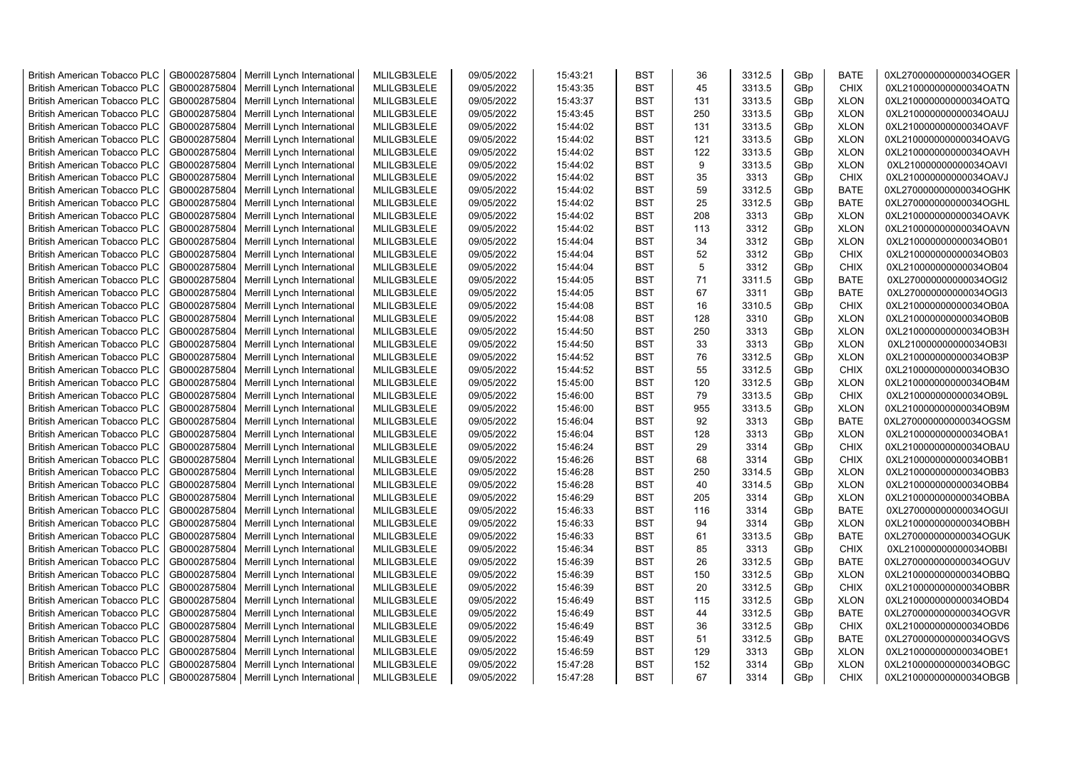| British American Tobacco PLC | GB0002875804 | Merrill Lynch International | MLILGB3LELE | 09/05/2022 | 15:43:21 | BST | 36 | 3312.5 | GBp | BATE | 0XL270000000000034OGER |
|---|---|---|---|---|---|---|---|---|---|---|---|
| British American Tobacco PLC | GB0002875804 | Merrill Lynch International | MLILGB3LELE | 09/05/2022 | 15:43:35 | BST | 45 | 3313.5 | GBp | CHIX | 0XL210000000000034OATN |
| British American Tobacco PLC | GB0002875804 | Merrill Lynch International | MLILGB3LELE | 09/05/2022 | 15:43:37 | BST | 131 | 3313.5 | GBp | XLON | 0XL210000000000034OATQ |
| British American Tobacco PLC | GB0002875804 | Merrill Lynch International | MLILGB3LELE | 09/05/2022 | 15:43:45 | BST | 250 | 3313.5 | GBp | XLON | 0XL210000000000034OAUJ |
| British American Tobacco PLC | GB0002875804 | Merrill Lynch International | MLILGB3LELE | 09/05/2022 | 15:44:02 | BST | 131 | 3313.5 | GBp | XLON | 0XL210000000000034OAVF |
| British American Tobacco PLC | GB0002875804 | Merrill Lynch International | MLILGB3LELE | 09/05/2022 | 15:44:02 | BST | 121 | 3313.5 | GBp | XLON | 0XL210000000000034OAVG |
| British American Tobacco PLC | GB0002875804 | Merrill Lynch International | MLILGB3LELE | 09/05/2022 | 15:44:02 | BST | 122 | 3313.5 | GBp | XLON | 0XL210000000000034OAVH |
| British American Tobacco PLC | GB0002875804 | Merrill Lynch International | MLILGB3LELE | 09/05/2022 | 15:44:02 | BST | 9 | 3313.5 | GBp | XLON | 0XL210000000000034OAVI |
| British American Tobacco PLC | GB0002875804 | Merrill Lynch International | MLILGB3LELE | 09/05/2022 | 15:44:02 | BST | 35 | 3313 | GBp | CHIX | 0XL210000000000034OAVJ |
| British American Tobacco PLC | GB0002875804 | Merrill Lynch International | MLILGB3LELE | 09/05/2022 | 15:44:02 | BST | 59 | 3312.5 | GBp | BATE | 0XL270000000000034OGHK |
| British American Tobacco PLC | GB0002875804 | Merrill Lynch International | MLILGB3LELE | 09/05/2022 | 15:44:02 | BST | 25 | 3312.5 | GBp | BATE | 0XL270000000000034OGHL |
| British American Tobacco PLC | GB0002875804 | Merrill Lynch International | MLILGB3LELE | 09/05/2022 | 15:44:02 | BST | 208 | 3313 | GBp | XLON | 0XL210000000000034OAVK |
| British American Tobacco PLC | GB0002875804 | Merrill Lynch International | MLILGB3LELE | 09/05/2022 | 15:44:02 | BST | 113 | 3312 | GBp | XLON | 0XL210000000000034OAVN |
| British American Tobacco PLC | GB0002875804 | Merrill Lynch International | MLILGB3LELE | 09/05/2022 | 15:44:04 | BST | 34 | 3312 | GBp | XLON | 0XL210000000000034OB01 |
| British American Tobacco PLC | GB0002875804 | Merrill Lynch International | MLILGB3LELE | 09/05/2022 | 15:44:04 | BST | 52 | 3312 | GBp | CHIX | 0XL210000000000034OB03 |
| British American Tobacco PLC | GB0002875804 | Merrill Lynch International | MLILGB3LELE | 09/05/2022 | 15:44:04 | BST | 5 | 3312 | GBp | CHIX | 0XL210000000000034OB04 |
| British American Tobacco PLC | GB0002875804 | Merrill Lynch International | MLILGB3LELE | 09/05/2022 | 15:44:05 | BST | 71 | 3311.5 | GBp | BATE | 0XL270000000000034OGI2 |
| British American Tobacco PLC | GB0002875804 | Merrill Lynch International | MLILGB3LELE | 09/05/2022 | 15:44:05 | BST | 67 | 3311 | GBp | BATE | 0XL270000000000034OGI3 |
| British American Tobacco PLC | GB0002875804 | Merrill Lynch International | MLILGB3LELE | 09/05/2022 | 15:44:08 | BST | 16 | 3310.5 | GBp | CHIX | 0XL210000000000034OB0A |
| British American Tobacco PLC | GB0002875804 | Merrill Lynch International | MLILGB3LELE | 09/05/2022 | 15:44:08 | BST | 128 | 3310 | GBp | XLON | 0XL210000000000034OB0B |
| British American Tobacco PLC | GB0002875804 | Merrill Lynch International | MLILGB3LELE | 09/05/2022 | 15:44:50 | BST | 250 | 3313 | GBp | XLON | 0XL210000000000034OB3H |
| British American Tobacco PLC | GB0002875804 | Merrill Lynch International | MLILGB3LELE | 09/05/2022 | 15:44:50 | BST | 33 | 3313 | GBp | XLON | 0XL210000000000034OB3I |
| British American Tobacco PLC | GB0002875804 | Merrill Lynch International | MLILGB3LELE | 09/05/2022 | 15:44:52 | BST | 76 | 3312.5 | GBp | XLON | 0XL210000000000034OB3P |
| British American Tobacco PLC | GB0002875804 | Merrill Lynch International | MLILGB3LELE | 09/05/2022 | 15:44:52 | BST | 55 | 3312.5 | GBp | CHIX | 0XL210000000000034OB3O |
| British American Tobacco PLC | GB0002875804 | Merrill Lynch International | MLILGB3LELE | 09/05/2022 | 15:45:00 | BST | 120 | 3312.5 | GBp | XLON | 0XL210000000000034OB4M |
| British American Tobacco PLC | GB0002875804 | Merrill Lynch International | MLILGB3LELE | 09/05/2022 | 15:46:00 | BST | 79 | 3313.5 | GBp | CHIX | 0XL210000000000034OB9L |
| British American Tobacco PLC | GB0002875804 | Merrill Lynch International | MLILGB3LELE | 09/05/2022 | 15:46:00 | BST | 955 | 3313.5 | GBp | XLON | 0XL210000000000034OB9M |
| British American Tobacco PLC | GB0002875804 | Merrill Lynch International | MLILGB3LELE | 09/05/2022 | 15:46:04 | BST | 92 | 3313 | GBp | BATE | 0XL270000000000034OGSM |
| British American Tobacco PLC | GB0002875804 | Merrill Lynch International | MLILGB3LELE | 09/05/2022 | 15:46:04 | BST | 128 | 3313 | GBp | XLON | 0XL210000000000034OBA1 |
| British American Tobacco PLC | GB0002875804 | Merrill Lynch International | MLILGB3LELE | 09/05/2022 | 15:46:24 | BST | 29 | 3314 | GBp | CHIX | 0XL210000000000034OBAU |
| British American Tobacco PLC | GB0002875804 | Merrill Lynch International | MLILGB3LELE | 09/05/2022 | 15:46:26 | BST | 68 | 3314 | GBp | CHIX | 0XL210000000000034OBB1 |
| British American Tobacco PLC | GB0002875804 | Merrill Lynch International | MLILGB3LELE | 09/05/2022 | 15:46:28 | BST | 250 | 3314.5 | GBp | XLON | 0XL210000000000034OBB3 |
| British American Tobacco PLC | GB0002875804 | Merrill Lynch International | MLILGB3LELE | 09/05/2022 | 15:46:28 | BST | 40 | 3314.5 | GBp | XLON | 0XL210000000000034OBB4 |
| British American Tobacco PLC | GB0002875804 | Merrill Lynch International | MLILGB3LELE | 09/05/2022 | 15:46:29 | BST | 205 | 3314 | GBp | XLON | 0XL210000000000034OBBA |
| British American Tobacco PLC | GB0002875804 | Merrill Lynch International | MLILGB3LELE | 09/05/2022 | 15:46:33 | BST | 116 | 3314 | GBp | BATE | 0XL270000000000034OGUI |
| British American Tobacco PLC | GB0002875804 | Merrill Lynch International | MLILGB3LELE | 09/05/2022 | 15:46:33 | BST | 94 | 3314 | GBp | XLON | 0XL210000000000034OBBH |
| British American Tobacco PLC | GB0002875804 | Merrill Lynch International | MLILGB3LELE | 09/05/2022 | 15:46:33 | BST | 61 | 3313.5 | GBp | BATE | 0XL270000000000034OGUK |
| British American Tobacco PLC | GB0002875804 | Merrill Lynch International | MLILGB3LELE | 09/05/2022 | 15:46:34 | BST | 85 | 3313 | GBp | CHIX | 0XL210000000000034OBBI |
| British American Tobacco PLC | GB0002875804 | Merrill Lynch International | MLILGB3LELE | 09/05/2022 | 15:46:39 | BST | 26 | 3312.5 | GBp | BATE | 0XL270000000000034OGUV |
| British American Tobacco PLC | GB0002875804 | Merrill Lynch International | MLILGB3LELE | 09/05/2022 | 15:46:39 | BST | 150 | 3312.5 | GBp | XLON | 0XL210000000000034OBBQ |
| British American Tobacco PLC | GB0002875804 | Merrill Lynch International | MLILGB3LELE | 09/05/2022 | 15:46:39 | BST | 20 | 3312.5 | GBp | CHIX | 0XL210000000000034OBBR |
| British American Tobacco PLC | GB0002875804 | Merrill Lynch International | MLILGB3LELE | 09/05/2022 | 15:46:49 | BST | 115 | 3312.5 | GBp | XLON | 0XL210000000000034OBD4 |
| British American Tobacco PLC | GB0002875804 | Merrill Lynch International | MLILGB3LELE | 09/05/2022 | 15:46:49 | BST | 44 | 3312.5 | GBp | BATE | 0XL270000000000034OGVR |
| British American Tobacco PLC | GB0002875804 | Merrill Lynch International | MLILGB3LELE | 09/05/2022 | 15:46:49 | BST | 36 | 3312.5 | GBp | CHIX | 0XL210000000000034OBD6 |
| British American Tobacco PLC | GB0002875804 | Merrill Lynch International | MLILGB3LELE | 09/05/2022 | 15:46:49 | BST | 51 | 3312.5 | GBp | BATE | 0XL270000000000034OGVS |
| British American Tobacco PLC | GB0002875804 | Merrill Lynch International | MLILGB3LELE | 09/05/2022 | 15:46:59 | BST | 129 | 3313 | GBp | XLON | 0XL210000000000034OBE1 |
| British American Tobacco PLC | GB0002875804 | Merrill Lynch International | MLILGB3LELE | 09/05/2022 | 15:47:28 | BST | 152 | 3314 | GBp | XLON | 0XL210000000000034OBGC |
| British American Tobacco PLC | GB0002875804 | Merrill Lynch International | MLILGB3LELE | 09/05/2022 | 15:47:28 | BST | 67 | 3314 | GBp | CHIX | 0XL210000000000034OBGB |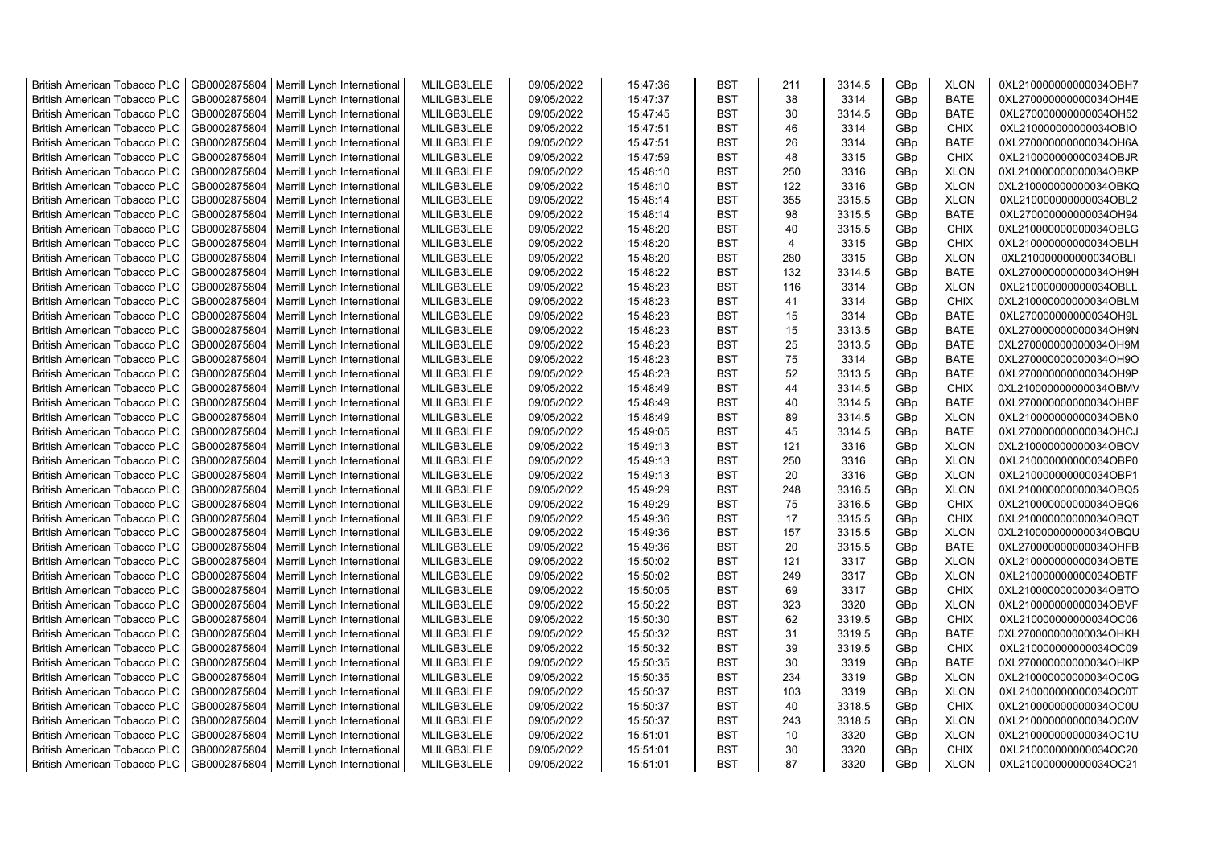| British American Tobacco PLC | GB0002875804 | Merrill Lynch International | MLILGB3LELE | 09/05/2022 | 15:47:36 | BST | 211 | 3314.5 | GBp | XLON | 0XL210000000000034OBH7 |
|---|---|---|---|---|---|---|---|---|---|---|---|
| British American Tobacco PLC | GB0002875804 | Merrill Lynch International | MLILGB3LELE | 09/05/2022 | 15:47:37 | BST | 38 | 3314 | GBp | BATE | 0XL270000000000034OH4E |
| British American Tobacco PLC | GB0002875804 | Merrill Lynch International | MLILGB3LELE | 09/05/2022 | 15:47:45 | BST | 30 | 3314.5 | GBp | BATE | 0XL270000000000034OH52 |
| British American Tobacco PLC | GB0002875804 | Merrill Lynch International | MLILGB3LELE | 09/05/2022 | 15:47:51 | BST | 46 | 3314 | GBp | CHIX | 0XL210000000000034OBIO |
| British American Tobacco PLC | GB0002875804 | Merrill Lynch International | MLILGB3LELE | 09/05/2022 | 15:47:51 | BST | 26 | 3314 | GBp | BATE | 0XL270000000000034OH6A |
| British American Tobacco PLC | GB0002875804 | Merrill Lynch International | MLILGB3LELE | 09/05/2022 | 15:47:59 | BST | 48 | 3315 | GBp | CHIX | 0XL210000000000034OBJR |
| British American Tobacco PLC | GB0002875804 | Merrill Lynch International | MLILGB3LELE | 09/05/2022 | 15:48:10 | BST | 250 | 3316 | GBp | XLON | 0XL210000000000034OBKP |
| British American Tobacco PLC | GB0002875804 | Merrill Lynch International | MLILGB3LELE | 09/05/2022 | 15:48:10 | BST | 122 | 3316 | GBp | XLON | 0XL210000000000034OBKQ |
| British American Tobacco PLC | GB0002875804 | Merrill Lynch International | MLILGB3LELE | 09/05/2022 | 15:48:14 | BST | 355 | 3315.5 | GBp | XLON | 0XL210000000000034OBL2 |
| British American Tobacco PLC | GB0002875804 | Merrill Lynch International | MLILGB3LELE | 09/05/2022 | 15:48:14 | BST | 98 | 3315.5 | GBp | BATE | 0XL270000000000034OH94 |
| British American Tobacco PLC | GB0002875804 | Merrill Lynch International | MLILGB3LELE | 09/05/2022 | 15:48:20 | BST | 40 | 3315.5 | GBp | CHIX | 0XL210000000000034OBLG |
| British American Tobacco PLC | GB0002875804 | Merrill Lynch International | MLILGB3LELE | 09/05/2022 | 15:48:20 | BST | 4 | 3315 | GBp | CHIX | 0XL210000000000034OBLH |
| British American Tobacco PLC | GB0002875804 | Merrill Lynch International | MLILGB3LELE | 09/05/2022 | 15:48:20 | BST | 280 | 3315 | GBp | XLON | 0XL210000000000034OBLI |
| British American Tobacco PLC | GB0002875804 | Merrill Lynch International | MLILGB3LELE | 09/05/2022 | 15:48:22 | BST | 132 | 3314.5 | GBp | BATE | 0XL270000000000034OH9H |
| British American Tobacco PLC | GB0002875804 | Merrill Lynch International | MLILGB3LELE | 09/05/2022 | 15:48:23 | BST | 116 | 3314 | GBp | XLON | 0XL210000000000034OBLL |
| British American Tobacco PLC | GB0002875804 | Merrill Lynch International | MLILGB3LELE | 09/05/2022 | 15:48:23 | BST | 41 | 3314 | GBp | CHIX | 0XL210000000000034OBLM |
| British American Tobacco PLC | GB0002875804 | Merrill Lynch International | MLILGB3LELE | 09/05/2022 | 15:48:23 | BST | 15 | 3314 | GBp | BATE | 0XL270000000000034OH9L |
| British American Tobacco PLC | GB0002875804 | Merrill Lynch International | MLILGB3LELE | 09/05/2022 | 15:48:23 | BST | 15 | 3313.5 | GBp | BATE | 0XL270000000000034OH9N |
| British American Tobacco PLC | GB0002875804 | Merrill Lynch International | MLILGB3LELE | 09/05/2022 | 15:48:23 | BST | 25 | 3313.5 | GBp | BATE | 0XL270000000000034OH9M |
| British American Tobacco PLC | GB0002875804 | Merrill Lynch International | MLILGB3LELE | 09/05/2022 | 15:48:23 | BST | 75 | 3314 | GBp | BATE | 0XL270000000000034OH9O |
| British American Tobacco PLC | GB0002875804 | Merrill Lynch International | MLILGB3LELE | 09/05/2022 | 15:48:23 | BST | 52 | 3313.5 | GBp | BATE | 0XL270000000000034OH9P |
| British American Tobacco PLC | GB0002875804 | Merrill Lynch International | MLILGB3LELE | 09/05/2022 | 15:48:49 | BST | 44 | 3314.5 | GBp | CHIX | 0XL210000000000034OBMV |
| British American Tobacco PLC | GB0002875804 | Merrill Lynch International | MLILGB3LELE | 09/05/2022 | 15:48:49 | BST | 40 | 3314.5 | GBp | BATE | 0XL270000000000034OHBF |
| British American Tobacco PLC | GB0002875804 | Merrill Lynch International | MLILGB3LELE | 09/05/2022 | 15:48:49 | BST | 89 | 3314.5 | GBp | XLON | 0XL210000000000034OBN0 |
| British American Tobacco PLC | GB0002875804 | Merrill Lynch International | MLILGB3LELE | 09/05/2022 | 15:49:05 | BST | 45 | 3314.5 | GBp | BATE | 0XL270000000000034OHCJ |
| British American Tobacco PLC | GB0002875804 | Merrill Lynch International | MLILGB3LELE | 09/05/2022 | 15:49:13 | BST | 121 | 3316 | GBp | XLON | 0XL210000000000034OBOV |
| British American Tobacco PLC | GB0002875804 | Merrill Lynch International | MLILGB3LELE | 09/05/2022 | 15:49:13 | BST | 250 | 3316 | GBp | XLON | 0XL210000000000034OBP0 |
| British American Tobacco PLC | GB0002875804 | Merrill Lynch International | MLILGB3LELE | 09/05/2022 | 15:49:13 | BST | 20 | 3316 | GBp | XLON | 0XL210000000000034OBP1 |
| British American Tobacco PLC | GB0002875804 | Merrill Lynch International | MLILGB3LELE | 09/05/2022 | 15:49:29 | BST | 248 | 3316.5 | GBp | XLON | 0XL210000000000034OBQ5 |
| British American Tobacco PLC | GB0002875804 | Merrill Lynch International | MLILGB3LELE | 09/05/2022 | 15:49:29 | BST | 75 | 3316.5 | GBp | CHIX | 0XL210000000000034OBQ6 |
| British American Tobacco PLC | GB0002875804 | Merrill Lynch International | MLILGB3LELE | 09/05/2022 | 15:49:36 | BST | 17 | 3315.5 | GBp | CHIX | 0XL210000000000034OBQT |
| British American Tobacco PLC | GB0002875804 | Merrill Lynch International | MLILGB3LELE | 09/05/2022 | 15:49:36 | BST | 157 | 3315.5 | GBp | XLON | 0XL210000000000034OBQU |
| British American Tobacco PLC | GB0002875804 | Merrill Lynch International | MLILGB3LELE | 09/05/2022 | 15:49:36 | BST | 20 | 3315.5 | GBp | BATE | 0XL270000000000034OHFB |
| British American Tobacco PLC | GB0002875804 | Merrill Lynch International | MLILGB3LELE | 09/05/2022 | 15:50:02 | BST | 121 | 3317 | GBp | XLON | 0XL210000000000034OBTE |
| British American Tobacco PLC | GB0002875804 | Merrill Lynch International | MLILGB3LELE | 09/05/2022 | 15:50:02 | BST | 249 | 3317 | GBp | XLON | 0XL210000000000034OBTF |
| British American Tobacco PLC | GB0002875804 | Merrill Lynch International | MLILGB3LELE | 09/05/2022 | 15:50:05 | BST | 69 | 3317 | GBp | CHIX | 0XL210000000000034OBTO |
| British American Tobacco PLC | GB0002875804 | Merrill Lynch International | MLILGB3LELE | 09/05/2022 | 15:50:22 | BST | 323 | 3320 | GBp | XLON | 0XL210000000000034OBVF |
| British American Tobacco PLC | GB0002875804 | Merrill Lynch International | MLILGB3LELE | 09/05/2022 | 15:50:30 | BST | 62 | 3319.5 | GBp | CHIX | 0XL210000000000034OC06 |
| British American Tobacco PLC | GB0002875804 | Merrill Lynch International | MLILGB3LELE | 09/05/2022 | 15:50:32 | BST | 31 | 3319.5 | GBp | BATE | 0XL270000000000034OHKH |
| British American Tobacco PLC | GB0002875804 | Merrill Lynch International | MLILGB3LELE | 09/05/2022 | 15:50:32 | BST | 39 | 3319.5 | GBp | CHIX | 0XL210000000000034OC09 |
| British American Tobacco PLC | GB0002875804 | Merrill Lynch International | MLILGB3LELE | 09/05/2022 | 15:50:35 | BST | 30 | 3319 | GBp | BATE | 0XL270000000000034OHKP |
| British American Tobacco PLC | GB0002875804 | Merrill Lynch International | MLILGB3LELE | 09/05/2022 | 15:50:35 | BST | 234 | 3319 | GBp | XLON | 0XL210000000000034OC0G |
| British American Tobacco PLC | GB0002875804 | Merrill Lynch International | MLILGB3LELE | 09/05/2022 | 15:50:37 | BST | 103 | 3319 | GBp | XLON | 0XL210000000000034OC0T |
| British American Tobacco PLC | GB0002875804 | Merrill Lynch International | MLILGB3LELE | 09/05/2022 | 15:50:37 | BST | 40 | 3318.5 | GBp | CHIX | 0XL210000000000034OC0U |
| British American Tobacco PLC | GB0002875804 | Merrill Lynch International | MLILGB3LELE | 09/05/2022 | 15:50:37 | BST | 243 | 3318.5 | GBp | XLON | 0XL210000000000034OC0V |
| British American Tobacco PLC | GB0002875804 | Merrill Lynch International | MLILGB3LELE | 09/05/2022 | 15:51:01 | BST | 10 | 3320 | GBp | XLON | 0XL210000000000034OC1U |
| British American Tobacco PLC | GB0002875804 | Merrill Lynch International | MLILGB3LELE | 09/05/2022 | 15:51:01 | BST | 30 | 3320 | GBp | CHIX | 0XL210000000000034OC20 |
| British American Tobacco PLC | GB0002875804 | Merrill Lynch International | MLILGB3LELE | 09/05/2022 | 15:51:01 | BST | 87 | 3320 | GBp | XLON | 0XL210000000000034OC21 |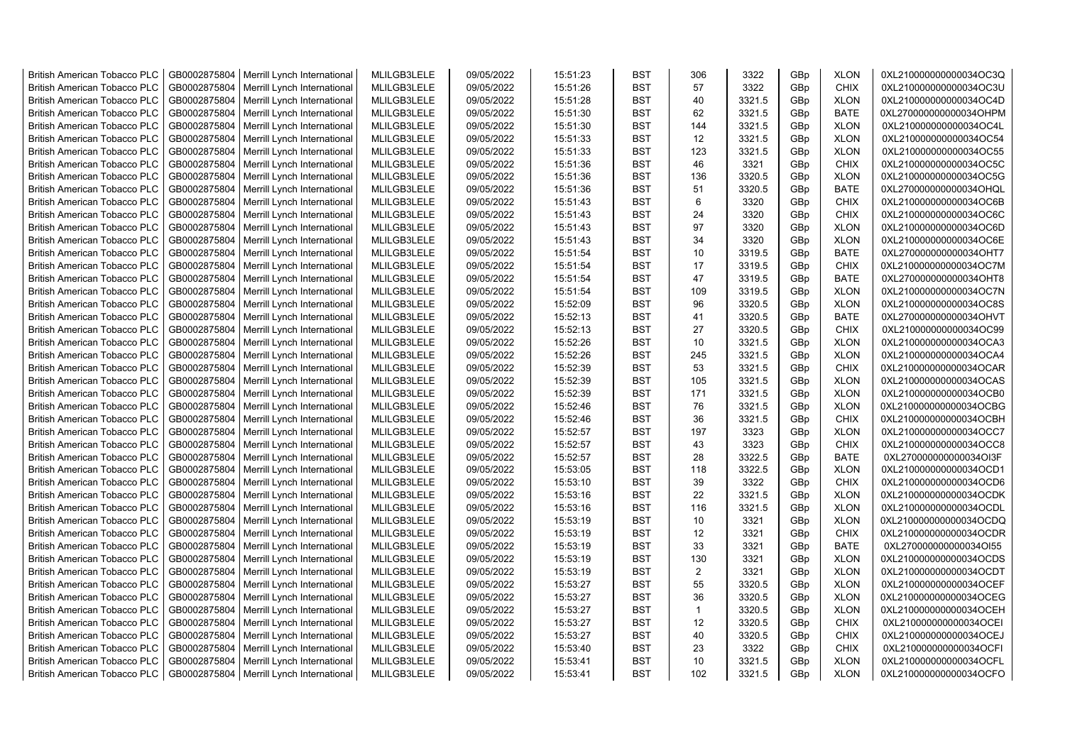| British American Tobacco PLC | GB0002875804 | Merrill Lynch International | MLILGB3LELE | 09/05/2022 | 15:51:23 | BST | 306 | 3322 | GBp | XLON | 0XL210000000000034OC3Q |
|---|---|---|---|---|---|---|---|---|---|---|---|
| British American Tobacco PLC | GB0002875804 | Merrill Lynch International | MLILGB3LELE | 09/05/2022 | 15:51:26 | BST | 57 | 3322 | GBp | CHIX | 0XL210000000000034OC3U |
| British American Tobacco PLC | GB0002875804 | Merrill Lynch International | MLILGB3LELE | 09/05/2022 | 15:51:28 | BST | 40 | 3321.5 | GBp | XLON | 0XL210000000000034OC4D |
| British American Tobacco PLC | GB0002875804 | Merrill Lynch International | MLILGB3LELE | 09/05/2022 | 15:51:30 | BST | 62 | 3321.5 | GBp | BATE | 0XL270000000000034OHPM |
| British American Tobacco PLC | GB0002875804 | Merrill Lynch International | MLILGB3LELE | 09/05/2022 | 15:51:30 | BST | 144 | 3321.5 | GBp | XLON | 0XL210000000000034OC4L |
| British American Tobacco PLC | GB0002875804 | Merrill Lynch International | MLILGB3LELE | 09/05/2022 | 15:51:33 | BST | 12 | 3321.5 | GBp | XLON | 0XL210000000000034OC54 |
| British American Tobacco PLC | GB0002875804 | Merrill Lynch International | MLILGB3LELE | 09/05/2022 | 15:51:33 | BST | 123 | 3321.5 | GBp | XLON | 0XL210000000000034OC55 |
| British American Tobacco PLC | GB0002875804 | Merrill Lynch International | MLILGB3LELE | 09/05/2022 | 15:51:36 | BST | 46 | 3321 | GBp | CHIX | 0XL210000000000034OC5C |
| British American Tobacco PLC | GB0002875804 | Merrill Lynch International | MLILGB3LELE | 09/05/2022 | 15:51:36 | BST | 136 | 3320.5 | GBp | XLON | 0XL210000000000034OC5G |
| British American Tobacco PLC | GB0002875804 | Merrill Lynch International | MLILGB3LELE | 09/05/2022 | 15:51:36 | BST | 51 | 3320.5 | GBp | BATE | 0XL270000000000034OHQL |
| British American Tobacco PLC | GB0002875804 | Merrill Lynch International | MLILGB3LELE | 09/05/2022 | 15:51:43 | BST | 6 | 3320 | GBp | CHIX | 0XL210000000000034OC6B |
| British American Tobacco PLC | GB0002875804 | Merrill Lynch International | MLILGB3LELE | 09/05/2022 | 15:51:43 | BST | 24 | 3320 | GBp | CHIX | 0XL210000000000034OC6C |
| British American Tobacco PLC | GB0002875804 | Merrill Lynch International | MLILGB3LELE | 09/05/2022 | 15:51:43 | BST | 97 | 3320 | GBp | XLON | 0XL210000000000034OC6D |
| British American Tobacco PLC | GB0002875804 | Merrill Lynch International | MLILGB3LELE | 09/05/2022 | 15:51:43 | BST | 34 | 3320 | GBp | XLON | 0XL210000000000034OC6E |
| British American Tobacco PLC | GB0002875804 | Merrill Lynch International | MLILGB3LELE | 09/05/2022 | 15:51:54 | BST | 10 | 3319.5 | GBp | BATE | 0XL270000000000034OHT7 |
| British American Tobacco PLC | GB0002875804 | Merrill Lynch International | MLILGB3LELE | 09/05/2022 | 15:51:54 | BST | 17 | 3319.5 | GBp | CHIX | 0XL210000000000034OC7M |
| British American Tobacco PLC | GB0002875804 | Merrill Lynch International | MLILGB3LELE | 09/05/2022 | 15:51:54 | BST | 47 | 3319.5 | GBp | BATE | 0XL270000000000034OHT8 |
| British American Tobacco PLC | GB0002875804 | Merrill Lynch International | MLILGB3LELE | 09/05/2022 | 15:51:54 | BST | 109 | 3319.5 | GBp | XLON | 0XL210000000000034OC7N |
| British American Tobacco PLC | GB0002875804 | Merrill Lynch International | MLILGB3LELE | 09/05/2022 | 15:52:09 | BST | 96 | 3320.5 | GBp | XLON | 0XL210000000000034OC8S |
| British American Tobacco PLC | GB0002875804 | Merrill Lynch International | MLILGB3LELE | 09/05/2022 | 15:52:13 | BST | 41 | 3320.5 | GBp | BATE | 0XL270000000000034OHVT |
| British American Tobacco PLC | GB0002875804 | Merrill Lynch International | MLILGB3LELE | 09/05/2022 | 15:52:13 | BST | 27 | 3320.5 | GBp | CHIX | 0XL210000000000034OC99 |
| British American Tobacco PLC | GB0002875804 | Merrill Lynch International | MLILGB3LELE | 09/05/2022 | 15:52:26 | BST | 10 | 3321.5 | GBp | XLON | 0XL210000000000034OCA3 |
| British American Tobacco PLC | GB0002875804 | Merrill Lynch International | MLILGB3LELE | 09/05/2022 | 15:52:26 | BST | 245 | 3321.5 | GBp | XLON | 0XL210000000000034OCA4 |
| British American Tobacco PLC | GB0002875804 | Merrill Lynch International | MLILGB3LELE | 09/05/2022 | 15:52:39 | BST | 53 | 3321.5 | GBp | CHIX | 0XL210000000000034OCAR |
| British American Tobacco PLC | GB0002875804 | Merrill Lynch International | MLILGB3LELE | 09/05/2022 | 15:52:39 | BST | 105 | 3321.5 | GBp | XLON | 0XL210000000000034OCAS |
| British American Tobacco PLC | GB0002875804 | Merrill Lynch International | MLILGB3LELE | 09/05/2022 | 15:52:39 | BST | 171 | 3321.5 | GBp | XLON | 0XL210000000000034OCB0 |
| British American Tobacco PLC | GB0002875804 | Merrill Lynch International | MLILGB3LELE | 09/05/2022 | 15:52:46 | BST | 76 | 3321.5 | GBp | XLON | 0XL210000000000034OCBG |
| British American Tobacco PLC | GB0002875804 | Merrill Lynch International | MLILGB3LELE | 09/05/2022 | 15:52:46 | BST | 36 | 3321.5 | GBp | CHIX | 0XL210000000000034OCBH |
| British American Tobacco PLC | GB0002875804 | Merrill Lynch International | MLILGB3LELE | 09/05/2022 | 15:52:57 | BST | 197 | 3323 | GBp | XLON | 0XL210000000000034OCC7 |
| British American Tobacco PLC | GB0002875804 | Merrill Lynch International | MLILGB3LELE | 09/05/2022 | 15:52:57 | BST | 43 | 3323 | GBp | CHIX | 0XL210000000000034OCC8 |
| British American Tobacco PLC | GB0002875804 | Merrill Lynch International | MLILGB3LELE | 09/05/2022 | 15:52:57 | BST | 28 | 3322.5 | GBp | BATE | 0XL270000000000034OI3F |
| British American Tobacco PLC | GB0002875804 | Merrill Lynch International | MLILGB3LELE | 09/05/2022 | 15:53:05 | BST | 118 | 3322.5 | GBp | XLON | 0XL210000000000034OCD1 |
| British American Tobacco PLC | GB0002875804 | Merrill Lynch International | MLILGB3LELE | 09/05/2022 | 15:53:10 | BST | 39 | 3322 | GBp | CHIX | 0XL210000000000034OCD6 |
| British American Tobacco PLC | GB0002875804 | Merrill Lynch International | MLILGB3LELE | 09/05/2022 | 15:53:16 | BST | 22 | 3321.5 | GBp | XLON | 0XL210000000000034OCDK |
| British American Tobacco PLC | GB0002875804 | Merrill Lynch International | MLILGB3LELE | 09/05/2022 | 15:53:16 | BST | 116 | 3321.5 | GBp | XLON | 0XL210000000000034OCDL |
| British American Tobacco PLC | GB0002875804 | Merrill Lynch International | MLILGB3LELE | 09/05/2022 | 15:53:19 | BST | 10 | 3321 | GBp | XLON | 0XL210000000000034OCDQ |
| British American Tobacco PLC | GB0002875804 | Merrill Lynch International | MLILGB3LELE | 09/05/2022 | 15:53:19 | BST | 12 | 3321 | GBp | CHIX | 0XL210000000000034OCDR |
| British American Tobacco PLC | GB0002875804 | Merrill Lynch International | MLILGB3LELE | 09/05/2022 | 15:53:19 | BST | 33 | 3321 | GBp | BATE | 0XL270000000000034OI55 |
| British American Tobacco PLC | GB0002875804 | Merrill Lynch International | MLILGB3LELE | 09/05/2022 | 15:53:19 | BST | 130 | 3321 | GBp | XLON | 0XL210000000000034OCDS |
| British American Tobacco PLC | GB0002875804 | Merrill Lynch International | MLILGB3LELE | 09/05/2022 | 15:53:19 | BST | 2 | 3321 | GBp | XLON | 0XL210000000000034OCDT |
| British American Tobacco PLC | GB0002875804 | Merrill Lynch International | MLILGB3LELE | 09/05/2022 | 15:53:27 | BST | 55 | 3320.5 | GBp | XLON | 0XL210000000000034OCEF |
| British American Tobacco PLC | GB0002875804 | Merrill Lynch International | MLILGB3LELE | 09/05/2022 | 15:53:27 | BST | 36 | 3320.5 | GBp | XLON | 0XL210000000000034OCEG |
| British American Tobacco PLC | GB0002875804 | Merrill Lynch International | MLILGB3LELE | 09/05/2022 | 15:53:27 | BST | 1 | 3320.5 | GBp | XLON | 0XL210000000000034OCEH |
| British American Tobacco PLC | GB0002875804 | Merrill Lynch International | MLILGB3LELE | 09/05/2022 | 15:53:27 | BST | 12 | 3320.5 | GBp | CHIX | 0XL210000000000034OCEI |
| British American Tobacco PLC | GB0002875804 | Merrill Lynch International | MLILGB3LELE | 09/05/2022 | 15:53:27 | BST | 40 | 3320.5 | GBp | CHIX | 0XL210000000000034OCEJ |
| British American Tobacco PLC | GB0002875804 | Merrill Lynch International | MLILGB3LELE | 09/05/2022 | 15:53:40 | BST | 23 | 3322 | GBp | CHIX | 0XL210000000000034OCFI |
| British American Tobacco PLC | GB0002875804 | Merrill Lynch International | MLILGB3LELE | 09/05/2022 | 15:53:41 | BST | 10 | 3321.5 | GBp | XLON | 0XL210000000000034OCFL |
| British American Tobacco PLC | GB0002875804 | Merrill Lynch International | MLILGB3LELE | 09/05/2022 | 15:53:41 | BST | 102 | 3321.5 | GBp | XLON | 0XL210000000000034OCFO |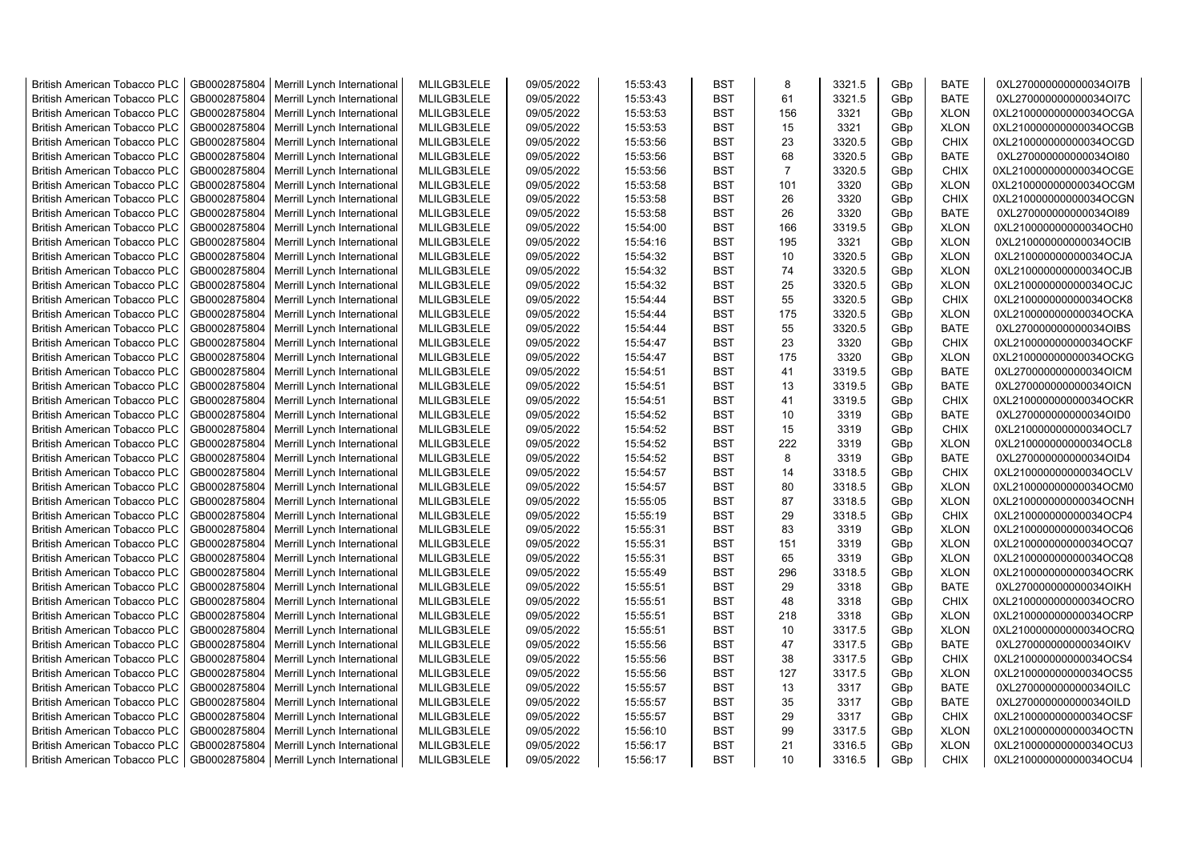| British American Tobacco PLC | GB0002875804 | Merrill Lynch International | MLILGB3LELE | 09/05/2022 | 15:53:43 | BST | 8 | 3321.5 | GBp | BATE | 0XL270000000000034OI7B |
|---|---|---|---|---|---|---|---|---|---|---|---|
| British American Tobacco PLC | GB0002875804 | Merrill Lynch International | MLILGB3LELE | 09/05/2022 | 15:53:43 | BST | 61 | 3321.5 | GBp | BATE | 0XL270000000000034OI7C |
| British American Tobacco PLC | GB0002875804 | Merrill Lynch International | MLILGB3LELE | 09/05/2022 | 15:53:53 | BST | 156 | 3321 | GBp | XLON | 0XL210000000000034OCGA |
| British American Tobacco PLC | GB0002875804 | Merrill Lynch International | MLILGB3LELE | 09/05/2022 | 15:53:53 | BST | 15 | 3321 | GBp | XLON | 0XL210000000000034OCGB |
| British American Tobacco PLC | GB0002875804 | Merrill Lynch International | MLILGB3LELE | 09/05/2022 | 15:53:56 | BST | 23 | 3320.5 | GBp | CHIX | 0XL210000000000034OCGD |
| British American Tobacco PLC | GB0002875804 | Merrill Lynch International | MLILGB3LELE | 09/05/2022 | 15:53:56 | BST | 68 | 3320.5 | GBp | BATE | 0XL270000000000034OI80 |
| British American Tobacco PLC | GB0002875804 | Merrill Lynch International | MLILGB3LELE | 09/05/2022 | 15:53:56 | BST | 7 | 3320.5 | GBp | CHIX | 0XL210000000000034OCGE |
| British American Tobacco PLC | GB0002875804 | Merrill Lynch International | MLILGB3LELE | 09/05/2022 | 15:53:58 | BST | 101 | 3320 | GBp | XLON | 0XL210000000000034OCGM |
| British American Tobacco PLC | GB0002875804 | Merrill Lynch International | MLILGB3LELE | 09/05/2022 | 15:53:58 | BST | 26 | 3320 | GBp | CHIX | 0XL210000000000034OCGN |
| British American Tobacco PLC | GB0002875804 | Merrill Lynch International | MLILGB3LELE | 09/05/2022 | 15:53:58 | BST | 26 | 3320 | GBp | BATE | 0XL270000000000034OI89 |
| British American Tobacco PLC | GB0002875804 | Merrill Lynch International | MLILGB3LELE | 09/05/2022 | 15:54:00 | BST | 166 | 3319.5 | GBp | XLON | 0XL210000000000034OCH0 |
| British American Tobacco PLC | GB0002875804 | Merrill Lynch International | MLILGB3LELE | 09/05/2022 | 15:54:16 | BST | 195 | 3321 | GBp | XLON | 0XL210000000000034OCIB |
| British American Tobacco PLC | GB0002875804 | Merrill Lynch International | MLILGB3LELE | 09/05/2022 | 15:54:32 | BST | 10 | 3320.5 | GBp | XLON | 0XL210000000000034OCJA |
| British American Tobacco PLC | GB0002875804 | Merrill Lynch International | MLILGB3LELE | 09/05/2022 | 15:54:32 | BST | 74 | 3320.5 | GBp | XLON | 0XL210000000000034OCJB |
| British American Tobacco PLC | GB0002875804 | Merrill Lynch International | MLILGB3LELE | 09/05/2022 | 15:54:32 | BST | 25 | 3320.5 | GBp | XLON | 0XL210000000000034OCJC |
| British American Tobacco PLC | GB0002875804 | Merrill Lynch International | MLILGB3LELE | 09/05/2022 | 15:54:44 | BST | 55 | 3320.5 | GBp | CHIX | 0XL210000000000034OCK8 |
| British American Tobacco PLC | GB0002875804 | Merrill Lynch International | MLILGB3LELE | 09/05/2022 | 15:54:44 | BST | 175 | 3320.5 | GBp | XLON | 0XL210000000000034OCKA |
| British American Tobacco PLC | GB0002875804 | Merrill Lynch International | MLILGB3LELE | 09/05/2022 | 15:54:44 | BST | 55 | 3320.5 | GBp | BATE | 0XL270000000000034OIBS |
| British American Tobacco PLC | GB0002875804 | Merrill Lynch International | MLILGB3LELE | 09/05/2022 | 15:54:47 | BST | 23 | 3320 | GBp | CHIX | 0XL210000000000034OCKF |
| British American Tobacco PLC | GB0002875804 | Merrill Lynch International | MLILGB3LELE | 09/05/2022 | 15:54:47 | BST | 175 | 3320 | GBp | XLON | 0XL210000000000034OCKG |
| British American Tobacco PLC | GB0002875804 | Merrill Lynch International | MLILGB3LELE | 09/05/2022 | 15:54:51 | BST | 41 | 3319.5 | GBp | BATE | 0XL270000000000034OICM |
| British American Tobacco PLC | GB0002875804 | Merrill Lynch International | MLILGB3LELE | 09/05/2022 | 15:54:51 | BST | 13 | 3319.5 | GBp | BATE | 0XL270000000000034OICN |
| British American Tobacco PLC | GB0002875804 | Merrill Lynch International | MLILGB3LELE | 09/05/2022 | 15:54:51 | BST | 41 | 3319.5 | GBp | CHIX | 0XL210000000000034OCKR |
| British American Tobacco PLC | GB0002875804 | Merrill Lynch International | MLILGB3LELE | 09/05/2022 | 15:54:52 | BST | 10 | 3319 | GBp | BATE | 0XL270000000000034OID0 |
| British American Tobacco PLC | GB0002875804 | Merrill Lynch International | MLILGB3LELE | 09/05/2022 | 15:54:52 | BST | 15 | 3319 | GBp | CHIX | 0XL210000000000034OCL7 |
| British American Tobacco PLC | GB0002875804 | Merrill Lynch International | MLILGB3LELE | 09/05/2022 | 15:54:52 | BST | 222 | 3319 | GBp | XLON | 0XL210000000000034OCL8 |
| British American Tobacco PLC | GB0002875804 | Merrill Lynch International | MLILGB3LELE | 09/05/2022 | 15:54:52 | BST | 8 | 3319 | GBp | BATE | 0XL270000000000034OID4 |
| British American Tobacco PLC | GB0002875804 | Merrill Lynch International | MLILGB3LELE | 09/05/2022 | 15:54:57 | BST | 14 | 3318.5 | GBp | CHIX | 0XL210000000000034OCLV |
| British American Tobacco PLC | GB0002875804 | Merrill Lynch International | MLILGB3LELE | 09/05/2022 | 15:54:57 | BST | 80 | 3318.5 | GBp | XLON | 0XL210000000000034OCM0 |
| British American Tobacco PLC | GB0002875804 | Merrill Lynch International | MLILGB3LELE | 09/05/2022 | 15:55:05 | BST | 87 | 3318.5 | GBp | XLON | 0XL210000000000034OCNH |
| British American Tobacco PLC | GB0002875804 | Merrill Lynch International | MLILGB3LELE | 09/05/2022 | 15:55:19 | BST | 29 | 3318.5 | GBp | CHIX | 0XL210000000000034OCP4 |
| British American Tobacco PLC | GB0002875804 | Merrill Lynch International | MLILGB3LELE | 09/05/2022 | 15:55:31 | BST | 83 | 3319 | GBp | XLON | 0XL210000000000034OCQ6 |
| British American Tobacco PLC | GB0002875804 | Merrill Lynch International | MLILGB3LELE | 09/05/2022 | 15:55:31 | BST | 151 | 3319 | GBp | XLON | 0XL210000000000034OCQ7 |
| British American Tobacco PLC | GB0002875804 | Merrill Lynch International | MLILGB3LELE | 09/05/2022 | 15:55:31 | BST | 65 | 3319 | GBp | XLON | 0XL210000000000034OCQ8 |
| British American Tobacco PLC | GB0002875804 | Merrill Lynch International | MLILGB3LELE | 09/05/2022 | 15:55:49 | BST | 296 | 3318.5 | GBp | XLON | 0XL210000000000034OCRK |
| British American Tobacco PLC | GB0002875804 | Merrill Lynch International | MLILGB3LELE | 09/05/2022 | 15:55:51 | BST | 29 | 3318 | GBp | BATE | 0XL270000000000034OIKH |
| British American Tobacco PLC | GB0002875804 | Merrill Lynch International | MLILGB3LELE | 09/05/2022 | 15:55:51 | BST | 48 | 3318 | GBp | CHIX | 0XL210000000000034OCRO |
| British American Tobacco PLC | GB0002875804 | Merrill Lynch International | MLILGB3LELE | 09/05/2022 | 15:55:51 | BST | 218 | 3318 | GBp | XLON | 0XL210000000000034OCRP |
| British American Tobacco PLC | GB0002875804 | Merrill Lynch International | MLILGB3LELE | 09/05/2022 | 15:55:51 | BST | 10 | 3317.5 | GBp | XLON | 0XL210000000000034OCRQ |
| British American Tobacco PLC | GB0002875804 | Merrill Lynch International | MLILGB3LELE | 09/05/2022 | 15:55:56 | BST | 47 | 3317.5 | GBp | BATE | 0XL270000000000034OIKV |
| British American Tobacco PLC | GB0002875804 | Merrill Lynch International | MLILGB3LELE | 09/05/2022 | 15:55:56 | BST | 38 | 3317.5 | GBp | CHIX | 0XL210000000000034OCS4 |
| British American Tobacco PLC | GB0002875804 | Merrill Lynch International | MLILGB3LELE | 09/05/2022 | 15:55:56 | BST | 127 | 3317.5 | GBp | XLON | 0XL210000000000034OCS5 |
| British American Tobacco PLC | GB0002875804 | Merrill Lynch International | MLILGB3LELE | 09/05/2022 | 15:55:57 | BST | 13 | 3317 | GBp | BATE | 0XL270000000000034OILC |
| British American Tobacco PLC | GB0002875804 | Merrill Lynch International | MLILGB3LELE | 09/05/2022 | 15:55:57 | BST | 35 | 3317 | GBp | BATE | 0XL270000000000034OILD |
| British American Tobacco PLC | GB0002875804 | Merrill Lynch International | MLILGB3LELE | 09/05/2022 | 15:55:57 | BST | 29 | 3317 | GBp | CHIX | 0XL210000000000034OCSF |
| British American Tobacco PLC | GB0002875804 | Merrill Lynch International | MLILGB3LELE | 09/05/2022 | 15:56:10 | BST | 99 | 3317.5 | GBp | XLON | 0XL210000000000034OCTN |
| British American Tobacco PLC | GB0002875804 | Merrill Lynch International | MLILGB3LELE | 09/05/2022 | 15:56:17 | BST | 21 | 3316.5 | GBp | XLON | 0XL210000000000034OCU3 |
| British American Tobacco PLC | GB0002875804 | Merrill Lynch International | MLILGB3LELE | 09/05/2022 | 15:56:17 | BST | 10 | 3316.5 | GBp | CHIX | 0XL210000000000034OCU4 |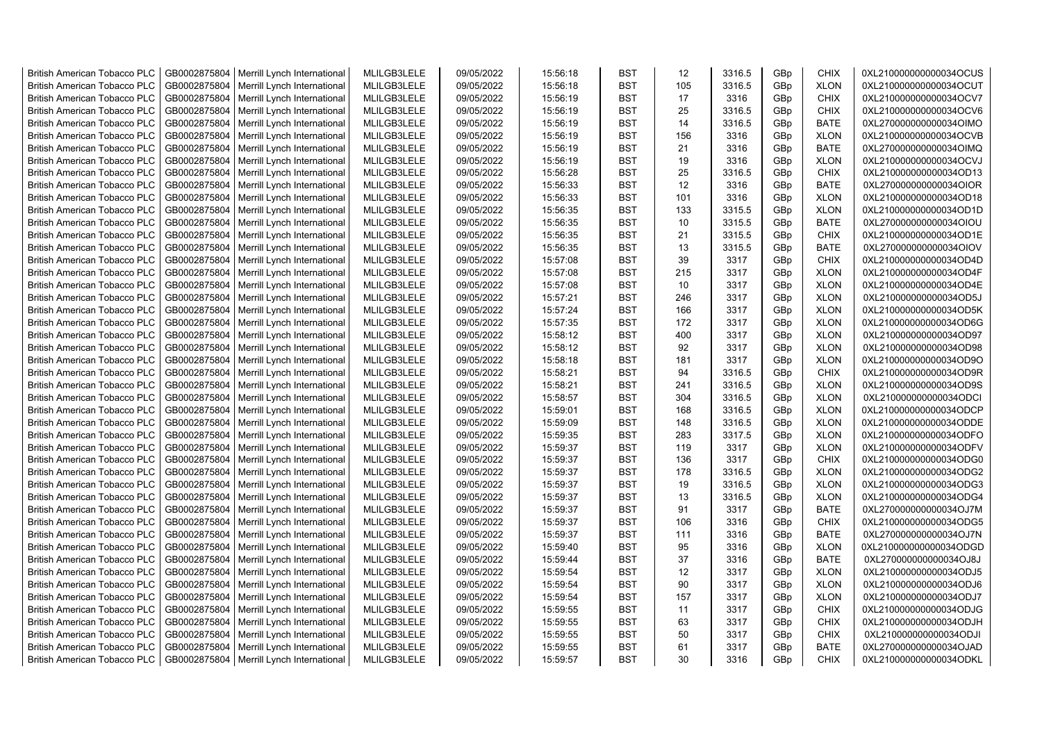| British American Tobacco PLC | GB0002875804 | Merrill Lynch International | MLILGB3LELE | 09/05/2022 | 15:56:18 | BST | 12 | 3316.5 | GBp | CHIX | 0XL210000000000034OCUS |
|---|---|---|---|---|---|---|---|---|---|---|---|
| British American Tobacco PLC | GB0002875804 | Merrill Lynch International | MLILGB3LELE | 09/05/2022 | 15:56:18 | BST | 105 | 3316.5 | GBp | XLON | 0XL210000000000034OCUT |
| British American Tobacco PLC | GB0002875804 | Merrill Lynch International | MLILGB3LELE | 09/05/2022 | 15:56:19 | BST | 17 | 3316 | GBp | CHIX | 0XL210000000000034OCV7 |
| British American Tobacco PLC | GB0002875804 | Merrill Lynch International | MLILGB3LELE | 09/05/2022 | 15:56:19 | BST | 25 | 3316.5 | GBp | CHIX | 0XL210000000000034OCV6 |
| British American Tobacco PLC | GB0002875804 | Merrill Lynch International | MLILGB3LELE | 09/05/2022 | 15:56:19 | BST | 14 | 3316.5 | GBp | BATE | 0XL270000000000034OIMO |
| British American Tobacco PLC | GB0002875804 | Merrill Lynch International | MLILGB3LELE | 09/05/2022 | 15:56:19 | BST | 156 | 3316 | GBp | XLON | 0XL210000000000034OCVB |
| British American Tobacco PLC | GB0002875804 | Merrill Lynch International | MLILGB3LELE | 09/05/2022 | 15:56:19 | BST | 21 | 3316 | GBp | BATE | 0XL270000000000034OIMQ |
| British American Tobacco PLC | GB0002875804 | Merrill Lynch International | MLILGB3LELE | 09/05/2022 | 15:56:19 | BST | 19 | 3316 | GBp | XLON | 0XL210000000000034OCVJ |
| British American Tobacco PLC | GB0002875804 | Merrill Lynch International | MLILGB3LELE | 09/05/2022 | 15:56:28 | BST | 25 | 3316.5 | GBp | CHIX | 0XL210000000000034OD13 |
| British American Tobacco PLC | GB0002875804 | Merrill Lynch International | MLILGB3LELE | 09/05/2022 | 15:56:33 | BST | 12 | 3316 | GBp | BATE | 0XL270000000000034OIOR |
| British American Tobacco PLC | GB0002875804 | Merrill Lynch International | MLILGB3LELE | 09/05/2022 | 15:56:33 | BST | 101 | 3316 | GBp | XLON | 0XL210000000000034OD18 |
| British American Tobacco PLC | GB0002875804 | Merrill Lynch International | MLILGB3LELE | 09/05/2022 | 15:56:35 | BST | 133 | 3315.5 | GBp | XLON | 0XL210000000000034OD1D |
| British American Tobacco PLC | GB0002875804 | Merrill Lynch International | MLILGB3LELE | 09/05/2022 | 15:56:35 | BST | 10 | 3315.5 | GBp | BATE | 0XL270000000000034OIOU |
| British American Tobacco PLC | GB0002875804 | Merrill Lynch International | MLILGB3LELE | 09/05/2022 | 15:56:35 | BST | 21 | 3315.5 | GBp | CHIX | 0XL210000000000034OD1E |
| British American Tobacco PLC | GB0002875804 | Merrill Lynch International | MLILGB3LELE | 09/05/2022 | 15:56:35 | BST | 13 | 3315.5 | GBp | BATE | 0XL270000000000034OIOV |
| British American Tobacco PLC | GB0002875804 | Merrill Lynch International | MLILGB3LELE | 09/05/2022 | 15:57:08 | BST | 39 | 3317 | GBp | CHIX | 0XL210000000000034OD4D |
| British American Tobacco PLC | GB0002875804 | Merrill Lynch International | MLILGB3LELE | 09/05/2022 | 15:57:08 | BST | 215 | 3317 | GBp | XLON | 0XL210000000000034OD4F |
| British American Tobacco PLC | GB0002875804 | Merrill Lynch International | MLILGB3LELE | 09/05/2022 | 15:57:08 | BST | 10 | 3317 | GBp | XLON | 0XL210000000000034OD4E |
| British American Tobacco PLC | GB0002875804 | Merrill Lynch International | MLILGB3LELE | 09/05/2022 | 15:57:21 | BST | 246 | 3317 | GBp | XLON | 0XL210000000000034OD5J |
| British American Tobacco PLC | GB0002875804 | Merrill Lynch International | MLILGB3LELE | 09/05/2022 | 15:57:24 | BST | 166 | 3317 | GBp | XLON | 0XL210000000000034OD5K |
| British American Tobacco PLC | GB0002875804 | Merrill Lynch International | MLILGB3LELE | 09/05/2022 | 15:57:35 | BST | 172 | 3317 | GBp | XLON | 0XL210000000000034OD6G |
| British American Tobacco PLC | GB0002875804 | Merrill Lynch International | MLILGB3LELE | 09/05/2022 | 15:58:12 | BST | 400 | 3317 | GBp | XLON | 0XL210000000000034OD97 |
| British American Tobacco PLC | GB0002875804 | Merrill Lynch International | MLILGB3LELE | 09/05/2022 | 15:58:12 | BST | 92 | 3317 | GBp | XLON | 0XL210000000000034OD98 |
| British American Tobacco PLC | GB0002875804 | Merrill Lynch International | MLILGB3LELE | 09/05/2022 | 15:58:18 | BST | 181 | 3317 | GBp | XLON | 0XL210000000000034OD9O |
| British American Tobacco PLC | GB0002875804 | Merrill Lynch International | MLILGB3LELE | 09/05/2022 | 15:58:21 | BST | 94 | 3316.5 | GBp | CHIX | 0XL210000000000034OD9R |
| British American Tobacco PLC | GB0002875804 | Merrill Lynch International | MLILGB3LELE | 09/05/2022 | 15:58:21 | BST | 241 | 3316.5 | GBp | XLON | 0XL210000000000034OD9S |
| British American Tobacco PLC | GB0002875804 | Merrill Lynch International | MLILGB3LELE | 09/05/2022 | 15:58:57 | BST | 304 | 3316.5 | GBp | XLON | 0XL210000000000034ODCI |
| British American Tobacco PLC | GB0002875804 | Merrill Lynch International | MLILGB3LELE | 09/05/2022 | 15:59:01 | BST | 168 | 3316.5 | GBp | XLON | 0XL210000000000034ODCP |
| British American Tobacco PLC | GB0002875804 | Merrill Lynch International | MLILGB3LELE | 09/05/2022 | 15:59:09 | BST | 148 | 3316.5 | GBp | XLON | 0XL210000000000034ODDE |
| British American Tobacco PLC | GB0002875804 | Merrill Lynch International | MLILGB3LELE | 09/05/2022 | 15:59:35 | BST | 283 | 3317.5 | GBp | XLON | 0XL210000000000034ODFO |
| British American Tobacco PLC | GB0002875804 | Merrill Lynch International | MLILGB3LELE | 09/05/2022 | 15:59:37 | BST | 119 | 3317 | GBp | XLON | 0XL210000000000034ODFV |
| British American Tobacco PLC | GB0002875804 | Merrill Lynch International | MLILGB3LELE | 09/05/2022 | 15:59:37 | BST | 136 | 3317 | GBp | CHIX | 0XL210000000000034ODG0 |
| British American Tobacco PLC | GB0002875804 | Merrill Lynch International | MLILGB3LELE | 09/05/2022 | 15:59:37 | BST | 178 | 3316.5 | GBp | XLON | 0XL210000000000034ODG2 |
| British American Tobacco PLC | GB0002875804 | Merrill Lynch International | MLILGB3LELE | 09/05/2022 | 15:59:37 | BST | 19 | 3316.5 | GBp | XLON | 0XL210000000000034ODG3 |
| British American Tobacco PLC | GB0002875804 | Merrill Lynch International | MLILGB3LELE | 09/05/2022 | 15:59:37 | BST | 13 | 3316.5 | GBp | XLON | 0XL210000000000034ODG4 |
| British American Tobacco PLC | GB0002875804 | Merrill Lynch International | MLILGB3LELE | 09/05/2022 | 15:59:37 | BST | 91 | 3317 | GBp | BATE | 0XL270000000000034OJ7M |
| British American Tobacco PLC | GB0002875804 | Merrill Lynch International | MLILGB3LELE | 09/05/2022 | 15:59:37 | BST | 106 | 3316 | GBp | CHIX | 0XL210000000000034ODG5 |
| British American Tobacco PLC | GB0002875804 | Merrill Lynch International | MLILGB3LELE | 09/05/2022 | 15:59:37 | BST | 111 | 3316 | GBp | BATE | 0XL270000000000034OJ7N |
| British American Tobacco PLC | GB0002875804 | Merrill Lynch International | MLILGB3LELE | 09/05/2022 | 15:59:40 | BST | 95 | 3316 | GBp | XLON | 0XL210000000000034ODGD |
| British American Tobacco PLC | GB0002875804 | Merrill Lynch International | MLILGB3LELE | 09/05/2022 | 15:59:44 | BST | 37 | 3316 | GBp | BATE | 0XL270000000000034OJ8J |
| British American Tobacco PLC | GB0002875804 | Merrill Lynch International | MLILGB3LELE | 09/05/2022 | 15:59:54 | BST | 12 | 3317 | GBp | XLON | 0XL210000000000034ODJ5 |
| British American Tobacco PLC | GB0002875804 | Merrill Lynch International | MLILGB3LELE | 09/05/2022 | 15:59:54 | BST | 90 | 3317 | GBp | XLON | 0XL210000000000034ODJ6 |
| British American Tobacco PLC | GB0002875804 | Merrill Lynch International | MLILGB3LELE | 09/05/2022 | 15:59:54 | BST | 157 | 3317 | GBp | XLON | 0XL210000000000034ODJ7 |
| British American Tobacco PLC | GB0002875804 | Merrill Lynch International | MLILGB3LELE | 09/05/2022 | 15:59:55 | BST | 11 | 3317 | GBp | CHIX | 0XL210000000000034ODJG |
| British American Tobacco PLC | GB0002875804 | Merrill Lynch International | MLILGB3LELE | 09/05/2022 | 15:59:55 | BST | 63 | 3317 | GBp | CHIX | 0XL210000000000034ODJH |
| British American Tobacco PLC | GB0002875804 | Merrill Lynch International | MLILGB3LELE | 09/05/2022 | 15:59:55 | BST | 50 | 3317 | GBp | CHIX | 0XL210000000000034ODJI |
| British American Tobacco PLC | GB0002875804 | Merrill Lynch International | MLILGB3LELE | 09/05/2022 | 15:59:55 | BST | 61 | 3317 | GBp | BATE | 0XL270000000000034OJAD |
| British American Tobacco PLC | GB0002875804 | Merrill Lynch International | MLILGB3LELE | 09/05/2022 | 15:59:57 | BST | 30 | 3316 | GBp | CHIX | 0XL210000000000034ODKL |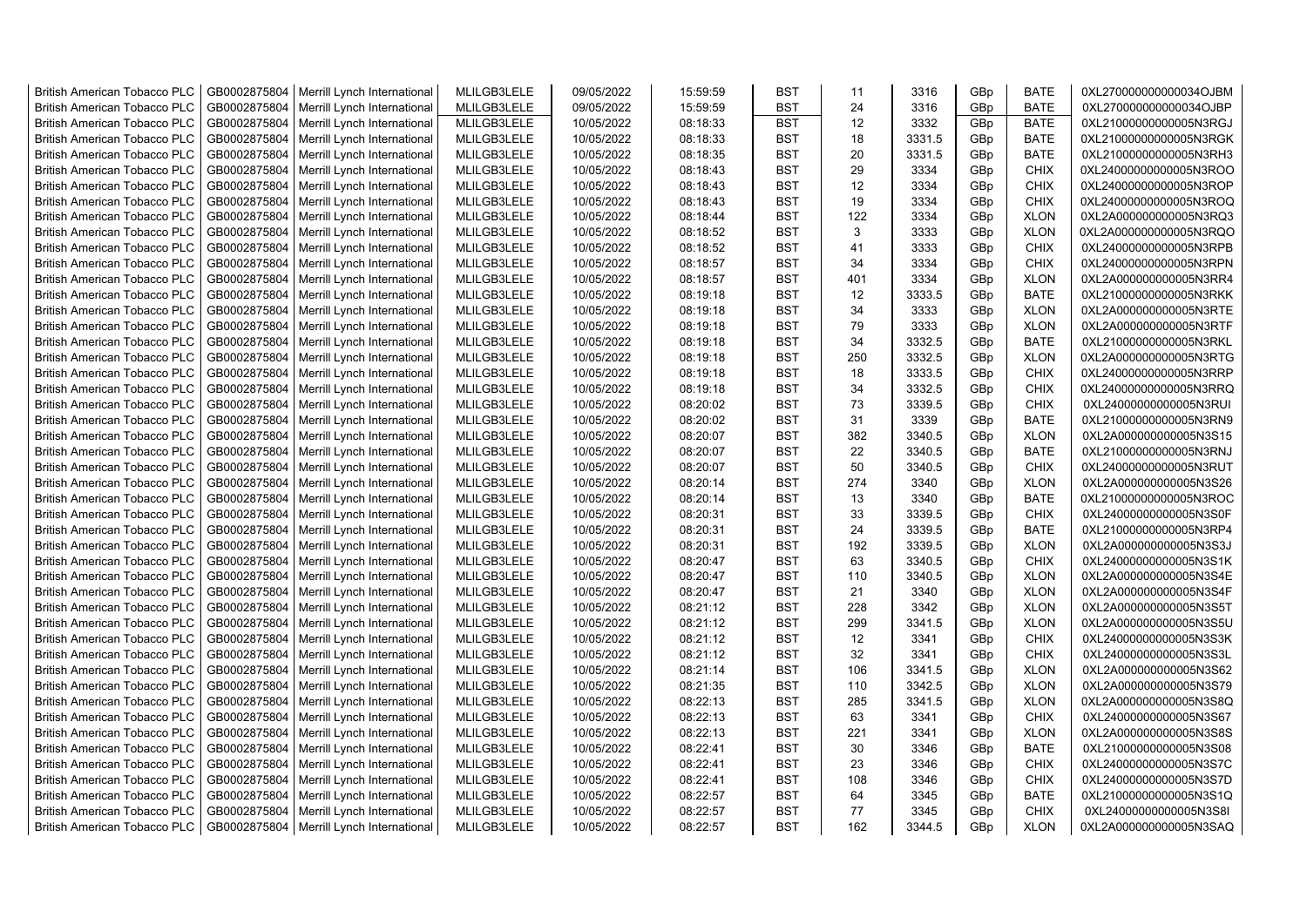| British American Tobacco PLC | GB0002875804 | Merrill Lynch International | MLILGB3LELE | 09/05/2022 | 15:59:59 | BST | 11 | 3316 | GBp | BATE | 0XL270000000000034OJBM |
|---|---|---|---|---|---|---|---|---|---|---|---|
| British American Tobacco PLC | GB0002875804 | Merrill Lynch International | MLILGB3LELE | 09/05/2022 | 15:59:59 | BST | 24 | 3316 | GBp | BATE | 0XL270000000000034OJBP |
| British American Tobacco PLC | GB0002875804 | Merrill Lynch International | MLILGB3LELE | 10/05/2022 | 08:18:33 | BST | 12 | 3332 | GBp | BATE | 0XL21000000000005N3RGJ |
| British American Tobacco PLC | GB0002875804 | Merrill Lynch International | MLILGB3LELE | 10/05/2022 | 08:18:33 | BST | 18 | 3331.5 | GBp | BATE | 0XL21000000000005N3RGK |
| British American Tobacco PLC | GB0002875804 | Merrill Lynch International | MLILGB3LELE | 10/05/2022 | 08:18:35 | BST | 20 | 3331.5 | GBp | BATE | 0XL21000000000005N3RH3 |
| British American Tobacco PLC | GB0002875804 | Merrill Lynch International | MLILGB3LELE | 10/05/2022 | 08:18:43 | BST | 29 | 3334 | GBp | CHIX | 0XL24000000000005N3ROO |
| British American Tobacco PLC | GB0002875804 | Merrill Lynch International | MLILGB3LELE | 10/05/2022 | 08:18:43 | BST | 12 | 3334 | GBp | CHIX | 0XL24000000000005N3ROP |
| British American Tobacco PLC | GB0002875804 | Merrill Lynch International | MLILGB3LELE | 10/05/2022 | 08:18:43 | BST | 19 | 3334 | GBp | CHIX | 0XL24000000000005N3ROQ |
| British American Tobacco PLC | GB0002875804 | Merrill Lynch International | MLILGB3LELE | 10/05/2022 | 08:18:44 | BST | 122 | 3334 | GBp | XLON | 0XL2A000000000005N3RQ3 |
| British American Tobacco PLC | GB0002875804 | Merrill Lynch International | MLILGB3LELE | 10/05/2022 | 08:18:52 | BST | 3 | 3333 | GBp | XLON | 0XL2A000000000005N3RQO |
| British American Tobacco PLC | GB0002875804 | Merrill Lynch International | MLILGB3LELE | 10/05/2022 | 08:18:52 | BST | 41 | 3333 | GBp | CHIX | 0XL24000000000005N3RPB |
| British American Tobacco PLC | GB0002875804 | Merrill Lynch International | MLILGB3LELE | 10/05/2022 | 08:18:57 | BST | 34 | 3334 | GBp | CHIX | 0XL24000000000005N3RPN |
| British American Tobacco PLC | GB0002875804 | Merrill Lynch International | MLILGB3LELE | 10/05/2022 | 08:18:57 | BST | 401 | 3334 | GBp | XLON | 0XL2A000000000005N3RR4 |
| British American Tobacco PLC | GB0002875804 | Merrill Lynch International | MLILGB3LELE | 10/05/2022 | 08:19:18 | BST | 12 | 3333.5 | GBp | BATE | 0XL21000000000005N3RKK |
| British American Tobacco PLC | GB0002875804 | Merrill Lynch International | MLILGB3LELE | 10/05/2022 | 08:19:18 | BST | 34 | 3333 | GBp | XLON | 0XL2A000000000005N3RTE |
| British American Tobacco PLC | GB0002875804 | Merrill Lynch International | MLILGB3LELE | 10/05/2022 | 08:19:18 | BST | 79 | 3333 | GBp | XLON | 0XL2A000000000005N3RTF |
| British American Tobacco PLC | GB0002875804 | Merrill Lynch International | MLILGB3LELE | 10/05/2022 | 08:19:18 | BST | 34 | 3332.5 | GBp | BATE | 0XL21000000000005N3RKL |
| British American Tobacco PLC | GB0002875804 | Merrill Lynch International | MLILGB3LELE | 10/05/2022 | 08:19:18 | BST | 250 | 3332.5 | GBp | XLON | 0XL2A000000000005N3RTG |
| British American Tobacco PLC | GB0002875804 | Merrill Lynch International | MLILGB3LELE | 10/05/2022 | 08:19:18 | BST | 18 | 3333.5 | GBp | CHIX | 0XL24000000000005N3RRP |
| British American Tobacco PLC | GB0002875804 | Merrill Lynch International | MLILGB3LELE | 10/05/2022 | 08:19:18 | BST | 34 | 3332.5 | GBp | CHIX | 0XL24000000000005N3RRQ |
| British American Tobacco PLC | GB0002875804 | Merrill Lynch International | MLILGB3LELE | 10/05/2022 | 08:20:02 | BST | 73 | 3339.5 | GBp | CHIX | 0XL24000000000005N3RUI |
| British American Tobacco PLC | GB0002875804 | Merrill Lynch International | MLILGB3LELE | 10/05/2022 | 08:20:02 | BST | 31 | 3339 | GBp | BATE | 0XL21000000000005N3RN9 |
| British American Tobacco PLC | GB0002875804 | Merrill Lynch International | MLILGB3LELE | 10/05/2022 | 08:20:07 | BST | 382 | 3340.5 | GBp | XLON | 0XL2A000000000005N3S15 |
| British American Tobacco PLC | GB0002875804 | Merrill Lynch International | MLILGB3LELE | 10/05/2022 | 08:20:07 | BST | 22 | 3340.5 | GBp | BATE | 0XL21000000000005N3RNJ |
| British American Tobacco PLC | GB0002875804 | Merrill Lynch International | MLILGB3LELE | 10/05/2022 | 08:20:07 | BST | 50 | 3340.5 | GBp | CHIX | 0XL24000000000005N3RUT |
| British American Tobacco PLC | GB0002875804 | Merrill Lynch International | MLILGB3LELE | 10/05/2022 | 08:20:14 | BST | 274 | 3340 | GBp | XLON | 0XL2A000000000005N3S26 |
| British American Tobacco PLC | GB0002875804 | Merrill Lynch International | MLILGB3LELE | 10/05/2022 | 08:20:14 | BST | 13 | 3340 | GBp | BATE | 0XL21000000000005N3ROC |
| British American Tobacco PLC | GB0002875804 | Merrill Lynch International | MLILGB3LELE | 10/05/2022 | 08:20:31 | BST | 33 | 3339.5 | GBp | CHIX | 0XL24000000000005N3S0F |
| British American Tobacco PLC | GB0002875804 | Merrill Lynch International | MLILGB3LELE | 10/05/2022 | 08:20:31 | BST | 24 | 3339.5 | GBp | BATE | 0XL21000000000005N3RP4 |
| British American Tobacco PLC | GB0002875804 | Merrill Lynch International | MLILGB3LELE | 10/05/2022 | 08:20:31 | BST | 192 | 3339.5 | GBp | XLON | 0XL2A000000000005N3S3J |
| British American Tobacco PLC | GB0002875804 | Merrill Lynch International | MLILGB3LELE | 10/05/2022 | 08:20:47 | BST | 63 | 3340.5 | GBp | CHIX | 0XL24000000000005N3S1K |
| British American Tobacco PLC | GB0002875804 | Merrill Lynch International | MLILGB3LELE | 10/05/2022 | 08:20:47 | BST | 110 | 3340.5 | GBp | XLON | 0XL2A000000000005N3S4E |
| British American Tobacco PLC | GB0002875804 | Merrill Lynch International | MLILGB3LELE | 10/05/2022 | 08:20:47 | BST | 21 | 3340 | GBp | XLON | 0XL2A000000000005N3S4F |
| British American Tobacco PLC | GB0002875804 | Merrill Lynch International | MLILGB3LELE | 10/05/2022 | 08:21:12 | BST | 228 | 3342 | GBp | XLON | 0XL2A000000000005N3S5T |
| British American Tobacco PLC | GB0002875804 | Merrill Lynch International | MLILGB3LELE | 10/05/2022 | 08:21:12 | BST | 299 | 3341.5 | GBp | XLON | 0XL2A000000000005N3S5U |
| British American Tobacco PLC | GB0002875804 | Merrill Lynch International | MLILGB3LELE | 10/05/2022 | 08:21:12 | BST | 12 | 3341 | GBp | CHIX | 0XL24000000000005N3S3K |
| British American Tobacco PLC | GB0002875804 | Merrill Lynch International | MLILGB3LELE | 10/05/2022 | 08:21:12 | BST | 32 | 3341 | GBp | CHIX | 0XL24000000000005N3S3L |
| British American Tobacco PLC | GB0002875804 | Merrill Lynch International | MLILGB3LELE | 10/05/2022 | 08:21:14 | BST | 106 | 3341.5 | GBp | XLON | 0XL2A000000000005N3S62 |
| British American Tobacco PLC | GB0002875804 | Merrill Lynch International | MLILGB3LELE | 10/05/2022 | 08:21:35 | BST | 110 | 3342.5 | GBp | XLON | 0XL2A000000000005N3S79 |
| British American Tobacco PLC | GB0002875804 | Merrill Lynch International | MLILGB3LELE | 10/05/2022 | 08:22:13 | BST | 285 | 3341.5 | GBp | XLON | 0XL2A000000000005N3S8Q |
| British American Tobacco PLC | GB0002875804 | Merrill Lynch International | MLILGB3LELE | 10/05/2022 | 08:22:13 | BST | 63 | 3341 | GBp | CHIX | 0XL24000000000005N3S67 |
| British American Tobacco PLC | GB0002875804 | Merrill Lynch International | MLILGB3LELE | 10/05/2022 | 08:22:13 | BST | 221 | 3341 | GBp | XLON | 0XL2A000000000005N3S8S |
| British American Tobacco PLC | GB0002875804 | Merrill Lynch International | MLILGB3LELE | 10/05/2022 | 08:22:41 | BST | 30 | 3346 | GBp | BATE | 0XL21000000000005N3S08 |
| British American Tobacco PLC | GB0002875804 | Merrill Lynch International | MLILGB3LELE | 10/05/2022 | 08:22:41 | BST | 23 | 3346 | GBp | CHIX | 0XL24000000000005N3S7C |
| British American Tobacco PLC | GB0002875804 | Merrill Lynch International | MLILGB3LELE | 10/05/2022 | 08:22:41 | BST | 108 | 3346 | GBp | CHIX | 0XL24000000000005N3S7D |
| British American Tobacco PLC | GB0002875804 | Merrill Lynch International | MLILGB3LELE | 10/05/2022 | 08:22:57 | BST | 64 | 3345 | GBp | BATE | 0XL21000000000005N3S1Q |
| British American Tobacco PLC | GB0002875804 | Merrill Lynch International | MLILGB3LELE | 10/05/2022 | 08:22:57 | BST | 77 | 3345 | GBp | CHIX | 0XL24000000000005N3S8I |
| British American Tobacco PLC | GB0002875804 | Merrill Lynch International | MLILGB3LELE | 10/05/2022 | 08:22:57 | BST | 162 | 3344.5 | GBp | XLON | 0XL2A000000000005N3SAQ |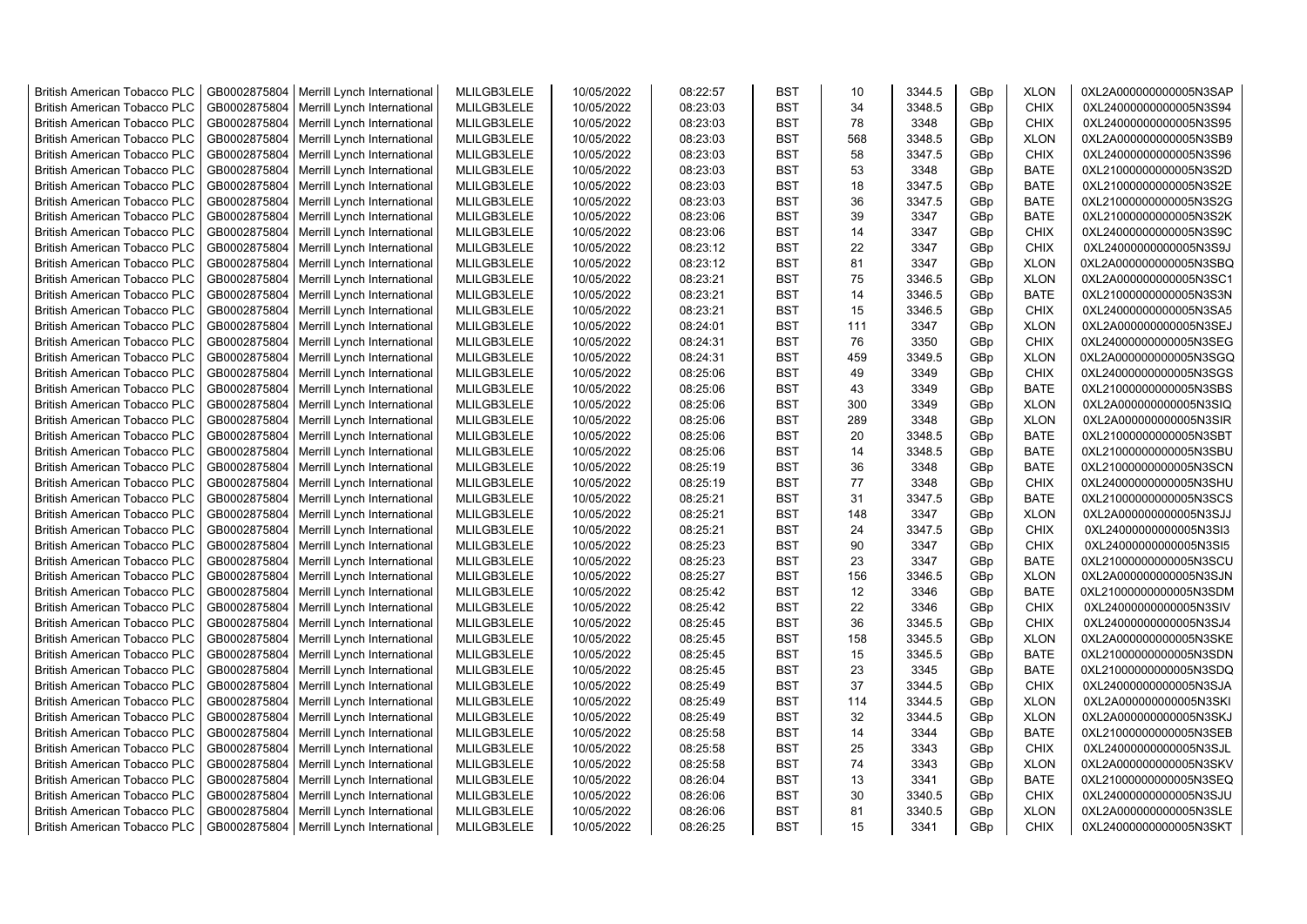| | | | | | | | | | | | |
|---|---|---|---|---|---|---|---|---|---|---|---|
| British American Tobacco PLC | GB0002875804 | Merrill Lynch International | MLILGB3LELE | 10/05/2022 | 08:22:57 | BST | 10 | 3344.5 | GBp | XLON | 0XL2A000000000005N3SAP |
| British American Tobacco PLC | GB0002875804 | Merrill Lynch International | MLILGB3LELE | 10/05/2022 | 08:23:03 | BST | 34 | 3348.5 | GBp | CHIX | 0XL24000000000005N3S94 |
| British American Tobacco PLC | GB0002875804 | Merrill Lynch International | MLILGB3LELE | 10/05/2022 | 08:23:03 | BST | 78 | 3348 | GBp | CHIX | 0XL24000000000005N3S95 |
| British American Tobacco PLC | GB0002875804 | Merrill Lynch International | MLILGB3LELE | 10/05/2022 | 08:23:03 | BST | 568 | 3348.5 | GBp | XLON | 0XL2A000000000005N3SB9 |
| British American Tobacco PLC | GB0002875804 | Merrill Lynch International | MLILGB3LELE | 10/05/2022 | 08:23:03 | BST | 58 | 3347.5 | GBp | CHIX | 0XL24000000000005N3S96 |
| British American Tobacco PLC | GB0002875804 | Merrill Lynch International | MLILGB3LELE | 10/05/2022 | 08:23:03 | BST | 53 | 3348 | GBp | BATE | 0XL21000000000005N3S2D |
| British American Tobacco PLC | GB0002875804 | Merrill Lynch International | MLILGB3LELE | 10/05/2022 | 08:23:03 | BST | 18 | 3347.5 | GBp | BATE | 0XL21000000000005N3S2E |
| British American Tobacco PLC | GB0002875804 | Merrill Lynch International | MLILGB3LELE | 10/05/2022 | 08:23:03 | BST | 36 | 3347.5 | GBp | BATE | 0XL21000000000005N3S2G |
| British American Tobacco PLC | GB0002875804 | Merrill Lynch International | MLILGB3LELE | 10/05/2022 | 08:23:06 | BST | 39 | 3347 | GBp | BATE | 0XL21000000000005N3S2K |
| British American Tobacco PLC | GB0002875804 | Merrill Lynch International | MLILGB3LELE | 10/05/2022 | 08:23:06 | BST | 14 | 3347 | GBp | CHIX | 0XL24000000000005N3S9C |
| British American Tobacco PLC | GB0002875804 | Merrill Lynch International | MLILGB3LELE | 10/05/2022 | 08:23:12 | BST | 22 | 3347 | GBp | CHIX | 0XL24000000000005N3S9J |
| British American Tobacco PLC | GB0002875804 | Merrill Lynch International | MLILGB3LELE | 10/05/2022 | 08:23:12 | BST | 81 | 3347 | GBp | XLON | 0XL2A000000000005N3SBQ |
| British American Tobacco PLC | GB0002875804 | Merrill Lynch International | MLILGB3LELE | 10/05/2022 | 08:23:21 | BST | 75 | 3346.5 | GBp | XLON | 0XL2A000000000005N3SC1 |
| British American Tobacco PLC | GB0002875804 | Merrill Lynch International | MLILGB3LELE | 10/05/2022 | 08:23:21 | BST | 14 | 3346.5 | GBp | BATE | 0XL21000000000005N3S3N |
| British American Tobacco PLC | GB0002875804 | Merrill Lynch International | MLILGB3LELE | 10/05/2022 | 08:23:21 | BST | 15 | 3346.5 | GBp | CHIX | 0XL24000000000005N3SA5 |
| British American Tobacco PLC | GB0002875804 | Merrill Lynch International | MLILGB3LELE | 10/05/2022 | 08:24:01 | BST | 111 | 3347 | GBp | XLON | 0XL2A000000000005N3SEJ |
| British American Tobacco PLC | GB0002875804 | Merrill Lynch International | MLILGB3LELE | 10/05/2022 | 08:24:31 | BST | 76 | 3350 | GBp | CHIX | 0XL24000000000005N3SEG |
| British American Tobacco PLC | GB0002875804 | Merrill Lynch International | MLILGB3LELE | 10/05/2022 | 08:24:31 | BST | 459 | 3349.5 | GBp | XLON | 0XL2A000000000005N3SGQ |
| British American Tobacco PLC | GB0002875804 | Merrill Lynch International | MLILGB3LELE | 10/05/2022 | 08:25:06 | BST | 49 | 3349 | GBp | CHIX | 0XL24000000000005N3SGS |
| British American Tobacco PLC | GB0002875804 | Merrill Lynch International | MLILGB3LELE | 10/05/2022 | 08:25:06 | BST | 43 | 3349 | GBp | BATE | 0XL21000000000005N3SBS |
| British American Tobacco PLC | GB0002875804 | Merrill Lynch International | MLILGB3LELE | 10/05/2022 | 08:25:06 | BST | 300 | 3349 | GBp | XLON | 0XL2A000000000005N3SIQ |
| British American Tobacco PLC | GB0002875804 | Merrill Lynch International | MLILGB3LELE | 10/05/2022 | 08:25:06 | BST | 289 | 3348 | GBp | XLON | 0XL2A000000000005N3SIR |
| British American Tobacco PLC | GB0002875804 | Merrill Lynch International | MLILGB3LELE | 10/05/2022 | 08:25:06 | BST | 20 | 3348.5 | GBp | BATE | 0XL21000000000005N3SBT |
| British American Tobacco PLC | GB0002875804 | Merrill Lynch International | MLILGB3LELE | 10/05/2022 | 08:25:06 | BST | 14 | 3348.5 | GBp | BATE | 0XL21000000000005N3SBU |
| British American Tobacco PLC | GB0002875804 | Merrill Lynch International | MLILGB3LELE | 10/05/2022 | 08:25:19 | BST | 36 | 3348 | GBp | BATE | 0XL21000000000005N3SCN |
| British American Tobacco PLC | GB0002875804 | Merrill Lynch International | MLILGB3LELE | 10/05/2022 | 08:25:19 | BST | 77 | 3348 | GBp | CHIX | 0XL24000000000005N3SHU |
| British American Tobacco PLC | GB0002875804 | Merrill Lynch International | MLILGB3LELE | 10/05/2022 | 08:25:21 | BST | 31 | 3347.5 | GBp | BATE | 0XL21000000000005N3SCS |
| British American Tobacco PLC | GB0002875804 | Merrill Lynch International | MLILGB3LELE | 10/05/2022 | 08:25:21 | BST | 148 | 3347 | GBp | XLON | 0XL2A000000000005N3SJJ |
| British American Tobacco PLC | GB0002875804 | Merrill Lynch International | MLILGB3LELE | 10/05/2022 | 08:25:21 | BST | 24 | 3347.5 | GBp | CHIX | 0XL24000000000005N3SI3 |
| British American Tobacco PLC | GB0002875804 | Merrill Lynch International | MLILGB3LELE | 10/05/2022 | 08:25:23 | BST | 90 | 3347 | GBp | CHIX | 0XL24000000000005N3SI5 |
| British American Tobacco PLC | GB0002875804 | Merrill Lynch International | MLILGB3LELE | 10/05/2022 | 08:25:23 | BST | 23 | 3347 | GBp | BATE | 0XL21000000000005N3SCU |
| British American Tobacco PLC | GB0002875804 | Merrill Lynch International | MLILGB3LELE | 10/05/2022 | 08:25:27 | BST | 156 | 3346.5 | GBp | XLON | 0XL2A000000000005N3SJN |
| British American Tobacco PLC | GB0002875804 | Merrill Lynch International | MLILGB3LELE | 10/05/2022 | 08:25:42 | BST | 12 | 3346 | GBp | BATE | 0XL21000000000005N3SDM |
| British American Tobacco PLC | GB0002875804 | Merrill Lynch International | MLILGB3LELE | 10/05/2022 | 08:25:42 | BST | 22 | 3346 | GBp | CHIX | 0XL24000000000005N3SIV |
| British American Tobacco PLC | GB0002875804 | Merrill Lynch International | MLILGB3LELE | 10/05/2022 | 08:25:45 | BST | 36 | 3345.5 | GBp | CHIX | 0XL24000000000005N3SJ4 |
| British American Tobacco PLC | GB0002875804 | Merrill Lynch International | MLILGB3LELE | 10/05/2022 | 08:25:45 | BST | 158 | 3345.5 | GBp | XLON | 0XL2A000000000005N3SKE |
| British American Tobacco PLC | GB0002875804 | Merrill Lynch International | MLILGB3LELE | 10/05/2022 | 08:25:45 | BST | 15 | 3345.5 | GBp | BATE | 0XL21000000000005N3SDN |
| British American Tobacco PLC | GB0002875804 | Merrill Lynch International | MLILGB3LELE | 10/05/2022 | 08:25:45 | BST | 23 | 3345 | GBp | BATE | 0XL21000000000005N3SDQ |
| British American Tobacco PLC | GB0002875804 | Merrill Lynch International | MLILGB3LELE | 10/05/2022 | 08:25:49 | BST | 37 | 3344.5 | GBp | CHIX | 0XL24000000000005N3SJA |
| British American Tobacco PLC | GB0002875804 | Merrill Lynch International | MLILGB3LELE | 10/05/2022 | 08:25:49 | BST | 114 | 3344.5 | GBp | XLON | 0XL2A000000000005N3SKI |
| British American Tobacco PLC | GB0002875804 | Merrill Lynch International | MLILGB3LELE | 10/05/2022 | 08:25:49 | BST | 32 | 3344.5 | GBp | XLON | 0XL2A000000000005N3SKJ |
| British American Tobacco PLC | GB0002875804 | Merrill Lynch International | MLILGB3LELE | 10/05/2022 | 08:25:58 | BST | 14 | 3344 | GBp | BATE | 0XL21000000000005N3SEB |
| British American Tobacco PLC | GB0002875804 | Merrill Lynch International | MLILGB3LELE | 10/05/2022 | 08:25:58 | BST | 25 | 3343 | GBp | CHIX | 0XL24000000000005N3SJL |
| British American Tobacco PLC | GB0002875804 | Merrill Lynch International | MLILGB3LELE | 10/05/2022 | 08:25:58 | BST | 74 | 3343 | GBp | XLON | 0XL2A000000000005N3SKV |
| British American Tobacco PLC | GB0002875804 | Merrill Lynch International | MLILGB3LELE | 10/05/2022 | 08:26:04 | BST | 13 | 3341 | GBp | BATE | 0XL21000000000005N3SEQ |
| British American Tobacco PLC | GB0002875804 | Merrill Lynch International | MLILGB3LELE | 10/05/2022 | 08:26:06 | BST | 30 | 3340.5 | GBp | CHIX | 0XL24000000000005N3SJU |
| British American Tobacco PLC | GB0002875804 | Merrill Lynch International | MLILGB3LELE | 10/05/2022 | 08:26:06 | BST | 81 | 3340.5 | GBp | XLON | 0XL2A000000000005N3SLE |
| British American Tobacco PLC | GB0002875804 | Merrill Lynch International | MLILGB3LELE | 10/05/2022 | 08:26:25 | BST | 15 | 3341 | GBp | CHIX | 0XL24000000000005N3SKT |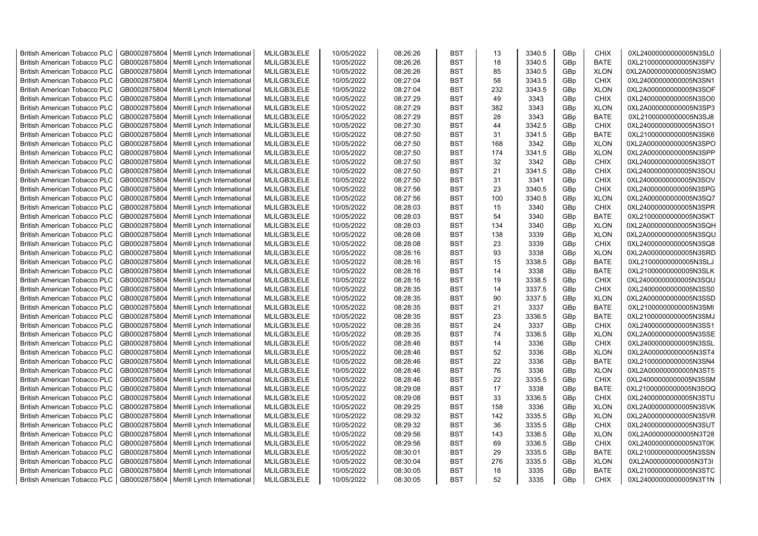| British American Tobacco PLC | GB0002875804 | Merrill Lynch International | MLILGB3LELE | 10/05/2022 | 08:26:26 | BST | 13 | 3340.5 | GBp | CHIX | 0XL24000000000005N3SL0 |
|---|---|---|---|---|---|---|---|---|---|---|---|
| British American Tobacco PLC | GB0002875804 | Merrill Lynch International | MLILGB3LELE | 10/05/2022 | 08:26:26 | BST | 18 | 3340.5 | GBp | BATE | 0XL21000000000005N3SFV |
| British American Tobacco PLC | GB0002875804 | Merrill Lynch International | MLILGB3LELE | 10/05/2022 | 08:26:26 | BST | 85 | 3340.5 | GBp | XLON | 0XL2A000000000005N3SMO |
| British American Tobacco PLC | GB0002875804 | Merrill Lynch International | MLILGB3LELE | 10/05/2022 | 08:27:04 | BST | 58 | 3343.5 | GBp | CHIX | 0XL24000000000005N3SN1 |
| British American Tobacco PLC | GB0002875804 | Merrill Lynch International | MLILGB3LELE | 10/05/2022 | 08:27:04 | BST | 232 | 3343.5 | GBp | XLON | 0XL2A000000000005N3SOF |
| British American Tobacco PLC | GB0002875804 | Merrill Lynch International | MLILGB3LELE | 10/05/2022 | 08:27:29 | BST | 49 | 3343 | GBp | CHIX | 0XL24000000000005N3SO0 |
| British American Tobacco PLC | GB0002875804 | Merrill Lynch International | MLILGB3LELE | 10/05/2022 | 08:27:29 | BST | 382 | 3343 | GBp | XLON | 0XL2A000000000005N3SP3 |
| British American Tobacco PLC | GB0002875804 | Merrill Lynch International | MLILGB3LELE | 10/05/2022 | 08:27:29 | BST | 28 | 3343 | GBp | BATE | 0XL21000000000005N3SJ8 |
| British American Tobacco PLC | GB0002875804 | Merrill Lynch International | MLILGB3LELE | 10/05/2022 | 08:27:30 | BST | 44 | 3342.5 | GBp | CHIX | 0XL24000000000005N3SO1 |
| British American Tobacco PLC | GB0002875804 | Merrill Lynch International | MLILGB3LELE | 10/05/2022 | 08:27:50 | BST | 31 | 3341.5 | GBp | BATE | 0XL21000000000005N3SK6 |
| British American Tobacco PLC | GB0002875804 | Merrill Lynch International | MLILGB3LELE | 10/05/2022 | 08:27:50 | BST | 168 | 3342 | GBp | XLON | 0XL2A000000000005N3SPO |
| British American Tobacco PLC | GB0002875804 | Merrill Lynch International | MLILGB3LELE | 10/05/2022 | 08:27:50 | BST | 174 | 3341.5 | GBp | XLON | 0XL2A000000000005N3SPP |
| British American Tobacco PLC | GB0002875804 | Merrill Lynch International | MLILGB3LELE | 10/05/2022 | 08:27:50 | BST | 32 | 3342 | GBp | CHIX | 0XL24000000000005N3SOT |
| British American Tobacco PLC | GB0002875804 | Merrill Lynch International | MLILGB3LELE | 10/05/2022 | 08:27:50 | BST | 21 | 3341.5 | GBp | CHIX | 0XL24000000000005N3SOU |
| British American Tobacco PLC | GB0002875804 | Merrill Lynch International | MLILGB3LELE | 10/05/2022 | 08:27:50 | BST | 31 | 3341 | GBp | CHIX | 0XL24000000000005N3SOV |
| British American Tobacco PLC | GB0002875804 | Merrill Lynch International | MLILGB3LELE | 10/05/2022 | 08:27:56 | BST | 23 | 3340.5 | GBp | CHIX | 0XL24000000000005N3SPG |
| British American Tobacco PLC | GB0002875804 | Merrill Lynch International | MLILGB3LELE | 10/05/2022 | 08:27:56 | BST | 100 | 3340.5 | GBp | XLON | 0XL2A000000000005N3SQ7 |
| British American Tobacco PLC | GB0002875804 | Merrill Lynch International | MLILGB3LELE | 10/05/2022 | 08:28:03 | BST | 15 | 3340 | GBp | CHIX | 0XL24000000000005N3SPR |
| British American Tobacco PLC | GB0002875804 | Merrill Lynch International | MLILGB3LELE | 10/05/2022 | 08:28:03 | BST | 54 | 3340 | GBp | BATE | 0XL21000000000005N3SKT |
| British American Tobacco PLC | GB0002875804 | Merrill Lynch International | MLILGB3LELE | 10/05/2022 | 08:28:03 | BST | 134 | 3340 | GBp | XLON | 0XL2A000000000005N3SQH |
| British American Tobacco PLC | GB0002875804 | Merrill Lynch International | MLILGB3LELE | 10/05/2022 | 08:28:08 | BST | 138 | 3339 | GBp | XLON | 0XL2A000000000005N3SQU |
| British American Tobacco PLC | GB0002875804 | Merrill Lynch International | MLILGB3LELE | 10/05/2022 | 08:28:08 | BST | 23 | 3339 | GBp | CHIX | 0XL24000000000005N3SQ8 |
| British American Tobacco PLC | GB0002875804 | Merrill Lynch International | MLILGB3LELE | 10/05/2022 | 08:28:16 | BST | 93 | 3338 | GBp | XLON | 0XL2A000000000005N3SRD |
| British American Tobacco PLC | GB0002875804 | Merrill Lynch International | MLILGB3LELE | 10/05/2022 | 08:28:16 | BST | 15 | 3338.5 | GBp | BATE | 0XL21000000000005N3SLJ |
| British American Tobacco PLC | GB0002875804 | Merrill Lynch International | MLILGB3LELE | 10/05/2022 | 08:28:16 | BST | 14 | 3338 | GBp | BATE | 0XL21000000000005N3SLK |
| British American Tobacco PLC | GB0002875804 | Merrill Lynch International | MLILGB3LELE | 10/05/2022 | 08:28:16 | BST | 19 | 3338.5 | GBp | CHIX | 0XL24000000000005N3SQU |
| British American Tobacco PLC | GB0002875804 | Merrill Lynch International | MLILGB3LELE | 10/05/2022 | 08:28:35 | BST | 14 | 3337.5 | GBp | CHIX | 0XL24000000000005N3SS0 |
| British American Tobacco PLC | GB0002875804 | Merrill Lynch International | MLILGB3LELE | 10/05/2022 | 08:28:35 | BST | 90 | 3337.5 | GBp | XLON | 0XL2A000000000005N3SSD |
| British American Tobacco PLC | GB0002875804 | Merrill Lynch International | MLILGB3LELE | 10/05/2022 | 08:28:35 | BST | 21 | 3337 | GBp | BATE | 0XL21000000000005N3SMI |
| British American Tobacco PLC | GB0002875804 | Merrill Lynch International | MLILGB3LELE | 10/05/2022 | 08:28:35 | BST | 23 | 3336.5 | GBp | BATE | 0XL21000000000005N3SMJ |
| British American Tobacco PLC | GB0002875804 | Merrill Lynch International | MLILGB3LELE | 10/05/2022 | 08:28:35 | BST | 24 | 3337 | GBp | CHIX | 0XL24000000000005N3SS1 |
| British American Tobacco PLC | GB0002875804 | Merrill Lynch International | MLILGB3LELE | 10/05/2022 | 08:28:35 | BST | 74 | 3336.5 | GBp | XLON | 0XL2A000000000005N3SSE |
| British American Tobacco PLC | GB0002875804 | Merrill Lynch International | MLILGB3LELE | 10/05/2022 | 08:28:46 | BST | 14 | 3336 | GBp | CHIX | 0XL24000000000005N3SSL |
| British American Tobacco PLC | GB0002875804 | Merrill Lynch International | MLILGB3LELE | 10/05/2022 | 08:28:46 | BST | 52 | 3336 | GBp | XLON | 0XL2A000000000005N3ST4 |
| British American Tobacco PLC | GB0002875804 | Merrill Lynch International | MLILGB3LELE | 10/05/2022 | 08:28:46 | BST | 22 | 3336 | GBp | BATE | 0XL21000000000005N3SN4 |
| British American Tobacco PLC | GB0002875804 | Merrill Lynch International | MLILGB3LELE | 10/05/2022 | 08:28:46 | BST | 76 | 3336 | GBp | XLON | 0XL2A000000000005N3ST5 |
| British American Tobacco PLC | GB0002875804 | Merrill Lynch International | MLILGB3LELE | 10/05/2022 | 08:28:46 | BST | 22 | 3335.5 | GBp | CHIX | 0XL24000000000005N3SSM |
| British American Tobacco PLC | GB0002875804 | Merrill Lynch International | MLILGB3LELE | 10/05/2022 | 08:29:08 | BST | 17 | 3338 | GBp | BATE | 0XL21000000000005N3SOQ |
| British American Tobacco PLC | GB0002875804 | Merrill Lynch International | MLILGB3LELE | 10/05/2022 | 08:29:08 | BST | 33 | 3336.5 | GBp | CHIX | 0XL24000000000005N3STU |
| British American Tobacco PLC | GB0002875804 | Merrill Lynch International | MLILGB3LELE | 10/05/2022 | 08:29:25 | BST | 158 | 3336 | GBp | XLON | 0XL2A000000000005N3SVK |
| British American Tobacco PLC | GB0002875804 | Merrill Lynch International | MLILGB3LELE | 10/05/2022 | 08:29:32 | BST | 142 | 3335.5 | GBp | XLON | 0XL2A000000000005N3SVR |
| British American Tobacco PLC | GB0002875804 | Merrill Lynch International | MLILGB3LELE | 10/05/2022 | 08:29:32 | BST | 36 | 3335.5 | GBp | CHIX | 0XL24000000000005N3SUT |
| British American Tobacco PLC | GB0002875804 | Merrill Lynch International | MLILGB3LELE | 10/05/2022 | 08:29:56 | BST | 143 | 3336.5 | GBp | XLON | 0XL2A000000000005N3T28 |
| British American Tobacco PLC | GB0002875804 | Merrill Lynch International | MLILGB3LELE | 10/05/2022 | 08:29:56 | BST | 69 | 3336.5 | GBp | CHIX | 0XL24000000000005N3T0K |
| British American Tobacco PLC | GB0002875804 | Merrill Lynch International | MLILGB3LELE | 10/05/2022 | 08:30:01 | BST | 29 | 3335.5 | GBp | BATE | 0XL21000000000005N3SSN |
| British American Tobacco PLC | GB0002875804 | Merrill Lynch International | MLILGB3LELE | 10/05/2022 | 08:30:04 | BST | 276 | 3335.5 | GBp | XLON | 0XL2A000000000005N3T3I |
| British American Tobacco PLC | GB0002875804 | Merrill Lynch International | MLILGB3LELE | 10/05/2022 | 08:30:05 | BST | 18 | 3335 | GBp | BATE | 0XL21000000000005N3STC |
| British American Tobacco PLC | GB0002875804 | Merrill Lynch International | MLILGB3LELE | 10/05/2022 | 08:30:05 | BST | 52 | 3335 | GBp | CHIX | 0XL24000000000005N3T1N |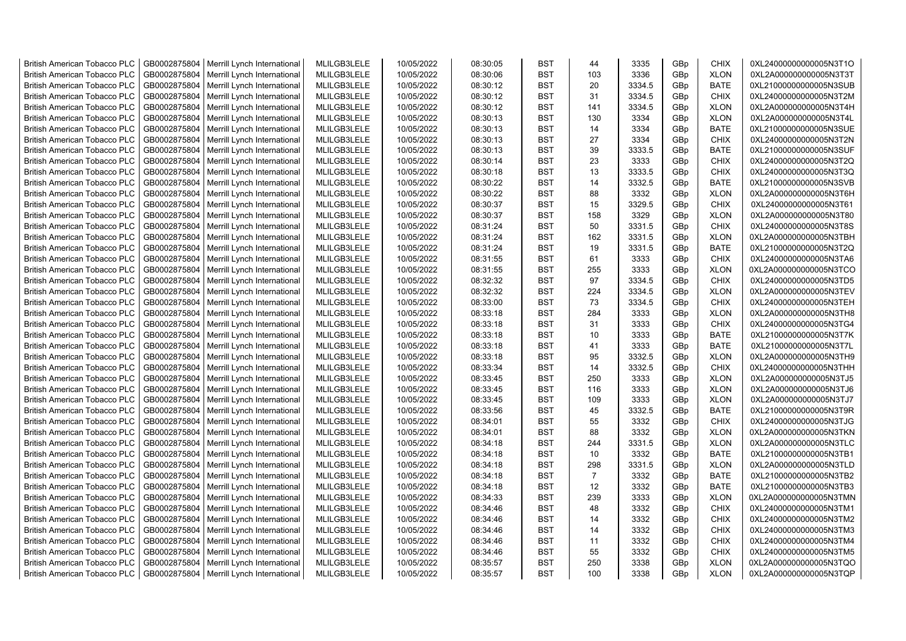| British American Tobacco PLC | GB0002875804 | Merrill Lynch International | MLILGB3LELE | 10/05/2022 | 08:30:05 | BST | 44 | 3335 | GBp | CHIX | 0XL24000000000005N3T1O |
|---|---|---|---|---|---|---|---|---|---|---|---|
| British American Tobacco PLC | GB0002875804 | Merrill Lynch International | MLILGB3LELE | 10/05/2022 | 08:30:06 | BST | 103 | 3336 | GBp | XLON | 0XL2A000000000005N3T3T |
| British American Tobacco PLC | GB0002875804 | Merrill Lynch International | MLILGB3LELE | 10/05/2022 | 08:30:12 | BST | 20 | 3334.5 | GBp | BATE | 0XL21000000000005N3SUB |
| British American Tobacco PLC | GB0002875804 | Merrill Lynch International | MLILGB3LELE | 10/05/2022 | 08:30:12 | BST | 31 | 3334.5 | GBp | CHIX | 0XL24000000000005N3T2M |
| British American Tobacco PLC | GB0002875804 | Merrill Lynch International | MLILGB3LELE | 10/05/2022 | 08:30:12 | BST | 141 | 3334.5 | GBp | XLON | 0XL2A000000000005N3T4H |
| British American Tobacco PLC | GB0002875804 | Merrill Lynch International | MLILGB3LELE | 10/05/2022 | 08:30:13 | BST | 130 | 3334 | GBp | XLON | 0XL2A000000000005N3T4L |
| British American Tobacco PLC | GB0002875804 | Merrill Lynch International | MLILGB3LELE | 10/05/2022 | 08:30:13 | BST | 14 | 3334 | GBp | BATE | 0XL21000000000005N3SUE |
| British American Tobacco PLC | GB0002875804 | Merrill Lynch International | MLILGB3LELE | 10/05/2022 | 08:30:13 | BST | 27 | 3334 | GBp | CHIX | 0XL24000000000005N3T2N |
| British American Tobacco PLC | GB0002875804 | Merrill Lynch International | MLILGB3LELE | 10/05/2022 | 08:30:13 | BST | 39 | 3333.5 | GBp | BATE | 0XL21000000000005N3SUF |
| British American Tobacco PLC | GB0002875804 | Merrill Lynch International | MLILGB3LELE | 10/05/2022 | 08:30:14 | BST | 23 | 3333 | GBp | CHIX | 0XL24000000000005N3T2Q |
| British American Tobacco PLC | GB0002875804 | Merrill Lynch International | MLILGB3LELE | 10/05/2022 | 08:30:18 | BST | 13 | 3333.5 | GBp | CHIX | 0XL24000000000005N3T3Q |
| British American Tobacco PLC | GB0002875804 | Merrill Lynch International | MLILGB3LELE | 10/05/2022 | 08:30:22 | BST | 14 | 3332.5 | GBp | BATE | 0XL21000000000005N3SVB |
| British American Tobacco PLC | GB0002875804 | Merrill Lynch International | MLILGB3LELE | 10/05/2022 | 08:30:22 | BST | 88 | 3332 | GBp | XLON | 0XL2A000000000005N3T6H |
| British American Tobacco PLC | GB0002875804 | Merrill Lynch International | MLILGB3LELE | 10/05/2022 | 08:30:37 | BST | 15 | 3329.5 | GBp | CHIX | 0XL24000000000005N3T61 |
| British American Tobacco PLC | GB0002875804 | Merrill Lynch International | MLILGB3LELE | 10/05/2022 | 08:30:37 | BST | 158 | 3329 | GBp | XLON | 0XL2A000000000005N3T80 |
| British American Tobacco PLC | GB0002875804 | Merrill Lynch International | MLILGB3LELE | 10/05/2022 | 08:31:24 | BST | 50 | 3331.5 | GBp | CHIX | 0XL24000000000005N3T8S |
| British American Tobacco PLC | GB0002875804 | Merrill Lynch International | MLILGB3LELE | 10/05/2022 | 08:31:24 | BST | 162 | 3331.5 | GBp | XLON | 0XL2A000000000005N3TBH |
| British American Tobacco PLC | GB0002875804 | Merrill Lynch International | MLILGB3LELE | 10/05/2022 | 08:31:24 | BST | 19 | 3331.5 | GBp | BATE | 0XL21000000000005N3T2Q |
| British American Tobacco PLC | GB0002875804 | Merrill Lynch International | MLILGB3LELE | 10/05/2022 | 08:31:55 | BST | 61 | 3333 | GBp | CHIX | 0XL24000000000005N3TA6 |
| British American Tobacco PLC | GB0002875804 | Merrill Lynch International | MLILGB3LELE | 10/05/2022 | 08:31:55 | BST | 255 | 3333 | GBp | XLON | 0XL2A000000000005N3TCO |
| British American Tobacco PLC | GB0002875804 | Merrill Lynch International | MLILGB3LELE | 10/05/2022 | 08:32:32 | BST | 97 | 3334.5 | GBp | CHIX | 0XL24000000000005N3TD5 |
| British American Tobacco PLC | GB0002875804 | Merrill Lynch International | MLILGB3LELE | 10/05/2022 | 08:32:32 | BST | 224 | 3334.5 | GBp | XLON | 0XL2A000000000005N3TEV |
| British American Tobacco PLC | GB0002875804 | Merrill Lynch International | MLILGB3LELE | 10/05/2022 | 08:33:00 | BST | 73 | 3334.5 | GBp | CHIX | 0XL24000000000005N3TEH |
| British American Tobacco PLC | GB0002875804 | Merrill Lynch International | MLILGB3LELE | 10/05/2022 | 08:33:18 | BST | 284 | 3333 | GBp | XLON | 0XL2A000000000005N3TH8 |
| British American Tobacco PLC | GB0002875804 | Merrill Lynch International | MLILGB3LELE | 10/05/2022 | 08:33:18 | BST | 31 | 3333 | GBp | CHIX | 0XL24000000000005N3TG4 |
| British American Tobacco PLC | GB0002875804 | Merrill Lynch International | MLILGB3LELE | 10/05/2022 | 08:33:18 | BST | 10 | 3333 | GBp | BATE | 0XL21000000000005N3T7K |
| British American Tobacco PLC | GB0002875804 | Merrill Lynch International | MLILGB3LELE | 10/05/2022 | 08:33:18 | BST | 41 | 3333 | GBp | BATE | 0XL21000000000005N3T7L |
| British American Tobacco PLC | GB0002875804 | Merrill Lynch International | MLILGB3LELE | 10/05/2022 | 08:33:18 | BST | 95 | 3332.5 | GBp | XLON | 0XL2A000000000005N3TH9 |
| British American Tobacco PLC | GB0002875804 | Merrill Lynch International | MLILGB3LELE | 10/05/2022 | 08:33:34 | BST | 14 | 3332.5 | GBp | CHIX | 0XL24000000000005N3THH |
| British American Tobacco PLC | GB0002875804 | Merrill Lynch International | MLILGB3LELE | 10/05/2022 | 08:33:45 | BST | 250 | 3333 | GBp | XLON | 0XL2A000000000005N3TJ5 |
| British American Tobacco PLC | GB0002875804 | Merrill Lynch International | MLILGB3LELE | 10/05/2022 | 08:33:45 | BST | 116 | 3333 | GBp | XLON | 0XL2A000000000005N3TJ6 |
| British American Tobacco PLC | GB0002875804 | Merrill Lynch International | MLILGB3LELE | 10/05/2022 | 08:33:45 | BST | 109 | 3333 | GBp | XLON | 0XL2A000000000005N3TJ7 |
| British American Tobacco PLC | GB0002875804 | Merrill Lynch International | MLILGB3LELE | 10/05/2022 | 08:33:56 | BST | 45 | 3332.5 | GBp | BATE | 0XL21000000000005N3T9R |
| British American Tobacco PLC | GB0002875804 | Merrill Lynch International | MLILGB3LELE | 10/05/2022 | 08:34:01 | BST | 55 | 3332 | GBp | CHIX | 0XL24000000000005N3TJG |
| British American Tobacco PLC | GB0002875804 | Merrill Lynch International | MLILGB3LELE | 10/05/2022 | 08:34:01 | BST | 88 | 3332 | GBp | XLON | 0XL2A000000000005N3TKN |
| British American Tobacco PLC | GB0002875804 | Merrill Lynch International | MLILGB3LELE | 10/05/2022 | 08:34:18 | BST | 244 | 3331.5 | GBp | XLON | 0XL2A000000000005N3TLC |
| British American Tobacco PLC | GB0002875804 | Merrill Lynch International | MLILGB3LELE | 10/05/2022 | 08:34:18 | BST | 10 | 3332 | GBp | BATE | 0XL21000000000005N3TB1 |
| British American Tobacco PLC | GB0002875804 | Merrill Lynch International | MLILGB3LELE | 10/05/2022 | 08:34:18 | BST | 298 | 3331.5 | GBp | XLON | 0XL2A000000000005N3TLD |
| British American Tobacco PLC | GB0002875804 | Merrill Lynch International | MLILGB3LELE | 10/05/2022 | 08:34:18 | BST | 7 | 3332 | GBp | BATE | 0XL21000000000005N3TB2 |
| British American Tobacco PLC | GB0002875804 | Merrill Lynch International | MLILGB3LELE | 10/05/2022 | 08:34:18 | BST | 12 | 3332 | GBp | BATE | 0XL21000000000005N3TB3 |
| British American Tobacco PLC | GB0002875804 | Merrill Lynch International | MLILGB3LELE | 10/05/2022 | 08:34:33 | BST | 239 | 3333 | GBp | XLON | 0XL2A000000000005N3TMN |
| British American Tobacco PLC | GB0002875804 | Merrill Lynch International | MLILGB3LELE | 10/05/2022 | 08:34:46 | BST | 48 | 3332 | GBp | CHIX | 0XL24000000000005N3TM1 |
| British American Tobacco PLC | GB0002875804 | Merrill Lynch International | MLILGB3LELE | 10/05/2022 | 08:34:46 | BST | 14 | 3332 | GBp | CHIX | 0XL24000000000005N3TM2 |
| British American Tobacco PLC | GB0002875804 | Merrill Lynch International | MLILGB3LELE | 10/05/2022 | 08:34:46 | BST | 14 | 3332 | GBp | CHIX | 0XL24000000000005N3TM3 |
| British American Tobacco PLC | GB0002875804 | Merrill Lynch International | MLILGB3LELE | 10/05/2022 | 08:34:46 | BST | 11 | 3332 | GBp | CHIX | 0XL24000000000005N3TM4 |
| British American Tobacco PLC | GB0002875804 | Merrill Lynch International | MLILGB3LELE | 10/05/2022 | 08:34:46 | BST | 55 | 3332 | GBp | CHIX | 0XL24000000000005N3TM5 |
| British American Tobacco PLC | GB0002875804 | Merrill Lynch International | MLILGB3LELE | 10/05/2022 | 08:35:57 | BST | 250 | 3338 | GBp | XLON | 0XL2A000000000005N3TQO |
| British American Tobacco PLC | GB0002875804 | Merrill Lynch International | MLILGB3LELE | 10/05/2022 | 08:35:57 | BST | 100 | 3338 | GBp | XLON | 0XL2A000000000005N3TQP |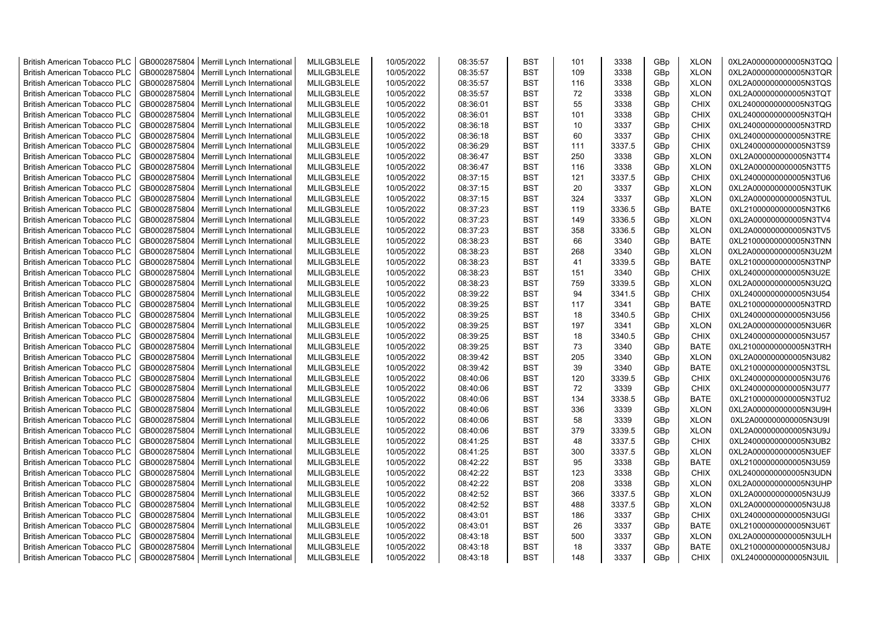| British American Tobacco PLC | GB0002875804 | Merrill Lynch International | MLILGB3LELE | 10/05/2022 | 08:35:57 | BST | 101 | 3338 | GBp | XLON | 0XL2A000000000005N3TQQ |
|---|---|---|---|---|---|---|---|---|---|---|---|
| British American Tobacco PLC | GB0002875804 | Merrill Lynch International | MLILGB3LELE | 10/05/2022 | 08:35:57 | BST | 109 | 3338 | GBp | XLON | 0XL2A000000000005N3TQR |
| British American Tobacco PLC | GB0002875804 | Merrill Lynch International | MLILGB3LELE | 10/05/2022 | 08:35:57 | BST | 116 | 3338 | GBp | XLON | 0XL2A000000000005N3TQS |
| British American Tobacco PLC | GB0002875804 | Merrill Lynch International | MLILGB3LELE | 10/05/2022 | 08:35:57 | BST | 72 | 3338 | GBp | XLON | 0XL2A000000000005N3TQT |
| British American Tobacco PLC | GB0002875804 | Merrill Lynch International | MLILGB3LELE | 10/05/2022 | 08:36:01 | BST | 55 | 3338 | GBp | CHIX | 0XL24000000000005N3TQG |
| British American Tobacco PLC | GB0002875804 | Merrill Lynch International | MLILGB3LELE | 10/05/2022 | 08:36:01 | BST | 101 | 3338 | GBp | CHIX | 0XL24000000000005N3TQH |
| British American Tobacco PLC | GB0002875804 | Merrill Lynch International | MLILGB3LELE | 10/05/2022 | 08:36:18 | BST | 10 | 3337 | GBp | CHIX | 0XL24000000000005N3TRD |
| British American Tobacco PLC | GB0002875804 | Merrill Lynch International | MLILGB3LELE | 10/05/2022 | 08:36:18 | BST | 60 | 3337 | GBp | CHIX | 0XL24000000000005N3TRE |
| British American Tobacco PLC | GB0002875804 | Merrill Lynch International | MLILGB3LELE | 10/05/2022 | 08:36:29 | BST | 111 | 3337.5 | GBp | CHIX | 0XL24000000000005N3TS9 |
| British American Tobacco PLC | GB0002875804 | Merrill Lynch International | MLILGB3LELE | 10/05/2022 | 08:36:47 | BST | 250 | 3338 | GBp | XLON | 0XL2A000000000005N3TT4 |
| British American Tobacco PLC | GB0002875804 | Merrill Lynch International | MLILGB3LELE | 10/05/2022 | 08:36:47 | BST | 116 | 3338 | GBp | XLON | 0XL2A000000000005N3TT5 |
| British American Tobacco PLC | GB0002875804 | Merrill Lynch International | MLILGB3LELE | 10/05/2022 | 08:37:15 | BST | 121 | 3337.5 | GBp | CHIX | 0XL24000000000005N3TU6 |
| British American Tobacco PLC | GB0002875804 | Merrill Lynch International | MLILGB3LELE | 10/05/2022 | 08:37:15 | BST | 20 | 3337 | GBp | XLON | 0XL2A000000000005N3TUK |
| British American Tobacco PLC | GB0002875804 | Merrill Lynch International | MLILGB3LELE | 10/05/2022 | 08:37:15 | BST | 324 | 3337 | GBp | XLON | 0XL2A000000000005N3TUL |
| British American Tobacco PLC | GB0002875804 | Merrill Lynch International | MLILGB3LELE | 10/05/2022 | 08:37:23 | BST | 119 | 3336.5 | GBp | BATE | 0XL21000000000005N3TK6 |
| British American Tobacco PLC | GB0002875804 | Merrill Lynch International | MLILGB3LELE | 10/05/2022 | 08:37:23 | BST | 149 | 3336.5 | GBp | XLON | 0XL2A000000000005N3TV4 |
| British American Tobacco PLC | GB0002875804 | Merrill Lynch International | MLILGB3LELE | 10/05/2022 | 08:37:23 | BST | 358 | 3336.5 | GBp | XLON | 0XL2A000000000005N3TV5 |
| British American Tobacco PLC | GB0002875804 | Merrill Lynch International | MLILGB3LELE | 10/05/2022 | 08:38:23 | BST | 66 | 3340 | GBp | BATE | 0XL21000000000005N3TNN |
| British American Tobacco PLC | GB0002875804 | Merrill Lynch International | MLILGB3LELE | 10/05/2022 | 08:38:23 | BST | 268 | 3340 | GBp | XLON | 0XL2A000000000005N3U2M |
| British American Tobacco PLC | GB0002875804 | Merrill Lynch International | MLILGB3LELE | 10/05/2022 | 08:38:23 | BST | 41 | 3339.5 | GBp | BATE | 0XL21000000000005N3TNP |
| British American Tobacco PLC | GB0002875804 | Merrill Lynch International | MLILGB3LELE | 10/05/2022 | 08:38:23 | BST | 151 | 3340 | GBp | CHIX | 0XL24000000000005N3U2E |
| British American Tobacco PLC | GB0002875804 | Merrill Lynch International | MLILGB3LELE | 10/05/2022 | 08:38:23 | BST | 759 | 3339.5 | GBp | XLON | 0XL2A000000000005N3U2Q |
| British American Tobacco PLC | GB0002875804 | Merrill Lynch International | MLILGB3LELE | 10/05/2022 | 08:39:22 | BST | 94 | 3341.5 | GBp | CHIX | 0XL24000000000005N3U54 |
| British American Tobacco PLC | GB0002875804 | Merrill Lynch International | MLILGB3LELE | 10/05/2022 | 08:39:25 | BST | 117 | 3341 | GBp | BATE | 0XL21000000000005N3TRD |
| British American Tobacco PLC | GB0002875804 | Merrill Lynch International | MLILGB3LELE | 10/05/2022 | 08:39:25 | BST | 18 | 3340.5 | GBp | CHIX | 0XL24000000000005N3U56 |
| British American Tobacco PLC | GB0002875804 | Merrill Lynch International | MLILGB3LELE | 10/05/2022 | 08:39:25 | BST | 197 | 3341 | GBp | XLON | 0XL2A000000000005N3U6R |
| British American Tobacco PLC | GB0002875804 | Merrill Lynch International | MLILGB3LELE | 10/05/2022 | 08:39:25 | BST | 18 | 3340.5 | GBp | CHIX | 0XL24000000000005N3U57 |
| British American Tobacco PLC | GB0002875804 | Merrill Lynch International | MLILGB3LELE | 10/05/2022 | 08:39:25 | BST | 73 | 3340 | GBp | BATE | 0XL21000000000005N3TRH |
| British American Tobacco PLC | GB0002875804 | Merrill Lynch International | MLILGB3LELE | 10/05/2022 | 08:39:42 | BST | 205 | 3340 | GBp | XLON | 0XL2A000000000005N3U82 |
| British American Tobacco PLC | GB0002875804 | Merrill Lynch International | MLILGB3LELE | 10/05/2022 | 08:39:42 | BST | 39 | 3340 | GBp | BATE | 0XL21000000000005N3TSL |
| British American Tobacco PLC | GB0002875804 | Merrill Lynch International | MLILGB3LELE | 10/05/2022 | 08:40:06 | BST | 120 | 3339.5 | GBp | CHIX | 0XL24000000000005N3U76 |
| British American Tobacco PLC | GB0002875804 | Merrill Lynch International | MLILGB3LELE | 10/05/2022 | 08:40:06 | BST | 72 | 3339 | GBp | CHIX | 0XL24000000000005N3U77 |
| British American Tobacco PLC | GB0002875804 | Merrill Lynch International | MLILGB3LELE | 10/05/2022 | 08:40:06 | BST | 134 | 3338.5 | GBp | BATE | 0XL21000000000005N3TU2 |
| British American Tobacco PLC | GB0002875804 | Merrill Lynch International | MLILGB3LELE | 10/05/2022 | 08:40:06 | BST | 336 | 3339 | GBp | XLON | 0XL2A000000000005N3U9H |
| British American Tobacco PLC | GB0002875804 | Merrill Lynch International | MLILGB3LELE | 10/05/2022 | 08:40:06 | BST | 58 | 3339 | GBp | XLON | 0XL2A000000000005N3U9I |
| British American Tobacco PLC | GB0002875804 | Merrill Lynch International | MLILGB3LELE | 10/05/2022 | 08:40:06 | BST | 379 | 3339.5 | GBp | XLON | 0XL2A000000000005N3U9J |
| British American Tobacco PLC | GB0002875804 | Merrill Lynch International | MLILGB3LELE | 10/05/2022 | 08:41:25 | BST | 48 | 3337.5 | GBp | CHIX | 0XL24000000000005N3UB2 |
| British American Tobacco PLC | GB0002875804 | Merrill Lynch International | MLILGB3LELE | 10/05/2022 | 08:41:25 | BST | 300 | 3337.5 | GBp | XLON | 0XL2A000000000005N3UEF |
| British American Tobacco PLC | GB0002875804 | Merrill Lynch International | MLILGB3LELE | 10/05/2022 | 08:42:22 | BST | 95 | 3338 | GBp | BATE | 0XL21000000000005N3U59 |
| British American Tobacco PLC | GB0002875804 | Merrill Lynch International | MLILGB3LELE | 10/05/2022 | 08:42:22 | BST | 123 | 3338 | GBp | CHIX | 0XL24000000000005N3UDN |
| British American Tobacco PLC | GB0002875804 | Merrill Lynch International | MLILGB3LELE | 10/05/2022 | 08:42:22 | BST | 208 | 3338 | GBp | XLON | 0XL2A000000000005N3UHP |
| British American Tobacco PLC | GB0002875804 | Merrill Lynch International | MLILGB3LELE | 10/05/2022 | 08:42:52 | BST | 366 | 3337.5 | GBp | XLON | 0XL2A000000000005N3UJ9 |
| British American Tobacco PLC | GB0002875804 | Merrill Lynch International | MLILGB3LELE | 10/05/2022 | 08:42:52 | BST | 488 | 3337.5 | GBp | XLON | 0XL2A000000000005N3UJ8 |
| British American Tobacco PLC | GB0002875804 | Merrill Lynch International | MLILGB3LELE | 10/05/2022 | 08:43:01 | BST | 186 | 3337 | GBp | CHIX | 0XL24000000000005N3UGI |
| British American Tobacco PLC | GB0002875804 | Merrill Lynch International | MLILGB3LELE | 10/05/2022 | 08:43:01 | BST | 26 | 3337 | GBp | BATE | 0XL21000000000005N3U6T |
| British American Tobacco PLC | GB0002875804 | Merrill Lynch International | MLILGB3LELE | 10/05/2022 | 08:43:18 | BST | 500 | 3337 | GBp | XLON | 0XL2A000000000005N3ULH |
| British American Tobacco PLC | GB0002875804 | Merrill Lynch International | MLILGB3LELE | 10/05/2022 | 08:43:18 | BST | 18 | 3337 | GBp | BATE | 0XL21000000000005N3U8J |
| British American Tobacco PLC | GB0002875804 | Merrill Lynch International | MLILGB3LELE | 10/05/2022 | 08:43:18 | BST | 148 | 3337 | GBp | CHIX | 0XL24000000000005N3UIL |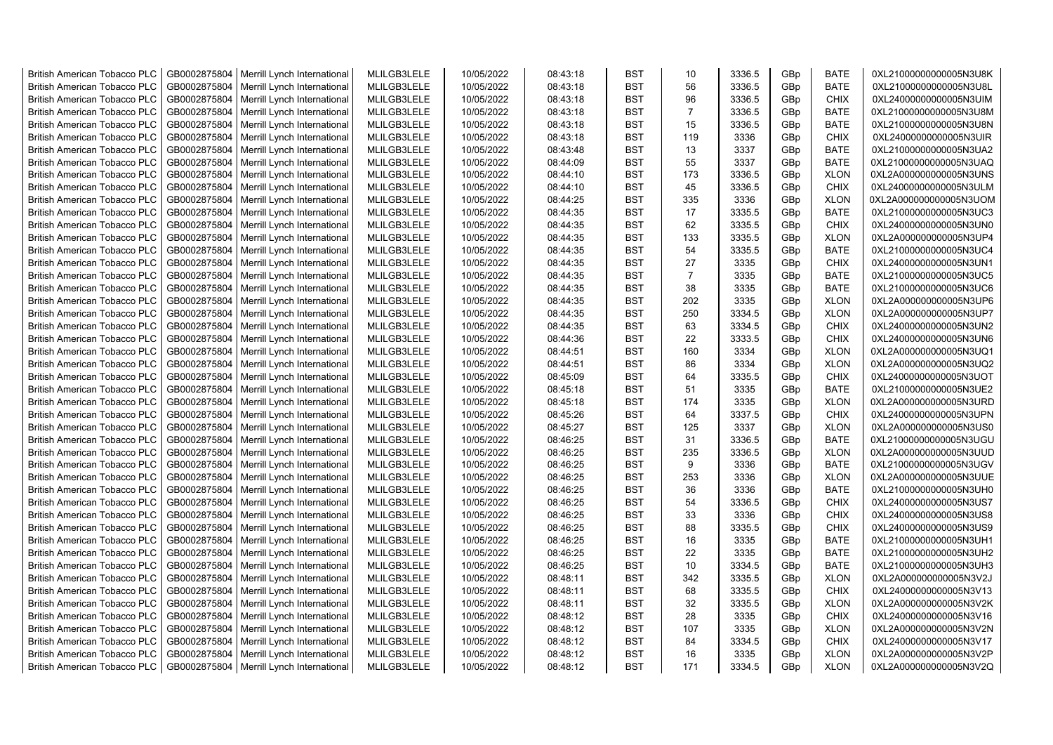| | | | | | | | | | | | |
|---|---|---|---|---|---|---|---|---|---|---|---|
| British American Tobacco PLC | GB0002875804 | Merrill Lynch International | MLILGB3LELE | 10/05/2022 | 08:43:18 | BST | 10 | 3336.5 | GBp | BATE | 0XL21000000000005N3U8K |
| British American Tobacco PLC | GB0002875804 | Merrill Lynch International | MLILGB3LELE | 10/05/2022 | 08:43:18 | BST | 56 | 3336.5 | GBp | BATE | 0XL21000000000005N3U8L |
| British American Tobacco PLC | GB0002875804 | Merrill Lynch International | MLILGB3LELE | 10/05/2022 | 08:43:18 | BST | 96 | 3336.5 | GBp | CHIX | 0XL24000000000005N3UIM |
| British American Tobacco PLC | GB0002875804 | Merrill Lynch International | MLILGB3LELE | 10/05/2022 | 08:43:18 | BST | 7 | 3336.5 | GBp | BATE | 0XL21000000000005N3U8M |
| British American Tobacco PLC | GB0002875804 | Merrill Lynch International | MLILGB3LELE | 10/05/2022 | 08:43:18 | BST | 15 | 3336.5 | GBp | BATE | 0XL21000000000005N3U8N |
| British American Tobacco PLC | GB0002875804 | Merrill Lynch International | MLILGB3LELE | 10/05/2022 | 08:43:18 | BST | 119 | 3336 | GBp | CHIX | 0XL24000000000005N3UIR |
| British American Tobacco PLC | GB0002875804 | Merrill Lynch International | MLILGB3LELE | 10/05/2022 | 08:43:48 | BST | 13 | 3337 | GBp | BATE | 0XL21000000000005N3UA2 |
| British American Tobacco PLC | GB0002875804 | Merrill Lynch International | MLILGB3LELE | 10/05/2022 | 08:44:09 | BST | 55 | 3337 | GBp | BATE | 0XL21000000000005N3UAQ |
| British American Tobacco PLC | GB0002875804 | Merrill Lynch International | MLILGB3LELE | 10/05/2022 | 08:44:10 | BST | 173 | 3336.5 | GBp | XLON | 0XL2A000000000005N3UNS |
| British American Tobacco PLC | GB0002875804 | Merrill Lynch International | MLILGB3LELE | 10/05/2022 | 08:44:10 | BST | 45 | 3336.5 | GBp | CHIX | 0XL24000000000005N3ULM |
| British American Tobacco PLC | GB0002875804 | Merrill Lynch International | MLILGB3LELE | 10/05/2022 | 08:44:25 | BST | 335 | 3336 | GBp | XLON | 0XL2A000000000005N3UOM |
| British American Tobacco PLC | GB0002875804 | Merrill Lynch International | MLILGB3LELE | 10/05/2022 | 08:44:35 | BST | 17 | 3335.5 | GBp | BATE | 0XL21000000000005N3UC3 |
| British American Tobacco PLC | GB0002875804 | Merrill Lynch International | MLILGB3LELE | 10/05/2022 | 08:44:35 | BST | 62 | 3335.5 | GBp | CHIX | 0XL24000000000005N3UN0 |
| British American Tobacco PLC | GB0002875804 | Merrill Lynch International | MLILGB3LELE | 10/05/2022 | 08:44:35 | BST | 133 | 3335.5 | GBp | XLON | 0XL2A000000000005N3UP4 |
| British American Tobacco PLC | GB0002875804 | Merrill Lynch International | MLILGB3LELE | 10/05/2022 | 08:44:35 | BST | 54 | 3335.5 | GBp | BATE | 0XL21000000000005N3UC4 |
| British American Tobacco PLC | GB0002875804 | Merrill Lynch International | MLILGB3LELE | 10/05/2022 | 08:44:35 | BST | 27 | 3335 | GBp | CHIX | 0XL24000000000005N3UN1 |
| British American Tobacco PLC | GB0002875804 | Merrill Lynch International | MLILGB3LELE | 10/05/2022 | 08:44:35 | BST | 7 | 3335 | GBp | BATE | 0XL21000000000005N3UC5 |
| British American Tobacco PLC | GB0002875804 | Merrill Lynch International | MLILGB3LELE | 10/05/2022 | 08:44:35 | BST | 38 | 3335 | GBp | BATE | 0XL21000000000005N3UC6 |
| British American Tobacco PLC | GB0002875804 | Merrill Lynch International | MLILGB3LELE | 10/05/2022 | 08:44:35 | BST | 202 | 3335 | GBp | XLON | 0XL2A000000000005N3UP6 |
| British American Tobacco PLC | GB0002875804 | Merrill Lynch International | MLILGB3LELE | 10/05/2022 | 08:44:35 | BST | 250 | 3334.5 | GBp | XLON | 0XL2A000000000005N3UP7 |
| British American Tobacco PLC | GB0002875804 | Merrill Lynch International | MLILGB3LELE | 10/05/2022 | 08:44:35 | BST | 63 | 3334.5 | GBp | CHIX | 0XL24000000000005N3UN2 |
| British American Tobacco PLC | GB0002875804 | Merrill Lynch International | MLILGB3LELE | 10/05/2022 | 08:44:36 | BST | 22 | 3333.5 | GBp | CHIX | 0XL24000000000005N3UN6 |
| British American Tobacco PLC | GB0002875804 | Merrill Lynch International | MLILGB3LELE | 10/05/2022 | 08:44:51 | BST | 160 | 3334 | GBp | XLON | 0XL2A000000000005N3UQ1 |
| British American Tobacco PLC | GB0002875804 | Merrill Lynch International | MLILGB3LELE | 10/05/2022 | 08:44:51 | BST | 86 | 3334 | GBp | XLON | 0XL2A000000000005N3UQ2 |
| British American Tobacco PLC | GB0002875804 | Merrill Lynch International | MLILGB3LELE | 10/05/2022 | 08:45:09 | BST | 64 | 3335.5 | GBp | CHIX | 0XL24000000000005N3UOT |
| British American Tobacco PLC | GB0002875804 | Merrill Lynch International | MLILGB3LELE | 10/05/2022 | 08:45:18 | BST | 51 | 3335 | GBp | BATE | 0XL21000000000005N3UE2 |
| British American Tobacco PLC | GB0002875804 | Merrill Lynch International | MLILGB3LELE | 10/05/2022 | 08:45:18 | BST | 174 | 3335 | GBp | XLON | 0XL2A000000000005N3URD |
| British American Tobacco PLC | GB0002875804 | Merrill Lynch International | MLILGB3LELE | 10/05/2022 | 08:45:26 | BST | 64 | 3337.5 | GBp | CHIX | 0XL24000000000005N3UPN |
| British American Tobacco PLC | GB0002875804 | Merrill Lynch International | MLILGB3LELE | 10/05/2022 | 08:45:27 | BST | 125 | 3337 | GBp | XLON | 0XL2A000000000005N3US0 |
| British American Tobacco PLC | GB0002875804 | Merrill Lynch International | MLILGB3LELE | 10/05/2022 | 08:46:25 | BST | 31 | 3336.5 | GBp | BATE | 0XL21000000000005N3UGU |
| British American Tobacco PLC | GB0002875804 | Merrill Lynch International | MLILGB3LELE | 10/05/2022 | 08:46:25 | BST | 235 | 3336.5 | GBp | XLON | 0XL2A000000000005N3UUD |
| British American Tobacco PLC | GB0002875804 | Merrill Lynch International | MLILGB3LELE | 10/05/2022 | 08:46:25 | BST | 9 | 3336 | GBp | BATE | 0XL21000000000005N3UGV |
| British American Tobacco PLC | GB0002875804 | Merrill Lynch International | MLILGB3LELE | 10/05/2022 | 08:46:25 | BST | 253 | 3336 | GBp | XLON | 0XL2A000000000005N3UUE |
| British American Tobacco PLC | GB0002875804 | Merrill Lynch International | MLILGB3LELE | 10/05/2022 | 08:46:25 | BST | 36 | 3336 | GBp | BATE | 0XL21000000000005N3UH0 |
| British American Tobacco PLC | GB0002875804 | Merrill Lynch International | MLILGB3LELE | 10/05/2022 | 08:46:25 | BST | 54 | 3336.5 | GBp | CHIX | 0XL24000000000005N3US7 |
| British American Tobacco PLC | GB0002875804 | Merrill Lynch International | MLILGB3LELE | 10/05/2022 | 08:46:25 | BST | 33 | 3336 | GBp | CHIX | 0XL24000000000005N3US8 |
| British American Tobacco PLC | GB0002875804 | Merrill Lynch International | MLILGB3LELE | 10/05/2022 | 08:46:25 | BST | 88 | 3335.5 | GBp | CHIX | 0XL24000000000005N3US9 |
| British American Tobacco PLC | GB0002875804 | Merrill Lynch International | MLILGB3LELE | 10/05/2022 | 08:46:25 | BST | 16 | 3335 | GBp | BATE | 0XL21000000000005N3UH1 |
| British American Tobacco PLC | GB0002875804 | Merrill Lynch International | MLILGB3LELE | 10/05/2022 | 08:46:25 | BST | 22 | 3335 | GBp | BATE | 0XL21000000000005N3UH2 |
| British American Tobacco PLC | GB0002875804 | Merrill Lynch International | MLILGB3LELE | 10/05/2022 | 08:46:25 | BST | 10 | 3334.5 | GBp | BATE | 0XL21000000000005N3UH3 |
| British American Tobacco PLC | GB0002875804 | Merrill Lynch International | MLILGB3LELE | 10/05/2022 | 08:48:11 | BST | 342 | 3335.5 | GBp | XLON | 0XL2A000000000005N3V2J |
| British American Tobacco PLC | GB0002875804 | Merrill Lynch International | MLILGB3LELE | 10/05/2022 | 08:48:11 | BST | 68 | 3335.5 | GBp | CHIX | 0XL24000000000005N3V13 |
| British American Tobacco PLC | GB0002875804 | Merrill Lynch International | MLILGB3LELE | 10/05/2022 | 08:48:11 | BST | 32 | 3335.5 | GBp | XLON | 0XL2A000000000005N3V2K |
| British American Tobacco PLC | GB0002875804 | Merrill Lynch International | MLILGB3LELE | 10/05/2022 | 08:48:12 | BST | 28 | 3335 | GBp | CHIX | 0XL24000000000005N3V16 |
| British American Tobacco PLC | GB0002875804 | Merrill Lynch International | MLILGB3LELE | 10/05/2022 | 08:48:12 | BST | 107 | 3335 | GBp | XLON | 0XL2A000000000005N3V2N |
| British American Tobacco PLC | GB0002875804 | Merrill Lynch International | MLILGB3LELE | 10/05/2022 | 08:48:12 | BST | 84 | 3334.5 | GBp | CHIX | 0XL24000000000005N3V17 |
| British American Tobacco PLC | GB0002875804 | Merrill Lynch International | MLILGB3LELE | 10/05/2022 | 08:48:12 | BST | 16 | 3335 | GBp | XLON | 0XL2A000000000005N3V2P |
| British American Tobacco PLC | GB0002875804 | Merrill Lynch International | MLILGB3LELE | 10/05/2022 | 08:48:12 | BST | 171 | 3334.5 | GBp | XLON | 0XL2A000000000005N3V2Q |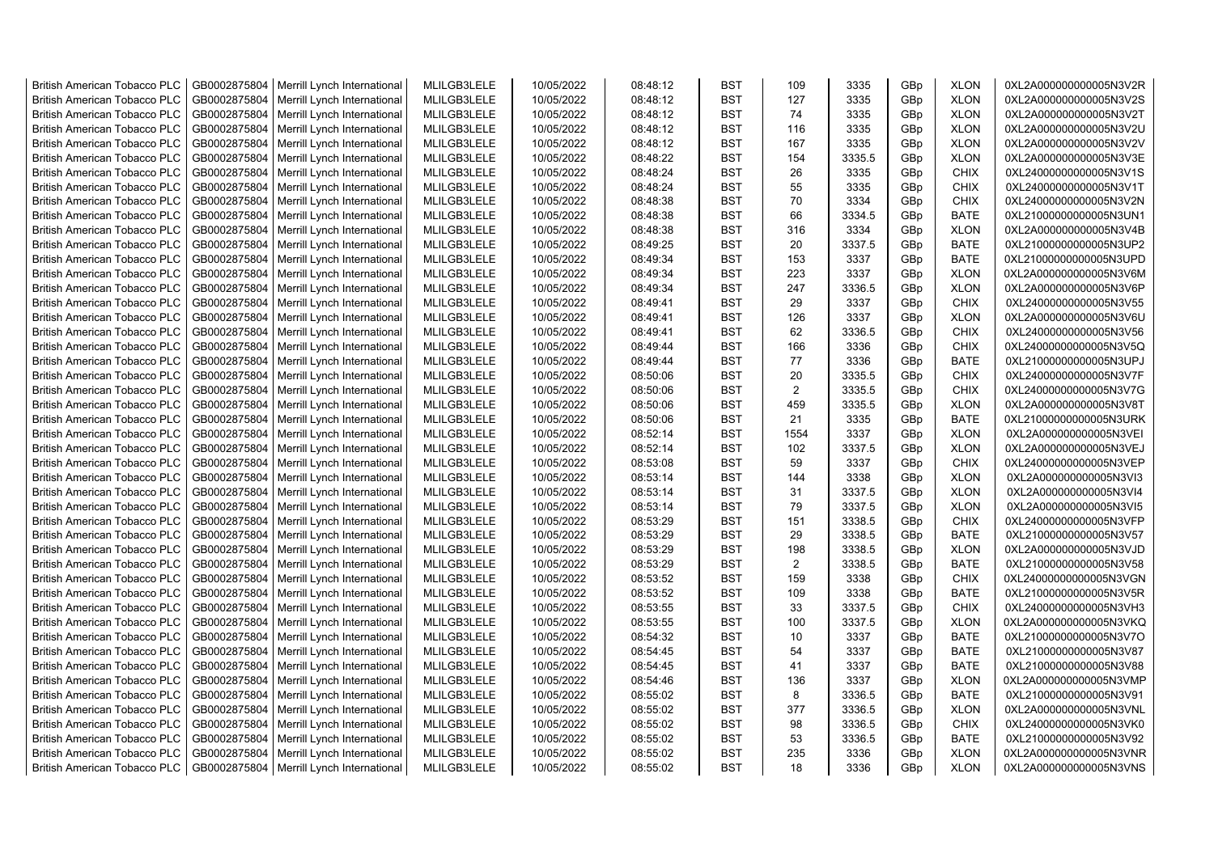| British American Tobacco PLC | GB0002875804 | Merrill Lynch International | MLILGB3LELE | 10/05/2022 | 08:48:12 | BST | 109 | 3335 | GBp | XLON | 0XL2A000000000005N3V2R |
|---|---|---|---|---|---|---|---|---|---|---|---|
| British American Tobacco PLC | GB0002875804 | Merrill Lynch International | MLILGB3LELE | 10/05/2022 | 08:48:12 | BST | 127 | 3335 | GBp | XLON | 0XL2A000000000005N3V2S |
| British American Tobacco PLC | GB0002875804 | Merrill Lynch International | MLILGB3LELE | 10/05/2022 | 08:48:12 | BST | 74 | 3335 | GBp | XLON | 0XL2A000000000005N3V2T |
| British American Tobacco PLC | GB0002875804 | Merrill Lynch International | MLILGB3LELE | 10/05/2022 | 08:48:12 | BST | 116 | 3335 | GBp | XLON | 0XL2A000000000005N3V2U |
| British American Tobacco PLC | GB0002875804 | Merrill Lynch International | MLILGB3LELE | 10/05/2022 | 08:48:12 | BST | 167 | 3335 | GBp | XLON | 0XL2A000000000005N3V2V |
| British American Tobacco PLC | GB0002875804 | Merrill Lynch International | MLILGB3LELE | 10/05/2022 | 08:48:22 | BST | 154 | 3335.5 | GBp | XLON | 0XL2A000000000005N3V3E |
| British American Tobacco PLC | GB0002875804 | Merrill Lynch International | MLILGB3LELE | 10/05/2022 | 08:48:24 | BST | 26 | 3335 | GBp | CHIX | 0XL24000000000005N3V1S |
| British American Tobacco PLC | GB0002875804 | Merrill Lynch International | MLILGB3LELE | 10/05/2022 | 08:48:24 | BST | 55 | 3335 | GBp | CHIX | 0XL24000000000005N3V1T |
| British American Tobacco PLC | GB0002875804 | Merrill Lynch International | MLILGB3LELE | 10/05/2022 | 08:48:38 | BST | 70 | 3334 | GBp | CHIX | 0XL24000000000005N3V2N |
| British American Tobacco PLC | GB0002875804 | Merrill Lynch International | MLILGB3LELE | 10/05/2022 | 08:48:38 | BST | 66 | 3334.5 | GBp | BATE | 0XL21000000000005N3UN1 |
| British American Tobacco PLC | GB0002875804 | Merrill Lynch International | MLILGB3LELE | 10/05/2022 | 08:48:38 | BST | 316 | 3334 | GBp | XLON | 0XL2A000000000005N3V4B |
| British American Tobacco PLC | GB0002875804 | Merrill Lynch International | MLILGB3LELE | 10/05/2022 | 08:49:25 | BST | 20 | 3337.5 | GBp | BATE | 0XL21000000000005N3UP2 |
| British American Tobacco PLC | GB0002875804 | Merrill Lynch International | MLILGB3LELE | 10/05/2022 | 08:49:34 | BST | 153 | 3337 | GBp | BATE | 0XL21000000000005N3UPD |
| British American Tobacco PLC | GB0002875804 | Merrill Lynch International | MLILGB3LELE | 10/05/2022 | 08:49:34 | BST | 223 | 3337 | GBp | XLON | 0XL2A000000000005N3V6M |
| British American Tobacco PLC | GB0002875804 | Merrill Lynch International | MLILGB3LELE | 10/05/2022 | 08:49:34 | BST | 247 | 3336.5 | GBp | XLON | 0XL2A000000000005N3V6P |
| British American Tobacco PLC | GB0002875804 | Merrill Lynch International | MLILGB3LELE | 10/05/2022 | 08:49:41 | BST | 29 | 3337 | GBp | CHIX | 0XL24000000000005N3V55 |
| British American Tobacco PLC | GB0002875804 | Merrill Lynch International | MLILGB3LELE | 10/05/2022 | 08:49:41 | BST | 126 | 3337 | GBp | XLON | 0XL2A000000000005N3V6U |
| British American Tobacco PLC | GB0002875804 | Merrill Lynch International | MLILGB3LELE | 10/05/2022 | 08:49:41 | BST | 62 | 3336.5 | GBp | CHIX | 0XL24000000000005N3V56 |
| British American Tobacco PLC | GB0002875804 | Merrill Lynch International | MLILGB3LELE | 10/05/2022 | 08:49:44 | BST | 166 | 3336 | GBp | CHIX | 0XL24000000000005N3V5Q |
| British American Tobacco PLC | GB0002875804 | Merrill Lynch International | MLILGB3LELE | 10/05/2022 | 08:49:44 | BST | 77 | 3336 | GBp | BATE | 0XL21000000000005N3UPJ |
| British American Tobacco PLC | GB0002875804 | Merrill Lynch International | MLILGB3LELE | 10/05/2022 | 08:50:06 | BST | 20 | 3335.5 | GBp | CHIX | 0XL24000000000005N3V7F |
| British American Tobacco PLC | GB0002875804 | Merrill Lynch International | MLILGB3LELE | 10/05/2022 | 08:50:06 | BST | 2 | 3335.5 | GBp | CHIX | 0XL24000000000005N3V7G |
| British American Tobacco PLC | GB0002875804 | Merrill Lynch International | MLILGB3LELE | 10/05/2022 | 08:50:06 | BST | 459 | 3335.5 | GBp | XLON | 0XL2A000000000005N3V8T |
| British American Tobacco PLC | GB0002875804 | Merrill Lynch International | MLILGB3LELE | 10/05/2022 | 08:50:06 | BST | 21 | 3335 | GBp | BATE | 0XL21000000000005N3URK |
| British American Tobacco PLC | GB0002875804 | Merrill Lynch International | MLILGB3LELE | 10/05/2022 | 08:52:14 | BST | 1554 | 3337 | GBp | XLON | 0XL2A000000000005N3VEI |
| British American Tobacco PLC | GB0002875804 | Merrill Lynch International | MLILGB3LELE | 10/05/2022 | 08:52:14 | BST | 102 | 3337.5 | GBp | XLON | 0XL2A000000000005N3VEJ |
| British American Tobacco PLC | GB0002875804 | Merrill Lynch International | MLILGB3LELE | 10/05/2022 | 08:53:08 | BST | 59 | 3337 | GBp | CHIX | 0XL24000000000005N3VEP |
| British American Tobacco PLC | GB0002875804 | Merrill Lynch International | MLILGB3LELE | 10/05/2022 | 08:53:14 | BST | 144 | 3338 | GBp | XLON | 0XL2A000000000005N3VI3 |
| British American Tobacco PLC | GB0002875804 | Merrill Lynch International | MLILGB3LELE | 10/05/2022 | 08:53:14 | BST | 31 | 3337.5 | GBp | XLON | 0XL2A000000000005N3VI4 |
| British American Tobacco PLC | GB0002875804 | Merrill Lynch International | MLILGB3LELE | 10/05/2022 | 08:53:14 | BST | 79 | 3337.5 | GBp | XLON | 0XL2A000000000005N3VI5 |
| British American Tobacco PLC | GB0002875804 | Merrill Lynch International | MLILGB3LELE | 10/05/2022 | 08:53:29 | BST | 151 | 3338.5 | GBp | CHIX | 0XL24000000000005N3VFP |
| British American Tobacco PLC | GB0002875804 | Merrill Lynch International | MLILGB3LELE | 10/05/2022 | 08:53:29 | BST | 29 | 3338.5 | GBp | BATE | 0XL21000000000005N3V57 |
| British American Tobacco PLC | GB0002875804 | Merrill Lynch International | MLILGB3LELE | 10/05/2022 | 08:53:29 | BST | 198 | 3338.5 | GBp | XLON | 0XL2A000000000005N3VJD |
| British American Tobacco PLC | GB0002875804 | Merrill Lynch International | MLILGB3LELE | 10/05/2022 | 08:53:29 | BST | 2 | 3338.5 | GBp | BATE | 0XL21000000000005N3V58 |
| British American Tobacco PLC | GB0002875804 | Merrill Lynch International | MLILGB3LELE | 10/05/2022 | 08:53:52 | BST | 159 | 3338 | GBp | CHIX | 0XL24000000000005N3VGN |
| British American Tobacco PLC | GB0002875804 | Merrill Lynch International | MLILGB3LELE | 10/05/2022 | 08:53:52 | BST | 109 | 3338 | GBp | BATE | 0XL21000000000005N3V5R |
| British American Tobacco PLC | GB0002875804 | Merrill Lynch International | MLILGB3LELE | 10/05/2022 | 08:53:55 | BST | 33 | 3337.5 | GBp | CHIX | 0XL24000000000005N3VH3 |
| British American Tobacco PLC | GB0002875804 | Merrill Lynch International | MLILGB3LELE | 10/05/2022 | 08:53:55 | BST | 100 | 3337.5 | GBp | XLON | 0XL2A000000000005N3VKQ |
| British American Tobacco PLC | GB0002875804 | Merrill Lynch International | MLILGB3LELE | 10/05/2022 | 08:54:32 | BST | 10 | 3337 | GBp | BATE | 0XL21000000000005N3V7O |
| British American Tobacco PLC | GB0002875804 | Merrill Lynch International | MLILGB3LELE | 10/05/2022 | 08:54:45 | BST | 54 | 3337 | GBp | BATE | 0XL21000000000005N3V87 |
| British American Tobacco PLC | GB0002875804 | Merrill Lynch International | MLILGB3LELE | 10/05/2022 | 08:54:45 | BST | 41 | 3337 | GBp | BATE | 0XL21000000000005N3V88 |
| British American Tobacco PLC | GB0002875804 | Merrill Lynch International | MLILGB3LELE | 10/05/2022 | 08:54:46 | BST | 136 | 3337 | GBp | XLON | 0XL2A000000000005N3VMP |
| British American Tobacco PLC | GB0002875804 | Merrill Lynch International | MLILGB3LELE | 10/05/2022 | 08:55:02 | BST | 8 | 3336.5 | GBp | BATE | 0XL21000000000005N3V91 |
| British American Tobacco PLC | GB0002875804 | Merrill Lynch International | MLILGB3LELE | 10/05/2022 | 08:55:02 | BST | 377 | 3336.5 | GBp | XLON | 0XL2A000000000005N3VNL |
| British American Tobacco PLC | GB0002875804 | Merrill Lynch International | MLILGB3LELE | 10/05/2022 | 08:55:02 | BST | 98 | 3336.5 | GBp | CHIX | 0XL24000000000005N3VK0 |
| British American Tobacco PLC | GB0002875804 | Merrill Lynch International | MLILGB3LELE | 10/05/2022 | 08:55:02 | BST | 53 | 3336.5 | GBp | BATE | 0XL21000000000005N3V92 |
| British American Tobacco PLC | GB0002875804 | Merrill Lynch International | MLILGB3LELE | 10/05/2022 | 08:55:02 | BST | 235 | 3336 | GBp | XLON | 0XL2A000000000005N3VNR |
| British American Tobacco PLC | GB0002875804 | Merrill Lynch International | MLILGB3LELE | 10/05/2022 | 08:55:02 | BST | 18 | 3336 | GBp | XLON | 0XL2A000000000005N3VNS |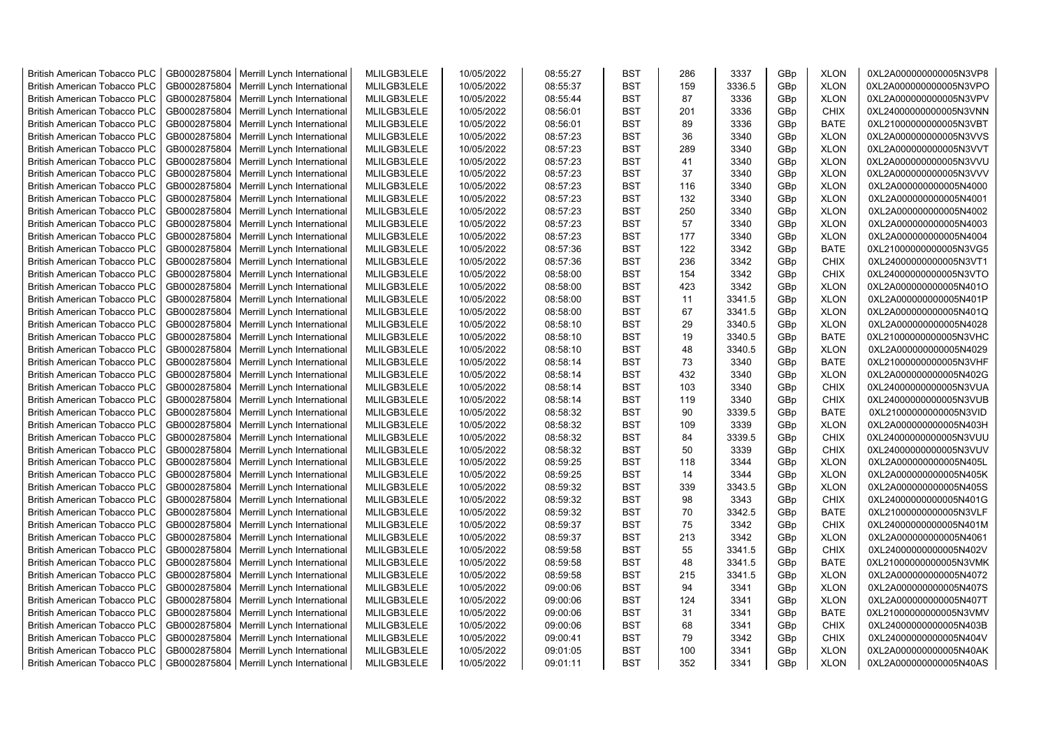| British American Tobacco PLC | GB0002875804 | Merrill Lynch International | MLILGB3LELE | 10/05/2022 | 08:55:27 | BST | 286 | 3337 | GBp | XLON | 0XL2A000000000005N3VP8 |
|---|---|---|---|---|---|---|---|---|---|---|---|
| British American Tobacco PLC | GB0002875804 | Merrill Lynch International | MLILGB3LELE | 10/05/2022 | 08:55:37 | BST | 159 | 3336.5 | GBp | XLON | 0XL2A000000000005N3VPO |
| British American Tobacco PLC | GB0002875804 | Merrill Lynch International | MLILGB3LELE | 10/05/2022 | 08:55:44 | BST | 87 | 3336 | GBp | XLON | 0XL2A000000000005N3VPV |
| British American Tobacco PLC | GB0002875804 | Merrill Lynch International | MLILGB3LELE | 10/05/2022 | 08:56:01 | BST | 201 | 3336 | GBp | CHIX | 0XL24000000000005N3VNN |
| British American Tobacco PLC | GB0002875804 | Merrill Lynch International | MLILGB3LELE | 10/05/2022 | 08:56:01 | BST | 89 | 3336 | GBp | BATE | 0XL21000000000005N3VBT |
| British American Tobacco PLC | GB0002875804 | Merrill Lynch International | MLILGB3LELE | 10/05/2022 | 08:57:23 | BST | 36 | 3340 | GBp | XLON | 0XL2A000000000005N3VVS |
| British American Tobacco PLC | GB0002875804 | Merrill Lynch International | MLILGB3LELE | 10/05/2022 | 08:57:23 | BST | 289 | 3340 | GBp | XLON | 0XL2A000000000005N3VVT |
| British American Tobacco PLC | GB0002875804 | Merrill Lynch International | MLILGB3LELE | 10/05/2022 | 08:57:23 | BST | 41 | 3340 | GBp | XLON | 0XL2A000000000005N3VVU |
| British American Tobacco PLC | GB0002875804 | Merrill Lynch International | MLILGB3LELE | 10/05/2022 | 08:57:23 | BST | 37 | 3340 | GBp | XLON | 0XL2A000000000005N3VVV |
| British American Tobacco PLC | GB0002875804 | Merrill Lynch International | MLILGB3LELE | 10/05/2022 | 08:57:23 | BST | 116 | 3340 | GBp | XLON | 0XL2A000000000005N4000 |
| British American Tobacco PLC | GB0002875804 | Merrill Lynch International | MLILGB3LELE | 10/05/2022 | 08:57:23 | BST | 132 | 3340 | GBp | XLON | 0XL2A000000000005N4001 |
| British American Tobacco PLC | GB0002875804 | Merrill Lynch International | MLILGB3LELE | 10/05/2022 | 08:57:23 | BST | 250 | 3340 | GBp | XLON | 0XL2A000000000005N4002 |
| British American Tobacco PLC | GB0002875804 | Merrill Lynch International | MLILGB3LELE | 10/05/2022 | 08:57:23 | BST | 57 | 3340 | GBp | XLON | 0XL2A000000000005N4003 |
| British American Tobacco PLC | GB0002875804 | Merrill Lynch International | MLILGB3LELE | 10/05/2022 | 08:57:23 | BST | 177 | 3340 | GBp | XLON | 0XL2A000000000005N4004 |
| British American Tobacco PLC | GB0002875804 | Merrill Lynch International | MLILGB3LELE | 10/05/2022 | 08:57:36 | BST | 122 | 3342 | GBp | BATE | 0XL21000000000005N3VG5 |
| British American Tobacco PLC | GB0002875804 | Merrill Lynch International | MLILGB3LELE | 10/05/2022 | 08:57:36 | BST | 236 | 3342 | GBp | CHIX | 0XL24000000000005N3VT1 |
| British American Tobacco PLC | GB0002875804 | Merrill Lynch International | MLILGB3LELE | 10/05/2022 | 08:58:00 | BST | 154 | 3342 | GBp | CHIX | 0XL24000000000005N3VTO |
| British American Tobacco PLC | GB0002875804 | Merrill Lynch International | MLILGB3LELE | 10/05/2022 | 08:58:00 | BST | 423 | 3342 | GBp | XLON | 0XL2A000000000005N401O |
| British American Tobacco PLC | GB0002875804 | Merrill Lynch International | MLILGB3LELE | 10/05/2022 | 08:58:00 | BST | 11 | 3341.5 | GBp | XLON | 0XL2A000000000005N401P |
| British American Tobacco PLC | GB0002875804 | Merrill Lynch International | MLILGB3LELE | 10/05/2022 | 08:58:00 | BST | 67 | 3341.5 | GBp | XLON | 0XL2A000000000005N401Q |
| British American Tobacco PLC | GB0002875804 | Merrill Lynch International | MLILGB3LELE | 10/05/2022 | 08:58:10 | BST | 29 | 3340.5 | GBp | XLON | 0XL2A000000000005N4028 |
| British American Tobacco PLC | GB0002875804 | Merrill Lynch International | MLILGB3LELE | 10/05/2022 | 08:58:10 | BST | 19 | 3340.5 | GBp | BATE | 0XL21000000000005N3VHC |
| British American Tobacco PLC | GB0002875804 | Merrill Lynch International | MLILGB3LELE | 10/05/2022 | 08:58:10 | BST | 48 | 3340.5 | GBp | XLON | 0XL2A000000000005N4029 |
| British American Tobacco PLC | GB0002875804 | Merrill Lynch International | MLILGB3LELE | 10/05/2022 | 08:58:14 | BST | 73 | 3340 | GBp | BATE | 0XL21000000000005N3VHF |
| British American Tobacco PLC | GB0002875804 | Merrill Lynch International | MLILGB3LELE | 10/05/2022 | 08:58:14 | BST | 432 | 3340 | GBp | XLON | 0XL2A000000000005N402G |
| British American Tobacco PLC | GB0002875804 | Merrill Lynch International | MLILGB3LELE | 10/05/2022 | 08:58:14 | BST | 103 | 3340 | GBp | CHIX | 0XL24000000000005N3VUA |
| British American Tobacco PLC | GB0002875804 | Merrill Lynch International | MLILGB3LELE | 10/05/2022 | 08:58:14 | BST | 119 | 3340 | GBp | CHIX | 0XL24000000000005N3VUB |
| British American Tobacco PLC | GB0002875804 | Merrill Lynch International | MLILGB3LELE | 10/05/2022 | 08:58:32 | BST | 90 | 3339.5 | GBp | BATE | 0XL21000000000005N3VID |
| British American Tobacco PLC | GB0002875804 | Merrill Lynch International | MLILGB3LELE | 10/05/2022 | 08:58:32 | BST | 109 | 3339 | GBp | XLON | 0XL2A000000000005N403H |
| British American Tobacco PLC | GB0002875804 | Merrill Lynch International | MLILGB3LELE | 10/05/2022 | 08:58:32 | BST | 84 | 3339.5 | GBp | CHIX | 0XL24000000000005N3VUU |
| British American Tobacco PLC | GB0002875804 | Merrill Lynch International | MLILGB3LELE | 10/05/2022 | 08:58:32 | BST | 50 | 3339 | GBp | CHIX | 0XL24000000000005N3VUV |
| British American Tobacco PLC | GB0002875804 | Merrill Lynch International | MLILGB3LELE | 10/05/2022 | 08:59:25 | BST | 118 | 3344 | GBp | XLON | 0XL2A000000000005N405L |
| British American Tobacco PLC | GB0002875804 | Merrill Lynch International | MLILGB3LELE | 10/05/2022 | 08:59:25 | BST | 14 | 3344 | GBp | XLON | 0XL2A000000000005N405K |
| British American Tobacco PLC | GB0002875804 | Merrill Lynch International | MLILGB3LELE | 10/05/2022 | 08:59:32 | BST | 339 | 3343.5 | GBp | XLON | 0XL2A000000000005N405S |
| British American Tobacco PLC | GB0002875804 | Merrill Lynch International | MLILGB3LELE | 10/05/2022 | 08:59:32 | BST | 98 | 3343 | GBp | CHIX | 0XL24000000000005N401G |
| British American Tobacco PLC | GB0002875804 | Merrill Lynch International | MLILGB3LELE | 10/05/2022 | 08:59:32 | BST | 70 | 3342.5 | GBp | BATE | 0XL21000000000005N3VLF |
| British American Tobacco PLC | GB0002875804 | Merrill Lynch International | MLILGB3LELE | 10/05/2022 | 08:59:37 | BST | 75 | 3342 | GBp | CHIX | 0XL24000000000005N401M |
| British American Tobacco PLC | GB0002875804 | Merrill Lynch International | MLILGB3LELE | 10/05/2022 | 08:59:37 | BST | 213 | 3342 | GBp | XLON | 0XL2A000000000005N4061 |
| British American Tobacco PLC | GB0002875804 | Merrill Lynch International | MLILGB3LELE | 10/05/2022 | 08:59:58 | BST | 55 | 3341.5 | GBp | CHIX | 0XL24000000000005N402V |
| British American Tobacco PLC | GB0002875804 | Merrill Lynch International | MLILGB3LELE | 10/05/2022 | 08:59:58 | BST | 48 | 3341.5 | GBp | BATE | 0XL21000000000005N3VMK |
| British American Tobacco PLC | GB0002875804 | Merrill Lynch International | MLILGB3LELE | 10/05/2022 | 08:59:58 | BST | 215 | 3341.5 | GBp | XLON | 0XL2A000000000005N4072 |
| British American Tobacco PLC | GB0002875804 | Merrill Lynch International | MLILGB3LELE | 10/05/2022 | 09:00:06 | BST | 94 | 3341 | GBp | XLON | 0XL2A000000000005N407S |
| British American Tobacco PLC | GB0002875804 | Merrill Lynch International | MLILGB3LELE | 10/05/2022 | 09:00:06 | BST | 124 | 3341 | GBp | XLON | 0XL2A000000000005N407T |
| British American Tobacco PLC | GB0002875804 | Merrill Lynch International | MLILGB3LELE | 10/05/2022 | 09:00:06 | BST | 31 | 3341 | GBp | BATE | 0XL21000000000005N3VMV |
| British American Tobacco PLC | GB0002875804 | Merrill Lynch International | MLILGB3LELE | 10/05/2022 | 09:00:06 | BST | 68 | 3341 | GBp | CHIX | 0XL24000000000005N403B |
| British American Tobacco PLC | GB0002875804 | Merrill Lynch International | MLILGB3LELE | 10/05/2022 | 09:00:41 | BST | 79 | 3342 | GBp | CHIX | 0XL24000000000005N404V |
| British American Tobacco PLC | GB0002875804 | Merrill Lynch International | MLILGB3LELE | 10/05/2022 | 09:01:05 | BST | 100 | 3341 | GBp | XLON | 0XL2A000000000005N40AK |
| British American Tobacco PLC | GB0002875804 | Merrill Lynch International | MLILGB3LELE | 10/05/2022 | 09:01:11 | BST | 352 | 3341 | GBp | XLON | 0XL2A000000000005N40AS |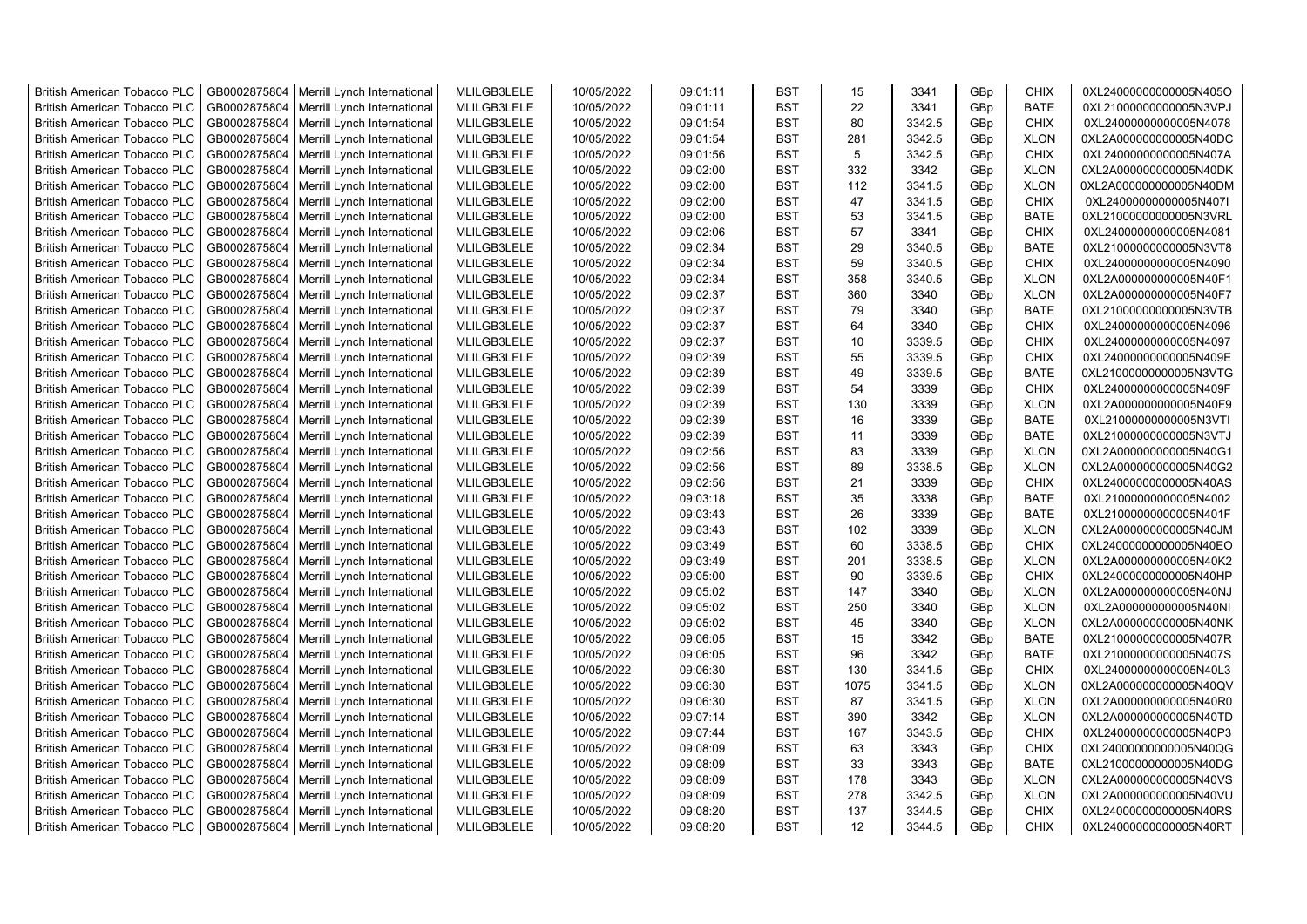| British American Tobacco PLC | GB0002875804 | Merrill Lynch International | MLILGB3LELE | 10/05/2022 | 09:01:11 | BST | 15 | 3341 | GBp | CHIX | 0XL24000000000005N405O |
|---|---|---|---|---|---|---|---|---|---|---|---|
| British American Tobacco PLC | GB0002875804 | Merrill Lynch International | MLILGB3LELE | 10/05/2022 | 09:01:11 | BST | 22 | 3341 | GBp | BATE | 0XL21000000000005N3VPJ |
| British American Tobacco PLC | GB0002875804 | Merrill Lynch International | MLILGB3LELE | 10/05/2022 | 09:01:54 | BST | 80 | 3342.5 | GBp | CHIX | 0XL24000000000005N4078 |
| British American Tobacco PLC | GB0002875804 | Merrill Lynch International | MLILGB3LELE | 10/05/2022 | 09:01:54 | BST | 281 | 3342.5 | GBp | XLON | 0XL2A000000000005N40DC |
| British American Tobacco PLC | GB0002875804 | Merrill Lynch International | MLILGB3LELE | 10/05/2022 | 09:01:56 | BST | 5 | 3342.5 | GBp | CHIX | 0XL24000000000005N407A |
| British American Tobacco PLC | GB0002875804 | Merrill Lynch International | MLILGB3LELE | 10/05/2022 | 09:02:00 | BST | 332 | 3342 | GBp | XLON | 0XL2A000000000005N40DK |
| British American Tobacco PLC | GB0002875804 | Merrill Lynch International | MLILGB3LELE | 10/05/2022 | 09:02:00 | BST | 112 | 3341.5 | GBp | XLON | 0XL2A000000000005N40DM |
| British American Tobacco PLC | GB0002875804 | Merrill Lynch International | MLILGB3LELE | 10/05/2022 | 09:02:00 | BST | 47 | 3341.5 | GBp | CHIX | 0XL24000000000005N407I |
| British American Tobacco PLC | GB0002875804 | Merrill Lynch International | MLILGB3LELE | 10/05/2022 | 09:02:00 | BST | 53 | 3341.5 | GBp | BATE | 0XL21000000000005N3VRL |
| British American Tobacco PLC | GB0002875804 | Merrill Lynch International | MLILGB3LELE | 10/05/2022 | 09:02:06 | BST | 57 | 3341 | GBp | CHIX | 0XL24000000000005N4081 |
| British American Tobacco PLC | GB0002875804 | Merrill Lynch International | MLILGB3LELE | 10/05/2022 | 09:02:34 | BST | 29 | 3340.5 | GBp | BATE | 0XL21000000000005N3VT8 |
| British American Tobacco PLC | GB0002875804 | Merrill Lynch International | MLILGB3LELE | 10/05/2022 | 09:02:34 | BST | 59 | 3340.5 | GBp | CHIX | 0XL24000000000005N4090 |
| British American Tobacco PLC | GB0002875804 | Merrill Lynch International | MLILGB3LELE | 10/05/2022 | 09:02:34 | BST | 358 | 3340.5 | GBp | XLON | 0XL2A000000000005N40F1 |
| British American Tobacco PLC | GB0002875804 | Merrill Lynch International | MLILGB3LELE | 10/05/2022 | 09:02:37 | BST | 360 | 3340 | GBp | XLON | 0XL2A000000000005N40F7 |
| British American Tobacco PLC | GB0002875804 | Merrill Lynch International | MLILGB3LELE | 10/05/2022 | 09:02:37 | BST | 79 | 3340 | GBp | BATE | 0XL21000000000005N3VTB |
| British American Tobacco PLC | GB0002875804 | Merrill Lynch International | MLILGB3LELE | 10/05/2022 | 09:02:37 | BST | 64 | 3340 | GBp | CHIX | 0XL24000000000005N4096 |
| British American Tobacco PLC | GB0002875804 | Merrill Lynch International | MLILGB3LELE | 10/05/2022 | 09:02:37 | BST | 10 | 3339.5 | GBp | CHIX | 0XL24000000000005N4097 |
| British American Tobacco PLC | GB0002875804 | Merrill Lynch International | MLILGB3LELE | 10/05/2022 | 09:02:39 | BST | 55 | 3339.5 | GBp | CHIX | 0XL24000000000005N409E |
| British American Tobacco PLC | GB0002875804 | Merrill Lynch International | MLILGB3LELE | 10/05/2022 | 09:02:39 | BST | 49 | 3339.5 | GBp | BATE | 0XL21000000000005N3VTG |
| British American Tobacco PLC | GB0002875804 | Merrill Lynch International | MLILGB3LELE | 10/05/2022 | 09:02:39 | BST | 54 | 3339 | GBp | CHIX | 0XL24000000000005N409F |
| British American Tobacco PLC | GB0002875804 | Merrill Lynch International | MLILGB3LELE | 10/05/2022 | 09:02:39 | BST | 130 | 3339 | GBp | XLON | 0XL2A000000000005N40F9 |
| British American Tobacco PLC | GB0002875804 | Merrill Lynch International | MLILGB3LELE | 10/05/2022 | 09:02:39 | BST | 16 | 3339 | GBp | BATE | 0XL21000000000005N3VTI |
| British American Tobacco PLC | GB0002875804 | Merrill Lynch International | MLILGB3LELE | 10/05/2022 | 09:02:39 | BST | 11 | 3339 | GBp | BATE | 0XL21000000000005N3VTJ |
| British American Tobacco PLC | GB0002875804 | Merrill Lynch International | MLILGB3LELE | 10/05/2022 | 09:02:56 | BST | 83 | 3339 | GBp | XLON | 0XL2A000000000005N40G1 |
| British American Tobacco PLC | GB0002875804 | Merrill Lynch International | MLILGB3LELE | 10/05/2022 | 09:02:56 | BST | 89 | 3338.5 | GBp | XLON | 0XL2A000000000005N40G2 |
| British American Tobacco PLC | GB0002875804 | Merrill Lynch International | MLILGB3LELE | 10/05/2022 | 09:02:56 | BST | 21 | 3339 | GBp | CHIX | 0XL24000000000005N40AS |
| British American Tobacco PLC | GB0002875804 | Merrill Lynch International | MLILGB3LELE | 10/05/2022 | 09:03:18 | BST | 35 | 3338 | GBp | BATE | 0XL21000000000005N4002 |
| British American Tobacco PLC | GB0002875804 | Merrill Lynch International | MLILGB3LELE | 10/05/2022 | 09:03:43 | BST | 26 | 3339 | GBp | BATE | 0XL21000000000005N401F |
| British American Tobacco PLC | GB0002875804 | Merrill Lynch International | MLILGB3LELE | 10/05/2022 | 09:03:43 | BST | 102 | 3339 | GBp | XLON | 0XL2A000000000005N40JM |
| British American Tobacco PLC | GB0002875804 | Merrill Lynch International | MLILGB3LELE | 10/05/2022 | 09:03:49 | BST | 60 | 3338.5 | GBp | CHIX | 0XL24000000000005N40EO |
| British American Tobacco PLC | GB0002875804 | Merrill Lynch International | MLILGB3LELE | 10/05/2022 | 09:03:49 | BST | 201 | 3338.5 | GBp | XLON | 0XL2A000000000005N40K2 |
| British American Tobacco PLC | GB0002875804 | Merrill Lynch International | MLILGB3LELE | 10/05/2022 | 09:05:00 | BST | 90 | 3339.5 | GBp | CHIX | 0XL24000000000005N40HP |
| British American Tobacco PLC | GB0002875804 | Merrill Lynch International | MLILGB3LELE | 10/05/2022 | 09:05:02 | BST | 147 | 3340 | GBp | XLON | 0XL2A000000000005N40NJ |
| British American Tobacco PLC | GB0002875804 | Merrill Lynch International | MLILGB3LELE | 10/05/2022 | 09:05:02 | BST | 250 | 3340 | GBp | XLON | 0XL2A000000000005N40NI |
| British American Tobacco PLC | GB0002875804 | Merrill Lynch International | MLILGB3LELE | 10/05/2022 | 09:05:02 | BST | 45 | 3340 | GBp | XLON | 0XL2A000000000005N40NK |
| British American Tobacco PLC | GB0002875804 | Merrill Lynch International | MLILGB3LELE | 10/05/2022 | 09:06:05 | BST | 15 | 3342 | GBp | BATE | 0XL21000000000005N407R |
| British American Tobacco PLC | GB0002875804 | Merrill Lynch International | MLILGB3LELE | 10/05/2022 | 09:06:05 | BST | 96 | 3342 | GBp | BATE | 0XL21000000000005N407S |
| British American Tobacco PLC | GB0002875804 | Merrill Lynch International | MLILGB3LELE | 10/05/2022 | 09:06:30 | BST | 130 | 3341.5 | GBp | CHIX | 0XL24000000000005N40L3 |
| British American Tobacco PLC | GB0002875804 | Merrill Lynch International | MLILGB3LELE | 10/05/2022 | 09:06:30 | BST | 1075 | 3341.5 | GBp | XLON | 0XL2A000000000005N40QV |
| British American Tobacco PLC | GB0002875804 | Merrill Lynch International | MLILGB3LELE | 10/05/2022 | 09:06:30 | BST | 87 | 3341.5 | GBp | XLON | 0XL2A000000000005N40R0 |
| British American Tobacco PLC | GB0002875804 | Merrill Lynch International | MLILGB3LELE | 10/05/2022 | 09:07:14 | BST | 390 | 3342 | GBp | XLON | 0XL2A000000000005N40TD |
| British American Tobacco PLC | GB0002875804 | Merrill Lynch International | MLILGB3LELE | 10/05/2022 | 09:07:44 | BST | 167 | 3343.5 | GBp | CHIX | 0XL24000000000005N40P3 |
| British American Tobacco PLC | GB0002875804 | Merrill Lynch International | MLILGB3LELE | 10/05/2022 | 09:08:09 | BST | 63 | 3343 | GBp | CHIX | 0XL24000000000005N40QG |
| British American Tobacco PLC | GB0002875804 | Merrill Lynch International | MLILGB3LELE | 10/05/2022 | 09:08:09 | BST | 33 | 3343 | GBp | BATE | 0XL21000000000005N40DG |
| British American Tobacco PLC | GB0002875804 | Merrill Lynch International | MLILGB3LELE | 10/05/2022 | 09:08:09 | BST | 178 | 3343 | GBp | XLON | 0XL2A000000000005N40VS |
| British American Tobacco PLC | GB0002875804 | Merrill Lynch International | MLILGB3LELE | 10/05/2022 | 09:08:09 | BST | 278 | 3342.5 | GBp | XLON | 0XL2A000000000005N40VU |
| British American Tobacco PLC | GB0002875804 | Merrill Lynch International | MLILGB3LELE | 10/05/2022 | 09:08:20 | BST | 137 | 3344.5 | GBp | CHIX | 0XL24000000000005N40RS |
| British American Tobacco PLC | GB0002875804 | Merrill Lynch International | MLILGB3LELE | 10/05/2022 | 09:08:20 | BST | 12 | 3344.5 | GBp | CHIX | 0XL24000000000005N40RT |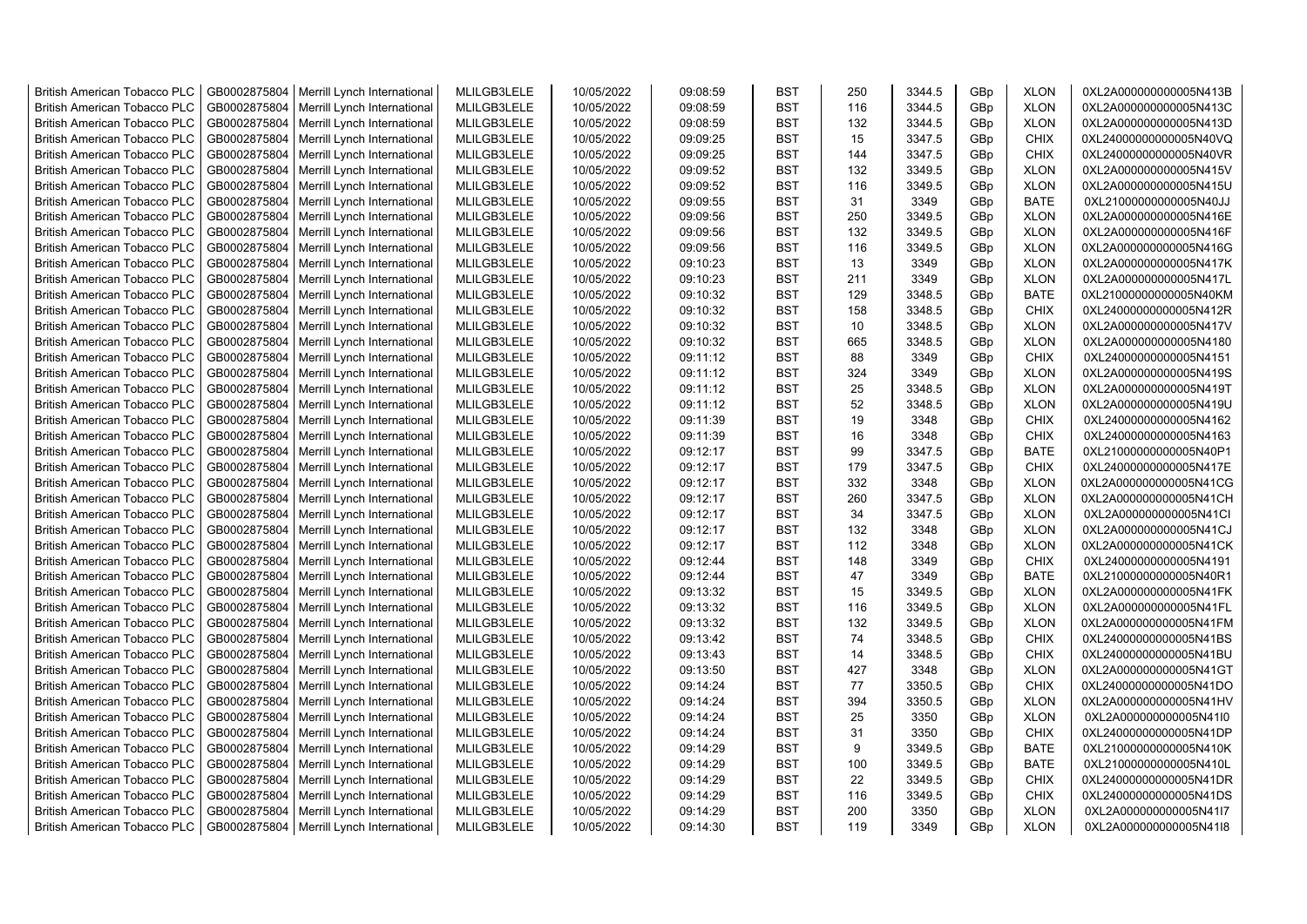| British American Tobacco PLC | GB0002875804 | Merrill Lynch International | MLILGB3LELE | 10/05/2022 | 09:08:59 | BST | 250 | 3344.5 | GBp | XLON | 0XL2A000000000005N413B |
|---|---|---|---|---|---|---|---|---|---|---|---|
| British American Tobacco PLC | GB0002875804 | Merrill Lynch International | MLILGB3LELE | 10/05/2022 | 09:08:59 | BST | 116 | 3344.5 | GBp | XLON | 0XL2A000000000005N413C |
| British American Tobacco PLC | GB0002875804 | Merrill Lynch International | MLILGB3LELE | 10/05/2022 | 09:08:59 | BST | 132 | 3344.5 | GBp | XLON | 0XL2A000000000005N413D |
| British American Tobacco PLC | GB0002875804 | Merrill Lynch International | MLILGB3LELE | 10/05/2022 | 09:09:25 | BST | 15 | 3347.5 | GBp | CHIX | 0XL24000000000005N40VQ |
| British American Tobacco PLC | GB0002875804 | Merrill Lynch International | MLILGB3LELE | 10/05/2022 | 09:09:25 | BST | 144 | 3347.5 | GBp | CHIX | 0XL24000000000005N40VR |
| British American Tobacco PLC | GB0002875804 | Merrill Lynch International | MLILGB3LELE | 10/05/2022 | 09:09:52 | BST | 132 | 3349.5 | GBp | XLON | 0XL2A000000000005N415V |
| British American Tobacco PLC | GB0002875804 | Merrill Lynch International | MLILGB3LELE | 10/05/2022 | 09:09:52 | BST | 116 | 3349.5 | GBp | XLON | 0XL2A000000000005N415U |
| British American Tobacco PLC | GB0002875804 | Merrill Lynch International | MLILGB3LELE | 10/05/2022 | 09:09:55 | BST | 31 | 3349 | GBp | BATE | 0XL21000000000005N40JJ |
| British American Tobacco PLC | GB0002875804 | Merrill Lynch International | MLILGB3LELE | 10/05/2022 | 09:09:56 | BST | 250 | 3349.5 | GBp | XLON | 0XL2A000000000005N416E |
| British American Tobacco PLC | GB0002875804 | Merrill Lynch International | MLILGB3LELE | 10/05/2022 | 09:09:56 | BST | 132 | 3349.5 | GBp | XLON | 0XL2A000000000005N416F |
| British American Tobacco PLC | GB0002875804 | Merrill Lynch International | MLILGB3LELE | 10/05/2022 | 09:09:56 | BST | 116 | 3349.5 | GBp | XLON | 0XL2A000000000005N416G |
| British American Tobacco PLC | GB0002875804 | Merrill Lynch International | MLILGB3LELE | 10/05/2022 | 09:10:23 | BST | 13 | 3349 | GBp | XLON | 0XL2A000000000005N417K |
| British American Tobacco PLC | GB0002875804 | Merrill Lynch International | MLILGB3LELE | 10/05/2022 | 09:10:23 | BST | 211 | 3349 | GBp | XLON | 0XL2A000000000005N417L |
| British American Tobacco PLC | GB0002875804 | Merrill Lynch International | MLILGB3LELE | 10/05/2022 | 09:10:32 | BST | 129 | 3348.5 | GBp | BATE | 0XL21000000000005N40KM |
| British American Tobacco PLC | GB0002875804 | Merrill Lynch International | MLILGB3LELE | 10/05/2022 | 09:10:32 | BST | 158 | 3348.5 | GBp | CHIX | 0XL24000000000005N412R |
| British American Tobacco PLC | GB0002875804 | Merrill Lynch International | MLILGB3LELE | 10/05/2022 | 09:10:32 | BST | 10 | 3348.5 | GBp | XLON | 0XL2A000000000005N417V |
| British American Tobacco PLC | GB0002875804 | Merrill Lynch International | MLILGB3LELE | 10/05/2022 | 09:10:32 | BST | 665 | 3348.5 | GBp | XLON | 0XL2A000000000005N4180 |
| British American Tobacco PLC | GB0002875804 | Merrill Lynch International | MLILGB3LELE | 10/05/2022 | 09:11:12 | BST | 88 | 3349 | GBp | CHIX | 0XL24000000000005N4151 |
| British American Tobacco PLC | GB0002875804 | Merrill Lynch International | MLILGB3LELE | 10/05/2022 | 09:11:12 | BST | 324 | 3349 | GBp | XLON | 0XL2A000000000005N419S |
| British American Tobacco PLC | GB0002875804 | Merrill Lynch International | MLILGB3LELE | 10/05/2022 | 09:11:12 | BST | 25 | 3348.5 | GBp | XLON | 0XL2A000000000005N419T |
| British American Tobacco PLC | GB0002875804 | Merrill Lynch International | MLILGB3LELE | 10/05/2022 | 09:11:12 | BST | 52 | 3348.5 | GBp | XLON | 0XL2A000000000005N419U |
| British American Tobacco PLC | GB0002875804 | Merrill Lynch International | MLILGB3LELE | 10/05/2022 | 09:11:39 | BST | 19 | 3348 | GBp | CHIX | 0XL24000000000005N4162 |
| British American Tobacco PLC | GB0002875804 | Merrill Lynch International | MLILGB3LELE | 10/05/2022 | 09:11:39 | BST | 16 | 3348 | GBp | CHIX | 0XL24000000000005N4163 |
| British American Tobacco PLC | GB0002875804 | Merrill Lynch International | MLILGB3LELE | 10/05/2022 | 09:12:17 | BST | 99 | 3347.5 | GBp | BATE | 0XL21000000000005N40P1 |
| British American Tobacco PLC | GB0002875804 | Merrill Lynch International | MLILGB3LELE | 10/05/2022 | 09:12:17 | BST | 179 | 3347.5 | GBp | CHIX | 0XL24000000000005N417E |
| British American Tobacco PLC | GB0002875804 | Merrill Lynch International | MLILGB3LELE | 10/05/2022 | 09:12:17 | BST | 332 | 3348 | GBp | XLON | 0XL2A000000000005N41CG |
| British American Tobacco PLC | GB0002875804 | Merrill Lynch International | MLILGB3LELE | 10/05/2022 | 09:12:17 | BST | 260 | 3347.5 | GBp | XLON | 0XL2A000000000005N41CH |
| British American Tobacco PLC | GB0002875804 | Merrill Lynch International | MLILGB3LELE | 10/05/2022 | 09:12:17 | BST | 34 | 3347.5 | GBp | XLON | 0XL2A000000000005N41CI |
| British American Tobacco PLC | GB0002875804 | Merrill Lynch International | MLILGB3LELE | 10/05/2022 | 09:12:17 | BST | 132 | 3348 | GBp | XLON | 0XL2A000000000005N41CJ |
| British American Tobacco PLC | GB0002875804 | Merrill Lynch International | MLILGB3LELE | 10/05/2022 | 09:12:17 | BST | 112 | 3348 | GBp | XLON | 0XL2A000000000005N41CK |
| British American Tobacco PLC | GB0002875804 | Merrill Lynch International | MLILGB3LELE | 10/05/2022 | 09:12:44 | BST | 148 | 3349 | GBp | CHIX | 0XL24000000000005N4191 |
| British American Tobacco PLC | GB0002875804 | Merrill Lynch International | MLILGB3LELE | 10/05/2022 | 09:12:44 | BST | 47 | 3349 | GBp | BATE | 0XL21000000000005N40R1 |
| British American Tobacco PLC | GB0002875804 | Merrill Lynch International | MLILGB3LELE | 10/05/2022 | 09:13:32 | BST | 15 | 3349.5 | GBp | XLON | 0XL2A000000000005N41FK |
| British American Tobacco PLC | GB0002875804 | Merrill Lynch International | MLILGB3LELE | 10/05/2022 | 09:13:32 | BST | 116 | 3349.5 | GBp | XLON | 0XL2A000000000005N41FL |
| British American Tobacco PLC | GB0002875804 | Merrill Lynch International | MLILGB3LELE | 10/05/2022 | 09:13:32 | BST | 132 | 3349.5 | GBp | XLON | 0XL2A000000000005N41FM |
| British American Tobacco PLC | GB0002875804 | Merrill Lynch International | MLILGB3LELE | 10/05/2022 | 09:13:42 | BST | 74 | 3348.5 | GBp | CHIX | 0XL24000000000005N41BS |
| British American Tobacco PLC | GB0002875804 | Merrill Lynch International | MLILGB3LELE | 10/05/2022 | 09:13:43 | BST | 14 | 3348.5 | GBp | CHIX | 0XL24000000000005N41BU |
| British American Tobacco PLC | GB0002875804 | Merrill Lynch International | MLILGB3LELE | 10/05/2022 | 09:13:50 | BST | 427 | 3348 | GBp | XLON | 0XL2A000000000005N41GT |
| British American Tobacco PLC | GB0002875804 | Merrill Lynch International | MLILGB3LELE | 10/05/2022 | 09:14:24 | BST | 77 | 3350.5 | GBp | CHIX | 0XL24000000000005N41DO |
| British American Tobacco PLC | GB0002875804 | Merrill Lynch International | MLILGB3LELE | 10/05/2022 | 09:14:24 | BST | 394 | 3350.5 | GBp | XLON | 0XL2A000000000005N41HV |
| British American Tobacco PLC | GB0002875804 | Merrill Lynch International | MLILGB3LELE | 10/05/2022 | 09:14:24 | BST | 25 | 3350 | GBp | XLON | 0XL2A000000000005N41I0 |
| British American Tobacco PLC | GB0002875804 | Merrill Lynch International | MLILGB3LELE | 10/05/2022 | 09:14:24 | BST | 31 | 3350 | GBp | CHIX | 0XL24000000000005N41DP |
| British American Tobacco PLC | GB0002875804 | Merrill Lynch International | MLILGB3LELE | 10/05/2022 | 09:14:29 | BST | 9 | 3349.5 | GBp | BATE | 0XL21000000000005N410K |
| British American Tobacco PLC | GB0002875804 | Merrill Lynch International | MLILGB3LELE | 10/05/2022 | 09:14:29 | BST | 100 | 3349.5 | GBp | BATE | 0XL21000000000005N410L |
| British American Tobacco PLC | GB0002875804 | Merrill Lynch International | MLILGB3LELE | 10/05/2022 | 09:14:29 | BST | 22 | 3349.5 | GBp | CHIX | 0XL24000000000005N41DR |
| British American Tobacco PLC | GB0002875804 | Merrill Lynch International | MLILGB3LELE | 10/05/2022 | 09:14:29 | BST | 116 | 3349.5 | GBp | CHIX | 0XL24000000000005N41DS |
| British American Tobacco PLC | GB0002875804 | Merrill Lynch International | MLILGB3LELE | 10/05/2022 | 09:14:29 | BST | 200 | 3350 | GBp | XLON | 0XL2A000000000005N41I7 |
| British American Tobacco PLC | GB0002875804 | Merrill Lynch International | MLILGB3LELE | 10/05/2022 | 09:14:30 | BST | 119 | 3349 | GBp | XLON | 0XL2A000000000005N41I8 |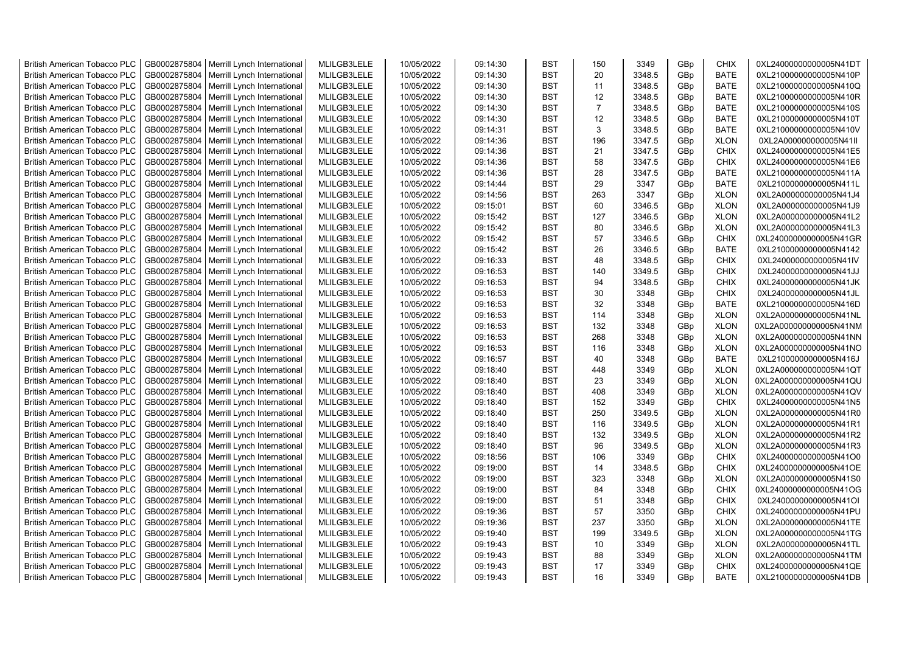| British American Tobacco PLC | GB0002875804 | Merrill Lynch International | MLILGB3LELE | 10/05/2022 | 09:14:30 | BST | 150 | 3349 | GBp | CHIX | 0XL24000000000005N41DT |
|---|---|---|---|---|---|---|---|---|---|---|---|
| British American Tobacco PLC | GB0002875804 | Merrill Lynch International | MLILGB3LELE | 10/05/2022 | 09:14:30 | BST | 20 | 3348.5 | GBp | BATE | 0XL21000000000005N410P |
| British American Tobacco PLC | GB0002875804 | Merrill Lynch International | MLILGB3LELE | 10/05/2022 | 09:14:30 | BST | 11 | 3348.5 | GBp | BATE | 0XL21000000000005N410Q |
| British American Tobacco PLC | GB0002875804 | Merrill Lynch International | MLILGB3LELE | 10/05/2022 | 09:14:30 | BST | 12 | 3348.5 | GBp | BATE | 0XL21000000000005N410R |
| British American Tobacco PLC | GB0002875804 | Merrill Lynch International | MLILGB3LELE | 10/05/2022 | 09:14:30 | BST | 7 | 3348.5 | GBp | BATE | 0XL21000000000005N410S |
| British American Tobacco PLC | GB0002875804 | Merrill Lynch International | MLILGB3LELE | 10/05/2022 | 09:14:30 | BST | 12 | 3348.5 | GBp | BATE | 0XL21000000000005N410T |
| British American Tobacco PLC | GB0002875804 | Merrill Lynch International | MLILGB3LELE | 10/05/2022 | 09:14:31 | BST | 3 | 3348.5 | GBp | BATE | 0XL21000000000005N410V |
| British American Tobacco PLC | GB0002875804 | Merrill Lynch International | MLILGB3LELE | 10/05/2022 | 09:14:36 | BST | 196 | 3347.5 | GBp | XLON | 0XL2A000000000005N41II |
| British American Tobacco PLC | GB0002875804 | Merrill Lynch International | MLILGB3LELE | 10/05/2022 | 09:14:36 | BST | 21 | 3347.5 | GBp | CHIX | 0XL24000000000005N41E5 |
| British American Tobacco PLC | GB0002875804 | Merrill Lynch International | MLILGB3LELE | 10/05/2022 | 09:14:36 | BST | 58 | 3347.5 | GBp | CHIX | 0XL24000000000005N41E6 |
| British American Tobacco PLC | GB0002875804 | Merrill Lynch International | MLILGB3LELE | 10/05/2022 | 09:14:36 | BST | 28 | 3347.5 | GBp | BATE | 0XL21000000000005N411A |
| British American Tobacco PLC | GB0002875804 | Merrill Lynch International | MLILGB3LELE | 10/05/2022 | 09:14:44 | BST | 29 | 3347 | GBp | BATE | 0XL21000000000005N411L |
| British American Tobacco PLC | GB0002875804 | Merrill Lynch International | MLILGB3LELE | 10/05/2022 | 09:14:56 | BST | 263 | 3347 | GBp | XLON | 0XL2A000000000005N41J4 |
| British American Tobacco PLC | GB0002875804 | Merrill Lynch International | MLILGB3LELE | 10/05/2022 | 09:15:01 | BST | 60 | 3346.5 | GBp | XLON | 0XL2A000000000005N41J9 |
| British American Tobacco PLC | GB0002875804 | Merrill Lynch International | MLILGB3LELE | 10/05/2022 | 09:15:42 | BST | 127 | 3346.5 | GBp | XLON | 0XL2A000000000005N41L2 |
| British American Tobacco PLC | GB0002875804 | Merrill Lynch International | MLILGB3LELE | 10/05/2022 | 09:15:42 | BST | 80 | 3346.5 | GBp | XLON | 0XL2A000000000005N41L3 |
| British American Tobacco PLC | GB0002875804 | Merrill Lynch International | MLILGB3LELE | 10/05/2022 | 09:15:42 | BST | 57 | 3346.5 | GBp | CHIX | 0XL24000000000005N41GR |
| British American Tobacco PLC | GB0002875804 | Merrill Lynch International | MLILGB3LELE | 10/05/2022 | 09:15:42 | BST | 26 | 3346.5 | GBp | BATE | 0XL21000000000005N4142 |
| British American Tobacco PLC | GB0002875804 | Merrill Lynch International | MLILGB3LELE | 10/05/2022 | 09:16:33 | BST | 48 | 3348.5 | GBp | CHIX | 0XL24000000000005N41IV |
| British American Tobacco PLC | GB0002875804 | Merrill Lynch International | MLILGB3LELE | 10/05/2022 | 09:16:53 | BST | 140 | 3349.5 | GBp | CHIX | 0XL24000000000005N41JJ |
| British American Tobacco PLC | GB0002875804 | Merrill Lynch International | MLILGB3LELE | 10/05/2022 | 09:16:53 | BST | 94 | 3348.5 | GBp | CHIX | 0XL24000000000005N41JK |
| British American Tobacco PLC | GB0002875804 | Merrill Lynch International | MLILGB3LELE | 10/05/2022 | 09:16:53 | BST | 30 | 3348 | GBp | CHIX | 0XL24000000000005N41JL |
| British American Tobacco PLC | GB0002875804 | Merrill Lynch International | MLILGB3LELE | 10/05/2022 | 09:16:53 | BST | 32 | 3348 | GBp | BATE | 0XL21000000000005N416D |
| British American Tobacco PLC | GB0002875804 | Merrill Lynch International | MLILGB3LELE | 10/05/2022 | 09:16:53 | BST | 114 | 3348 | GBp | XLON | 0XL2A000000000005N41NL |
| British American Tobacco PLC | GB0002875804 | Merrill Lynch International | MLILGB3LELE | 10/05/2022 | 09:16:53 | BST | 132 | 3348 | GBp | XLON | 0XL2A000000000005N41NM |
| British American Tobacco PLC | GB0002875804 | Merrill Lynch International | MLILGB3LELE | 10/05/2022 | 09:16:53 | BST | 268 | 3348 | GBp | XLON | 0XL2A000000000005N41NN |
| British American Tobacco PLC | GB0002875804 | Merrill Lynch International | MLILGB3LELE | 10/05/2022 | 09:16:53 | BST | 116 | 3348 | GBp | XLON | 0XL2A000000000005N41NO |
| British American Tobacco PLC | GB0002875804 | Merrill Lynch International | MLILGB3LELE | 10/05/2022 | 09:16:57 | BST | 40 | 3348 | GBp | BATE | 0XL21000000000005N416J |
| British American Tobacco PLC | GB0002875804 | Merrill Lynch International | MLILGB3LELE | 10/05/2022 | 09:18:40 | BST | 448 | 3349 | GBp | XLON | 0XL2A000000000005N41QT |
| British American Tobacco PLC | GB0002875804 | Merrill Lynch International | MLILGB3LELE | 10/05/2022 | 09:18:40 | BST | 23 | 3349 | GBp | XLON | 0XL2A000000000005N41QU |
| British American Tobacco PLC | GB0002875804 | Merrill Lynch International | MLILGB3LELE | 10/05/2022 | 09:18:40 | BST | 408 | 3349 | GBp | XLON | 0XL2A000000000005N41QV |
| British American Tobacco PLC | GB0002875804 | Merrill Lynch International | MLILGB3LELE | 10/05/2022 | 09:18:40 | BST | 152 | 3349 | GBp | CHIX | 0XL24000000000005N41N5 |
| British American Tobacco PLC | GB0002875804 | Merrill Lynch International | MLILGB3LELE | 10/05/2022 | 09:18:40 | BST | 250 | 3349.5 | GBp | XLON | 0XL2A000000000005N41R0 |
| British American Tobacco PLC | GB0002875804 | Merrill Lynch International | MLILGB3LELE | 10/05/2022 | 09:18:40 | BST | 116 | 3349.5 | GBp | XLON | 0XL2A000000000005N41R1 |
| British American Tobacco PLC | GB0002875804 | Merrill Lynch International | MLILGB3LELE | 10/05/2022 | 09:18:40 | BST | 132 | 3349.5 | GBp | XLON | 0XL2A000000000005N41R2 |
| British American Tobacco PLC | GB0002875804 | Merrill Lynch International | MLILGB3LELE | 10/05/2022 | 09:18:40 | BST | 96 | 3349.5 | GBp | XLON | 0XL2A000000000005N41R3 |
| British American Tobacco PLC | GB0002875804 | Merrill Lynch International | MLILGB3LELE | 10/05/2022 | 09:18:56 | BST | 106 | 3349 | GBp | CHIX | 0XL24000000000005N41O0 |
| British American Tobacco PLC | GB0002875804 | Merrill Lynch International | MLILGB3LELE | 10/05/2022 | 09:19:00 | BST | 14 | 3348.5 | GBp | CHIX | 0XL24000000000005N41OE |
| British American Tobacco PLC | GB0002875804 | Merrill Lynch International | MLILGB3LELE | 10/05/2022 | 09:19:00 | BST | 323 | 3348 | GBp | XLON | 0XL2A000000000005N41S0 |
| British American Tobacco PLC | GB0002875804 | Merrill Lynch International | MLILGB3LELE | 10/05/2022 | 09:19:00 | BST | 84 | 3348 | GBp | CHIX | 0XL24000000000005N41OG |
| British American Tobacco PLC | GB0002875804 | Merrill Lynch International | MLILGB3LELE | 10/05/2022 | 09:19:00 | BST | 51 | 3348 | GBp | CHIX | 0XL24000000000005N41OI |
| British American Tobacco PLC | GB0002875804 | Merrill Lynch International | MLILGB3LELE | 10/05/2022 | 09:19:36 | BST | 57 | 3350 | GBp | CHIX | 0XL24000000000005N41PU |
| British American Tobacco PLC | GB0002875804 | Merrill Lynch International | MLILGB3LELE | 10/05/2022 | 09:19:36 | BST | 237 | 3350 | GBp | XLON | 0XL2A000000000005N41TE |
| British American Tobacco PLC | GB0002875804 | Merrill Lynch International | MLILGB3LELE | 10/05/2022 | 09:19:40 | BST | 199 | 3349.5 | GBp | XLON | 0XL2A000000000005N41TG |
| British American Tobacco PLC | GB0002875804 | Merrill Lynch International | MLILGB3LELE | 10/05/2022 | 09:19:43 | BST | 10 | 3349 | GBp | XLON | 0XL2A000000000005N41TL |
| British American Tobacco PLC | GB0002875804 | Merrill Lynch International | MLILGB3LELE | 10/05/2022 | 09:19:43 | BST | 88 | 3349 | GBp | XLON | 0XL2A000000000005N41TM |
| British American Tobacco PLC | GB0002875804 | Merrill Lynch International | MLILGB3LELE | 10/05/2022 | 09:19:43 | BST | 17 | 3349 | GBp | CHIX | 0XL24000000000005N41QE |
| British American Tobacco PLC | GB0002875804 | Merrill Lynch International | MLILGB3LELE | 10/05/2022 | 09:19:43 | BST | 16 | 3349 | GBp | BATE | 0XL21000000000005N41DB |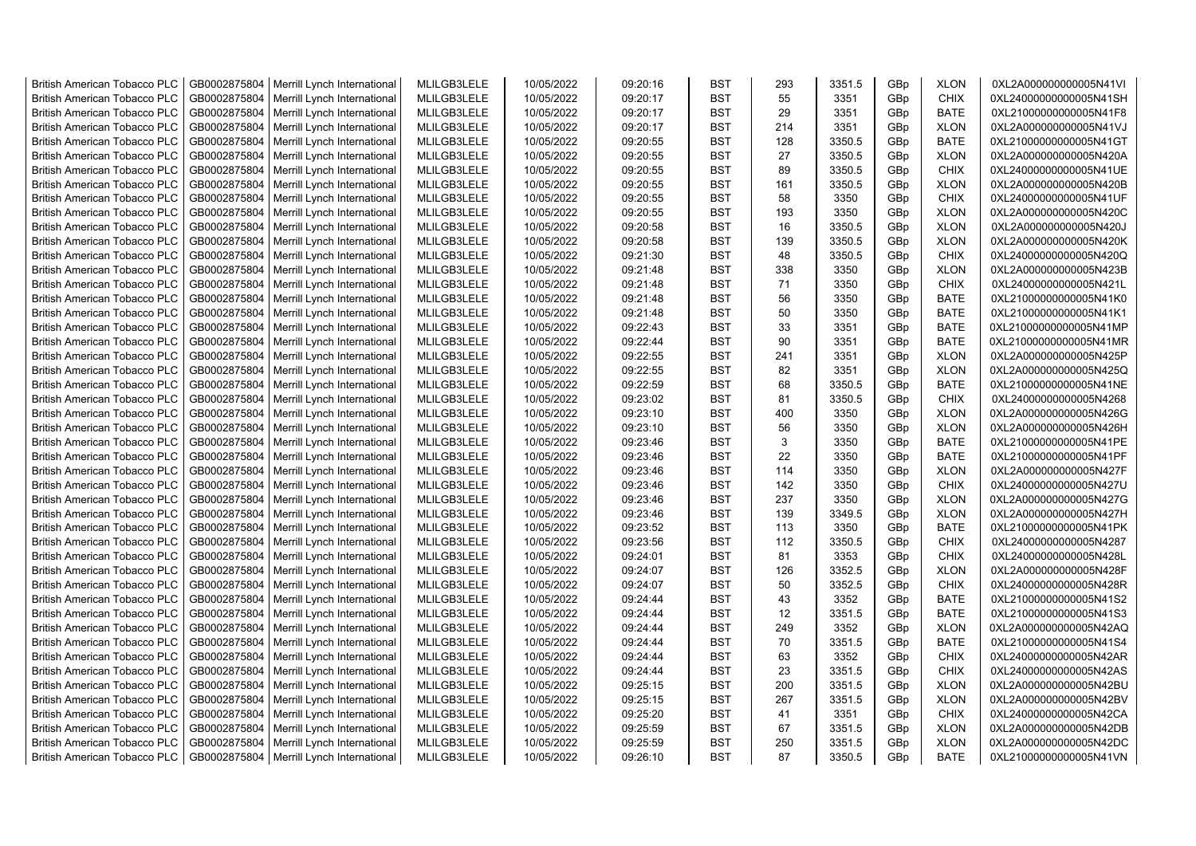| British American Tobacco PLC | GB0002875804 | Merrill Lynch International | MLILGB3LELE | 10/05/2022 | 09:20:16 | BST | 293 | 3351.5 | GBp | XLON | 0XL2A000000000005N41VI |
|---|---|---|---|---|---|---|---|---|---|---|---|
| British American Tobacco PLC | GB0002875804 | Merrill Lynch International | MLILGB3LELE | 10/05/2022 | 09:20:17 | BST | 55 | 3351 | GBp | CHIX | 0XL24000000000005N41SH |
| British American Tobacco PLC | GB0002875804 | Merrill Lynch International | MLILGB3LELE | 10/05/2022 | 09:20:17 | BST | 29 | 3351 | GBp | BATE | 0XL21000000000005N41F8 |
| British American Tobacco PLC | GB0002875804 | Merrill Lynch International | MLILGB3LELE | 10/05/2022 | 09:20:17 | BST | 214 | 3351 | GBp | XLON | 0XL2A000000000005N41VJ |
| British American Tobacco PLC | GB0002875804 | Merrill Lynch International | MLILGB3LELE | 10/05/2022 | 09:20:55 | BST | 128 | 3350.5 | GBp | BATE | 0XL21000000000005N41GT |
| British American Tobacco PLC | GB0002875804 | Merrill Lynch International | MLILGB3LELE | 10/05/2022 | 09:20:55 | BST | 27 | 3350.5 | GBp | XLON | 0XL2A000000000005N420A |
| British American Tobacco PLC | GB0002875804 | Merrill Lynch International | MLILGB3LELE | 10/05/2022 | 09:20:55 | BST | 89 | 3350.5 | GBp | CHIX | 0XL24000000000005N41UE |
| British American Tobacco PLC | GB0002875804 | Merrill Lynch International | MLILGB3LELE | 10/05/2022 | 09:20:55 | BST | 161 | 3350.5 | GBp | XLON | 0XL2A000000000005N420B |
| British American Tobacco PLC | GB0002875804 | Merrill Lynch International | MLILGB3LELE | 10/05/2022 | 09:20:55 | BST | 58 | 3350 | GBp | CHIX | 0XL24000000000005N41UF |
| British American Tobacco PLC | GB0002875804 | Merrill Lynch International | MLILGB3LELE | 10/05/2022 | 09:20:55 | BST | 193 | 3350 | GBp | XLON | 0XL2A000000000005N420C |
| British American Tobacco PLC | GB0002875804 | Merrill Lynch International | MLILGB3LELE | 10/05/2022 | 09:20:58 | BST | 16 | 3350.5 | GBp | XLON | 0XL2A000000000005N420J |
| British American Tobacco PLC | GB0002875804 | Merrill Lynch International | MLILGB3LELE | 10/05/2022 | 09:20:58 | BST | 139 | 3350.5 | GBp | XLON | 0XL2A000000000005N420K |
| British American Tobacco PLC | GB0002875804 | Merrill Lynch International | MLILGB3LELE | 10/05/2022 | 09:21:30 | BST | 48 | 3350.5 | GBp | CHIX | 0XL24000000000005N420Q |
| British American Tobacco PLC | GB0002875804 | Merrill Lynch International | MLILGB3LELE | 10/05/2022 | 09:21:48 | BST | 338 | 3350 | GBp | XLON | 0XL2A000000000005N423B |
| British American Tobacco PLC | GB0002875804 | Merrill Lynch International | MLILGB3LELE | 10/05/2022 | 09:21:48 | BST | 71 | 3350 | GBp | CHIX | 0XL24000000000005N421L |
| British American Tobacco PLC | GB0002875804 | Merrill Lynch International | MLILGB3LELE | 10/05/2022 | 09:21:48 | BST | 56 | 3350 | GBp | BATE | 0XL21000000000005N41K0 |
| British American Tobacco PLC | GB0002875804 | Merrill Lynch International | MLILGB3LELE | 10/05/2022 | 09:21:48 | BST | 50 | 3350 | GBp | BATE | 0XL21000000000005N41K1 |
| British American Tobacco PLC | GB0002875804 | Merrill Lynch International | MLILGB3LELE | 10/05/2022 | 09:22:43 | BST | 33 | 3351 | GBp | BATE | 0XL21000000000005N41MP |
| British American Tobacco PLC | GB0002875804 | Merrill Lynch International | MLILGB3LELE | 10/05/2022 | 09:22:44 | BST | 90 | 3351 | GBp | BATE | 0XL21000000000005N41MR |
| British American Tobacco PLC | GB0002875804 | Merrill Lynch International | MLILGB3LELE | 10/05/2022 | 09:22:55 | BST | 241 | 3351 | GBp | XLON | 0XL2A000000000005N425P |
| British American Tobacco PLC | GB0002875804 | Merrill Lynch International | MLILGB3LELE | 10/05/2022 | 09:22:55 | BST | 82 | 3351 | GBp | XLON | 0XL2A000000000005N425Q |
| British American Tobacco PLC | GB0002875804 | Merrill Lynch International | MLILGB3LELE | 10/05/2022 | 09:22:59 | BST | 68 | 3350.5 | GBp | BATE | 0XL21000000000005N41NE |
| British American Tobacco PLC | GB0002875804 | Merrill Lynch International | MLILGB3LELE | 10/05/2022 | 09:23:02 | BST | 81 | 3350.5 | GBp | CHIX | 0XL24000000000005N4268 |
| British American Tobacco PLC | GB0002875804 | Merrill Lynch International | MLILGB3LELE | 10/05/2022 | 09:23:10 | BST | 400 | 3350 | GBp | XLON | 0XL2A000000000005N426G |
| British American Tobacco PLC | GB0002875804 | Merrill Lynch International | MLILGB3LELE | 10/05/2022 | 09:23:10 | BST | 56 | 3350 | GBp | XLON | 0XL2A000000000005N426H |
| British American Tobacco PLC | GB0002875804 | Merrill Lynch International | MLILGB3LELE | 10/05/2022 | 09:23:46 | BST | 3 | 3350 | GBp | BATE | 0XL21000000000005N41PE |
| British American Tobacco PLC | GB0002875804 | Merrill Lynch International | MLILGB3LELE | 10/05/2022 | 09:23:46 | BST | 22 | 3350 | GBp | BATE | 0XL21000000000005N41PF |
| British American Tobacco PLC | GB0002875804 | Merrill Lynch International | MLILGB3LELE | 10/05/2022 | 09:23:46 | BST | 114 | 3350 | GBp | XLON | 0XL2A000000000005N427F |
| British American Tobacco PLC | GB0002875804 | Merrill Lynch International | MLILGB3LELE | 10/05/2022 | 09:23:46 | BST | 142 | 3350 | GBp | CHIX | 0XL24000000000005N427U |
| British American Tobacco PLC | GB0002875804 | Merrill Lynch International | MLILGB3LELE | 10/05/2022 | 09:23:46 | BST | 237 | 3350 | GBp | XLON | 0XL2A000000000005N427G |
| British American Tobacco PLC | GB0002875804 | Merrill Lynch International | MLILGB3LELE | 10/05/2022 | 09:23:46 | BST | 139 | 3349.5 | GBp | XLON | 0XL2A000000000005N427H |
| British American Tobacco PLC | GB0002875804 | Merrill Lynch International | MLILGB3LELE | 10/05/2022 | 09:23:52 | BST | 113 | 3350 | GBp | BATE | 0XL21000000000005N41PK |
| British American Tobacco PLC | GB0002875804 | Merrill Lynch International | MLILGB3LELE | 10/05/2022 | 09:23:56 | BST | 112 | 3350.5 | GBp | CHIX | 0XL24000000000005N4287 |
| British American Tobacco PLC | GB0002875804 | Merrill Lynch International | MLILGB3LELE | 10/05/2022 | 09:24:01 | BST | 81 | 3353 | GBp | CHIX | 0XL24000000000005N428L |
| British American Tobacco PLC | GB0002875804 | Merrill Lynch International | MLILGB3LELE | 10/05/2022 | 09:24:07 | BST | 126 | 3352.5 | GBp | XLON | 0XL2A000000000005N428F |
| British American Tobacco PLC | GB0002875804 | Merrill Lynch International | MLILGB3LELE | 10/05/2022 | 09:24:07 | BST | 50 | 3352.5 | GBp | CHIX | 0XL24000000000005N428R |
| British American Tobacco PLC | GB0002875804 | Merrill Lynch International | MLILGB3LELE | 10/05/2022 | 09:24:44 | BST | 43 | 3352 | GBp | BATE | 0XL21000000000005N41S2 |
| British American Tobacco PLC | GB0002875804 | Merrill Lynch International | MLILGB3LELE | 10/05/2022 | 09:24:44 | BST | 12 | 3351.5 | GBp | BATE | 0XL21000000000005N41S3 |
| British American Tobacco PLC | GB0002875804 | Merrill Lynch International | MLILGB3LELE | 10/05/2022 | 09:24:44 | BST | 249 | 3352 | GBp | XLON | 0XL2A000000000005N42AQ |
| British American Tobacco PLC | GB0002875804 | Merrill Lynch International | MLILGB3LELE | 10/05/2022 | 09:24:44 | BST | 70 | 3351.5 | GBp | BATE | 0XL21000000000005N41S4 |
| British American Tobacco PLC | GB0002875804 | Merrill Lynch International | MLILGB3LELE | 10/05/2022 | 09:24:44 | BST | 63 | 3352 | GBp | CHIX | 0XL24000000000005N42AR |
| British American Tobacco PLC | GB0002875804 | Merrill Lynch International | MLILGB3LELE | 10/05/2022 | 09:24:44 | BST | 23 | 3351.5 | GBp | CHIX | 0XL24000000000005N42AS |
| British American Tobacco PLC | GB0002875804 | Merrill Lynch International | MLILGB3LELE | 10/05/2022 | 09:25:15 | BST | 200 | 3351.5 | GBp | XLON | 0XL2A000000000005N42BU |
| British American Tobacco PLC | GB0002875804 | Merrill Lynch International | MLILGB3LELE | 10/05/2022 | 09:25:15 | BST | 267 | 3351.5 | GBp | XLON | 0XL2A000000000005N42BV |
| British American Tobacco PLC | GB0002875804 | Merrill Lynch International | MLILGB3LELE | 10/05/2022 | 09:25:20 | BST | 41 | 3351 | GBp | CHIX | 0XL24000000000005N42CA |
| British American Tobacco PLC | GB0002875804 | Merrill Lynch International | MLILGB3LELE | 10/05/2022 | 09:25:59 | BST | 67 | 3351.5 | GBp | XLON | 0XL2A000000000005N42DB |
| British American Tobacco PLC | GB0002875804 | Merrill Lynch International | MLILGB3LELE | 10/05/2022 | 09:25:59 | BST | 250 | 3351.5 | GBp | XLON | 0XL2A000000000005N42DC |
| British American Tobacco PLC | GB0002875804 | Merrill Lynch International | MLILGB3LELE | 10/05/2022 | 09:26:10 | BST | 87 | 3350.5 | GBp | BATE | 0XL21000000000005N41VN |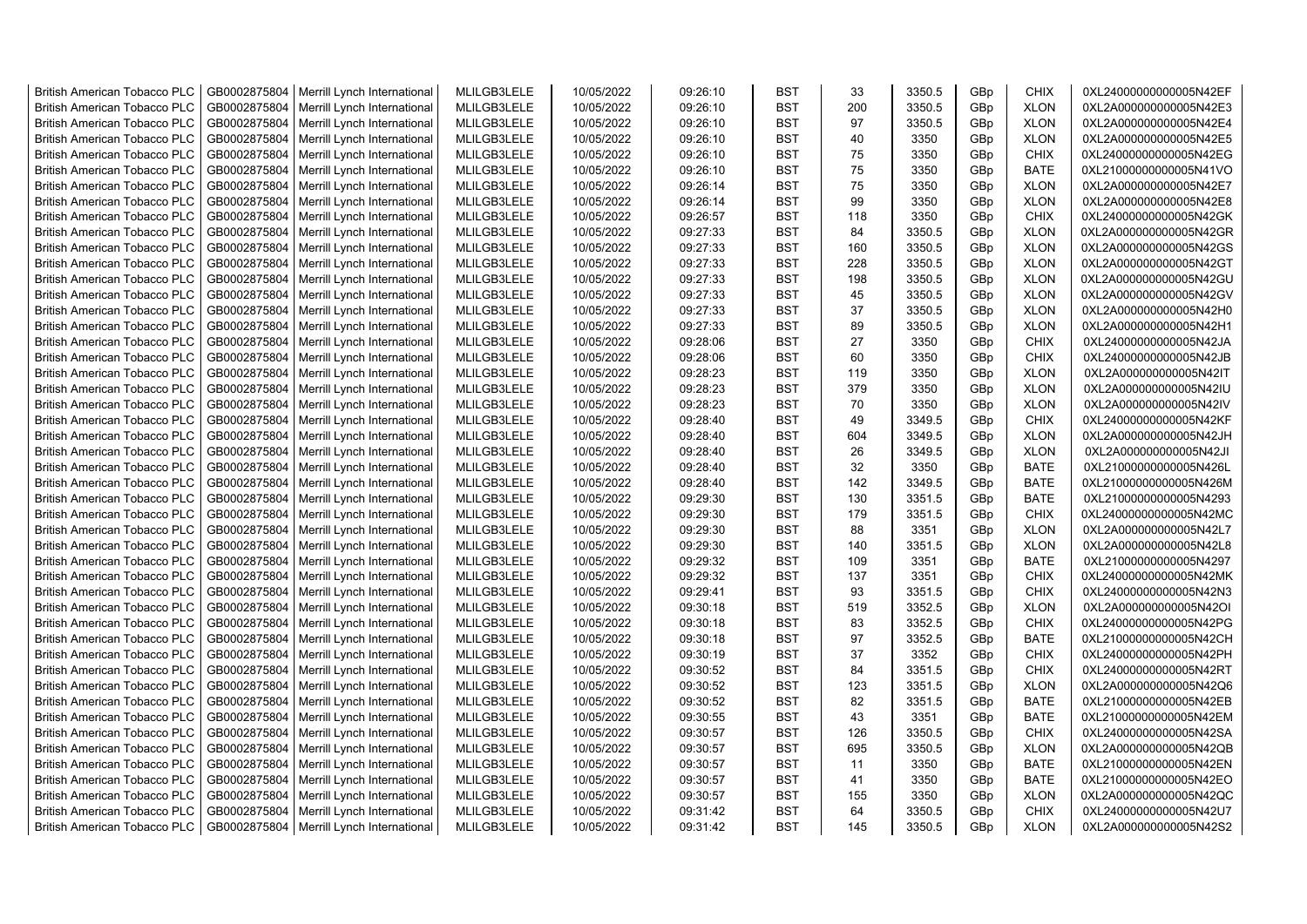| British American Tobacco PLC | GB0002875804 | Merrill Lynch International | MLILGB3LELE | 10/05/2022 | 09:26:10 | BST | 33 | 3350.5 | GBp | CHIX | 0XL24000000000005N42EF |
|---|---|---|---|---|---|---|---|---|---|---|---|
| British American Tobacco PLC | GB0002875804 | Merrill Lynch International | MLILGB3LELE | 10/05/2022 | 09:26:10 | BST | 200 | 3350.5 | GBp | XLON | 0XL2A000000000005N42E3 |
| British American Tobacco PLC | GB0002875804 | Merrill Lynch International | MLILGB3LELE | 10/05/2022 | 09:26:10 | BST | 97 | 3350.5 | GBp | XLON | 0XL2A000000000005N42E4 |
| British American Tobacco PLC | GB0002875804 | Merrill Lynch International | MLILGB3LELE | 10/05/2022 | 09:26:10 | BST | 40 | 3350 | GBp | XLON | 0XL2A000000000005N42E5 |
| British American Tobacco PLC | GB0002875804 | Merrill Lynch International | MLILGB3LELE | 10/05/2022 | 09:26:10 | BST | 75 | 3350 | GBp | CHIX | 0XL24000000000005N42EG |
| British American Tobacco PLC | GB0002875804 | Merrill Lynch International | MLILGB3LELE | 10/05/2022 | 09:26:10 | BST | 75 | 3350 | GBp | BATE | 0XL21000000000005N41VO |
| British American Tobacco PLC | GB0002875804 | Merrill Lynch International | MLILGB3LELE | 10/05/2022 | 09:26:14 | BST | 75 | 3350 | GBp | XLON | 0XL2A000000000005N42E7 |
| British American Tobacco PLC | GB0002875804 | Merrill Lynch International | MLILGB3LELE | 10/05/2022 | 09:26:14 | BST | 99 | 3350 | GBp | XLON | 0XL2A000000000005N42E8 |
| British American Tobacco PLC | GB0002875804 | Merrill Lynch International | MLILGB3LELE | 10/05/2022 | 09:26:57 | BST | 118 | 3350 | GBp | CHIX | 0XL24000000000005N42GK |
| British American Tobacco PLC | GB0002875804 | Merrill Lynch International | MLILGB3LELE | 10/05/2022 | 09:27:33 | BST | 84 | 3350.5 | GBp | XLON | 0XL2A000000000005N42GR |
| British American Tobacco PLC | GB0002875804 | Merrill Lynch International | MLILGB3LELE | 10/05/2022 | 09:27:33 | BST | 160 | 3350.5 | GBp | XLON | 0XL2A000000000005N42GS |
| British American Tobacco PLC | GB0002875804 | Merrill Lynch International | MLILGB3LELE | 10/05/2022 | 09:27:33 | BST | 228 | 3350.5 | GBp | XLON | 0XL2A000000000005N42GT |
| British American Tobacco PLC | GB0002875804 | Merrill Lynch International | MLILGB3LELE | 10/05/2022 | 09:27:33 | BST | 198 | 3350.5 | GBp | XLON | 0XL2A000000000005N42GU |
| British American Tobacco PLC | GB0002875804 | Merrill Lynch International | MLILGB3LELE | 10/05/2022 | 09:27:33 | BST | 45 | 3350.5 | GBp | XLON | 0XL2A000000000005N42GV |
| British American Tobacco PLC | GB0002875804 | Merrill Lynch International | MLILGB3LELE | 10/05/2022 | 09:27:33 | BST | 37 | 3350.5 | GBp | XLON | 0XL2A000000000005N42H0 |
| British American Tobacco PLC | GB0002875804 | Merrill Lynch International | MLILGB3LELE | 10/05/2022 | 09:27:33 | BST | 89 | 3350.5 | GBp | XLON | 0XL2A000000000005N42H1 |
| British American Tobacco PLC | GB0002875804 | Merrill Lynch International | MLILGB3LELE | 10/05/2022 | 09:28:06 | BST | 27 | 3350 | GBp | CHIX | 0XL24000000000005N42JA |
| British American Tobacco PLC | GB0002875804 | Merrill Lynch International | MLILGB3LELE | 10/05/2022 | 09:28:06 | BST | 60 | 3350 | GBp | CHIX | 0XL24000000000005N42JB |
| British American Tobacco PLC | GB0002875804 | Merrill Lynch International | MLILGB3LELE | 10/05/2022 | 09:28:23 | BST | 119 | 3350 | GBp | XLON | 0XL2A000000000005N42IT |
| British American Tobacco PLC | GB0002875804 | Merrill Lynch International | MLILGB3LELE | 10/05/2022 | 09:28:23 | BST | 379 | 3350 | GBp | XLON | 0XL2A000000000005N42IU |
| British American Tobacco PLC | GB0002875804 | Merrill Lynch International | MLILGB3LELE | 10/05/2022 | 09:28:23 | BST | 70 | 3350 | GBp | XLON | 0XL2A000000000005N42IV |
| British American Tobacco PLC | GB0002875804 | Merrill Lynch International | MLILGB3LELE | 10/05/2022 | 09:28:40 | BST | 49 | 3349.5 | GBp | CHIX | 0XL24000000000005N42KF |
| British American Tobacco PLC | GB0002875804 | Merrill Lynch International | MLILGB3LELE | 10/05/2022 | 09:28:40 | BST | 604 | 3349.5 | GBp | XLON | 0XL2A000000000005N42JH |
| British American Tobacco PLC | GB0002875804 | Merrill Lynch International | MLILGB3LELE | 10/05/2022 | 09:28:40 | BST | 26 | 3349.5 | GBp | XLON | 0XL2A000000000005N42JI |
| British American Tobacco PLC | GB0002875804 | Merrill Lynch International | MLILGB3LELE | 10/05/2022 | 09:28:40 | BST | 32 | 3350 | GBp | BATE | 0XL21000000000005N426L |
| British American Tobacco PLC | GB0002875804 | Merrill Lynch International | MLILGB3LELE | 10/05/2022 | 09:28:40 | BST | 142 | 3349.5 | GBp | BATE | 0XL21000000000005N426M |
| British American Tobacco PLC | GB0002875804 | Merrill Lynch International | MLILGB3LELE | 10/05/2022 | 09:29:30 | BST | 130 | 3351.5 | GBp | BATE | 0XL21000000000005N4293 |
| British American Tobacco PLC | GB0002875804 | Merrill Lynch International | MLILGB3LELE | 10/05/2022 | 09:29:30 | BST | 179 | 3351.5 | GBp | CHIX | 0XL24000000000005N42MC |
| British American Tobacco PLC | GB0002875804 | Merrill Lynch International | MLILGB3LELE | 10/05/2022 | 09:29:30 | BST | 88 | 3351 | GBp | XLON | 0XL2A000000000005N42L7 |
| British American Tobacco PLC | GB0002875804 | Merrill Lynch International | MLILGB3LELE | 10/05/2022 | 09:29:30 | BST | 140 | 3351.5 | GBp | XLON | 0XL2A000000000005N42L8 |
| British American Tobacco PLC | GB0002875804 | Merrill Lynch International | MLILGB3LELE | 10/05/2022 | 09:29:32 | BST | 109 | 3351 | GBp | BATE | 0XL21000000000005N4297 |
| British American Tobacco PLC | GB0002875804 | Merrill Lynch International | MLILGB3LELE | 10/05/2022 | 09:29:32 | BST | 137 | 3351 | GBp | CHIX | 0XL24000000000005N42MK |
| British American Tobacco PLC | GB0002875804 | Merrill Lynch International | MLILGB3LELE | 10/05/2022 | 09:29:41 | BST | 93 | 3351.5 | GBp | CHIX | 0XL24000000000005N42N3 |
| British American Tobacco PLC | GB0002875804 | Merrill Lynch International | MLILGB3LELE | 10/05/2022 | 09:30:18 | BST | 519 | 3352.5 | GBp | XLON | 0XL2A000000000005N42OI |
| British American Tobacco PLC | GB0002875804 | Merrill Lynch International | MLILGB3LELE | 10/05/2022 | 09:30:18 | BST | 83 | 3352.5 | GBp | CHIX | 0XL24000000000005N42PG |
| British American Tobacco PLC | GB0002875804 | Merrill Lynch International | MLILGB3LELE | 10/05/2022 | 09:30:18 | BST | 97 | 3352.5 | GBp | BATE | 0XL21000000000005N42CH |
| British American Tobacco PLC | GB0002875804 | Merrill Lynch International | MLILGB3LELE | 10/05/2022 | 09:30:19 | BST | 37 | 3352 | GBp | CHIX | 0XL24000000000005N42PH |
| British American Tobacco PLC | GB0002875804 | Merrill Lynch International | MLILGB3LELE | 10/05/2022 | 09:30:52 | BST | 84 | 3351.5 | GBp | CHIX | 0XL24000000000005N42RT |
| British American Tobacco PLC | GB0002875804 | Merrill Lynch International | MLILGB3LELE | 10/05/2022 | 09:30:52 | BST | 123 | 3351.5 | GBp | XLON | 0XL2A000000000005N42Q6 |
| British American Tobacco PLC | GB0002875804 | Merrill Lynch International | MLILGB3LELE | 10/05/2022 | 09:30:52 | BST | 82 | 3351.5 | GBp | BATE | 0XL21000000000005N42EB |
| British American Tobacco PLC | GB0002875804 | Merrill Lynch International | MLILGB3LELE | 10/05/2022 | 09:30:55 | BST | 43 | 3351 | GBp | BATE | 0XL21000000000005N42EM |
| British American Tobacco PLC | GB0002875804 | Merrill Lynch International | MLILGB3LELE | 10/05/2022 | 09:30:57 | BST | 126 | 3350.5 | GBp | CHIX | 0XL24000000000005N42SA |
| British American Tobacco PLC | GB0002875804 | Merrill Lynch International | MLILGB3LELE | 10/05/2022 | 09:30:57 | BST | 695 | 3350.5 | GBp | XLON | 0XL2A000000000005N42QB |
| British American Tobacco PLC | GB0002875804 | Merrill Lynch International | MLILGB3LELE | 10/05/2022 | 09:30:57 | BST | 11 | 3350 | GBp | BATE | 0XL21000000000005N42EN |
| British American Tobacco PLC | GB0002875804 | Merrill Lynch International | MLILGB3LELE | 10/05/2022 | 09:30:57 | BST | 41 | 3350 | GBp | BATE | 0XL21000000000005N42EO |
| British American Tobacco PLC | GB0002875804 | Merrill Lynch International | MLILGB3LELE | 10/05/2022 | 09:30:57 | BST | 155 | 3350 | GBp | XLON | 0XL2A000000000005N42QC |
| British American Tobacco PLC | GB0002875804 | Merrill Lynch International | MLILGB3LELE | 10/05/2022 | 09:31:42 | BST | 64 | 3350.5 | GBp | CHIX | 0XL24000000000005N42U7 |
| British American Tobacco PLC | GB0002875804 | Merrill Lynch International | MLILGB3LELE | 10/05/2022 | 09:31:42 | BST | 145 | 3350.5 | GBp | XLON | 0XL2A000000000005N42S2 |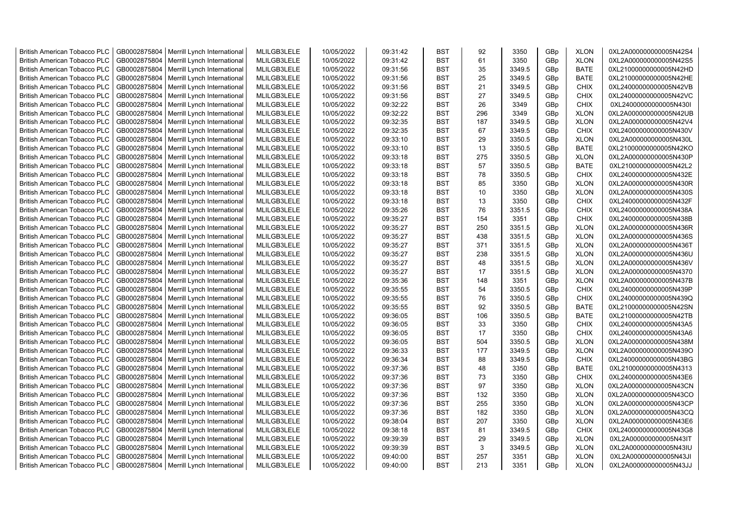| British American Tobacco PLC | GB0002875804 | Merrill Lynch International | MLILGB3LELE | 10/05/2022 | 09:31:42 | BST | 92 | 3350 | GBp | XLON | 0XL2A000000000005N42S4 |
|---|---|---|---|---|---|---|---|---|---|---|---|
| British American Tobacco PLC | GB0002875804 | Merrill Lynch International | MLILGB3LELE | 10/05/2022 | 09:31:42 | BST | 61 | 3350 | GBp | XLON | 0XL2A000000000005N42S5 |
| British American Tobacco PLC | GB0002875804 | Merrill Lynch International | MLILGB3LELE | 10/05/2022 | 09:31:56 | BST | 35 | 3349.5 | GBp | BATE | 0XL21000000000005N42HD |
| British American Tobacco PLC | GB0002875804 | Merrill Lynch International | MLILGB3LELE | 10/05/2022 | 09:31:56 | BST | 25 | 3349.5 | GBp | BATE | 0XL21000000000005N42HE |
| British American Tobacco PLC | GB0002875804 | Merrill Lynch International | MLILGB3LELE | 10/05/2022 | 09:31:56 | BST | 21 | 3349.5 | GBp | CHIX | 0XL24000000000005N42VB |
| British American Tobacco PLC | GB0002875804 | Merrill Lynch International | MLILGB3LELE | 10/05/2022 | 09:31:56 | BST | 27 | 3349.5 | GBp | CHIX | 0XL24000000000005N42VC |
| British American Tobacco PLC | GB0002875804 | Merrill Lynch International | MLILGB3LELE | 10/05/2022 | 09:32:22 | BST | 26 | 3349 | GBp | CHIX | 0XL24000000000005N430I |
| British American Tobacco PLC | GB0002875804 | Merrill Lynch International | MLILGB3LELE | 10/05/2022 | 09:32:22 | BST | 296 | 3349 | GBp | XLON | 0XL2A000000000005N42UB |
| British American Tobacco PLC | GB0002875804 | Merrill Lynch International | MLILGB3LELE | 10/05/2022 | 09:32:35 | BST | 187 | 3349.5 | GBp | XLON | 0XL2A000000000005N42V4 |
| British American Tobacco PLC | GB0002875804 | Merrill Lynch International | MLILGB3LELE | 10/05/2022 | 09:32:35 | BST | 67 | 3349.5 | GBp | CHIX | 0XL24000000000005N430V |
| British American Tobacco PLC | GB0002875804 | Merrill Lynch International | MLILGB3LELE | 10/05/2022 | 09:33:10 | BST | 29 | 3350.5 | GBp | XLON | 0XL2A000000000005N430L |
| British American Tobacco PLC | GB0002875804 | Merrill Lynch International | MLILGB3LELE | 10/05/2022 | 09:33:10 | BST | 13 | 3350.5 | GBp | BATE | 0XL21000000000005N42KO |
| British American Tobacco PLC | GB0002875804 | Merrill Lynch International | MLILGB3LELE | 10/05/2022 | 09:33:18 | BST | 275 | 3350.5 | GBp | XLON | 0XL2A000000000005N430P |
| British American Tobacco PLC | GB0002875804 | Merrill Lynch International | MLILGB3LELE | 10/05/2022 | 09:33:18 | BST | 57 | 3350.5 | GBp | BATE | 0XL21000000000005N42L2 |
| British American Tobacco PLC | GB0002875804 | Merrill Lynch International | MLILGB3LELE | 10/05/2022 | 09:33:18 | BST | 78 | 3350.5 | GBp | CHIX | 0XL24000000000005N432E |
| British American Tobacco PLC | GB0002875804 | Merrill Lynch International | MLILGB3LELE | 10/05/2022 | 09:33:18 | BST | 85 | 3350 | GBp | XLON | 0XL2A000000000005N430R |
| British American Tobacco PLC | GB0002875804 | Merrill Lynch International | MLILGB3LELE | 10/05/2022 | 09:33:18 | BST | 10 | 3350 | GBp | XLON | 0XL2A000000000005N430S |
| British American Tobacco PLC | GB0002875804 | Merrill Lynch International | MLILGB3LELE | 10/05/2022 | 09:33:18 | BST | 13 | 3350 | GBp | CHIX | 0XL24000000000005N432F |
| British American Tobacco PLC | GB0002875804 | Merrill Lynch International | MLILGB3LELE | 10/05/2022 | 09:35:26 | BST | 76 | 3351.5 | GBp | CHIX | 0XL24000000000005N438A |
| British American Tobacco PLC | GB0002875804 | Merrill Lynch International | MLILGB3LELE | 10/05/2022 | 09:35:27 | BST | 154 | 3351 | GBp | CHIX | 0XL24000000000005N438B |
| British American Tobacco PLC | GB0002875804 | Merrill Lynch International | MLILGB3LELE | 10/05/2022 | 09:35:27 | BST | 250 | 3351.5 | GBp | XLON | 0XL2A000000000005N436R |
| British American Tobacco PLC | GB0002875804 | Merrill Lynch International | MLILGB3LELE | 10/05/2022 | 09:35:27 | BST | 438 | 3351.5 | GBp | XLON | 0XL2A000000000005N436S |
| British American Tobacco PLC | GB0002875804 | Merrill Lynch International | MLILGB3LELE | 10/05/2022 | 09:35:27 | BST | 371 | 3351.5 | GBp | XLON | 0XL2A000000000005N436T |
| British American Tobacco PLC | GB0002875804 | Merrill Lynch International | MLILGB3LELE | 10/05/2022 | 09:35:27 | BST | 238 | 3351.5 | GBp | XLON | 0XL2A000000000005N436U |
| British American Tobacco PLC | GB0002875804 | Merrill Lynch International | MLILGB3LELE | 10/05/2022 | 09:35:27 | BST | 48 | 3351.5 | GBp | XLON | 0XL2A000000000005N436V |
| British American Tobacco PLC | GB0002875804 | Merrill Lynch International | MLILGB3LELE | 10/05/2022 | 09:35:27 | BST | 17 | 3351.5 | GBp | XLON | 0XL2A000000000005N4370 |
| British American Tobacco PLC | GB0002875804 | Merrill Lynch International | MLILGB3LELE | 10/05/2022 | 09:35:36 | BST | 148 | 3351 | GBp | XLON | 0XL2A000000000005N437B |
| British American Tobacco PLC | GB0002875804 | Merrill Lynch International | MLILGB3LELE | 10/05/2022 | 09:35:55 | BST | 54 | 3350.5 | GBp | CHIX | 0XL24000000000005N439P |
| British American Tobacco PLC | GB0002875804 | Merrill Lynch International | MLILGB3LELE | 10/05/2022 | 09:35:55 | BST | 76 | 3350.5 | GBp | CHIX | 0XL24000000000005N439Q |
| British American Tobacco PLC | GB0002875804 | Merrill Lynch International | MLILGB3LELE | 10/05/2022 | 09:35:55 | BST | 92 | 3350.5 | GBp | BATE | 0XL21000000000005N42SN |
| British American Tobacco PLC | GB0002875804 | Merrill Lynch International | MLILGB3LELE | 10/05/2022 | 09:36:05 | BST | 106 | 3350.5 | GBp | BATE | 0XL21000000000005N42TB |
| British American Tobacco PLC | GB0002875804 | Merrill Lynch International | MLILGB3LELE | 10/05/2022 | 09:36:05 | BST | 33 | 3350 | GBp | CHIX | 0XL24000000000005N43A5 |
| British American Tobacco PLC | GB0002875804 | Merrill Lynch International | MLILGB3LELE | 10/05/2022 | 09:36:05 | BST | 17 | 3350 | GBp | CHIX | 0XL24000000000005N43A6 |
| British American Tobacco PLC | GB0002875804 | Merrill Lynch International | MLILGB3LELE | 10/05/2022 | 09:36:05 | BST | 504 | 3350.5 | GBp | XLON | 0XL2A000000000005N438M |
| British American Tobacco PLC | GB0002875804 | Merrill Lynch International | MLILGB3LELE | 10/05/2022 | 09:36:33 | BST | 177 | 3349.5 | GBp | XLON | 0XL2A000000000005N439O |
| British American Tobacco PLC | GB0002875804 | Merrill Lynch International | MLILGB3LELE | 10/05/2022 | 09:36:34 | BST | 88 | 3349.5 | GBp | CHIX | 0XL24000000000005N43BG |
| British American Tobacco PLC | GB0002875804 | Merrill Lynch International | MLILGB3LELE | 10/05/2022 | 09:37:36 | BST | 48 | 3350 | GBp | BATE | 0XL21000000000005N4313 |
| British American Tobacco PLC | GB0002875804 | Merrill Lynch International | MLILGB3LELE | 10/05/2022 | 09:37:36 | BST | 73 | 3350 | GBp | CHIX | 0XL24000000000005N43E6 |
| British American Tobacco PLC | GB0002875804 | Merrill Lynch International | MLILGB3LELE | 10/05/2022 | 09:37:36 | BST | 97 | 3350 | GBp | XLON | 0XL2A000000000005N43CN |
| British American Tobacco PLC | GB0002875804 | Merrill Lynch International | MLILGB3LELE | 10/05/2022 | 09:37:36 | BST | 132 | 3350 | GBp | XLON | 0XL2A000000000005N43CO |
| British American Tobacco PLC | GB0002875804 | Merrill Lynch International | MLILGB3LELE | 10/05/2022 | 09:37:36 | BST | 255 | 3350 | GBp | XLON | 0XL2A000000000005N43CP |
| British American Tobacco PLC | GB0002875804 | Merrill Lynch International | MLILGB3LELE | 10/05/2022 | 09:37:36 | BST | 182 | 3350 | GBp | XLON | 0XL2A000000000005N43CQ |
| British American Tobacco PLC | GB0002875804 | Merrill Lynch International | MLILGB3LELE | 10/05/2022 | 09:38:04 | BST | 207 | 3350 | GBp | XLON | 0XL2A000000000005N43E6 |
| British American Tobacco PLC | GB0002875804 | Merrill Lynch International | MLILGB3LELE | 10/05/2022 | 09:38:18 | BST | 81 | 3349.5 | GBp | CHIX | 0XL24000000000005N43G8 |
| British American Tobacco PLC | GB0002875804 | Merrill Lynch International | MLILGB3LELE | 10/05/2022 | 09:39:39 | BST | 29 | 3349.5 | GBp | XLON | 0XL2A000000000005N43IT |
| British American Tobacco PLC | GB0002875804 | Merrill Lynch International | MLILGB3LELE | 10/05/2022 | 09:39:39 | BST | 3 | 3349.5 | GBp | XLON | 0XL2A000000000005N43IU |
| British American Tobacco PLC | GB0002875804 | Merrill Lynch International | MLILGB3LELE | 10/05/2022 | 09:40:00 | BST | 257 | 3351 | GBp | XLON | 0XL2A000000000005N43JI |
| British American Tobacco PLC | GB0002875804 | Merrill Lynch International | MLILGB3LELE | 10/05/2022 | 09:40:00 | BST | 213 | 3351 | GBp | XLON | 0XL2A000000000005N43JJ |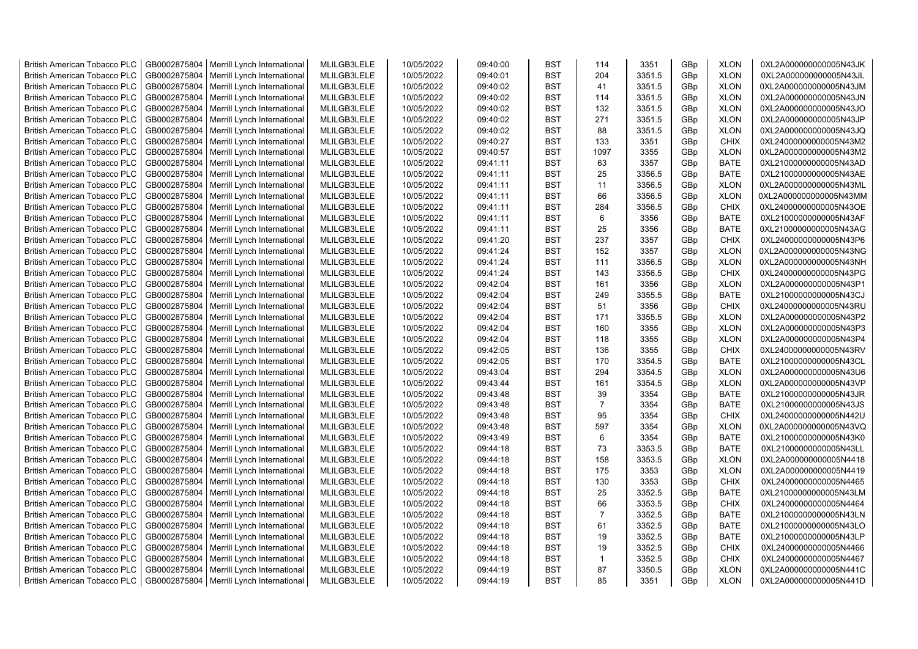| British American Tobacco PLC | GB0002875804 | Merrill Lynch International | MLILGB3LELE | 10/05/2022 | 09:40:00 | BST | 114 | 3351 | GBp | XLON | 0XL2A000000000005N43JK |
|---|---|---|---|---|---|---|---|---|---|---|---|
| British American Tobacco PLC | GB0002875804 | Merrill Lynch International | MLILGB3LELE | 10/05/2022 | 09:40:01 | BST | 204 | 3351.5 | GBp | XLON | 0XL2A000000000005N43JL |
| British American Tobacco PLC | GB0002875804 | Merrill Lynch International | MLILGB3LELE | 10/05/2022 | 09:40:02 | BST | 41 | 3351.5 | GBp | XLON | 0XL2A000000000005N43JM |
| British American Tobacco PLC | GB0002875804 | Merrill Lynch International | MLILGB3LELE | 10/05/2022 | 09:40:02 | BST | 114 | 3351.5 | GBp | XLON | 0XL2A000000000005N43JN |
| British American Tobacco PLC | GB0002875804 | Merrill Lynch International | MLILGB3LELE | 10/05/2022 | 09:40:02 | BST | 132 | 3351.5 | GBp | XLON | 0XL2A000000000005N43JO |
| British American Tobacco PLC | GB0002875804 | Merrill Lynch International | MLILGB3LELE | 10/05/2022 | 09:40:02 | BST | 271 | 3351.5 | GBp | XLON | 0XL2A000000000005N43JP |
| British American Tobacco PLC | GB0002875804 | Merrill Lynch International | MLILGB3LELE | 10/05/2022 | 09:40:02 | BST | 88 | 3351.5 | GBp | XLON | 0XL2A000000000005N43JQ |
| British American Tobacco PLC | GB0002875804 | Merrill Lynch International | MLILGB3LELE | 10/05/2022 | 09:40:27 | BST | 133 | 3351 | GBp | CHIX | 0XL24000000000005N43M2 |
| British American Tobacco PLC | GB0002875804 | Merrill Lynch International | MLILGB3LELE | 10/05/2022 | 09:40:57 | BST | 1097 | 3355 | GBp | XLON | 0XL2A000000000005N43M2 |
| British American Tobacco PLC | GB0002875804 | Merrill Lynch International | MLILGB3LELE | 10/05/2022 | 09:41:11 | BST | 63 | 3357 | GBp | BATE | 0XL21000000000005N43AD |
| British American Tobacco PLC | GB0002875804 | Merrill Lynch International | MLILGB3LELE | 10/05/2022 | 09:41:11 | BST | 25 | 3356.5 | GBp | BATE | 0XL21000000000005N43AE |
| British American Tobacco PLC | GB0002875804 | Merrill Lynch International | MLILGB3LELE | 10/05/2022 | 09:41:11 | BST | 11 | 3356.5 | GBp | XLON | 0XL2A000000000005N43ML |
| British American Tobacco PLC | GB0002875804 | Merrill Lynch International | MLILGB3LELE | 10/05/2022 | 09:41:11 | BST | 66 | 3356.5 | GBp | XLON | 0XL2A000000000005N43MM |
| British American Tobacco PLC | GB0002875804 | Merrill Lynch International | MLILGB3LELE | 10/05/2022 | 09:41:11 | BST | 284 | 3356.5 | GBp | CHIX | 0XL24000000000005N43OE |
| British American Tobacco PLC | GB0002875804 | Merrill Lynch International | MLILGB3LELE | 10/05/2022 | 09:41:11 | BST | 6 | 3356 | GBp | BATE | 0XL21000000000005N43AF |
| British American Tobacco PLC | GB0002875804 | Merrill Lynch International | MLILGB3LELE | 10/05/2022 | 09:41:11 | BST | 25 | 3356 | GBp | BATE | 0XL21000000000005N43AG |
| British American Tobacco PLC | GB0002875804 | Merrill Lynch International | MLILGB3LELE | 10/05/2022 | 09:41:20 | BST | 237 | 3357 | GBp | CHIX | 0XL24000000000005N43P6 |
| British American Tobacco PLC | GB0002875804 | Merrill Lynch International | MLILGB3LELE | 10/05/2022 | 09:41:24 | BST | 152 | 3357 | GBp | XLON | 0XL2A000000000005N43NG |
| British American Tobacco PLC | GB0002875804 | Merrill Lynch International | MLILGB3LELE | 10/05/2022 | 09:41:24 | BST | 111 | 3356.5 | GBp | XLON | 0XL2A000000000005N43NH |
| British American Tobacco PLC | GB0002875804 | Merrill Lynch International | MLILGB3LELE | 10/05/2022 | 09:41:24 | BST | 143 | 3356.5 | GBp | CHIX | 0XL24000000000005N43PG |
| British American Tobacco PLC | GB0002875804 | Merrill Lynch International | MLILGB3LELE | 10/05/2022 | 09:42:04 | BST | 161 | 3356 | GBp | XLON | 0XL2A000000000005N43P1 |
| British American Tobacco PLC | GB0002875804 | Merrill Lynch International | MLILGB3LELE | 10/05/2022 | 09:42:04 | BST | 249 | 3355.5 | GBp | BATE | 0XL21000000000005N43CJ |
| British American Tobacco PLC | GB0002875804 | Merrill Lynch International | MLILGB3LELE | 10/05/2022 | 09:42:04 | BST | 51 | 3356 | GBp | CHIX | 0XL24000000000005N43RU |
| British American Tobacco PLC | GB0002875804 | Merrill Lynch International | MLILGB3LELE | 10/05/2022 | 09:42:04 | BST | 171 | 3355.5 | GBp | XLON | 0XL2A000000000005N43P2 |
| British American Tobacco PLC | GB0002875804 | Merrill Lynch International | MLILGB3LELE | 10/05/2022 | 09:42:04 | BST | 160 | 3355 | GBp | XLON | 0XL2A000000000005N43P3 |
| British American Tobacco PLC | GB0002875804 | Merrill Lynch International | MLILGB3LELE | 10/05/2022 | 09:42:04 | BST | 118 | 3355 | GBp | XLON | 0XL2A000000000005N43P4 |
| British American Tobacco PLC | GB0002875804 | Merrill Lynch International | MLILGB3LELE | 10/05/2022 | 09:42:05 | BST | 136 | 3355 | GBp | CHIX | 0XL24000000000005N43RV |
| British American Tobacco PLC | GB0002875804 | Merrill Lynch International | MLILGB3LELE | 10/05/2022 | 09:42:05 | BST | 170 | 3354.5 | GBp | BATE | 0XL21000000000005N43CL |
| British American Tobacco PLC | GB0002875804 | Merrill Lynch International | MLILGB3LELE | 10/05/2022 | 09:43:04 | BST | 294 | 3354.5 | GBp | XLON | 0XL2A000000000005N43U6 |
| British American Tobacco PLC | GB0002875804 | Merrill Lynch International | MLILGB3LELE | 10/05/2022 | 09:43:44 | BST | 161 | 3354.5 | GBp | XLON | 0XL2A000000000005N43VP |
| British American Tobacco PLC | GB0002875804 | Merrill Lynch International | MLILGB3LELE | 10/05/2022 | 09:43:48 | BST | 39 | 3354 | GBp | BATE | 0XL21000000000005N43JR |
| British American Tobacco PLC | GB0002875804 | Merrill Lynch International | MLILGB3LELE | 10/05/2022 | 09:43:48 | BST | 7 | 3354 | GBp | BATE | 0XL21000000000005N43JS |
| British American Tobacco PLC | GB0002875804 | Merrill Lynch International | MLILGB3LELE | 10/05/2022 | 09:43:48 | BST | 95 | 3354 | GBp | CHIX | 0XL24000000000005N442U |
| British American Tobacco PLC | GB0002875804 | Merrill Lynch International | MLILGB3LELE | 10/05/2022 | 09:43:48 | BST | 597 | 3354 | GBp | XLON | 0XL2A000000000005N43VQ |
| British American Tobacco PLC | GB0002875804 | Merrill Lynch International | MLILGB3LELE | 10/05/2022 | 09:43:49 | BST | 6 | 3354 | GBp | BATE | 0XL21000000000005N43K0 |
| British American Tobacco PLC | GB0002875804 | Merrill Lynch International | MLILGB3LELE | 10/05/2022 | 09:44:18 | BST | 73 | 3353.5 | GBp | BATE | 0XL21000000000005N43LL |
| British American Tobacco PLC | GB0002875804 | Merrill Lynch International | MLILGB3LELE | 10/05/2022 | 09:44:18 | BST | 158 | 3353.5 | GBp | XLON | 0XL2A000000000005N4418 |
| British American Tobacco PLC | GB0002875804 | Merrill Lynch International | MLILGB3LELE | 10/05/2022 | 09:44:18 | BST | 175 | 3353 | GBp | XLON | 0XL2A000000000005N4419 |
| British American Tobacco PLC | GB0002875804 | Merrill Lynch International | MLILGB3LELE | 10/05/2022 | 09:44:18 | BST | 130 | 3353 | GBp | CHIX | 0XL24000000000005N4465 |
| British American Tobacco PLC | GB0002875804 | Merrill Lynch International | MLILGB3LELE | 10/05/2022 | 09:44:18 | BST | 25 | 3352.5 | GBp | BATE | 0XL21000000000005N43LM |
| British American Tobacco PLC | GB0002875804 | Merrill Lynch International | MLILGB3LELE | 10/05/2022 | 09:44:18 | BST | 66 | 3353.5 | GBp | CHIX | 0XL24000000000005N4464 |
| British American Tobacco PLC | GB0002875804 | Merrill Lynch International | MLILGB3LELE | 10/05/2022 | 09:44:18 | BST | 7 | 3352.5 | GBp | BATE | 0XL21000000000005N43LN |
| British American Tobacco PLC | GB0002875804 | Merrill Lynch International | MLILGB3LELE | 10/05/2022 | 09:44:18 | BST | 61 | 3352.5 | GBp | BATE | 0XL21000000000005N43LO |
| British American Tobacco PLC | GB0002875804 | Merrill Lynch International | MLILGB3LELE | 10/05/2022 | 09:44:18 | BST | 19 | 3352.5 | GBp | BATE | 0XL21000000000005N43LP |
| British American Tobacco PLC | GB0002875804 | Merrill Lynch International | MLILGB3LELE | 10/05/2022 | 09:44:18 | BST | 19 | 3352.5 | GBp | CHIX | 0XL24000000000005N4466 |
| British American Tobacco PLC | GB0002875804 | Merrill Lynch International | MLILGB3LELE | 10/05/2022 | 09:44:18 | BST | 1 | 3352.5 | GBp | CHIX | 0XL24000000000005N4467 |
| British American Tobacco PLC | GB0002875804 | Merrill Lynch International | MLILGB3LELE | 10/05/2022 | 09:44:19 | BST | 87 | 3350.5 | GBp | XLON | 0XL2A000000000005N441C |
| British American Tobacco PLC | GB0002875804 | Merrill Lynch International | MLILGB3LELE | 10/05/2022 | 09:44:19 | BST | 85 | 3351 | GBp | XLON | 0XL2A000000000005N441D |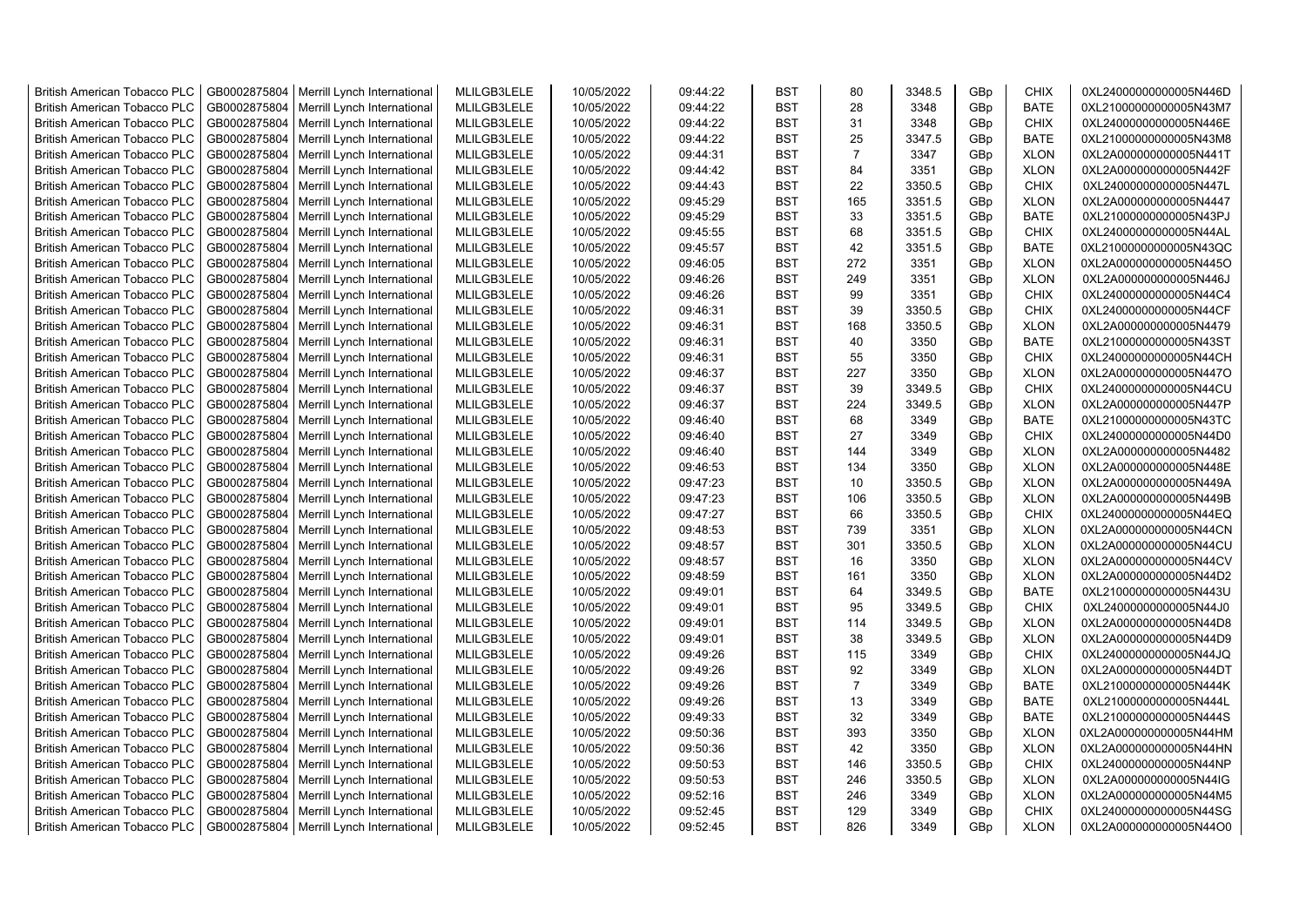| British American Tobacco PLC | GB0002875804 | Merrill Lynch International | MLILGB3LELE | 10/05/2022 | 09:44:22 | BST | 80 | 3348.5 | GBp | CHIX | 0XL24000000000005N446D |
|---|---|---|---|---|---|---|---|---|---|---|---|
| British American Tobacco PLC | GB0002875804 | Merrill Lynch International | MLILGB3LELE | 10/05/2022 | 09:44:22 | BST | 28 | 3348 | GBp | BATE | 0XL21000000000005N43M7 |
| British American Tobacco PLC | GB0002875804 | Merrill Lynch International | MLILGB3LELE | 10/05/2022 | 09:44:22 | BST | 31 | 3348 | GBp | CHIX | 0XL24000000000005N446E |
| British American Tobacco PLC | GB0002875804 | Merrill Lynch International | MLILGB3LELE | 10/05/2022 | 09:44:22 | BST | 25 | 3347.5 | GBp | BATE | 0XL21000000000005N43M8 |
| British American Tobacco PLC | GB0002875804 | Merrill Lynch International | MLILGB3LELE | 10/05/2022 | 09:44:31 | BST | 7 | 3347 | GBp | XLON | 0XL2A000000000005N441T |
| British American Tobacco PLC | GB0002875804 | Merrill Lynch International | MLILGB3LELE | 10/05/2022 | 09:44:42 | BST | 84 | 3351 | GBp | XLON | 0XL2A000000000005N442F |
| British American Tobacco PLC | GB0002875804 | Merrill Lynch International | MLILGB3LELE | 10/05/2022 | 09:44:43 | BST | 22 | 3350.5 | GBp | CHIX | 0XL24000000000005N447L |
| British American Tobacco PLC | GB0002875804 | Merrill Lynch International | MLILGB3LELE | 10/05/2022 | 09:45:29 | BST | 165 | 3351.5 | GBp | XLON | 0XL2A000000000005N4447 |
| British American Tobacco PLC | GB0002875804 | Merrill Lynch International | MLILGB3LELE | 10/05/2022 | 09:45:29 | BST | 33 | 3351.5 | GBp | BATE | 0XL21000000000005N43PJ |
| British American Tobacco PLC | GB0002875804 | Merrill Lynch International | MLILGB3LELE | 10/05/2022 | 09:45:55 | BST | 68 | 3351.5 | GBp | CHIX | 0XL24000000000005N44AL |
| British American Tobacco PLC | GB0002875804 | Merrill Lynch International | MLILGB3LELE | 10/05/2022 | 09:45:57 | BST | 42 | 3351.5 | GBp | BATE | 0XL21000000000005N43QC |
| British American Tobacco PLC | GB0002875804 | Merrill Lynch International | MLILGB3LELE | 10/05/2022 | 09:46:05 | BST | 272 | 3351 | GBp | XLON | 0XL2A000000000005N445O |
| British American Tobacco PLC | GB0002875804 | Merrill Lynch International | MLILGB3LELE | 10/05/2022 | 09:46:26 | BST | 249 | 3351 | GBp | XLON | 0XL2A000000000005N446J |
| British American Tobacco PLC | GB0002875804 | Merrill Lynch International | MLILGB3LELE | 10/05/2022 | 09:46:26 | BST | 99 | 3351 | GBp | CHIX | 0XL24000000000005N44C4 |
| British American Tobacco PLC | GB0002875804 | Merrill Lynch International | MLILGB3LELE | 10/05/2022 | 09:46:31 | BST | 39 | 3350.5 | GBp | CHIX | 0XL24000000000005N44CF |
| British American Tobacco PLC | GB0002875804 | Merrill Lynch International | MLILGB3LELE | 10/05/2022 | 09:46:31 | BST | 168 | 3350.5 | GBp | XLON | 0XL2A000000000005N4479 |
| British American Tobacco PLC | GB0002875804 | Merrill Lynch International | MLILGB3LELE | 10/05/2022 | 09:46:31 | BST | 40 | 3350 | GBp | BATE | 0XL21000000000005N43ST |
| British American Tobacco PLC | GB0002875804 | Merrill Lynch International | MLILGB3LELE | 10/05/2022 | 09:46:31 | BST | 55 | 3350 | GBp | CHIX | 0XL24000000000005N44CH |
| British American Tobacco PLC | GB0002875804 | Merrill Lynch International | MLILGB3LELE | 10/05/2022 | 09:46:37 | BST | 227 | 3350 | GBp | XLON | 0XL2A000000000005N447O |
| British American Tobacco PLC | GB0002875804 | Merrill Lynch International | MLILGB3LELE | 10/05/2022 | 09:46:37 | BST | 39 | 3349.5 | GBp | CHIX | 0XL24000000000005N44CU |
| British American Tobacco PLC | GB0002875804 | Merrill Lynch International | MLILGB3LELE | 10/05/2022 | 09:46:37 | BST | 224 | 3349.5 | GBp | XLON | 0XL2A000000000005N447P |
| British American Tobacco PLC | GB0002875804 | Merrill Lynch International | MLILGB3LELE | 10/05/2022 | 09:46:40 | BST | 68 | 3349 | GBp | BATE | 0XL21000000000005N43TC |
| British American Tobacco PLC | GB0002875804 | Merrill Lynch International | MLILGB3LELE | 10/05/2022 | 09:46:40 | BST | 27 | 3349 | GBp | CHIX | 0XL24000000000005N44D0 |
| British American Tobacco PLC | GB0002875804 | Merrill Lynch International | MLILGB3LELE | 10/05/2022 | 09:46:40 | BST | 144 | 3349 | GBp | XLON | 0XL2A000000000005N4482 |
| British American Tobacco PLC | GB0002875804 | Merrill Lynch International | MLILGB3LELE | 10/05/2022 | 09:46:53 | BST | 134 | 3350 | GBp | XLON | 0XL2A000000000005N448E |
| British American Tobacco PLC | GB0002875804 | Merrill Lynch International | MLILGB3LELE | 10/05/2022 | 09:47:23 | BST | 10 | 3350.5 | GBp | XLON | 0XL2A000000000005N449A |
| British American Tobacco PLC | GB0002875804 | Merrill Lynch International | MLILGB3LELE | 10/05/2022 | 09:47:23 | BST | 106 | 3350.5 | GBp | XLON | 0XL2A000000000005N449B |
| British American Tobacco PLC | GB0002875804 | Merrill Lynch International | MLILGB3LELE | 10/05/2022 | 09:47:27 | BST | 66 | 3350.5 | GBp | CHIX | 0XL24000000000005N44EQ |
| British American Tobacco PLC | GB0002875804 | Merrill Lynch International | MLILGB3LELE | 10/05/2022 | 09:48:53 | BST | 739 | 3351 | GBp | XLON | 0XL2A000000000005N44CN |
| British American Tobacco PLC | GB0002875804 | Merrill Lynch International | MLILGB3LELE | 10/05/2022 | 09:48:57 | BST | 301 | 3350.5 | GBp | XLON | 0XL2A000000000005N44CU |
| British American Tobacco PLC | GB0002875804 | Merrill Lynch International | MLILGB3LELE | 10/05/2022 | 09:48:57 | BST | 16 | 3350 | GBp | XLON | 0XL2A000000000005N44CV |
| British American Tobacco PLC | GB0002875804 | Merrill Lynch International | MLILGB3LELE | 10/05/2022 | 09:48:59 | BST | 161 | 3350 | GBp | XLON | 0XL2A000000000005N44D2 |
| British American Tobacco PLC | GB0002875804 | Merrill Lynch International | MLILGB3LELE | 10/05/2022 | 09:49:01 | BST | 64 | 3349.5 | GBp | BATE | 0XL21000000000005N443U |
| British American Tobacco PLC | GB0002875804 | Merrill Lynch International | MLILGB3LELE | 10/05/2022 | 09:49:01 | BST | 95 | 3349.5 | GBp | CHIX | 0XL24000000000005N44J0 |
| British American Tobacco PLC | GB0002875804 | Merrill Lynch International | MLILGB3LELE | 10/05/2022 | 09:49:01 | BST | 114 | 3349.5 | GBp | XLON | 0XL2A000000000005N44D8 |
| British American Tobacco PLC | GB0002875804 | Merrill Lynch International | MLILGB3LELE | 10/05/2022 | 09:49:01 | BST | 38 | 3349.5 | GBp | XLON | 0XL2A000000000005N44D9 |
| British American Tobacco PLC | GB0002875804 | Merrill Lynch International | MLILGB3LELE | 10/05/2022 | 09:49:26 | BST | 115 | 3349 | GBp | CHIX | 0XL24000000000005N44JQ |
| British American Tobacco PLC | GB0002875804 | Merrill Lynch International | MLILGB3LELE | 10/05/2022 | 09:49:26 | BST | 92 | 3349 | GBp | XLON | 0XL2A000000000005N44DT |
| British American Tobacco PLC | GB0002875804 | Merrill Lynch International | MLILGB3LELE | 10/05/2022 | 09:49:26 | BST | 7 | 3349 | GBp | BATE | 0XL21000000000005N444K |
| British American Tobacco PLC | GB0002875804 | Merrill Lynch International | MLILGB3LELE | 10/05/2022 | 09:49:26 | BST | 13 | 3349 | GBp | BATE | 0XL21000000000005N444L |
| British American Tobacco PLC | GB0002875804 | Merrill Lynch International | MLILGB3LELE | 10/05/2022 | 09:49:33 | BST | 32 | 3349 | GBp | BATE | 0XL21000000000005N444S |
| British American Tobacco PLC | GB0002875804 | Merrill Lynch International | MLILGB3LELE | 10/05/2022 | 09:50:36 | BST | 393 | 3350 | GBp | XLON | 0XL2A000000000005N44HM |
| British American Tobacco PLC | GB0002875804 | Merrill Lynch International | MLILGB3LELE | 10/05/2022 | 09:50:36 | BST | 42 | 3350 | GBp | XLON | 0XL2A000000000005N44HN |
| British American Tobacco PLC | GB0002875804 | Merrill Lynch International | MLILGB3LELE | 10/05/2022 | 09:50:53 | BST | 146 | 3350.5 | GBp | CHIX | 0XL24000000000005N44NP |
| British American Tobacco PLC | GB0002875804 | Merrill Lynch International | MLILGB3LELE | 10/05/2022 | 09:50:53 | BST | 246 | 3350.5 | GBp | XLON | 0XL2A000000000005N44IG |
| British American Tobacco PLC | GB0002875804 | Merrill Lynch International | MLILGB3LELE | 10/05/2022 | 09:52:16 | BST | 246 | 3349 | GBp | XLON | 0XL2A000000000005N44M5 |
| British American Tobacco PLC | GB0002875804 | Merrill Lynch International | MLILGB3LELE | 10/05/2022 | 09:52:45 | BST | 129 | 3349 | GBp | CHIX | 0XL24000000000005N44SG |
| British American Tobacco PLC | GB0002875804 | Merrill Lynch International | MLILGB3LELE | 10/05/2022 | 09:52:45 | BST | 826 | 3349 | GBp | XLON | 0XL2A000000000005N44O0 |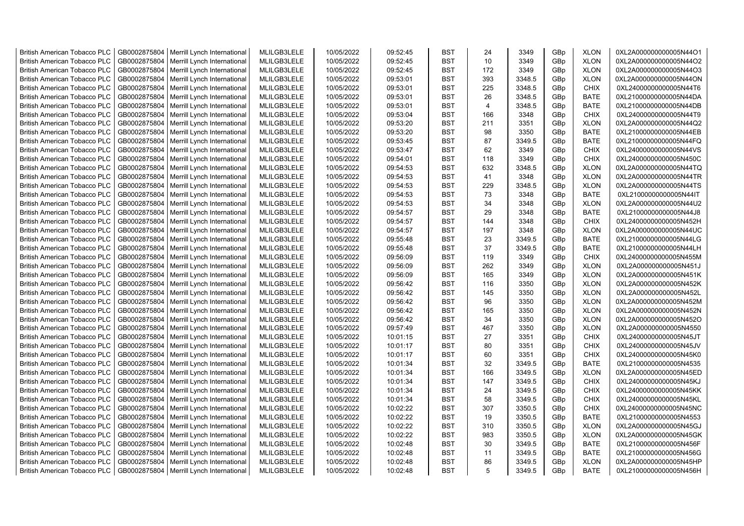| | | | | | | | | | | | |
|---|---|---|---|---|---|---|---|---|---|---|---|
| British American Tobacco PLC | GB0002875804 | Merrill Lynch International | MLILGB3LELE | 10/05/2022 | 09:52:45 | BST | 24 | 3349 | GBp | XLON | 0XL2A000000000005N44O1 |
| British American Tobacco PLC | GB0002875804 | Merrill Lynch International | MLILGB3LELE | 10/05/2022 | 09:52:45 | BST | 10 | 3349 | GBp | XLON | 0XL2A000000000005N44O2 |
| British American Tobacco PLC | GB0002875804 | Merrill Lynch International | MLILGB3LELE | 10/05/2022 | 09:52:45 | BST | 172 | 3349 | GBp | XLON | 0XL2A000000000005N44O3 |
| British American Tobacco PLC | GB0002875804 | Merrill Lynch International | MLILGB3LELE | 10/05/2022 | 09:53:01 | BST | 393 | 3348.5 | GBp | XLON | 0XL2A000000000005N44ON |
| British American Tobacco PLC | GB0002875804 | Merrill Lynch International | MLILGB3LELE | 10/05/2022 | 09:53:01 | BST | 225 | 3348.5 | GBp | CHIX | 0XL24000000000005N44T6 |
| British American Tobacco PLC | GB0002875804 | Merrill Lynch International | MLILGB3LELE | 10/05/2022 | 09:53:01 | BST | 26 | 3348.5 | GBp | BATE | 0XL21000000000005N44DA |
| British American Tobacco PLC | GB0002875804 | Merrill Lynch International | MLILGB3LELE | 10/05/2022 | 09:53:01 | BST | 4 | 3348.5 | GBp | BATE | 0XL21000000000005N44DB |
| British American Tobacco PLC | GB0002875804 | Merrill Lynch International | MLILGB3LELE | 10/05/2022 | 09:53:04 | BST | 166 | 3348 | GBp | CHIX | 0XL24000000000005N44T9 |
| British American Tobacco PLC | GB0002875804 | Merrill Lynch International | MLILGB3LELE | 10/05/2022 | 09:53:20 | BST | 211 | 3351 | GBp | XLON | 0XL2A000000000005N44Q2 |
| British American Tobacco PLC | GB0002875804 | Merrill Lynch International | MLILGB3LELE | 10/05/2022 | 09:53:20 | BST | 98 | 3350 | GBp | BATE | 0XL21000000000005N44EB |
| British American Tobacco PLC | GB0002875804 | Merrill Lynch International | MLILGB3LELE | 10/05/2022 | 09:53:45 | BST | 87 | 3349.5 | GBp | BATE | 0XL21000000000005N44FQ |
| British American Tobacco PLC | GB0002875804 | Merrill Lynch International | MLILGB3LELE | 10/05/2022 | 09:53:47 | BST | 62 | 3349 | GBp | CHIX | 0XL24000000000005N44VS |
| British American Tobacco PLC | GB0002875804 | Merrill Lynch International | MLILGB3LELE | 10/05/2022 | 09:54:01 | BST | 118 | 3349 | GBp | CHIX | 0XL24000000000005N450C |
| British American Tobacco PLC | GB0002875804 | Merrill Lynch International | MLILGB3LELE | 10/05/2022 | 09:54:53 | BST | 632 | 3348.5 | GBp | XLON | 0XL2A000000000005N44TQ |
| British American Tobacco PLC | GB0002875804 | Merrill Lynch International | MLILGB3LELE | 10/05/2022 | 09:54:53 | BST | 41 | 3348 | GBp | XLON | 0XL2A000000000005N44TR |
| British American Tobacco PLC | GB0002875804 | Merrill Lynch International | MLILGB3LELE | 10/05/2022 | 09:54:53 | BST | 229 | 3348.5 | GBp | XLON | 0XL2A000000000005N44TS |
| British American Tobacco PLC | GB0002875804 | Merrill Lynch International | MLILGB3LELE | 10/05/2022 | 09:54:53 | BST | 73 | 3348 | GBp | BATE | 0XL21000000000005N44IT |
| British American Tobacco PLC | GB0002875804 | Merrill Lynch International | MLILGB3LELE | 10/05/2022 | 09:54:53 | BST | 34 | 3348 | GBp | XLON | 0XL2A000000000005N44U2 |
| British American Tobacco PLC | GB0002875804 | Merrill Lynch International | MLILGB3LELE | 10/05/2022 | 09:54:57 | BST | 29 | 3348 | GBp | BATE | 0XL21000000000005N44J8 |
| British American Tobacco PLC | GB0002875804 | Merrill Lynch International | MLILGB3LELE | 10/05/2022 | 09:54:57 | BST | 144 | 3348 | GBp | CHIX | 0XL24000000000005N452H |
| British American Tobacco PLC | GB0002875804 | Merrill Lynch International | MLILGB3LELE | 10/05/2022 | 09:54:57 | BST | 197 | 3348 | GBp | XLON | 0XL2A000000000005N44UC |
| British American Tobacco PLC | GB0002875804 | Merrill Lynch International | MLILGB3LELE | 10/05/2022 | 09:55:48 | BST | 23 | 3349.5 | GBp | BATE | 0XL21000000000005N44LG |
| British American Tobacco PLC | GB0002875804 | Merrill Lynch International | MLILGB3LELE | 10/05/2022 | 09:55:48 | BST | 37 | 3349.5 | GBp | BATE | 0XL21000000000005N44LH |
| British American Tobacco PLC | GB0002875804 | Merrill Lynch International | MLILGB3LELE | 10/05/2022 | 09:56:09 | BST | 119 | 3349 | GBp | CHIX | 0XL24000000000005N455M |
| British American Tobacco PLC | GB0002875804 | Merrill Lynch International | MLILGB3LELE | 10/05/2022 | 09:56:09 | BST | 262 | 3349 | GBp | XLON | 0XL2A000000000005N451J |
| British American Tobacco PLC | GB0002875804 | Merrill Lynch International | MLILGB3LELE | 10/05/2022 | 09:56:09 | BST | 165 | 3349 | GBp | XLON | 0XL2A000000000005N451K |
| British American Tobacco PLC | GB0002875804 | Merrill Lynch International | MLILGB3LELE | 10/05/2022 | 09:56:42 | BST | 116 | 3350 | GBp | XLON | 0XL2A000000000005N452K |
| British American Tobacco PLC | GB0002875804 | Merrill Lynch International | MLILGB3LELE | 10/05/2022 | 09:56:42 | BST | 145 | 3350 | GBp | XLON | 0XL2A000000000005N452L |
| British American Tobacco PLC | GB0002875804 | Merrill Lynch International | MLILGB3LELE | 10/05/2022 | 09:56:42 | BST | 96 | 3350 | GBp | XLON | 0XL2A000000000005N452M |
| British American Tobacco PLC | GB0002875804 | Merrill Lynch International | MLILGB3LELE | 10/05/2022 | 09:56:42 | BST | 165 | 3350 | GBp | XLON | 0XL2A000000000005N452N |
| British American Tobacco PLC | GB0002875804 | Merrill Lynch International | MLILGB3LELE | 10/05/2022 | 09:56:42 | BST | 34 | 3350 | GBp | XLON | 0XL2A000000000005N452O |
| British American Tobacco PLC | GB0002875804 | Merrill Lynch International | MLILGB3LELE | 10/05/2022 | 09:57:49 | BST | 467 | 3350 | GBp | XLON | 0XL2A000000000005N4550 |
| British American Tobacco PLC | GB0002875804 | Merrill Lynch International | MLILGB3LELE | 10/05/2022 | 10:01:15 | BST | 27 | 3351 | GBp | CHIX | 0XL24000000000005N45JT |
| British American Tobacco PLC | GB0002875804 | Merrill Lynch International | MLILGB3LELE | 10/05/2022 | 10:01:17 | BST | 80 | 3351 | GBp | CHIX | 0XL24000000000005N45JV |
| British American Tobacco PLC | GB0002875804 | Merrill Lynch International | MLILGB3LELE | 10/05/2022 | 10:01:17 | BST | 60 | 3351 | GBp | CHIX | 0XL24000000000005N45K0 |
| British American Tobacco PLC | GB0002875804 | Merrill Lynch International | MLILGB3LELE | 10/05/2022 | 10:01:34 | BST | 32 | 3349.5 | GBp | BATE | 0XL21000000000005N4535 |
| British American Tobacco PLC | GB0002875804 | Merrill Lynch International | MLILGB3LELE | 10/05/2022 | 10:01:34 | BST | 166 | 3349.5 | GBp | XLON | 0XL2A000000000005N45ED |
| British American Tobacco PLC | GB0002875804 | Merrill Lynch International | MLILGB3LELE | 10/05/2022 | 10:01:34 | BST | 147 | 3349.5 | GBp | CHIX | 0XL24000000000005N45KJ |
| British American Tobacco PLC | GB0002875804 | Merrill Lynch International | MLILGB3LELE | 10/05/2022 | 10:01:34 | BST | 24 | 3349.5 | GBp | CHIX | 0XL24000000000005N45KK |
| British American Tobacco PLC | GB0002875804 | Merrill Lynch International | MLILGB3LELE | 10/05/2022 | 10:01:34 | BST | 58 | 3349.5 | GBp | CHIX | 0XL24000000000005N45KL |
| British American Tobacco PLC | GB0002875804 | Merrill Lynch International | MLILGB3LELE | 10/05/2022 | 10:02:22 | BST | 307 | 3350.5 | GBp | CHIX | 0XL24000000000005N45NC |
| British American Tobacco PLC | GB0002875804 | Merrill Lynch International | MLILGB3LELE | 10/05/2022 | 10:02:22 | BST | 19 | 3350.5 | GBp | BATE | 0XL21000000000005N4553 |
| British American Tobacco PLC | GB0002875804 | Merrill Lynch International | MLILGB3LELE | 10/05/2022 | 10:02:22 | BST | 310 | 3350.5 | GBp | XLON | 0XL2A000000000005N45GJ |
| British American Tobacco PLC | GB0002875804 | Merrill Lynch International | MLILGB3LELE | 10/05/2022 | 10:02:22 | BST | 983 | 3350.5 | GBp | XLON | 0XL2A000000000005N45GK |
| British American Tobacco PLC | GB0002875804 | Merrill Lynch International | MLILGB3LELE | 10/05/2022 | 10:02:48 | BST | 30 | 3349.5 | GBp | BATE | 0XL21000000000005N456F |
| British American Tobacco PLC | GB0002875804 | Merrill Lynch International | MLILGB3LELE | 10/05/2022 | 10:02:48 | BST | 11 | 3349.5 | GBp | BATE | 0XL21000000000005N456G |
| British American Tobacco PLC | GB0002875804 | Merrill Lynch International | MLILGB3LELE | 10/05/2022 | 10:02:48 | BST | 86 | 3349.5 | GBp | XLON | 0XL2A000000000005N45HP |
| British American Tobacco PLC | GB0002875804 | Merrill Lynch International | MLILGB3LELE | 10/05/2022 | 10:02:48 | BST | 5 | 3349.5 | GBp | BATE | 0XL21000000000005N456H |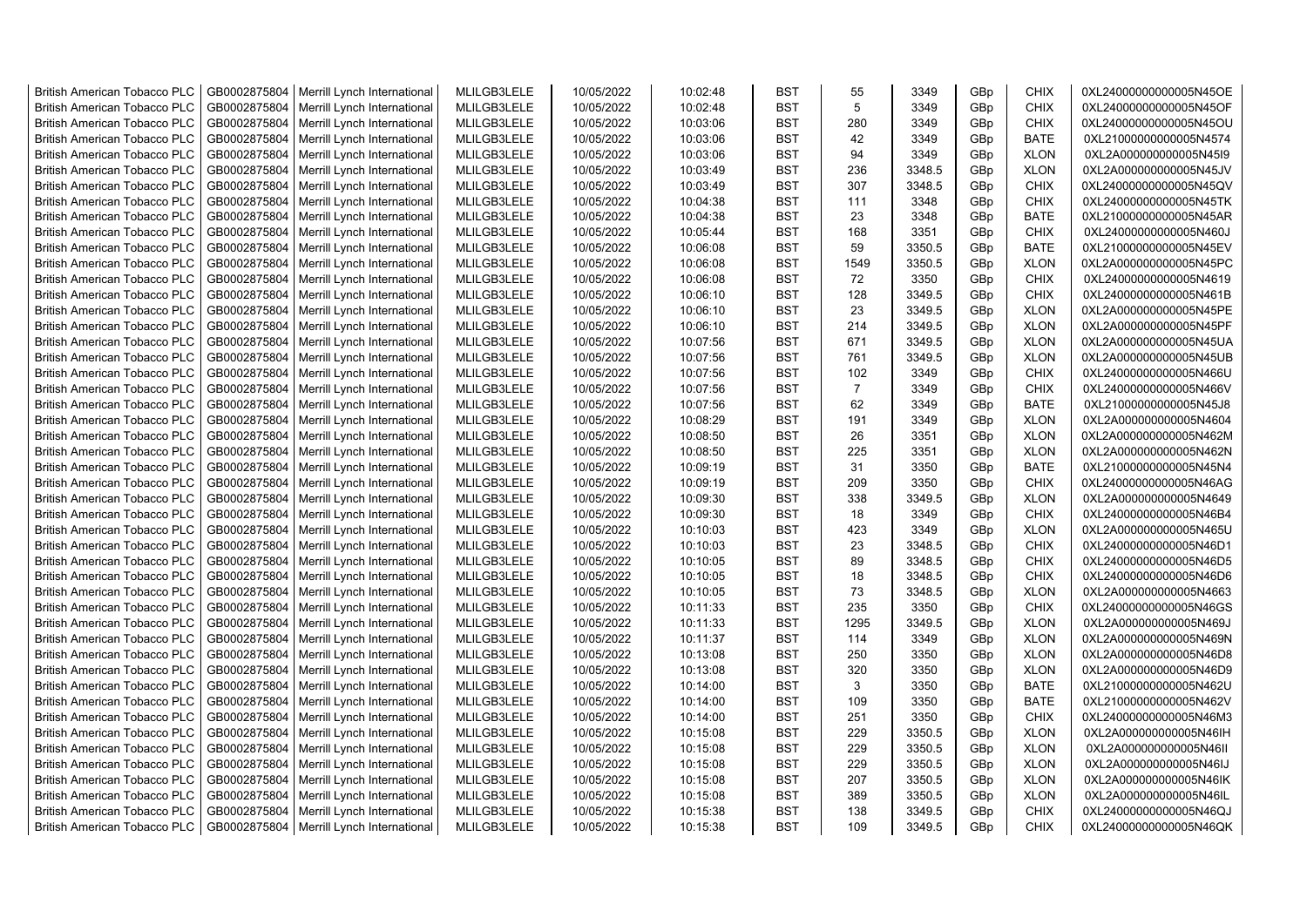| British American Tobacco PLC | GB0002875804 | Merrill Lynch International | MLILGB3LELE | 10/05/2022 | 10:02:48 | BST | 55 | 3349 | GBp | CHIX | 0XL24000000000005N45OE |
|---|---|---|---|---|---|---|---|---|---|---|---|
| British American Tobacco PLC | GB0002875804 | Merrill Lynch International | MLILGB3LELE | 10/05/2022 | 10:02:48 | BST | 5 | 3349 | GBp | CHIX | 0XL24000000000005N45OF |
| British American Tobacco PLC | GB0002875804 | Merrill Lynch International | MLILGB3LELE | 10/05/2022 | 10:03:06 | BST | 280 | 3349 | GBp | CHIX | 0XL24000000000005N45OU |
| British American Tobacco PLC | GB0002875804 | Merrill Lynch International | MLILGB3LELE | 10/05/2022 | 10:03:06 | BST | 42 | 3349 | GBp | BATE | 0XL21000000000005N4574 |
| British American Tobacco PLC | GB0002875804 | Merrill Lynch International | MLILGB3LELE | 10/05/2022 | 10:03:06 | BST | 94 | 3349 | GBp | XLON | 0XL2A000000000005N45I9 |
| British American Tobacco PLC | GB0002875804 | Merrill Lynch International | MLILGB3LELE | 10/05/2022 | 10:03:49 | BST | 236 | 3348.5 | GBp | XLON | 0XL2A000000000005N45JV |
| British American Tobacco PLC | GB0002875804 | Merrill Lynch International | MLILGB3LELE | 10/05/2022 | 10:03:49 | BST | 307 | 3348.5 | GBp | CHIX | 0XL24000000000005N45QV |
| British American Tobacco PLC | GB0002875804 | Merrill Lynch International | MLILGB3LELE | 10/05/2022 | 10:04:38 | BST | 111 | 3348 | GBp | CHIX | 0XL24000000000005N45TK |
| British American Tobacco PLC | GB0002875804 | Merrill Lynch International | MLILGB3LELE | 10/05/2022 | 10:04:38 | BST | 23 | 3348 | GBp | BATE | 0XL21000000000005N45AR |
| British American Tobacco PLC | GB0002875804 | Merrill Lynch International | MLILGB3LELE | 10/05/2022 | 10:05:44 | BST | 168 | 3351 | GBp | CHIX | 0XL24000000000005N460J |
| British American Tobacco PLC | GB0002875804 | Merrill Lynch International | MLILGB3LELE | 10/05/2022 | 10:06:08 | BST | 59 | 3350.5 | GBp | BATE | 0XL21000000000005N45EV |
| British American Tobacco PLC | GB0002875804 | Merrill Lynch International | MLILGB3LELE | 10/05/2022 | 10:06:08 | BST | 1549 | 3350.5 | GBp | XLON | 0XL2A000000000005N45PC |
| British American Tobacco PLC | GB0002875804 | Merrill Lynch International | MLILGB3LELE | 10/05/2022 | 10:06:08 | BST | 72 | 3350 | GBp | CHIX | 0XL24000000000005N4619 |
| British American Tobacco PLC | GB0002875804 | Merrill Lynch International | MLILGB3LELE | 10/05/2022 | 10:06:10 | BST | 128 | 3349.5 | GBp | CHIX | 0XL24000000000005N461B |
| British American Tobacco PLC | GB0002875804 | Merrill Lynch International | MLILGB3LELE | 10/05/2022 | 10:06:10 | BST | 23 | 3349.5 | GBp | XLON | 0XL2A000000000005N45PE |
| British American Tobacco PLC | GB0002875804 | Merrill Lynch International | MLILGB3LELE | 10/05/2022 | 10:06:10 | BST | 214 | 3349.5 | GBp | XLON | 0XL2A000000000005N45PF |
| British American Tobacco PLC | GB0002875804 | Merrill Lynch International | MLILGB3LELE | 10/05/2022 | 10:07:56 | BST | 671 | 3349.5 | GBp | XLON | 0XL2A000000000005N45UA |
| British American Tobacco PLC | GB0002875804 | Merrill Lynch International | MLILGB3LELE | 10/05/2022 | 10:07:56 | BST | 761 | 3349.5 | GBp | XLON | 0XL2A000000000005N45UB |
| British American Tobacco PLC | GB0002875804 | Merrill Lynch International | MLILGB3LELE | 10/05/2022 | 10:07:56 | BST | 102 | 3349 | GBp | CHIX | 0XL24000000000005N466U |
| British American Tobacco PLC | GB0002875804 | Merrill Lynch International | MLILGB3LELE | 10/05/2022 | 10:07:56 | BST | 7 | 3349 | GBp | CHIX | 0XL24000000000005N466V |
| British American Tobacco PLC | GB0002875804 | Merrill Lynch International | MLILGB3LELE | 10/05/2022 | 10:07:56 | BST | 62 | 3349 | GBp | BATE | 0XL21000000000005N45J8 |
| British American Tobacco PLC | GB0002875804 | Merrill Lynch International | MLILGB3LELE | 10/05/2022 | 10:08:29 | BST | 191 | 3349 | GBp | XLON | 0XL2A000000000005N4604 |
| British American Tobacco PLC | GB0002875804 | Merrill Lynch International | MLILGB3LELE | 10/05/2022 | 10:08:50 | BST | 26 | 3351 | GBp | XLON | 0XL2A000000000005N462M |
| British American Tobacco PLC | GB0002875804 | Merrill Lynch International | MLILGB3LELE | 10/05/2022 | 10:08:50 | BST | 225 | 3351 | GBp | XLON | 0XL2A000000000005N462N |
| British American Tobacco PLC | GB0002875804 | Merrill Lynch International | MLILGB3LELE | 10/05/2022 | 10:09:19 | BST | 31 | 3350 | GBp | BATE | 0XL21000000000005N45N4 |
| British American Tobacco PLC | GB0002875804 | Merrill Lynch International | MLILGB3LELE | 10/05/2022 | 10:09:19 | BST | 209 | 3350 | GBp | CHIX | 0XL24000000000005N46AG |
| British American Tobacco PLC | GB0002875804 | Merrill Lynch International | MLILGB3LELE | 10/05/2022 | 10:09:30 | BST | 338 | 3349.5 | GBp | XLON | 0XL2A000000000005N4649 |
| British American Tobacco PLC | GB0002875804 | Merrill Lynch International | MLILGB3LELE | 10/05/2022 | 10:09:30 | BST | 18 | 3349 | GBp | CHIX | 0XL24000000000005N46B4 |
| British American Tobacco PLC | GB0002875804 | Merrill Lynch International | MLILGB3LELE | 10/05/2022 | 10:10:03 | BST | 423 | 3349 | GBp | XLON | 0XL2A000000000005N465U |
| British American Tobacco PLC | GB0002875804 | Merrill Lynch International | MLILGB3LELE | 10/05/2022 | 10:10:03 | BST | 23 | 3348.5 | GBp | CHIX | 0XL24000000000005N46D1 |
| British American Tobacco PLC | GB0002875804 | Merrill Lynch International | MLILGB3LELE | 10/05/2022 | 10:10:05 | BST | 89 | 3348.5 | GBp | CHIX | 0XL24000000000005N46D5 |
| British American Tobacco PLC | GB0002875804 | Merrill Lynch International | MLILGB3LELE | 10/05/2022 | 10:10:05 | BST | 18 | 3348.5 | GBp | CHIX | 0XL24000000000005N46D6 |
| British American Tobacco PLC | GB0002875804 | Merrill Lynch International | MLILGB3LELE | 10/05/2022 | 10:10:05 | BST | 73 | 3348.5 | GBp | XLON | 0XL2A000000000005N4663 |
| British American Tobacco PLC | GB0002875804 | Merrill Lynch International | MLILGB3LELE | 10/05/2022 | 10:11:33 | BST | 235 | 3350 | GBp | CHIX | 0XL24000000000005N46GS |
| British American Tobacco PLC | GB0002875804 | Merrill Lynch International | MLILGB3LELE | 10/05/2022 | 10:11:33 | BST | 1295 | 3349.5 | GBp | XLON | 0XL2A000000000005N469J |
| British American Tobacco PLC | GB0002875804 | Merrill Lynch International | MLILGB3LELE | 10/05/2022 | 10:11:37 | BST | 114 | 3349 | GBp | XLON | 0XL2A000000000005N469N |
| British American Tobacco PLC | GB0002875804 | Merrill Lynch International | MLILGB3LELE | 10/05/2022 | 10:13:08 | BST | 250 | 3350 | GBp | XLON | 0XL2A000000000005N46D8 |
| British American Tobacco PLC | GB0002875804 | Merrill Lynch International | MLILGB3LELE | 10/05/2022 | 10:13:08 | BST | 320 | 3350 | GBp | XLON | 0XL2A000000000005N46D9 |
| British American Tobacco PLC | GB0002875804 | Merrill Lynch International | MLILGB3LELE | 10/05/2022 | 10:14:00 | BST | 3 | 3350 | GBp | BATE | 0XL21000000000005N462U |
| British American Tobacco PLC | GB0002875804 | Merrill Lynch International | MLILGB3LELE | 10/05/2022 | 10:14:00 | BST | 109 | 3350 | GBp | BATE | 0XL21000000000005N462V |
| British American Tobacco PLC | GB0002875804 | Merrill Lynch International | MLILGB3LELE | 10/05/2022 | 10:14:00 | BST | 251 | 3350 | GBp | CHIX | 0XL24000000000005N46M3 |
| British American Tobacco PLC | GB0002875804 | Merrill Lynch International | MLILGB3LELE | 10/05/2022 | 10:15:08 | BST | 229 | 3350.5 | GBp | XLON | 0XL2A000000000005N46IH |
| British American Tobacco PLC | GB0002875804 | Merrill Lynch International | MLILGB3LELE | 10/05/2022 | 10:15:08 | BST | 229 | 3350.5 | GBp | XLON | 0XL2A000000000005N46II |
| British American Tobacco PLC | GB0002875804 | Merrill Lynch International | MLILGB3LELE | 10/05/2022 | 10:15:08 | BST | 229 | 3350.5 | GBp | XLON | 0XL2A000000000005N46IJ |
| British American Tobacco PLC | GB0002875804 | Merrill Lynch International | MLILGB3LELE | 10/05/2022 | 10:15:08 | BST | 207 | 3350.5 | GBp | XLON | 0XL2A000000000005N46IK |
| British American Tobacco PLC | GB0002875804 | Merrill Lynch International | MLILGB3LELE | 10/05/2022 | 10:15:08 | BST | 389 | 3350.5 | GBp | XLON | 0XL2A000000000005N46IL |
| British American Tobacco PLC | GB0002875804 | Merrill Lynch International | MLILGB3LELE | 10/05/2022 | 10:15:38 | BST | 138 | 3349.5 | GBp | CHIX | 0XL24000000000005N46QJ |
| British American Tobacco PLC | GB0002875804 | Merrill Lynch International | MLILGB3LELE | 10/05/2022 | 10:15:38 | BST | 109 | 3349.5 | GBp | CHIX | 0XL24000000000005N46QK |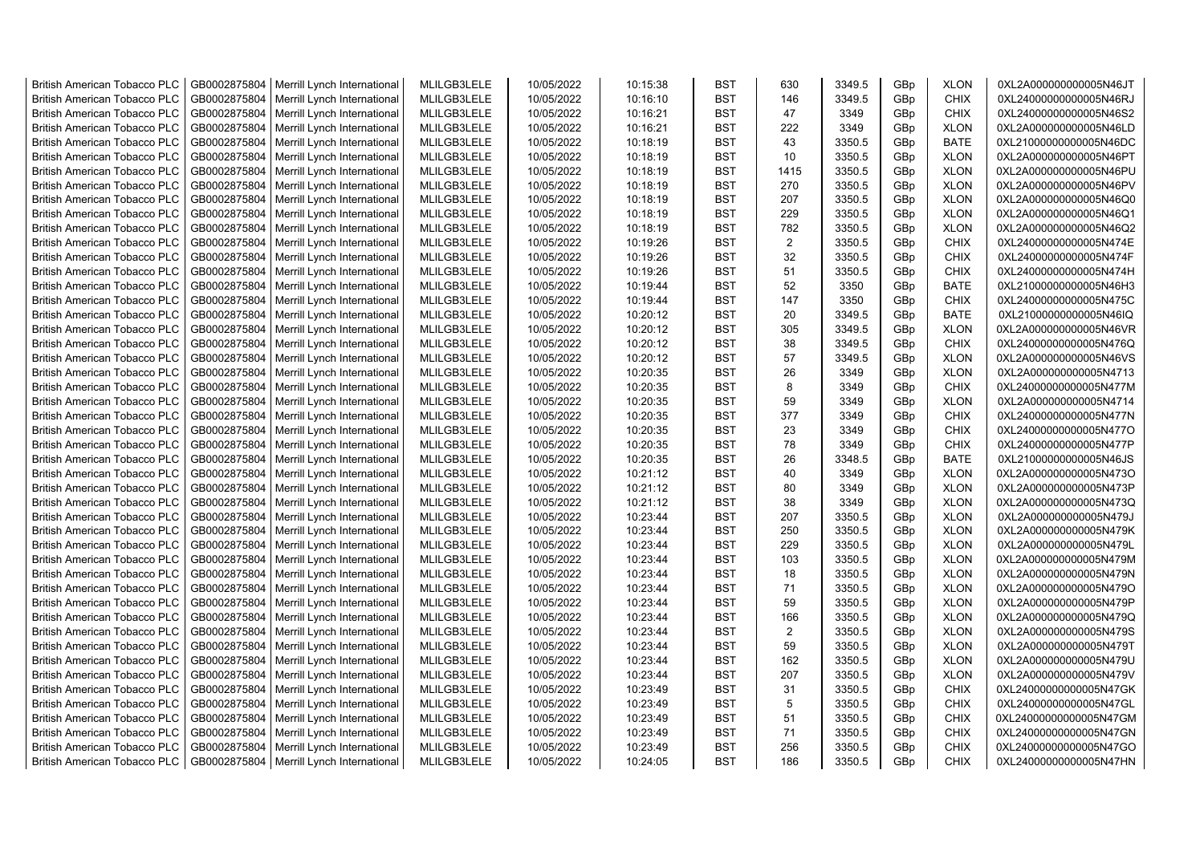| British American Tobacco PLC | GB0002875804 | Merrill Lynch International | MLILGB3LELE | 10/05/2022 | 10:15:38 | BST | 630 | 3349.5 | GBp | XLON | 0XL2A000000000005N46JT |
|---|---|---|---|---|---|---|---|---|---|---|---|
| British American Tobacco PLC | GB0002875804 | Merrill Lynch International | MLILGB3LELE | 10/05/2022 | 10:16:10 | BST | 146 | 3349.5 | GBp | CHIX | 0XL24000000000005N46RJ |
| British American Tobacco PLC | GB0002875804 | Merrill Lynch International | MLILGB3LELE | 10/05/2022 | 10:16:21 | BST | 47 | 3349 | GBp | CHIX | 0XL24000000000005N46S2 |
| British American Tobacco PLC | GB0002875804 | Merrill Lynch International | MLILGB3LELE | 10/05/2022 | 10:16:21 | BST | 222 | 3349 | GBp | XLON | 0XL2A000000000005N46LD |
| British American Tobacco PLC | GB0002875804 | Merrill Lynch International | MLILGB3LELE | 10/05/2022 | 10:18:19 | BST | 43 | 3350.5 | GBp | BATE | 0XL21000000000005N46DC |
| British American Tobacco PLC | GB0002875804 | Merrill Lynch International | MLILGB3LELE | 10/05/2022 | 10:18:19 | BST | 10 | 3350.5 | GBp | XLON | 0XL2A000000000005N46PT |
| British American Tobacco PLC | GB0002875804 | Merrill Lynch International | MLILGB3LELE | 10/05/2022 | 10:18:19 | BST | 1415 | 3350.5 | GBp | XLON | 0XL2A000000000005N46PU |
| British American Tobacco PLC | GB0002875804 | Merrill Lynch International | MLILGB3LELE | 10/05/2022 | 10:18:19 | BST | 270 | 3350.5 | GBp | XLON | 0XL2A000000000005N46PV |
| British American Tobacco PLC | GB0002875804 | Merrill Lynch International | MLILGB3LELE | 10/05/2022 | 10:18:19 | BST | 207 | 3350.5 | GBp | XLON | 0XL2A000000000005N46Q0 |
| British American Tobacco PLC | GB0002875804 | Merrill Lynch International | MLILGB3LELE | 10/05/2022 | 10:18:19 | BST | 229 | 3350.5 | GBp | XLON | 0XL2A000000000005N46Q1 |
| British American Tobacco PLC | GB0002875804 | Merrill Lynch International | MLILGB3LELE | 10/05/2022 | 10:18:19 | BST | 782 | 3350.5 | GBp | XLON | 0XL2A000000000005N46Q2 |
| British American Tobacco PLC | GB0002875804 | Merrill Lynch International | MLILGB3LELE | 10/05/2022 | 10:19:26 | BST | 2 | 3350.5 | GBp | CHIX | 0XL24000000000005N474E |
| British American Tobacco PLC | GB0002875804 | Merrill Lynch International | MLILGB3LELE | 10/05/2022 | 10:19:26 | BST | 32 | 3350.5 | GBp | CHIX | 0XL24000000000005N474F |
| British American Tobacco PLC | GB0002875804 | Merrill Lynch International | MLILGB3LELE | 10/05/2022 | 10:19:26 | BST | 51 | 3350.5 | GBp | CHIX | 0XL24000000000005N474H |
| British American Tobacco PLC | GB0002875804 | Merrill Lynch International | MLILGB3LELE | 10/05/2022 | 10:19:44 | BST | 52 | 3350 | GBp | BATE | 0XL21000000000005N46H3 |
| British American Tobacco PLC | GB0002875804 | Merrill Lynch International | MLILGB3LELE | 10/05/2022 | 10:19:44 | BST | 147 | 3350 | GBp | CHIX | 0XL24000000000005N475C |
| British American Tobacco PLC | GB0002875804 | Merrill Lynch International | MLILGB3LELE | 10/05/2022 | 10:20:12 | BST | 20 | 3349.5 | GBp | BATE | 0XL21000000000005N46IQ |
| British American Tobacco PLC | GB0002875804 | Merrill Lynch International | MLILGB3LELE | 10/05/2022 | 10:20:12 | BST | 305 | 3349.5 | GBp | XLON | 0XL2A000000000005N46VR |
| British American Tobacco PLC | GB0002875804 | Merrill Lynch International | MLILGB3LELE | 10/05/2022 | 10:20:12 | BST | 38 | 3349.5 | GBp | CHIX | 0XL24000000000005N476Q |
| British American Tobacco PLC | GB0002875804 | Merrill Lynch International | MLILGB3LELE | 10/05/2022 | 10:20:12 | BST | 57 | 3349.5 | GBp | XLON | 0XL2A000000000005N46VS |
| British American Tobacco PLC | GB0002875804 | Merrill Lynch International | MLILGB3LELE | 10/05/2022 | 10:20:35 | BST | 26 | 3349 | GBp | XLON | 0XL2A000000000005N4713 |
| British American Tobacco PLC | GB0002875804 | Merrill Lynch International | MLILGB3LELE | 10/05/2022 | 10:20:35 | BST | 8 | 3349 | GBp | CHIX | 0XL24000000000005N477M |
| British American Tobacco PLC | GB0002875804 | Merrill Lynch International | MLILGB3LELE | 10/05/2022 | 10:20:35 | BST | 59 | 3349 | GBp | XLON | 0XL2A000000000005N4714 |
| British American Tobacco PLC | GB0002875804 | Merrill Lynch International | MLILGB3LELE | 10/05/2022 | 10:20:35 | BST | 377 | 3349 | GBp | CHIX | 0XL24000000000005N477N |
| British American Tobacco PLC | GB0002875804 | Merrill Lynch International | MLILGB3LELE | 10/05/2022 | 10:20:35 | BST | 23 | 3349 | GBp | CHIX | 0XL24000000000005N477O |
| British American Tobacco PLC | GB0002875804 | Merrill Lynch International | MLILGB3LELE | 10/05/2022 | 10:20:35 | BST | 78 | 3349 | GBp | CHIX | 0XL24000000000005N477P |
| British American Tobacco PLC | GB0002875804 | Merrill Lynch International | MLILGB3LELE | 10/05/2022 | 10:20:35 | BST | 26 | 3348.5 | GBp | BATE | 0XL21000000000005N46JS |
| British American Tobacco PLC | GB0002875804 | Merrill Lynch International | MLILGB3LELE | 10/05/2022 | 10:21:12 | BST | 40 | 3349 | GBp | XLON | 0XL2A000000000005N473O |
| British American Tobacco PLC | GB0002875804 | Merrill Lynch International | MLILGB3LELE | 10/05/2022 | 10:21:12 | BST | 80 | 3349 | GBp | XLON | 0XL2A000000000005N473P |
| British American Tobacco PLC | GB0002875804 | Merrill Lynch International | MLILGB3LELE | 10/05/2022 | 10:21:12 | BST | 38 | 3349 | GBp | XLON | 0XL2A000000000005N473Q |
| British American Tobacco PLC | GB0002875804 | Merrill Lynch International | MLILGB3LELE | 10/05/2022 | 10:23:44 | BST | 207 | 3350.5 | GBp | XLON | 0XL2A000000000005N479J |
| British American Tobacco PLC | GB0002875804 | Merrill Lynch International | MLILGB3LELE | 10/05/2022 | 10:23:44 | BST | 250 | 3350.5 | GBp | XLON | 0XL2A000000000005N479K |
| British American Tobacco PLC | GB0002875804 | Merrill Lynch International | MLILGB3LELE | 10/05/2022 | 10:23:44 | BST | 229 | 3350.5 | GBp | XLON | 0XL2A000000000005N479L |
| British American Tobacco PLC | GB0002875804 | Merrill Lynch International | MLILGB3LELE | 10/05/2022 | 10:23:44 | BST | 103 | 3350.5 | GBp | XLON | 0XL2A000000000005N479M |
| British American Tobacco PLC | GB0002875804 | Merrill Lynch International | MLILGB3LELE | 10/05/2022 | 10:23:44 | BST | 18 | 3350.5 | GBp | XLON | 0XL2A000000000005N479N |
| British American Tobacco PLC | GB0002875804 | Merrill Lynch International | MLILGB3LELE | 10/05/2022 | 10:23:44 | BST | 71 | 3350.5 | GBp | XLON | 0XL2A000000000005N479O |
| British American Tobacco PLC | GB0002875804 | Merrill Lynch International | MLILGB3LELE | 10/05/2022 | 10:23:44 | BST | 59 | 3350.5 | GBp | XLON | 0XL2A000000000005N479P |
| British American Tobacco PLC | GB0002875804 | Merrill Lynch International | MLILGB3LELE | 10/05/2022 | 10:23:44 | BST | 166 | 3350.5 | GBp | XLON | 0XL2A000000000005N479Q |
| British American Tobacco PLC | GB0002875804 | Merrill Lynch International | MLILGB3LELE | 10/05/2022 | 10:23:44 | BST | 2 | 3350.5 | GBp | XLON | 0XL2A000000000005N479S |
| British American Tobacco PLC | GB0002875804 | Merrill Lynch International | MLILGB3LELE | 10/05/2022 | 10:23:44 | BST | 59 | 3350.5 | GBp | XLON | 0XL2A000000000005N479T |
| British American Tobacco PLC | GB0002875804 | Merrill Lynch International | MLILGB3LELE | 10/05/2022 | 10:23:44 | BST | 162 | 3350.5 | GBp | XLON | 0XL2A000000000005N479U |
| British American Tobacco PLC | GB0002875804 | Merrill Lynch International | MLILGB3LELE | 10/05/2022 | 10:23:44 | BST | 207 | 3350.5 | GBp | XLON | 0XL2A000000000005N479V |
| British American Tobacco PLC | GB0002875804 | Merrill Lynch International | MLILGB3LELE | 10/05/2022 | 10:23:49 | BST | 31 | 3350.5 | GBp | CHIX | 0XL24000000000005N47GK |
| British American Tobacco PLC | GB0002875804 | Merrill Lynch International | MLILGB3LELE | 10/05/2022 | 10:23:49 | BST | 5 | 3350.5 | GBp | CHIX | 0XL24000000000005N47GL |
| British American Tobacco PLC | GB0002875804 | Merrill Lynch International | MLILGB3LELE | 10/05/2022 | 10:23:49 | BST | 51 | 3350.5 | GBp | CHIX | 0XL24000000000005N47GM |
| British American Tobacco PLC | GB0002875804 | Merrill Lynch International | MLILGB3LELE | 10/05/2022 | 10:23:49 | BST | 71 | 3350.5 | GBp | CHIX | 0XL24000000000005N47GN |
| British American Tobacco PLC | GB0002875804 | Merrill Lynch International | MLILGB3LELE | 10/05/2022 | 10:23:49 | BST | 256 | 3350.5 | GBp | CHIX | 0XL24000000000005N47GO |
| British American Tobacco PLC | GB0002875804 | Merrill Lynch International | MLILGB3LELE | 10/05/2022 | 10:24:05 | BST | 186 | 3350.5 | GBp | CHIX | 0XL24000000000005N47HN |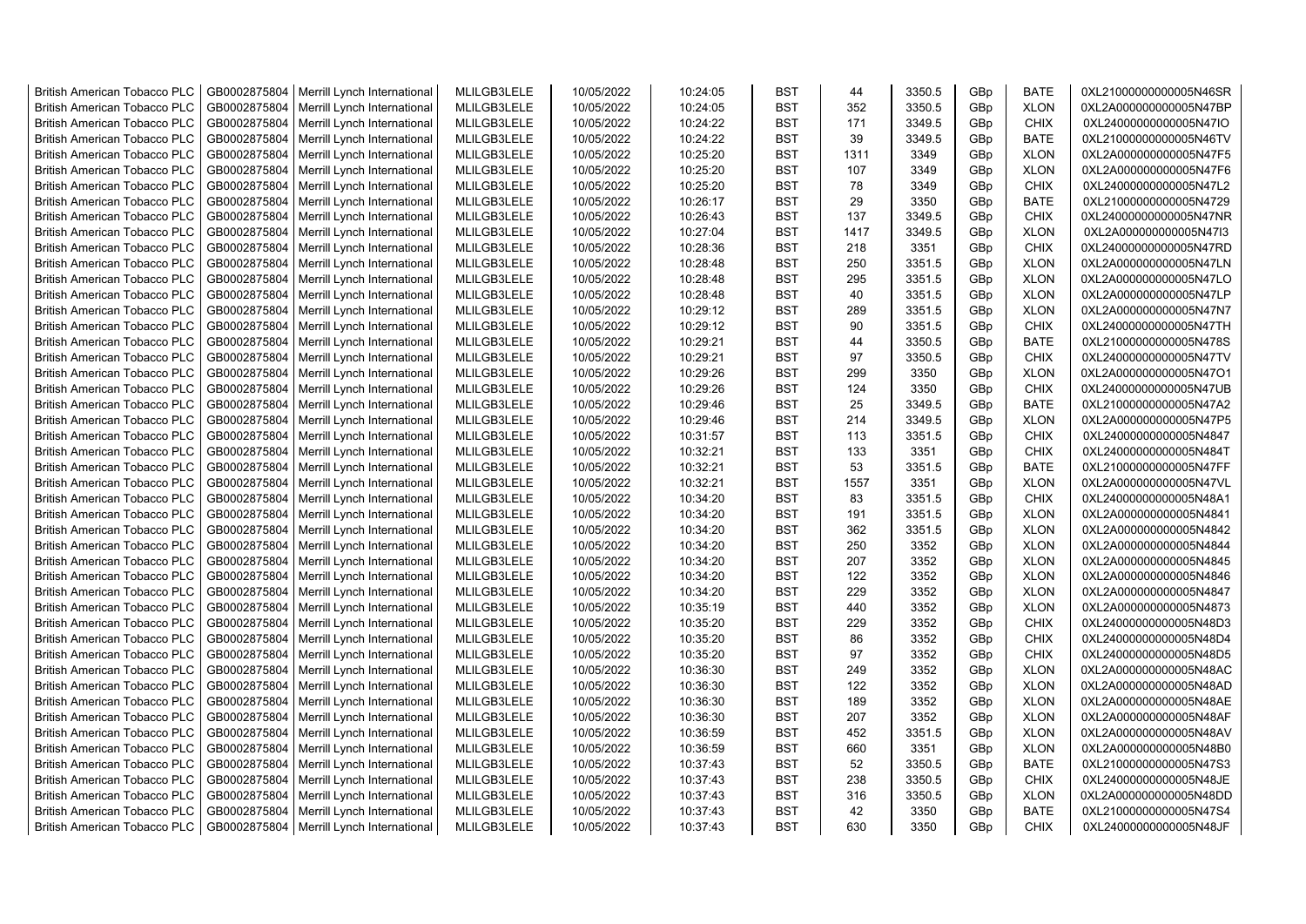| | | | | | | | | | | | |
|---|---|---|---|---|---|---|---|---|---|---|---|
| British American Tobacco PLC | GB0002875804 | Merrill Lynch International | MLILGB3LELE | 10/05/2022 | 10:24:05 | BST | 44 | 3350.5 | GBp | BATE | 0XL21000000000005N46SR |
| British American Tobacco PLC | GB0002875804 | Merrill Lynch International | MLILGB3LELE | 10/05/2022 | 10:24:05 | BST | 352 | 3350.5 | GBp | XLON | 0XL2A000000000005N47BP |
| British American Tobacco PLC | GB0002875804 | Merrill Lynch International | MLILGB3LELE | 10/05/2022 | 10:24:22 | BST | 171 | 3349.5 | GBp | CHIX | 0XL24000000000005N47IO |
| British American Tobacco PLC | GB0002875804 | Merrill Lynch International | MLILGB3LELE | 10/05/2022 | 10:24:22 | BST | 39 | 3349.5 | GBp | BATE | 0XL21000000000005N46TV |
| British American Tobacco PLC | GB0002875804 | Merrill Lynch International | MLILGB3LELE | 10/05/2022 | 10:25:20 | BST | 1311 | 3349 | GBp | XLON | 0XL2A000000000005N47F5 |
| British American Tobacco PLC | GB0002875804 | Merrill Lynch International | MLILGB3LELE | 10/05/2022 | 10:25:20 | BST | 107 | 3349 | GBp | XLON | 0XL2A000000000005N47F6 |
| British American Tobacco PLC | GB0002875804 | Merrill Lynch International | MLILGB3LELE | 10/05/2022 | 10:25:20 | BST | 78 | 3349 | GBp | CHIX | 0XL24000000000005N47L2 |
| British American Tobacco PLC | GB0002875804 | Merrill Lynch International | MLILGB3LELE | 10/05/2022 | 10:26:17 | BST | 29 | 3350 | GBp | BATE | 0XL21000000000005N4729 |
| British American Tobacco PLC | GB0002875804 | Merrill Lynch International | MLILGB3LELE | 10/05/2022 | 10:26:43 | BST | 137 | 3349.5 | GBp | CHIX | 0XL24000000000005N47NR |
| British American Tobacco PLC | GB0002875804 | Merrill Lynch International | MLILGB3LELE | 10/05/2022 | 10:27:04 | BST | 1417 | 3349.5 | GBp | XLON | 0XL2A000000000005N47I3 |
| British American Tobacco PLC | GB0002875804 | Merrill Lynch International | MLILGB3LELE | 10/05/2022 | 10:28:36 | BST | 218 | 3351 | GBp | CHIX | 0XL24000000000005N47RD |
| British American Tobacco PLC | GB0002875804 | Merrill Lynch International | MLILGB3LELE | 10/05/2022 | 10:28:48 | BST | 250 | 3351.5 | GBp | XLON | 0XL2A000000000005N47LN |
| British American Tobacco PLC | GB0002875804 | Merrill Lynch International | MLILGB3LELE | 10/05/2022 | 10:28:48 | BST | 295 | 3351.5 | GBp | XLON | 0XL2A000000000005N47LO |
| British American Tobacco PLC | GB0002875804 | Merrill Lynch International | MLILGB3LELE | 10/05/2022 | 10:28:48 | BST | 40 | 3351.5 | GBp | XLON | 0XL2A000000000005N47LP |
| British American Tobacco PLC | GB0002875804 | Merrill Lynch International | MLILGB3LELE | 10/05/2022 | 10:29:12 | BST | 289 | 3351.5 | GBp | XLON | 0XL2A000000000005N47N7 |
| British American Tobacco PLC | GB0002875804 | Merrill Lynch International | MLILGB3LELE | 10/05/2022 | 10:29:12 | BST | 90 | 3351.5 | GBp | CHIX | 0XL24000000000005N47TH |
| British American Tobacco PLC | GB0002875804 | Merrill Lynch International | MLILGB3LELE | 10/05/2022 | 10:29:21 | BST | 44 | 3350.5 | GBp | BATE | 0XL21000000000005N478S |
| British American Tobacco PLC | GB0002875804 | Merrill Lynch International | MLILGB3LELE | 10/05/2022 | 10:29:21 | BST | 97 | 3350.5 | GBp | CHIX | 0XL24000000000005N47TV |
| British American Tobacco PLC | GB0002875804 | Merrill Lynch International | MLILGB3LELE | 10/05/2022 | 10:29:26 | BST | 299 | 3350 | GBp | XLON | 0XL2A000000000005N47O1 |
| British American Tobacco PLC | GB0002875804 | Merrill Lynch International | MLILGB3LELE | 10/05/2022 | 10:29:26 | BST | 124 | 3350 | GBp | CHIX | 0XL24000000000005N47UB |
| British American Tobacco PLC | GB0002875804 | Merrill Lynch International | MLILGB3LELE | 10/05/2022 | 10:29:46 | BST | 25 | 3349.5 | GBp | BATE | 0XL21000000000005N47A2 |
| British American Tobacco PLC | GB0002875804 | Merrill Lynch International | MLILGB3LELE | 10/05/2022 | 10:29:46 | BST | 214 | 3349.5 | GBp | XLON | 0XL2A000000000005N47P5 |
| British American Tobacco PLC | GB0002875804 | Merrill Lynch International | MLILGB3LELE | 10/05/2022 | 10:31:57 | BST | 113 | 3351.5 | GBp | CHIX | 0XL24000000000005N4847 |
| British American Tobacco PLC | GB0002875804 | Merrill Lynch International | MLILGB3LELE | 10/05/2022 | 10:32:21 | BST | 133 | 3351 | GBp | CHIX | 0XL24000000000005N484T |
| British American Tobacco PLC | GB0002875804 | Merrill Lynch International | MLILGB3LELE | 10/05/2022 | 10:32:21 | BST | 53 | 3351.5 | GBp | BATE | 0XL21000000000005N47FF |
| British American Tobacco PLC | GB0002875804 | Merrill Lynch International | MLILGB3LELE | 10/05/2022 | 10:32:21 | BST | 1557 | 3351 | GBp | XLON | 0XL2A000000000005N47VL |
| British American Tobacco PLC | GB0002875804 | Merrill Lynch International | MLILGB3LELE | 10/05/2022 | 10:34:20 | BST | 83 | 3351.5 | GBp | CHIX | 0XL24000000000005N48A1 |
| British American Tobacco PLC | GB0002875804 | Merrill Lynch International | MLILGB3LELE | 10/05/2022 | 10:34:20 | BST | 191 | 3351.5 | GBp | XLON | 0XL2A000000000005N4841 |
| British American Tobacco PLC | GB0002875804 | Merrill Lynch International | MLILGB3LELE | 10/05/2022 | 10:34:20 | BST | 362 | 3351.5 | GBp | XLON | 0XL2A000000000005N4842 |
| British American Tobacco PLC | GB0002875804 | Merrill Lynch International | MLILGB3LELE | 10/05/2022 | 10:34:20 | BST | 250 | 3352 | GBp | XLON | 0XL2A000000000005N4844 |
| British American Tobacco PLC | GB0002875804 | Merrill Lynch International | MLILGB3LELE | 10/05/2022 | 10:34:20 | BST | 207 | 3352 | GBp | XLON | 0XL2A000000000005N4845 |
| British American Tobacco PLC | GB0002875804 | Merrill Lynch International | MLILGB3LELE | 10/05/2022 | 10:34:20 | BST | 122 | 3352 | GBp | XLON | 0XL2A000000000005N4846 |
| British American Tobacco PLC | GB0002875804 | Merrill Lynch International | MLILGB3LELE | 10/05/2022 | 10:34:20 | BST | 229 | 3352 | GBp | XLON | 0XL2A000000000005N4847 |
| British American Tobacco PLC | GB0002875804 | Merrill Lynch International | MLILGB3LELE | 10/05/2022 | 10:35:19 | BST | 440 | 3352 | GBp | XLON | 0XL2A000000000005N4873 |
| British American Tobacco PLC | GB0002875804 | Merrill Lynch International | MLILGB3LELE | 10/05/2022 | 10:35:20 | BST | 229 | 3352 | GBp | CHIX | 0XL24000000000005N48D3 |
| British American Tobacco PLC | GB0002875804 | Merrill Lynch International | MLILGB3LELE | 10/05/2022 | 10:35:20 | BST | 86 | 3352 | GBp | CHIX | 0XL24000000000005N48D4 |
| British American Tobacco PLC | GB0002875804 | Merrill Lynch International | MLILGB3LELE | 10/05/2022 | 10:35:20 | BST | 97 | 3352 | GBp | CHIX | 0XL24000000000005N48D5 |
| British American Tobacco PLC | GB0002875804 | Merrill Lynch International | MLILGB3LELE | 10/05/2022 | 10:36:30 | BST | 249 | 3352 | GBp | XLON | 0XL2A000000000005N48AC |
| British American Tobacco PLC | GB0002875804 | Merrill Lynch International | MLILGB3LELE | 10/05/2022 | 10:36:30 | BST | 122 | 3352 | GBp | XLON | 0XL2A000000000005N48AD |
| British American Tobacco PLC | GB0002875804 | Merrill Lynch International | MLILGB3LELE | 10/05/2022 | 10:36:30 | BST | 189 | 3352 | GBp | XLON | 0XL2A000000000005N48AE |
| British American Tobacco PLC | GB0002875804 | Merrill Lynch International | MLILGB3LELE | 10/05/2022 | 10:36:30 | BST | 207 | 3352 | GBp | XLON | 0XL2A000000000005N48AF |
| British American Tobacco PLC | GB0002875804 | Merrill Lynch International | MLILGB3LELE | 10/05/2022 | 10:36:59 | BST | 452 | 3351.5 | GBp | XLON | 0XL2A000000000005N48AV |
| British American Tobacco PLC | GB0002875804 | Merrill Lynch International | MLILGB3LELE | 10/05/2022 | 10:36:59 | BST | 660 | 3351 | GBp | XLON | 0XL2A000000000005N48B0 |
| British American Tobacco PLC | GB0002875804 | Merrill Lynch International | MLILGB3LELE | 10/05/2022 | 10:37:43 | BST | 52 | 3350.5 | GBp | BATE | 0XL21000000000005N47S3 |
| British American Tobacco PLC | GB0002875804 | Merrill Lynch International | MLILGB3LELE | 10/05/2022 | 10:37:43 | BST | 238 | 3350.5 | GBp | CHIX | 0XL24000000000005N48JE |
| British American Tobacco PLC | GB0002875804 | Merrill Lynch International | MLILGB3LELE | 10/05/2022 | 10:37:43 | BST | 316 | 3350.5 | GBp | XLON | 0XL2A000000000005N48DD |
| British American Tobacco PLC | GB0002875804 | Merrill Lynch International | MLILGB3LELE | 10/05/2022 | 10:37:43 | BST | 42 | 3350 | GBp | BATE | 0XL21000000000005N47S4 |
| British American Tobacco PLC | GB0002875804 | Merrill Lynch International | MLILGB3LELE | 10/05/2022 | 10:37:43 | BST | 630 | 3350 | GBp | CHIX | 0XL24000000000005N48JF |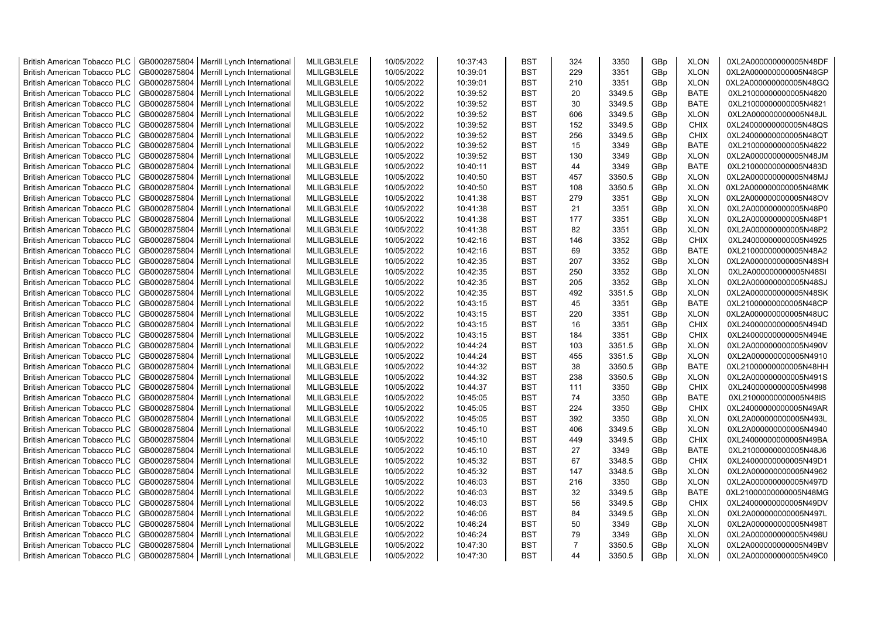| British American Tobacco PLC | GB0002875804 | Merrill Lynch International | MLILGB3LELE | 10/05/2022 | 10:37:43 | BST | 324 | 3350 | GBp | XLON | 0XL2A000000000005N48DF |
|---|---|---|---|---|---|---|---|---|---|---|---|
| British American Tobacco PLC | GB0002875804 | Merrill Lynch International | MLILGB3LELE | 10/05/2022 | 10:39:01 | BST | 229 | 3351 | GBp | XLON | 0XL2A000000000005N48GP |
| British American Tobacco PLC | GB0002875804 | Merrill Lynch International | MLILGB3LELE | 10/05/2022 | 10:39:01 | BST | 210 | 3351 | GBp | XLON | 0XL2A000000000005N48GQ |
| British American Tobacco PLC | GB0002875804 | Merrill Lynch International | MLILGB3LELE | 10/05/2022 | 10:39:52 | BST | 20 | 3349.5 | GBp | BATE | 0XL21000000000005N4820 |
| British American Tobacco PLC | GB0002875804 | Merrill Lynch International | MLILGB3LELE | 10/05/2022 | 10:39:52 | BST | 30 | 3349.5 | GBp | BATE | 0XL21000000000005N4821 |
| British American Tobacco PLC | GB0002875804 | Merrill Lynch International | MLILGB3LELE | 10/05/2022 | 10:39:52 | BST | 606 | 3349.5 | GBp | XLON | 0XL2A000000000005N48JL |
| British American Tobacco PLC | GB0002875804 | Merrill Lynch International | MLILGB3LELE | 10/05/2022 | 10:39:52 | BST | 152 | 3349.5 | GBp | CHIX | 0XL24000000000005N48QS |
| British American Tobacco PLC | GB0002875804 | Merrill Lynch International | MLILGB3LELE | 10/05/2022 | 10:39:52 | BST | 256 | 3349.5 | GBp | CHIX | 0XL24000000000005N48QT |
| British American Tobacco PLC | GB0002875804 | Merrill Lynch International | MLILGB3LELE | 10/05/2022 | 10:39:52 | BST | 15 | 3349 | GBp | BATE | 0XL21000000000005N4822 |
| British American Tobacco PLC | GB0002875804 | Merrill Lynch International | MLILGB3LELE | 10/05/2022 | 10:39:52 | BST | 130 | 3349 | GBp | XLON | 0XL2A000000000005N48JM |
| British American Tobacco PLC | GB0002875804 | Merrill Lynch International | MLILGB3LELE | 10/05/2022 | 10:40:11 | BST | 44 | 3349 | GBp | BATE | 0XL21000000000005N483D |
| British American Tobacco PLC | GB0002875804 | Merrill Lynch International | MLILGB3LELE | 10/05/2022 | 10:40:50 | BST | 457 | 3350.5 | GBp | XLON | 0XL2A000000000005N48MJ |
| British American Tobacco PLC | GB0002875804 | Merrill Lynch International | MLILGB3LELE | 10/05/2022 | 10:40:50 | BST | 108 | 3350.5 | GBp | XLON | 0XL2A000000000005N48MK |
| British American Tobacco PLC | GB0002875804 | Merrill Lynch International | MLILGB3LELE | 10/05/2022 | 10:41:38 | BST | 279 | 3351 | GBp | XLON | 0XL2A000000000005N48OV |
| British American Tobacco PLC | GB0002875804 | Merrill Lynch International | MLILGB3LELE | 10/05/2022 | 10:41:38 | BST | 21 | 3351 | GBp | XLON | 0XL2A000000000005N48P0 |
| British American Tobacco PLC | GB0002875804 | Merrill Lynch International | MLILGB3LELE | 10/05/2022 | 10:41:38 | BST | 177 | 3351 | GBp | XLON | 0XL2A000000000005N48P1 |
| British American Tobacco PLC | GB0002875804 | Merrill Lynch International | MLILGB3LELE | 10/05/2022 | 10:41:38 | BST | 82 | 3351 | GBp | XLON | 0XL2A000000000005N48P2 |
| British American Tobacco PLC | GB0002875804 | Merrill Lynch International | MLILGB3LELE | 10/05/2022 | 10:42:16 | BST | 146 | 3352 | GBp | CHIX | 0XL24000000000005N4925 |
| British American Tobacco PLC | GB0002875804 | Merrill Lynch International | MLILGB3LELE | 10/05/2022 | 10:42:16 | BST | 69 | 3352 | GBp | BATE | 0XL21000000000005N48A2 |
| British American Tobacco PLC | GB0002875804 | Merrill Lynch International | MLILGB3LELE | 10/05/2022 | 10:42:35 | BST | 207 | 3352 | GBp | XLON | 0XL2A000000000005N48SH |
| British American Tobacco PLC | GB0002875804 | Merrill Lynch International | MLILGB3LELE | 10/05/2022 | 10:42:35 | BST | 250 | 3352 | GBp | XLON | 0XL2A000000000005N48SI |
| British American Tobacco PLC | GB0002875804 | Merrill Lynch International | MLILGB3LELE | 10/05/2022 | 10:42:35 | BST | 205 | 3352 | GBp | XLON | 0XL2A000000000005N48SJ |
| British American Tobacco PLC | GB0002875804 | Merrill Lynch International | MLILGB3LELE | 10/05/2022 | 10:42:35 | BST | 492 | 3351.5 | GBp | XLON | 0XL2A000000000005N48SK |
| British American Tobacco PLC | GB0002875804 | Merrill Lynch International | MLILGB3LELE | 10/05/2022 | 10:43:15 | BST | 45 | 3351 | GBp | BATE | 0XL21000000000005N48CP |
| British American Tobacco PLC | GB0002875804 | Merrill Lynch International | MLILGB3LELE | 10/05/2022 | 10:43:15 | BST | 220 | 3351 | GBp | XLON | 0XL2A000000000005N48UC |
| British American Tobacco PLC | GB0002875804 | Merrill Lynch International | MLILGB3LELE | 10/05/2022 | 10:43:15 | BST | 16 | 3351 | GBp | CHIX | 0XL24000000000005N494D |
| British American Tobacco PLC | GB0002875804 | Merrill Lynch International | MLILGB3LELE | 10/05/2022 | 10:43:15 | BST | 184 | 3351 | GBp | CHIX | 0XL24000000000005N494E |
| British American Tobacco PLC | GB0002875804 | Merrill Lynch International | MLILGB3LELE | 10/05/2022 | 10:44:24 | BST | 103 | 3351.5 | GBp | XLON | 0XL2A000000000005N490V |
| British American Tobacco PLC | GB0002875804 | Merrill Lynch International | MLILGB3LELE | 10/05/2022 | 10:44:24 | BST | 455 | 3351.5 | GBp | XLON | 0XL2A000000000005N4910 |
| British American Tobacco PLC | GB0002875804 | Merrill Lynch International | MLILGB3LELE | 10/05/2022 | 10:44:32 | BST | 38 | 3350.5 | GBp | BATE | 0XL21000000000005N48HH |
| British American Tobacco PLC | GB0002875804 | Merrill Lynch International | MLILGB3LELE | 10/05/2022 | 10:44:32 | BST | 238 | 3350.5 | GBp | XLON | 0XL2A000000000005N491S |
| British American Tobacco PLC | GB0002875804 | Merrill Lynch International | MLILGB3LELE | 10/05/2022 | 10:44:37 | BST | 111 | 3350 | GBp | CHIX | 0XL24000000000005N4998 |
| British American Tobacco PLC | GB0002875804 | Merrill Lynch International | MLILGB3LELE | 10/05/2022 | 10:45:05 | BST | 74 | 3350 | GBp | BATE | 0XL21000000000005N48IS |
| British American Tobacco PLC | GB0002875804 | Merrill Lynch International | MLILGB3LELE | 10/05/2022 | 10:45:05 | BST | 224 | 3350 | GBp | CHIX | 0XL24000000000005N49AR |
| British American Tobacco PLC | GB0002875804 | Merrill Lynch International | MLILGB3LELE | 10/05/2022 | 10:45:05 | BST | 392 | 3350 | GBp | XLON | 0XL2A000000000005N493L |
| British American Tobacco PLC | GB0002875804 | Merrill Lynch International | MLILGB3LELE | 10/05/2022 | 10:45:10 | BST | 406 | 3349.5 | GBp | XLON | 0XL2A000000000005N4940 |
| British American Tobacco PLC | GB0002875804 | Merrill Lynch International | MLILGB3LELE | 10/05/2022 | 10:45:10 | BST | 449 | 3349.5 | GBp | CHIX | 0XL24000000000005N49BA |
| British American Tobacco PLC | GB0002875804 | Merrill Lynch International | MLILGB3LELE | 10/05/2022 | 10:45:10 | BST | 27 | 3349 | GBp | BATE | 0XL21000000000005N48J6 |
| British American Tobacco PLC | GB0002875804 | Merrill Lynch International | MLILGB3LELE | 10/05/2022 | 10:45:32 | BST | 67 | 3348.5 | GBp | CHIX | 0XL24000000000005N49D1 |
| British American Tobacco PLC | GB0002875804 | Merrill Lynch International | MLILGB3LELE | 10/05/2022 | 10:45:32 | BST | 147 | 3348.5 | GBp | XLON | 0XL2A000000000005N4962 |
| British American Tobacco PLC | GB0002875804 | Merrill Lynch International | MLILGB3LELE | 10/05/2022 | 10:46:03 | BST | 216 | 3350 | GBp | XLON | 0XL2A000000000005N497D |
| British American Tobacco PLC | GB0002875804 | Merrill Lynch International | MLILGB3LELE | 10/05/2022 | 10:46:03 | BST | 32 | 3349.5 | GBp | BATE | 0XL21000000000005N48MG |
| British American Tobacco PLC | GB0002875804 | Merrill Lynch International | MLILGB3LELE | 10/05/2022 | 10:46:03 | BST | 56 | 3349.5 | GBp | CHIX | 0XL24000000000005N49DV |
| British American Tobacco PLC | GB0002875804 | Merrill Lynch International | MLILGB3LELE | 10/05/2022 | 10:46:06 | BST | 84 | 3349.5 | GBp | XLON | 0XL2A000000000005N497L |
| British American Tobacco PLC | GB0002875804 | Merrill Lynch International | MLILGB3LELE | 10/05/2022 | 10:46:24 | BST | 50 | 3349 | GBp | XLON | 0XL2A000000000005N498T |
| British American Tobacco PLC | GB0002875804 | Merrill Lynch International | MLILGB3LELE | 10/05/2022 | 10:46:24 | BST | 79 | 3349 | GBp | XLON | 0XL2A000000000005N498U |
| British American Tobacco PLC | GB0002875804 | Merrill Lynch International | MLILGB3LELE | 10/05/2022 | 10:47:30 | BST | 7 | 3350.5 | GBp | XLON | 0XL2A000000000005N49BV |
| British American Tobacco PLC | GB0002875804 | Merrill Lynch International | MLILGB3LELE | 10/05/2022 | 10:47:30 | BST | 44 | 3350.5 | GBp | XLON | 0XL2A000000000005N49C0 |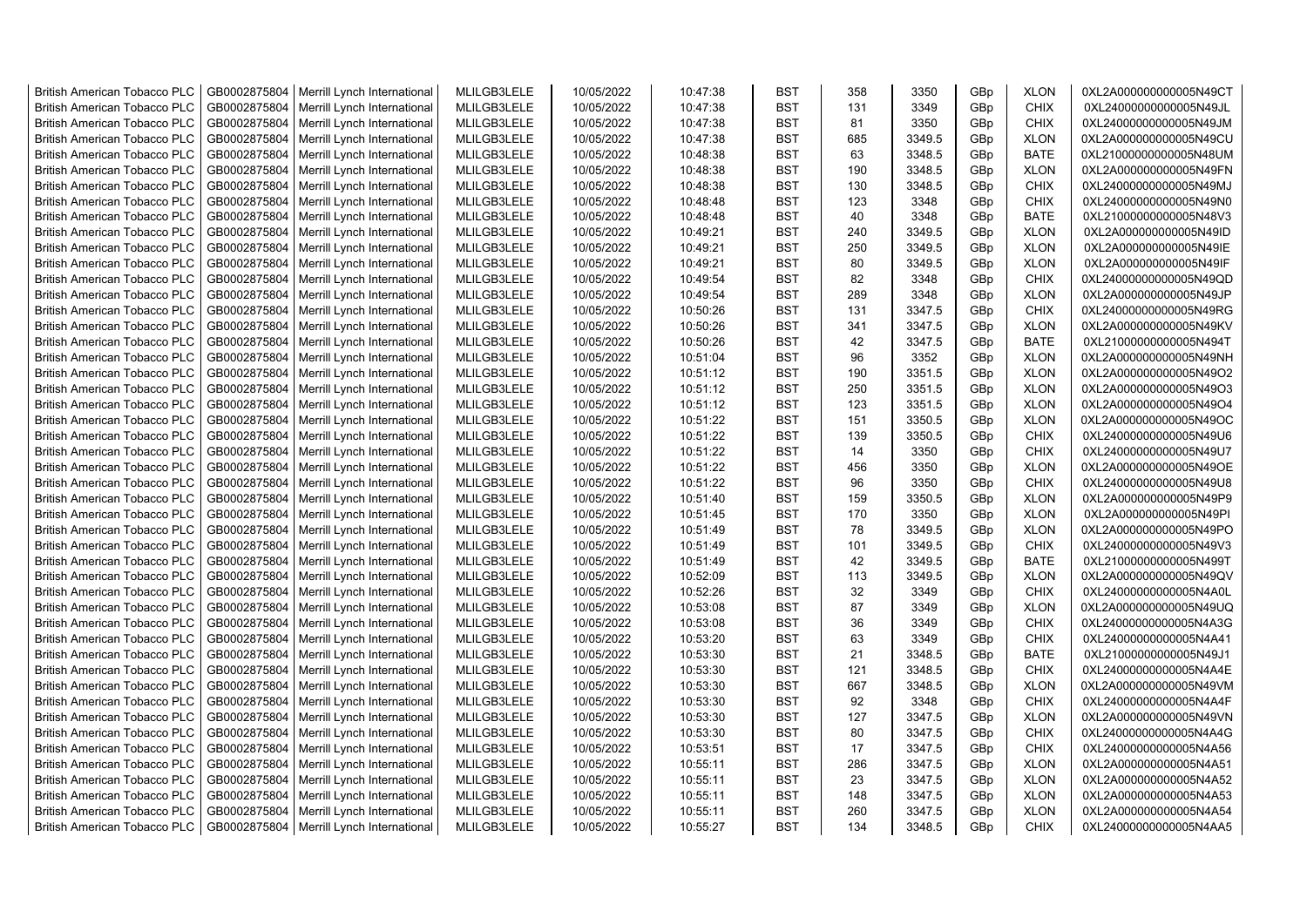| British American Tobacco PLC | GB0002875804 | Merrill Lynch International | MLILGB3LELE | 10/05/2022 | 10:47:38 | BST | 358 | 3350 | GBp | XLON | 0XL2A000000000005N49CT |
|---|---|---|---|---|---|---|---|---|---|---|---|
| British American Tobacco PLC | GB0002875804 | Merrill Lynch International | MLILGB3LELE | 10/05/2022 | 10:47:38 | BST | 131 | 3349 | GBp | CHIX | 0XL24000000000005N49JL |
| British American Tobacco PLC | GB0002875804 | Merrill Lynch International | MLILGB3LELE | 10/05/2022 | 10:47:38 | BST | 81 | 3350 | GBp | CHIX | 0XL24000000000005N49JM |
| British American Tobacco PLC | GB0002875804 | Merrill Lynch International | MLILGB3LELE | 10/05/2022 | 10:47:38 | BST | 685 | 3349.5 | GBp | XLON | 0XL2A000000000005N49CU |
| British American Tobacco PLC | GB0002875804 | Merrill Lynch International | MLILGB3LELE | 10/05/2022 | 10:48:38 | BST | 63 | 3348.5 | GBp | BATE | 0XL21000000000005N48UM |
| British American Tobacco PLC | GB0002875804 | Merrill Lynch International | MLILGB3LELE | 10/05/2022 | 10:48:38 | BST | 190 | 3348.5 | GBp | XLON | 0XL2A000000000005N49FN |
| British American Tobacco PLC | GB0002875804 | Merrill Lynch International | MLILGB3LELE | 10/05/2022 | 10:48:38 | BST | 130 | 3348.5 | GBp | CHIX | 0XL24000000000005N49MJ |
| British American Tobacco PLC | GB0002875804 | Merrill Lynch International | MLILGB3LELE | 10/05/2022 | 10:48:48 | BST | 123 | 3348 | GBp | CHIX | 0XL24000000000005N49N0 |
| British American Tobacco PLC | GB0002875804 | Merrill Lynch International | MLILGB3LELE | 10/05/2022 | 10:48:48 | BST | 40 | 3348 | GBp | BATE | 0XL21000000000005N48V3 |
| British American Tobacco PLC | GB0002875804 | Merrill Lynch International | MLILGB3LELE | 10/05/2022 | 10:49:21 | BST | 240 | 3349.5 | GBp | XLON | 0XL2A000000000005N49ID |
| British American Tobacco PLC | GB0002875804 | Merrill Lynch International | MLILGB3LELE | 10/05/2022 | 10:49:21 | BST | 250 | 3349.5 | GBp | XLON | 0XL2A000000000005N49IE |
| British American Tobacco PLC | GB0002875804 | Merrill Lynch International | MLILGB3LELE | 10/05/2022 | 10:49:21 | BST | 80 | 3349.5 | GBp | XLON | 0XL2A000000000005N49IF |
| British American Tobacco PLC | GB0002875804 | Merrill Lynch International | MLILGB3LELE | 10/05/2022 | 10:49:54 | BST | 82 | 3348 | GBp | CHIX | 0XL24000000000005N49QD |
| British American Tobacco PLC | GB0002875804 | Merrill Lynch International | MLILGB3LELE | 10/05/2022 | 10:49:54 | BST | 289 | 3348 | GBp | XLON | 0XL2A000000000005N49JP |
| British American Tobacco PLC | GB0002875804 | Merrill Lynch International | MLILGB3LELE | 10/05/2022 | 10:50:26 | BST | 131 | 3347.5 | GBp | CHIX | 0XL24000000000005N49RG |
| British American Tobacco PLC | GB0002875804 | Merrill Lynch International | MLILGB3LELE | 10/05/2022 | 10:50:26 | BST | 341 | 3347.5 | GBp | XLON | 0XL2A000000000005N49KV |
| British American Tobacco PLC | GB0002875804 | Merrill Lynch International | MLILGB3LELE | 10/05/2022 | 10:50:26 | BST | 42 | 3347.5 | GBp | BATE | 0XL21000000000005N494T |
| British American Tobacco PLC | GB0002875804 | Merrill Lynch International | MLILGB3LELE | 10/05/2022 | 10:51:04 | BST | 96 | 3352 | GBp | XLON | 0XL2A000000000005N49NH |
| British American Tobacco PLC | GB0002875804 | Merrill Lynch International | MLILGB3LELE | 10/05/2022 | 10:51:12 | BST | 190 | 3351.5 | GBp | XLON | 0XL2A000000000005N49O2 |
| British American Tobacco PLC | GB0002875804 | Merrill Lynch International | MLILGB3LELE | 10/05/2022 | 10:51:12 | BST | 250 | 3351.5 | GBp | XLON | 0XL2A000000000005N49O3 |
| British American Tobacco PLC | GB0002875804 | Merrill Lynch International | MLILGB3LELE | 10/05/2022 | 10:51:12 | BST | 123 | 3351.5 | GBp | XLON | 0XL2A000000000005N49O4 |
| British American Tobacco PLC | GB0002875804 | Merrill Lynch International | MLILGB3LELE | 10/05/2022 | 10:51:22 | BST | 151 | 3350.5 | GBp | XLON | 0XL2A000000000005N49OC |
| British American Tobacco PLC | GB0002875804 | Merrill Lynch International | MLILGB3LELE | 10/05/2022 | 10:51:22 | BST | 139 | 3350.5 | GBp | CHIX | 0XL24000000000005N49U6 |
| British American Tobacco PLC | GB0002875804 | Merrill Lynch International | MLILGB3LELE | 10/05/2022 | 10:51:22 | BST | 14 | 3350 | GBp | CHIX | 0XL24000000000005N49U7 |
| British American Tobacco PLC | GB0002875804 | Merrill Lynch International | MLILGB3LELE | 10/05/2022 | 10:51:22 | BST | 456 | 3350 | GBp | XLON | 0XL2A000000000005N49OE |
| British American Tobacco PLC | GB0002875804 | Merrill Lynch International | MLILGB3LELE | 10/05/2022 | 10:51:22 | BST | 96 | 3350 | GBp | CHIX | 0XL24000000000005N49U8 |
| British American Tobacco PLC | GB0002875804 | Merrill Lynch International | MLILGB3LELE | 10/05/2022 | 10:51:40 | BST | 159 | 3350.5 | GBp | XLON | 0XL2A000000000005N49P9 |
| British American Tobacco PLC | GB0002875804 | Merrill Lynch International | MLILGB3LELE | 10/05/2022 | 10:51:45 | BST | 170 | 3350 | GBp | XLON | 0XL2A000000000005N49PI |
| British American Tobacco PLC | GB0002875804 | Merrill Lynch International | MLILGB3LELE | 10/05/2022 | 10:51:49 | BST | 78 | 3349.5 | GBp | XLON | 0XL2A000000000005N49PO |
| British American Tobacco PLC | GB0002875804 | Merrill Lynch International | MLILGB3LELE | 10/05/2022 | 10:51:49 | BST | 101 | 3349.5 | GBp | CHIX | 0XL24000000000005N49V3 |
| British American Tobacco PLC | GB0002875804 | Merrill Lynch International | MLILGB3LELE | 10/05/2022 | 10:51:49 | BST | 42 | 3349.5 | GBp | BATE | 0XL21000000000005N499T |
| British American Tobacco PLC | GB0002875804 | Merrill Lynch International | MLILGB3LELE | 10/05/2022 | 10:52:09 | BST | 113 | 3349.5 | GBp | XLON | 0XL2A000000000005N49QV |
| British American Tobacco PLC | GB0002875804 | Merrill Lynch International | MLILGB3LELE | 10/05/2022 | 10:52:26 | BST | 32 | 3349 | GBp | CHIX | 0XL24000000000005N4A0L |
| British American Tobacco PLC | GB0002875804 | Merrill Lynch International | MLILGB3LELE | 10/05/2022 | 10:53:08 | BST | 87 | 3349 | GBp | XLON | 0XL2A000000000005N49UQ |
| British American Tobacco PLC | GB0002875804 | Merrill Lynch International | MLILGB3LELE | 10/05/2022 | 10:53:08 | BST | 36 | 3349 | GBp | CHIX | 0XL24000000000005N4A3G |
| British American Tobacco PLC | GB0002875804 | Merrill Lynch International | MLILGB3LELE | 10/05/2022 | 10:53:20 | BST | 63 | 3349 | GBp | CHIX | 0XL24000000000005N4A41 |
| British American Tobacco PLC | GB0002875804 | Merrill Lynch International | MLILGB3LELE | 10/05/2022 | 10:53:30 | BST | 21 | 3348.5 | GBp | BATE | 0XL21000000000005N49J1 |
| British American Tobacco PLC | GB0002875804 | Merrill Lynch International | MLILGB3LELE | 10/05/2022 | 10:53:30 | BST | 121 | 3348.5 | GBp | CHIX | 0XL24000000000005N4A4E |
| British American Tobacco PLC | GB0002875804 | Merrill Lynch International | MLILGB3LELE | 10/05/2022 | 10:53:30 | BST | 667 | 3348.5 | GBp | XLON | 0XL2A000000000005N49VM |
| British American Tobacco PLC | GB0002875804 | Merrill Lynch International | MLILGB3LELE | 10/05/2022 | 10:53:30 | BST | 92 | 3348 | GBp | CHIX | 0XL24000000000005N4A4F |
| British American Tobacco PLC | GB0002875804 | Merrill Lynch International | MLILGB3LELE | 10/05/2022 | 10:53:30 | BST | 127 | 3347.5 | GBp | XLON | 0XL2A000000000005N49VN |
| British American Tobacco PLC | GB0002875804 | Merrill Lynch International | MLILGB3LELE | 10/05/2022 | 10:53:30 | BST | 80 | 3347.5 | GBp | CHIX | 0XL24000000000005N4A4G |
| British American Tobacco PLC | GB0002875804 | Merrill Lynch International | MLILGB3LELE | 10/05/2022 | 10:53:51 | BST | 17 | 3347.5 | GBp | CHIX | 0XL24000000000005N4A56 |
| British American Tobacco PLC | GB0002875804 | Merrill Lynch International | MLILGB3LELE | 10/05/2022 | 10:55:11 | BST | 286 | 3347.5 | GBp | XLON | 0XL2A000000000005N4A51 |
| British American Tobacco PLC | GB0002875804 | Merrill Lynch International | MLILGB3LELE | 10/05/2022 | 10:55:11 | BST | 23 | 3347.5 | GBp | XLON | 0XL2A000000000005N4A52 |
| British American Tobacco PLC | GB0002875804 | Merrill Lynch International | MLILGB3LELE | 10/05/2022 | 10:55:11 | BST | 148 | 3347.5 | GBp | XLON | 0XL2A000000000005N4A53 |
| British American Tobacco PLC | GB0002875804 | Merrill Lynch International | MLILGB3LELE | 10/05/2022 | 10:55:11 | BST | 260 | 3347.5 | GBp | XLON | 0XL2A000000000005N4A54 |
| British American Tobacco PLC | GB0002875804 | Merrill Lynch International | MLILGB3LELE | 10/05/2022 | 10:55:27 | BST | 134 | 3348.5 | GBp | CHIX | 0XL24000000000005N4AA5 |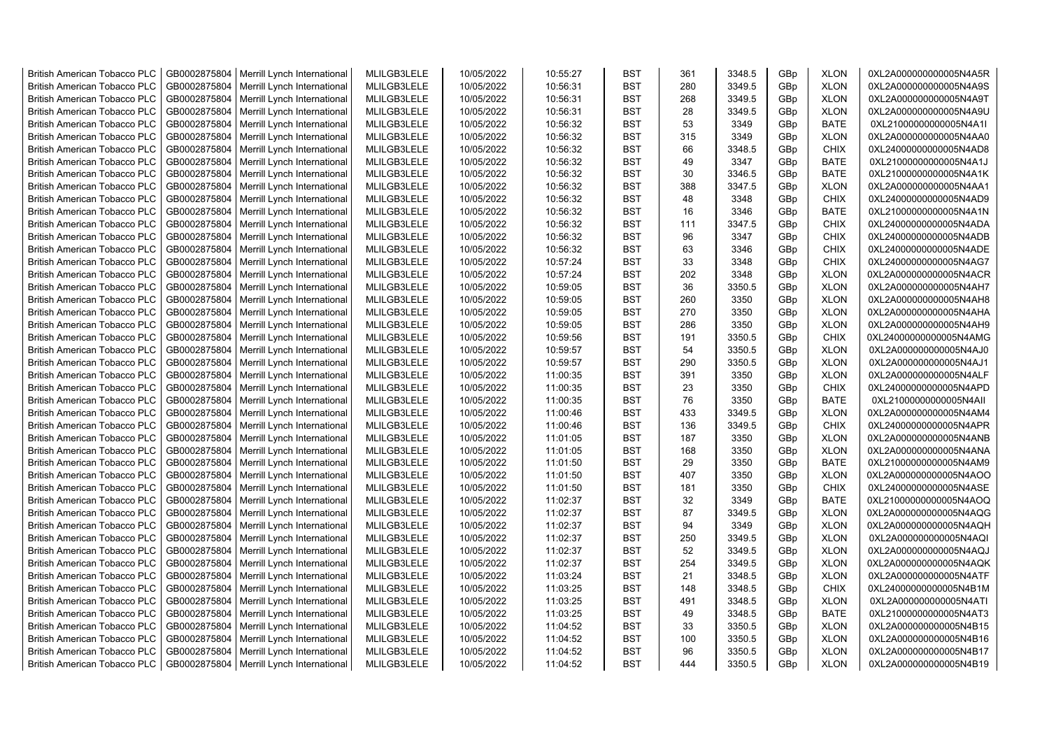| British American Tobacco PLC | GB0002875804 | Merrill Lynch International | MLILGB3LELE | 10/05/2022 | 10:55:27 | BST | 361 | 3348.5 | GBp | XLON | 0XL2A000000000005N4A5R |
|---|---|---|---|---|---|---|---|---|---|---|---|
| British American Tobacco PLC | GB0002875804 | Merrill Lynch International | MLILGB3LELE | 10/05/2022 | 10:56:31 | BST | 280 | 3349.5 | GBp | XLON | 0XL2A000000000005N4A9S |
| British American Tobacco PLC | GB0002875804 | Merrill Lynch International | MLILGB3LELE | 10/05/2022 | 10:56:31 | BST | 268 | 3349.5 | GBp | XLON | 0XL2A000000000005N4A9T |
| British American Tobacco PLC | GB0002875804 | Merrill Lynch International | MLILGB3LELE | 10/05/2022 | 10:56:31 | BST | 28 | 3349.5 | GBp | XLON | 0XL2A000000000005N4A9U |
| British American Tobacco PLC | GB0002875804 | Merrill Lynch International | MLILGB3LELE | 10/05/2022 | 10:56:32 | BST | 53 | 3349 | GBp | BATE | 0XL21000000000005N4A1I |
| British American Tobacco PLC | GB0002875804 | Merrill Lynch International | MLILGB3LELE | 10/05/2022 | 10:56:32 | BST | 315 | 3349 | GBp | XLON | 0XL2A000000000005N4AA0 |
| British American Tobacco PLC | GB0002875804 | Merrill Lynch International | MLILGB3LELE | 10/05/2022 | 10:56:32 | BST | 66 | 3348.5 | GBp | CHIX | 0XL24000000000005N4AD8 |
| British American Tobacco PLC | GB0002875804 | Merrill Lynch International | MLILGB3LELE | 10/05/2022 | 10:56:32 | BST | 49 | 3347 | GBp | BATE | 0XL21000000000005N4A1J |
| British American Tobacco PLC | GB0002875804 | Merrill Lynch International | MLILGB3LELE | 10/05/2022 | 10:56:32 | BST | 30 | 3346.5 | GBp | BATE | 0XL21000000000005N4A1K |
| British American Tobacco PLC | GB0002875804 | Merrill Lynch International | MLILGB3LELE | 10/05/2022 | 10:56:32 | BST | 388 | 3347.5 | GBp | XLON | 0XL2A000000000005N4AA1 |
| British American Tobacco PLC | GB0002875804 | Merrill Lynch International | MLILGB3LELE | 10/05/2022 | 10:56:32 | BST | 48 | 3348 | GBp | CHIX | 0XL24000000000005N4AD9 |
| British American Tobacco PLC | GB0002875804 | Merrill Lynch International | MLILGB3LELE | 10/05/2022 | 10:56:32 | BST | 16 | 3346 | GBp | BATE | 0XL21000000000005N4A1N |
| British American Tobacco PLC | GB0002875804 | Merrill Lynch International | MLILGB3LELE | 10/05/2022 | 10:56:32 | BST | 111 | 3347.5 | GBp | CHIX | 0XL24000000000005N4ADA |
| British American Tobacco PLC | GB0002875804 | Merrill Lynch International | MLILGB3LELE | 10/05/2022 | 10:56:32 | BST | 96 | 3347 | GBp | CHIX | 0XL24000000000005N4ADB |
| British American Tobacco PLC | GB0002875804 | Merrill Lynch International | MLILGB3LELE | 10/05/2022 | 10:56:32 | BST | 63 | 3346 | GBp | CHIX | 0XL24000000000005N4ADE |
| British American Tobacco PLC | GB0002875804 | Merrill Lynch International | MLILGB3LELE | 10/05/2022 | 10:57:24 | BST | 33 | 3348 | GBp | CHIX | 0XL24000000000005N4AG7 |
| British American Tobacco PLC | GB0002875804 | Merrill Lynch International | MLILGB3LELE | 10/05/2022 | 10:57:24 | BST | 202 | 3348 | GBp | XLON | 0XL2A000000000005N4ACR |
| British American Tobacco PLC | GB0002875804 | Merrill Lynch International | MLILGB3LELE | 10/05/2022 | 10:59:05 | BST | 36 | 3350.5 | GBp | XLON | 0XL2A000000000005N4AH7 |
| British American Tobacco PLC | GB0002875804 | Merrill Lynch International | MLILGB3LELE | 10/05/2022 | 10:59:05 | BST | 260 | 3350 | GBp | XLON | 0XL2A000000000005N4AH8 |
| British American Tobacco PLC | GB0002875804 | Merrill Lynch International | MLILGB3LELE | 10/05/2022 | 10:59:05 | BST | 270 | 3350 | GBp | XLON | 0XL2A000000000005N4AHA |
| British American Tobacco PLC | GB0002875804 | Merrill Lynch International | MLILGB3LELE | 10/05/2022 | 10:59:05 | BST | 286 | 3350 | GBp | XLON | 0XL2A000000000005N4AH9 |
| British American Tobacco PLC | GB0002875804 | Merrill Lynch International | MLILGB3LELE | 10/05/2022 | 10:59:56 | BST | 191 | 3350.5 | GBp | CHIX | 0XL24000000000005N4AMG |
| British American Tobacco PLC | GB0002875804 | Merrill Lynch International | MLILGB3LELE | 10/05/2022 | 10:59:57 | BST | 54 | 3350.5 | GBp | XLON | 0XL2A000000000005N4AJ0 |
| British American Tobacco PLC | GB0002875804 | Merrill Lynch International | MLILGB3LELE | 10/05/2022 | 10:59:57 | BST | 290 | 3350.5 | GBp | XLON | 0XL2A000000000005N4AJ1 |
| British American Tobacco PLC | GB0002875804 | Merrill Lynch International | MLILGB3LELE | 10/05/2022 | 11:00:35 | BST | 391 | 3350 | GBp | XLON | 0XL2A000000000005N4ALF |
| British American Tobacco PLC | GB0002875804 | Merrill Lynch International | MLILGB3LELE | 10/05/2022 | 11:00:35 | BST | 23 | 3350 | GBp | CHIX | 0XL24000000000005N4APD |
| British American Tobacco PLC | GB0002875804 | Merrill Lynch International | MLILGB3LELE | 10/05/2022 | 11:00:35 | BST | 76 | 3350 | GBp | BATE | 0XL21000000000005N4AII |
| British American Tobacco PLC | GB0002875804 | Merrill Lynch International | MLILGB3LELE | 10/05/2022 | 11:00:46 | BST | 433 | 3349.5 | GBp | XLON | 0XL2A000000000005N4AM4 |
| British American Tobacco PLC | GB0002875804 | Merrill Lynch International | MLILGB3LELE | 10/05/2022 | 11:00:46 | BST | 136 | 3349.5 | GBp | CHIX | 0XL24000000000005N4APR |
| British American Tobacco PLC | GB0002875804 | Merrill Lynch International | MLILGB3LELE | 10/05/2022 | 11:01:05 | BST | 187 | 3350 | GBp | XLON | 0XL2A000000000005N4ANB |
| British American Tobacco PLC | GB0002875804 | Merrill Lynch International | MLILGB3LELE | 10/05/2022 | 11:01:05 | BST | 168 | 3350 | GBp | XLON | 0XL2A000000000005N4ANA |
| British American Tobacco PLC | GB0002875804 | Merrill Lynch International | MLILGB3LELE | 10/05/2022 | 11:01:50 | BST | 29 | 3350 | GBp | BATE | 0XL21000000000005N4AM9 |
| British American Tobacco PLC | GB0002875804 | Merrill Lynch International | MLILGB3LELE | 10/05/2022 | 11:01:50 | BST | 407 | 3350 | GBp | XLON | 0XL2A000000000005N4AOO |
| British American Tobacco PLC | GB0002875804 | Merrill Lynch International | MLILGB3LELE | 10/05/2022 | 11:01:50 | BST | 181 | 3350 | GBp | CHIX | 0XL24000000000005N4ASE |
| British American Tobacco PLC | GB0002875804 | Merrill Lynch International | MLILGB3LELE | 10/05/2022 | 11:02:37 | BST | 32 | 3349 | GBp | BATE | 0XL21000000000005N4AOQ |
| British American Tobacco PLC | GB0002875804 | Merrill Lynch International | MLILGB3LELE | 10/05/2022 | 11:02:37 | BST | 87 | 3349.5 | GBp | XLON | 0XL2A000000000005N4AQG |
| British American Tobacco PLC | GB0002875804 | Merrill Lynch International | MLILGB3LELE | 10/05/2022 | 11:02:37 | BST | 94 | 3349 | GBp | XLON | 0XL2A000000000005N4AQH |
| British American Tobacco PLC | GB0002875804 | Merrill Lynch International | MLILGB3LELE | 10/05/2022 | 11:02:37 | BST | 250 | 3349.5 | GBp | XLON | 0XL2A000000000005N4AQI |
| British American Tobacco PLC | GB0002875804 | Merrill Lynch International | MLILGB3LELE | 10/05/2022 | 11:02:37 | BST | 52 | 3349.5 | GBp | XLON | 0XL2A000000000005N4AQJ |
| British American Tobacco PLC | GB0002875804 | Merrill Lynch International | MLILGB3LELE | 10/05/2022 | 11:02:37 | BST | 254 | 3349.5 | GBp | XLON | 0XL2A000000000005N4AQK |
| British American Tobacco PLC | GB0002875804 | Merrill Lynch International | MLILGB3LELE | 10/05/2022 | 11:03:24 | BST | 21 | 3348.5 | GBp | XLON | 0XL2A000000000005N4ATF |
| British American Tobacco PLC | GB0002875804 | Merrill Lynch International | MLILGB3LELE | 10/05/2022 | 11:03:25 | BST | 148 | 3348.5 | GBp | CHIX | 0XL24000000000005N4B1M |
| British American Tobacco PLC | GB0002875804 | Merrill Lynch International | MLILGB3LELE | 10/05/2022 | 11:03:25 | BST | 491 | 3348.5 | GBp | XLON | 0XL2A000000000005N4ATI |
| British American Tobacco PLC | GB0002875804 | Merrill Lynch International | MLILGB3LELE | 10/05/2022 | 11:03:25 | BST | 49 | 3348.5 | GBp | BATE | 0XL21000000000005N4AT3 |
| British American Tobacco PLC | GB0002875804 | Merrill Lynch International | MLILGB3LELE | 10/05/2022 | 11:04:52 | BST | 33 | 3350.5 | GBp | XLON | 0XL2A000000000005N4B15 |
| British American Tobacco PLC | GB0002875804 | Merrill Lynch International | MLILGB3LELE | 10/05/2022 | 11:04:52 | BST | 100 | 3350.5 | GBp | XLON | 0XL2A000000000005N4B16 |
| British American Tobacco PLC | GB0002875804 | Merrill Lynch International | MLILGB3LELE | 10/05/2022 | 11:04:52 | BST | 96 | 3350.5 | GBp | XLON | 0XL2A000000000005N4B17 |
| British American Tobacco PLC | GB0002875804 | Merrill Lynch International | MLILGB3LELE | 10/05/2022 | 11:04:52 | BST | 444 | 3350.5 | GBp | XLON | 0XL2A000000000005N4B19 |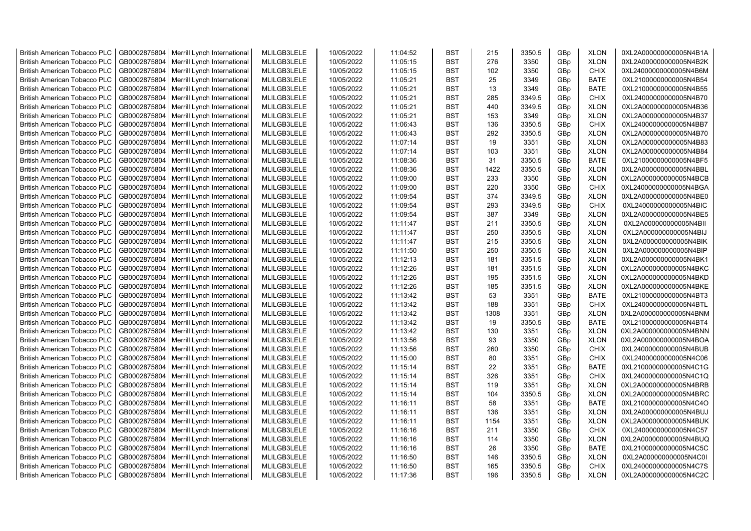| British American Tobacco PLC | GB0002875804 | Merrill Lynch International | MLILGB3LELE | 10/05/2022 | 11:04:52 | BST | 215 | 3350.5 | GBp | XLON | 0XL2A000000000005N4B1A |
|---|---|---|---|---|---|---|---|---|---|---|---|
| British American Tobacco PLC | GB0002875804 | Merrill Lynch International | MLILGB3LELE | 10/05/2022 | 11:05:15 | BST | 276 | 3350 | GBp | XLON | 0XL2A000000000005N4B2K |
| British American Tobacco PLC | GB0002875804 | Merrill Lynch International | MLILGB3LELE | 10/05/2022 | 11:05:15 | BST | 102 | 3350 | GBp | CHIX | 0XL24000000000005N4B6M |
| British American Tobacco PLC | GB0002875804 | Merrill Lynch International | MLILGB3LELE | 10/05/2022 | 11:05:21 | BST | 25 | 3349 | GBp | BATE | 0XL21000000000005N4B54 |
| British American Tobacco PLC | GB0002875804 | Merrill Lynch International | MLILGB3LELE | 10/05/2022 | 11:05:21 | BST | 13 | 3349 | GBp | BATE | 0XL21000000000005N4B55 |
| British American Tobacco PLC | GB0002875804 | Merrill Lynch International | MLILGB3LELE | 10/05/2022 | 11:05:21 | BST | 285 | 3349.5 | GBp | CHIX | 0XL24000000000005N4B70 |
| British American Tobacco PLC | GB0002875804 | Merrill Lynch International | MLILGB3LELE | 10/05/2022 | 11:05:21 | BST | 440 | 3349.5 | GBp | XLON | 0XL2A000000000005N4B36 |
| British American Tobacco PLC | GB0002875804 | Merrill Lynch International | MLILGB3LELE | 10/05/2022 | 11:05:21 | BST | 153 | 3349 | GBp | XLON | 0XL2A000000000005N4B37 |
| British American Tobacco PLC | GB0002875804 | Merrill Lynch International | MLILGB3LELE | 10/05/2022 | 11:06:43 | BST | 136 | 3350.5 | GBp | CHIX | 0XL24000000000005N4BB7 |
| British American Tobacco PLC | GB0002875804 | Merrill Lynch International | MLILGB3LELE | 10/05/2022 | 11:06:43 | BST | 292 | 3350.5 | GBp | XLON | 0XL2A000000000005N4B70 |
| British American Tobacco PLC | GB0002875804 | Merrill Lynch International | MLILGB3LELE | 10/05/2022 | 11:07:14 | BST | 19 | 3351 | GBp | XLON | 0XL2A000000000005N4B83 |
| British American Tobacco PLC | GB0002875804 | Merrill Lynch International | MLILGB3LELE | 10/05/2022 | 11:07:14 | BST | 103 | 3351 | GBp | XLON | 0XL2A000000000005N4B84 |
| British American Tobacco PLC | GB0002875804 | Merrill Lynch International | MLILGB3LELE | 10/05/2022 | 11:08:36 | BST | 31 | 3350.5 | GBp | BATE | 0XL21000000000005N4BF5 |
| British American Tobacco PLC | GB0002875804 | Merrill Lynch International | MLILGB3LELE | 10/05/2022 | 11:08:36 | BST | 1422 | 3350.5 | GBp | XLON | 0XL2A000000000005N4BBL |
| British American Tobacco PLC | GB0002875804 | Merrill Lynch International | MLILGB3LELE | 10/05/2022 | 11:09:00 | BST | 233 | 3350 | GBp | XLON | 0XL2A000000000005N4BCB |
| British American Tobacco PLC | GB0002875804 | Merrill Lynch International | MLILGB3LELE | 10/05/2022 | 11:09:00 | BST | 220 | 3350 | GBp | CHIX | 0XL24000000000005N4BGA |
| British American Tobacco PLC | GB0002875804 | Merrill Lynch International | MLILGB3LELE | 10/05/2022 | 11:09:54 | BST | 374 | 3349.5 | GBp | XLON | 0XL2A000000000005N4BE0 |
| British American Tobacco PLC | GB0002875804 | Merrill Lynch International | MLILGB3LELE | 10/05/2022 | 11:09:54 | BST | 293 | 3349.5 | GBp | CHIX | 0XL24000000000005N4BIC |
| British American Tobacco PLC | GB0002875804 | Merrill Lynch International | MLILGB3LELE | 10/05/2022 | 11:09:54 | BST | 387 | 3349 | GBp | XLON | 0XL2A000000000005N4BE5 |
| British American Tobacco PLC | GB0002875804 | Merrill Lynch International | MLILGB3LELE | 10/05/2022 | 11:11:47 | BST | 211 | 3350.5 | GBp | XLON | 0XL2A000000000005N4BII |
| British American Tobacco PLC | GB0002875804 | Merrill Lynch International | MLILGB3LELE | 10/05/2022 | 11:11:47 | BST | 250 | 3350.5 | GBp | XLON | 0XL2A000000000005N4BIJ |
| British American Tobacco PLC | GB0002875804 | Merrill Lynch International | MLILGB3LELE | 10/05/2022 | 11:11:47 | BST | 215 | 3350.5 | GBp | XLON | 0XL2A000000000005N4BIK |
| British American Tobacco PLC | GB0002875804 | Merrill Lynch International | MLILGB3LELE | 10/05/2022 | 11:11:50 | BST | 250 | 3350.5 | GBp | XLON | 0XL2A000000000005N4BIP |
| British American Tobacco PLC | GB0002875804 | Merrill Lynch International | MLILGB3LELE | 10/05/2022 | 11:12:13 | BST | 181 | 3351.5 | GBp | XLON | 0XL2A000000000005N4BK1 |
| British American Tobacco PLC | GB0002875804 | Merrill Lynch International | MLILGB3LELE | 10/05/2022 | 11:12:26 | BST | 181 | 3351.5 | GBp | XLON | 0XL2A000000000005N4BKC |
| British American Tobacco PLC | GB0002875804 | Merrill Lynch International | MLILGB3LELE | 10/05/2022 | 11:12:26 | BST | 195 | 3351.5 | GBp | XLON | 0XL2A000000000005N4BKD |
| British American Tobacco PLC | GB0002875804 | Merrill Lynch International | MLILGB3LELE | 10/05/2022 | 11:12:26 | BST | 185 | 3351.5 | GBp | XLON | 0XL2A000000000005N4BKE |
| British American Tobacco PLC | GB0002875804 | Merrill Lynch International | MLILGB3LELE | 10/05/2022 | 11:13:42 | BST | 53 | 3351 | GBp | BATE | 0XL21000000000005N4BT3 |
| British American Tobacco PLC | GB0002875804 | Merrill Lynch International | MLILGB3LELE | 10/05/2022 | 11:13:42 | BST | 188 | 3351 | GBp | CHIX | 0XL24000000000005N4BTL |
| British American Tobacco PLC | GB0002875804 | Merrill Lynch International | MLILGB3LELE | 10/05/2022 | 11:13:42 | BST | 1308 | 3351 | GBp | XLON | 0XL2A000000000005N4BNM |
| British American Tobacco PLC | GB0002875804 | Merrill Lynch International | MLILGB3LELE | 10/05/2022 | 11:13:42 | BST | 19 | 3350.5 | GBp | BATE | 0XL21000000000005N4BT4 |
| British American Tobacco PLC | GB0002875804 | Merrill Lynch International | MLILGB3LELE | 10/05/2022 | 11:13:42 | BST | 130 | 3351 | GBp | XLON | 0XL2A000000000005N4BNN |
| British American Tobacco PLC | GB0002875804 | Merrill Lynch International | MLILGB3LELE | 10/05/2022 | 11:13:56 | BST | 93 | 3350 | GBp | XLON | 0XL2A000000000005N4BOA |
| British American Tobacco PLC | GB0002875804 | Merrill Lynch International | MLILGB3LELE | 10/05/2022 | 11:13:56 | BST | 260 | 3350 | GBp | CHIX | 0XL24000000000005N4BUB |
| British American Tobacco PLC | GB0002875804 | Merrill Lynch International | MLILGB3LELE | 10/05/2022 | 11:15:00 | BST | 80 | 3351 | GBp | CHIX | 0XL24000000000005N4C06 |
| British American Tobacco PLC | GB0002875804 | Merrill Lynch International | MLILGB3LELE | 10/05/2022 | 11:15:14 | BST | 22 | 3351 | GBp | BATE | 0XL21000000000005N4C1G |
| British American Tobacco PLC | GB0002875804 | Merrill Lynch International | MLILGB3LELE | 10/05/2022 | 11:15:14 | BST | 326 | 3351 | GBp | CHIX | 0XL24000000000005N4C1Q |
| British American Tobacco PLC | GB0002875804 | Merrill Lynch International | MLILGB3LELE | 10/05/2022 | 11:15:14 | BST | 119 | 3351 | GBp | XLON | 0XL2A000000000005N4BRB |
| British American Tobacco PLC | GB0002875804 | Merrill Lynch International | MLILGB3LELE | 10/05/2022 | 11:15:14 | BST | 104 | 3350.5 | GBp | XLON | 0XL2A000000000005N4BRC |
| British American Tobacco PLC | GB0002875804 | Merrill Lynch International | MLILGB3LELE | 10/05/2022 | 11:16:11 | BST | 58 | 3351 | GBp | BATE | 0XL21000000000005N4C4O |
| British American Tobacco PLC | GB0002875804 | Merrill Lynch International | MLILGB3LELE | 10/05/2022 | 11:16:11 | BST | 136 | 3351 | GBp | XLON | 0XL2A000000000005N4BUJ |
| British American Tobacco PLC | GB0002875804 | Merrill Lynch International | MLILGB3LELE | 10/05/2022 | 11:16:11 | BST | 1154 | 3351 | GBp | XLON | 0XL2A000000000005N4BUK |
| British American Tobacco PLC | GB0002875804 | Merrill Lynch International | MLILGB3LELE | 10/05/2022 | 11:16:16 | BST | 211 | 3350 | GBp | CHIX | 0XL24000000000005N4C57 |
| British American Tobacco PLC | GB0002875804 | Merrill Lynch International | MLILGB3LELE | 10/05/2022 | 11:16:16 | BST | 114 | 3350 | GBp | XLON | 0XL2A000000000005N4BUQ |
| British American Tobacco PLC | GB0002875804 | Merrill Lynch International | MLILGB3LELE | 10/05/2022 | 11:16:16 | BST | 26 | 3350 | GBp | BATE | 0XL21000000000005N4C5C |
| British American Tobacco PLC | GB0002875804 | Merrill Lynch International | MLILGB3LELE | 10/05/2022 | 11:16:50 | BST | 146 | 3350.5 | GBp | XLON | 0XL2A000000000005N4C0I |
| British American Tobacco PLC | GB0002875804 | Merrill Lynch International | MLILGB3LELE | 10/05/2022 | 11:16:50 | BST | 165 | 3350.5 | GBp | CHIX | 0XL24000000000005N4C7S |
| British American Tobacco PLC | GB0002875804 | Merrill Lynch International | MLILGB3LELE | 10/05/2022 | 11:17:36 | BST | 196 | 3350.5 | GBp | XLON | 0XL2A000000000005N4C2C |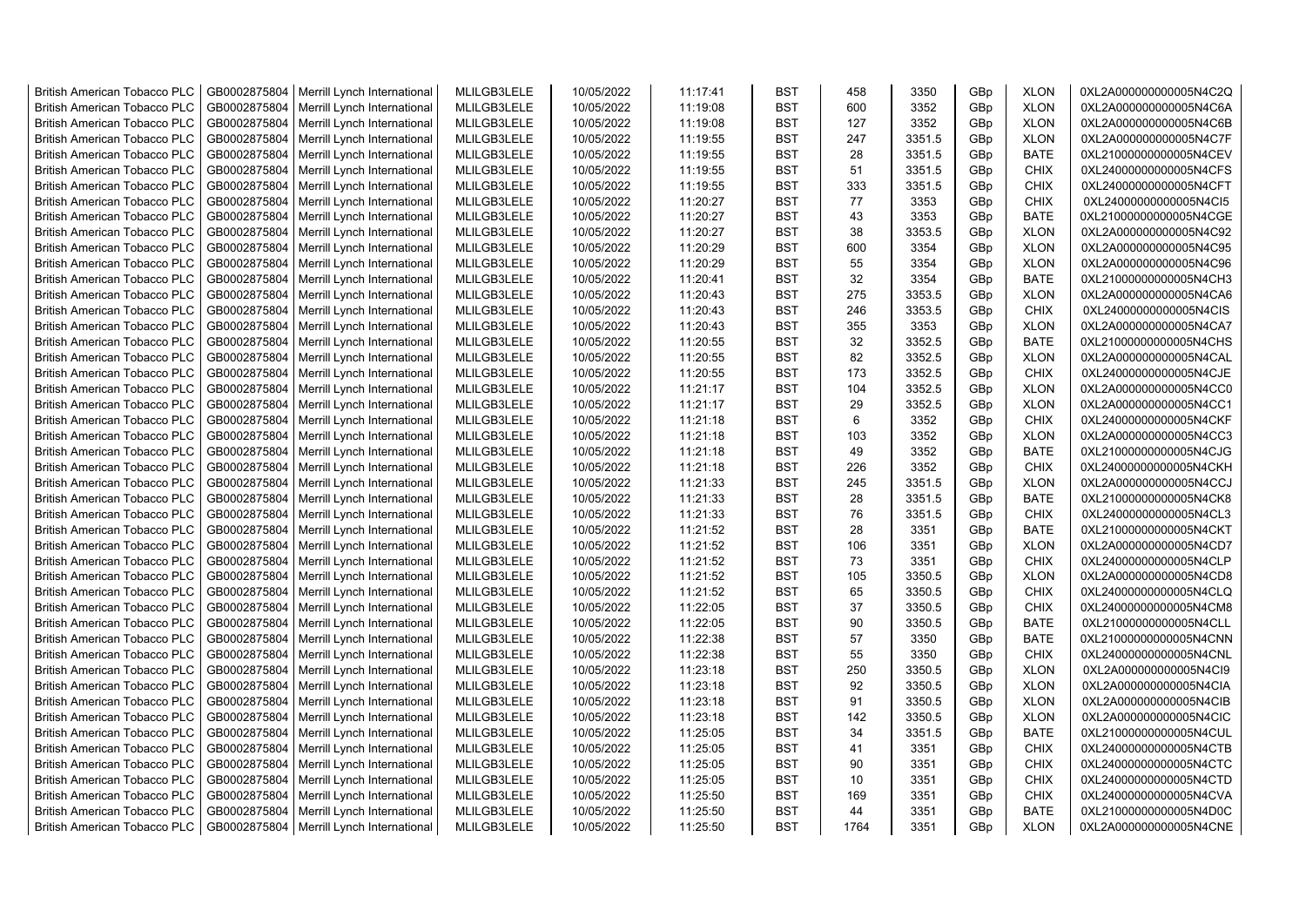| British American Tobacco PLC | GB0002875804 | Merrill Lynch International | MLILGB3LELE | 10/05/2022 | 11:17:41 | BST | 458 | 3350 | GBp | XLON | 0XL2A000000000005N4C2Q |
|---|---|---|---|---|---|---|---|---|---|---|---|
| British American Tobacco PLC | GB0002875804 | Merrill Lynch International | MLILGB3LELE | 10/05/2022 | 11:19:08 | BST | 600 | 3352 | GBp | XLON | 0XL2A000000000005N4C6A |
| British American Tobacco PLC | GB0002875804 | Merrill Lynch International | MLILGB3LELE | 10/05/2022 | 11:19:08 | BST | 127 | 3352 | GBp | XLON | 0XL2A000000000005N4C6B |
| British American Tobacco PLC | GB0002875804 | Merrill Lynch International | MLILGB3LELE | 10/05/2022 | 11:19:55 | BST | 247 | 3351.5 | GBp | XLON | 0XL2A000000000005N4C7F |
| British American Tobacco PLC | GB0002875804 | Merrill Lynch International | MLILGB3LELE | 10/05/2022 | 11:19:55 | BST | 28 | 3351.5 | GBp | BATE | 0XL21000000000005N4CEV |
| British American Tobacco PLC | GB0002875804 | Merrill Lynch International | MLILGB3LELE | 10/05/2022 | 11:19:55 | BST | 51 | 3351.5 | GBp | CHIX | 0XL24000000000005N4CFS |
| British American Tobacco PLC | GB0002875804 | Merrill Lynch International | MLILGB3LELE | 10/05/2022 | 11:19:55 | BST | 333 | 3351.5 | GBp | CHIX | 0XL24000000000005N4CFT |
| British American Tobacco PLC | GB0002875804 | Merrill Lynch International | MLILGB3LELE | 10/05/2022 | 11:20:27 | BST | 77 | 3353 | GBp | CHIX | 0XL24000000000005N4CI5 |
| British American Tobacco PLC | GB0002875804 | Merrill Lynch International | MLILGB3LELE | 10/05/2022 | 11:20:27 | BST | 43 | 3353 | GBp | BATE | 0XL21000000000005N4CGE |
| British American Tobacco PLC | GB0002875804 | Merrill Lynch International | MLILGB3LELE | 10/05/2022 | 11:20:27 | BST | 38 | 3353.5 | GBp | XLON | 0XL2A000000000005N4C92 |
| British American Tobacco PLC | GB0002875804 | Merrill Lynch International | MLILGB3LELE | 10/05/2022 | 11:20:29 | BST | 600 | 3354 | GBp | XLON | 0XL2A000000000005N4C95 |
| British American Tobacco PLC | GB0002875804 | Merrill Lynch International | MLILGB3LELE | 10/05/2022 | 11:20:29 | BST | 55 | 3354 | GBp | XLON | 0XL2A000000000005N4C96 |
| British American Tobacco PLC | GB0002875804 | Merrill Lynch International | MLILGB3LELE | 10/05/2022 | 11:20:41 | BST | 32 | 3354 | GBp | BATE | 0XL21000000000005N4CH3 |
| British American Tobacco PLC | GB0002875804 | Merrill Lynch International | MLILGB3LELE | 10/05/2022 | 11:20:43 | BST | 275 | 3353.5 | GBp | XLON | 0XL2A000000000005N4CA6 |
| British American Tobacco PLC | GB0002875804 | Merrill Lynch International | MLILGB3LELE | 10/05/2022 | 11:20:43 | BST | 246 | 3353.5 | GBp | CHIX | 0XL24000000000005N4CIS |
| British American Tobacco PLC | GB0002875804 | Merrill Lynch International | MLILGB3LELE | 10/05/2022 | 11:20:43 | BST | 355 | 3353 | GBp | XLON | 0XL2A000000000005N4CA7 |
| British American Tobacco PLC | GB0002875804 | Merrill Lynch International | MLILGB3LELE | 10/05/2022 | 11:20:55 | BST | 32 | 3352.5 | GBp | BATE | 0XL21000000000005N4CHS |
| British American Tobacco PLC | GB0002875804 | Merrill Lynch International | MLILGB3LELE | 10/05/2022 | 11:20:55 | BST | 82 | 3352.5 | GBp | XLON | 0XL2A000000000005N4CAL |
| British American Tobacco PLC | GB0002875804 | Merrill Lynch International | MLILGB3LELE | 10/05/2022 | 11:20:55 | BST | 173 | 3352.5 | GBp | CHIX | 0XL24000000000005N4CJE |
| British American Tobacco PLC | GB0002875804 | Merrill Lynch International | MLILGB3LELE | 10/05/2022 | 11:21:17 | BST | 104 | 3352.5 | GBp | XLON | 0XL2A000000000005N4CC0 |
| British American Tobacco PLC | GB0002875804 | Merrill Lynch International | MLILGB3LELE | 10/05/2022 | 11:21:17 | BST | 29 | 3352.5 | GBp | XLON | 0XL2A000000000005N4CC1 |
| British American Tobacco PLC | GB0002875804 | Merrill Lynch International | MLILGB3LELE | 10/05/2022 | 11:21:18 | BST | 6 | 3352 | GBp | CHIX | 0XL24000000000005N4CKF |
| British American Tobacco PLC | GB0002875804 | Merrill Lynch International | MLILGB3LELE | 10/05/2022 | 11:21:18 | BST | 103 | 3352 | GBp | XLON | 0XL2A000000000005N4CC3 |
| British American Tobacco PLC | GB0002875804 | Merrill Lynch International | MLILGB3LELE | 10/05/2022 | 11:21:18 | BST | 49 | 3352 | GBp | BATE | 0XL21000000000005N4CJG |
| British American Tobacco PLC | GB0002875804 | Merrill Lynch International | MLILGB3LELE | 10/05/2022 | 11:21:18 | BST | 226 | 3352 | GBp | CHIX | 0XL24000000000005N4CKH |
| British American Tobacco PLC | GB0002875804 | Merrill Lynch International | MLILGB3LELE | 10/05/2022 | 11:21:33 | BST | 245 | 3351.5 | GBp | XLON | 0XL2A000000000005N4CCJ |
| British American Tobacco PLC | GB0002875804 | Merrill Lynch International | MLILGB3LELE | 10/05/2022 | 11:21:33 | BST | 28 | 3351.5 | GBp | BATE | 0XL21000000000005N4CK8 |
| British American Tobacco PLC | GB0002875804 | Merrill Lynch International | MLILGB3LELE | 10/05/2022 | 11:21:33 | BST | 76 | 3351.5 | GBp | CHIX | 0XL24000000000005N4CL3 |
| British American Tobacco PLC | GB0002875804 | Merrill Lynch International | MLILGB3LELE | 10/05/2022 | 11:21:52 | BST | 28 | 3351 | GBp | BATE | 0XL21000000000005N4CKT |
| British American Tobacco PLC | GB0002875804 | Merrill Lynch International | MLILGB3LELE | 10/05/2022 | 11:21:52 | BST | 106 | 3351 | GBp | XLON | 0XL2A000000000005N4CD7 |
| British American Tobacco PLC | GB0002875804 | Merrill Lynch International | MLILGB3LELE | 10/05/2022 | 11:21:52 | BST | 73 | 3351 | GBp | CHIX | 0XL24000000000005N4CLP |
| British American Tobacco PLC | GB0002875804 | Merrill Lynch International | MLILGB3LELE | 10/05/2022 | 11:21:52 | BST | 105 | 3350.5 | GBp | XLON | 0XL2A000000000005N4CD8 |
| British American Tobacco PLC | GB0002875804 | Merrill Lynch International | MLILGB3LELE | 10/05/2022 | 11:21:52 | BST | 65 | 3350.5 | GBp | CHIX | 0XL24000000000005N4CLQ |
| British American Tobacco PLC | GB0002875804 | Merrill Lynch International | MLILGB3LELE | 10/05/2022 | 11:22:05 | BST | 37 | 3350.5 | GBp | CHIX | 0XL24000000000005N4CM8 |
| British American Tobacco PLC | GB0002875804 | Merrill Lynch International | MLILGB3LELE | 10/05/2022 | 11:22:05 | BST | 90 | 3350.5 | GBp | BATE | 0XL21000000000005N4CLL |
| British American Tobacco PLC | GB0002875804 | Merrill Lynch International | MLILGB3LELE | 10/05/2022 | 11:22:38 | BST | 57 | 3350 | GBp | BATE | 0XL21000000000005N4CNN |
| British American Tobacco PLC | GB0002875804 | Merrill Lynch International | MLILGB3LELE | 10/05/2022 | 11:22:38 | BST | 55 | 3350 | GBp | CHIX | 0XL24000000000005N4CNL |
| British American Tobacco PLC | GB0002875804 | Merrill Lynch International | MLILGB3LELE | 10/05/2022 | 11:23:18 | BST | 250 | 3350.5 | GBp | XLON | 0XL2A000000000005N4CI9 |
| British American Tobacco PLC | GB0002875804 | Merrill Lynch International | MLILGB3LELE | 10/05/2022 | 11:23:18 | BST | 92 | 3350.5 | GBp | XLON | 0XL2A000000000005N4CIA |
| British American Tobacco PLC | GB0002875804 | Merrill Lynch International | MLILGB3LELE | 10/05/2022 | 11:23:18 | BST | 91 | 3350.5 | GBp | XLON | 0XL2A000000000005N4CIB |
| British American Tobacco PLC | GB0002875804 | Merrill Lynch International | MLILGB3LELE | 10/05/2022 | 11:23:18 | BST | 142 | 3350.5 | GBp | XLON | 0XL2A000000000005N4CIC |
| British American Tobacco PLC | GB0002875804 | Merrill Lynch International | MLILGB3LELE | 10/05/2022 | 11:25:05 | BST | 34 | 3351.5 | GBp | BATE | 0XL21000000000005N4CUL |
| British American Tobacco PLC | GB0002875804 | Merrill Lynch International | MLILGB3LELE | 10/05/2022 | 11:25:05 | BST | 41 | 3351 | GBp | CHIX | 0XL24000000000005N4CTB |
| British American Tobacco PLC | GB0002875804 | Merrill Lynch International | MLILGB3LELE | 10/05/2022 | 11:25:05 | BST | 90 | 3351 | GBp | CHIX | 0XL24000000000005N4CTC |
| British American Tobacco PLC | GB0002875804 | Merrill Lynch International | MLILGB3LELE | 10/05/2022 | 11:25:05 | BST | 10 | 3351 | GBp | CHIX | 0XL24000000000005N4CTD |
| British American Tobacco PLC | GB0002875804 | Merrill Lynch International | MLILGB3LELE | 10/05/2022 | 11:25:50 | BST | 169 | 3351 | GBp | CHIX | 0XL24000000000005N4CVA |
| British American Tobacco PLC | GB0002875804 | Merrill Lynch International | MLILGB3LELE | 10/05/2022 | 11:25:50 | BST | 44 | 3351 | GBp | BATE | 0XL21000000000005N4D0C |
| British American Tobacco PLC | GB0002875804 | Merrill Lynch International | MLILGB3LELE | 10/05/2022 | 11:25:50 | BST | 1764 | 3351 | GBp | XLON | 0XL2A000000000005N4CNE |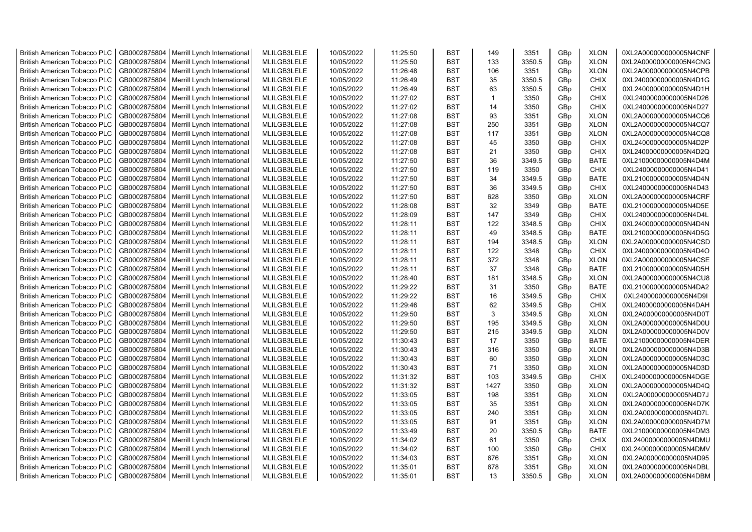| British American Tobacco PLC | GB0002875804 | Merrill Lynch International | MLILGB3LELE | 10/05/2022 | 11:25:50 | BST | 149 | 3351 | GBp | XLON | 0XL2A000000000005N4CNF |
|---|---|---|---|---|---|---|---|---|---|---|---|
| British American Tobacco PLC | GB0002875804 | Merrill Lynch International | MLILGB3LELE | 10/05/2022 | 11:25:50 | BST | 133 | 3350.5 | GBp | XLON | 0XL2A000000000005N4CNG |
| British American Tobacco PLC | GB0002875804 | Merrill Lynch International | MLILGB3LELE | 10/05/2022 | 11:26:48 | BST | 106 | 3351 | GBp | XLON | 0XL2A000000000005N4CPB |
| British American Tobacco PLC | GB0002875804 | Merrill Lynch International | MLILGB3LELE | 10/05/2022 | 11:26:49 | BST | 35 | 3350.5 | GBp | CHIX | 0XL24000000000005N4D1G |
| British American Tobacco PLC | GB0002875804 | Merrill Lynch International | MLILGB3LELE | 10/05/2022 | 11:26:49 | BST | 63 | 3350.5 | GBp | CHIX | 0XL24000000000005N4D1H |
| British American Tobacco PLC | GB0002875804 | Merrill Lynch International | MLILGB3LELE | 10/05/2022 | 11:27:02 | BST | 1 | 3350 | GBp | CHIX | 0XL24000000000005N4D26 |
| British American Tobacco PLC | GB0002875804 | Merrill Lynch International | MLILGB3LELE | 10/05/2022 | 11:27:02 | BST | 14 | 3350 | GBp | CHIX | 0XL24000000000005N4D27 |
| British American Tobacco PLC | GB0002875804 | Merrill Lynch International | MLILGB3LELE | 10/05/2022 | 11:27:08 | BST | 93 | 3351 | GBp | XLON | 0XL2A000000000005N4CQ6 |
| British American Tobacco PLC | GB0002875804 | Merrill Lynch International | MLILGB3LELE | 10/05/2022 | 11:27:08 | BST | 250 | 3351 | GBp | XLON | 0XL2A000000000005N4CQ7 |
| British American Tobacco PLC | GB0002875804 | Merrill Lynch International | MLILGB3LELE | 10/05/2022 | 11:27:08 | BST | 117 | 3351 | GBp | XLON | 0XL2A000000000005N4CQ8 |
| British American Tobacco PLC | GB0002875804 | Merrill Lynch International | MLILGB3LELE | 10/05/2022 | 11:27:08 | BST | 45 | 3350 | GBp | CHIX | 0XL24000000000005N4D2P |
| British American Tobacco PLC | GB0002875804 | Merrill Lynch International | MLILGB3LELE | 10/05/2022 | 11:27:08 | BST | 21 | 3350 | GBp | CHIX | 0XL24000000000005N4D2Q |
| British American Tobacco PLC | GB0002875804 | Merrill Lynch International | MLILGB3LELE | 10/05/2022 | 11:27:50 | BST | 36 | 3349.5 | GBp | BATE | 0XL21000000000005N4D4M |
| British American Tobacco PLC | GB0002875804 | Merrill Lynch International | MLILGB3LELE | 10/05/2022 | 11:27:50 | BST | 119 | 3350 | GBp | CHIX | 0XL24000000000005N4D41 |
| British American Tobacco PLC | GB0002875804 | Merrill Lynch International | MLILGB3LELE | 10/05/2022 | 11:27:50 | BST | 34 | 3349.5 | GBp | BATE | 0XL21000000000005N4D4N |
| British American Tobacco PLC | GB0002875804 | Merrill Lynch International | MLILGB3LELE | 10/05/2022 | 11:27:50 | BST | 36 | 3349.5 | GBp | CHIX | 0XL24000000000005N4D43 |
| British American Tobacco PLC | GB0002875804 | Merrill Lynch International | MLILGB3LELE | 10/05/2022 | 11:27:50 | BST | 628 | 3350 | GBp | XLON | 0XL2A000000000005N4CRF |
| British American Tobacco PLC | GB0002875804 | Merrill Lynch International | MLILGB3LELE | 10/05/2022 | 11:28:08 | BST | 32 | 3349 | GBp | BATE | 0XL21000000000005N4D5E |
| British American Tobacco PLC | GB0002875804 | Merrill Lynch International | MLILGB3LELE | 10/05/2022 | 11:28:09 | BST | 147 | 3349 | GBp | CHIX | 0XL24000000000005N4D4L |
| British American Tobacco PLC | GB0002875804 | Merrill Lynch International | MLILGB3LELE | 10/05/2022 | 11:28:11 | BST | 122 | 3348.5 | GBp | CHIX | 0XL24000000000005N4D4N |
| British American Tobacco PLC | GB0002875804 | Merrill Lynch International | MLILGB3LELE | 10/05/2022 | 11:28:11 | BST | 49 | 3348.5 | GBp | BATE | 0XL21000000000005N4D5G |
| British American Tobacco PLC | GB0002875804 | Merrill Lynch International | MLILGB3LELE | 10/05/2022 | 11:28:11 | BST | 194 | 3348.5 | GBp | XLON | 0XL2A000000000005N4CSD |
| British American Tobacco PLC | GB0002875804 | Merrill Lynch International | MLILGB3LELE | 10/05/2022 | 11:28:11 | BST | 122 | 3348 | GBp | CHIX | 0XL24000000000005N4D4O |
| British American Tobacco PLC | GB0002875804 | Merrill Lynch International | MLILGB3LELE | 10/05/2022 | 11:28:11 | BST | 372 | 3348 | GBp | XLON | 0XL2A000000000005N4CSE |
| British American Tobacco PLC | GB0002875804 | Merrill Lynch International | MLILGB3LELE | 10/05/2022 | 11:28:11 | BST | 37 | 3348 | GBp | BATE | 0XL21000000000005N4D5H |
| British American Tobacco PLC | GB0002875804 | Merrill Lynch International | MLILGB3LELE | 10/05/2022 | 11:28:40 | BST | 181 | 3348.5 | GBp | XLON | 0XL2A000000000005N4CU8 |
| British American Tobacco PLC | GB0002875804 | Merrill Lynch International | MLILGB3LELE | 10/05/2022 | 11:29:22 | BST | 31 | 3350 | GBp | BATE | 0XL21000000000005N4DA2 |
| British American Tobacco PLC | GB0002875804 | Merrill Lynch International | MLILGB3LELE | 10/05/2022 | 11:29:22 | BST | 16 | 3349.5 | GBp | CHIX | 0XL24000000000005N4D9I |
| British American Tobacco PLC | GB0002875804 | Merrill Lynch International | MLILGB3LELE | 10/05/2022 | 11:29:46 | BST | 62 | 3349.5 | GBp | CHIX | 0XL24000000000005N4DAH |
| British American Tobacco PLC | GB0002875804 | Merrill Lynch International | MLILGB3LELE | 10/05/2022 | 11:29:50 | BST | 3 | 3349.5 | GBp | XLON | 0XL2A000000000005N4D0T |
| British American Tobacco PLC | GB0002875804 | Merrill Lynch International | MLILGB3LELE | 10/05/2022 | 11:29:50 | BST | 195 | 3349.5 | GBp | XLON | 0XL2A000000000005N4D0U |
| British American Tobacco PLC | GB0002875804 | Merrill Lynch International | MLILGB3LELE | 10/05/2022 | 11:29:50 | BST | 215 | 3349.5 | GBp | XLON | 0XL2A000000000005N4D0V |
| British American Tobacco PLC | GB0002875804 | Merrill Lynch International | MLILGB3LELE | 10/05/2022 | 11:30:43 | BST | 17 | 3350 | GBp | BATE | 0XL21000000000005N4DER |
| British American Tobacco PLC | GB0002875804 | Merrill Lynch International | MLILGB3LELE | 10/05/2022 | 11:30:43 | BST | 316 | 3350 | GBp | XLON | 0XL2A000000000005N4D3B |
| British American Tobacco PLC | GB0002875804 | Merrill Lynch International | MLILGB3LELE | 10/05/2022 | 11:30:43 | BST | 60 | 3350 | GBp | XLON | 0XL2A000000000005N4D3C |
| British American Tobacco PLC | GB0002875804 | Merrill Lynch International | MLILGB3LELE | 10/05/2022 | 11:30:43 | BST | 71 | 3350 | GBp | XLON | 0XL2A000000000005N4D3D |
| British American Tobacco PLC | GB0002875804 | Merrill Lynch International | MLILGB3LELE | 10/05/2022 | 11:31:32 | BST | 103 | 3349.5 | GBp | CHIX | 0XL24000000000005N4DGE |
| British American Tobacco PLC | GB0002875804 | Merrill Lynch International | MLILGB3LELE | 10/05/2022 | 11:31:32 | BST | 1427 | 3350 | GBp | XLON | 0XL2A000000000005N4D4Q |
| British American Tobacco PLC | GB0002875804 | Merrill Lynch International | MLILGB3LELE | 10/05/2022 | 11:33:05 | BST | 198 | 3351 | GBp | XLON | 0XL2A000000000005N4D7J |
| British American Tobacco PLC | GB0002875804 | Merrill Lynch International | MLILGB3LELE | 10/05/2022 | 11:33:05 | BST | 35 | 3351 | GBp | XLON | 0XL2A000000000005N4D7K |
| British American Tobacco PLC | GB0002875804 | Merrill Lynch International | MLILGB3LELE | 10/05/2022 | 11:33:05 | BST | 240 | 3351 | GBp | XLON | 0XL2A000000000005N4D7L |
| British American Tobacco PLC | GB0002875804 | Merrill Lynch International | MLILGB3LELE | 10/05/2022 | 11:33:05 | BST | 91 | 3351 | GBp | XLON | 0XL2A000000000005N4D7M |
| British American Tobacco PLC | GB0002875804 | Merrill Lynch International | MLILGB3LELE | 10/05/2022 | 11:33:49 | BST | 20 | 3350.5 | GBp | BATE | 0XL21000000000005N4DM3 |
| British American Tobacco PLC | GB0002875804 | Merrill Lynch International | MLILGB3LELE | 10/05/2022 | 11:34:02 | BST | 61 | 3350 | GBp | CHIX | 0XL24000000000005N4DMU |
| British American Tobacco PLC | GB0002875804 | Merrill Lynch International | MLILGB3LELE | 10/05/2022 | 11:34:02 | BST | 100 | 3350 | GBp | CHIX | 0XL24000000000005N4DMV |
| British American Tobacco PLC | GB0002875804 | Merrill Lynch International | MLILGB3LELE | 10/05/2022 | 11:34:03 | BST | 676 | 3351 | GBp | XLON | 0XL2A000000000005N4D95 |
| British American Tobacco PLC | GB0002875804 | Merrill Lynch International | MLILGB3LELE | 10/05/2022 | 11:35:01 | BST | 678 | 3351 | GBp | XLON | 0XL2A000000000005N4DBL |
| British American Tobacco PLC | GB0002875804 | Merrill Lynch International | MLILGB3LELE | 10/05/2022 | 11:35:01 | BST | 13 | 3350.5 | GBp | XLON | 0XL2A000000000005N4DBM |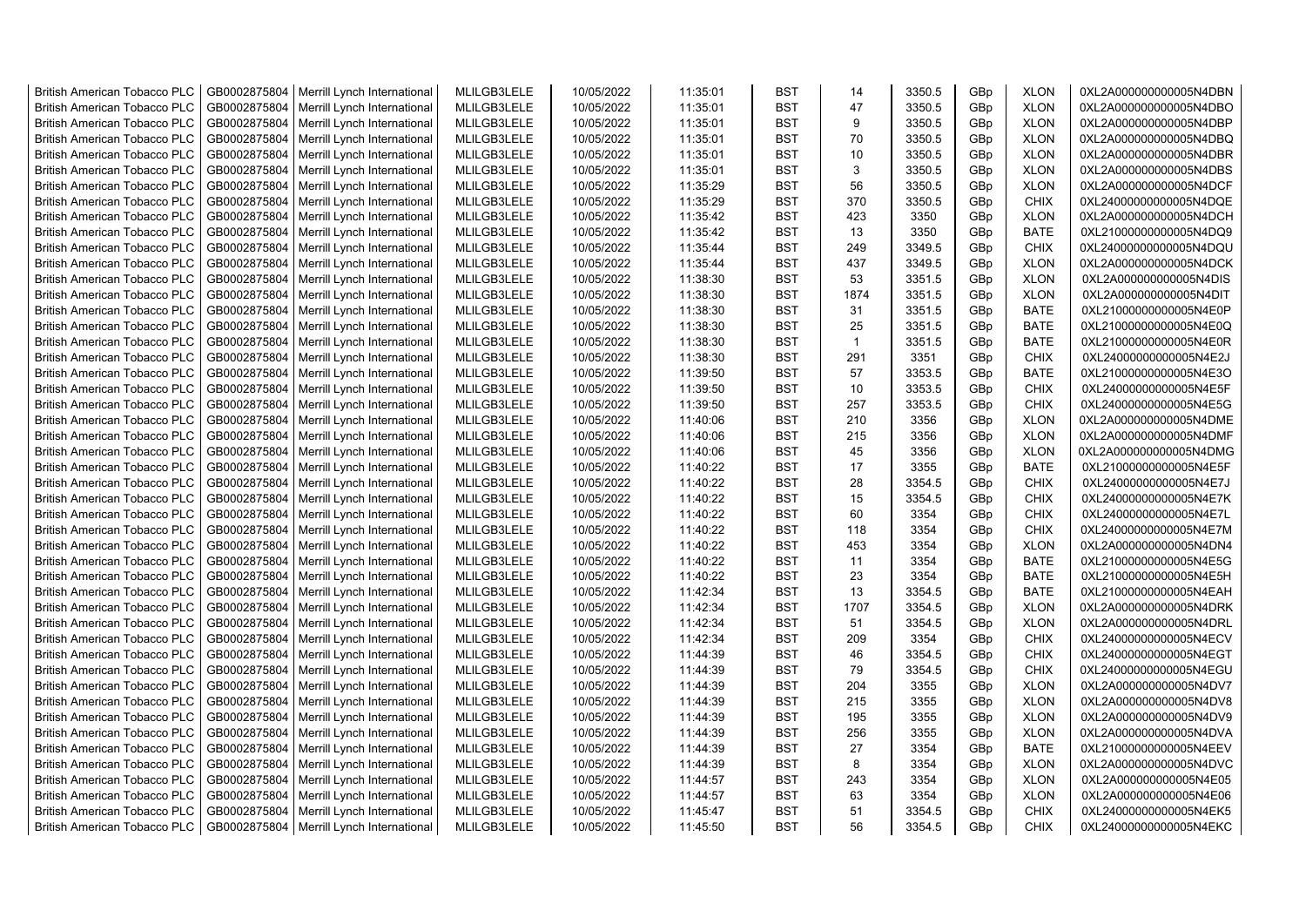| British American Tobacco PLC | GB0002875804 | Merrill Lynch International | MLILGB3LELE | 10/05/2022 | 11:35:01 | BST | 14 | 3350.5 | GBp | XLON | 0XL2A000000000005N4DBN |
|---|---|---|---|---|---|---|---|---|---|---|---|
| British American Tobacco PLC | GB0002875804 | Merrill Lynch International | MLILGB3LELE | 10/05/2022 | 11:35:01 | BST | 47 | 3350.5 | GBp | XLON | 0XL2A000000000005N4DBO |
| British American Tobacco PLC | GB0002875804 | Merrill Lynch International | MLILGB3LELE | 10/05/2022 | 11:35:01 | BST | 9 | 3350.5 | GBp | XLON | 0XL2A000000000005N4DBP |
| British American Tobacco PLC | GB0002875804 | Merrill Lynch International | MLILGB3LELE | 10/05/2022 | 11:35:01 | BST | 70 | 3350.5 | GBp | XLON | 0XL2A000000000005N4DBQ |
| British American Tobacco PLC | GB0002875804 | Merrill Lynch International | MLILGB3LELE | 10/05/2022 | 11:35:01 | BST | 10 | 3350.5 | GBp | XLON | 0XL2A000000000005N4DBR |
| British American Tobacco PLC | GB0002875804 | Merrill Lynch International | MLILGB3LELE | 10/05/2022 | 11:35:01 | BST | 3 | 3350.5 | GBp | XLON | 0XL2A000000000005N4DBS |
| British American Tobacco PLC | GB0002875804 | Merrill Lynch International | MLILGB3LELE | 10/05/2022 | 11:35:29 | BST | 56 | 3350.5 | GBp | XLON | 0XL2A000000000005N4DCF |
| British American Tobacco PLC | GB0002875804 | Merrill Lynch International | MLILGB3LELE | 10/05/2022 | 11:35:29 | BST | 370 | 3350.5 | GBp | CHIX | 0XL24000000000005N4DQE |
| British American Tobacco PLC | GB0002875804 | Merrill Lynch International | MLILGB3LELE | 10/05/2022 | 11:35:42 | BST | 423 | 3350 | GBp | XLON | 0XL2A000000000005N4DCH |
| British American Tobacco PLC | GB0002875804 | Merrill Lynch International | MLILGB3LELE | 10/05/2022 | 11:35:42 | BST | 13 | 3350 | GBp | BATE | 0XL21000000000005N4DQ9 |
| British American Tobacco PLC | GB0002875804 | Merrill Lynch International | MLILGB3LELE | 10/05/2022 | 11:35:44 | BST | 249 | 3349.5 | GBp | CHIX | 0XL24000000000005N4DQU |
| British American Tobacco PLC | GB0002875804 | Merrill Lynch International | MLILGB3LELE | 10/05/2022 | 11:35:44 | BST | 437 | 3349.5 | GBp | XLON | 0XL2A000000000005N4DCK |
| British American Tobacco PLC | GB0002875804 | Merrill Lynch International | MLILGB3LELE | 10/05/2022 | 11:38:30 | BST | 53 | 3351.5 | GBp | XLON | 0XL2A000000000005N4DIS |
| British American Tobacco PLC | GB0002875804 | Merrill Lynch International | MLILGB3LELE | 10/05/2022 | 11:38:30 | BST | 1874 | 3351.5 | GBp | XLON | 0XL2A000000000005N4DIT |
| British American Tobacco PLC | GB0002875804 | Merrill Lynch International | MLILGB3LELE | 10/05/2022 | 11:38:30 | BST | 31 | 3351.5 | GBp | BATE | 0XL21000000000005N4E0P |
| British American Tobacco PLC | GB0002875804 | Merrill Lynch International | MLILGB3LELE | 10/05/2022 | 11:38:30 | BST | 25 | 3351.5 | GBp | BATE | 0XL21000000000005N4E0Q |
| British American Tobacco PLC | GB0002875804 | Merrill Lynch International | MLILGB3LELE | 10/05/2022 | 11:38:30 | BST | 1 | 3351.5 | GBp | BATE | 0XL21000000000005N4E0R |
| British American Tobacco PLC | GB0002875804 | Merrill Lynch International | MLILGB3LELE | 10/05/2022 | 11:38:30 | BST | 291 | 3351 | GBp | CHIX | 0XL24000000000005N4E2J |
| British American Tobacco PLC | GB0002875804 | Merrill Lynch International | MLILGB3LELE | 10/05/2022 | 11:39:50 | BST | 57 | 3353.5 | GBp | BATE | 0XL21000000000005N4E3O |
| British American Tobacco PLC | GB0002875804 | Merrill Lynch International | MLILGB3LELE | 10/05/2022 | 11:39:50 | BST | 10 | 3353.5 | GBp | CHIX | 0XL24000000000005N4E5F |
| British American Tobacco PLC | GB0002875804 | Merrill Lynch International | MLILGB3LELE | 10/05/2022 | 11:39:50 | BST | 257 | 3353.5 | GBp | CHIX | 0XL24000000000005N4E5G |
| British American Tobacco PLC | GB0002875804 | Merrill Lynch International | MLILGB3LELE | 10/05/2022 | 11:40:06 | BST | 210 | 3356 | GBp | XLON | 0XL2A000000000005N4DME |
| British American Tobacco PLC | GB0002875804 | Merrill Lynch International | MLILGB3LELE | 10/05/2022 | 11:40:06 | BST | 215 | 3356 | GBp | XLON | 0XL2A000000000005N4DMF |
| British American Tobacco PLC | GB0002875804 | Merrill Lynch International | MLILGB3LELE | 10/05/2022 | 11:40:06 | BST | 45 | 3356 | GBp | XLON | 0XL2A000000000005N4DMG |
| British American Tobacco PLC | GB0002875804 | Merrill Lynch International | MLILGB3LELE | 10/05/2022 | 11:40:22 | BST | 17 | 3355 | GBp | BATE | 0XL21000000000005N4E5F |
| British American Tobacco PLC | GB0002875804 | Merrill Lynch International | MLILGB3LELE | 10/05/2022 | 11:40:22 | BST | 28 | 3354.5 | GBp | CHIX | 0XL24000000000005N4E7J |
| British American Tobacco PLC | GB0002875804 | Merrill Lynch International | MLILGB3LELE | 10/05/2022 | 11:40:22 | BST | 15 | 3354.5 | GBp | CHIX | 0XL24000000000005N4E7K |
| British American Tobacco PLC | GB0002875804 | Merrill Lynch International | MLILGB3LELE | 10/05/2022 | 11:40:22 | BST | 60 | 3354 | GBp | CHIX | 0XL24000000000005N4E7L |
| British American Tobacco PLC | GB0002875804 | Merrill Lynch International | MLILGB3LELE | 10/05/2022 | 11:40:22 | BST | 118 | 3354 | GBp | CHIX | 0XL24000000000005N4E7M |
| British American Tobacco PLC | GB0002875804 | Merrill Lynch International | MLILGB3LELE | 10/05/2022 | 11:40:22 | BST | 453 | 3354 | GBp | XLON | 0XL2A000000000005N4DN4 |
| British American Tobacco PLC | GB0002875804 | Merrill Lynch International | MLILGB3LELE | 10/05/2022 | 11:40:22 | BST | 11 | 3354 | GBp | BATE | 0XL21000000000005N4E5G |
| British American Tobacco PLC | GB0002875804 | Merrill Lynch International | MLILGB3LELE | 10/05/2022 | 11:40:22 | BST | 23 | 3354 | GBp | BATE | 0XL21000000000005N4E5H |
| British American Tobacco PLC | GB0002875804 | Merrill Lynch International | MLILGB3LELE | 10/05/2022 | 11:42:34 | BST | 13 | 3354.5 | GBp | BATE | 0XL21000000000005N4EAH |
| British American Tobacco PLC | GB0002875804 | Merrill Lynch International | MLILGB3LELE | 10/05/2022 | 11:42:34 | BST | 1707 | 3354.5 | GBp | XLON | 0XL2A000000000005N4DRK |
| British American Tobacco PLC | GB0002875804 | Merrill Lynch International | MLILGB3LELE | 10/05/2022 | 11:42:34 | BST | 51 | 3354.5 | GBp | XLON | 0XL2A000000000005N4DRL |
| British American Tobacco PLC | GB0002875804 | Merrill Lynch International | MLILGB3LELE | 10/05/2022 | 11:42:34 | BST | 209 | 3354 | GBp | CHIX | 0XL24000000000005N4ECV |
| British American Tobacco PLC | GB0002875804 | Merrill Lynch International | MLILGB3LELE | 10/05/2022 | 11:44:39 | BST | 46 | 3354.5 | GBp | CHIX | 0XL24000000000005N4EGT |
| British American Tobacco PLC | GB0002875804 | Merrill Lynch International | MLILGB3LELE | 10/05/2022 | 11:44:39 | BST | 79 | 3354.5 | GBp | CHIX | 0XL24000000000005N4EGU |
| British American Tobacco PLC | GB0002875804 | Merrill Lynch International | MLILGB3LELE | 10/05/2022 | 11:44:39 | BST | 204 | 3355 | GBp | XLON | 0XL2A000000000005N4DV7 |
| British American Tobacco PLC | GB0002875804 | Merrill Lynch International | MLILGB3LELE | 10/05/2022 | 11:44:39 | BST | 215 | 3355 | GBp | XLON | 0XL2A000000000005N4DV8 |
| British American Tobacco PLC | GB0002875804 | Merrill Lynch International | MLILGB3LELE | 10/05/2022 | 11:44:39 | BST | 195 | 3355 | GBp | XLON | 0XL2A000000000005N4DV9 |
| British American Tobacco PLC | GB0002875804 | Merrill Lynch International | MLILGB3LELE | 10/05/2022 | 11:44:39 | BST | 256 | 3355 | GBp | XLON | 0XL2A000000000005N4DVA |
| British American Tobacco PLC | GB0002875804 | Merrill Lynch International | MLILGB3LELE | 10/05/2022 | 11:44:39 | BST | 27 | 3354 | GBp | BATE | 0XL21000000000005N4EEV |
| British American Tobacco PLC | GB0002875804 | Merrill Lynch International | MLILGB3LELE | 10/05/2022 | 11:44:39 | BST | 8 | 3354 | GBp | XLON | 0XL2A000000000005N4DVC |
| British American Tobacco PLC | GB0002875804 | Merrill Lynch International | MLILGB3LELE | 10/05/2022 | 11:44:57 | BST | 243 | 3354 | GBp | XLON | 0XL2A000000000005N4E05 |
| British American Tobacco PLC | GB0002875804 | Merrill Lynch International | MLILGB3LELE | 10/05/2022 | 11:44:57 | BST | 63 | 3354 | GBp | XLON | 0XL2A000000000005N4E06 |
| British American Tobacco PLC | GB0002875804 | Merrill Lynch International | MLILGB3LELE | 10/05/2022 | 11:45:47 | BST | 51 | 3354.5 | GBp | CHIX | 0XL24000000000005N4EK5 |
| British American Tobacco PLC | GB0002875804 | Merrill Lynch International | MLILGB3LELE | 10/05/2022 | 11:45:50 | BST | 56 | 3354.5 | GBp | CHIX | 0XL24000000000005N4EKC |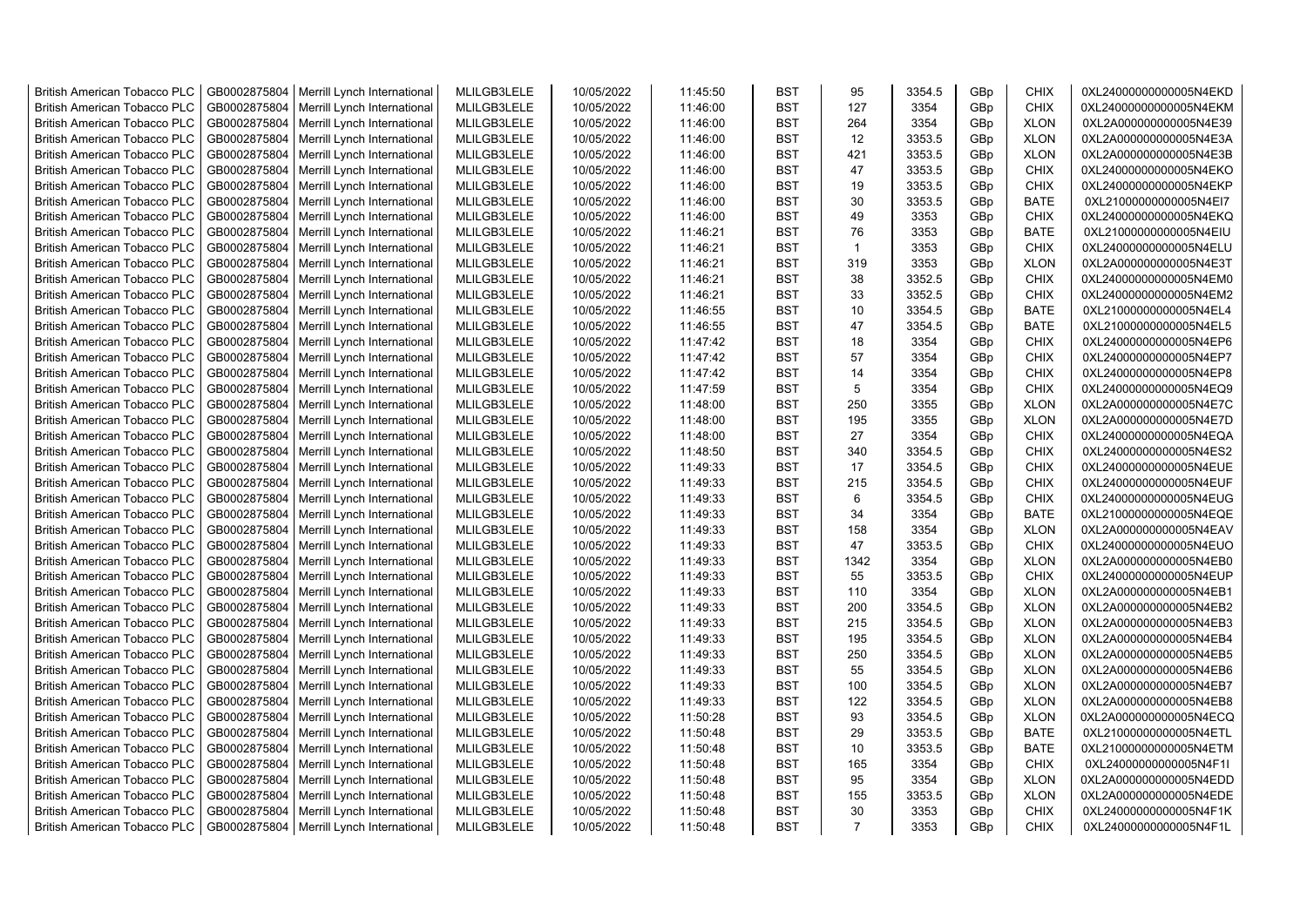| British American Tobacco PLC | GB0002875804 | Merrill Lynch International | MLILGB3LELE | 10/05/2022 | 11:45:50 | BST | 95 | 3354.5 | GBp | CHIX | 0XL24000000000005N4EKD |
|---|---|---|---|---|---|---|---|---|---|---|---|
| British American Tobacco PLC | GB0002875804 | Merrill Lynch International | MLILGB3LELE | 10/05/2022 | 11:46:00 | BST | 127 | 3354 | GBp | CHIX | 0XL24000000000005N4EKM |
| British American Tobacco PLC | GB0002875804 | Merrill Lynch International | MLILGB3LELE | 10/05/2022 | 11:46:00 | BST | 264 | 3354 | GBp | XLON | 0XL2A000000000005N4E39 |
| British American Tobacco PLC | GB0002875804 | Merrill Lynch International | MLILGB3LELE | 10/05/2022 | 11:46:00 | BST | 12 | 3353.5 | GBp | XLON | 0XL2A000000000005N4E3A |
| British American Tobacco PLC | GB0002875804 | Merrill Lynch International | MLILGB3LELE | 10/05/2022 | 11:46:00 | BST | 421 | 3353.5 | GBp | XLON | 0XL2A000000000005N4E3B |
| British American Tobacco PLC | GB0002875804 | Merrill Lynch International | MLILGB3LELE | 10/05/2022 | 11:46:00 | BST | 47 | 3353.5 | GBp | CHIX | 0XL24000000000005N4EKO |
| British American Tobacco PLC | GB0002875804 | Merrill Lynch International | MLILGB3LELE | 10/05/2022 | 11:46:00 | BST | 19 | 3353.5 | GBp | CHIX | 0XL24000000000005N4EKP |
| British American Tobacco PLC | GB0002875804 | Merrill Lynch International | MLILGB3LELE | 10/05/2022 | 11:46:00 | BST | 30 | 3353.5 | GBp | BATE | 0XL21000000000005N4EI7 |
| British American Tobacco PLC | GB0002875804 | Merrill Lynch International | MLILGB3LELE | 10/05/2022 | 11:46:00 | BST | 49 | 3353 | GBp | CHIX | 0XL24000000000005N4EKQ |
| British American Tobacco PLC | GB0002875804 | Merrill Lynch International | MLILGB3LELE | 10/05/2022 | 11:46:21 | BST | 76 | 3353 | GBp | BATE | 0XL21000000000005N4EIU |
| British American Tobacco PLC | GB0002875804 | Merrill Lynch International | MLILGB3LELE | 10/05/2022 | 11:46:21 | BST | 1 | 3353 | GBp | CHIX | 0XL24000000000005N4ELU |
| British American Tobacco PLC | GB0002875804 | Merrill Lynch International | MLILGB3LELE | 10/05/2022 | 11:46:21 | BST | 319 | 3353 | GBp | XLON | 0XL2A000000000005N4E3T |
| British American Tobacco PLC | GB0002875804 | Merrill Lynch International | MLILGB3LELE | 10/05/2022 | 11:46:21 | BST | 38 | 3352.5 | GBp | CHIX | 0XL24000000000005N4EM0 |
| British American Tobacco PLC | GB0002875804 | Merrill Lynch International | MLILGB3LELE | 10/05/2022 | 11:46:21 | BST | 33 | 3352.5 | GBp | CHIX | 0XL24000000000005N4EM2 |
| British American Tobacco PLC | GB0002875804 | Merrill Lynch International | MLILGB3LELE | 10/05/2022 | 11:46:55 | BST | 10 | 3354.5 | GBp | BATE | 0XL21000000000005N4EL4 |
| British American Tobacco PLC | GB0002875804 | Merrill Lynch International | MLILGB3LELE | 10/05/2022 | 11:46:55 | BST | 47 | 3354.5 | GBp | BATE | 0XL21000000000005N4EL5 |
| British American Tobacco PLC | GB0002875804 | Merrill Lynch International | MLILGB3LELE | 10/05/2022 | 11:47:42 | BST | 18 | 3354 | GBp | CHIX | 0XL24000000000005N4EP6 |
| British American Tobacco PLC | GB0002875804 | Merrill Lynch International | MLILGB3LELE | 10/05/2022 | 11:47:42 | BST | 57 | 3354 | GBp | CHIX | 0XL24000000000005N4EP7 |
| British American Tobacco PLC | GB0002875804 | Merrill Lynch International | MLILGB3LELE | 10/05/2022 | 11:47:42 | BST | 14 | 3354 | GBp | CHIX | 0XL24000000000005N4EP8 |
| British American Tobacco PLC | GB0002875804 | Merrill Lynch International | MLILGB3LELE | 10/05/2022 | 11:47:59 | BST | 5 | 3354 | GBp | CHIX | 0XL24000000000005N4EQ9 |
| British American Tobacco PLC | GB0002875804 | Merrill Lynch International | MLILGB3LELE | 10/05/2022 | 11:48:00 | BST | 250 | 3355 | GBp | XLON | 0XL2A000000000005N4E7C |
| British American Tobacco PLC | GB0002875804 | Merrill Lynch International | MLILGB3LELE | 10/05/2022 | 11:48:00 | BST | 195 | 3355 | GBp | XLON | 0XL2A000000000005N4E7D |
| British American Tobacco PLC | GB0002875804 | Merrill Lynch International | MLILGB3LELE | 10/05/2022 | 11:48:00 | BST | 27 | 3354 | GBp | CHIX | 0XL24000000000005N4EQA |
| British American Tobacco PLC | GB0002875804 | Merrill Lynch International | MLILGB3LELE | 10/05/2022 | 11:48:50 | BST | 340 | 3354.5 | GBp | CHIX | 0XL24000000000005N4ES2 |
| British American Tobacco PLC | GB0002875804 | Merrill Lynch International | MLILGB3LELE | 10/05/2022 | 11:49:33 | BST | 17 | 3354.5 | GBp | CHIX | 0XL24000000000005N4EUE |
| British American Tobacco PLC | GB0002875804 | Merrill Lynch International | MLILGB3LELE | 10/05/2022 | 11:49:33 | BST | 215 | 3354.5 | GBp | CHIX | 0XL24000000000005N4EUF |
| British American Tobacco PLC | GB0002875804 | Merrill Lynch International | MLILGB3LELE | 10/05/2022 | 11:49:33 | BST | 6 | 3354.5 | GBp | CHIX | 0XL24000000000005N4EUG |
| British American Tobacco PLC | GB0002875804 | Merrill Lynch International | MLILGB3LELE | 10/05/2022 | 11:49:33 | BST | 34 | 3354 | GBp | BATE | 0XL21000000000005N4EQE |
| British American Tobacco PLC | GB0002875804 | Merrill Lynch International | MLILGB3LELE | 10/05/2022 | 11:49:33 | BST | 158 | 3354 | GBp | XLON | 0XL2A000000000005N4EAV |
| British American Tobacco PLC | GB0002875804 | Merrill Lynch International | MLILGB3LELE | 10/05/2022 | 11:49:33 | BST | 47 | 3353.5 | GBp | CHIX | 0XL24000000000005N4EUO |
| British American Tobacco PLC | GB0002875804 | Merrill Lynch International | MLILGB3LELE | 10/05/2022 | 11:49:33 | BST | 1342 | 3354 | GBp | XLON | 0XL2A000000000005N4EB0 |
| British American Tobacco PLC | GB0002875804 | Merrill Lynch International | MLILGB3LELE | 10/05/2022 | 11:49:33 | BST | 55 | 3353.5 | GBp | CHIX | 0XL24000000000005N4EUP |
| British American Tobacco PLC | GB0002875804 | Merrill Lynch International | MLILGB3LELE | 10/05/2022 | 11:49:33 | BST | 110 | 3354 | GBp | XLON | 0XL2A000000000005N4EB1 |
| British American Tobacco PLC | GB0002875804 | Merrill Lynch International | MLILGB3LELE | 10/05/2022 | 11:49:33 | BST | 200 | 3354.5 | GBp | XLON | 0XL2A000000000005N4EB2 |
| British American Tobacco PLC | GB0002875804 | Merrill Lynch International | MLILGB3LELE | 10/05/2022 | 11:49:33 | BST | 215 | 3354.5 | GBp | XLON | 0XL2A000000000005N4EB3 |
| British American Tobacco PLC | GB0002875804 | Merrill Lynch International | MLILGB3LELE | 10/05/2022 | 11:49:33 | BST | 195 | 3354.5 | GBp | XLON | 0XL2A000000000005N4EB4 |
| British American Tobacco PLC | GB0002875804 | Merrill Lynch International | MLILGB3LELE | 10/05/2022 | 11:49:33 | BST | 250 | 3354.5 | GBp | XLON | 0XL2A000000000005N4EB5 |
| British American Tobacco PLC | GB0002875804 | Merrill Lynch International | MLILGB3LELE | 10/05/2022 | 11:49:33 | BST | 55 | 3354.5 | GBp | XLON | 0XL2A000000000005N4EB6 |
| British American Tobacco PLC | GB0002875804 | Merrill Lynch International | MLILGB3LELE | 10/05/2022 | 11:49:33 | BST | 100 | 3354.5 | GBp | XLON | 0XL2A000000000005N4EB7 |
| British American Tobacco PLC | GB0002875804 | Merrill Lynch International | MLILGB3LELE | 10/05/2022 | 11:49:33 | BST | 122 | 3354.5 | GBp | XLON | 0XL2A000000000005N4EB8 |
| British American Tobacco PLC | GB0002875804 | Merrill Lynch International | MLILGB3LELE | 10/05/2022 | 11:50:28 | BST | 93 | 3354.5 | GBp | XLON | 0XL2A000000000005N4ECQ |
| British American Tobacco PLC | GB0002875804 | Merrill Lynch International | MLILGB3LELE | 10/05/2022 | 11:50:48 | BST | 29 | 3353.5 | GBp | BATE | 0XL21000000000005N4ETL |
| British American Tobacco PLC | GB0002875804 | Merrill Lynch International | MLILGB3LELE | 10/05/2022 | 11:50:48 | BST | 10 | 3353.5 | GBp | BATE | 0XL21000000000005N4ETM |
| British American Tobacco PLC | GB0002875804 | Merrill Lynch International | MLILGB3LELE | 10/05/2022 | 11:50:48 | BST | 165 | 3354 | GBp | CHIX | 0XL24000000000005N4F1I |
| British American Tobacco PLC | GB0002875804 | Merrill Lynch International | MLILGB3LELE | 10/05/2022 | 11:50:48 | BST | 95 | 3354 | GBp | XLON | 0XL2A000000000005N4EDD |
| British American Tobacco PLC | GB0002875804 | Merrill Lynch International | MLILGB3LELE | 10/05/2022 | 11:50:48 | BST | 155 | 3353.5 | GBp | XLON | 0XL2A000000000005N4EDE |
| British American Tobacco PLC | GB0002875804 | Merrill Lynch International | MLILGB3LELE | 10/05/2022 | 11:50:48 | BST | 30 | 3353 | GBp | CHIX | 0XL24000000000005N4F1K |
| British American Tobacco PLC | GB0002875804 | Merrill Lynch International | MLILGB3LELE | 10/05/2022 | 11:50:48 | BST | 7 | 3353 | GBp | CHIX | 0XL24000000000005N4F1L |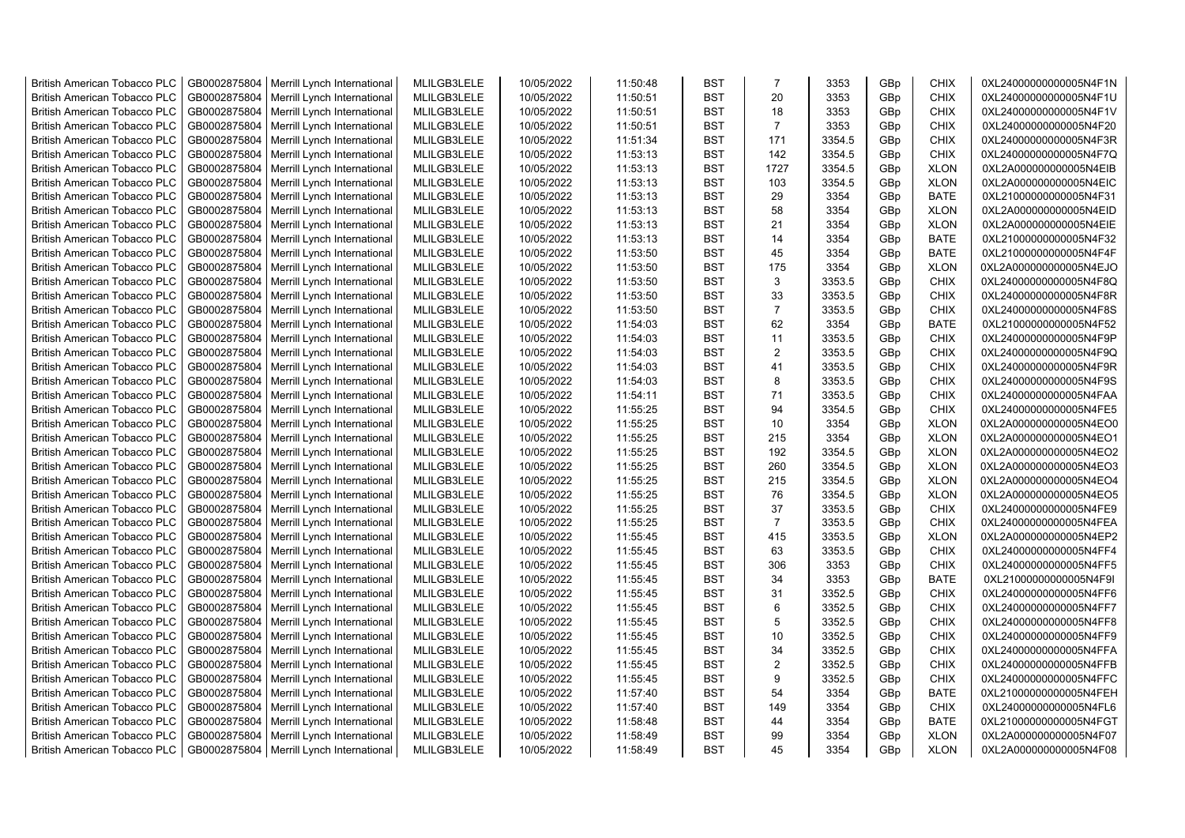| British American Tobacco PLC | GB0002875804 | Merrill Lynch International | MLILGB3LELE | 10/05/2022 | 11:50:48 | BST | 7 | 3353 | GBp | CHIX | 0XL24000000000005N4F1N |
|---|---|---|---|---|---|---|---|---|---|---|---|
| British American Tobacco PLC | GB0002875804 | Merrill Lynch International | MLILGB3LELE | 10/05/2022 | 11:50:51 | BST | 20 | 3353 | GBp | CHIX | 0XL24000000000005N4F1U |
| British American Tobacco PLC | GB0002875804 | Merrill Lynch International | MLILGB3LELE | 10/05/2022 | 11:50:51 | BST | 18 | 3353 | GBp | CHIX | 0XL24000000000005N4F1V |
| British American Tobacco PLC | GB0002875804 | Merrill Lynch International | MLILGB3LELE | 10/05/2022 | 11:50:51 | BST | 7 | 3353 | GBp | CHIX | 0XL24000000000005N4F20 |
| British American Tobacco PLC | GB0002875804 | Merrill Lynch International | MLILGB3LELE | 10/05/2022 | 11:51:34 | BST | 171 | 3354.5 | GBp | CHIX | 0XL24000000000005N4F3R |
| British American Tobacco PLC | GB0002875804 | Merrill Lynch International | MLILGB3LELE | 10/05/2022 | 11:53:13 | BST | 142 | 3354.5 | GBp | CHIX | 0XL24000000000005N4F7Q |
| British American Tobacco PLC | GB0002875804 | Merrill Lynch International | MLILGB3LELE | 10/05/2022 | 11:53:13 | BST | 1727 | 3354.5 | GBp | XLON | 0XL2A000000000005N4EIB |
| British American Tobacco PLC | GB0002875804 | Merrill Lynch International | MLILGB3LELE | 10/05/2022 | 11:53:13 | BST | 103 | 3354.5 | GBp | XLON | 0XL2A000000000005N4EIC |
| British American Tobacco PLC | GB0002875804 | Merrill Lynch International | MLILGB3LELE | 10/05/2022 | 11:53:13 | BST | 29 | 3354 | GBp | BATE | 0XL21000000000005N4F31 |
| British American Tobacco PLC | GB0002875804 | Merrill Lynch International | MLILGB3LELE | 10/05/2022 | 11:53:13 | BST | 58 | 3354 | GBp | XLON | 0XL2A000000000005N4EID |
| British American Tobacco PLC | GB0002875804 | Merrill Lynch International | MLILGB3LELE | 10/05/2022 | 11:53:13 | BST | 21 | 3354 | GBp | XLON | 0XL2A000000000005N4EIE |
| British American Tobacco PLC | GB0002875804 | Merrill Lynch International | MLILGB3LELE | 10/05/2022 | 11:53:13 | BST | 14 | 3354 | GBp | BATE | 0XL21000000000005N4F32 |
| British American Tobacco PLC | GB0002875804 | Merrill Lynch International | MLILGB3LELE | 10/05/2022 | 11:53:50 | BST | 45 | 3354 | GBp | BATE | 0XL21000000000005N4F4F |
| British American Tobacco PLC | GB0002875804 | Merrill Lynch International | MLILGB3LELE | 10/05/2022 | 11:53:50 | BST | 175 | 3354 | GBp | XLON | 0XL2A000000000005N4EJO |
| British American Tobacco PLC | GB0002875804 | Merrill Lynch International | MLILGB3LELE | 10/05/2022 | 11:53:50 | BST | 3 | 3353.5 | GBp | CHIX | 0XL24000000000005N4F8Q |
| British American Tobacco PLC | GB0002875804 | Merrill Lynch International | MLILGB3LELE | 10/05/2022 | 11:53:50 | BST | 33 | 3353.5 | GBp | CHIX | 0XL24000000000005N4F8R |
| British American Tobacco PLC | GB0002875804 | Merrill Lynch International | MLILGB3LELE | 10/05/2022 | 11:53:50 | BST | 7 | 3353.5 | GBp | CHIX | 0XL24000000000005N4F8S |
| British American Tobacco PLC | GB0002875804 | Merrill Lynch International | MLILGB3LELE | 10/05/2022 | 11:54:03 | BST | 62 | 3354 | GBp | BATE | 0XL21000000000005N4F52 |
| British American Tobacco PLC | GB0002875804 | Merrill Lynch International | MLILGB3LELE | 10/05/2022 | 11:54:03 | BST | 11 | 3353.5 | GBp | CHIX | 0XL24000000000005N4F9P |
| British American Tobacco PLC | GB0002875804 | Merrill Lynch International | MLILGB3LELE | 10/05/2022 | 11:54:03 | BST | 2 | 3353.5 | GBp | CHIX | 0XL24000000000005N4F9Q |
| British American Tobacco PLC | GB0002875804 | Merrill Lynch International | MLILGB3LELE | 10/05/2022 | 11:54:03 | BST | 41 | 3353.5 | GBp | CHIX | 0XL24000000000005N4F9R |
| British American Tobacco PLC | GB0002875804 | Merrill Lynch International | MLILGB3LELE | 10/05/2022 | 11:54:03 | BST | 8 | 3353.5 | GBp | CHIX | 0XL24000000000005N4F9S |
| British American Tobacco PLC | GB0002875804 | Merrill Lynch International | MLILGB3LELE | 10/05/2022 | 11:54:11 | BST | 71 | 3353.5 | GBp | CHIX | 0XL24000000000005N4FAA |
| British American Tobacco PLC | GB0002875804 | Merrill Lynch International | MLILGB3LELE | 10/05/2022 | 11:55:25 | BST | 94 | 3354.5 | GBp | CHIX | 0XL24000000000005N4FE5 |
| British American Tobacco PLC | GB0002875804 | Merrill Lynch International | MLILGB3LELE | 10/05/2022 | 11:55:25 | BST | 10 | 3354 | GBp | XLON | 0XL2A000000000005N4EO0 |
| British American Tobacco PLC | GB0002875804 | Merrill Lynch International | MLILGB3LELE | 10/05/2022 | 11:55:25 | BST | 215 | 3354 | GBp | XLON | 0XL2A000000000005N4EO1 |
| British American Tobacco PLC | GB0002875804 | Merrill Lynch International | MLILGB3LELE | 10/05/2022 | 11:55:25 | BST | 192 | 3354.5 | GBp | XLON | 0XL2A000000000005N4EO2 |
| British American Tobacco PLC | GB0002875804 | Merrill Lynch International | MLILGB3LELE | 10/05/2022 | 11:55:25 | BST | 260 | 3354.5 | GBp | XLON | 0XL2A000000000005N4EO3 |
| British American Tobacco PLC | GB0002875804 | Merrill Lynch International | MLILGB3LELE | 10/05/2022 | 11:55:25 | BST | 215 | 3354.5 | GBp | XLON | 0XL2A000000000005N4EO4 |
| British American Tobacco PLC | GB0002875804 | Merrill Lynch International | MLILGB3LELE | 10/05/2022 | 11:55:25 | BST | 76 | 3354.5 | GBp | XLON | 0XL2A000000000005N4EO5 |
| British American Tobacco PLC | GB0002875804 | Merrill Lynch International | MLILGB3LELE | 10/05/2022 | 11:55:25 | BST | 37 | 3353.5 | GBp | CHIX | 0XL24000000000005N4FE9 |
| British American Tobacco PLC | GB0002875804 | Merrill Lynch International | MLILGB3LELE | 10/05/2022 | 11:55:25 | BST | 7 | 3353.5 | GBp | CHIX | 0XL24000000000005N4FEA |
| British American Tobacco PLC | GB0002875804 | Merrill Lynch International | MLILGB3LELE | 10/05/2022 | 11:55:45 | BST | 415 | 3353.5 | GBp | XLON | 0XL2A000000000005N4EP2 |
| British American Tobacco PLC | GB0002875804 | Merrill Lynch International | MLILGB3LELE | 10/05/2022 | 11:55:45 | BST | 63 | 3353.5 | GBp | CHIX | 0XL24000000000005N4FF4 |
| British American Tobacco PLC | GB0002875804 | Merrill Lynch International | MLILGB3LELE | 10/05/2022 | 11:55:45 | BST | 306 | 3353 | GBp | CHIX | 0XL24000000000005N4FF5 |
| British American Tobacco PLC | GB0002875804 | Merrill Lynch International | MLILGB3LELE | 10/05/2022 | 11:55:45 | BST | 34 | 3353 | GBp | BATE | 0XL21000000000005N4F9I |
| British American Tobacco PLC | GB0002875804 | Merrill Lynch International | MLILGB3LELE | 10/05/2022 | 11:55:45 | BST | 31 | 3352.5 | GBp | CHIX | 0XL24000000000005N4FF6 |
| British American Tobacco PLC | GB0002875804 | Merrill Lynch International | MLILGB3LELE | 10/05/2022 | 11:55:45 | BST | 6 | 3352.5 | GBp | CHIX | 0XL24000000000005N4FF7 |
| British American Tobacco PLC | GB0002875804 | Merrill Lynch International | MLILGB3LELE | 10/05/2022 | 11:55:45 | BST | 5 | 3352.5 | GBp | CHIX | 0XL24000000000005N4FF8 |
| British American Tobacco PLC | GB0002875804 | Merrill Lynch International | MLILGB3LELE | 10/05/2022 | 11:55:45 | BST | 10 | 3352.5 | GBp | CHIX | 0XL24000000000005N4FF9 |
| British American Tobacco PLC | GB0002875804 | Merrill Lynch International | MLILGB3LELE | 10/05/2022 | 11:55:45 | BST | 34 | 3352.5 | GBp | CHIX | 0XL24000000000005N4FFA |
| British American Tobacco PLC | GB0002875804 | Merrill Lynch International | MLILGB3LELE | 10/05/2022 | 11:55:45 | BST | 2 | 3352.5 | GBp | CHIX | 0XL24000000000005N4FFB |
| British American Tobacco PLC | GB0002875804 | Merrill Lynch International | MLILGB3LELE | 10/05/2022 | 11:55:45 | BST | 9 | 3352.5 | GBp | CHIX | 0XL24000000000005N4FFC |
| British American Tobacco PLC | GB0002875804 | Merrill Lynch International | MLILGB3LELE | 10/05/2022 | 11:57:40 | BST | 54 | 3354 | GBp | BATE | 0XL21000000000005N4FEH |
| British American Tobacco PLC | GB0002875804 | Merrill Lynch International | MLILGB3LELE | 10/05/2022 | 11:57:40 | BST | 149 | 3354 | GBp | CHIX | 0XL24000000000005N4FL6 |
| British American Tobacco PLC | GB0002875804 | Merrill Lynch International | MLILGB3LELE | 10/05/2022 | 11:58:48 | BST | 44 | 3354 | GBp | BATE | 0XL21000000000005N4FGT |
| British American Tobacco PLC | GB0002875804 | Merrill Lynch International | MLILGB3LELE | 10/05/2022 | 11:58:49 | BST | 99 | 3354 | GBp | XLON | 0XL2A000000000005N4F07 |
| British American Tobacco PLC | GB0002875804 | Merrill Lynch International | MLILGB3LELE | 10/05/2022 | 11:58:49 | BST | 45 | 3354 | GBp | XLON | 0XL2A000000000005N4F08 |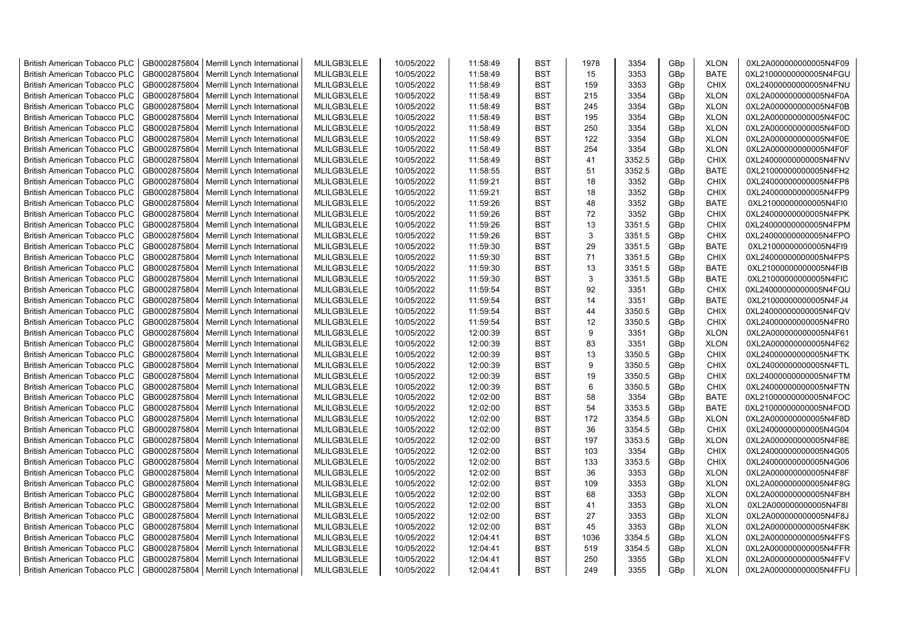| British American Tobacco PLC | GB0002875804 | Merrill Lynch International | MLILGB3LELE | 10/05/2022 | 11:58:49 | BST | 1978 | 3354 | GBp | XLON | 0XL2A000000000005N4F09 |
|---|---|---|---|---|---|---|---|---|---|---|---|
| British American Tobacco PLC | GB0002875804 | Merrill Lynch International | MLILGB3LELE | 10/05/2022 | 11:58:49 | BST | 15 | 3353 | GBp | BATE | 0XL21000000000005N4FGU |
| British American Tobacco PLC | GB0002875804 | Merrill Lynch International | MLILGB3LELE | 10/05/2022 | 11:58:49 | BST | 159 | 3353 | GBp | CHIX | 0XL24000000000005N4FNU |
| British American Tobacco PLC | GB0002875804 | Merrill Lynch International | MLILGB3LELE | 10/05/2022 | 11:58:49 | BST | 215 | 3354 | GBp | XLON | 0XL2A000000000005N4F0A |
| British American Tobacco PLC | GB0002875804 | Merrill Lynch International | MLILGB3LELE | 10/05/2022 | 11:58:49 | BST | 245 | 3354 | GBp | XLON | 0XL2A000000000005N4F0B |
| British American Tobacco PLC | GB0002875804 | Merrill Lynch International | MLILGB3LELE | 10/05/2022 | 11:58:49 | BST | 195 | 3354 | GBp | XLON | 0XL2A000000000005N4F0C |
| British American Tobacco PLC | GB0002875804 | Merrill Lynch International | MLILGB3LELE | 10/05/2022 | 11:58:49 | BST | 250 | 3354 | GBp | XLON | 0XL2A000000000005N4F0D |
| British American Tobacco PLC | GB0002875804 | Merrill Lynch International | MLILGB3LELE | 10/05/2022 | 11:58:49 | BST | 122 | 3354 | GBp | XLON | 0XL2A000000000005N4F0E |
| British American Tobacco PLC | GB0002875804 | Merrill Lynch International | MLILGB3LELE | 10/05/2022 | 11:58:49 | BST | 254 | 3354 | GBp | XLON | 0XL2A000000000005N4F0F |
| British American Tobacco PLC | GB0002875804 | Merrill Lynch International | MLILGB3LELE | 10/05/2022 | 11:58:49 | BST | 41 | 3352.5 | GBp | CHIX | 0XL24000000000005N4FNV |
| British American Tobacco PLC | GB0002875804 | Merrill Lynch International | MLILGB3LELE | 10/05/2022 | 11:58:55 | BST | 51 | 3352.5 | GBp | BATE | 0XL21000000000005N4FH2 |
| British American Tobacco PLC | GB0002875804 | Merrill Lynch International | MLILGB3LELE | 10/05/2022 | 11:59:21 | BST | 18 | 3352 | GBp | CHIX | 0XL24000000000005N4FP8 |
| British American Tobacco PLC | GB0002875804 | Merrill Lynch International | MLILGB3LELE | 10/05/2022 | 11:59:21 | BST | 18 | 3352 | GBp | CHIX | 0XL24000000000005N4FP9 |
| British American Tobacco PLC | GB0002875804 | Merrill Lynch International | MLILGB3LELE | 10/05/2022 | 11:59:26 | BST | 48 | 3352 | GBp | BATE | 0XL21000000000005N4FI0 |
| British American Tobacco PLC | GB0002875804 | Merrill Lynch International | MLILGB3LELE | 10/05/2022 | 11:59:26 | BST | 72 | 3352 | GBp | CHIX | 0XL24000000000005N4FPK |
| British American Tobacco PLC | GB0002875804 | Merrill Lynch International | MLILGB3LELE | 10/05/2022 | 11:59:26 | BST | 13 | 3351.5 | GBp | CHIX | 0XL24000000000005N4FPM |
| British American Tobacco PLC | GB0002875804 | Merrill Lynch International | MLILGB3LELE | 10/05/2022 | 11:59:26 | BST | 3 | 3351.5 | GBp | CHIX | 0XL24000000000005N4FPO |
| British American Tobacco PLC | GB0002875804 | Merrill Lynch International | MLILGB3LELE | 10/05/2022 | 11:59:30 | BST | 29 | 3351.5 | GBp | BATE | 0XL21000000000005N4FI9 |
| British American Tobacco PLC | GB0002875804 | Merrill Lynch International | MLILGB3LELE | 10/05/2022 | 11:59:30 | BST | 71 | 3351.5 | GBp | CHIX | 0XL24000000000005N4FPS |
| British American Tobacco PLC | GB0002875804 | Merrill Lynch International | MLILGB3LELE | 10/05/2022 | 11:59:30 | BST | 13 | 3351.5 | GBp | BATE | 0XL21000000000005N4FIB |
| British American Tobacco PLC | GB0002875804 | Merrill Lynch International | MLILGB3LELE | 10/05/2022 | 11:59:30 | BST | 3 | 3351.5 | GBp | BATE | 0XL21000000000005N4FIC |
| British American Tobacco PLC | GB0002875804 | Merrill Lynch International | MLILGB3LELE | 10/05/2022 | 11:59:54 | BST | 92 | 3351 | GBp | CHIX | 0XL24000000000005N4FQU |
| British American Tobacco PLC | GB0002875804 | Merrill Lynch International | MLILGB3LELE | 10/05/2022 | 11:59:54 | BST | 14 | 3351 | GBp | BATE | 0XL21000000000005N4FJ4 |
| British American Tobacco PLC | GB0002875804 | Merrill Lynch International | MLILGB3LELE | 10/05/2022 | 11:59:54 | BST | 44 | 3350.5 | GBp | CHIX | 0XL24000000000005N4FQV |
| British American Tobacco PLC | GB0002875804 | Merrill Lynch International | MLILGB3LELE | 10/05/2022 | 11:59:54 | BST | 12 | 3350.5 | GBp | CHIX | 0XL24000000000005N4FR0 |
| British American Tobacco PLC | GB0002875804 | Merrill Lynch International | MLILGB3LELE | 10/05/2022 | 12:00:39 | BST | 9 | 3351 | GBp | XLON | 0XL2A000000000005N4F61 |
| British American Tobacco PLC | GB0002875804 | Merrill Lynch International | MLILGB3LELE | 10/05/2022 | 12:00:39 | BST | 83 | 3351 | GBp | XLON | 0XL2A000000000005N4F62 |
| British American Tobacco PLC | GB0002875804 | Merrill Lynch International | MLILGB3LELE | 10/05/2022 | 12:00:39 | BST | 13 | 3350.5 | GBp | CHIX | 0XL24000000000005N4FTK |
| British American Tobacco PLC | GB0002875804 | Merrill Lynch International | MLILGB3LELE | 10/05/2022 | 12:00:39 | BST | 9 | 3350.5 | GBp | CHIX | 0XL24000000000005N4FTL |
| British American Tobacco PLC | GB0002875804 | Merrill Lynch International | MLILGB3LELE | 10/05/2022 | 12:00:39 | BST | 19 | 3350.5 | GBp | CHIX | 0XL24000000000005N4FTM |
| British American Tobacco PLC | GB0002875804 | Merrill Lynch International | MLILGB3LELE | 10/05/2022 | 12:00:39 | BST | 6 | 3350.5 | GBp | CHIX | 0XL24000000000005N4FTN |
| British American Tobacco PLC | GB0002875804 | Merrill Lynch International | MLILGB3LELE | 10/05/2022 | 12:02:00 | BST | 58 | 3354 | GBp | BATE | 0XL21000000000005N4FOC |
| British American Tobacco PLC | GB0002875804 | Merrill Lynch International | MLILGB3LELE | 10/05/2022 | 12:02:00 | BST | 54 | 3353.5 | GBp | BATE | 0XL21000000000005N4FOD |
| British American Tobacco PLC | GB0002875804 | Merrill Lynch International | MLILGB3LELE | 10/05/2022 | 12:02:00 | BST | 172 | 3354.5 | GBp | XLON | 0XL2A000000000005N4F8D |
| British American Tobacco PLC | GB0002875804 | Merrill Lynch International | MLILGB3LELE | 10/05/2022 | 12:02:00 | BST | 36 | 3354.5 | GBp | CHIX | 0XL24000000000005N4G04 |
| British American Tobacco PLC | GB0002875804 | Merrill Lynch International | MLILGB3LELE | 10/05/2022 | 12:02:00 | BST | 197 | 3353.5 | GBp | XLON | 0XL2A000000000005N4F8E |
| British American Tobacco PLC | GB0002875804 | Merrill Lynch International | MLILGB3LELE | 10/05/2022 | 12:02:00 | BST | 103 | 3354 | GBp | CHIX | 0XL24000000000005N4G05 |
| British American Tobacco PLC | GB0002875804 | Merrill Lynch International | MLILGB3LELE | 10/05/2022 | 12:02:00 | BST | 133 | 3353.5 | GBp | CHIX | 0XL24000000000005N4G06 |
| British American Tobacco PLC | GB0002875804 | Merrill Lynch International | MLILGB3LELE | 10/05/2022 | 12:02:00 | BST | 36 | 3353 | GBp | XLON | 0XL2A000000000005N4F8F |
| British American Tobacco PLC | GB0002875804 | Merrill Lynch International | MLILGB3LELE | 10/05/2022 | 12:02:00 | BST | 109 | 3353 | GBp | XLON | 0XL2A000000000005N4F8G |
| British American Tobacco PLC | GB0002875804 | Merrill Lynch International | MLILGB3LELE | 10/05/2022 | 12:02:00 | BST | 68 | 3353 | GBp | XLON | 0XL2A000000000005N4F8H |
| British American Tobacco PLC | GB0002875804 | Merrill Lynch International | MLILGB3LELE | 10/05/2022 | 12:02:00 | BST | 41 | 3353 | GBp | XLON | 0XL2A000000000005N4F8I |
| British American Tobacco PLC | GB0002875804 | Merrill Lynch International | MLILGB3LELE | 10/05/2022 | 12:02:00 | BST | 27 | 3353 | GBp | XLON | 0XL2A000000000005N4F8J |
| British American Tobacco PLC | GB0002875804 | Merrill Lynch International | MLILGB3LELE | 10/05/2022 | 12:02:00 | BST | 45 | 3353 | GBp | XLON | 0XL2A000000000005N4F8K |
| British American Tobacco PLC | GB0002875804 | Merrill Lynch International | MLILGB3LELE | 10/05/2022 | 12:04:41 | BST | 1036 | 3354.5 | GBp | XLON | 0XL2A000000000005N4FFS |
| British American Tobacco PLC | GB0002875804 | Merrill Lynch International | MLILGB3LELE | 10/05/2022 | 12:04:41 | BST | 519 | 3354.5 | GBp | XLON | 0XL2A000000000005N4FFR |
| British American Tobacco PLC | GB0002875804 | Merrill Lynch International | MLILGB3LELE | 10/05/2022 | 12:04:41 | BST | 250 | 3355 | GBp | XLON | 0XL2A000000000005N4FFV |
| British American Tobacco PLC | GB0002875804 | Merrill Lynch International | MLILGB3LELE | 10/05/2022 | 12:04:41 | BST | 249 | 3355 | GBp | XLON | 0XL2A000000000005N4FFU |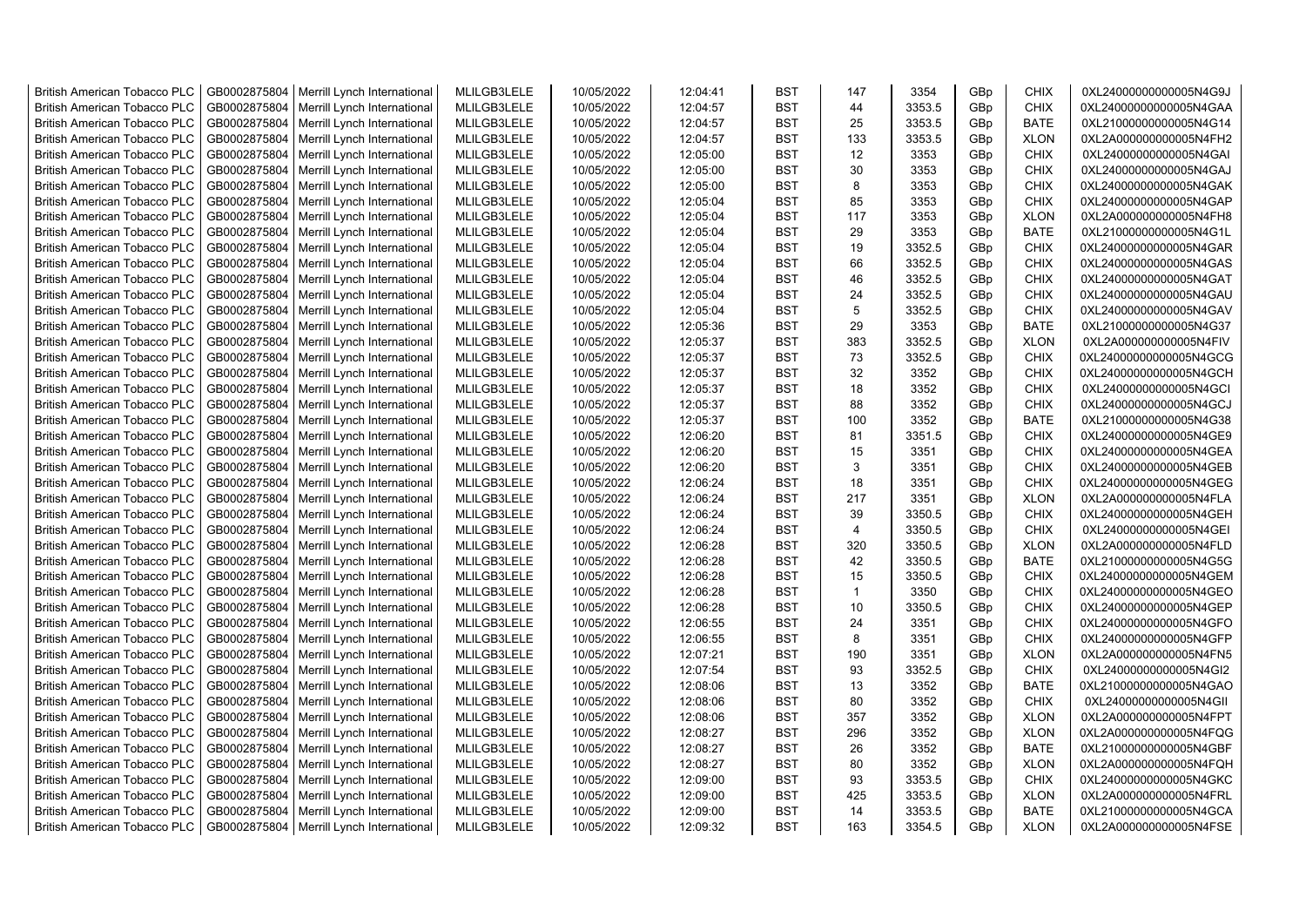| | | | | | | | | | | | |
|---|---|---|---|---|---|---|---|---|---|---|---|
| British American Tobacco PLC | GB0002875804 | Merrill Lynch International | MLILGB3LELE | 10/05/2022 | 12:04:41 | BST | 147 | 3354 | GBp | CHIX | 0XL24000000000005N4G9J |
| British American Tobacco PLC | GB0002875804 | Merrill Lynch International | MLILGB3LELE | 10/05/2022 | 12:04:57 | BST | 44 | 3353.5 | GBp | CHIX | 0XL24000000000005N4GAA |
| British American Tobacco PLC | GB0002875804 | Merrill Lynch International | MLILGB3LELE | 10/05/2022 | 12:04:57 | BST | 25 | 3353.5 | GBp | BATE | 0XL21000000000005N4G14 |
| British American Tobacco PLC | GB0002875804 | Merrill Lynch International | MLILGB3LELE | 10/05/2022 | 12:04:57 | BST | 133 | 3353.5 | GBp | XLON | 0XL2A000000000005N4FH2 |
| British American Tobacco PLC | GB0002875804 | Merrill Lynch International | MLILGB3LELE | 10/05/2022 | 12:05:00 | BST | 12 | 3353 | GBp | CHIX | 0XL24000000000005N4GAI |
| British American Tobacco PLC | GB0002875804 | Merrill Lynch International | MLILGB3LELE | 10/05/2022 | 12:05:00 | BST | 30 | 3353 | GBp | CHIX | 0XL24000000000005N4GAJ |
| British American Tobacco PLC | GB0002875804 | Merrill Lynch International | MLILGB3LELE | 10/05/2022 | 12:05:00 | BST | 8 | 3353 | GBp | CHIX | 0XL24000000000005N4GAK |
| British American Tobacco PLC | GB0002875804 | Merrill Lynch International | MLILGB3LELE | 10/05/2022 | 12:05:04 | BST | 85 | 3353 | GBp | CHIX | 0XL24000000000005N4GAP |
| British American Tobacco PLC | GB0002875804 | Merrill Lynch International | MLILGB3LELE | 10/05/2022 | 12:05:04 | BST | 117 | 3353 | GBp | XLON | 0XL2A000000000005N4FH8 |
| British American Tobacco PLC | GB0002875804 | Merrill Lynch International | MLILGB3LELE | 10/05/2022 | 12:05:04 | BST | 29 | 3353 | GBp | BATE | 0XL21000000000005N4G1L |
| British American Tobacco PLC | GB0002875804 | Merrill Lynch International | MLILGB3LELE | 10/05/2022 | 12:05:04 | BST | 19 | 3352.5 | GBp | CHIX | 0XL24000000000005N4GAR |
| British American Tobacco PLC | GB0002875804 | Merrill Lynch International | MLILGB3LELE | 10/05/2022 | 12:05:04 | BST | 66 | 3352.5 | GBp | CHIX | 0XL24000000000005N4GAS |
| British American Tobacco PLC | GB0002875804 | Merrill Lynch International | MLILGB3LELE | 10/05/2022 | 12:05:04 | BST | 46 | 3352.5 | GBp | CHIX | 0XL24000000000005N4GAT |
| British American Tobacco PLC | GB0002875804 | Merrill Lynch International | MLILGB3LELE | 10/05/2022 | 12:05:04 | BST | 24 | 3352.5 | GBp | CHIX | 0XL24000000000005N4GAU |
| British American Tobacco PLC | GB0002875804 | Merrill Lynch International | MLILGB3LELE | 10/05/2022 | 12:05:04 | BST | 5 | 3352.5 | GBp | CHIX | 0XL24000000000005N4GAV |
| British American Tobacco PLC | GB0002875804 | Merrill Lynch International | MLILGB3LELE | 10/05/2022 | 12:05:36 | BST | 29 | 3353 | GBp | BATE | 0XL21000000000005N4G37 |
| British American Tobacco PLC | GB0002875804 | Merrill Lynch International | MLILGB3LELE | 10/05/2022 | 12:05:37 | BST | 383 | 3352.5 | GBp | XLON | 0XL2A000000000005N4FIV |
| British American Tobacco PLC | GB0002875804 | Merrill Lynch International | MLILGB3LELE | 10/05/2022 | 12:05:37 | BST | 73 | 3352.5 | GBp | CHIX | 0XL24000000000005N4GCG |
| British American Tobacco PLC | GB0002875804 | Merrill Lynch International | MLILGB3LELE | 10/05/2022 | 12:05:37 | BST | 32 | 3352 | GBp | CHIX | 0XL24000000000005N4GCH |
| British American Tobacco PLC | GB0002875804 | Merrill Lynch International | MLILGB3LELE | 10/05/2022 | 12:05:37 | BST | 18 | 3352 | GBp | CHIX | 0XL24000000000005N4GCI |
| British American Tobacco PLC | GB0002875804 | Merrill Lynch International | MLILGB3LELE | 10/05/2022 | 12:05:37 | BST | 88 | 3352 | GBp | CHIX | 0XL24000000000005N4GCJ |
| British American Tobacco PLC | GB0002875804 | Merrill Lynch International | MLILGB3LELE | 10/05/2022 | 12:05:37 | BST | 100 | 3352 | GBp | BATE | 0XL21000000000005N4G38 |
| British American Tobacco PLC | GB0002875804 | Merrill Lynch International | MLILGB3LELE | 10/05/2022 | 12:06:20 | BST | 81 | 3351.5 | GBp | CHIX | 0XL24000000000005N4GE9 |
| British American Tobacco PLC | GB0002875804 | Merrill Lynch International | MLILGB3LELE | 10/05/2022 | 12:06:20 | BST | 15 | 3351 | GBp | CHIX | 0XL24000000000005N4GEA |
| British American Tobacco PLC | GB0002875804 | Merrill Lynch International | MLILGB3LELE | 10/05/2022 | 12:06:20 | BST | 3 | 3351 | GBp | CHIX | 0XL24000000000005N4GEB |
| British American Tobacco PLC | GB0002875804 | Merrill Lynch International | MLILGB3LELE | 10/05/2022 | 12:06:24 | BST | 18 | 3351 | GBp | CHIX | 0XL24000000000005N4GEG |
| British American Tobacco PLC | GB0002875804 | Merrill Lynch International | MLILGB3LELE | 10/05/2022 | 12:06:24 | BST | 217 | 3351 | GBp | XLON | 0XL2A000000000005N4FLA |
| British American Tobacco PLC | GB0002875804 | Merrill Lynch International | MLILGB3LELE | 10/05/2022 | 12:06:24 | BST | 39 | 3350.5 | GBp | CHIX | 0XL24000000000005N4GEH |
| British American Tobacco PLC | GB0002875804 | Merrill Lynch International | MLILGB3LELE | 10/05/2022 | 12:06:24 | BST | 4 | 3350.5 | GBp | CHIX | 0XL24000000000005N4GEI |
| British American Tobacco PLC | GB0002875804 | Merrill Lynch International | MLILGB3LELE | 10/05/2022 | 12:06:28 | BST | 320 | 3350.5 | GBp | XLON | 0XL2A000000000005N4FLD |
| British American Tobacco PLC | GB0002875804 | Merrill Lynch International | MLILGB3LELE | 10/05/2022 | 12:06:28 | BST | 42 | 3350.5 | GBp | BATE | 0XL21000000000005N4G5G |
| British American Tobacco PLC | GB0002875804 | Merrill Lynch International | MLILGB3LELE | 10/05/2022 | 12:06:28 | BST | 15 | 3350.5 | GBp | CHIX | 0XL24000000000005N4GEM |
| British American Tobacco PLC | GB0002875804 | Merrill Lynch International | MLILGB3LELE | 10/05/2022 | 12:06:28 | BST | 1 | 3350 | GBp | CHIX | 0XL24000000000005N4GEO |
| British American Tobacco PLC | GB0002875804 | Merrill Lynch International | MLILGB3LELE | 10/05/2022 | 12:06:28 | BST | 10 | 3350.5 | GBp | CHIX | 0XL24000000000005N4GEP |
| British American Tobacco PLC | GB0002875804 | Merrill Lynch International | MLILGB3LELE | 10/05/2022 | 12:06:55 | BST | 24 | 3351 | GBp | CHIX | 0XL24000000000005N4GFO |
| British American Tobacco PLC | GB0002875804 | Merrill Lynch International | MLILGB3LELE | 10/05/2022 | 12:06:55 | BST | 8 | 3351 | GBp | CHIX | 0XL24000000000005N4GFP |
| British American Tobacco PLC | GB0002875804 | Merrill Lynch International | MLILGB3LELE | 10/05/2022 | 12:07:21 | BST | 190 | 3351 | GBp | XLON | 0XL2A000000000005N4FN5 |
| British American Tobacco PLC | GB0002875804 | Merrill Lynch International | MLILGB3LELE | 10/05/2022 | 12:07:54 | BST | 93 | 3352.5 | GBp | CHIX | 0XL24000000000005N4GI2 |
| British American Tobacco PLC | GB0002875804 | Merrill Lynch International | MLILGB3LELE | 10/05/2022 | 12:08:06 | BST | 13 | 3352 | GBp | BATE | 0XL21000000000005N4GAO |
| British American Tobacco PLC | GB0002875804 | Merrill Lynch International | MLILGB3LELE | 10/05/2022 | 12:08:06 | BST | 80 | 3352 | GBp | CHIX | 0XL24000000000005N4GII |
| British American Tobacco PLC | GB0002875804 | Merrill Lynch International | MLILGB3LELE | 10/05/2022 | 12:08:06 | BST | 357 | 3352 | GBp | XLON | 0XL2A000000000005N4FPT |
| British American Tobacco PLC | GB0002875804 | Merrill Lynch International | MLILGB3LELE | 10/05/2022 | 12:08:27 | BST | 296 | 3352 | GBp | XLON | 0XL2A000000000005N4FQG |
| British American Tobacco PLC | GB0002875804 | Merrill Lynch International | MLILGB3LELE | 10/05/2022 | 12:08:27 | BST | 26 | 3352 | GBp | BATE | 0XL21000000000005N4GBF |
| British American Tobacco PLC | GB0002875804 | Merrill Lynch International | MLILGB3LELE | 10/05/2022 | 12:08:27 | BST | 80 | 3352 | GBp | XLON | 0XL2A000000000005N4FQH |
| British American Tobacco PLC | GB0002875804 | Merrill Lynch International | MLILGB3LELE | 10/05/2022 | 12:09:00 | BST | 93 | 3353.5 | GBp | CHIX | 0XL24000000000005N4GKC |
| British American Tobacco PLC | GB0002875804 | Merrill Lynch International | MLILGB3LELE | 10/05/2022 | 12:09:00 | BST | 425 | 3353.5 | GBp | XLON | 0XL2A000000000005N4FRL |
| British American Tobacco PLC | GB0002875804 | Merrill Lynch International | MLILGB3LELE | 10/05/2022 | 12:09:00 | BST | 14 | 3353.5 | GBp | BATE | 0XL21000000000005N4GCA |
| British American Tobacco PLC | GB0002875804 | Merrill Lynch International | MLILGB3LELE | 10/05/2022 | 12:09:32 | BST | 163 | 3354.5 | GBp | XLON | 0XL2A000000000005N4FSE |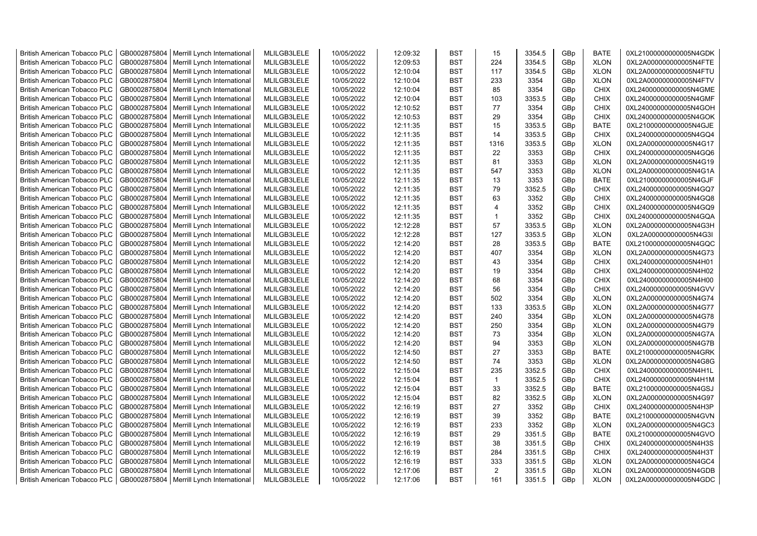| British American Tobacco PLC | GB0002875804 | Merrill Lynch International | MLILGB3LELE | 10/05/2022 | 12:09:32 | BST | 15 | 3354.5 | GBp | BATE | 0XL21000000000005N4GDK |
|---|---|---|---|---|---|---|---|---|---|---|---|
| British American Tobacco PLC | GB0002875804 | Merrill Lynch International | MLILGB3LELE | 10/05/2022 | 12:09:53 | BST | 224 | 3354.5 | GBp | XLON | 0XL2A000000000005N4FTE |
| British American Tobacco PLC | GB0002875804 | Merrill Lynch International | MLILGB3LELE | 10/05/2022 | 12:10:04 | BST | 117 | 3354.5 | GBp | XLON | 0XL2A000000000005N4FTU |
| British American Tobacco PLC | GB0002875804 | Merrill Lynch International | MLILGB3LELE | 10/05/2022 | 12:10:04 | BST | 233 | 3354 | GBp | XLON | 0XL2A000000000005N4FTV |
| British American Tobacco PLC | GB0002875804 | Merrill Lynch International | MLILGB3LELE | 10/05/2022 | 12:10:04 | BST | 85 | 3354 | GBp | CHIX | 0XL24000000000005N4GME |
| British American Tobacco PLC | GB0002875804 | Merrill Lynch International | MLILGB3LELE | 10/05/2022 | 12:10:04 | BST | 103 | 3353.5 | GBp | CHIX | 0XL24000000000005N4GMF |
| British American Tobacco PLC | GB0002875804 | Merrill Lynch International | MLILGB3LELE | 10/05/2022 | 12:10:52 | BST | 77 | 3354 | GBp | CHIX | 0XL24000000000005N4GOH |
| British American Tobacco PLC | GB0002875804 | Merrill Lynch International | MLILGB3LELE | 10/05/2022 | 12:10:53 | BST | 29 | 3354 | GBp | CHIX | 0XL24000000000005N4GOK |
| British American Tobacco PLC | GB0002875804 | Merrill Lynch International | MLILGB3LELE | 10/05/2022 | 12:11:35 | BST | 15 | 3353.5 | GBp | BATE | 0XL21000000000005N4GJE |
| British American Tobacco PLC | GB0002875804 | Merrill Lynch International | MLILGB3LELE | 10/05/2022 | 12:11:35 | BST | 14 | 3353.5 | GBp | CHIX | 0XL24000000000005N4GQ4 |
| British American Tobacco PLC | GB0002875804 | Merrill Lynch International | MLILGB3LELE | 10/05/2022 | 12:11:35 | BST | 1316 | 3353.5 | GBp | XLON | 0XL2A000000000005N4G17 |
| British American Tobacco PLC | GB0002875804 | Merrill Lynch International | MLILGB3LELE | 10/05/2022 | 12:11:35 | BST | 22 | 3353 | GBp | CHIX | 0XL24000000000005N4GQ6 |
| British American Tobacco PLC | GB0002875804 | Merrill Lynch International | MLILGB3LELE | 10/05/2022 | 12:11:35 | BST | 81 | 3353 | GBp | XLON | 0XL2A000000000005N4G19 |
| British American Tobacco PLC | GB0002875804 | Merrill Lynch International | MLILGB3LELE | 10/05/2022 | 12:11:35 | BST | 547 | 3353 | GBp | XLON | 0XL2A000000000005N4G1A |
| British American Tobacco PLC | GB0002875804 | Merrill Lynch International | MLILGB3LELE | 10/05/2022 | 12:11:35 | BST | 13 | 3353 | GBp | BATE | 0XL21000000000005N4GJF |
| British American Tobacco PLC | GB0002875804 | Merrill Lynch International | MLILGB3LELE | 10/05/2022 | 12:11:35 | BST | 79 | 3352.5 | GBp | CHIX | 0XL24000000000005N4GQ7 |
| British American Tobacco PLC | GB0002875804 | Merrill Lynch International | MLILGB3LELE | 10/05/2022 | 12:11:35 | BST | 63 | 3352 | GBp | CHIX | 0XL24000000000005N4GQ8 |
| British American Tobacco PLC | GB0002875804 | Merrill Lynch International | MLILGB3LELE | 10/05/2022 | 12:11:35 | BST | 4 | 3352 | GBp | CHIX | 0XL24000000000005N4GQ9 |
| British American Tobacco PLC | GB0002875804 | Merrill Lynch International | MLILGB3LELE | 10/05/2022 | 12:11:35 | BST | 1 | 3352 | GBp | CHIX | 0XL24000000000005N4GQA |
| British American Tobacco PLC | GB0002875804 | Merrill Lynch International | MLILGB3LELE | 10/05/2022 | 12:12:28 | BST | 57 | 3353.5 | GBp | XLON | 0XL2A000000000005N4G3H |
| British American Tobacco PLC | GB0002875804 | Merrill Lynch International | MLILGB3LELE | 10/05/2022 | 12:12:28 | BST | 127 | 3353.5 | GBp | XLON | 0XL2A000000000005N4G3I |
| British American Tobacco PLC | GB0002875804 | Merrill Lynch International | MLILGB3LELE | 10/05/2022 | 12:14:20 | BST | 28 | 3353.5 | GBp | BATE | 0XL21000000000005N4GQC |
| British American Tobacco PLC | GB0002875804 | Merrill Lynch International | MLILGB3LELE | 10/05/2022 | 12:14:20 | BST | 407 | 3354 | GBp | XLON | 0XL2A000000000005N4G73 |
| British American Tobacco PLC | GB0002875804 | Merrill Lynch International | MLILGB3LELE | 10/05/2022 | 12:14:20 | BST | 43 | 3354 | GBp | CHIX | 0XL24000000000005N4H01 |
| British American Tobacco PLC | GB0002875804 | Merrill Lynch International | MLILGB3LELE | 10/05/2022 | 12:14:20 | BST | 19 | 3354 | GBp | CHIX | 0XL24000000000005N4H02 |
| British American Tobacco PLC | GB0002875804 | Merrill Lynch International | MLILGB3LELE | 10/05/2022 | 12:14:20 | BST | 68 | 3354 | GBp | CHIX | 0XL24000000000005N4H00 |
| British American Tobacco PLC | GB0002875804 | Merrill Lynch International | MLILGB3LELE | 10/05/2022 | 12:14:20 | BST | 56 | 3354 | GBp | CHIX | 0XL24000000000005N4GVV |
| British American Tobacco PLC | GB0002875804 | Merrill Lynch International | MLILGB3LELE | 10/05/2022 | 12:14:20 | BST | 502 | 3354 | GBp | XLON | 0XL2A000000000005N4G74 |
| British American Tobacco PLC | GB0002875804 | Merrill Lynch International | MLILGB3LELE | 10/05/2022 | 12:14:20 | BST | 133 | 3353.5 | GBp | XLON | 0XL2A000000000005N4G77 |
| British American Tobacco PLC | GB0002875804 | Merrill Lynch International | MLILGB3LELE | 10/05/2022 | 12:14:20 | BST | 240 | 3354 | GBp | XLON | 0XL2A000000000005N4G78 |
| British American Tobacco PLC | GB0002875804 | Merrill Lynch International | MLILGB3LELE | 10/05/2022 | 12:14:20 | BST | 250 | 3354 | GBp | XLON | 0XL2A000000000005N4G79 |
| British American Tobacco PLC | GB0002875804 | Merrill Lynch International | MLILGB3LELE | 10/05/2022 | 12:14:20 | BST | 73 | 3354 | GBp | XLON | 0XL2A000000000005N4G7A |
| British American Tobacco PLC | GB0002875804 | Merrill Lynch International | MLILGB3LELE | 10/05/2022 | 12:14:20 | BST | 94 | 3353 | GBp | XLON | 0XL2A000000000005N4G7B |
| British American Tobacco PLC | GB0002875804 | Merrill Lynch International | MLILGB3LELE | 10/05/2022 | 12:14:50 | BST | 27 | 3353 | GBp | BATE | 0XL21000000000005N4GRK |
| British American Tobacco PLC | GB0002875804 | Merrill Lynch International | MLILGB3LELE | 10/05/2022 | 12:14:50 | BST | 74 | 3353 | GBp | XLON | 0XL2A000000000005N4G8G |
| British American Tobacco PLC | GB0002875804 | Merrill Lynch International | MLILGB3LELE | 10/05/2022 | 12:15:04 | BST | 235 | 3352.5 | GBp | CHIX | 0XL24000000000005N4H1L |
| British American Tobacco PLC | GB0002875804 | Merrill Lynch International | MLILGB3LELE | 10/05/2022 | 12:15:04 | BST | 1 | 3352.5 | GBp | CHIX | 0XL24000000000005N4H1M |
| British American Tobacco PLC | GB0002875804 | Merrill Lynch International | MLILGB3LELE | 10/05/2022 | 12:15:04 | BST | 33 | 3352.5 | GBp | BATE | 0XL21000000000005N4GSJ |
| British American Tobacco PLC | GB0002875804 | Merrill Lynch International | MLILGB3LELE | 10/05/2022 | 12:15:04 | BST | 82 | 3352.5 | GBp | XLON | 0XL2A000000000005N4G97 |
| British American Tobacco PLC | GB0002875804 | Merrill Lynch International | MLILGB3LELE | 10/05/2022 | 12:16:19 | BST | 27 | 3352 | GBp | CHIX | 0XL24000000000005N4H3P |
| British American Tobacco PLC | GB0002875804 | Merrill Lynch International | MLILGB3LELE | 10/05/2022 | 12:16:19 | BST | 39 | 3352 | GBp | BATE | 0XL21000000000005N4GVN |
| British American Tobacco PLC | GB0002875804 | Merrill Lynch International | MLILGB3LELE | 10/05/2022 | 12:16:19 | BST | 233 | 3352 | GBp | XLON | 0XL2A000000000005N4GC3 |
| British American Tobacco PLC | GB0002875804 | Merrill Lynch International | MLILGB3LELE | 10/05/2022 | 12:16:19 | BST | 29 | 3351.5 | GBp | BATE | 0XL21000000000005N4GVO |
| British American Tobacco PLC | GB0002875804 | Merrill Lynch International | MLILGB3LELE | 10/05/2022 | 12:16:19 | BST | 38 | 3351.5 | GBp | CHIX | 0XL24000000000005N4H3S |
| British American Tobacco PLC | GB0002875804 | Merrill Lynch International | MLILGB3LELE | 10/05/2022 | 12:16:19 | BST | 284 | 3351.5 | GBp | CHIX | 0XL24000000000005N4H3T |
| British American Tobacco PLC | GB0002875804 | Merrill Lynch International | MLILGB3LELE | 10/05/2022 | 12:16:19 | BST | 333 | 3351.5 | GBp | XLON | 0XL2A000000000005N4GC4 |
| British American Tobacco PLC | GB0002875804 | Merrill Lynch International | MLILGB3LELE | 10/05/2022 | 12:17:06 | BST | 2 | 3351.5 | GBp | XLON | 0XL2A000000000005N4GDB |
| British American Tobacco PLC | GB0002875804 | Merrill Lynch International | MLILGB3LELE | 10/05/2022 | 12:17:06 | BST | 161 | 3351.5 | GBp | XLON | 0XL2A000000000005N4GDC |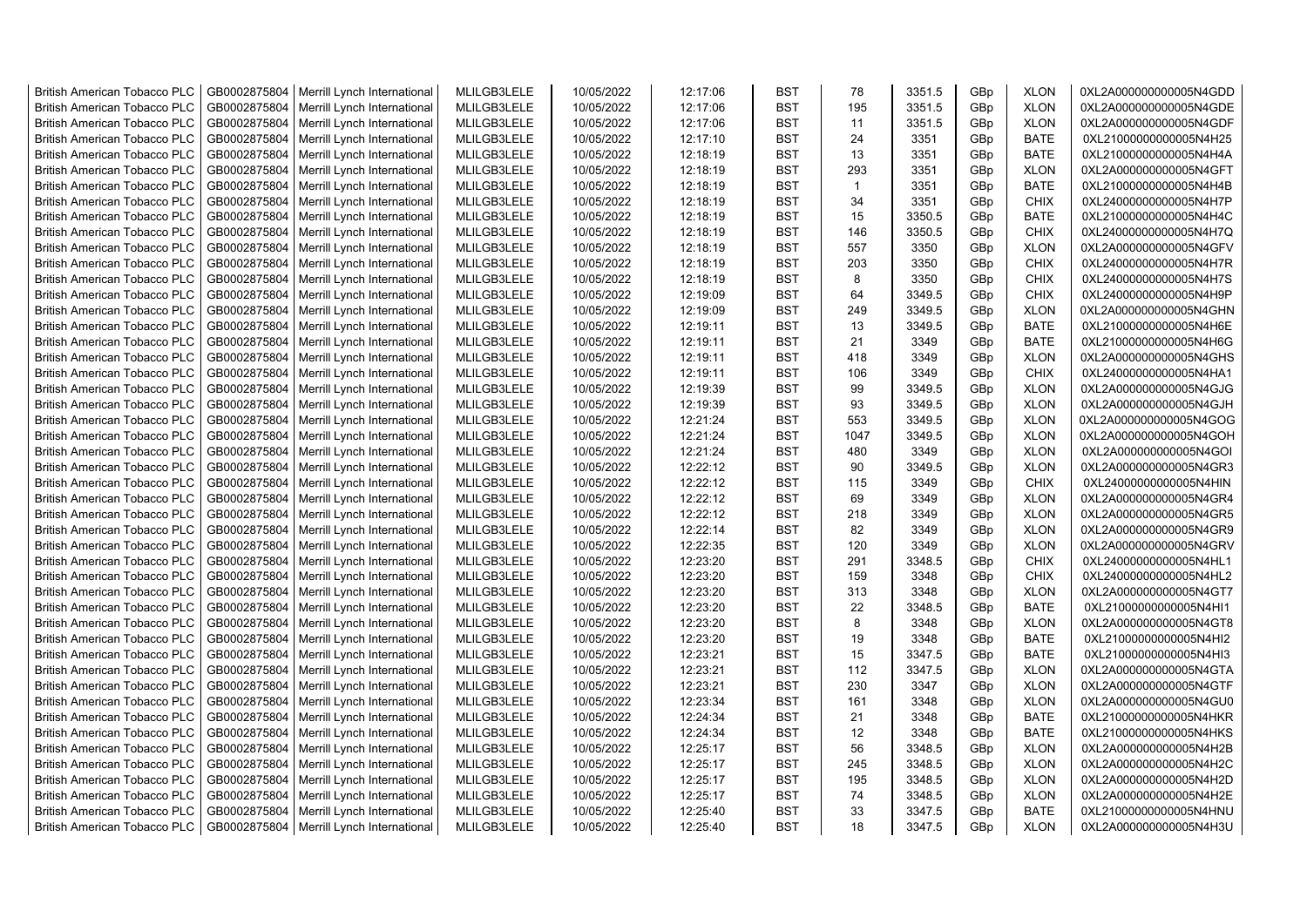| British American Tobacco PLC | GB0002875804 | Merrill Lynch International | MLILGB3LELE | 10/05/2022 | 12:17:06 | BST | 78 | 3351.5 | GBp | XLON | 0XL2A000000000005N4GDD |
|---|---|---|---|---|---|---|---|---|---|---|---|
| British American Tobacco PLC | GB0002875804 | Merrill Lynch International | MLILGB3LELE | 10/05/2022 | 12:17:06 | BST | 195 | 3351.5 | GBp | XLON | 0XL2A000000000005N4GDE |
| British American Tobacco PLC | GB0002875804 | Merrill Lynch International | MLILGB3LELE | 10/05/2022 | 12:17:06 | BST | 11 | 3351.5 | GBp | XLON | 0XL2A000000000005N4GDF |
| British American Tobacco PLC | GB0002875804 | Merrill Lynch International | MLILGB3LELE | 10/05/2022 | 12:17:10 | BST | 24 | 3351 | GBp | BATE | 0XL21000000000005N4H25 |
| British American Tobacco PLC | GB0002875804 | Merrill Lynch International | MLILGB3LELE | 10/05/2022 | 12:18:19 | BST | 13 | 3351 | GBp | BATE | 0XL21000000000005N4H4A |
| British American Tobacco PLC | GB0002875804 | Merrill Lynch International | MLILGB3LELE | 10/05/2022 | 12:18:19 | BST | 293 | 3351 | GBp | XLON | 0XL2A000000000005N4GFT |
| British American Tobacco PLC | GB0002875804 | Merrill Lynch International | MLILGB3LELE | 10/05/2022 | 12:18:19 | BST | 1 | 3351 | GBp | BATE | 0XL21000000000005N4H4B |
| British American Tobacco PLC | GB0002875804 | Merrill Lynch International | MLILGB3LELE | 10/05/2022 | 12:18:19 | BST | 34 | 3351 | GBp | CHIX | 0XL24000000000005N4H7P |
| British American Tobacco PLC | GB0002875804 | Merrill Lynch International | MLILGB3LELE | 10/05/2022 | 12:18:19 | BST | 15 | 3350.5 | GBp | BATE | 0XL21000000000005N4H4C |
| British American Tobacco PLC | GB0002875804 | Merrill Lynch International | MLILGB3LELE | 10/05/2022 | 12:18:19 | BST | 146 | 3350.5 | GBp | CHIX | 0XL24000000000005N4H7Q |
| British American Tobacco PLC | GB0002875804 | Merrill Lynch International | MLILGB3LELE | 10/05/2022 | 12:18:19 | BST | 557 | 3350 | GBp | XLON | 0XL2A000000000005N4GFV |
| British American Tobacco PLC | GB0002875804 | Merrill Lynch International | MLILGB3LELE | 10/05/2022 | 12:18:19 | BST | 203 | 3350 | GBp | CHIX | 0XL24000000000005N4H7R |
| British American Tobacco PLC | GB0002875804 | Merrill Lynch International | MLILGB3LELE | 10/05/2022 | 12:18:19 | BST | 8 | 3350 | GBp | CHIX | 0XL24000000000005N4H7S |
| British American Tobacco PLC | GB0002875804 | Merrill Lynch International | MLILGB3LELE | 10/05/2022 | 12:19:09 | BST | 64 | 3349.5 | GBp | CHIX | 0XL24000000000005N4H9P |
| British American Tobacco PLC | GB0002875804 | Merrill Lynch International | MLILGB3LELE | 10/05/2022 | 12:19:09 | BST | 249 | 3349.5 | GBp | XLON | 0XL2A000000000005N4GHN |
| British American Tobacco PLC | GB0002875804 | Merrill Lynch International | MLILGB3LELE | 10/05/2022 | 12:19:11 | BST | 13 | 3349.5 | GBp | BATE | 0XL21000000000005N4H6E |
| British American Tobacco PLC | GB0002875804 | Merrill Lynch International | MLILGB3LELE | 10/05/2022 | 12:19:11 | BST | 21 | 3349 | GBp | BATE | 0XL21000000000005N4H6G |
| British American Tobacco PLC | GB0002875804 | Merrill Lynch International | MLILGB3LELE | 10/05/2022 | 12:19:11 | BST | 418 | 3349 | GBp | XLON | 0XL2A000000000005N4GHS |
| British American Tobacco PLC | GB0002875804 | Merrill Lynch International | MLILGB3LELE | 10/05/2022 | 12:19:11 | BST | 106 | 3349 | GBp | CHIX | 0XL24000000000005N4HA1 |
| British American Tobacco PLC | GB0002875804 | Merrill Lynch International | MLILGB3LELE | 10/05/2022 | 12:19:39 | BST | 99 | 3349.5 | GBp | XLON | 0XL2A000000000005N4GJG |
| British American Tobacco PLC | GB0002875804 | Merrill Lynch International | MLILGB3LELE | 10/05/2022 | 12:19:39 | BST | 93 | 3349.5 | GBp | XLON | 0XL2A000000000005N4GJH |
| British American Tobacco PLC | GB0002875804 | Merrill Lynch International | MLILGB3LELE | 10/05/2022 | 12:21:24 | BST | 553 | 3349.5 | GBp | XLON | 0XL2A000000000005N4GOG |
| British American Tobacco PLC | GB0002875804 | Merrill Lynch International | MLILGB3LELE | 10/05/2022 | 12:21:24 | BST | 1047 | 3349.5 | GBp | XLON | 0XL2A000000000005N4GOH |
| British American Tobacco PLC | GB0002875804 | Merrill Lynch International | MLILGB3LELE | 10/05/2022 | 12:21:24 | BST | 480 | 3349 | GBp | XLON | 0XL2A000000000005N4GOI |
| British American Tobacco PLC | GB0002875804 | Merrill Lynch International | MLILGB3LELE | 10/05/2022 | 12:22:12 | BST | 90 | 3349.5 | GBp | XLON | 0XL2A000000000005N4GR3 |
| British American Tobacco PLC | GB0002875804 | Merrill Lynch International | MLILGB3LELE | 10/05/2022 | 12:22:12 | BST | 115 | 3349 | GBp | CHIX | 0XL24000000000005N4HIN |
| British American Tobacco PLC | GB0002875804 | Merrill Lynch International | MLILGB3LELE | 10/05/2022 | 12:22:12 | BST | 69 | 3349 | GBp | XLON | 0XL2A000000000005N4GR4 |
| British American Tobacco PLC | GB0002875804 | Merrill Lynch International | MLILGB3LELE | 10/05/2022 | 12:22:12 | BST | 218 | 3349 | GBp | XLON | 0XL2A000000000005N4GR5 |
| British American Tobacco PLC | GB0002875804 | Merrill Lynch International | MLILGB3LELE | 10/05/2022 | 12:22:14 | BST | 82 | 3349 | GBp | XLON | 0XL2A000000000005N4GR9 |
| British American Tobacco PLC | GB0002875804 | Merrill Lynch International | MLILGB3LELE | 10/05/2022 | 12:22:35 | BST | 120 | 3349 | GBp | XLON | 0XL2A000000000005N4GRV |
| British American Tobacco PLC | GB0002875804 | Merrill Lynch International | MLILGB3LELE | 10/05/2022 | 12:23:20 | BST | 291 | 3348.5 | GBp | CHIX | 0XL24000000000005N4HL1 |
| British American Tobacco PLC | GB0002875804 | Merrill Lynch International | MLILGB3LELE | 10/05/2022 | 12:23:20 | BST | 159 | 3348 | GBp | CHIX | 0XL24000000000005N4HL2 |
| British American Tobacco PLC | GB0002875804 | Merrill Lynch International | MLILGB3LELE | 10/05/2022 | 12:23:20 | BST | 313 | 3348 | GBp | XLON | 0XL2A000000000005N4GT7 |
| British American Tobacco PLC | GB0002875804 | Merrill Lynch International | MLILGB3LELE | 10/05/2022 | 12:23:20 | BST | 22 | 3348.5 | GBp | BATE | 0XL21000000000005N4HI1 |
| British American Tobacco PLC | GB0002875804 | Merrill Lynch International | MLILGB3LELE | 10/05/2022 | 12:23:20 | BST | 8 | 3348 | GBp | XLON | 0XL2A000000000005N4GT8 |
| British American Tobacco PLC | GB0002875804 | Merrill Lynch International | MLILGB3LELE | 10/05/2022 | 12:23:20 | BST | 19 | 3348 | GBp | BATE | 0XL21000000000005N4HI2 |
| British American Tobacco PLC | GB0002875804 | Merrill Lynch International | MLILGB3LELE | 10/05/2022 | 12:23:21 | BST | 15 | 3347.5 | GBp | BATE | 0XL21000000000005N4HI3 |
| British American Tobacco PLC | GB0002875804 | Merrill Lynch International | MLILGB3LELE | 10/05/2022 | 12:23:21 | BST | 112 | 3347.5 | GBp | XLON | 0XL2A000000000005N4GTA |
| British American Tobacco PLC | GB0002875804 | Merrill Lynch International | MLILGB3LELE | 10/05/2022 | 12:23:21 | BST | 230 | 3347 | GBp | XLON | 0XL2A000000000005N4GTF |
| British American Tobacco PLC | GB0002875804 | Merrill Lynch International | MLILGB3LELE | 10/05/2022 | 12:23:34 | BST | 161 | 3348 | GBp | XLON | 0XL2A000000000005N4GU0 |
| British American Tobacco PLC | GB0002875804 | Merrill Lynch International | MLILGB3LELE | 10/05/2022 | 12:24:34 | BST | 21 | 3348 | GBp | BATE | 0XL21000000000005N4HKR |
| British American Tobacco PLC | GB0002875804 | Merrill Lynch International | MLILGB3LELE | 10/05/2022 | 12:24:34 | BST | 12 | 3348 | GBp | BATE | 0XL21000000000005N4HKS |
| British American Tobacco PLC | GB0002875804 | Merrill Lynch International | MLILGB3LELE | 10/05/2022 | 12:25:17 | BST | 56 | 3348.5 | GBp | XLON | 0XL2A000000000005N4H2B |
| British American Tobacco PLC | GB0002875804 | Merrill Lynch International | MLILGB3LELE | 10/05/2022 | 12:25:17 | BST | 245 | 3348.5 | GBp | XLON | 0XL2A000000000005N4H2C |
| British American Tobacco PLC | GB0002875804 | Merrill Lynch International | MLILGB3LELE | 10/05/2022 | 12:25:17 | BST | 195 | 3348.5 | GBp | XLON | 0XL2A000000000005N4H2D |
| British American Tobacco PLC | GB0002875804 | Merrill Lynch International | MLILGB3LELE | 10/05/2022 | 12:25:17 | BST | 74 | 3348.5 | GBp | XLON | 0XL2A000000000005N4H2E |
| British American Tobacco PLC | GB0002875804 | Merrill Lynch International | MLILGB3LELE | 10/05/2022 | 12:25:40 | BST | 33 | 3347.5 | GBp | BATE | 0XL21000000000005N4HNU |
| British American Tobacco PLC | GB0002875804 | Merrill Lynch International | MLILGB3LELE | 10/05/2022 | 12:25:40 | BST | 18 | 3347.5 | GBp | XLON | 0XL2A000000000005N4H3U |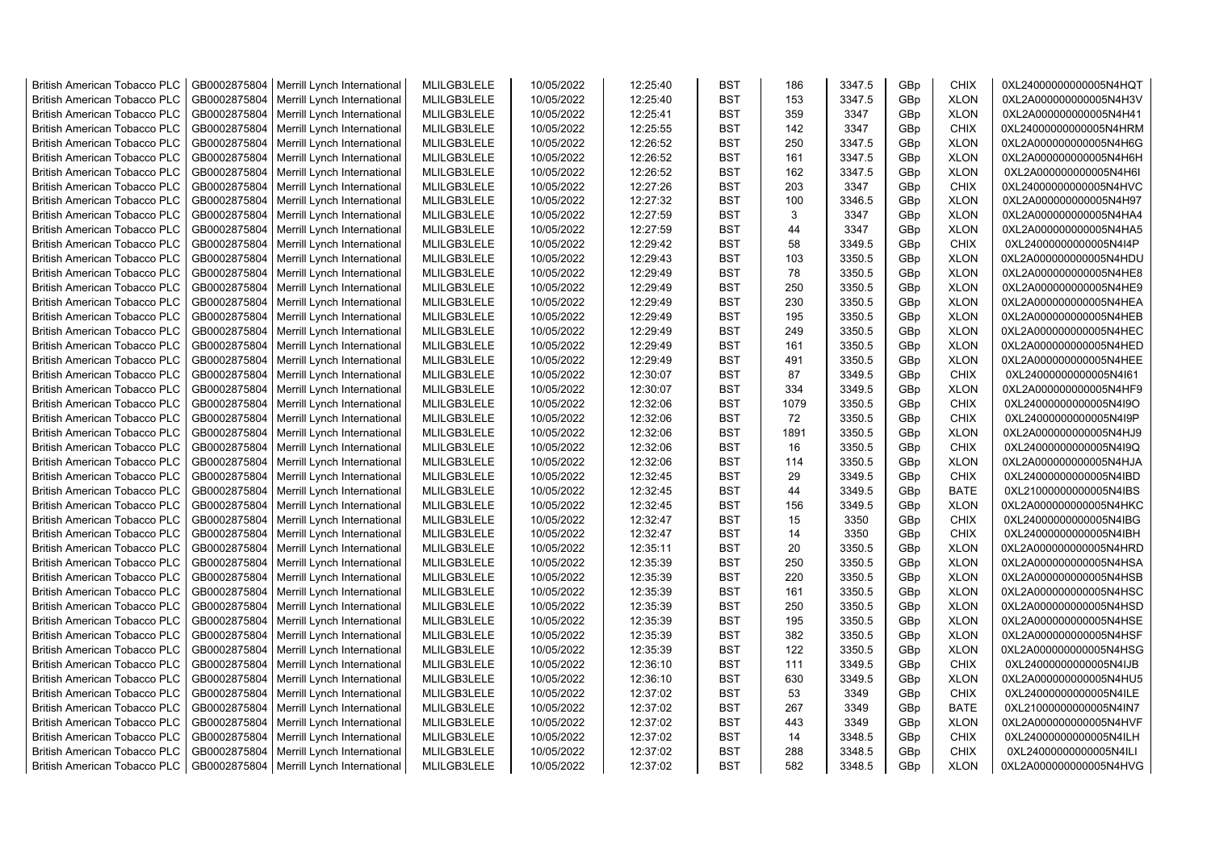| British American Tobacco PLC | GB0002875804 | Merrill Lynch International | MLILGB3LELE | 10/05/2022 | 12:25:40 | BST | 186 | 3347.5 | GBp | CHIX | 0XL24000000000005N4HQT |
|---|---|---|---|---|---|---|---|---|---|---|---|
| British American Tobacco PLC | GB0002875804 | Merrill Lynch International | MLILGB3LELE | 10/05/2022 | 12:25:40 | BST | 153 | 3347.5 | GBp | XLON | 0XL2A000000000005N4H3V |
| British American Tobacco PLC | GB0002875804 | Merrill Lynch International | MLILGB3LELE | 10/05/2022 | 12:25:41 | BST | 359 | 3347 | GBp | XLON | 0XL2A000000000005N4H41 |
| British American Tobacco PLC | GB0002875804 | Merrill Lynch International | MLILGB3LELE | 10/05/2022 | 12:25:55 | BST | 142 | 3347 | GBp | CHIX | 0XL24000000000005N4HRM |
| British American Tobacco PLC | GB0002875804 | Merrill Lynch International | MLILGB3LELE | 10/05/2022 | 12:26:52 | BST | 250 | 3347.5 | GBp | XLON | 0XL2A000000000005N4H6G |
| British American Tobacco PLC | GB0002875804 | Merrill Lynch International | MLILGB3LELE | 10/05/2022 | 12:26:52 | BST | 161 | 3347.5 | GBp | XLON | 0XL2A000000000005N4H6H |
| British American Tobacco PLC | GB0002875804 | Merrill Lynch International | MLILGB3LELE | 10/05/2022 | 12:26:52 | BST | 162 | 3347.5 | GBp | XLON | 0XL2A000000000005N4H6I |
| British American Tobacco PLC | GB0002875804 | Merrill Lynch International | MLILGB3LELE | 10/05/2022 | 12:27:26 | BST | 203 | 3347 | GBp | CHIX | 0XL24000000000005N4HVC |
| British American Tobacco PLC | GB0002875804 | Merrill Lynch International | MLILGB3LELE | 10/05/2022 | 12:27:32 | BST | 100 | 3346.5 | GBp | XLON | 0XL2A000000000005N4H97 |
| British American Tobacco PLC | GB0002875804 | Merrill Lynch International | MLILGB3LELE | 10/05/2022 | 12:27:59 | BST | 3 | 3347 | GBp | XLON | 0XL2A000000000005N4HA4 |
| British American Tobacco PLC | GB0002875804 | Merrill Lynch International | MLILGB3LELE | 10/05/2022 | 12:27:59 | BST | 44 | 3347 | GBp | XLON | 0XL2A000000000005N4HA5 |
| British American Tobacco PLC | GB0002875804 | Merrill Lynch International | MLILGB3LELE | 10/05/2022 | 12:29:42 | BST | 58 | 3349.5 | GBp | CHIX | 0XL24000000000005N4I4P |
| British American Tobacco PLC | GB0002875804 | Merrill Lynch International | MLILGB3LELE | 10/05/2022 | 12:29:43 | BST | 103 | 3350.5 | GBp | XLON | 0XL2A000000000005N4HDU |
| British American Tobacco PLC | GB0002875804 | Merrill Lynch International | MLILGB3LELE | 10/05/2022 | 12:29:49 | BST | 78 | 3350.5 | GBp | XLON | 0XL2A000000000005N4HE8 |
| British American Tobacco PLC | GB0002875804 | Merrill Lynch International | MLILGB3LELE | 10/05/2022 | 12:29:49 | BST | 250 | 3350.5 | GBp | XLON | 0XL2A000000000005N4HE9 |
| British American Tobacco PLC | GB0002875804 | Merrill Lynch International | MLILGB3LELE | 10/05/2022 | 12:29:49 | BST | 230 | 3350.5 | GBp | XLON | 0XL2A000000000005N4HEA |
| British American Tobacco PLC | GB0002875804 | Merrill Lynch International | MLILGB3LELE | 10/05/2022 | 12:29:49 | BST | 195 | 3350.5 | GBp | XLON | 0XL2A000000000005N4HEB |
| British American Tobacco PLC | GB0002875804 | Merrill Lynch International | MLILGB3LELE | 10/05/2022 | 12:29:49 | BST | 249 | 3350.5 | GBp | XLON | 0XL2A000000000005N4HEC |
| British American Tobacco PLC | GB0002875804 | Merrill Lynch International | MLILGB3LELE | 10/05/2022 | 12:29:49 | BST | 161 | 3350.5 | GBp | XLON | 0XL2A000000000005N4HED |
| British American Tobacco PLC | GB0002875804 | Merrill Lynch International | MLILGB3LELE | 10/05/2022 | 12:29:49 | BST | 491 | 3350.5 | GBp | XLON | 0XL2A000000000005N4HEE |
| British American Tobacco PLC | GB0002875804 | Merrill Lynch International | MLILGB3LELE | 10/05/2022 | 12:30:07 | BST | 87 | 3349.5 | GBp | CHIX | 0XL24000000000005N4I61 |
| British American Tobacco PLC | GB0002875804 | Merrill Lynch International | MLILGB3LELE | 10/05/2022 | 12:30:07 | BST | 334 | 3349.5 | GBp | XLON | 0XL2A000000000005N4HF9 |
| British American Tobacco PLC | GB0002875804 | Merrill Lynch International | MLILGB3LELE | 10/05/2022 | 12:32:06 | BST | 1079 | 3350.5 | GBp | CHIX | 0XL24000000000005N4I9O |
| British American Tobacco PLC | GB0002875804 | Merrill Lynch International | MLILGB3LELE | 10/05/2022 | 12:32:06 | BST | 72 | 3350.5 | GBp | CHIX | 0XL24000000000005N4I9P |
| British American Tobacco PLC | GB0002875804 | Merrill Lynch International | MLILGB3LELE | 10/05/2022 | 12:32:06 | BST | 1891 | 3350.5 | GBp | XLON | 0XL2A000000000005N4HJ9 |
| British American Tobacco PLC | GB0002875804 | Merrill Lynch International | MLILGB3LELE | 10/05/2022 | 12:32:06 | BST | 16 | 3350.5 | GBp | CHIX | 0XL24000000000005N4I9Q |
| British American Tobacco PLC | GB0002875804 | Merrill Lynch International | MLILGB3LELE | 10/05/2022 | 12:32:06 | BST | 114 | 3350.5 | GBp | XLON | 0XL2A000000000005N4HJA |
| British American Tobacco PLC | GB0002875804 | Merrill Lynch International | MLILGB3LELE | 10/05/2022 | 12:32:45 | BST | 29 | 3349.5 | GBp | CHIX | 0XL24000000000005N4IBD |
| British American Tobacco PLC | GB0002875804 | Merrill Lynch International | MLILGB3LELE | 10/05/2022 | 12:32:45 | BST | 44 | 3349.5 | GBp | BATE | 0XL21000000000005N4IBS |
| British American Tobacco PLC | GB0002875804 | Merrill Lynch International | MLILGB3LELE | 10/05/2022 | 12:32:45 | BST | 156 | 3349.5 | GBp | XLON | 0XL2A000000000005N4HKC |
| British American Tobacco PLC | GB0002875804 | Merrill Lynch International | MLILGB3LELE | 10/05/2022 | 12:32:47 | BST | 15 | 3350 | GBp | CHIX | 0XL24000000000005N4IBG |
| British American Tobacco PLC | GB0002875804 | Merrill Lynch International | MLILGB3LELE | 10/05/2022 | 12:32:47 | BST | 14 | 3350 | GBp | CHIX | 0XL24000000000005N4IBH |
| British American Tobacco PLC | GB0002875804 | Merrill Lynch International | MLILGB3LELE | 10/05/2022 | 12:35:11 | BST | 20 | 3350.5 | GBp | XLON | 0XL2A000000000005N4HRD |
| British American Tobacco PLC | GB0002875804 | Merrill Lynch International | MLILGB3LELE | 10/05/2022 | 12:35:39 | BST | 250 | 3350.5 | GBp | XLON | 0XL2A000000000005N4HSA |
| British American Tobacco PLC | GB0002875804 | Merrill Lynch International | MLILGB3LELE | 10/05/2022 | 12:35:39 | BST | 220 | 3350.5 | GBp | XLON | 0XL2A000000000005N4HSB |
| British American Tobacco PLC | GB0002875804 | Merrill Lynch International | MLILGB3LELE | 10/05/2022 | 12:35:39 | BST | 161 | 3350.5 | GBp | XLON | 0XL2A000000000005N4HSC |
| British American Tobacco PLC | GB0002875804 | Merrill Lynch International | MLILGB3LELE | 10/05/2022 | 12:35:39 | BST | 250 | 3350.5 | GBp | XLON | 0XL2A000000000005N4HSD |
| British American Tobacco PLC | GB0002875804 | Merrill Lynch International | MLILGB3LELE | 10/05/2022 | 12:35:39 | BST | 195 | 3350.5 | GBp | XLON | 0XL2A000000000005N4HSE |
| British American Tobacco PLC | GB0002875804 | Merrill Lynch International | MLILGB3LELE | 10/05/2022 | 12:35:39 | BST | 382 | 3350.5 | GBp | XLON | 0XL2A000000000005N4HSF |
| British American Tobacco PLC | GB0002875804 | Merrill Lynch International | MLILGB3LELE | 10/05/2022 | 12:35:39 | BST | 122 | 3350.5 | GBp | XLON | 0XL2A000000000005N4HSG |
| British American Tobacco PLC | GB0002875804 | Merrill Lynch International | MLILGB3LELE | 10/05/2022 | 12:36:10 | BST | 111 | 3349.5 | GBp | CHIX | 0XL24000000000005N4IJB |
| British American Tobacco PLC | GB0002875804 | Merrill Lynch International | MLILGB3LELE | 10/05/2022 | 12:36:10 | BST | 630 | 3349.5 | GBp | XLON | 0XL2A000000000005N4HU5 |
| British American Tobacco PLC | GB0002875804 | Merrill Lynch International | MLILGB3LELE | 10/05/2022 | 12:37:02 | BST | 53 | 3349 | GBp | CHIX | 0XL24000000000005N4ILE |
| British American Tobacco PLC | GB0002875804 | Merrill Lynch International | MLILGB3LELE | 10/05/2022 | 12:37:02 | BST | 267 | 3349 | GBp | BATE | 0XL21000000000005N4IN7 |
| British American Tobacco PLC | GB0002875804 | Merrill Lynch International | MLILGB3LELE | 10/05/2022 | 12:37:02 | BST | 443 | 3349 | GBp | XLON | 0XL2A000000000005N4HVF |
| British American Tobacco PLC | GB0002875804 | Merrill Lynch International | MLILGB3LELE | 10/05/2022 | 12:37:02 | BST | 14 | 3348.5 | GBp | CHIX | 0XL24000000000005N4ILH |
| British American Tobacco PLC | GB0002875804 | Merrill Lynch International | MLILGB3LELE | 10/05/2022 | 12:37:02 | BST | 288 | 3348.5 | GBp | CHIX | 0XL24000000000005N4ILI |
| British American Tobacco PLC | GB0002875804 | Merrill Lynch International | MLILGB3LELE | 10/05/2022 | 12:37:02 | BST | 582 | 3348.5 | GBp | XLON | 0XL2A000000000005N4HVG |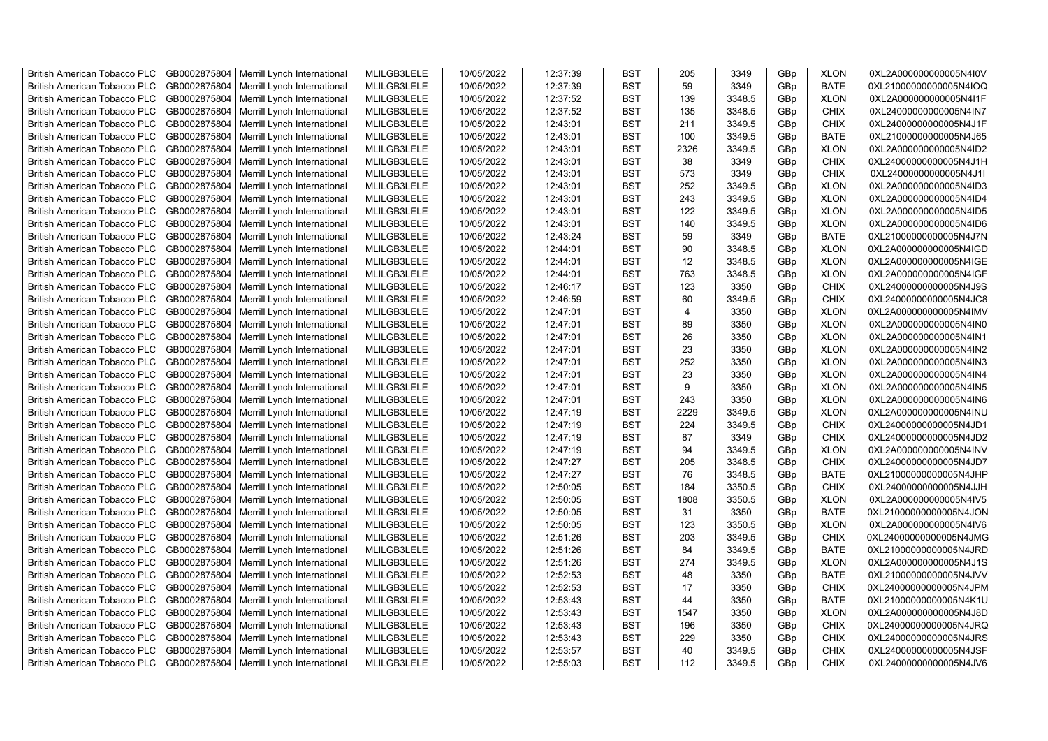| | | | | | | | | | | | |
|---|---|---|---|---|---|---|---|---|---|---|---|
| British American Tobacco PLC | GB0002875804 | Merrill Lynch International | MLILGB3LELE | 10/05/2022 | 12:37:39 | BST | 205 | 3349 | GBp | XLON | 0XL2A000000000005N4I0V |
| British American Tobacco PLC | GB0002875804 | Merrill Lynch International | MLILGB3LELE | 10/05/2022 | 12:37:39 | BST | 59 | 3349 | GBp | BATE | 0XL21000000000005N4IOQ |
| British American Tobacco PLC | GB0002875804 | Merrill Lynch International | MLILGB3LELE | 10/05/2022 | 12:37:52 | BST | 139 | 3348.5 | GBp | XLON | 0XL2A000000000005N4I1F |
| British American Tobacco PLC | GB0002875804 | Merrill Lynch International | MLILGB3LELE | 10/05/2022 | 12:37:52 | BST | 135 | 3348.5 | GBp | CHIX | 0XL24000000000005N4IN7 |
| British American Tobacco PLC | GB0002875804 | Merrill Lynch International | MLILGB3LELE | 10/05/2022 | 12:43:01 | BST | 211 | 3349.5 | GBp | CHIX | 0XL24000000000005N4J1F |
| British American Tobacco PLC | GB0002875804 | Merrill Lynch International | MLILGB3LELE | 10/05/2022 | 12:43:01 | BST | 100 | 3349.5 | GBp | BATE | 0XL21000000000005N4J65 |
| British American Tobacco PLC | GB0002875804 | Merrill Lynch International | MLILGB3LELE | 10/05/2022 | 12:43:01 | BST | 2326 | 3349.5 | GBp | XLON | 0XL2A000000000005N4ID2 |
| British American Tobacco PLC | GB0002875804 | Merrill Lynch International | MLILGB3LELE | 10/05/2022 | 12:43:01 | BST | 38 | 3349 | GBp | CHIX | 0XL24000000000005N4J1H |
| British American Tobacco PLC | GB0002875804 | Merrill Lynch International | MLILGB3LELE | 10/05/2022 | 12:43:01 | BST | 573 | 3349 | GBp | CHIX | 0XL24000000000005N4J1I |
| British American Tobacco PLC | GB0002875804 | Merrill Lynch International | MLILGB3LELE | 10/05/2022 | 12:43:01 | BST | 252 | 3349.5 | GBp | XLON | 0XL2A000000000005N4ID3 |
| British American Tobacco PLC | GB0002875804 | Merrill Lynch International | MLILGB3LELE | 10/05/2022 | 12:43:01 | BST | 243 | 3349.5 | GBp | XLON | 0XL2A000000000005N4ID4 |
| British American Tobacco PLC | GB0002875804 | Merrill Lynch International | MLILGB3LELE | 10/05/2022 | 12:43:01 | BST | 122 | 3349.5 | GBp | XLON | 0XL2A000000000005N4ID5 |
| British American Tobacco PLC | GB0002875804 | Merrill Lynch International | MLILGB3LELE | 10/05/2022 | 12:43:01 | BST | 140 | 3349.5 | GBp | XLON | 0XL2A000000000005N4ID6 |
| British American Tobacco PLC | GB0002875804 | Merrill Lynch International | MLILGB3LELE | 10/05/2022 | 12:43:24 | BST | 59 | 3349 | GBp | BATE | 0XL21000000000005N4J7N |
| British American Tobacco PLC | GB0002875804 | Merrill Lynch International | MLILGB3LELE | 10/05/2022 | 12:44:01 | BST | 90 | 3348.5 | GBp | XLON | 0XL2A000000000005N4IGD |
| British American Tobacco PLC | GB0002875804 | Merrill Lynch International | MLILGB3LELE | 10/05/2022 | 12:44:01 | BST | 12 | 3348.5 | GBp | XLON | 0XL2A000000000005N4IGE |
| British American Tobacco PLC | GB0002875804 | Merrill Lynch International | MLILGB3LELE | 10/05/2022 | 12:44:01 | BST | 763 | 3348.5 | GBp | XLON | 0XL2A000000000005N4IGF |
| British American Tobacco PLC | GB0002875804 | Merrill Lynch International | MLILGB3LELE | 10/05/2022 | 12:46:17 | BST | 123 | 3350 | GBp | CHIX | 0XL24000000000005N4J9S |
| British American Tobacco PLC | GB0002875804 | Merrill Lynch International | MLILGB3LELE | 10/05/2022 | 12:46:59 | BST | 60 | 3349.5 | GBp | CHIX | 0XL24000000000005N4JC8 |
| British American Tobacco PLC | GB0002875804 | Merrill Lynch International | MLILGB3LELE | 10/05/2022 | 12:47:01 | BST | 4 | 3350 | GBp | XLON | 0XL2A000000000005N4IMV |
| British American Tobacco PLC | GB0002875804 | Merrill Lynch International | MLILGB3LELE | 10/05/2022 | 12:47:01 | BST | 89 | 3350 | GBp | XLON | 0XL2A000000000005N4IN0 |
| British American Tobacco PLC | GB0002875804 | Merrill Lynch International | MLILGB3LELE | 10/05/2022 | 12:47:01 | BST | 26 | 3350 | GBp | XLON | 0XL2A000000000005N4IN1 |
| British American Tobacco PLC | GB0002875804 | Merrill Lynch International | MLILGB3LELE | 10/05/2022 | 12:47:01 | BST | 23 | 3350 | GBp | XLON | 0XL2A000000000005N4IN2 |
| British American Tobacco PLC | GB0002875804 | Merrill Lynch International | MLILGB3LELE | 10/05/2022 | 12:47:01 | BST | 252 | 3350 | GBp | XLON | 0XL2A000000000005N4IN3 |
| British American Tobacco PLC | GB0002875804 | Merrill Lynch International | MLILGB3LELE | 10/05/2022 | 12:47:01 | BST | 23 | 3350 | GBp | XLON | 0XL2A000000000005N4IN4 |
| British American Tobacco PLC | GB0002875804 | Merrill Lynch International | MLILGB3LELE | 10/05/2022 | 12:47:01 | BST | 9 | 3350 | GBp | XLON | 0XL2A000000000005N4IN5 |
| British American Tobacco PLC | GB0002875804 | Merrill Lynch International | MLILGB3LELE | 10/05/2022 | 12:47:01 | BST | 243 | 3350 | GBp | XLON | 0XL2A000000000005N4IN6 |
| British American Tobacco PLC | GB0002875804 | Merrill Lynch International | MLILGB3LELE | 10/05/2022 | 12:47:19 | BST | 2229 | 3349.5 | GBp | XLON | 0XL2A000000000005N4INU |
| British American Tobacco PLC | GB0002875804 | Merrill Lynch International | MLILGB3LELE | 10/05/2022 | 12:47:19 | BST | 224 | 3349.5 | GBp | CHIX | 0XL24000000000005N4JD1 |
| British American Tobacco PLC | GB0002875804 | Merrill Lynch International | MLILGB3LELE | 10/05/2022 | 12:47:19 | BST | 87 | 3349 | GBp | CHIX | 0XL24000000000005N4JD2 |
| British American Tobacco PLC | GB0002875804 | Merrill Lynch International | MLILGB3LELE | 10/05/2022 | 12:47:19 | BST | 94 | 3349.5 | GBp | XLON | 0XL2A000000000005N4INV |
| British American Tobacco PLC | GB0002875804 | Merrill Lynch International | MLILGB3LELE | 10/05/2022 | 12:47:27 | BST | 205 | 3348.5 | GBp | CHIX | 0XL24000000000005N4JD7 |
| British American Tobacco PLC | GB0002875804 | Merrill Lynch International | MLILGB3LELE | 10/05/2022 | 12:47:27 | BST | 76 | 3348.5 | GBp | BATE | 0XL21000000000005N4JHP |
| British American Tobacco PLC | GB0002875804 | Merrill Lynch International | MLILGB3LELE | 10/05/2022 | 12:50:05 | BST | 184 | 3350.5 | GBp | CHIX | 0XL24000000000005N4JJH |
| British American Tobacco PLC | GB0002875804 | Merrill Lynch International | MLILGB3LELE | 10/05/2022 | 12:50:05 | BST | 1808 | 3350.5 | GBp | XLON | 0XL2A000000000005N4IV5 |
| British American Tobacco PLC | GB0002875804 | Merrill Lynch International | MLILGB3LELE | 10/05/2022 | 12:50:05 | BST | 31 | 3350 | GBp | BATE | 0XL21000000000005N4JON |
| British American Tobacco PLC | GB0002875804 | Merrill Lynch International | MLILGB3LELE | 10/05/2022 | 12:50:05 | BST | 123 | 3350.5 | GBp | XLON | 0XL2A000000000005N4IV6 |
| British American Tobacco PLC | GB0002875804 | Merrill Lynch International | MLILGB3LELE | 10/05/2022 | 12:51:26 | BST | 203 | 3349.5 | GBp | CHIX | 0XL24000000000005N4JMG |
| British American Tobacco PLC | GB0002875804 | Merrill Lynch International | MLILGB3LELE | 10/05/2022 | 12:51:26 | BST | 84 | 3349.5 | GBp | BATE | 0XL21000000000005N4JRD |
| British American Tobacco PLC | GB0002875804 | Merrill Lynch International | MLILGB3LELE | 10/05/2022 | 12:51:26 | BST | 274 | 3349.5 | GBp | XLON | 0XL2A000000000005N4J1S |
| British American Tobacco PLC | GB0002875804 | Merrill Lynch International | MLILGB3LELE | 10/05/2022 | 12:52:53 | BST | 48 | 3350 | GBp | BATE | 0XL21000000000005N4JVV |
| British American Tobacco PLC | GB0002875804 | Merrill Lynch International | MLILGB3LELE | 10/05/2022 | 12:52:53 | BST | 17 | 3350 | GBp | CHIX | 0XL24000000000005N4JPM |
| British American Tobacco PLC | GB0002875804 | Merrill Lynch International | MLILGB3LELE | 10/05/2022 | 12:53:43 | BST | 44 | 3350 | GBp | BATE | 0XL21000000000005N4K1U |
| British American Tobacco PLC | GB0002875804 | Merrill Lynch International | MLILGB3LELE | 10/05/2022 | 12:53:43 | BST | 1547 | 3350 | GBp | XLON | 0XL2A000000000005N4J8D |
| British American Tobacco PLC | GB0002875804 | Merrill Lynch International | MLILGB3LELE | 10/05/2022 | 12:53:43 | BST | 196 | 3350 | GBp | CHIX | 0XL24000000000005N4JRQ |
| British American Tobacco PLC | GB0002875804 | Merrill Lynch International | MLILGB3LELE | 10/05/2022 | 12:53:43 | BST | 229 | 3350 | GBp | CHIX | 0XL24000000000005N4JRS |
| British American Tobacco PLC | GB0002875804 | Merrill Lynch International | MLILGB3LELE | 10/05/2022 | 12:53:57 | BST | 40 | 3349.5 | GBp | CHIX | 0XL24000000000005N4JSF |
| British American Tobacco PLC | GB0002875804 | Merrill Lynch International | MLILGB3LELE | 10/05/2022 | 12:55:03 | BST | 112 | 3349.5 | GBp | CHIX | 0XL24000000000005N4JV6 |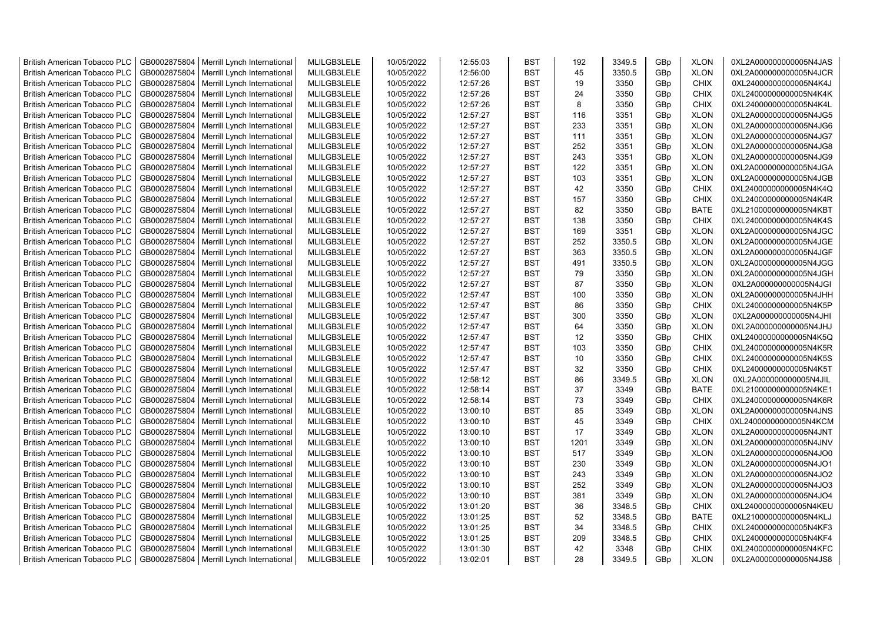| British American Tobacco PLC | GB0002875804 | Merrill Lynch International | MLILGB3LELE | 10/05/2022 | 12:55:03 | BST | 192 | 3349.5 | GBp | XLON | 0XL2A000000000005N4JAS |
|---|---|---|---|---|---|---|---|---|---|---|---|
| British American Tobacco PLC | GB0002875804 | Merrill Lynch International | MLILGB3LELE | 10/05/2022 | 12:56:00 | BST | 45 | 3350.5 | GBp | XLON | 0XL2A000000000005N4JCR |
| British American Tobacco PLC | GB0002875804 | Merrill Lynch International | MLILGB3LELE | 10/05/2022 | 12:57:26 | BST | 19 | 3350 | GBp | CHIX | 0XL24000000000005N4K4J |
| British American Tobacco PLC | GB0002875804 | Merrill Lynch International | MLILGB3LELE | 10/05/2022 | 12:57:26 | BST | 24 | 3350 | GBp | CHIX | 0XL24000000000005N4K4K |
| British American Tobacco PLC | GB0002875804 | Merrill Lynch International | MLILGB3LELE | 10/05/2022 | 12:57:26 | BST | 8 | 3350 | GBp | CHIX | 0XL24000000000005N4K4L |
| British American Tobacco PLC | GB0002875804 | Merrill Lynch International | MLILGB3LELE | 10/05/2022 | 12:57:27 | BST | 116 | 3351 | GBp | XLON | 0XL2A000000000005N4JG5 |
| British American Tobacco PLC | GB0002875804 | Merrill Lynch International | MLILGB3LELE | 10/05/2022 | 12:57:27 | BST | 233 | 3351 | GBp | XLON | 0XL2A000000000005N4JG6 |
| British American Tobacco PLC | GB0002875804 | Merrill Lynch International | MLILGB3LELE | 10/05/2022 | 12:57:27 | BST | 111 | 3351 | GBp | XLON | 0XL2A000000000005N4JG7 |
| British American Tobacco PLC | GB0002875804 | Merrill Lynch International | MLILGB3LELE | 10/05/2022 | 12:57:27 | BST | 252 | 3351 | GBp | XLON | 0XL2A000000000005N4JG8 |
| British American Tobacco PLC | GB0002875804 | Merrill Lynch International | MLILGB3LELE | 10/05/2022 | 12:57:27 | BST | 243 | 3351 | GBp | XLON | 0XL2A000000000005N4JG9 |
| British American Tobacco PLC | GB0002875804 | Merrill Lynch International | MLILGB3LELE | 10/05/2022 | 12:57:27 | BST | 122 | 3351 | GBp | XLON | 0XL2A000000000005N4JGA |
| British American Tobacco PLC | GB0002875804 | Merrill Lynch International | MLILGB3LELE | 10/05/2022 | 12:57:27 | BST | 103 | 3351 | GBp | XLON | 0XL2A000000000005N4JGB |
| British American Tobacco PLC | GB0002875804 | Merrill Lynch International | MLILGB3LELE | 10/05/2022 | 12:57:27 | BST | 42 | 3350 | GBp | CHIX | 0XL24000000000005N4K4Q |
| British American Tobacco PLC | GB0002875804 | Merrill Lynch International | MLILGB3LELE | 10/05/2022 | 12:57:27 | BST | 157 | 3350 | GBp | CHIX | 0XL24000000000005N4K4R |
| British American Tobacco PLC | GB0002875804 | Merrill Lynch International | MLILGB3LELE | 10/05/2022 | 12:57:27 | BST | 82 | 3350 | GBp | BATE | 0XL21000000000005N4KBT |
| British American Tobacco PLC | GB0002875804 | Merrill Lynch International | MLILGB3LELE | 10/05/2022 | 12:57:27 | BST | 138 | 3350 | GBp | CHIX | 0XL24000000000005N4K4S |
| British American Tobacco PLC | GB0002875804 | Merrill Lynch International | MLILGB3LELE | 10/05/2022 | 12:57:27 | BST | 169 | 3351 | GBp | XLON | 0XL2A000000000005N4JGC |
| British American Tobacco PLC | GB0002875804 | Merrill Lynch International | MLILGB3LELE | 10/05/2022 | 12:57:27 | BST | 252 | 3350.5 | GBp | XLON | 0XL2A000000000005N4JGE |
| British American Tobacco PLC | GB0002875804 | Merrill Lynch International | MLILGB3LELE | 10/05/2022 | 12:57:27 | BST | 363 | 3350.5 | GBp | XLON | 0XL2A000000000005N4JGF |
| British American Tobacco PLC | GB0002875804 | Merrill Lynch International | MLILGB3LELE | 10/05/2022 | 12:57:27 | BST | 491 | 3350.5 | GBp | XLON | 0XL2A000000000005N4JGG |
| British American Tobacco PLC | GB0002875804 | Merrill Lynch International | MLILGB3LELE | 10/05/2022 | 12:57:27 | BST | 79 | 3350 | GBp | XLON | 0XL2A000000000005N4JGH |
| British American Tobacco PLC | GB0002875804 | Merrill Lynch International | MLILGB3LELE | 10/05/2022 | 12:57:27 | BST | 87 | 3350 | GBp | XLON | 0XL2A000000000005N4JGI |
| British American Tobacco PLC | GB0002875804 | Merrill Lynch International | MLILGB3LELE | 10/05/2022 | 12:57:47 | BST | 100 | 3350 | GBp | XLON | 0XL2A000000000005N4JHH |
| British American Tobacco PLC | GB0002875804 | Merrill Lynch International | MLILGB3LELE | 10/05/2022 | 12:57:47 | BST | 86 | 3350 | GBp | CHIX | 0XL24000000000005N4K5P |
| British American Tobacco PLC | GB0002875804 | Merrill Lynch International | MLILGB3LELE | 10/05/2022 | 12:57:47 | BST | 300 | 3350 | GBp | XLON | 0XL2A000000000005N4JHI |
| British American Tobacco PLC | GB0002875804 | Merrill Lynch International | MLILGB3LELE | 10/05/2022 | 12:57:47 | BST | 64 | 3350 | GBp | XLON | 0XL2A000000000005N4JHJ |
| British American Tobacco PLC | GB0002875804 | Merrill Lynch International | MLILGB3LELE | 10/05/2022 | 12:57:47 | BST | 12 | 3350 | GBp | CHIX | 0XL24000000000005N4K5Q |
| British American Tobacco PLC | GB0002875804 | Merrill Lynch International | MLILGB3LELE | 10/05/2022 | 12:57:47 | BST | 103 | 3350 | GBp | CHIX | 0XL24000000000005N4K5R |
| British American Tobacco PLC | GB0002875804 | Merrill Lynch International | MLILGB3LELE | 10/05/2022 | 12:57:47 | BST | 10 | 3350 | GBp | CHIX | 0XL24000000000005N4K5S |
| British American Tobacco PLC | GB0002875804 | Merrill Lynch International | MLILGB3LELE | 10/05/2022 | 12:57:47 | BST | 32 | 3350 | GBp | CHIX | 0XL24000000000005N4K5T |
| British American Tobacco PLC | GB0002875804 | Merrill Lynch International | MLILGB3LELE | 10/05/2022 | 12:58:12 | BST | 86 | 3349.5 | GBp | XLON | 0XL2A000000000005N4JIL |
| British American Tobacco PLC | GB0002875804 | Merrill Lynch International | MLILGB3LELE | 10/05/2022 | 12:58:14 | BST | 37 | 3349 | GBp | BATE | 0XL21000000000005N4KE1 |
| British American Tobacco PLC | GB0002875804 | Merrill Lynch International | MLILGB3LELE | 10/05/2022 | 12:58:14 | BST | 73 | 3349 | GBp | CHIX | 0XL24000000000005N4K6R |
| British American Tobacco PLC | GB0002875804 | Merrill Lynch International | MLILGB3LELE | 10/05/2022 | 13:00:10 | BST | 85 | 3349 | GBp | XLON | 0XL2A000000000005N4JNS |
| British American Tobacco PLC | GB0002875804 | Merrill Lynch International | MLILGB3LELE | 10/05/2022 | 13:00:10 | BST | 45 | 3349 | GBp | CHIX | 0XL24000000000005N4KCM |
| British American Tobacco PLC | GB0002875804 | Merrill Lynch International | MLILGB3LELE | 10/05/2022 | 13:00:10 | BST | 17 | 3349 | GBp | XLON | 0XL2A000000000005N4JNT |
| British American Tobacco PLC | GB0002875804 | Merrill Lynch International | MLILGB3LELE | 10/05/2022 | 13:00:10 | BST | 1201 | 3349 | GBp | XLON | 0XL2A000000000005N4JNV |
| British American Tobacco PLC | GB0002875804 | Merrill Lynch International | MLILGB3LELE | 10/05/2022 | 13:00:10 | BST | 517 | 3349 | GBp | XLON | 0XL2A000000000005N4JO0 |
| British American Tobacco PLC | GB0002875804 | Merrill Lynch International | MLILGB3LELE | 10/05/2022 | 13:00:10 | BST | 230 | 3349 | GBp | XLON | 0XL2A000000000005N4JO1 |
| British American Tobacco PLC | GB0002875804 | Merrill Lynch International | MLILGB3LELE | 10/05/2022 | 13:00:10 | BST | 243 | 3349 | GBp | XLON | 0XL2A000000000005N4JO2 |
| British American Tobacco PLC | GB0002875804 | Merrill Lynch International | MLILGB3LELE | 10/05/2022 | 13:00:10 | BST | 252 | 3349 | GBp | XLON | 0XL2A000000000005N4JO3 |
| British American Tobacco PLC | GB0002875804 | Merrill Lynch International | MLILGB3LELE | 10/05/2022 | 13:00:10 | BST | 381 | 3349 | GBp | XLON | 0XL2A000000000005N4JO4 |
| British American Tobacco PLC | GB0002875804 | Merrill Lynch International | MLILGB3LELE | 10/05/2022 | 13:01:20 | BST | 36 | 3348.5 | GBp | CHIX | 0XL24000000000005N4KEU |
| British American Tobacco PLC | GB0002875804 | Merrill Lynch International | MLILGB3LELE | 10/05/2022 | 13:01:25 | BST | 52 | 3348.5 | GBp | BATE | 0XL21000000000005N4KLJ |
| British American Tobacco PLC | GB0002875804 | Merrill Lynch International | MLILGB3LELE | 10/05/2022 | 13:01:25 | BST | 34 | 3348.5 | GBp | CHIX | 0XL24000000000005N4KF3 |
| British American Tobacco PLC | GB0002875804 | Merrill Lynch International | MLILGB3LELE | 10/05/2022 | 13:01:25 | BST | 209 | 3348.5 | GBp | CHIX | 0XL24000000000005N4KF4 |
| British American Tobacco PLC | GB0002875804 | Merrill Lynch International | MLILGB3LELE | 10/05/2022 | 13:01:30 | BST | 42 | 3348 | GBp | CHIX | 0XL24000000000005N4KFC |
| British American Tobacco PLC | GB0002875804 | Merrill Lynch International | MLILGB3LELE | 10/05/2022 | 13:02:01 | BST | 28 | 3349.5 | GBp | XLON | 0XL2A000000000005N4JS8 |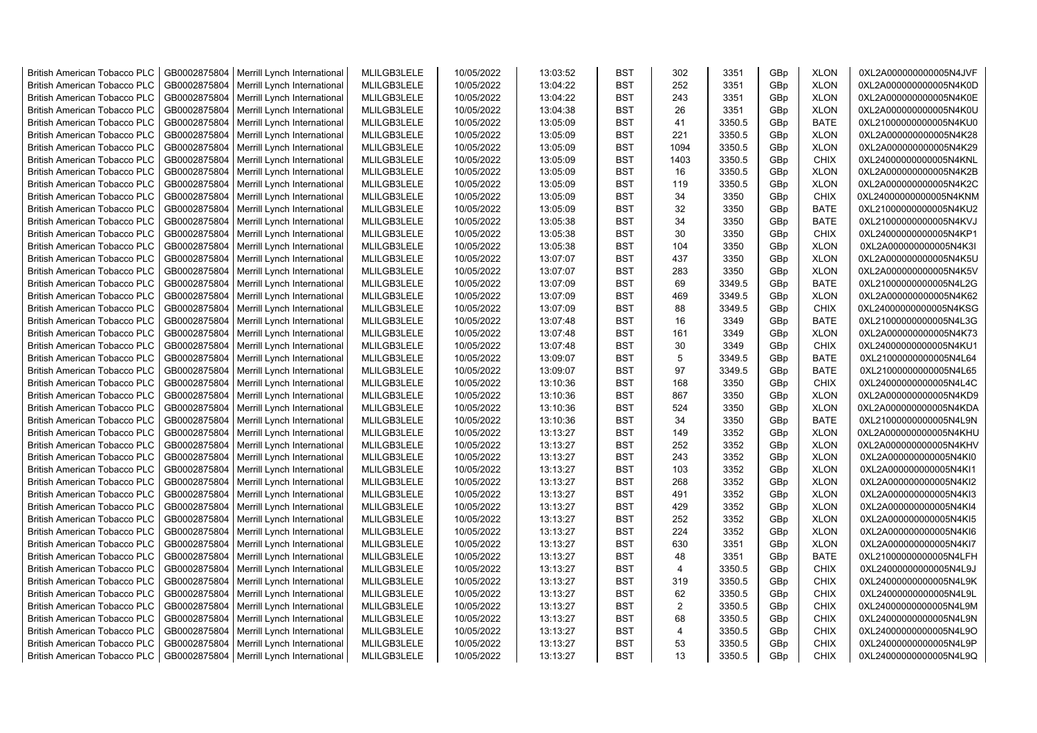| British American Tobacco PLC | GB0002875804 | Merrill Lynch International | MLILGB3LELE | 10/05/2022 | 13:03:52 | BST | 302 | 3351 | GBp | XLON | 0XL2A000000000005N4JVF |
|---|---|---|---|---|---|---|---|---|---|---|---|
| British American Tobacco PLC | GB0002875804 | Merrill Lynch International | MLILGB3LELE | 10/05/2022 | 13:04:22 | BST | 252 | 3351 | GBp | XLON | 0XL2A000000000005N4K0D |
| British American Tobacco PLC | GB0002875804 | Merrill Lynch International | MLILGB3LELE | 10/05/2022 | 13:04:22 | BST | 243 | 3351 | GBp | XLON | 0XL2A000000000005N4K0E |
| British American Tobacco PLC | GB0002875804 | Merrill Lynch International | MLILGB3LELE | 10/05/2022 | 13:04:38 | BST | 26 | 3351 | GBp | XLON | 0XL2A000000000005N4K0U |
| British American Tobacco PLC | GB0002875804 | Merrill Lynch International | MLILGB3LELE | 10/05/2022 | 13:05:09 | BST | 41 | 3350.5 | GBp | BATE | 0XL21000000000005N4KU0 |
| British American Tobacco PLC | GB0002875804 | Merrill Lynch International | MLILGB3LELE | 10/05/2022 | 13:05:09 | BST | 221 | 3350.5 | GBp | XLON | 0XL2A000000000005N4K28 |
| British American Tobacco PLC | GB0002875804 | Merrill Lynch International | MLILGB3LELE | 10/05/2022 | 13:05:09 | BST | 1094 | 3350.5 | GBp | XLON | 0XL2A000000000005N4K29 |
| British American Tobacco PLC | GB0002875804 | Merrill Lynch International | MLILGB3LELE | 10/05/2022 | 13:05:09 | BST | 1403 | 3350.5 | GBp | CHIX | 0XL24000000000005N4KNL |
| British American Tobacco PLC | GB0002875804 | Merrill Lynch International | MLILGB3LELE | 10/05/2022 | 13:05:09 | BST | 16 | 3350.5 | GBp | XLON | 0XL2A000000000005N4K2B |
| British American Tobacco PLC | GB0002875804 | Merrill Lynch International | MLILGB3LELE | 10/05/2022 | 13:05:09 | BST | 119 | 3350.5 | GBp | XLON | 0XL2A000000000005N4K2C |
| British American Tobacco PLC | GB0002875804 | Merrill Lynch International | MLILGB3LELE | 10/05/2022 | 13:05:09 | BST | 34 | 3350 | GBp | CHIX | 0XL24000000000005N4KNM |
| British American Tobacco PLC | GB0002875804 | Merrill Lynch International | MLILGB3LELE | 10/05/2022 | 13:05:09 | BST | 32 | 3350 | GBp | BATE | 0XL21000000000005N4KU2 |
| British American Tobacco PLC | GB0002875804 | Merrill Lynch International | MLILGB3LELE | 10/05/2022 | 13:05:38 | BST | 34 | 3350 | GBp | BATE | 0XL21000000000005N4KVJ |
| British American Tobacco PLC | GB0002875804 | Merrill Lynch International | MLILGB3LELE | 10/05/2022 | 13:05:38 | BST | 30 | 3350 | GBp | CHIX | 0XL24000000000005N4KP1 |
| British American Tobacco PLC | GB0002875804 | Merrill Lynch International | MLILGB3LELE | 10/05/2022 | 13:05:38 | BST | 104 | 3350 | GBp | XLON | 0XL2A000000000005N4K3I |
| British American Tobacco PLC | GB0002875804 | Merrill Lynch International | MLILGB3LELE | 10/05/2022 | 13:07:07 | BST | 437 | 3350 | GBp | XLON | 0XL2A000000000005N4K5U |
| British American Tobacco PLC | GB0002875804 | Merrill Lynch International | MLILGB3LELE | 10/05/2022 | 13:07:07 | BST | 283 | 3350 | GBp | XLON | 0XL2A000000000005N4K5V |
| British American Tobacco PLC | GB0002875804 | Merrill Lynch International | MLILGB3LELE | 10/05/2022 | 13:07:09 | BST | 69 | 3349.5 | GBp | BATE | 0XL21000000000005N4L2G |
| British American Tobacco PLC | GB0002875804 | Merrill Lynch International | MLILGB3LELE | 10/05/2022 | 13:07:09 | BST | 469 | 3349.5 | GBp | XLON | 0XL2A000000000005N4K62 |
| British American Tobacco PLC | GB0002875804 | Merrill Lynch International | MLILGB3LELE | 10/05/2022 | 13:07:09 | BST | 88 | 3349.5 | GBp | CHIX | 0XL24000000000005N4KSG |
| British American Tobacco PLC | GB0002875804 | Merrill Lynch International | MLILGB3LELE | 10/05/2022 | 13:07:48 | BST | 16 | 3349 | GBp | BATE | 0XL21000000000005N4L3G |
| British American Tobacco PLC | GB0002875804 | Merrill Lynch International | MLILGB3LELE | 10/05/2022 | 13:07:48 | BST | 161 | 3349 | GBp | XLON | 0XL2A000000000005N4K73 |
| British American Tobacco PLC | GB0002875804 | Merrill Lynch International | MLILGB3LELE | 10/05/2022 | 13:07:48 | BST | 30 | 3349 | GBp | CHIX | 0XL24000000000005N4KU1 |
| British American Tobacco PLC | GB0002875804 | Merrill Lynch International | MLILGB3LELE | 10/05/2022 | 13:09:07 | BST | 5 | 3349.5 | GBp | BATE | 0XL21000000000005N4L64 |
| British American Tobacco PLC | GB0002875804 | Merrill Lynch International | MLILGB3LELE | 10/05/2022 | 13:09:07 | BST | 97 | 3349.5 | GBp | BATE | 0XL21000000000005N4L65 |
| British American Tobacco PLC | GB0002875804 | Merrill Lynch International | MLILGB3LELE | 10/05/2022 | 13:10:36 | BST | 168 | 3350 | GBp | CHIX | 0XL24000000000005N4L4C |
| British American Tobacco PLC | GB0002875804 | Merrill Lynch International | MLILGB3LELE | 10/05/2022 | 13:10:36 | BST | 867 | 3350 | GBp | XLON | 0XL2A000000000005N4KD9 |
| British American Tobacco PLC | GB0002875804 | Merrill Lynch International | MLILGB3LELE | 10/05/2022 | 13:10:36 | BST | 524 | 3350 | GBp | XLON | 0XL2A000000000005N4KDA |
| British American Tobacco PLC | GB0002875804 | Merrill Lynch International | MLILGB3LELE | 10/05/2022 | 13:10:36 | BST | 34 | 3350 | GBp | BATE | 0XL21000000000005N4L9N |
| British American Tobacco PLC | GB0002875804 | Merrill Lynch International | MLILGB3LELE | 10/05/2022 | 13:13:27 | BST | 149 | 3352 | GBp | XLON | 0XL2A000000000005N4KHU |
| British American Tobacco PLC | GB0002875804 | Merrill Lynch International | MLILGB3LELE | 10/05/2022 | 13:13:27 | BST | 252 | 3352 | GBp | XLON | 0XL2A000000000005N4KHV |
| British American Tobacco PLC | GB0002875804 | Merrill Lynch International | MLILGB3LELE | 10/05/2022 | 13:13:27 | BST | 243 | 3352 | GBp | XLON | 0XL2A000000000005N4KI0 |
| British American Tobacco PLC | GB0002875804 | Merrill Lynch International | MLILGB3LELE | 10/05/2022 | 13:13:27 | BST | 103 | 3352 | GBp | XLON | 0XL2A000000000005N4KI1 |
| British American Tobacco PLC | GB0002875804 | Merrill Lynch International | MLILGB3LELE | 10/05/2022 | 13:13:27 | BST | 268 | 3352 | GBp | XLON | 0XL2A000000000005N4KI2 |
| British American Tobacco PLC | GB0002875804 | Merrill Lynch International | MLILGB3LELE | 10/05/2022 | 13:13:27 | BST | 491 | 3352 | GBp | XLON | 0XL2A000000000005N4KI3 |
| British American Tobacco PLC | GB0002875804 | Merrill Lynch International | MLILGB3LELE | 10/05/2022 | 13:13:27 | BST | 429 | 3352 | GBp | XLON | 0XL2A000000000005N4KI4 |
| British American Tobacco PLC | GB0002875804 | Merrill Lynch International | MLILGB3LELE | 10/05/2022 | 13:13:27 | BST | 252 | 3352 | GBp | XLON | 0XL2A000000000005N4KI5 |
| British American Tobacco PLC | GB0002875804 | Merrill Lynch International | MLILGB3LELE | 10/05/2022 | 13:13:27 | BST | 224 | 3352 | GBp | XLON | 0XL2A000000000005N4KI6 |
| British American Tobacco PLC | GB0002875804 | Merrill Lynch International | MLILGB3LELE | 10/05/2022 | 13:13:27 | BST | 630 | 3351 | GBp | XLON | 0XL2A000000000005N4KI7 |
| British American Tobacco PLC | GB0002875804 | Merrill Lynch International | MLILGB3LELE | 10/05/2022 | 13:13:27 | BST | 48 | 3351 | GBp | BATE | 0XL21000000000005N4LFH |
| British American Tobacco PLC | GB0002875804 | Merrill Lynch International | MLILGB3LELE | 10/05/2022 | 13:13:27 | BST | 4 | 3350.5 | GBp | CHIX | 0XL24000000000005N4L9J |
| British American Tobacco PLC | GB0002875804 | Merrill Lynch International | MLILGB3LELE | 10/05/2022 | 13:13:27 | BST | 319 | 3350.5 | GBp | CHIX | 0XL24000000000005N4L9K |
| British American Tobacco PLC | GB0002875804 | Merrill Lynch International | MLILGB3LELE | 10/05/2022 | 13:13:27 | BST | 62 | 3350.5 | GBp | CHIX | 0XL24000000000005N4L9L |
| British American Tobacco PLC | GB0002875804 | Merrill Lynch International | MLILGB3LELE | 10/05/2022 | 13:13:27 | BST | 2 | 3350.5 | GBp | CHIX | 0XL24000000000005N4L9M |
| British American Tobacco PLC | GB0002875804 | Merrill Lynch International | MLILGB3LELE | 10/05/2022 | 13:13:27 | BST | 68 | 3350.5 | GBp | CHIX | 0XL24000000000005N4L9N |
| British American Tobacco PLC | GB0002875804 | Merrill Lynch International | MLILGB3LELE | 10/05/2022 | 13:13:27 | BST | 4 | 3350.5 | GBp | CHIX | 0XL24000000000005N4L9O |
| British American Tobacco PLC | GB0002875804 | Merrill Lynch International | MLILGB3LELE | 10/05/2022 | 13:13:27 | BST | 53 | 3350.5 | GBp | CHIX | 0XL24000000000005N4L9P |
| British American Tobacco PLC | GB0002875804 | Merrill Lynch International | MLILGB3LELE | 10/05/2022 | 13:13:27 | BST | 13 | 3350.5 | GBp | CHIX | 0XL24000000000005N4L9Q |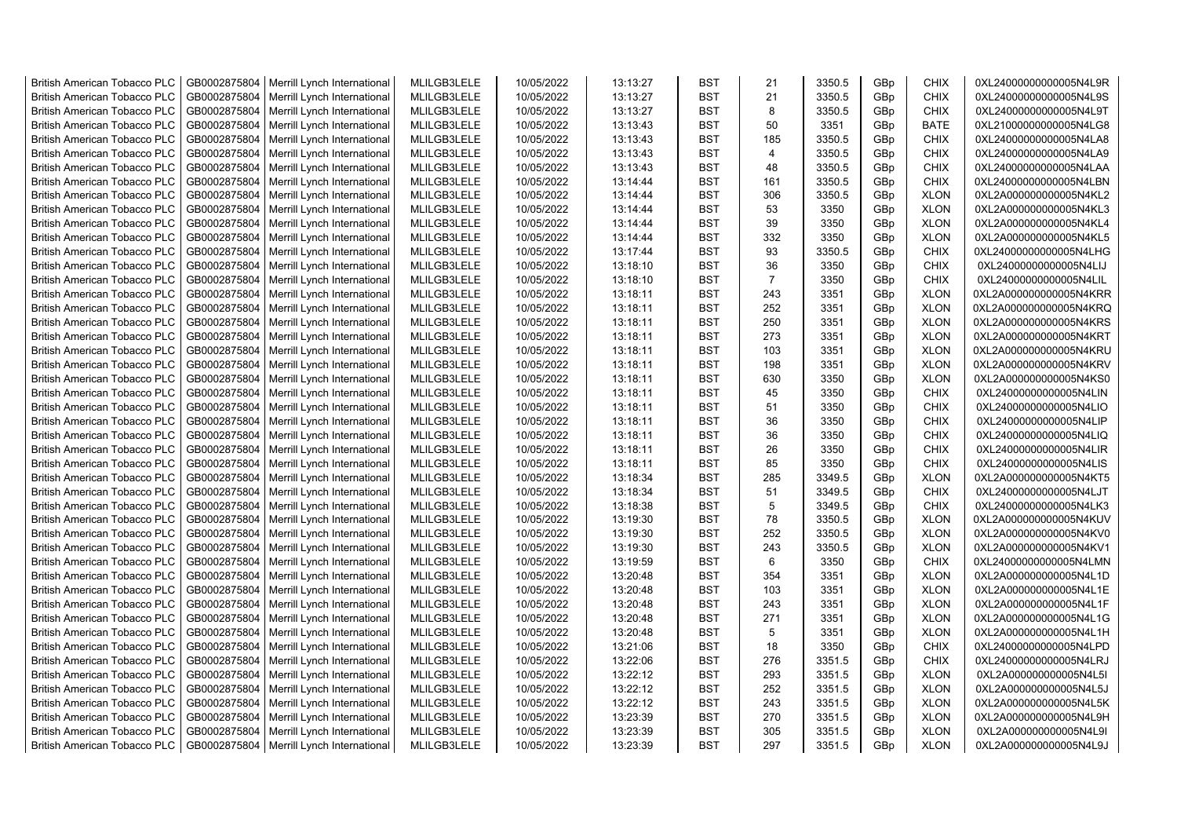| British American Tobacco PLC | GB0002875804 | Merrill Lynch International | MLILGB3LELE | 10/05/2022 | 13:13:27 | BST | 21 | 3350.5 | GBp | CHIX | 0XL24000000000005N4L9R |
|---|---|---|---|---|---|---|---|---|---|---|---|
| British American Tobacco PLC | GB0002875804 | Merrill Lynch International | MLILGB3LELE | 10/05/2022 | 13:13:27 | BST | 21 | 3350.5 | GBp | CHIX | 0XL24000000000005N4L9S |
| British American Tobacco PLC | GB0002875804 | Merrill Lynch International | MLILGB3LELE | 10/05/2022 | 13:13:27 | BST | 8 | 3350.5 | GBp | CHIX | 0XL24000000000005N4L9T |
| British American Tobacco PLC | GB0002875804 | Merrill Lynch International | MLILGB3LELE | 10/05/2022 | 13:13:43 | BST | 50 | 3351 | GBp | BATE | 0XL21000000000005N4LG8 |
| British American Tobacco PLC | GB0002875804 | Merrill Lynch International | MLILGB3LELE | 10/05/2022 | 13:13:43 | BST | 185 | 3350.5 | GBp | CHIX | 0XL24000000000005N4LA8 |
| British American Tobacco PLC | GB0002875804 | Merrill Lynch International | MLILGB3LELE | 10/05/2022 | 13:13:43 | BST | 4 | 3350.5 | GBp | CHIX | 0XL24000000000005N4LA9 |
| British American Tobacco PLC | GB0002875804 | Merrill Lynch International | MLILGB3LELE | 10/05/2022 | 13:13:43 | BST | 48 | 3350.5 | GBp | CHIX | 0XL24000000000005N4LAA |
| British American Tobacco PLC | GB0002875804 | Merrill Lynch International | MLILGB3LELE | 10/05/2022 | 13:14:44 | BST | 161 | 3350.5 | GBp | CHIX | 0XL24000000000005N4LBN |
| British American Tobacco PLC | GB0002875804 | Merrill Lynch International | MLILGB3LELE | 10/05/2022 | 13:14:44 | BST | 306 | 3350.5 | GBp | XLON | 0XL2A000000000005N4KL2 |
| British American Tobacco PLC | GB0002875804 | Merrill Lynch International | MLILGB3LELE | 10/05/2022 | 13:14:44 | BST | 53 | 3350 | GBp | XLON | 0XL2A000000000005N4KL3 |
| British American Tobacco PLC | GB0002875804 | Merrill Lynch International | MLILGB3LELE | 10/05/2022 | 13:14:44 | BST | 39 | 3350 | GBp | XLON | 0XL2A000000000005N4KL4 |
| British American Tobacco PLC | GB0002875804 | Merrill Lynch International | MLILGB3LELE | 10/05/2022 | 13:14:44 | BST | 332 | 3350 | GBp | XLON | 0XL2A000000000005N4KL5 |
| British American Tobacco PLC | GB0002875804 | Merrill Lynch International | MLILGB3LELE | 10/05/2022 | 13:17:44 | BST | 93 | 3350.5 | GBp | CHIX | 0XL24000000000005N4LHG |
| British American Tobacco PLC | GB0002875804 | Merrill Lynch International | MLILGB3LELE | 10/05/2022 | 13:18:10 | BST | 36 | 3350 | GBp | CHIX | 0XL24000000000005N4LIJ |
| British American Tobacco PLC | GB0002875804 | Merrill Lynch International | MLILGB3LELE | 10/05/2022 | 13:18:10 | BST | 7 | 3350 | GBp | CHIX | 0XL24000000000005N4LIL |
| British American Tobacco PLC | GB0002875804 | Merrill Lynch International | MLILGB3LELE | 10/05/2022 | 13:18:11 | BST | 243 | 3351 | GBp | XLON | 0XL2A000000000005N4KRR |
| British American Tobacco PLC | GB0002875804 | Merrill Lynch International | MLILGB3LELE | 10/05/2022 | 13:18:11 | BST | 252 | 3351 | GBp | XLON | 0XL2A000000000005N4KRQ |
| British American Tobacco PLC | GB0002875804 | Merrill Lynch International | MLILGB3LELE | 10/05/2022 | 13:18:11 | BST | 250 | 3351 | GBp | XLON | 0XL2A000000000005N4KRS |
| British American Tobacco PLC | GB0002875804 | Merrill Lynch International | MLILGB3LELE | 10/05/2022 | 13:18:11 | BST | 273 | 3351 | GBp | XLON | 0XL2A000000000005N4KRT |
| British American Tobacco PLC | GB0002875804 | Merrill Lynch International | MLILGB3LELE | 10/05/2022 | 13:18:11 | BST | 103 | 3351 | GBp | XLON | 0XL2A000000000005N4KRU |
| British American Tobacco PLC | GB0002875804 | Merrill Lynch International | MLILGB3LELE | 10/05/2022 | 13:18:11 | BST | 198 | 3351 | GBp | XLON | 0XL2A000000000005N4KRV |
| British American Tobacco PLC | GB0002875804 | Merrill Lynch International | MLILGB3LELE | 10/05/2022 | 13:18:11 | BST | 630 | 3350 | GBp | XLON | 0XL2A000000000005N4KS0 |
| British American Tobacco PLC | GB0002875804 | Merrill Lynch International | MLILGB3LELE | 10/05/2022 | 13:18:11 | BST | 45 | 3350 | GBp | CHIX | 0XL24000000000005N4LIN |
| British American Tobacco PLC | GB0002875804 | Merrill Lynch International | MLILGB3LELE | 10/05/2022 | 13:18:11 | BST | 51 | 3350 | GBp | CHIX | 0XL24000000000005N4LIO |
| British American Tobacco PLC | GB0002875804 | Merrill Lynch International | MLILGB3LELE | 10/05/2022 | 13:18:11 | BST | 36 | 3350 | GBp | CHIX | 0XL24000000000005N4LIP |
| British American Tobacco PLC | GB0002875804 | Merrill Lynch International | MLILGB3LELE | 10/05/2022 | 13:18:11 | BST | 36 | 3350 | GBp | CHIX | 0XL24000000000005N4LIQ |
| British American Tobacco PLC | GB0002875804 | Merrill Lynch International | MLILGB3LELE | 10/05/2022 | 13:18:11 | BST | 26 | 3350 | GBp | CHIX | 0XL24000000000005N4LIR |
| British American Tobacco PLC | GB0002875804 | Merrill Lynch International | MLILGB3LELE | 10/05/2022 | 13:18:11 | BST | 85 | 3350 | GBp | CHIX | 0XL24000000000005N4LIS |
| British American Tobacco PLC | GB0002875804 | Merrill Lynch International | MLILGB3LELE | 10/05/2022 | 13:18:34 | BST | 285 | 3349.5 | GBp | XLON | 0XL2A000000000005N4KT5 |
| British American Tobacco PLC | GB0002875804 | Merrill Lynch International | MLILGB3LELE | 10/05/2022 | 13:18:34 | BST | 51 | 3349.5 | GBp | CHIX | 0XL24000000000005N4LJT |
| British American Tobacco PLC | GB0002875804 | Merrill Lynch International | MLILGB3LELE | 10/05/2022 | 13:18:38 | BST | 5 | 3349.5 | GBp | CHIX | 0XL24000000000005N4LK3 |
| British American Tobacco PLC | GB0002875804 | Merrill Lynch International | MLILGB3LELE | 10/05/2022 | 13:19:30 | BST | 78 | 3350.5 | GBp | XLON | 0XL2A000000000005N4KUV |
| British American Tobacco PLC | GB0002875804 | Merrill Lynch International | MLILGB3LELE | 10/05/2022 | 13:19:30 | BST | 252 | 3350.5 | GBp | XLON | 0XL2A000000000005N4KV0 |
| British American Tobacco PLC | GB0002875804 | Merrill Lynch International | MLILGB3LELE | 10/05/2022 | 13:19:30 | BST | 243 | 3350.5 | GBp | XLON | 0XL2A000000000005N4KV1 |
| British American Tobacco PLC | GB0002875804 | Merrill Lynch International | MLILGB3LELE | 10/05/2022 | 13:19:59 | BST | 6 | 3350 | GBp | CHIX | 0XL24000000000005N4LMN |
| British American Tobacco PLC | GB0002875804 | Merrill Lynch International | MLILGB3LELE | 10/05/2022 | 13:20:48 | BST | 354 | 3351 | GBp | XLON | 0XL2A000000000005N4L1D |
| British American Tobacco PLC | GB0002875804 | Merrill Lynch International | MLILGB3LELE | 10/05/2022 | 13:20:48 | BST | 103 | 3351 | GBp | XLON | 0XL2A000000000005N4L1E |
| British American Tobacco PLC | GB0002875804 | Merrill Lynch International | MLILGB3LELE | 10/05/2022 | 13:20:48 | BST | 243 | 3351 | GBp | XLON | 0XL2A000000000005N4L1F |
| British American Tobacco PLC | GB0002875804 | Merrill Lynch International | MLILGB3LELE | 10/05/2022 | 13:20:48 | BST | 271 | 3351 | GBp | XLON | 0XL2A000000000005N4L1G |
| British American Tobacco PLC | GB0002875804 | Merrill Lynch International | MLILGB3LELE | 10/05/2022 | 13:20:48 | BST | 5 | 3351 | GBp | XLON | 0XL2A000000000005N4L1H |
| British American Tobacco PLC | GB0002875804 | Merrill Lynch International | MLILGB3LELE | 10/05/2022 | 13:21:06 | BST | 18 | 3350 | GBp | CHIX | 0XL24000000000005N4LPD |
| British American Tobacco PLC | GB0002875804 | Merrill Lynch International | MLILGB3LELE | 10/05/2022 | 13:22:06 | BST | 276 | 3351.5 | GBp | CHIX | 0XL24000000000005N4LRJ |
| British American Tobacco PLC | GB0002875804 | Merrill Lynch International | MLILGB3LELE | 10/05/2022 | 13:22:12 | BST | 293 | 3351.5 | GBp | XLON | 0XL2A000000000005N4L5I |
| British American Tobacco PLC | GB0002875804 | Merrill Lynch International | MLILGB3LELE | 10/05/2022 | 13:22:12 | BST | 252 | 3351.5 | GBp | XLON | 0XL2A000000000005N4L5J |
| British American Tobacco PLC | GB0002875804 | Merrill Lynch International | MLILGB3LELE | 10/05/2022 | 13:22:12 | BST | 243 | 3351.5 | GBp | XLON | 0XL2A000000000005N4L5K |
| British American Tobacco PLC | GB0002875804 | Merrill Lynch International | MLILGB3LELE | 10/05/2022 | 13:23:39 | BST | 270 | 3351.5 | GBp | XLON | 0XL2A000000000005N4L9H |
| British American Tobacco PLC | GB0002875804 | Merrill Lynch International | MLILGB3LELE | 10/05/2022 | 13:23:39 | BST | 305 | 3351.5 | GBp | XLON | 0XL2A000000000005N4L9I |
| British American Tobacco PLC | GB0002875804 | Merrill Lynch International | MLILGB3LELE | 10/05/2022 | 13:23:39 | BST | 297 | 3351.5 | GBp | XLON | 0XL2A000000000005N4L9J |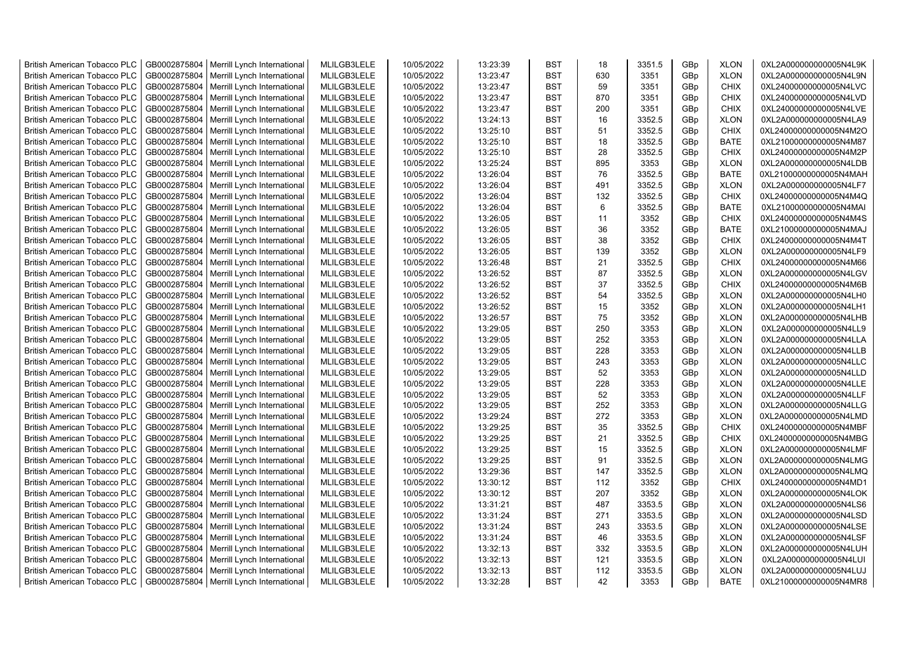| British American Tobacco PLC | GB0002875804 | Merrill Lynch International | MLILGB3LELE | 10/05/2022 | 13:23:39 | BST | 18 | 3351.5 | GBp | XLON | 0XL2A000000000005N4L9K |
|---|---|---|---|---|---|---|---|---|---|---|---|
| British American Tobacco PLC | GB0002875804 | Merrill Lynch International | MLILGB3LELE | 10/05/2022 | 13:23:47 | BST | 630 | 3351 | GBp | XLON | 0XL2A000000000005N4L9N |
| British American Tobacco PLC | GB0002875804 | Merrill Lynch International | MLILGB3LELE | 10/05/2022 | 13:23:47 | BST | 59 | 3351 | GBp | CHIX | 0XL24000000000005N4LVC |
| British American Tobacco PLC | GB0002875804 | Merrill Lynch International | MLILGB3LELE | 10/05/2022 | 13:23:47 | BST | 870 | 3351 | GBp | CHIX | 0XL24000000000005N4LVD |
| British American Tobacco PLC | GB0002875804 | Merrill Lynch International | MLILGB3LELE | 10/05/2022 | 13:23:47 | BST | 200 | 3351 | GBp | CHIX | 0XL24000000000005N4LVE |
| British American Tobacco PLC | GB0002875804 | Merrill Lynch International | MLILGB3LELE | 10/05/2022 | 13:24:13 | BST | 16 | 3352.5 | GBp | XLON | 0XL2A000000000005N4LA9 |
| British American Tobacco PLC | GB0002875804 | Merrill Lynch International | MLILGB3LELE | 10/05/2022 | 13:25:10 | BST | 51 | 3352.5 | GBp | CHIX | 0XL24000000000005N4M2O |
| British American Tobacco PLC | GB0002875804 | Merrill Lynch International | MLILGB3LELE | 10/05/2022 | 13:25:10 | BST | 18 | 3352.5 | GBp | BATE | 0XL21000000000005N4M87 |
| British American Tobacco PLC | GB0002875804 | Merrill Lynch International | MLILGB3LELE | 10/05/2022 | 13:25:10 | BST | 28 | 3352.5 | GBp | CHIX | 0XL24000000000005N4M2P |
| British American Tobacco PLC | GB0002875804 | Merrill Lynch International | MLILGB3LELE | 10/05/2022 | 13:25:24 | BST | 895 | 3353 | GBp | XLON | 0XL2A000000000005N4LDB |
| British American Tobacco PLC | GB0002875804 | Merrill Lynch International | MLILGB3LELE | 10/05/2022 | 13:26:04 | BST | 76 | 3352.5 | GBp | BATE | 0XL21000000000005N4MAH |
| British American Tobacco PLC | GB0002875804 | Merrill Lynch International | MLILGB3LELE | 10/05/2022 | 13:26:04 | BST | 491 | 3352.5 | GBp | XLON | 0XL2A000000000005N4LF7 |
| British American Tobacco PLC | GB0002875804 | Merrill Lynch International | MLILGB3LELE | 10/05/2022 | 13:26:04 | BST | 132 | 3352.5 | GBp | CHIX | 0XL24000000000005N4M4Q |
| British American Tobacco PLC | GB0002875804 | Merrill Lynch International | MLILGB3LELE | 10/05/2022 | 13:26:04 | BST | 6 | 3352.5 | GBp | BATE | 0XL21000000000005N4MAI |
| British American Tobacco PLC | GB0002875804 | Merrill Lynch International | MLILGB3LELE | 10/05/2022 | 13:26:05 | BST | 11 | 3352 | GBp | CHIX | 0XL24000000000005N4M4S |
| British American Tobacco PLC | GB0002875804 | Merrill Lynch International | MLILGB3LELE | 10/05/2022 | 13:26:05 | BST | 36 | 3352 | GBp | BATE | 0XL21000000000005N4MAJ |
| British American Tobacco PLC | GB0002875804 | Merrill Lynch International | MLILGB3LELE | 10/05/2022 | 13:26:05 | BST | 38 | 3352 | GBp | CHIX | 0XL24000000000005N4M4T |
| British American Tobacco PLC | GB0002875804 | Merrill Lynch International | MLILGB3LELE | 10/05/2022 | 13:26:05 | BST | 139 | 3352 | GBp | XLON | 0XL2A000000000005N4LF9 |
| British American Tobacco PLC | GB0002875804 | Merrill Lynch International | MLILGB3LELE | 10/05/2022 | 13:26:48 | BST | 21 | 3352.5 | GBp | CHIX | 0XL24000000000005N4M66 |
| British American Tobacco PLC | GB0002875804 | Merrill Lynch International | MLILGB3LELE | 10/05/2022 | 13:26:52 | BST | 87 | 3352.5 | GBp | XLON | 0XL2A000000000005N4LGV |
| British American Tobacco PLC | GB0002875804 | Merrill Lynch International | MLILGB3LELE | 10/05/2022 | 13:26:52 | BST | 37 | 3352.5 | GBp | CHIX | 0XL24000000000005N4M6B |
| British American Tobacco PLC | GB0002875804 | Merrill Lynch International | MLILGB3LELE | 10/05/2022 | 13:26:52 | BST | 54 | 3352.5 | GBp | XLON | 0XL2A000000000005N4LH0 |
| British American Tobacco PLC | GB0002875804 | Merrill Lynch International | MLILGB3LELE | 10/05/2022 | 13:26:52 | BST | 15 | 3352 | GBp | XLON | 0XL2A000000000005N4LH1 |
| British American Tobacco PLC | GB0002875804 | Merrill Lynch International | MLILGB3LELE | 10/05/2022 | 13:26:57 | BST | 75 | 3352 | GBp | XLON | 0XL2A000000000005N4LHB |
| British American Tobacco PLC | GB0002875804 | Merrill Lynch International | MLILGB3LELE | 10/05/2022 | 13:29:05 | BST | 250 | 3353 | GBp | XLON | 0XL2A000000000005N4LL9 |
| British American Tobacco PLC | GB0002875804 | Merrill Lynch International | MLILGB3LELE | 10/05/2022 | 13:29:05 | BST | 252 | 3353 | GBp | XLON | 0XL2A000000000005N4LLA |
| British American Tobacco PLC | GB0002875804 | Merrill Lynch International | MLILGB3LELE | 10/05/2022 | 13:29:05 | BST | 228 | 3353 | GBp | XLON | 0XL2A000000000005N4LLB |
| British American Tobacco PLC | GB0002875804 | Merrill Lynch International | MLILGB3LELE | 10/05/2022 | 13:29:05 | BST | 243 | 3353 | GBp | XLON | 0XL2A000000000005N4LLC |
| British American Tobacco PLC | GB0002875804 | Merrill Lynch International | MLILGB3LELE | 10/05/2022 | 13:29:05 | BST | 52 | 3353 | GBp | XLON | 0XL2A000000000005N4LLD |
| British American Tobacco PLC | GB0002875804 | Merrill Lynch International | MLILGB3LELE | 10/05/2022 | 13:29:05 | BST | 228 | 3353 | GBp | XLON | 0XL2A000000000005N4LLE |
| British American Tobacco PLC | GB0002875804 | Merrill Lynch International | MLILGB3LELE | 10/05/2022 | 13:29:05 | BST | 52 | 3353 | GBp | XLON | 0XL2A000000000005N4LLF |
| British American Tobacco PLC | GB0002875804 | Merrill Lynch International | MLILGB3LELE | 10/05/2022 | 13:29:05 | BST | 252 | 3353 | GBp | XLON | 0XL2A000000000005N4LLG |
| British American Tobacco PLC | GB0002875804 | Merrill Lynch International | MLILGB3LELE | 10/05/2022 | 13:29:24 | BST | 272 | 3353 | GBp | XLON | 0XL2A000000000005N4LMD |
| British American Tobacco PLC | GB0002875804 | Merrill Lynch International | MLILGB3LELE | 10/05/2022 | 13:29:25 | BST | 35 | 3352.5 | GBp | CHIX | 0XL24000000000005N4MBF |
| British American Tobacco PLC | GB0002875804 | Merrill Lynch International | MLILGB3LELE | 10/05/2022 | 13:29:25 | BST | 21 | 3352.5 | GBp | CHIX | 0XL24000000000005N4MBG |
| British American Tobacco PLC | GB0002875804 | Merrill Lynch International | MLILGB3LELE | 10/05/2022 | 13:29:25 | BST | 15 | 3352.5 | GBp | XLON | 0XL2A000000000005N4LMF |
| British American Tobacco PLC | GB0002875804 | Merrill Lynch International | MLILGB3LELE | 10/05/2022 | 13:29:25 | BST | 91 | 3352.5 | GBp | XLON | 0XL2A000000000005N4LMG |
| British American Tobacco PLC | GB0002875804 | Merrill Lynch International | MLILGB3LELE | 10/05/2022 | 13:29:36 | BST | 147 | 3352.5 | GBp | XLON | 0XL2A000000000005N4LMQ |
| British American Tobacco PLC | GB0002875804 | Merrill Lynch International | MLILGB3LELE | 10/05/2022 | 13:30:12 | BST | 112 | 3352 | GBp | CHIX | 0XL24000000000005N4MD1 |
| British American Tobacco PLC | GB0002875804 | Merrill Lynch International | MLILGB3LELE | 10/05/2022 | 13:30:12 | BST | 207 | 3352 | GBp | XLON | 0XL2A000000000005N4LOK |
| British American Tobacco PLC | GB0002875804 | Merrill Lynch International | MLILGB3LELE | 10/05/2022 | 13:31:21 | BST | 487 | 3353.5 | GBp | XLON | 0XL2A000000000005N4LS6 |
| British American Tobacco PLC | GB0002875804 | Merrill Lynch International | MLILGB3LELE | 10/05/2022 | 13:31:24 | BST | 271 | 3353.5 | GBp | XLON | 0XL2A000000000005N4LSD |
| British American Tobacco PLC | GB0002875804 | Merrill Lynch International | MLILGB3LELE | 10/05/2022 | 13:31:24 | BST | 243 | 3353.5 | GBp | XLON | 0XL2A000000000005N4LSE |
| British American Tobacco PLC | GB0002875804 | Merrill Lynch International | MLILGB3LELE | 10/05/2022 | 13:31:24 | BST | 46 | 3353.5 | GBp | XLON | 0XL2A000000000005N4LSF |
| British American Tobacco PLC | GB0002875804 | Merrill Lynch International | MLILGB3LELE | 10/05/2022 | 13:32:13 | BST | 332 | 3353.5 | GBp | XLON | 0XL2A000000000005N4LUH |
| British American Tobacco PLC | GB0002875804 | Merrill Lynch International | MLILGB3LELE | 10/05/2022 | 13:32:13 | BST | 121 | 3353.5 | GBp | XLON | 0XL2A000000000005N4LUI |
| British American Tobacco PLC | GB0002875804 | Merrill Lynch International | MLILGB3LELE | 10/05/2022 | 13:32:13 | BST | 112 | 3353.5 | GBp | XLON | 0XL2A000000000005N4LUJ |
| British American Tobacco PLC | GB0002875804 | Merrill Lynch International | MLILGB3LELE | 10/05/2022 | 13:32:28 | BST | 42 | 3353 | GBp | BATE | 0XL21000000000005N4MR8 |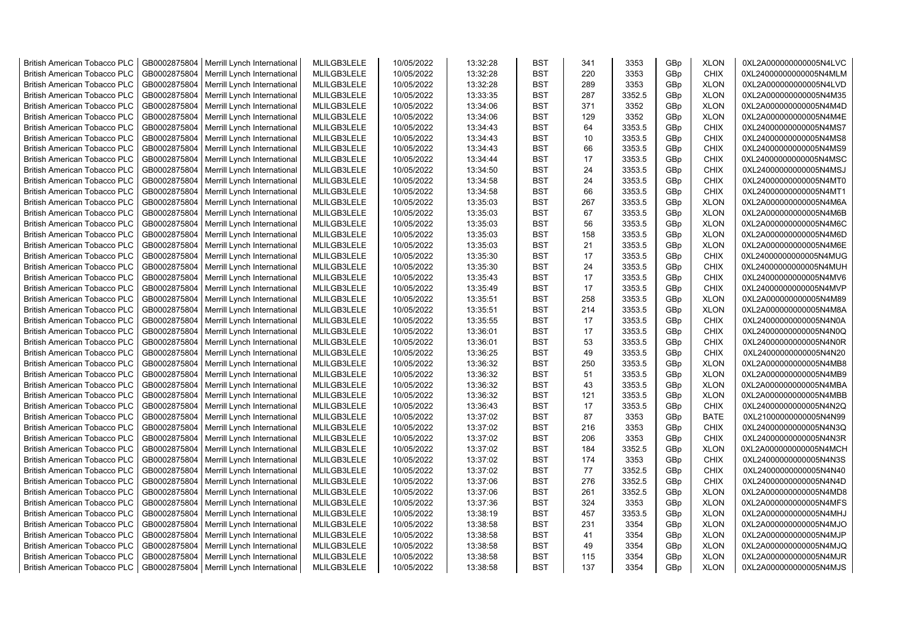| British American Tobacco PLC | GB0002875804 | Merrill Lynch International | MLILGB3LELE | 10/05/2022 | 13:32:28 | BST | 341 | 3353 | GBp | XLON | 0XL2A000000000005N4LVC |
|---|---|---|---|---|---|---|---|---|---|---|---|
| British American Tobacco PLC | GB0002875804 | Merrill Lynch International | MLILGB3LELE | 10/05/2022 | 13:32:28 | BST | 220 | 3353 | GBp | CHIX | 0XL24000000000005N4MLM |
| British American Tobacco PLC | GB0002875804 | Merrill Lynch International | MLILGB3LELE | 10/05/2022 | 13:32:28 | BST | 289 | 3353 | GBp | XLON | 0XL2A000000000005N4LVD |
| British American Tobacco PLC | GB0002875804 | Merrill Lynch International | MLILGB3LELE | 10/05/2022 | 13:33:35 | BST | 287 | 3352.5 | GBp | XLON | 0XL2A000000000005N4M35 |
| British American Tobacco PLC | GB0002875804 | Merrill Lynch International | MLILGB3LELE | 10/05/2022 | 13:34:06 | BST | 371 | 3352 | GBp | XLON | 0XL2A000000000005N4M4D |
| British American Tobacco PLC | GB0002875804 | Merrill Lynch International | MLILGB3LELE | 10/05/2022 | 13:34:06 | BST | 129 | 3352 | GBp | XLON | 0XL2A000000000005N4M4E |
| British American Tobacco PLC | GB0002875804 | Merrill Lynch International | MLILGB3LELE | 10/05/2022 | 13:34:43 | BST | 64 | 3353.5 | GBp | CHIX | 0XL24000000000005N4MS7 |
| British American Tobacco PLC | GB0002875804 | Merrill Lynch International | MLILGB3LELE | 10/05/2022 | 13:34:43 | BST | 10 | 3353.5 | GBp | CHIX | 0XL24000000000005N4MS8 |
| British American Tobacco PLC | GB0002875804 | Merrill Lynch International | MLILGB3LELE | 10/05/2022 | 13:34:43 | BST | 66 | 3353.5 | GBp | CHIX | 0XL24000000000005N4MS9 |
| British American Tobacco PLC | GB0002875804 | Merrill Lynch International | MLILGB3LELE | 10/05/2022 | 13:34:44 | BST | 17 | 3353.5 | GBp | CHIX | 0XL24000000000005N4MSC |
| British American Tobacco PLC | GB0002875804 | Merrill Lynch International | MLILGB3LELE | 10/05/2022 | 13:34:50 | BST | 24 | 3353.5 | GBp | CHIX | 0XL24000000000005N4MSJ |
| British American Tobacco PLC | GB0002875804 | Merrill Lynch International | MLILGB3LELE | 10/05/2022 | 13:34:58 | BST | 24 | 3353.5 | GBp | CHIX | 0XL24000000000005N4MT0 |
| British American Tobacco PLC | GB0002875804 | Merrill Lynch International | MLILGB3LELE | 10/05/2022 | 13:34:58 | BST | 66 | 3353.5 | GBp | CHIX | 0XL24000000000005N4MT1 |
| British American Tobacco PLC | GB0002875804 | Merrill Lynch International | MLILGB3LELE | 10/05/2022 | 13:35:03 | BST | 267 | 3353.5 | GBp | XLON | 0XL2A000000000005N4M6A |
| British American Tobacco PLC | GB0002875804 | Merrill Lynch International | MLILGB3LELE | 10/05/2022 | 13:35:03 | BST | 67 | 3353.5 | GBp | XLON | 0XL2A000000000005N4M6B |
| British American Tobacco PLC | GB0002875804 | Merrill Lynch International | MLILGB3LELE | 10/05/2022 | 13:35:03 | BST | 56 | 3353.5 | GBp | XLON | 0XL2A000000000005N4M6C |
| British American Tobacco PLC | GB0002875804 | Merrill Lynch International | MLILGB3LELE | 10/05/2022 | 13:35:03 | BST | 158 | 3353.5 | GBp | XLON | 0XL2A000000000005N4M6D |
| British American Tobacco PLC | GB0002875804 | Merrill Lynch International | MLILGB3LELE | 10/05/2022 | 13:35:03 | BST | 21 | 3353.5 | GBp | XLON | 0XL2A000000000005N4M6E |
| British American Tobacco PLC | GB0002875804 | Merrill Lynch International | MLILGB3LELE | 10/05/2022 | 13:35:30 | BST | 17 | 3353.5 | GBp | CHIX | 0XL24000000000005N4MUG |
| British American Tobacco PLC | GB0002875804 | Merrill Lynch International | MLILGB3LELE | 10/05/2022 | 13:35:30 | BST | 24 | 3353.5 | GBp | CHIX | 0XL24000000000005N4MUH |
| British American Tobacco PLC | GB0002875804 | Merrill Lynch International | MLILGB3LELE | 10/05/2022 | 13:35:43 | BST | 17 | 3353.5 | GBp | CHIX | 0XL24000000000005N4MV6 |
| British American Tobacco PLC | GB0002875804 | Merrill Lynch International | MLILGB3LELE | 10/05/2022 | 13:35:49 | BST | 17 | 3353.5 | GBp | CHIX | 0XL24000000000005N4MVP |
| British American Tobacco PLC | GB0002875804 | Merrill Lynch International | MLILGB3LELE | 10/05/2022 | 13:35:51 | BST | 258 | 3353.5 | GBp | XLON | 0XL2A000000000005N4M89 |
| British American Tobacco PLC | GB0002875804 | Merrill Lynch International | MLILGB3LELE | 10/05/2022 | 13:35:51 | BST | 214 | 3353.5 | GBp | XLON | 0XL2A000000000005N4M8A |
| British American Tobacco PLC | GB0002875804 | Merrill Lynch International | MLILGB3LELE | 10/05/2022 | 13:35:55 | BST | 17 | 3353.5 | GBp | CHIX | 0XL24000000000005N4N0A |
| British American Tobacco PLC | GB0002875804 | Merrill Lynch International | MLILGB3LELE | 10/05/2022 | 13:36:01 | BST | 17 | 3353.5 | GBp | CHIX | 0XL24000000000005N4N0Q |
| British American Tobacco PLC | GB0002875804 | Merrill Lynch International | MLILGB3LELE | 10/05/2022 | 13:36:01 | BST | 53 | 3353.5 | GBp | CHIX | 0XL24000000000005N4N0R |
| British American Tobacco PLC | GB0002875804 | Merrill Lynch International | MLILGB3LELE | 10/05/2022 | 13:36:25 | BST | 49 | 3353.5 | GBp | CHIX | 0XL24000000000005N4N20 |
| British American Tobacco PLC | GB0002875804 | Merrill Lynch International | MLILGB3LELE | 10/05/2022 | 13:36:32 | BST | 250 | 3353.5 | GBp | XLON | 0XL2A000000000005N4MB8 |
| British American Tobacco PLC | GB0002875804 | Merrill Lynch International | MLILGB3LELE | 10/05/2022 | 13:36:32 | BST | 51 | 3353.5 | GBp | XLON | 0XL2A000000000005N4MB9 |
| British American Tobacco PLC | GB0002875804 | Merrill Lynch International | MLILGB3LELE | 10/05/2022 | 13:36:32 | BST | 43 | 3353.5 | GBp | XLON | 0XL2A000000000005N4MBA |
| British American Tobacco PLC | GB0002875804 | Merrill Lynch International | MLILGB3LELE | 10/05/2022 | 13:36:32 | BST | 121 | 3353.5 | GBp | XLON | 0XL2A000000000005N4MBB |
| British American Tobacco PLC | GB0002875804 | Merrill Lynch International | MLILGB3LELE | 10/05/2022 | 13:36:43 | BST | 17 | 3353.5 | GBp | CHIX | 0XL24000000000005N4N2Q |
| British American Tobacco PLC | GB0002875804 | Merrill Lynch International | MLILGB3LELE | 10/05/2022 | 13:37:02 | BST | 87 | 3353 | GBp | BATE | 0XL21000000000005N4N99 |
| British American Tobacco PLC | GB0002875804 | Merrill Lynch International | MLILGB3LELE | 10/05/2022 | 13:37:02 | BST | 216 | 3353 | GBp | CHIX | 0XL24000000000005N4N3Q |
| British American Tobacco PLC | GB0002875804 | Merrill Lynch International | MLILGB3LELE | 10/05/2022 | 13:37:02 | BST | 206 | 3353 | GBp | CHIX | 0XL24000000000005N4N3R |
| British American Tobacco PLC | GB0002875804 | Merrill Lynch International | MLILGB3LELE | 10/05/2022 | 13:37:02 | BST | 184 | 3352.5 | GBp | XLON | 0XL2A000000000005N4MCH |
| British American Tobacco PLC | GB0002875804 | Merrill Lynch International | MLILGB3LELE | 10/05/2022 | 13:37:02 | BST | 174 | 3353 | GBp | CHIX | 0XL24000000000005N4N3S |
| British American Tobacco PLC | GB0002875804 | Merrill Lynch International | MLILGB3LELE | 10/05/2022 | 13:37:02 | BST | 77 | 3352.5 | GBp | CHIX | 0XL24000000000005N4N40 |
| British American Tobacco PLC | GB0002875804 | Merrill Lynch International | MLILGB3LELE | 10/05/2022 | 13:37:06 | BST | 276 | 3352.5 | GBp | CHIX | 0XL24000000000005N4N4D |
| British American Tobacco PLC | GB0002875804 | Merrill Lynch International | MLILGB3LELE | 10/05/2022 | 13:37:06 | BST | 261 | 3352.5 | GBp | XLON | 0XL2A000000000005N4MD8 |
| British American Tobacco PLC | GB0002875804 | Merrill Lynch International | MLILGB3LELE | 10/05/2022 | 13:37:36 | BST | 324 | 3353 | GBp | XLON | 0XL2A000000000005N4MFS |
| British American Tobacco PLC | GB0002875804 | Merrill Lynch International | MLILGB3LELE | 10/05/2022 | 13:38:19 | BST | 457 | 3353.5 | GBp | XLON | 0XL2A000000000005N4MHJ |
| British American Tobacco PLC | GB0002875804 | Merrill Lynch International | MLILGB3LELE | 10/05/2022 | 13:38:58 | BST | 231 | 3354 | GBp | XLON | 0XL2A000000000005N4MJO |
| British American Tobacco PLC | GB0002875804 | Merrill Lynch International | MLILGB3LELE | 10/05/2022 | 13:38:58 | BST | 41 | 3354 | GBp | XLON | 0XL2A000000000005N4MJP |
| British American Tobacco PLC | GB0002875804 | Merrill Lynch International | MLILGB3LELE | 10/05/2022 | 13:38:58 | BST | 49 | 3354 | GBp | XLON | 0XL2A000000000005N4MJQ |
| British American Tobacco PLC | GB0002875804 | Merrill Lynch International | MLILGB3LELE | 10/05/2022 | 13:38:58 | BST | 115 | 3354 | GBp | XLON | 0XL2A000000000005N4MJR |
| British American Tobacco PLC | GB0002875804 | Merrill Lynch International | MLILGB3LELE | 10/05/2022 | 13:38:58 | BST | 137 | 3354 | GBp | XLON | 0XL2A000000000005N4MJS |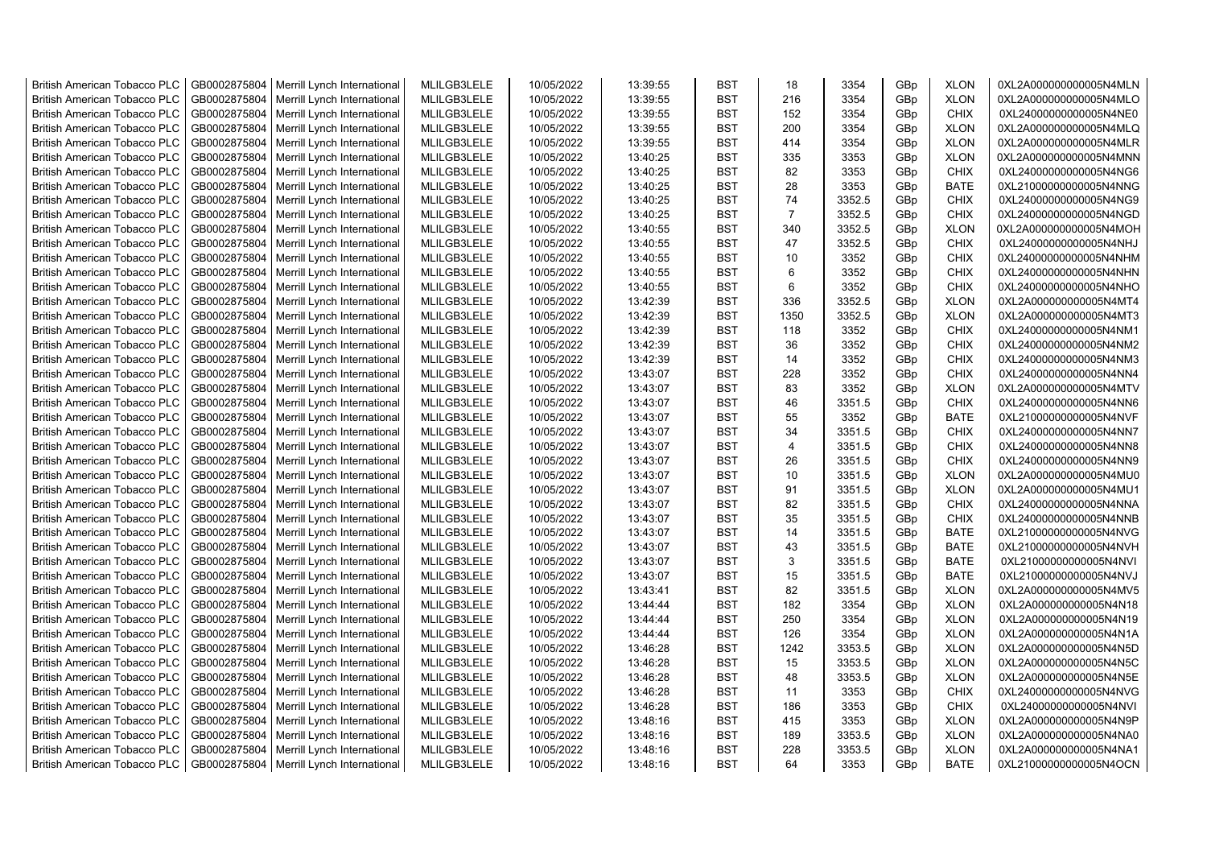| British American Tobacco PLC | GB0002875804 | Merrill Lynch International | MLILGB3LELE | 10/05/2022 | 13:39:55 | BST | 18 | 3354 | GBp | XLON | 0XL2A000000000005N4MLN |
|---|---|---|---|---|---|---|---|---|---|---|---|
| British American Tobacco PLC | GB0002875804 | Merrill Lynch International | MLILGB3LELE | 10/05/2022 | 13:39:55 | BST | 216 | 3354 | GBp | XLON | 0XL2A000000000005N4MLO |
| British American Tobacco PLC | GB0002875804 | Merrill Lynch International | MLILGB3LELE | 10/05/2022 | 13:39:55 | BST | 152 | 3354 | GBp | CHIX | 0XL24000000000005N4NE0 |
| British American Tobacco PLC | GB0002875804 | Merrill Lynch International | MLILGB3LELE | 10/05/2022 | 13:39:55 | BST | 200 | 3354 | GBp | XLON | 0XL2A000000000005N4MLQ |
| British American Tobacco PLC | GB0002875804 | Merrill Lynch International | MLILGB3LELE | 10/05/2022 | 13:39:55 | BST | 414 | 3354 | GBp | XLON | 0XL2A000000000005N4MLR |
| British American Tobacco PLC | GB0002875804 | Merrill Lynch International | MLILGB3LELE | 10/05/2022 | 13:40:25 | BST | 335 | 3353 | GBp | XLON | 0XL2A000000000005N4MNN |
| British American Tobacco PLC | GB0002875804 | Merrill Lynch International | MLILGB3LELE | 10/05/2022 | 13:40:25 | BST | 82 | 3353 | GBp | CHIX | 0XL24000000000005N4NG6 |
| British American Tobacco PLC | GB0002875804 | Merrill Lynch International | MLILGB3LELE | 10/05/2022 | 13:40:25 | BST | 28 | 3353 | GBp | BATE | 0XL21000000000005N4NNG |
| British American Tobacco PLC | GB0002875804 | Merrill Lynch International | MLILGB3LELE | 10/05/2022 | 13:40:25 | BST | 74 | 3352.5 | GBp | CHIX | 0XL24000000000005N4NG9 |
| British American Tobacco PLC | GB0002875804 | Merrill Lynch International | MLILGB3LELE | 10/05/2022 | 13:40:25 | BST | 7 | 3352.5 | GBp | CHIX | 0XL24000000000005N4NGD |
| British American Tobacco PLC | GB0002875804 | Merrill Lynch International | MLILGB3LELE | 10/05/2022 | 13:40:55 | BST | 340 | 3352.5 | GBp | XLON | 0XL2A000000000005N4MOH |
| British American Tobacco PLC | GB0002875804 | Merrill Lynch International | MLILGB3LELE | 10/05/2022 | 13:40:55 | BST | 47 | 3352.5 | GBp | CHIX | 0XL24000000000005N4NHJ |
| British American Tobacco PLC | GB0002875804 | Merrill Lynch International | MLILGB3LELE | 10/05/2022 | 13:40:55 | BST | 10 | 3352 | GBp | CHIX | 0XL24000000000005N4NHM |
| British American Tobacco PLC | GB0002875804 | Merrill Lynch International | MLILGB3LELE | 10/05/2022 | 13:40:55 | BST | 6 | 3352 | GBp | CHIX | 0XL24000000000005N4NHN |
| British American Tobacco PLC | GB0002875804 | Merrill Lynch International | MLILGB3LELE | 10/05/2022 | 13:40:55 | BST | 6 | 3352 | GBp | CHIX | 0XL24000000000005N4NHO |
| British American Tobacco PLC | GB0002875804 | Merrill Lynch International | MLILGB3LELE | 10/05/2022 | 13:42:39 | BST | 336 | 3352.5 | GBp | XLON | 0XL2A000000000005N4MT4 |
| British American Tobacco PLC | GB0002875804 | Merrill Lynch International | MLILGB3LELE | 10/05/2022 | 13:42:39 | BST | 1350 | 3352.5 | GBp | XLON | 0XL2A000000000005N4MT3 |
| British American Tobacco PLC | GB0002875804 | Merrill Lynch International | MLILGB3LELE | 10/05/2022 | 13:42:39 | BST | 118 | 3352 | GBp | CHIX | 0XL24000000000005N4NM1 |
| British American Tobacco PLC | GB0002875804 | Merrill Lynch International | MLILGB3LELE | 10/05/2022 | 13:42:39 | BST | 36 | 3352 | GBp | CHIX | 0XL24000000000005N4NM2 |
| British American Tobacco PLC | GB0002875804 | Merrill Lynch International | MLILGB3LELE | 10/05/2022 | 13:42:39 | BST | 14 | 3352 | GBp | CHIX | 0XL24000000000005N4NM3 |
| British American Tobacco PLC | GB0002875804 | Merrill Lynch International | MLILGB3LELE | 10/05/2022 | 13:43:07 | BST | 228 | 3352 | GBp | CHIX | 0XL24000000000005N4NN4 |
| British American Tobacco PLC | GB0002875804 | Merrill Lynch International | MLILGB3LELE | 10/05/2022 | 13:43:07 | BST | 83 | 3352 | GBp | XLON | 0XL2A000000000005N4MTV |
| British American Tobacco PLC | GB0002875804 | Merrill Lynch International | MLILGB3LELE | 10/05/2022 | 13:43:07 | BST | 46 | 3351.5 | GBp | CHIX | 0XL24000000000005N4NN6 |
| British American Tobacco PLC | GB0002875804 | Merrill Lynch International | MLILGB3LELE | 10/05/2022 | 13:43:07 | BST | 55 | 3352 | GBp | BATE | 0XL21000000000005N4NVF |
| British American Tobacco PLC | GB0002875804 | Merrill Lynch International | MLILGB3LELE | 10/05/2022 | 13:43:07 | BST | 34 | 3351.5 | GBp | CHIX | 0XL24000000000005N4NN7 |
| British American Tobacco PLC | GB0002875804 | Merrill Lynch International | MLILGB3LELE | 10/05/2022 | 13:43:07 | BST | 4 | 3351.5 | GBp | CHIX | 0XL24000000000005N4NN8 |
| British American Tobacco PLC | GB0002875804 | Merrill Lynch International | MLILGB3LELE | 10/05/2022 | 13:43:07 | BST | 26 | 3351.5 | GBp | CHIX | 0XL24000000000005N4NN9 |
| British American Tobacco PLC | GB0002875804 | Merrill Lynch International | MLILGB3LELE | 10/05/2022 | 13:43:07 | BST | 10 | 3351.5 | GBp | XLON | 0XL2A000000000005N4MU0 |
| British American Tobacco PLC | GB0002875804 | Merrill Lynch International | MLILGB3LELE | 10/05/2022 | 13:43:07 | BST | 91 | 3351.5 | GBp | XLON | 0XL2A000000000005N4MU1 |
| British American Tobacco PLC | GB0002875804 | Merrill Lynch International | MLILGB3LELE | 10/05/2022 | 13:43:07 | BST | 82 | 3351.5 | GBp | CHIX | 0XL24000000000005N4NNA |
| British American Tobacco PLC | GB0002875804 | Merrill Lynch International | MLILGB3LELE | 10/05/2022 | 13:43:07 | BST | 35 | 3351.5 | GBp | CHIX | 0XL24000000000005N4NNB |
| British American Tobacco PLC | GB0002875804 | Merrill Lynch International | MLILGB3LELE | 10/05/2022 | 13:43:07 | BST | 14 | 3351.5 | GBp | BATE | 0XL21000000000005N4NVG |
| British American Tobacco PLC | GB0002875804 | Merrill Lynch International | MLILGB3LELE | 10/05/2022 | 13:43:07 | BST | 43 | 3351.5 | GBp | BATE | 0XL21000000000005N4NVH |
| British American Tobacco PLC | GB0002875804 | Merrill Lynch International | MLILGB3LELE | 10/05/2022 | 13:43:07 | BST | 3 | 3351.5 | GBp | BATE | 0XL21000000000005N4NVI |
| British American Tobacco PLC | GB0002875804 | Merrill Lynch International | MLILGB3LELE | 10/05/2022 | 13:43:07 | BST | 15 | 3351.5 | GBp | BATE | 0XL21000000000005N4NVJ |
| British American Tobacco PLC | GB0002875804 | Merrill Lynch International | MLILGB3LELE | 10/05/2022 | 13:43:41 | BST | 82 | 3351.5 | GBp | XLON | 0XL2A000000000005N4MV5 |
| British American Tobacco PLC | GB0002875804 | Merrill Lynch International | MLILGB3LELE | 10/05/2022 | 13:44:44 | BST | 182 | 3354 | GBp | XLON | 0XL2A000000000005N4N18 |
| British American Tobacco PLC | GB0002875804 | Merrill Lynch International | MLILGB3LELE | 10/05/2022 | 13:44:44 | BST | 250 | 3354 | GBp | XLON | 0XL2A000000000005N4N19 |
| British American Tobacco PLC | GB0002875804 | Merrill Lynch International | MLILGB3LELE | 10/05/2022 | 13:44:44 | BST | 126 | 3354 | GBp | XLON | 0XL2A000000000005N4N1A |
| British American Tobacco PLC | GB0002875804 | Merrill Lynch International | MLILGB3LELE | 10/05/2022 | 13:46:28 | BST | 1242 | 3353.5 | GBp | XLON | 0XL2A000000000005N4N5D |
| British American Tobacco PLC | GB0002875804 | Merrill Lynch International | MLILGB3LELE | 10/05/2022 | 13:46:28 | BST | 15 | 3353.5 | GBp | XLON | 0XL2A000000000005N4N5C |
| British American Tobacco PLC | GB0002875804 | Merrill Lynch International | MLILGB3LELE | 10/05/2022 | 13:46:28 | BST | 48 | 3353.5 | GBp | XLON | 0XL2A000000000005N4N5E |
| British American Tobacco PLC | GB0002875804 | Merrill Lynch International | MLILGB3LELE | 10/05/2022 | 13:46:28 | BST | 11 | 3353 | GBp | CHIX | 0XL24000000000005N4NVG |
| British American Tobacco PLC | GB0002875804 | Merrill Lynch International | MLILGB3LELE | 10/05/2022 | 13:46:28 | BST | 186 | 3353 | GBp | CHIX | 0XL24000000000005N4NVI |
| British American Tobacco PLC | GB0002875804 | Merrill Lynch International | MLILGB3LELE | 10/05/2022 | 13:48:16 | BST | 415 | 3353 | GBp | XLON | 0XL2A000000000005N4N9P |
| British American Tobacco PLC | GB0002875804 | Merrill Lynch International | MLILGB3LELE | 10/05/2022 | 13:48:16 | BST | 189 | 3353.5 | GBp | XLON | 0XL2A000000000005N4NA0 |
| British American Tobacco PLC | GB0002875804 | Merrill Lynch International | MLILGB3LELE | 10/05/2022 | 13:48:16 | BST | 228 | 3353.5 | GBp | XLON | 0XL2A000000000005N4NA1 |
| British American Tobacco PLC | GB0002875804 | Merrill Lynch International | MLILGB3LELE | 10/05/2022 | 13:48:16 | BST | 64 | 3353 | GBp | BATE | 0XL21000000000005N4OCN |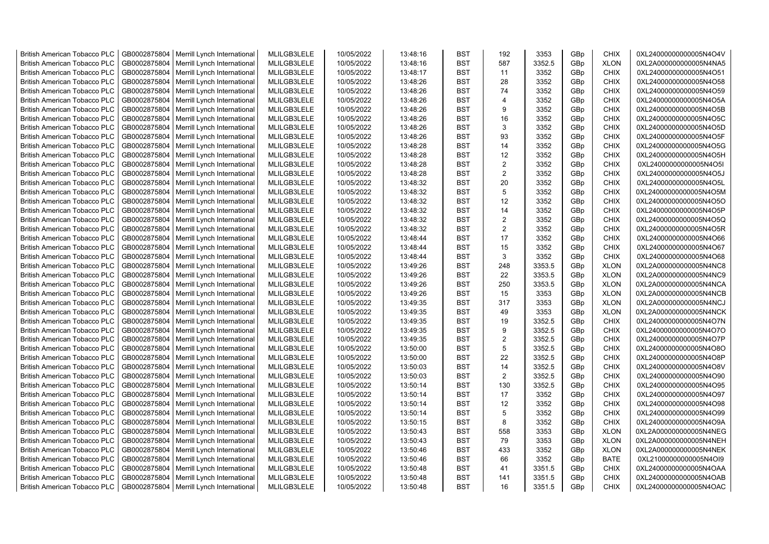| British American Tobacco PLC | GB0002875804 | Merrill Lynch International | MLILGB3LELE | 10/05/2022 | 13:48:16 | BST | 192 | 3353 | GBp | CHIX | 0XL24000000000005N4O4V |
|---|---|---|---|---|---|---|---|---|---|---|---|
| British American Tobacco PLC | GB0002875804 | Merrill Lynch International | MLILGB3LELE | 10/05/2022 | 13:48:16 | BST | 587 | 3352.5 | GBp | XLON | 0XL2A000000000005N4NA5 |
| British American Tobacco PLC | GB0002875804 | Merrill Lynch International | MLILGB3LELE | 10/05/2022 | 13:48:17 | BST | 11 | 3352 | GBp | CHIX | 0XL24000000000005N4O51 |
| British American Tobacco PLC | GB0002875804 | Merrill Lynch International | MLILGB3LELE | 10/05/2022 | 13:48:26 | BST | 28 | 3352 | GBp | CHIX | 0XL24000000000005N4O58 |
| British American Tobacco PLC | GB0002875804 | Merrill Lynch International | MLILGB3LELE | 10/05/2022 | 13:48:26 | BST | 74 | 3352 | GBp | CHIX | 0XL24000000000005N4O59 |
| British American Tobacco PLC | GB0002875804 | Merrill Lynch International | MLILGB3LELE | 10/05/2022 | 13:48:26 | BST | 4 | 3352 | GBp | CHIX | 0XL24000000000005N4O5A |
| British American Tobacco PLC | GB0002875804 | Merrill Lynch International | MLILGB3LELE | 10/05/2022 | 13:48:26 | BST | 9 | 3352 | GBp | CHIX | 0XL24000000000005N4O5B |
| British American Tobacco PLC | GB0002875804 | Merrill Lynch International | MLILGB3LELE | 10/05/2022 | 13:48:26 | BST | 16 | 3352 | GBp | CHIX | 0XL24000000000005N4O5C |
| British American Tobacco PLC | GB0002875804 | Merrill Lynch International | MLILGB3LELE | 10/05/2022 | 13:48:26 | BST | 3 | 3352 | GBp | CHIX | 0XL24000000000005N4O5D |
| British American Tobacco PLC | GB0002875804 | Merrill Lynch International | MLILGB3LELE | 10/05/2022 | 13:48:26 | BST | 93 | 3352 | GBp | CHIX | 0XL24000000000005N4O5F |
| British American Tobacco PLC | GB0002875804 | Merrill Lynch International | MLILGB3LELE | 10/05/2022 | 13:48:28 | BST | 14 | 3352 | GBp | CHIX | 0XL24000000000005N4O5G |
| British American Tobacco PLC | GB0002875804 | Merrill Lynch International | MLILGB3LELE | 10/05/2022 | 13:48:28 | BST | 12 | 3352 | GBp | CHIX | 0XL24000000000005N4O5H |
| British American Tobacco PLC | GB0002875804 | Merrill Lynch International | MLILGB3LELE | 10/05/2022 | 13:48:28 | BST | 2 | 3352 | GBp | CHIX | 0XL24000000000005N4O5I |
| British American Tobacco PLC | GB0002875804 | Merrill Lynch International | MLILGB3LELE | 10/05/2022 | 13:48:28 | BST | 2 | 3352 | GBp | CHIX | 0XL24000000000005N4O5J |
| British American Tobacco PLC | GB0002875804 | Merrill Lynch International | MLILGB3LELE | 10/05/2022 | 13:48:32 | BST | 20 | 3352 | GBp | CHIX | 0XL24000000000005N4O5L |
| British American Tobacco PLC | GB0002875804 | Merrill Lynch International | MLILGB3LELE | 10/05/2022 | 13:48:32 | BST | 5 | 3352 | GBp | CHIX | 0XL24000000000005N4O5M |
| British American Tobacco PLC | GB0002875804 | Merrill Lynch International | MLILGB3LELE | 10/05/2022 | 13:48:32 | BST | 12 | 3352 | GBp | CHIX | 0XL24000000000005N4O5O |
| British American Tobacco PLC | GB0002875804 | Merrill Lynch International | MLILGB3LELE | 10/05/2022 | 13:48:32 | BST | 14 | 3352 | GBp | CHIX | 0XL24000000000005N4O5P |
| British American Tobacco PLC | GB0002875804 | Merrill Lynch International | MLILGB3LELE | 10/05/2022 | 13:48:32 | BST | 2 | 3352 | GBp | CHIX | 0XL24000000000005N4O5Q |
| British American Tobacco PLC | GB0002875804 | Merrill Lynch International | MLILGB3LELE | 10/05/2022 | 13:48:32 | BST | 2 | 3352 | GBp | CHIX | 0XL24000000000005N4O5R |
| British American Tobacco PLC | GB0002875804 | Merrill Lynch International | MLILGB3LELE | 10/05/2022 | 13:48:44 | BST | 17 | 3352 | GBp | CHIX | 0XL24000000000005N4O66 |
| British American Tobacco PLC | GB0002875804 | Merrill Lynch International | MLILGB3LELE | 10/05/2022 | 13:48:44 | BST | 15 | 3352 | GBp | CHIX | 0XL24000000000005N4O67 |
| British American Tobacco PLC | GB0002875804 | Merrill Lynch International | MLILGB3LELE | 10/05/2022 | 13:48:44 | BST | 3 | 3352 | GBp | CHIX | 0XL24000000000005N4O68 |
| British American Tobacco PLC | GB0002875804 | Merrill Lynch International | MLILGB3LELE | 10/05/2022 | 13:49:26 | BST | 248 | 3353.5 | GBp | XLON | 0XL2A000000000005N4NC8 |
| British American Tobacco PLC | GB0002875804 | Merrill Lynch International | MLILGB3LELE | 10/05/2022 | 13:49:26 | BST | 22 | 3353.5 | GBp | XLON | 0XL2A000000000005N4NC9 |
| British American Tobacco PLC | GB0002875804 | Merrill Lynch International | MLILGB3LELE | 10/05/2022 | 13:49:26 | BST | 250 | 3353.5 | GBp | XLON | 0XL2A000000000005N4NCA |
| British American Tobacco PLC | GB0002875804 | Merrill Lynch International | MLILGB3LELE | 10/05/2022 | 13:49:26 | BST | 15 | 3353 | GBp | XLON | 0XL2A000000000005N4NCB |
| British American Tobacco PLC | GB0002875804 | Merrill Lynch International | MLILGB3LELE | 10/05/2022 | 13:49:35 | BST | 317 | 3353 | GBp | XLON | 0XL2A000000000005N4NCJ |
| British American Tobacco PLC | GB0002875804 | Merrill Lynch International | MLILGB3LELE | 10/05/2022 | 13:49:35 | BST | 49 | 3353 | GBp | XLON | 0XL2A000000000005N4NCK |
| British American Tobacco PLC | GB0002875804 | Merrill Lynch International | MLILGB3LELE | 10/05/2022 | 13:49:35 | BST | 19 | 3352.5 | GBp | CHIX | 0XL24000000000005N4O7N |
| British American Tobacco PLC | GB0002875804 | Merrill Lynch International | MLILGB3LELE | 10/05/2022 | 13:49:35 | BST | 9 | 3352.5 | GBp | CHIX | 0XL24000000000005N4O7O |
| British American Tobacco PLC | GB0002875804 | Merrill Lynch International | MLILGB3LELE | 10/05/2022 | 13:49:35 | BST | 2 | 3352.5 | GBp | CHIX | 0XL24000000000005N4O7P |
| British American Tobacco PLC | GB0002875804 | Merrill Lynch International | MLILGB3LELE | 10/05/2022 | 13:50:00 | BST | 5 | 3352.5 | GBp | CHIX | 0XL24000000000005N4O8O |
| British American Tobacco PLC | GB0002875804 | Merrill Lynch International | MLILGB3LELE | 10/05/2022 | 13:50:00 | BST | 22 | 3352.5 | GBp | CHIX | 0XL24000000000005N4O8P |
| British American Tobacco PLC | GB0002875804 | Merrill Lynch International | MLILGB3LELE | 10/05/2022 | 13:50:03 | BST | 14 | 3352.5 | GBp | CHIX | 0XL24000000000005N4O8V |
| British American Tobacco PLC | GB0002875804 | Merrill Lynch International | MLILGB3LELE | 10/05/2022 | 13:50:03 | BST | 2 | 3352.5 | GBp | CHIX | 0XL24000000000005N4O90 |
| British American Tobacco PLC | GB0002875804 | Merrill Lynch International | MLILGB3LELE | 10/05/2022 | 13:50:14 | BST | 130 | 3352.5 | GBp | CHIX | 0XL24000000000005N4O95 |
| British American Tobacco PLC | GB0002875804 | Merrill Lynch International | MLILGB3LELE | 10/05/2022 | 13:50:14 | BST | 17 | 3352 | GBp | CHIX | 0XL24000000000005N4O97 |
| British American Tobacco PLC | GB0002875804 | Merrill Lynch International | MLILGB3LELE | 10/05/2022 | 13:50:14 | BST | 12 | 3352 | GBp | CHIX | 0XL24000000000005N4O98 |
| British American Tobacco PLC | GB0002875804 | Merrill Lynch International | MLILGB3LELE | 10/05/2022 | 13:50:14 | BST | 5 | 3352 | GBp | CHIX | 0XL24000000000005N4O99 |
| British American Tobacco PLC | GB0002875804 | Merrill Lynch International | MLILGB3LELE | 10/05/2022 | 13:50:15 | BST | 8 | 3352 | GBp | CHIX | 0XL24000000000005N4O9A |
| British American Tobacco PLC | GB0002875804 | Merrill Lynch International | MLILGB3LELE | 10/05/2022 | 13:50:43 | BST | 558 | 3353 | GBp | XLON | 0XL2A000000000005N4NEG |
| British American Tobacco PLC | GB0002875804 | Merrill Lynch International | MLILGB3LELE | 10/05/2022 | 13:50:43 | BST | 79 | 3353 | GBp | XLON | 0XL2A000000000005N4NEH |
| British American Tobacco PLC | GB0002875804 | Merrill Lynch International | MLILGB3LELE | 10/05/2022 | 13:50:46 | BST | 433 | 3352 | GBp | XLON | 0XL2A000000000005N4NEK |
| British American Tobacco PLC | GB0002875804 | Merrill Lynch International | MLILGB3LELE | 10/05/2022 | 13:50:46 | BST | 66 | 3352 | GBp | BATE | 0XL21000000000005N4OI9 |
| British American Tobacco PLC | GB0002875804 | Merrill Lynch International | MLILGB3LELE | 10/05/2022 | 13:50:48 | BST | 41 | 3351.5 | GBp | CHIX | 0XL24000000000005N4OAA |
| British American Tobacco PLC | GB0002875804 | Merrill Lynch International | MLILGB3LELE | 10/05/2022 | 13:50:48 | BST | 141 | 3351.5 | GBp | CHIX | 0XL24000000000005N4OAB |
| British American Tobacco PLC | GB0002875804 | Merrill Lynch International | MLILGB3LELE | 10/05/2022 | 13:50:48 | BST | 16 | 3351.5 | GBp | CHIX | 0XL24000000000005N4OAC |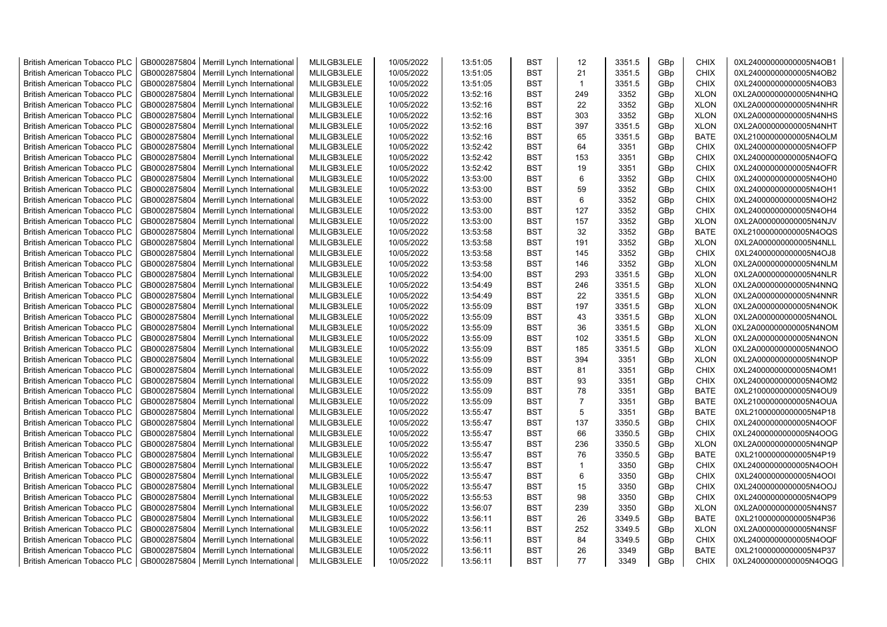| British American Tobacco PLC | GB0002875804 | Merrill Lynch International | MLILGB3LELE | 10/05/2022 | 13:51:05 | BST | 12 | 3351.5 | GBp | CHIX | 0XL24000000000005N4OB1 |
|---|---|---|---|---|---|---|---|---|---|---|---|
| British American Tobacco PLC | GB0002875804 | Merrill Lynch International | MLILGB3LELE | 10/05/2022 | 13:51:05 | BST | 21 | 3351.5 | GBp | CHIX | 0XL24000000000005N4OB2 |
| British American Tobacco PLC | GB0002875804 | Merrill Lynch International | MLILGB3LELE | 10/05/2022 | 13:51:05 | BST | 1 | 3351.5 | GBp | CHIX | 0XL24000000000005N4OB3 |
| British American Tobacco PLC | GB0002875804 | Merrill Lynch International | MLILGB3LELE | 10/05/2022 | 13:52:16 | BST | 249 | 3352 | GBp | XLON | 0XL2A000000000005N4NHQ |
| British American Tobacco PLC | GB0002875804 | Merrill Lynch International | MLILGB3LELE | 10/05/2022 | 13:52:16 | BST | 22 | 3352 | GBp | XLON | 0XL2A000000000005N4NHR |
| British American Tobacco PLC | GB0002875804 | Merrill Lynch International | MLILGB3LELE | 10/05/2022 | 13:52:16 | BST | 303 | 3352 | GBp | XLON | 0XL2A000000000005N4NHS |
| British American Tobacco PLC | GB0002875804 | Merrill Lynch International | MLILGB3LELE | 10/05/2022 | 13:52:16 | BST | 397 | 3351.5 | GBp | XLON | 0XL2A000000000005N4NHT |
| British American Tobacco PLC | GB0002875804 | Merrill Lynch International | MLILGB3LELE | 10/05/2022 | 13:52:16 | BST | 65 | 3351.5 | GBp | BATE | 0XL21000000000005N4OLM |
| British American Tobacco PLC | GB0002875804 | Merrill Lynch International | MLILGB3LELE | 10/05/2022 | 13:52:42 | BST | 64 | 3351 | GBp | CHIX | 0XL24000000000005N4OFP |
| British American Tobacco PLC | GB0002875804 | Merrill Lynch International | MLILGB3LELE | 10/05/2022 | 13:52:42 | BST | 153 | 3351 | GBp | CHIX | 0XL24000000000005N4OFQ |
| British American Tobacco PLC | GB0002875804 | Merrill Lynch International | MLILGB3LELE | 10/05/2022 | 13:52:42 | BST | 19 | 3351 | GBp | CHIX | 0XL24000000000005N4OFR |
| British American Tobacco PLC | GB0002875804 | Merrill Lynch International | MLILGB3LELE | 10/05/2022 | 13:53:00 | BST | 6 | 3352 | GBp | CHIX | 0XL24000000000005N4OH0 |
| British American Tobacco PLC | GB0002875804 | Merrill Lynch International | MLILGB3LELE | 10/05/2022 | 13:53:00 | BST | 59 | 3352 | GBp | CHIX | 0XL24000000000005N4OH1 |
| British American Tobacco PLC | GB0002875804 | Merrill Lynch International | MLILGB3LELE | 10/05/2022 | 13:53:00 | BST | 6 | 3352 | GBp | CHIX | 0XL24000000000005N4OH2 |
| British American Tobacco PLC | GB0002875804 | Merrill Lynch International | MLILGB3LELE | 10/05/2022 | 13:53:00 | BST | 127 | 3352 | GBp | CHIX | 0XL24000000000005N4OH4 |
| British American Tobacco PLC | GB0002875804 | Merrill Lynch International | MLILGB3LELE | 10/05/2022 | 13:53:00 | BST | 157 | 3352 | GBp | XLON | 0XL2A000000000005N4NJV |
| British American Tobacco PLC | GB0002875804 | Merrill Lynch International | MLILGB3LELE | 10/05/2022 | 13:53:58 | BST | 32 | 3352 | GBp | BATE | 0XL21000000000005N4OQS |
| British American Tobacco PLC | GB0002875804 | Merrill Lynch International | MLILGB3LELE | 10/05/2022 | 13:53:58 | BST | 191 | 3352 | GBp | XLON | 0XL2A000000000005N4NLL |
| British American Tobacco PLC | GB0002875804 | Merrill Lynch International | MLILGB3LELE | 10/05/2022 | 13:53:58 | BST | 145 | 3352 | GBp | CHIX | 0XL24000000000005N4OJ8 |
| British American Tobacco PLC | GB0002875804 | Merrill Lynch International | MLILGB3LELE | 10/05/2022 | 13:53:58 | BST | 146 | 3352 | GBp | XLON | 0XL2A000000000005N4NLM |
| British American Tobacco PLC | GB0002875804 | Merrill Lynch International | MLILGB3LELE | 10/05/2022 | 13:54:00 | BST | 293 | 3351.5 | GBp | XLON | 0XL2A000000000005N4NLR |
| British American Tobacco PLC | GB0002875804 | Merrill Lynch International | MLILGB3LELE | 10/05/2022 | 13:54:49 | BST | 246 | 3351.5 | GBp | XLON | 0XL2A000000000005N4NNQ |
| British American Tobacco PLC | GB0002875804 | Merrill Lynch International | MLILGB3LELE | 10/05/2022 | 13:54:49 | BST | 22 | 3351.5 | GBp | XLON | 0XL2A000000000005N4NNR |
| British American Tobacco PLC | GB0002875804 | Merrill Lynch International | MLILGB3LELE | 10/05/2022 | 13:55:09 | BST | 197 | 3351.5 | GBp | XLON | 0XL2A000000000005N4NOK |
| British American Tobacco PLC | GB0002875804 | Merrill Lynch International | MLILGB3LELE | 10/05/2022 | 13:55:09 | BST | 43 | 3351.5 | GBp | XLON | 0XL2A000000000005N4NOL |
| British American Tobacco PLC | GB0002875804 | Merrill Lynch International | MLILGB3LELE | 10/05/2022 | 13:55:09 | BST | 36 | 3351.5 | GBp | XLON | 0XL2A000000000005N4NOM |
| British American Tobacco PLC | GB0002875804 | Merrill Lynch International | MLILGB3LELE | 10/05/2022 | 13:55:09 | BST | 102 | 3351.5 | GBp | XLON | 0XL2A000000000005N4NON |
| British American Tobacco PLC | GB0002875804 | Merrill Lynch International | MLILGB3LELE | 10/05/2022 | 13:55:09 | BST | 185 | 3351.5 | GBp | XLON | 0XL2A000000000005N4NOO |
| British American Tobacco PLC | GB0002875804 | Merrill Lynch International | MLILGB3LELE | 10/05/2022 | 13:55:09 | BST | 394 | 3351 | GBp | XLON | 0XL2A000000000005N4NOP |
| British American Tobacco PLC | GB0002875804 | Merrill Lynch International | MLILGB3LELE | 10/05/2022 | 13:55:09 | BST | 81 | 3351 | GBp | CHIX | 0XL24000000000005N4OM1 |
| British American Tobacco PLC | GB0002875804 | Merrill Lynch International | MLILGB3LELE | 10/05/2022 | 13:55:09 | BST | 93 | 3351 | GBp | CHIX | 0XL24000000000005N4OM2 |
| British American Tobacco PLC | GB0002875804 | Merrill Lynch International | MLILGB3LELE | 10/05/2022 | 13:55:09 | BST | 78 | 3351 | GBp | BATE | 0XL21000000000005N4OU9 |
| British American Tobacco PLC | GB0002875804 | Merrill Lynch International | MLILGB3LELE | 10/05/2022 | 13:55:09 | BST | 7 | 3351 | GBp | BATE | 0XL21000000000005N4OUA |
| British American Tobacco PLC | GB0002875804 | Merrill Lynch International | MLILGB3LELE | 10/05/2022 | 13:55:47 | BST | 5 | 3351 | GBp | BATE | 0XL21000000000005N4P18 |
| British American Tobacco PLC | GB0002875804 | Merrill Lynch International | MLILGB3LELE | 10/05/2022 | 13:55:47 | BST | 137 | 3350.5 | GBp | CHIX | 0XL24000000000005N4OOF |
| British American Tobacco PLC | GB0002875804 | Merrill Lynch International | MLILGB3LELE | 10/05/2022 | 13:55:47 | BST | 66 | 3350.5 | GBp | CHIX | 0XL24000000000005N4OOG |
| British American Tobacco PLC | GB0002875804 | Merrill Lynch International | MLILGB3LELE | 10/05/2022 | 13:55:47 | BST | 236 | 3350.5 | GBp | XLON | 0XL2A000000000005N4NQP |
| British American Tobacco PLC | GB0002875804 | Merrill Lynch International | MLILGB3LELE | 10/05/2022 | 13:55:47 | BST | 76 | 3350.5 | GBp | BATE | 0XL21000000000005N4P19 |
| British American Tobacco PLC | GB0002875804 | Merrill Lynch International | MLILGB3LELE | 10/05/2022 | 13:55:47 | BST | 1 | 3350 | GBp | CHIX | 0XL24000000000005N4OOH |
| British American Tobacco PLC | GB0002875804 | Merrill Lynch International | MLILGB3LELE | 10/05/2022 | 13:55:47 | BST | 6 | 3350 | GBp | CHIX | 0XL24000000000005N4OOI |
| British American Tobacco PLC | GB0002875804 | Merrill Lynch International | MLILGB3LELE | 10/05/2022 | 13:55:47 | BST | 15 | 3350 | GBp | CHIX | 0XL24000000000005N4OOJ |
| British American Tobacco PLC | GB0002875804 | Merrill Lynch International | MLILGB3LELE | 10/05/2022 | 13:55:53 | BST | 98 | 3350 | GBp | CHIX | 0XL24000000000005N4OP9 |
| British American Tobacco PLC | GB0002875804 | Merrill Lynch International | MLILGB3LELE | 10/05/2022 | 13:56:07 | BST | 239 | 3350 | GBp | XLON | 0XL2A000000000005N4NS7 |
| British American Tobacco PLC | GB0002875804 | Merrill Lynch International | MLILGB3LELE | 10/05/2022 | 13:56:11 | BST | 26 | 3349.5 | GBp | BATE | 0XL21000000000005N4P36 |
| British American Tobacco PLC | GB0002875804 | Merrill Lynch International | MLILGB3LELE | 10/05/2022 | 13:56:11 | BST | 252 | 3349.5 | GBp | XLON | 0XL2A000000000005N4NSF |
| British American Tobacco PLC | GB0002875804 | Merrill Lynch International | MLILGB3LELE | 10/05/2022 | 13:56:11 | BST | 84 | 3349.5 | GBp | CHIX | 0XL24000000000005N4OQF |
| British American Tobacco PLC | GB0002875804 | Merrill Lynch International | MLILGB3LELE | 10/05/2022 | 13:56:11 | BST | 26 | 3349 | GBp | BATE | 0XL21000000000005N4P37 |
| British American Tobacco PLC | GB0002875804 | Merrill Lynch International | MLILGB3LELE | 10/05/2022 | 13:56:11 | BST | 77 | 3349 | GBp | CHIX | 0XL24000000000005N4OQG |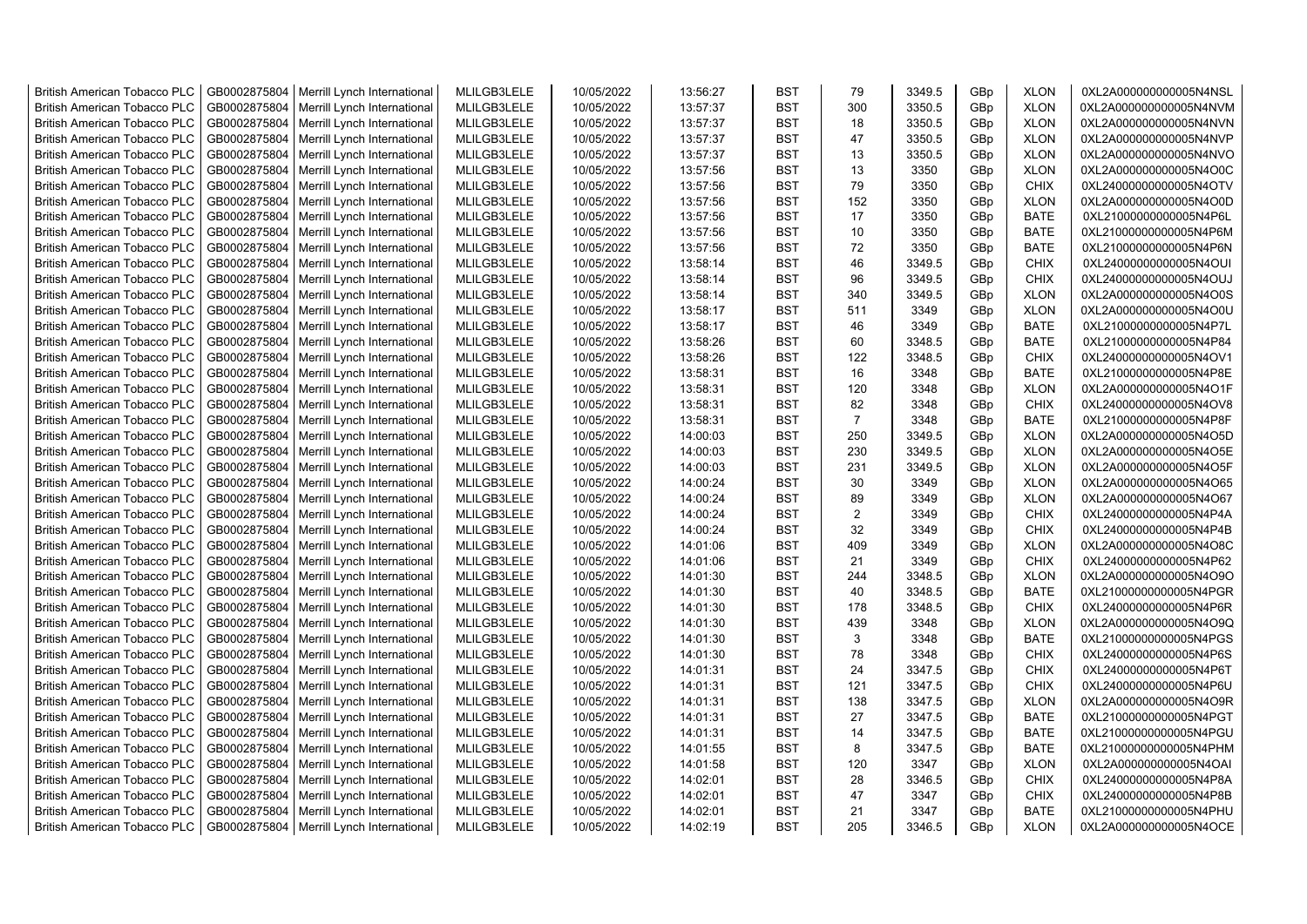| British American Tobacco PLC | GB0002875804 | Merrill Lynch International | MLILGB3LELE | 10/05/2022 | 13:56:27 | BST | 79 | 3349.5 | GBp | XLON | 0XL2A000000000005N4NSL |
|---|---|---|---|---|---|---|---|---|---|---|---|
| British American Tobacco PLC | GB0002875804 | Merrill Lynch International | MLILGB3LELE | 10/05/2022 | 13:57:37 | BST | 300 | 3350.5 | GBp | XLON | 0XL2A000000000005N4NVM |
| British American Tobacco PLC | GB0002875804 | Merrill Lynch International | MLILGB3LELE | 10/05/2022 | 13:57:37 | BST | 18 | 3350.5 | GBp | XLON | 0XL2A000000000005N4NVN |
| British American Tobacco PLC | GB0002875804 | Merrill Lynch International | MLILGB3LELE | 10/05/2022 | 13:57:37 | BST | 47 | 3350.5 | GBp | XLON | 0XL2A000000000005N4NVP |
| British American Tobacco PLC | GB0002875804 | Merrill Lynch International | MLILGB3LELE | 10/05/2022 | 13:57:37 | BST | 13 | 3350.5 | GBp | XLON | 0XL2A000000000005N4NVO |
| British American Tobacco PLC | GB0002875804 | Merrill Lynch International | MLILGB3LELE | 10/05/2022 | 13:57:56 | BST | 13 | 3350 | GBp | XLON | 0XL2A000000000005N4O0C |
| British American Tobacco PLC | GB0002875804 | Merrill Lynch International | MLILGB3LELE | 10/05/2022 | 13:57:56 | BST | 79 | 3350 | GBp | CHIX | 0XL24000000000005N4OTV |
| British American Tobacco PLC | GB0002875804 | Merrill Lynch International | MLILGB3LELE | 10/05/2022 | 13:57:56 | BST | 152 | 3350 | GBp | XLON | 0XL2A000000000005N4O0D |
| British American Tobacco PLC | GB0002875804 | Merrill Lynch International | MLILGB3LELE | 10/05/2022 | 13:57:56 | BST | 17 | 3350 | GBp | BATE | 0XL21000000000005N4P6L |
| British American Tobacco PLC | GB0002875804 | Merrill Lynch International | MLILGB3LELE | 10/05/2022 | 13:57:56 | BST | 10 | 3350 | GBp | BATE | 0XL21000000000005N4P6M |
| British American Tobacco PLC | GB0002875804 | Merrill Lynch International | MLILGB3LELE | 10/05/2022 | 13:57:56 | BST | 72 | 3350 | GBp | BATE | 0XL21000000000005N4P6N |
| British American Tobacco PLC | GB0002875804 | Merrill Lynch International | MLILGB3LELE | 10/05/2022 | 13:58:14 | BST | 46 | 3349.5 | GBp | CHIX | 0XL24000000000005N4OUI |
| British American Tobacco PLC | GB0002875804 | Merrill Lynch International | MLILGB3LELE | 10/05/2022 | 13:58:14 | BST | 96 | 3349.5 | GBp | CHIX | 0XL24000000000005N4OUJ |
| British American Tobacco PLC | GB0002875804 | Merrill Lynch International | MLILGB3LELE | 10/05/2022 | 13:58:14 | BST | 340 | 3349.5 | GBp | XLON | 0XL2A000000000005N4O0S |
| British American Tobacco PLC | GB0002875804 | Merrill Lynch International | MLILGB3LELE | 10/05/2022 | 13:58:17 | BST | 511 | 3349 | GBp | XLON | 0XL2A000000000005N4O0U |
| British American Tobacco PLC | GB0002875804 | Merrill Lynch International | MLILGB3LELE | 10/05/2022 | 13:58:17 | BST | 46 | 3349 | GBp | BATE | 0XL21000000000005N4P7L |
| British American Tobacco PLC | GB0002875804 | Merrill Lynch International | MLILGB3LELE | 10/05/2022 | 13:58:26 | BST | 60 | 3348.5 | GBp | BATE | 0XL21000000000005N4P84 |
| British American Tobacco PLC | GB0002875804 | Merrill Lynch International | MLILGB3LELE | 10/05/2022 | 13:58:26 | BST | 122 | 3348.5 | GBp | CHIX | 0XL24000000000005N4OV1 |
| British American Tobacco PLC | GB0002875804 | Merrill Lynch International | MLILGB3LELE | 10/05/2022 | 13:58:31 | BST | 16 | 3348 | GBp | BATE | 0XL21000000000005N4P8E |
| British American Tobacco PLC | GB0002875804 | Merrill Lynch International | MLILGB3LELE | 10/05/2022 | 13:58:31 | BST | 120 | 3348 | GBp | XLON | 0XL2A000000000005N4O1F |
| British American Tobacco PLC | GB0002875804 | Merrill Lynch International | MLILGB3LELE | 10/05/2022 | 13:58:31 | BST | 82 | 3348 | GBp | CHIX | 0XL24000000000005N4OV8 |
| British American Tobacco PLC | GB0002875804 | Merrill Lynch International | MLILGB3LELE | 10/05/2022 | 13:58:31 | BST | 7 | 3348 | GBp | BATE | 0XL21000000000005N4P8F |
| British American Tobacco PLC | GB0002875804 | Merrill Lynch International | MLILGB3LELE | 10/05/2022 | 14:00:03 | BST | 250 | 3349.5 | GBp | XLON | 0XL2A000000000005N4O5D |
| British American Tobacco PLC | GB0002875804 | Merrill Lynch International | MLILGB3LELE | 10/05/2022 | 14:00:03 | BST | 230 | 3349.5 | GBp | XLON | 0XL2A000000000005N4O5E |
| British American Tobacco PLC | GB0002875804 | Merrill Lynch International | MLILGB3LELE | 10/05/2022 | 14:00:03 | BST | 231 | 3349.5 | GBp | XLON | 0XL2A000000000005N4O5F |
| British American Tobacco PLC | GB0002875804 | Merrill Lynch International | MLILGB3LELE | 10/05/2022 | 14:00:24 | BST | 30 | 3349 | GBp | XLON | 0XL2A000000000005N4O65 |
| British American Tobacco PLC | GB0002875804 | Merrill Lynch International | MLILGB3LELE | 10/05/2022 | 14:00:24 | BST | 89 | 3349 | GBp | XLON | 0XL2A000000000005N4O67 |
| British American Tobacco PLC | GB0002875804 | Merrill Lynch International | MLILGB3LELE | 10/05/2022 | 14:00:24 | BST | 2 | 3349 | GBp | CHIX | 0XL24000000000005N4P4A |
| British American Tobacco PLC | GB0002875804 | Merrill Lynch International | MLILGB3LELE | 10/05/2022 | 14:00:24 | BST | 32 | 3349 | GBp | CHIX | 0XL24000000000005N4P4B |
| British American Tobacco PLC | GB0002875804 | Merrill Lynch International | MLILGB3LELE | 10/05/2022 | 14:01:06 | BST | 409 | 3349 | GBp | XLON | 0XL2A000000000005N4O8C |
| British American Tobacco PLC | GB0002875804 | Merrill Lynch International | MLILGB3LELE | 10/05/2022 | 14:01:06 | BST | 21 | 3349 | GBp | CHIX | 0XL24000000000005N4P62 |
| British American Tobacco PLC | GB0002875804 | Merrill Lynch International | MLILGB3LELE | 10/05/2022 | 14:01:30 | BST | 244 | 3348.5 | GBp | XLON | 0XL2A000000000005N4O9O |
| British American Tobacco PLC | GB0002875804 | Merrill Lynch International | MLILGB3LELE | 10/05/2022 | 14:01:30 | BST | 40 | 3348.5 | GBp | BATE | 0XL21000000000005N4PGR |
| British American Tobacco PLC | GB0002875804 | Merrill Lynch International | MLILGB3LELE | 10/05/2022 | 14:01:30 | BST | 178 | 3348.5 | GBp | CHIX | 0XL24000000000005N4P6R |
| British American Tobacco PLC | GB0002875804 | Merrill Lynch International | MLILGB3LELE | 10/05/2022 | 14:01:30 | BST | 439 | 3348 | GBp | XLON | 0XL2A000000000005N4O9Q |
| British American Tobacco PLC | GB0002875804 | Merrill Lynch International | MLILGB3LELE | 10/05/2022 | 14:01:30 | BST | 3 | 3348 | GBp | BATE | 0XL21000000000005N4PGS |
| British American Tobacco PLC | GB0002875804 | Merrill Lynch International | MLILGB3LELE | 10/05/2022 | 14:01:30 | BST | 78 | 3348 | GBp | CHIX | 0XL24000000000005N4P6S |
| British American Tobacco PLC | GB0002875804 | Merrill Lynch International | MLILGB3LELE | 10/05/2022 | 14:01:31 | BST | 24 | 3347.5 | GBp | CHIX | 0XL24000000000005N4P6T |
| British American Tobacco PLC | GB0002875804 | Merrill Lynch International | MLILGB3LELE | 10/05/2022 | 14:01:31 | BST | 121 | 3347.5 | GBp | CHIX | 0XL24000000000005N4P6U |
| British American Tobacco PLC | GB0002875804 | Merrill Lynch International | MLILGB3LELE | 10/05/2022 | 14:01:31 | BST | 138 | 3347.5 | GBp | XLON | 0XL2A000000000005N4O9R |
| British American Tobacco PLC | GB0002875804 | Merrill Lynch International | MLILGB3LELE | 10/05/2022 | 14:01:31 | BST | 27 | 3347.5 | GBp | BATE | 0XL21000000000005N4PGT |
| British American Tobacco PLC | GB0002875804 | Merrill Lynch International | MLILGB3LELE | 10/05/2022 | 14:01:31 | BST | 14 | 3347.5 | GBp | BATE | 0XL21000000000005N4PGU |
| British American Tobacco PLC | GB0002875804 | Merrill Lynch International | MLILGB3LELE | 10/05/2022 | 14:01:55 | BST | 8 | 3347.5 | GBp | BATE | 0XL21000000000005N4PHM |
| British American Tobacco PLC | GB0002875804 | Merrill Lynch International | MLILGB3LELE | 10/05/2022 | 14:01:58 | BST | 120 | 3347 | GBp | XLON | 0XL2A000000000005N4OAI |
| British American Tobacco PLC | GB0002875804 | Merrill Lynch International | MLILGB3LELE | 10/05/2022 | 14:02:01 | BST | 28 | 3346.5 | GBp | CHIX | 0XL24000000000005N4P8A |
| British American Tobacco PLC | GB0002875804 | Merrill Lynch International | MLILGB3LELE | 10/05/2022 | 14:02:01 | BST | 47 | 3347 | GBp | CHIX | 0XL24000000000005N4P8B |
| British American Tobacco PLC | GB0002875804 | Merrill Lynch International | MLILGB3LELE | 10/05/2022 | 14:02:01 | BST | 21 | 3347 | GBp | BATE | 0XL21000000000005N4PHU |
| British American Tobacco PLC | GB0002875804 | Merrill Lynch International | MLILGB3LELE | 10/05/2022 | 14:02:19 | BST | 205 | 3346.5 | GBp | XLON | 0XL2A000000000005N4OCE |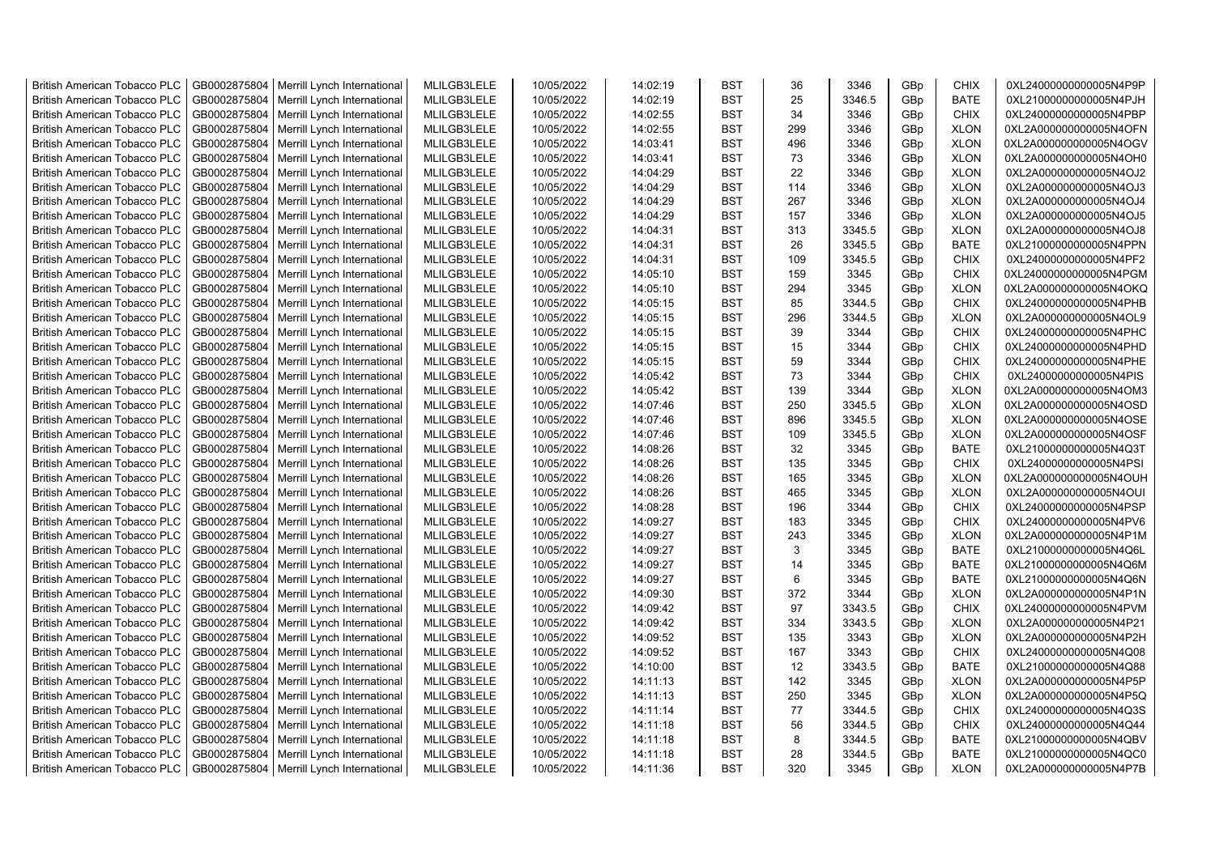| | | | | | | | | | | | |
|---|---|---|---|---|---|---|---|---|---|---|---|
| British American Tobacco PLC | GB0002875804 | Merrill Lynch International | MLILGB3LELE | 10/05/2022 | 14:02:19 | BST | 36 | 3346 | GBp | CHIX | 0XL24000000000005N4P9P |
| British American Tobacco PLC | GB0002875804 | Merrill Lynch International | MLILGB3LELE | 10/05/2022 | 14:02:19 | BST | 25 | 3346.5 | GBp | BATE | 0XL21000000000005N4PJH |
| British American Tobacco PLC | GB0002875804 | Merrill Lynch International | MLILGB3LELE | 10/05/2022 | 14:02:55 | BST | 34 | 3346 | GBp | CHIX | 0XL24000000000005N4PBP |
| British American Tobacco PLC | GB0002875804 | Merrill Lynch International | MLILGB3LELE | 10/05/2022 | 14:02:55 | BST | 299 | 3346 | GBp | XLON | 0XL2A000000000005N4OFN |
| British American Tobacco PLC | GB0002875804 | Merrill Lynch International | MLILGB3LELE | 10/05/2022 | 14:03:41 | BST | 496 | 3346 | GBp | XLON | 0XL2A000000000005N4OGV |
| British American Tobacco PLC | GB0002875804 | Merrill Lynch International | MLILGB3LELE | 10/05/2022 | 14:03:41 | BST | 73 | 3346 | GBp | XLON | 0XL2A000000000005N4OH0 |
| British American Tobacco PLC | GB0002875804 | Merrill Lynch International | MLILGB3LELE | 10/05/2022 | 14:04:29 | BST | 22 | 3346 | GBp | XLON | 0XL2A000000000005N4OJ2 |
| British American Tobacco PLC | GB0002875804 | Merrill Lynch International | MLILGB3LELE | 10/05/2022 | 14:04:29 | BST | 114 | 3346 | GBp | XLON | 0XL2A000000000005N4OJ3 |
| British American Tobacco PLC | GB0002875804 | Merrill Lynch International | MLILGB3LELE | 10/05/2022 | 14:04:29 | BST | 267 | 3346 | GBp | XLON | 0XL2A000000000005N4OJ4 |
| British American Tobacco PLC | GB0002875804 | Merrill Lynch International | MLILGB3LELE | 10/05/2022 | 14:04:29 | BST | 157 | 3346 | GBp | XLON | 0XL2A000000000005N4OJ5 |
| British American Tobacco PLC | GB0002875804 | Merrill Lynch International | MLILGB3LELE | 10/05/2022 | 14:04:31 | BST | 313 | 3345.5 | GBp | XLON | 0XL2A000000000005N4OJ8 |
| British American Tobacco PLC | GB0002875804 | Merrill Lynch International | MLILGB3LELE | 10/05/2022 | 14:04:31 | BST | 26 | 3345.5 | GBp | BATE | 0XL21000000000005N4PPN |
| British American Tobacco PLC | GB0002875804 | Merrill Lynch International | MLILGB3LELE | 10/05/2022 | 14:04:31 | BST | 109 | 3345.5 | GBp | CHIX | 0XL24000000000005N4PF2 |
| British American Tobacco PLC | GB0002875804 | Merrill Lynch International | MLILGB3LELE | 10/05/2022 | 14:05:10 | BST | 159 | 3345 | GBp | CHIX | 0XL24000000000005N4PGM |
| British American Tobacco PLC | GB0002875804 | Merrill Lynch International | MLILGB3LELE | 10/05/2022 | 14:05:10 | BST | 294 | 3345 | GBp | XLON | 0XL2A000000000005N4OKQ |
| British American Tobacco PLC | GB0002875804 | Merrill Lynch International | MLILGB3LELE | 10/05/2022 | 14:05:15 | BST | 85 | 3344.5 | GBp | CHIX | 0XL24000000000005N4PHB |
| British American Tobacco PLC | GB0002875804 | Merrill Lynch International | MLILGB3LELE | 10/05/2022 | 14:05:15 | BST | 296 | 3344.5 | GBp | XLON | 0XL2A000000000005N4OL9 |
| British American Tobacco PLC | GB0002875804 | Merrill Lynch International | MLILGB3LELE | 10/05/2022 | 14:05:15 | BST | 39 | 3344 | GBp | CHIX | 0XL24000000000005N4PHC |
| British American Tobacco PLC | GB0002875804 | Merrill Lynch International | MLILGB3LELE | 10/05/2022 | 14:05:15 | BST | 15 | 3344 | GBp | CHIX | 0XL24000000000005N4PHD |
| British American Tobacco PLC | GB0002875804 | Merrill Lynch International | MLILGB3LELE | 10/05/2022 | 14:05:15 | BST | 59 | 3344 | GBp | CHIX | 0XL24000000000005N4PHE |
| British American Tobacco PLC | GB0002875804 | Merrill Lynch International | MLILGB3LELE | 10/05/2022 | 14:05:42 | BST | 73 | 3344 | GBp | CHIX | 0XL24000000000005N4PIS |
| British American Tobacco PLC | GB0002875804 | Merrill Lynch International | MLILGB3LELE | 10/05/2022 | 14:05:42 | BST | 139 | 3344 | GBp | XLON | 0XL2A000000000005N4OM3 |
| British American Tobacco PLC | GB0002875804 | Merrill Lynch International | MLILGB3LELE | 10/05/2022 | 14:07:46 | BST | 250 | 3345.5 | GBp | XLON | 0XL2A000000000005N4OSD |
| British American Tobacco PLC | GB0002875804 | Merrill Lynch International | MLILGB3LELE | 10/05/2022 | 14:07:46 | BST | 896 | 3345.5 | GBp | XLON | 0XL2A000000000005N4OSE |
| British American Tobacco PLC | GB0002875804 | Merrill Lynch International | MLILGB3LELE | 10/05/2022 | 14:07:46 | BST | 109 | 3345.5 | GBp | XLON | 0XL2A000000000005N4OSF |
| British American Tobacco PLC | GB0002875804 | Merrill Lynch International | MLILGB3LELE | 10/05/2022 | 14:08:26 | BST | 32 | 3345 | GBp | BATE | 0XL21000000000005N4Q3T |
| British American Tobacco PLC | GB0002875804 | Merrill Lynch International | MLILGB3LELE | 10/05/2022 | 14:08:26 | BST | 135 | 3345 | GBp | CHIX | 0XL24000000000005N4PSI |
| British American Tobacco PLC | GB0002875804 | Merrill Lynch International | MLILGB3LELE | 10/05/2022 | 14:08:26 | BST | 165 | 3345 | GBp | XLON | 0XL2A000000000005N4OUH |
| British American Tobacco PLC | GB0002875804 | Merrill Lynch International | MLILGB3LELE | 10/05/2022 | 14:08:26 | BST | 465 | 3345 | GBp | XLON | 0XL2A000000000005N4OUI |
| British American Tobacco PLC | GB0002875804 | Merrill Lynch International | MLILGB3LELE | 10/05/2022 | 14:08:28 | BST | 196 | 3344 | GBp | CHIX | 0XL24000000000005N4PSP |
| British American Tobacco PLC | GB0002875804 | Merrill Lynch International | MLILGB3LELE | 10/05/2022 | 14:09:27 | BST | 183 | 3345 | GBp | CHIX | 0XL24000000000005N4PV6 |
| British American Tobacco PLC | GB0002875804 | Merrill Lynch International | MLILGB3LELE | 10/05/2022 | 14:09:27 | BST | 243 | 3345 | GBp | XLON | 0XL2A000000000005N4P1M |
| British American Tobacco PLC | GB0002875804 | Merrill Lynch International | MLILGB3LELE | 10/05/2022 | 14:09:27 | BST | 3 | 3345 | GBp | BATE | 0XL21000000000005N4Q6L |
| British American Tobacco PLC | GB0002875804 | Merrill Lynch International | MLILGB3LELE | 10/05/2022 | 14:09:27 | BST | 14 | 3345 | GBp | BATE | 0XL21000000000005N4Q6M |
| British American Tobacco PLC | GB0002875804 | Merrill Lynch International | MLILGB3LELE | 10/05/2022 | 14:09:27 | BST | 6 | 3345 | GBp | BATE | 0XL21000000000005N4Q6N |
| British American Tobacco PLC | GB0002875804 | Merrill Lynch International | MLILGB3LELE | 10/05/2022 | 14:09:30 | BST | 372 | 3344 | GBp | XLON | 0XL2A000000000005N4P1N |
| British American Tobacco PLC | GB0002875804 | Merrill Lynch International | MLILGB3LELE | 10/05/2022 | 14:09:42 | BST | 97 | 3343.5 | GBp | CHIX | 0XL24000000000005N4PVM |
| British American Tobacco PLC | GB0002875804 | Merrill Lynch International | MLILGB3LELE | 10/05/2022 | 14:09:42 | BST | 334 | 3343.5 | GBp | XLON | 0XL2A000000000005N4P21 |
| British American Tobacco PLC | GB0002875804 | Merrill Lynch International | MLILGB3LELE | 10/05/2022 | 14:09:52 | BST | 135 | 3343 | GBp | XLON | 0XL2A000000000005N4P2H |
| British American Tobacco PLC | GB0002875804 | Merrill Lynch International | MLILGB3LELE | 10/05/2022 | 14:09:52 | BST | 167 | 3343 | GBp | CHIX | 0XL24000000000005N4Q08 |
| British American Tobacco PLC | GB0002875804 | Merrill Lynch International | MLILGB3LELE | 10/05/2022 | 14:10:00 | BST | 12 | 3343.5 | GBp | BATE | 0XL21000000000005N4Q88 |
| British American Tobacco PLC | GB0002875804 | Merrill Lynch International | MLILGB3LELE | 10/05/2022 | 14:11:13 | BST | 142 | 3345 | GBp | XLON | 0XL2A000000000005N4P5P |
| British American Tobacco PLC | GB0002875804 | Merrill Lynch International | MLILGB3LELE | 10/05/2022 | 14:11:13 | BST | 250 | 3345 | GBp | XLON | 0XL2A000000000005N4P5Q |
| British American Tobacco PLC | GB0002875804 | Merrill Lynch International | MLILGB3LELE | 10/05/2022 | 14:11:14 | BST | 77 | 3344.5 | GBp | CHIX | 0XL24000000000005N4Q3S |
| British American Tobacco PLC | GB0002875804 | Merrill Lynch International | MLILGB3LELE | 10/05/2022 | 14:11:18 | BST | 56 | 3344.5 | GBp | CHIX | 0XL24000000000005N4Q44 |
| British American Tobacco PLC | GB0002875804 | Merrill Lynch International | MLILGB3LELE | 10/05/2022 | 14:11:18 | BST | 8 | 3344.5 | GBp | BATE | 0XL21000000000005N4QBV |
| British American Tobacco PLC | GB0002875804 | Merrill Lynch International | MLILGB3LELE | 10/05/2022 | 14:11:18 | BST | 28 | 3344.5 | GBp | BATE | 0XL21000000000005N4QC0 |
| British American Tobacco PLC | GB0002875804 | Merrill Lynch International | MLILGB3LELE | 10/05/2022 | 14:11:36 | BST | 320 | 3345 | GBp | XLON | 0XL2A000000000005N4P7B |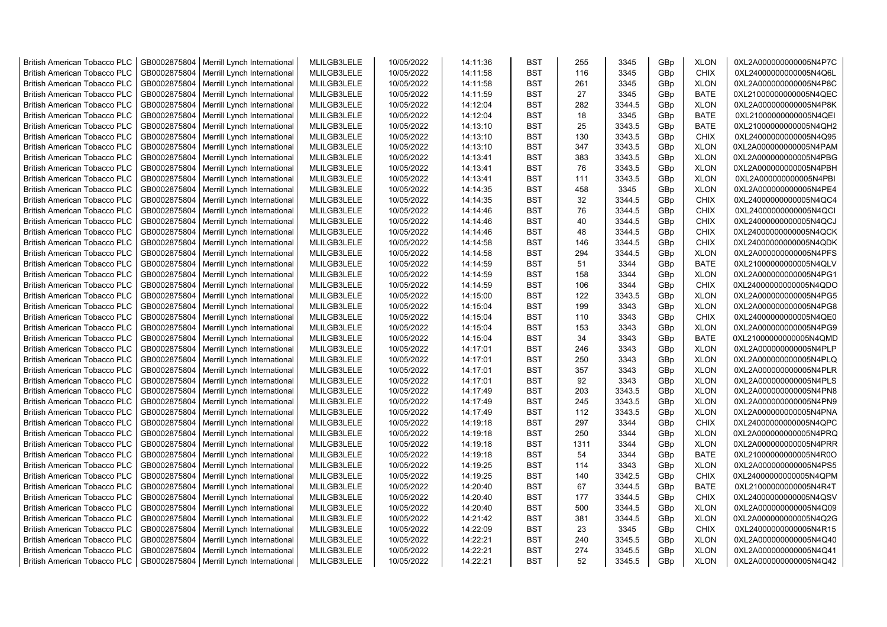| British American Tobacco PLC | GB0002875804 | Merrill Lynch International | MLILGB3LELE | 10/05/2022 | 14:11:36 | BST | 255 | 3345 | GBp | XLON | 0XL2A000000000005N4P7C |
|---|---|---|---|---|---|---|---|---|---|---|---|
| British American Tobacco PLC | GB0002875804 | Merrill Lynch International | MLILGB3LELE | 10/05/2022 | 14:11:58 | BST | 116 | 3345 | GBp | CHIX | 0XL24000000000005N4Q6L |
| British American Tobacco PLC | GB0002875804 | Merrill Lynch International | MLILGB3LELE | 10/05/2022 | 14:11:58 | BST | 261 | 3345 | GBp | XLON | 0XL2A000000000005N4P8C |
| British American Tobacco PLC | GB0002875804 | Merrill Lynch International | MLILGB3LELE | 10/05/2022 | 14:11:59 | BST | 27 | 3345 | GBp | BATE | 0XL21000000000005N4QEC |
| British American Tobacco PLC | GB0002875804 | Merrill Lynch International | MLILGB3LELE | 10/05/2022 | 14:12:04 | BST | 282 | 3344.5 | GBp | XLON | 0XL2A000000000005N4P8K |
| British American Tobacco PLC | GB0002875804 | Merrill Lynch International | MLILGB3LELE | 10/05/2022 | 14:12:04 | BST | 18 | 3345 | GBp | BATE | 0XL21000000000005N4QEI |
| British American Tobacco PLC | GB0002875804 | Merrill Lynch International | MLILGB3LELE | 10/05/2022 | 14:13:10 | BST | 25 | 3343.5 | GBp | BATE | 0XL21000000000005N4QH2 |
| British American Tobacco PLC | GB0002875804 | Merrill Lynch International | MLILGB3LELE | 10/05/2022 | 14:13:10 | BST | 130 | 3343.5 | GBp | CHIX | 0XL24000000000005N4Q95 |
| British American Tobacco PLC | GB0002875804 | Merrill Lynch International | MLILGB3LELE | 10/05/2022 | 14:13:10 | BST | 347 | 3343.5 | GBp | XLON | 0XL2A000000000005N4PAM |
| British American Tobacco PLC | GB0002875804 | Merrill Lynch International | MLILGB3LELE | 10/05/2022 | 14:13:41 | BST | 383 | 3343.5 | GBp | XLON | 0XL2A000000000005N4PBG |
| British American Tobacco PLC | GB0002875804 | Merrill Lynch International | MLILGB3LELE | 10/05/2022 | 14:13:41 | BST | 76 | 3343.5 | GBp | XLON | 0XL2A000000000005N4PBH |
| British American Tobacco PLC | GB0002875804 | Merrill Lynch International | MLILGB3LELE | 10/05/2022 | 14:13:41 | BST | 111 | 3343.5 | GBp | XLON | 0XL2A000000000005N4PBI |
| British American Tobacco PLC | GB0002875804 | Merrill Lynch International | MLILGB3LELE | 10/05/2022 | 14:14:35 | BST | 458 | 3345 | GBp | XLON | 0XL2A000000000005N4PE4 |
| British American Tobacco PLC | GB0002875804 | Merrill Lynch International | MLILGB3LELE | 10/05/2022 | 14:14:35 | BST | 32 | 3344.5 | GBp | CHIX | 0XL24000000000005N4QC4 |
| British American Tobacco PLC | GB0002875804 | Merrill Lynch International | MLILGB3LELE | 10/05/2022 | 14:14:46 | BST | 76 | 3344.5 | GBp | CHIX | 0XL24000000000005N4QCI |
| British American Tobacco PLC | GB0002875804 | Merrill Lynch International | MLILGB3LELE | 10/05/2022 | 14:14:46 | BST | 40 | 3344.5 | GBp | CHIX | 0XL24000000000005N4QCJ |
| British American Tobacco PLC | GB0002875804 | Merrill Lynch International | MLILGB3LELE | 10/05/2022 | 14:14:46 | BST | 48 | 3344.5 | GBp | CHIX | 0XL24000000000005N4QCK |
| British American Tobacco PLC | GB0002875804 | Merrill Lynch International | MLILGB3LELE | 10/05/2022 | 14:14:58 | BST | 146 | 3344.5 | GBp | CHIX | 0XL24000000000005N4QDK |
| British American Tobacco PLC | GB0002875804 | Merrill Lynch International | MLILGB3LELE | 10/05/2022 | 14:14:58 | BST | 294 | 3344.5 | GBp | XLON | 0XL2A000000000005N4PFS |
| British American Tobacco PLC | GB0002875804 | Merrill Lynch International | MLILGB3LELE | 10/05/2022 | 14:14:59 | BST | 51 | 3344 | GBp | BATE | 0XL21000000000005N4QLV |
| British American Tobacco PLC | GB0002875804 | Merrill Lynch International | MLILGB3LELE | 10/05/2022 | 14:14:59 | BST | 158 | 3344 | GBp | XLON | 0XL2A000000000005N4PG1 |
| British American Tobacco PLC | GB0002875804 | Merrill Lynch International | MLILGB3LELE | 10/05/2022 | 14:14:59 | BST | 106 | 3344 | GBp | CHIX | 0XL24000000000005N4QDO |
| British American Tobacco PLC | GB0002875804 | Merrill Lynch International | MLILGB3LELE | 10/05/2022 | 14:15:00 | BST | 122 | 3343.5 | GBp | XLON | 0XL2A000000000005N4PG5 |
| British American Tobacco PLC | GB0002875804 | Merrill Lynch International | MLILGB3LELE | 10/05/2022 | 14:15:04 | BST | 199 | 3343 | GBp | XLON | 0XL2A000000000005N4PG8 |
| British American Tobacco PLC | GB0002875804 | Merrill Lynch International | MLILGB3LELE | 10/05/2022 | 14:15:04 | BST | 110 | 3343 | GBp | CHIX | 0XL24000000000005N4QE0 |
| British American Tobacco PLC | GB0002875804 | Merrill Lynch International | MLILGB3LELE | 10/05/2022 | 14:15:04 | BST | 153 | 3343 | GBp | XLON | 0XL2A000000000005N4PG9 |
| British American Tobacco PLC | GB0002875804 | Merrill Lynch International | MLILGB3LELE | 10/05/2022 | 14:15:04 | BST | 34 | 3343 | GBp | BATE | 0XL21000000000005N4QMD |
| British American Tobacco PLC | GB0002875804 | Merrill Lynch International | MLILGB3LELE | 10/05/2022 | 14:17:01 | BST | 246 | 3343 | GBp | XLON | 0XL2A000000000005N4PLP |
| British American Tobacco PLC | GB0002875804 | Merrill Lynch International | MLILGB3LELE | 10/05/2022 | 14:17:01 | BST | 250 | 3343 | GBp | XLON | 0XL2A000000000005N4PLQ |
| British American Tobacco PLC | GB0002875804 | Merrill Lynch International | MLILGB3LELE | 10/05/2022 | 14:17:01 | BST | 357 | 3343 | GBp | XLON | 0XL2A000000000005N4PLR |
| British American Tobacco PLC | GB0002875804 | Merrill Lynch International | MLILGB3LELE | 10/05/2022 | 14:17:01 | BST | 92 | 3343 | GBp | XLON | 0XL2A000000000005N4PLS |
| British American Tobacco PLC | GB0002875804 | Merrill Lynch International | MLILGB3LELE | 10/05/2022 | 14:17:49 | BST | 203 | 3343.5 | GBp | XLON | 0XL2A000000000005N4PN8 |
| British American Tobacco PLC | GB0002875804 | Merrill Lynch International | MLILGB3LELE | 10/05/2022 | 14:17:49 | BST | 245 | 3343.5 | GBp | XLON | 0XL2A000000000005N4PN9 |
| British American Tobacco PLC | GB0002875804 | Merrill Lynch International | MLILGB3LELE | 10/05/2022 | 14:17:49 | BST | 112 | 3343.5 | GBp | XLON | 0XL2A000000000005N4PNA |
| British American Tobacco PLC | GB0002875804 | Merrill Lynch International | MLILGB3LELE | 10/05/2022 | 14:19:18 | BST | 297 | 3344 | GBp | CHIX | 0XL24000000000005N4QPC |
| British American Tobacco PLC | GB0002875804 | Merrill Lynch International | MLILGB3LELE | 10/05/2022 | 14:19:18 | BST | 250 | 3344 | GBp | XLON | 0XL2A000000000005N4PRQ |
| British American Tobacco PLC | GB0002875804 | Merrill Lynch International | MLILGB3LELE | 10/05/2022 | 14:19:18 | BST | 1311 | 3344 | GBp | XLON | 0XL2A000000000005N4PRR |
| British American Tobacco PLC | GB0002875804 | Merrill Lynch International | MLILGB3LELE | 10/05/2022 | 14:19:18 | BST | 54 | 3344 | GBp | BATE | 0XL21000000000005N4R0O |
| British American Tobacco PLC | GB0002875804 | Merrill Lynch International | MLILGB3LELE | 10/05/2022 | 14:19:25 | BST | 114 | 3343 | GBp | XLON | 0XL2A000000000005N4PS5 |
| British American Tobacco PLC | GB0002875804 | Merrill Lynch International | MLILGB3LELE | 10/05/2022 | 14:19:25 | BST | 140 | 3342.5 | GBp | CHIX | 0XL24000000000005N4QPM |
| British American Tobacco PLC | GB0002875804 | Merrill Lynch International | MLILGB3LELE | 10/05/2022 | 14:20:40 | BST | 67 | 3344.5 | GBp | BATE | 0XL21000000000005N4R4T |
| British American Tobacco PLC | GB0002875804 | Merrill Lynch International | MLILGB3LELE | 10/05/2022 | 14:20:40 | BST | 177 | 3344.5 | GBp | CHIX | 0XL24000000000005N4QSV |
| British American Tobacco PLC | GB0002875804 | Merrill Lynch International | MLILGB3LELE | 10/05/2022 | 14:20:40 | BST | 500 | 3344.5 | GBp | XLON | 0XL2A000000000005N4Q09 |
| British American Tobacco PLC | GB0002875804 | Merrill Lynch International | MLILGB3LELE | 10/05/2022 | 14:21:42 | BST | 381 | 3344.5 | GBp | XLON | 0XL2A000000000005N4Q2G |
| British American Tobacco PLC | GB0002875804 | Merrill Lynch International | MLILGB3LELE | 10/05/2022 | 14:22:09 | BST | 23 | 3345 | GBp | CHIX | 0XL24000000000005N4R15 |
| British American Tobacco PLC | GB0002875804 | Merrill Lynch International | MLILGB3LELE | 10/05/2022 | 14:22:21 | BST | 240 | 3345.5 | GBp | XLON | 0XL2A000000000005N4Q40 |
| British American Tobacco PLC | GB0002875804 | Merrill Lynch International | MLILGB3LELE | 10/05/2022 | 14:22:21 | BST | 274 | 3345.5 | GBp | XLON | 0XL2A000000000005N4Q41 |
| British American Tobacco PLC | GB0002875804 | Merrill Lynch International | MLILGB3LELE | 10/05/2022 | 14:22:21 | BST | 52 | 3345.5 | GBp | XLON | 0XL2A000000000005N4Q42 |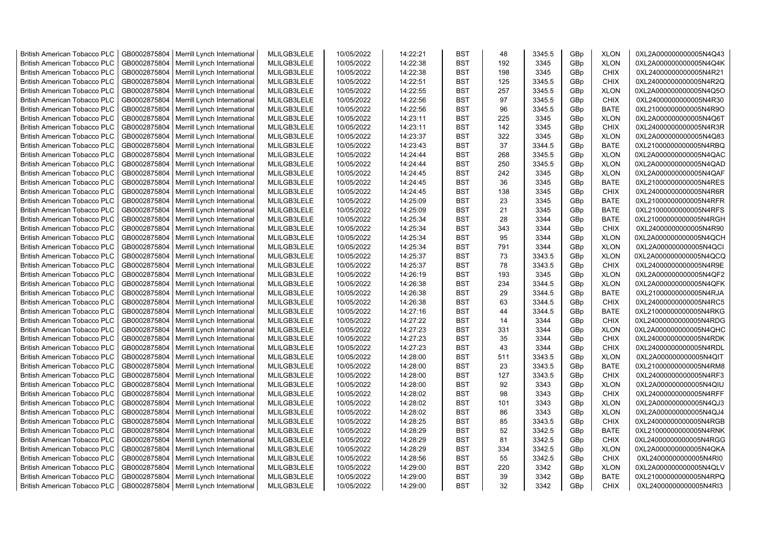| British American Tobacco PLC | GB0002875804 | Merrill Lynch International | MLILGB3LELE | 10/05/2022 | 14:22:21 | BST | 48 | 3345.5 | GBp | XLON | 0XL2A000000000005N4Q43 |
|---|---|---|---|---|---|---|---|---|---|---|---|
| British American Tobacco PLC | GB0002875804 | Merrill Lynch International | MLILGB3LELE | 10/05/2022 | 14:22:38 | BST | 192 | 3345 | GBp | XLON | 0XL2A000000000005N4Q4K |
| British American Tobacco PLC | GB0002875804 | Merrill Lynch International | MLILGB3LELE | 10/05/2022 | 14:22:38 | BST | 198 | 3345 | GBp | CHIX | 0XL24000000000005N4R21 |
| British American Tobacco PLC | GB0002875804 | Merrill Lynch International | MLILGB3LELE | 10/05/2022 | 14:22:51 | BST | 125 | 3345.5 | GBp | CHIX | 0XL24000000000005N4R2Q |
| British American Tobacco PLC | GB0002875804 | Merrill Lynch International | MLILGB3LELE | 10/05/2022 | 14:22:55 | BST | 257 | 3345.5 | GBp | XLON | 0XL2A000000000005N4Q5O |
| British American Tobacco PLC | GB0002875804 | Merrill Lynch International | MLILGB3LELE | 10/05/2022 | 14:22:56 | BST | 97 | 3345.5 | GBp | CHIX | 0XL24000000000005N4R30 |
| British American Tobacco PLC | GB0002875804 | Merrill Lynch International | MLILGB3LELE | 10/05/2022 | 14:22:56 | BST | 96 | 3345.5 | GBp | BATE | 0XL21000000000005N4R9O |
| British American Tobacco PLC | GB0002875804 | Merrill Lynch International | MLILGB3LELE | 10/05/2022 | 14:23:11 | BST | 225 | 3345 | GBp | XLON | 0XL2A000000000005N4Q6T |
| British American Tobacco PLC | GB0002875804 | Merrill Lynch International | MLILGB3LELE | 10/05/2022 | 14:23:11 | BST | 142 | 3345 | GBp | CHIX | 0XL24000000000005N4R3R |
| British American Tobacco PLC | GB0002875804 | Merrill Lynch International | MLILGB3LELE | 10/05/2022 | 14:23:37 | BST | 322 | 3345 | GBp | XLON | 0XL2A000000000005N4Q83 |
| British American Tobacco PLC | GB0002875804 | Merrill Lynch International | MLILGB3LELE | 10/05/2022 | 14:23:43 | BST | 37 | 3344.5 | GBp | BATE | 0XL21000000000005N4RBQ |
| British American Tobacco PLC | GB0002875804 | Merrill Lynch International | MLILGB3LELE | 10/05/2022 | 14:24:44 | BST | 268 | 3345.5 | GBp | XLON | 0XL2A000000000005N4QAC |
| British American Tobacco PLC | GB0002875804 | Merrill Lynch International | MLILGB3LELE | 10/05/2022 | 14:24:44 | BST | 250 | 3345.5 | GBp | XLON | 0XL2A000000000005N4QAD |
| British American Tobacco PLC | GB0002875804 | Merrill Lynch International | MLILGB3LELE | 10/05/2022 | 14:24:45 | BST | 242 | 3345 | GBp | XLON | 0XL2A000000000005N4QAF |
| British American Tobacco PLC | GB0002875804 | Merrill Lynch International | MLILGB3LELE | 10/05/2022 | 14:24:45 | BST | 36 | 3345 | GBp | BATE | 0XL21000000000005N4RES |
| British American Tobacco PLC | GB0002875804 | Merrill Lynch International | MLILGB3LELE | 10/05/2022 | 14:24:45 | BST | 138 | 3345 | GBp | CHIX | 0XL24000000000005N4R6R |
| British American Tobacco PLC | GB0002875804 | Merrill Lynch International | MLILGB3LELE | 10/05/2022 | 14:25:09 | BST | 23 | 3345 | GBp | BATE | 0XL21000000000005N4RFR |
| British American Tobacco PLC | GB0002875804 | Merrill Lynch International | MLILGB3LELE | 10/05/2022 | 14:25:09 | BST | 21 | 3345 | GBp | BATE | 0XL21000000000005N4RFS |
| British American Tobacco PLC | GB0002875804 | Merrill Lynch International | MLILGB3LELE | 10/05/2022 | 14:25:34 | BST | 28 | 3344 | GBp | BATE | 0XL21000000000005N4RGH |
| British American Tobacco PLC | GB0002875804 | Merrill Lynch International | MLILGB3LELE | 10/05/2022 | 14:25:34 | BST | 343 | 3344 | GBp | CHIX | 0XL24000000000005N4R90 |
| British American Tobacco PLC | GB0002875804 | Merrill Lynch International | MLILGB3LELE | 10/05/2022 | 14:25:34 | BST | 95 | 3344 | GBp | XLON | 0XL2A000000000005N4QCH |
| British American Tobacco PLC | GB0002875804 | Merrill Lynch International | MLILGB3LELE | 10/05/2022 | 14:25:34 | BST | 791 | 3344 | GBp | XLON | 0XL2A000000000005N4QCI |
| British American Tobacco PLC | GB0002875804 | Merrill Lynch International | MLILGB3LELE | 10/05/2022 | 14:25:37 | BST | 73 | 3343.5 | GBp | XLON | 0XL2A000000000005N4QCQ |
| British American Tobacco PLC | GB0002875804 | Merrill Lynch International | MLILGB3LELE | 10/05/2022 | 14:25:37 | BST | 78 | 3343.5 | GBp | CHIX | 0XL24000000000005N4R9E |
| British American Tobacco PLC | GB0002875804 | Merrill Lynch International | MLILGB3LELE | 10/05/2022 | 14:26:19 | BST | 193 | 3345 | GBp | XLON | 0XL2A000000000005N4QF2 |
| British American Tobacco PLC | GB0002875804 | Merrill Lynch International | MLILGB3LELE | 10/05/2022 | 14:26:38 | BST | 234 | 3344.5 | GBp | XLON | 0XL2A000000000005N4QFK |
| British American Tobacco PLC | GB0002875804 | Merrill Lynch International | MLILGB3LELE | 10/05/2022 | 14:26:38 | BST | 29 | 3344.5 | GBp | BATE | 0XL21000000000005N4RJA |
| British American Tobacco PLC | GB0002875804 | Merrill Lynch International | MLILGB3LELE | 10/05/2022 | 14:26:38 | BST | 63 | 3344.5 | GBp | CHIX | 0XL24000000000005N4RC5 |
| British American Tobacco PLC | GB0002875804 | Merrill Lynch International | MLILGB3LELE | 10/05/2022 | 14:27:16 | BST | 44 | 3344.5 | GBp | BATE | 0XL21000000000005N4RKG |
| British American Tobacco PLC | GB0002875804 | Merrill Lynch International | MLILGB3LELE | 10/05/2022 | 14:27:22 | BST | 14 | 3344 | GBp | CHIX | 0XL24000000000005N4RDG |
| British American Tobacco PLC | GB0002875804 | Merrill Lynch International | MLILGB3LELE | 10/05/2022 | 14:27:23 | BST | 331 | 3344 | GBp | XLON | 0XL2A000000000005N4QHC |
| British American Tobacco PLC | GB0002875804 | Merrill Lynch International | MLILGB3LELE | 10/05/2022 | 14:27:23 | BST | 35 | 3344 | GBp | CHIX | 0XL24000000000005N4RDK |
| British American Tobacco PLC | GB0002875804 | Merrill Lynch International | MLILGB3LELE | 10/05/2022 | 14:27:23 | BST | 43 | 3344 | GBp | CHIX | 0XL24000000000005N4RDL |
| British American Tobacco PLC | GB0002875804 | Merrill Lynch International | MLILGB3LELE | 10/05/2022 | 14:28:00 | BST | 511 | 3343.5 | GBp | XLON | 0XL2A000000000005N4QIT |
| British American Tobacco PLC | GB0002875804 | Merrill Lynch International | MLILGB3LELE | 10/05/2022 | 14:28:00 | BST | 23 | 3343.5 | GBp | BATE | 0XL21000000000005N4RM8 |
| British American Tobacco PLC | GB0002875804 | Merrill Lynch International | MLILGB3LELE | 10/05/2022 | 14:28:00 | BST | 127 | 3343.5 | GBp | CHIX | 0XL24000000000005N4RF3 |
| British American Tobacco PLC | GB0002875804 | Merrill Lynch International | MLILGB3LELE | 10/05/2022 | 14:28:00 | BST | 92 | 3343 | GBp | XLON | 0XL2A000000000005N4QIU |
| British American Tobacco PLC | GB0002875804 | Merrill Lynch International | MLILGB3LELE | 10/05/2022 | 14:28:02 | BST | 98 | 3343 | GBp | CHIX | 0XL24000000000005N4RFF |
| British American Tobacco PLC | GB0002875804 | Merrill Lynch International | MLILGB3LELE | 10/05/2022 | 14:28:02 | BST | 101 | 3343 | GBp | XLON | 0XL2A000000000005N4QJ3 |
| British American Tobacco PLC | GB0002875804 | Merrill Lynch International | MLILGB3LELE | 10/05/2022 | 14:28:02 | BST | 86 | 3343 | GBp | XLON | 0XL2A000000000005N4QJ4 |
| British American Tobacco PLC | GB0002875804 | Merrill Lynch International | MLILGB3LELE | 10/05/2022 | 14:28:25 | BST | 85 | 3343.5 | GBp | CHIX | 0XL24000000000005N4RGB |
| British American Tobacco PLC | GB0002875804 | Merrill Lynch International | MLILGB3LELE | 10/05/2022 | 14:28:29 | BST | 52 | 3342.5 | GBp | BATE | 0XL21000000000005N4RNK |
| British American Tobacco PLC | GB0002875804 | Merrill Lynch International | MLILGB3LELE | 10/05/2022 | 14:28:29 | BST | 81 | 3342.5 | GBp | CHIX | 0XL24000000000005N4RGG |
| British American Tobacco PLC | GB0002875804 | Merrill Lynch International | MLILGB3LELE | 10/05/2022 | 14:28:29 | BST | 334 | 3342.5 | GBp | XLON | 0XL2A000000000005N4QKA |
| British American Tobacco PLC | GB0002875804 | Merrill Lynch International | MLILGB3LELE | 10/05/2022 | 14:28:56 | BST | 55 | 3342.5 | GBp | CHIX | 0XL24000000000005N4RI0 |
| British American Tobacco PLC | GB0002875804 | Merrill Lynch International | MLILGB3LELE | 10/05/2022 | 14:29:00 | BST | 220 | 3342 | GBp | XLON | 0XL2A000000000005N4QLV |
| British American Tobacco PLC | GB0002875804 | Merrill Lynch International | MLILGB3LELE | 10/05/2022 | 14:29:00 | BST | 39 | 3342 | GBp | BATE | 0XL21000000000005N4RPQ |
| British American Tobacco PLC | GB0002875804 | Merrill Lynch International | MLILGB3LELE | 10/05/2022 | 14:29:00 | BST | 32 | 3342 | GBp | CHIX | 0XL24000000000005N4RI3 |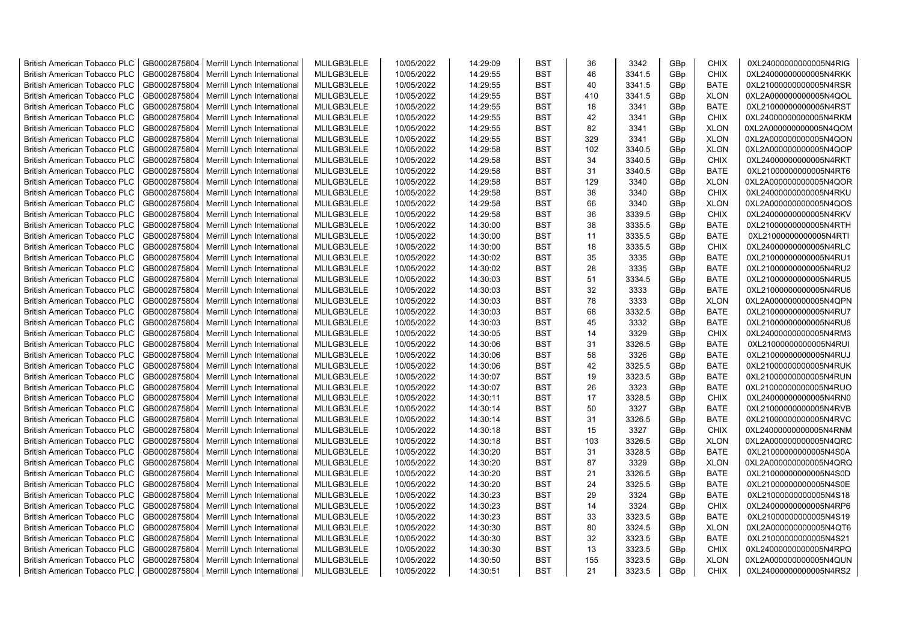| British American Tobacco PLC | GB0002875804 | Merrill Lynch International | MLILGB3LELE | 10/05/2022 | 14:29:09 | BST | 36 | 3342 | GBp | CHIX | 0XL24000000000005N4RIG |
|---|---|---|---|---|---|---|---|---|---|---|---|
| British American Tobacco PLC | GB0002875804 | Merrill Lynch International | MLILGB3LELE | 10/05/2022 | 14:29:55 | BST | 46 | 3341.5 | GBp | CHIX | 0XL24000000000005N4RKK |
| British American Tobacco PLC | GB0002875804 | Merrill Lynch International | MLILGB3LELE | 10/05/2022 | 14:29:55 | BST | 40 | 3341.5 | GBp | BATE | 0XL21000000000005N4RSR |
| British American Tobacco PLC | GB0002875804 | Merrill Lynch International | MLILGB3LELE | 10/05/2022 | 14:29:55 | BST | 410 | 3341.5 | GBp | XLON | 0XL2A000000000005N4QOL |
| British American Tobacco PLC | GB0002875804 | Merrill Lynch International | MLILGB3LELE | 10/05/2022 | 14:29:55 | BST | 18 | 3341 | GBp | BATE | 0XL21000000000005N4RST |
| British American Tobacco PLC | GB0002875804 | Merrill Lynch International | MLILGB3LELE | 10/05/2022 | 14:29:55 | BST | 42 | 3341 | GBp | CHIX | 0XL24000000000005N4RKM |
| British American Tobacco PLC | GB0002875804 | Merrill Lynch International | MLILGB3LELE | 10/05/2022 | 14:29:55 | BST | 82 | 3341 | GBp | XLON | 0XL2A000000000005N4QOM |
| British American Tobacco PLC | GB0002875804 | Merrill Lynch International | MLILGB3LELE | 10/05/2022 | 14:29:55 | BST | 329 | 3341 | GBp | XLON | 0XL2A000000000005N4QON |
| British American Tobacco PLC | GB0002875804 | Merrill Lynch International | MLILGB3LELE | 10/05/2022 | 14:29:58 | BST | 102 | 3340.5 | GBp | XLON | 0XL2A000000000005N4QOP |
| British American Tobacco PLC | GB0002875804 | Merrill Lynch International | MLILGB3LELE | 10/05/2022 | 14:29:58 | BST | 34 | 3340.5 | GBp | CHIX | 0XL24000000000005N4RKT |
| British American Tobacco PLC | GB0002875804 | Merrill Lynch International | MLILGB3LELE | 10/05/2022 | 14:29:58 | BST | 31 | 3340.5 | GBp | BATE | 0XL21000000000005N4RT6 |
| British American Tobacco PLC | GB0002875804 | Merrill Lynch International | MLILGB3LELE | 10/05/2022 | 14:29:58 | BST | 129 | 3340 | GBp | XLON | 0XL2A000000000005N4QOR |
| British American Tobacco PLC | GB0002875804 | Merrill Lynch International | MLILGB3LELE | 10/05/2022 | 14:29:58 | BST | 38 | 3340 | GBp | CHIX | 0XL24000000000005N4RKU |
| British American Tobacco PLC | GB0002875804 | Merrill Lynch International | MLILGB3LELE | 10/05/2022 | 14:29:58 | BST | 66 | 3340 | GBp | XLON | 0XL2A000000000005N4QOS |
| British American Tobacco PLC | GB0002875804 | Merrill Lynch International | MLILGB3LELE | 10/05/2022 | 14:29:58 | BST | 36 | 3339.5 | GBp | CHIX | 0XL24000000000005N4RKV |
| British American Tobacco PLC | GB0002875804 | Merrill Lynch International | MLILGB3LELE | 10/05/2022 | 14:30:00 | BST | 38 | 3335.5 | GBp | BATE | 0XL21000000000005N4RTH |
| British American Tobacco PLC | GB0002875804 | Merrill Lynch International | MLILGB3LELE | 10/05/2022 | 14:30:00 | BST | 11 | 3335.5 | GBp | BATE | 0XL21000000000005N4RTI |
| British American Tobacco PLC | GB0002875804 | Merrill Lynch International | MLILGB3LELE | 10/05/2022 | 14:30:00 | BST | 18 | 3335.5 | GBp | CHIX | 0XL24000000000005N4RLC |
| British American Tobacco PLC | GB0002875804 | Merrill Lynch International | MLILGB3LELE | 10/05/2022 | 14:30:02 | BST | 35 | 3335 | GBp | BATE | 0XL21000000000005N4RU1 |
| British American Tobacco PLC | GB0002875804 | Merrill Lynch International | MLILGB3LELE | 10/05/2022 | 14:30:02 | BST | 28 | 3335 | GBp | BATE | 0XL21000000000005N4RU2 |
| British American Tobacco PLC | GB0002875804 | Merrill Lynch International | MLILGB3LELE | 10/05/2022 | 14:30:03 | BST | 51 | 3334.5 | GBp | BATE | 0XL21000000000005N4RU5 |
| British American Tobacco PLC | GB0002875804 | Merrill Lynch International | MLILGB3LELE | 10/05/2022 | 14:30:03 | BST | 32 | 3333 | GBp | BATE | 0XL21000000000005N4RU6 |
| British American Tobacco PLC | GB0002875804 | Merrill Lynch International | MLILGB3LELE | 10/05/2022 | 14:30:03 | BST | 78 | 3333 | GBp | XLON | 0XL2A000000000005N4QPN |
| British American Tobacco PLC | GB0002875804 | Merrill Lynch International | MLILGB3LELE | 10/05/2022 | 14:30:03 | BST | 68 | 3332.5 | GBp | BATE | 0XL21000000000005N4RU7 |
| British American Tobacco PLC | GB0002875804 | Merrill Lynch International | MLILGB3LELE | 10/05/2022 | 14:30:03 | BST | 45 | 3332 | GBp | BATE | 0XL21000000000005N4RU8 |
| British American Tobacco PLC | GB0002875804 | Merrill Lynch International | MLILGB3LELE | 10/05/2022 | 14:30:05 | BST | 14 | 3329 | GBp | CHIX | 0XL24000000000005N4RM3 |
| British American Tobacco PLC | GB0002875804 | Merrill Lynch International | MLILGB3LELE | 10/05/2022 | 14:30:06 | BST | 31 | 3326.5 | GBp | BATE | 0XL21000000000005N4RUI |
| British American Tobacco PLC | GB0002875804 | Merrill Lynch International | MLILGB3LELE | 10/05/2022 | 14:30:06 | BST | 58 | 3326 | GBp | BATE | 0XL21000000000005N4RUJ |
| British American Tobacco PLC | GB0002875804 | Merrill Lynch International | MLILGB3LELE | 10/05/2022 | 14:30:06 | BST | 42 | 3325.5 | GBp | BATE | 0XL21000000000005N4RUK |
| British American Tobacco PLC | GB0002875804 | Merrill Lynch International | MLILGB3LELE | 10/05/2022 | 14:30:07 | BST | 19 | 3323.5 | GBp | BATE | 0XL21000000000005N4RUN |
| British American Tobacco PLC | GB0002875804 | Merrill Lynch International | MLILGB3LELE | 10/05/2022 | 14:30:07 | BST | 26 | 3323 | GBp | BATE | 0XL21000000000005N4RUO |
| British American Tobacco PLC | GB0002875804 | Merrill Lynch International | MLILGB3LELE | 10/05/2022 | 14:30:11 | BST | 17 | 3328.5 | GBp | CHIX | 0XL24000000000005N4RN0 |
| British American Tobacco PLC | GB0002875804 | Merrill Lynch International | MLILGB3LELE | 10/05/2022 | 14:30:14 | BST | 50 | 3327 | GBp | BATE | 0XL21000000000005N4RVB |
| British American Tobacco PLC | GB0002875804 | Merrill Lynch International | MLILGB3LELE | 10/05/2022 | 14:30:14 | BST | 31 | 3326.5 | GBp | BATE | 0XL21000000000005N4RVC |
| British American Tobacco PLC | GB0002875804 | Merrill Lynch International | MLILGB3LELE | 10/05/2022 | 14:30:18 | BST | 15 | 3327 | GBp | CHIX | 0XL24000000000005N4RNM |
| British American Tobacco PLC | GB0002875804 | Merrill Lynch International | MLILGB3LELE | 10/05/2022 | 14:30:18 | BST | 103 | 3326.5 | GBp | XLON | 0XL2A000000000005N4QRC |
| British American Tobacco PLC | GB0002875804 | Merrill Lynch International | MLILGB3LELE | 10/05/2022 | 14:30:20 | BST | 31 | 3328.5 | GBp | BATE | 0XL21000000000005N4S0A |
| British American Tobacco PLC | GB0002875804 | Merrill Lynch International | MLILGB3LELE | 10/05/2022 | 14:30:20 | BST | 87 | 3329 | GBp | XLON | 0XL2A000000000005N4QRQ |
| British American Tobacco PLC | GB0002875804 | Merrill Lynch International | MLILGB3LELE | 10/05/2022 | 14:30:20 | BST | 21 | 3326.5 | GBp | BATE | 0XL21000000000005N4S0D |
| British American Tobacco PLC | GB0002875804 | Merrill Lynch International | MLILGB3LELE | 10/05/2022 | 14:30:20 | BST | 24 | 3325.5 | GBp | BATE | 0XL21000000000005N4S0E |
| British American Tobacco PLC | GB0002875804 | Merrill Lynch International | MLILGB3LELE | 10/05/2022 | 14:30:23 | BST | 29 | 3324 | GBp | BATE | 0XL21000000000005N4S18 |
| British American Tobacco PLC | GB0002875804 | Merrill Lynch International | MLILGB3LELE | 10/05/2022 | 14:30:23 | BST | 14 | 3324 | GBp | CHIX | 0XL24000000000005N4RP6 |
| British American Tobacco PLC | GB0002875804 | Merrill Lynch International | MLILGB3LELE | 10/05/2022 | 14:30:23 | BST | 33 | 3323.5 | GBp | BATE | 0XL21000000000005N4S19 |
| British American Tobacco PLC | GB0002875804 | Merrill Lynch International | MLILGB3LELE | 10/05/2022 | 14:30:30 | BST | 80 | 3324.5 | GBp | XLON | 0XL2A000000000005N4QT6 |
| British American Tobacco PLC | GB0002875804 | Merrill Lynch International | MLILGB3LELE | 10/05/2022 | 14:30:30 | BST | 32 | 3323.5 | GBp | BATE | 0XL21000000000005N4S21 |
| British American Tobacco PLC | GB0002875804 | Merrill Lynch International | MLILGB3LELE | 10/05/2022 | 14:30:30 | BST | 13 | 3323.5 | GBp | CHIX | 0XL24000000000005N4RPQ |
| British American Tobacco PLC | GB0002875804 | Merrill Lynch International | MLILGB3LELE | 10/05/2022 | 14:30:50 | BST | 155 | 3323.5 | GBp | XLON | 0XL2A000000000005N4QUN |
| British American Tobacco PLC | GB0002875804 | Merrill Lynch International | MLILGB3LELE | 10/05/2022 | 14:30:51 | BST | 21 | 3323.5 | GBp | CHIX | 0XL24000000000005N4RS2 |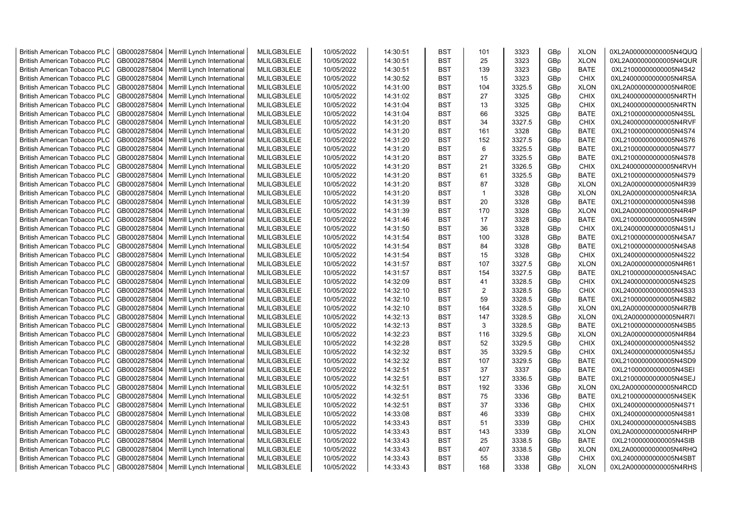| British American Tobacco PLC | GB0002875804 | Merrill Lynch International | MLILGB3LELE | 10/05/2022 | 14:30:51 | BST | 101 | 3323 | GBp | XLON | 0XL2A000000000005N4QUQ |
|---|---|---|---|---|---|---|---|---|---|---|---|
| British American Tobacco PLC | GB0002875804 | Merrill Lynch International | MLILGB3LELE | 10/05/2022 | 14:30:51 | BST | 25 | 3323 | GBp | XLON | 0XL2A000000000005N4QUR |
| British American Tobacco PLC | GB0002875804 | Merrill Lynch International | MLILGB3LELE | 10/05/2022 | 14:30:51 | BST | 139 | 3323 | GBp | BATE | 0XL21000000000005N4S42 |
| British American Tobacco PLC | GB0002875804 | Merrill Lynch International | MLILGB3LELE | 10/05/2022 | 14:30:52 | BST | 15 | 3323 | GBp | CHIX | 0XL24000000000005N4RSA |
| British American Tobacco PLC | GB0002875804 | Merrill Lynch International | MLILGB3LELE | 10/05/2022 | 14:31:00 | BST | 104 | 3325.5 | GBp | XLON | 0XL2A000000000005N4R0E |
| British American Tobacco PLC | GB0002875804 | Merrill Lynch International | MLILGB3LELE | 10/05/2022 | 14:31:02 | BST | 27 | 3325 | GBp | CHIX | 0XL24000000000005N4RTH |
| British American Tobacco PLC | GB0002875804 | Merrill Lynch International | MLILGB3LELE | 10/05/2022 | 14:31:04 | BST | 13 | 3325 | GBp | CHIX | 0XL24000000000005N4RTN |
| British American Tobacco PLC | GB0002875804 | Merrill Lynch International | MLILGB3LELE | 10/05/2022 | 14:31:04 | BST | 66 | 3325 | GBp | BATE | 0XL21000000000005N4S5L |
| British American Tobacco PLC | GB0002875804 | Merrill Lynch International | MLILGB3LELE | 10/05/2022 | 14:31:20 | BST | 34 | 3327.5 | GBp | CHIX | 0XL24000000000005N4RVF |
| British American Tobacco PLC | GB0002875804 | Merrill Lynch International | MLILGB3LELE | 10/05/2022 | 14:31:20 | BST | 161 | 3328 | GBp | BATE | 0XL21000000000005N4S74 |
| British American Tobacco PLC | GB0002875804 | Merrill Lynch International | MLILGB3LELE | 10/05/2022 | 14:31:20 | BST | 152 | 3327.5 | GBp | BATE | 0XL21000000000005N4S76 |
| British American Tobacco PLC | GB0002875804 | Merrill Lynch International | MLILGB3LELE | 10/05/2022 | 14:31:20 | BST | 6 | 3325.5 | GBp | BATE | 0XL21000000000005N4S77 |
| British American Tobacco PLC | GB0002875804 | Merrill Lynch International | MLILGB3LELE | 10/05/2022 | 14:31:20 | BST | 27 | 3325.5 | GBp | BATE | 0XL21000000000005N4S78 |
| British American Tobacco PLC | GB0002875804 | Merrill Lynch International | MLILGB3LELE | 10/05/2022 | 14:31:20 | BST | 21 | 3326.5 | GBp | CHIX | 0XL24000000000005N4RVH |
| British American Tobacco PLC | GB0002875804 | Merrill Lynch International | MLILGB3LELE | 10/05/2022 | 14:31:20 | BST | 61 | 3325.5 | GBp | BATE | 0XL21000000000005N4S79 |
| British American Tobacco PLC | GB0002875804 | Merrill Lynch International | MLILGB3LELE | 10/05/2022 | 14:31:20 | BST | 87 | 3328 | GBp | XLON | 0XL2A000000000005N4R39 |
| British American Tobacco PLC | GB0002875804 | Merrill Lynch International | MLILGB3LELE | 10/05/2022 | 14:31:20 | BST | 1 | 3328 | GBp | XLON | 0XL2A000000000005N4R3A |
| British American Tobacco PLC | GB0002875804 | Merrill Lynch International | MLILGB3LELE | 10/05/2022 | 14:31:39 | BST | 20 | 3328 | GBp | BATE | 0XL21000000000005N4S98 |
| British American Tobacco PLC | GB0002875804 | Merrill Lynch International | MLILGB3LELE | 10/05/2022 | 14:31:39 | BST | 170 | 3328 | GBp | XLON | 0XL2A000000000005N4R4P |
| British American Tobacco PLC | GB0002875804 | Merrill Lynch International | MLILGB3LELE | 10/05/2022 | 14:31:46 | BST | 17 | 3328 | GBp | BATE | 0XL21000000000005N4S9N |
| British American Tobacco PLC | GB0002875804 | Merrill Lynch International | MLILGB3LELE | 10/05/2022 | 14:31:50 | BST | 36 | 3328 | GBp | CHIX | 0XL24000000000005N4S1J |
| British American Tobacco PLC | GB0002875804 | Merrill Lynch International | MLILGB3LELE | 10/05/2022 | 14:31:54 | BST | 100 | 3328 | GBp | BATE | 0XL21000000000005N4SA7 |
| British American Tobacco PLC | GB0002875804 | Merrill Lynch International | MLILGB3LELE | 10/05/2022 | 14:31:54 | BST | 84 | 3328 | GBp | BATE | 0XL21000000000005N4SA8 |
| British American Tobacco PLC | GB0002875804 | Merrill Lynch International | MLILGB3LELE | 10/05/2022 | 14:31:54 | BST | 15 | 3328 | GBp | CHIX | 0XL24000000000005N4S22 |
| British American Tobacco PLC | GB0002875804 | Merrill Lynch International | MLILGB3LELE | 10/05/2022 | 14:31:57 | BST | 107 | 3327.5 | GBp | XLON | 0XL2A000000000005N4R61 |
| British American Tobacco PLC | GB0002875804 | Merrill Lynch International | MLILGB3LELE | 10/05/2022 | 14:31:57 | BST | 154 | 3327.5 | GBp | BATE | 0XL21000000000005N4SAC |
| British American Tobacco PLC | GB0002875804 | Merrill Lynch International | MLILGB3LELE | 10/05/2022 | 14:32:09 | BST | 41 | 3328.5 | GBp | CHIX | 0XL24000000000005N4S2S |
| British American Tobacco PLC | GB0002875804 | Merrill Lynch International | MLILGB3LELE | 10/05/2022 | 14:32:10 | BST | 2 | 3328.5 | GBp | CHIX | 0XL24000000000005N4S33 |
| British American Tobacco PLC | GB0002875804 | Merrill Lynch International | MLILGB3LELE | 10/05/2022 | 14:32:10 | BST | 59 | 3328.5 | GBp | BATE | 0XL21000000000005N4SB2 |
| British American Tobacco PLC | GB0002875804 | Merrill Lynch International | MLILGB3LELE | 10/05/2022 | 14:32:10 | BST | 164 | 3328.5 | GBp | XLON | 0XL2A000000000005N4R7B |
| British American Tobacco PLC | GB0002875804 | Merrill Lynch International | MLILGB3LELE | 10/05/2022 | 14:32:13 | BST | 147 | 3328.5 | GBp | XLON | 0XL2A000000000005N4R7I |
| British American Tobacco PLC | GB0002875804 | Merrill Lynch International | MLILGB3LELE | 10/05/2022 | 14:32:13 | BST | 3 | 3328.5 | GBp | BATE | 0XL21000000000005N4SB5 |
| British American Tobacco PLC | GB0002875804 | Merrill Lynch International | MLILGB3LELE | 10/05/2022 | 14:32:23 | BST | 116 | 3329.5 | GBp | XLON | 0XL2A000000000005N4R84 |
| British American Tobacco PLC | GB0002875804 | Merrill Lynch International | MLILGB3LELE | 10/05/2022 | 14:32:28 | BST | 52 | 3329.5 | GBp | CHIX | 0XL24000000000005N4S52 |
| British American Tobacco PLC | GB0002875804 | Merrill Lynch International | MLILGB3LELE | 10/05/2022 | 14:32:32 | BST | 35 | 3329.5 | GBp | CHIX | 0XL24000000000005N4S5J |
| British American Tobacco PLC | GB0002875804 | Merrill Lynch International | MLILGB3LELE | 10/05/2022 | 14:32:32 | BST | 107 | 3329.5 | GBp | BATE | 0XL21000000000005N4SD9 |
| British American Tobacco PLC | GB0002875804 | Merrill Lynch International | MLILGB3LELE | 10/05/2022 | 14:32:51 | BST | 37 | 3337 | GBp | BATE | 0XL21000000000005N4SEI |
| British American Tobacco PLC | GB0002875804 | Merrill Lynch International | MLILGB3LELE | 10/05/2022 | 14:32:51 | BST | 127 | 3336.5 | GBp | BATE | 0XL21000000000005N4SEJ |
| British American Tobacco PLC | GB0002875804 | Merrill Lynch International | MLILGB3LELE | 10/05/2022 | 14:32:51 | BST | 192 | 3336 | GBp | XLON | 0XL2A000000000005N4RCD |
| British American Tobacco PLC | GB0002875804 | Merrill Lynch International | MLILGB3LELE | 10/05/2022 | 14:32:51 | BST | 75 | 3336 | GBp | BATE | 0XL21000000000005N4SEK |
| British American Tobacco PLC | GB0002875804 | Merrill Lynch International | MLILGB3LELE | 10/05/2022 | 14:32:51 | BST | 37 | 3336 | GBp | CHIX | 0XL24000000000005N4S71 |
| British American Tobacco PLC | GB0002875804 | Merrill Lynch International | MLILGB3LELE | 10/05/2022 | 14:33:08 | BST | 46 | 3339 | GBp | CHIX | 0XL24000000000005N4S81 |
| British American Tobacco PLC | GB0002875804 | Merrill Lynch International | MLILGB3LELE | 10/05/2022 | 14:33:43 | BST | 51 | 3339 | GBp | CHIX | 0XL24000000000005N4SBS |
| British American Tobacco PLC | GB0002875804 | Merrill Lynch International | MLILGB3LELE | 10/05/2022 | 14:33:43 | BST | 143 | 3339 | GBp | XLON | 0XL2A000000000005N4RHP |
| British American Tobacco PLC | GB0002875804 | Merrill Lynch International | MLILGB3LELE | 10/05/2022 | 14:33:43 | BST | 25 | 3338.5 | GBp | BATE | 0XL21000000000005N4SIB |
| British American Tobacco PLC | GB0002875804 | Merrill Lynch International | MLILGB3LELE | 10/05/2022 | 14:33:43 | BST | 407 | 3338.5 | GBp | XLON | 0XL2A000000000005N4RHQ |
| British American Tobacco PLC | GB0002875804 | Merrill Lynch International | MLILGB3LELE | 10/05/2022 | 14:33:43 | BST | 55 | 3338 | GBp | CHIX | 0XL24000000000005N4SBT |
| British American Tobacco PLC | GB0002875804 | Merrill Lynch International | MLILGB3LELE | 10/05/2022 | 14:33:43 | BST | 168 | 3338 | GBp | XLON | 0XL2A000000000005N4RHS |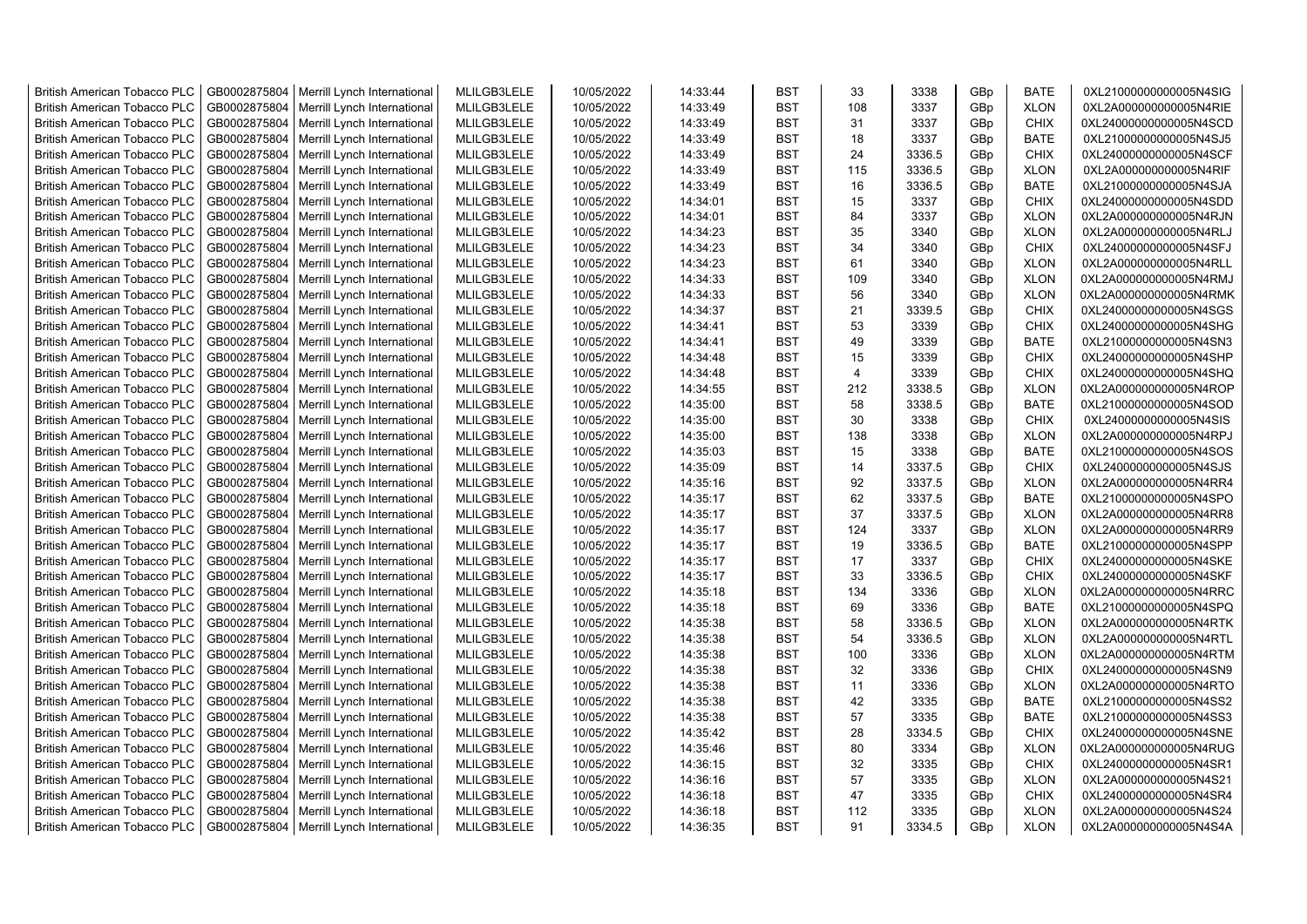| British American Tobacco PLC | GB0002875804 | Merrill Lynch International | MLILGB3LELE | 10/05/2022 | 14:33:44 | BST | 33 | 3338 | GBp | BATE | 0XL21000000000005N4SIG |
|---|---|---|---|---|---|---|---|---|---|---|---|
| British American Tobacco PLC | GB0002875804 | Merrill Lynch International | MLILGB3LELE | 10/05/2022 | 14:33:49 | BST | 108 | 3337 | GBp | XLON | 0XL2A000000000005N4RIE |
| British American Tobacco PLC | GB0002875804 | Merrill Lynch International | MLILGB3LELE | 10/05/2022 | 14:33:49 | BST | 31 | 3337 | GBp | CHIX | 0XL24000000000005N4SCD |
| British American Tobacco PLC | GB0002875804 | Merrill Lynch International | MLILGB3LELE | 10/05/2022 | 14:33:49 | BST | 18 | 3337 | GBp | BATE | 0XL21000000000005N4SJ5 |
| British American Tobacco PLC | GB0002875804 | Merrill Lynch International | MLILGB3LELE | 10/05/2022 | 14:33:49 | BST | 24 | 3336.5 | GBp | CHIX | 0XL24000000000005N4SCF |
| British American Tobacco PLC | GB0002875804 | Merrill Lynch International | MLILGB3LELE | 10/05/2022 | 14:33:49 | BST | 115 | 3336.5 | GBp | XLON | 0XL2A000000000005N4RIF |
| British American Tobacco PLC | GB0002875804 | Merrill Lynch International | MLILGB3LELE | 10/05/2022 | 14:33:49 | BST | 16 | 3336.5 | GBp | BATE | 0XL21000000000005N4SJA |
| British American Tobacco PLC | GB0002875804 | Merrill Lynch International | MLILGB3LELE | 10/05/2022 | 14:34:01 | BST | 15 | 3337 | GBp | CHIX | 0XL24000000000005N4SDD |
| British American Tobacco PLC | GB0002875804 | Merrill Lynch International | MLILGB3LELE | 10/05/2022 | 14:34:01 | BST | 84 | 3337 | GBp | XLON | 0XL2A000000000005N4RJN |
| British American Tobacco PLC | GB0002875804 | Merrill Lynch International | MLILGB3LELE | 10/05/2022 | 14:34:23 | BST | 35 | 3340 | GBp | XLON | 0XL2A000000000005N4RLJ |
| British American Tobacco PLC | GB0002875804 | Merrill Lynch International | MLILGB3LELE | 10/05/2022 | 14:34:23 | BST | 34 | 3340 | GBp | CHIX | 0XL24000000000005N4SFJ |
| British American Tobacco PLC | GB0002875804 | Merrill Lynch International | MLILGB3LELE | 10/05/2022 | 14:34:23 | BST | 61 | 3340 | GBp | XLON | 0XL2A000000000005N4RLL |
| British American Tobacco PLC | GB0002875804 | Merrill Lynch International | MLILGB3LELE | 10/05/2022 | 14:34:33 | BST | 109 | 3340 | GBp | XLON | 0XL2A000000000005N4RMJ |
| British American Tobacco PLC | GB0002875804 | Merrill Lynch International | MLILGB3LELE | 10/05/2022 | 14:34:33 | BST | 56 | 3340 | GBp | XLON | 0XL2A000000000005N4RMK |
| British American Tobacco PLC | GB0002875804 | Merrill Lynch International | MLILGB3LELE | 10/05/2022 | 14:34:37 | BST | 21 | 3339.5 | GBp | CHIX | 0XL24000000000005N4SGS |
| British American Tobacco PLC | GB0002875804 | Merrill Lynch International | MLILGB3LELE | 10/05/2022 | 14:34:41 | BST | 53 | 3339 | GBp | CHIX | 0XL24000000000005N4SHG |
| British American Tobacco PLC | GB0002875804 | Merrill Lynch International | MLILGB3LELE | 10/05/2022 | 14:34:41 | BST | 49 | 3339 | GBp | BATE | 0XL21000000000005N4SN3 |
| British American Tobacco PLC | GB0002875804 | Merrill Lynch International | MLILGB3LELE | 10/05/2022 | 14:34:48 | BST | 15 | 3339 | GBp | CHIX | 0XL24000000000005N4SHP |
| British American Tobacco PLC | GB0002875804 | Merrill Lynch International | MLILGB3LELE | 10/05/2022 | 14:34:48 | BST | 4 | 3339 | GBp | CHIX | 0XL24000000000005N4SHQ |
| British American Tobacco PLC | GB0002875804 | Merrill Lynch International | MLILGB3LELE | 10/05/2022 | 14:34:55 | BST | 212 | 3338.5 | GBp | XLON | 0XL2A000000000005N4ROP |
| British American Tobacco PLC | GB0002875804 | Merrill Lynch International | MLILGB3LELE | 10/05/2022 | 14:35:00 | BST | 58 | 3338.5 | GBp | BATE | 0XL21000000000005N4SOD |
| British American Tobacco PLC | GB0002875804 | Merrill Lynch International | MLILGB3LELE | 10/05/2022 | 14:35:00 | BST | 30 | 3338 | GBp | CHIX | 0XL24000000000005N4SIS |
| British American Tobacco PLC | GB0002875804 | Merrill Lynch International | MLILGB3LELE | 10/05/2022 | 14:35:00 | BST | 138 | 3338 | GBp | XLON | 0XL2A000000000005N4RPJ |
| British American Tobacco PLC | GB0002875804 | Merrill Lynch International | MLILGB3LELE | 10/05/2022 | 14:35:03 | BST | 15 | 3338 | GBp | BATE | 0XL21000000000005N4SOS |
| British American Tobacco PLC | GB0002875804 | Merrill Lynch International | MLILGB3LELE | 10/05/2022 | 14:35:09 | BST | 14 | 3337.5 | GBp | CHIX | 0XL24000000000005N4SJS |
| British American Tobacco PLC | GB0002875804 | Merrill Lynch International | MLILGB3LELE | 10/05/2022 | 14:35:16 | BST | 92 | 3337.5 | GBp | XLON | 0XL2A000000000005N4RR4 |
| British American Tobacco PLC | GB0002875804 | Merrill Lynch International | MLILGB3LELE | 10/05/2022 | 14:35:17 | BST | 62 | 3337.5 | GBp | BATE | 0XL21000000000005N4SPO |
| British American Tobacco PLC | GB0002875804 | Merrill Lynch International | MLILGB3LELE | 10/05/2022 | 14:35:17 | BST | 37 | 3337.5 | GBp | XLON | 0XL2A000000000005N4RR8 |
| British American Tobacco PLC | GB0002875804 | Merrill Lynch International | MLILGB3LELE | 10/05/2022 | 14:35:17 | BST | 124 | 3337 | GBp | XLON | 0XL2A000000000005N4RR9 |
| British American Tobacco PLC | GB0002875804 | Merrill Lynch International | MLILGB3LELE | 10/05/2022 | 14:35:17 | BST | 19 | 3336.5 | GBp | BATE | 0XL21000000000005N4SPP |
| British American Tobacco PLC | GB0002875804 | Merrill Lynch International | MLILGB3LELE | 10/05/2022 | 14:35:17 | BST | 17 | 3337 | GBp | CHIX | 0XL24000000000005N4SKE |
| British American Tobacco PLC | GB0002875804 | Merrill Lynch International | MLILGB3LELE | 10/05/2022 | 14:35:17 | BST | 33 | 3336.5 | GBp | CHIX | 0XL24000000000005N4SKF |
| British American Tobacco PLC | GB0002875804 | Merrill Lynch International | MLILGB3LELE | 10/05/2022 | 14:35:18 | BST | 134 | 3336 | GBp | XLON | 0XL2A000000000005N4RRC |
| British American Tobacco PLC | GB0002875804 | Merrill Lynch International | MLILGB3LELE | 10/05/2022 | 14:35:18 | BST | 69 | 3336 | GBp | BATE | 0XL21000000000005N4SPQ |
| British American Tobacco PLC | GB0002875804 | Merrill Lynch International | MLILGB3LELE | 10/05/2022 | 14:35:38 | BST | 58 | 3336.5 | GBp | XLON | 0XL2A000000000005N4RTK |
| British American Tobacco PLC | GB0002875804 | Merrill Lynch International | MLILGB3LELE | 10/05/2022 | 14:35:38 | BST | 54 | 3336.5 | GBp | XLON | 0XL2A000000000005N4RTL |
| British American Tobacco PLC | GB0002875804 | Merrill Lynch International | MLILGB3LELE | 10/05/2022 | 14:35:38 | BST | 100 | 3336 | GBp | XLON | 0XL2A000000000005N4RTM |
| British American Tobacco PLC | GB0002875804 | Merrill Lynch International | MLILGB3LELE | 10/05/2022 | 14:35:38 | BST | 32 | 3336 | GBp | CHIX | 0XL24000000000005N4SN9 |
| British American Tobacco PLC | GB0002875804 | Merrill Lynch International | MLILGB3LELE | 10/05/2022 | 14:35:38 | BST | 11 | 3336 | GBp | XLON | 0XL2A000000000005N4RTO |
| British American Tobacco PLC | GB0002875804 | Merrill Lynch International | MLILGB3LELE | 10/05/2022 | 14:35:38 | BST | 42 | 3335 | GBp | BATE | 0XL21000000000005N4SS2 |
| British American Tobacco PLC | GB0002875804 | Merrill Lynch International | MLILGB3LELE | 10/05/2022 | 14:35:38 | BST | 57 | 3335 | GBp | BATE | 0XL21000000000005N4SS3 |
| British American Tobacco PLC | GB0002875804 | Merrill Lynch International | MLILGB3LELE | 10/05/2022 | 14:35:42 | BST | 28 | 3334.5 | GBp | CHIX | 0XL24000000000005N4SNE |
| British American Tobacco PLC | GB0002875804 | Merrill Lynch International | MLILGB3LELE | 10/05/2022 | 14:35:46 | BST | 80 | 3334 | GBp | XLON | 0XL2A000000000005N4RUG |
| British American Tobacco PLC | GB0002875804 | Merrill Lynch International | MLILGB3LELE | 10/05/2022 | 14:36:15 | BST | 32 | 3335 | GBp | CHIX | 0XL24000000000005N4SR1 |
| British American Tobacco PLC | GB0002875804 | Merrill Lynch International | MLILGB3LELE | 10/05/2022 | 14:36:16 | BST | 57 | 3335 | GBp | XLON | 0XL2A000000000005N4S21 |
| British American Tobacco PLC | GB0002875804 | Merrill Lynch International | MLILGB3LELE | 10/05/2022 | 14:36:18 | BST | 47 | 3335 | GBp | CHIX | 0XL24000000000005N4SR4 |
| British American Tobacco PLC | GB0002875804 | Merrill Lynch International | MLILGB3LELE | 10/05/2022 | 14:36:18 | BST | 112 | 3335 | GBp | XLON | 0XL2A000000000005N4S24 |
| British American Tobacco PLC | GB0002875804 | Merrill Lynch International | MLILGB3LELE | 10/05/2022 | 14:36:35 | BST | 91 | 3334.5 | GBp | XLON | 0XL2A000000000005N4S4A |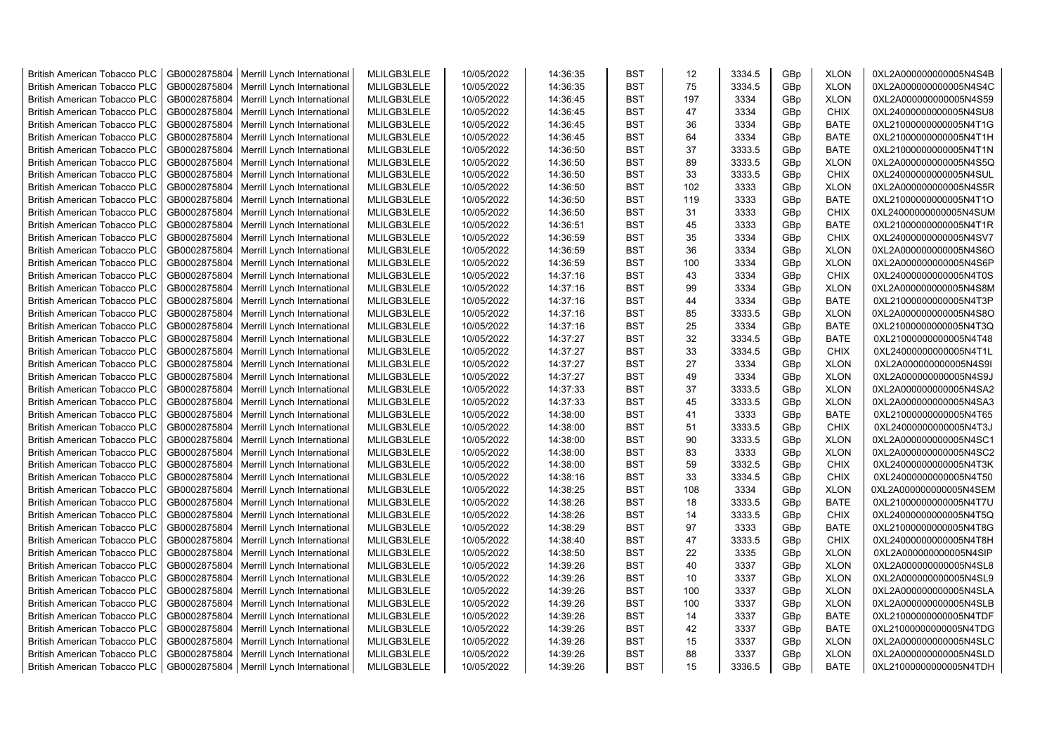| | | | | | | | | | | | |
|---|---|---|---|---|---|---|---|---|---|---|---|
| British American Tobacco PLC | GB0002875804 | Merrill Lynch International | MLILGB3LELE | 10/05/2022 | 14:36:35 | BST | 12 | 3334.5 | GBp | XLON | 0XL2A000000000005N4S4B |
| British American Tobacco PLC | GB0002875804 | Merrill Lynch International | MLILGB3LELE | 10/05/2022 | 14:36:35 | BST | 75 | 3334.5 | GBp | XLON | 0XL2A000000000005N4S4C |
| British American Tobacco PLC | GB0002875804 | Merrill Lynch International | MLILGB3LELE | 10/05/2022 | 14:36:45 | BST | 197 | 3334 | GBp | XLON | 0XL2A000000000005N4S59 |
| British American Tobacco PLC | GB0002875804 | Merrill Lynch International | MLILGB3LELE | 10/05/2022 | 14:36:45 | BST | 47 | 3334 | GBp | CHIX | 0XL24000000000005N4SU8 |
| British American Tobacco PLC | GB0002875804 | Merrill Lynch International | MLILGB3LELE | 10/05/2022 | 14:36:45 | BST | 36 | 3334 | GBp | BATE | 0XL21000000000005N4T1G |
| British American Tobacco PLC | GB0002875804 | Merrill Lynch International | MLILGB3LELE | 10/05/2022 | 14:36:45 | BST | 64 | 3334 | GBp | BATE | 0XL21000000000005N4T1H |
| British American Tobacco PLC | GB0002875804 | Merrill Lynch International | MLILGB3LELE | 10/05/2022 | 14:36:50 | BST | 37 | 3333.5 | GBp | BATE | 0XL21000000000005N4T1N |
| British American Tobacco PLC | GB0002875804 | Merrill Lynch International | MLILGB3LELE | 10/05/2022 | 14:36:50 | BST | 89 | 3333.5 | GBp | XLON | 0XL2A000000000005N4S5Q |
| British American Tobacco PLC | GB0002875804 | Merrill Lynch International | MLILGB3LELE | 10/05/2022 | 14:36:50 | BST | 33 | 3333.5 | GBp | CHIX | 0XL24000000000005N4SUL |
| British American Tobacco PLC | GB0002875804 | Merrill Lynch International | MLILGB3LELE | 10/05/2022 | 14:36:50 | BST | 102 | 3333 | GBp | XLON | 0XL2A000000000005N4S5R |
| British American Tobacco PLC | GB0002875804 | Merrill Lynch International | MLILGB3LELE | 10/05/2022 | 14:36:50 | BST | 119 | 3333 | GBp | BATE | 0XL21000000000005N4T1O |
| British American Tobacco PLC | GB0002875804 | Merrill Lynch International | MLILGB3LELE | 10/05/2022 | 14:36:50 | BST | 31 | 3333 | GBp | CHIX | 0XL24000000000005N4SUM |
| British American Tobacco PLC | GB0002875804 | Merrill Lynch International | MLILGB3LELE | 10/05/2022 | 14:36:51 | BST | 45 | 3333 | GBp | BATE | 0XL21000000000005N4T1R |
| British American Tobacco PLC | GB0002875804 | Merrill Lynch International | MLILGB3LELE | 10/05/2022 | 14:36:59 | BST | 35 | 3334 | GBp | CHIX | 0XL24000000000005N4SV7 |
| British American Tobacco PLC | GB0002875804 | Merrill Lynch International | MLILGB3LELE | 10/05/2022 | 14:36:59 | BST | 36 | 3334 | GBp | XLON | 0XL2A000000000005N4S6O |
| British American Tobacco PLC | GB0002875804 | Merrill Lynch International | MLILGB3LELE | 10/05/2022 | 14:36:59 | BST | 100 | 3334 | GBp | XLON | 0XL2A000000000005N4S6P |
| British American Tobacco PLC | GB0002875804 | Merrill Lynch International | MLILGB3LELE | 10/05/2022 | 14:37:16 | BST | 43 | 3334 | GBp | CHIX | 0XL24000000000005N4T0S |
| British American Tobacco PLC | GB0002875804 | Merrill Lynch International | MLILGB3LELE | 10/05/2022 | 14:37:16 | BST | 99 | 3334 | GBp | XLON | 0XL2A000000000005N4S8M |
| British American Tobacco PLC | GB0002875804 | Merrill Lynch International | MLILGB3LELE | 10/05/2022 | 14:37:16 | BST | 44 | 3334 | GBp | BATE | 0XL21000000000005N4T3P |
| British American Tobacco PLC | GB0002875804 | Merrill Lynch International | MLILGB3LELE | 10/05/2022 | 14:37:16 | BST | 85 | 3333.5 | GBp | XLON | 0XL2A000000000005N4S8O |
| British American Tobacco PLC | GB0002875804 | Merrill Lynch International | MLILGB3LELE | 10/05/2022 | 14:37:16 | BST | 25 | 3334 | GBp | BATE | 0XL21000000000005N4T3Q |
| British American Tobacco PLC | GB0002875804 | Merrill Lynch International | MLILGB3LELE | 10/05/2022 | 14:37:27 | BST | 32 | 3334.5 | GBp | BATE | 0XL21000000000005N4T48 |
| British American Tobacco PLC | GB0002875804 | Merrill Lynch International | MLILGB3LELE | 10/05/2022 | 14:37:27 | BST | 33 | 3334.5 | GBp | CHIX | 0XL24000000000005N4T1L |
| British American Tobacco PLC | GB0002875804 | Merrill Lynch International | MLILGB3LELE | 10/05/2022 | 14:37:27 | BST | 27 | 3334 | GBp | XLON | 0XL2A000000000005N4S9I |
| British American Tobacco PLC | GB0002875804 | Merrill Lynch International | MLILGB3LELE | 10/05/2022 | 14:37:27 | BST | 49 | 3334 | GBp | XLON | 0XL2A000000000005N4S9J |
| British American Tobacco PLC | GB0002875804 | Merrill Lynch International | MLILGB3LELE | 10/05/2022 | 14:37:33 | BST | 37 | 3333.5 | GBp | XLON | 0XL2A000000000005N4SA2 |
| British American Tobacco PLC | GB0002875804 | Merrill Lynch International | MLILGB3LELE | 10/05/2022 | 14:37:33 | BST | 45 | 3333.5 | GBp | XLON | 0XL2A000000000005N4SA3 |
| British American Tobacco PLC | GB0002875804 | Merrill Lynch International | MLILGB3LELE | 10/05/2022 | 14:38:00 | BST | 41 | 3333 | GBp | BATE | 0XL21000000000005N4T65 |
| British American Tobacco PLC | GB0002875804 | Merrill Lynch International | MLILGB3LELE | 10/05/2022 | 14:38:00 | BST | 51 | 3333.5 | GBp | CHIX | 0XL24000000000005N4T3J |
| British American Tobacco PLC | GB0002875804 | Merrill Lynch International | MLILGB3LELE | 10/05/2022 | 14:38:00 | BST | 90 | 3333.5 | GBp | XLON | 0XL2A000000000005N4SC1 |
| British American Tobacco PLC | GB0002875804 | Merrill Lynch International | MLILGB3LELE | 10/05/2022 | 14:38:00 | BST | 83 | 3333 | GBp | XLON | 0XL2A000000000005N4SC2 |
| British American Tobacco PLC | GB0002875804 | Merrill Lynch International | MLILGB3LELE | 10/05/2022 | 14:38:00 | BST | 59 | 3332.5 | GBp | CHIX | 0XL24000000000005N4T3K |
| British American Tobacco PLC | GB0002875804 | Merrill Lynch International | MLILGB3LELE | 10/05/2022 | 14:38:16 | BST | 33 | 3334.5 | GBp | CHIX | 0XL24000000000005N4T50 |
| British American Tobacco PLC | GB0002875804 | Merrill Lynch International | MLILGB3LELE | 10/05/2022 | 14:38:25 | BST | 108 | 3334 | GBp | XLON | 0XL2A000000000005N4SEM |
| British American Tobacco PLC | GB0002875804 | Merrill Lynch International | MLILGB3LELE | 10/05/2022 | 14:38:26 | BST | 18 | 3333.5 | GBp | BATE | 0XL21000000000005N4T7U |
| British American Tobacco PLC | GB0002875804 | Merrill Lynch International | MLILGB3LELE | 10/05/2022 | 14:38:26 | BST | 14 | 3333.5 | GBp | CHIX | 0XL24000000000005N4T5Q |
| British American Tobacco PLC | GB0002875804 | Merrill Lynch International | MLILGB3LELE | 10/05/2022 | 14:38:29 | BST | 97 | 3333 | GBp | BATE | 0XL21000000000005N4T8G |
| British American Tobacco PLC | GB0002875804 | Merrill Lynch International | MLILGB3LELE | 10/05/2022 | 14:38:40 | BST | 47 | 3333.5 | GBp | CHIX | 0XL24000000000005N4T8H |
| British American Tobacco PLC | GB0002875804 | Merrill Lynch International | MLILGB3LELE | 10/05/2022 | 14:38:50 | BST | 22 | 3335 | GBp | XLON | 0XL2A000000000005N4SIP |
| British American Tobacco PLC | GB0002875804 | Merrill Lynch International | MLILGB3LELE | 10/05/2022 | 14:39:26 | BST | 40 | 3337 | GBp | XLON | 0XL2A000000000005N4SL8 |
| British American Tobacco PLC | GB0002875804 | Merrill Lynch International | MLILGB3LELE | 10/05/2022 | 14:39:26 | BST | 10 | 3337 | GBp | XLON | 0XL2A000000000005N4SL9 |
| British American Tobacco PLC | GB0002875804 | Merrill Lynch International | MLILGB3LELE | 10/05/2022 | 14:39:26 | BST | 100 | 3337 | GBp | XLON | 0XL2A000000000005N4SLA |
| British American Tobacco PLC | GB0002875804 | Merrill Lynch International | MLILGB3LELE | 10/05/2022 | 14:39:26 | BST | 100 | 3337 | GBp | XLON | 0XL2A000000000005N4SLB |
| British American Tobacco PLC | GB0002875804 | Merrill Lynch International | MLILGB3LELE | 10/05/2022 | 14:39:26 | BST | 14 | 3337 | GBp | BATE | 0XL21000000000005N4TDF |
| British American Tobacco PLC | GB0002875804 | Merrill Lynch International | MLILGB3LELE | 10/05/2022 | 14:39:26 | BST | 42 | 3337 | GBp | BATE | 0XL21000000000005N4TDG |
| British American Tobacco PLC | GB0002875804 | Merrill Lynch International | MLILGB3LELE | 10/05/2022 | 14:39:26 | BST | 15 | 3337 | GBp | XLON | 0XL2A000000000005N4SLC |
| British American Tobacco PLC | GB0002875804 | Merrill Lynch International | MLILGB3LELE | 10/05/2022 | 14:39:26 | BST | 88 | 3337 | GBp | XLON | 0XL2A000000000005N4SLD |
| British American Tobacco PLC | GB0002875804 | Merrill Lynch International | MLILGB3LELE | 10/05/2022 | 14:39:26 | BST | 15 | 3336.5 | GBp | BATE | 0XL21000000000005N4TDH |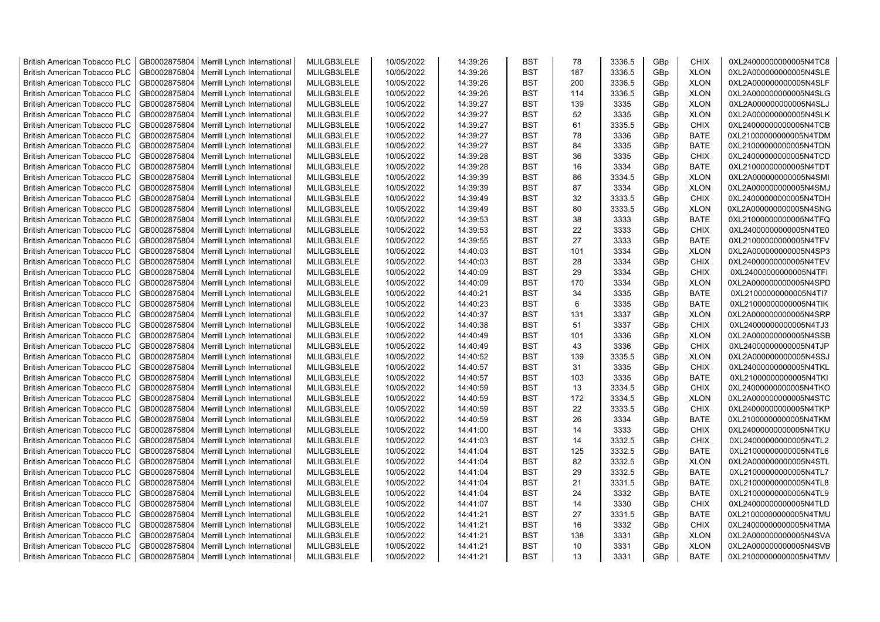| British American Tobacco PLC | GB0002875804 | Merrill Lynch International | MLILGB3LELE | 10/05/2022 | 14:39:26 | BST | 78 | 3336.5 | GBp | CHIX | 0XL24000000000005N4TC8 |
|---|---|---|---|---|---|---|---|---|---|---|---|
| British American Tobacco PLC | GB0002875804 | Merrill Lynch International | MLILGB3LELE | 10/05/2022 | 14:39:26 | BST | 187 | 3336.5 | GBp | XLON | 0XL2A000000000005N4SLE |
| British American Tobacco PLC | GB0002875804 | Merrill Lynch International | MLILGB3LELE | 10/05/2022 | 14:39:26 | BST | 200 | 3336.5 | GBp | XLON | 0XL2A000000000005N4SLF |
| British American Tobacco PLC | GB0002875804 | Merrill Lynch International | MLILGB3LELE | 10/05/2022 | 14:39:26 | BST | 114 | 3336.5 | GBp | XLON | 0XL2A000000000005N4SLG |
| British American Tobacco PLC | GB0002875804 | Merrill Lynch International | MLILGB3LELE | 10/05/2022 | 14:39:27 | BST | 139 | 3335 | GBp | XLON | 0XL2A000000000005N4SLJ |
| British American Tobacco PLC | GB0002875804 | Merrill Lynch International | MLILGB3LELE | 10/05/2022 | 14:39:27 | BST | 52 | 3335 | GBp | XLON | 0XL2A000000000005N4SLK |
| British American Tobacco PLC | GB0002875804 | Merrill Lynch International | MLILGB3LELE | 10/05/2022 | 14:39:27 | BST | 61 | 3335.5 | GBp | CHIX | 0XL24000000000005N4TCB |
| British American Tobacco PLC | GB0002875804 | Merrill Lynch International | MLILGB3LELE | 10/05/2022 | 14:39:27 | BST | 78 | 3336 | GBp | BATE | 0XL21000000000005N4TDM |
| British American Tobacco PLC | GB0002875804 | Merrill Lynch International | MLILGB3LELE | 10/05/2022 | 14:39:27 | BST | 84 | 3335 | GBp | BATE | 0XL21000000000005N4TDN |
| British American Tobacco PLC | GB0002875804 | Merrill Lynch International | MLILGB3LELE | 10/05/2022 | 14:39:28 | BST | 36 | 3335 | GBp | CHIX | 0XL24000000000005N4TCD |
| British American Tobacco PLC | GB0002875804 | Merrill Lynch International | MLILGB3LELE | 10/05/2022 | 14:39:28 | BST | 16 | 3334 | GBp | BATE | 0XL21000000000005N4TDT |
| British American Tobacco PLC | GB0002875804 | Merrill Lynch International | MLILGB3LELE | 10/05/2022 | 14:39:39 | BST | 86 | 3334.5 | GBp | XLON | 0XL2A000000000005N4SMI |
| British American Tobacco PLC | GB0002875804 | Merrill Lynch International | MLILGB3LELE | 10/05/2022 | 14:39:39 | BST | 87 | 3334 | GBp | XLON | 0XL2A000000000005N4SMJ |
| British American Tobacco PLC | GB0002875804 | Merrill Lynch International | MLILGB3LELE | 10/05/2022 | 14:39:49 | BST | 32 | 3333.5 | GBp | CHIX | 0XL24000000000005N4TDH |
| British American Tobacco PLC | GB0002875804 | Merrill Lynch International | MLILGB3LELE | 10/05/2022 | 14:39:49 | BST | 80 | 3333.5 | GBp | XLON | 0XL2A000000000005N4SNG |
| British American Tobacco PLC | GB0002875804 | Merrill Lynch International | MLILGB3LELE | 10/05/2022 | 14:39:53 | BST | 38 | 3333 | GBp | BATE | 0XL21000000000005N4TFQ |
| British American Tobacco PLC | GB0002875804 | Merrill Lynch International | MLILGB3LELE | 10/05/2022 | 14:39:53 | BST | 22 | 3333 | GBp | CHIX | 0XL24000000000005N4TE0 |
| British American Tobacco PLC | GB0002875804 | Merrill Lynch International | MLILGB3LELE | 10/05/2022 | 14:39:55 | BST | 27 | 3333 | GBp | BATE | 0XL21000000000005N4TFV |
| British American Tobacco PLC | GB0002875804 | Merrill Lynch International | MLILGB3LELE | 10/05/2022 | 14:40:03 | BST | 101 | 3334 | GBp | XLON | 0XL2A000000000005N4SP3 |
| British American Tobacco PLC | GB0002875804 | Merrill Lynch International | MLILGB3LELE | 10/05/2022 | 14:40:03 | BST | 28 | 3334 | GBp | CHIX | 0XL24000000000005N4TEV |
| British American Tobacco PLC | GB0002875804 | Merrill Lynch International | MLILGB3LELE | 10/05/2022 | 14:40:09 | BST | 29 | 3334 | GBp | CHIX | 0XL24000000000005N4TFI |
| British American Tobacco PLC | GB0002875804 | Merrill Lynch International | MLILGB3LELE | 10/05/2022 | 14:40:09 | BST | 170 | 3334 | GBp | XLON | 0XL2A000000000005N4SPD |
| British American Tobacco PLC | GB0002875804 | Merrill Lynch International | MLILGB3LELE | 10/05/2022 | 14:40:21 | BST | 34 | 3335 | GBp | BATE | 0XL21000000000005N4TI7 |
| British American Tobacco PLC | GB0002875804 | Merrill Lynch International | MLILGB3LELE | 10/05/2022 | 14:40:23 | BST | 6 | 3335 | GBp | BATE | 0XL21000000000005N4TIK |
| British American Tobacco PLC | GB0002875804 | Merrill Lynch International | MLILGB3LELE | 10/05/2022 | 14:40:37 | BST | 131 | 3337 | GBp | XLON | 0XL2A000000000005N4SRP |
| British American Tobacco PLC | GB0002875804 | Merrill Lynch International | MLILGB3LELE | 10/05/2022 | 14:40:38 | BST | 51 | 3337 | GBp | CHIX | 0XL24000000000005N4TJ3 |
| British American Tobacco PLC | GB0002875804 | Merrill Lynch International | MLILGB3LELE | 10/05/2022 | 14:40:49 | BST | 101 | 3336 | GBp | XLON | 0XL2A000000000005N4SSB |
| British American Tobacco PLC | GB0002875804 | Merrill Lynch International | MLILGB3LELE | 10/05/2022 | 14:40:49 | BST | 43 | 3336 | GBp | CHIX | 0XL24000000000005N4TJP |
| British American Tobacco PLC | GB0002875804 | Merrill Lynch International | MLILGB3LELE | 10/05/2022 | 14:40:52 | BST | 139 | 3335.5 | GBp | XLON | 0XL2A000000000005N4SSJ |
| British American Tobacco PLC | GB0002875804 | Merrill Lynch International | MLILGB3LELE | 10/05/2022 | 14:40:57 | BST | 31 | 3335 | GBp | CHIX | 0XL24000000000005N4TKL |
| British American Tobacco PLC | GB0002875804 | Merrill Lynch International | MLILGB3LELE | 10/05/2022 | 14:40:57 | BST | 103 | 3335 | GBp | BATE | 0XL21000000000005N4TKI |
| British American Tobacco PLC | GB0002875804 | Merrill Lynch International | MLILGB3LELE | 10/05/2022 | 14:40:59 | BST | 13 | 3334.5 | GBp | CHIX | 0XL24000000000005N4TKO |
| British American Tobacco PLC | GB0002875804 | Merrill Lynch International | MLILGB3LELE | 10/05/2022 | 14:40:59 | BST | 172 | 3334.5 | GBp | XLON | 0XL2A000000000005N4STC |
| British American Tobacco PLC | GB0002875804 | Merrill Lynch International | MLILGB3LELE | 10/05/2022 | 14:40:59 | BST | 22 | 3333.5 | GBp | CHIX | 0XL24000000000005N4TKP |
| British American Tobacco PLC | GB0002875804 | Merrill Lynch International | MLILGB3LELE | 10/05/2022 | 14:40:59 | BST | 26 | 3334 | GBp | BATE | 0XL21000000000005N4TKM |
| British American Tobacco PLC | GB0002875804 | Merrill Lynch International | MLILGB3LELE | 10/05/2022 | 14:41:00 | BST | 14 | 3333 | GBp | CHIX | 0XL24000000000005N4TKU |
| British American Tobacco PLC | GB0002875804 | Merrill Lynch International | MLILGB3LELE | 10/05/2022 | 14:41:03 | BST | 14 | 3332.5 | GBp | CHIX | 0XL24000000000005N4TL2 |
| British American Tobacco PLC | GB0002875804 | Merrill Lynch International | MLILGB3LELE | 10/05/2022 | 14:41:04 | BST | 125 | 3332.5 | GBp | BATE | 0XL21000000000005N4TL6 |
| British American Tobacco PLC | GB0002875804 | Merrill Lynch International | MLILGB3LELE | 10/05/2022 | 14:41:04 | BST | 82 | 3332.5 | GBp | XLON | 0XL2A000000000005N4STL |
| British American Tobacco PLC | GB0002875804 | Merrill Lynch International | MLILGB3LELE | 10/05/2022 | 14:41:04 | BST | 29 | 3332.5 | GBp | BATE | 0XL21000000000005N4TL7 |
| British American Tobacco PLC | GB0002875804 | Merrill Lynch International | MLILGB3LELE | 10/05/2022 | 14:41:04 | BST | 21 | 3331.5 | GBp | BATE | 0XL21000000000005N4TL8 |
| British American Tobacco PLC | GB0002875804 | Merrill Lynch International | MLILGB3LELE | 10/05/2022 | 14:41:04 | BST | 24 | 3332 | GBp | BATE | 0XL21000000000005N4TL9 |
| British American Tobacco PLC | GB0002875804 | Merrill Lynch International | MLILGB3LELE | 10/05/2022 | 14:41:07 | BST | 14 | 3330 | GBp | CHIX | 0XL24000000000005N4TLD |
| British American Tobacco PLC | GB0002875804 | Merrill Lynch International | MLILGB3LELE | 10/05/2022 | 14:41:21 | BST | 27 | 3331.5 | GBp | BATE | 0XL21000000000005N4TMU |
| British American Tobacco PLC | GB0002875804 | Merrill Lynch International | MLILGB3LELE | 10/05/2022 | 14:41:21 | BST | 16 | 3332 | GBp | CHIX | 0XL24000000000005N4TMA |
| British American Tobacco PLC | GB0002875804 | Merrill Lynch International | MLILGB3LELE | 10/05/2022 | 14:41:21 | BST | 138 | 3331 | GBp | XLON | 0XL2A000000000005N4SVA |
| British American Tobacco PLC | GB0002875804 | Merrill Lynch International | MLILGB3LELE | 10/05/2022 | 14:41:21 | BST | 10 | 3331 | GBp | XLON | 0XL2A000000000005N4SVB |
| British American Tobacco PLC | GB0002875804 | Merrill Lynch International | MLILGB3LELE | 10/05/2022 | 14:41:21 | BST | 13 | 3331 | GBp | BATE | 0XL21000000000005N4TMV |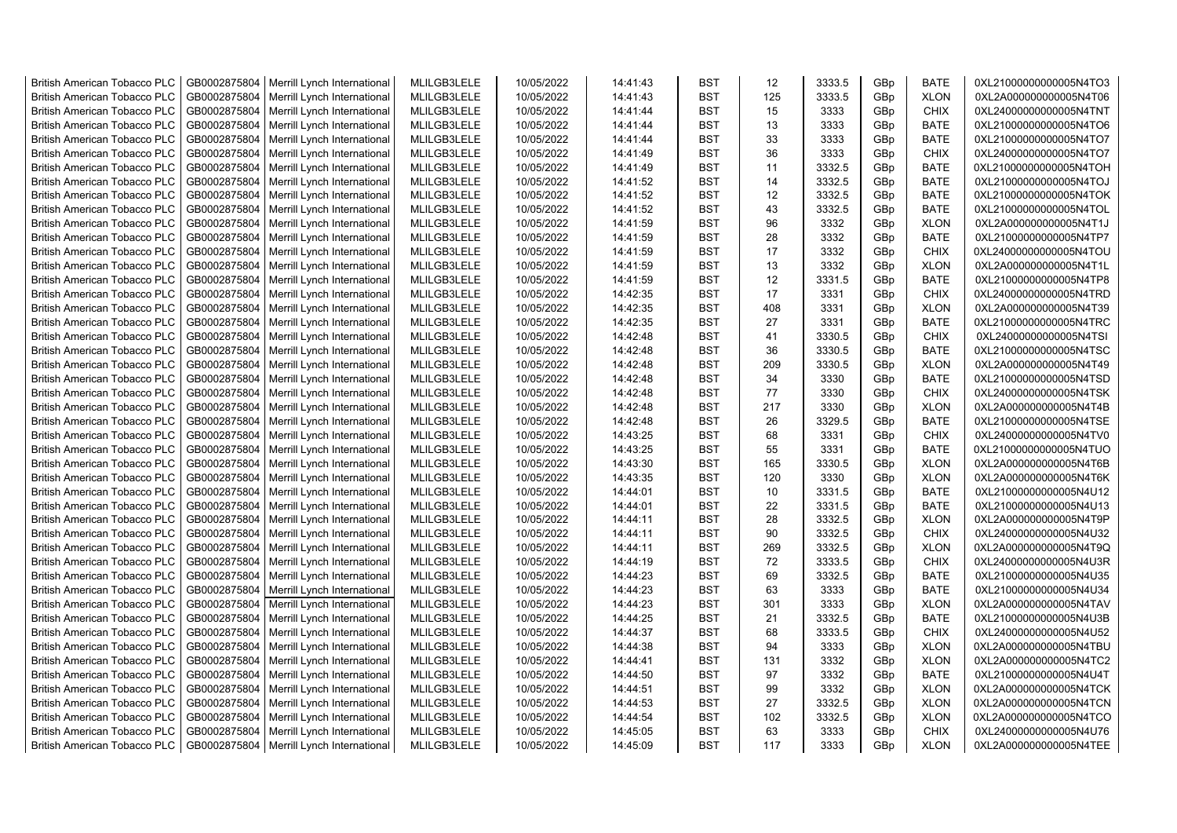| British American Tobacco PLC | GB0002875804 | Merrill Lynch International | MLILGB3LELE | 10/05/2022 | 14:41:43 | BST | 12 | 3333.5 | GBp | BATE | 0XL21000000000005N4TO3 |
|---|---|---|---|---|---|---|---|---|---|---|---|
| British American Tobacco PLC | GB0002875804 | Merrill Lynch International | MLILGB3LELE | 10/05/2022 | 14:41:43 | BST | 125 | 3333.5 | GBp | XLON | 0XL2A000000000005N4T06 |
| British American Tobacco PLC | GB0002875804 | Merrill Lynch International | MLILGB3LELE | 10/05/2022 | 14:41:44 | BST | 15 | 3333 | GBp | CHIX | 0XL24000000000005N4TNT |
| British American Tobacco PLC | GB0002875804 | Merrill Lynch International | MLILGB3LELE | 10/05/2022 | 14:41:44 | BST | 13 | 3333 | GBp | BATE | 0XL21000000000005N4TO6 |
| British American Tobacco PLC | GB0002875804 | Merrill Lynch International | MLILGB3LELE | 10/05/2022 | 14:41:44 | BST | 33 | 3333 | GBp | BATE | 0XL21000000000005N4TO7 |
| British American Tobacco PLC | GB0002875804 | Merrill Lynch International | MLILGB3LELE | 10/05/2022 | 14:41:49 | BST | 36 | 3333 | GBp | CHIX | 0XL24000000000005N4TO7 |
| British American Tobacco PLC | GB0002875804 | Merrill Lynch International | MLILGB3LELE | 10/05/2022 | 14:41:49 | BST | 11 | 3332.5 | GBp | BATE | 0XL21000000000005N4TOH |
| British American Tobacco PLC | GB0002875804 | Merrill Lynch International | MLILGB3LELE | 10/05/2022 | 14:41:52 | BST | 14 | 3332.5 | GBp | BATE | 0XL21000000000005N4TOJ |
| British American Tobacco PLC | GB0002875804 | Merrill Lynch International | MLILGB3LELE | 10/05/2022 | 14:41:52 | BST | 12 | 3332.5 | GBp | BATE | 0XL21000000000005N4TOK |
| British American Tobacco PLC | GB0002875804 | Merrill Lynch International | MLILGB3LELE | 10/05/2022 | 14:41:52 | BST | 43 | 3332.5 | GBp | BATE | 0XL21000000000005N4TOL |
| British American Tobacco PLC | GB0002875804 | Merrill Lynch International | MLILGB3LELE | 10/05/2022 | 14:41:59 | BST | 96 | 3332 | GBp | XLON | 0XL2A000000000005N4T1J |
| British American Tobacco PLC | GB0002875804 | Merrill Lynch International | MLILGB3LELE | 10/05/2022 | 14:41:59 | BST | 28 | 3332 | GBp | BATE | 0XL21000000000005N4TP7 |
| British American Tobacco PLC | GB0002875804 | Merrill Lynch International | MLILGB3LELE | 10/05/2022 | 14:41:59 | BST | 17 | 3332 | GBp | CHIX | 0XL24000000000005N4TOU |
| British American Tobacco PLC | GB0002875804 | Merrill Lynch International | MLILGB3LELE | 10/05/2022 | 14:41:59 | BST | 13 | 3332 | GBp | XLON | 0XL2A000000000005N4T1L |
| British American Tobacco PLC | GB0002875804 | Merrill Lynch International | MLILGB3LELE | 10/05/2022 | 14:41:59 | BST | 12 | 3331.5 | GBp | BATE | 0XL21000000000005N4TP8 |
| British American Tobacco PLC | GB0002875804 | Merrill Lynch International | MLILGB3LELE | 10/05/2022 | 14:42:35 | BST | 17 | 3331 | GBp | CHIX | 0XL24000000000005N4TRD |
| British American Tobacco PLC | GB0002875804 | Merrill Lynch International | MLILGB3LELE | 10/05/2022 | 14:42:35 | BST | 408 | 3331 | GBp | XLON | 0XL2A000000000005N4T39 |
| British American Tobacco PLC | GB0002875804 | Merrill Lynch International | MLILGB3LELE | 10/05/2022 | 14:42:35 | BST | 27 | 3331 | GBp | BATE | 0XL21000000000005N4TRC |
| British American Tobacco PLC | GB0002875804 | Merrill Lynch International | MLILGB3LELE | 10/05/2022 | 14:42:48 | BST | 41 | 3330.5 | GBp | CHIX | 0XL24000000000005N4TSI |
| British American Tobacco PLC | GB0002875804 | Merrill Lynch International | MLILGB3LELE | 10/05/2022 | 14:42:48 | BST | 36 | 3330.5 | GBp | BATE | 0XL21000000000005N4TSC |
| British American Tobacco PLC | GB0002875804 | Merrill Lynch International | MLILGB3LELE | 10/05/2022 | 14:42:48 | BST | 209 | 3330.5 | GBp | XLON | 0XL2A000000000005N4T49 |
| British American Tobacco PLC | GB0002875804 | Merrill Lynch International | MLILGB3LELE | 10/05/2022 | 14:42:48 | BST | 34 | 3330 | GBp | BATE | 0XL21000000000005N4TSD |
| British American Tobacco PLC | GB0002875804 | Merrill Lynch International | MLILGB3LELE | 10/05/2022 | 14:42:48 | BST | 77 | 3330 | GBp | CHIX | 0XL24000000000005N4TSK |
| British American Tobacco PLC | GB0002875804 | Merrill Lynch International | MLILGB3LELE | 10/05/2022 | 14:42:48 | BST | 217 | 3330 | GBp | XLON | 0XL2A000000000005N4T4B |
| British American Tobacco PLC | GB0002875804 | Merrill Lynch International | MLILGB3LELE | 10/05/2022 | 14:42:48 | BST | 26 | 3329.5 | GBp | BATE | 0XL21000000000005N4TSE |
| British American Tobacco PLC | GB0002875804 | Merrill Lynch International | MLILGB3LELE | 10/05/2022 | 14:43:25 | BST | 68 | 3331 | GBp | CHIX | 0XL24000000000005N4TV0 |
| British American Tobacco PLC | GB0002875804 | Merrill Lynch International | MLILGB3LELE | 10/05/2022 | 14:43:25 | BST | 55 | 3331 | GBp | BATE | 0XL21000000000005N4TUO |
| British American Tobacco PLC | GB0002875804 | Merrill Lynch International | MLILGB3LELE | 10/05/2022 | 14:43:30 | BST | 165 | 3330.5 | GBp | XLON | 0XL2A000000000005N4T6B |
| British American Tobacco PLC | GB0002875804 | Merrill Lynch International | MLILGB3LELE | 10/05/2022 | 14:43:35 | BST | 120 | 3330 | GBp | XLON | 0XL2A000000000005N4T6K |
| British American Tobacco PLC | GB0002875804 | Merrill Lynch International | MLILGB3LELE | 10/05/2022 | 14:44:01 | BST | 10 | 3331.5 | GBp | BATE | 0XL21000000000005N4U12 |
| British American Tobacco PLC | GB0002875804 | Merrill Lynch International | MLILGB3LELE | 10/05/2022 | 14:44:01 | BST | 22 | 3331.5 | GBp | BATE | 0XL21000000000005N4U13 |
| British American Tobacco PLC | GB0002875804 | Merrill Lynch International | MLILGB3LELE | 10/05/2022 | 14:44:11 | BST | 28 | 3332.5 | GBp | XLON | 0XL2A000000000005N4T9P |
| British American Tobacco PLC | GB0002875804 | Merrill Lynch International | MLILGB3LELE | 10/05/2022 | 14:44:11 | BST | 90 | 3332.5 | GBp | CHIX | 0XL24000000000005N4U32 |
| British American Tobacco PLC | GB0002875804 | Merrill Lynch International | MLILGB3LELE | 10/05/2022 | 14:44:11 | BST | 269 | 3332.5 | GBp | XLON | 0XL2A000000000005N4T9Q |
| British American Tobacco PLC | GB0002875804 | Merrill Lynch International | MLILGB3LELE | 10/05/2022 | 14:44:19 | BST | 72 | 3333.5 | GBp | CHIX | 0XL24000000000005N4U3R |
| British American Tobacco PLC | GB0002875804 | Merrill Lynch International | MLILGB3LELE | 10/05/2022 | 14:44:23 | BST | 69 | 3332.5 | GBp | BATE | 0XL21000000000005N4U35 |
| British American Tobacco PLC | GB0002875804 | Merrill Lynch International | MLILGB3LELE | 10/05/2022 | 14:44:23 | BST | 63 | 3333 | GBp | BATE | 0XL21000000000005N4U34 |
| British American Tobacco PLC | GB0002875804 | Merrill Lynch International | MLILGB3LELE | 10/05/2022 | 14:44:23 | BST | 301 | 3333 | GBp | XLON | 0XL2A000000000005N4TAV |
| British American Tobacco PLC | GB0002875804 | Merrill Lynch International | MLILGB3LELE | 10/05/2022 | 14:44:25 | BST | 21 | 3332.5 | GBp | BATE | 0XL21000000000005N4U3B |
| British American Tobacco PLC | GB0002875804 | Merrill Lynch International | MLILGB3LELE | 10/05/2022 | 14:44:37 | BST | 68 | 3333.5 | GBp | CHIX | 0XL24000000000005N4U52 |
| British American Tobacco PLC | GB0002875804 | Merrill Lynch International | MLILGB3LELE | 10/05/2022 | 14:44:38 | BST | 94 | 3333 | GBp | XLON | 0XL2A000000000005N4TBU |
| British American Tobacco PLC | GB0002875804 | Merrill Lynch International | MLILGB3LELE | 10/05/2022 | 14:44:41 | BST | 131 | 3332 | GBp | XLON | 0XL2A000000000005N4TC2 |
| British American Tobacco PLC | GB0002875804 | Merrill Lynch International | MLILGB3LELE | 10/05/2022 | 14:44:50 | BST | 97 | 3332 | GBp | BATE | 0XL21000000000005N4U4T |
| British American Tobacco PLC | GB0002875804 | Merrill Lynch International | MLILGB3LELE | 10/05/2022 | 14:44:51 | BST | 99 | 3332 | GBp | XLON | 0XL2A000000000005N4TCK |
| British American Tobacco PLC | GB0002875804 | Merrill Lynch International | MLILGB3LELE | 10/05/2022 | 14:44:53 | BST | 27 | 3332.5 | GBp | XLON | 0XL2A000000000005N4TCN |
| British American Tobacco PLC | GB0002875804 | Merrill Lynch International | MLILGB3LELE | 10/05/2022 | 14:44:54 | BST | 102 | 3332.5 | GBp | XLON | 0XL2A000000000005N4TCO |
| British American Tobacco PLC | GB0002875804 | Merrill Lynch International | MLILGB3LELE | 10/05/2022 | 14:45:05 | BST | 63 | 3333 | GBp | CHIX | 0XL24000000000005N4U76 |
| British American Tobacco PLC | GB0002875804 | Merrill Lynch International | MLILGB3LELE | 10/05/2022 | 14:45:09 | BST | 117 | 3333 | GBp | XLON | 0XL2A000000000005N4TEE |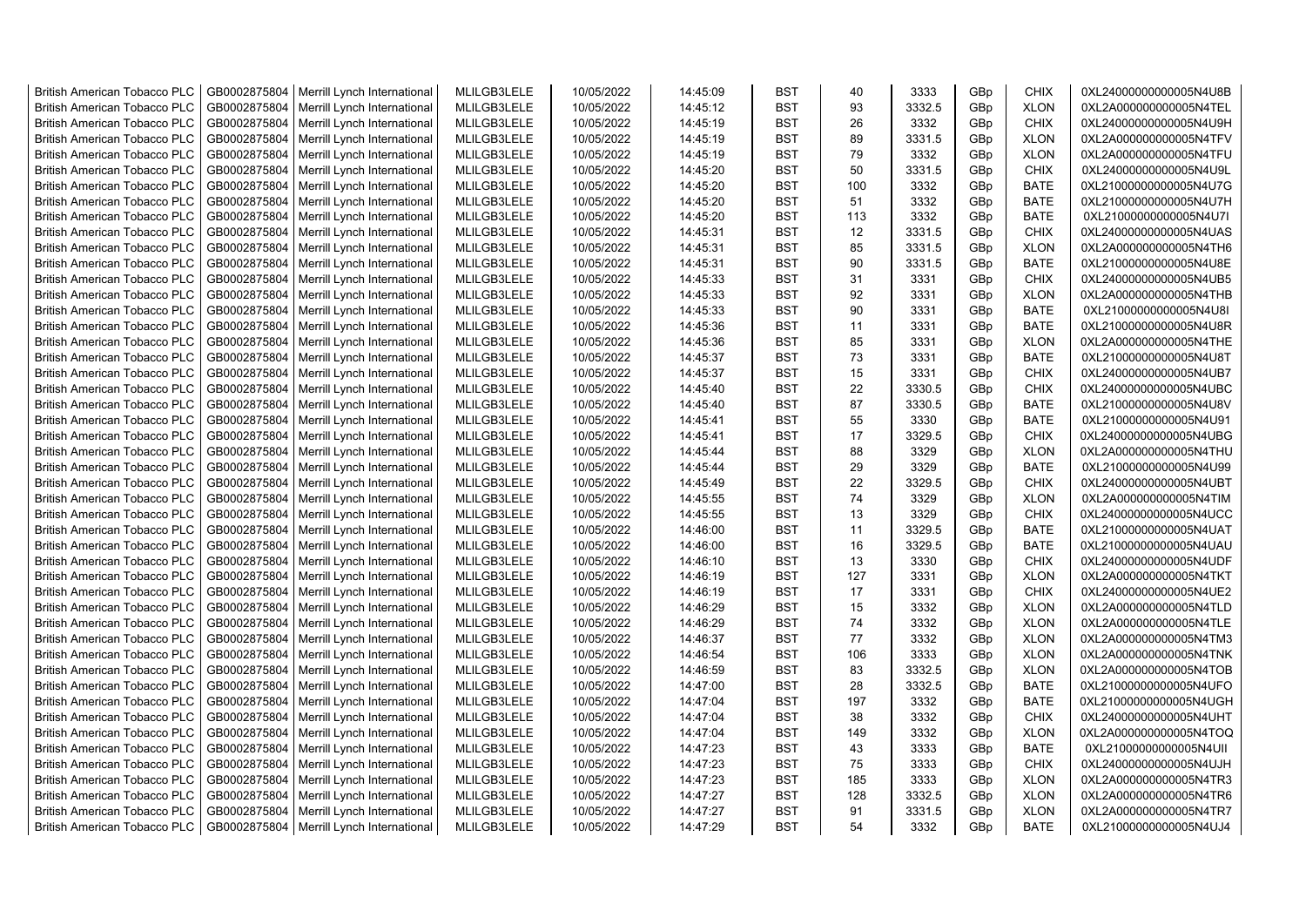| British American Tobacco PLC | GB0002875804 | Merrill Lynch International | MLILGB3LELE | 10/05/2022 | 14:45:09 | BST | 40 | 3333 | GBp | CHIX | 0XL24000000000005N4U8B |
|---|---|---|---|---|---|---|---|---|---|---|---|
| British American Tobacco PLC | GB0002875804 | Merrill Lynch International | MLILGB3LELE | 10/05/2022 | 14:45:12 | BST | 93 | 3332.5 | GBp | XLON | 0XL2A000000000005N4TEL |
| British American Tobacco PLC | GB0002875804 | Merrill Lynch International | MLILGB3LELE | 10/05/2022 | 14:45:19 | BST | 26 | 3332 | GBp | CHIX | 0XL24000000000005N4U9H |
| British American Tobacco PLC | GB0002875804 | Merrill Lynch International | MLILGB3LELE | 10/05/2022 | 14:45:19 | BST | 89 | 3331.5 | GBp | XLON | 0XL2A000000000005N4TFV |
| British American Tobacco PLC | GB0002875804 | Merrill Lynch International | MLILGB3LELE | 10/05/2022 | 14:45:19 | BST | 79 | 3332 | GBp | XLON | 0XL2A000000000005N4TFU |
| British American Tobacco PLC | GB0002875804 | Merrill Lynch International | MLILGB3LELE | 10/05/2022 | 14:45:20 | BST | 50 | 3331.5 | GBp | CHIX | 0XL24000000000005N4U9L |
| British American Tobacco PLC | GB0002875804 | Merrill Lynch International | MLILGB3LELE | 10/05/2022 | 14:45:20 | BST | 100 | 3332 | GBp | BATE | 0XL21000000000005N4U7G |
| British American Tobacco PLC | GB0002875804 | Merrill Lynch International | MLILGB3LELE | 10/05/2022 | 14:45:20 | BST | 51 | 3332 | GBp | BATE | 0XL21000000000005N4U7H |
| British American Tobacco PLC | GB0002875804 | Merrill Lynch International | MLILGB3LELE | 10/05/2022 | 14:45:20 | BST | 113 | 3332 | GBp | BATE | 0XL21000000000005N4U7I |
| British American Tobacco PLC | GB0002875804 | Merrill Lynch International | MLILGB3LELE | 10/05/2022 | 14:45:31 | BST | 12 | 3331.5 | GBp | CHIX | 0XL24000000000005N4UAS |
| British American Tobacco PLC | GB0002875804 | Merrill Lynch International | MLILGB3LELE | 10/05/2022 | 14:45:31 | BST | 85 | 3331.5 | GBp | XLON | 0XL2A000000000005N4TH6 |
| British American Tobacco PLC | GB0002875804 | Merrill Lynch International | MLILGB3LELE | 10/05/2022 | 14:45:31 | BST | 90 | 3331.5 | GBp | BATE | 0XL21000000000005N4U8E |
| British American Tobacco PLC | GB0002875804 | Merrill Lynch International | MLILGB3LELE | 10/05/2022 | 14:45:33 | BST | 31 | 3331 | GBp | CHIX | 0XL24000000000005N4UB5 |
| British American Tobacco PLC | GB0002875804 | Merrill Lynch International | MLILGB3LELE | 10/05/2022 | 14:45:33 | BST | 92 | 3331 | GBp | XLON | 0XL2A000000000005N4THB |
| British American Tobacco PLC | GB0002875804 | Merrill Lynch International | MLILGB3LELE | 10/05/2022 | 14:45:33 | BST | 90 | 3331 | GBp | BATE | 0XL21000000000005N4U8I |
| British American Tobacco PLC | GB0002875804 | Merrill Lynch International | MLILGB3LELE | 10/05/2022 | 14:45:36 | BST | 11 | 3331 | GBp | BATE | 0XL21000000000005N4U8R |
| British American Tobacco PLC | GB0002875804 | Merrill Lynch International | MLILGB3LELE | 10/05/2022 | 14:45:36 | BST | 85 | 3331 | GBp | XLON | 0XL2A000000000005N4THE |
| British American Tobacco PLC | GB0002875804 | Merrill Lynch International | MLILGB3LELE | 10/05/2022 | 14:45:37 | BST | 73 | 3331 | GBp | BATE | 0XL21000000000005N4U8T |
| British American Tobacco PLC | GB0002875804 | Merrill Lynch International | MLILGB3LELE | 10/05/2022 | 14:45:37 | BST | 15 | 3331 | GBp | CHIX | 0XL24000000000005N4UB7 |
| British American Tobacco PLC | GB0002875804 | Merrill Lynch International | MLILGB3LELE | 10/05/2022 | 14:45:40 | BST | 22 | 3330.5 | GBp | CHIX | 0XL24000000000005N4UBC |
| British American Tobacco PLC | GB0002875804 | Merrill Lynch International | MLILGB3LELE | 10/05/2022 | 14:45:40 | BST | 87 | 3330.5 | GBp | BATE | 0XL21000000000005N4U8V |
| British American Tobacco PLC | GB0002875804 | Merrill Lynch International | MLILGB3LELE | 10/05/2022 | 14:45:41 | BST | 55 | 3330 | GBp | BATE | 0XL21000000000005N4U91 |
| British American Tobacco PLC | GB0002875804 | Merrill Lynch International | MLILGB3LELE | 10/05/2022 | 14:45:41 | BST | 17 | 3329.5 | GBp | CHIX | 0XL24000000000005N4UBG |
| British American Tobacco PLC | GB0002875804 | Merrill Lynch International | MLILGB3LELE | 10/05/2022 | 14:45:44 | BST | 88 | 3329 | GBp | XLON | 0XL2A000000000005N4THU |
| British American Tobacco PLC | GB0002875804 | Merrill Lynch International | MLILGB3LELE | 10/05/2022 | 14:45:44 | BST | 29 | 3329 | GBp | BATE | 0XL21000000000005N4U99 |
| British American Tobacco PLC | GB0002875804 | Merrill Lynch International | MLILGB3LELE | 10/05/2022 | 14:45:49 | BST | 22 | 3329.5 | GBp | CHIX | 0XL24000000000005N4UBT |
| British American Tobacco PLC | GB0002875804 | Merrill Lynch International | MLILGB3LELE | 10/05/2022 | 14:45:55 | BST | 74 | 3329 | GBp | XLON | 0XL2A000000000005N4TIM |
| British American Tobacco PLC | GB0002875804 | Merrill Lynch International | MLILGB3LELE | 10/05/2022 | 14:45:55 | BST | 13 | 3329 | GBp | CHIX | 0XL24000000000005N4UCC |
| British American Tobacco PLC | GB0002875804 | Merrill Lynch International | MLILGB3LELE | 10/05/2022 | 14:46:00 | BST | 11 | 3329.5 | GBp | BATE | 0XL21000000000005N4UAT |
| British American Tobacco PLC | GB0002875804 | Merrill Lynch International | MLILGB3LELE | 10/05/2022 | 14:46:00 | BST | 16 | 3329.5 | GBp | BATE | 0XL21000000000005N4UAU |
| British American Tobacco PLC | GB0002875804 | Merrill Lynch International | MLILGB3LELE | 10/05/2022 | 14:46:10 | BST | 13 | 3330 | GBp | CHIX | 0XL24000000000005N4UDF |
| British American Tobacco PLC | GB0002875804 | Merrill Lynch International | MLILGB3LELE | 10/05/2022 | 14:46:19 | BST | 127 | 3331 | GBp | XLON | 0XL2A000000000005N4TKT |
| British American Tobacco PLC | GB0002875804 | Merrill Lynch International | MLILGB3LELE | 10/05/2022 | 14:46:19 | BST | 17 | 3331 | GBp | CHIX | 0XL24000000000005N4UE2 |
| British American Tobacco PLC | GB0002875804 | Merrill Lynch International | MLILGB3LELE | 10/05/2022 | 14:46:29 | BST | 15 | 3332 | GBp | XLON | 0XL2A000000000005N4TLD |
| British American Tobacco PLC | GB0002875804 | Merrill Lynch International | MLILGB3LELE | 10/05/2022 | 14:46:29 | BST | 74 | 3332 | GBp | XLON | 0XL2A000000000005N4TLE |
| British American Tobacco PLC | GB0002875804 | Merrill Lynch International | MLILGB3LELE | 10/05/2022 | 14:46:37 | BST | 77 | 3332 | GBp | XLON | 0XL2A000000000005N4TM3 |
| British American Tobacco PLC | GB0002875804 | Merrill Lynch International | MLILGB3LELE | 10/05/2022 | 14:46:54 | BST | 106 | 3333 | GBp | XLON | 0XL2A000000000005N4TNK |
| British American Tobacco PLC | GB0002875804 | Merrill Lynch International | MLILGB3LELE | 10/05/2022 | 14:46:59 | BST | 83 | 3332.5 | GBp | XLON | 0XL2A000000000005N4TOB |
| British American Tobacco PLC | GB0002875804 | Merrill Lynch International | MLILGB3LELE | 10/05/2022 | 14:47:00 | BST | 28 | 3332.5 | GBp | BATE | 0XL21000000000005N4UFO |
| British American Tobacco PLC | GB0002875804 | Merrill Lynch International | MLILGB3LELE | 10/05/2022 | 14:47:04 | BST | 197 | 3332 | GBp | BATE | 0XL21000000000005N4UGH |
| British American Tobacco PLC | GB0002875804 | Merrill Lynch International | MLILGB3LELE | 10/05/2022 | 14:47:04 | BST | 38 | 3332 | GBp | CHIX | 0XL24000000000005N4UHT |
| British American Tobacco PLC | GB0002875804 | Merrill Lynch International | MLILGB3LELE | 10/05/2022 | 14:47:04 | BST | 149 | 3332 | GBp | XLON | 0XL2A000000000005N4TOQ |
| British American Tobacco PLC | GB0002875804 | Merrill Lynch International | MLILGB3LELE | 10/05/2022 | 14:47:23 | BST | 43 | 3333 | GBp | BATE | 0XL21000000000005N4UII |
| British American Tobacco PLC | GB0002875804 | Merrill Lynch International | MLILGB3LELE | 10/05/2022 | 14:47:23 | BST | 75 | 3333 | GBp | CHIX | 0XL24000000000005N4UJH |
| British American Tobacco PLC | GB0002875804 | Merrill Lynch International | MLILGB3LELE | 10/05/2022 | 14:47:23 | BST | 185 | 3333 | GBp | XLON | 0XL2A000000000005N4TR3 |
| British American Tobacco PLC | GB0002875804 | Merrill Lynch International | MLILGB3LELE | 10/05/2022 | 14:47:27 | BST | 128 | 3332.5 | GBp | XLON | 0XL2A000000000005N4TR6 |
| British American Tobacco PLC | GB0002875804 | Merrill Lynch International | MLILGB3LELE | 10/05/2022 | 14:47:27 | BST | 91 | 3331.5 | GBp | XLON | 0XL2A000000000005N4TR7 |
| British American Tobacco PLC | GB0002875804 | Merrill Lynch International | MLILGB3LELE | 10/05/2022 | 14:47:29 | BST | 54 | 3332 | GBp | BATE | 0XL21000000000005N4UJ4 |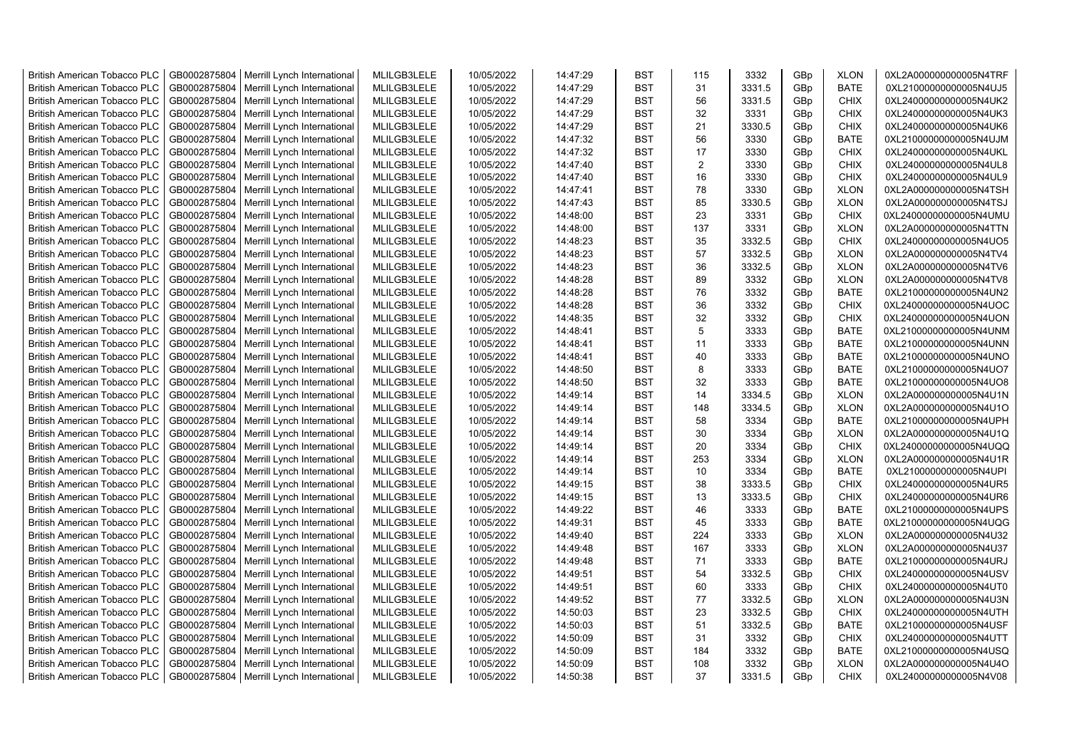| British American Tobacco PLC | GB0002875804 | Merrill Lynch International | MLILGB3LELE | 10/05/2022 | 14:47:29 | BST | 115 | 3332 | GBp | XLON | 0XL2A000000000005N4TRF |
|---|---|---|---|---|---|---|---|---|---|---|---|
| British American Tobacco PLC | GB0002875804 | Merrill Lynch International | MLILGB3LELE | 10/05/2022 | 14:47:29 | BST | 31 | 3331.5 | GBp | BATE | 0XL21000000000005N4UJ5 |
| British American Tobacco PLC | GB0002875804 | Merrill Lynch International | MLILGB3LELE | 10/05/2022 | 14:47:29 | BST | 56 | 3331.5 | GBp | CHIX | 0XL24000000000005N4UK2 |
| British American Tobacco PLC | GB0002875804 | Merrill Lynch International | MLILGB3LELE | 10/05/2022 | 14:47:29 | BST | 32 | 3331 | GBp | CHIX | 0XL24000000000005N4UK3 |
| British American Tobacco PLC | GB0002875804 | Merrill Lynch International | MLILGB3LELE | 10/05/2022 | 14:47:29 | BST | 21 | 3330.5 | GBp | CHIX | 0XL24000000000005N4UK6 |
| British American Tobacco PLC | GB0002875804 | Merrill Lynch International | MLILGB3LELE | 10/05/2022 | 14:47:32 | BST | 56 | 3330 | GBp | BATE | 0XL21000000000005N4UJM |
| British American Tobacco PLC | GB0002875804 | Merrill Lynch International | MLILGB3LELE | 10/05/2022 | 14:47:32 | BST | 17 | 3330 | GBp | CHIX | 0XL24000000000005N4UKL |
| British American Tobacco PLC | GB0002875804 | Merrill Lynch International | MLILGB3LELE | 10/05/2022 | 14:47:40 | BST | 2 | 3330 | GBp | CHIX | 0XL24000000000005N4UL8 |
| British American Tobacco PLC | GB0002875804 | Merrill Lynch International | MLILGB3LELE | 10/05/2022 | 14:47:40 | BST | 16 | 3330 | GBp | CHIX | 0XL24000000000005N4UL9 |
| British American Tobacco PLC | GB0002875804 | Merrill Lynch International | MLILGB3LELE | 10/05/2022 | 14:47:41 | BST | 78 | 3330 | GBp | XLON | 0XL2A000000000005N4TSH |
| British American Tobacco PLC | GB0002875804 | Merrill Lynch International | MLILGB3LELE | 10/05/2022 | 14:47:43 | BST | 85 | 3330.5 | GBp | XLON | 0XL2A000000000005N4TSJ |
| British American Tobacco PLC | GB0002875804 | Merrill Lynch International | MLILGB3LELE | 10/05/2022 | 14:48:00 | BST | 23 | 3331 | GBp | CHIX | 0XL24000000000005N4UMU |
| British American Tobacco PLC | GB0002875804 | Merrill Lynch International | MLILGB3LELE | 10/05/2022 | 14:48:00 | BST | 137 | 3331 | GBp | XLON | 0XL2A000000000005N4TTN |
| British American Tobacco PLC | GB0002875804 | Merrill Lynch International | MLILGB3LELE | 10/05/2022 | 14:48:23 | BST | 35 | 3332.5 | GBp | CHIX | 0XL24000000000005N4UO5 |
| British American Tobacco PLC | GB0002875804 | Merrill Lynch International | MLILGB3LELE | 10/05/2022 | 14:48:23 | BST | 57 | 3332.5 | GBp | XLON | 0XL2A000000000005N4TV4 |
| British American Tobacco PLC | GB0002875804 | Merrill Lynch International | MLILGB3LELE | 10/05/2022 | 14:48:23 | BST | 36 | 3332.5 | GBp | XLON | 0XL2A000000000005N4TV6 |
| British American Tobacco PLC | GB0002875804 | Merrill Lynch International | MLILGB3LELE | 10/05/2022 | 14:48:28 | BST | 89 | 3332 | GBp | XLON | 0XL2A000000000005N4TV8 |
| British American Tobacco PLC | GB0002875804 | Merrill Lynch International | MLILGB3LELE | 10/05/2022 | 14:48:28 | BST | 76 | 3332 | GBp | BATE | 0XL21000000000005N4UN2 |
| British American Tobacco PLC | GB0002875804 | Merrill Lynch International | MLILGB3LELE | 10/05/2022 | 14:48:28 | BST | 36 | 3332 | GBp | CHIX | 0XL24000000000005N4UOC |
| British American Tobacco PLC | GB0002875804 | Merrill Lynch International | MLILGB3LELE | 10/05/2022 | 14:48:35 | BST | 32 | 3332 | GBp | CHIX | 0XL24000000000005N4UON |
| British American Tobacco PLC | GB0002875804 | Merrill Lynch International | MLILGB3LELE | 10/05/2022 | 14:48:41 | BST | 5 | 3333 | GBp | BATE | 0XL21000000000005N4UNM |
| British American Tobacco PLC | GB0002875804 | Merrill Lynch International | MLILGB3LELE | 10/05/2022 | 14:48:41 | BST | 11 | 3333 | GBp | BATE | 0XL21000000000005N4UNN |
| British American Tobacco PLC | GB0002875804 | Merrill Lynch International | MLILGB3LELE | 10/05/2022 | 14:48:41 | BST | 40 | 3333 | GBp | BATE | 0XL21000000000005N4UNO |
| British American Tobacco PLC | GB0002875804 | Merrill Lynch International | MLILGB3LELE | 10/05/2022 | 14:48:50 | BST | 8 | 3333 | GBp | BATE | 0XL21000000000005N4UO7 |
| British American Tobacco PLC | GB0002875804 | Merrill Lynch International | MLILGB3LELE | 10/05/2022 | 14:48:50 | BST | 32 | 3333 | GBp | BATE | 0XL21000000000005N4UO8 |
| British American Tobacco PLC | GB0002875804 | Merrill Lynch International | MLILGB3LELE | 10/05/2022 | 14:49:14 | BST | 14 | 3334.5 | GBp | XLON | 0XL2A000000000005N4U1N |
| British American Tobacco PLC | GB0002875804 | Merrill Lynch International | MLILGB3LELE | 10/05/2022 | 14:49:14 | BST | 148 | 3334.5 | GBp | XLON | 0XL2A000000000005N4U1O |
| British American Tobacco PLC | GB0002875804 | Merrill Lynch International | MLILGB3LELE | 10/05/2022 | 14:49:14 | BST | 58 | 3334 | GBp | BATE | 0XL21000000000005N4UPH |
| British American Tobacco PLC | GB0002875804 | Merrill Lynch International | MLILGB3LELE | 10/05/2022 | 14:49:14 | BST | 30 | 3334 | GBp | XLON | 0XL2A000000000005N4U1Q |
| British American Tobacco PLC | GB0002875804 | Merrill Lynch International | MLILGB3LELE | 10/05/2022 | 14:49:14 | BST | 20 | 3334 | GBp | CHIX | 0XL24000000000005N4UQQ |
| British American Tobacco PLC | GB0002875804 | Merrill Lynch International | MLILGB3LELE | 10/05/2022 | 14:49:14 | BST | 253 | 3334 | GBp | XLON | 0XL2A000000000005N4U1R |
| British American Tobacco PLC | GB0002875804 | Merrill Lynch International | MLILGB3LELE | 10/05/2022 | 14:49:14 | BST | 10 | 3334 | GBp | BATE | 0XL21000000000005N4UPI |
| British American Tobacco PLC | GB0002875804 | Merrill Lynch International | MLILGB3LELE | 10/05/2022 | 14:49:15 | BST | 38 | 3333.5 | GBp | CHIX | 0XL24000000000005N4UR5 |
| British American Tobacco PLC | GB0002875804 | Merrill Lynch International | MLILGB3LELE | 10/05/2022 | 14:49:15 | BST | 13 | 3333.5 | GBp | CHIX | 0XL24000000000005N4UR6 |
| British American Tobacco PLC | GB0002875804 | Merrill Lynch International | MLILGB3LELE | 10/05/2022 | 14:49:22 | BST | 46 | 3333 | GBp | BATE | 0XL21000000000005N4UPS |
| British American Tobacco PLC | GB0002875804 | Merrill Lynch International | MLILGB3LELE | 10/05/2022 | 14:49:31 | BST | 45 | 3333 | GBp | BATE | 0XL21000000000005N4UQG |
| British American Tobacco PLC | GB0002875804 | Merrill Lynch International | MLILGB3LELE | 10/05/2022 | 14:49:40 | BST | 224 | 3333 | GBp | XLON | 0XL2A000000000005N4U32 |
| British American Tobacco PLC | GB0002875804 | Merrill Lynch International | MLILGB3LELE | 10/05/2022 | 14:49:48 | BST | 167 | 3333 | GBp | XLON | 0XL2A000000000005N4U37 |
| British American Tobacco PLC | GB0002875804 | Merrill Lynch International | MLILGB3LELE | 10/05/2022 | 14:49:48 | BST | 71 | 3333 | GBp | BATE | 0XL21000000000005N4URJ |
| British American Tobacco PLC | GB0002875804 | Merrill Lynch International | MLILGB3LELE | 10/05/2022 | 14:49:51 | BST | 54 | 3332.5 | GBp | CHIX | 0XL24000000000005N4USV |
| British American Tobacco PLC | GB0002875804 | Merrill Lynch International | MLILGB3LELE | 10/05/2022 | 14:49:51 | BST | 60 | 3333 | GBp | CHIX | 0XL24000000000005N4UT0 |
| British American Tobacco PLC | GB0002875804 | Merrill Lynch International | MLILGB3LELE | 10/05/2022 | 14:49:52 | BST | 77 | 3332.5 | GBp | XLON | 0XL2A000000000005N4U3N |
| British American Tobacco PLC | GB0002875804 | Merrill Lynch International | MLILGB3LELE | 10/05/2022 | 14:50:03 | BST | 23 | 3332.5 | GBp | CHIX | 0XL24000000000005N4UTH |
| British American Tobacco PLC | GB0002875804 | Merrill Lynch International | MLILGB3LELE | 10/05/2022 | 14:50:03 | BST | 51 | 3332.5 | GBp | BATE | 0XL21000000000005N4USF |
| British American Tobacco PLC | GB0002875804 | Merrill Lynch International | MLILGB3LELE | 10/05/2022 | 14:50:09 | BST | 31 | 3332 | GBp | CHIX | 0XL24000000000005N4UTT |
| British American Tobacco PLC | GB0002875804 | Merrill Lynch International | MLILGB3LELE | 10/05/2022 | 14:50:09 | BST | 184 | 3332 | GBp | BATE | 0XL21000000000005N4USQ |
| British American Tobacco PLC | GB0002875804 | Merrill Lynch International | MLILGB3LELE | 10/05/2022 | 14:50:09 | BST | 108 | 3332 | GBp | XLON | 0XL2A000000000005N4U4O |
| British American Tobacco PLC | GB0002875804 | Merrill Lynch International | MLILGB3LELE | 10/05/2022 | 14:50:38 | BST | 37 | 3331.5 | GBp | CHIX | 0XL24000000000005N4V08 |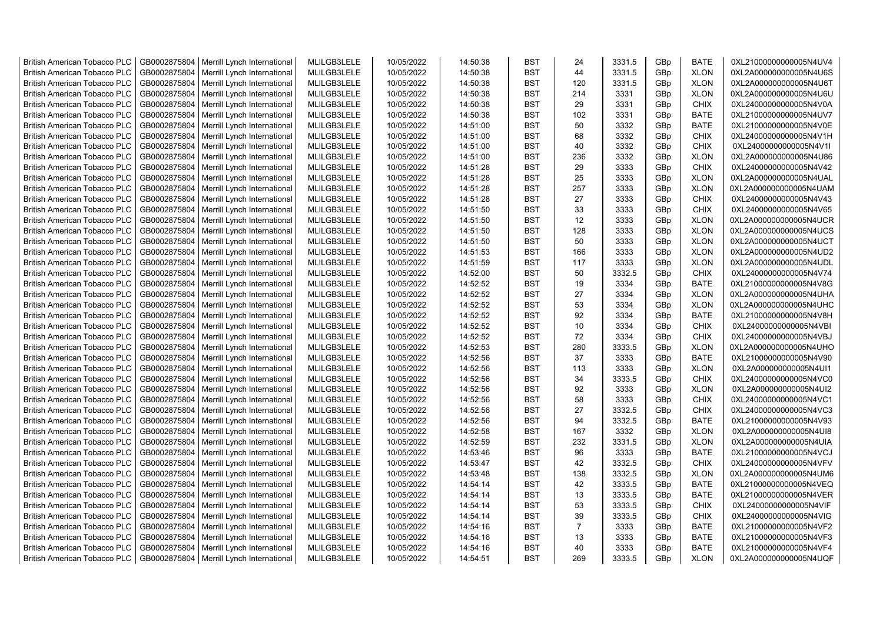| British American Tobacco PLC | GB0002875804 | Merrill Lynch International | MLILGB3LELE | 10/05/2022 | 14:50:38 | BST | 24 | 3331.5 | GBp | BATE | 0XL21000000000005N4UV4 |
|---|---|---|---|---|---|---|---|---|---|---|---|
| British American Tobacco PLC | GB0002875804 | Merrill Lynch International | MLILGB3LELE | 10/05/2022 | 14:50:38 | BST | 44 | 3331.5 | GBp | XLON | 0XL2A000000000005N4U6S |
| British American Tobacco PLC | GB0002875804 | Merrill Lynch International | MLILGB3LELE | 10/05/2022 | 14:50:38 | BST | 120 | 3331.5 | GBp | XLON | 0XL2A000000000005N4U6T |
| British American Tobacco PLC | GB0002875804 | Merrill Lynch International | MLILGB3LELE | 10/05/2022 | 14:50:38 | BST | 214 | 3331 | GBp | XLON | 0XL2A000000000005N4U6U |
| British American Tobacco PLC | GB0002875804 | Merrill Lynch International | MLILGB3LELE | 10/05/2022 | 14:50:38 | BST | 29 | 3331 | GBp | CHIX | 0XL24000000000005N4V0A |
| British American Tobacco PLC | GB0002875804 | Merrill Lynch International | MLILGB3LELE | 10/05/2022 | 14:50:38 | BST | 102 | 3331 | GBp | BATE | 0XL21000000000005N4UV7 |
| British American Tobacco PLC | GB0002875804 | Merrill Lynch International | MLILGB3LELE | 10/05/2022 | 14:51:00 | BST | 50 | 3332 | GBp | BATE | 0XL21000000000005N4V0E |
| British American Tobacco PLC | GB0002875804 | Merrill Lynch International | MLILGB3LELE | 10/05/2022 | 14:51:00 | BST | 68 | 3332 | GBp | CHIX | 0XL24000000000005N4V1H |
| British American Tobacco PLC | GB0002875804 | Merrill Lynch International | MLILGB3LELE | 10/05/2022 | 14:51:00 | BST | 40 | 3332 | GBp | CHIX | 0XL24000000000005N4V1I |
| British American Tobacco PLC | GB0002875804 | Merrill Lynch International | MLILGB3LELE | 10/05/2022 | 14:51:00 | BST | 236 | 3332 | GBp | XLON | 0XL2A000000000005N4U86 |
| British American Tobacco PLC | GB0002875804 | Merrill Lynch International | MLILGB3LELE | 10/05/2022 | 14:51:28 | BST | 29 | 3333 | GBp | CHIX | 0XL24000000000005N4V42 |
| British American Tobacco PLC | GB0002875804 | Merrill Lynch International | MLILGB3LELE | 10/05/2022 | 14:51:28 | BST | 25 | 3333 | GBp | XLON | 0XL2A000000000005N4UAL |
| British American Tobacco PLC | GB0002875804 | Merrill Lynch International | MLILGB3LELE | 10/05/2022 | 14:51:28 | BST | 257 | 3333 | GBp | XLON | 0XL2A000000000005N4UAM |
| British American Tobacco PLC | GB0002875804 | Merrill Lynch International | MLILGB3LELE | 10/05/2022 | 14:51:28 | BST | 27 | 3333 | GBp | CHIX | 0XL24000000000005N4V43 |
| British American Tobacco PLC | GB0002875804 | Merrill Lynch International | MLILGB3LELE | 10/05/2022 | 14:51:50 | BST | 33 | 3333 | GBp | CHIX | 0XL24000000000005N4V65 |
| British American Tobacco PLC | GB0002875804 | Merrill Lynch International | MLILGB3LELE | 10/05/2022 | 14:51:50 | BST | 12 | 3333 | GBp | XLON | 0XL2A000000000005N4UCR |
| British American Tobacco PLC | GB0002875804 | Merrill Lynch International | MLILGB3LELE | 10/05/2022 | 14:51:50 | BST | 128 | 3333 | GBp | XLON | 0XL2A000000000005N4UCS |
| British American Tobacco PLC | GB0002875804 | Merrill Lynch International | MLILGB3LELE | 10/05/2022 | 14:51:50 | BST | 50 | 3333 | GBp | XLON | 0XL2A000000000005N4UCT |
| British American Tobacco PLC | GB0002875804 | Merrill Lynch International | MLILGB3LELE | 10/05/2022 | 14:51:53 | BST | 166 | 3333 | GBp | XLON | 0XL2A000000000005N4UD2 |
| British American Tobacco PLC | GB0002875804 | Merrill Lynch International | MLILGB3LELE | 10/05/2022 | 14:51:59 | BST | 117 | 3333 | GBp | XLON | 0XL2A000000000005N4UDL |
| British American Tobacco PLC | GB0002875804 | Merrill Lynch International | MLILGB3LELE | 10/05/2022 | 14:52:00 | BST | 50 | 3332.5 | GBp | CHIX | 0XL24000000000005N4V74 |
| British American Tobacco PLC | GB0002875804 | Merrill Lynch International | MLILGB3LELE | 10/05/2022 | 14:52:52 | BST | 19 | 3334 | GBp | BATE | 0XL21000000000005N4V8G |
| British American Tobacco PLC | GB0002875804 | Merrill Lynch International | MLILGB3LELE | 10/05/2022 | 14:52:52 | BST | 27 | 3334 | GBp | XLON | 0XL2A000000000005N4UHA |
| British American Tobacco PLC | GB0002875804 | Merrill Lynch International | MLILGB3LELE | 10/05/2022 | 14:52:52 | BST | 53 | 3334 | GBp | XLON | 0XL2A000000000005N4UHC |
| British American Tobacco PLC | GB0002875804 | Merrill Lynch International | MLILGB3LELE | 10/05/2022 | 14:52:52 | BST | 92 | 3334 | GBp | BATE | 0XL21000000000005N4V8H |
| British American Tobacco PLC | GB0002875804 | Merrill Lynch International | MLILGB3LELE | 10/05/2022 | 14:52:52 | BST | 10 | 3334 | GBp | CHIX | 0XL24000000000005N4VBI |
| British American Tobacco PLC | GB0002875804 | Merrill Lynch International | MLILGB3LELE | 10/05/2022 | 14:52:52 | BST | 72 | 3334 | GBp | CHIX | 0XL24000000000005N4VBJ |
| British American Tobacco PLC | GB0002875804 | Merrill Lynch International | MLILGB3LELE | 10/05/2022 | 14:52:53 | BST | 280 | 3333.5 | GBp | XLON | 0XL2A000000000005N4UHO |
| British American Tobacco PLC | GB0002875804 | Merrill Lynch International | MLILGB3LELE | 10/05/2022 | 14:52:56 | BST | 37 | 3333 | GBp | BATE | 0XL21000000000005N4V90 |
| British American Tobacco PLC | GB0002875804 | Merrill Lynch International | MLILGB3LELE | 10/05/2022 | 14:52:56 | BST | 113 | 3333 | GBp | XLON | 0XL2A000000000005N4UI1 |
| British American Tobacco PLC | GB0002875804 | Merrill Lynch International | MLILGB3LELE | 10/05/2022 | 14:52:56 | BST | 34 | 3333.5 | GBp | CHIX | 0XL24000000000005N4VC0 |
| British American Tobacco PLC | GB0002875804 | Merrill Lynch International | MLILGB3LELE | 10/05/2022 | 14:52:56 | BST | 92 | 3333 | GBp | XLON | 0XL2A000000000005N4UI2 |
| British American Tobacco PLC | GB0002875804 | Merrill Lynch International | MLILGB3LELE | 10/05/2022 | 14:52:56 | BST | 58 | 3333 | GBp | CHIX | 0XL24000000000005N4VC1 |
| British American Tobacco PLC | GB0002875804 | Merrill Lynch International | MLILGB3LELE | 10/05/2022 | 14:52:56 | BST | 27 | 3332.5 | GBp | CHIX | 0XL24000000000005N4VC3 |
| British American Tobacco PLC | GB0002875804 | Merrill Lynch International | MLILGB3LELE | 10/05/2022 | 14:52:56 | BST | 94 | 3332.5 | GBp | BATE | 0XL21000000000005N4V93 |
| British American Tobacco PLC | GB0002875804 | Merrill Lynch International | MLILGB3LELE | 10/05/2022 | 14:52:58 | BST | 167 | 3332 | GBp | XLON | 0XL2A000000000005N4UI8 |
| British American Tobacco PLC | GB0002875804 | Merrill Lynch International | MLILGB3LELE | 10/05/2022 | 14:52:59 | BST | 232 | 3331.5 | GBp | XLON | 0XL2A000000000005N4UIA |
| British American Tobacco PLC | GB0002875804 | Merrill Lynch International | MLILGB3LELE | 10/05/2022 | 14:53:46 | BST | 96 | 3333 | GBp | BATE | 0XL21000000000005N4VCJ |
| British American Tobacco PLC | GB0002875804 | Merrill Lynch International | MLILGB3LELE | 10/05/2022 | 14:53:47 | BST | 42 | 3332.5 | GBp | CHIX | 0XL24000000000005N4VFV |
| British American Tobacco PLC | GB0002875804 | Merrill Lynch International | MLILGB3LELE | 10/05/2022 | 14:53:48 | BST | 138 | 3332.5 | GBp | XLON | 0XL2A000000000005N4UM6 |
| British American Tobacco PLC | GB0002875804 | Merrill Lynch International | MLILGB3LELE | 10/05/2022 | 14:54:14 | BST | 42 | 3333.5 | GBp | BATE | 0XL21000000000005N4VEQ |
| British American Tobacco PLC | GB0002875804 | Merrill Lynch International | MLILGB3LELE | 10/05/2022 | 14:54:14 | BST | 13 | 3333.5 | GBp | BATE | 0XL21000000000005N4VER |
| British American Tobacco PLC | GB0002875804 | Merrill Lynch International | MLILGB3LELE | 10/05/2022 | 14:54:14 | BST | 53 | 3333.5 | GBp | CHIX | 0XL24000000000005N4VIF |
| British American Tobacco PLC | GB0002875804 | Merrill Lynch International | MLILGB3LELE | 10/05/2022 | 14:54:14 | BST | 39 | 3333.5 | GBp | CHIX | 0XL24000000000005N4VIG |
| British American Tobacco PLC | GB0002875804 | Merrill Lynch International | MLILGB3LELE | 10/05/2022 | 14:54:16 | BST | 7 | 3333 | GBp | BATE | 0XL21000000000005N4VF2 |
| British American Tobacco PLC | GB0002875804 | Merrill Lynch International | MLILGB3LELE | 10/05/2022 | 14:54:16 | BST | 13 | 3333 | GBp | BATE | 0XL21000000000005N4VF3 |
| British American Tobacco PLC | GB0002875804 | Merrill Lynch International | MLILGB3LELE | 10/05/2022 | 14:54:16 | BST | 40 | 3333 | GBp | BATE | 0XL21000000000005N4VF4 |
| British American Tobacco PLC | GB0002875804 | Merrill Lynch International | MLILGB3LELE | 10/05/2022 | 14:54:51 | BST | 269 | 3333.5 | GBp | XLON | 0XL2A000000000005N4UQF |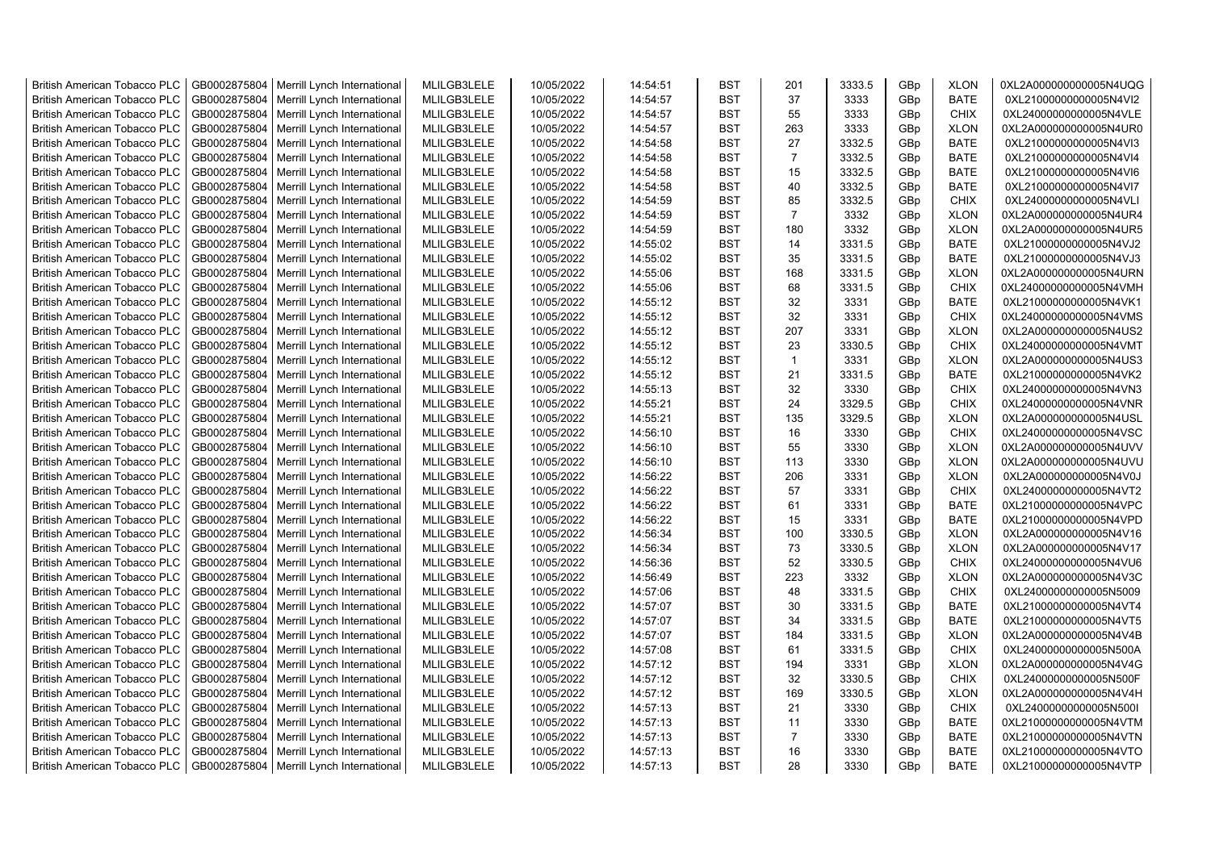| British American Tobacco PLC | GB0002875804 | Merrill Lynch International | MLILGB3LELE | 10/05/2022 | 14:54:51 | BST | 201 | 3333.5 | GBp | XLON | 0XL2A000000000005N4UQG |
|---|---|---|---|---|---|---|---|---|---|---|---|
| British American Tobacco PLC | GB0002875804 | Merrill Lynch International | MLILGB3LELE | 10/05/2022 | 14:54:57 | BST | 37 | 3333 | GBp | BATE | 0XL21000000000005N4VI2 |
| British American Tobacco PLC | GB0002875804 | Merrill Lynch International | MLILGB3LELE | 10/05/2022 | 14:54:57 | BST | 55 | 3333 | GBp | CHIX | 0XL24000000000005N4VLE |
| British American Tobacco PLC | GB0002875804 | Merrill Lynch International | MLILGB3LELE | 10/05/2022 | 14:54:57 | BST | 263 | 3333 | GBp | XLON | 0XL2A000000000005N4UR0 |
| British American Tobacco PLC | GB0002875804 | Merrill Lynch International | MLILGB3LELE | 10/05/2022 | 14:54:58 | BST | 27 | 3332.5 | GBp | BATE | 0XL21000000000005N4VI3 |
| British American Tobacco PLC | GB0002875804 | Merrill Lynch International | MLILGB3LELE | 10/05/2022 | 14:54:58 | BST | 7 | 3332.5 | GBp | BATE | 0XL21000000000005N4VI4 |
| British American Tobacco PLC | GB0002875804 | Merrill Lynch International | MLILGB3LELE | 10/05/2022 | 14:54:58 | BST | 15 | 3332.5 | GBp | BATE | 0XL21000000000005N4VI6 |
| British American Tobacco PLC | GB0002875804 | Merrill Lynch International | MLILGB3LELE | 10/05/2022 | 14:54:58 | BST | 40 | 3332.5 | GBp | BATE | 0XL21000000000005N4VI7 |
| British American Tobacco PLC | GB0002875804 | Merrill Lynch International | MLILGB3LELE | 10/05/2022 | 14:54:59 | BST | 85 | 3332.5 | GBp | CHIX | 0XL24000000000005N4VLI |
| British American Tobacco PLC | GB0002875804 | Merrill Lynch International | MLILGB3LELE | 10/05/2022 | 14:54:59 | BST | 7 | 3332 | GBp | XLON | 0XL2A000000000005N4UR4 |
| British American Tobacco PLC | GB0002875804 | Merrill Lynch International | MLILGB3LELE | 10/05/2022 | 14:54:59 | BST | 180 | 3332 | GBp | XLON | 0XL2A000000000005N4UR5 |
| British American Tobacco PLC | GB0002875804 | Merrill Lynch International | MLILGB3LELE | 10/05/2022 | 14:55:02 | BST | 14 | 3331.5 | GBp | BATE | 0XL21000000000005N4VJ2 |
| British American Tobacco PLC | GB0002875804 | Merrill Lynch International | MLILGB3LELE | 10/05/2022 | 14:55:02 | BST | 35 | 3331.5 | GBp | BATE | 0XL21000000000005N4VJ3 |
| British American Tobacco PLC | GB0002875804 | Merrill Lynch International | MLILGB3LELE | 10/05/2022 | 14:55:06 | BST | 168 | 3331.5 | GBp | XLON | 0XL2A000000000005N4URN |
| British American Tobacco PLC | GB0002875804 | Merrill Lynch International | MLILGB3LELE | 10/05/2022 | 14:55:06 | BST | 68 | 3331.5 | GBp | CHIX | 0XL24000000000005N4VMH |
| British American Tobacco PLC | GB0002875804 | Merrill Lynch International | MLILGB3LELE | 10/05/2022 | 14:55:12 | BST | 32 | 3331 | GBp | BATE | 0XL21000000000005N4VK1 |
| British American Tobacco PLC | GB0002875804 | Merrill Lynch International | MLILGB3LELE | 10/05/2022 | 14:55:12 | BST | 32 | 3331 | GBp | CHIX | 0XL24000000000005N4VMS |
| British American Tobacco PLC | GB0002875804 | Merrill Lynch International | MLILGB3LELE | 10/05/2022 | 14:55:12 | BST | 207 | 3331 | GBp | XLON | 0XL2A000000000005N4US2 |
| British American Tobacco PLC | GB0002875804 | Merrill Lynch International | MLILGB3LELE | 10/05/2022 | 14:55:12 | BST | 23 | 3330.5 | GBp | CHIX | 0XL24000000000005N4VMT |
| British American Tobacco PLC | GB0002875804 | Merrill Lynch International | MLILGB3LELE | 10/05/2022 | 14:55:12 | BST | 1 | 3331 | GBp | XLON | 0XL2A000000000005N4US3 |
| British American Tobacco PLC | GB0002875804 | Merrill Lynch International | MLILGB3LELE | 10/05/2022 | 14:55:12 | BST | 21 | 3331.5 | GBp | BATE | 0XL21000000000005N4VK2 |
| British American Tobacco PLC | GB0002875804 | Merrill Lynch International | MLILGB3LELE | 10/05/2022 | 14:55:13 | BST | 32 | 3330 | GBp | CHIX | 0XL24000000000005N4VN3 |
| British American Tobacco PLC | GB0002875804 | Merrill Lynch International | MLILGB3LELE | 10/05/2022 | 14:55:21 | BST | 24 | 3329.5 | GBp | CHIX | 0XL24000000000005N4VNR |
| British American Tobacco PLC | GB0002875804 | Merrill Lynch International | MLILGB3LELE | 10/05/2022 | 14:55:21 | BST | 135 | 3329.5 | GBp | XLON | 0XL2A000000000005N4USL |
| British American Tobacco PLC | GB0002875804 | Merrill Lynch International | MLILGB3LELE | 10/05/2022 | 14:56:10 | BST | 16 | 3330 | GBp | CHIX | 0XL24000000000005N4VSC |
| British American Tobacco PLC | GB0002875804 | Merrill Lynch International | MLILGB3LELE | 10/05/2022 | 14:56:10 | BST | 55 | 3330 | GBp | XLON | 0XL2A000000000005N4UVV |
| British American Tobacco PLC | GB0002875804 | Merrill Lynch International | MLILGB3LELE | 10/05/2022 | 14:56:10 | BST | 113 | 3330 | GBp | XLON | 0XL2A000000000005N4UVU |
| British American Tobacco PLC | GB0002875804 | Merrill Lynch International | MLILGB3LELE | 10/05/2022 | 14:56:22 | BST | 206 | 3331 | GBp | XLON | 0XL2A000000000005N4V0J |
| British American Tobacco PLC | GB0002875804 | Merrill Lynch International | MLILGB3LELE | 10/05/2022 | 14:56:22 | BST | 57 | 3331 | GBp | CHIX | 0XL24000000000005N4VT2 |
| British American Tobacco PLC | GB0002875804 | Merrill Lynch International | MLILGB3LELE | 10/05/2022 | 14:56:22 | BST | 61 | 3331 | GBp | BATE | 0XL21000000000005N4VPC |
| British American Tobacco PLC | GB0002875804 | Merrill Lynch International | MLILGB3LELE | 10/05/2022 | 14:56:22 | BST | 15 | 3331 | GBp | BATE | 0XL21000000000005N4VPD |
| British American Tobacco PLC | GB0002875804 | Merrill Lynch International | MLILGB3LELE | 10/05/2022 | 14:56:34 | BST | 100 | 3330.5 | GBp | XLON | 0XL2A000000000005N4V16 |
| British American Tobacco PLC | GB0002875804 | Merrill Lynch International | MLILGB3LELE | 10/05/2022 | 14:56:34 | BST | 73 | 3330.5 | GBp | XLON | 0XL2A000000000005N4V17 |
| British American Tobacco PLC | GB0002875804 | Merrill Lynch International | MLILGB3LELE | 10/05/2022 | 14:56:36 | BST | 52 | 3330.5 | GBp | CHIX | 0XL24000000000005N4VU6 |
| British American Tobacco PLC | GB0002875804 | Merrill Lynch International | MLILGB3LELE | 10/05/2022 | 14:56:49 | BST | 223 | 3332 | GBp | XLON | 0XL2A000000000005N4V3C |
| British American Tobacco PLC | GB0002875804 | Merrill Lynch International | MLILGB3LELE | 10/05/2022 | 14:57:06 | BST | 48 | 3331.5 | GBp | CHIX | 0XL24000000000005N5009 |
| British American Tobacco PLC | GB0002875804 | Merrill Lynch International | MLILGB3LELE | 10/05/2022 | 14:57:07 | BST | 30 | 3331.5 | GBp | BATE | 0XL21000000000005N4VT4 |
| British American Tobacco PLC | GB0002875804 | Merrill Lynch International | MLILGB3LELE | 10/05/2022 | 14:57:07 | BST | 34 | 3331.5 | GBp | BATE | 0XL21000000000005N4VT5 |
| British American Tobacco PLC | GB0002875804 | Merrill Lynch International | MLILGB3LELE | 10/05/2022 | 14:57:07 | BST | 184 | 3331.5 | GBp | XLON | 0XL2A000000000005N4V4B |
| British American Tobacco PLC | GB0002875804 | Merrill Lynch International | MLILGB3LELE | 10/05/2022 | 14:57:08 | BST | 61 | 3331.5 | GBp | CHIX | 0XL24000000000005N500A |
| British American Tobacco PLC | GB0002875804 | Merrill Lynch International | MLILGB3LELE | 10/05/2022 | 14:57:12 | BST | 194 | 3331 | GBp | XLON | 0XL2A000000000005N4V4G |
| British American Tobacco PLC | GB0002875804 | Merrill Lynch International | MLILGB3LELE | 10/05/2022 | 14:57:12 | BST | 32 | 3330.5 | GBp | CHIX | 0XL24000000000005N500F |
| British American Tobacco PLC | GB0002875804 | Merrill Lynch International | MLILGB3LELE | 10/05/2022 | 14:57:12 | BST | 169 | 3330.5 | GBp | XLON | 0XL2A000000000005N4V4H |
| British American Tobacco PLC | GB0002875804 | Merrill Lynch International | MLILGB3LELE | 10/05/2022 | 14:57:13 | BST | 21 | 3330 | GBp | CHIX | 0XL24000000000005N500I |
| British American Tobacco PLC | GB0002875804 | Merrill Lynch International | MLILGB3LELE | 10/05/2022 | 14:57:13 | BST | 11 | 3330 | GBp | BATE | 0XL21000000000005N4VTM |
| British American Tobacco PLC | GB0002875804 | Merrill Lynch International | MLILGB3LELE | 10/05/2022 | 14:57:13 | BST | 7 | 3330 | GBp | BATE | 0XL21000000000005N4VTN |
| British American Tobacco PLC | GB0002875804 | Merrill Lynch International | MLILGB3LELE | 10/05/2022 | 14:57:13 | BST | 16 | 3330 | GBp | BATE | 0XL21000000000005N4VTO |
| British American Tobacco PLC | GB0002875804 | Merrill Lynch International | MLILGB3LELE | 10/05/2022 | 14:57:13 | BST | 28 | 3330 | GBp | BATE | 0XL21000000000005N4VTP |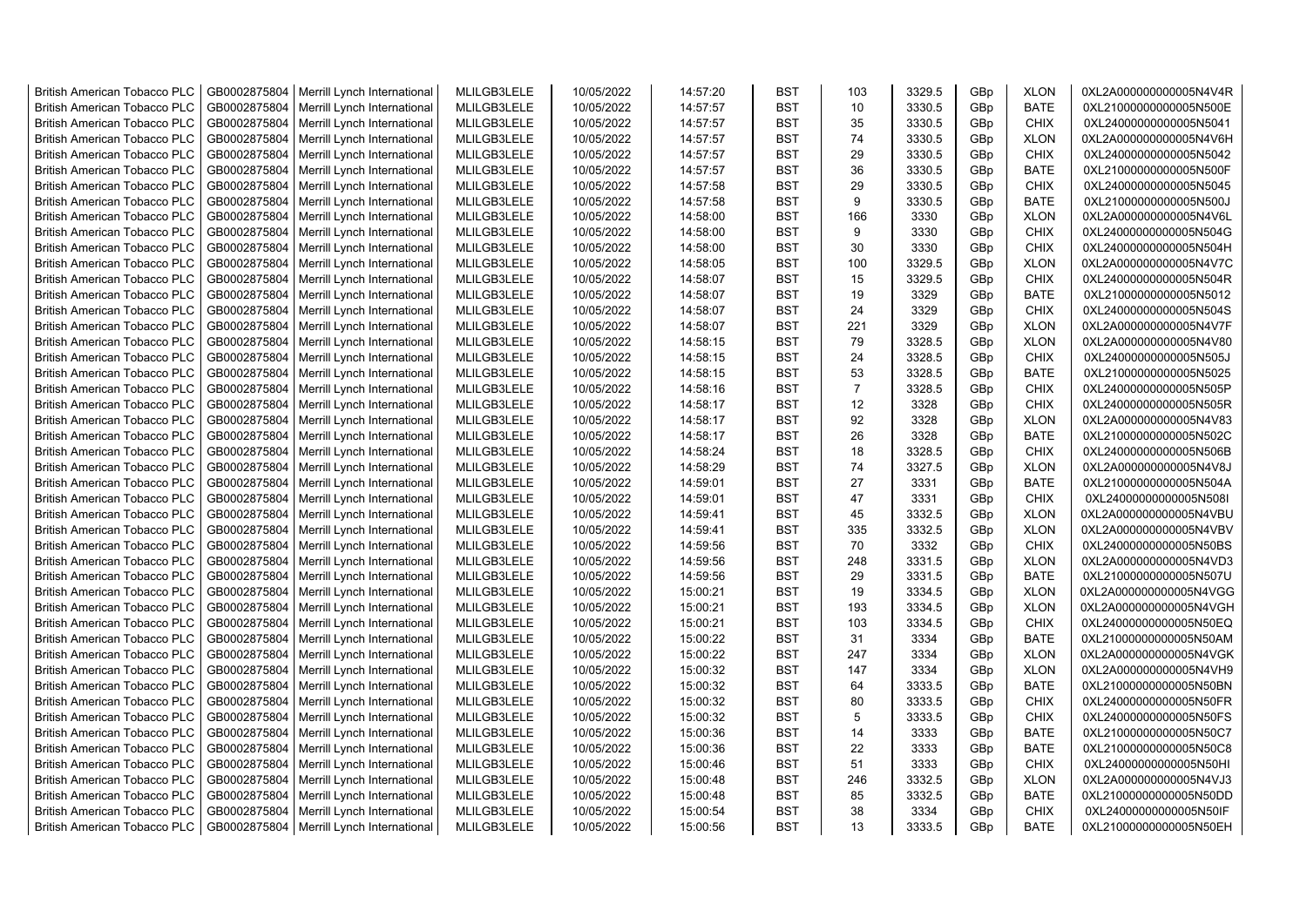| | | | | | | | | | | | |
|---|---|---|---|---|---|---|---|---|---|---|---|
| British American Tobacco PLC | GB0002875804 | Merrill Lynch International | MLILGB3LELE | 10/05/2022 | 14:57:20 | BST | 103 | 3329.5 | GBp | XLON | 0XL2A000000000005N4V4R |
| British American Tobacco PLC | GB0002875804 | Merrill Lynch International | MLILGB3LELE | 10/05/2022 | 14:57:57 | BST | 10 | 3330.5 | GBp | BATE | 0XL21000000000005N500E |
| British American Tobacco PLC | GB0002875804 | Merrill Lynch International | MLILGB3LELE | 10/05/2022 | 14:57:57 | BST | 35 | 3330.5 | GBp | CHIX | 0XL24000000000005N5041 |
| British American Tobacco PLC | GB0002875804 | Merrill Lynch International | MLILGB3LELE | 10/05/2022 | 14:57:57 | BST | 74 | 3330.5 | GBp | XLON | 0XL2A000000000005N4V6H |
| British American Tobacco PLC | GB0002875804 | Merrill Lynch International | MLILGB3LELE | 10/05/2022 | 14:57:57 | BST | 29 | 3330.5 | GBp | CHIX | 0XL24000000000005N5042 |
| British American Tobacco PLC | GB0002875804 | Merrill Lynch International | MLILGB3LELE | 10/05/2022 | 14:57:57 | BST | 36 | 3330.5 | GBp | BATE | 0XL21000000000005N500F |
| British American Tobacco PLC | GB0002875804 | Merrill Lynch International | MLILGB3LELE | 10/05/2022 | 14:57:58 | BST | 29 | 3330.5 | GBp | CHIX | 0XL24000000000005N5045 |
| British American Tobacco PLC | GB0002875804 | Merrill Lynch International | MLILGB3LELE | 10/05/2022 | 14:57:58 | BST | 9 | 3330.5 | GBp | BATE | 0XL21000000000005N500J |
| British American Tobacco PLC | GB0002875804 | Merrill Lynch International | MLILGB3LELE | 10/05/2022 | 14:58:00 | BST | 166 | 3330 | GBp | XLON | 0XL2A000000000005N4V6L |
| British American Tobacco PLC | GB0002875804 | Merrill Lynch International | MLILGB3LELE | 10/05/2022 | 14:58:00 | BST | 9 | 3330 | GBp | CHIX | 0XL24000000000005N504G |
| British American Tobacco PLC | GB0002875804 | Merrill Lynch International | MLILGB3LELE | 10/05/2022 | 14:58:00 | BST | 30 | 3330 | GBp | CHIX | 0XL24000000000005N504H |
| British American Tobacco PLC | GB0002875804 | Merrill Lynch International | MLILGB3LELE | 10/05/2022 | 14:58:05 | BST | 100 | 3329.5 | GBp | XLON | 0XL2A000000000005N4V7C |
| British American Tobacco PLC | GB0002875804 | Merrill Lynch International | MLILGB3LELE | 10/05/2022 | 14:58:07 | BST | 15 | 3329.5 | GBp | CHIX | 0XL24000000000005N504R |
| British American Tobacco PLC | GB0002875804 | Merrill Lynch International | MLILGB3LELE | 10/05/2022 | 14:58:07 | BST | 19 | 3329 | GBp | BATE | 0XL21000000000005N5012 |
| British American Tobacco PLC | GB0002875804 | Merrill Lynch International | MLILGB3LELE | 10/05/2022 | 14:58:07 | BST | 24 | 3329 | GBp | CHIX | 0XL24000000000005N504S |
| British American Tobacco PLC | GB0002875804 | Merrill Lynch International | MLILGB3LELE | 10/05/2022 | 14:58:07 | BST | 221 | 3329 | GBp | XLON | 0XL2A000000000005N4V7F |
| British American Tobacco PLC | GB0002875804 | Merrill Lynch International | MLILGB3LELE | 10/05/2022 | 14:58:15 | BST | 79 | 3328.5 | GBp | XLON | 0XL2A000000000005N4V80 |
| British American Tobacco PLC | GB0002875804 | Merrill Lynch International | MLILGB3LELE | 10/05/2022 | 14:58:15 | BST | 24 | 3328.5 | GBp | CHIX | 0XL24000000000005N505J |
| British American Tobacco PLC | GB0002875804 | Merrill Lynch International | MLILGB3LELE | 10/05/2022 | 14:58:15 | BST | 53 | 3328.5 | GBp | BATE | 0XL21000000000005N5025 |
| British American Tobacco PLC | GB0002875804 | Merrill Lynch International | MLILGB3LELE | 10/05/2022 | 14:58:16 | BST | 7 | 3328.5 | GBp | CHIX | 0XL24000000000005N505P |
| British American Tobacco PLC | GB0002875804 | Merrill Lynch International | MLILGB3LELE | 10/05/2022 | 14:58:17 | BST | 12 | 3328 | GBp | CHIX | 0XL24000000000005N505R |
| British American Tobacco PLC | GB0002875804 | Merrill Lynch International | MLILGB3LELE | 10/05/2022 | 14:58:17 | BST | 92 | 3328 | GBp | XLON | 0XL2A000000000005N4V83 |
| British American Tobacco PLC | GB0002875804 | Merrill Lynch International | MLILGB3LELE | 10/05/2022 | 14:58:17 | BST | 26 | 3328 | GBp | BATE | 0XL21000000000005N502C |
| British American Tobacco PLC | GB0002875804 | Merrill Lynch International | MLILGB3LELE | 10/05/2022 | 14:58:24 | BST | 18 | 3328.5 | GBp | CHIX | 0XL24000000000005N506B |
| British American Tobacco PLC | GB0002875804 | Merrill Lynch International | MLILGB3LELE | 10/05/2022 | 14:58:29 | BST | 74 | 3327.5 | GBp | XLON | 0XL2A000000000005N4V8J |
| British American Tobacco PLC | GB0002875804 | Merrill Lynch International | MLILGB3LELE | 10/05/2022 | 14:59:01 | BST | 27 | 3331 | GBp | BATE | 0XL21000000000005N504A |
| British American Tobacco PLC | GB0002875804 | Merrill Lynch International | MLILGB3LELE | 10/05/2022 | 14:59:01 | BST | 47 | 3331 | GBp | CHIX | 0XL24000000000005N508I |
| British American Tobacco PLC | GB0002875804 | Merrill Lynch International | MLILGB3LELE | 10/05/2022 | 14:59:41 | BST | 45 | 3332.5 | GBp | XLON | 0XL2A000000000005N4VBU |
| British American Tobacco PLC | GB0002875804 | Merrill Lynch International | MLILGB3LELE | 10/05/2022 | 14:59:41 | BST | 335 | 3332.5 | GBp | XLON | 0XL2A000000000005N4VBV |
| British American Tobacco PLC | GB0002875804 | Merrill Lynch International | MLILGB3LELE | 10/05/2022 | 14:59:56 | BST | 70 | 3332 | GBp | CHIX | 0XL24000000000005N50BS |
| British American Tobacco PLC | GB0002875804 | Merrill Lynch International | MLILGB3LELE | 10/05/2022 | 14:59:56 | BST | 248 | 3331.5 | GBp | XLON | 0XL2A000000000005N4VD3 |
| British American Tobacco PLC | GB0002875804 | Merrill Lynch International | MLILGB3LELE | 10/05/2022 | 14:59:56 | BST | 29 | 3331.5 | GBp | BATE | 0XL21000000000005N507U |
| British American Tobacco PLC | GB0002875804 | Merrill Lynch International | MLILGB3LELE | 10/05/2022 | 15:00:21 | BST | 19 | 3334.5 | GBp | XLON | 0XL2A000000000005N4VGG |
| British American Tobacco PLC | GB0002875804 | Merrill Lynch International | MLILGB3LELE | 10/05/2022 | 15:00:21 | BST | 193 | 3334.5 | GBp | XLON | 0XL2A000000000005N4VGH |
| British American Tobacco PLC | GB0002875804 | Merrill Lynch International | MLILGB3LELE | 10/05/2022 | 15:00:21 | BST | 103 | 3334.5 | GBp | CHIX | 0XL24000000000005N50EQ |
| British American Tobacco PLC | GB0002875804 | Merrill Lynch International | MLILGB3LELE | 10/05/2022 | 15:00:22 | BST | 31 | 3334 | GBp | BATE | 0XL21000000000005N50AM |
| British American Tobacco PLC | GB0002875804 | Merrill Lynch International | MLILGB3LELE | 10/05/2022 | 15:00:22 | BST | 247 | 3334 | GBp | XLON | 0XL2A000000000005N4VGK |
| British American Tobacco PLC | GB0002875804 | Merrill Lynch International | MLILGB3LELE | 10/05/2022 | 15:00:32 | BST | 147 | 3334 | GBp | XLON | 0XL2A000000000005N4VH9 |
| British American Tobacco PLC | GB0002875804 | Merrill Lynch International | MLILGB3LELE | 10/05/2022 | 15:00:32 | BST | 64 | 3333.5 | GBp | BATE | 0XL21000000000005N50BN |
| British American Tobacco PLC | GB0002875804 | Merrill Lynch International | MLILGB3LELE | 10/05/2022 | 15:00:32 | BST | 80 | 3333.5 | GBp | CHIX | 0XL24000000000005N50FR |
| British American Tobacco PLC | GB0002875804 | Merrill Lynch International | MLILGB3LELE | 10/05/2022 | 15:00:32 | BST | 5 | 3333.5 | GBp | CHIX | 0XL24000000000005N50FS |
| British American Tobacco PLC | GB0002875804 | Merrill Lynch International | MLILGB3LELE | 10/05/2022 | 15:00:36 | BST | 14 | 3333 | GBp | BATE | 0XL21000000000005N50C7 |
| British American Tobacco PLC | GB0002875804 | Merrill Lynch International | MLILGB3LELE | 10/05/2022 | 15:00:36 | BST | 22 | 3333 | GBp | BATE | 0XL21000000000005N50C8 |
| British American Tobacco PLC | GB0002875804 | Merrill Lynch International | MLILGB3LELE | 10/05/2022 | 15:00:46 | BST | 51 | 3333 | GBp | CHIX | 0XL24000000000005N50HI |
| British American Tobacco PLC | GB0002875804 | Merrill Lynch International | MLILGB3LELE | 10/05/2022 | 15:00:48 | BST | 246 | 3332.5 | GBp | XLON | 0XL2A000000000005N4VJ3 |
| British American Tobacco PLC | GB0002875804 | Merrill Lynch International | MLILGB3LELE | 10/05/2022 | 15:00:48 | BST | 85 | 3332.5 | GBp | BATE | 0XL21000000000005N50DD |
| British American Tobacco PLC | GB0002875804 | Merrill Lynch International | MLILGB3LELE | 10/05/2022 | 15:00:54 | BST | 38 | 3334 | GBp | CHIX | 0XL24000000000005N50IF |
| British American Tobacco PLC | GB0002875804 | Merrill Lynch International | MLILGB3LELE | 10/05/2022 | 15:00:56 | BST | 13 | 3333.5 | GBp | BATE | 0XL21000000000005N50EH |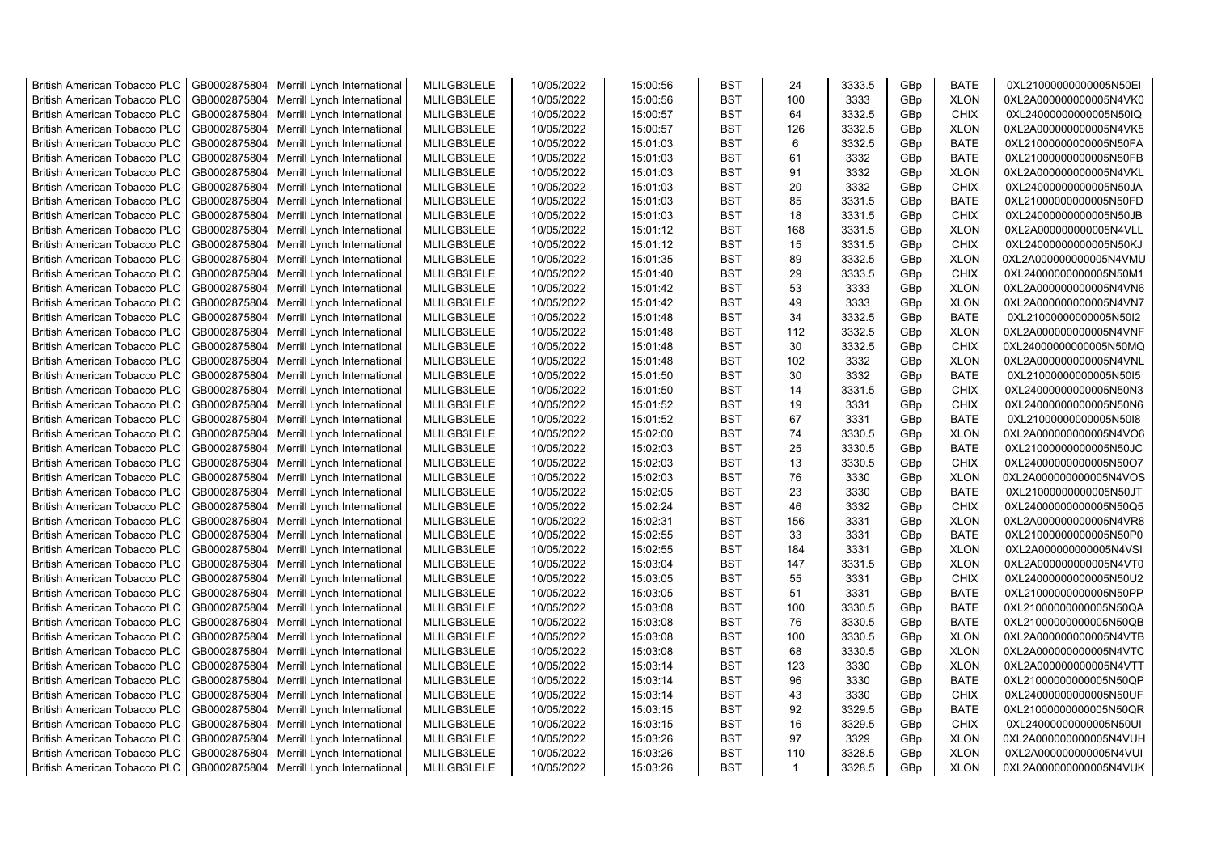| British American Tobacco PLC | GB0002875804 | Merrill Lynch International | MLILGB3LELE | 10/05/2022 | 15:00:56 | BST | 24 | 3333.5 | GBp | BATE | 0XL21000000000005N50EI |
|---|---|---|---|---|---|---|---|---|---|---|---|
| British American Tobacco PLC | GB0002875804 | Merrill Lynch International | MLILGB3LELE | 10/05/2022 | 15:00:56 | BST | 100 | 3333 | GBp | XLON | 0XL2A000000000005N4VK0 |
| British American Tobacco PLC | GB0002875804 | Merrill Lynch International | MLILGB3LELE | 10/05/2022 | 15:00:57 | BST | 64 | 3332.5 | GBp | CHIX | 0XL24000000000005N50IQ |
| British American Tobacco PLC | GB0002875804 | Merrill Lynch International | MLILGB3LELE | 10/05/2022 | 15:00:57 | BST | 126 | 3332.5 | GBp | XLON | 0XL2A000000000005N4VK5 |
| British American Tobacco PLC | GB0002875804 | Merrill Lynch International | MLILGB3LELE | 10/05/2022 | 15:01:03 | BST | 6 | 3332.5 | GBp | BATE | 0XL21000000000005N50FA |
| British American Tobacco PLC | GB0002875804 | Merrill Lynch International | MLILGB3LELE | 10/05/2022 | 15:01:03 | BST | 61 | 3332 | GBp | BATE | 0XL21000000000005N50FB |
| British American Tobacco PLC | GB0002875804 | Merrill Lynch International | MLILGB3LELE | 10/05/2022 | 15:01:03 | BST | 91 | 3332 | GBp | XLON | 0XL2A000000000005N4VKL |
| British American Tobacco PLC | GB0002875804 | Merrill Lynch International | MLILGB3LELE | 10/05/2022 | 15:01:03 | BST | 20 | 3332 | GBp | CHIX | 0XL24000000000005N50JA |
| British American Tobacco PLC | GB0002875804 | Merrill Lynch International | MLILGB3LELE | 10/05/2022 | 15:01:03 | BST | 85 | 3331.5 | GBp | BATE | 0XL21000000000005N50FD |
| British American Tobacco PLC | GB0002875804 | Merrill Lynch International | MLILGB3LELE | 10/05/2022 | 15:01:03 | BST | 18 | 3331.5 | GBp | CHIX | 0XL24000000000005N50JB |
| British American Tobacco PLC | GB0002875804 | Merrill Lynch International | MLILGB3LELE | 10/05/2022 | 15:01:12 | BST | 168 | 3331.5 | GBp | XLON | 0XL2A000000000005N4VLL |
| British American Tobacco PLC | GB0002875804 | Merrill Lynch International | MLILGB3LELE | 10/05/2022 | 15:01:12 | BST | 15 | 3331.5 | GBp | CHIX | 0XL24000000000005N50KJ |
| British American Tobacco PLC | GB0002875804 | Merrill Lynch International | MLILGB3LELE | 10/05/2022 | 15:01:35 | BST | 89 | 3332.5 | GBp | XLON | 0XL2A000000000005N4VMU |
| British American Tobacco PLC | GB0002875804 | Merrill Lynch International | MLILGB3LELE | 10/05/2022 | 15:01:40 | BST | 29 | 3333.5 | GBp | CHIX | 0XL24000000000005N50M1 |
| British American Tobacco PLC | GB0002875804 | Merrill Lynch International | MLILGB3LELE | 10/05/2022 | 15:01:42 | BST | 53 | 3333 | GBp | XLON | 0XL2A000000000005N4VN6 |
| British American Tobacco PLC | GB0002875804 | Merrill Lynch International | MLILGB3LELE | 10/05/2022 | 15:01:42 | BST | 49 | 3333 | GBp | XLON | 0XL2A000000000005N4VN7 |
| British American Tobacco PLC | GB0002875804 | Merrill Lynch International | MLILGB3LELE | 10/05/2022 | 15:01:48 | BST | 34 | 3332.5 | GBp | BATE | 0XL21000000000005N50I2 |
| British American Tobacco PLC | GB0002875804 | Merrill Lynch International | MLILGB3LELE | 10/05/2022 | 15:01:48 | BST | 112 | 3332.5 | GBp | XLON | 0XL2A000000000005N4VNF |
| British American Tobacco PLC | GB0002875804 | Merrill Lynch International | MLILGB3LELE | 10/05/2022 | 15:01:48 | BST | 30 | 3332.5 | GBp | CHIX | 0XL24000000000005N50MQ |
| British American Tobacco PLC | GB0002875804 | Merrill Lynch International | MLILGB3LELE | 10/05/2022 | 15:01:48 | BST | 102 | 3332 | GBp | XLON | 0XL2A000000000005N4VNL |
| British American Tobacco PLC | GB0002875804 | Merrill Lynch International | MLILGB3LELE | 10/05/2022 | 15:01:50 | BST | 30 | 3332 | GBp | BATE | 0XL21000000000005N50I5 |
| British American Tobacco PLC | GB0002875804 | Merrill Lynch International | MLILGB3LELE | 10/05/2022 | 15:01:50 | BST | 14 | 3331.5 | GBp | CHIX | 0XL24000000000005N50N3 |
| British American Tobacco PLC | GB0002875804 | Merrill Lynch International | MLILGB3LELE | 10/05/2022 | 15:01:52 | BST | 19 | 3331 | GBp | CHIX | 0XL24000000000005N50N6 |
| British American Tobacco PLC | GB0002875804 | Merrill Lynch International | MLILGB3LELE | 10/05/2022 | 15:01:52 | BST | 67 | 3331 | GBp | BATE | 0XL21000000000005N50I8 |
| British American Tobacco PLC | GB0002875804 | Merrill Lynch International | MLILGB3LELE | 10/05/2022 | 15:02:00 | BST | 74 | 3330.5 | GBp | XLON | 0XL2A000000000005N4VO6 |
| British American Tobacco PLC | GB0002875804 | Merrill Lynch International | MLILGB3LELE | 10/05/2022 | 15:02:03 | BST | 25 | 3330.5 | GBp | BATE | 0XL21000000000005N50JC |
| British American Tobacco PLC | GB0002875804 | Merrill Lynch International | MLILGB3LELE | 10/05/2022 | 15:02:03 | BST | 13 | 3330.5 | GBp | CHIX | 0XL24000000000005N50O7 |
| British American Tobacco PLC | GB0002875804 | Merrill Lynch International | MLILGB3LELE | 10/05/2022 | 15:02:03 | BST | 76 | 3330 | GBp | XLON | 0XL2A000000000005N4VOS |
| British American Tobacco PLC | GB0002875804 | Merrill Lynch International | MLILGB3LELE | 10/05/2022 | 15:02:05 | BST | 23 | 3330 | GBp | BATE | 0XL21000000000005N50JT |
| British American Tobacco PLC | GB0002875804 | Merrill Lynch International | MLILGB3LELE | 10/05/2022 | 15:02:24 | BST | 46 | 3332 | GBp | CHIX | 0XL24000000000005N50Q5 |
| British American Tobacco PLC | GB0002875804 | Merrill Lynch International | MLILGB3LELE | 10/05/2022 | 15:02:31 | BST | 156 | 3331 | GBp | XLON | 0XL2A000000000005N4VR8 |
| British American Tobacco PLC | GB0002875804 | Merrill Lynch International | MLILGB3LELE | 10/05/2022 | 15:02:55 | BST | 33 | 3331 | GBp | BATE | 0XL21000000000005N50P0 |
| British American Tobacco PLC | GB0002875804 | Merrill Lynch International | MLILGB3LELE | 10/05/2022 | 15:02:55 | BST | 184 | 3331 | GBp | XLON | 0XL2A000000000005N4VSI |
| British American Tobacco PLC | GB0002875804 | Merrill Lynch International | MLILGB3LELE | 10/05/2022 | 15:03:04 | BST | 147 | 3331.5 | GBp | XLON | 0XL2A000000000005N4VT0 |
| British American Tobacco PLC | GB0002875804 | Merrill Lynch International | MLILGB3LELE | 10/05/2022 | 15:03:05 | BST | 55 | 3331 | GBp | CHIX | 0XL24000000000005N50U2 |
| British American Tobacco PLC | GB0002875804 | Merrill Lynch International | MLILGB3LELE | 10/05/2022 | 15:03:05 | BST | 51 | 3331 | GBp | BATE | 0XL21000000000005N50PP |
| British American Tobacco PLC | GB0002875804 | Merrill Lynch International | MLILGB3LELE | 10/05/2022 | 15:03:08 | BST | 100 | 3330.5 | GBp | BATE | 0XL21000000000005N50QA |
| British American Tobacco PLC | GB0002875804 | Merrill Lynch International | MLILGB3LELE | 10/05/2022 | 15:03:08 | BST | 76 | 3330.5 | GBp | BATE | 0XL21000000000005N50QB |
| British American Tobacco PLC | GB0002875804 | Merrill Lynch International | MLILGB3LELE | 10/05/2022 | 15:03:08 | BST | 100 | 3330.5 | GBp | XLON | 0XL2A000000000005N4VTB |
| British American Tobacco PLC | GB0002875804 | Merrill Lynch International | MLILGB3LELE | 10/05/2022 | 15:03:08 | BST | 68 | 3330.5 | GBp | XLON | 0XL2A000000000005N4VTC |
| British American Tobacco PLC | GB0002875804 | Merrill Lynch International | MLILGB3LELE | 10/05/2022 | 15:03:14 | BST | 123 | 3330 | GBp | XLON | 0XL2A000000000005N4VTT |
| British American Tobacco PLC | GB0002875804 | Merrill Lynch International | MLILGB3LELE | 10/05/2022 | 15:03:14 | BST | 96 | 3330 | GBp | BATE | 0XL21000000000005N50QP |
| British American Tobacco PLC | GB0002875804 | Merrill Lynch International | MLILGB3LELE | 10/05/2022 | 15:03:14 | BST | 43 | 3330 | GBp | CHIX | 0XL24000000000005N50UF |
| British American Tobacco PLC | GB0002875804 | Merrill Lynch International | MLILGB3LELE | 10/05/2022 | 15:03:15 | BST | 92 | 3329.5 | GBp | BATE | 0XL21000000000005N50QR |
| British American Tobacco PLC | GB0002875804 | Merrill Lynch International | MLILGB3LELE | 10/05/2022 | 15:03:15 | BST | 16 | 3329.5 | GBp | CHIX | 0XL24000000000005N50UI |
| British American Tobacco PLC | GB0002875804 | Merrill Lynch International | MLILGB3LELE | 10/05/2022 | 15:03:26 | BST | 97 | 3329 | GBp | XLON | 0XL2A000000000005N4VUH |
| British American Tobacco PLC | GB0002875804 | Merrill Lynch International | MLILGB3LELE | 10/05/2022 | 15:03:26 | BST | 110 | 3328.5 | GBp | XLON | 0XL2A000000000005N4VUI |
| British American Tobacco PLC | GB0002875804 | Merrill Lynch International | MLILGB3LELE | 10/05/2022 | 15:03:26 | BST | 1 | 3328.5 | GBp | XLON | 0XL2A000000000005N4VUK |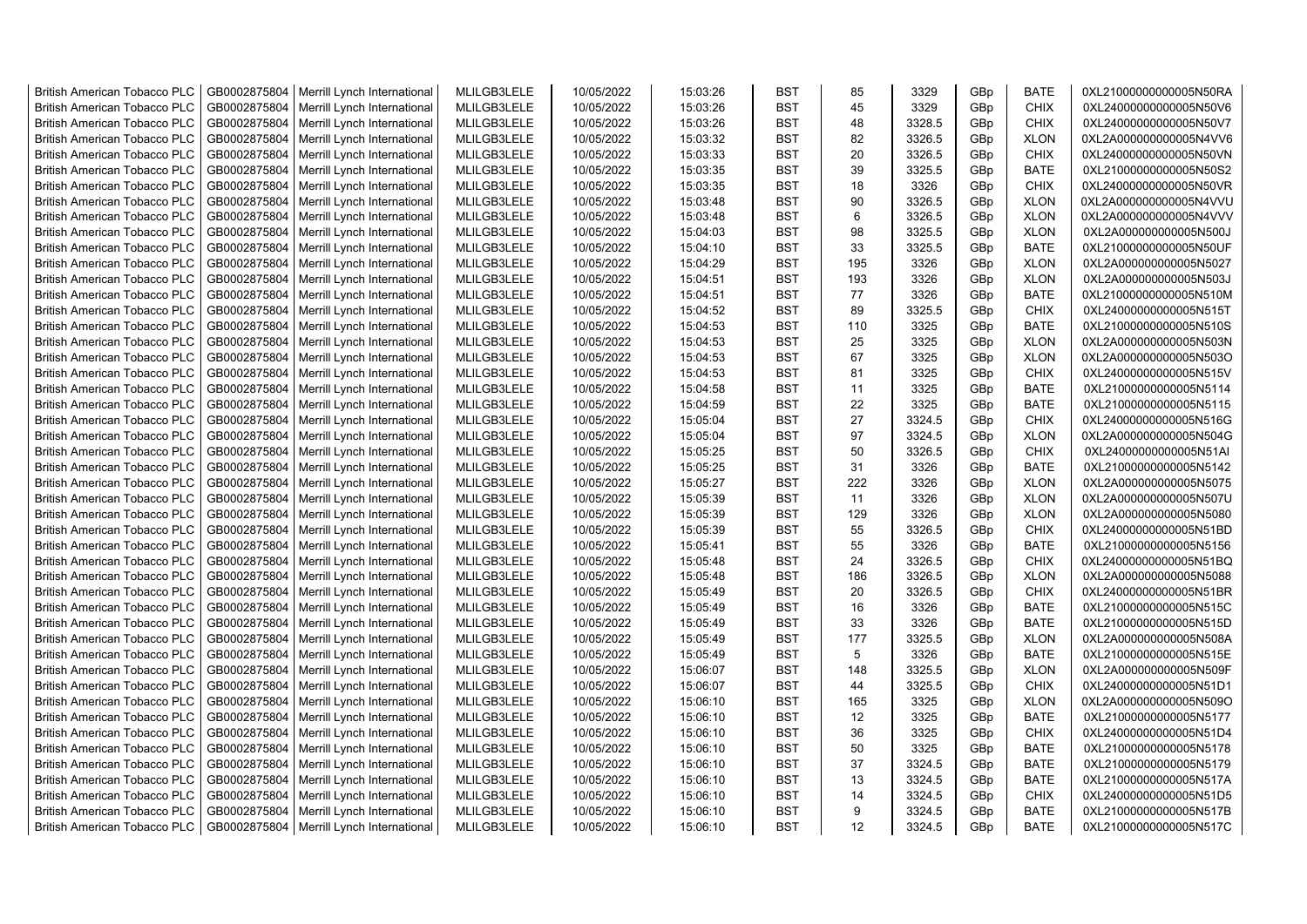| British American Tobacco PLC | GB0002875804 | Merrill Lynch International | MLILGB3LELE | 10/05/2022 | 15:03:26 | BST | 85 | 3329 | GBp | BATE | 0XL21000000000005N50RA |
|---|---|---|---|---|---|---|---|---|---|---|---|
| British American Tobacco PLC | GB0002875804 | Merrill Lynch International | MLILGB3LELE | 10/05/2022 | 15:03:26 | BST | 45 | 3329 | GBp | CHIX | 0XL24000000000005N50V6 |
| British American Tobacco PLC | GB0002875804 | Merrill Lynch International | MLILGB3LELE | 10/05/2022 | 15:03:26 | BST | 48 | 3328.5 | GBp | CHIX | 0XL24000000000005N50V7 |
| British American Tobacco PLC | GB0002875804 | Merrill Lynch International | MLILGB3LELE | 10/05/2022 | 15:03:32 | BST | 82 | 3326.5 | GBp | XLON | 0XL2A000000000005N4VV6 |
| British American Tobacco PLC | GB0002875804 | Merrill Lynch International | MLILGB3LELE | 10/05/2022 | 15:03:33 | BST | 20 | 3326.5 | GBp | CHIX | 0XL24000000000005N50VN |
| British American Tobacco PLC | GB0002875804 | Merrill Lynch International | MLILGB3LELE | 10/05/2022 | 15:03:35 | BST | 39 | 3325.5 | GBp | BATE | 0XL21000000000005N50S2 |
| British American Tobacco PLC | GB0002875804 | Merrill Lynch International | MLILGB3LELE | 10/05/2022 | 15:03:35 | BST | 18 | 3326 | GBp | CHIX | 0XL24000000000005N50VR |
| British American Tobacco PLC | GB0002875804 | Merrill Lynch International | MLILGB3LELE | 10/05/2022 | 15:03:48 | BST | 90 | 3326.5 | GBp | XLON | 0XL2A000000000005N4VVU |
| British American Tobacco PLC | GB0002875804 | Merrill Lynch International | MLILGB3LELE | 10/05/2022 | 15:03:48 | BST | 6 | 3326.5 | GBp | XLON | 0XL2A000000000005N4VVV |
| British American Tobacco PLC | GB0002875804 | Merrill Lynch International | MLILGB3LELE | 10/05/2022 | 15:04:03 | BST | 98 | 3325.5 | GBp | XLON | 0XL2A000000000005N500J |
| British American Tobacco PLC | GB0002875804 | Merrill Lynch International | MLILGB3LELE | 10/05/2022 | 15:04:10 | BST | 33 | 3325.5 | GBp | BATE | 0XL21000000000005N50UF |
| British American Tobacco PLC | GB0002875804 | Merrill Lynch International | MLILGB3LELE | 10/05/2022 | 15:04:29 | BST | 195 | 3326 | GBp | XLON | 0XL2A000000000005N5027 |
| British American Tobacco PLC | GB0002875804 | Merrill Lynch International | MLILGB3LELE | 10/05/2022 | 15:04:51 | BST | 193 | 3326 | GBp | XLON | 0XL2A000000000005N503J |
| British American Tobacco PLC | GB0002875804 | Merrill Lynch International | MLILGB3LELE | 10/05/2022 | 15:04:51 | BST | 77 | 3326 | GBp | BATE | 0XL21000000000005N510M |
| British American Tobacco PLC | GB0002875804 | Merrill Lynch International | MLILGB3LELE | 10/05/2022 | 15:04:52 | BST | 89 | 3325.5 | GBp | CHIX | 0XL24000000000005N515T |
| British American Tobacco PLC | GB0002875804 | Merrill Lynch International | MLILGB3LELE | 10/05/2022 | 15:04:53 | BST | 110 | 3325 | GBp | BATE | 0XL21000000000005N510S |
| British American Tobacco PLC | GB0002875804 | Merrill Lynch International | MLILGB3LELE | 10/05/2022 | 15:04:53 | BST | 25 | 3325 | GBp | XLON | 0XL2A000000000005N503N |
| British American Tobacco PLC | GB0002875804 | Merrill Lynch International | MLILGB3LELE | 10/05/2022 | 15:04:53 | BST | 67 | 3325 | GBp | XLON | 0XL2A000000000005N503O |
| British American Tobacco PLC | GB0002875804 | Merrill Lynch International | MLILGB3LELE | 10/05/2022 | 15:04:53 | BST | 81 | 3325 | GBp | CHIX | 0XL24000000000005N515V |
| British American Tobacco PLC | GB0002875804 | Merrill Lynch International | MLILGB3LELE | 10/05/2022 | 15:04:58 | BST | 11 | 3325 | GBp | BATE | 0XL21000000000005N5114 |
| British American Tobacco PLC | GB0002875804 | Merrill Lynch International | MLILGB3LELE | 10/05/2022 | 15:04:59 | BST | 22 | 3325 | GBp | BATE | 0XL21000000000005N5115 |
| British American Tobacco PLC | GB0002875804 | Merrill Lynch International | MLILGB3LELE | 10/05/2022 | 15:05:04 | BST | 27 | 3324.5 | GBp | CHIX | 0XL24000000000005N516G |
| British American Tobacco PLC | GB0002875804 | Merrill Lynch International | MLILGB3LELE | 10/05/2022 | 15:05:04 | BST | 97 | 3324.5 | GBp | XLON | 0XL2A000000000005N504G |
| British American Tobacco PLC | GB0002875804 | Merrill Lynch International | MLILGB3LELE | 10/05/2022 | 15:05:25 | BST | 50 | 3326.5 | GBp | CHIX | 0XL24000000000005N51AI |
| British American Tobacco PLC | GB0002875804 | Merrill Lynch International | MLILGB3LELE | 10/05/2022 | 15:05:25 | BST | 31 | 3326 | GBp | BATE | 0XL21000000000005N5142 |
| British American Tobacco PLC | GB0002875804 | Merrill Lynch International | MLILGB3LELE | 10/05/2022 | 15:05:27 | BST | 222 | 3326 | GBp | XLON | 0XL2A000000000005N5075 |
| British American Tobacco PLC | GB0002875804 | Merrill Lynch International | MLILGB3LELE | 10/05/2022 | 15:05:39 | BST | 11 | 3326 | GBp | XLON | 0XL2A000000000005N507U |
| British American Tobacco PLC | GB0002875804 | Merrill Lynch International | MLILGB3LELE | 10/05/2022 | 15:05:39 | BST | 129 | 3326 | GBp | XLON | 0XL2A000000000005N5080 |
| British American Tobacco PLC | GB0002875804 | Merrill Lynch International | MLILGB3LELE | 10/05/2022 | 15:05:39 | BST | 55 | 3326.5 | GBp | CHIX | 0XL24000000000005N51BD |
| British American Tobacco PLC | GB0002875804 | Merrill Lynch International | MLILGB3LELE | 10/05/2022 | 15:05:41 | BST | 55 | 3326 | GBp | BATE | 0XL21000000000005N5156 |
| British American Tobacco PLC | GB0002875804 | Merrill Lynch International | MLILGB3LELE | 10/05/2022 | 15:05:48 | BST | 24 | 3326.5 | GBp | CHIX | 0XL24000000000005N51BQ |
| British American Tobacco PLC | GB0002875804 | Merrill Lynch International | MLILGB3LELE | 10/05/2022 | 15:05:48 | BST | 186 | 3326.5 | GBp | XLON | 0XL2A000000000005N5088 |
| British American Tobacco PLC | GB0002875804 | Merrill Lynch International | MLILGB3LELE | 10/05/2022 | 15:05:49 | BST | 20 | 3326.5 | GBp | CHIX | 0XL24000000000005N51BR |
| British American Tobacco PLC | GB0002875804 | Merrill Lynch International | MLILGB3LELE | 10/05/2022 | 15:05:49 | BST | 16 | 3326 | GBp | BATE | 0XL21000000000005N515C |
| British American Tobacco PLC | GB0002875804 | Merrill Lynch International | MLILGB3LELE | 10/05/2022 | 15:05:49 | BST | 33 | 3326 | GBp | BATE | 0XL21000000000005N515D |
| British American Tobacco PLC | GB0002875804 | Merrill Lynch International | MLILGB3LELE | 10/05/2022 | 15:05:49 | BST | 177 | 3325.5 | GBp | XLON | 0XL2A000000000005N508A |
| British American Tobacco PLC | GB0002875804 | Merrill Lynch International | MLILGB3LELE | 10/05/2022 | 15:05:49 | BST | 5 | 3326 | GBp | BATE | 0XL21000000000005N515E |
| British American Tobacco PLC | GB0002875804 | Merrill Lynch International | MLILGB3LELE | 10/05/2022 | 15:06:07 | BST | 148 | 3325.5 | GBp | XLON | 0XL2A000000000005N509F |
| British American Tobacco PLC | GB0002875804 | Merrill Lynch International | MLILGB3LELE | 10/05/2022 | 15:06:07 | BST | 44 | 3325.5 | GBp | CHIX | 0XL24000000000005N51D1 |
| British American Tobacco PLC | GB0002875804 | Merrill Lynch International | MLILGB3LELE | 10/05/2022 | 15:06:10 | BST | 165 | 3325 | GBp | XLON | 0XL2A000000000005N509O |
| British American Tobacco PLC | GB0002875804 | Merrill Lynch International | MLILGB3LELE | 10/05/2022 | 15:06:10 | BST | 12 | 3325 | GBp | BATE | 0XL21000000000005N5177 |
| British American Tobacco PLC | GB0002875804 | Merrill Lynch International | MLILGB3LELE | 10/05/2022 | 15:06:10 | BST | 36 | 3325 | GBp | CHIX | 0XL24000000000005N51D4 |
| British American Tobacco PLC | GB0002875804 | Merrill Lynch International | MLILGB3LELE | 10/05/2022 | 15:06:10 | BST | 50 | 3325 | GBp | BATE | 0XL21000000000005N5178 |
| British American Tobacco PLC | GB0002875804 | Merrill Lynch International | MLILGB3LELE | 10/05/2022 | 15:06:10 | BST | 37 | 3324.5 | GBp | BATE | 0XL21000000000005N5179 |
| British American Tobacco PLC | GB0002875804 | Merrill Lynch International | MLILGB3LELE | 10/05/2022 | 15:06:10 | BST | 13 | 3324.5 | GBp | BATE | 0XL21000000000005N517A |
| British American Tobacco PLC | GB0002875804 | Merrill Lynch International | MLILGB3LELE | 10/05/2022 | 15:06:10 | BST | 14 | 3324.5 | GBp | CHIX | 0XL24000000000005N51D5 |
| British American Tobacco PLC | GB0002875804 | Merrill Lynch International | MLILGB3LELE | 10/05/2022 | 15:06:10 | BST | 9 | 3324.5 | GBp | BATE | 0XL21000000000005N517B |
| British American Tobacco PLC | GB0002875804 | Merrill Lynch International | MLILGB3LELE | 10/05/2022 | 15:06:10 | BST | 12 | 3324.5 | GBp | BATE | 0XL21000000000005N517C |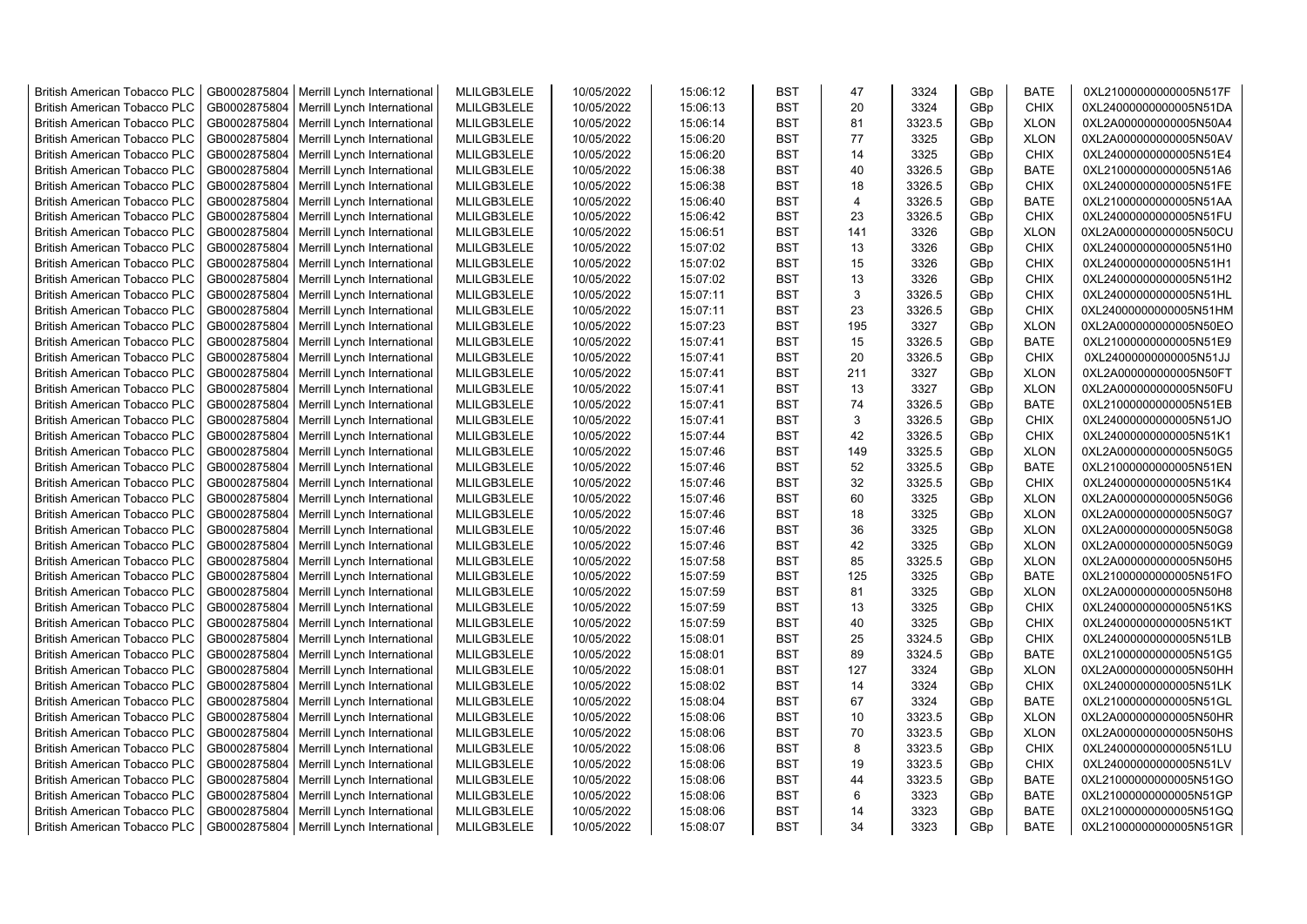| British American Tobacco PLC | GB0002875804 | Merrill Lynch International | MLILGB3LELE | 10/05/2022 | 15:06:12 | BST | 47 | 3324 | GBp | BATE | 0XL21000000000005N517F |
|---|---|---|---|---|---|---|---|---|---|---|---|
| British American Tobacco PLC | GB0002875804 | Merrill Lynch International | MLILGB3LELE | 10/05/2022 | 15:06:13 | BST | 20 | 3324 | GBp | CHIX | 0XL24000000000005N51DA |
| British American Tobacco PLC | GB0002875804 | Merrill Lynch International | MLILGB3LELE | 10/05/2022 | 15:06:14 | BST | 81 | 3323.5 | GBp | XLON | 0XL2A000000000005N50A4 |
| British American Tobacco PLC | GB0002875804 | Merrill Lynch International | MLILGB3LELE | 10/05/2022 | 15:06:20 | BST | 77 | 3325 | GBp | XLON | 0XL2A000000000005N50AV |
| British American Tobacco PLC | GB0002875804 | Merrill Lynch International | MLILGB3LELE | 10/05/2022 | 15:06:20 | BST | 14 | 3325 | GBp | CHIX | 0XL24000000000005N51E4 |
| British American Tobacco PLC | GB0002875804 | Merrill Lynch International | MLILGB3LELE | 10/05/2022 | 15:06:38 | BST | 40 | 3326.5 | GBp | BATE | 0XL21000000000005N51A6 |
| British American Tobacco PLC | GB0002875804 | Merrill Lynch International | MLILGB3LELE | 10/05/2022 | 15:06:38 | BST | 18 | 3326.5 | GBp | CHIX | 0XL24000000000005N51FE |
| British American Tobacco PLC | GB0002875804 | Merrill Lynch International | MLILGB3LELE | 10/05/2022 | 15:06:40 | BST | 4 | 3326.5 | GBp | BATE | 0XL21000000000005N51AA |
| British American Tobacco PLC | GB0002875804 | Merrill Lynch International | MLILGB3LELE | 10/05/2022 | 15:06:42 | BST | 23 | 3326.5 | GBp | CHIX | 0XL24000000000005N51FU |
| British American Tobacco PLC | GB0002875804 | Merrill Lynch International | MLILGB3LELE | 10/05/2022 | 15:06:51 | BST | 141 | 3326 | GBp | XLON | 0XL2A000000000005N50CU |
| British American Tobacco PLC | GB0002875804 | Merrill Lynch International | MLILGB3LELE | 10/05/2022 | 15:07:02 | BST | 13 | 3326 | GBp | CHIX | 0XL24000000000005N51H0 |
| British American Tobacco PLC | GB0002875804 | Merrill Lynch International | MLILGB3LELE | 10/05/2022 | 15:07:02 | BST | 15 | 3326 | GBp | CHIX | 0XL24000000000005N51H1 |
| British American Tobacco PLC | GB0002875804 | Merrill Lynch International | MLILGB3LELE | 10/05/2022 | 15:07:02 | BST | 13 | 3326 | GBp | CHIX | 0XL24000000000005N51H2 |
| British American Tobacco PLC | GB0002875804 | Merrill Lynch International | MLILGB3LELE | 10/05/2022 | 15:07:11 | BST | 3 | 3326.5 | GBp | CHIX | 0XL24000000000005N51HL |
| British American Tobacco PLC | GB0002875804 | Merrill Lynch International | MLILGB3LELE | 10/05/2022 | 15:07:11 | BST | 23 | 3326.5 | GBp | CHIX | 0XL24000000000005N51HM |
| British American Tobacco PLC | GB0002875804 | Merrill Lynch International | MLILGB3LELE | 10/05/2022 | 15:07:23 | BST | 195 | 3327 | GBp | XLON | 0XL2A000000000005N50EO |
| British American Tobacco PLC | GB0002875804 | Merrill Lynch International | MLILGB3LELE | 10/05/2022 | 15:07:41 | BST | 15 | 3326.5 | GBp | BATE | 0XL21000000000005N51E9 |
| British American Tobacco PLC | GB0002875804 | Merrill Lynch International | MLILGB3LELE | 10/05/2022 | 15:07:41 | BST | 20 | 3326.5 | GBp | CHIX | 0XL24000000000005N51JJ |
| British American Tobacco PLC | GB0002875804 | Merrill Lynch International | MLILGB3LELE | 10/05/2022 | 15:07:41 | BST | 211 | 3327 | GBp | XLON | 0XL2A000000000005N50FT |
| British American Tobacco PLC | GB0002875804 | Merrill Lynch International | MLILGB3LELE | 10/05/2022 | 15:07:41 | BST | 13 | 3327 | GBp | XLON | 0XL2A000000000005N50FU |
| British American Tobacco PLC | GB0002875804 | Merrill Lynch International | MLILGB3LELE | 10/05/2022 | 15:07:41 | BST | 74 | 3326.5 | GBp | BATE | 0XL21000000000005N51EB |
| British American Tobacco PLC | GB0002875804 | Merrill Lynch International | MLILGB3LELE | 10/05/2022 | 15:07:41 | BST | 3 | 3326.5 | GBp | CHIX | 0XL24000000000005N51JO |
| British American Tobacco PLC | GB0002875804 | Merrill Lynch International | MLILGB3LELE | 10/05/2022 | 15:07:44 | BST | 42 | 3326.5 | GBp | CHIX | 0XL24000000000005N51K1 |
| British American Tobacco PLC | GB0002875804 | Merrill Lynch International | MLILGB3LELE | 10/05/2022 | 15:07:46 | BST | 149 | 3325.5 | GBp | XLON | 0XL2A000000000005N50G5 |
| British American Tobacco PLC | GB0002875804 | Merrill Lynch International | MLILGB3LELE | 10/05/2022 | 15:07:46 | BST | 52 | 3325.5 | GBp | BATE | 0XL21000000000005N51EN |
| British American Tobacco PLC | GB0002875804 | Merrill Lynch International | MLILGB3LELE | 10/05/2022 | 15:07:46 | BST | 32 | 3325.5 | GBp | CHIX | 0XL24000000000005N51K4 |
| British American Tobacco PLC | GB0002875804 | Merrill Lynch International | MLILGB3LELE | 10/05/2022 | 15:07:46 | BST | 60 | 3325 | GBp | XLON | 0XL2A000000000005N50G6 |
| British American Tobacco PLC | GB0002875804 | Merrill Lynch International | MLILGB3LELE | 10/05/2022 | 15:07:46 | BST | 18 | 3325 | GBp | XLON | 0XL2A000000000005N50G7 |
| British American Tobacco PLC | GB0002875804 | Merrill Lynch International | MLILGB3LELE | 10/05/2022 | 15:07:46 | BST | 36 | 3325 | GBp | XLON | 0XL2A000000000005N50G8 |
| British American Tobacco PLC | GB0002875804 | Merrill Lynch International | MLILGB3LELE | 10/05/2022 | 15:07:46 | BST | 42 | 3325 | GBp | XLON | 0XL2A000000000005N50G9 |
| British American Tobacco PLC | GB0002875804 | Merrill Lynch International | MLILGB3LELE | 10/05/2022 | 15:07:58 | BST | 85 | 3325.5 | GBp | XLON | 0XL2A000000000005N50H5 |
| British American Tobacco PLC | GB0002875804 | Merrill Lynch International | MLILGB3LELE | 10/05/2022 | 15:07:59 | BST | 125 | 3325 | GBp | BATE | 0XL21000000000005N51FO |
| British American Tobacco PLC | GB0002875804 | Merrill Lynch International | MLILGB3LELE | 10/05/2022 | 15:07:59 | BST | 81 | 3325 | GBp | XLON | 0XL2A000000000005N50H8 |
| British American Tobacco PLC | GB0002875804 | Merrill Lynch International | MLILGB3LELE | 10/05/2022 | 15:07:59 | BST | 13 | 3325 | GBp | CHIX | 0XL24000000000005N51KS |
| British American Tobacco PLC | GB0002875804 | Merrill Lynch International | MLILGB3LELE | 10/05/2022 | 15:07:59 | BST | 40 | 3325 | GBp | CHIX | 0XL24000000000005N51KT |
| British American Tobacco PLC | GB0002875804 | Merrill Lynch International | MLILGB3LELE | 10/05/2022 | 15:08:01 | BST | 25 | 3324.5 | GBp | CHIX | 0XL24000000000005N51LB |
| British American Tobacco PLC | GB0002875804 | Merrill Lynch International | MLILGB3LELE | 10/05/2022 | 15:08:01 | BST | 89 | 3324.5 | GBp | BATE | 0XL21000000000005N51G5 |
| British American Tobacco PLC | GB0002875804 | Merrill Lynch International | MLILGB3LELE | 10/05/2022 | 15:08:01 | BST | 127 | 3324 | GBp | XLON | 0XL2A000000000005N50HH |
| British American Tobacco PLC | GB0002875804 | Merrill Lynch International | MLILGB3LELE | 10/05/2022 | 15:08:02 | BST | 14 | 3324 | GBp | CHIX | 0XL24000000000005N51LK |
| British American Tobacco PLC | GB0002875804 | Merrill Lynch International | MLILGB3LELE | 10/05/2022 | 15:08:04 | BST | 67 | 3324 | GBp | BATE | 0XL21000000000005N51GL |
| British American Tobacco PLC | GB0002875804 | Merrill Lynch International | MLILGB3LELE | 10/05/2022 | 15:08:06 | BST | 10 | 3323.5 | GBp | XLON | 0XL2A000000000005N50HR |
| British American Tobacco PLC | GB0002875804 | Merrill Lynch International | MLILGB3LELE | 10/05/2022 | 15:08:06 | BST | 70 | 3323.5 | GBp | XLON | 0XL2A000000000005N50HS |
| British American Tobacco PLC | GB0002875804 | Merrill Lynch International | MLILGB3LELE | 10/05/2022 | 15:08:06 | BST | 8 | 3323.5 | GBp | CHIX | 0XL24000000000005N51LU |
| British American Tobacco PLC | GB0002875804 | Merrill Lynch International | MLILGB3LELE | 10/05/2022 | 15:08:06 | BST | 19 | 3323.5 | GBp | CHIX | 0XL24000000000005N51LV |
| British American Tobacco PLC | GB0002875804 | Merrill Lynch International | MLILGB3LELE | 10/05/2022 | 15:08:06 | BST | 44 | 3323.5 | GBp | BATE | 0XL21000000000005N51GO |
| British American Tobacco PLC | GB0002875804 | Merrill Lynch International | MLILGB3LELE | 10/05/2022 | 15:08:06 | BST | 6 | 3323 | GBp | BATE | 0XL21000000000005N51GP |
| British American Tobacco PLC | GB0002875804 | Merrill Lynch International | MLILGB3LELE | 10/05/2022 | 15:08:06 | BST | 14 | 3323 | GBp | BATE | 0XL21000000000005N51GQ |
| British American Tobacco PLC | GB0002875804 | Merrill Lynch International | MLILGB3LELE | 10/05/2022 | 15:08:07 | BST | 34 | 3323 | GBp | BATE | 0XL21000000000005N51GR |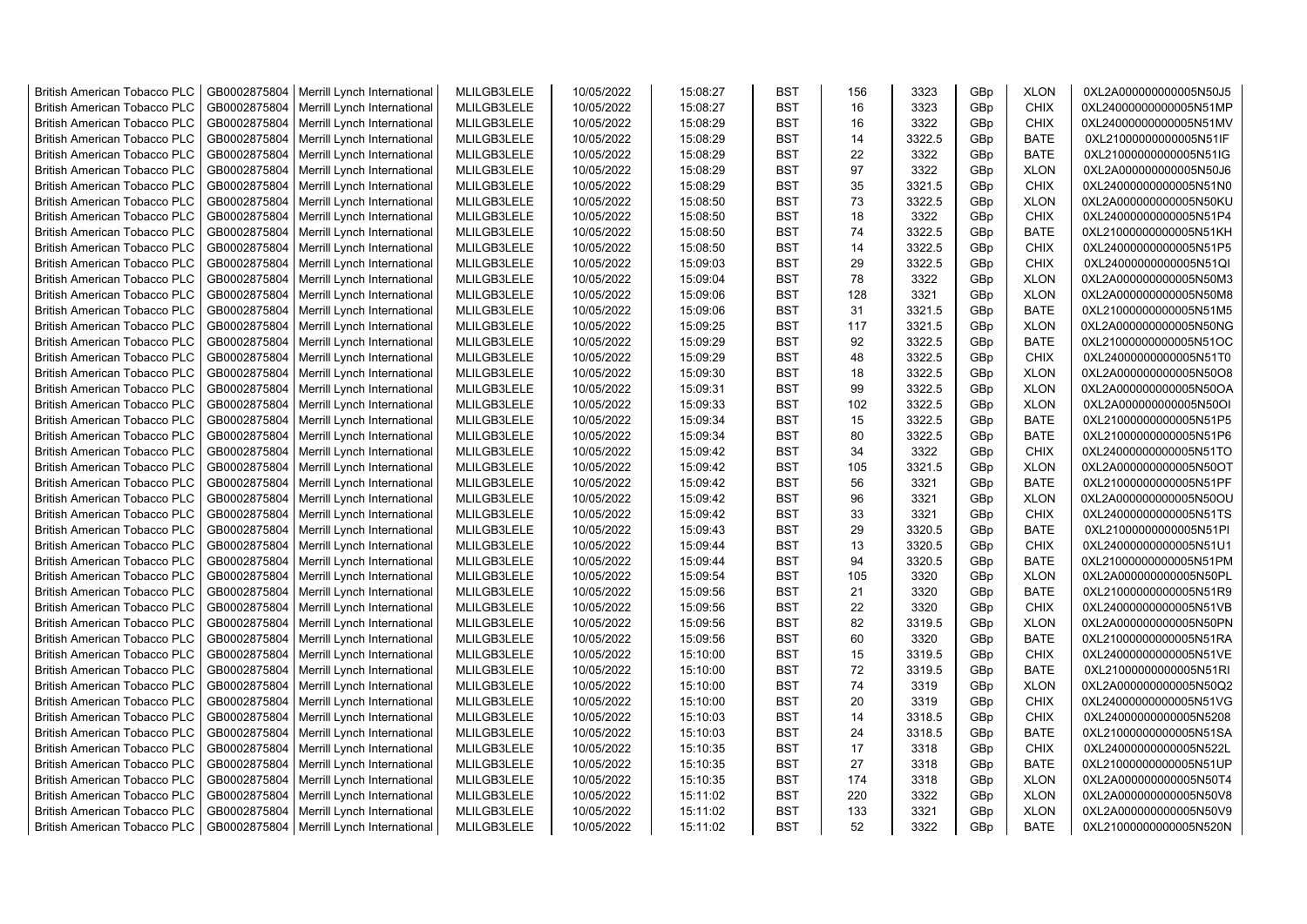| British American Tobacco PLC | GB0002875804 | Merrill Lynch International | MLILGB3LELE | 10/05/2022 | 15:08:27 | BST | 156 | 3323 | GBp | XLON | 0XL2A000000000005N50J5 |
|---|---|---|---|---|---|---|---|---|---|---|---|
| British American Tobacco PLC | GB0002875804 | Merrill Lynch International | MLILGB3LELE | 10/05/2022 | 15:08:27 | BST | 16 | 3323 | GBp | CHIX | 0XL24000000000005N51MP |
| British American Tobacco PLC | GB0002875804 | Merrill Lynch International | MLILGB3LELE | 10/05/2022 | 15:08:29 | BST | 16 | 3322 | GBp | CHIX | 0XL24000000000005N51MV |
| British American Tobacco PLC | GB0002875804 | Merrill Lynch International | MLILGB3LELE | 10/05/2022 | 15:08:29 | BST | 14 | 3322.5 | GBp | BATE | 0XL21000000000005N51IF |
| British American Tobacco PLC | GB0002875804 | Merrill Lynch International | MLILGB3LELE | 10/05/2022 | 15:08:29 | BST | 22 | 3322 | GBp | BATE | 0XL21000000000005N51IG |
| British American Tobacco PLC | GB0002875804 | Merrill Lynch International | MLILGB3LELE | 10/05/2022 | 15:08:29 | BST | 97 | 3322 | GBp | XLON | 0XL2A000000000005N50J6 |
| British American Tobacco PLC | GB0002875804 | Merrill Lynch International | MLILGB3LELE | 10/05/2022 | 15:08:29 | BST | 35 | 3321.5 | GBp | CHIX | 0XL24000000000005N51N0 |
| British American Tobacco PLC | GB0002875804 | Merrill Lynch International | MLILGB3LELE | 10/05/2022 | 15:08:50 | BST | 73 | 3322.5 | GBp | XLON | 0XL2A000000000005N50KU |
| British American Tobacco PLC | GB0002875804 | Merrill Lynch International | MLILGB3LELE | 10/05/2022 | 15:08:50 | BST | 18 | 3322 | GBp | CHIX | 0XL24000000000005N51P4 |
| British American Tobacco PLC | GB0002875804 | Merrill Lynch International | MLILGB3LELE | 10/05/2022 | 15:08:50 | BST | 74 | 3322.5 | GBp | BATE | 0XL21000000000005N51KH |
| British American Tobacco PLC | GB0002875804 | Merrill Lynch International | MLILGB3LELE | 10/05/2022 | 15:08:50 | BST | 14 | 3322.5 | GBp | CHIX | 0XL24000000000005N51P5 |
| British American Tobacco PLC | GB0002875804 | Merrill Lynch International | MLILGB3LELE | 10/05/2022 | 15:09:03 | BST | 29 | 3322.5 | GBp | CHIX | 0XL24000000000005N51QI |
| British American Tobacco PLC | GB0002875804 | Merrill Lynch International | MLILGB3LELE | 10/05/2022 | 15:09:04 | BST | 78 | 3322 | GBp | XLON | 0XL2A000000000005N50M3 |
| British American Tobacco PLC | GB0002875804 | Merrill Lynch International | MLILGB3LELE | 10/05/2022 | 15:09:06 | BST | 128 | 3321 | GBp | XLON | 0XL2A000000000005N50M8 |
| British American Tobacco PLC | GB0002875804 | Merrill Lynch International | MLILGB3LELE | 10/05/2022 | 15:09:06 | BST | 31 | 3321.5 | GBp | BATE | 0XL21000000000005N51M5 |
| British American Tobacco PLC | GB0002875804 | Merrill Lynch International | MLILGB3LELE | 10/05/2022 | 15:09:25 | BST | 117 | 3321.5 | GBp | XLON | 0XL2A000000000005N50NG |
| British American Tobacco PLC | GB0002875804 | Merrill Lynch International | MLILGB3LELE | 10/05/2022 | 15:09:29 | BST | 92 | 3322.5 | GBp | BATE | 0XL21000000000005N51OC |
| British American Tobacco PLC | GB0002875804 | Merrill Lynch International | MLILGB3LELE | 10/05/2022 | 15:09:29 | BST | 48 | 3322.5 | GBp | CHIX | 0XL24000000000005N51T0 |
| British American Tobacco PLC | GB0002875804 | Merrill Lynch International | MLILGB3LELE | 10/05/2022 | 15:09:30 | BST | 18 | 3322.5 | GBp | XLON | 0XL2A000000000005N50O8 |
| British American Tobacco PLC | GB0002875804 | Merrill Lynch International | MLILGB3LELE | 10/05/2022 | 15:09:31 | BST | 99 | 3322.5 | GBp | XLON | 0XL2A000000000005N50OA |
| British American Tobacco PLC | GB0002875804 | Merrill Lynch International | MLILGB3LELE | 10/05/2022 | 15:09:33 | BST | 102 | 3322.5 | GBp | XLON | 0XL2A000000000005N50OI |
| British American Tobacco PLC | GB0002875804 | Merrill Lynch International | MLILGB3LELE | 10/05/2022 | 15:09:34 | BST | 15 | 3322.5 | GBp | BATE | 0XL21000000000005N51P5 |
| British American Tobacco PLC | GB0002875804 | Merrill Lynch International | MLILGB3LELE | 10/05/2022 | 15:09:34 | BST | 80 | 3322.5 | GBp | BATE | 0XL21000000000005N51P6 |
| British American Tobacco PLC | GB0002875804 | Merrill Lynch International | MLILGB3LELE | 10/05/2022 | 15:09:42 | BST | 34 | 3322 | GBp | CHIX | 0XL24000000000005N51TO |
| British American Tobacco PLC | GB0002875804 | Merrill Lynch International | MLILGB3LELE | 10/05/2022 | 15:09:42 | BST | 105 | 3321.5 | GBp | XLON | 0XL2A000000000005N50OT |
| British American Tobacco PLC | GB0002875804 | Merrill Lynch International | MLILGB3LELE | 10/05/2022 | 15:09:42 | BST | 56 | 3321 | GBp | BATE | 0XL21000000000005N51PF |
| British American Tobacco PLC | GB0002875804 | Merrill Lynch International | MLILGB3LELE | 10/05/2022 | 15:09:42 | BST | 96 | 3321 | GBp | XLON | 0XL2A000000000005N50OU |
| British American Tobacco PLC | GB0002875804 | Merrill Lynch International | MLILGB3LELE | 10/05/2022 | 15:09:42 | BST | 33 | 3321 | GBp | CHIX | 0XL24000000000005N51TS |
| British American Tobacco PLC | GB0002875804 | Merrill Lynch International | MLILGB3LELE | 10/05/2022 | 15:09:43 | BST | 29 | 3320.5 | GBp | BATE | 0XL21000000000005N51PI |
| British American Tobacco PLC | GB0002875804 | Merrill Lynch International | MLILGB3LELE | 10/05/2022 | 15:09:44 | BST | 13 | 3320.5 | GBp | CHIX | 0XL24000000000005N51U1 |
| British American Tobacco PLC | GB0002875804 | Merrill Lynch International | MLILGB3LELE | 10/05/2022 | 15:09:44 | BST | 94 | 3320.5 | GBp | BATE | 0XL21000000000005N51PM |
| British American Tobacco PLC | GB0002875804 | Merrill Lynch International | MLILGB3LELE | 10/05/2022 | 15:09:54 | BST | 105 | 3320 | GBp | XLON | 0XL2A000000000005N50PL |
| British American Tobacco PLC | GB0002875804 | Merrill Lynch International | MLILGB3LELE | 10/05/2022 | 15:09:56 | BST | 21 | 3320 | GBp | BATE | 0XL21000000000005N51R9 |
| British American Tobacco PLC | GB0002875804 | Merrill Lynch International | MLILGB3LELE | 10/05/2022 | 15:09:56 | BST | 22 | 3320 | GBp | CHIX | 0XL24000000000005N51VB |
| British American Tobacco PLC | GB0002875804 | Merrill Lynch International | MLILGB3LELE | 10/05/2022 | 15:09:56 | BST | 82 | 3319.5 | GBp | XLON | 0XL2A000000000005N50PN |
| British American Tobacco PLC | GB0002875804 | Merrill Lynch International | MLILGB3LELE | 10/05/2022 | 15:09:56 | BST | 60 | 3320 | GBp | BATE | 0XL21000000000005N51RA |
| British American Tobacco PLC | GB0002875804 | Merrill Lynch International | MLILGB3LELE | 10/05/2022 | 15:10:00 | BST | 15 | 3319.5 | GBp | CHIX | 0XL24000000000005N51VE |
| British American Tobacco PLC | GB0002875804 | Merrill Lynch International | MLILGB3LELE | 10/05/2022 | 15:10:00 | BST | 72 | 3319.5 | GBp | BATE | 0XL21000000000005N51RI |
| British American Tobacco PLC | GB0002875804 | Merrill Lynch International | MLILGB3LELE | 10/05/2022 | 15:10:00 | BST | 74 | 3319 | GBp | XLON | 0XL2A000000000005N50Q2 |
| British American Tobacco PLC | GB0002875804 | Merrill Lynch International | MLILGB3LELE | 10/05/2022 | 15:10:00 | BST | 20 | 3319 | GBp | CHIX | 0XL24000000000005N51VG |
| British American Tobacco PLC | GB0002875804 | Merrill Lynch International | MLILGB3LELE | 10/05/2022 | 15:10:03 | BST | 14 | 3318.5 | GBp | CHIX | 0XL24000000000005N5208 |
| British American Tobacco PLC | GB0002875804 | Merrill Lynch International | MLILGB3LELE | 10/05/2022 | 15:10:03 | BST | 24 | 3318.5 | GBp | BATE | 0XL21000000000005N51SA |
| British American Tobacco PLC | GB0002875804 | Merrill Lynch International | MLILGB3LELE | 10/05/2022 | 15:10:35 | BST | 17 | 3318 | GBp | CHIX | 0XL24000000000005N522L |
| British American Tobacco PLC | GB0002875804 | Merrill Lynch International | MLILGB3LELE | 10/05/2022 | 15:10:35 | BST | 27 | 3318 | GBp | BATE | 0XL21000000000005N51UP |
| British American Tobacco PLC | GB0002875804 | Merrill Lynch International | MLILGB3LELE | 10/05/2022 | 15:10:35 | BST | 174 | 3318 | GBp | XLON | 0XL2A000000000005N50T4 |
| British American Tobacco PLC | GB0002875804 | Merrill Lynch International | MLILGB3LELE | 10/05/2022 | 15:11:02 | BST | 220 | 3322 | GBp | XLON | 0XL2A000000000005N50V8 |
| British American Tobacco PLC | GB0002875804 | Merrill Lynch International | MLILGB3LELE | 10/05/2022 | 15:11:02 | BST | 133 | 3321 | GBp | XLON | 0XL2A000000000005N50V9 |
| British American Tobacco PLC | GB0002875804 | Merrill Lynch International | MLILGB3LELE | 10/05/2022 | 15:11:02 | BST | 52 | 3322 | GBp | BATE | 0XL21000000000005N520N |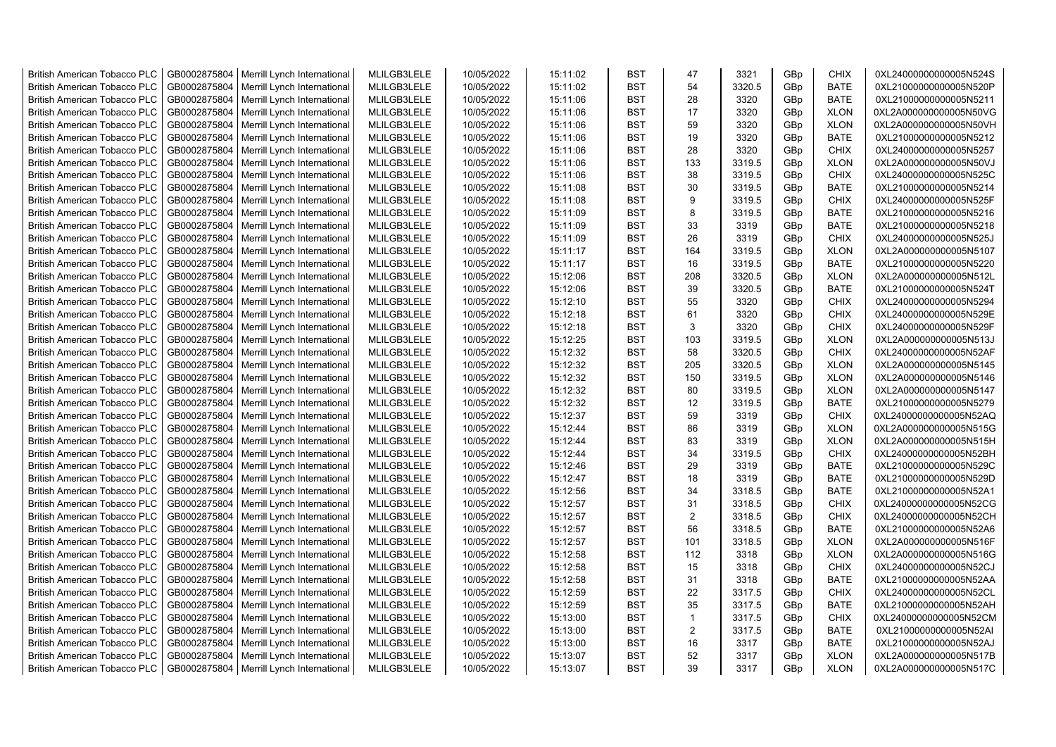| British American Tobacco PLC | GB0002875804 | Merrill Lynch International | MLILGB3LELE | 10/05/2022 | 15:11:02 | BST | 47 | 3321 | GBp | CHIX | 0XL24000000000005N524S |
|---|---|---|---|---|---|---|---|---|---|---|---|
| British American Tobacco PLC | GB0002875804 | Merrill Lynch International | MLILGB3LELE | 10/05/2022 | 15:11:02 | BST | 54 | 3320.5 | GBp | BATE | 0XL21000000000005N520P |
| British American Tobacco PLC | GB0002875804 | Merrill Lynch International | MLILGB3LELE | 10/05/2022 | 15:11:06 | BST | 28 | 3320 | GBp | BATE | 0XL21000000000005N5211 |
| British American Tobacco PLC | GB0002875804 | Merrill Lynch International | MLILGB3LELE | 10/05/2022 | 15:11:06 | BST | 17 | 3320 | GBp | XLON | 0XL2A000000000005N50VG |
| British American Tobacco PLC | GB0002875804 | Merrill Lynch International | MLILGB3LELE | 10/05/2022 | 15:11:06 | BST | 59 | 3320 | GBp | XLON | 0XL2A000000000005N50VH |
| British American Tobacco PLC | GB0002875804 | Merrill Lynch International | MLILGB3LELE | 10/05/2022 | 15:11:06 | BST | 19 | 3320 | GBp | BATE | 0XL21000000000005N5212 |
| British American Tobacco PLC | GB0002875804 | Merrill Lynch International | MLILGB3LELE | 10/05/2022 | 15:11:06 | BST | 28 | 3320 | GBp | CHIX | 0XL24000000000005N5257 |
| British American Tobacco PLC | GB0002875804 | Merrill Lynch International | MLILGB3LELE | 10/05/2022 | 15:11:06 | BST | 133 | 3319.5 | GBp | XLON | 0XL2A000000000005N50VJ |
| British American Tobacco PLC | GB0002875804 | Merrill Lynch International | MLILGB3LELE | 10/05/2022 | 15:11:06 | BST | 38 | 3319.5 | GBp | CHIX | 0XL24000000000005N525C |
| British American Tobacco PLC | GB0002875804 | Merrill Lynch International | MLILGB3LELE | 10/05/2022 | 15:11:08 | BST | 30 | 3319.5 | GBp | BATE | 0XL21000000000005N5214 |
| British American Tobacco PLC | GB0002875804 | Merrill Lynch International | MLILGB3LELE | 10/05/2022 | 15:11:08 | BST | 9 | 3319.5 | GBp | CHIX | 0XL24000000000005N525F |
| British American Tobacco PLC | GB0002875804 | Merrill Lynch International | MLILGB3LELE | 10/05/2022 | 15:11:09 | BST | 8 | 3319.5 | GBp | BATE | 0XL21000000000005N5216 |
| British American Tobacco PLC | GB0002875804 | Merrill Lynch International | MLILGB3LELE | 10/05/2022 | 15:11:09 | BST | 33 | 3319 | GBp | BATE | 0XL21000000000005N5218 |
| British American Tobacco PLC | GB0002875804 | Merrill Lynch International | MLILGB3LELE | 10/05/2022 | 15:11:09 | BST | 26 | 3319 | GBp | CHIX | 0XL24000000000005N525J |
| British American Tobacco PLC | GB0002875804 | Merrill Lynch International | MLILGB3LELE | 10/05/2022 | 15:11:17 | BST | 164 | 3319.5 | GBp | XLON | 0XL2A000000000005N5107 |
| British American Tobacco PLC | GB0002875804 | Merrill Lynch International | MLILGB3LELE | 10/05/2022 | 15:11:17 | BST | 16 | 3319.5 | GBp | BATE | 0XL21000000000005N5220 |
| British American Tobacco PLC | GB0002875804 | Merrill Lynch International | MLILGB3LELE | 10/05/2022 | 15:12:06 | BST | 208 | 3320.5 | GBp | XLON | 0XL2A000000000005N512L |
| British American Tobacco PLC | GB0002875804 | Merrill Lynch International | MLILGB3LELE | 10/05/2022 | 15:12:06 | BST | 39 | 3320.5 | GBp | BATE | 0XL21000000000005N524T |
| British American Tobacco PLC | GB0002875804 | Merrill Lynch International | MLILGB3LELE | 10/05/2022 | 15:12:10 | BST | 55 | 3320 | GBp | CHIX | 0XL24000000000005N5294 |
| British American Tobacco PLC | GB0002875804 | Merrill Lynch International | MLILGB3LELE | 10/05/2022 | 15:12:18 | BST | 61 | 3320 | GBp | CHIX | 0XL24000000000005N529E |
| British American Tobacco PLC | GB0002875804 | Merrill Lynch International | MLILGB3LELE | 10/05/2022 | 15:12:18 | BST | 3 | 3320 | GBp | CHIX | 0XL24000000000005N529F |
| British American Tobacco PLC | GB0002875804 | Merrill Lynch International | MLILGB3LELE | 10/05/2022 | 15:12:25 | BST | 103 | 3319.5 | GBp | XLON | 0XL2A000000000005N513J |
| British American Tobacco PLC | GB0002875804 | Merrill Lynch International | MLILGB3LELE | 10/05/2022 | 15:12:32 | BST | 58 | 3320.5 | GBp | CHIX | 0XL24000000000005N52AF |
| British American Tobacco PLC | GB0002875804 | Merrill Lynch International | MLILGB3LELE | 10/05/2022 | 15:12:32 | BST | 205 | 3320.5 | GBp | XLON | 0XL2A000000000005N5145 |
| British American Tobacco PLC | GB0002875804 | Merrill Lynch International | MLILGB3LELE | 10/05/2022 | 15:12:32 | BST | 150 | 3319.5 | GBp | XLON | 0XL2A000000000005N5146 |
| British American Tobacco PLC | GB0002875804 | Merrill Lynch International | MLILGB3LELE | 10/05/2022 | 15:12:32 | BST | 80 | 3319.5 | GBp | XLON | 0XL2A000000000005N5147 |
| British American Tobacco PLC | GB0002875804 | Merrill Lynch International | MLILGB3LELE | 10/05/2022 | 15:12:32 | BST | 12 | 3319.5 | GBp | BATE | 0XL21000000000005N5279 |
| British American Tobacco PLC | GB0002875804 | Merrill Lynch International | MLILGB3LELE | 10/05/2022 | 15:12:37 | BST | 59 | 3319 | GBp | CHIX | 0XL24000000000005N52AQ |
| British American Tobacco PLC | GB0002875804 | Merrill Lynch International | MLILGB3LELE | 10/05/2022 | 15:12:44 | BST | 86 | 3319 | GBp | XLON | 0XL2A000000000005N515G |
| British American Tobacco PLC | GB0002875804 | Merrill Lynch International | MLILGB3LELE | 10/05/2022 | 15:12:44 | BST | 83 | 3319 | GBp | XLON | 0XL2A000000000005N515H |
| British American Tobacco PLC | GB0002875804 | Merrill Lynch International | MLILGB3LELE | 10/05/2022 | 15:12:44 | BST | 34 | 3319.5 | GBp | CHIX | 0XL24000000000005N52BH |
| British American Tobacco PLC | GB0002875804 | Merrill Lynch International | MLILGB3LELE | 10/05/2022 | 15:12:46 | BST | 29 | 3319 | GBp | BATE | 0XL21000000000005N529C |
| British American Tobacco PLC | GB0002875804 | Merrill Lynch International | MLILGB3LELE | 10/05/2022 | 15:12:47 | BST | 18 | 3319 | GBp | BATE | 0XL21000000000005N529D |
| British American Tobacco PLC | GB0002875804 | Merrill Lynch International | MLILGB3LELE | 10/05/2022 | 15:12:56 | BST | 34 | 3318.5 | GBp | BATE | 0XL21000000000005N52A1 |
| British American Tobacco PLC | GB0002875804 | Merrill Lynch International | MLILGB3LELE | 10/05/2022 | 15:12:57 | BST | 31 | 3318.5 | GBp | CHIX | 0XL24000000000005N52CG |
| British American Tobacco PLC | GB0002875804 | Merrill Lynch International | MLILGB3LELE | 10/05/2022 | 15:12:57 | BST | 2 | 3318.5 | GBp | CHIX | 0XL24000000000005N52CH |
| British American Tobacco PLC | GB0002875804 | Merrill Lynch International | MLILGB3LELE | 10/05/2022 | 15:12:57 | BST | 56 | 3318.5 | GBp | BATE | 0XL21000000000005N52A6 |
| British American Tobacco PLC | GB0002875804 | Merrill Lynch International | MLILGB3LELE | 10/05/2022 | 15:12:57 | BST | 101 | 3318.5 | GBp | XLON | 0XL2A000000000005N516F |
| British American Tobacco PLC | GB0002875804 | Merrill Lynch International | MLILGB3LELE | 10/05/2022 | 15:12:58 | BST | 112 | 3318 | GBp | XLON | 0XL2A000000000005N516G |
| British American Tobacco PLC | GB0002875804 | Merrill Lynch International | MLILGB3LELE | 10/05/2022 | 15:12:58 | BST | 15 | 3318 | GBp | CHIX | 0XL24000000000005N52CJ |
| British American Tobacco PLC | GB0002875804 | Merrill Lynch International | MLILGB3LELE | 10/05/2022 | 15:12:58 | BST | 31 | 3318 | GBp | BATE | 0XL21000000000005N52AA |
| British American Tobacco PLC | GB0002875804 | Merrill Lynch International | MLILGB3LELE | 10/05/2022 | 15:12:59 | BST | 22 | 3317.5 | GBp | CHIX | 0XL24000000000005N52CL |
| British American Tobacco PLC | GB0002875804 | Merrill Lynch International | MLILGB3LELE | 10/05/2022 | 15:12:59 | BST | 35 | 3317.5 | GBp | BATE | 0XL21000000000005N52AH |
| British American Tobacco PLC | GB0002875804 | Merrill Lynch International | MLILGB3LELE | 10/05/2022 | 15:13:00 | BST | 1 | 3317.5 | GBp | CHIX | 0XL24000000000005N52CM |
| British American Tobacco PLC | GB0002875804 | Merrill Lynch International | MLILGB3LELE | 10/05/2022 | 15:13:00 | BST | 2 | 3317.5 | GBp | BATE | 0XL21000000000005N52AI |
| British American Tobacco PLC | GB0002875804 | Merrill Lynch International | MLILGB3LELE | 10/05/2022 | 15:13:00 | BST | 16 | 3317 | GBp | BATE | 0XL21000000000005N52AJ |
| British American Tobacco PLC | GB0002875804 | Merrill Lynch International | MLILGB3LELE | 10/05/2022 | 15:13:07 | BST | 52 | 3317 | GBp | XLON | 0XL2A000000000005N517B |
| British American Tobacco PLC | GB0002875804 | Merrill Lynch International | MLILGB3LELE | 10/05/2022 | 15:13:07 | BST | 39 | 3317 | GBp | XLON | 0XL2A000000000005N517C |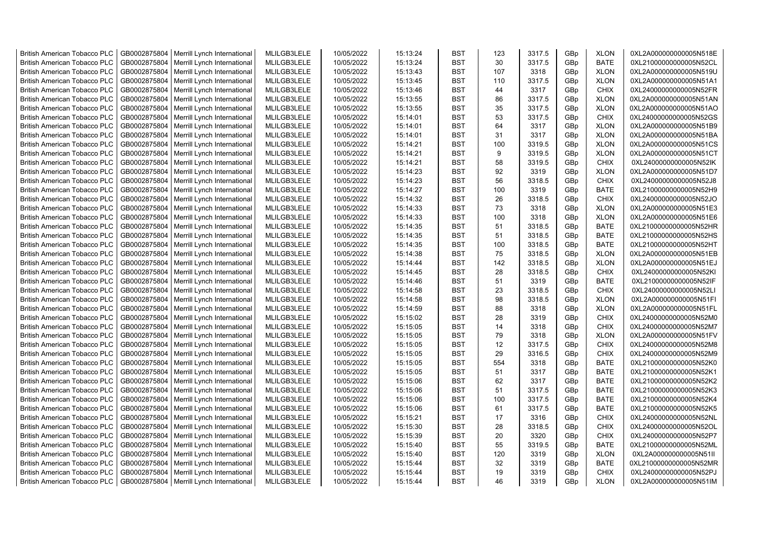| | | | | | | | | | | | |
|---|---|---|---|---|---|---|---|---|---|---|---|
| British American Tobacco PLC | GB0002875804 | Merrill Lynch International | MLILGB3LELE | 10/05/2022 | 15:13:24 | BST | 123 | 3317.5 | GBp | XLON | 0XL2A000000000005N518E |
| British American Tobacco PLC | GB0002875804 | Merrill Lynch International | MLILGB3LELE | 10/05/2022 | 15:13:24 | BST | 30 | 3317.5 | GBp | BATE | 0XL21000000000005N52CL |
| British American Tobacco PLC | GB0002875804 | Merrill Lynch International | MLILGB3LELE | 10/05/2022 | 15:13:43 | BST | 107 | 3318 | GBp | XLON | 0XL2A000000000005N519U |
| British American Tobacco PLC | GB0002875804 | Merrill Lynch International | MLILGB3LELE | 10/05/2022 | 15:13:45 | BST | 110 | 3317.5 | GBp | XLON | 0XL2A000000000005N51A1 |
| British American Tobacco PLC | GB0002875804 | Merrill Lynch International | MLILGB3LELE | 10/05/2022 | 15:13:46 | BST | 44 | 3317 | GBp | CHIX | 0XL24000000000005N52FR |
| British American Tobacco PLC | GB0002875804 | Merrill Lynch International | MLILGB3LELE | 10/05/2022 | 15:13:55 | BST | 86 | 3317.5 | GBp | XLON | 0XL2A000000000005N51AN |
| British American Tobacco PLC | GB0002875804 | Merrill Lynch International | MLILGB3LELE | 10/05/2022 | 15:13:55 | BST | 35 | 3317.5 | GBp | XLON | 0XL2A000000000005N51AO |
| British American Tobacco PLC | GB0002875804 | Merrill Lynch International | MLILGB3LELE | 10/05/2022 | 15:14:01 | BST | 53 | 3317.5 | GBp | CHIX | 0XL24000000000005N52GS |
| British American Tobacco PLC | GB0002875804 | Merrill Lynch International | MLILGB3LELE | 10/05/2022 | 15:14:01 | BST | 64 | 3317 | GBp | XLON | 0XL2A000000000005N51B9 |
| British American Tobacco PLC | GB0002875804 | Merrill Lynch International | MLILGB3LELE | 10/05/2022 | 15:14:01 | BST | 31 | 3317 | GBp | XLON | 0XL2A000000000005N51BA |
| British American Tobacco PLC | GB0002875804 | Merrill Lynch International | MLILGB3LELE | 10/05/2022 | 15:14:21 | BST | 100 | 3319.5 | GBp | XLON | 0XL2A000000000005N51CS |
| British American Tobacco PLC | GB0002875804 | Merrill Lynch International | MLILGB3LELE | 10/05/2022 | 15:14:21 | BST | 9 | 3319.5 | GBp | XLON | 0XL2A000000000005N51CT |
| British American Tobacco PLC | GB0002875804 | Merrill Lynch International | MLILGB3LELE | 10/05/2022 | 15:14:21 | BST | 58 | 3319.5 | GBp | CHIX | 0XL24000000000005N52IK |
| British American Tobacco PLC | GB0002875804 | Merrill Lynch International | MLILGB3LELE | 10/05/2022 | 15:14:23 | BST | 92 | 3319 | GBp | XLON | 0XL2A000000000005N51D7 |
| British American Tobacco PLC | GB0002875804 | Merrill Lynch International | MLILGB3LELE | 10/05/2022 | 15:14:23 | BST | 56 | 3318.5 | GBp | CHIX | 0XL24000000000005N52J8 |
| British American Tobacco PLC | GB0002875804 | Merrill Lynch International | MLILGB3LELE | 10/05/2022 | 15:14:27 | BST | 100 | 3319 | GBp | BATE | 0XL21000000000005N52H9 |
| British American Tobacco PLC | GB0002875804 | Merrill Lynch International | MLILGB3LELE | 10/05/2022 | 15:14:32 | BST | 26 | 3318.5 | GBp | CHIX | 0XL24000000000005N52JO |
| British American Tobacco PLC | GB0002875804 | Merrill Lynch International | MLILGB3LELE | 10/05/2022 | 15:14:33 | BST | 73 | 3318 | GBp | XLON | 0XL2A000000000005N51E3 |
| British American Tobacco PLC | GB0002875804 | Merrill Lynch International | MLILGB3LELE | 10/05/2022 | 15:14:33 | BST | 100 | 3318 | GBp | XLON | 0XL2A000000000005N51E6 |
| British American Tobacco PLC | GB0002875804 | Merrill Lynch International | MLILGB3LELE | 10/05/2022 | 15:14:35 | BST | 51 | 3318.5 | GBp | BATE | 0XL21000000000005N52HR |
| British American Tobacco PLC | GB0002875804 | Merrill Lynch International | MLILGB3LELE | 10/05/2022 | 15:14:35 | BST | 51 | 3318.5 | GBp | BATE | 0XL21000000000005N52HS |
| British American Tobacco PLC | GB0002875804 | Merrill Lynch International | MLILGB3LELE | 10/05/2022 | 15:14:35 | BST | 100 | 3318.5 | GBp | BATE | 0XL21000000000005N52HT |
| British American Tobacco PLC | GB0002875804 | Merrill Lynch International | MLILGB3LELE | 10/05/2022 | 15:14:38 | BST | 75 | 3318.5 | GBp | XLON | 0XL2A000000000005N51EB |
| British American Tobacco PLC | GB0002875804 | Merrill Lynch International | MLILGB3LELE | 10/05/2022 | 15:14:44 | BST | 142 | 3318.5 | GBp | XLON | 0XL2A000000000005N51EJ |
| British American Tobacco PLC | GB0002875804 | Merrill Lynch International | MLILGB3LELE | 10/05/2022 | 15:14:45 | BST | 28 | 3318.5 | GBp | CHIX | 0XL24000000000005N52KI |
| British American Tobacco PLC | GB0002875804 | Merrill Lynch International | MLILGB3LELE | 10/05/2022 | 15:14:46 | BST | 51 | 3319 | GBp | BATE | 0XL21000000000005N52IF |
| British American Tobacco PLC | GB0002875804 | Merrill Lynch International | MLILGB3LELE | 10/05/2022 | 15:14:58 | BST | 23 | 3318.5 | GBp | CHIX | 0XL24000000000005N52LI |
| British American Tobacco PLC | GB0002875804 | Merrill Lynch International | MLILGB3LELE | 10/05/2022 | 15:14:58 | BST | 98 | 3318.5 | GBp | XLON | 0XL2A000000000005N51FI |
| British American Tobacco PLC | GB0002875804 | Merrill Lynch International | MLILGB3LELE | 10/05/2022 | 15:14:59 | BST | 88 | 3318 | GBp | XLON | 0XL2A000000000005N51FL |
| British American Tobacco PLC | GB0002875804 | Merrill Lynch International | MLILGB3LELE | 10/05/2022 | 15:15:02 | BST | 28 | 3319 | GBp | CHIX | 0XL24000000000005N52M0 |
| British American Tobacco PLC | GB0002875804 | Merrill Lynch International | MLILGB3LELE | 10/05/2022 | 15:15:05 | BST | 14 | 3318 | GBp | CHIX | 0XL24000000000005N52M7 |
| British American Tobacco PLC | GB0002875804 | Merrill Lynch International | MLILGB3LELE | 10/05/2022 | 15:15:05 | BST | 79 | 3318 | GBp | XLON | 0XL2A000000000005N51FV |
| British American Tobacco PLC | GB0002875804 | Merrill Lynch International | MLILGB3LELE | 10/05/2022 | 15:15:05 | BST | 12 | 3317.5 | GBp | CHIX | 0XL24000000000005N52M8 |
| British American Tobacco PLC | GB0002875804 | Merrill Lynch International | MLILGB3LELE | 10/05/2022 | 15:15:05 | BST | 29 | 3316.5 | GBp | CHIX | 0XL24000000000005N52M9 |
| British American Tobacco PLC | GB0002875804 | Merrill Lynch International | MLILGB3LELE | 10/05/2022 | 15:15:05 | BST | 554 | 3318 | GBp | BATE | 0XL21000000000005N52K0 |
| British American Tobacco PLC | GB0002875804 | Merrill Lynch International | MLILGB3LELE | 10/05/2022 | 15:15:05 | BST | 51 | 3317 | GBp | BATE | 0XL21000000000005N52K1 |
| British American Tobacco PLC | GB0002875804 | Merrill Lynch International | MLILGB3LELE | 10/05/2022 | 15:15:06 | BST | 62 | 3317 | GBp | BATE | 0XL21000000000005N52K2 |
| British American Tobacco PLC | GB0002875804 | Merrill Lynch International | MLILGB3LELE | 10/05/2022 | 15:15:06 | BST | 51 | 3317.5 | GBp | BATE | 0XL21000000000005N52K3 |
| British American Tobacco PLC | GB0002875804 | Merrill Lynch International | MLILGB3LELE | 10/05/2022 | 15:15:06 | BST | 100 | 3317.5 | GBp | BATE | 0XL21000000000005N52K4 |
| British American Tobacco PLC | GB0002875804 | Merrill Lynch International | MLILGB3LELE | 10/05/2022 | 15:15:06 | BST | 61 | 3317.5 | GBp | BATE | 0XL21000000000005N52K5 |
| British American Tobacco PLC | GB0002875804 | Merrill Lynch International | MLILGB3LELE | 10/05/2022 | 15:15:21 | BST | 17 | 3316 | GBp | CHIX | 0XL24000000000005N52NL |
| British American Tobacco PLC | GB0002875804 | Merrill Lynch International | MLILGB3LELE | 10/05/2022 | 15:15:30 | BST | 28 | 3318.5 | GBp | CHIX | 0XL24000000000005N52OL |
| British American Tobacco PLC | GB0002875804 | Merrill Lynch International | MLILGB3LELE | 10/05/2022 | 15:15:39 | BST | 20 | 3320 | GBp | CHIX | 0XL24000000000005N52P7 |
| British American Tobacco PLC | GB0002875804 | Merrill Lynch International | MLILGB3LELE | 10/05/2022 | 15:15:40 | BST | 55 | 3319.5 | GBp | BATE | 0XL21000000000005N52ML |
| British American Tobacco PLC | GB0002875804 | Merrill Lynch International | MLILGB3LELE | 10/05/2022 | 15:15:40 | BST | 120 | 3319 | GBp | XLON | 0XL2A000000000005N51II |
| British American Tobacco PLC | GB0002875804 | Merrill Lynch International | MLILGB3LELE | 10/05/2022 | 15:15:44 | BST | 32 | 3319 | GBp | BATE | 0XL21000000000005N52MR |
| British American Tobacco PLC | GB0002875804 | Merrill Lynch International | MLILGB3LELE | 10/05/2022 | 15:15:44 | BST | 19 | 3319 | GBp | CHIX | 0XL24000000000005N52PJ |
| British American Tobacco PLC | GB0002875804 | Merrill Lynch International | MLILGB3LELE | 10/05/2022 | 15:15:44 | BST | 46 | 3319 | GBp | XLON | 0XL2A000000000005N51IM |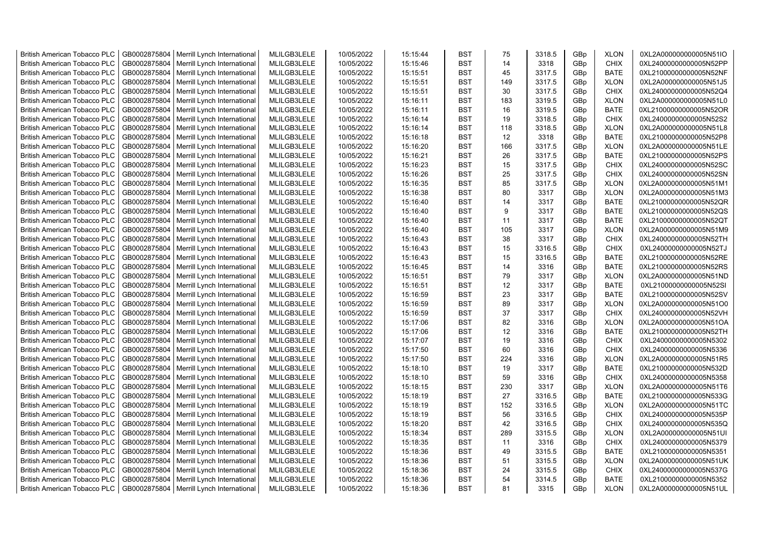| British American Tobacco PLC | GB0002875804 | Merrill Lynch International | MLILGB3LELE | 10/05/2022 | 15:15:44 | BST | 75 | 3318.5 | GBp | XLON | 0XL2A000000000005N51IO |
|---|---|---|---|---|---|---|---|---|---|---|---|
| British American Tobacco PLC | GB0002875804 | Merrill Lynch International | MLILGB3LELE | 10/05/2022 | 15:15:46 | BST | 14 | 3318 | GBp | CHIX | 0XL24000000000005N52PP |
| British American Tobacco PLC | GB0002875804 | Merrill Lynch International | MLILGB3LELE | 10/05/2022 | 15:15:51 | BST | 45 | 3317.5 | GBp | BATE | 0XL21000000000005N52NF |
| British American Tobacco PLC | GB0002875804 | Merrill Lynch International | MLILGB3LELE | 10/05/2022 | 15:15:51 | BST | 149 | 3317.5 | GBp | XLON | 0XL2A000000000005N51J5 |
| British American Tobacco PLC | GB0002875804 | Merrill Lynch International | MLILGB3LELE | 10/05/2022 | 15:15:51 | BST | 30 | 3317.5 | GBp | CHIX | 0XL24000000000005N52Q4 |
| British American Tobacco PLC | GB0002875804 | Merrill Lynch International | MLILGB3LELE | 10/05/2022 | 15:16:11 | BST | 183 | 3319.5 | GBp | XLON | 0XL2A000000000005N51L0 |
| British American Tobacco PLC | GB0002875804 | Merrill Lynch International | MLILGB3LELE | 10/05/2022 | 15:16:11 | BST | 16 | 3319.5 | GBp | BATE | 0XL21000000000005N52OR |
| British American Tobacco PLC | GB0002875804 | Merrill Lynch International | MLILGB3LELE | 10/05/2022 | 15:16:14 | BST | 19 | 3318.5 | GBp | CHIX | 0XL24000000000005N52S2 |
| British American Tobacco PLC | GB0002875804 | Merrill Lynch International | MLILGB3LELE | 10/05/2022 | 15:16:14 | BST | 118 | 3318.5 | GBp | XLON | 0XL2A000000000005N51L8 |
| British American Tobacco PLC | GB0002875804 | Merrill Lynch International | MLILGB3LELE | 10/05/2022 | 15:16:18 | BST | 12 | 3318 | GBp | BATE | 0XL21000000000005N52P8 |
| British American Tobacco PLC | GB0002875804 | Merrill Lynch International | MLILGB3LELE | 10/05/2022 | 15:16:20 | BST | 166 | 3317.5 | GBp | XLON | 0XL2A000000000005N51LE |
| British American Tobacco PLC | GB0002875804 | Merrill Lynch International | MLILGB3LELE | 10/05/2022 | 15:16:21 | BST | 26 | 3317.5 | GBp | BATE | 0XL21000000000005N52PS |
| British American Tobacco PLC | GB0002875804 | Merrill Lynch International | MLILGB3LELE | 10/05/2022 | 15:16:23 | BST | 15 | 3317.5 | GBp | CHIX | 0XL24000000000005N52SC |
| British American Tobacco PLC | GB0002875804 | Merrill Lynch International | MLILGB3LELE | 10/05/2022 | 15:16:26 | BST | 25 | 3317.5 | GBp | CHIX | 0XL24000000000005N52SN |
| British American Tobacco PLC | GB0002875804 | Merrill Lynch International | MLILGB3LELE | 10/05/2022 | 15:16:35 | BST | 85 | 3317.5 | GBp | XLON | 0XL2A000000000005N51M1 |
| British American Tobacco PLC | GB0002875804 | Merrill Lynch International | MLILGB3LELE | 10/05/2022 | 15:16:38 | BST | 80 | 3317 | GBp | XLON | 0XL2A000000000005N51M3 |
| British American Tobacco PLC | GB0002875804 | Merrill Lynch International | MLILGB3LELE | 10/05/2022 | 15:16:40 | BST | 14 | 3317 | GBp | BATE | 0XL21000000000005N52QR |
| British American Tobacco PLC | GB0002875804 | Merrill Lynch International | MLILGB3LELE | 10/05/2022 | 15:16:40 | BST | 9 | 3317 | GBp | BATE | 0XL21000000000005N52QS |
| British American Tobacco PLC | GB0002875804 | Merrill Lynch International | MLILGB3LELE | 10/05/2022 | 15:16:40 | BST | 11 | 3317 | GBp | BATE | 0XL21000000000005N52QT |
| British American Tobacco PLC | GB0002875804 | Merrill Lynch International | MLILGB3LELE | 10/05/2022 | 15:16:40 | BST | 105 | 3317 | GBp | XLON | 0XL2A000000000005N51M9 |
| British American Tobacco PLC | GB0002875804 | Merrill Lynch International | MLILGB3LELE | 10/05/2022 | 15:16:43 | BST | 38 | 3317 | GBp | CHIX | 0XL24000000000005N52TH |
| British American Tobacco PLC | GB0002875804 | Merrill Lynch International | MLILGB3LELE | 10/05/2022 | 15:16:43 | BST | 15 | 3316.5 | GBp | CHIX | 0XL24000000000005N52TJ |
| British American Tobacco PLC | GB0002875804 | Merrill Lynch International | MLILGB3LELE | 10/05/2022 | 15:16:43 | BST | 15 | 3316.5 | GBp | BATE | 0XL21000000000005N52RE |
| British American Tobacco PLC | GB0002875804 | Merrill Lynch International | MLILGB3LELE | 10/05/2022 | 15:16:45 | BST | 14 | 3316 | GBp | BATE | 0XL21000000000005N52RS |
| British American Tobacco PLC | GB0002875804 | Merrill Lynch International | MLILGB3LELE | 10/05/2022 | 15:16:51 | BST | 79 | 3317 | GBp | XLON | 0XL2A000000000005N51ND |
| British American Tobacco PLC | GB0002875804 | Merrill Lynch International | MLILGB3LELE | 10/05/2022 | 15:16:51 | BST | 12 | 3317 | GBp | BATE | 0XL21000000000005N52SI |
| British American Tobacco PLC | GB0002875804 | Merrill Lynch International | MLILGB3LELE | 10/05/2022 | 15:16:59 | BST | 23 | 3317 | GBp | BATE | 0XL21000000000005N52SV |
| British American Tobacco PLC | GB0002875804 | Merrill Lynch International | MLILGB3LELE | 10/05/2022 | 15:16:59 | BST | 89 | 3317 | GBp | XLON | 0XL2A000000000005N51O0 |
| British American Tobacco PLC | GB0002875804 | Merrill Lynch International | MLILGB3LELE | 10/05/2022 | 15:16:59 | BST | 37 | 3317 | GBp | CHIX | 0XL24000000000005N52VH |
| British American Tobacco PLC | GB0002875804 | Merrill Lynch International | MLILGB3LELE | 10/05/2022 | 15:17:06 | BST | 82 | 3316 | GBp | XLON | 0XL2A000000000005N51OA |
| British American Tobacco PLC | GB0002875804 | Merrill Lynch International | MLILGB3LELE | 10/05/2022 | 15:17:06 | BST | 12 | 3316 | GBp | BATE | 0XL21000000000005N52TH |
| British American Tobacco PLC | GB0002875804 | Merrill Lynch International | MLILGB3LELE | 10/05/2022 | 15:17:07 | BST | 19 | 3316 | GBp | CHIX | 0XL24000000000005N5302 |
| British American Tobacco PLC | GB0002875804 | Merrill Lynch International | MLILGB3LELE | 10/05/2022 | 15:17:50 | BST | 60 | 3316 | GBp | CHIX | 0XL24000000000005N5336 |
| British American Tobacco PLC | GB0002875804 | Merrill Lynch International | MLILGB3LELE | 10/05/2022 | 15:17:50 | BST | 224 | 3316 | GBp | XLON | 0XL2A000000000005N51R5 |
| British American Tobacco PLC | GB0002875804 | Merrill Lynch International | MLILGB3LELE | 10/05/2022 | 15:18:10 | BST | 19 | 3317 | GBp | BATE | 0XL21000000000005N532D |
| British American Tobacco PLC | GB0002875804 | Merrill Lynch International | MLILGB3LELE | 10/05/2022 | 15:18:10 | BST | 59 | 3316 | GBp | CHIX | 0XL24000000000005N5358 |
| British American Tobacco PLC | GB0002875804 | Merrill Lynch International | MLILGB3LELE | 10/05/2022 | 15:18:15 | BST | 230 | 3317 | GBp | XLON | 0XL2A000000000005N51T6 |
| British American Tobacco PLC | GB0002875804 | Merrill Lynch International | MLILGB3LELE | 10/05/2022 | 15:18:19 | BST | 27 | 3316.5 | GBp | BATE | 0XL21000000000005N533G |
| British American Tobacco PLC | GB0002875804 | Merrill Lynch International | MLILGB3LELE | 10/05/2022 | 15:18:19 | BST | 152 | 3316.5 | GBp | XLON | 0XL2A000000000005N51TC |
| British American Tobacco PLC | GB0002875804 | Merrill Lynch International | MLILGB3LELE | 10/05/2022 | 15:18:19 | BST | 56 | 3316.5 | GBp | CHIX | 0XL24000000000005N535P |
| British American Tobacco PLC | GB0002875804 | Merrill Lynch International | MLILGB3LELE | 10/05/2022 | 15:18:20 | BST | 42 | 3316.5 | GBp | CHIX | 0XL24000000000005N535Q |
| British American Tobacco PLC | GB0002875804 | Merrill Lynch International | MLILGB3LELE | 10/05/2022 | 15:18:34 | BST | 289 | 3315.5 | GBp | XLON | 0XL2A000000000005N51UI |
| British American Tobacco PLC | GB0002875804 | Merrill Lynch International | MLILGB3LELE | 10/05/2022 | 15:18:35 | BST | 11 | 3316 | GBp | CHIX | 0XL24000000000005N5379 |
| British American Tobacco PLC | GB0002875804 | Merrill Lynch International | MLILGB3LELE | 10/05/2022 | 15:18:36 | BST | 49 | 3315.5 | GBp | BATE | 0XL21000000000005N5351 |
| British American Tobacco PLC | GB0002875804 | Merrill Lynch International | MLILGB3LELE | 10/05/2022 | 15:18:36 | BST | 51 | 3315.5 | GBp | XLON | 0XL2A000000000005N51UK |
| British American Tobacco PLC | GB0002875804 | Merrill Lynch International | MLILGB3LELE | 10/05/2022 | 15:18:36 | BST | 24 | 3315.5 | GBp | CHIX | 0XL24000000000005N537G |
| British American Tobacco PLC | GB0002875804 | Merrill Lynch International | MLILGB3LELE | 10/05/2022 | 15:18:36 | BST | 54 | 3314.5 | GBp | BATE | 0XL21000000000005N5352 |
| British American Tobacco PLC | GB0002875804 | Merrill Lynch International | MLILGB3LELE | 10/05/2022 | 15:18:36 | BST | 81 | 3315 | GBp | XLON | 0XL2A000000000005N51UL |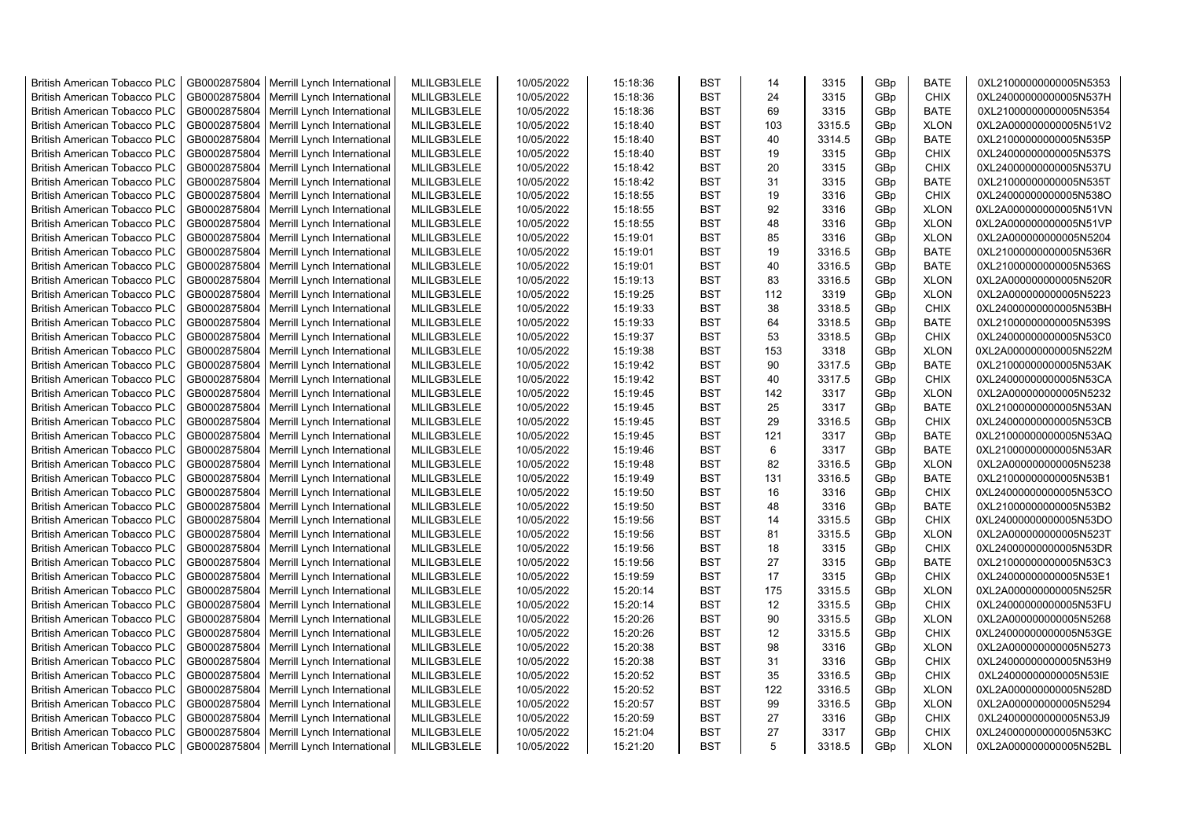| British American Tobacco PLC | GB0002875804 | Merrill Lynch International | MLILGB3LELE | 10/05/2022 | 15:18:36 | BST | 14 | 3315 | GBp | BATE | 0XL21000000000005N5353 |
|---|---|---|---|---|---|---|---|---|---|---|---|
| British American Tobacco PLC | GB0002875804 | Merrill Lynch International | MLILGB3LELE | 10/05/2022 | 15:18:36 | BST | 24 | 3315 | GBp | CHIX | 0XL24000000000005N537H |
| British American Tobacco PLC | GB0002875804 | Merrill Lynch International | MLILGB3LELE | 10/05/2022 | 15:18:36 | BST | 69 | 3315 | GBp | BATE | 0XL21000000000005N5354 |
| British American Tobacco PLC | GB0002875804 | Merrill Lynch International | MLILGB3LELE | 10/05/2022 | 15:18:40 | BST | 103 | 3315.5 | GBp | XLON | 0XL2A000000000005N51V2 |
| British American Tobacco PLC | GB0002875804 | Merrill Lynch International | MLILGB3LELE | 10/05/2022 | 15:18:40 | BST | 40 | 3314.5 | GBp | BATE | 0XL21000000000005N535P |
| British American Tobacco PLC | GB0002875804 | Merrill Lynch International | MLILGB3LELE | 10/05/2022 | 15:18:40 | BST | 19 | 3315 | GBp | CHIX | 0XL24000000000005N537S |
| British American Tobacco PLC | GB0002875804 | Merrill Lynch International | MLILGB3LELE | 10/05/2022 | 15:18:42 | BST | 20 | 3315 | GBp | CHIX | 0XL24000000000005N537U |
| British American Tobacco PLC | GB0002875804 | Merrill Lynch International | MLILGB3LELE | 10/05/2022 | 15:18:42 | BST | 31 | 3315 | GBp | BATE | 0XL21000000000005N535T |
| British American Tobacco PLC | GB0002875804 | Merrill Lynch International | MLILGB3LELE | 10/05/2022 | 15:18:55 | BST | 19 | 3316 | GBp | CHIX | 0XL24000000000005N538O |
| British American Tobacco PLC | GB0002875804 | Merrill Lynch International | MLILGB3LELE | 10/05/2022 | 15:18:55 | BST | 92 | 3316 | GBp | XLON | 0XL2A000000000005N51VN |
| British American Tobacco PLC | GB0002875804 | Merrill Lynch International | MLILGB3LELE | 10/05/2022 | 15:18:55 | BST | 48 | 3316 | GBp | XLON | 0XL2A000000000005N51VP |
| British American Tobacco PLC | GB0002875804 | Merrill Lynch International | MLILGB3LELE | 10/05/2022 | 15:19:01 | BST | 85 | 3316 | GBp | XLON | 0XL2A000000000005N5204 |
| British American Tobacco PLC | GB0002875804 | Merrill Lynch International | MLILGB3LELE | 10/05/2022 | 15:19:01 | BST | 19 | 3316.5 | GBp | BATE | 0XL21000000000005N536R |
| British American Tobacco PLC | GB0002875804 | Merrill Lynch International | MLILGB3LELE | 10/05/2022 | 15:19:01 | BST | 40 | 3316.5 | GBp | BATE | 0XL21000000000005N536S |
| British American Tobacco PLC | GB0002875804 | Merrill Lynch International | MLILGB3LELE | 10/05/2022 | 15:19:13 | BST | 83 | 3316.5 | GBp | XLON | 0XL2A000000000005N520R |
| British American Tobacco PLC | GB0002875804 | Merrill Lynch International | MLILGB3LELE | 10/05/2022 | 15:19:25 | BST | 112 | 3319 | GBp | XLON | 0XL2A000000000005N5223 |
| British American Tobacco PLC | GB0002875804 | Merrill Lynch International | MLILGB3LELE | 10/05/2022 | 15:19:33 | BST | 38 | 3318.5 | GBp | CHIX | 0XL24000000000005N53BH |
| British American Tobacco PLC | GB0002875804 | Merrill Lynch International | MLILGB3LELE | 10/05/2022 | 15:19:33 | BST | 64 | 3318.5 | GBp | BATE | 0XL21000000000005N539S |
| British American Tobacco PLC | GB0002875804 | Merrill Lynch International | MLILGB3LELE | 10/05/2022 | 15:19:37 | BST | 53 | 3318.5 | GBp | CHIX | 0XL24000000000005N53C0 |
| British American Tobacco PLC | GB0002875804 | Merrill Lynch International | MLILGB3LELE | 10/05/2022 | 15:19:38 | BST | 153 | 3318 | GBp | XLON | 0XL2A000000000005N522M |
| British American Tobacco PLC | GB0002875804 | Merrill Lynch International | MLILGB3LELE | 10/05/2022 | 15:19:42 | BST | 90 | 3317.5 | GBp | BATE | 0XL21000000000005N53AK |
| British American Tobacco PLC | GB0002875804 | Merrill Lynch International | MLILGB3LELE | 10/05/2022 | 15:19:42 | BST | 40 | 3317.5 | GBp | CHIX | 0XL24000000000005N53CA |
| British American Tobacco PLC | GB0002875804 | Merrill Lynch International | MLILGB3LELE | 10/05/2022 | 15:19:45 | BST | 142 | 3317 | GBp | XLON | 0XL2A000000000005N5232 |
| British American Tobacco PLC | GB0002875804 | Merrill Lynch International | MLILGB3LELE | 10/05/2022 | 15:19:45 | BST | 25 | 3317 | GBp | BATE | 0XL21000000000005N53AN |
| British American Tobacco PLC | GB0002875804 | Merrill Lynch International | MLILGB3LELE | 10/05/2022 | 15:19:45 | BST | 29 | 3316.5 | GBp | CHIX | 0XL24000000000005N53CB |
| British American Tobacco PLC | GB0002875804 | Merrill Lynch International | MLILGB3LELE | 10/05/2022 | 15:19:45 | BST | 121 | 3317 | GBp | BATE | 0XL21000000000005N53AQ |
| British American Tobacco PLC | GB0002875804 | Merrill Lynch International | MLILGB3LELE | 10/05/2022 | 15:19:46 | BST | 6 | 3317 | GBp | BATE | 0XL21000000000005N53AR |
| British American Tobacco PLC | GB0002875804 | Merrill Lynch International | MLILGB3LELE | 10/05/2022 | 15:19:48 | BST | 82 | 3316.5 | GBp | XLON | 0XL2A000000000005N5238 |
| British American Tobacco PLC | GB0002875804 | Merrill Lynch International | MLILGB3LELE | 10/05/2022 | 15:19:49 | BST | 131 | 3316.5 | GBp | BATE | 0XL21000000000005N53B1 |
| British American Tobacco PLC | GB0002875804 | Merrill Lynch International | MLILGB3LELE | 10/05/2022 | 15:19:50 | BST | 16 | 3316 | GBp | CHIX | 0XL24000000000005N53CO |
| British American Tobacco PLC | GB0002875804 | Merrill Lynch International | MLILGB3LELE | 10/05/2022 | 15:19:50 | BST | 48 | 3316 | GBp | BATE | 0XL21000000000005N53B2 |
| British American Tobacco PLC | GB0002875804 | Merrill Lynch International | MLILGB3LELE | 10/05/2022 | 15:19:56 | BST | 14 | 3315.5 | GBp | CHIX | 0XL24000000000005N53DO |
| British American Tobacco PLC | GB0002875804 | Merrill Lynch International | MLILGB3LELE | 10/05/2022 | 15:19:56 | BST | 81 | 3315.5 | GBp | XLON | 0XL2A000000000005N523T |
| British American Tobacco PLC | GB0002875804 | Merrill Lynch International | MLILGB3LELE | 10/05/2022 | 15:19:56 | BST | 18 | 3315 | GBp | CHIX | 0XL24000000000005N53DR |
| British American Tobacco PLC | GB0002875804 | Merrill Lynch International | MLILGB3LELE | 10/05/2022 | 15:19:56 | BST | 27 | 3315 | GBp | BATE | 0XL21000000000005N53C3 |
| British American Tobacco PLC | GB0002875804 | Merrill Lynch International | MLILGB3LELE | 10/05/2022 | 15:19:59 | BST | 17 | 3315 | GBp | CHIX | 0XL24000000000005N53E1 |
| British American Tobacco PLC | GB0002875804 | Merrill Lynch International | MLILGB3LELE | 10/05/2022 | 15:20:14 | BST | 175 | 3315.5 | GBp | XLON | 0XL2A000000000005N525R |
| British American Tobacco PLC | GB0002875804 | Merrill Lynch International | MLILGB3LELE | 10/05/2022 | 15:20:14 | BST | 12 | 3315.5 | GBp | CHIX | 0XL24000000000005N53FU |
| British American Tobacco PLC | GB0002875804 | Merrill Lynch International | MLILGB3LELE | 10/05/2022 | 15:20:26 | BST | 90 | 3315.5 | GBp | XLON | 0XL2A000000000005N5268 |
| British American Tobacco PLC | GB0002875804 | Merrill Lynch International | MLILGB3LELE | 10/05/2022 | 15:20:26 | BST | 12 | 3315.5 | GBp | CHIX | 0XL24000000000005N53GE |
| British American Tobacco PLC | GB0002875804 | Merrill Lynch International | MLILGB3LELE | 10/05/2022 | 15:20:38 | BST | 98 | 3316 | GBp | XLON | 0XL2A000000000005N5273 |
| British American Tobacco PLC | GB0002875804 | Merrill Lynch International | MLILGB3LELE | 10/05/2022 | 15:20:38 | BST | 31 | 3316 | GBp | CHIX | 0XL24000000000005N53H9 |
| British American Tobacco PLC | GB0002875804 | Merrill Lynch International | MLILGB3LELE | 10/05/2022 | 15:20:52 | BST | 35 | 3316.5 | GBp | CHIX | 0XL24000000000005N53IE |
| British American Tobacco PLC | GB0002875804 | Merrill Lynch International | MLILGB3LELE | 10/05/2022 | 15:20:52 | BST | 122 | 3316.5 | GBp | XLON | 0XL2A000000000005N528D |
| British American Tobacco PLC | GB0002875804 | Merrill Lynch International | MLILGB3LELE | 10/05/2022 | 15:20:57 | BST | 99 | 3316.5 | GBp | XLON | 0XL2A000000000005N5294 |
| British American Tobacco PLC | GB0002875804 | Merrill Lynch International | MLILGB3LELE | 10/05/2022 | 15:20:59 | BST | 27 | 3316 | GBp | CHIX | 0XL24000000000005N53J9 |
| British American Tobacco PLC | GB0002875804 | Merrill Lynch International | MLILGB3LELE | 10/05/2022 | 15:21:04 | BST | 27 | 3317 | GBp | CHIX | 0XL24000000000005N53KC |
| British American Tobacco PLC | GB0002875804 | Merrill Lynch International | MLILGB3LELE | 10/05/2022 | 15:21:20 | BST | 5 | 3318.5 | GBp | XLON | 0XL2A000000000005N52BL |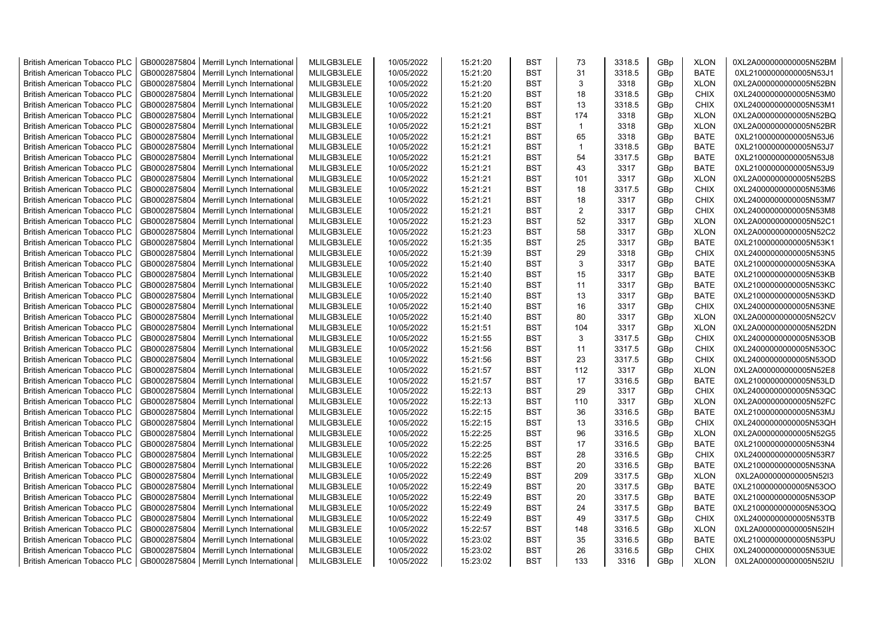| British American Tobacco PLC | GB0002875804 | Merrill Lynch International | MLILGB3LELE | 10/05/2022 | 15:21:20 | BST | 73 | 3318.5 | GBp | XLON | 0XL2A000000000005N52BM |
|---|---|---|---|---|---|---|---|---|---|---|---|
| British American Tobacco PLC | GB0002875804 | Merrill Lynch International | MLILGB3LELE | 10/05/2022 | 15:21:20 | BST | 31 | 3318.5 | GBp | BATE | 0XL21000000000005N53J1 |
| British American Tobacco PLC | GB0002875804 | Merrill Lynch International | MLILGB3LELE | 10/05/2022 | 15:21:20 | BST | 3 | 3318 | GBp | XLON | 0XL2A000000000005N52BN |
| British American Tobacco PLC | GB0002875804 | Merrill Lynch International | MLILGB3LELE | 10/05/2022 | 15:21:20 | BST | 18 | 3318.5 | GBp | CHIX | 0XL24000000000005N53M0 |
| British American Tobacco PLC | GB0002875804 | Merrill Lynch International | MLILGB3LELE | 10/05/2022 | 15:21:20 | BST | 13 | 3318.5 | GBp | CHIX | 0XL24000000000005N53M1 |
| British American Tobacco PLC | GB0002875804 | Merrill Lynch International | MLILGB3LELE | 10/05/2022 | 15:21:21 | BST | 174 | 3318 | GBp | XLON | 0XL2A000000000005N52BQ |
| British American Tobacco PLC | GB0002875804 | Merrill Lynch International | MLILGB3LELE | 10/05/2022 | 15:21:21 | BST | 1 | 3318 | GBp | XLON | 0XL2A000000000005N52BR |
| British American Tobacco PLC | GB0002875804 | Merrill Lynch International | MLILGB3LELE | 10/05/2022 | 15:21:21 | BST | 65 | 3318 | GBp | BATE | 0XL21000000000005N53J6 |
| British American Tobacco PLC | GB0002875804 | Merrill Lynch International | MLILGB3LELE | 10/05/2022 | 15:21:21 | BST | 1 | 3318.5 | GBp | BATE | 0XL21000000000005N53J7 |
| British American Tobacco PLC | GB0002875804 | Merrill Lynch International | MLILGB3LELE | 10/05/2022 | 15:21:21 | BST | 54 | 3317.5 | GBp | BATE | 0XL21000000000005N53J8 |
| British American Tobacco PLC | GB0002875804 | Merrill Lynch International | MLILGB3LELE | 10/05/2022 | 15:21:21 | BST | 43 | 3317 | GBp | BATE | 0XL21000000000005N53J9 |
| British American Tobacco PLC | GB0002875804 | Merrill Lynch International | MLILGB3LELE | 10/05/2022 | 15:21:21 | BST | 101 | 3317 | GBp | XLON | 0XL2A000000000005N52BS |
| British American Tobacco PLC | GB0002875804 | Merrill Lynch International | MLILGB3LELE | 10/05/2022 | 15:21:21 | BST | 18 | 3317.5 | GBp | CHIX | 0XL24000000000005N53M6 |
| British American Tobacco PLC | GB0002875804 | Merrill Lynch International | MLILGB3LELE | 10/05/2022 | 15:21:21 | BST | 18 | 3317 | GBp | CHIX | 0XL24000000000005N53M7 |
| British American Tobacco PLC | GB0002875804 | Merrill Lynch International | MLILGB3LELE | 10/05/2022 | 15:21:21 | BST | 2 | 3317 | GBp | CHIX | 0XL24000000000005N53M8 |
| British American Tobacco PLC | GB0002875804 | Merrill Lynch International | MLILGB3LELE | 10/05/2022 | 15:21:23 | BST | 52 | 3317 | GBp | XLON | 0XL2A000000000005N52C1 |
| British American Tobacco PLC | GB0002875804 | Merrill Lynch International | MLILGB3LELE | 10/05/2022 | 15:21:23 | BST | 58 | 3317 | GBp | XLON | 0XL2A000000000005N52C2 |
| British American Tobacco PLC | GB0002875804 | Merrill Lynch International | MLILGB3LELE | 10/05/2022 | 15:21:35 | BST | 25 | 3317 | GBp | BATE | 0XL21000000000005N53K1 |
| British American Tobacco PLC | GB0002875804 | Merrill Lynch International | MLILGB3LELE | 10/05/2022 | 15:21:39 | BST | 29 | 3318 | GBp | CHIX | 0XL24000000000005N53N5 |
| British American Tobacco PLC | GB0002875804 | Merrill Lynch International | MLILGB3LELE | 10/05/2022 | 15:21:40 | BST | 3 | 3317 | GBp | BATE | 0XL21000000000005N53KA |
| British American Tobacco PLC | GB0002875804 | Merrill Lynch International | MLILGB3LELE | 10/05/2022 | 15:21:40 | BST | 15 | 3317 | GBp | BATE | 0XL21000000000005N53KB |
| British American Tobacco PLC | GB0002875804 | Merrill Lynch International | MLILGB3LELE | 10/05/2022 | 15:21:40 | BST | 11 | 3317 | GBp | BATE | 0XL21000000000005N53KC |
| British American Tobacco PLC | GB0002875804 | Merrill Lynch International | MLILGB3LELE | 10/05/2022 | 15:21:40 | BST | 13 | 3317 | GBp | BATE | 0XL21000000000005N53KD |
| British American Tobacco PLC | GB0002875804 | Merrill Lynch International | MLILGB3LELE | 10/05/2022 | 15:21:40 | BST | 16 | 3317 | GBp | CHIX | 0XL24000000000005N53NE |
| British American Tobacco PLC | GB0002875804 | Merrill Lynch International | MLILGB3LELE | 10/05/2022 | 15:21:40 | BST | 80 | 3317 | GBp | XLON | 0XL2A000000000005N52CV |
| British American Tobacco PLC | GB0002875804 | Merrill Lynch International | MLILGB3LELE | 10/05/2022 | 15:21:51 | BST | 104 | 3317 | GBp | XLON | 0XL2A000000000005N52DN |
| British American Tobacco PLC | GB0002875804 | Merrill Lynch International | MLILGB3LELE | 10/05/2022 | 15:21:55 | BST | 3 | 3317.5 | GBp | CHIX | 0XL24000000000005N53OB |
| British American Tobacco PLC | GB0002875804 | Merrill Lynch International | MLILGB3LELE | 10/05/2022 | 15:21:56 | BST | 11 | 3317.5 | GBp | CHIX | 0XL24000000000005N53OC |
| British American Tobacco PLC | GB0002875804 | Merrill Lynch International | MLILGB3LELE | 10/05/2022 | 15:21:56 | BST | 23 | 3317.5 | GBp | CHIX | 0XL24000000000005N53OD |
| British American Tobacco PLC | GB0002875804 | Merrill Lynch International | MLILGB3LELE | 10/05/2022 | 15:21:57 | BST | 112 | 3317 | GBp | XLON | 0XL2A000000000005N52E8 |
| British American Tobacco PLC | GB0002875804 | Merrill Lynch International | MLILGB3LELE | 10/05/2022 | 15:21:57 | BST | 17 | 3316.5 | GBp | BATE | 0XL21000000000005N53LD |
| British American Tobacco PLC | GB0002875804 | Merrill Lynch International | MLILGB3LELE | 10/05/2022 | 15:22:13 | BST | 29 | 3317 | GBp | CHIX | 0XL24000000000005N53QC |
| British American Tobacco PLC | GB0002875804 | Merrill Lynch International | MLILGB3LELE | 10/05/2022 | 15:22:13 | BST | 110 | 3317 | GBp | XLON | 0XL2A000000000005N52FC |
| British American Tobacco PLC | GB0002875804 | Merrill Lynch International | MLILGB3LELE | 10/05/2022 | 15:22:15 | BST | 36 | 3316.5 | GBp | BATE | 0XL21000000000005N53MJ |
| British American Tobacco PLC | GB0002875804 | Merrill Lynch International | MLILGB3LELE | 10/05/2022 | 15:22:15 | BST | 13 | 3316.5 | GBp | CHIX | 0XL24000000000005N53QH |
| British American Tobacco PLC | GB0002875804 | Merrill Lynch International | MLILGB3LELE | 10/05/2022 | 15:22:25 | BST | 96 | 3316.5 | GBp | XLON | 0XL2A000000000005N52G5 |
| British American Tobacco PLC | GB0002875804 | Merrill Lynch International | MLILGB3LELE | 10/05/2022 | 15:22:25 | BST | 17 | 3316.5 | GBp | BATE | 0XL21000000000005N53N4 |
| British American Tobacco PLC | GB0002875804 | Merrill Lynch International | MLILGB3LELE | 10/05/2022 | 15:22:25 | BST | 28 | 3316.5 | GBp | CHIX | 0XL24000000000005N53R7 |
| British American Tobacco PLC | GB0002875804 | Merrill Lynch International | MLILGB3LELE | 10/05/2022 | 15:22:26 | BST | 20 | 3316.5 | GBp | BATE | 0XL21000000000005N53NA |
| British American Tobacco PLC | GB0002875804 | Merrill Lynch International | MLILGB3LELE | 10/05/2022 | 15:22:49 | BST | 209 | 3317.5 | GBp | XLON | 0XL2A000000000005N52I3 |
| British American Tobacco PLC | GB0002875804 | Merrill Lynch International | MLILGB3LELE | 10/05/2022 | 15:22:49 | BST | 20 | 3317.5 | GBp | BATE | 0XL21000000000005N53OO |
| British American Tobacco PLC | GB0002875804 | Merrill Lynch International | MLILGB3LELE | 10/05/2022 | 15:22:49 | BST | 20 | 3317.5 | GBp | BATE | 0XL21000000000005N53OP |
| British American Tobacco PLC | GB0002875804 | Merrill Lynch International | MLILGB3LELE | 10/05/2022 | 15:22:49 | BST | 24 | 3317.5 | GBp | BATE | 0XL21000000000005N53OQ |
| British American Tobacco PLC | GB0002875804 | Merrill Lynch International | MLILGB3LELE | 10/05/2022 | 15:22:49 | BST | 49 | 3317.5 | GBp | CHIX | 0XL24000000000005N53TB |
| British American Tobacco PLC | GB0002875804 | Merrill Lynch International | MLILGB3LELE | 10/05/2022 | 15:22:57 | BST | 148 | 3316.5 | GBp | XLON | 0XL2A000000000005N52IH |
| British American Tobacco PLC | GB0002875804 | Merrill Lynch International | MLILGB3LELE | 10/05/2022 | 15:23:02 | BST | 35 | 3316.5 | GBp | BATE | 0XL21000000000005N53PU |
| British American Tobacco PLC | GB0002875804 | Merrill Lynch International | MLILGB3LELE | 10/05/2022 | 15:23:02 | BST | 26 | 3316.5 | GBp | CHIX | 0XL24000000000005N53UE |
| British American Tobacco PLC | GB0002875804 | Merrill Lynch International | MLILGB3LELE | 10/05/2022 | 15:23:02 | BST | 133 | 3316 | GBp | XLON | 0XL2A000000000005N52IU |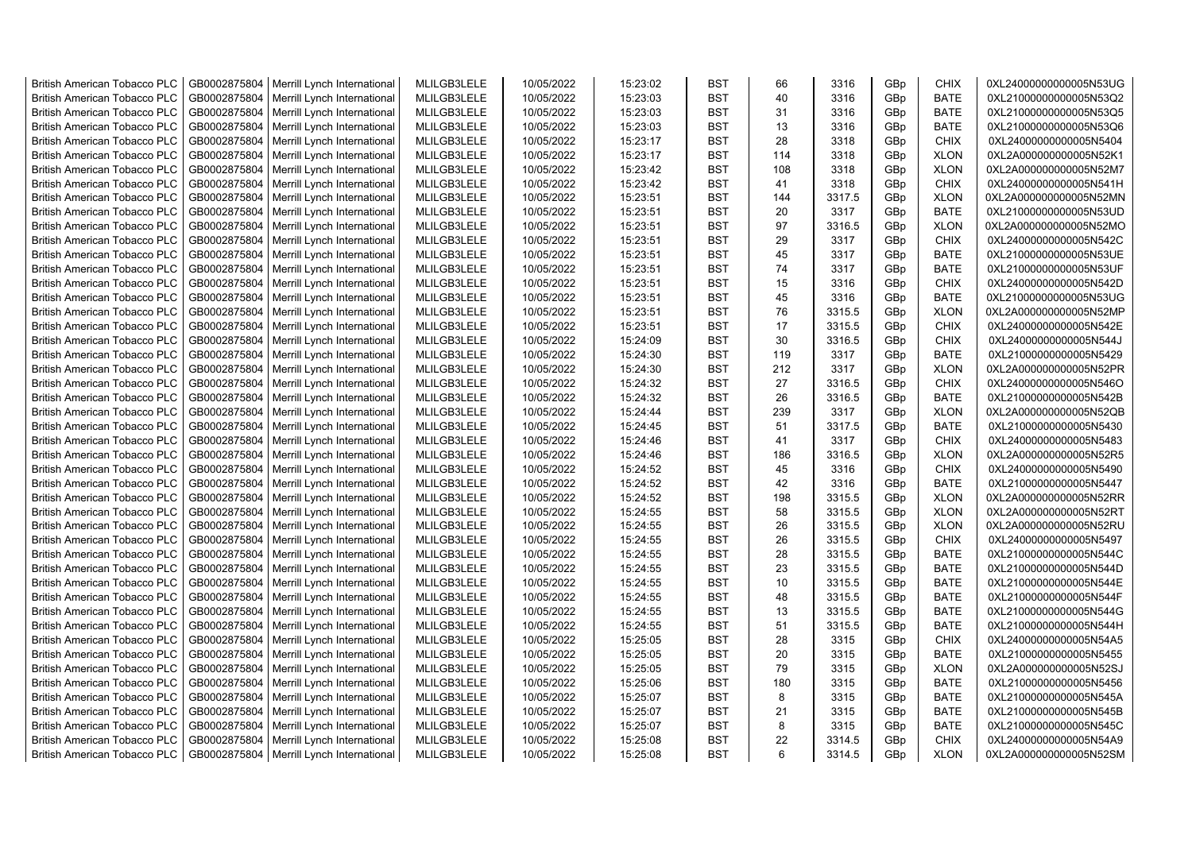| | | | | | | | | | | | |
|---|---|---|---|---|---|---|---|---|---|---|---|
| British American Tobacco PLC | GB0002875804 | Merrill Lynch International | MLILGB3LELE | 10/05/2022 | 15:23:02 | BST | 66 | 3316 | GBp | CHIX | 0XL24000000000005N53UG |
| British American Tobacco PLC | GB0002875804 | Merrill Lynch International | MLILGB3LELE | 10/05/2022 | 15:23:03 | BST | 40 | 3316 | GBp | BATE | 0XL21000000000005N53Q2 |
| British American Tobacco PLC | GB0002875804 | Merrill Lynch International | MLILGB3LELE | 10/05/2022 | 15:23:03 | BST | 31 | 3316 | GBp | BATE | 0XL21000000000005N53Q5 |
| British American Tobacco PLC | GB0002875804 | Merrill Lynch International | MLILGB3LELE | 10/05/2022 | 15:23:03 | BST | 13 | 3316 | GBp | BATE | 0XL21000000000005N53Q6 |
| British American Tobacco PLC | GB0002875804 | Merrill Lynch International | MLILGB3LELE | 10/05/2022 | 15:23:17 | BST | 28 | 3318 | GBp | CHIX | 0XL24000000000005N5404 |
| British American Tobacco PLC | GB0002875804 | Merrill Lynch International | MLILGB3LELE | 10/05/2022 | 15:23:17 | BST | 114 | 3318 | GBp | XLON | 0XL2A000000000005N52K1 |
| British American Tobacco PLC | GB0002875804 | Merrill Lynch International | MLILGB3LELE | 10/05/2022 | 15:23:42 | BST | 108 | 3318 | GBp | XLON | 0XL2A000000000005N52M7 |
| British American Tobacco PLC | GB0002875804 | Merrill Lynch International | MLILGB3LELE | 10/05/2022 | 15:23:42 | BST | 41 | 3318 | GBp | CHIX | 0XL24000000000005N541H |
| British American Tobacco PLC | GB0002875804 | Merrill Lynch International | MLILGB3LELE | 10/05/2022 | 15:23:51 | BST | 144 | 3317.5 | GBp | XLON | 0XL2A000000000005N52MN |
| British American Tobacco PLC | GB0002875804 | Merrill Lynch International | MLILGB3LELE | 10/05/2022 | 15:23:51 | BST | 20 | 3317 | GBp | BATE | 0XL21000000000005N53UD |
| British American Tobacco PLC | GB0002875804 | Merrill Lynch International | MLILGB3LELE | 10/05/2022 | 15:23:51 | BST | 97 | 3316.5 | GBp | XLON | 0XL2A000000000005N52MO |
| British American Tobacco PLC | GB0002875804 | Merrill Lynch International | MLILGB3LELE | 10/05/2022 | 15:23:51 | BST | 29 | 3317 | GBp | CHIX | 0XL24000000000005N542C |
| British American Tobacco PLC | GB0002875804 | Merrill Lynch International | MLILGB3LELE | 10/05/2022 | 15:23:51 | BST | 45 | 3317 | GBp | BATE | 0XL21000000000005N53UE |
| British American Tobacco PLC | GB0002875804 | Merrill Lynch International | MLILGB3LELE | 10/05/2022 | 15:23:51 | BST | 74 | 3317 | GBp | BATE | 0XL21000000000005N53UF |
| British American Tobacco PLC | GB0002875804 | Merrill Lynch International | MLILGB3LELE | 10/05/2022 | 15:23:51 | BST | 15 | 3316 | GBp | CHIX | 0XL24000000000005N542D |
| British American Tobacco PLC | GB0002875804 | Merrill Lynch International | MLILGB3LELE | 10/05/2022 | 15:23:51 | BST | 45 | 3316 | GBp | BATE | 0XL21000000000005N53UG |
| British American Tobacco PLC | GB0002875804 | Merrill Lynch International | MLILGB3LELE | 10/05/2022 | 15:23:51 | BST | 76 | 3315.5 | GBp | XLON | 0XL2A000000000005N52MP |
| British American Tobacco PLC | GB0002875804 | Merrill Lynch International | MLILGB3LELE | 10/05/2022 | 15:23:51 | BST | 17 | 3315.5 | GBp | CHIX | 0XL24000000000005N542E |
| British American Tobacco PLC | GB0002875804 | Merrill Lynch International | MLILGB3LELE | 10/05/2022 | 15:24:09 | BST | 30 | 3316.5 | GBp | CHIX | 0XL24000000000005N544J |
| British American Tobacco PLC | GB0002875804 | Merrill Lynch International | MLILGB3LELE | 10/05/2022 | 15:24:30 | BST | 119 | 3317 | GBp | BATE | 0XL21000000000005N5429 |
| British American Tobacco PLC | GB0002875804 | Merrill Lynch International | MLILGB3LELE | 10/05/2022 | 15:24:30 | BST | 212 | 3317 | GBp | XLON | 0XL2A000000000005N52PR |
| British American Tobacco PLC | GB0002875804 | Merrill Lynch International | MLILGB3LELE | 10/05/2022 | 15:24:32 | BST | 27 | 3316.5 | GBp | CHIX | 0XL24000000000005N546O |
| British American Tobacco PLC | GB0002875804 | Merrill Lynch International | MLILGB3LELE | 10/05/2022 | 15:24:32 | BST | 26 | 3316.5 | GBp | BATE | 0XL21000000000005N542B |
| British American Tobacco PLC | GB0002875804 | Merrill Lynch International | MLILGB3LELE | 10/05/2022 | 15:24:44 | BST | 239 | 3317 | GBp | XLON | 0XL2A000000000005N52QB |
| British American Tobacco PLC | GB0002875804 | Merrill Lynch International | MLILGB3LELE | 10/05/2022 | 15:24:45 | BST | 51 | 3317.5 | GBp | BATE | 0XL21000000000005N5430 |
| British American Tobacco PLC | GB0002875804 | Merrill Lynch International | MLILGB3LELE | 10/05/2022 | 15:24:46 | BST | 41 | 3317 | GBp | CHIX | 0XL24000000000005N5483 |
| British American Tobacco PLC | GB0002875804 | Merrill Lynch International | MLILGB3LELE | 10/05/2022 | 15:24:46 | BST | 186 | 3316.5 | GBp | XLON | 0XL2A000000000005N52R5 |
| British American Tobacco PLC | GB0002875804 | Merrill Lynch International | MLILGB3LELE | 10/05/2022 | 15:24:52 | BST | 45 | 3316 | GBp | CHIX | 0XL24000000000005N5490 |
| British American Tobacco PLC | GB0002875804 | Merrill Lynch International | MLILGB3LELE | 10/05/2022 | 15:24:52 | BST | 42 | 3316 | GBp | BATE | 0XL21000000000005N5447 |
| British American Tobacco PLC | GB0002875804 | Merrill Lynch International | MLILGB3LELE | 10/05/2022 | 15:24:52 | BST | 198 | 3315.5 | GBp | XLON | 0XL2A000000000005N52RR |
| British American Tobacco PLC | GB0002875804 | Merrill Lynch International | MLILGB3LELE | 10/05/2022 | 15:24:55 | BST | 58 | 3315.5 | GBp | XLON | 0XL2A000000000005N52RT |
| British American Tobacco PLC | GB0002875804 | Merrill Lynch International | MLILGB3LELE | 10/05/2022 | 15:24:55 | BST | 26 | 3315.5 | GBp | XLON | 0XL2A000000000005N52RU |
| British American Tobacco PLC | GB0002875804 | Merrill Lynch International | MLILGB3LELE | 10/05/2022 | 15:24:55 | BST | 26 | 3315.5 | GBp | CHIX | 0XL24000000000005N5497 |
| British American Tobacco PLC | GB0002875804 | Merrill Lynch International | MLILGB3LELE | 10/05/2022 | 15:24:55 | BST | 28 | 3315.5 | GBp | BATE | 0XL21000000000005N544C |
| British American Tobacco PLC | GB0002875804 | Merrill Lynch International | MLILGB3LELE | 10/05/2022 | 15:24:55 | BST | 23 | 3315.5 | GBp | BATE | 0XL21000000000005N544D |
| British American Tobacco PLC | GB0002875804 | Merrill Lynch International | MLILGB3LELE | 10/05/2022 | 15:24:55 | BST | 10 | 3315.5 | GBp | BATE | 0XL21000000000005N544E |
| British American Tobacco PLC | GB0002875804 | Merrill Lynch International | MLILGB3LELE | 10/05/2022 | 15:24:55 | BST | 48 | 3315.5 | GBp | BATE | 0XL21000000000005N544F |
| British American Tobacco PLC | GB0002875804 | Merrill Lynch International | MLILGB3LELE | 10/05/2022 | 15:24:55 | BST | 13 | 3315.5 | GBp | BATE | 0XL21000000000005N544G |
| British American Tobacco PLC | GB0002875804 | Merrill Lynch International | MLILGB3LELE | 10/05/2022 | 15:24:55 | BST | 51 | 3315.5 | GBp | BATE | 0XL21000000000005N544H |
| British American Tobacco PLC | GB0002875804 | Merrill Lynch International | MLILGB3LELE | 10/05/2022 | 15:25:05 | BST | 28 | 3315 | GBp | CHIX | 0XL24000000000005N54A5 |
| British American Tobacco PLC | GB0002875804 | Merrill Lynch International | MLILGB3LELE | 10/05/2022 | 15:25:05 | BST | 20 | 3315 | GBp | BATE | 0XL21000000000005N5455 |
| British American Tobacco PLC | GB0002875804 | Merrill Lynch International | MLILGB3LELE | 10/05/2022 | 15:25:05 | BST | 79 | 3315 | GBp | XLON | 0XL2A000000000005N52SJ |
| British American Tobacco PLC | GB0002875804 | Merrill Lynch International | MLILGB3LELE | 10/05/2022 | 15:25:06 | BST | 180 | 3315 | GBp | BATE | 0XL21000000000005N5456 |
| British American Tobacco PLC | GB0002875804 | Merrill Lynch International | MLILGB3LELE | 10/05/2022 | 15:25:07 | BST | 8 | 3315 | GBp | BATE | 0XL21000000000005N545A |
| British American Tobacco PLC | GB0002875804 | Merrill Lynch International | MLILGB3LELE | 10/05/2022 | 15:25:07 | BST | 21 | 3315 | GBp | BATE | 0XL21000000000005N545B |
| British American Tobacco PLC | GB0002875804 | Merrill Lynch International | MLILGB3LELE | 10/05/2022 | 15:25:07 | BST | 8 | 3315 | GBp | BATE | 0XL21000000000005N545C |
| British American Tobacco PLC | GB0002875804 | Merrill Lynch International | MLILGB3LELE | 10/05/2022 | 15:25:08 | BST | 22 | 3314.5 | GBp | CHIX | 0XL24000000000005N54A9 |
| British American Tobacco PLC | GB0002875804 | Merrill Lynch International | MLILGB3LELE | 10/05/2022 | 15:25:08 | BST | 6 | 3314.5 | GBp | XLON | 0XL2A000000000005N52SM |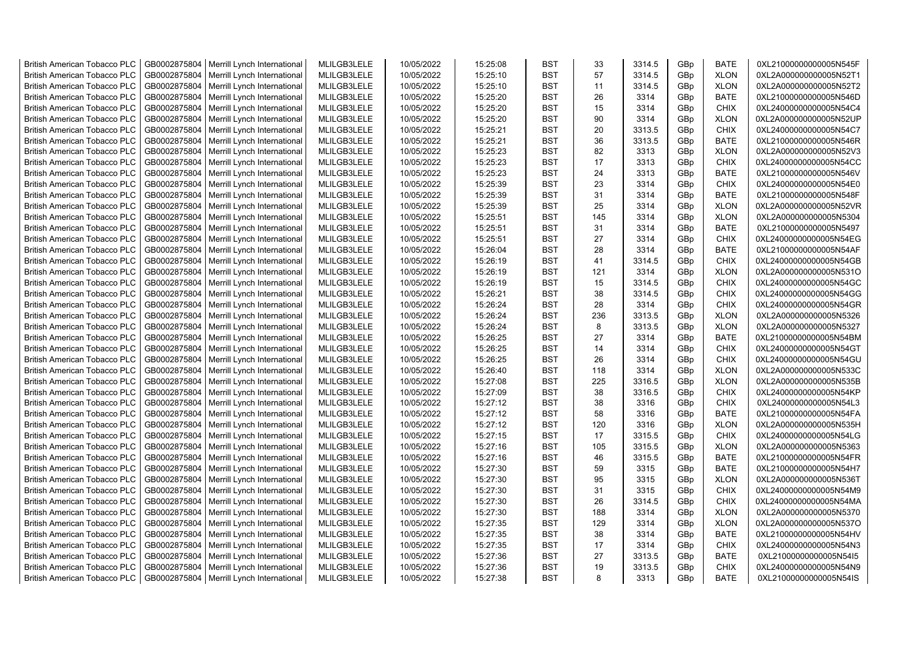| British American Tobacco PLC | GB0002875804 | Merrill Lynch International | MLILGB3LELE | 10/05/2022 | 15:25:08 | BST | 33 | 3314.5 | GBp | BATE | 0XL21000000000005N545F |
|---|---|---|---|---|---|---|---|---|---|---|---|
| British American Tobacco PLC | GB0002875804 | Merrill Lynch International | MLILGB3LELE | 10/05/2022 | 15:25:10 | BST | 57 | 3314.5 | GBp | XLON | 0XL2A000000000005N52T1 |
| British American Tobacco PLC | GB0002875804 | Merrill Lynch International | MLILGB3LELE | 10/05/2022 | 15:25:10 | BST | 11 | 3314.5 | GBp | XLON | 0XL2A000000000005N52T2 |
| British American Tobacco PLC | GB0002875804 | Merrill Lynch International | MLILGB3LELE | 10/05/2022 | 15:25:20 | BST | 26 | 3314 | GBp | BATE | 0XL21000000000005N546D |
| British American Tobacco PLC | GB0002875804 | Merrill Lynch International | MLILGB3LELE | 10/05/2022 | 15:25:20 | BST | 15 | 3314 | GBp | CHIX | 0XL24000000000005N54C4 |
| British American Tobacco PLC | GB0002875804 | Merrill Lynch International | MLILGB3LELE | 10/05/2022 | 15:25:20 | BST | 90 | 3314 | GBp | XLON | 0XL2A000000000005N52UP |
| British American Tobacco PLC | GB0002875804 | Merrill Lynch International | MLILGB3LELE | 10/05/2022 | 15:25:21 | BST | 20 | 3313.5 | GBp | CHIX | 0XL24000000000005N54C7 |
| British American Tobacco PLC | GB0002875804 | Merrill Lynch International | MLILGB3LELE | 10/05/2022 | 15:25:21 | BST | 36 | 3313.5 | GBp | BATE | 0XL21000000000005N546R |
| British American Tobacco PLC | GB0002875804 | Merrill Lynch International | MLILGB3LELE | 10/05/2022 | 15:25:23 | BST | 82 | 3313 | GBp | XLON | 0XL2A000000000005N52V3 |
| British American Tobacco PLC | GB0002875804 | Merrill Lynch International | MLILGB3LELE | 10/05/2022 | 15:25:23 | BST | 17 | 3313 | GBp | CHIX | 0XL24000000000005N54CC |
| British American Tobacco PLC | GB0002875804 | Merrill Lynch International | MLILGB3LELE | 10/05/2022 | 15:25:23 | BST | 24 | 3313 | GBp | BATE | 0XL21000000000005N546V |
| British American Tobacco PLC | GB0002875804 | Merrill Lynch International | MLILGB3LELE | 10/05/2022 | 15:25:39 | BST | 23 | 3314 | GBp | CHIX | 0XL24000000000005N54E0 |
| British American Tobacco PLC | GB0002875804 | Merrill Lynch International | MLILGB3LELE | 10/05/2022 | 15:25:39 | BST | 31 | 3314 | GBp | BATE | 0XL21000000000005N548F |
| British American Tobacco PLC | GB0002875804 | Merrill Lynch International | MLILGB3LELE | 10/05/2022 | 15:25:39 | BST | 25 | 3314 | GBp | XLON | 0XL2A000000000005N52VR |
| British American Tobacco PLC | GB0002875804 | Merrill Lynch International | MLILGB3LELE | 10/05/2022 | 15:25:51 | BST | 145 | 3314 | GBp | XLON | 0XL2A000000000005N5304 |
| British American Tobacco PLC | GB0002875804 | Merrill Lynch International | MLILGB3LELE | 10/05/2022 | 15:25:51 | BST | 31 | 3314 | GBp | BATE | 0XL21000000000005N5497 |
| British American Tobacco PLC | GB0002875804 | Merrill Lynch International | MLILGB3LELE | 10/05/2022 | 15:25:51 | BST | 27 | 3314 | GBp | CHIX | 0XL24000000000005N54EG |
| British American Tobacco PLC | GB0002875804 | Merrill Lynch International | MLILGB3LELE | 10/05/2022 | 15:26:04 | BST | 28 | 3314 | GBp | BATE | 0XL21000000000005N54AF |
| British American Tobacco PLC | GB0002875804 | Merrill Lynch International | MLILGB3LELE | 10/05/2022 | 15:26:19 | BST | 41 | 3314.5 | GBp | CHIX | 0XL24000000000005N54GB |
| British American Tobacco PLC | GB0002875804 | Merrill Lynch International | MLILGB3LELE | 10/05/2022 | 15:26:19 | BST | 121 | 3314 | GBp | XLON | 0XL2A000000000005N531O |
| British American Tobacco PLC | GB0002875804 | Merrill Lynch International | MLILGB3LELE | 10/05/2022 | 15:26:19 | BST | 15 | 3314.5 | GBp | CHIX | 0XL24000000000005N54GC |
| British American Tobacco PLC | GB0002875804 | Merrill Lynch International | MLILGB3LELE | 10/05/2022 | 15:26:21 | BST | 38 | 3314.5 | GBp | CHIX | 0XL24000000000005N54GG |
| British American Tobacco PLC | GB0002875804 | Merrill Lynch International | MLILGB3LELE | 10/05/2022 | 15:26:24 | BST | 28 | 3314 | GBp | CHIX | 0XL24000000000005N54GR |
| British American Tobacco PLC | GB0002875804 | Merrill Lynch International | MLILGB3LELE | 10/05/2022 | 15:26:24 | BST | 236 | 3313.5 | GBp | XLON | 0XL2A000000000005N5326 |
| British American Tobacco PLC | GB0002875804 | Merrill Lynch International | MLILGB3LELE | 10/05/2022 | 15:26:24 | BST | 8 | 3313.5 | GBp | XLON | 0XL2A000000000005N5327 |
| British American Tobacco PLC | GB0002875804 | Merrill Lynch International | MLILGB3LELE | 10/05/2022 | 15:26:25 | BST | 27 | 3314 | GBp | BATE | 0XL21000000000005N54BM |
| British American Tobacco PLC | GB0002875804 | Merrill Lynch International | MLILGB3LELE | 10/05/2022 | 15:26:25 | BST | 14 | 3314 | GBp | CHIX | 0XL24000000000005N54GT |
| British American Tobacco PLC | GB0002875804 | Merrill Lynch International | MLILGB3LELE | 10/05/2022 | 15:26:25 | BST | 26 | 3314 | GBp | CHIX | 0XL24000000000005N54GU |
| British American Tobacco PLC | GB0002875804 | Merrill Lynch International | MLILGB3LELE | 10/05/2022 | 15:26:40 | BST | 118 | 3314 | GBp | XLON | 0XL2A000000000005N533C |
| British American Tobacco PLC | GB0002875804 | Merrill Lynch International | MLILGB3LELE | 10/05/2022 | 15:27:08 | BST | 225 | 3316.5 | GBp | XLON | 0XL2A000000000005N535B |
| British American Tobacco PLC | GB0002875804 | Merrill Lynch International | MLILGB3LELE | 10/05/2022 | 15:27:09 | BST | 38 | 3316.5 | GBp | CHIX | 0XL24000000000005N54KP |
| British American Tobacco PLC | GB0002875804 | Merrill Lynch International | MLILGB3LELE | 10/05/2022 | 15:27:12 | BST | 38 | 3316 | GBp | CHIX | 0XL24000000000005N54L3 |
| British American Tobacco PLC | GB0002875804 | Merrill Lynch International | MLILGB3LELE | 10/05/2022 | 15:27:12 | BST | 58 | 3316 | GBp | BATE | 0XL21000000000005N54FA |
| British American Tobacco PLC | GB0002875804 | Merrill Lynch International | MLILGB3LELE | 10/05/2022 | 15:27:12 | BST | 120 | 3316 | GBp | XLON | 0XL2A000000000005N535H |
| British American Tobacco PLC | GB0002875804 | Merrill Lynch International | MLILGB3LELE | 10/05/2022 | 15:27:15 | BST | 17 | 3315.5 | GBp | CHIX | 0XL24000000000005N54LG |
| British American Tobacco PLC | GB0002875804 | Merrill Lynch International | MLILGB3LELE | 10/05/2022 | 15:27:16 | BST | 105 | 3315.5 | GBp | XLON | 0XL2A000000000005N5363 |
| British American Tobacco PLC | GB0002875804 | Merrill Lynch International | MLILGB3LELE | 10/05/2022 | 15:27:16 | BST | 46 | 3315.5 | GBp | BATE | 0XL21000000000005N54FR |
| British American Tobacco PLC | GB0002875804 | Merrill Lynch International | MLILGB3LELE | 10/05/2022 | 15:27:30 | BST | 59 | 3315 | GBp | BATE | 0XL21000000000005N54H7 |
| British American Tobacco PLC | GB0002875804 | Merrill Lynch International | MLILGB3LELE | 10/05/2022 | 15:27:30 | BST | 95 | 3315 | GBp | XLON | 0XL2A000000000005N536T |
| British American Tobacco PLC | GB0002875804 | Merrill Lynch International | MLILGB3LELE | 10/05/2022 | 15:27:30 | BST | 31 | 3315 | GBp | CHIX | 0XL24000000000005N54M9 |
| British American Tobacco PLC | GB0002875804 | Merrill Lynch International | MLILGB3LELE | 10/05/2022 | 15:27:30 | BST | 26 | 3314.5 | GBp | CHIX | 0XL24000000000005N54MA |
| British American Tobacco PLC | GB0002875804 | Merrill Lynch International | MLILGB3LELE | 10/05/2022 | 15:27:30 | BST | 188 | 3314 | GBp | XLON | 0XL2A000000000005N5370 |
| British American Tobacco PLC | GB0002875804 | Merrill Lynch International | MLILGB3LELE | 10/05/2022 | 15:27:35 | BST | 129 | 3314 | GBp | XLON | 0XL2A000000000005N537O |
| British American Tobacco PLC | GB0002875804 | Merrill Lynch International | MLILGB3LELE | 10/05/2022 | 15:27:35 | BST | 38 | 3314 | GBp | BATE | 0XL21000000000005N54HV |
| British American Tobacco PLC | GB0002875804 | Merrill Lynch International | MLILGB3LELE | 10/05/2022 | 15:27:35 | BST | 17 | 3314 | GBp | CHIX | 0XL24000000000005N54N3 |
| British American Tobacco PLC | GB0002875804 | Merrill Lynch International | MLILGB3LELE | 10/05/2022 | 15:27:36 | BST | 27 | 3313.5 | GBp | BATE | 0XL21000000000005N54I5 |
| British American Tobacco PLC | GB0002875804 | Merrill Lynch International | MLILGB3LELE | 10/05/2022 | 15:27:36 | BST | 19 | 3313.5 | GBp | CHIX | 0XL24000000000005N54N9 |
| British American Tobacco PLC | GB0002875804 | Merrill Lynch International | MLILGB3LELE | 10/05/2022 | 15:27:38 | BST | 8 | 3313 | GBp | BATE | 0XL21000000000005N54IS |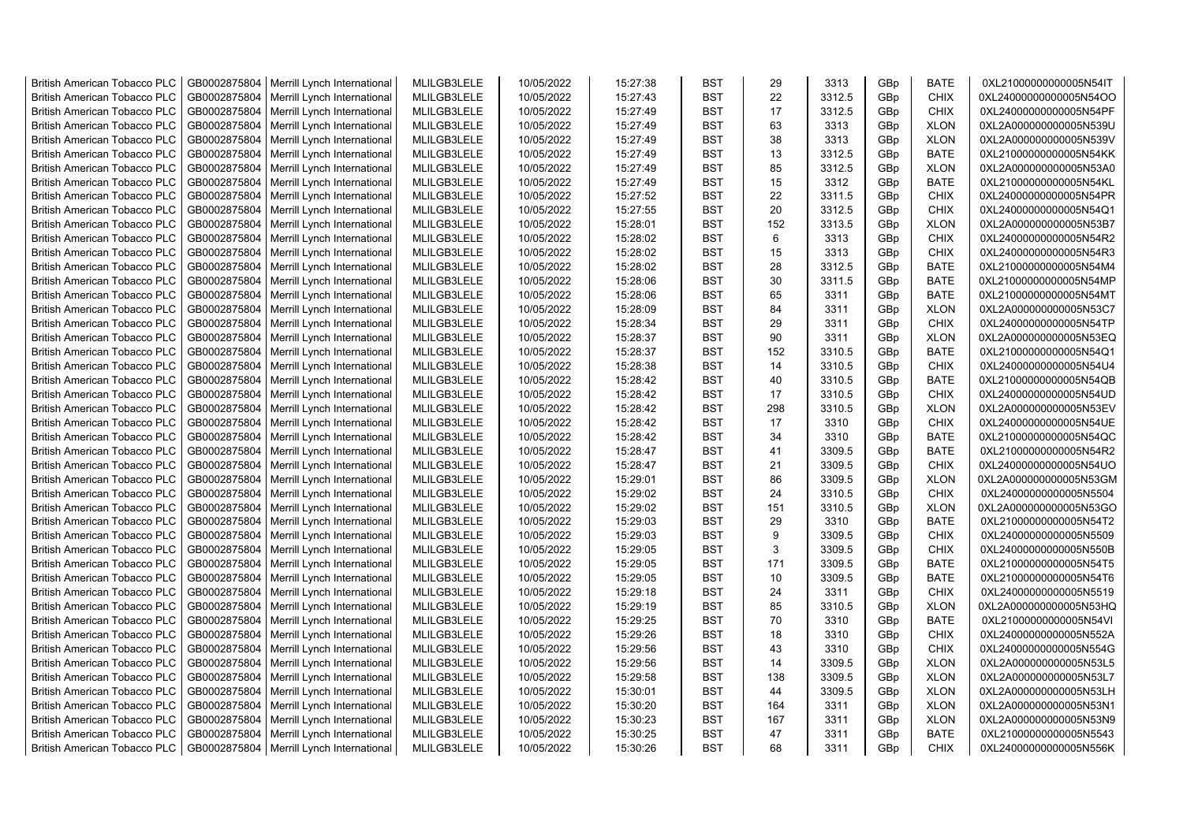| British American Tobacco PLC | GB0002875804 | Merrill Lynch International | MLILGB3LELE | 10/05/2022 | 15:27:38 | BST | 29 | 3313 | GBp | BATE | 0XL21000000000005N54IT |
|---|---|---|---|---|---|---|---|---|---|---|---|
| British American Tobacco PLC | GB0002875804 | Merrill Lynch International | MLILGB3LELE | 10/05/2022 | 15:27:43 | BST | 22 | 3312.5 | GBp | CHIX | 0XL24000000000005N54OO |
| British American Tobacco PLC | GB0002875804 | Merrill Lynch International | MLILGB3LELE | 10/05/2022 | 15:27:49 | BST | 17 | 3312.5 | GBp | CHIX | 0XL24000000000005N54PF |
| British American Tobacco PLC | GB0002875804 | Merrill Lynch International | MLILGB3LELE | 10/05/2022 | 15:27:49 | BST | 63 | 3313 | GBp | XLON | 0XL2A000000000005N539U |
| British American Tobacco PLC | GB0002875804 | Merrill Lynch International | MLILGB3LELE | 10/05/2022 | 15:27:49 | BST | 38 | 3313 | GBp | XLON | 0XL2A000000000005N539V |
| British American Tobacco PLC | GB0002875804 | Merrill Lynch International | MLILGB3LELE | 10/05/2022 | 15:27:49 | BST | 13 | 3312.5 | GBp | BATE | 0XL21000000000005N54KK |
| British American Tobacco PLC | GB0002875804 | Merrill Lynch International | MLILGB3LELE | 10/05/2022 | 15:27:49 | BST | 85 | 3312.5 | GBp | XLON | 0XL2A000000000005N53A0 |
| British American Tobacco PLC | GB0002875804 | Merrill Lynch International | MLILGB3LELE | 10/05/2022 | 15:27:49 | BST | 15 | 3312 | GBp | BATE | 0XL21000000000005N54KL |
| British American Tobacco PLC | GB0002875804 | Merrill Lynch International | MLILGB3LELE | 10/05/2022 | 15:27:52 | BST | 22 | 3311.5 | GBp | CHIX | 0XL24000000000005N54PR |
| British American Tobacco PLC | GB0002875804 | Merrill Lynch International | MLILGB3LELE | 10/05/2022 | 15:27:55 | BST | 20 | 3312.5 | GBp | CHIX | 0XL24000000000005N54Q1 |
| British American Tobacco PLC | GB0002875804 | Merrill Lynch International | MLILGB3LELE | 10/05/2022 | 15:28:01 | BST | 152 | 3313.5 | GBp | XLON | 0XL2A000000000005N53B7 |
| British American Tobacco PLC | GB0002875804 | Merrill Lynch International | MLILGB3LELE | 10/05/2022 | 15:28:02 | BST | 6 | 3313 | GBp | CHIX | 0XL24000000000005N54R2 |
| British American Tobacco PLC | GB0002875804 | Merrill Lynch International | MLILGB3LELE | 10/05/2022 | 15:28:02 | BST | 15 | 3313 | GBp | CHIX | 0XL24000000000005N54R3 |
| British American Tobacco PLC | GB0002875804 | Merrill Lynch International | MLILGB3LELE | 10/05/2022 | 15:28:02 | BST | 28 | 3312.5 | GBp | BATE | 0XL21000000000005N54M4 |
| British American Tobacco PLC | GB0002875804 | Merrill Lynch International | MLILGB3LELE | 10/05/2022 | 15:28:06 | BST | 30 | 3311.5 | GBp | BATE | 0XL21000000000005N54MP |
| British American Tobacco PLC | GB0002875804 | Merrill Lynch International | MLILGB3LELE | 10/05/2022 | 15:28:06 | BST | 65 | 3311 | GBp | BATE | 0XL21000000000005N54MT |
| British American Tobacco PLC | GB0002875804 | Merrill Lynch International | MLILGB3LELE | 10/05/2022 | 15:28:09 | BST | 84 | 3311 | GBp | XLON | 0XL2A000000000005N53C7 |
| British American Tobacco PLC | GB0002875804 | Merrill Lynch International | MLILGB3LELE | 10/05/2022 | 15:28:34 | BST | 29 | 3311 | GBp | CHIX | 0XL24000000000005N54TP |
| British American Tobacco PLC | GB0002875804 | Merrill Lynch International | MLILGB3LELE | 10/05/2022 | 15:28:37 | BST | 90 | 3311 | GBp | XLON | 0XL2A000000000005N53EQ |
| British American Tobacco PLC | GB0002875804 | Merrill Lynch International | MLILGB3LELE | 10/05/2022 | 15:28:37 | BST | 152 | 3310.5 | GBp | BATE | 0XL21000000000005N54Q1 |
| British American Tobacco PLC | GB0002875804 | Merrill Lynch International | MLILGB3LELE | 10/05/2022 | 15:28:38 | BST | 14 | 3310.5 | GBp | CHIX | 0XL24000000000005N54U4 |
| British American Tobacco PLC | GB0002875804 | Merrill Lynch International | MLILGB3LELE | 10/05/2022 | 15:28:42 | BST | 40 | 3310.5 | GBp | BATE | 0XL21000000000005N54QB |
| British American Tobacco PLC | GB0002875804 | Merrill Lynch International | MLILGB3LELE | 10/05/2022 | 15:28:42 | BST | 17 | 3310.5 | GBp | CHIX | 0XL24000000000005N54UD |
| British American Tobacco PLC | GB0002875804 | Merrill Lynch International | MLILGB3LELE | 10/05/2022 | 15:28:42 | BST | 298 | 3310.5 | GBp | XLON | 0XL2A000000000005N53EV |
| British American Tobacco PLC | GB0002875804 | Merrill Lynch International | MLILGB3LELE | 10/05/2022 | 15:28:42 | BST | 17 | 3310 | GBp | CHIX | 0XL24000000000005N54UE |
| British American Tobacco PLC | GB0002875804 | Merrill Lynch International | MLILGB3LELE | 10/05/2022 | 15:28:42 | BST | 34 | 3310 | GBp | BATE | 0XL21000000000005N54QC |
| British American Tobacco PLC | GB0002875804 | Merrill Lynch International | MLILGB3LELE | 10/05/2022 | 15:28:47 | BST | 41 | 3309.5 | GBp | BATE | 0XL21000000000005N54R2 |
| British American Tobacco PLC | GB0002875804 | Merrill Lynch International | MLILGB3LELE | 10/05/2022 | 15:28:47 | BST | 21 | 3309.5 | GBp | CHIX | 0XL24000000000005N54UO |
| British American Tobacco PLC | GB0002875804 | Merrill Lynch International | MLILGB3LELE | 10/05/2022 | 15:29:01 | BST | 86 | 3309.5 | GBp | XLON | 0XL2A000000000005N53GM |
| British American Tobacco PLC | GB0002875804 | Merrill Lynch International | MLILGB3LELE | 10/05/2022 | 15:29:02 | BST | 24 | 3310.5 | GBp | CHIX | 0XL24000000000005N5504 |
| British American Tobacco PLC | GB0002875804 | Merrill Lynch International | MLILGB3LELE | 10/05/2022 | 15:29:02 | BST | 151 | 3310.5 | GBp | XLON | 0XL2A000000000005N53GO |
| British American Tobacco PLC | GB0002875804 | Merrill Lynch International | MLILGB3LELE | 10/05/2022 | 15:29:03 | BST | 29 | 3310 | GBp | BATE | 0XL21000000000005N54T2 |
| British American Tobacco PLC | GB0002875804 | Merrill Lynch International | MLILGB3LELE | 10/05/2022 | 15:29:03 | BST | 9 | 3309.5 | GBp | CHIX | 0XL24000000000005N5509 |
| British American Tobacco PLC | GB0002875804 | Merrill Lynch International | MLILGB3LELE | 10/05/2022 | 15:29:05 | BST | 3 | 3309.5 | GBp | CHIX | 0XL24000000000005N550B |
| British American Tobacco PLC | GB0002875804 | Merrill Lynch International | MLILGB3LELE | 10/05/2022 | 15:29:05 | BST | 171 | 3309.5 | GBp | BATE | 0XL21000000000005N54T5 |
| British American Tobacco PLC | GB0002875804 | Merrill Lynch International | MLILGB3LELE | 10/05/2022 | 15:29:05 | BST | 10 | 3309.5 | GBp | BATE | 0XL21000000000005N54T6 |
| British American Tobacco PLC | GB0002875804 | Merrill Lynch International | MLILGB3LELE | 10/05/2022 | 15:29:18 | BST | 24 | 3311 | GBp | CHIX | 0XL24000000000005N5519 |
| British American Tobacco PLC | GB0002875804 | Merrill Lynch International | MLILGB3LELE | 10/05/2022 | 15:29:19 | BST | 85 | 3310.5 | GBp | XLON | 0XL2A000000000005N53HQ |
| British American Tobacco PLC | GB0002875804 | Merrill Lynch International | MLILGB3LELE | 10/05/2022 | 15:29:25 | BST | 70 | 3310 | GBp | BATE | 0XL21000000000005N54VI |
| British American Tobacco PLC | GB0002875804 | Merrill Lynch International | MLILGB3LELE | 10/05/2022 | 15:29:26 | BST | 18 | 3310 | GBp | CHIX | 0XL24000000000005N552A |
| British American Tobacco PLC | GB0002875804 | Merrill Lynch International | MLILGB3LELE | 10/05/2022 | 15:29:56 | BST | 43 | 3310 | GBp | CHIX | 0XL24000000000005N554G |
| British American Tobacco PLC | GB0002875804 | Merrill Lynch International | MLILGB3LELE | 10/05/2022 | 15:29:56 | BST | 14 | 3309.5 | GBp | XLON | 0XL2A000000000005N53L5 |
| British American Tobacco PLC | GB0002875804 | Merrill Lynch International | MLILGB3LELE | 10/05/2022 | 15:29:58 | BST | 138 | 3309.5 | GBp | XLON | 0XL2A000000000005N53L7 |
| British American Tobacco PLC | GB0002875804 | Merrill Lynch International | MLILGB3LELE | 10/05/2022 | 15:30:01 | BST | 44 | 3309.5 | GBp | XLON | 0XL2A000000000005N53LH |
| British American Tobacco PLC | GB0002875804 | Merrill Lynch International | MLILGB3LELE | 10/05/2022 | 15:30:20 | BST | 164 | 3311 | GBp | XLON | 0XL2A000000000005N53N1 |
| British American Tobacco PLC | GB0002875804 | Merrill Lynch International | MLILGB3LELE | 10/05/2022 | 15:30:23 | BST | 167 | 3311 | GBp | XLON | 0XL2A000000000005N53N9 |
| British American Tobacco PLC | GB0002875804 | Merrill Lynch International | MLILGB3LELE | 10/05/2022 | 15:30:25 | BST | 47 | 3311 | GBp | BATE | 0XL21000000000005N5543 |
| British American Tobacco PLC | GB0002875804 | Merrill Lynch International | MLILGB3LELE | 10/05/2022 | 15:30:26 | BST | 68 | 3311 | GBp | CHIX | 0XL24000000000005N556K |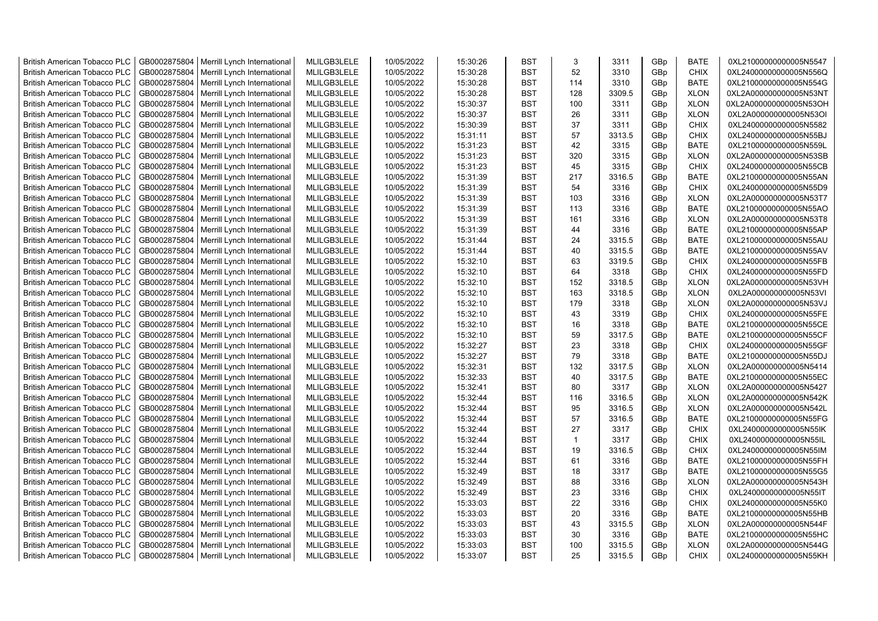| | | | | | | | | | | | |
|---|---|---|---|---|---|---|---|---|---|---|---|
| British American Tobacco PLC | GB0002875804 | Merrill Lynch International | MLILGB3LELE | 10/05/2022 | 15:30:26 | BST | 3 | 3311 | GBp | BATE | 0XL21000000000005N5547 |
| British American Tobacco PLC | GB0002875804 | Merrill Lynch International | MLILGB3LELE | 10/05/2022 | 15:30:28 | BST | 52 | 3310 | GBp | CHIX | 0XL24000000000005N556Q |
| British American Tobacco PLC | GB0002875804 | Merrill Lynch International | MLILGB3LELE | 10/05/2022 | 15:30:28 | BST | 114 | 3310 | GBp | BATE | 0XL21000000000005N554G |
| British American Tobacco PLC | GB0002875804 | Merrill Lynch International | MLILGB3LELE | 10/05/2022 | 15:30:28 | BST | 128 | 3309.5 | GBp | XLON | 0XL2A000000000005N53NT |
| British American Tobacco PLC | GB0002875804 | Merrill Lynch International | MLILGB3LELE | 10/05/2022 | 15:30:37 | BST | 100 | 3311 | GBp | XLON | 0XL2A000000000005N53OH |
| British American Tobacco PLC | GB0002875804 | Merrill Lynch International | MLILGB3LELE | 10/05/2022 | 15:30:37 | BST | 26 | 3311 | GBp | XLON | 0XL2A000000000005N53OI |
| British American Tobacco PLC | GB0002875804 | Merrill Lynch International | MLILGB3LELE | 10/05/2022 | 15:30:39 | BST | 37 | 3311 | GBp | CHIX | 0XL24000000000005N5582 |
| British American Tobacco PLC | GB0002875804 | Merrill Lynch International | MLILGB3LELE | 10/05/2022 | 15:31:11 | BST | 57 | 3313.5 | GBp | CHIX | 0XL24000000000005N55BJ |
| British American Tobacco PLC | GB0002875804 | Merrill Lynch International | MLILGB3LELE | 10/05/2022 | 15:31:23 | BST | 42 | 3315 | GBp | BATE | 0XL21000000000005N559L |
| British American Tobacco PLC | GB0002875804 | Merrill Lynch International | MLILGB3LELE | 10/05/2022 | 15:31:23 | BST | 320 | 3315 | GBp | XLON | 0XL2A000000000005N53SB |
| British American Tobacco PLC | GB0002875804 | Merrill Lynch International | MLILGB3LELE | 10/05/2022 | 15:31:23 | BST | 45 | 3315 | GBp | CHIX | 0XL24000000000005N55CB |
| British American Tobacco PLC | GB0002875804 | Merrill Lynch International | MLILGB3LELE | 10/05/2022 | 15:31:39 | BST | 217 | 3316.5 | GBp | BATE | 0XL21000000000005N55AN |
| British American Tobacco PLC | GB0002875804 | Merrill Lynch International | MLILGB3LELE | 10/05/2022 | 15:31:39 | BST | 54 | 3316 | GBp | CHIX | 0XL24000000000005N55D9 |
| British American Tobacco PLC | GB0002875804 | Merrill Lynch International | MLILGB3LELE | 10/05/2022 | 15:31:39 | BST | 103 | 3316 | GBp | XLON | 0XL2A000000000005N53T7 |
| British American Tobacco PLC | GB0002875804 | Merrill Lynch International | MLILGB3LELE | 10/05/2022 | 15:31:39 | BST | 113 | 3316 | GBp | BATE | 0XL21000000000005N55AO |
| British American Tobacco PLC | GB0002875804 | Merrill Lynch International | MLILGB3LELE | 10/05/2022 | 15:31:39 | BST | 161 | 3316 | GBp | XLON | 0XL2A000000000005N53T8 |
| British American Tobacco PLC | GB0002875804 | Merrill Lynch International | MLILGB3LELE | 10/05/2022 | 15:31:39 | BST | 44 | 3316 | GBp | BATE | 0XL21000000000005N55AP |
| British American Tobacco PLC | GB0002875804 | Merrill Lynch International | MLILGB3LELE | 10/05/2022 | 15:31:44 | BST | 24 | 3315.5 | GBp | BATE | 0XL21000000000005N55AU |
| British American Tobacco PLC | GB0002875804 | Merrill Lynch International | MLILGB3LELE | 10/05/2022 | 15:31:44 | BST | 40 | 3315.5 | GBp | BATE | 0XL21000000000005N55AV |
| British American Tobacco PLC | GB0002875804 | Merrill Lynch International | MLILGB3LELE | 10/05/2022 | 15:32:10 | BST | 63 | 3319.5 | GBp | CHIX | 0XL24000000000005N55FB |
| British American Tobacco PLC | GB0002875804 | Merrill Lynch International | MLILGB3LELE | 10/05/2022 | 15:32:10 | BST | 64 | 3318 | GBp | CHIX | 0XL24000000000005N55FD |
| British American Tobacco PLC | GB0002875804 | Merrill Lynch International | MLILGB3LELE | 10/05/2022 | 15:32:10 | BST | 152 | 3318.5 | GBp | XLON | 0XL2A000000000005N53VH |
| British American Tobacco PLC | GB0002875804 | Merrill Lynch International | MLILGB3LELE | 10/05/2022 | 15:32:10 | BST | 163 | 3318.5 | GBp | XLON | 0XL2A000000000005N53VI |
| British American Tobacco PLC | GB0002875804 | Merrill Lynch International | MLILGB3LELE | 10/05/2022 | 15:32:10 | BST | 179 | 3318 | GBp | XLON | 0XL2A000000000005N53VJ |
| British American Tobacco PLC | GB0002875804 | Merrill Lynch International | MLILGB3LELE | 10/05/2022 | 15:32:10 | BST | 43 | 3319 | GBp | CHIX | 0XL24000000000005N55FE |
| British American Tobacco PLC | GB0002875804 | Merrill Lynch International | MLILGB3LELE | 10/05/2022 | 15:32:10 | BST | 16 | 3318 | GBp | BATE | 0XL21000000000005N55CE |
| British American Tobacco PLC | GB0002875804 | Merrill Lynch International | MLILGB3LELE | 10/05/2022 | 15:32:10 | BST | 59 | 3317.5 | GBp | BATE | 0XL21000000000005N55CF |
| British American Tobacco PLC | GB0002875804 | Merrill Lynch International | MLILGB3LELE | 10/05/2022 | 15:32:27 | BST | 23 | 3318 | GBp | CHIX | 0XL24000000000005N55GF |
| British American Tobacco PLC | GB0002875804 | Merrill Lynch International | MLILGB3LELE | 10/05/2022 | 15:32:27 | BST | 79 | 3318 | GBp | BATE | 0XL21000000000005N55DJ |
| British American Tobacco PLC | GB0002875804 | Merrill Lynch International | MLILGB3LELE | 10/05/2022 | 15:32:31 | BST | 132 | 3317.5 | GBp | XLON | 0XL2A000000000005N5414 |
| British American Tobacco PLC | GB0002875804 | Merrill Lynch International | MLILGB3LELE | 10/05/2022 | 15:32:33 | BST | 40 | 3317.5 | GBp | BATE | 0XL21000000000005N55EC |
| British American Tobacco PLC | GB0002875804 | Merrill Lynch International | MLILGB3LELE | 10/05/2022 | 15:32:41 | BST | 80 | 3317 | GBp | XLON | 0XL2A000000000005N5427 |
| British American Tobacco PLC | GB0002875804 | Merrill Lynch International | MLILGB3LELE | 10/05/2022 | 15:32:44 | BST | 116 | 3316.5 | GBp | XLON | 0XL2A000000000005N542K |
| British American Tobacco PLC | GB0002875804 | Merrill Lynch International | MLILGB3LELE | 10/05/2022 | 15:32:44 | BST | 95 | 3316.5 | GBp | XLON | 0XL2A000000000005N542L |
| British American Tobacco PLC | GB0002875804 | Merrill Lynch International | MLILGB3LELE | 10/05/2022 | 15:32:44 | BST | 57 | 3316.5 | GBp | BATE | 0XL21000000000005N55FG |
| British American Tobacco PLC | GB0002875804 | Merrill Lynch International | MLILGB3LELE | 10/05/2022 | 15:32:44 | BST | 27 | 3317 | GBp | CHIX | 0XL24000000000005N55IK |
| British American Tobacco PLC | GB0002875804 | Merrill Lynch International | MLILGB3LELE | 10/05/2022 | 15:32:44 | BST | 1 | 3317 | GBp | CHIX | 0XL24000000000005N55IL |
| British American Tobacco PLC | GB0002875804 | Merrill Lynch International | MLILGB3LELE | 10/05/2022 | 15:32:44 | BST | 19 | 3316.5 | GBp | CHIX | 0XL24000000000005N55IM |
| British American Tobacco PLC | GB0002875804 | Merrill Lynch International | MLILGB3LELE | 10/05/2022 | 15:32:44 | BST | 61 | 3316 | GBp | BATE | 0XL21000000000005N55FH |
| British American Tobacco PLC | GB0002875804 | Merrill Lynch International | MLILGB3LELE | 10/05/2022 | 15:32:49 | BST | 18 | 3317 | GBp | BATE | 0XL21000000000005N55G5 |
| British American Tobacco PLC | GB0002875804 | Merrill Lynch International | MLILGB3LELE | 10/05/2022 | 15:32:49 | BST | 88 | 3316 | GBp | XLON | 0XL2A000000000005N543H |
| British American Tobacco PLC | GB0002875804 | Merrill Lynch International | MLILGB3LELE | 10/05/2022 | 15:32:49 | BST | 23 | 3316 | GBp | CHIX | 0XL24000000000005N55IT |
| British American Tobacco PLC | GB0002875804 | Merrill Lynch International | MLILGB3LELE | 10/05/2022 | 15:33:03 | BST | 22 | 3316 | GBp | CHIX | 0XL24000000000005N55K0 |
| British American Tobacco PLC | GB0002875804 | Merrill Lynch International | MLILGB3LELE | 10/05/2022 | 15:33:03 | BST | 20 | 3316 | GBp | BATE | 0XL21000000000005N55HB |
| British American Tobacco PLC | GB0002875804 | Merrill Lynch International | MLILGB3LELE | 10/05/2022 | 15:33:03 | BST | 43 | 3315.5 | GBp | XLON | 0XL2A000000000005N544F |
| British American Tobacco PLC | GB0002875804 | Merrill Lynch International | MLILGB3LELE | 10/05/2022 | 15:33:03 | BST | 30 | 3316 | GBp | BATE | 0XL21000000000005N55HC |
| British American Tobacco PLC | GB0002875804 | Merrill Lynch International | MLILGB3LELE | 10/05/2022 | 15:33:03 | BST | 100 | 3315.5 | GBp | XLON | 0XL2A000000000005N544G |
| British American Tobacco PLC | GB0002875804 | Merrill Lynch International | MLILGB3LELE | 10/05/2022 | 15:33:07 | BST | 25 | 3315.5 | GBp | CHIX | 0XL24000000000005N55KH |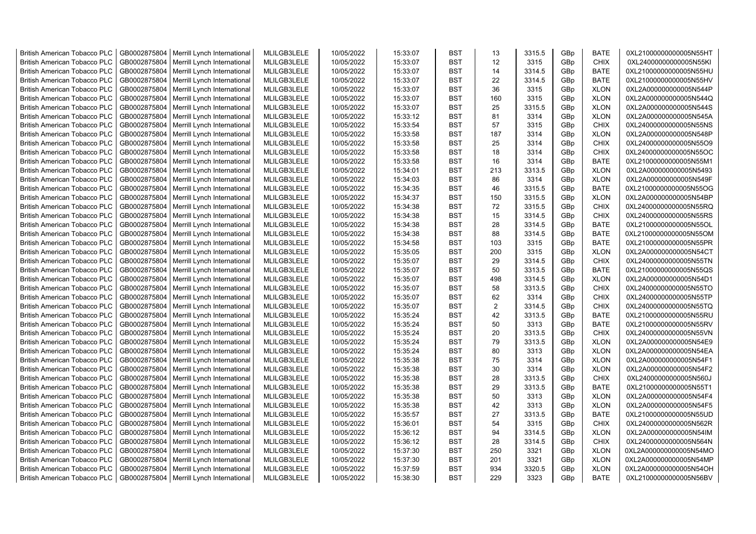| British American Tobacco PLC | GB0002875804 | Merrill Lynch International | MLILGB3LELE | 10/05/2022 | 15:33:07 | BST | 13 | 3315.5 | GBp | BATE | 0XL21000000000005N55HT |
|---|---|---|---|---|---|---|---|---|---|---|---|
| British American Tobacco PLC | GB0002875804 | Merrill Lynch International | MLILGB3LELE | 10/05/2022 | 15:33:07 | BST | 12 | 3315 | GBp | CHIX | 0XL24000000000005N55KI |
| British American Tobacco PLC | GB0002875804 | Merrill Lynch International | MLILGB3LELE | 10/05/2022 | 15:33:07 | BST | 14 | 3314.5 | GBp | BATE | 0XL21000000000005N55HU |
| British American Tobacco PLC | GB0002875804 | Merrill Lynch International | MLILGB3LELE | 10/05/2022 | 15:33:07 | BST | 22 | 3314.5 | GBp | BATE | 0XL21000000000005N55HV |
| British American Tobacco PLC | GB0002875804 | Merrill Lynch International | MLILGB3LELE | 10/05/2022 | 15:33:07 | BST | 36 | 3315 | GBp | XLON | 0XL2A000000000005N544P |
| British American Tobacco PLC | GB0002875804 | Merrill Lynch International | MLILGB3LELE | 10/05/2022 | 15:33:07 | BST | 160 | 3315 | GBp | XLON | 0XL2A000000000005N544Q |
| British American Tobacco PLC | GB0002875804 | Merrill Lynch International | MLILGB3LELE | 10/05/2022 | 15:33:07 | BST | 25 | 3315.5 | GBp | XLON | 0XL2A000000000005N544S |
| British American Tobacco PLC | GB0002875804 | Merrill Lynch International | MLILGB3LELE | 10/05/2022 | 15:33:12 | BST | 81 | 3314 | GBp | XLON | 0XL2A000000000005N545A |
| British American Tobacco PLC | GB0002875804 | Merrill Lynch International | MLILGB3LELE | 10/05/2022 | 15:33:54 | BST | 57 | 3315 | GBp | CHIX | 0XL24000000000005N55NS |
| British American Tobacco PLC | GB0002875804 | Merrill Lynch International | MLILGB3LELE | 10/05/2022 | 15:33:58 | BST | 187 | 3314 | GBp | XLON | 0XL2A000000000005N548P |
| British American Tobacco PLC | GB0002875804 | Merrill Lynch International | MLILGB3LELE | 10/05/2022 | 15:33:58 | BST | 25 | 3314 | GBp | CHIX | 0XL24000000000005N55O9 |
| British American Tobacco PLC | GB0002875804 | Merrill Lynch International | MLILGB3LELE | 10/05/2022 | 15:33:58 | BST | 18 | 3314 | GBp | CHIX | 0XL24000000000005N55OC |
| British American Tobacco PLC | GB0002875804 | Merrill Lynch International | MLILGB3LELE | 10/05/2022 | 15:33:58 | BST | 16 | 3314 | GBp | BATE | 0XL21000000000005N55M1 |
| British American Tobacco PLC | GB0002875804 | Merrill Lynch International | MLILGB3LELE | 10/05/2022 | 15:34:01 | BST | 213 | 3313.5 | GBp | XLON | 0XL2A000000000005N5493 |
| British American Tobacco PLC | GB0002875804 | Merrill Lynch International | MLILGB3LELE | 10/05/2022 | 15:34:03 | BST | 86 | 3314 | GBp | XLON | 0XL2A000000000005N549F |
| British American Tobacco PLC | GB0002875804 | Merrill Lynch International | MLILGB3LELE | 10/05/2022 | 15:34:35 | BST | 46 | 3315.5 | GBp | BATE | 0XL21000000000005N55OG |
| British American Tobacco PLC | GB0002875804 | Merrill Lynch International | MLILGB3LELE | 10/05/2022 | 15:34:37 | BST | 150 | 3315.5 | GBp | XLON | 0XL2A000000000005N54BP |
| British American Tobacco PLC | GB0002875804 | Merrill Lynch International | MLILGB3LELE | 10/05/2022 | 15:34:38 | BST | 72 | 3315.5 | GBp | CHIX | 0XL24000000000005N55RQ |
| British American Tobacco PLC | GB0002875804 | Merrill Lynch International | MLILGB3LELE | 10/05/2022 | 15:34:38 | BST | 15 | 3314.5 | GBp | CHIX | 0XL24000000000005N55RS |
| British American Tobacco PLC | GB0002875804 | Merrill Lynch International | MLILGB3LELE | 10/05/2022 | 15:34:38 | BST | 28 | 3314.5 | GBp | BATE | 0XL21000000000005N55OL |
| British American Tobacco PLC | GB0002875804 | Merrill Lynch International | MLILGB3LELE | 10/05/2022 | 15:34:38 | BST | 88 | 3314.5 | GBp | BATE | 0XL21000000000005N55OM |
| British American Tobacco PLC | GB0002875804 | Merrill Lynch International | MLILGB3LELE | 10/05/2022 | 15:34:58 | BST | 103 | 3315 | GBp | BATE | 0XL21000000000005N55PR |
| British American Tobacco PLC | GB0002875804 | Merrill Lynch International | MLILGB3LELE | 10/05/2022 | 15:35:05 | BST | 200 | 3315 | GBp | XLON | 0XL2A000000000005N54CT |
| British American Tobacco PLC | GB0002875804 | Merrill Lynch International | MLILGB3LELE | 10/05/2022 | 15:35:07 | BST | 29 | 3314.5 | GBp | CHIX | 0XL24000000000005N55TN |
| British American Tobacco PLC | GB0002875804 | Merrill Lynch International | MLILGB3LELE | 10/05/2022 | 15:35:07 | BST | 50 | 3313.5 | GBp | BATE | 0XL21000000000005N55QS |
| British American Tobacco PLC | GB0002875804 | Merrill Lynch International | MLILGB3LELE | 10/05/2022 | 15:35:07 | BST | 498 | 3314.5 | GBp | XLON | 0XL2A000000000005N54D1 |
| British American Tobacco PLC | GB0002875804 | Merrill Lynch International | MLILGB3LELE | 10/05/2022 | 15:35:07 | BST | 58 | 3313.5 | GBp | CHIX | 0XL24000000000005N55TO |
| British American Tobacco PLC | GB0002875804 | Merrill Lynch International | MLILGB3LELE | 10/05/2022 | 15:35:07 | BST | 62 | 3314 | GBp | CHIX | 0XL24000000000005N55TP |
| British American Tobacco PLC | GB0002875804 | Merrill Lynch International | MLILGB3LELE | 10/05/2022 | 15:35:07 | BST | 2 | 3314.5 | GBp | CHIX | 0XL24000000000005N55TQ |
| British American Tobacco PLC | GB0002875804 | Merrill Lynch International | MLILGB3LELE | 10/05/2022 | 15:35:24 | BST | 42 | 3313.5 | GBp | BATE | 0XL21000000000005N55RU |
| British American Tobacco PLC | GB0002875804 | Merrill Lynch International | MLILGB3LELE | 10/05/2022 | 15:35:24 | BST | 50 | 3313 | GBp | BATE | 0XL21000000000005N55RV |
| British American Tobacco PLC | GB0002875804 | Merrill Lynch International | MLILGB3LELE | 10/05/2022 | 15:35:24 | BST | 20 | 3313.5 | GBp | CHIX | 0XL24000000000005N55VN |
| British American Tobacco PLC | GB0002875804 | Merrill Lynch International | MLILGB3LELE | 10/05/2022 | 15:35:24 | BST | 79 | 3313.5 | GBp | XLON | 0XL2A000000000005N54E9 |
| British American Tobacco PLC | GB0002875804 | Merrill Lynch International | MLILGB3LELE | 10/05/2022 | 15:35:24 | BST | 80 | 3313 | GBp | XLON | 0XL2A000000000005N54EA |
| British American Tobacco PLC | GB0002875804 | Merrill Lynch International | MLILGB3LELE | 10/05/2022 | 15:35:38 | BST | 75 | 3314 | GBp | XLON | 0XL2A000000000005N54F1 |
| British American Tobacco PLC | GB0002875804 | Merrill Lynch International | MLILGB3LELE | 10/05/2022 | 15:35:38 | BST | 30 | 3314 | GBp | XLON | 0XL2A000000000005N54F2 |
| British American Tobacco PLC | GB0002875804 | Merrill Lynch International | MLILGB3LELE | 10/05/2022 | 15:35:38 | BST | 28 | 3313.5 | GBp | CHIX | 0XL24000000000005N560J |
| British American Tobacco PLC | GB0002875804 | Merrill Lynch International | MLILGB3LELE | 10/05/2022 | 15:35:38 | BST | 29 | 3313.5 | GBp | BATE | 0XL21000000000005N55T1 |
| British American Tobacco PLC | GB0002875804 | Merrill Lynch International | MLILGB3LELE | 10/05/2022 | 15:35:38 | BST | 50 | 3313 | GBp | XLON | 0XL2A000000000005N54F4 |
| British American Tobacco PLC | GB0002875804 | Merrill Lynch International | MLILGB3LELE | 10/05/2022 | 15:35:38 | BST | 42 | 3313 | GBp | XLON | 0XL2A000000000005N54F5 |
| British American Tobacco PLC | GB0002875804 | Merrill Lynch International | MLILGB3LELE | 10/05/2022 | 15:35:57 | BST | 27 | 3313.5 | GBp | BATE | 0XL21000000000005N55UD |
| British American Tobacco PLC | GB0002875804 | Merrill Lynch International | MLILGB3LELE | 10/05/2022 | 15:36:01 | BST | 54 | 3315 | GBp | CHIX | 0XL24000000000005N562R |
| British American Tobacco PLC | GB0002875804 | Merrill Lynch International | MLILGB3LELE | 10/05/2022 | 15:36:12 | BST | 94 | 3314.5 | GBp | XLON | 0XL2A000000000005N54IM |
| British American Tobacco PLC | GB0002875804 | Merrill Lynch International | MLILGB3LELE | 10/05/2022 | 15:36:12 | BST | 28 | 3314.5 | GBp | CHIX | 0XL24000000000005N564N |
| British American Tobacco PLC | GB0002875804 | Merrill Lynch International | MLILGB3LELE | 10/05/2022 | 15:37:30 | BST | 250 | 3321 | GBp | XLON | 0XL2A000000000005N54MO |
| British American Tobacco PLC | GB0002875804 | Merrill Lynch International | MLILGB3LELE | 10/05/2022 | 15:37:30 | BST | 201 | 3321 | GBp | XLON | 0XL2A000000000005N54MP |
| British American Tobacco PLC | GB0002875804 | Merrill Lynch International | MLILGB3LELE | 10/05/2022 | 15:37:59 | BST | 934 | 3320.5 | GBp | XLON | 0XL2A000000000005N54OH |
| British American Tobacco PLC | GB0002875804 | Merrill Lynch International | MLILGB3LELE | 10/05/2022 | 15:38:30 | BST | 229 | 3323 | GBp | BATE | 0XL21000000000005N56BV |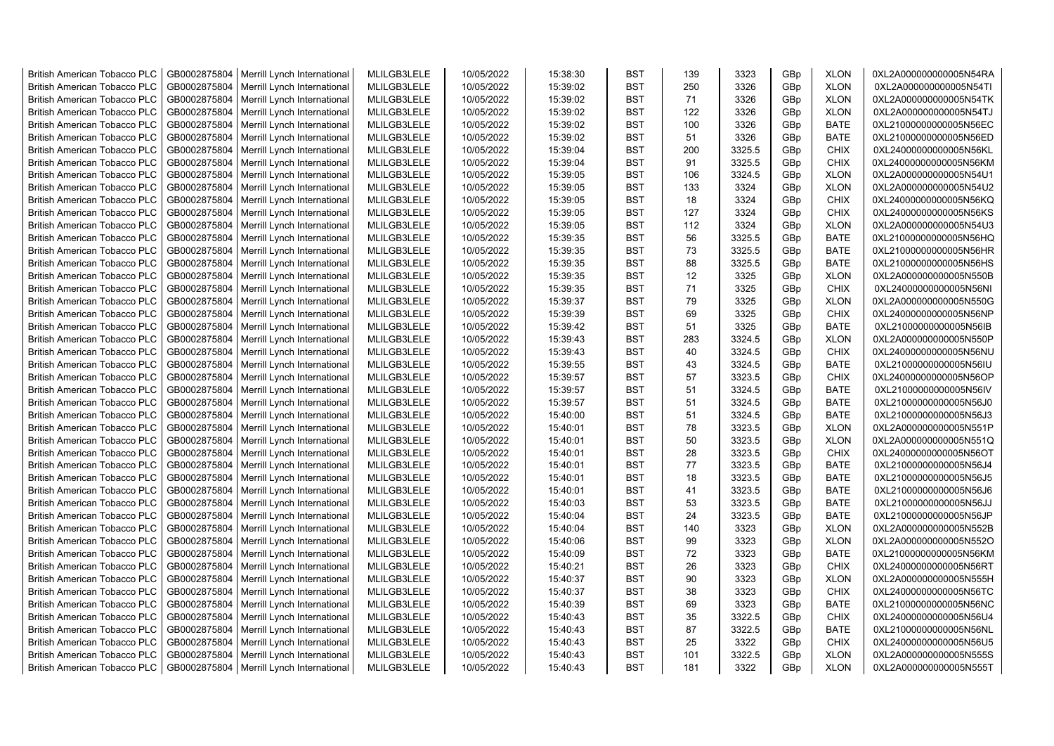| British American Tobacco PLC | GB0002875804 | Merrill Lynch International | MLILGB3LELE | 10/05/2022 | 15:38:30 | BST | 139 | 3323 | GBp | XLON | 0XL2A000000000005N54RA |
|---|---|---|---|---|---|---|---|---|---|---|---|
| British American Tobacco PLC | GB0002875804 | Merrill Lynch International | MLILGB3LELE | 10/05/2022 | 15:39:02 | BST | 250 | 3326 | GBp | XLON | 0XL2A000000000005N54TI |
| British American Tobacco PLC | GB0002875804 | Merrill Lynch International | MLILGB3LELE | 10/05/2022 | 15:39:02 | BST | 71 | 3326 | GBp | XLON | 0XL2A000000000005N54TK |
| British American Tobacco PLC | GB0002875804 | Merrill Lynch International | MLILGB3LELE | 10/05/2022 | 15:39:02 | BST | 122 | 3326 | GBp | XLON | 0XL2A000000000005N54TJ |
| British American Tobacco PLC | GB0002875804 | Merrill Lynch International | MLILGB3LELE | 10/05/2022 | 15:39:02 | BST | 100 | 3326 | GBp | BATE | 0XL21000000000005N56EC |
| British American Tobacco PLC | GB0002875804 | Merrill Lynch International | MLILGB3LELE | 10/05/2022 | 15:39:02 | BST | 51 | 3326 | GBp | BATE | 0XL21000000000005N56ED |
| British American Tobacco PLC | GB0002875804 | Merrill Lynch International | MLILGB3LELE | 10/05/2022 | 15:39:04 | BST | 200 | 3325.5 | GBp | CHIX | 0XL24000000000005N56KL |
| British American Tobacco PLC | GB0002875804 | Merrill Lynch International | MLILGB3LELE | 10/05/2022 | 15:39:04 | BST | 91 | 3325.5 | GBp | CHIX | 0XL24000000000005N56KM |
| British American Tobacco PLC | GB0002875804 | Merrill Lynch International | MLILGB3LELE | 10/05/2022 | 15:39:05 | BST | 106 | 3324.5 | GBp | XLON | 0XL2A000000000005N54U1 |
| British American Tobacco PLC | GB0002875804 | Merrill Lynch International | MLILGB3LELE | 10/05/2022 | 15:39:05 | BST | 133 | 3324 | GBp | XLON | 0XL2A000000000005N54U2 |
| British American Tobacco PLC | GB0002875804 | Merrill Lynch International | MLILGB3LELE | 10/05/2022 | 15:39:05 | BST | 18 | 3324 | GBp | CHIX | 0XL24000000000005N56KQ |
| British American Tobacco PLC | GB0002875804 | Merrill Lynch International | MLILGB3LELE | 10/05/2022 | 15:39:05 | BST | 127 | 3324 | GBp | CHIX | 0XL24000000000005N56KS |
| British American Tobacco PLC | GB0002875804 | Merrill Lynch International | MLILGB3LELE | 10/05/2022 | 15:39:05 | BST | 112 | 3324 | GBp | XLON | 0XL2A000000000005N54U3 |
| British American Tobacco PLC | GB0002875804 | Merrill Lynch International | MLILGB3LELE | 10/05/2022 | 15:39:35 | BST | 56 | 3325.5 | GBp | BATE | 0XL21000000000005N56HQ |
| British American Tobacco PLC | GB0002875804 | Merrill Lynch International | MLILGB3LELE | 10/05/2022 | 15:39:35 | BST | 73 | 3325.5 | GBp | BATE | 0XL21000000000005N56HR |
| British American Tobacco PLC | GB0002875804 | Merrill Lynch International | MLILGB3LELE | 10/05/2022 | 15:39:35 | BST | 88 | 3325.5 | GBp | BATE | 0XL21000000000005N56HS |
| British American Tobacco PLC | GB0002875804 | Merrill Lynch International | MLILGB3LELE | 10/05/2022 | 15:39:35 | BST | 12 | 3325 | GBp | XLON | 0XL2A000000000005N550B |
| British American Tobacco PLC | GB0002875804 | Merrill Lynch International | MLILGB3LELE | 10/05/2022 | 15:39:35 | BST | 71 | 3325 | GBp | CHIX | 0XL24000000000005N56NI |
| British American Tobacco PLC | GB0002875804 | Merrill Lynch International | MLILGB3LELE | 10/05/2022 | 15:39:37 | BST | 79 | 3325 | GBp | XLON | 0XL2A000000000005N550G |
| British American Tobacco PLC | GB0002875804 | Merrill Lynch International | MLILGB3LELE | 10/05/2022 | 15:39:39 | BST | 69 | 3325 | GBp | CHIX | 0XL24000000000005N56NP |
| British American Tobacco PLC | GB0002875804 | Merrill Lynch International | MLILGB3LELE | 10/05/2022 | 15:39:42 | BST | 51 | 3325 | GBp | BATE | 0XL21000000000005N56IB |
| British American Tobacco PLC | GB0002875804 | Merrill Lynch International | MLILGB3LELE | 10/05/2022 | 15:39:43 | BST | 283 | 3324.5 | GBp | XLON | 0XL2A000000000005N550P |
| British American Tobacco PLC | GB0002875804 | Merrill Lynch International | MLILGB3LELE | 10/05/2022 | 15:39:43 | BST | 40 | 3324.5 | GBp | CHIX | 0XL24000000000005N56NU |
| British American Tobacco PLC | GB0002875804 | Merrill Lynch International | MLILGB3LELE | 10/05/2022 | 15:39:55 | BST | 43 | 3324.5 | GBp | BATE | 0XL21000000000005N56IU |
| British American Tobacco PLC | GB0002875804 | Merrill Lynch International | MLILGB3LELE | 10/05/2022 | 15:39:57 | BST | 57 | 3323.5 | GBp | CHIX | 0XL24000000000005N56OP |
| British American Tobacco PLC | GB0002875804 | Merrill Lynch International | MLILGB3LELE | 10/05/2022 | 15:39:57 | BST | 51 | 3324.5 | GBp | BATE | 0XL21000000000005N56IV |
| British American Tobacco PLC | GB0002875804 | Merrill Lynch International | MLILGB3LELE | 10/05/2022 | 15:39:57 | BST | 51 | 3324.5 | GBp | BATE | 0XL21000000000005N56J0 |
| British American Tobacco PLC | GB0002875804 | Merrill Lynch International | MLILGB3LELE | 10/05/2022 | 15:40:00 | BST | 51 | 3324.5 | GBp | BATE | 0XL21000000000005N56J3 |
| British American Tobacco PLC | GB0002875804 | Merrill Lynch International | MLILGB3LELE | 10/05/2022 | 15:40:01 | BST | 78 | 3323.5 | GBp | XLON | 0XL2A000000000005N551P |
| British American Tobacco PLC | GB0002875804 | Merrill Lynch International | MLILGB3LELE | 10/05/2022 | 15:40:01 | BST | 50 | 3323.5 | GBp | XLON | 0XL2A000000000005N551Q |
| British American Tobacco PLC | GB0002875804 | Merrill Lynch International | MLILGB3LELE | 10/05/2022 | 15:40:01 | BST | 28 | 3323.5 | GBp | CHIX | 0XL24000000000005N56OT |
| British American Tobacco PLC | GB0002875804 | Merrill Lynch International | MLILGB3LELE | 10/05/2022 | 15:40:01 | BST | 77 | 3323.5 | GBp | BATE | 0XL21000000000005N56J4 |
| British American Tobacco PLC | GB0002875804 | Merrill Lynch International | MLILGB3LELE | 10/05/2022 | 15:40:01 | BST | 18 | 3323.5 | GBp | BATE | 0XL21000000000005N56J5 |
| British American Tobacco PLC | GB0002875804 | Merrill Lynch International | MLILGB3LELE | 10/05/2022 | 15:40:01 | BST | 41 | 3323.5 | GBp | BATE | 0XL21000000000005N56J6 |
| British American Tobacco PLC | GB0002875804 | Merrill Lynch International | MLILGB3LELE | 10/05/2022 | 15:40:03 | BST | 53 | 3323.5 | GBp | BATE | 0XL21000000000005N56JJ |
| British American Tobacco PLC | GB0002875804 | Merrill Lynch International | MLILGB3LELE | 10/05/2022 | 15:40:04 | BST | 24 | 3323.5 | GBp | BATE | 0XL21000000000005N56JP |
| British American Tobacco PLC | GB0002875804 | Merrill Lynch International | MLILGB3LELE | 10/05/2022 | 15:40:04 | BST | 140 | 3323 | GBp | XLON | 0XL2A000000000005N552B |
| British American Tobacco PLC | GB0002875804 | Merrill Lynch International | MLILGB3LELE | 10/05/2022 | 15:40:06 | BST | 99 | 3323 | GBp | XLON | 0XL2A000000000005N552O |
| British American Tobacco PLC | GB0002875804 | Merrill Lynch International | MLILGB3LELE | 10/05/2022 | 15:40:09 | BST | 72 | 3323 | GBp | BATE | 0XL21000000000005N56KM |
| British American Tobacco PLC | GB0002875804 | Merrill Lynch International | MLILGB3LELE | 10/05/2022 | 15:40:21 | BST | 26 | 3323 | GBp | CHIX | 0XL24000000000005N56RT |
| British American Tobacco PLC | GB0002875804 | Merrill Lynch International | MLILGB3LELE | 10/05/2022 | 15:40:37 | BST | 90 | 3323 | GBp | XLON | 0XL2A000000000005N555H |
| British American Tobacco PLC | GB0002875804 | Merrill Lynch International | MLILGB3LELE | 10/05/2022 | 15:40:37 | BST | 38 | 3323 | GBp | CHIX | 0XL24000000000005N56TC |
| British American Tobacco PLC | GB0002875804 | Merrill Lynch International | MLILGB3LELE | 10/05/2022 | 15:40:39 | BST | 69 | 3323 | GBp | BATE | 0XL21000000000005N56NC |
| British American Tobacco PLC | GB0002875804 | Merrill Lynch International | MLILGB3LELE | 10/05/2022 | 15:40:43 | BST | 35 | 3322.5 | GBp | CHIX | 0XL24000000000005N56U4 |
| British American Tobacco PLC | GB0002875804 | Merrill Lynch International | MLILGB3LELE | 10/05/2022 | 15:40:43 | BST | 87 | 3322.5 | GBp | BATE | 0XL21000000000005N56NL |
| British American Tobacco PLC | GB0002875804 | Merrill Lynch International | MLILGB3LELE | 10/05/2022 | 15:40:43 | BST | 25 | 3322 | GBp | CHIX | 0XL24000000000005N56U5 |
| British American Tobacco PLC | GB0002875804 | Merrill Lynch International | MLILGB3LELE | 10/05/2022 | 15:40:43 | BST | 101 | 3322.5 | GBp | XLON | 0XL2A000000000005N555S |
| British American Tobacco PLC | GB0002875804 | Merrill Lynch International | MLILGB3LELE | 10/05/2022 | 15:40:43 | BST | 181 | 3322 | GBp | XLON | 0XL2A000000000005N555T |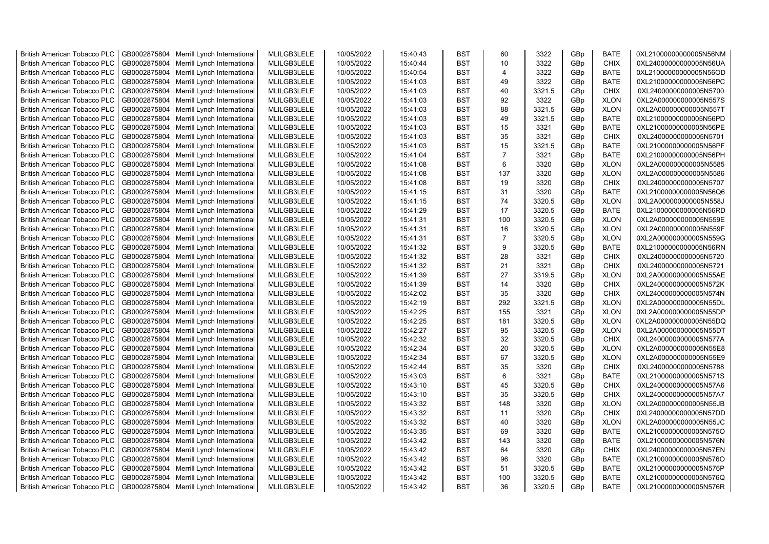| British American Tobacco PLC | GB0002875804 | Merrill Lynch International | MLILGB3LELE | 10/05/2022 | 15:40:43 | BST | 60 | 3322 | GBp | BATE | 0XL21000000000005N56NM |
|---|---|---|---|---|---|---|---|---|---|---|---|
| British American Tobacco PLC | GB0002875804 | Merrill Lynch International | MLILGB3LELE | 10/05/2022 | 15:40:44 | BST | 10 | 3322 | GBp | CHIX | 0XL24000000000005N56UA |
| British American Tobacco PLC | GB0002875804 | Merrill Lynch International | MLILGB3LELE | 10/05/2022 | 15:40:54 | BST | 4 | 3322 | GBp | BATE | 0XL21000000000005N56OD |
| British American Tobacco PLC | GB0002875804 | Merrill Lynch International | MLILGB3LELE | 10/05/2022 | 15:41:03 | BST | 49 | 3322 | GBp | BATE | 0XL21000000000005N56PC |
| British American Tobacco PLC | GB0002875804 | Merrill Lynch International | MLILGB3LELE | 10/05/2022 | 15:41:03 | BST | 40 | 3321.5 | GBp | CHIX | 0XL24000000000005N5700 |
| British American Tobacco PLC | GB0002875804 | Merrill Lynch International | MLILGB3LELE | 10/05/2022 | 15:41:03 | BST | 92 | 3322 | GBp | XLON | 0XL2A000000000005N557S |
| British American Tobacco PLC | GB0002875804 | Merrill Lynch International | MLILGB3LELE | 10/05/2022 | 15:41:03 | BST | 88 | 3321.5 | GBp | XLON | 0XL2A000000000005N557T |
| British American Tobacco PLC | GB0002875804 | Merrill Lynch International | MLILGB3LELE | 10/05/2022 | 15:41:03 | BST | 49 | 3321.5 | GBp | BATE | 0XL21000000000005N56PD |
| British American Tobacco PLC | GB0002875804 | Merrill Lynch International | MLILGB3LELE | 10/05/2022 | 15:41:03 | BST | 15 | 3321 | GBp | BATE | 0XL21000000000005N56PE |
| British American Tobacco PLC | GB0002875804 | Merrill Lynch International | MLILGB3LELE | 10/05/2022 | 15:41:03 | BST | 35 | 3321 | GBp | CHIX | 0XL24000000000005N5701 |
| British American Tobacco PLC | GB0002875804 | Merrill Lynch International | MLILGB3LELE | 10/05/2022 | 15:41:03 | BST | 15 | 3321.5 | GBp | BATE | 0XL21000000000005N56PF |
| British American Tobacco PLC | GB0002875804 | Merrill Lynch International | MLILGB3LELE | 10/05/2022 | 15:41:04 | BST | 7 | 3321 | GBp | BATE | 0XL21000000000005N56PH |
| British American Tobacco PLC | GB0002875804 | Merrill Lynch International | MLILGB3LELE | 10/05/2022 | 15:41:08 | BST | 6 | 3320 | GBp | XLON | 0XL2A000000000005N5585 |
| British American Tobacco PLC | GB0002875804 | Merrill Lynch International | MLILGB3LELE | 10/05/2022 | 15:41:08 | BST | 137 | 3320 | GBp | XLON | 0XL2A000000000005N5586 |
| British American Tobacco PLC | GB0002875804 | Merrill Lynch International | MLILGB3LELE | 10/05/2022 | 15:41:08 | BST | 19 | 3320 | GBp | CHIX | 0XL24000000000005N5707 |
| British American Tobacco PLC | GB0002875804 | Merrill Lynch International | MLILGB3LELE | 10/05/2022 | 15:41:15 | BST | 31 | 3320 | GBp | BATE | 0XL21000000000005N56Q6 |
| British American Tobacco PLC | GB0002875804 | Merrill Lynch International | MLILGB3LELE | 10/05/2022 | 15:41:15 | BST | 74 | 3320.5 | GBp | XLON | 0XL2A000000000005N558J |
| British American Tobacco PLC | GB0002875804 | Merrill Lynch International | MLILGB3LELE | 10/05/2022 | 15:41:29 | BST | 17 | 3320.5 | GBp | BATE | 0XL21000000000005N56RD |
| British American Tobacco PLC | GB0002875804 | Merrill Lynch International | MLILGB3LELE | 10/05/2022 | 15:41:31 | BST | 100 | 3320.5 | GBp | XLON | 0XL2A000000000005N559E |
| British American Tobacco PLC | GB0002875804 | Merrill Lynch International | MLILGB3LELE | 10/05/2022 | 15:41:31 | BST | 16 | 3320.5 | GBp | XLON | 0XL2A000000000005N559F |
| British American Tobacco PLC | GB0002875804 | Merrill Lynch International | MLILGB3LELE | 10/05/2022 | 15:41:31 | BST | 7 | 3320.5 | GBp | XLON | 0XL2A000000000005N559G |
| British American Tobacco PLC | GB0002875804 | Merrill Lynch International | MLILGB3LELE | 10/05/2022 | 15:41:32 | BST | 9 | 3320.5 | GBp | BATE | 0XL21000000000005N56RN |
| British American Tobacco PLC | GB0002875804 | Merrill Lynch International | MLILGB3LELE | 10/05/2022 | 15:41:32 | BST | 28 | 3321 | GBp | CHIX | 0XL24000000000005N5720 |
| British American Tobacco PLC | GB0002875804 | Merrill Lynch International | MLILGB3LELE | 10/05/2022 | 15:41:32 | BST | 21 | 3321 | GBp | CHIX | 0XL24000000000005N5721 |
| British American Tobacco PLC | GB0002875804 | Merrill Lynch International | MLILGB3LELE | 10/05/2022 | 15:41:39 | BST | 27 | 3319.5 | GBp | XLON | 0XL2A000000000005N55AE |
| British American Tobacco PLC | GB0002875804 | Merrill Lynch International | MLILGB3LELE | 10/05/2022 | 15:41:39 | BST | 14 | 3320 | GBp | CHIX | 0XL24000000000005N572K |
| British American Tobacco PLC | GB0002875804 | Merrill Lynch International | MLILGB3LELE | 10/05/2022 | 15:42:02 | BST | 35 | 3320 | GBp | CHIX | 0XL24000000000005N574N |
| British American Tobacco PLC | GB0002875804 | Merrill Lynch International | MLILGB3LELE | 10/05/2022 | 15:42:19 | BST | 292 | 3321.5 | GBp | XLON | 0XL2A000000000005N55DL |
| British American Tobacco PLC | GB0002875804 | Merrill Lynch International | MLILGB3LELE | 10/05/2022 | 15:42:25 | BST | 155 | 3321 | GBp | XLON | 0XL2A000000000005N55DP |
| British American Tobacco PLC | GB0002875804 | Merrill Lynch International | MLILGB3LELE | 10/05/2022 | 15:42:25 | BST | 181 | 3320.5 | GBp | XLON | 0XL2A000000000005N55DQ |
| British American Tobacco PLC | GB0002875804 | Merrill Lynch International | MLILGB3LELE | 10/05/2022 | 15:42:27 | BST | 95 | 3320.5 | GBp | XLON | 0XL2A000000000005N55DT |
| British American Tobacco PLC | GB0002875804 | Merrill Lynch International | MLILGB3LELE | 10/05/2022 | 15:42:32 | BST | 32 | 3320.5 | GBp | CHIX | 0XL24000000000005N577A |
| British American Tobacco PLC | GB0002875804 | Merrill Lynch International | MLILGB3LELE | 10/05/2022 | 15:42:34 | BST | 20 | 3320.5 | GBp | XLON | 0XL2A000000000005N55E8 |
| British American Tobacco PLC | GB0002875804 | Merrill Lynch International | MLILGB3LELE | 10/05/2022 | 15:42:34 | BST | 67 | 3320.5 | GBp | XLON | 0XL2A000000000005N55E9 |
| British American Tobacco PLC | GB0002875804 | Merrill Lynch International | MLILGB3LELE | 10/05/2022 | 15:42:44 | BST | 35 | 3320 | GBp | CHIX | 0XL24000000000005N5788 |
| British American Tobacco PLC | GB0002875804 | Merrill Lynch International | MLILGB3LELE | 10/05/2022 | 15:43:03 | BST | 6 | 3321 | GBp | BATE | 0XL21000000000005N571S |
| British American Tobacco PLC | GB0002875804 | Merrill Lynch International | MLILGB3LELE | 10/05/2022 | 15:43:10 | BST | 45 | 3320.5 | GBp | CHIX | 0XL24000000000005N57A6 |
| British American Tobacco PLC | GB0002875804 | Merrill Lynch International | MLILGB3LELE | 10/05/2022 | 15:43:10 | BST | 35 | 3320.5 | GBp | CHIX | 0XL24000000000005N57A7 |
| British American Tobacco PLC | GB0002875804 | Merrill Lynch International | MLILGB3LELE | 10/05/2022 | 15:43:32 | BST | 148 | 3320 | GBp | XLON | 0XL2A000000000005N55JB |
| British American Tobacco PLC | GB0002875804 | Merrill Lynch International | MLILGB3LELE | 10/05/2022 | 15:43:32 | BST | 11 | 3320 | GBp | CHIX | 0XL24000000000005N57DD |
| British American Tobacco PLC | GB0002875804 | Merrill Lynch International | MLILGB3LELE | 10/05/2022 | 15:43:32 | BST | 40 | 3320 | GBp | XLON | 0XL2A000000000005N55JC |
| British American Tobacco PLC | GB0002875804 | Merrill Lynch International | MLILGB3LELE | 10/05/2022 | 15:43:35 | BST | 69 | 3320 | GBp | BATE | 0XL21000000000005N575O |
| British American Tobacco PLC | GB0002875804 | Merrill Lynch International | MLILGB3LELE | 10/05/2022 | 15:43:42 | BST | 143 | 3320 | GBp | BATE | 0XL21000000000005N576N |
| British American Tobacco PLC | GB0002875804 | Merrill Lynch International | MLILGB3LELE | 10/05/2022 | 15:43:42 | BST | 64 | 3320 | GBp | CHIX | 0XL24000000000005N57EN |
| British American Tobacco PLC | GB0002875804 | Merrill Lynch International | MLILGB3LELE | 10/05/2022 | 15:43:42 | BST | 96 | 3320 | GBp | BATE | 0XL21000000000005N576O |
| British American Tobacco PLC | GB0002875804 | Merrill Lynch International | MLILGB3LELE | 10/05/2022 | 15:43:42 | BST | 51 | 3320.5 | GBp | BATE | 0XL21000000000005N576P |
| British American Tobacco PLC | GB0002875804 | Merrill Lynch International | MLILGB3LELE | 10/05/2022 | 15:43:42 | BST | 100 | 3320.5 | GBp | BATE | 0XL21000000000005N576Q |
| British American Tobacco PLC | GB0002875804 | Merrill Lynch International | MLILGB3LELE | 10/05/2022 | 15:43:42 | BST | 36 | 3320.5 | GBp | BATE | 0XL21000000000005N576R |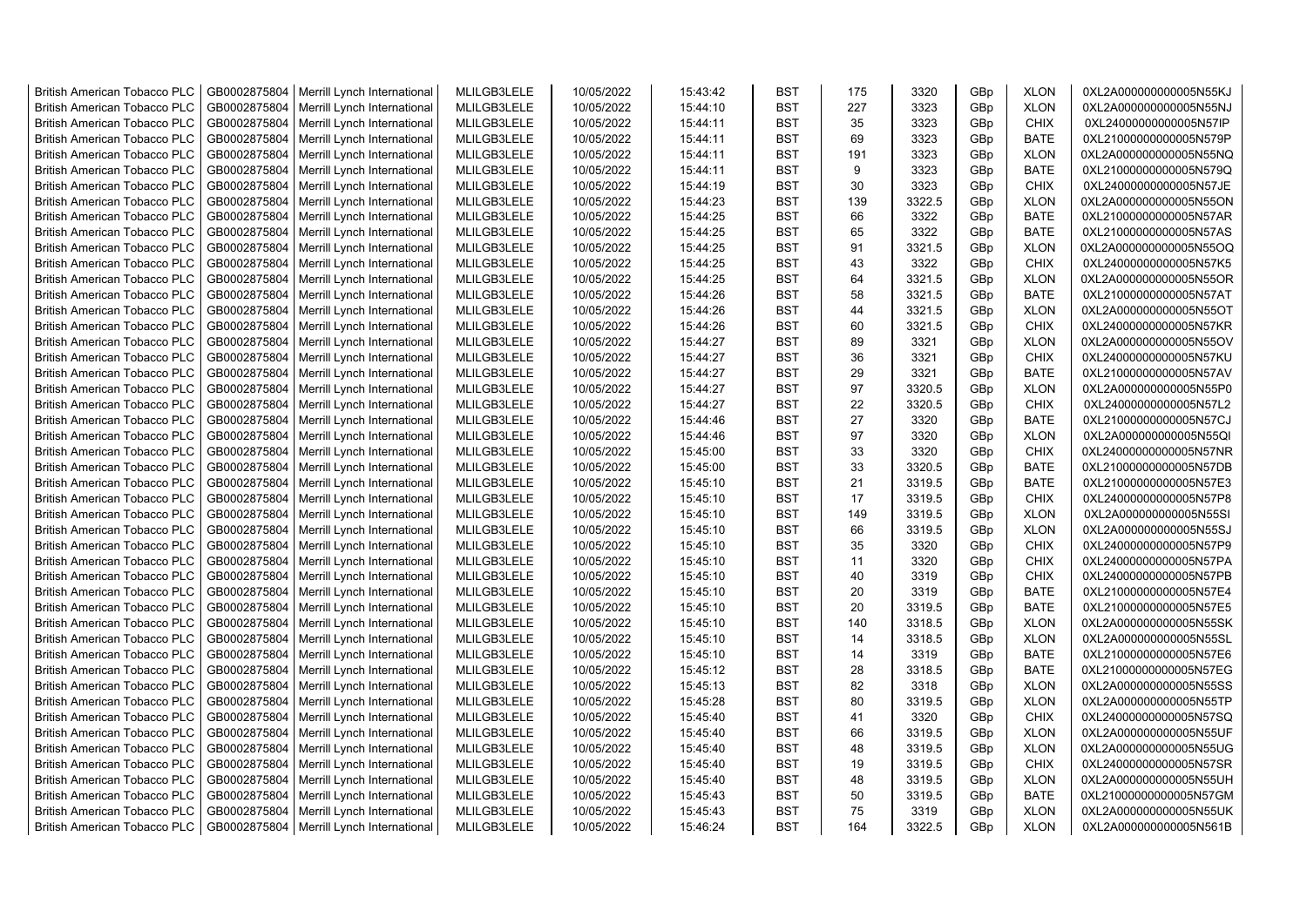| British American Tobacco PLC | GB0002875804 | Merrill Lynch International | MLILGB3LELE | 10/05/2022 | 15:43:42 | BST | 175 | 3320 | GBp | XLON | 0XL2A000000000005N55KJ |
|---|---|---|---|---|---|---|---|---|---|---|---|
| British American Tobacco PLC | GB0002875804 | Merrill Lynch International | MLILGB3LELE | 10/05/2022 | 15:44:10 | BST | 227 | 3323 | GBp | XLON | 0XL2A000000000005N55NJ |
| British American Tobacco PLC | GB0002875804 | Merrill Lynch International | MLILGB3LELE | 10/05/2022 | 15:44:11 | BST | 35 | 3323 | GBp | CHIX | 0XL24000000000005N57IP |
| British American Tobacco PLC | GB0002875804 | Merrill Lynch International | MLILGB3LELE | 10/05/2022 | 15:44:11 | BST | 69 | 3323 | GBp | BATE | 0XL21000000000005N579P |
| British American Tobacco PLC | GB0002875804 | Merrill Lynch International | MLILGB3LELE | 10/05/2022 | 15:44:11 | BST | 191 | 3323 | GBp | XLON | 0XL2A000000000005N55NQ |
| British American Tobacco PLC | GB0002875804 | Merrill Lynch International | MLILGB3LELE | 10/05/2022 | 15:44:11 | BST | 9 | 3323 | GBp | BATE | 0XL21000000000005N579Q |
| British American Tobacco PLC | GB0002875804 | Merrill Lynch International | MLILGB3LELE | 10/05/2022 | 15:44:19 | BST | 30 | 3323 | GBp | CHIX | 0XL24000000000005N57JE |
| British American Tobacco PLC | GB0002875804 | Merrill Lynch International | MLILGB3LELE | 10/05/2022 | 15:44:23 | BST | 139 | 3322.5 | GBp | XLON | 0XL2A000000000005N55ON |
| British American Tobacco PLC | GB0002875804 | Merrill Lynch International | MLILGB3LELE | 10/05/2022 | 15:44:25 | BST | 66 | 3322 | GBp | BATE | 0XL21000000000005N57AR |
| British American Tobacco PLC | GB0002875804 | Merrill Lynch International | MLILGB3LELE | 10/05/2022 | 15:44:25 | BST | 65 | 3322 | GBp | BATE | 0XL21000000000005N57AS |
| British American Tobacco PLC | GB0002875804 | Merrill Lynch International | MLILGB3LELE | 10/05/2022 | 15:44:25 | BST | 91 | 3321.5 | GBp | XLON | 0XL2A000000000005N55OQ |
| British American Tobacco PLC | GB0002875804 | Merrill Lynch International | MLILGB3LELE | 10/05/2022 | 15:44:25 | BST | 43 | 3322 | GBp | CHIX | 0XL24000000000005N57K5 |
| British American Tobacco PLC | GB0002875804 | Merrill Lynch International | MLILGB3LELE | 10/05/2022 | 15:44:25 | BST | 64 | 3321.5 | GBp | XLON | 0XL2A000000000005N55OR |
| British American Tobacco PLC | GB0002875804 | Merrill Lynch International | MLILGB3LELE | 10/05/2022 | 15:44:26 | BST | 58 | 3321.5 | GBp | BATE | 0XL21000000000005N57AT |
| British American Tobacco PLC | GB0002875804 | Merrill Lynch International | MLILGB3LELE | 10/05/2022 | 15:44:26 | BST | 44 | 3321.5 | GBp | XLON | 0XL2A000000000005N55OT |
| British American Tobacco PLC | GB0002875804 | Merrill Lynch International | MLILGB3LELE | 10/05/2022 | 15:44:26 | BST | 60 | 3321.5 | GBp | CHIX | 0XL24000000000005N57KR |
| British American Tobacco PLC | GB0002875804 | Merrill Lynch International | MLILGB3LELE | 10/05/2022 | 15:44:27 | BST | 89 | 3321 | GBp | XLON | 0XL2A000000000005N55OV |
| British American Tobacco PLC | GB0002875804 | Merrill Lynch International | MLILGB3LELE | 10/05/2022 | 15:44:27 | BST | 36 | 3321 | GBp | CHIX | 0XL24000000000005N57KU |
| British American Tobacco PLC | GB0002875804 | Merrill Lynch International | MLILGB3LELE | 10/05/2022 | 15:44:27 | BST | 29 | 3321 | GBp | BATE | 0XL21000000000005N57AV |
| British American Tobacco PLC | GB0002875804 | Merrill Lynch International | MLILGB3LELE | 10/05/2022 | 15:44:27 | BST | 97 | 3320.5 | GBp | XLON | 0XL2A000000000005N55P0 |
| British American Tobacco PLC | GB0002875804 | Merrill Lynch International | MLILGB3LELE | 10/05/2022 | 15:44:27 | BST | 22 | 3320.5 | GBp | CHIX | 0XL24000000000005N57L2 |
| British American Tobacco PLC | GB0002875804 | Merrill Lynch International | MLILGB3LELE | 10/05/2022 | 15:44:46 | BST | 27 | 3320 | GBp | BATE | 0XL21000000000005N57CJ |
| British American Tobacco PLC | GB0002875804 | Merrill Lynch International | MLILGB3LELE | 10/05/2022 | 15:44:46 | BST | 97 | 3320 | GBp | XLON | 0XL2A000000000005N55QI |
| British American Tobacco PLC | GB0002875804 | Merrill Lynch International | MLILGB3LELE | 10/05/2022 | 15:45:00 | BST | 33 | 3320 | GBp | CHIX | 0XL24000000000005N57NR |
| British American Tobacco PLC | GB0002875804 | Merrill Lynch International | MLILGB3LELE | 10/05/2022 | 15:45:00 | BST | 33 | 3320.5 | GBp | BATE | 0XL21000000000005N57DB |
| British American Tobacco PLC | GB0002875804 | Merrill Lynch International | MLILGB3LELE | 10/05/2022 | 15:45:10 | BST | 21 | 3319.5 | GBp | BATE | 0XL21000000000005N57E3 |
| British American Tobacco PLC | GB0002875804 | Merrill Lynch International | MLILGB3LELE | 10/05/2022 | 15:45:10 | BST | 17 | 3319.5 | GBp | CHIX | 0XL24000000000005N57P8 |
| British American Tobacco PLC | GB0002875804 | Merrill Lynch International | MLILGB3LELE | 10/05/2022 | 15:45:10 | BST | 149 | 3319.5 | GBp | XLON | 0XL2A000000000005N55SI |
| British American Tobacco PLC | GB0002875804 | Merrill Lynch International | MLILGB3LELE | 10/05/2022 | 15:45:10 | BST | 66 | 3319.5 | GBp | XLON | 0XL2A000000000005N55SJ |
| British American Tobacco PLC | GB0002875804 | Merrill Lynch International | MLILGB3LELE | 10/05/2022 | 15:45:10 | BST | 35 | 3320 | GBp | CHIX | 0XL24000000000005N57P9 |
| British American Tobacco PLC | GB0002875804 | Merrill Lynch International | MLILGB3LELE | 10/05/2022 | 15:45:10 | BST | 11 | 3320 | GBp | CHIX | 0XL24000000000005N57PA |
| British American Tobacco PLC | GB0002875804 | Merrill Lynch International | MLILGB3LELE | 10/05/2022 | 15:45:10 | BST | 40 | 3319 | GBp | CHIX | 0XL24000000000005N57PB |
| British American Tobacco PLC | GB0002875804 | Merrill Lynch International | MLILGB3LELE | 10/05/2022 | 15:45:10 | BST | 20 | 3319 | GBp | BATE | 0XL21000000000005N57E4 |
| British American Tobacco PLC | GB0002875804 | Merrill Lynch International | MLILGB3LELE | 10/05/2022 | 15:45:10 | BST | 20 | 3319.5 | GBp | BATE | 0XL21000000000005N57E5 |
| British American Tobacco PLC | GB0002875804 | Merrill Lynch International | MLILGB3LELE | 10/05/2022 | 15:45:10 | BST | 140 | 3318.5 | GBp | XLON | 0XL2A000000000005N55SK |
| British American Tobacco PLC | GB0002875804 | Merrill Lynch International | MLILGB3LELE | 10/05/2022 | 15:45:10 | BST | 14 | 3318.5 | GBp | XLON | 0XL2A000000000005N55SL |
| British American Tobacco PLC | GB0002875804 | Merrill Lynch International | MLILGB3LELE | 10/05/2022 | 15:45:10 | BST | 14 | 3319 | GBp | BATE | 0XL21000000000005N57E6 |
| British American Tobacco PLC | GB0002875804 | Merrill Lynch International | MLILGB3LELE | 10/05/2022 | 15:45:12 | BST | 28 | 3318.5 | GBp | BATE | 0XL21000000000005N57EG |
| British American Tobacco PLC | GB0002875804 | Merrill Lynch International | MLILGB3LELE | 10/05/2022 | 15:45:13 | BST | 82 | 3318 | GBp | XLON | 0XL2A000000000005N55SS |
| British American Tobacco PLC | GB0002875804 | Merrill Lynch International | MLILGB3LELE | 10/05/2022 | 15:45:28 | BST | 80 | 3319.5 | GBp | XLON | 0XL2A000000000005N55TP |
| British American Tobacco PLC | GB0002875804 | Merrill Lynch International | MLILGB3LELE | 10/05/2022 | 15:45:40 | BST | 41 | 3320 | GBp | CHIX | 0XL24000000000005N57SQ |
| British American Tobacco PLC | GB0002875804 | Merrill Lynch International | MLILGB3LELE | 10/05/2022 | 15:45:40 | BST | 66 | 3319.5 | GBp | XLON | 0XL2A000000000005N55UF |
| British American Tobacco PLC | GB0002875804 | Merrill Lynch International | MLILGB3LELE | 10/05/2022 | 15:45:40 | BST | 48 | 3319.5 | GBp | XLON | 0XL2A000000000005N55UG |
| British American Tobacco PLC | GB0002875804 | Merrill Lynch International | MLILGB3LELE | 10/05/2022 | 15:45:40 | BST | 19 | 3319.5 | GBp | CHIX | 0XL24000000000005N57SR |
| British American Tobacco PLC | GB0002875804 | Merrill Lynch International | MLILGB3LELE | 10/05/2022 | 15:45:40 | BST | 48 | 3319.5 | GBp | XLON | 0XL2A000000000005N55UH |
| British American Tobacco PLC | GB0002875804 | Merrill Lynch International | MLILGB3LELE | 10/05/2022 | 15:45:43 | BST | 50 | 3319.5 | GBp | BATE | 0XL21000000000005N57GM |
| British American Tobacco PLC | GB0002875804 | Merrill Lynch International | MLILGB3LELE | 10/05/2022 | 15:45:43 | BST | 75 | 3319 | GBp | XLON | 0XL2A000000000005N55UK |
| British American Tobacco PLC | GB0002875804 | Merrill Lynch International | MLILGB3LELE | 10/05/2022 | 15:46:24 | BST | 164 | 3322.5 | GBp | XLON | 0XL2A000000000005N561B |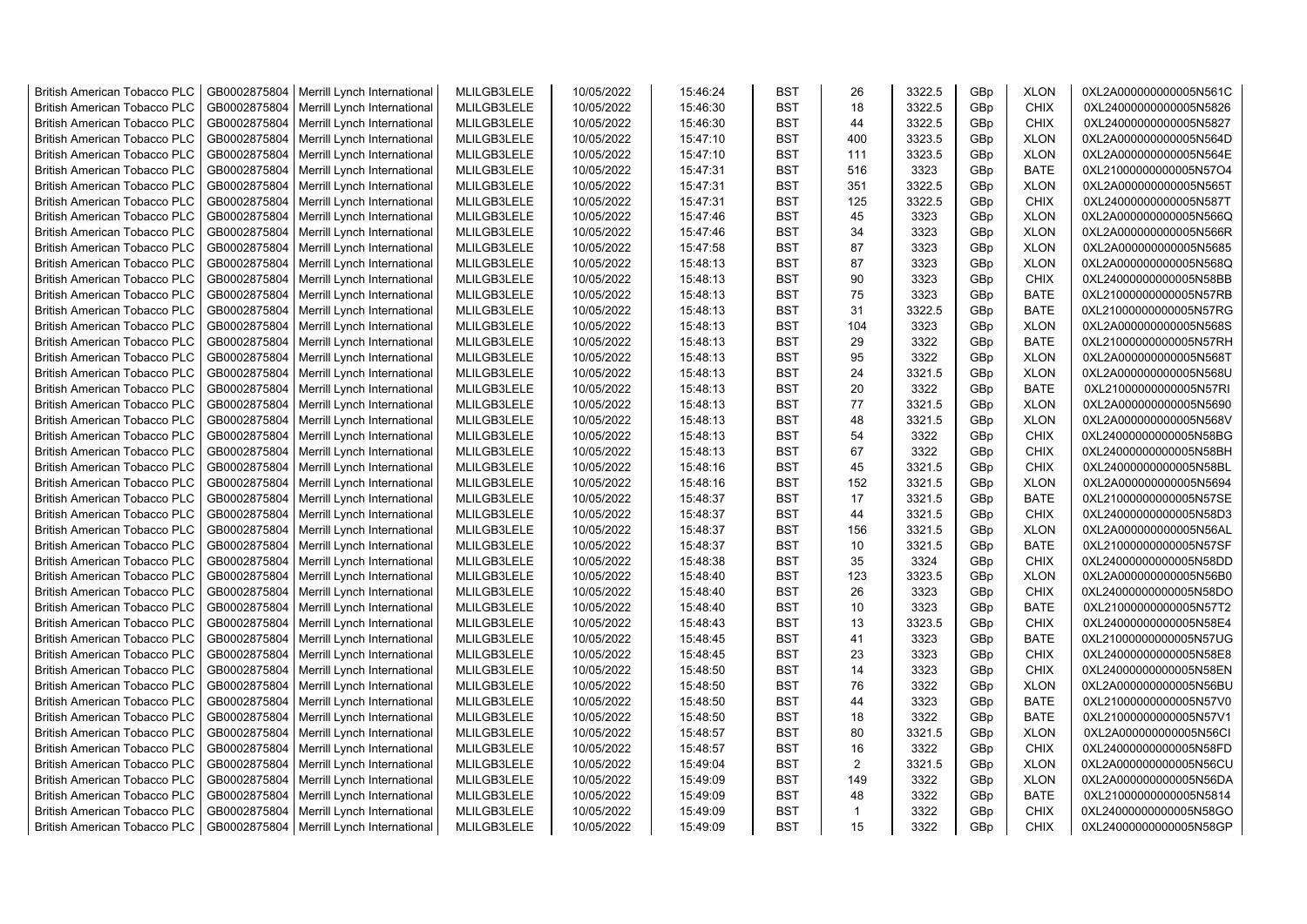| British American Tobacco PLC | GB0002875804 | Merrill Lynch International | MLILGB3LELE | 10/05/2022 | 15:46:24 | BST | 26 | 3322.5 | GBp | XLON | 0XL2A000000000005N561C |
|---|---|---|---|---|---|---|---|---|---|---|---|
| British American Tobacco PLC | GB0002875804 | Merrill Lynch International | MLILGB3LELE | 10/05/2022 | 15:46:30 | BST | 18 | 3322.5 | GBp | CHIX | 0XL24000000000005N5826 |
| British American Tobacco PLC | GB0002875804 | Merrill Lynch International | MLILGB3LELE | 10/05/2022 | 15:46:30 | BST | 44 | 3322.5 | GBp | CHIX | 0XL24000000000005N5827 |
| British American Tobacco PLC | GB0002875804 | Merrill Lynch International | MLILGB3LELE | 10/05/2022 | 15:47:10 | BST | 400 | 3323.5 | GBp | XLON | 0XL2A000000000005N564D |
| British American Tobacco PLC | GB0002875804 | Merrill Lynch International | MLILGB3LELE | 10/05/2022 | 15:47:10 | BST | 111 | 3323.5 | GBp | XLON | 0XL2A000000000005N564E |
| British American Tobacco PLC | GB0002875804 | Merrill Lynch International | MLILGB3LELE | 10/05/2022 | 15:47:31 | BST | 516 | 3323 | GBp | BATE | 0XL21000000000005N57O4 |
| British American Tobacco PLC | GB0002875804 | Merrill Lynch International | MLILGB3LELE | 10/05/2022 | 15:47:31 | BST | 351 | 3322.5 | GBp | XLON | 0XL2A000000000005N565T |
| British American Tobacco PLC | GB0002875804 | Merrill Lynch International | MLILGB3LELE | 10/05/2022 | 15:47:31 | BST | 125 | 3322.5 | GBp | CHIX | 0XL24000000000005N587T |
| British American Tobacco PLC | GB0002875804 | Merrill Lynch International | MLILGB3LELE | 10/05/2022 | 15:47:46 | BST | 45 | 3323 | GBp | XLON | 0XL2A000000000005N566Q |
| British American Tobacco PLC | GB0002875804 | Merrill Lynch International | MLILGB3LELE | 10/05/2022 | 15:47:46 | BST | 34 | 3323 | GBp | XLON | 0XL2A000000000005N566R |
| British American Tobacco PLC | GB0002875804 | Merrill Lynch International | MLILGB3LELE | 10/05/2022 | 15:47:58 | BST | 87 | 3323 | GBp | XLON | 0XL2A000000000005N5685 |
| British American Tobacco PLC | GB0002875804 | Merrill Lynch International | MLILGB3LELE | 10/05/2022 | 15:48:13 | BST | 87 | 3323 | GBp | XLON | 0XL2A000000000005N568Q |
| British American Tobacco PLC | GB0002875804 | Merrill Lynch International | MLILGB3LELE | 10/05/2022 | 15:48:13 | BST | 90 | 3323 | GBp | CHIX | 0XL24000000000005N58BB |
| British American Tobacco PLC | GB0002875804 | Merrill Lynch International | MLILGB3LELE | 10/05/2022 | 15:48:13 | BST | 75 | 3323 | GBp | BATE | 0XL21000000000005N57RB |
| British American Tobacco PLC | GB0002875804 | Merrill Lynch International | MLILGB3LELE | 10/05/2022 | 15:48:13 | BST | 31 | 3322.5 | GBp | BATE | 0XL21000000000005N57RG |
| British American Tobacco PLC | GB0002875804 | Merrill Lynch International | MLILGB3LELE | 10/05/2022 | 15:48:13 | BST | 104 | 3323 | GBp | XLON | 0XL2A000000000005N568S |
| British American Tobacco PLC | GB0002875804 | Merrill Lynch International | MLILGB3LELE | 10/05/2022 | 15:48:13 | BST | 29 | 3322 | GBp | BATE | 0XL21000000000005N57RH |
| British American Tobacco PLC | GB0002875804 | Merrill Lynch International | MLILGB3LELE | 10/05/2022 | 15:48:13 | BST | 95 | 3322 | GBp | XLON | 0XL2A000000000005N568T |
| British American Tobacco PLC | GB0002875804 | Merrill Lynch International | MLILGB3LELE | 10/05/2022 | 15:48:13 | BST | 24 | 3321.5 | GBp | XLON | 0XL2A000000000005N568U |
| British American Tobacco PLC | GB0002875804 | Merrill Lynch International | MLILGB3LELE | 10/05/2022 | 15:48:13 | BST | 20 | 3322 | GBp | BATE | 0XL21000000000005N57RI |
| British American Tobacco PLC | GB0002875804 | Merrill Lynch International | MLILGB3LELE | 10/05/2022 | 15:48:13 | BST | 77 | 3321.5 | GBp | XLON | 0XL2A000000000005N5690 |
| British American Tobacco PLC | GB0002875804 | Merrill Lynch International | MLILGB3LELE | 10/05/2022 | 15:48:13 | BST | 48 | 3321.5 | GBp | XLON | 0XL2A000000000005N568V |
| British American Tobacco PLC | GB0002875804 | Merrill Lynch International | MLILGB3LELE | 10/05/2022 | 15:48:13 | BST | 54 | 3322 | GBp | CHIX | 0XL24000000000005N58BG |
| British American Tobacco PLC | GB0002875804 | Merrill Lynch International | MLILGB3LELE | 10/05/2022 | 15:48:13 | BST | 67 | 3322 | GBp | CHIX | 0XL24000000000005N58BH |
| British American Tobacco PLC | GB0002875804 | Merrill Lynch International | MLILGB3LELE | 10/05/2022 | 15:48:16 | BST | 45 | 3321.5 | GBp | CHIX | 0XL24000000000005N58BL |
| British American Tobacco PLC | GB0002875804 | Merrill Lynch International | MLILGB3LELE | 10/05/2022 | 15:48:16 | BST | 152 | 3321.5 | GBp | XLON | 0XL2A000000000005N5694 |
| British American Tobacco PLC | GB0002875804 | Merrill Lynch International | MLILGB3LELE | 10/05/2022 | 15:48:37 | BST | 17 | 3321.5 | GBp | BATE | 0XL21000000000005N57SE |
| British American Tobacco PLC | GB0002875804 | Merrill Lynch International | MLILGB3LELE | 10/05/2022 | 15:48:37 | BST | 44 | 3321.5 | GBp | CHIX | 0XL24000000000005N58D3 |
| British American Tobacco PLC | GB0002875804 | Merrill Lynch International | MLILGB3LELE | 10/05/2022 | 15:48:37 | BST | 156 | 3321.5 | GBp | XLON | 0XL2A000000000005N56AL |
| British American Tobacco PLC | GB0002875804 | Merrill Lynch International | MLILGB3LELE | 10/05/2022 | 15:48:37 | BST | 10 | 3321.5 | GBp | BATE | 0XL21000000000005N57SF |
| British American Tobacco PLC | GB0002875804 | Merrill Lynch International | MLILGB3LELE | 10/05/2022 | 15:48:38 | BST | 35 | 3324 | GBp | CHIX | 0XL24000000000005N58DD |
| British American Tobacco PLC | GB0002875804 | Merrill Lynch International | MLILGB3LELE | 10/05/2022 | 15:48:40 | BST | 123 | 3323.5 | GBp | XLON | 0XL2A000000000005N56B0 |
| British American Tobacco PLC | GB0002875804 | Merrill Lynch International | MLILGB3LELE | 10/05/2022 | 15:48:40 | BST | 26 | 3323 | GBp | CHIX | 0XL24000000000005N58DO |
| British American Tobacco PLC | GB0002875804 | Merrill Lynch International | MLILGB3LELE | 10/05/2022 | 15:48:40 | BST | 10 | 3323 | GBp | BATE | 0XL21000000000005N57T2 |
| British American Tobacco PLC | GB0002875804 | Merrill Lynch International | MLILGB3LELE | 10/05/2022 | 15:48:43 | BST | 13 | 3323.5 | GBp | CHIX | 0XL24000000000005N58E4 |
| British American Tobacco PLC | GB0002875804 | Merrill Lynch International | MLILGB3LELE | 10/05/2022 | 15:48:45 | BST | 41 | 3323 | GBp | BATE | 0XL21000000000005N57UG |
| British American Tobacco PLC | GB0002875804 | Merrill Lynch International | MLILGB3LELE | 10/05/2022 | 15:48:45 | BST | 23 | 3323 | GBp | CHIX | 0XL24000000000005N58E8 |
| British American Tobacco PLC | GB0002875804 | Merrill Lynch International | MLILGB3LELE | 10/05/2022 | 15:48:50 | BST | 14 | 3323 | GBp | CHIX | 0XL24000000000005N58EN |
| British American Tobacco PLC | GB0002875804 | Merrill Lynch International | MLILGB3LELE | 10/05/2022 | 15:48:50 | BST | 76 | 3322 | GBp | XLON | 0XL2A000000000005N56BU |
| British American Tobacco PLC | GB0002875804 | Merrill Lynch International | MLILGB3LELE | 10/05/2022 | 15:48:50 | BST | 44 | 3323 | GBp | BATE | 0XL21000000000005N57V0 |
| British American Tobacco PLC | GB0002875804 | Merrill Lynch International | MLILGB3LELE | 10/05/2022 | 15:48:50 | BST | 18 | 3322 | GBp | BATE | 0XL21000000000005N57V1 |
| British American Tobacco PLC | GB0002875804 | Merrill Lynch International | MLILGB3LELE | 10/05/2022 | 15:48:57 | BST | 80 | 3321.5 | GBp | XLON | 0XL2A000000000005N56CI |
| British American Tobacco PLC | GB0002875804 | Merrill Lynch International | MLILGB3LELE | 10/05/2022 | 15:48:57 | BST | 16 | 3322 | GBp | CHIX | 0XL24000000000005N58FD |
| British American Tobacco PLC | GB0002875804 | Merrill Lynch International | MLILGB3LELE | 10/05/2022 | 15:49:04 | BST | 2 | 3321.5 | GBp | XLON | 0XL2A000000000005N56CU |
| British American Tobacco PLC | GB0002875804 | Merrill Lynch International | MLILGB3LELE | 10/05/2022 | 15:49:09 | BST | 149 | 3322 | GBp | XLON | 0XL2A000000000005N56DA |
| British American Tobacco PLC | GB0002875804 | Merrill Lynch International | MLILGB3LELE | 10/05/2022 | 15:49:09 | BST | 48 | 3322 | GBp | BATE | 0XL21000000000005N5814 |
| British American Tobacco PLC | GB0002875804 | Merrill Lynch International | MLILGB3LELE | 10/05/2022 | 15:49:09 | BST | 1 | 3322 | GBp | CHIX | 0XL24000000000005N58GO |
| British American Tobacco PLC | GB0002875804 | Merrill Lynch International | MLILGB3LELE | 10/05/2022 | 15:49:09 | BST | 15 | 3322 | GBp | CHIX | 0XL24000000000005N58GP |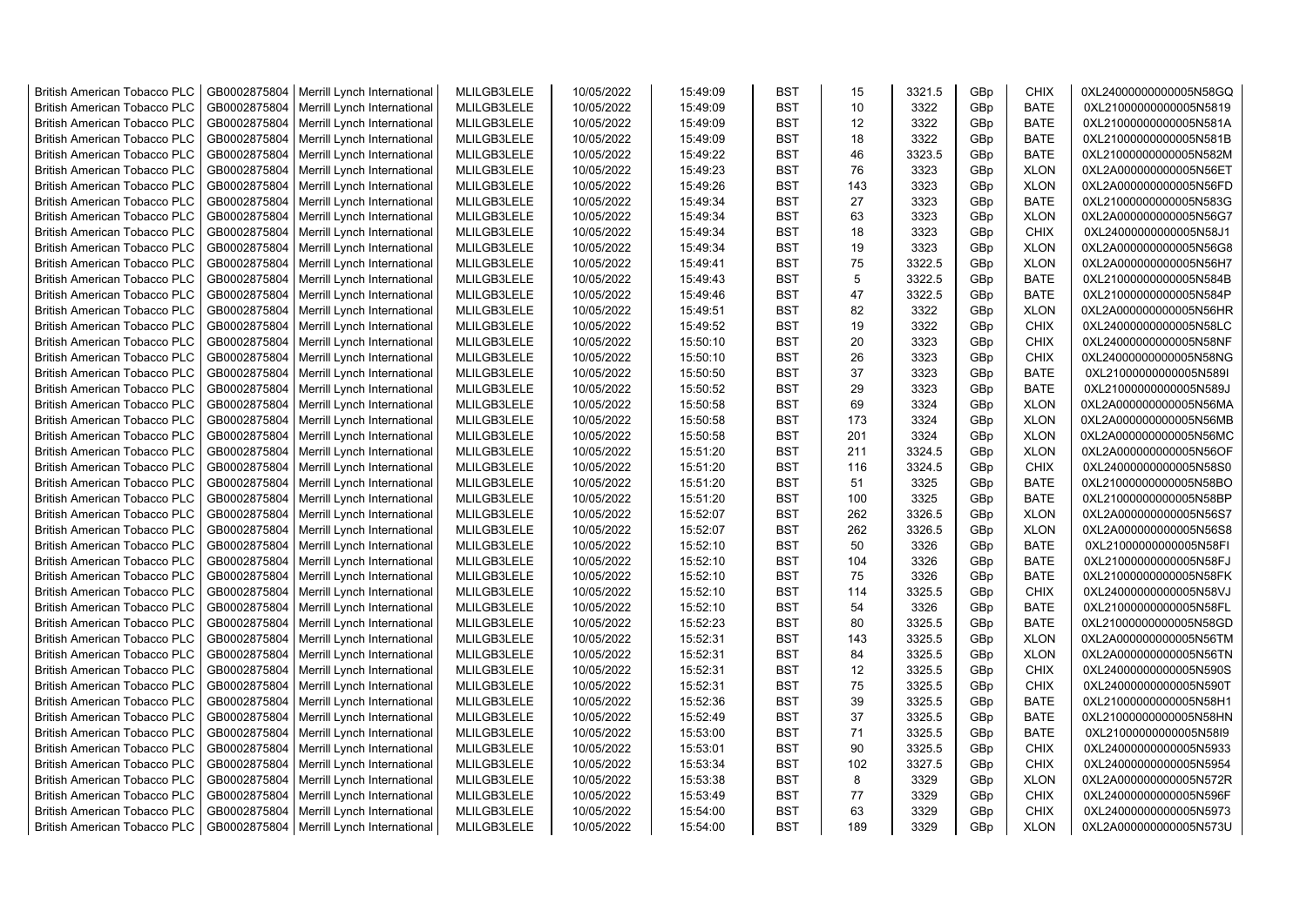| British American Tobacco PLC | GB0002875804 | Merrill Lynch International | MLILGB3LELE | 10/05/2022 | 15:49:09 | BST | 15 | 3321.5 | GBp | CHIX | 0XL24000000000005N58GQ |
|---|---|---|---|---|---|---|---|---|---|---|---|
| British American Tobacco PLC | GB0002875804 | Merrill Lynch International | MLILGB3LELE | 10/05/2022 | 15:49:09 | BST | 10 | 3322 | GBp | BATE | 0XL21000000000005N5819 |
| British American Tobacco PLC | GB0002875804 | Merrill Lynch International | MLILGB3LELE | 10/05/2022 | 15:49:09 | BST | 12 | 3322 | GBp | BATE | 0XL21000000000005N581A |
| British American Tobacco PLC | GB0002875804 | Merrill Lynch International | MLILGB3LELE | 10/05/2022 | 15:49:09 | BST | 18 | 3322 | GBp | BATE | 0XL21000000000005N581B |
| British American Tobacco PLC | GB0002875804 | Merrill Lynch International | MLILGB3LELE | 10/05/2022 | 15:49:22 | BST | 46 | 3323.5 | GBp | BATE | 0XL21000000000005N582M |
| British American Tobacco PLC | GB0002875804 | Merrill Lynch International | MLILGB3LELE | 10/05/2022 | 15:49:23 | BST | 76 | 3323 | GBp | XLON | 0XL2A000000000005N56ET |
| British American Tobacco PLC | GB0002875804 | Merrill Lynch International | MLILGB3LELE | 10/05/2022 | 15:49:26 | BST | 143 | 3323 | GBp | XLON | 0XL2A000000000005N56FD |
| British American Tobacco PLC | GB0002875804 | Merrill Lynch International | MLILGB3LELE | 10/05/2022 | 15:49:34 | BST | 27 | 3323 | GBp | BATE | 0XL21000000000005N583G |
| British American Tobacco PLC | GB0002875804 | Merrill Lynch International | MLILGB3LELE | 10/05/2022 | 15:49:34 | BST | 63 | 3323 | GBp | XLON | 0XL2A000000000005N56G7 |
| British American Tobacco PLC | GB0002875804 | Merrill Lynch International | MLILGB3LELE | 10/05/2022 | 15:49:34 | BST | 18 | 3323 | GBp | CHIX | 0XL24000000000005N58J1 |
| British American Tobacco PLC | GB0002875804 | Merrill Lynch International | MLILGB3LELE | 10/05/2022 | 15:49:34 | BST | 19 | 3323 | GBp | XLON | 0XL2A000000000005N56G8 |
| British American Tobacco PLC | GB0002875804 | Merrill Lynch International | MLILGB3LELE | 10/05/2022 | 15:49:41 | BST | 75 | 3322.5 | GBp | XLON | 0XL2A000000000005N56H7 |
| British American Tobacco PLC | GB0002875804 | Merrill Lynch International | MLILGB3LELE | 10/05/2022 | 15:49:43 | BST | 5 | 3322.5 | GBp | BATE | 0XL21000000000005N584B |
| British American Tobacco PLC | GB0002875804 | Merrill Lynch International | MLILGB3LELE | 10/05/2022 | 15:49:46 | BST | 47 | 3322.5 | GBp | BATE | 0XL21000000000005N584P |
| British American Tobacco PLC | GB0002875804 | Merrill Lynch International | MLILGB3LELE | 10/05/2022 | 15:49:51 | BST | 82 | 3322 | GBp | XLON | 0XL2A000000000005N56HR |
| British American Tobacco PLC | GB0002875804 | Merrill Lynch International | MLILGB3LELE | 10/05/2022 | 15:49:52 | BST | 19 | 3322 | GBp | CHIX | 0XL24000000000005N58LC |
| British American Tobacco PLC | GB0002875804 | Merrill Lynch International | MLILGB3LELE | 10/05/2022 | 15:50:10 | BST | 20 | 3323 | GBp | CHIX | 0XL24000000000005N58NF |
| British American Tobacco PLC | GB0002875804 | Merrill Lynch International | MLILGB3LELE | 10/05/2022 | 15:50:10 | BST | 26 | 3323 | GBp | CHIX | 0XL24000000000005N58NG |
| British American Tobacco PLC | GB0002875804 | Merrill Lynch International | MLILGB3LELE | 10/05/2022 | 15:50:50 | BST | 37 | 3323 | GBp | BATE | 0XL21000000000005N589I |
| British American Tobacco PLC | GB0002875804 | Merrill Lynch International | MLILGB3LELE | 10/05/2022 | 15:50:52 | BST | 29 | 3323 | GBp | BATE | 0XL21000000000005N589J |
| British American Tobacco PLC | GB0002875804 | Merrill Lynch International | MLILGB3LELE | 10/05/2022 | 15:50:58 | BST | 69 | 3324 | GBp | XLON | 0XL2A000000000005N56MA |
| British American Tobacco PLC | GB0002875804 | Merrill Lynch International | MLILGB3LELE | 10/05/2022 | 15:50:58 | BST | 173 | 3324 | GBp | XLON | 0XL2A000000000005N56MB |
| British American Tobacco PLC | GB0002875804 | Merrill Lynch International | MLILGB3LELE | 10/05/2022 | 15:50:58 | BST | 201 | 3324 | GBp | XLON | 0XL2A000000000005N56MC |
| British American Tobacco PLC | GB0002875804 | Merrill Lynch International | MLILGB3LELE | 10/05/2022 | 15:51:20 | BST | 211 | 3324.5 | GBp | XLON | 0XL2A000000000005N56OF |
| British American Tobacco PLC | GB0002875804 | Merrill Lynch International | MLILGB3LELE | 10/05/2022 | 15:51:20 | BST | 116 | 3324.5 | GBp | CHIX | 0XL24000000000005N58S0 |
| British American Tobacco PLC | GB0002875804 | Merrill Lynch International | MLILGB3LELE | 10/05/2022 | 15:51:20 | BST | 51 | 3325 | GBp | BATE | 0XL21000000000005N58BO |
| British American Tobacco PLC | GB0002875804 | Merrill Lynch International | MLILGB3LELE | 10/05/2022 | 15:51:20 | BST | 100 | 3325 | GBp | BATE | 0XL21000000000005N58BP |
| British American Tobacco PLC | GB0002875804 | Merrill Lynch International | MLILGB3LELE | 10/05/2022 | 15:52:07 | BST | 262 | 3326.5 | GBp | XLON | 0XL2A000000000005N56S7 |
| British American Tobacco PLC | GB0002875804 | Merrill Lynch International | MLILGB3LELE | 10/05/2022 | 15:52:07 | BST | 262 | 3326.5 | GBp | XLON | 0XL2A000000000005N56S8 |
| British American Tobacco PLC | GB0002875804 | Merrill Lynch International | MLILGB3LELE | 10/05/2022 | 15:52:10 | BST | 50 | 3326 | GBp | BATE | 0XL21000000000005N58FI |
| British American Tobacco PLC | GB0002875804 | Merrill Lynch International | MLILGB3LELE | 10/05/2022 | 15:52:10 | BST | 104 | 3326 | GBp | BATE | 0XL21000000000005N58FJ |
| British American Tobacco PLC | GB0002875804 | Merrill Lynch International | MLILGB3LELE | 10/05/2022 | 15:52:10 | BST | 75 | 3326 | GBp | BATE | 0XL21000000000005N58FK |
| British American Tobacco PLC | GB0002875804 | Merrill Lynch International | MLILGB3LELE | 10/05/2022 | 15:52:10 | BST | 114 | 3325.5 | GBp | CHIX | 0XL24000000000005N58VJ |
| British American Tobacco PLC | GB0002875804 | Merrill Lynch International | MLILGB3LELE | 10/05/2022 | 15:52:10 | BST | 54 | 3326 | GBp | BATE | 0XL21000000000005N58FL |
| British American Tobacco PLC | GB0002875804 | Merrill Lynch International | MLILGB3LELE | 10/05/2022 | 15:52:23 | BST | 80 | 3325.5 | GBp | BATE | 0XL21000000000005N58GD |
| British American Tobacco PLC | GB0002875804 | Merrill Lynch International | MLILGB3LELE | 10/05/2022 | 15:52:31 | BST | 143 | 3325.5 | GBp | XLON | 0XL2A000000000005N56TM |
| British American Tobacco PLC | GB0002875804 | Merrill Lynch International | MLILGB3LELE | 10/05/2022 | 15:52:31 | BST | 84 | 3325.5 | GBp | XLON | 0XL2A000000000005N56TN |
| British American Tobacco PLC | GB0002875804 | Merrill Lynch International | MLILGB3LELE | 10/05/2022 | 15:52:31 | BST | 12 | 3325.5 | GBp | CHIX | 0XL24000000000005N590S |
| British American Tobacco PLC | GB0002875804 | Merrill Lynch International | MLILGB3LELE | 10/05/2022 | 15:52:31 | BST | 75 | 3325.5 | GBp | CHIX | 0XL24000000000005N590T |
| British American Tobacco PLC | GB0002875804 | Merrill Lynch International | MLILGB3LELE | 10/05/2022 | 15:52:36 | BST | 39 | 3325.5 | GBp | BATE | 0XL21000000000005N58H1 |
| British American Tobacco PLC | GB0002875804 | Merrill Lynch International | MLILGB3LELE | 10/05/2022 | 15:52:49 | BST | 37 | 3325.5 | GBp | BATE | 0XL21000000000005N58HN |
| British American Tobacco PLC | GB0002875804 | Merrill Lynch International | MLILGB3LELE | 10/05/2022 | 15:53:00 | BST | 71 | 3325.5 | GBp | BATE | 0XL21000000000005N58I9 |
| British American Tobacco PLC | GB0002875804 | Merrill Lynch International | MLILGB3LELE | 10/05/2022 | 15:53:01 | BST | 90 | 3325.5 | GBp | CHIX | 0XL24000000000005N5933 |
| British American Tobacco PLC | GB0002875804 | Merrill Lynch International | MLILGB3LELE | 10/05/2022 | 15:53:34 | BST | 102 | 3327.5 | GBp | CHIX | 0XL24000000000005N5954 |
| British American Tobacco PLC | GB0002875804 | Merrill Lynch International | MLILGB3LELE | 10/05/2022 | 15:53:38 | BST | 8 | 3329 | GBp | XLON | 0XL2A000000000005N572R |
| British American Tobacco PLC | GB0002875804 | Merrill Lynch International | MLILGB3LELE | 10/05/2022 | 15:53:49 | BST | 77 | 3329 | GBp | CHIX | 0XL24000000000005N596F |
| British American Tobacco PLC | GB0002875804 | Merrill Lynch International | MLILGB3LELE | 10/05/2022 | 15:54:00 | BST | 63 | 3329 | GBp | CHIX | 0XL24000000000005N5973 |
| British American Tobacco PLC | GB0002875804 | Merrill Lynch International | MLILGB3LELE | 10/05/2022 | 15:54:00 | BST | 189 | 3329 | GBp | XLON | 0XL2A000000000005N573U |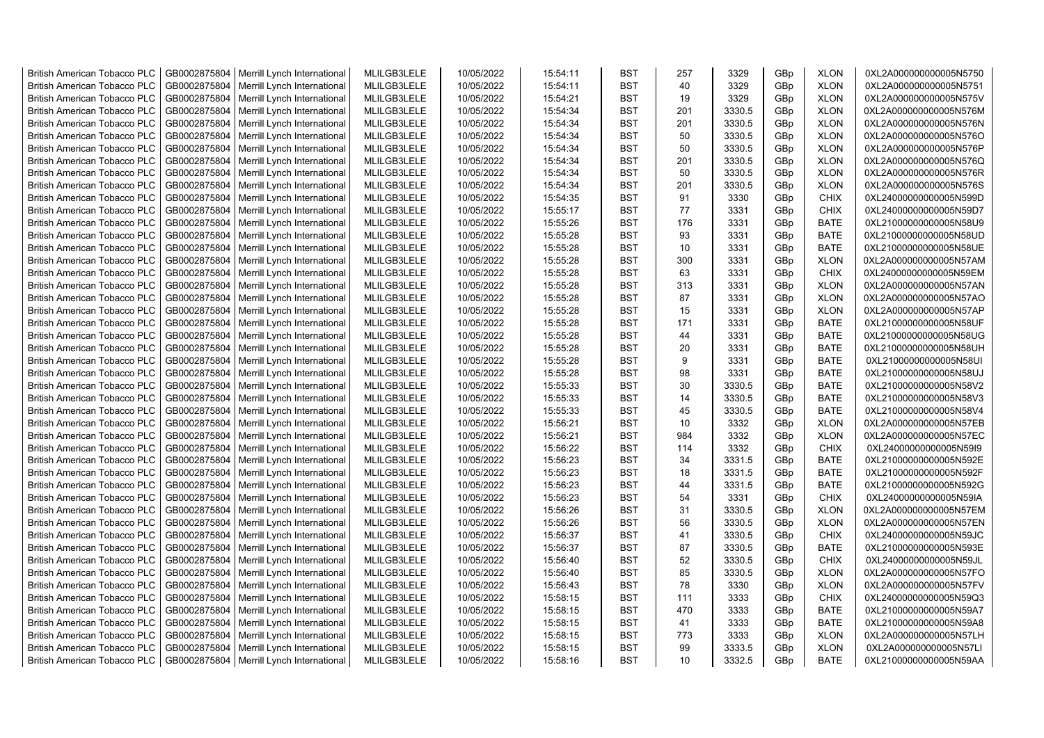| British American Tobacco PLC | GB0002875804 | Merrill Lynch International | MLILGB3LELE | 10/05/2022 | 15:54:11 | BST | 257 | 3329 | GBp | XLON | 0XL2A000000000005N5750 |
|---|---|---|---|---|---|---|---|---|---|---|---|
| British American Tobacco PLC | GB0002875804 | Merrill Lynch International | MLILGB3LELE | 10/05/2022 | 15:54:11 | BST | 40 | 3329 | GBp | XLON | 0XL2A000000000005N5751 |
| British American Tobacco PLC | GB0002875804 | Merrill Lynch International | MLILGB3LELE | 10/05/2022 | 15:54:21 | BST | 19 | 3329 | GBp | XLON | 0XL2A000000000005N575V |
| British American Tobacco PLC | GB0002875804 | Merrill Lynch International | MLILGB3LELE | 10/05/2022 | 15:54:34 | BST | 201 | 3330.5 | GBp | XLON | 0XL2A000000000005N576M |
| British American Tobacco PLC | GB0002875804 | Merrill Lynch International | MLILGB3LELE | 10/05/2022 | 15:54:34 | BST | 201 | 3330.5 | GBp | XLON | 0XL2A000000000005N576N |
| British American Tobacco PLC | GB0002875804 | Merrill Lynch International | MLILGB3LELE | 10/05/2022 | 15:54:34 | BST | 50 | 3330.5 | GBp | XLON | 0XL2A000000000005N576O |
| British American Tobacco PLC | GB0002875804 | Merrill Lynch International | MLILGB3LELE | 10/05/2022 | 15:54:34 | BST | 50 | 3330.5 | GBp | XLON | 0XL2A000000000005N576P |
| British American Tobacco PLC | GB0002875804 | Merrill Lynch International | MLILGB3LELE | 10/05/2022 | 15:54:34 | BST | 201 | 3330.5 | GBp | XLON | 0XL2A000000000005N576Q |
| British American Tobacco PLC | GB0002875804 | Merrill Lynch International | MLILGB3LELE | 10/05/2022 | 15:54:34 | BST | 50 | 3330.5 | GBp | XLON | 0XL2A000000000005N576R |
| British American Tobacco PLC | GB0002875804 | Merrill Lynch International | MLILGB3LELE | 10/05/2022 | 15:54:34 | BST | 201 | 3330.5 | GBp | XLON | 0XL2A000000000005N576S |
| British American Tobacco PLC | GB0002875804 | Merrill Lynch International | MLILGB3LELE | 10/05/2022 | 15:54:35 | BST | 91 | 3330 | GBp | CHIX | 0XL24000000000005N599D |
| British American Tobacco PLC | GB0002875804 | Merrill Lynch International | MLILGB3LELE | 10/05/2022 | 15:55:17 | BST | 77 | 3331 | GBp | CHIX | 0XL24000000000005N59D7 |
| British American Tobacco PLC | GB0002875804 | Merrill Lynch International | MLILGB3LELE | 10/05/2022 | 15:55:26 | BST | 176 | 3331 | GBp | BATE | 0XL21000000000005N58U9 |
| British American Tobacco PLC | GB0002875804 | Merrill Lynch International | MLILGB3LELE | 10/05/2022 | 15:55:28 | BST | 93 | 3331 | GBp | BATE | 0XL21000000000005N58UD |
| British American Tobacco PLC | GB0002875804 | Merrill Lynch International | MLILGB3LELE | 10/05/2022 | 15:55:28 | BST | 10 | 3331 | GBp | BATE | 0XL21000000000005N58UE |
| British American Tobacco PLC | GB0002875804 | Merrill Lynch International | MLILGB3LELE | 10/05/2022 | 15:55:28 | BST | 300 | 3331 | GBp | XLON | 0XL2A000000000005N57AM |
| British American Tobacco PLC | GB0002875804 | Merrill Lynch International | MLILGB3LELE | 10/05/2022 | 15:55:28 | BST | 63 | 3331 | GBp | CHIX | 0XL24000000000005N59EM |
| British American Tobacco PLC | GB0002875804 | Merrill Lynch International | MLILGB3LELE | 10/05/2022 | 15:55:28 | BST | 313 | 3331 | GBp | XLON | 0XL2A000000000005N57AN |
| British American Tobacco PLC | GB0002875804 | Merrill Lynch International | MLILGB3LELE | 10/05/2022 | 15:55:28 | BST | 87 | 3331 | GBp | XLON | 0XL2A000000000005N57AO |
| British American Tobacco PLC | GB0002875804 | Merrill Lynch International | MLILGB3LELE | 10/05/2022 | 15:55:28 | BST | 15 | 3331 | GBp | XLON | 0XL2A000000000005N57AP |
| British American Tobacco PLC | GB0002875804 | Merrill Lynch International | MLILGB3LELE | 10/05/2022 | 15:55:28 | BST | 171 | 3331 | GBp | BATE | 0XL21000000000005N58UF |
| British American Tobacco PLC | GB0002875804 | Merrill Lynch International | MLILGB3LELE | 10/05/2022 | 15:55:28 | BST | 44 | 3331 | GBp | BATE | 0XL21000000000005N58UG |
| British American Tobacco PLC | GB0002875804 | Merrill Lynch International | MLILGB3LELE | 10/05/2022 | 15:55:28 | BST | 20 | 3331 | GBp | BATE | 0XL21000000000005N58UH |
| British American Tobacco PLC | GB0002875804 | Merrill Lynch International | MLILGB3LELE | 10/05/2022 | 15:55:28 | BST | 9 | 3331 | GBp | BATE | 0XL21000000000005N58UI |
| British American Tobacco PLC | GB0002875804 | Merrill Lynch International | MLILGB3LELE | 10/05/2022 | 15:55:28 | BST | 98 | 3331 | GBp | BATE | 0XL21000000000005N58UJ |
| British American Tobacco PLC | GB0002875804 | Merrill Lynch International | MLILGB3LELE | 10/05/2022 | 15:55:33 | BST | 30 | 3330.5 | GBp | BATE | 0XL21000000000005N58V2 |
| British American Tobacco PLC | GB0002875804 | Merrill Lynch International | MLILGB3LELE | 10/05/2022 | 15:55:33 | BST | 14 | 3330.5 | GBp | BATE | 0XL21000000000005N58V3 |
| British American Tobacco PLC | GB0002875804 | Merrill Lynch International | MLILGB3LELE | 10/05/2022 | 15:55:33 | BST | 45 | 3330.5 | GBp | BATE | 0XL21000000000005N58V4 |
| British American Tobacco PLC | GB0002875804 | Merrill Lynch International | MLILGB3LELE | 10/05/2022 | 15:56:21 | BST | 10 | 3332 | GBp | XLON | 0XL2A000000000005N57EB |
| British American Tobacco PLC | GB0002875804 | Merrill Lynch International | MLILGB3LELE | 10/05/2022 | 15:56:21 | BST | 984 | 3332 | GBp | XLON | 0XL2A000000000005N57EC |
| British American Tobacco PLC | GB0002875804 | Merrill Lynch International | MLILGB3LELE | 10/05/2022 | 15:56:22 | BST | 114 | 3332 | GBp | CHIX | 0XL24000000000005N59I9 |
| British American Tobacco PLC | GB0002875804 | Merrill Lynch International | MLILGB3LELE | 10/05/2022 | 15:56:23 | BST | 34 | 3331.5 | GBp | BATE | 0XL21000000000005N592E |
| British American Tobacco PLC | GB0002875804 | Merrill Lynch International | MLILGB3LELE | 10/05/2022 | 15:56:23 | BST | 18 | 3331.5 | GBp | BATE | 0XL21000000000005N592F |
| British American Tobacco PLC | GB0002875804 | Merrill Lynch International | MLILGB3LELE | 10/05/2022 | 15:56:23 | BST | 44 | 3331.5 | GBp | BATE | 0XL21000000000005N592G |
| British American Tobacco PLC | GB0002875804 | Merrill Lynch International | MLILGB3LELE | 10/05/2022 | 15:56:23 | BST | 54 | 3331 | GBp | CHIX | 0XL24000000000005N59IA |
| British American Tobacco PLC | GB0002875804 | Merrill Lynch International | MLILGB3LELE | 10/05/2022 | 15:56:26 | BST | 31 | 3330.5 | GBp | XLON | 0XL2A000000000005N57EM |
| British American Tobacco PLC | GB0002875804 | Merrill Lynch International | MLILGB3LELE | 10/05/2022 | 15:56:26 | BST | 56 | 3330.5 | GBp | XLON | 0XL2A000000000005N57EN |
| British American Tobacco PLC | GB0002875804 | Merrill Lynch International | MLILGB3LELE | 10/05/2022 | 15:56:37 | BST | 41 | 3330.5 | GBp | CHIX | 0XL24000000000005N59JC |
| British American Tobacco PLC | GB0002875804 | Merrill Lynch International | MLILGB3LELE | 10/05/2022 | 15:56:37 | BST | 87 | 3330.5 | GBp | BATE | 0XL21000000000005N593E |
| British American Tobacco PLC | GB0002875804 | Merrill Lynch International | MLILGB3LELE | 10/05/2022 | 15:56:40 | BST | 52 | 3330.5 | GBp | CHIX | 0XL24000000000005N59JL |
| British American Tobacco PLC | GB0002875804 | Merrill Lynch International | MLILGB3LELE | 10/05/2022 | 15:56:40 | BST | 85 | 3330.5 | GBp | XLON | 0XL2A000000000005N57FO |
| British American Tobacco PLC | GB0002875804 | Merrill Lynch International | MLILGB3LELE | 10/05/2022 | 15:56:43 | BST | 78 | 3330 | GBp | XLON | 0XL2A000000000005N57FV |
| British American Tobacco PLC | GB0002875804 | Merrill Lynch International | MLILGB3LELE | 10/05/2022 | 15:58:15 | BST | 111 | 3333 | GBp | CHIX | 0XL24000000000005N59Q3 |
| British American Tobacco PLC | GB0002875804 | Merrill Lynch International | MLILGB3LELE | 10/05/2022 | 15:58:15 | BST | 470 | 3333 | GBp | BATE | 0XL21000000000005N59A7 |
| British American Tobacco PLC | GB0002875804 | Merrill Lynch International | MLILGB3LELE | 10/05/2022 | 15:58:15 | BST | 41 | 3333 | GBp | BATE | 0XL21000000000005N59A8 |
| British American Tobacco PLC | GB0002875804 | Merrill Lynch International | MLILGB3LELE | 10/05/2022 | 15:58:15 | BST | 773 | 3333 | GBp | XLON | 0XL2A000000000005N57LH |
| British American Tobacco PLC | GB0002875804 | Merrill Lynch International | MLILGB3LELE | 10/05/2022 | 15:58:15 | BST | 99 | 3333.5 | GBp | XLON | 0XL2A000000000005N57LI |
| British American Tobacco PLC | GB0002875804 | Merrill Lynch International | MLILGB3LELE | 10/05/2022 | 15:58:16 | BST | 10 | 3332.5 | GBp | BATE | 0XL21000000000005N59AA |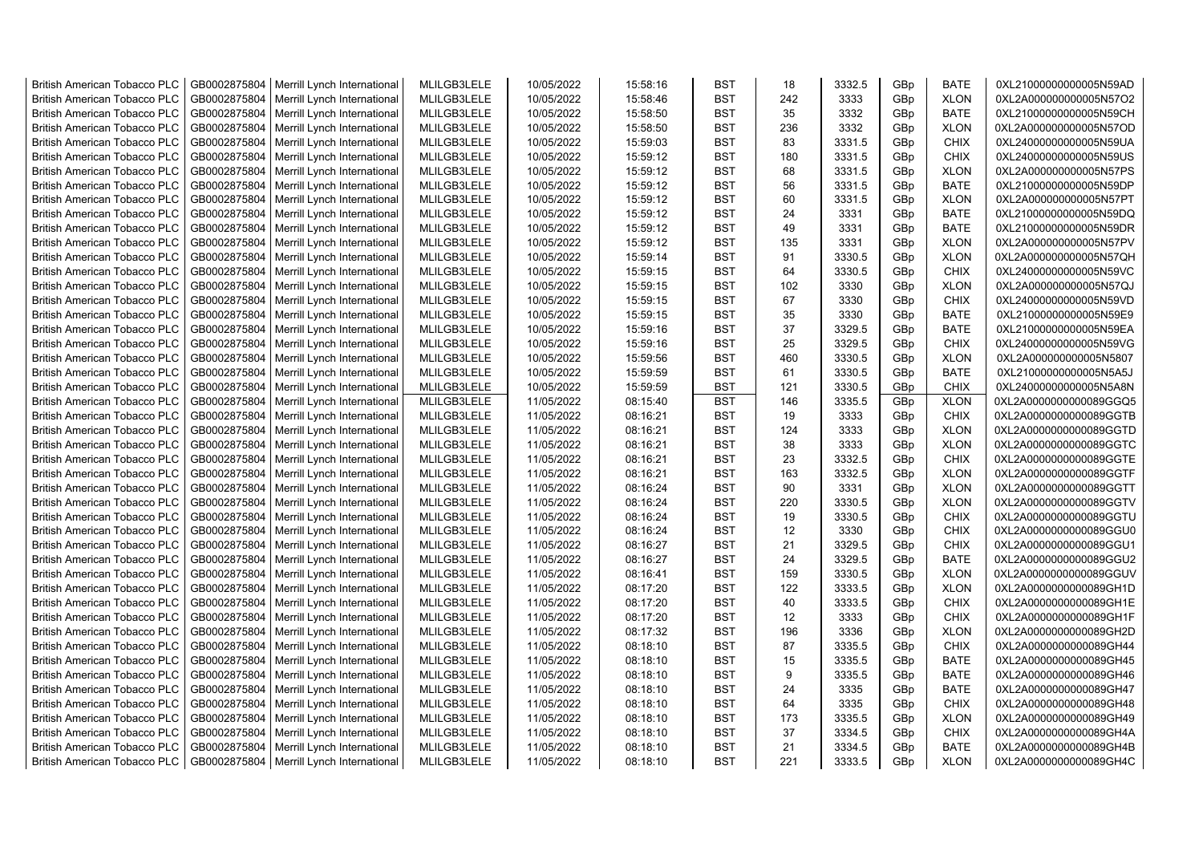| | | | | | | | | | | | |
|---|---|---|---|---|---|---|---|---|---|---|---|
| British American Tobacco PLC | GB0002875804 | Merrill Lynch International | MLILGB3LELE | 10/05/2022 | 15:58:16 | BST | 18 | 3332.5 | GBp | BATE | 0XL21000000000005N59AD |
| British American Tobacco PLC | GB0002875804 | Merrill Lynch International | MLILGB3LELE | 10/05/2022 | 15:58:46 | BST | 242 | 3333 | GBp | XLON | 0XL2A000000000005N57O2 |
| British American Tobacco PLC | GB0002875804 | Merrill Lynch International | MLILGB3LELE | 10/05/2022 | 15:58:50 | BST | 35 | 3332 | GBp | BATE | 0XL21000000000005N59CH |
| British American Tobacco PLC | GB0002875804 | Merrill Lynch International | MLILGB3LELE | 10/05/2022 | 15:58:50 | BST | 236 | 3332 | GBp | XLON | 0XL2A000000000005N57OD |
| British American Tobacco PLC | GB0002875804 | Merrill Lynch International | MLILGB3LELE | 10/05/2022 | 15:59:03 | BST | 83 | 3331.5 | GBp | CHIX | 0XL24000000000005N59UA |
| British American Tobacco PLC | GB0002875804 | Merrill Lynch International | MLILGB3LELE | 10/05/2022 | 15:59:12 | BST | 180 | 3331.5 | GBp | CHIX | 0XL24000000000005N59US |
| British American Tobacco PLC | GB0002875804 | Merrill Lynch International | MLILGB3LELE | 10/05/2022 | 15:59:12 | BST | 68 | 3331.5 | GBp | XLON | 0XL2A000000000005N57PS |
| British American Tobacco PLC | GB0002875804 | Merrill Lynch International | MLILGB3LELE | 10/05/2022 | 15:59:12 | BST | 56 | 3331.5 | GBp | BATE | 0XL21000000000005N59DP |
| British American Tobacco PLC | GB0002875804 | Merrill Lynch International | MLILGB3LELE | 10/05/2022 | 15:59:12 | BST | 60 | 3331.5 | GBp | XLON | 0XL2A000000000005N57PT |
| British American Tobacco PLC | GB0002875804 | Merrill Lynch International | MLILGB3LELE | 10/05/2022 | 15:59:12 | BST | 24 | 3331 | GBp | BATE | 0XL21000000000005N59DQ |
| British American Tobacco PLC | GB0002875804 | Merrill Lynch International | MLILGB3LELE | 10/05/2022 | 15:59:12 | BST | 49 | 3331 | GBp | BATE | 0XL21000000000005N59DR |
| British American Tobacco PLC | GB0002875804 | Merrill Lynch International | MLILGB3LELE | 10/05/2022 | 15:59:12 | BST | 135 | 3331 | GBp | XLON | 0XL2A000000000005N57PV |
| British American Tobacco PLC | GB0002875804 | Merrill Lynch International | MLILGB3LELE | 10/05/2022 | 15:59:14 | BST | 91 | 3330.5 | GBp | XLON | 0XL2A000000000005N57QH |
| British American Tobacco PLC | GB0002875804 | Merrill Lynch International | MLILGB3LELE | 10/05/2022 | 15:59:15 | BST | 64 | 3330.5 | GBp | CHIX | 0XL24000000000005N59VC |
| British American Tobacco PLC | GB0002875804 | Merrill Lynch International | MLILGB3LELE | 10/05/2022 | 15:59:15 | BST | 102 | 3330 | GBp | XLON | 0XL2A000000000005N57QJ |
| British American Tobacco PLC | GB0002875804 | Merrill Lynch International | MLILGB3LELE | 10/05/2022 | 15:59:15 | BST | 67 | 3330 | GBp | CHIX | 0XL24000000000005N59VD |
| British American Tobacco PLC | GB0002875804 | Merrill Lynch International | MLILGB3LELE | 10/05/2022 | 15:59:15 | BST | 35 | 3330 | GBp | BATE | 0XL21000000000005N59E9 |
| British American Tobacco PLC | GB0002875804 | Merrill Lynch International | MLILGB3LELE | 10/05/2022 | 15:59:16 | BST | 37 | 3329.5 | GBp | BATE | 0XL21000000000005N59EA |
| British American Tobacco PLC | GB0002875804 | Merrill Lynch International | MLILGB3LELE | 10/05/2022 | 15:59:16 | BST | 25 | 3329.5 | GBp | CHIX | 0XL24000000000005N59VG |
| British American Tobacco PLC | GB0002875804 | Merrill Lynch International | MLILGB3LELE | 10/05/2022 | 15:59:56 | BST | 460 | 3330.5 | GBp | XLON | 0XL2A000000000005N5807 |
| British American Tobacco PLC | GB0002875804 | Merrill Lynch International | MLILGB3LELE | 10/05/2022 | 15:59:59 | BST | 61 | 3330.5 | GBp | BATE | 0XL21000000000005N5A5J |
| British American Tobacco PLC | GB0002875804 | Merrill Lynch International | MLILGB3LELE | 10/05/2022 | 15:59:59 | BST | 121 | 3330.5 | GBp | CHIX | 0XL24000000000005N5A8N |
| British American Tobacco PLC | GB0002875804 | Merrill Lynch International | MLILGB3LELE | 11/05/2022 | 08:15:40 | BST | 146 | 3335.5 | GBp | XLON | 0XL2A0000000000089GGQ5 |
| British American Tobacco PLC | GB0002875804 | Merrill Lynch International | MLILGB3LELE | 11/05/2022 | 08:16:21 | BST | 19 | 3333 | GBp | CHIX | 0XL2A0000000000089GGTB |
| British American Tobacco PLC | GB0002875804 | Merrill Lynch International | MLILGB3LELE | 11/05/2022 | 08:16:21 | BST | 124 | 3333 | GBp | XLON | 0XL2A0000000000089GGTD |
| British American Tobacco PLC | GB0002875804 | Merrill Lynch International | MLILGB3LELE | 11/05/2022 | 08:16:21 | BST | 38 | 3333 | GBp | XLON | 0XL2A0000000000089GGTC |
| British American Tobacco PLC | GB0002875804 | Merrill Lynch International | MLILGB3LELE | 11/05/2022 | 08:16:21 | BST | 23 | 3332.5 | GBp | CHIX | 0XL2A0000000000089GGTE |
| British American Tobacco PLC | GB0002875804 | Merrill Lynch International | MLILGB3LELE | 11/05/2022 | 08:16:21 | BST | 163 | 3332.5 | GBp | XLON | 0XL2A0000000000089GGTF |
| British American Tobacco PLC | GB0002875804 | Merrill Lynch International | MLILGB3LELE | 11/05/2022 | 08:16:24 | BST | 90 | 3331 | GBp | XLON | 0XL2A0000000000089GGTT |
| British American Tobacco PLC | GB0002875804 | Merrill Lynch International | MLILGB3LELE | 11/05/2022 | 08:16:24 | BST | 220 | 3330.5 | GBp | XLON | 0XL2A0000000000089GGTV |
| British American Tobacco PLC | GB0002875804 | Merrill Lynch International | MLILGB3LELE | 11/05/2022 | 08:16:24 | BST | 19 | 3330.5 | GBp | CHIX | 0XL2A0000000000089GGTU |
| British American Tobacco PLC | GB0002875804 | Merrill Lynch International | MLILGB3LELE | 11/05/2022 | 08:16:24 | BST | 12 | 3330 | GBp | CHIX | 0XL2A0000000000089GGU0 |
| British American Tobacco PLC | GB0002875804 | Merrill Lynch International | MLILGB3LELE | 11/05/2022 | 08:16:27 | BST | 21 | 3329.5 | GBp | CHIX | 0XL2A0000000000089GGU1 |
| British American Tobacco PLC | GB0002875804 | Merrill Lynch International | MLILGB3LELE | 11/05/2022 | 08:16:27 | BST | 24 | 3329.5 | GBp | BATE | 0XL2A0000000000089GGU2 |
| British American Tobacco PLC | GB0002875804 | Merrill Lynch International | MLILGB3LELE | 11/05/2022 | 08:16:41 | BST | 159 | 3330.5 | GBp | XLON | 0XL2A0000000000089GGUV |
| British American Tobacco PLC | GB0002875804 | Merrill Lynch International | MLILGB3LELE | 11/05/2022 | 08:17:20 | BST | 122 | 3333.5 | GBp | XLON | 0XL2A0000000000089GH1D |
| British American Tobacco PLC | GB0002875804 | Merrill Lynch International | MLILGB3LELE | 11/05/2022 | 08:17:20 | BST | 40 | 3333.5 | GBp | CHIX | 0XL2A0000000000089GH1E |
| British American Tobacco PLC | GB0002875804 | Merrill Lynch International | MLILGB3LELE | 11/05/2022 | 08:17:20 | BST | 12 | 3333 | GBp | CHIX | 0XL2A0000000000089GH1F |
| British American Tobacco PLC | GB0002875804 | Merrill Lynch International | MLILGB3LELE | 11/05/2022 | 08:17:32 | BST | 196 | 3336 | GBp | XLON | 0XL2A0000000000089GH2D |
| British American Tobacco PLC | GB0002875804 | Merrill Lynch International | MLILGB3LELE | 11/05/2022 | 08:18:10 | BST | 87 | 3335.5 | GBp | CHIX | 0XL2A0000000000089GH44 |
| British American Tobacco PLC | GB0002875804 | Merrill Lynch International | MLILGB3LELE | 11/05/2022 | 08:18:10 | BST | 15 | 3335.5 | GBp | BATE | 0XL2A0000000000089GH45 |
| British American Tobacco PLC | GB0002875804 | Merrill Lynch International | MLILGB3LELE | 11/05/2022 | 08:18:10 | BST | 9 | 3335.5 | GBp | BATE | 0XL2A0000000000089GH46 |
| British American Tobacco PLC | GB0002875804 | Merrill Lynch International | MLILGB3LELE | 11/05/2022 | 08:18:10 | BST | 24 | 3335 | GBp | BATE | 0XL2A0000000000089GH47 |
| British American Tobacco PLC | GB0002875804 | Merrill Lynch International | MLILGB3LELE | 11/05/2022 | 08:18:10 | BST | 64 | 3335 | GBp | CHIX | 0XL2A0000000000089GH48 |
| British American Tobacco PLC | GB0002875804 | Merrill Lynch International | MLILGB3LELE | 11/05/2022 | 08:18:10 | BST | 173 | 3335.5 | GBp | XLON | 0XL2A0000000000089GH49 |
| British American Tobacco PLC | GB0002875804 | Merrill Lynch International | MLILGB3LELE | 11/05/2022 | 08:18:10 | BST | 37 | 3334.5 | GBp | CHIX | 0XL2A0000000000089GH4A |
| British American Tobacco PLC | GB0002875804 | Merrill Lynch International | MLILGB3LELE | 11/05/2022 | 08:18:10 | BST | 21 | 3334.5 | GBp | BATE | 0XL2A0000000000089GH4B |
| British American Tobacco PLC | GB0002875804 | Merrill Lynch International | MLILGB3LELE | 11/05/2022 | 08:18:10 | BST | 221 | 3333.5 | GBp | XLON | 0XL2A0000000000089GH4C |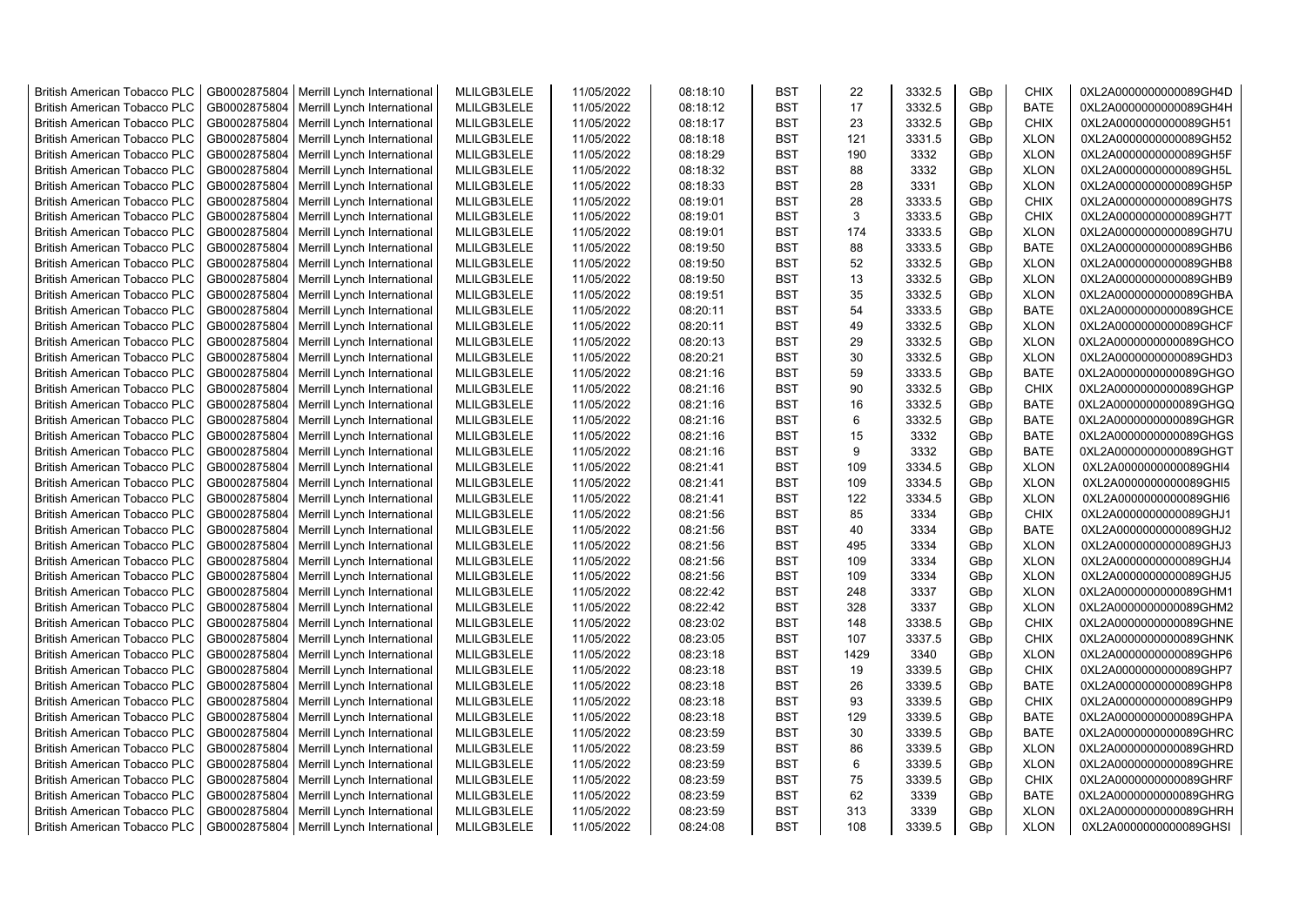| British American Tobacco PLC | GB0002875804 | Merrill Lynch International | MLILGB3LELE | 11/05/2022 | 08:18:10 | BST | 22 | 3332.5 | GBp | CHIX | 0XL2A0000000000089GH4D |
|---|---|---|---|---|---|---|---|---|---|---|---|
| British American Tobacco PLC | GB0002875804 | Merrill Lynch International | MLILGB3LELE | 11/05/2022 | 08:18:12 | BST | 17 | 3332.5 | GBp | BATE | 0XL2A0000000000089GH4H |
| British American Tobacco PLC | GB0002875804 | Merrill Lynch International | MLILGB3LELE | 11/05/2022 | 08:18:17 | BST | 23 | 3332.5 | GBp | CHIX | 0XL2A0000000000089GH51 |
| British American Tobacco PLC | GB0002875804 | Merrill Lynch International | MLILGB3LELE | 11/05/2022 | 08:18:18 | BST | 121 | 3331.5 | GBp | XLON | 0XL2A0000000000089GH52 |
| British American Tobacco PLC | GB0002875804 | Merrill Lynch International | MLILGB3LELE | 11/05/2022 | 08:18:29 | BST | 190 | 3332 | GBp | XLON | 0XL2A0000000000089GH5F |
| British American Tobacco PLC | GB0002875804 | Merrill Lynch International | MLILGB3LELE | 11/05/2022 | 08:18:32 | BST | 88 | 3332 | GBp | XLON | 0XL2A0000000000089GH5L |
| British American Tobacco PLC | GB0002875804 | Merrill Lynch International | MLILGB3LELE | 11/05/2022 | 08:18:33 | BST | 28 | 3331 | GBp | XLON | 0XL2A0000000000089GH5P |
| British American Tobacco PLC | GB0002875804 | Merrill Lynch International | MLILGB3LELE | 11/05/2022 | 08:19:01 | BST | 28 | 3333.5 | GBp | CHIX | 0XL2A0000000000089GH7S |
| British American Tobacco PLC | GB0002875804 | Merrill Lynch International | MLILGB3LELE | 11/05/2022 | 08:19:01 | BST | 3 | 3333.5 | GBp | CHIX | 0XL2A0000000000089GH7T |
| British American Tobacco PLC | GB0002875804 | Merrill Lynch International | MLILGB3LELE | 11/05/2022 | 08:19:01 | BST | 174 | 3333.5 | GBp | XLON | 0XL2A0000000000089GH7U |
| British American Tobacco PLC | GB0002875804 | Merrill Lynch International | MLILGB3LELE | 11/05/2022 | 08:19:50 | BST | 88 | 3333.5 | GBp | BATE | 0XL2A0000000000089GHB6 |
| British American Tobacco PLC | GB0002875804 | Merrill Lynch International | MLILGB3LELE | 11/05/2022 | 08:19:50 | BST | 52 | 3332.5 | GBp | XLON | 0XL2A0000000000089GHB8 |
| British American Tobacco PLC | GB0002875804 | Merrill Lynch International | MLILGB3LELE | 11/05/2022 | 08:19:50 | BST | 13 | 3332.5 | GBp | XLON | 0XL2A0000000000089GHB9 |
| British American Tobacco PLC | GB0002875804 | Merrill Lynch International | MLILGB3LELE | 11/05/2022 | 08:19:51 | BST | 35 | 3332.5 | GBp | XLON | 0XL2A0000000000089GHBA |
| British American Tobacco PLC | GB0002875804 | Merrill Lynch International | MLILGB3LELE | 11/05/2022 | 08:20:11 | BST | 54 | 3333.5 | GBp | BATE | 0XL2A0000000000089GHCE |
| British American Tobacco PLC | GB0002875804 | Merrill Lynch International | MLILGB3LELE | 11/05/2022 | 08:20:11 | BST | 49 | 3332.5 | GBp | XLON | 0XL2A0000000000089GHCF |
| British American Tobacco PLC | GB0002875804 | Merrill Lynch International | MLILGB3LELE | 11/05/2022 | 08:20:13 | BST | 29 | 3332.5 | GBp | XLON | 0XL2A0000000000089GHCO |
| British American Tobacco PLC | GB0002875804 | Merrill Lynch International | MLILGB3LELE | 11/05/2022 | 08:20:21 | BST | 30 | 3332.5 | GBp | XLON | 0XL2A0000000000089GHD3 |
| British American Tobacco PLC | GB0002875804 | Merrill Lynch International | MLILGB3LELE | 11/05/2022 | 08:21:16 | BST | 59 | 3333.5 | GBp | BATE | 0XL2A0000000000089GHGO |
| British American Tobacco PLC | GB0002875804 | Merrill Lynch International | MLILGB3LELE | 11/05/2022 | 08:21:16 | BST | 90 | 3332.5 | GBp | CHIX | 0XL2A0000000000089GHGP |
| British American Tobacco PLC | GB0002875804 | Merrill Lynch International | MLILGB3LELE | 11/05/2022 | 08:21:16 | BST | 16 | 3332.5 | GBp | BATE | 0XL2A0000000000089GHGQ |
| British American Tobacco PLC | GB0002875804 | Merrill Lynch International | MLILGB3LELE | 11/05/2022 | 08:21:16 | BST | 6 | 3332.5 | GBp | BATE | 0XL2A0000000000089GHGR |
| British American Tobacco PLC | GB0002875804 | Merrill Lynch International | MLILGB3LELE | 11/05/2022 | 08:21:16 | BST | 15 | 3332 | GBp | BATE | 0XL2A0000000000089GHGS |
| British American Tobacco PLC | GB0002875804 | Merrill Lynch International | MLILGB3LELE | 11/05/2022 | 08:21:16 | BST | 9 | 3332 | GBp | BATE | 0XL2A0000000000089GHGT |
| British American Tobacco PLC | GB0002875804 | Merrill Lynch International | MLILGB3LELE | 11/05/2022 | 08:21:41 | BST | 109 | 3334.5 | GBp | XLON | 0XL2A0000000000089GHI4 |
| British American Tobacco PLC | GB0002875804 | Merrill Lynch International | MLILGB3LELE | 11/05/2022 | 08:21:41 | BST | 109 | 3334.5 | GBp | XLON | 0XL2A0000000000089GHI5 |
| British American Tobacco PLC | GB0002875804 | Merrill Lynch International | MLILGB3LELE | 11/05/2022 | 08:21:41 | BST | 122 | 3334.5 | GBp | XLON | 0XL2A0000000000089GHI6 |
| British American Tobacco PLC | GB0002875804 | Merrill Lynch International | MLILGB3LELE | 11/05/2022 | 08:21:56 | BST | 85 | 3334 | GBp | CHIX | 0XL2A0000000000089GHJ1 |
| British American Tobacco PLC | GB0002875804 | Merrill Lynch International | MLILGB3LELE | 11/05/2022 | 08:21:56 | BST | 40 | 3334 | GBp | BATE | 0XL2A0000000000089GHJ2 |
| British American Tobacco PLC | GB0002875804 | Merrill Lynch International | MLILGB3LELE | 11/05/2022 | 08:21:56 | BST | 495 | 3334 | GBp | XLON | 0XL2A0000000000089GHJ3 |
| British American Tobacco PLC | GB0002875804 | Merrill Lynch International | MLILGB3LELE | 11/05/2022 | 08:21:56 | BST | 109 | 3334 | GBp | XLON | 0XL2A0000000000089GHJ4 |
| British American Tobacco PLC | GB0002875804 | Merrill Lynch International | MLILGB3LELE | 11/05/2022 | 08:21:56 | BST | 109 | 3334 | GBp | XLON | 0XL2A0000000000089GHJ5 |
| British American Tobacco PLC | GB0002875804 | Merrill Lynch International | MLILGB3LELE | 11/05/2022 | 08:22:42 | BST | 248 | 3337 | GBp | XLON | 0XL2A0000000000089GHM1 |
| British American Tobacco PLC | GB0002875804 | Merrill Lynch International | MLILGB3LELE | 11/05/2022 | 08:22:42 | BST | 328 | 3337 | GBp | XLON | 0XL2A0000000000089GHM2 |
| British American Tobacco PLC | GB0002875804 | Merrill Lynch International | MLILGB3LELE | 11/05/2022 | 08:23:02 | BST | 148 | 3338.5 | GBp | CHIX | 0XL2A0000000000089GHNE |
| British American Tobacco PLC | GB0002875804 | Merrill Lynch International | MLILGB3LELE | 11/05/2022 | 08:23:05 | BST | 107 | 3337.5 | GBp | CHIX | 0XL2A0000000000089GHNK |
| British American Tobacco PLC | GB0002875804 | Merrill Lynch International | MLILGB3LELE | 11/05/2022 | 08:23:18 | BST | 1429 | 3340 | GBp | XLON | 0XL2A0000000000089GHP6 |
| British American Tobacco PLC | GB0002875804 | Merrill Lynch International | MLILGB3LELE | 11/05/2022 | 08:23:18 | BST | 19 | 3339.5 | GBp | CHIX | 0XL2A0000000000089GHP7 |
| British American Tobacco PLC | GB0002875804 | Merrill Lynch International | MLILGB3LELE | 11/05/2022 | 08:23:18 | BST | 26 | 3339.5 | GBp | BATE | 0XL2A0000000000089GHP8 |
| British American Tobacco PLC | GB0002875804 | Merrill Lynch International | MLILGB3LELE | 11/05/2022 | 08:23:18 | BST | 93 | 3339.5 | GBp | CHIX | 0XL2A0000000000089GHP9 |
| British American Tobacco PLC | GB0002875804 | Merrill Lynch International | MLILGB3LELE | 11/05/2022 | 08:23:18 | BST | 129 | 3339.5 | GBp | BATE | 0XL2A0000000000089GHPA |
| British American Tobacco PLC | GB0002875804 | Merrill Lynch International | MLILGB3LELE | 11/05/2022 | 08:23:59 | BST | 30 | 3339.5 | GBp | BATE | 0XL2A0000000000089GHRC |
| British American Tobacco PLC | GB0002875804 | Merrill Lynch International | MLILGB3LELE | 11/05/2022 | 08:23:59 | BST | 86 | 3339.5 | GBp | XLON | 0XL2A0000000000089GHRD |
| British American Tobacco PLC | GB0002875804 | Merrill Lynch International | MLILGB3LELE | 11/05/2022 | 08:23:59 | BST | 6 | 3339.5 | GBp | XLON | 0XL2A0000000000089GHRE |
| British American Tobacco PLC | GB0002875804 | Merrill Lynch International | MLILGB3LELE | 11/05/2022 | 08:23:59 | BST | 75 | 3339.5 | GBp | CHIX | 0XL2A0000000000089GHRF |
| British American Tobacco PLC | GB0002875804 | Merrill Lynch International | MLILGB3LELE | 11/05/2022 | 08:23:59 | BST | 62 | 3339 | GBp | BATE | 0XL2A0000000000089GHRG |
| British American Tobacco PLC | GB0002875804 | Merrill Lynch International | MLILGB3LELE | 11/05/2022 | 08:23:59 | BST | 313 | 3339 | GBp | XLON | 0XL2A0000000000089GHRH |
| British American Tobacco PLC | GB0002875804 | Merrill Lynch International | MLILGB3LELE | 11/05/2022 | 08:24:08 | BST | 108 | 3339.5 | GBp | XLON | 0XL2A0000000000089GHSI |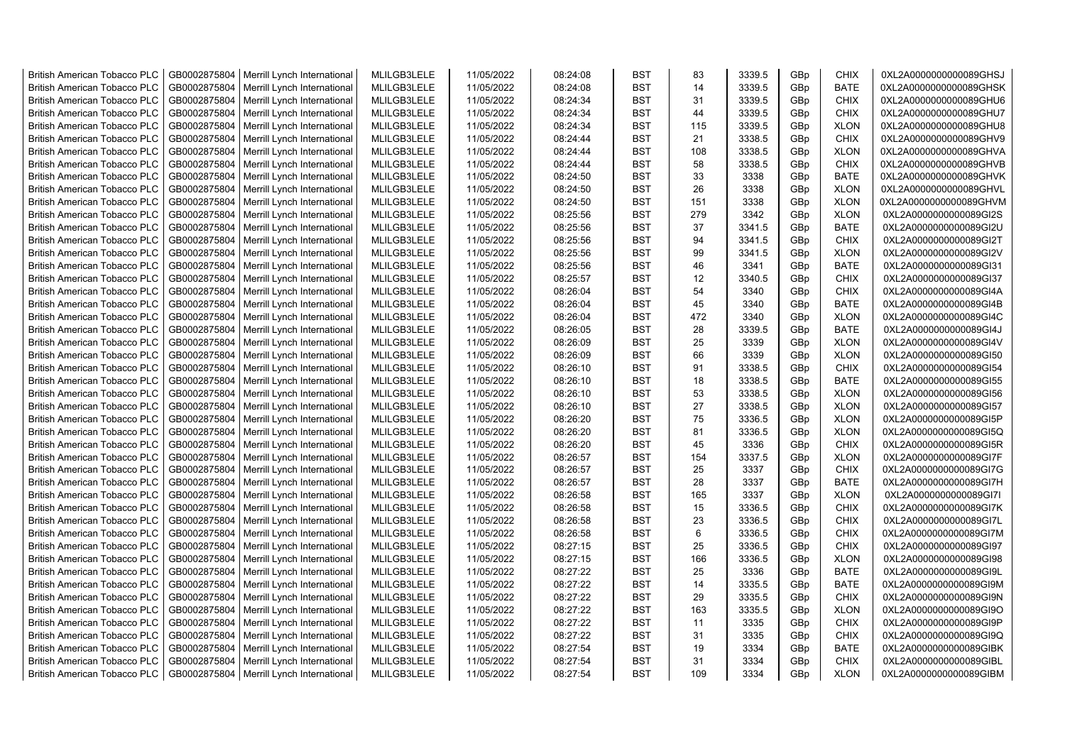| British American Tobacco PLC | GB0002875804 | Merrill Lynch International | MLILGB3LELE | 11/05/2022 | 08:24:08 | BST | 83 | 3339.5 | GBp | CHIX | 0XL2A0000000000089GHSJ |
|---|---|---|---|---|---|---|---|---|---|---|---|
| British American Tobacco PLC | GB0002875804 | Merrill Lynch International | MLILGB3LELE | 11/05/2022 | 08:24:08 | BST | 14 | 3339.5 | GBp | BATE | 0XL2A0000000000089GHSK |
| British American Tobacco PLC | GB0002875804 | Merrill Lynch International | MLILGB3LELE | 11/05/2022 | 08:24:34 | BST | 31 | 3339.5 | GBp | CHIX | 0XL2A0000000000089GHU6 |
| British American Tobacco PLC | GB0002875804 | Merrill Lynch International | MLILGB3LELE | 11/05/2022 | 08:24:34 | BST | 44 | 3339.5 | GBp | CHIX | 0XL2A0000000000089GHU7 |
| British American Tobacco PLC | GB0002875804 | Merrill Lynch International | MLILGB3LELE | 11/05/2022 | 08:24:34 | BST | 115 | 3339.5 | GBp | XLON | 0XL2A0000000000089GHU8 |
| British American Tobacco PLC | GB0002875804 | Merrill Lynch International | MLILGB3LELE | 11/05/2022 | 08:24:44 | BST | 21 | 3338.5 | GBp | CHIX | 0XL2A0000000000089GHV9 |
| British American Tobacco PLC | GB0002875804 | Merrill Lynch International | MLILGB3LELE | 11/05/2022 | 08:24:44 | BST | 108 | 3338.5 | GBp | XLON | 0XL2A0000000000089GHVA |
| British American Tobacco PLC | GB0002875804 | Merrill Lynch International | MLILGB3LELE | 11/05/2022 | 08:24:44 | BST | 58 | 3338.5 | GBp | CHIX | 0XL2A0000000000089GHVB |
| British American Tobacco PLC | GB0002875804 | Merrill Lynch International | MLILGB3LELE | 11/05/2022 | 08:24:50 | BST | 33 | 3338 | GBp | BATE | 0XL2A0000000000089GHVK |
| British American Tobacco PLC | GB0002875804 | Merrill Lynch International | MLILGB3LELE | 11/05/2022 | 08:24:50 | BST | 26 | 3338 | GBp | XLON | 0XL2A0000000000089GHVL |
| British American Tobacco PLC | GB0002875804 | Merrill Lynch International | MLILGB3LELE | 11/05/2022 | 08:24:50 | BST | 151 | 3338 | GBp | XLON | 0XL2A0000000000089GHVM |
| British American Tobacco PLC | GB0002875804 | Merrill Lynch International | MLILGB3LELE | 11/05/2022 | 08:25:56 | BST | 279 | 3342 | GBp | XLON | 0XL2A0000000000089GI2S |
| British American Tobacco PLC | GB0002875804 | Merrill Lynch International | MLILGB3LELE | 11/05/2022 | 08:25:56 | BST | 37 | 3341.5 | GBp | BATE | 0XL2A0000000000089GI2U |
| British American Tobacco PLC | GB0002875804 | Merrill Lynch International | MLILGB3LELE | 11/05/2022 | 08:25:56 | BST | 94 | 3341.5 | GBp | CHIX | 0XL2A0000000000089GI2T |
| British American Tobacco PLC | GB0002875804 | Merrill Lynch International | MLILGB3LELE | 11/05/2022 | 08:25:56 | BST | 99 | 3341.5 | GBp | XLON | 0XL2A0000000000089GI2V |
| British American Tobacco PLC | GB0002875804 | Merrill Lynch International | MLILGB3LELE | 11/05/2022 | 08:25:56 | BST | 46 | 3341 | GBp | BATE | 0XL2A0000000000089GI31 |
| British American Tobacco PLC | GB0002875804 | Merrill Lynch International | MLILGB3LELE | 11/05/2022 | 08:25:57 | BST | 12 | 3340.5 | GBp | CHIX | 0XL2A0000000000089GI37 |
| British American Tobacco PLC | GB0002875804 | Merrill Lynch International | MLILGB3LELE | 11/05/2022 | 08:26:04 | BST | 54 | 3340 | GBp | CHIX | 0XL2A0000000000089GI4A |
| British American Tobacco PLC | GB0002875804 | Merrill Lynch International | MLILGB3LELE | 11/05/2022 | 08:26:04 | BST | 45 | 3340 | GBp | BATE | 0XL2A0000000000089GI4B |
| British American Tobacco PLC | GB0002875804 | Merrill Lynch International | MLILGB3LELE | 11/05/2022 | 08:26:04 | BST | 472 | 3340 | GBp | XLON | 0XL2A0000000000089GI4C |
| British American Tobacco PLC | GB0002875804 | Merrill Lynch International | MLILGB3LELE | 11/05/2022 | 08:26:05 | BST | 28 | 3339.5 | GBp | BATE | 0XL2A0000000000089GI4J |
| British American Tobacco PLC | GB0002875804 | Merrill Lynch International | MLILGB3LELE | 11/05/2022 | 08:26:09 | BST | 25 | 3339 | GBp | XLON | 0XL2A0000000000089GI4V |
| British American Tobacco PLC | GB0002875804 | Merrill Lynch International | MLILGB3LELE | 11/05/2022 | 08:26:09 | BST | 66 | 3339 | GBp | XLON | 0XL2A0000000000089GI50 |
| British American Tobacco PLC | GB0002875804 | Merrill Lynch International | MLILGB3LELE | 11/05/2022 | 08:26:10 | BST | 91 | 3338.5 | GBp | CHIX | 0XL2A0000000000089GI54 |
| British American Tobacco PLC | GB0002875804 | Merrill Lynch International | MLILGB3LELE | 11/05/2022 | 08:26:10 | BST | 18 | 3338.5 | GBp | BATE | 0XL2A0000000000089GI55 |
| British American Tobacco PLC | GB0002875804 | Merrill Lynch International | MLILGB3LELE | 11/05/2022 | 08:26:10 | BST | 53 | 3338.5 | GBp | XLON | 0XL2A0000000000089GI56 |
| British American Tobacco PLC | GB0002875804 | Merrill Lynch International | MLILGB3LELE | 11/05/2022 | 08:26:10 | BST | 27 | 3338.5 | GBp | XLON | 0XL2A0000000000089GI57 |
| British American Tobacco PLC | GB0002875804 | Merrill Lynch International | MLILGB3LELE | 11/05/2022 | 08:26:20 | BST | 75 | 3336.5 | GBp | XLON | 0XL2A0000000000089GI5P |
| British American Tobacco PLC | GB0002875804 | Merrill Lynch International | MLILGB3LELE | 11/05/2022 | 08:26:20 | BST | 81 | 3336.5 | GBp | XLON | 0XL2A0000000000089GI5Q |
| British American Tobacco PLC | GB0002875804 | Merrill Lynch International | MLILGB3LELE | 11/05/2022 | 08:26:20 | BST | 45 | 3336 | GBp | CHIX | 0XL2A0000000000089GI5R |
| British American Tobacco PLC | GB0002875804 | Merrill Lynch International | MLILGB3LELE | 11/05/2022 | 08:26:57 | BST | 154 | 3337.5 | GBp | XLON | 0XL2A0000000000089GI7F |
| British American Tobacco PLC | GB0002875804 | Merrill Lynch International | MLILGB3LELE | 11/05/2022 | 08:26:57 | BST | 25 | 3337 | GBp | CHIX | 0XL2A0000000000089GI7G |
| British American Tobacco PLC | GB0002875804 | Merrill Lynch International | MLILGB3LELE | 11/05/2022 | 08:26:57 | BST | 28 | 3337 | GBp | BATE | 0XL2A0000000000089GI7H |
| British American Tobacco PLC | GB0002875804 | Merrill Lynch International | MLILGB3LELE | 11/05/2022 | 08:26:58 | BST | 165 | 3337 | GBp | XLON | 0XL2A0000000000089GI7I |
| British American Tobacco PLC | GB0002875804 | Merrill Lynch International | MLILGB3LELE | 11/05/2022 | 08:26:58 | BST | 15 | 3336.5 | GBp | CHIX | 0XL2A0000000000089GI7K |
| British American Tobacco PLC | GB0002875804 | Merrill Lynch International | MLILGB3LELE | 11/05/2022 | 08:26:58 | BST | 23 | 3336.5 | GBp | CHIX | 0XL2A0000000000089GI7L |
| British American Tobacco PLC | GB0002875804 | Merrill Lynch International | MLILGB3LELE | 11/05/2022 | 08:26:58 | BST | 6 | 3336.5 | GBp | CHIX | 0XL2A0000000000089GI7M |
| British American Tobacco PLC | GB0002875804 | Merrill Lynch International | MLILGB3LELE | 11/05/2022 | 08:27:15 | BST | 25 | 3336.5 | GBp | CHIX | 0XL2A0000000000089GI97 |
| British American Tobacco PLC | GB0002875804 | Merrill Lynch International | MLILGB3LELE | 11/05/2022 | 08:27:15 | BST | 166 | 3336.5 | GBp | XLON | 0XL2A0000000000089GI98 |
| British American Tobacco PLC | GB0002875804 | Merrill Lynch International | MLILGB3LELE | 11/05/2022 | 08:27:22 | BST | 25 | 3336 | GBp | BATE | 0XL2A0000000000089GI9L |
| British American Tobacco PLC | GB0002875804 | Merrill Lynch International | MLILGB3LELE | 11/05/2022 | 08:27:22 | BST | 14 | 3335.5 | GBp | BATE | 0XL2A0000000000089GI9M |
| British American Tobacco PLC | GB0002875804 | Merrill Lynch International | MLILGB3LELE | 11/05/2022 | 08:27:22 | BST | 29 | 3335.5 | GBp | CHIX | 0XL2A0000000000089GI9N |
| British American Tobacco PLC | GB0002875804 | Merrill Lynch International | MLILGB3LELE | 11/05/2022 | 08:27:22 | BST | 163 | 3335.5 | GBp | XLON | 0XL2A0000000000089GI9O |
| British American Tobacco PLC | GB0002875804 | Merrill Lynch International | MLILGB3LELE | 11/05/2022 | 08:27:22 | BST | 11 | 3335 | GBp | CHIX | 0XL2A0000000000089GI9P |
| British American Tobacco PLC | GB0002875804 | Merrill Lynch International | MLILGB3LELE | 11/05/2022 | 08:27:22 | BST | 31 | 3335 | GBp | CHIX | 0XL2A0000000000089GI9Q |
| British American Tobacco PLC | GB0002875804 | Merrill Lynch International | MLILGB3LELE | 11/05/2022 | 08:27:54 | BST | 19 | 3334 | GBp | BATE | 0XL2A0000000000089GIBK |
| British American Tobacco PLC | GB0002875804 | Merrill Lynch International | MLILGB3LELE | 11/05/2022 | 08:27:54 | BST | 31 | 3334 | GBp | CHIX | 0XL2A0000000000089GIBL |
| British American Tobacco PLC | GB0002875804 | Merrill Lynch International | MLILGB3LELE | 11/05/2022 | 08:27:54 | BST | 109 | 3334 | GBp | XLON | 0XL2A0000000000089GIBM |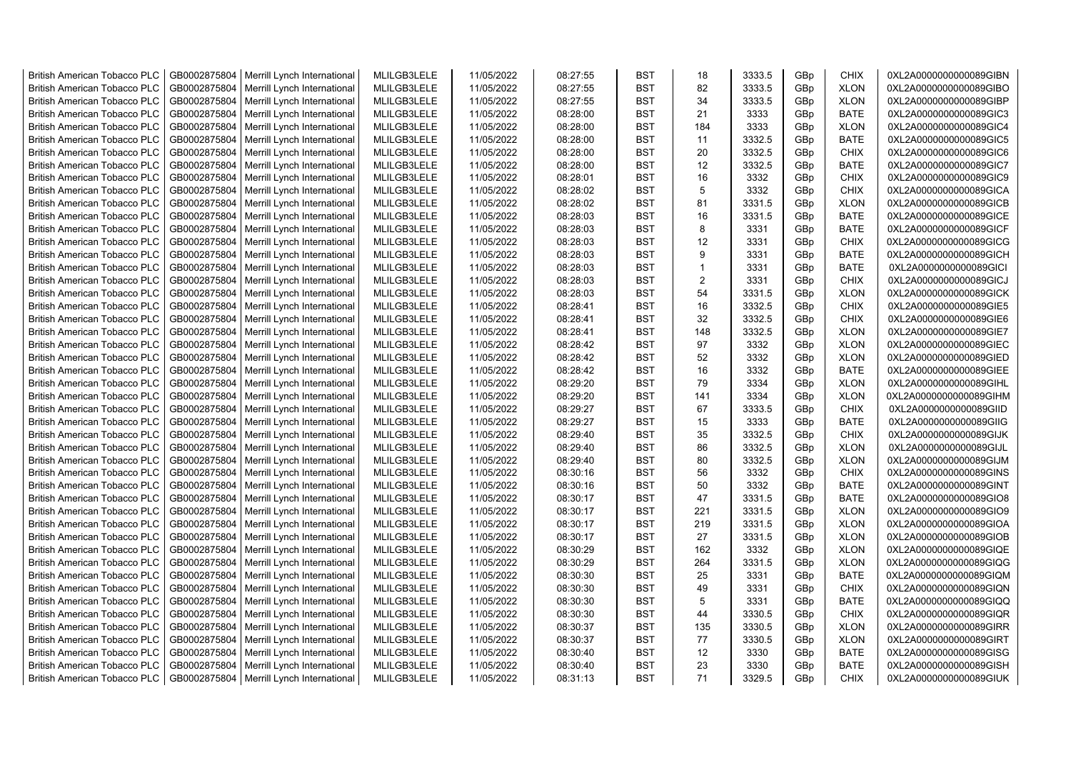| British American Tobacco PLC | GB0002875804 | Merrill Lynch International | MLILGB3LELE | 11/05/2022 | 08:27:55 | BST | 18 | 3333.5 | GBp | CHIX | 0XL2A0000000000089GIBN |
|---|---|---|---|---|---|---|---|---|---|---|---|
| British American Tobacco PLC | GB0002875804 | Merrill Lynch International | MLILGB3LELE | 11/05/2022 | 08:27:55 | BST | 82 | 3333.5 | GBp | XLON | 0XL2A0000000000089GIBO |
| British American Tobacco PLC | GB0002875804 | Merrill Lynch International | MLILGB3LELE | 11/05/2022 | 08:27:55 | BST | 34 | 3333.5 | GBp | XLON | 0XL2A0000000000089GIBP |
| British American Tobacco PLC | GB0002875804 | Merrill Lynch International | MLILGB3LELE | 11/05/2022 | 08:28:00 | BST | 21 | 3333 | GBp | BATE | 0XL2A0000000000089GIC3 |
| British American Tobacco PLC | GB0002875804 | Merrill Lynch International | MLILGB3LELE | 11/05/2022 | 08:28:00 | BST | 184 | 3333 | GBp | XLON | 0XL2A0000000000089GIC4 |
| British American Tobacco PLC | GB0002875804 | Merrill Lynch International | MLILGB3LELE | 11/05/2022 | 08:28:00 | BST | 11 | 3332.5 | GBp | BATE | 0XL2A0000000000089GIC5 |
| British American Tobacco PLC | GB0002875804 | Merrill Lynch International | MLILGB3LELE | 11/05/2022 | 08:28:00 | BST | 20 | 3332.5 | GBp | CHIX | 0XL2A0000000000089GIC6 |
| British American Tobacco PLC | GB0002875804 | Merrill Lynch International | MLILGB3LELE | 11/05/2022 | 08:28:00 | BST | 12 | 3332.5 | GBp | BATE | 0XL2A0000000000089GIC7 |
| British American Tobacco PLC | GB0002875804 | Merrill Lynch International | MLILGB3LELE | 11/05/2022 | 08:28:01 | BST | 16 | 3332 | GBp | CHIX | 0XL2A0000000000089GIC9 |
| British American Tobacco PLC | GB0002875804 | Merrill Lynch International | MLILGB3LELE | 11/05/2022 | 08:28:02 | BST | 5 | 3332 | GBp | CHIX | 0XL2A0000000000089GICA |
| British American Tobacco PLC | GB0002875804 | Merrill Lynch International | MLILGB3LELE | 11/05/2022 | 08:28:02 | BST | 81 | 3331.5 | GBp | XLON | 0XL2A0000000000089GICB |
| British American Tobacco PLC | GB0002875804 | Merrill Lynch International | MLILGB3LELE | 11/05/2022 | 08:28:03 | BST | 16 | 3331.5 | GBp | BATE | 0XL2A0000000000089GICE |
| British American Tobacco PLC | GB0002875804 | Merrill Lynch International | MLILGB3LELE | 11/05/2022 | 08:28:03 | BST | 8 | 3331 | GBp | BATE | 0XL2A0000000000089GICF |
| British American Tobacco PLC | GB0002875804 | Merrill Lynch International | MLILGB3LELE | 11/05/2022 | 08:28:03 | BST | 12 | 3331 | GBp | CHIX | 0XL2A0000000000089GICG |
| British American Tobacco PLC | GB0002875804 | Merrill Lynch International | MLILGB3LELE | 11/05/2022 | 08:28:03 | BST | 9 | 3331 | GBp | BATE | 0XL2A0000000000089GICH |
| British American Tobacco PLC | GB0002875804 | Merrill Lynch International | MLILGB3LELE | 11/05/2022 | 08:28:03 | BST | 1 | 3331 | GBp | BATE | 0XL2A0000000000089GICI |
| British American Tobacco PLC | GB0002875804 | Merrill Lynch International | MLILGB3LELE | 11/05/2022 | 08:28:03 | BST | 2 | 3331 | GBp | CHIX | 0XL2A0000000000089GICJ |
| British American Tobacco PLC | GB0002875804 | Merrill Lynch International | MLILGB3LELE | 11/05/2022 | 08:28:03 | BST | 54 | 3331.5 | GBp | XLON | 0XL2A0000000000089GICK |
| British American Tobacco PLC | GB0002875804 | Merrill Lynch International | MLILGB3LELE | 11/05/2022 | 08:28:41 | BST | 16 | 3332.5 | GBp | CHIX | 0XL2A0000000000089GIE5 |
| British American Tobacco PLC | GB0002875804 | Merrill Lynch International | MLILGB3LELE | 11/05/2022 | 08:28:41 | BST | 32 | 3332.5 | GBp | CHIX | 0XL2A0000000000089GIE6 |
| British American Tobacco PLC | GB0002875804 | Merrill Lynch International | MLILGB3LELE | 11/05/2022 | 08:28:41 | BST | 148 | 3332.5 | GBp | XLON | 0XL2A0000000000089GIE7 |
| British American Tobacco PLC | GB0002875804 | Merrill Lynch International | MLILGB3LELE | 11/05/2022 | 08:28:42 | BST | 97 | 3332 | GBp | XLON | 0XL2A0000000000089GIEC |
| British American Tobacco PLC | GB0002875804 | Merrill Lynch International | MLILGB3LELE | 11/05/2022 | 08:28:42 | BST | 52 | 3332 | GBp | XLON | 0XL2A0000000000089GIED |
| British American Tobacco PLC | GB0002875804 | Merrill Lynch International | MLILGB3LELE | 11/05/2022 | 08:28:42 | BST | 16 | 3332 | GBp | BATE | 0XL2A0000000000089GIEE |
| British American Tobacco PLC | GB0002875804 | Merrill Lynch International | MLILGB3LELE | 11/05/2022 | 08:29:20 | BST | 79 | 3334 | GBp | XLON | 0XL2A0000000000089GIHL |
| British American Tobacco PLC | GB0002875804 | Merrill Lynch International | MLILGB3LELE | 11/05/2022 | 08:29:20 | BST | 141 | 3334 | GBp | XLON | 0XL2A0000000000089GIHM |
| British American Tobacco PLC | GB0002875804 | Merrill Lynch International | MLILGB3LELE | 11/05/2022 | 08:29:27 | BST | 67 | 3333.5 | GBp | CHIX | 0XL2A0000000000089GIID |
| British American Tobacco PLC | GB0002875804 | Merrill Lynch International | MLILGB3LELE | 11/05/2022 | 08:29:27 | BST | 15 | 3333 | GBp | BATE | 0XL2A0000000000089GIIG |
| British American Tobacco PLC | GB0002875804 | Merrill Lynch International | MLILGB3LELE | 11/05/2022 | 08:29:40 | BST | 35 | 3332.5 | GBp | CHIX | 0XL2A0000000000089GIJK |
| British American Tobacco PLC | GB0002875804 | Merrill Lynch International | MLILGB3LELE | 11/05/2022 | 08:29:40 | BST | 86 | 3332.5 | GBp | XLON | 0XL2A0000000000089GIJL |
| British American Tobacco PLC | GB0002875804 | Merrill Lynch International | MLILGB3LELE | 11/05/2022 | 08:29:40 | BST | 80 | 3332.5 | GBp | XLON | 0XL2A0000000000089GIJM |
| British American Tobacco PLC | GB0002875804 | Merrill Lynch International | MLILGB3LELE | 11/05/2022 | 08:30:16 | BST | 56 | 3332 | GBp | CHIX | 0XL2A0000000000089GINS |
| British American Tobacco PLC | GB0002875804 | Merrill Lynch International | MLILGB3LELE | 11/05/2022 | 08:30:16 | BST | 50 | 3332 | GBp | BATE | 0XL2A0000000000089GINT |
| British American Tobacco PLC | GB0002875804 | Merrill Lynch International | MLILGB3LELE | 11/05/2022 | 08:30:17 | BST | 47 | 3331.5 | GBp | BATE | 0XL2A0000000000089GIO8 |
| British American Tobacco PLC | GB0002875804 | Merrill Lynch International | MLILGB3LELE | 11/05/2022 | 08:30:17 | BST | 221 | 3331.5 | GBp | XLON | 0XL2A0000000000089GIO9 |
| British American Tobacco PLC | GB0002875804 | Merrill Lynch International | MLILGB3LELE | 11/05/2022 | 08:30:17 | BST | 219 | 3331.5 | GBp | XLON | 0XL2A0000000000089GIOA |
| British American Tobacco PLC | GB0002875804 | Merrill Lynch International | MLILGB3LELE | 11/05/2022 | 08:30:17 | BST | 27 | 3331.5 | GBp | XLON | 0XL2A0000000000089GIOB |
| British American Tobacco PLC | GB0002875804 | Merrill Lynch International | MLILGB3LELE | 11/05/2022 | 08:30:29 | BST | 162 | 3332 | GBp | XLON | 0XL2A0000000000089GIQE |
| British American Tobacco PLC | GB0002875804 | Merrill Lynch International | MLILGB3LELE | 11/05/2022 | 08:30:29 | BST | 264 | 3331.5 | GBp | XLON | 0XL2A0000000000089GIQG |
| British American Tobacco PLC | GB0002875804 | Merrill Lynch International | MLILGB3LELE | 11/05/2022 | 08:30:30 | BST | 25 | 3331 | GBp | BATE | 0XL2A0000000000089GIQM |
| British American Tobacco PLC | GB0002875804 | Merrill Lynch International | MLILGB3LELE | 11/05/2022 | 08:30:30 | BST | 49 | 3331 | GBp | CHIX | 0XL2A0000000000089GIQN |
| British American Tobacco PLC | GB0002875804 | Merrill Lynch International | MLILGB3LELE | 11/05/2022 | 08:30:30 | BST | 5 | 3331 | GBp | BATE | 0XL2A0000000000089GIQQ |
| British American Tobacco PLC | GB0002875804 | Merrill Lynch International | MLILGB3LELE | 11/05/2022 | 08:30:30 | BST | 44 | 3330.5 | GBp | CHIX | 0XL2A0000000000089GIQR |
| British American Tobacco PLC | GB0002875804 | Merrill Lynch International | MLILGB3LELE | 11/05/2022 | 08:30:37 | BST | 135 | 3330.5 | GBp | XLON | 0XL2A0000000000089GIRR |
| British American Tobacco PLC | GB0002875804 | Merrill Lynch International | MLILGB3LELE | 11/05/2022 | 08:30:37 | BST | 77 | 3330.5 | GBp | XLON | 0XL2A0000000000089GIRT |
| British American Tobacco PLC | GB0002875804 | Merrill Lynch International | MLILGB3LELE | 11/05/2022 | 08:30:40 | BST | 12 | 3330 | GBp | BATE | 0XL2A0000000000089GISG |
| British American Tobacco PLC | GB0002875804 | Merrill Lynch International | MLILGB3LELE | 11/05/2022 | 08:30:40 | BST | 23 | 3330 | GBp | BATE | 0XL2A0000000000089GISH |
| British American Tobacco PLC | GB0002875804 | Merrill Lynch International | MLILGB3LELE | 11/05/2022 | 08:31:13 | BST | 71 | 3329.5 | GBp | CHIX | 0XL2A0000000000089GIUK |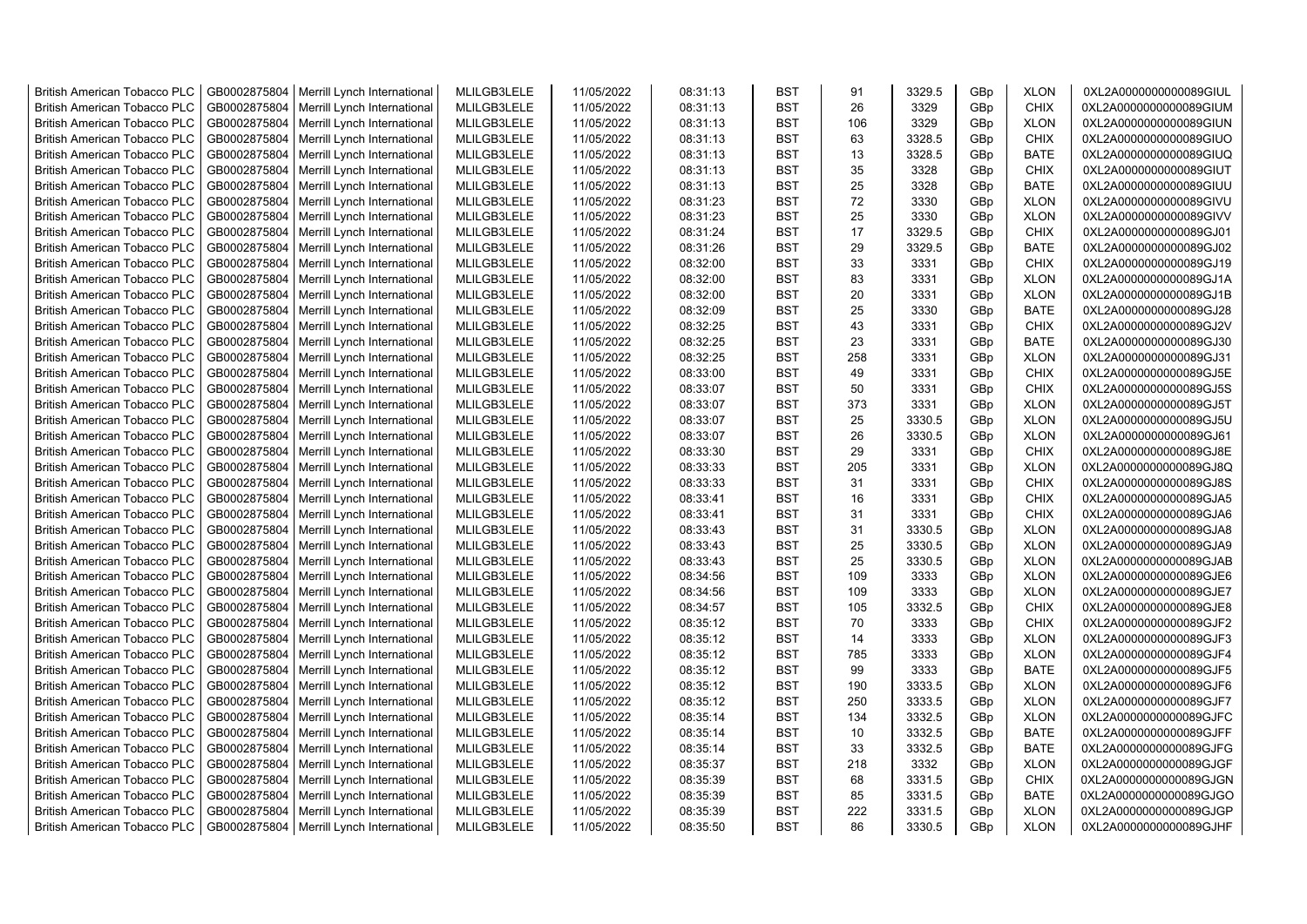| British American Tobacco PLC | GB0002875804 | Merrill Lynch International | MLILGB3LELE | 11/05/2022 | 08:31:13 | BST | 91 | 3329.5 | GBp | XLON | 0XL2A0000000000089GIUL |
|---|---|---|---|---|---|---|---|---|---|---|---|
| British American Tobacco PLC | GB0002875804 | Merrill Lynch International | MLILGB3LELE | 11/05/2022 | 08:31:13 | BST | 26 | 3329 | GBp | CHIX | 0XL2A0000000000089GIUM |
| British American Tobacco PLC | GB0002875804 | Merrill Lynch International | MLILGB3LELE | 11/05/2022 | 08:31:13 | BST | 106 | 3329 | GBp | XLON | 0XL2A0000000000089GIUN |
| British American Tobacco PLC | GB0002875804 | Merrill Lynch International | MLILGB3LELE | 11/05/2022 | 08:31:13 | BST | 63 | 3328.5 | GBp | CHIX | 0XL2A0000000000089GIUO |
| British American Tobacco PLC | GB0002875804 | Merrill Lynch International | MLILGB3LELE | 11/05/2022 | 08:31:13 | BST | 13 | 3328.5 | GBp | BATE | 0XL2A0000000000089GIUQ |
| British American Tobacco PLC | GB0002875804 | Merrill Lynch International | MLILGB3LELE | 11/05/2022 | 08:31:13 | BST | 35 | 3328 | GBp | CHIX | 0XL2A0000000000089GIUT |
| British American Tobacco PLC | GB0002875804 | Merrill Lynch International | MLILGB3LELE | 11/05/2022 | 08:31:13 | BST | 25 | 3328 | GBp | BATE | 0XL2A0000000000089GIUU |
| British American Tobacco PLC | GB0002875804 | Merrill Lynch International | MLILGB3LELE | 11/05/2022 | 08:31:23 | BST | 72 | 3330 | GBp | XLON | 0XL2A0000000000089GIVU |
| British American Tobacco PLC | GB0002875804 | Merrill Lynch International | MLILGB3LELE | 11/05/2022 | 08:31:23 | BST | 25 | 3330 | GBp | XLON | 0XL2A0000000000089GIVV |
| British American Tobacco PLC | GB0002875804 | Merrill Lynch International | MLILGB3LELE | 11/05/2022 | 08:31:24 | BST | 17 | 3329.5 | GBp | CHIX | 0XL2A0000000000089GJ01 |
| British American Tobacco PLC | GB0002875804 | Merrill Lynch International | MLILGB3LELE | 11/05/2022 | 08:31:26 | BST | 29 | 3329.5 | GBp | BATE | 0XL2A0000000000089GJ02 |
| British American Tobacco PLC | GB0002875804 | Merrill Lynch International | MLILGB3LELE | 11/05/2022 | 08:32:00 | BST | 33 | 3331 | GBp | CHIX | 0XL2A0000000000089GJ19 |
| British American Tobacco PLC | GB0002875804 | Merrill Lynch International | MLILGB3LELE | 11/05/2022 | 08:32:00 | BST | 83 | 3331 | GBp | XLON | 0XL2A0000000000089GJ1A |
| British American Tobacco PLC | GB0002875804 | Merrill Lynch International | MLILGB3LELE | 11/05/2022 | 08:32:00 | BST | 20 | 3331 | GBp | XLON | 0XL2A0000000000089GJ1B |
| British American Tobacco PLC | GB0002875804 | Merrill Lynch International | MLILGB3LELE | 11/05/2022 | 08:32:09 | BST | 25 | 3330 | GBp | BATE | 0XL2A0000000000089GJ28 |
| British American Tobacco PLC | GB0002875804 | Merrill Lynch International | MLILGB3LELE | 11/05/2022 | 08:32:25 | BST | 43 | 3331 | GBp | CHIX | 0XL2A0000000000089GJ2V |
| British American Tobacco PLC | GB0002875804 | Merrill Lynch International | MLILGB3LELE | 11/05/2022 | 08:32:25 | BST | 23 | 3331 | GBp | BATE | 0XL2A0000000000089GJ30 |
| British American Tobacco PLC | GB0002875804 | Merrill Lynch International | MLILGB3LELE | 11/05/2022 | 08:32:25 | BST | 258 | 3331 | GBp | XLON | 0XL2A0000000000089GJ31 |
| British American Tobacco PLC | GB0002875804 | Merrill Lynch International | MLILGB3LELE | 11/05/2022 | 08:33:00 | BST | 49 | 3331 | GBp | CHIX | 0XL2A0000000000089GJ5E |
| British American Tobacco PLC | GB0002875804 | Merrill Lynch International | MLILGB3LELE | 11/05/2022 | 08:33:07 | BST | 50 | 3331 | GBp | CHIX | 0XL2A0000000000089GJ5S |
| British American Tobacco PLC | GB0002875804 | Merrill Lynch International | MLILGB3LELE | 11/05/2022 | 08:33:07 | BST | 373 | 3331 | GBp | XLON | 0XL2A0000000000089GJ5T |
| British American Tobacco PLC | GB0002875804 | Merrill Lynch International | MLILGB3LELE | 11/05/2022 | 08:33:07 | BST | 25 | 3330.5 | GBp | XLON | 0XL2A0000000000089GJ5U |
| British American Tobacco PLC | GB0002875804 | Merrill Lynch International | MLILGB3LELE | 11/05/2022 | 08:33:07 | BST | 26 | 3330.5 | GBp | XLON | 0XL2A0000000000089GJ61 |
| British American Tobacco PLC | GB0002875804 | Merrill Lynch International | MLILGB3LELE | 11/05/2022 | 08:33:30 | BST | 29 | 3331 | GBp | CHIX | 0XL2A0000000000089GJ8E |
| British American Tobacco PLC | GB0002875804 | Merrill Lynch International | MLILGB3LELE | 11/05/2022 | 08:33:33 | BST | 205 | 3331 | GBp | XLON | 0XL2A0000000000089GJ8Q |
| British American Tobacco PLC | GB0002875804 | Merrill Lynch International | MLILGB3LELE | 11/05/2022 | 08:33:33 | BST | 31 | 3331 | GBp | CHIX | 0XL2A0000000000089GJ8S |
| British American Tobacco PLC | GB0002875804 | Merrill Lynch International | MLILGB3LELE | 11/05/2022 | 08:33:41 | BST | 16 | 3331 | GBp | CHIX | 0XL2A0000000000089GJA5 |
| British American Tobacco PLC | GB0002875804 | Merrill Lynch International | MLILGB3LELE | 11/05/2022 | 08:33:41 | BST | 31 | 3331 | GBp | CHIX | 0XL2A0000000000089GJA6 |
| British American Tobacco PLC | GB0002875804 | Merrill Lynch International | MLILGB3LELE | 11/05/2022 | 08:33:43 | BST | 31 | 3330.5 | GBp | XLON | 0XL2A0000000000089GJA8 |
| British American Tobacco PLC | GB0002875804 | Merrill Lynch International | MLILGB3LELE | 11/05/2022 | 08:33:43 | BST | 25 | 3330.5 | GBp | XLON | 0XL2A0000000000089GJA9 |
| British American Tobacco PLC | GB0002875804 | Merrill Lynch International | MLILGB3LELE | 11/05/2022 | 08:33:43 | BST | 25 | 3330.5 | GBp | XLON | 0XL2A0000000000089GJAB |
| British American Tobacco PLC | GB0002875804 | Merrill Lynch International | MLILGB3LELE | 11/05/2022 | 08:34:56 | BST | 109 | 3333 | GBp | XLON | 0XL2A0000000000089GJE6 |
| British American Tobacco PLC | GB0002875804 | Merrill Lynch International | MLILGB3LELE | 11/05/2022 | 08:34:56 | BST | 109 | 3333 | GBp | XLON | 0XL2A0000000000089GJE7 |
| British American Tobacco PLC | GB0002875804 | Merrill Lynch International | MLILGB3LELE | 11/05/2022 | 08:34:57 | BST | 105 | 3332.5 | GBp | CHIX | 0XL2A0000000000089GJE8 |
| British American Tobacco PLC | GB0002875804 | Merrill Lynch International | MLILGB3LELE | 11/05/2022 | 08:35:12 | BST | 70 | 3333 | GBp | CHIX | 0XL2A0000000000089GJF2 |
| British American Tobacco PLC | GB0002875804 | Merrill Lynch International | MLILGB3LELE | 11/05/2022 | 08:35:12 | BST | 14 | 3333 | GBp | XLON | 0XL2A0000000000089GJF3 |
| British American Tobacco PLC | GB0002875804 | Merrill Lynch International | MLILGB3LELE | 11/05/2022 | 08:35:12 | BST | 785 | 3333 | GBp | XLON | 0XL2A0000000000089GJF4 |
| British American Tobacco PLC | GB0002875804 | Merrill Lynch International | MLILGB3LELE | 11/05/2022 | 08:35:12 | BST | 99 | 3333 | GBp | BATE | 0XL2A0000000000089GJF5 |
| British American Tobacco PLC | GB0002875804 | Merrill Lynch International | MLILGB3LELE | 11/05/2022 | 08:35:12 | BST | 190 | 3333.5 | GBp | XLON | 0XL2A0000000000089GJF6 |
| British American Tobacco PLC | GB0002875804 | Merrill Lynch International | MLILGB3LELE | 11/05/2022 | 08:35:12 | BST | 250 | 3333.5 | GBp | XLON | 0XL2A0000000000089GJF7 |
| British American Tobacco PLC | GB0002875804 | Merrill Lynch International | MLILGB3LELE | 11/05/2022 | 08:35:14 | BST | 134 | 3332.5 | GBp | XLON | 0XL2A0000000000089GJFC |
| British American Tobacco PLC | GB0002875804 | Merrill Lynch International | MLILGB3LELE | 11/05/2022 | 08:35:14 | BST | 10 | 3332.5 | GBp | BATE | 0XL2A0000000000089GJFF |
| British American Tobacco PLC | GB0002875804 | Merrill Lynch International | MLILGB3LELE | 11/05/2022 | 08:35:14 | BST | 33 | 3332.5 | GBp | BATE | 0XL2A0000000000089GJFG |
| British American Tobacco PLC | GB0002875804 | Merrill Lynch International | MLILGB3LELE | 11/05/2022 | 08:35:37 | BST | 218 | 3332 | GBp | XLON | 0XL2A0000000000089GJGF |
| British American Tobacco PLC | GB0002875804 | Merrill Lynch International | MLILGB3LELE | 11/05/2022 | 08:35:39 | BST | 68 | 3331.5 | GBp | CHIX | 0XL2A0000000000089GJGN |
| British American Tobacco PLC | GB0002875804 | Merrill Lynch International | MLILGB3LELE | 11/05/2022 | 08:35:39 | BST | 85 | 3331.5 | GBp | BATE | 0XL2A0000000000089GJGO |
| British American Tobacco PLC | GB0002875804 | Merrill Lynch International | MLILGB3LELE | 11/05/2022 | 08:35:39 | BST | 222 | 3331.5 | GBp | XLON | 0XL2A0000000000089GJGP |
| British American Tobacco PLC | GB0002875804 | Merrill Lynch International | MLILGB3LELE | 11/05/2022 | 08:35:50 | BST | 86 | 3330.5 | GBp | XLON | 0XL2A0000000000089GJHF |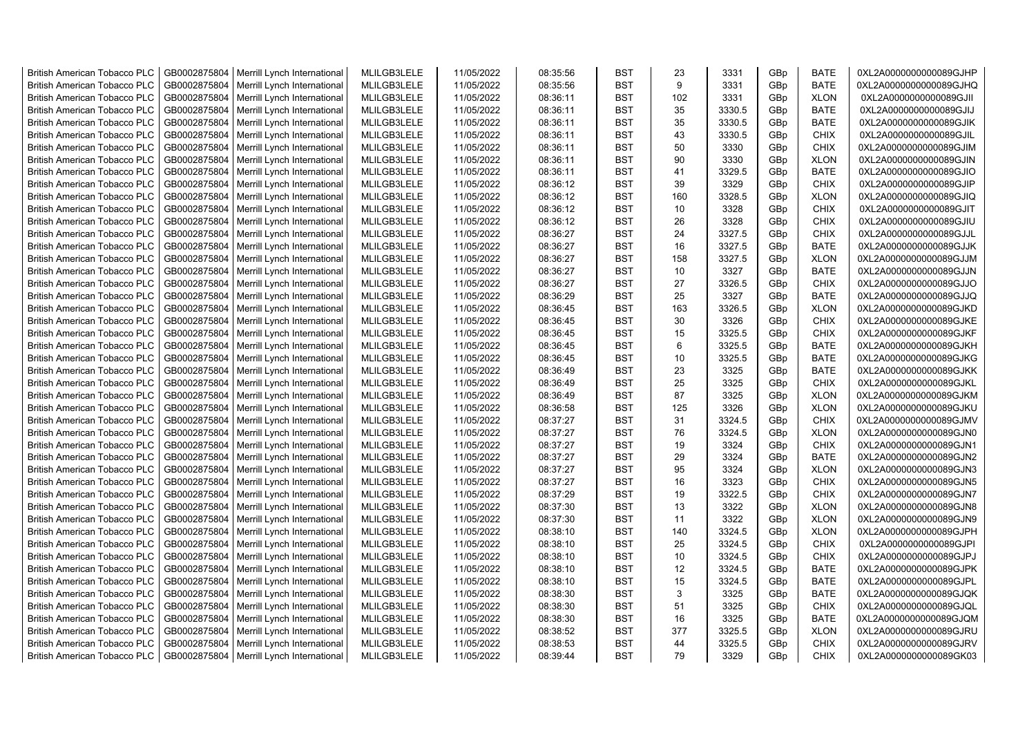| British American Tobacco PLC | GB0002875804 | Merrill Lynch International | MLILGB3LELE | 11/05/2022 | 08:35:56 | BST | 23 | 3331 | GBp | BATE | 0XL2A0000000000089GJHP |
|---|---|---|---|---|---|---|---|---|---|---|---|
| British American Tobacco PLC | GB0002875804 | Merrill Lynch International | MLILGB3LELE | 11/05/2022 | 08:35:56 | BST | 9 | 3331 | GBp | BATE | 0XL2A0000000000089GJHQ |
| British American Tobacco PLC | GB0002875804 | Merrill Lynch International | MLILGB3LELE | 11/05/2022 | 08:36:11 | BST | 102 | 3331 | GBp | XLON | 0XL2A0000000000089GJII |
| British American Tobacco PLC | GB0002875804 | Merrill Lynch International | MLILGB3LELE | 11/05/2022 | 08:36:11 | BST | 35 | 3330.5 | GBp | BATE | 0XL2A0000000000089GJIJ |
| British American Tobacco PLC | GB0002875804 | Merrill Lynch International | MLILGB3LELE | 11/05/2022 | 08:36:11 | BST | 35 | 3330.5 | GBp | BATE | 0XL2A0000000000089GJIK |
| British American Tobacco PLC | GB0002875804 | Merrill Lynch International | MLILGB3LELE | 11/05/2022 | 08:36:11 | BST | 43 | 3330.5 | GBp | CHIX | 0XL2A0000000000089GJIL |
| British American Tobacco PLC | GB0002875804 | Merrill Lynch International | MLILGB3LELE | 11/05/2022 | 08:36:11 | BST | 50 | 3330 | GBp | CHIX | 0XL2A0000000000089GJIM |
| British American Tobacco PLC | GB0002875804 | Merrill Lynch International | MLILGB3LELE | 11/05/2022 | 08:36:11 | BST | 90 | 3330 | GBp | XLON | 0XL2A0000000000089GJIN |
| British American Tobacco PLC | GB0002875804 | Merrill Lynch International | MLILGB3LELE | 11/05/2022 | 08:36:11 | BST | 41 | 3329.5 | GBp | BATE | 0XL2A0000000000089GJIO |
| British American Tobacco PLC | GB0002875804 | Merrill Lynch International | MLILGB3LELE | 11/05/2022 | 08:36:12 | BST | 39 | 3329 | GBp | CHIX | 0XL2A0000000000089GJIP |
| British American Tobacco PLC | GB0002875804 | Merrill Lynch International | MLILGB3LELE | 11/05/2022 | 08:36:12 | BST | 160 | 3328.5 | GBp | XLON | 0XL2A0000000000089GJIQ |
| British American Tobacco PLC | GB0002875804 | Merrill Lynch International | MLILGB3LELE | 11/05/2022 | 08:36:12 | BST | 10 | 3328 | GBp | CHIX | 0XL2A0000000000089GJIT |
| British American Tobacco PLC | GB0002875804 | Merrill Lynch International | MLILGB3LELE | 11/05/2022 | 08:36:12 | BST | 26 | 3328 | GBp | CHIX | 0XL2A0000000000089GJIU |
| British American Tobacco PLC | GB0002875804 | Merrill Lynch International | MLILGB3LELE | 11/05/2022 | 08:36:27 | BST | 24 | 3327.5 | GBp | CHIX | 0XL2A0000000000089GJJL |
| British American Tobacco PLC | GB0002875804 | Merrill Lynch International | MLILGB3LELE | 11/05/2022 | 08:36:27 | BST | 16 | 3327.5 | GBp | BATE | 0XL2A0000000000089GJJK |
| British American Tobacco PLC | GB0002875804 | Merrill Lynch International | MLILGB3LELE | 11/05/2022 | 08:36:27 | BST | 158 | 3327.5 | GBp | XLON | 0XL2A0000000000089GJJM |
| British American Tobacco PLC | GB0002875804 | Merrill Lynch International | MLILGB3LELE | 11/05/2022 | 08:36:27 | BST | 10 | 3327 | GBp | BATE | 0XL2A0000000000089GJJN |
| British American Tobacco PLC | GB0002875804 | Merrill Lynch International | MLILGB3LELE | 11/05/2022 | 08:36:27 | BST | 27 | 3326.5 | GBp | CHIX | 0XL2A0000000000089GJJO |
| British American Tobacco PLC | GB0002875804 | Merrill Lynch International | MLILGB3LELE | 11/05/2022 | 08:36:29 | BST | 25 | 3327 | GBp | BATE | 0XL2A0000000000089GJJQ |
| British American Tobacco PLC | GB0002875804 | Merrill Lynch International | MLILGB3LELE | 11/05/2022 | 08:36:45 | BST | 163 | 3326.5 | GBp | XLON | 0XL2A0000000000089GJKD |
| British American Tobacco PLC | GB0002875804 | Merrill Lynch International | MLILGB3LELE | 11/05/2022 | 08:36:45 | BST | 30 | 3326 | GBp | CHIX | 0XL2A0000000000089GJKE |
| British American Tobacco PLC | GB0002875804 | Merrill Lynch International | MLILGB3LELE | 11/05/2022 | 08:36:45 | BST | 15 | 3325.5 | GBp | CHIX | 0XL2A0000000000089GJKF |
| British American Tobacco PLC | GB0002875804 | Merrill Lynch International | MLILGB3LELE | 11/05/2022 | 08:36:45 | BST | 6 | 3325.5 | GBp | BATE | 0XL2A0000000000089GJKH |
| British American Tobacco PLC | GB0002875804 | Merrill Lynch International | MLILGB3LELE | 11/05/2022 | 08:36:45 | BST | 10 | 3325.5 | GBp | BATE | 0XL2A0000000000089GJKG |
| British American Tobacco PLC | GB0002875804 | Merrill Lynch International | MLILGB3LELE | 11/05/2022 | 08:36:49 | BST | 23 | 3325 | GBp | BATE | 0XL2A0000000000089GJKK |
| British American Tobacco PLC | GB0002875804 | Merrill Lynch International | MLILGB3LELE | 11/05/2022 | 08:36:49 | BST | 25 | 3325 | GBp | CHIX | 0XL2A0000000000089GJKL |
| British American Tobacco PLC | GB0002875804 | Merrill Lynch International | MLILGB3LELE | 11/05/2022 | 08:36:49 | BST | 87 | 3325 | GBp | XLON | 0XL2A0000000000089GJKM |
| British American Tobacco PLC | GB0002875804 | Merrill Lynch International | MLILGB3LELE | 11/05/2022 | 08:36:58 | BST | 125 | 3326 | GBp | XLON | 0XL2A0000000000089GJKU |
| British American Tobacco PLC | GB0002875804 | Merrill Lynch International | MLILGB3LELE | 11/05/2022 | 08:37:27 | BST | 31 | 3324.5 | GBp | CHIX | 0XL2A0000000000089GJMV |
| British American Tobacco PLC | GB0002875804 | Merrill Lynch International | MLILGB3LELE | 11/05/2022 | 08:37:27 | BST | 76 | 3324.5 | GBp | XLON | 0XL2A0000000000089GJN0 |
| British American Tobacco PLC | GB0002875804 | Merrill Lynch International | MLILGB3LELE | 11/05/2022 | 08:37:27 | BST | 19 | 3324 | GBp | CHIX | 0XL2A0000000000089GJN1 |
| British American Tobacco PLC | GB0002875804 | Merrill Lynch International | MLILGB3LELE | 11/05/2022 | 08:37:27 | BST | 29 | 3324 | GBp | BATE | 0XL2A0000000000089GJN2 |
| British American Tobacco PLC | GB0002875804 | Merrill Lynch International | MLILGB3LELE | 11/05/2022 | 08:37:27 | BST | 95 | 3324 | GBp | XLON | 0XL2A0000000000089GJN3 |
| British American Tobacco PLC | GB0002875804 | Merrill Lynch International | MLILGB3LELE | 11/05/2022 | 08:37:27 | BST | 16 | 3323 | GBp | CHIX | 0XL2A0000000000089GJN5 |
| British American Tobacco PLC | GB0002875804 | Merrill Lynch International | MLILGB3LELE | 11/05/2022 | 08:37:29 | BST | 19 | 3322.5 | GBp | CHIX | 0XL2A0000000000089GJN7 |
| British American Tobacco PLC | GB0002875804 | Merrill Lynch International | MLILGB3LELE | 11/05/2022 | 08:37:30 | BST | 13 | 3322 | GBp | XLON | 0XL2A0000000000089GJN8 |
| British American Tobacco PLC | GB0002875804 | Merrill Lynch International | MLILGB3LELE | 11/05/2022 | 08:37:30 | BST | 11 | 3322 | GBp | XLON | 0XL2A0000000000089GJN9 |
| British American Tobacco PLC | GB0002875804 | Merrill Lynch International | MLILGB3LELE | 11/05/2022 | 08:38:10 | BST | 140 | 3324.5 | GBp | XLON | 0XL2A0000000000089GJPH |
| British American Tobacco PLC | GB0002875804 | Merrill Lynch International | MLILGB3LELE | 11/05/2022 | 08:38:10 | BST | 25 | 3324.5 | GBp | CHIX | 0XL2A0000000000089GJPI |
| British American Tobacco PLC | GB0002875804 | Merrill Lynch International | MLILGB3LELE | 11/05/2022 | 08:38:10 | BST | 10 | 3324.5 | GBp | CHIX | 0XL2A0000000000089GJPJ |
| British American Tobacco PLC | GB0002875804 | Merrill Lynch International | MLILGB3LELE | 11/05/2022 | 08:38:10 | BST | 12 | 3324.5 | GBp | BATE | 0XL2A0000000000089GJPK |
| British American Tobacco PLC | GB0002875804 | Merrill Lynch International | MLILGB3LELE | 11/05/2022 | 08:38:10 | BST | 15 | 3324.5 | GBp | BATE | 0XL2A0000000000089GJPL |
| British American Tobacco PLC | GB0002875804 | Merrill Lynch International | MLILGB3LELE | 11/05/2022 | 08:38:30 | BST | 3 | 3325 | GBp | BATE | 0XL2A0000000000089GJQK |
| British American Tobacco PLC | GB0002875804 | Merrill Lynch International | MLILGB3LELE | 11/05/2022 | 08:38:30 | BST | 51 | 3325 | GBp | CHIX | 0XL2A0000000000089GJQL |
| British American Tobacco PLC | GB0002875804 | Merrill Lynch International | MLILGB3LELE | 11/05/2022 | 08:38:30 | BST | 16 | 3325 | GBp | BATE | 0XL2A0000000000089GJQM |
| British American Tobacco PLC | GB0002875804 | Merrill Lynch International | MLILGB3LELE | 11/05/2022 | 08:38:52 | BST | 377 | 3325.5 | GBp | XLON | 0XL2A0000000000089GJRU |
| British American Tobacco PLC | GB0002875804 | Merrill Lynch International | MLILGB3LELE | 11/05/2022 | 08:38:53 | BST | 44 | 3325.5 | GBp | CHIX | 0XL2A0000000000089GJRV |
| British American Tobacco PLC | GB0002875804 | Merrill Lynch International | MLILGB3LELE | 11/05/2022 | 08:39:44 | BST | 79 | 3329 | GBp | CHIX | 0XL2A0000000000089GK03 |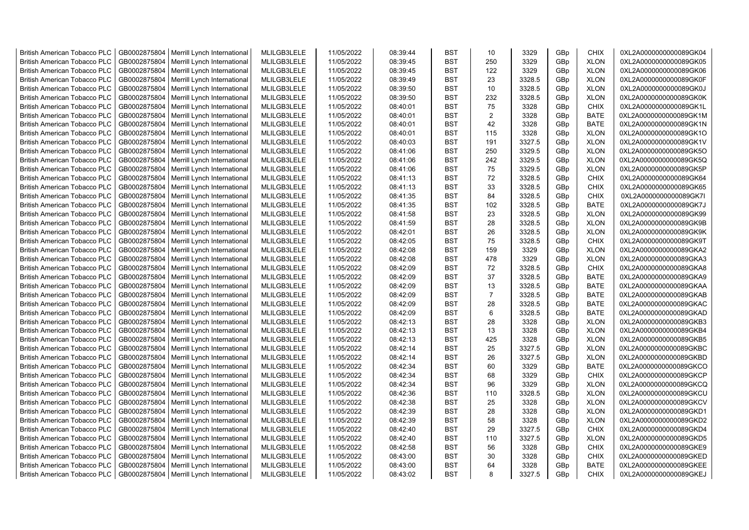| | | | | | | | | | | | |
|---|---|---|---|---|---|---|---|---|---|---|---|
| British American Tobacco PLC | GB0002875804 | Merrill Lynch International | MLILGB3LELE | 11/05/2022 | 08:39:44 | BST | 10 | 3329 | GBp | CHIX | 0XL2A0000000000089GK04 |
| British American Tobacco PLC | GB0002875804 | Merrill Lynch International | MLILGB3LELE | 11/05/2022 | 08:39:45 | BST | 250 | 3329 | GBp | XLON | 0XL2A0000000000089GK05 |
| British American Tobacco PLC | GB0002875804 | Merrill Lynch International | MLILGB3LELE | 11/05/2022 | 08:39:45 | BST | 122 | 3329 | GBp | XLON | 0XL2A0000000000089GK06 |
| British American Tobacco PLC | GB0002875804 | Merrill Lynch International | MLILGB3LELE | 11/05/2022 | 08:39:49 | BST | 23 | 3328.5 | GBp | XLON | 0XL2A0000000000089GK0F |
| British American Tobacco PLC | GB0002875804 | Merrill Lynch International | MLILGB3LELE | 11/05/2022 | 08:39:50 | BST | 10 | 3328.5 | GBp | XLON | 0XL2A0000000000089GK0J |
| British American Tobacco PLC | GB0002875804 | Merrill Lynch International | MLILGB3LELE | 11/05/2022 | 08:39:50 | BST | 232 | 3328.5 | GBp | XLON | 0XL2A0000000000089GK0K |
| British American Tobacco PLC | GB0002875804 | Merrill Lynch International | MLILGB3LELE | 11/05/2022 | 08:40:01 | BST | 75 | 3328 | GBp | CHIX | 0XL2A0000000000089GK1L |
| British American Tobacco PLC | GB0002875804 | Merrill Lynch International | MLILGB3LELE | 11/05/2022 | 08:40:01 | BST | 2 | 3328 | GBp | BATE | 0XL2A0000000000089GK1M |
| British American Tobacco PLC | GB0002875804 | Merrill Lynch International | MLILGB3LELE | 11/05/2022 | 08:40:01 | BST | 42 | 3328 | GBp | BATE | 0XL2A0000000000089GK1N |
| British American Tobacco PLC | GB0002875804 | Merrill Lynch International | MLILGB3LELE | 11/05/2022 | 08:40:01 | BST | 115 | 3328 | GBp | XLON | 0XL2A0000000000089GK1O |
| British American Tobacco PLC | GB0002875804 | Merrill Lynch International | MLILGB3LELE | 11/05/2022 | 08:40:03 | BST | 191 | 3327.5 | GBp | XLON | 0XL2A0000000000089GK1V |
| British American Tobacco PLC | GB0002875804 | Merrill Lynch International | MLILGB3LELE | 11/05/2022 | 08:41:06 | BST | 250 | 3329.5 | GBp | XLON | 0XL2A0000000000089GK5O |
| British American Tobacco PLC | GB0002875804 | Merrill Lynch International | MLILGB3LELE | 11/05/2022 | 08:41:06 | BST | 242 | 3329.5 | GBp | XLON | 0XL2A0000000000089GK5Q |
| British American Tobacco PLC | GB0002875804 | Merrill Lynch International | MLILGB3LELE | 11/05/2022 | 08:41:06 | BST | 75 | 3329.5 | GBp | XLON | 0XL2A0000000000089GK5P |
| British American Tobacco PLC | GB0002875804 | Merrill Lynch International | MLILGB3LELE | 11/05/2022 | 08:41:13 | BST | 72 | 3328.5 | GBp | CHIX | 0XL2A0000000000089GK64 |
| British American Tobacco PLC | GB0002875804 | Merrill Lynch International | MLILGB3LELE | 11/05/2022 | 08:41:13 | BST | 33 | 3328.5 | GBp | CHIX | 0XL2A0000000000089GK65 |
| British American Tobacco PLC | GB0002875804 | Merrill Lynch International | MLILGB3LELE | 11/05/2022 | 08:41:35 | BST | 84 | 3328.5 | GBp | CHIX | 0XL2A0000000000089GK7I |
| British American Tobacco PLC | GB0002875804 | Merrill Lynch International | MLILGB3LELE | 11/05/2022 | 08:41:35 | BST | 102 | 3328.5 | GBp | BATE | 0XL2A0000000000089GK7J |
| British American Tobacco PLC | GB0002875804 | Merrill Lynch International | MLILGB3LELE | 11/05/2022 | 08:41:58 | BST | 23 | 3328.5 | GBp | XLON | 0XL2A0000000000089GK99 |
| British American Tobacco PLC | GB0002875804 | Merrill Lynch International | MLILGB3LELE | 11/05/2022 | 08:41:59 | BST | 28 | 3328.5 | GBp | XLON | 0XL2A0000000000089GK9B |
| British American Tobacco PLC | GB0002875804 | Merrill Lynch International | MLILGB3LELE | 11/05/2022 | 08:42:01 | BST | 26 | 3328.5 | GBp | XLON | 0XL2A0000000000089GK9K |
| British American Tobacco PLC | GB0002875804 | Merrill Lynch International | MLILGB3LELE | 11/05/2022 | 08:42:05 | BST | 75 | 3328.5 | GBp | CHIX | 0XL2A0000000000089GK9T |
| British American Tobacco PLC | GB0002875804 | Merrill Lynch International | MLILGB3LELE | 11/05/2022 | 08:42:08 | BST | 159 | 3329 | GBp | XLON | 0XL2A0000000000089GKA2 |
| British American Tobacco PLC | GB0002875804 | Merrill Lynch International | MLILGB3LELE | 11/05/2022 | 08:42:08 | BST | 478 | 3329 | GBp | XLON | 0XL2A0000000000089GKA3 |
| British American Tobacco PLC | GB0002875804 | Merrill Lynch International | MLILGB3LELE | 11/05/2022 | 08:42:09 | BST | 72 | 3328.5 | GBp | CHIX | 0XL2A0000000000089GKA8 |
| British American Tobacco PLC | GB0002875804 | Merrill Lynch International | MLILGB3LELE | 11/05/2022 | 08:42:09 | BST | 37 | 3328.5 | GBp | BATE | 0XL2A0000000000089GKA9 |
| British American Tobacco PLC | GB0002875804 | Merrill Lynch International | MLILGB3LELE | 11/05/2022 | 08:42:09 | BST | 13 | 3328.5 | GBp | BATE | 0XL2A0000000000089GKAA |
| British American Tobacco PLC | GB0002875804 | Merrill Lynch International | MLILGB3LELE | 11/05/2022 | 08:42:09 | BST | 7 | 3328.5 | GBp | BATE | 0XL2A0000000000089GKAB |
| British American Tobacco PLC | GB0002875804 | Merrill Lynch International | MLILGB3LELE | 11/05/2022 | 08:42:09 | BST | 28 | 3328.5 | GBp | BATE | 0XL2A0000000000089GKAC |
| British American Tobacco PLC | GB0002875804 | Merrill Lynch International | MLILGB3LELE | 11/05/2022 | 08:42:09 | BST | 6 | 3328.5 | GBp | BATE | 0XL2A0000000000089GKAD |
| British American Tobacco PLC | GB0002875804 | Merrill Lynch International | MLILGB3LELE | 11/05/2022 | 08:42:13 | BST | 28 | 3328 | GBp | XLON | 0XL2A0000000000089GKB3 |
| British American Tobacco PLC | GB0002875804 | Merrill Lynch International | MLILGB3LELE | 11/05/2022 | 08:42:13 | BST | 13 | 3328 | GBp | XLON | 0XL2A0000000000089GKB4 |
| British American Tobacco PLC | GB0002875804 | Merrill Lynch International | MLILGB3LELE | 11/05/2022 | 08:42:13 | BST | 425 | 3328 | GBp | XLON | 0XL2A0000000000089GKB5 |
| British American Tobacco PLC | GB0002875804 | Merrill Lynch International | MLILGB3LELE | 11/05/2022 | 08:42:14 | BST | 25 | 3327.5 | GBp | XLON | 0XL2A0000000000089GKBC |
| British American Tobacco PLC | GB0002875804 | Merrill Lynch International | MLILGB3LELE | 11/05/2022 | 08:42:14 | BST | 26 | 3327.5 | GBp | XLON | 0XL2A0000000000089GKBD |
| British American Tobacco PLC | GB0002875804 | Merrill Lynch International | MLILGB3LELE | 11/05/2022 | 08:42:34 | BST | 60 | 3329 | GBp | BATE | 0XL2A0000000000089GKCO |
| British American Tobacco PLC | GB0002875804 | Merrill Lynch International | MLILGB3LELE | 11/05/2022 | 08:42:34 | BST | 68 | 3329 | GBp | CHIX | 0XL2A0000000000089GKCP |
| British American Tobacco PLC | GB0002875804 | Merrill Lynch International | MLILGB3LELE | 11/05/2022 | 08:42:34 | BST | 96 | 3329 | GBp | XLON | 0XL2A0000000000089GKCQ |
| British American Tobacco PLC | GB0002875804 | Merrill Lynch International | MLILGB3LELE | 11/05/2022 | 08:42:36 | BST | 110 | 3328.5 | GBp | XLON | 0XL2A0000000000089GKCU |
| British American Tobacco PLC | GB0002875804 | Merrill Lynch International | MLILGB3LELE | 11/05/2022 | 08:42:38 | BST | 25 | 3328 | GBp | XLON | 0XL2A0000000000089GKCV |
| British American Tobacco PLC | GB0002875804 | Merrill Lynch International | MLILGB3LELE | 11/05/2022 | 08:42:39 | BST | 28 | 3328 | GBp | XLON | 0XL2A0000000000089GKD1 |
| British American Tobacco PLC | GB0002875804 | Merrill Lynch International | MLILGB3LELE | 11/05/2022 | 08:42:39 | BST | 58 | 3328 | GBp | XLON | 0XL2A0000000000089GKD2 |
| British American Tobacco PLC | GB0002875804 | Merrill Lynch International | MLILGB3LELE | 11/05/2022 | 08:42:40 | BST | 29 | 3327.5 | GBp | CHIX | 0XL2A0000000000089GKD4 |
| British American Tobacco PLC | GB0002875804 | Merrill Lynch International | MLILGB3LELE | 11/05/2022 | 08:42:40 | BST | 110 | 3327.5 | GBp | XLON | 0XL2A0000000000089GKD5 |
| British American Tobacco PLC | GB0002875804 | Merrill Lynch International | MLILGB3LELE | 11/05/2022 | 08:42:58 | BST | 56 | 3328 | GBp | CHIX | 0XL2A0000000000089GKE9 |
| British American Tobacco PLC | GB0002875804 | Merrill Lynch International | MLILGB3LELE | 11/05/2022 | 08:43:00 | BST | 30 | 3328 | GBp | CHIX | 0XL2A0000000000089GKED |
| British American Tobacco PLC | GB0002875804 | Merrill Lynch International | MLILGB3LELE | 11/05/2022 | 08:43:00 | BST | 64 | 3328 | GBp | BATE | 0XL2A0000000000089GKEE |
| British American Tobacco PLC | GB0002875804 | Merrill Lynch International | MLILGB3LELE | 11/05/2022 | 08:43:02 | BST | 8 | 3327.5 | GBp | CHIX | 0XL2A0000000000089GKEJ |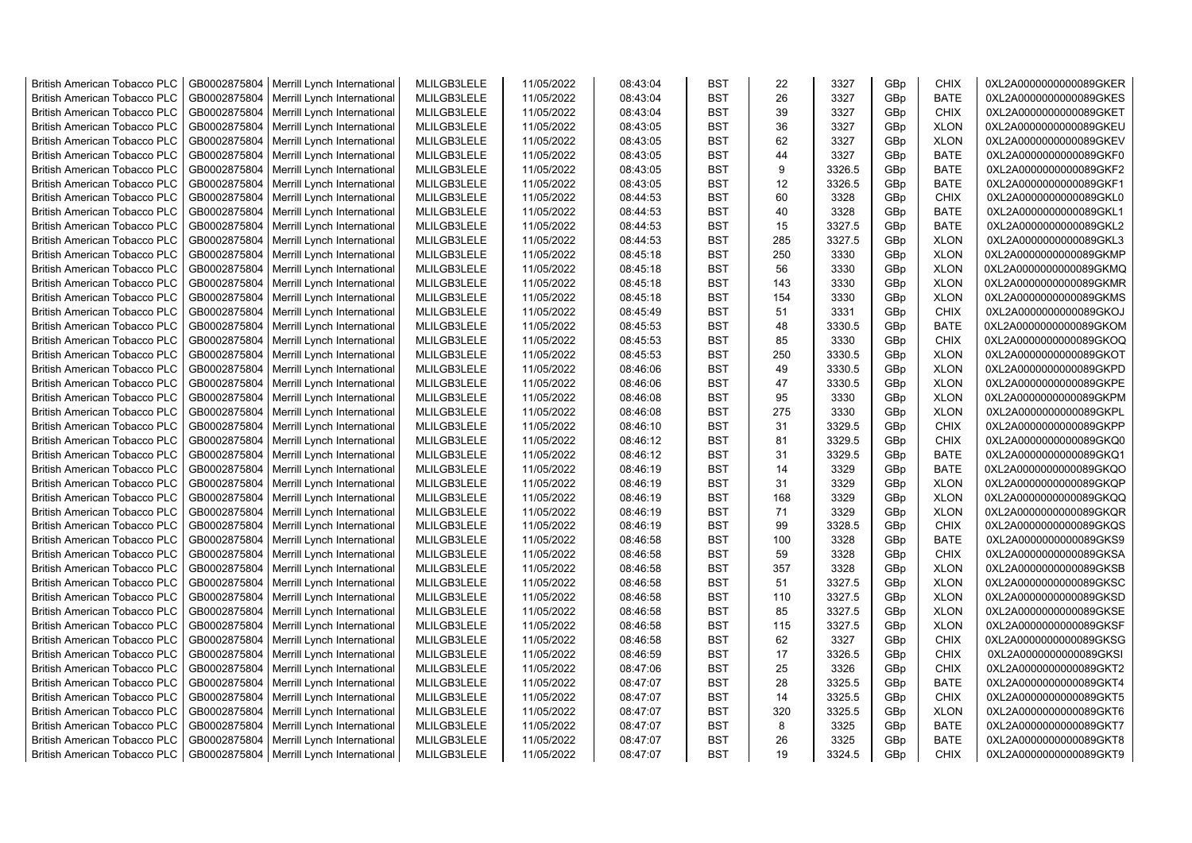| British American Tobacco PLC | GB0002875804 | Merrill Lynch International | MLILGB3LELE | 11/05/2022 | 08:43:04 | BST | 22 | 3327 | GBp | CHIX | 0XL2A0000000000089GKER |
|---|---|---|---|---|---|---|---|---|---|---|---|
| British American Tobacco PLC | GB0002875804 | Merrill Lynch International | MLILGB3LELE | 11/05/2022 | 08:43:04 | BST | 26 | 3327 | GBp | BATE | 0XL2A0000000000089GKES |
| British American Tobacco PLC | GB0002875804 | Merrill Lynch International | MLILGB3LELE | 11/05/2022 | 08:43:04 | BST | 39 | 3327 | GBp | CHIX | 0XL2A0000000000089GKET |
| British American Tobacco PLC | GB0002875804 | Merrill Lynch International | MLILGB3LELE | 11/05/2022 | 08:43:05 | BST | 36 | 3327 | GBp | XLON | 0XL2A0000000000089GKEU |
| British American Tobacco PLC | GB0002875804 | Merrill Lynch International | MLILGB3LELE | 11/05/2022 | 08:43:05 | BST | 62 | 3327 | GBp | XLON | 0XL2A0000000000089GKEV |
| British American Tobacco PLC | GB0002875804 | Merrill Lynch International | MLILGB3LELE | 11/05/2022 | 08:43:05 | BST | 44 | 3327 | GBp | BATE | 0XL2A0000000000089GKF0 |
| British American Tobacco PLC | GB0002875804 | Merrill Lynch International | MLILGB3LELE | 11/05/2022 | 08:43:05 | BST | 9 | 3326.5 | GBp | BATE | 0XL2A0000000000089GKF2 |
| British American Tobacco PLC | GB0002875804 | Merrill Lynch International | MLILGB3LELE | 11/05/2022 | 08:43:05 | BST | 12 | 3326.5 | GBp | BATE | 0XL2A0000000000089GKF1 |
| British American Tobacco PLC | GB0002875804 | Merrill Lynch International | MLILGB3LELE | 11/05/2022 | 08:44:53 | BST | 60 | 3328 | GBp | CHIX | 0XL2A0000000000089GKL0 |
| British American Tobacco PLC | GB0002875804 | Merrill Lynch International | MLILGB3LELE | 11/05/2022 | 08:44:53 | BST | 40 | 3328 | GBp | BATE | 0XL2A0000000000089GKL1 |
| British American Tobacco PLC | GB0002875804 | Merrill Lynch International | MLILGB3LELE | 11/05/2022 | 08:44:53 | BST | 15 | 3327.5 | GBp | BATE | 0XL2A0000000000089GKL2 |
| British American Tobacco PLC | GB0002875804 | Merrill Lynch International | MLILGB3LELE | 11/05/2022 | 08:44:53 | BST | 285 | 3327.5 | GBp | XLON | 0XL2A0000000000089GKL3 |
| British American Tobacco PLC | GB0002875804 | Merrill Lynch International | MLILGB3LELE | 11/05/2022 | 08:45:18 | BST | 250 | 3330 | GBp | XLON | 0XL2A0000000000089GKMP |
| British American Tobacco PLC | GB0002875804 | Merrill Lynch International | MLILGB3LELE | 11/05/2022 | 08:45:18 | BST | 56 | 3330 | GBp | XLON | 0XL2A0000000000089GKMQ |
| British American Tobacco PLC | GB0002875804 | Merrill Lynch International | MLILGB3LELE | 11/05/2022 | 08:45:18 | BST | 143 | 3330 | GBp | XLON | 0XL2A0000000000089GKMR |
| British American Tobacco PLC | GB0002875804 | Merrill Lynch International | MLILGB3LELE | 11/05/2022 | 08:45:18 | BST | 154 | 3330 | GBp | XLON | 0XL2A0000000000089GKMS |
| British American Tobacco PLC | GB0002875804 | Merrill Lynch International | MLILGB3LELE | 11/05/2022 | 08:45:49 | BST | 51 | 3331 | GBp | CHIX | 0XL2A0000000000089GKOJ |
| British American Tobacco PLC | GB0002875804 | Merrill Lynch International | MLILGB3LELE | 11/05/2022 | 08:45:53 | BST | 48 | 3330.5 | GBp | BATE | 0XL2A0000000000089GKOM |
| British American Tobacco PLC | GB0002875804 | Merrill Lynch International | MLILGB3LELE | 11/05/2022 | 08:45:53 | BST | 85 | 3330 | GBp | CHIX | 0XL2A0000000000089GKOQ |
| British American Tobacco PLC | GB0002875804 | Merrill Lynch International | MLILGB3LELE | 11/05/2022 | 08:45:53 | BST | 250 | 3330.5 | GBp | XLON | 0XL2A0000000000089GKOT |
| British American Tobacco PLC | GB0002875804 | Merrill Lynch International | MLILGB3LELE | 11/05/2022 | 08:46:06 | BST | 49 | 3330.5 | GBp | XLON | 0XL2A0000000000089GKPD |
| British American Tobacco PLC | GB0002875804 | Merrill Lynch International | MLILGB3LELE | 11/05/2022 | 08:46:06 | BST | 47 | 3330.5 | GBp | XLON | 0XL2A0000000000089GKPE |
| British American Tobacco PLC | GB0002875804 | Merrill Lynch International | MLILGB3LELE | 11/05/2022 | 08:46:08 | BST | 95 | 3330 | GBp | XLON | 0XL2A0000000000089GKPM |
| British American Tobacco PLC | GB0002875804 | Merrill Lynch International | MLILGB3LELE | 11/05/2022 | 08:46:08 | BST | 275 | 3330 | GBp | XLON | 0XL2A0000000000089GKPL |
| British American Tobacco PLC | GB0002875804 | Merrill Lynch International | MLILGB3LELE | 11/05/2022 | 08:46:10 | BST | 31 | 3329.5 | GBp | CHIX | 0XL2A0000000000089GKPP |
| British American Tobacco PLC | GB0002875804 | Merrill Lynch International | MLILGB3LELE | 11/05/2022 | 08:46:12 | BST | 81 | 3329.5 | GBp | CHIX | 0XL2A0000000000089GKQ0 |
| British American Tobacco PLC | GB0002875804 | Merrill Lynch International | MLILGB3LELE | 11/05/2022 | 08:46:12 | BST | 31 | 3329.5 | GBp | BATE | 0XL2A0000000000089GKQ1 |
| British American Tobacco PLC | GB0002875804 | Merrill Lynch International | MLILGB3LELE | 11/05/2022 | 08:46:19 | BST | 14 | 3329 | GBp | BATE | 0XL2A0000000000089GKQO |
| British American Tobacco PLC | GB0002875804 | Merrill Lynch International | MLILGB3LELE | 11/05/2022 | 08:46:19 | BST | 31 | 3329 | GBp | XLON | 0XL2A0000000000089GKQP |
| British American Tobacco PLC | GB0002875804 | Merrill Lynch International | MLILGB3LELE | 11/05/2022 | 08:46:19 | BST | 168 | 3329 | GBp | XLON | 0XL2A0000000000089GKQQ |
| British American Tobacco PLC | GB0002875804 | Merrill Lynch International | MLILGB3LELE | 11/05/2022 | 08:46:19 | BST | 71 | 3329 | GBp | XLON | 0XL2A0000000000089GKQR |
| British American Tobacco PLC | GB0002875804 | Merrill Lynch International | MLILGB3LELE | 11/05/2022 | 08:46:19 | BST | 99 | 3328.5 | GBp | CHIX | 0XL2A0000000000089GKQS |
| British American Tobacco PLC | GB0002875804 | Merrill Lynch International | MLILGB3LELE | 11/05/2022 | 08:46:58 | BST | 100 | 3328 | GBp | BATE | 0XL2A0000000000089GKS9 |
| British American Tobacco PLC | GB0002875804 | Merrill Lynch International | MLILGB3LELE | 11/05/2022 | 08:46:58 | BST | 59 | 3328 | GBp | CHIX | 0XL2A0000000000089GKSA |
| British American Tobacco PLC | GB0002875804 | Merrill Lynch International | MLILGB3LELE | 11/05/2022 | 08:46:58 | BST | 357 | 3328 | GBp | XLON | 0XL2A0000000000089GKSB |
| British American Tobacco PLC | GB0002875804 | Merrill Lynch International | MLILGB3LELE | 11/05/2022 | 08:46:58 | BST | 51 | 3327.5 | GBp | XLON | 0XL2A0000000000089GKSC |
| British American Tobacco PLC | GB0002875804 | Merrill Lynch International | MLILGB3LELE | 11/05/2022 | 08:46:58 | BST | 110 | 3327.5 | GBp | XLON | 0XL2A0000000000089GKSD |
| British American Tobacco PLC | GB0002875804 | Merrill Lynch International | MLILGB3LELE | 11/05/2022 | 08:46:58 | BST | 85 | 3327.5 | GBp | XLON | 0XL2A0000000000089GKSE |
| British American Tobacco PLC | GB0002875804 | Merrill Lynch International | MLILGB3LELE | 11/05/2022 | 08:46:58 | BST | 115 | 3327.5 | GBp | XLON | 0XL2A0000000000089GKSF |
| British American Tobacco PLC | GB0002875804 | Merrill Lynch International | MLILGB3LELE | 11/05/2022 | 08:46:58 | BST | 62 | 3327 | GBp | CHIX | 0XL2A0000000000089GKSG |
| British American Tobacco PLC | GB0002875804 | Merrill Lynch International | MLILGB3LELE | 11/05/2022 | 08:46:59 | BST | 17 | 3326.5 | GBp | CHIX | 0XL2A0000000000089GKSI |
| British American Tobacco PLC | GB0002875804 | Merrill Lynch International | MLILGB3LELE | 11/05/2022 | 08:47:06 | BST | 25 | 3326 | GBp | CHIX | 0XL2A0000000000089GKT2 |
| British American Tobacco PLC | GB0002875804 | Merrill Lynch International | MLILGB3LELE | 11/05/2022 | 08:47:07 | BST | 28 | 3325.5 | GBp | BATE | 0XL2A0000000000089GKT4 |
| British American Tobacco PLC | GB0002875804 | Merrill Lynch International | MLILGB3LELE | 11/05/2022 | 08:47:07 | BST | 14 | 3325.5 | GBp | CHIX | 0XL2A0000000000089GKT5 |
| British American Tobacco PLC | GB0002875804 | Merrill Lynch International | MLILGB3LELE | 11/05/2022 | 08:47:07 | BST | 320 | 3325.5 | GBp | XLON | 0XL2A0000000000089GKT6 |
| British American Tobacco PLC | GB0002875804 | Merrill Lynch International | MLILGB3LELE | 11/05/2022 | 08:47:07 | BST | 8 | 3325 | GBp | BATE | 0XL2A0000000000089GKT7 |
| British American Tobacco PLC | GB0002875804 | Merrill Lynch International | MLILGB3LELE | 11/05/2022 | 08:47:07 | BST | 26 | 3325 | GBp | BATE | 0XL2A0000000000089GKT8 |
| British American Tobacco PLC | GB0002875804 | Merrill Lynch International | MLILGB3LELE | 11/05/2022 | 08:47:07 | BST | 19 | 3324.5 | GBp | CHIX | 0XL2A0000000000089GKT9 |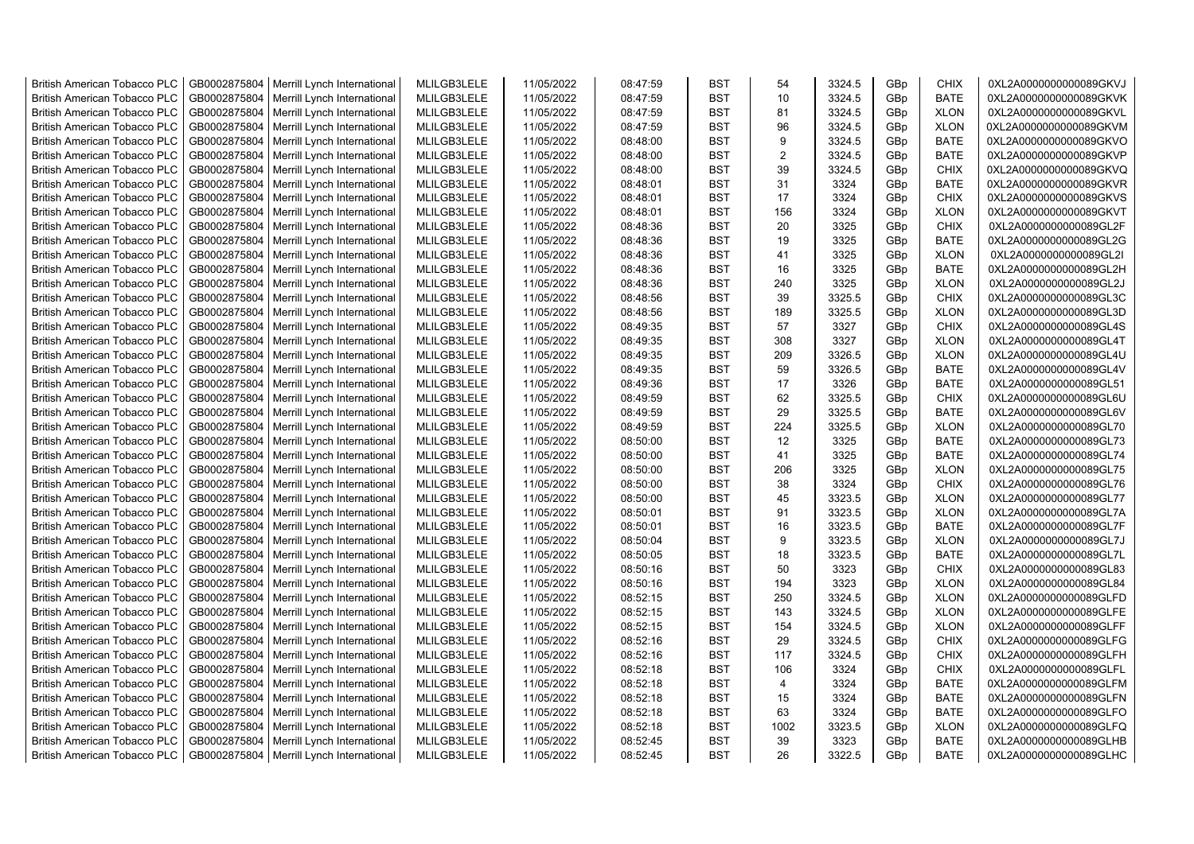| British American Tobacco PLC | GB0002875804 | Merrill Lynch International | MLILGB3LELE | 11/05/2022 | 08:47:59 | BST | 54 | 3324.5 | GBp | CHIX | 0XL2A0000000000089GKVJ |
|---|---|---|---|---|---|---|---|---|---|---|---|
| British American Tobacco PLC | GB0002875804 | Merrill Lynch International | MLILGB3LELE | 11/05/2022 | 08:47:59 | BST | 10 | 3324.5 | GBp | BATE | 0XL2A0000000000089GKVK |
| British American Tobacco PLC | GB0002875804 | Merrill Lynch International | MLILGB3LELE | 11/05/2022 | 08:47:59 | BST | 81 | 3324.5 | GBp | XLON | 0XL2A0000000000089GKVL |
| British American Tobacco PLC | GB0002875804 | Merrill Lynch International | MLILGB3LELE | 11/05/2022 | 08:47:59 | BST | 96 | 3324.5 | GBp | XLON | 0XL2A0000000000089GKVM |
| British American Tobacco PLC | GB0002875804 | Merrill Lynch International | MLILGB3LELE | 11/05/2022 | 08:48:00 | BST | 9 | 3324.5 | GBp | BATE | 0XL2A0000000000089GKVO |
| British American Tobacco PLC | GB0002875804 | Merrill Lynch International | MLILGB3LELE | 11/05/2022 | 08:48:00 | BST | 2 | 3324.5 | GBp | BATE | 0XL2A0000000000089GKVP |
| British American Tobacco PLC | GB0002875804 | Merrill Lynch International | MLILGB3LELE | 11/05/2022 | 08:48:00 | BST | 39 | 3324.5 | GBp | CHIX | 0XL2A0000000000089GKVQ |
| British American Tobacco PLC | GB0002875804 | Merrill Lynch International | MLILGB3LELE | 11/05/2022 | 08:48:01 | BST | 31 | 3324 | GBp | BATE | 0XL2A0000000000089GKVR |
| British American Tobacco PLC | GB0002875804 | Merrill Lynch International | MLILGB3LELE | 11/05/2022 | 08:48:01 | BST | 17 | 3324 | GBp | CHIX | 0XL2A0000000000089GKVS |
| British American Tobacco PLC | GB0002875804 | Merrill Lynch International | MLILGB3LELE | 11/05/2022 | 08:48:01 | BST | 156 | 3324 | GBp | XLON | 0XL2A0000000000089GKVT |
| British American Tobacco PLC | GB0002875804 | Merrill Lynch International | MLILGB3LELE | 11/05/2022 | 08:48:36 | BST | 20 | 3325 | GBp | CHIX | 0XL2A0000000000089GL2F |
| British American Tobacco PLC | GB0002875804 | Merrill Lynch International | MLILGB3LELE | 11/05/2022 | 08:48:36 | BST | 19 | 3325 | GBp | BATE | 0XL2A0000000000089GL2G |
| British American Tobacco PLC | GB0002875804 | Merrill Lynch International | MLILGB3LELE | 11/05/2022 | 08:48:36 | BST | 41 | 3325 | GBp | XLON | 0XL2A0000000000089GL2I |
| British American Tobacco PLC | GB0002875804 | Merrill Lynch International | MLILGB3LELE | 11/05/2022 | 08:48:36 | BST | 16 | 3325 | GBp | BATE | 0XL2A0000000000089GL2H |
| British American Tobacco PLC | GB0002875804 | Merrill Lynch International | MLILGB3LELE | 11/05/2022 | 08:48:36 | BST | 240 | 3325 | GBp | XLON | 0XL2A0000000000089GL2J |
| British American Tobacco PLC | GB0002875804 | Merrill Lynch International | MLILGB3LELE | 11/05/2022 | 08:48:56 | BST | 39 | 3325.5 | GBp | CHIX | 0XL2A0000000000089GL3C |
| British American Tobacco PLC | GB0002875804 | Merrill Lynch International | MLILGB3LELE | 11/05/2022 | 08:48:56 | BST | 189 | 3325.5 | GBp | XLON | 0XL2A0000000000089GL3D |
| British American Tobacco PLC | GB0002875804 | Merrill Lynch International | MLILGB3LELE | 11/05/2022 | 08:49:35 | BST | 57 | 3327 | GBp | CHIX | 0XL2A0000000000089GL4S |
| British American Tobacco PLC | GB0002875804 | Merrill Lynch International | MLILGB3LELE | 11/05/2022 | 08:49:35 | BST | 308 | 3327 | GBp | XLON | 0XL2A0000000000089GL4T |
| British American Tobacco PLC | GB0002875804 | Merrill Lynch International | MLILGB3LELE | 11/05/2022 | 08:49:35 | BST | 209 | 3326.5 | GBp | XLON | 0XL2A0000000000089GL4U |
| British American Tobacco PLC | GB0002875804 | Merrill Lynch International | MLILGB3LELE | 11/05/2022 | 08:49:35 | BST | 59 | 3326.5 | GBp | BATE | 0XL2A0000000000089GL4V |
| British American Tobacco PLC | GB0002875804 | Merrill Lynch International | MLILGB3LELE | 11/05/2022 | 08:49:36 | BST | 17 | 3326 | GBp | BATE | 0XL2A0000000000089GL51 |
| British American Tobacco PLC | GB0002875804 | Merrill Lynch International | MLILGB3LELE | 11/05/2022 | 08:49:59 | BST | 62 | 3325.5 | GBp | CHIX | 0XL2A0000000000089GL6U |
| British American Tobacco PLC | GB0002875804 | Merrill Lynch International | MLILGB3LELE | 11/05/2022 | 08:49:59 | BST | 29 | 3325.5 | GBp | BATE | 0XL2A0000000000089GL6V |
| British American Tobacco PLC | GB0002875804 | Merrill Lynch International | MLILGB3LELE | 11/05/2022 | 08:49:59 | BST | 224 | 3325.5 | GBp | XLON | 0XL2A0000000000089GL70 |
| British American Tobacco PLC | GB0002875804 | Merrill Lynch International | MLILGB3LELE | 11/05/2022 | 08:50:00 | BST | 12 | 3325 | GBp | BATE | 0XL2A0000000000089GL73 |
| British American Tobacco PLC | GB0002875804 | Merrill Lynch International | MLILGB3LELE | 11/05/2022 | 08:50:00 | BST | 41 | 3325 | GBp | BATE | 0XL2A0000000000089GL74 |
| British American Tobacco PLC | GB0002875804 | Merrill Lynch International | MLILGB3LELE | 11/05/2022 | 08:50:00 | BST | 206 | 3325 | GBp | XLON | 0XL2A0000000000089GL75 |
| British American Tobacco PLC | GB0002875804 | Merrill Lynch International | MLILGB3LELE | 11/05/2022 | 08:50:00 | BST | 38 | 3324 | GBp | CHIX | 0XL2A0000000000089GL76 |
| British American Tobacco PLC | GB0002875804 | Merrill Lynch International | MLILGB3LELE | 11/05/2022 | 08:50:00 | BST | 45 | 3323.5 | GBp | XLON | 0XL2A0000000000089GL77 |
| British American Tobacco PLC | GB0002875804 | Merrill Lynch International | MLILGB3LELE | 11/05/2022 | 08:50:01 | BST | 91 | 3323.5 | GBp | XLON | 0XL2A0000000000089GL7A |
| British American Tobacco PLC | GB0002875804 | Merrill Lynch International | MLILGB3LELE | 11/05/2022 | 08:50:01 | BST | 16 | 3323.5 | GBp | BATE | 0XL2A0000000000089GL7F |
| British American Tobacco PLC | GB0002875804 | Merrill Lynch International | MLILGB3LELE | 11/05/2022 | 08:50:04 | BST | 9 | 3323.5 | GBp | XLON | 0XL2A0000000000089GL7J |
| British American Tobacco PLC | GB0002875804 | Merrill Lynch International | MLILGB3LELE | 11/05/2022 | 08:50:05 | BST | 18 | 3323.5 | GBp | BATE | 0XL2A0000000000089GL7L |
| British American Tobacco PLC | GB0002875804 | Merrill Lynch International | MLILGB3LELE | 11/05/2022 | 08:50:16 | BST | 50 | 3323 | GBp | CHIX | 0XL2A0000000000089GL83 |
| British American Tobacco PLC | GB0002875804 | Merrill Lynch International | MLILGB3LELE | 11/05/2022 | 08:50:16 | BST | 194 | 3323 | GBp | XLON | 0XL2A0000000000089GL84 |
| British American Tobacco PLC | GB0002875804 | Merrill Lynch International | MLILGB3LELE | 11/05/2022 | 08:52:15 | BST | 250 | 3324.5 | GBp | XLON | 0XL2A0000000000089GLFD |
| British American Tobacco PLC | GB0002875804 | Merrill Lynch International | MLILGB3LELE | 11/05/2022 | 08:52:15 | BST | 143 | 3324.5 | GBp | XLON | 0XL2A0000000000089GLFE |
| British American Tobacco PLC | GB0002875804 | Merrill Lynch International | MLILGB3LELE | 11/05/2022 | 08:52:15 | BST | 154 | 3324.5 | GBp | XLON | 0XL2A0000000000089GLFF |
| British American Tobacco PLC | GB0002875804 | Merrill Lynch International | MLILGB3LELE | 11/05/2022 | 08:52:16 | BST | 29 | 3324.5 | GBp | CHIX | 0XL2A0000000000089GLFG |
| British American Tobacco PLC | GB0002875804 | Merrill Lynch International | MLILGB3LELE | 11/05/2022 | 08:52:16 | BST | 117 | 3324.5 | GBp | CHIX | 0XL2A0000000000089GLFH |
| British American Tobacco PLC | GB0002875804 | Merrill Lynch International | MLILGB3LELE | 11/05/2022 | 08:52:18 | BST | 106 | 3324 | GBp | CHIX | 0XL2A0000000000089GLFL |
| British American Tobacco PLC | GB0002875804 | Merrill Lynch International | MLILGB3LELE | 11/05/2022 | 08:52:18 | BST | 4 | 3324 | GBp | BATE | 0XL2A0000000000089GLFM |
| British American Tobacco PLC | GB0002875804 | Merrill Lynch International | MLILGB3LELE | 11/05/2022 | 08:52:18 | BST | 15 | 3324 | GBp | BATE | 0XL2A0000000000089GLFN |
| British American Tobacco PLC | GB0002875804 | Merrill Lynch International | MLILGB3LELE | 11/05/2022 | 08:52:18 | BST | 63 | 3324 | GBp | BATE | 0XL2A0000000000089GLFO |
| British American Tobacco PLC | GB0002875804 | Merrill Lynch International | MLILGB3LELE | 11/05/2022 | 08:52:18 | BST | 1002 | 3323.5 | GBp | XLON | 0XL2A0000000000089GLFQ |
| British American Tobacco PLC | GB0002875804 | Merrill Lynch International | MLILGB3LELE | 11/05/2022 | 08:52:45 | BST | 39 | 3323 | GBp | BATE | 0XL2A0000000000089GLHB |
| British American Tobacco PLC | GB0002875804 | Merrill Lynch International | MLILGB3LELE | 11/05/2022 | 08:52:45 | BST | 26 | 3322.5 | GBp | BATE | 0XL2A0000000000089GLHC |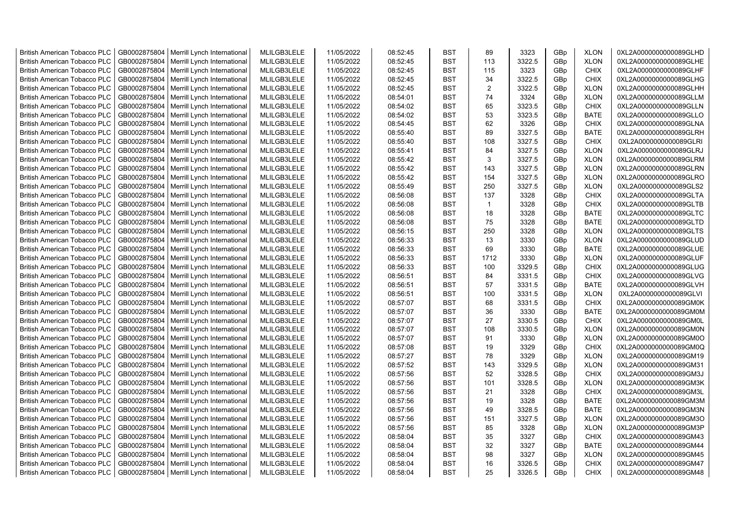| British American Tobacco PLC | GB0002875804 | Merrill Lynch International | MLILGB3LELE | 11/05/2022 | 08:52:45 | BST | 89 | 3323 | GBp | XLON | 0XL2A0000000000089GLHD |
|---|---|---|---|---|---|---|---|---|---|---|---|
| British American Tobacco PLC | GB0002875804 | Merrill Lynch International | MLILGB3LELE | 11/05/2022 | 08:52:45 | BST | 113 | 3322.5 | GBp | XLON | 0XL2A0000000000089GLHE |
| British American Tobacco PLC | GB0002875804 | Merrill Lynch International | MLILGB3LELE | 11/05/2022 | 08:52:45 | BST | 115 | 3323 | GBp | CHIX | 0XL2A0000000000089GLHF |
| British American Tobacco PLC | GB0002875804 | Merrill Lynch International | MLILGB3LELE | 11/05/2022 | 08:52:45 | BST | 34 | 3322.5 | GBp | CHIX | 0XL2A0000000000089GLHG |
| British American Tobacco PLC | GB0002875804 | Merrill Lynch International | MLILGB3LELE | 11/05/2022 | 08:52:45 | BST | 2 | 3322.5 | GBp | XLON | 0XL2A0000000000089GLHH |
| British American Tobacco PLC | GB0002875804 | Merrill Lynch International | MLILGB3LELE | 11/05/2022 | 08:54:01 | BST | 74 | 3324 | GBp | XLON | 0XL2A0000000000089GLLM |
| British American Tobacco PLC | GB0002875804 | Merrill Lynch International | MLILGB3LELE | 11/05/2022 | 08:54:02 | BST | 65 | 3323.5 | GBp | CHIX | 0XL2A0000000000089GLLN |
| British American Tobacco PLC | GB0002875804 | Merrill Lynch International | MLILGB3LELE | 11/05/2022 | 08:54:02 | BST | 53 | 3323.5 | GBp | BATE | 0XL2A0000000000089GLLO |
| British American Tobacco PLC | GB0002875804 | Merrill Lynch International | MLILGB3LELE | 11/05/2022 | 08:54:45 | BST | 62 | 3326 | GBp | CHIX | 0XL2A0000000000089GLNA |
| British American Tobacco PLC | GB0002875804 | Merrill Lynch International | MLILGB3LELE | 11/05/2022 | 08:55:40 | BST | 89 | 3327.5 | GBp | BATE | 0XL2A0000000000089GLRH |
| British American Tobacco PLC | GB0002875804 | Merrill Lynch International | MLILGB3LELE | 11/05/2022 | 08:55:40 | BST | 108 | 3327.5 | GBp | CHIX | 0XL2A0000000000089GLRI |
| British American Tobacco PLC | GB0002875804 | Merrill Lynch International | MLILGB3LELE | 11/05/2022 | 08:55:41 | BST | 84 | 3327.5 | GBp | XLON | 0XL2A0000000000089GLRJ |
| British American Tobacco PLC | GB0002875804 | Merrill Lynch International | MLILGB3LELE | 11/05/2022 | 08:55:42 | BST | 3 | 3327.5 | GBp | XLON | 0XL2A0000000000089GLRM |
| British American Tobacco PLC | GB0002875804 | Merrill Lynch International | MLILGB3LELE | 11/05/2022 | 08:55:42 | BST | 143 | 3327.5 | GBp | XLON | 0XL2A0000000000089GLRN |
| British American Tobacco PLC | GB0002875804 | Merrill Lynch International | MLILGB3LELE | 11/05/2022 | 08:55:42 | BST | 154 | 3327.5 | GBp | XLON | 0XL2A0000000000089GLRO |
| British American Tobacco PLC | GB0002875804 | Merrill Lynch International | MLILGB3LELE | 11/05/2022 | 08:55:49 | BST | 250 | 3327.5 | GBp | XLON | 0XL2A0000000000089GLS2 |
| British American Tobacco PLC | GB0002875804 | Merrill Lynch International | MLILGB3LELE | 11/05/2022 | 08:56:08 | BST | 137 | 3328 | GBp | CHIX | 0XL2A0000000000089GLTA |
| British American Tobacco PLC | GB0002875804 | Merrill Lynch International | MLILGB3LELE | 11/05/2022 | 08:56:08 | BST | 1 | 3328 | GBp | CHIX | 0XL2A0000000000089GLTB |
| British American Tobacco PLC | GB0002875804 | Merrill Lynch International | MLILGB3LELE | 11/05/2022 | 08:56:08 | BST | 18 | 3328 | GBp | BATE | 0XL2A0000000000089GLTC |
| British American Tobacco PLC | GB0002875804 | Merrill Lynch International | MLILGB3LELE | 11/05/2022 | 08:56:08 | BST | 75 | 3328 | GBp | BATE | 0XL2A0000000000089GLTD |
| British American Tobacco PLC | GB0002875804 | Merrill Lynch International | MLILGB3LELE | 11/05/2022 | 08:56:15 | BST | 250 | 3328 | GBp | XLON | 0XL2A0000000000089GLTS |
| British American Tobacco PLC | GB0002875804 | Merrill Lynch International | MLILGB3LELE | 11/05/2022 | 08:56:33 | BST | 13 | 3330 | GBp | XLON | 0XL2A0000000000089GLUD |
| British American Tobacco PLC | GB0002875804 | Merrill Lynch International | MLILGB3LELE | 11/05/2022 | 08:56:33 | BST | 69 | 3330 | GBp | BATE | 0XL2A0000000000089GLUE |
| British American Tobacco PLC | GB0002875804 | Merrill Lynch International | MLILGB3LELE | 11/05/2022 | 08:56:33 | BST | 1712 | 3330 | GBp | XLON | 0XL2A0000000000089GLUF |
| British American Tobacco PLC | GB0002875804 | Merrill Lynch International | MLILGB3LELE | 11/05/2022 | 08:56:33 | BST | 100 | 3329.5 | GBp | CHIX | 0XL2A0000000000089GLUG |
| British American Tobacco PLC | GB0002875804 | Merrill Lynch International | MLILGB3LELE | 11/05/2022 | 08:56:51 | BST | 84 | 3331.5 | GBp | CHIX | 0XL2A0000000000089GLVG |
| British American Tobacco PLC | GB0002875804 | Merrill Lynch International | MLILGB3LELE | 11/05/2022 | 08:56:51 | BST | 57 | 3331.5 | GBp | BATE | 0XL2A0000000000089GLVH |
| British American Tobacco PLC | GB0002875804 | Merrill Lynch International | MLILGB3LELE | 11/05/2022 | 08:56:51 | BST | 100 | 3331.5 | GBp | XLON | 0XL2A0000000000089GLVI |
| British American Tobacco PLC | GB0002875804 | Merrill Lynch International | MLILGB3LELE | 11/05/2022 | 08:57:07 | BST | 68 | 3331.5 | GBp | CHIX | 0XL2A0000000000089GM0K |
| British American Tobacco PLC | GB0002875804 | Merrill Lynch International | MLILGB3LELE | 11/05/2022 | 08:57:07 | BST | 36 | 3330 | GBp | BATE | 0XL2A0000000000089GM0M |
| British American Tobacco PLC | GB0002875804 | Merrill Lynch International | MLILGB3LELE | 11/05/2022 | 08:57:07 | BST | 27 | 3330.5 | GBp | CHIX | 0XL2A0000000000089GM0L |
| British American Tobacco PLC | GB0002875804 | Merrill Lynch International | MLILGB3LELE | 11/05/2022 | 08:57:07 | BST | 108 | 3330.5 | GBp | XLON | 0XL2A0000000000089GM0N |
| British American Tobacco PLC | GB0002875804 | Merrill Lynch International | MLILGB3LELE | 11/05/2022 | 08:57:07 | BST | 91 | 3330 | GBp | XLON | 0XL2A0000000000089GM0O |
| British American Tobacco PLC | GB0002875804 | Merrill Lynch International | MLILGB3LELE | 11/05/2022 | 08:57:08 | BST | 19 | 3329 | GBp | CHIX | 0XL2A0000000000089GM0Q |
| British American Tobacco PLC | GB0002875804 | Merrill Lynch International | MLILGB3LELE | 11/05/2022 | 08:57:27 | BST | 78 | 3329 | GBp | XLON | 0XL2A0000000000089GM19 |
| British American Tobacco PLC | GB0002875804 | Merrill Lynch International | MLILGB3LELE | 11/05/2022 | 08:57:52 | BST | 143 | 3329.5 | GBp | XLON | 0XL2A0000000000089GM31 |
| British American Tobacco PLC | GB0002875804 | Merrill Lynch International | MLILGB3LELE | 11/05/2022 | 08:57:56 | BST | 52 | 3328.5 | GBp | CHIX | 0XL2A0000000000089GM3J |
| British American Tobacco PLC | GB0002875804 | Merrill Lynch International | MLILGB3LELE | 11/05/2022 | 08:57:56 | BST | 101 | 3328.5 | GBp | XLON | 0XL2A0000000000089GM3K |
| British American Tobacco PLC | GB0002875804 | Merrill Lynch International | MLILGB3LELE | 11/05/2022 | 08:57:56 | BST | 21 | 3328 | GBp | CHIX | 0XL2A0000000000089GM3L |
| British American Tobacco PLC | GB0002875804 | Merrill Lynch International | MLILGB3LELE | 11/05/2022 | 08:57:56 | BST | 19 | 3328 | GBp | BATE | 0XL2A0000000000089GM3M |
| British American Tobacco PLC | GB0002875804 | Merrill Lynch International | MLILGB3LELE | 11/05/2022 | 08:57:56 | BST | 49 | 3328.5 | GBp | BATE | 0XL2A0000000000089GM3N |
| British American Tobacco PLC | GB0002875804 | Merrill Lynch International | MLILGB3LELE | 11/05/2022 | 08:57:56 | BST | 151 | 3327.5 | GBp | XLON | 0XL2A0000000000089GM3O |
| British American Tobacco PLC | GB0002875804 | Merrill Lynch International | MLILGB3LELE | 11/05/2022 | 08:57:56 | BST | 85 | 3328 | GBp | XLON | 0XL2A0000000000089GM3P |
| British American Tobacco PLC | GB0002875804 | Merrill Lynch International | MLILGB3LELE | 11/05/2022 | 08:58:04 | BST | 35 | 3327 | GBp | CHIX | 0XL2A0000000000089GM43 |
| British American Tobacco PLC | GB0002875804 | Merrill Lynch International | MLILGB3LELE | 11/05/2022 | 08:58:04 | BST | 32 | 3327 | GBp | BATE | 0XL2A0000000000089GM44 |
| British American Tobacco PLC | GB0002875804 | Merrill Lynch International | MLILGB3LELE | 11/05/2022 | 08:58:04 | BST | 98 | 3327 | GBp | XLON | 0XL2A0000000000089GM45 |
| British American Tobacco PLC | GB0002875804 | Merrill Lynch International | MLILGB3LELE | 11/05/2022 | 08:58:04 | BST | 16 | 3326.5 | GBp | CHIX | 0XL2A0000000000089GM47 |
| British American Tobacco PLC | GB0002875804 | Merrill Lynch International | MLILGB3LELE | 11/05/2022 | 08:58:04 | BST | 25 | 3326.5 | GBp | CHIX | 0XL2A0000000000089GM48 |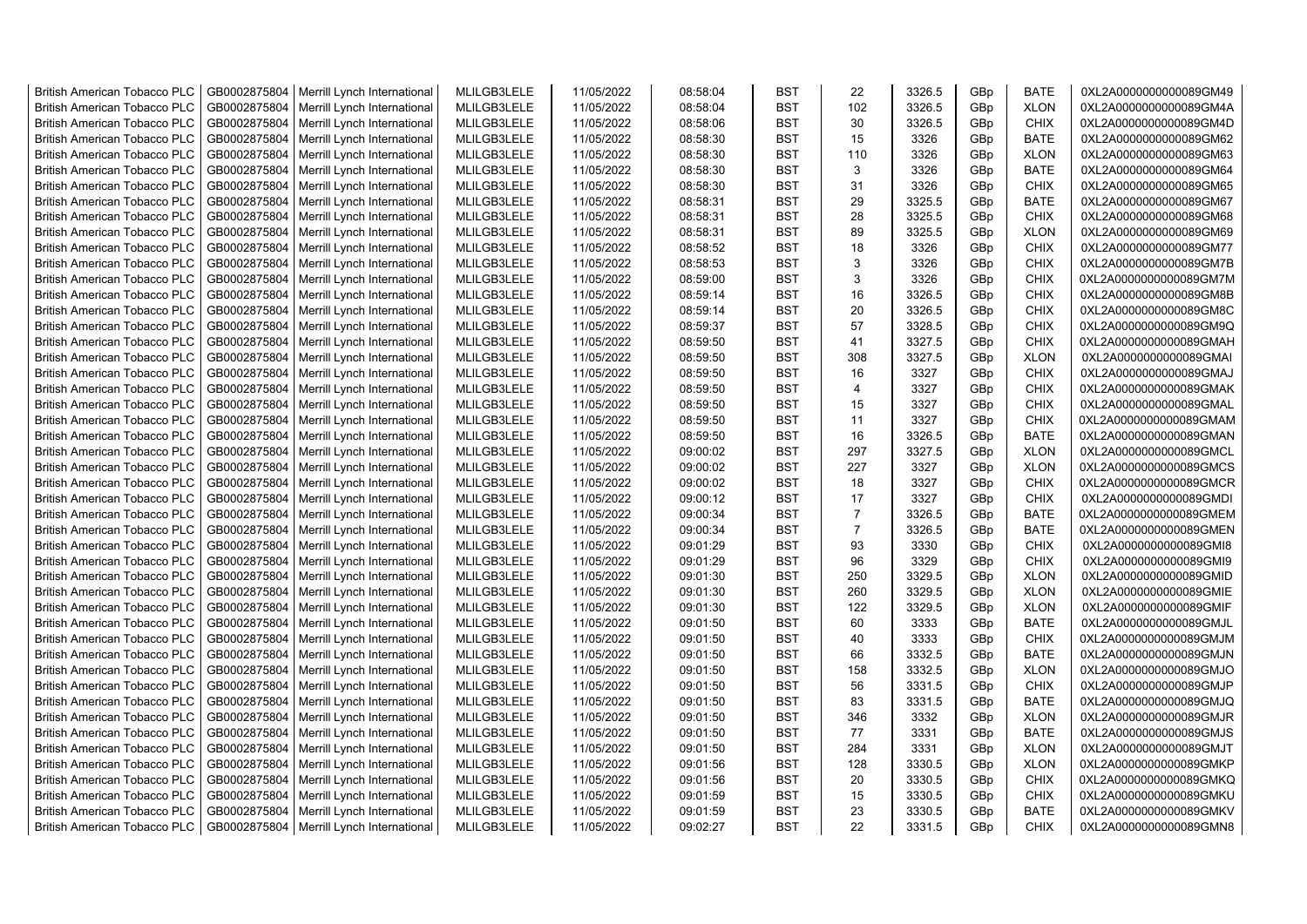| British American Tobacco PLC | GB0002875804 | Merrill Lynch International | MLILGB3LELE | 11/05/2022 | 08:58:04 | BST | 22 | 3326.5 | GBp | BATE | 0XL2A0000000000089GM49 |
|---|---|---|---|---|---|---|---|---|---|---|---|
| British American Tobacco PLC | GB0002875804 | Merrill Lynch International | MLILGB3LELE | 11/05/2022 | 08:58:04 | BST | 102 | 3326.5 | GBp | XLON | 0XL2A0000000000089GM4A |
| British American Tobacco PLC | GB0002875804 | Merrill Lynch International | MLILGB3LELE | 11/05/2022 | 08:58:06 | BST | 30 | 3326.5 | GBp | CHIX | 0XL2A0000000000089GM4D |
| British American Tobacco PLC | GB0002875804 | Merrill Lynch International | MLILGB3LELE | 11/05/2022 | 08:58:30 | BST | 15 | 3326 | GBp | BATE | 0XL2A0000000000089GM62 |
| British American Tobacco PLC | GB0002875804 | Merrill Lynch International | MLILGB3LELE | 11/05/2022 | 08:58:30 | BST | 110 | 3326 | GBp | XLON | 0XL2A0000000000089GM63 |
| British American Tobacco PLC | GB0002875804 | Merrill Lynch International | MLILGB3LELE | 11/05/2022 | 08:58:30 | BST | 3 | 3326 | GBp | BATE | 0XL2A0000000000089GM64 |
| British American Tobacco PLC | GB0002875804 | Merrill Lynch International | MLILGB3LELE | 11/05/2022 | 08:58:30 | BST | 31 | 3326 | GBp | CHIX | 0XL2A0000000000089GM65 |
| British American Tobacco PLC | GB0002875804 | Merrill Lynch International | MLILGB3LELE | 11/05/2022 | 08:58:31 | BST | 29 | 3325.5 | GBp | BATE | 0XL2A0000000000089GM67 |
| British American Tobacco PLC | GB0002875804 | Merrill Lynch International | MLILGB3LELE | 11/05/2022 | 08:58:31 | BST | 28 | 3325.5 | GBp | CHIX | 0XL2A0000000000089GM68 |
| British American Tobacco PLC | GB0002875804 | Merrill Lynch International | MLILGB3LELE | 11/05/2022 | 08:58:31 | BST | 89 | 3325.5 | GBp | XLON | 0XL2A0000000000089GM69 |
| British American Tobacco PLC | GB0002875804 | Merrill Lynch International | MLILGB3LELE | 11/05/2022 | 08:58:52 | BST | 18 | 3326 | GBp | CHIX | 0XL2A0000000000089GM77 |
| British American Tobacco PLC | GB0002875804 | Merrill Lynch International | MLILGB3LELE | 11/05/2022 | 08:58:53 | BST | 3 | 3326 | GBp | CHIX | 0XL2A0000000000089GM7B |
| British American Tobacco PLC | GB0002875804 | Merrill Lynch International | MLILGB3LELE | 11/05/2022 | 08:59:00 | BST | 3 | 3326 | GBp | CHIX | 0XL2A0000000000089GM7M |
| British American Tobacco PLC | GB0002875804 | Merrill Lynch International | MLILGB3LELE | 11/05/2022 | 08:59:14 | BST | 16 | 3326.5 | GBp | CHIX | 0XL2A0000000000089GM8B |
| British American Tobacco PLC | GB0002875804 | Merrill Lynch International | MLILGB3LELE | 11/05/2022 | 08:59:14 | BST | 20 | 3326.5 | GBp | CHIX | 0XL2A0000000000089GM8C |
| British American Tobacco PLC | GB0002875804 | Merrill Lynch International | MLILGB3LELE | 11/05/2022 | 08:59:37 | BST | 57 | 3328.5 | GBp | CHIX | 0XL2A0000000000089GM9Q |
| British American Tobacco PLC | GB0002875804 | Merrill Lynch International | MLILGB3LELE | 11/05/2022 | 08:59:50 | BST | 41 | 3327.5 | GBp | CHIX | 0XL2A0000000000089GMAH |
| British American Tobacco PLC | GB0002875804 | Merrill Lynch International | MLILGB3LELE | 11/05/2022 | 08:59:50 | BST | 308 | 3327.5 | GBp | XLON | 0XL2A0000000000089GMAI |
| British American Tobacco PLC | GB0002875804 | Merrill Lynch International | MLILGB3LELE | 11/05/2022 | 08:59:50 | BST | 16 | 3327 | GBp | CHIX | 0XL2A0000000000089GMAJ |
| British American Tobacco PLC | GB0002875804 | Merrill Lynch International | MLILGB3LELE | 11/05/2022 | 08:59:50 | BST | 4 | 3327 | GBp | CHIX | 0XL2A0000000000089GMAK |
| British American Tobacco PLC | GB0002875804 | Merrill Lynch International | MLILGB3LELE | 11/05/2022 | 08:59:50 | BST | 15 | 3327 | GBp | CHIX | 0XL2A0000000000089GMAL |
| British American Tobacco PLC | GB0002875804 | Merrill Lynch International | MLILGB3LELE | 11/05/2022 | 08:59:50 | BST | 11 | 3327 | GBp | CHIX | 0XL2A0000000000089GMAM |
| British American Tobacco PLC | GB0002875804 | Merrill Lynch International | MLILGB3LELE | 11/05/2022 | 08:59:50 | BST | 16 | 3326.5 | GBp | BATE | 0XL2A0000000000089GMAN |
| British American Tobacco PLC | GB0002875804 | Merrill Lynch International | MLILGB3LELE | 11/05/2022 | 09:00:02 | BST | 297 | 3327.5 | GBp | XLON | 0XL2A0000000000089GMCL |
| British American Tobacco PLC | GB0002875804 | Merrill Lynch International | MLILGB3LELE | 11/05/2022 | 09:00:02 | BST | 227 | 3327 | GBp | XLON | 0XL2A0000000000089GMCS |
| British American Tobacco PLC | GB0002875804 | Merrill Lynch International | MLILGB3LELE | 11/05/2022 | 09:00:02 | BST | 18 | 3327 | GBp | CHIX | 0XL2A0000000000089GMCR |
| British American Tobacco PLC | GB0002875804 | Merrill Lynch International | MLILGB3LELE | 11/05/2022 | 09:00:12 | BST | 17 | 3327 | GBp | CHIX | 0XL2A0000000000089GMDI |
| British American Tobacco PLC | GB0002875804 | Merrill Lynch International | MLILGB3LELE | 11/05/2022 | 09:00:34 | BST | 7 | 3326.5 | GBp | BATE | 0XL2A0000000000089GMEM |
| British American Tobacco PLC | GB0002875804 | Merrill Lynch International | MLILGB3LELE | 11/05/2022 | 09:00:34 | BST | 7 | 3326.5 | GBp | BATE | 0XL2A0000000000089GMEN |
| British American Tobacco PLC | GB0002875804 | Merrill Lynch International | MLILGB3LELE | 11/05/2022 | 09:01:29 | BST | 93 | 3330 | GBp | CHIX | 0XL2A0000000000089GMI8 |
| British American Tobacco PLC | GB0002875804 | Merrill Lynch International | MLILGB3LELE | 11/05/2022 | 09:01:29 | BST | 96 | 3329 | GBp | CHIX | 0XL2A0000000000089GMI9 |
| British American Tobacco PLC | GB0002875804 | Merrill Lynch International | MLILGB3LELE | 11/05/2022 | 09:01:30 | BST | 250 | 3329.5 | GBp | XLON | 0XL2A0000000000089GMID |
| British American Tobacco PLC | GB0002875804 | Merrill Lynch International | MLILGB3LELE | 11/05/2022 | 09:01:30 | BST | 260 | 3329.5 | GBp | XLON | 0XL2A0000000000089GMIE |
| British American Tobacco PLC | GB0002875804 | Merrill Lynch International | MLILGB3LELE | 11/05/2022 | 09:01:30 | BST | 122 | 3329.5 | GBp | XLON | 0XL2A0000000000089GMIF |
| British American Tobacco PLC | GB0002875804 | Merrill Lynch International | MLILGB3LELE | 11/05/2022 | 09:01:50 | BST | 60 | 3333 | GBp | BATE | 0XL2A0000000000089GMJL |
| British American Tobacco PLC | GB0002875804 | Merrill Lynch International | MLILGB3LELE | 11/05/2022 | 09:01:50 | BST | 40 | 3333 | GBp | CHIX | 0XL2A0000000000089GMJM |
| British American Tobacco PLC | GB0002875804 | Merrill Lynch International | MLILGB3LELE | 11/05/2022 | 09:01:50 | BST | 66 | 3332.5 | GBp | BATE | 0XL2A0000000000089GMJN |
| British American Tobacco PLC | GB0002875804 | Merrill Lynch International | MLILGB3LELE | 11/05/2022 | 09:01:50 | BST | 158 | 3332.5 | GBp | XLON | 0XL2A0000000000089GMJO |
| British American Tobacco PLC | GB0002875804 | Merrill Lynch International | MLILGB3LELE | 11/05/2022 | 09:01:50 | BST | 56 | 3331.5 | GBp | CHIX | 0XL2A0000000000089GMJP |
| British American Tobacco PLC | GB0002875804 | Merrill Lynch International | MLILGB3LELE | 11/05/2022 | 09:01:50 | BST | 83 | 3331.5 | GBp | BATE | 0XL2A0000000000089GMJQ |
| British American Tobacco PLC | GB0002875804 | Merrill Lynch International | MLILGB3LELE | 11/05/2022 | 09:01:50 | BST | 346 | 3332 | GBp | XLON | 0XL2A0000000000089GMJR |
| British American Tobacco PLC | GB0002875804 | Merrill Lynch International | MLILGB3LELE | 11/05/2022 | 09:01:50 | BST | 77 | 3331 | GBp | BATE | 0XL2A0000000000089GMJS |
| British American Tobacco PLC | GB0002875804 | Merrill Lynch International | MLILGB3LELE | 11/05/2022 | 09:01:50 | BST | 284 | 3331 | GBp | XLON | 0XL2A0000000000089GMJT |
| British American Tobacco PLC | GB0002875804 | Merrill Lynch International | MLILGB3LELE | 11/05/2022 | 09:01:56 | BST | 128 | 3330.5 | GBp | XLON | 0XL2A0000000000089GMKP |
| British American Tobacco PLC | GB0002875804 | Merrill Lynch International | MLILGB3LELE | 11/05/2022 | 09:01:56 | BST | 20 | 3330.5 | GBp | CHIX | 0XL2A0000000000089GMKQ |
| British American Tobacco PLC | GB0002875804 | Merrill Lynch International | MLILGB3LELE | 11/05/2022 | 09:01:59 | BST | 15 | 3330.5 | GBp | CHIX | 0XL2A0000000000089GMKU |
| British American Tobacco PLC | GB0002875804 | Merrill Lynch International | MLILGB3LELE | 11/05/2022 | 09:01:59 | BST | 23 | 3330.5 | GBp | BATE | 0XL2A0000000000089GMKV |
| British American Tobacco PLC | GB0002875804 | Merrill Lynch International | MLILGB3LELE | 11/05/2022 | 09:02:27 | BST | 22 | 3331.5 | GBp | CHIX | 0XL2A0000000000089GMN8 |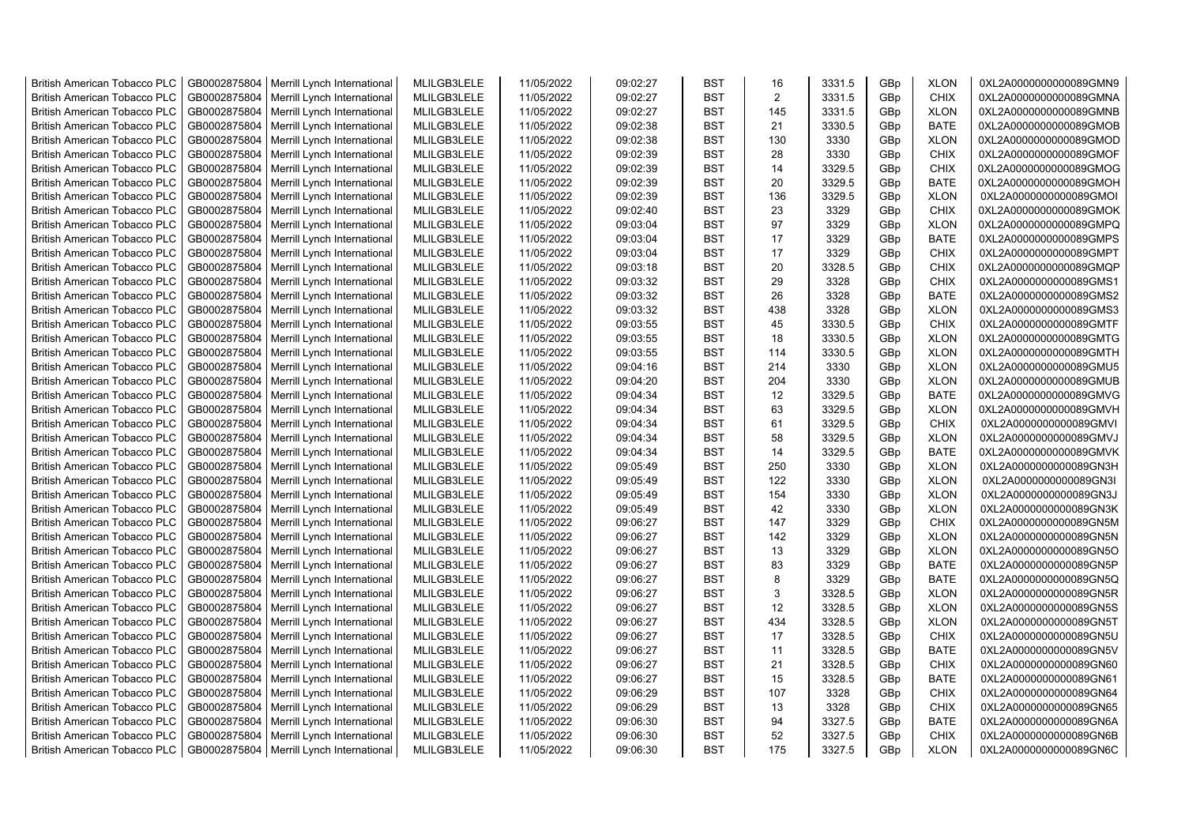| British American Tobacco PLC | GB0002875804 | Merrill Lynch International | MLILGB3LELE | 11/05/2022 | 09:02:27 | BST | 16 | 3331.5 | GBp | XLON | 0XL2A0000000000089GMN9 |
|---|---|---|---|---|---|---|---|---|---|---|---|
| British American Tobacco PLC | GB0002875804 | Merrill Lynch International | MLILGB3LELE | 11/05/2022 | 09:02:27 | BST | 2 | 3331.5 | GBp | CHIX | 0XL2A0000000000089GMNA |
| British American Tobacco PLC | GB0002875804 | Merrill Lynch International | MLILGB3LELE | 11/05/2022 | 09:02:27 | BST | 145 | 3331.5 | GBp | XLON | 0XL2A0000000000089GMNB |
| British American Tobacco PLC | GB0002875804 | Merrill Lynch International | MLILGB3LELE | 11/05/2022 | 09:02:38 | BST | 21 | 3330.5 | GBp | BATE | 0XL2A0000000000089GMOB |
| British American Tobacco PLC | GB0002875804 | Merrill Lynch International | MLILGB3LELE | 11/05/2022 | 09:02:38 | BST | 130 | 3330 | GBp | XLON | 0XL2A0000000000089GMOD |
| British American Tobacco PLC | GB0002875804 | Merrill Lynch International | MLILGB3LELE | 11/05/2022 | 09:02:39 | BST | 28 | 3330 | GBp | CHIX | 0XL2A0000000000089GMOF |
| British American Tobacco PLC | GB0002875804 | Merrill Lynch International | MLILGB3LELE | 11/05/2022 | 09:02:39 | BST | 14 | 3329.5 | GBp | CHIX | 0XL2A0000000000089GMOG |
| British American Tobacco PLC | GB0002875804 | Merrill Lynch International | MLILGB3LELE | 11/05/2022 | 09:02:39 | BST | 20 | 3329.5 | GBp | BATE | 0XL2A0000000000089GMOH |
| British American Tobacco PLC | GB0002875804 | Merrill Lynch International | MLILGB3LELE | 11/05/2022 | 09:02:39 | BST | 136 | 3329.5 | GBp | XLON | 0XL2A0000000000089GMOI |
| British American Tobacco PLC | GB0002875804 | Merrill Lynch International | MLILGB3LELE | 11/05/2022 | 09:02:40 | BST | 23 | 3329 | GBp | CHIX | 0XL2A0000000000089GMOK |
| British American Tobacco PLC | GB0002875804 | Merrill Lynch International | MLILGB3LELE | 11/05/2022 | 09:03:04 | BST | 97 | 3329 | GBp | XLON | 0XL2A0000000000089GMPQ |
| British American Tobacco PLC | GB0002875804 | Merrill Lynch International | MLILGB3LELE | 11/05/2022 | 09:03:04 | BST | 17 | 3329 | GBp | BATE | 0XL2A0000000000089GMPS |
| British American Tobacco PLC | GB0002875804 | Merrill Lynch International | MLILGB3LELE | 11/05/2022 | 09:03:04 | BST | 17 | 3329 | GBp | CHIX | 0XL2A0000000000089GMPT |
| British American Tobacco PLC | GB0002875804 | Merrill Lynch International | MLILGB3LELE | 11/05/2022 | 09:03:18 | BST | 20 | 3328.5 | GBp | CHIX | 0XL2A0000000000089GMQP |
| British American Tobacco PLC | GB0002875804 | Merrill Lynch International | MLILGB3LELE | 11/05/2022 | 09:03:32 | BST | 29 | 3328 | GBp | CHIX | 0XL2A0000000000089GMS1 |
| British American Tobacco PLC | GB0002875804 | Merrill Lynch International | MLILGB3LELE | 11/05/2022 | 09:03:32 | BST | 26 | 3328 | GBp | BATE | 0XL2A0000000000089GMS2 |
| British American Tobacco PLC | GB0002875804 | Merrill Lynch International | MLILGB3LELE | 11/05/2022 | 09:03:32 | BST | 438 | 3328 | GBp | XLON | 0XL2A0000000000089GMS3 |
| British American Tobacco PLC | GB0002875804 | Merrill Lynch International | MLILGB3LELE | 11/05/2022 | 09:03:55 | BST | 45 | 3330.5 | GBp | CHIX | 0XL2A0000000000089GMTF |
| British American Tobacco PLC | GB0002875804 | Merrill Lynch International | MLILGB3LELE | 11/05/2022 | 09:03:55 | BST | 18 | 3330.5 | GBp | XLON | 0XL2A0000000000089GMTG |
| British American Tobacco PLC | GB0002875804 | Merrill Lynch International | MLILGB3LELE | 11/05/2022 | 09:03:55 | BST | 114 | 3330.5 | GBp | XLON | 0XL2A0000000000089GMTH |
| British American Tobacco PLC | GB0002875804 | Merrill Lynch International | MLILGB3LELE | 11/05/2022 | 09:04:16 | BST | 214 | 3330 | GBp | XLON | 0XL2A0000000000089GMU5 |
| British American Tobacco PLC | GB0002875804 | Merrill Lynch International | MLILGB3LELE | 11/05/2022 | 09:04:20 | BST | 204 | 3330 | GBp | XLON | 0XL2A0000000000089GMUB |
| British American Tobacco PLC | GB0002875804 | Merrill Lynch International | MLILGB3LELE | 11/05/2022 | 09:04:34 | BST | 12 | 3329.5 | GBp | BATE | 0XL2A0000000000089GMVG |
| British American Tobacco PLC | GB0002875804 | Merrill Lynch International | MLILGB3LELE | 11/05/2022 | 09:04:34 | BST | 63 | 3329.5 | GBp | XLON | 0XL2A0000000000089GMVH |
| British American Tobacco PLC | GB0002875804 | Merrill Lynch International | MLILGB3LELE | 11/05/2022 | 09:04:34 | BST | 61 | 3329.5 | GBp | CHIX | 0XL2A0000000000089GMVI |
| British American Tobacco PLC | GB0002875804 | Merrill Lynch International | MLILGB3LELE | 11/05/2022 | 09:04:34 | BST | 58 | 3329.5 | GBp | XLON | 0XL2A0000000000089GMVJ |
| British American Tobacco PLC | GB0002875804 | Merrill Lynch International | MLILGB3LELE | 11/05/2022 | 09:04:34 | BST | 14 | 3329.5 | GBp | BATE | 0XL2A0000000000089GMVK |
| British American Tobacco PLC | GB0002875804 | Merrill Lynch International | MLILGB3LELE | 11/05/2022 | 09:05:49 | BST | 250 | 3330 | GBp | XLON | 0XL2A0000000000089GN3H |
| British American Tobacco PLC | GB0002875804 | Merrill Lynch International | MLILGB3LELE | 11/05/2022 | 09:05:49 | BST | 122 | 3330 | GBp | XLON | 0XL2A0000000000089GN3I |
| British American Tobacco PLC | GB0002875804 | Merrill Lynch International | MLILGB3LELE | 11/05/2022 | 09:05:49 | BST | 154 | 3330 | GBp | XLON | 0XL2A0000000000089GN3J |
| British American Tobacco PLC | GB0002875804 | Merrill Lynch International | MLILGB3LELE | 11/05/2022 | 09:05:49 | BST | 42 | 3330 | GBp | XLON | 0XL2A0000000000089GN3K |
| British American Tobacco PLC | GB0002875804 | Merrill Lynch International | MLILGB3LELE | 11/05/2022 | 09:06:27 | BST | 147 | 3329 | GBp | CHIX | 0XL2A0000000000089GN5M |
| British American Tobacco PLC | GB0002875804 | Merrill Lynch International | MLILGB3LELE | 11/05/2022 | 09:06:27 | BST | 142 | 3329 | GBp | XLON | 0XL2A0000000000089GN5N |
| British American Tobacco PLC | GB0002875804 | Merrill Lynch International | MLILGB3LELE | 11/05/2022 | 09:06:27 | BST | 13 | 3329 | GBp | XLON | 0XL2A0000000000089GN5O |
| British American Tobacco PLC | GB0002875804 | Merrill Lynch International | MLILGB3LELE | 11/05/2022 | 09:06:27 | BST | 83 | 3329 | GBp | BATE | 0XL2A0000000000089GN5P |
| British American Tobacco PLC | GB0002875804 | Merrill Lynch International | MLILGB3LELE | 11/05/2022 | 09:06:27 | BST | 8 | 3329 | GBp | BATE | 0XL2A0000000000089GN5Q |
| British American Tobacco PLC | GB0002875804 | Merrill Lynch International | MLILGB3LELE | 11/05/2022 | 09:06:27 | BST | 3 | 3328.5 | GBp | XLON | 0XL2A0000000000089GN5R |
| British American Tobacco PLC | GB0002875804 | Merrill Lynch International | MLILGB3LELE | 11/05/2022 | 09:06:27 | BST | 12 | 3328.5 | GBp | XLON | 0XL2A0000000000089GN5S |
| British American Tobacco PLC | GB0002875804 | Merrill Lynch International | MLILGB3LELE | 11/05/2022 | 09:06:27 | BST | 434 | 3328.5 | GBp | XLON | 0XL2A0000000000089GN5T |
| British American Tobacco PLC | GB0002875804 | Merrill Lynch International | MLILGB3LELE | 11/05/2022 | 09:06:27 | BST | 17 | 3328.5 | GBp | CHIX | 0XL2A0000000000089GN5U |
| British American Tobacco PLC | GB0002875804 | Merrill Lynch International | MLILGB3LELE | 11/05/2022 | 09:06:27 | BST | 11 | 3328.5 | GBp | BATE | 0XL2A0000000000089GN5V |
| British American Tobacco PLC | GB0002875804 | Merrill Lynch International | MLILGB3LELE | 11/05/2022 | 09:06:27 | BST | 21 | 3328.5 | GBp | CHIX | 0XL2A0000000000089GN60 |
| British American Tobacco PLC | GB0002875804 | Merrill Lynch International | MLILGB3LELE | 11/05/2022 | 09:06:27 | BST | 15 | 3328.5 | GBp | BATE | 0XL2A0000000000089GN61 |
| British American Tobacco PLC | GB0002875804 | Merrill Lynch International | MLILGB3LELE | 11/05/2022 | 09:06:29 | BST | 107 | 3328 | GBp | CHIX | 0XL2A0000000000089GN64 |
| British American Tobacco PLC | GB0002875804 | Merrill Lynch International | MLILGB3LELE | 11/05/2022 | 09:06:29 | BST | 13 | 3328 | GBp | CHIX | 0XL2A0000000000089GN65 |
| British American Tobacco PLC | GB0002875804 | Merrill Lynch International | MLILGB3LELE | 11/05/2022 | 09:06:30 | BST | 94 | 3327.5 | GBp | BATE | 0XL2A0000000000089GN6A |
| British American Tobacco PLC | GB0002875804 | Merrill Lynch International | MLILGB3LELE | 11/05/2022 | 09:06:30 | BST | 52 | 3327.5 | GBp | CHIX | 0XL2A0000000000089GN6B |
| British American Tobacco PLC | GB0002875804 | Merrill Lynch International | MLILGB3LELE | 11/05/2022 | 09:06:30 | BST | 175 | 3327.5 | GBp | XLON | 0XL2A0000000000089GN6C |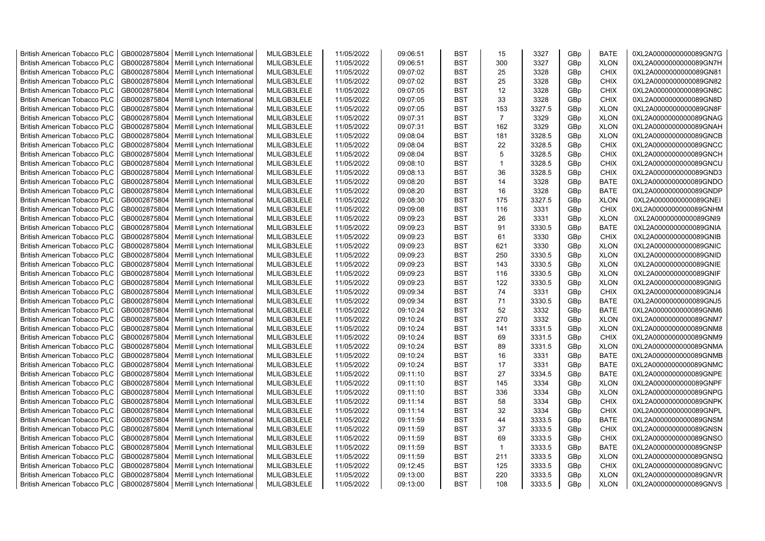| British American Tobacco PLC | GB0002875804 | Merrill Lynch International | MLILGB3LELE | 11/05/2022 | 09:06:51 | BST | 15 | 3327 | GBp | BATE | 0XL2A0000000000089GN7G |
|---|---|---|---|---|---|---|---|---|---|---|---|
| British American Tobacco PLC | GB0002875804 | Merrill Lynch International | MLILGB3LELE | 11/05/2022 | 09:06:51 | BST | 300 | 3327 | GBp | XLON | 0XL2A0000000000089GN7H |
| British American Tobacco PLC | GB0002875804 | Merrill Lynch International | MLILGB3LELE | 11/05/2022 | 09:07:02 | BST | 25 | 3328 | GBp | CHIX | 0XL2A0000000000089GN81 |
| British American Tobacco PLC | GB0002875804 | Merrill Lynch International | MLILGB3LELE | 11/05/2022 | 09:07:02 | BST | 25 | 3328 | GBp | CHIX | 0XL2A0000000000089GN82 |
| British American Tobacco PLC | GB0002875804 | Merrill Lynch International | MLILGB3LELE | 11/05/2022 | 09:07:05 | BST | 12 | 3328 | GBp | CHIX | 0XL2A0000000000089GN8C |
| British American Tobacco PLC | GB0002875804 | Merrill Lynch International | MLILGB3LELE | 11/05/2022 | 09:07:05 | BST | 33 | 3328 | GBp | CHIX | 0XL2A0000000000089GN8D |
| British American Tobacco PLC | GB0002875804 | Merrill Lynch International | MLILGB3LELE | 11/05/2022 | 09:07:05 | BST | 153 | 3327.5 | GBp | XLON | 0XL2A0000000000089GN8F |
| British American Tobacco PLC | GB0002875804 | Merrill Lynch International | MLILGB3LELE | 11/05/2022 | 09:07:31 | BST | 7 | 3329 | GBp | XLON | 0XL2A0000000000089GNAG |
| British American Tobacco PLC | GB0002875804 | Merrill Lynch International | MLILGB3LELE | 11/05/2022 | 09:07:31 | BST | 162 | 3329 | GBp | XLON | 0XL2A0000000000089GNAH |
| British American Tobacco PLC | GB0002875804 | Merrill Lynch International | MLILGB3LELE | 11/05/2022 | 09:08:04 | BST | 181 | 3328.5 | GBp | XLON | 0XL2A0000000000089GNCB |
| British American Tobacco PLC | GB0002875804 | Merrill Lynch International | MLILGB3LELE | 11/05/2022 | 09:08:04 | BST | 22 | 3328.5 | GBp | CHIX | 0XL2A0000000000089GNCC |
| British American Tobacco PLC | GB0002875804 | Merrill Lynch International | MLILGB3LELE | 11/05/2022 | 09:08:04 | BST | 5 | 3328.5 | GBp | CHIX | 0XL2A0000000000089GNCH |
| British American Tobacco PLC | GB0002875804 | Merrill Lynch International | MLILGB3LELE | 11/05/2022 | 09:08:10 | BST | 1 | 3328.5 | GBp | CHIX | 0XL2A0000000000089GNCU |
| British American Tobacco PLC | GB0002875804 | Merrill Lynch International | MLILGB3LELE | 11/05/2022 | 09:08:13 | BST | 36 | 3328.5 | GBp | CHIX | 0XL2A0000000000089GND3 |
| British American Tobacco PLC | GB0002875804 | Merrill Lynch International | MLILGB3LELE | 11/05/2022 | 09:08:20 | BST | 14 | 3328 | GBp | BATE | 0XL2A0000000000089GNDO |
| British American Tobacco PLC | GB0002875804 | Merrill Lynch International | MLILGB3LELE | 11/05/2022 | 09:08:20 | BST | 16 | 3328 | GBp | BATE | 0XL2A0000000000089GNDP |
| British American Tobacco PLC | GB0002875804 | Merrill Lynch International | MLILGB3LELE | 11/05/2022 | 09:08:30 | BST | 175 | 3327.5 | GBp | XLON | 0XL2A0000000000089GNEI |
| British American Tobacco PLC | GB0002875804 | Merrill Lynch International | MLILGB3LELE | 11/05/2022 | 09:09:08 | BST | 116 | 3331 | GBp | CHIX | 0XL2A0000000000089GNHM |
| British American Tobacco PLC | GB0002875804 | Merrill Lynch International | MLILGB3LELE | 11/05/2022 | 09:09:23 | BST | 26 | 3331 | GBp | XLON | 0XL2A0000000000089GNI9 |
| British American Tobacco PLC | GB0002875804 | Merrill Lynch International | MLILGB3LELE | 11/05/2022 | 09:09:23 | BST | 91 | 3330.5 | GBp | BATE | 0XL2A0000000000089GNIA |
| British American Tobacco PLC | GB0002875804 | Merrill Lynch International | MLILGB3LELE | 11/05/2022 | 09:09:23 | BST | 61 | 3330 | GBp | CHIX | 0XL2A0000000000089GNIB |
| British American Tobacco PLC | GB0002875804 | Merrill Lynch International | MLILGB3LELE | 11/05/2022 | 09:09:23 | BST | 621 | 3330 | GBp | XLON | 0XL2A0000000000089GNIC |
| British American Tobacco PLC | GB0002875804 | Merrill Lynch International | MLILGB3LELE | 11/05/2022 | 09:09:23 | BST | 250 | 3330.5 | GBp | XLON | 0XL2A0000000000089GNID |
| British American Tobacco PLC | GB0002875804 | Merrill Lynch International | MLILGB3LELE | 11/05/2022 | 09:09:23 | BST | 143 | 3330.5 | GBp | XLON | 0XL2A0000000000089GNIE |
| British American Tobacco PLC | GB0002875804 | Merrill Lynch International | MLILGB3LELE | 11/05/2022 | 09:09:23 | BST | 116 | 3330.5 | GBp | XLON | 0XL2A0000000000089GNIF |
| British American Tobacco PLC | GB0002875804 | Merrill Lynch International | MLILGB3LELE | 11/05/2022 | 09:09:23 | BST | 122 | 3330.5 | GBp | XLON | 0XL2A0000000000089GNIG |
| British American Tobacco PLC | GB0002875804 | Merrill Lynch International | MLILGB3LELE | 11/05/2022 | 09:09:34 | BST | 74 | 3331 | GBp | CHIX | 0XL2A0000000000089GNJ4 |
| British American Tobacco PLC | GB0002875804 | Merrill Lynch International | MLILGB3LELE | 11/05/2022 | 09:09:34 | BST | 71 | 3330.5 | GBp | BATE | 0XL2A0000000000089GNJ5 |
| British American Tobacco PLC | GB0002875804 | Merrill Lynch International | MLILGB3LELE | 11/05/2022 | 09:10:24 | BST | 52 | 3332 | GBp | BATE | 0XL2A0000000000089GNM6 |
| British American Tobacco PLC | GB0002875804 | Merrill Lynch International | MLILGB3LELE | 11/05/2022 | 09:10:24 | BST | 270 | 3332 | GBp | XLON | 0XL2A0000000000089GNM7 |
| British American Tobacco PLC | GB0002875804 | Merrill Lynch International | MLILGB3LELE | 11/05/2022 | 09:10:24 | BST | 141 | 3331.5 | GBp | XLON | 0XL2A0000000000089GNM8 |
| British American Tobacco PLC | GB0002875804 | Merrill Lynch International | MLILGB3LELE | 11/05/2022 | 09:10:24 | BST | 69 | 3331.5 | GBp | CHIX | 0XL2A0000000000089GNM9 |
| British American Tobacco PLC | GB0002875804 | Merrill Lynch International | MLILGB3LELE | 11/05/2022 | 09:10:24 | BST | 89 | 3331.5 | GBp | XLON | 0XL2A0000000000089GNMA |
| British American Tobacco PLC | GB0002875804 | Merrill Lynch International | MLILGB3LELE | 11/05/2022 | 09:10:24 | BST | 16 | 3331 | GBp | BATE | 0XL2A0000000000089GNMB |
| British American Tobacco PLC | GB0002875804 | Merrill Lynch International | MLILGB3LELE | 11/05/2022 | 09:10:24 | BST | 17 | 3331 | GBp | BATE | 0XL2A0000000000089GNMC |
| British American Tobacco PLC | GB0002875804 | Merrill Lynch International | MLILGB3LELE | 11/05/2022 | 09:11:10 | BST | 27 | 3334.5 | GBp | BATE | 0XL2A0000000000089GNPE |
| British American Tobacco PLC | GB0002875804 | Merrill Lynch International | MLILGB3LELE | 11/05/2022 | 09:11:10 | BST | 145 | 3334 | GBp | XLON | 0XL2A0000000000089GNPF |
| British American Tobacco PLC | GB0002875804 | Merrill Lynch International | MLILGB3LELE | 11/05/2022 | 09:11:10 | BST | 336 | 3334 | GBp | XLON | 0XL2A0000000000089GNPG |
| British American Tobacco PLC | GB0002875804 | Merrill Lynch International | MLILGB3LELE | 11/05/2022 | 09:11:14 | BST | 58 | 3334 | GBp | CHIX | 0XL2A0000000000089GNPK |
| British American Tobacco PLC | GB0002875804 | Merrill Lynch International | MLILGB3LELE | 11/05/2022 | 09:11:14 | BST | 32 | 3334 | GBp | CHIX | 0XL2A0000000000089GNPL |
| British American Tobacco PLC | GB0002875804 | Merrill Lynch International | MLILGB3LELE | 11/05/2022 | 09:11:59 | BST | 44 | 3333.5 | GBp | BATE | 0XL2A0000000000089GNSM |
| British American Tobacco PLC | GB0002875804 | Merrill Lynch International | MLILGB3LELE | 11/05/2022 | 09:11:59 | BST | 37 | 3333.5 | GBp | CHIX | 0XL2A0000000000089GNSN |
| British American Tobacco PLC | GB0002875804 | Merrill Lynch International | MLILGB3LELE | 11/05/2022 | 09:11:59 | BST | 69 | 3333.5 | GBp | CHIX | 0XL2A0000000000089GNSO |
| British American Tobacco PLC | GB0002875804 | Merrill Lynch International | MLILGB3LELE | 11/05/2022 | 09:11:59 | BST | 1 | 3333.5 | GBp | BATE | 0XL2A0000000000089GNSP |
| British American Tobacco PLC | GB0002875804 | Merrill Lynch International | MLILGB3LELE | 11/05/2022 | 09:11:59 | BST | 211 | 3333.5 | GBp | XLON | 0XL2A0000000000089GNSQ |
| British American Tobacco PLC | GB0002875804 | Merrill Lynch International | MLILGB3LELE | 11/05/2022 | 09:12:45 | BST | 125 | 3333.5 | GBp | CHIX | 0XL2A0000000000089GNVC |
| British American Tobacco PLC | GB0002875804 | Merrill Lynch International | MLILGB3LELE | 11/05/2022 | 09:13:00 | BST | 220 | 3333.5 | GBp | XLON | 0XL2A0000000000089GNVR |
| British American Tobacco PLC | GB0002875804 | Merrill Lynch International | MLILGB3LELE | 11/05/2022 | 09:13:00 | BST | 108 | 3333.5 | GBp | XLON | 0XL2A0000000000089GNVS |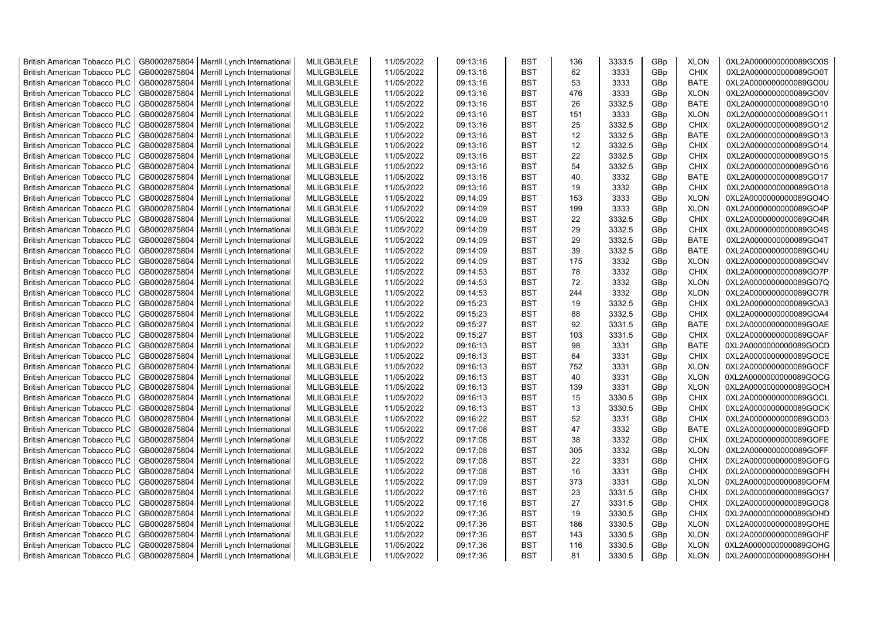| British American Tobacco PLC | GB0002875804 | Merrill Lynch International | MLILGB3LELE | 11/05/2022 | 09:13:16 | BST | 136 | 3333.5 | GBp | XLON | 0XL2A0000000000089GO0S |
|---|---|---|---|---|---|---|---|---|---|---|---|
| British American Tobacco PLC | GB0002875804 | Merrill Lynch International | MLILGB3LELE | 11/05/2022 | 09:13:16 | BST | 62 | 3333 | GBp | CHIX | 0XL2A0000000000089GO0T |
| British American Tobacco PLC | GB0002875804 | Merrill Lynch International | MLILGB3LELE | 11/05/2022 | 09:13:16 | BST | 53 | 3333 | GBp | BATE | 0XL2A0000000000089GO0U |
| British American Tobacco PLC | GB0002875804 | Merrill Lynch International | MLILGB3LELE | 11/05/2022 | 09:13:16 | BST | 476 | 3333 | GBp | XLON | 0XL2A0000000000089GO0V |
| British American Tobacco PLC | GB0002875804 | Merrill Lynch International | MLILGB3LELE | 11/05/2022 | 09:13:16 | BST | 26 | 3332.5 | GBp | BATE | 0XL2A0000000000089GO10 |
| British American Tobacco PLC | GB0002875804 | Merrill Lynch International | MLILGB3LELE | 11/05/2022 | 09:13:16 | BST | 151 | 3333 | GBp | XLON | 0XL2A0000000000089GO11 |
| British American Tobacco PLC | GB0002875804 | Merrill Lynch International | MLILGB3LELE | 11/05/2022 | 09:13:16 | BST | 25 | 3332.5 | GBp | CHIX | 0XL2A0000000000089GO12 |
| British American Tobacco PLC | GB0002875804 | Merrill Lynch International | MLILGB3LELE | 11/05/2022 | 09:13:16 | BST | 12 | 3332.5 | GBp | BATE | 0XL2A0000000000089GO13 |
| British American Tobacco PLC | GB0002875804 | Merrill Lynch International | MLILGB3LELE | 11/05/2022 | 09:13:16 | BST | 12 | 3332.5 | GBp | CHIX | 0XL2A0000000000089GO14 |
| British American Tobacco PLC | GB0002875804 | Merrill Lynch International | MLILGB3LELE | 11/05/2022 | 09:13:16 | BST | 22 | 3332.5 | GBp | CHIX | 0XL2A0000000000089GO15 |
| British American Tobacco PLC | GB0002875804 | Merrill Lynch International | MLILGB3LELE | 11/05/2022 | 09:13:16 | BST | 54 | 3332.5 | GBp | CHIX | 0XL2A0000000000089GO16 |
| British American Tobacco PLC | GB0002875804 | Merrill Lynch International | MLILGB3LELE | 11/05/2022 | 09:13:16 | BST | 40 | 3332 | GBp | BATE | 0XL2A0000000000089GO17 |
| British American Tobacco PLC | GB0002875804 | Merrill Lynch International | MLILGB3LELE | 11/05/2022 | 09:13:16 | BST | 19 | 3332 | GBp | CHIX | 0XL2A0000000000089GO18 |
| British American Tobacco PLC | GB0002875804 | Merrill Lynch International | MLILGB3LELE | 11/05/2022 | 09:14:09 | BST | 153 | 3333 | GBp | XLON | 0XL2A0000000000089GO4O |
| British American Tobacco PLC | GB0002875804 | Merrill Lynch International | MLILGB3LELE | 11/05/2022 | 09:14:09 | BST | 199 | 3333 | GBp | XLON | 0XL2A0000000000089GO4P |
| British American Tobacco PLC | GB0002875804 | Merrill Lynch International | MLILGB3LELE | 11/05/2022 | 09:14:09 | BST | 22 | 3332.5 | GBp | CHIX | 0XL2A0000000000089GO4R |
| British American Tobacco PLC | GB0002875804 | Merrill Lynch International | MLILGB3LELE | 11/05/2022 | 09:14:09 | BST | 29 | 3332.5 | GBp | CHIX | 0XL2A0000000000089GO4S |
| British American Tobacco PLC | GB0002875804 | Merrill Lynch International | MLILGB3LELE | 11/05/2022 | 09:14:09 | BST | 29 | 3332.5 | GBp | BATE | 0XL2A0000000000089GO4T |
| British American Tobacco PLC | GB0002875804 | Merrill Lynch International | MLILGB3LELE | 11/05/2022 | 09:14:09 | BST | 39 | 3332.5 | GBp | BATE | 0XL2A0000000000089GO4U |
| British American Tobacco PLC | GB0002875804 | Merrill Lynch International | MLILGB3LELE | 11/05/2022 | 09:14:09 | BST | 175 | 3332 | GBp | XLON | 0XL2A0000000000089GO4V |
| British American Tobacco PLC | GB0002875804 | Merrill Lynch International | MLILGB3LELE | 11/05/2022 | 09:14:53 | BST | 78 | 3332 | GBp | CHIX | 0XL2A0000000000089GO7P |
| British American Tobacco PLC | GB0002875804 | Merrill Lynch International | MLILGB3LELE | 11/05/2022 | 09:14:53 | BST | 72 | 3332 | GBp | XLON | 0XL2A0000000000089GO7Q |
| British American Tobacco PLC | GB0002875804 | Merrill Lynch International | MLILGB3LELE | 11/05/2022 | 09:14:53 | BST | 244 | 3332 | GBp | XLON | 0XL2A0000000000089GO7R |
| British American Tobacco PLC | GB0002875804 | Merrill Lynch International | MLILGB3LELE | 11/05/2022 | 09:15:23 | BST | 19 | 3332.5 | GBp | CHIX | 0XL2A0000000000089GOA3 |
| British American Tobacco PLC | GB0002875804 | Merrill Lynch International | MLILGB3LELE | 11/05/2022 | 09:15:23 | BST | 88 | 3332.5 | GBp | CHIX | 0XL2A0000000000089GOA4 |
| British American Tobacco PLC | GB0002875804 | Merrill Lynch International | MLILGB3LELE | 11/05/2022 | 09:15:27 | BST | 92 | 3331.5 | GBp | BATE | 0XL2A0000000000089GOAE |
| British American Tobacco PLC | GB0002875804 | Merrill Lynch International | MLILGB3LELE | 11/05/2022 | 09:15:27 | BST | 103 | 3331.5 | GBp | CHIX | 0XL2A0000000000089GOAF |
| British American Tobacco PLC | GB0002875804 | Merrill Lynch International | MLILGB3LELE | 11/05/2022 | 09:16:13 | BST | 98 | 3331 | GBp | BATE | 0XL2A0000000000089GOCD |
| British American Tobacco PLC | GB0002875804 | Merrill Lynch International | MLILGB3LELE | 11/05/2022 | 09:16:13 | BST | 64 | 3331 | GBp | CHIX | 0XL2A0000000000089GOCE |
| British American Tobacco PLC | GB0002875804 | Merrill Lynch International | MLILGB3LELE | 11/05/2022 | 09:16:13 | BST | 752 | 3331 | GBp | XLON | 0XL2A0000000000089GOCF |
| British American Tobacco PLC | GB0002875804 | Merrill Lynch International | MLILGB3LELE | 11/05/2022 | 09:16:13 | BST | 40 | 3331 | GBp | XLON | 0XL2A0000000000089GOCG |
| British American Tobacco PLC | GB0002875804 | Merrill Lynch International | MLILGB3LELE | 11/05/2022 | 09:16:13 | BST | 139 | 3331 | GBp | XLON | 0XL2A0000000000089GOCH |
| British American Tobacco PLC | GB0002875804 | Merrill Lynch International | MLILGB3LELE | 11/05/2022 | 09:16:13 | BST | 15 | 3330.5 | GBp | CHIX | 0XL2A0000000000089GOCL |
| British American Tobacco PLC | GB0002875804 | Merrill Lynch International | MLILGB3LELE | 11/05/2022 | 09:16:13 | BST | 13 | 3330.5 | GBp | CHIX | 0XL2A0000000000089GOCK |
| British American Tobacco PLC | GB0002875804 | Merrill Lynch International | MLILGB3LELE | 11/05/2022 | 09:16:22 | BST | 52 | 3331 | GBp | CHIX | 0XL2A0000000000089GOD3 |
| British American Tobacco PLC | GB0002875804 | Merrill Lynch International | MLILGB3LELE | 11/05/2022 | 09:17:08 | BST | 47 | 3332 | GBp | BATE | 0XL2A0000000000089GOFD |
| British American Tobacco PLC | GB0002875804 | Merrill Lynch International | MLILGB3LELE | 11/05/2022 | 09:17:08 | BST | 38 | 3332 | GBp | CHIX | 0XL2A0000000000089GOFE |
| British American Tobacco PLC | GB0002875804 | Merrill Lynch International | MLILGB3LELE | 11/05/2022 | 09:17:08 | BST | 305 | 3332 | GBp | XLON | 0XL2A0000000000089GOFF |
| British American Tobacco PLC | GB0002875804 | Merrill Lynch International | MLILGB3LELE | 11/05/2022 | 09:17:08 | BST | 22 | 3331 | GBp | CHIX | 0XL2A0000000000089GOFG |
| British American Tobacco PLC | GB0002875804 | Merrill Lynch International | MLILGB3LELE | 11/05/2022 | 09:17:08 | BST | 16 | 3331 | GBp | CHIX | 0XL2A0000000000089GOFH |
| British American Tobacco PLC | GB0002875804 | Merrill Lynch International | MLILGB3LELE | 11/05/2022 | 09:17:09 | BST | 373 | 3331 | GBp | XLON | 0XL2A0000000000089GOFM |
| British American Tobacco PLC | GB0002875804 | Merrill Lynch International | MLILGB3LELE | 11/05/2022 | 09:17:16 | BST | 23 | 3331.5 | GBp | CHIX | 0XL2A0000000000089GOG7 |
| British American Tobacco PLC | GB0002875804 | Merrill Lynch International | MLILGB3LELE | 11/05/2022 | 09:17:16 | BST | 27 | 3331.5 | GBp | CHIX | 0XL2A0000000000089GOG8 |
| British American Tobacco PLC | GB0002875804 | Merrill Lynch International | MLILGB3LELE | 11/05/2022 | 09:17:36 | BST | 19 | 3330.5 | GBp | CHIX | 0XL2A0000000000089GOHD |
| British American Tobacco PLC | GB0002875804 | Merrill Lynch International | MLILGB3LELE | 11/05/2022 | 09:17:36 | BST | 186 | 3330.5 | GBp | XLON | 0XL2A0000000000089GOHE |
| British American Tobacco PLC | GB0002875804 | Merrill Lynch International | MLILGB3LELE | 11/05/2022 | 09:17:36 | BST | 143 | 3330.5 | GBp | XLON | 0XL2A0000000000089GOHF |
| British American Tobacco PLC | GB0002875804 | Merrill Lynch International | MLILGB3LELE | 11/05/2022 | 09:17:36 | BST | 116 | 3330.5 | GBp | XLON | 0XL2A0000000000089GOHG |
| British American Tobacco PLC | GB0002875804 | Merrill Lynch International | MLILGB3LELE | 11/05/2022 | 09:17:36 | BST | 81 | 3330.5 | GBp | XLON | 0XL2A0000000000089GOHH |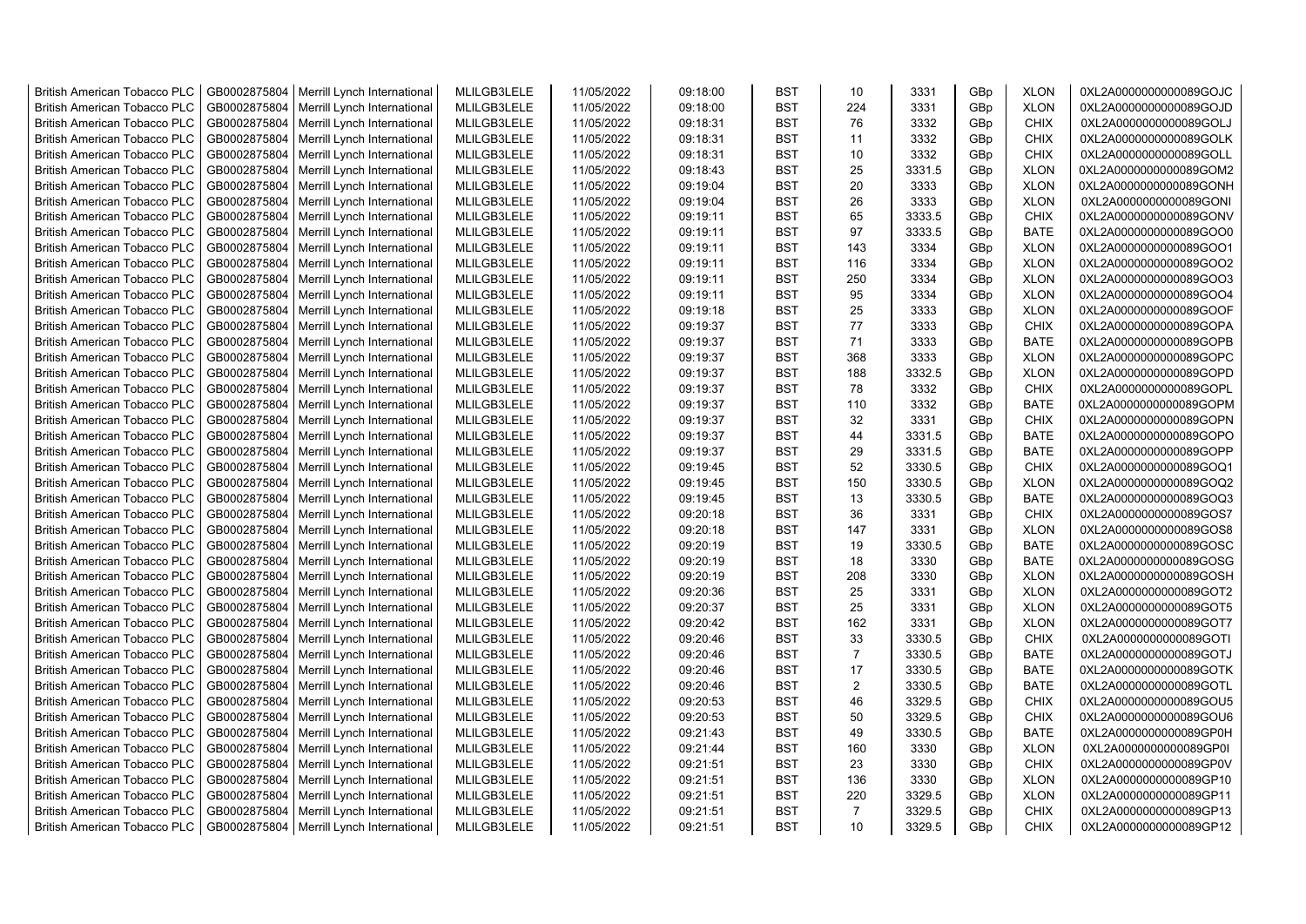| British American Tobacco PLC | GB0002875804 | Merrill Lynch International | MLILGB3LELE | 11/05/2022 | 09:18:00 | BST | 10 | 3331 | GBp | XLON | 0XL2A0000000000089GOJC |
|---|---|---|---|---|---|---|---|---|---|---|---|
| British American Tobacco PLC | GB0002875804 | Merrill Lynch International | MLILGB3LELE | 11/05/2022 | 09:18:00 | BST | 224 | 3331 | GBp | XLON | 0XL2A0000000000089GOJD |
| British American Tobacco PLC | GB0002875804 | Merrill Lynch International | MLILGB3LELE | 11/05/2022 | 09:18:31 | BST | 76 | 3332 | GBp | CHIX | 0XL2A0000000000089GOLJ |
| British American Tobacco PLC | GB0002875804 | Merrill Lynch International | MLILGB3LELE | 11/05/2022 | 09:18:31 | BST | 11 | 3332 | GBp | CHIX | 0XL2A0000000000089GOLK |
| British American Tobacco PLC | GB0002875804 | Merrill Lynch International | MLILGB3LELE | 11/05/2022 | 09:18:31 | BST | 10 | 3332 | GBp | CHIX | 0XL2A0000000000089GOLL |
| British American Tobacco PLC | GB0002875804 | Merrill Lynch International | MLILGB3LELE | 11/05/2022 | 09:18:43 | BST | 25 | 3331.5 | GBp | XLON | 0XL2A0000000000089GOM2 |
| British American Tobacco PLC | GB0002875804 | Merrill Lynch International | MLILGB3LELE | 11/05/2022 | 09:19:04 | BST | 20 | 3333 | GBp | XLON | 0XL2A0000000000089GONH |
| British American Tobacco PLC | GB0002875804 | Merrill Lynch International | MLILGB3LELE | 11/05/2022 | 09:19:04 | BST | 26 | 3333 | GBp | XLON | 0XL2A0000000000089GONI |
| British American Tobacco PLC | GB0002875804 | Merrill Lynch International | MLILGB3LELE | 11/05/2022 | 09:19:11 | BST | 65 | 3333.5 | GBp | CHIX | 0XL2A0000000000089GONV |
| British American Tobacco PLC | GB0002875804 | Merrill Lynch International | MLILGB3LELE | 11/05/2022 | 09:19:11 | BST | 97 | 3333.5 | GBp | BATE | 0XL2A0000000000089GOO0 |
| British American Tobacco PLC | GB0002875804 | Merrill Lynch International | MLILGB3LELE | 11/05/2022 | 09:19:11 | BST | 143 | 3334 | GBp | XLON | 0XL2A0000000000089GOO1 |
| British American Tobacco PLC | GB0002875804 | Merrill Lynch International | MLILGB3LELE | 11/05/2022 | 09:19:11 | BST | 116 | 3334 | GBp | XLON | 0XL2A0000000000089GOO2 |
| British American Tobacco PLC | GB0002875804 | Merrill Lynch International | MLILGB3LELE | 11/05/2022 | 09:19:11 | BST | 250 | 3334 | GBp | XLON | 0XL2A0000000000089GOO3 |
| British American Tobacco PLC | GB0002875804 | Merrill Lynch International | MLILGB3LELE | 11/05/2022 | 09:19:11 | BST | 95 | 3334 | GBp | XLON | 0XL2A0000000000089GOO4 |
| British American Tobacco PLC | GB0002875804 | Merrill Lynch International | MLILGB3LELE | 11/05/2022 | 09:19:18 | BST | 25 | 3333 | GBp | XLON | 0XL2A0000000000089GOOF |
| British American Tobacco PLC | GB0002875804 | Merrill Lynch International | MLILGB3LELE | 11/05/2022 | 09:19:37 | BST | 77 | 3333 | GBp | CHIX | 0XL2A0000000000089GOPA |
| British American Tobacco PLC | GB0002875804 | Merrill Lynch International | MLILGB3LELE | 11/05/2022 | 09:19:37 | BST | 71 | 3333 | GBp | BATE | 0XL2A0000000000089GOPB |
| British American Tobacco PLC | GB0002875804 | Merrill Lynch International | MLILGB3LELE | 11/05/2022 | 09:19:37 | BST | 368 | 3333 | GBp | XLON | 0XL2A0000000000089GOPC |
| British American Tobacco PLC | GB0002875804 | Merrill Lynch International | MLILGB3LELE | 11/05/2022 | 09:19:37 | BST | 188 | 3332.5 | GBp | XLON | 0XL2A0000000000089GOPD |
| British American Tobacco PLC | GB0002875804 | Merrill Lynch International | MLILGB3LELE | 11/05/2022 | 09:19:37 | BST | 78 | 3332 | GBp | CHIX | 0XL2A0000000000089GOPL |
| British American Tobacco PLC | GB0002875804 | Merrill Lynch International | MLILGB3LELE | 11/05/2022 | 09:19:37 | BST | 110 | 3332 | GBp | BATE | 0XL2A0000000000089GOPM |
| British American Tobacco PLC | GB0002875804 | Merrill Lynch International | MLILGB3LELE | 11/05/2022 | 09:19:37 | BST | 32 | 3331 | GBp | CHIX | 0XL2A0000000000089GOPN |
| British American Tobacco PLC | GB0002875804 | Merrill Lynch International | MLILGB3LELE | 11/05/2022 | 09:19:37 | BST | 44 | 3331.5 | GBp | BATE | 0XL2A0000000000089GOPO |
| British American Tobacco PLC | GB0002875804 | Merrill Lynch International | MLILGB3LELE | 11/05/2022 | 09:19:37 | BST | 29 | 3331.5 | GBp | BATE | 0XL2A0000000000089GOPP |
| British American Tobacco PLC | GB0002875804 | Merrill Lynch International | MLILGB3LELE | 11/05/2022 | 09:19:45 | BST | 52 | 3330.5 | GBp | CHIX | 0XL2A0000000000089GOQ1 |
| British American Tobacco PLC | GB0002875804 | Merrill Lynch International | MLILGB3LELE | 11/05/2022 | 09:19:45 | BST | 150 | 3330.5 | GBp | XLON | 0XL2A0000000000089GOQ2 |
| British American Tobacco PLC | GB0002875804 | Merrill Lynch International | MLILGB3LELE | 11/05/2022 | 09:19:45 | BST | 13 | 3330.5 | GBp | BATE | 0XL2A0000000000089GOQ3 |
| British American Tobacco PLC | GB0002875804 | Merrill Lynch International | MLILGB3LELE | 11/05/2022 | 09:20:18 | BST | 36 | 3331 | GBp | CHIX | 0XL2A0000000000089GOS7 |
| British American Tobacco PLC | GB0002875804 | Merrill Lynch International | MLILGB3LELE | 11/05/2022 | 09:20:18 | BST | 147 | 3331 | GBp | XLON | 0XL2A0000000000089GOS8 |
| British American Tobacco PLC | GB0002875804 | Merrill Lynch International | MLILGB3LELE | 11/05/2022 | 09:20:19 | BST | 19 | 3330.5 | GBp | BATE | 0XL2A0000000000089GOSC |
| British American Tobacco PLC | GB0002875804 | Merrill Lynch International | MLILGB3LELE | 11/05/2022 | 09:20:19 | BST | 18 | 3330 | GBp | BATE | 0XL2A0000000000089GOSG |
| British American Tobacco PLC | GB0002875804 | Merrill Lynch International | MLILGB3LELE | 11/05/2022 | 09:20:19 | BST | 208 | 3330 | GBp | XLON | 0XL2A0000000000089GOSH |
| British American Tobacco PLC | GB0002875804 | Merrill Lynch International | MLILGB3LELE | 11/05/2022 | 09:20:36 | BST | 25 | 3331 | GBp | XLON | 0XL2A0000000000089GOT2 |
| British American Tobacco PLC | GB0002875804 | Merrill Lynch International | MLILGB3LELE | 11/05/2022 | 09:20:37 | BST | 25 | 3331 | GBp | XLON | 0XL2A0000000000089GOT5 |
| British American Tobacco PLC | GB0002875804 | Merrill Lynch International | MLILGB3LELE | 11/05/2022 | 09:20:42 | BST | 162 | 3331 | GBp | XLON | 0XL2A0000000000089GOT7 |
| British American Tobacco PLC | GB0002875804 | Merrill Lynch International | MLILGB3LELE | 11/05/2022 | 09:20:46 | BST | 33 | 3330.5 | GBp | CHIX | 0XL2A0000000000089GOTI |
| British American Tobacco PLC | GB0002875804 | Merrill Lynch International | MLILGB3LELE | 11/05/2022 | 09:20:46 | BST | 7 | 3330.5 | GBp | BATE | 0XL2A0000000000089GOTJ |
| British American Tobacco PLC | GB0002875804 | Merrill Lynch International | MLILGB3LELE | 11/05/2022 | 09:20:46 | BST | 17 | 3330.5 | GBp | BATE | 0XL2A0000000000089GOTK |
| British American Tobacco PLC | GB0002875804 | Merrill Lynch International | MLILGB3LELE | 11/05/2022 | 09:20:46 | BST | 2 | 3330.5 | GBp | BATE | 0XL2A0000000000089GOTL |
| British American Tobacco PLC | GB0002875804 | Merrill Lynch International | MLILGB3LELE | 11/05/2022 | 09:20:53 | BST | 46 | 3329.5 | GBp | CHIX | 0XL2A0000000000089GOU5 |
| British American Tobacco PLC | GB0002875804 | Merrill Lynch International | MLILGB3LELE | 11/05/2022 | 09:20:53 | BST | 50 | 3329.5 | GBp | CHIX | 0XL2A0000000000089GOU6 |
| British American Tobacco PLC | GB0002875804 | Merrill Lynch International | MLILGB3LELE | 11/05/2022 | 09:21:43 | BST | 49 | 3330.5 | GBp | BATE | 0XL2A0000000000089GP0H |
| British American Tobacco PLC | GB0002875804 | Merrill Lynch International | MLILGB3LELE | 11/05/2022 | 09:21:44 | BST | 160 | 3330 | GBp | XLON | 0XL2A0000000000089GP0I |
| British American Tobacco PLC | GB0002875804 | Merrill Lynch International | MLILGB3LELE | 11/05/2022 | 09:21:51 | BST | 23 | 3330 | GBp | CHIX | 0XL2A0000000000089GP0V |
| British American Tobacco PLC | GB0002875804 | Merrill Lynch International | MLILGB3LELE | 11/05/2022 | 09:21:51 | BST | 136 | 3330 | GBp | XLON | 0XL2A0000000000089GP10 |
| British American Tobacco PLC | GB0002875804 | Merrill Lynch International | MLILGB3LELE | 11/05/2022 | 09:21:51 | BST | 220 | 3329.5 | GBp | XLON | 0XL2A0000000000089GP11 |
| British American Tobacco PLC | GB0002875804 | Merrill Lynch International | MLILGB3LELE | 11/05/2022 | 09:21:51 | BST | 7 | 3329.5 | GBp | CHIX | 0XL2A0000000000089GP13 |
| British American Tobacco PLC | GB0002875804 | Merrill Lynch International | MLILGB3LELE | 11/05/2022 | 09:21:51 | BST | 10 | 3329.5 | GBp | CHIX | 0XL2A0000000000089GP12 |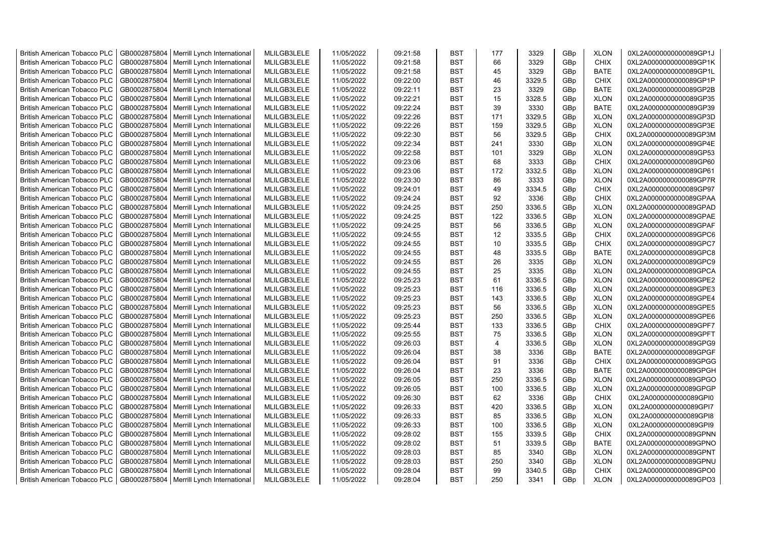| British American Tobacco PLC | GB0002875804 | Merrill Lynch International | MLILGB3LELE | 11/05/2022 | 09:21:58 | BST | 177 | 3329 | GBp | XLON | 0XL2A0000000000089GP1J |
|---|---|---|---|---|---|---|---|---|---|---|---|
| British American Tobacco PLC | GB0002875804 | Merrill Lynch International | MLILGB3LELE | 11/05/2022 | 09:21:58 | BST | 66 | 3329 | GBp | CHIX | 0XL2A0000000000089GP1K |
| British American Tobacco PLC | GB0002875804 | Merrill Lynch International | MLILGB3LELE | 11/05/2022 | 09:21:58 | BST | 45 | 3329 | GBp | BATE | 0XL2A0000000000089GP1L |
| British American Tobacco PLC | GB0002875804 | Merrill Lynch International | MLILGB3LELE | 11/05/2022 | 09:22:00 | BST | 46 | 3329.5 | GBp | CHIX | 0XL2A0000000000089GP1P |
| British American Tobacco PLC | GB0002875804 | Merrill Lynch International | MLILGB3LELE | 11/05/2022 | 09:22:11 | BST | 23 | 3329 | GBp | BATE | 0XL2A0000000000089GP2B |
| British American Tobacco PLC | GB0002875804 | Merrill Lynch International | MLILGB3LELE | 11/05/2022 | 09:22:21 | BST | 15 | 3328.5 | GBp | XLON | 0XL2A0000000000089GP35 |
| British American Tobacco PLC | GB0002875804 | Merrill Lynch International | MLILGB3LELE | 11/05/2022 | 09:22:24 | BST | 39 | 3330 | GBp | BATE | 0XL2A0000000000089GP39 |
| British American Tobacco PLC | GB0002875804 | Merrill Lynch International | MLILGB3LELE | 11/05/2022 | 09:22:26 | BST | 171 | 3329.5 | GBp | XLON | 0XL2A0000000000089GP3D |
| British American Tobacco PLC | GB0002875804 | Merrill Lynch International | MLILGB3LELE | 11/05/2022 | 09:22:26 | BST | 159 | 3329.5 | GBp | XLON | 0XL2A0000000000089GP3E |
| British American Tobacco PLC | GB0002875804 | Merrill Lynch International | MLILGB3LELE | 11/05/2022 | 09:22:30 | BST | 56 | 3329.5 | GBp | CHIX | 0XL2A0000000000089GP3M |
| British American Tobacco PLC | GB0002875804 | Merrill Lynch International | MLILGB3LELE | 11/05/2022 | 09:22:34 | BST | 241 | 3330 | GBp | XLON | 0XL2A0000000000089GP4E |
| British American Tobacco PLC | GB0002875804 | Merrill Lynch International | MLILGB3LELE | 11/05/2022 | 09:22:58 | BST | 101 | 3329 | GBp | XLON | 0XL2A0000000000089GP53 |
| British American Tobacco PLC | GB0002875804 | Merrill Lynch International | MLILGB3LELE | 11/05/2022 | 09:23:06 | BST | 68 | 3333 | GBp | CHIX | 0XL2A0000000000089GP60 |
| British American Tobacco PLC | GB0002875804 | Merrill Lynch International | MLILGB3LELE | 11/05/2022 | 09:23:06 | BST | 172 | 3332.5 | GBp | XLON | 0XL2A0000000000089GP61 |
| British American Tobacco PLC | GB0002875804 | Merrill Lynch International | MLILGB3LELE | 11/05/2022 | 09:23:30 | BST | 86 | 3333 | GBp | XLON | 0XL2A0000000000089GP7R |
| British American Tobacco PLC | GB0002875804 | Merrill Lynch International | MLILGB3LELE | 11/05/2022 | 09:24:01 | BST | 49 | 3334.5 | GBp | CHIX | 0XL2A0000000000089GP97 |
| British American Tobacco PLC | GB0002875804 | Merrill Lynch International | MLILGB3LELE | 11/05/2022 | 09:24:24 | BST | 92 | 3336 | GBp | CHIX | 0XL2A0000000000089GPAA |
| British American Tobacco PLC | GB0002875804 | Merrill Lynch International | MLILGB3LELE | 11/05/2022 | 09:24:25 | BST | 250 | 3336.5 | GBp | XLON | 0XL2A0000000000089GPAD |
| British American Tobacco PLC | GB0002875804 | Merrill Lynch International | MLILGB3LELE | 11/05/2022 | 09:24:25 | BST | 122 | 3336.5 | GBp | XLON | 0XL2A0000000000089GPAE |
| British American Tobacco PLC | GB0002875804 | Merrill Lynch International | MLILGB3LELE | 11/05/2022 | 09:24:25 | BST | 56 | 3336.5 | GBp | XLON | 0XL2A0000000000089GPAF |
| British American Tobacco PLC | GB0002875804 | Merrill Lynch International | MLILGB3LELE | 11/05/2022 | 09:24:55 | BST | 12 | 3335.5 | GBp | CHIX | 0XL2A0000000000089GPC6 |
| British American Tobacco PLC | GB0002875804 | Merrill Lynch International | MLILGB3LELE | 11/05/2022 | 09:24:55 | BST | 10 | 3335.5 | GBp | CHIX | 0XL2A0000000000089GPC7 |
| British American Tobacco PLC | GB0002875804 | Merrill Lynch International | MLILGB3LELE | 11/05/2022 | 09:24:55 | BST | 48 | 3335.5 | GBp | BATE | 0XL2A0000000000089GPC8 |
| British American Tobacco PLC | GB0002875804 | Merrill Lynch International | MLILGB3LELE | 11/05/2022 | 09:24:55 | BST | 26 | 3335 | GBp | XLON | 0XL2A0000000000089GPC9 |
| British American Tobacco PLC | GB0002875804 | Merrill Lynch International | MLILGB3LELE | 11/05/2022 | 09:24:55 | BST | 25 | 3335 | GBp | XLON | 0XL2A0000000000089GPCA |
| British American Tobacco PLC | GB0002875804 | Merrill Lynch International | MLILGB3LELE | 11/05/2022 | 09:25:23 | BST | 61 | 3336.5 | GBp | XLON | 0XL2A0000000000089GPE2 |
| British American Tobacco PLC | GB0002875804 | Merrill Lynch International | MLILGB3LELE | 11/05/2022 | 09:25:23 | BST | 116 | 3336.5 | GBp | XLON | 0XL2A0000000000089GPE3 |
| British American Tobacco PLC | GB0002875804 | Merrill Lynch International | MLILGB3LELE | 11/05/2022 | 09:25:23 | BST | 143 | 3336.5 | GBp | XLON | 0XL2A0000000000089GPE4 |
| British American Tobacco PLC | GB0002875804 | Merrill Lynch International | MLILGB3LELE | 11/05/2022 | 09:25:23 | BST | 56 | 3336.5 | GBp | XLON | 0XL2A0000000000089GPE5 |
| British American Tobacco PLC | GB0002875804 | Merrill Lynch International | MLILGB3LELE | 11/05/2022 | 09:25:23 | BST | 250 | 3336.5 | GBp | XLON | 0XL2A0000000000089GPE6 |
| British American Tobacco PLC | GB0002875804 | Merrill Lynch International | MLILGB3LELE | 11/05/2022 | 09:25:44 | BST | 133 | 3336.5 | GBp | CHIX | 0XL2A0000000000089GPF7 |
| British American Tobacco PLC | GB0002875804 | Merrill Lynch International | MLILGB3LELE | 11/05/2022 | 09:25:55 | BST | 75 | 3336.5 | GBp | XLON | 0XL2A0000000000089GPFT |
| British American Tobacco PLC | GB0002875804 | Merrill Lynch International | MLILGB3LELE | 11/05/2022 | 09:26:03 | BST | 4 | 3336.5 | GBp | XLON | 0XL2A0000000000089GPG9 |
| British American Tobacco PLC | GB0002875804 | Merrill Lynch International | MLILGB3LELE | 11/05/2022 | 09:26:04 | BST | 38 | 3336 | GBp | BATE | 0XL2A0000000000089GPGF |
| British American Tobacco PLC | GB0002875804 | Merrill Lynch International | MLILGB3LELE | 11/05/2022 | 09:26:04 | BST | 91 | 3336 | GBp | CHIX | 0XL2A0000000000089GPGG |
| British American Tobacco PLC | GB0002875804 | Merrill Lynch International | MLILGB3LELE | 11/05/2022 | 09:26:04 | BST | 23 | 3336 | GBp | BATE | 0XL2A0000000000089GPGH |
| British American Tobacco PLC | GB0002875804 | Merrill Lynch International | MLILGB3LELE | 11/05/2022 | 09:26:05 | BST | 250 | 3336.5 | GBp | XLON | 0XL2A0000000000089GPGO |
| British American Tobacco PLC | GB0002875804 | Merrill Lynch International | MLILGB3LELE | 11/05/2022 | 09:26:05 | BST | 100 | 3336.5 | GBp | XLON | 0XL2A0000000000089GPGP |
| British American Tobacco PLC | GB0002875804 | Merrill Lynch International | MLILGB3LELE | 11/05/2022 | 09:26:30 | BST | 62 | 3336 | GBp | CHIX | 0XL2A0000000000089GPI0 |
| British American Tobacco PLC | GB0002875804 | Merrill Lynch International | MLILGB3LELE | 11/05/2022 | 09:26:33 | BST | 420 | 3336.5 | GBp | XLON | 0XL2A0000000000089GPI7 |
| British American Tobacco PLC | GB0002875804 | Merrill Lynch International | MLILGB3LELE | 11/05/2022 | 09:26:33 | BST | 85 | 3336.5 | GBp | XLON | 0XL2A0000000000089GPI8 |
| British American Tobacco PLC | GB0002875804 | Merrill Lynch International | MLILGB3LELE | 11/05/2022 | 09:26:33 | BST | 100 | 3336.5 | GBp | XLON | 0XL2A0000000000089GPI9 |
| British American Tobacco PLC | GB0002875804 | Merrill Lynch International | MLILGB3LELE | 11/05/2022 | 09:28:02 | BST | 155 | 3339.5 | GBp | CHIX | 0XL2A0000000000089GPNN |
| British American Tobacco PLC | GB0002875804 | Merrill Lynch International | MLILGB3LELE | 11/05/2022 | 09:28:02 | BST | 51 | 3339.5 | GBp | BATE | 0XL2A0000000000089GPNO |
| British American Tobacco PLC | GB0002875804 | Merrill Lynch International | MLILGB3LELE | 11/05/2022 | 09:28:03 | BST | 85 | 3340 | GBp | XLON | 0XL2A0000000000089GPNT |
| British American Tobacco PLC | GB0002875804 | Merrill Lynch International | MLILGB3LELE | 11/05/2022 | 09:28:03 | BST | 250 | 3340 | GBp | XLON | 0XL2A0000000000089GPNU |
| British American Tobacco PLC | GB0002875804 | Merrill Lynch International | MLILGB3LELE | 11/05/2022 | 09:28:04 | BST | 99 | 3340.5 | GBp | CHIX | 0XL2A0000000000089GPO0 |
| British American Tobacco PLC | GB0002875804 | Merrill Lynch International | MLILGB3LELE | 11/05/2022 | 09:28:04 | BST | 250 | 3341 | GBp | XLON | 0XL2A0000000000089GPO3 |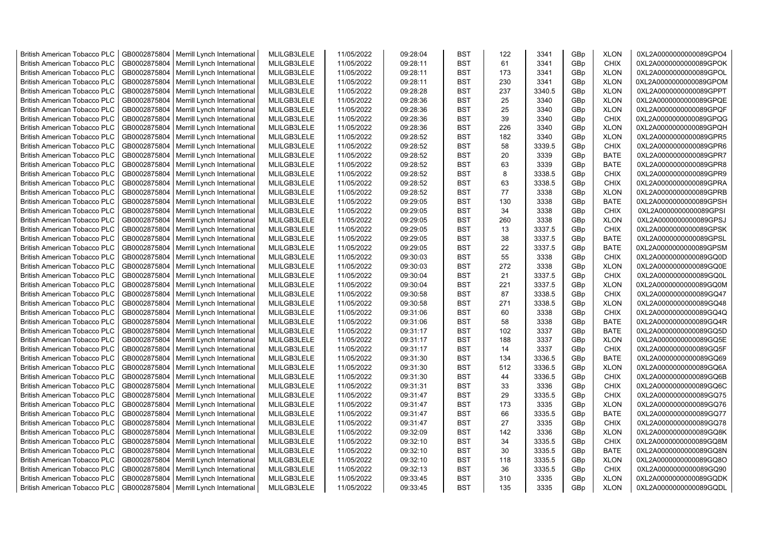| British American Tobacco PLC | GB0002875804 | Merrill Lynch International | MLILGB3LELE | 11/05/2022 | 09:28:04 | BST | 122 | 3341 | GBp | XLON | 0XL2A0000000000089GPO4 |
|---|---|---|---|---|---|---|---|---|---|---|---|
| British American Tobacco PLC | GB0002875804 | Merrill Lynch International | MLILGB3LELE | 11/05/2022 | 09:28:11 | BST | 61 | 3341 | GBp | CHIX | 0XL2A0000000000089GPOK |
| British American Tobacco PLC | GB0002875804 | Merrill Lynch International | MLILGB3LELE | 11/05/2022 | 09:28:11 | BST | 173 | 3341 | GBp | XLON | 0XL2A0000000000089GPOL |
| British American Tobacco PLC | GB0002875804 | Merrill Lynch International | MLILGB3LELE | 11/05/2022 | 09:28:11 | BST | 230 | 3341 | GBp | XLON | 0XL2A0000000000089GPOM |
| British American Tobacco PLC | GB0002875804 | Merrill Lynch International | MLILGB3LELE | 11/05/2022 | 09:28:28 | BST | 237 | 3340.5 | GBp | XLON | 0XL2A0000000000089GPPT |
| British American Tobacco PLC | GB0002875804 | Merrill Lynch International | MLILGB3LELE | 11/05/2022 | 09:28:36 | BST | 25 | 3340 | GBp | XLON | 0XL2A0000000000089GPQE |
| British American Tobacco PLC | GB0002875804 | Merrill Lynch International | MLILGB3LELE | 11/05/2022 | 09:28:36 | BST | 25 | 3340 | GBp | XLON | 0XL2A0000000000089GPQF |
| British American Tobacco PLC | GB0002875804 | Merrill Lynch International | MLILGB3LELE | 11/05/2022 | 09:28:36 | BST | 39 | 3340 | GBp | CHIX | 0XL2A0000000000089GPQG |
| British American Tobacco PLC | GB0002875804 | Merrill Lynch International | MLILGB3LELE | 11/05/2022 | 09:28:36 | BST | 226 | 3340 | GBp | XLON | 0XL2A0000000000089GPQH |
| British American Tobacco PLC | GB0002875804 | Merrill Lynch International | MLILGB3LELE | 11/05/2022 | 09:28:52 | BST | 182 | 3340 | GBp | XLON | 0XL2A0000000000089GPR5 |
| British American Tobacco PLC | GB0002875804 | Merrill Lynch International | MLILGB3LELE | 11/05/2022 | 09:28:52 | BST | 58 | 3339.5 | GBp | CHIX | 0XL2A0000000000089GPR6 |
| British American Tobacco PLC | GB0002875804 | Merrill Lynch International | MLILGB3LELE | 11/05/2022 | 09:28:52 | BST | 20 | 3339 | GBp | BATE | 0XL2A0000000000089GPR7 |
| British American Tobacco PLC | GB0002875804 | Merrill Lynch International | MLILGB3LELE | 11/05/2022 | 09:28:52 | BST | 63 | 3339 | GBp | BATE | 0XL2A0000000000089GPR8 |
| British American Tobacco PLC | GB0002875804 | Merrill Lynch International | MLILGB3LELE | 11/05/2022 | 09:28:52 | BST | 8 | 3338.5 | GBp | CHIX | 0XL2A0000000000089GPR9 |
| British American Tobacco PLC | GB0002875804 | Merrill Lynch International | MLILGB3LELE | 11/05/2022 | 09:28:52 | BST | 63 | 3338.5 | GBp | CHIX | 0XL2A0000000000089GPRA |
| British American Tobacco PLC | GB0002875804 | Merrill Lynch International | MLILGB3LELE | 11/05/2022 | 09:28:52 | BST | 77 | 3338 | GBp | XLON | 0XL2A0000000000089GPRB |
| British American Tobacco PLC | GB0002875804 | Merrill Lynch International | MLILGB3LELE | 11/05/2022 | 09:29:05 | BST | 130 | 3338 | GBp | BATE | 0XL2A0000000000089GPSH |
| British American Tobacco PLC | GB0002875804 | Merrill Lynch International | MLILGB3LELE | 11/05/2022 | 09:29:05 | BST | 34 | 3338 | GBp | CHIX | 0XL2A0000000000089GPSI |
| British American Tobacco PLC | GB0002875804 | Merrill Lynch International | MLILGB3LELE | 11/05/2022 | 09:29:05 | BST | 260 | 3338 | GBp | XLON | 0XL2A0000000000089GPSJ |
| British American Tobacco PLC | GB0002875804 | Merrill Lynch International | MLILGB3LELE | 11/05/2022 | 09:29:05 | BST | 13 | 3337.5 | GBp | CHIX | 0XL2A0000000000089GPSK |
| British American Tobacco PLC | GB0002875804 | Merrill Lynch International | MLILGB3LELE | 11/05/2022 | 09:29:05 | BST | 38 | 3337.5 | GBp | BATE | 0XL2A0000000000089GPSL |
| British American Tobacco PLC | GB0002875804 | Merrill Lynch International | MLILGB3LELE | 11/05/2022 | 09:29:05 | BST | 22 | 3337.5 | GBp | BATE | 0XL2A0000000000089GPSM |
| British American Tobacco PLC | GB0002875804 | Merrill Lynch International | MLILGB3LELE | 11/05/2022 | 09:30:03 | BST | 55 | 3338 | GBp | CHIX | 0XL2A0000000000089GQ0D |
| British American Tobacco PLC | GB0002875804 | Merrill Lynch International | MLILGB3LELE | 11/05/2022 | 09:30:03 | BST | 272 | 3338 | GBp | XLON | 0XL2A0000000000089GQ0E |
| British American Tobacco PLC | GB0002875804 | Merrill Lynch International | MLILGB3LELE | 11/05/2022 | 09:30:04 | BST | 21 | 3337.5 | GBp | CHIX | 0XL2A0000000000089GQ0L |
| British American Tobacco PLC | GB0002875804 | Merrill Lynch International | MLILGB3LELE | 11/05/2022 | 09:30:04 | BST | 221 | 3337.5 | GBp | XLON | 0XL2A0000000000089GQ0M |
| British American Tobacco PLC | GB0002875804 | Merrill Lynch International | MLILGB3LELE | 11/05/2022 | 09:30:58 | BST | 87 | 3338.5 | GBp | CHIX | 0XL2A0000000000089GQ47 |
| British American Tobacco PLC | GB0002875804 | Merrill Lynch International | MLILGB3LELE | 11/05/2022 | 09:30:58 | BST | 271 | 3338.5 | GBp | XLON | 0XL2A0000000000089GQ48 |
| British American Tobacco PLC | GB0002875804 | Merrill Lynch International | MLILGB3LELE | 11/05/2022 | 09:31:06 | BST | 60 | 3338 | GBp | CHIX | 0XL2A0000000000089GQ4Q |
| British American Tobacco PLC | GB0002875804 | Merrill Lynch International | MLILGB3LELE | 11/05/2022 | 09:31:06 | BST | 58 | 3338 | GBp | BATE | 0XL2A0000000000089GQ4R |
| British American Tobacco PLC | GB0002875804 | Merrill Lynch International | MLILGB3LELE | 11/05/2022 | 09:31:17 | BST | 102 | 3337 | GBp | BATE | 0XL2A0000000000089GQ5D |
| British American Tobacco PLC | GB0002875804 | Merrill Lynch International | MLILGB3LELE | 11/05/2022 | 09:31:17 | BST | 188 | 3337 | GBp | XLON | 0XL2A0000000000089GQ5E |
| British American Tobacco PLC | GB0002875804 | Merrill Lynch International | MLILGB3LELE | 11/05/2022 | 09:31:17 | BST | 14 | 3337 | GBp | CHIX | 0XL2A0000000000089GQ5F |
| British American Tobacco PLC | GB0002875804 | Merrill Lynch International | MLILGB3LELE | 11/05/2022 | 09:31:30 | BST | 134 | 3336.5 | GBp | BATE | 0XL2A0000000000089GQ69 |
| British American Tobacco PLC | GB0002875804 | Merrill Lynch International | MLILGB3LELE | 11/05/2022 | 09:31:30 | BST | 512 | 3336.5 | GBp | XLON | 0XL2A0000000000089GQ6A |
| British American Tobacco PLC | GB0002875804 | Merrill Lynch International | MLILGB3LELE | 11/05/2022 | 09:31:30 | BST | 44 | 3336.5 | GBp | CHIX | 0XL2A0000000000089GQ6B |
| British American Tobacco PLC | GB0002875804 | Merrill Lynch International | MLILGB3LELE | 11/05/2022 | 09:31:31 | BST | 33 | 3336 | GBp | CHIX | 0XL2A0000000000089GQ6C |
| British American Tobacco PLC | GB0002875804 | Merrill Lynch International | MLILGB3LELE | 11/05/2022 | 09:31:47 | BST | 29 | 3335.5 | GBp | CHIX | 0XL2A0000000000089GQ75 |
| British American Tobacco PLC | GB0002875804 | Merrill Lynch International | MLILGB3LELE | 11/05/2022 | 09:31:47 | BST | 173 | 3335 | GBp | XLON | 0XL2A0000000000089GQ76 |
| British American Tobacco PLC | GB0002875804 | Merrill Lynch International | MLILGB3LELE | 11/05/2022 | 09:31:47 | BST | 66 | 3335.5 | GBp | BATE | 0XL2A0000000000089GQ77 |
| British American Tobacco PLC | GB0002875804 | Merrill Lynch International | MLILGB3LELE | 11/05/2022 | 09:31:47 | BST | 27 | 3335 | GBp | CHIX | 0XL2A0000000000089GQ78 |
| British American Tobacco PLC | GB0002875804 | Merrill Lynch International | MLILGB3LELE | 11/05/2022 | 09:32:09 | BST | 142 | 3336 | GBp | XLON | 0XL2A0000000000089GQ8K |
| British American Tobacco PLC | GB0002875804 | Merrill Lynch International | MLILGB3LELE | 11/05/2022 | 09:32:10 | BST | 34 | 3335.5 | GBp | CHIX | 0XL2A0000000000089GQ8M |
| British American Tobacco PLC | GB0002875804 | Merrill Lynch International | MLILGB3LELE | 11/05/2022 | 09:32:10 | BST | 30 | 3335.5 | GBp | BATE | 0XL2A0000000000089GQ8N |
| British American Tobacco PLC | GB0002875804 | Merrill Lynch International | MLILGB3LELE | 11/05/2022 | 09:32:10 | BST | 118 | 3335.5 | GBp | XLON | 0XL2A0000000000089GQ8O |
| British American Tobacco PLC | GB0002875804 | Merrill Lynch International | MLILGB3LELE | 11/05/2022 | 09:32:13 | BST | 36 | 3335.5 | GBp | CHIX | 0XL2A0000000000089GQ90 |
| British American Tobacco PLC | GB0002875804 | Merrill Lynch International | MLILGB3LELE | 11/05/2022 | 09:33:45 | BST | 310 | 3335 | GBp | XLON | 0XL2A0000000000089GQDK |
| British American Tobacco PLC | GB0002875804 | Merrill Lynch International | MLILGB3LELE | 11/05/2022 | 09:33:45 | BST | 135 | 3335 | GBp | XLON | 0XL2A0000000000089GQDL |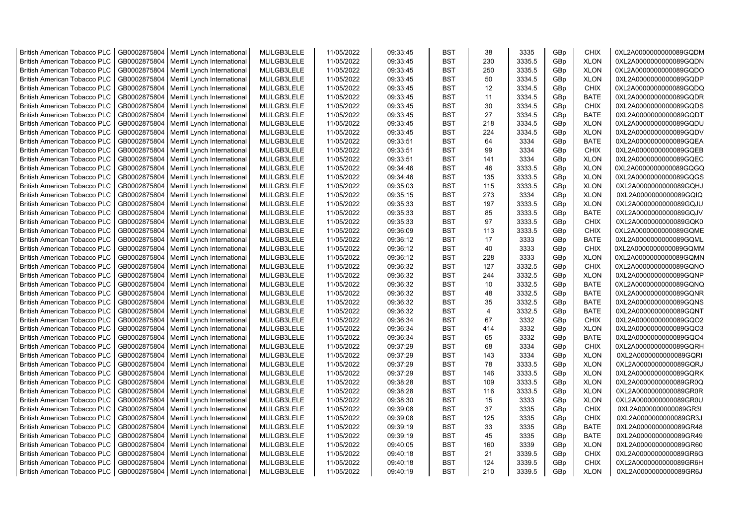| British American Tobacco PLC | GB0002875804 | Merrill Lynch International | MLILGB3LELE | 11/05/2022 | 09:33:45 | BST | 38 | 3335 | GBp | CHIX | 0XL2A0000000000089GQDM |
|---|---|---|---|---|---|---|---|---|---|---|---|
| British American Tobacco PLC | GB0002875804 | Merrill Lynch International | MLILGB3LELE | 11/05/2022 | 09:33:45 | BST | 230 | 3335.5 | GBp | XLON | 0XL2A0000000000089GQDN |
| British American Tobacco PLC | GB0002875804 | Merrill Lynch International | MLILGB3LELE | 11/05/2022 | 09:33:45 | BST | 250 | 3335.5 | GBp | XLON | 0XL2A0000000000089GQDO |
| British American Tobacco PLC | GB0002875804 | Merrill Lynch International | MLILGB3LELE | 11/05/2022 | 09:33:45 | BST | 50 | 3334.5 | GBp | XLON | 0XL2A0000000000089GQDP |
| British American Tobacco PLC | GB0002875804 | Merrill Lynch International | MLILGB3LELE | 11/05/2022 | 09:33:45 | BST | 12 | 3334.5 | GBp | CHIX | 0XL2A0000000000089GQDQ |
| British American Tobacco PLC | GB0002875804 | Merrill Lynch International | MLILGB3LELE | 11/05/2022 | 09:33:45 | BST | 11 | 3334.5 | GBp | BATE | 0XL2A0000000000089GQDR |
| British American Tobacco PLC | GB0002875804 | Merrill Lynch International | MLILGB3LELE | 11/05/2022 | 09:33:45 | BST | 30 | 3334.5 | GBp | CHIX | 0XL2A0000000000089GQDS |
| British American Tobacco PLC | GB0002875804 | Merrill Lynch International | MLILGB3LELE | 11/05/2022 | 09:33:45 | BST | 27 | 3334.5 | GBp | BATE | 0XL2A0000000000089GQDT |
| British American Tobacco PLC | GB0002875804 | Merrill Lynch International | MLILGB3LELE | 11/05/2022 | 09:33:45 | BST | 218 | 3334.5 | GBp | XLON | 0XL2A0000000000089GQDU |
| British American Tobacco PLC | GB0002875804 | Merrill Lynch International | MLILGB3LELE | 11/05/2022 | 09:33:45 | BST | 224 | 3334.5 | GBp | XLON | 0XL2A0000000000089GQDV |
| British American Tobacco PLC | GB0002875804 | Merrill Lynch International | MLILGB3LELE | 11/05/2022 | 09:33:51 | BST | 64 | 3334 | GBp | BATE | 0XL2A0000000000089GQEA |
| British American Tobacco PLC | GB0002875804 | Merrill Lynch International | MLILGB3LELE | 11/05/2022 | 09:33:51 | BST | 99 | 3334 | GBp | CHIX | 0XL2A0000000000089GQEB |
| British American Tobacco PLC | GB0002875804 | Merrill Lynch International | MLILGB3LELE | 11/05/2022 | 09:33:51 | BST | 141 | 3334 | GBp | XLON | 0XL2A0000000000089GQEC |
| British American Tobacco PLC | GB0002875804 | Merrill Lynch International | MLILGB3LELE | 11/05/2022 | 09:34:46 | BST | 46 | 3333.5 | GBp | XLON | 0XL2A0000000000089GQGQ |
| British American Tobacco PLC | GB0002875804 | Merrill Lynch International | MLILGB3LELE | 11/05/2022 | 09:34:46 | BST | 135 | 3333.5 | GBp | XLON | 0XL2A0000000000089GQGS |
| British American Tobacco PLC | GB0002875804 | Merrill Lynch International | MLILGB3LELE | 11/05/2022 | 09:35:03 | BST | 115 | 3333.5 | GBp | XLON | 0XL2A0000000000089GQHJ |
| British American Tobacco PLC | GB0002875804 | Merrill Lynch International | MLILGB3LELE | 11/05/2022 | 09:35:15 | BST | 273 | 3334 | GBp | XLON | 0XL2A0000000000089GQIQ |
| British American Tobacco PLC | GB0002875804 | Merrill Lynch International | MLILGB3LELE | 11/05/2022 | 09:35:33 | BST | 197 | 3333.5 | GBp | XLON | 0XL2A0000000000089GQJU |
| British American Tobacco PLC | GB0002875804 | Merrill Lynch International | MLILGB3LELE | 11/05/2022 | 09:35:33 | BST | 85 | 3333.5 | GBp | BATE | 0XL2A0000000000089GQJV |
| British American Tobacco PLC | GB0002875804 | Merrill Lynch International | MLILGB3LELE | 11/05/2022 | 09:35:33 | BST | 97 | 3333.5 | GBp | CHIX | 0XL2A0000000000089GQK0 |
| British American Tobacco PLC | GB0002875804 | Merrill Lynch International | MLILGB3LELE | 11/05/2022 | 09:36:09 | BST | 113 | 3333.5 | GBp | CHIX | 0XL2A0000000000089GQME |
| British American Tobacco PLC | GB0002875804 | Merrill Lynch International | MLILGB3LELE | 11/05/2022 | 09:36:12 | BST | 17 | 3333 | GBp | BATE | 0XL2A0000000000089GQML |
| British American Tobacco PLC | GB0002875804 | Merrill Lynch International | MLILGB3LELE | 11/05/2022 | 09:36:12 | BST | 40 | 3333 | GBp | CHIX | 0XL2A0000000000089GQMM |
| British American Tobacco PLC | GB0002875804 | Merrill Lynch International | MLILGB3LELE | 11/05/2022 | 09:36:12 | BST | 228 | 3333 | GBp | XLON | 0XL2A0000000000089GQMN |
| British American Tobacco PLC | GB0002875804 | Merrill Lynch International | MLILGB3LELE | 11/05/2022 | 09:36:32 | BST | 127 | 3332.5 | GBp | CHIX | 0XL2A0000000000089GQNO |
| British American Tobacco PLC | GB0002875804 | Merrill Lynch International | MLILGB3LELE | 11/05/2022 | 09:36:32 | BST | 244 | 3332.5 | GBp | XLON | 0XL2A0000000000089GQNP |
| British American Tobacco PLC | GB0002875804 | Merrill Lynch International | MLILGB3LELE | 11/05/2022 | 09:36:32 | BST | 10 | 3332.5 | GBp | BATE | 0XL2A0000000000089GQNQ |
| British American Tobacco PLC | GB0002875804 | Merrill Lynch International | MLILGB3LELE | 11/05/2022 | 09:36:32 | BST | 48 | 3332.5 | GBp | BATE | 0XL2A0000000000089GQNR |
| British American Tobacco PLC | GB0002875804 | Merrill Lynch International | MLILGB3LELE | 11/05/2022 | 09:36:32 | BST | 35 | 3332.5 | GBp | BATE | 0XL2A0000000000089GQNS |
| British American Tobacco PLC | GB0002875804 | Merrill Lynch International | MLILGB3LELE | 11/05/2022 | 09:36:32 | BST | 4 | 3332.5 | GBp | BATE | 0XL2A0000000000089GQNT |
| British American Tobacco PLC | GB0002875804 | Merrill Lynch International | MLILGB3LELE | 11/05/2022 | 09:36:34 | BST | 67 | 3332 | GBp | CHIX | 0XL2A0000000000089GQO2 |
| British American Tobacco PLC | GB0002875804 | Merrill Lynch International | MLILGB3LELE | 11/05/2022 | 09:36:34 | BST | 414 | 3332 | GBp | XLON | 0XL2A0000000000089GQO3 |
| British American Tobacco PLC | GB0002875804 | Merrill Lynch International | MLILGB3LELE | 11/05/2022 | 09:36:34 | BST | 65 | 3332 | GBp | BATE | 0XL2A0000000000089GQO4 |
| British American Tobacco PLC | GB0002875804 | Merrill Lynch International | MLILGB3LELE | 11/05/2022 | 09:37:29 | BST | 68 | 3334 | GBp | CHIX | 0XL2A0000000000089GQRH |
| British American Tobacco PLC | GB0002875804 | Merrill Lynch International | MLILGB3LELE | 11/05/2022 | 09:37:29 | BST | 143 | 3334 | GBp | XLON | 0XL2A0000000000089GQRI |
| British American Tobacco PLC | GB0002875804 | Merrill Lynch International | MLILGB3LELE | 11/05/2022 | 09:37:29 | BST | 78 | 3333.5 | GBp | XLON | 0XL2A0000000000089GQRJ |
| British American Tobacco PLC | GB0002875804 | Merrill Lynch International | MLILGB3LELE | 11/05/2022 | 09:37:29 | BST | 146 | 3333.5 | GBp | XLON | 0XL2A0000000000089GQRK |
| British American Tobacco PLC | GB0002875804 | Merrill Lynch International | MLILGB3LELE | 11/05/2022 | 09:38:28 | BST | 109 | 3333.5 | GBp | XLON | 0XL2A0000000000089GR0Q |
| British American Tobacco PLC | GB0002875804 | Merrill Lynch International | MLILGB3LELE | 11/05/2022 | 09:38:28 | BST | 116 | 3333.5 | GBp | XLON | 0XL2A0000000000089GR0R |
| British American Tobacco PLC | GB0002875804 | Merrill Lynch International | MLILGB3LELE | 11/05/2022 | 09:38:30 | BST | 15 | 3333 | GBp | XLON | 0XL2A0000000000089GR0U |
| British American Tobacco PLC | GB0002875804 | Merrill Lynch International | MLILGB3LELE | 11/05/2022 | 09:39:08 | BST | 37 | 3335 | GBp | CHIX | 0XL2A0000000000089GR3I |
| British American Tobacco PLC | GB0002875804 | Merrill Lynch International | MLILGB3LELE | 11/05/2022 | 09:39:08 | BST | 125 | 3335 | GBp | CHIX | 0XL2A0000000000089GR3J |
| British American Tobacco PLC | GB0002875804 | Merrill Lynch International | MLILGB3LELE | 11/05/2022 | 09:39:19 | BST | 33 | 3335 | GBp | BATE | 0XL2A0000000000089GR48 |
| British American Tobacco PLC | GB0002875804 | Merrill Lynch International | MLILGB3LELE | 11/05/2022 | 09:39:19 | BST | 45 | 3335 | GBp | BATE | 0XL2A0000000000089GR49 |
| British American Tobacco PLC | GB0002875804 | Merrill Lynch International | MLILGB3LELE | 11/05/2022 | 09:40:05 | BST | 160 | 3339 | GBp | XLON | 0XL2A0000000000089GR60 |
| British American Tobacco PLC | GB0002875804 | Merrill Lynch International | MLILGB3LELE | 11/05/2022 | 09:40:18 | BST | 21 | 3339.5 | GBp | CHIX | 0XL2A0000000000089GR6G |
| British American Tobacco PLC | GB0002875804 | Merrill Lynch International | MLILGB3LELE | 11/05/2022 | 09:40:18 | BST | 124 | 3339.5 | GBp | CHIX | 0XL2A0000000000089GR6H |
| British American Tobacco PLC | GB0002875804 | Merrill Lynch International | MLILGB3LELE | 11/05/2022 | 09:40:19 | BST | 210 | 3339.5 | GBp | XLON | 0XL2A0000000000089GR6J |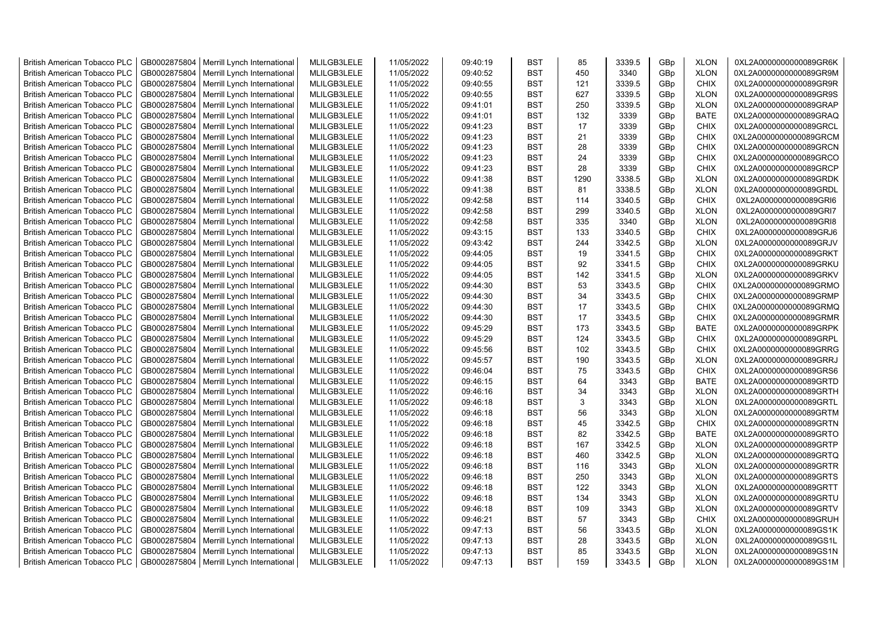| British American Tobacco PLC | GB0002875804 | Merrill Lynch International | MLILGB3LELE | 11/05/2022 | 09:40:19 | BST | 85 | 3339.5 | GBp | XLON | 0XL2A0000000000089GR6K |
|---|---|---|---|---|---|---|---|---|---|---|---|
| British American Tobacco PLC | GB0002875804 | Merrill Lynch International | MLILGB3LELE | 11/05/2022 | 09:40:52 | BST | 450 | 3340 | GBp | XLON | 0XL2A0000000000089GR9M |
| British American Tobacco PLC | GB0002875804 | Merrill Lynch International | MLILGB3LELE | 11/05/2022 | 09:40:55 | BST | 121 | 3339.5 | GBp | CHIX | 0XL2A0000000000089GR9R |
| British American Tobacco PLC | GB0002875804 | Merrill Lynch International | MLILGB3LELE | 11/05/2022 | 09:40:55 | BST | 627 | 3339.5 | GBp | XLON | 0XL2A0000000000089GR9S |
| British American Tobacco PLC | GB0002875804 | Merrill Lynch International | MLILGB3LELE | 11/05/2022 | 09:41:01 | BST | 250 | 3339.5 | GBp | XLON | 0XL2A0000000000089GRAP |
| British American Tobacco PLC | GB0002875804 | Merrill Lynch International | MLILGB3LELE | 11/05/2022 | 09:41:01 | BST | 132 | 3339 | GBp | BATE | 0XL2A0000000000089GRAQ |
| British American Tobacco PLC | GB0002875804 | Merrill Lynch International | MLILGB3LELE | 11/05/2022 | 09:41:23 | BST | 17 | 3339 | GBp | CHIX | 0XL2A0000000000089GRCL |
| British American Tobacco PLC | GB0002875804 | Merrill Lynch International | MLILGB3LELE | 11/05/2022 | 09:41:23 | BST | 21 | 3339 | GBp | CHIX | 0XL2A0000000000089GRCM |
| British American Tobacco PLC | GB0002875804 | Merrill Lynch International | MLILGB3LELE | 11/05/2022 | 09:41:23 | BST | 28 | 3339 | GBp | CHIX | 0XL2A0000000000089GRCN |
| British American Tobacco PLC | GB0002875804 | Merrill Lynch International | MLILGB3LELE | 11/05/2022 | 09:41:23 | BST | 24 | 3339 | GBp | CHIX | 0XL2A0000000000089GRCO |
| British American Tobacco PLC | GB0002875804 | Merrill Lynch International | MLILGB3LELE | 11/05/2022 | 09:41:23 | BST | 28 | 3339 | GBp | CHIX | 0XL2A0000000000089GRCP |
| British American Tobacco PLC | GB0002875804 | Merrill Lynch International | MLILGB3LELE | 11/05/2022 | 09:41:38 | BST | 1290 | 3338.5 | GBp | XLON | 0XL2A0000000000089GRDK |
| British American Tobacco PLC | GB0002875804 | Merrill Lynch International | MLILGB3LELE | 11/05/2022 | 09:41:38 | BST | 81 | 3338.5 | GBp | XLON | 0XL2A0000000000089GRDL |
| British American Tobacco PLC | GB0002875804 | Merrill Lynch International | MLILGB3LELE | 11/05/2022 | 09:42:58 | BST | 114 | 3340.5 | GBp | CHIX | 0XL2A0000000000089GRI6 |
| British American Tobacco PLC | GB0002875804 | Merrill Lynch International | MLILGB3LELE | 11/05/2022 | 09:42:58 | BST | 299 | 3340.5 | GBp | XLON | 0XL2A0000000000089GRI7 |
| British American Tobacco PLC | GB0002875804 | Merrill Lynch International | MLILGB3LELE | 11/05/2022 | 09:42:58 | BST | 335 | 3340 | GBp | XLON | 0XL2A0000000000089GRI8 |
| British American Tobacco PLC | GB0002875804 | Merrill Lynch International | MLILGB3LELE | 11/05/2022 | 09:43:15 | BST | 133 | 3340.5 | GBp | CHIX | 0XL2A0000000000089GRJ6 |
| British American Tobacco PLC | GB0002875804 | Merrill Lynch International | MLILGB3LELE | 11/05/2022 | 09:43:42 | BST | 244 | 3342.5 | GBp | XLON | 0XL2A0000000000089GRJV |
| British American Tobacco PLC | GB0002875804 | Merrill Lynch International | MLILGB3LELE | 11/05/2022 | 09:44:05 | BST | 19 | 3341.5 | GBp | CHIX | 0XL2A0000000000089GRKT |
| British American Tobacco PLC | GB0002875804 | Merrill Lynch International | MLILGB3LELE | 11/05/2022 | 09:44:05 | BST | 92 | 3341.5 | GBp | CHIX | 0XL2A0000000000089GRKU |
| British American Tobacco PLC | GB0002875804 | Merrill Lynch International | MLILGB3LELE | 11/05/2022 | 09:44:05 | BST | 142 | 3341.5 | GBp | XLON | 0XL2A0000000000089GRKV |
| British American Tobacco PLC | GB0002875804 | Merrill Lynch International | MLILGB3LELE | 11/05/2022 | 09:44:30 | BST | 53 | 3343.5 | GBp | CHIX | 0XL2A0000000000089GRMO |
| British American Tobacco PLC | GB0002875804 | Merrill Lynch International | MLILGB3LELE | 11/05/2022 | 09:44:30 | BST | 34 | 3343.5 | GBp | CHIX | 0XL2A0000000000089GRMP |
| British American Tobacco PLC | GB0002875804 | Merrill Lynch International | MLILGB3LELE | 11/05/2022 | 09:44:30 | BST | 17 | 3343.5 | GBp | CHIX | 0XL2A0000000000089GRMQ |
| British American Tobacco PLC | GB0002875804 | Merrill Lynch International | MLILGB3LELE | 11/05/2022 | 09:44:30 | BST | 17 | 3343.5 | GBp | CHIX | 0XL2A0000000000089GRMR |
| British American Tobacco PLC | GB0002875804 | Merrill Lynch International | MLILGB3LELE | 11/05/2022 | 09:45:29 | BST | 173 | 3343.5 | GBp | BATE | 0XL2A0000000000089GRPK |
| British American Tobacco PLC | GB0002875804 | Merrill Lynch International | MLILGB3LELE | 11/05/2022 | 09:45:29 | BST | 124 | 3343.5 | GBp | CHIX | 0XL2A0000000000089GRPL |
| British American Tobacco PLC | GB0002875804 | Merrill Lynch International | MLILGB3LELE | 11/05/2022 | 09:45:56 | BST | 102 | 3343.5 | GBp | CHIX | 0XL2A0000000000089GRRG |
| British American Tobacco PLC | GB0002875804 | Merrill Lynch International | MLILGB3LELE | 11/05/2022 | 09:45:57 | BST | 190 | 3343.5 | GBp | XLON | 0XL2A0000000000089GRRJ |
| British American Tobacco PLC | GB0002875804 | Merrill Lynch International | MLILGB3LELE | 11/05/2022 | 09:46:04 | BST | 75 | 3343.5 | GBp | CHIX | 0XL2A0000000000089GRS6 |
| British American Tobacco PLC | GB0002875804 | Merrill Lynch International | MLILGB3LELE | 11/05/2022 | 09:46:15 | BST | 64 | 3343 | GBp | BATE | 0XL2A0000000000089GRTD |
| British American Tobacco PLC | GB0002875804 | Merrill Lynch International | MLILGB3LELE | 11/05/2022 | 09:46:16 | BST | 34 | 3343 | GBp | XLON | 0XL2A0000000000089GRTH |
| British American Tobacco PLC | GB0002875804 | Merrill Lynch International | MLILGB3LELE | 11/05/2022 | 09:46:18 | BST | 3 | 3343 | GBp | XLON | 0XL2A0000000000089GRTL |
| British American Tobacco PLC | GB0002875804 | Merrill Lynch International | MLILGB3LELE | 11/05/2022 | 09:46:18 | BST | 56 | 3343 | GBp | XLON | 0XL2A0000000000089GRTM |
| British American Tobacco PLC | GB0002875804 | Merrill Lynch International | MLILGB3LELE | 11/05/2022 | 09:46:18 | BST | 45 | 3342.5 | GBp | CHIX | 0XL2A0000000000089GRTN |
| British American Tobacco PLC | GB0002875804 | Merrill Lynch International | MLILGB3LELE | 11/05/2022 | 09:46:18 | BST | 82 | 3342.5 | GBp | BATE | 0XL2A0000000000089GRTO |
| British American Tobacco PLC | GB0002875804 | Merrill Lynch International | MLILGB3LELE | 11/05/2022 | 09:46:18 | BST | 167 | 3342.5 | GBp | XLON | 0XL2A0000000000089GRTP |
| British American Tobacco PLC | GB0002875804 | Merrill Lynch International | MLILGB3LELE | 11/05/2022 | 09:46:18 | BST | 460 | 3342.5 | GBp | XLON | 0XL2A0000000000089GRTQ |
| British American Tobacco PLC | GB0002875804 | Merrill Lynch International | MLILGB3LELE | 11/05/2022 | 09:46:18 | BST | 116 | 3343 | GBp | XLON | 0XL2A0000000000089GRTR |
| British American Tobacco PLC | GB0002875804 | Merrill Lynch International | MLILGB3LELE | 11/05/2022 | 09:46:18 | BST | 250 | 3343 | GBp | XLON | 0XL2A0000000000089GRTS |
| British American Tobacco PLC | GB0002875804 | Merrill Lynch International | MLILGB3LELE | 11/05/2022 | 09:46:18 | BST | 122 | 3343 | GBp | XLON | 0XL2A0000000000089GRTT |
| British American Tobacco PLC | GB0002875804 | Merrill Lynch International | MLILGB3LELE | 11/05/2022 | 09:46:18 | BST | 134 | 3343 | GBp | XLON | 0XL2A0000000000089GRTU |
| British American Tobacco PLC | GB0002875804 | Merrill Lynch International | MLILGB3LELE | 11/05/2022 | 09:46:18 | BST | 109 | 3343 | GBp | XLON | 0XL2A0000000000089GRTV |
| British American Tobacco PLC | GB0002875804 | Merrill Lynch International | MLILGB3LELE | 11/05/2022 | 09:46:21 | BST | 57 | 3343 | GBp | CHIX | 0XL2A0000000000089GRUH |
| British American Tobacco PLC | GB0002875804 | Merrill Lynch International | MLILGB3LELE | 11/05/2022 | 09:47:13 | BST | 56 | 3343.5 | GBp | XLON | 0XL2A0000000000089GS1K |
| British American Tobacco PLC | GB0002875804 | Merrill Lynch International | MLILGB3LELE | 11/05/2022 | 09:47:13 | BST | 28 | 3343.5 | GBp | XLON | 0XL2A0000000000089GS1L |
| British American Tobacco PLC | GB0002875804 | Merrill Lynch International | MLILGB3LELE | 11/05/2022 | 09:47:13 | BST | 85 | 3343.5 | GBp | XLON | 0XL2A0000000000089GS1N |
| British American Tobacco PLC | GB0002875804 | Merrill Lynch International | MLILGB3LELE | 11/05/2022 | 09:47:13 | BST | 159 | 3343.5 | GBp | XLON | 0XL2A0000000000089GS1M |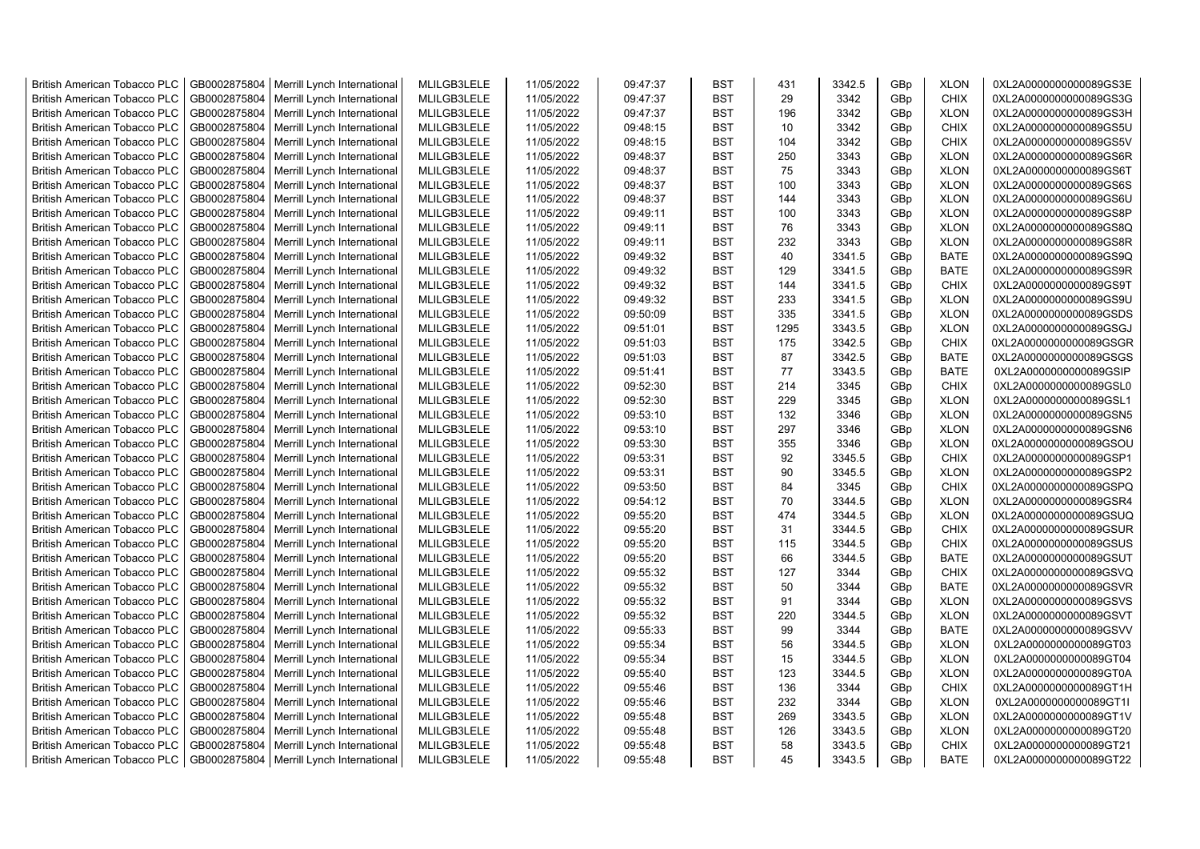| British American Tobacco PLC | GB0002875804 | Merrill Lynch International | MLILGB3LELE | 11/05/2022 | 09:47:37 | BST | 431 | 3342.5 | GBp | XLON | 0XL2A0000000000089GS3E |
|---|---|---|---|---|---|---|---|---|---|---|---|
| British American Tobacco PLC | GB0002875804 | Merrill Lynch International | MLILGB3LELE | 11/05/2022 | 09:47:37 | BST | 29 | 3342 | GBp | CHIX | 0XL2A0000000000089GS3G |
| British American Tobacco PLC | GB0002875804 | Merrill Lynch International | MLILGB3LELE | 11/05/2022 | 09:47:37 | BST | 196 | 3342 | GBp | XLON | 0XL2A0000000000089GS3H |
| British American Tobacco PLC | GB0002875804 | Merrill Lynch International | MLILGB3LELE | 11/05/2022 | 09:48:15 | BST | 10 | 3342 | GBp | CHIX | 0XL2A0000000000089GS5U |
| British American Tobacco PLC | GB0002875804 | Merrill Lynch International | MLILGB3LELE | 11/05/2022 | 09:48:15 | BST | 104 | 3342 | GBp | CHIX | 0XL2A0000000000089GS5V |
| British American Tobacco PLC | GB0002875804 | Merrill Lynch International | MLILGB3LELE | 11/05/2022 | 09:48:37 | BST | 250 | 3343 | GBp | XLON | 0XL2A0000000000089GS6R |
| British American Tobacco PLC | GB0002875804 | Merrill Lynch International | MLILGB3LELE | 11/05/2022 | 09:48:37 | BST | 75 | 3343 | GBp | XLON | 0XL2A0000000000089GS6T |
| British American Tobacco PLC | GB0002875804 | Merrill Lynch International | MLILGB3LELE | 11/05/2022 | 09:48:37 | BST | 100 | 3343 | GBp | XLON | 0XL2A0000000000089GS6S |
| British American Tobacco PLC | GB0002875804 | Merrill Lynch International | MLILGB3LELE | 11/05/2022 | 09:48:37 | BST | 144 | 3343 | GBp | XLON | 0XL2A0000000000089GS6U |
| British American Tobacco PLC | GB0002875804 | Merrill Lynch International | MLILGB3LELE | 11/05/2022 | 09:49:11 | BST | 100 | 3343 | GBp | XLON | 0XL2A0000000000089GS8P |
| British American Tobacco PLC | GB0002875804 | Merrill Lynch International | MLILGB3LELE | 11/05/2022 | 09:49:11 | BST | 76 | 3343 | GBp | XLON | 0XL2A0000000000089GS8Q |
| British American Tobacco PLC | GB0002875804 | Merrill Lynch International | MLILGB3LELE | 11/05/2022 | 09:49:11 | BST | 232 | 3343 | GBp | XLON | 0XL2A0000000000089GS8R |
| British American Tobacco PLC | GB0002875804 | Merrill Lynch International | MLILGB3LELE | 11/05/2022 | 09:49:32 | BST | 40 | 3341.5 | GBp | BATE | 0XL2A0000000000089GS9Q |
| British American Tobacco PLC | GB0002875804 | Merrill Lynch International | MLILGB3LELE | 11/05/2022 | 09:49:32 | BST | 129 | 3341.5 | GBp | BATE | 0XL2A0000000000089GS9R |
| British American Tobacco PLC | GB0002875804 | Merrill Lynch International | MLILGB3LELE | 11/05/2022 | 09:49:32 | BST | 144 | 3341.5 | GBp | CHIX | 0XL2A0000000000089GS9T |
| British American Tobacco PLC | GB0002875804 | Merrill Lynch International | MLILGB3LELE | 11/05/2022 | 09:49:32 | BST | 233 | 3341.5 | GBp | XLON | 0XL2A0000000000089GS9U |
| British American Tobacco PLC | GB0002875804 | Merrill Lynch International | MLILGB3LELE | 11/05/2022 | 09:50:09 | BST | 335 | 3341.5 | GBp | XLON | 0XL2A0000000000089GSDS |
| British American Tobacco PLC | GB0002875804 | Merrill Lynch International | MLILGB3LELE | 11/05/2022 | 09:51:01 | BST | 1295 | 3343.5 | GBp | XLON | 0XL2A0000000000089GSGJ |
| British American Tobacco PLC | GB0002875804 | Merrill Lynch International | MLILGB3LELE | 11/05/2022 | 09:51:03 | BST | 175 | 3342.5 | GBp | CHIX | 0XL2A0000000000089GSGR |
| British American Tobacco PLC | GB0002875804 | Merrill Lynch International | MLILGB3LELE | 11/05/2022 | 09:51:03 | BST | 87 | 3342.5 | GBp | BATE | 0XL2A0000000000089GSGS |
| British American Tobacco PLC | GB0002875804 | Merrill Lynch International | MLILGB3LELE | 11/05/2022 | 09:51:41 | BST | 77 | 3343.5 | GBp | BATE | 0XL2A0000000000089GSIP |
| British American Tobacco PLC | GB0002875804 | Merrill Lynch International | MLILGB3LELE | 11/05/2022 | 09:52:30 | BST | 214 | 3345 | GBp | CHIX | 0XL2A0000000000089GSL0 |
| British American Tobacco PLC | GB0002875804 | Merrill Lynch International | MLILGB3LELE | 11/05/2022 | 09:52:30 | BST | 229 | 3345 | GBp | XLON | 0XL2A0000000000089GSL1 |
| British American Tobacco PLC | GB0002875804 | Merrill Lynch International | MLILGB3LELE | 11/05/2022 | 09:53:10 | BST | 132 | 3346 | GBp | XLON | 0XL2A0000000000089GSN5 |
| British American Tobacco PLC | GB0002875804 | Merrill Lynch International | MLILGB3LELE | 11/05/2022 | 09:53:10 | BST | 297 | 3346 | GBp | XLON | 0XL2A0000000000089GSN6 |
| British American Tobacco PLC | GB0002875804 | Merrill Lynch International | MLILGB3LELE | 11/05/2022 | 09:53:30 | BST | 355 | 3346 | GBp | XLON | 0XL2A0000000000089GSOU |
| British American Tobacco PLC | GB0002875804 | Merrill Lynch International | MLILGB3LELE | 11/05/2022 | 09:53:31 | BST | 92 | 3345.5 | GBp | CHIX | 0XL2A0000000000089GSP1 |
| British American Tobacco PLC | GB0002875804 | Merrill Lynch International | MLILGB3LELE | 11/05/2022 | 09:53:31 | BST | 90 | 3345.5 | GBp | XLON | 0XL2A0000000000089GSP2 |
| British American Tobacco PLC | GB0002875804 | Merrill Lynch International | MLILGB3LELE | 11/05/2022 | 09:53:50 | BST | 84 | 3345 | GBp | CHIX | 0XL2A0000000000089GSPQ |
| British American Tobacco PLC | GB0002875804 | Merrill Lynch International | MLILGB3LELE | 11/05/2022 | 09:54:12 | BST | 70 | 3344.5 | GBp | XLON | 0XL2A0000000000089GSR4 |
| British American Tobacco PLC | GB0002875804 | Merrill Lynch International | MLILGB3LELE | 11/05/2022 | 09:55:20 | BST | 474 | 3344.5 | GBp | XLON | 0XL2A0000000000089GSUQ |
| British American Tobacco PLC | GB0002875804 | Merrill Lynch International | MLILGB3LELE | 11/05/2022 | 09:55:20 | BST | 31 | 3344.5 | GBp | CHIX | 0XL2A0000000000089GSUR |
| British American Tobacco PLC | GB0002875804 | Merrill Lynch International | MLILGB3LELE | 11/05/2022 | 09:55:20 | BST | 115 | 3344.5 | GBp | CHIX | 0XL2A0000000000089GSUS |
| British American Tobacco PLC | GB0002875804 | Merrill Lynch International | MLILGB3LELE | 11/05/2022 | 09:55:20 | BST | 66 | 3344.5 | GBp | BATE | 0XL2A0000000000089GSUT |
| British American Tobacco PLC | GB0002875804 | Merrill Lynch International | MLILGB3LELE | 11/05/2022 | 09:55:32 | BST | 127 | 3344 | GBp | CHIX | 0XL2A0000000000089GSVQ |
| British American Tobacco PLC | GB0002875804 | Merrill Lynch International | MLILGB3LELE | 11/05/2022 | 09:55:32 | BST | 50 | 3344 | GBp | BATE | 0XL2A0000000000089GSVR |
| British American Tobacco PLC | GB0002875804 | Merrill Lynch International | MLILGB3LELE | 11/05/2022 | 09:55:32 | BST | 91 | 3344 | GBp | XLON | 0XL2A0000000000089GSVS |
| British American Tobacco PLC | GB0002875804 | Merrill Lynch International | MLILGB3LELE | 11/05/2022 | 09:55:32 | BST | 220 | 3344.5 | GBp | XLON | 0XL2A0000000000089GSVT |
| British American Tobacco PLC | GB0002875804 | Merrill Lynch International | MLILGB3LELE | 11/05/2022 | 09:55:33 | BST | 99 | 3344 | GBp | BATE | 0XL2A0000000000089GSVV |
| British American Tobacco PLC | GB0002875804 | Merrill Lynch International | MLILGB3LELE | 11/05/2022 | 09:55:34 | BST | 56 | 3344.5 | GBp | XLON | 0XL2A0000000000089GT03 |
| British American Tobacco PLC | GB0002875804 | Merrill Lynch International | MLILGB3LELE | 11/05/2022 | 09:55:34 | BST | 15 | 3344.5 | GBp | XLON | 0XL2A0000000000089GT04 |
| British American Tobacco PLC | GB0002875804 | Merrill Lynch International | MLILGB3LELE | 11/05/2022 | 09:55:40 | BST | 123 | 3344.5 | GBp | XLON | 0XL2A0000000000089GT0A |
| British American Tobacco PLC | GB0002875804 | Merrill Lynch International | MLILGB3LELE | 11/05/2022 | 09:55:46 | BST | 136 | 3344 | GBp | CHIX | 0XL2A0000000000089GT1H |
| British American Tobacco PLC | GB0002875804 | Merrill Lynch International | MLILGB3LELE | 11/05/2022 | 09:55:46 | BST | 232 | 3344 | GBp | XLON | 0XL2A0000000000089GT1I |
| British American Tobacco PLC | GB0002875804 | Merrill Lynch International | MLILGB3LELE | 11/05/2022 | 09:55:48 | BST | 269 | 3343.5 | GBp | XLON | 0XL2A0000000000089GT1V |
| British American Tobacco PLC | GB0002875804 | Merrill Lynch International | MLILGB3LELE | 11/05/2022 | 09:55:48 | BST | 126 | 3343.5 | GBp | XLON | 0XL2A0000000000089GT20 |
| British American Tobacco PLC | GB0002875804 | Merrill Lynch International | MLILGB3LELE | 11/05/2022 | 09:55:48 | BST | 58 | 3343.5 | GBp | CHIX | 0XL2A0000000000089GT21 |
| British American Tobacco PLC | GB0002875804 | Merrill Lynch International | MLILGB3LELE | 11/05/2022 | 09:55:48 | BST | 45 | 3343.5 | GBp | BATE | 0XL2A0000000000089GT22 |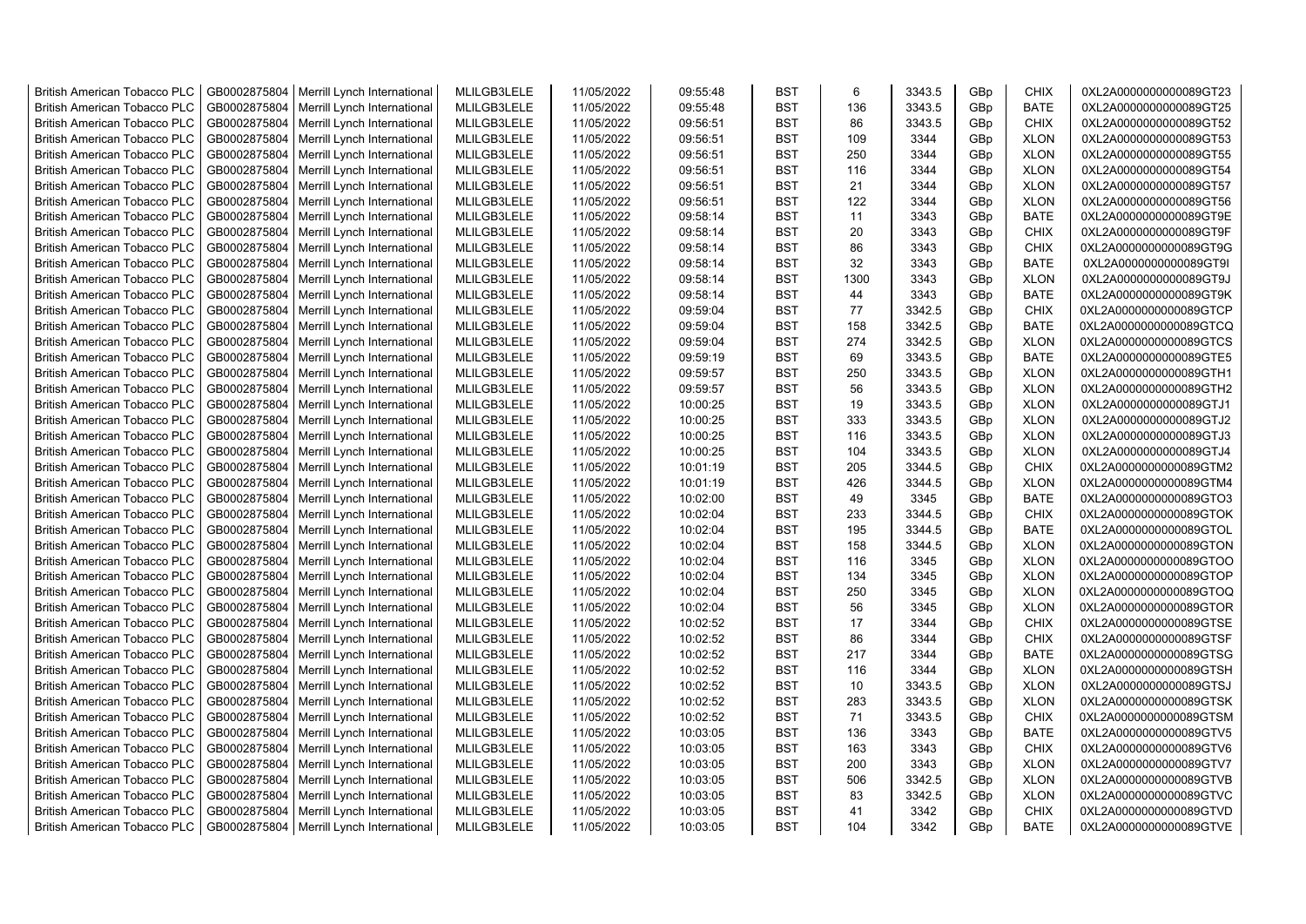| British American Tobacco PLC | GB0002875804 | Merrill Lynch International | MLILGB3LELE | 11/05/2022 | 09:55:48 | BST | 6 | 3343.5 | GBp | CHIX | 0XL2A0000000000089GT23 |
|---|---|---|---|---|---|---|---|---|---|---|---|
| British American Tobacco PLC | GB0002875804 | Merrill Lynch International | MLILGB3LELE | 11/05/2022 | 09:55:48 | BST | 136 | 3343.5 | GBp | BATE | 0XL2A0000000000089GT25 |
| British American Tobacco PLC | GB0002875804 | Merrill Lynch International | MLILGB3LELE | 11/05/2022 | 09:56:51 | BST | 86 | 3343.5 | GBp | CHIX | 0XL2A0000000000089GT52 |
| British American Tobacco PLC | GB0002875804 | Merrill Lynch International | MLILGB3LELE | 11/05/2022 | 09:56:51 | BST | 109 | 3344 | GBp | XLON | 0XL2A0000000000089GT53 |
| British American Tobacco PLC | GB0002875804 | Merrill Lynch International | MLILGB3LELE | 11/05/2022 | 09:56:51 | BST | 250 | 3344 | GBp | XLON | 0XL2A0000000000089GT55 |
| British American Tobacco PLC | GB0002875804 | Merrill Lynch International | MLILGB3LELE | 11/05/2022 | 09:56:51 | BST | 116 | 3344 | GBp | XLON | 0XL2A0000000000089GT54 |
| British American Tobacco PLC | GB0002875804 | Merrill Lynch International | MLILGB3LELE | 11/05/2022 | 09:56:51 | BST | 21 | 3344 | GBp | XLON | 0XL2A0000000000089GT57 |
| British American Tobacco PLC | GB0002875804 | Merrill Lynch International | MLILGB3LELE | 11/05/2022 | 09:56:51 | BST | 122 | 3344 | GBp | XLON | 0XL2A0000000000089GT56 |
| British American Tobacco PLC | GB0002875804 | Merrill Lynch International | MLILGB3LELE | 11/05/2022 | 09:58:14 | BST | 11 | 3343 | GBp | BATE | 0XL2A0000000000089GT9E |
| British American Tobacco PLC | GB0002875804 | Merrill Lynch International | MLILGB3LELE | 11/05/2022 | 09:58:14 | BST | 20 | 3343 | GBp | CHIX | 0XL2A0000000000089GT9F |
| British American Tobacco PLC | GB0002875804 | Merrill Lynch International | MLILGB3LELE | 11/05/2022 | 09:58:14 | BST | 86 | 3343 | GBp | CHIX | 0XL2A0000000000089GT9G |
| British American Tobacco PLC | GB0002875804 | Merrill Lynch International | MLILGB3LELE | 11/05/2022 | 09:58:14 | BST | 32 | 3343 | GBp | BATE | 0XL2A0000000000089GT9I |
| British American Tobacco PLC | GB0002875804 | Merrill Lynch International | MLILGB3LELE | 11/05/2022 | 09:58:14 | BST | 1300 | 3343 | GBp | XLON | 0XL2A0000000000089GT9J |
| British American Tobacco PLC | GB0002875804 | Merrill Lynch International | MLILGB3LELE | 11/05/2022 | 09:58:14 | BST | 44 | 3343 | GBp | BATE | 0XL2A0000000000089GT9K |
| British American Tobacco PLC | GB0002875804 | Merrill Lynch International | MLILGB3LELE | 11/05/2022 | 09:59:04 | BST | 77 | 3342.5 | GBp | CHIX | 0XL2A0000000000089GTCP |
| British American Tobacco PLC | GB0002875804 | Merrill Lynch International | MLILGB3LELE | 11/05/2022 | 09:59:04 | BST | 158 | 3342.5 | GBp | BATE | 0XL2A0000000000089GTCQ |
| British American Tobacco PLC | GB0002875804 | Merrill Lynch International | MLILGB3LELE | 11/05/2022 | 09:59:04 | BST | 274 | 3342.5 | GBp | XLON | 0XL2A0000000000089GTCS |
| British American Tobacco PLC | GB0002875804 | Merrill Lynch International | MLILGB3LELE | 11/05/2022 | 09:59:19 | BST | 69 | 3343.5 | GBp | BATE | 0XL2A0000000000089GTE5 |
| British American Tobacco PLC | GB0002875804 | Merrill Lynch International | MLILGB3LELE | 11/05/2022 | 09:59:57 | BST | 250 | 3343.5 | GBp | XLON | 0XL2A0000000000089GTH1 |
| British American Tobacco PLC | GB0002875804 | Merrill Lynch International | MLILGB3LELE | 11/05/2022 | 09:59:57 | BST | 56 | 3343.5 | GBp | XLON | 0XL2A0000000000089GTH2 |
| British American Tobacco PLC | GB0002875804 | Merrill Lynch International | MLILGB3LELE | 11/05/2022 | 10:00:25 | BST | 19 | 3343.5 | GBp | XLON | 0XL2A0000000000089GTJ1 |
| British American Tobacco PLC | GB0002875804 | Merrill Lynch International | MLILGB3LELE | 11/05/2022 | 10:00:25 | BST | 333 | 3343.5 | GBp | XLON | 0XL2A0000000000089GTJ2 |
| British American Tobacco PLC | GB0002875804 | Merrill Lynch International | MLILGB3LELE | 11/05/2022 | 10:00:25 | BST | 116 | 3343.5 | GBp | XLON | 0XL2A0000000000089GTJ3 |
| British American Tobacco PLC | GB0002875804 | Merrill Lynch International | MLILGB3LELE | 11/05/2022 | 10:00:25 | BST | 104 | 3343.5 | GBp | XLON | 0XL2A0000000000089GTJ4 |
| British American Tobacco PLC | GB0002875804 | Merrill Lynch International | MLILGB3LELE | 11/05/2022 | 10:01:19 | BST | 205 | 3344.5 | GBp | CHIX | 0XL2A0000000000089GTM2 |
| British American Tobacco PLC | GB0002875804 | Merrill Lynch International | MLILGB3LELE | 11/05/2022 | 10:01:19 | BST | 426 | 3344.5 | GBp | XLON | 0XL2A0000000000089GTM4 |
| British American Tobacco PLC | GB0002875804 | Merrill Lynch International | MLILGB3LELE | 11/05/2022 | 10:02:00 | BST | 49 | 3345 | GBp | BATE | 0XL2A0000000000089GTO3 |
| British American Tobacco PLC | GB0002875804 | Merrill Lynch International | MLILGB3LELE | 11/05/2022 | 10:02:04 | BST | 233 | 3344.5 | GBp | CHIX | 0XL2A0000000000089GTOK |
| British American Tobacco PLC | GB0002875804 | Merrill Lynch International | MLILGB3LELE | 11/05/2022 | 10:02:04 | BST | 195 | 3344.5 | GBp | BATE | 0XL2A0000000000089GTOL |
| British American Tobacco PLC | GB0002875804 | Merrill Lynch International | MLILGB3LELE | 11/05/2022 | 10:02:04 | BST | 158 | 3344.5 | GBp | XLON | 0XL2A0000000000089GTON |
| British American Tobacco PLC | GB0002875804 | Merrill Lynch International | MLILGB3LELE | 11/05/2022 | 10:02:04 | BST | 116 | 3345 | GBp | XLON | 0XL2A0000000000089GTOO |
| British American Tobacco PLC | GB0002875804 | Merrill Lynch International | MLILGB3LELE | 11/05/2022 | 10:02:04 | BST | 134 | 3345 | GBp | XLON | 0XL2A0000000000089GTOP |
| British American Tobacco PLC | GB0002875804 | Merrill Lynch International | MLILGB3LELE | 11/05/2022 | 10:02:04 | BST | 250 | 3345 | GBp | XLON | 0XL2A0000000000089GTOQ |
| British American Tobacco PLC | GB0002875804 | Merrill Lynch International | MLILGB3LELE | 11/05/2022 | 10:02:04 | BST | 56 | 3345 | GBp | XLON | 0XL2A0000000000089GTOR |
| British American Tobacco PLC | GB0002875804 | Merrill Lynch International | MLILGB3LELE | 11/05/2022 | 10:02:52 | BST | 17 | 3344 | GBp | CHIX | 0XL2A0000000000089GTSE |
| British American Tobacco PLC | GB0002875804 | Merrill Lynch International | MLILGB3LELE | 11/05/2022 | 10:02:52 | BST | 86 | 3344 | GBp | CHIX | 0XL2A0000000000089GTSF |
| British American Tobacco PLC | GB0002875804 | Merrill Lynch International | MLILGB3LELE | 11/05/2022 | 10:02:52 | BST | 217 | 3344 | GBp | BATE | 0XL2A0000000000089GTSG |
| British American Tobacco PLC | GB0002875804 | Merrill Lynch International | MLILGB3LELE | 11/05/2022 | 10:02:52 | BST | 116 | 3344 | GBp | XLON | 0XL2A0000000000089GTSH |
| British American Tobacco PLC | GB0002875804 | Merrill Lynch International | MLILGB3LELE | 11/05/2022 | 10:02:52 | BST | 10 | 3343.5 | GBp | XLON | 0XL2A0000000000089GTSJ |
| British American Tobacco PLC | GB0002875804 | Merrill Lynch International | MLILGB3LELE | 11/05/2022 | 10:02:52 | BST | 283 | 3343.5 | GBp | XLON | 0XL2A0000000000089GTSK |
| British American Tobacco PLC | GB0002875804 | Merrill Lynch International | MLILGB3LELE | 11/05/2022 | 10:02:52 | BST | 71 | 3343.5 | GBp | CHIX | 0XL2A0000000000089GTSM |
| British American Tobacco PLC | GB0002875804 | Merrill Lynch International | MLILGB3LELE | 11/05/2022 | 10:03:05 | BST | 136 | 3343 | GBp | BATE | 0XL2A0000000000089GTV5 |
| British American Tobacco PLC | GB0002875804 | Merrill Lynch International | MLILGB3LELE | 11/05/2022 | 10:03:05 | BST | 163 | 3343 | GBp | CHIX | 0XL2A0000000000089GTV6 |
| British American Tobacco PLC | GB0002875804 | Merrill Lynch International | MLILGB3LELE | 11/05/2022 | 10:03:05 | BST | 200 | 3343 | GBp | XLON | 0XL2A0000000000089GTV7 |
| British American Tobacco PLC | GB0002875804 | Merrill Lynch International | MLILGB3LELE | 11/05/2022 | 10:03:05 | BST | 506 | 3342.5 | GBp | XLON | 0XL2A0000000000089GTVB |
| British American Tobacco PLC | GB0002875804 | Merrill Lynch International | MLILGB3LELE | 11/05/2022 | 10:03:05 | BST | 83 | 3342.5 | GBp | XLON | 0XL2A0000000000089GTVC |
| British American Tobacco PLC | GB0002875804 | Merrill Lynch International | MLILGB3LELE | 11/05/2022 | 10:03:05 | BST | 41 | 3342 | GBp | CHIX | 0XL2A0000000000089GTVD |
| British American Tobacco PLC | GB0002875804 | Merrill Lynch International | MLILGB3LELE | 11/05/2022 | 10:03:05 | BST | 104 | 3342 | GBp | BATE | 0XL2A0000000000089GTVE |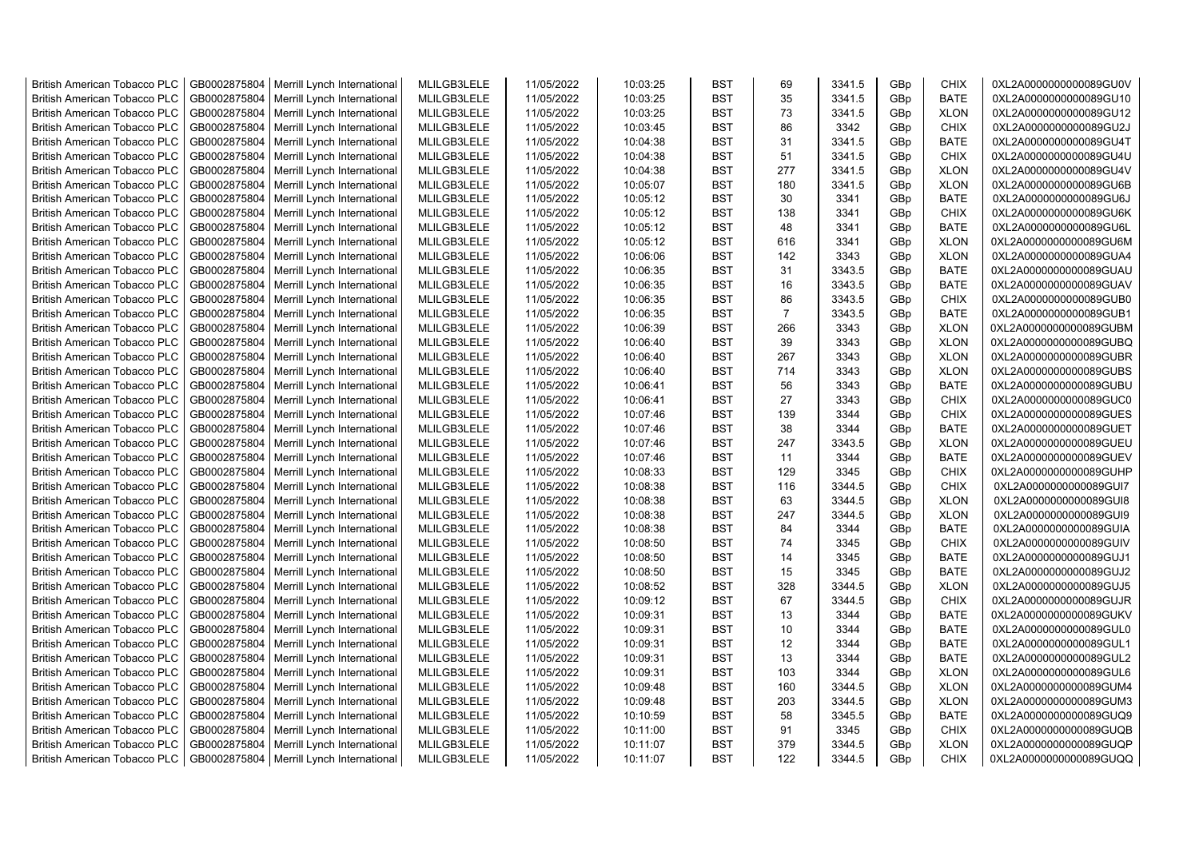| | | | | | | | | | | | |
|---|---|---|---|---|---|---|---|---|---|---|---|
| British American Tobacco PLC | GB0002875804 | Merrill Lynch International | MLILGB3LELE | 11/05/2022 | 10:03:25 | BST | 69 | 3341.5 | GBp | CHIX | 0XL2A0000000000089GU0V |
| British American Tobacco PLC | GB0002875804 | Merrill Lynch International | MLILGB3LELE | 11/05/2022 | 10:03:25 | BST | 35 | 3341.5 | GBp | BATE | 0XL2A0000000000089GU10 |
| British American Tobacco PLC | GB0002875804 | Merrill Lynch International | MLILGB3LELE | 11/05/2022 | 10:03:25 | BST | 73 | 3341.5 | GBp | XLON | 0XL2A0000000000089GU12 |
| British American Tobacco PLC | GB0002875804 | Merrill Lynch International | MLILGB3LELE | 11/05/2022 | 10:03:45 | BST | 86 | 3342 | GBp | CHIX | 0XL2A0000000000089GU2J |
| British American Tobacco PLC | GB0002875804 | Merrill Lynch International | MLILGB3LELE | 11/05/2022 | 10:04:38 | BST | 31 | 3341.5 | GBp | BATE | 0XL2A0000000000089GU4T |
| British American Tobacco PLC | GB0002875804 | Merrill Lynch International | MLILGB3LELE | 11/05/2022 | 10:04:38 | BST | 51 | 3341.5 | GBp | CHIX | 0XL2A0000000000089GU4U |
| British American Tobacco PLC | GB0002875804 | Merrill Lynch International | MLILGB3LELE | 11/05/2022 | 10:04:38 | BST | 277 | 3341.5 | GBp | XLON | 0XL2A0000000000089GU4V |
| British American Tobacco PLC | GB0002875804 | Merrill Lynch International | MLILGB3LELE | 11/05/2022 | 10:05:07 | BST | 180 | 3341.5 | GBp | XLON | 0XL2A0000000000089GU6B |
| British American Tobacco PLC | GB0002875804 | Merrill Lynch International | MLILGB3LELE | 11/05/2022 | 10:05:12 | BST | 30 | 3341 | GBp | BATE | 0XL2A0000000000089GU6J |
| British American Tobacco PLC | GB0002875804 | Merrill Lynch International | MLILGB3LELE | 11/05/2022 | 10:05:12 | BST | 138 | 3341 | GBp | CHIX | 0XL2A0000000000089GU6K |
| British American Tobacco PLC | GB0002875804 | Merrill Lynch International | MLILGB3LELE | 11/05/2022 | 10:05:12 | BST | 48 | 3341 | GBp | BATE | 0XL2A0000000000089GU6L |
| British American Tobacco PLC | GB0002875804 | Merrill Lynch International | MLILGB3LELE | 11/05/2022 | 10:05:12 | BST | 616 | 3341 | GBp | XLON | 0XL2A0000000000089GU6M |
| British American Tobacco PLC | GB0002875804 | Merrill Lynch International | MLILGB3LELE | 11/05/2022 | 10:06:06 | BST | 142 | 3343 | GBp | XLON | 0XL2A0000000000089GUA4 |
| British American Tobacco PLC | GB0002875804 | Merrill Lynch International | MLILGB3LELE | 11/05/2022 | 10:06:35 | BST | 31 | 3343.5 | GBp | BATE | 0XL2A0000000000089GUAU |
| British American Tobacco PLC | GB0002875804 | Merrill Lynch International | MLILGB3LELE | 11/05/2022 | 10:06:35 | BST | 16 | 3343.5 | GBp | BATE | 0XL2A0000000000089GUAV |
| British American Tobacco PLC | GB0002875804 | Merrill Lynch International | MLILGB3LELE | 11/05/2022 | 10:06:35 | BST | 86 | 3343.5 | GBp | CHIX | 0XL2A0000000000089GUB0 |
| British American Tobacco PLC | GB0002875804 | Merrill Lynch International | MLILGB3LELE | 11/05/2022 | 10:06:35 | BST | 7 | 3343.5 | GBp | BATE | 0XL2A0000000000089GUB1 |
| British American Tobacco PLC | GB0002875804 | Merrill Lynch International | MLILGB3LELE | 11/05/2022 | 10:06:39 | BST | 266 | 3343 | GBp | XLON | 0XL2A0000000000089GUBM |
| British American Tobacco PLC | GB0002875804 | Merrill Lynch International | MLILGB3LELE | 11/05/2022 | 10:06:40 | BST | 39 | 3343 | GBp | XLON | 0XL2A0000000000089GUBQ |
| British American Tobacco PLC | GB0002875804 | Merrill Lynch International | MLILGB3LELE | 11/05/2022 | 10:06:40 | BST | 267 | 3343 | GBp | XLON | 0XL2A0000000000089GUBR |
| British American Tobacco PLC | GB0002875804 | Merrill Lynch International | MLILGB3LELE | 11/05/2022 | 10:06:40 | BST | 714 | 3343 | GBp | XLON | 0XL2A0000000000089GUBS |
| British American Tobacco PLC | GB0002875804 | Merrill Lynch International | MLILGB3LELE | 11/05/2022 | 10:06:41 | BST | 56 | 3343 | GBp | BATE | 0XL2A0000000000089GUBU |
| British American Tobacco PLC | GB0002875804 | Merrill Lynch International | MLILGB3LELE | 11/05/2022 | 10:06:41 | BST | 27 | 3343 | GBp | CHIX | 0XL2A0000000000089GUC0 |
| British American Tobacco PLC | GB0002875804 | Merrill Lynch International | MLILGB3LELE | 11/05/2022 | 10:07:46 | BST | 139 | 3344 | GBp | CHIX | 0XL2A0000000000089GUES |
| British American Tobacco PLC | GB0002875804 | Merrill Lynch International | MLILGB3LELE | 11/05/2022 | 10:07:46 | BST | 38 | 3344 | GBp | BATE | 0XL2A0000000000089GUET |
| British American Tobacco PLC | GB0002875804 | Merrill Lynch International | MLILGB3LELE | 11/05/2022 | 10:07:46 | BST | 247 | 3343.5 | GBp | XLON | 0XL2A0000000000089GUEU |
| British American Tobacco PLC | GB0002875804 | Merrill Lynch International | MLILGB3LELE | 11/05/2022 | 10:07:46 | BST | 11 | 3344 | GBp | BATE | 0XL2A0000000000089GUEV |
| British American Tobacco PLC | GB0002875804 | Merrill Lynch International | MLILGB3LELE | 11/05/2022 | 10:08:33 | BST | 129 | 3345 | GBp | CHIX | 0XL2A0000000000089GUHP |
| British American Tobacco PLC | GB0002875804 | Merrill Lynch International | MLILGB3LELE | 11/05/2022 | 10:08:38 | BST | 116 | 3344.5 | GBp | CHIX | 0XL2A0000000000089GUI7 |
| British American Tobacco PLC | GB0002875804 | Merrill Lynch International | MLILGB3LELE | 11/05/2022 | 10:08:38 | BST | 63 | 3344.5 | GBp | XLON | 0XL2A0000000000089GUI8 |
| British American Tobacco PLC | GB0002875804 | Merrill Lynch International | MLILGB3LELE | 11/05/2022 | 10:08:38 | BST | 247 | 3344.5 | GBp | XLON | 0XL2A0000000000089GUI9 |
| British American Tobacco PLC | GB0002875804 | Merrill Lynch International | MLILGB3LELE | 11/05/2022 | 10:08:38 | BST | 84 | 3344 | GBp | BATE | 0XL2A0000000000089GUIA |
| British American Tobacco PLC | GB0002875804 | Merrill Lynch International | MLILGB3LELE | 11/05/2022 | 10:08:50 | BST | 74 | 3345 | GBp | CHIX | 0XL2A0000000000089GUIV |
| British American Tobacco PLC | GB0002875804 | Merrill Lynch International | MLILGB3LELE | 11/05/2022 | 10:08:50 | BST | 14 | 3345 | GBp | BATE | 0XL2A0000000000089GUJ1 |
| British American Tobacco PLC | GB0002875804 | Merrill Lynch International | MLILGB3LELE | 11/05/2022 | 10:08:50 | BST | 15 | 3345 | GBp | BATE | 0XL2A0000000000089GUJ2 |
| British American Tobacco PLC | GB0002875804 | Merrill Lynch International | MLILGB3LELE | 11/05/2022 | 10:08:52 | BST | 328 | 3344.5 | GBp | XLON | 0XL2A0000000000089GUJ5 |
| British American Tobacco PLC | GB0002875804 | Merrill Lynch International | MLILGB3LELE | 11/05/2022 | 10:09:12 | BST | 67 | 3344.5 | GBp | CHIX | 0XL2A0000000000089GUJR |
| British American Tobacco PLC | GB0002875804 | Merrill Lynch International | MLILGB3LELE | 11/05/2022 | 10:09:31 | BST | 13 | 3344 | GBp | BATE | 0XL2A0000000000089GUKV |
| British American Tobacco PLC | GB0002875804 | Merrill Lynch International | MLILGB3LELE | 11/05/2022 | 10:09:31 | BST | 10 | 3344 | GBp | BATE | 0XL2A0000000000089GUL0 |
| British American Tobacco PLC | GB0002875804 | Merrill Lynch International | MLILGB3LELE | 11/05/2022 | 10:09:31 | BST | 12 | 3344 | GBp | BATE | 0XL2A0000000000089GUL1 |
| British American Tobacco PLC | GB0002875804 | Merrill Lynch International | MLILGB3LELE | 11/05/2022 | 10:09:31 | BST | 13 | 3344 | GBp | BATE | 0XL2A0000000000089GUL2 |
| British American Tobacco PLC | GB0002875804 | Merrill Lynch International | MLILGB3LELE | 11/05/2022 | 10:09:31 | BST | 103 | 3344 | GBp | XLON | 0XL2A0000000000089GUL6 |
| British American Tobacco PLC | GB0002875804 | Merrill Lynch International | MLILGB3LELE | 11/05/2022 | 10:09:48 | BST | 160 | 3344.5 | GBp | XLON | 0XL2A0000000000089GUM4 |
| British American Tobacco PLC | GB0002875804 | Merrill Lynch International | MLILGB3LELE | 11/05/2022 | 10:09:48 | BST | 203 | 3344.5 | GBp | XLON | 0XL2A0000000000089GUM3 |
| British American Tobacco PLC | GB0002875804 | Merrill Lynch International | MLILGB3LELE | 11/05/2022 | 10:10:59 | BST | 58 | 3345.5 | GBp | BATE | 0XL2A0000000000089GUQ9 |
| British American Tobacco PLC | GB0002875804 | Merrill Lynch International | MLILGB3LELE | 11/05/2022 | 10:11:00 | BST | 91 | 3345 | GBp | CHIX | 0XL2A0000000000089GUQB |
| British American Tobacco PLC | GB0002875804 | Merrill Lynch International | MLILGB3LELE | 11/05/2022 | 10:11:07 | BST | 379 | 3344.5 | GBp | XLON | 0XL2A0000000000089GUQP |
| British American Tobacco PLC | GB0002875804 | Merrill Lynch International | MLILGB3LELE | 11/05/2022 | 10:11:07 | BST | 122 | 3344.5 | GBp | CHIX | 0XL2A0000000000089GUQQ |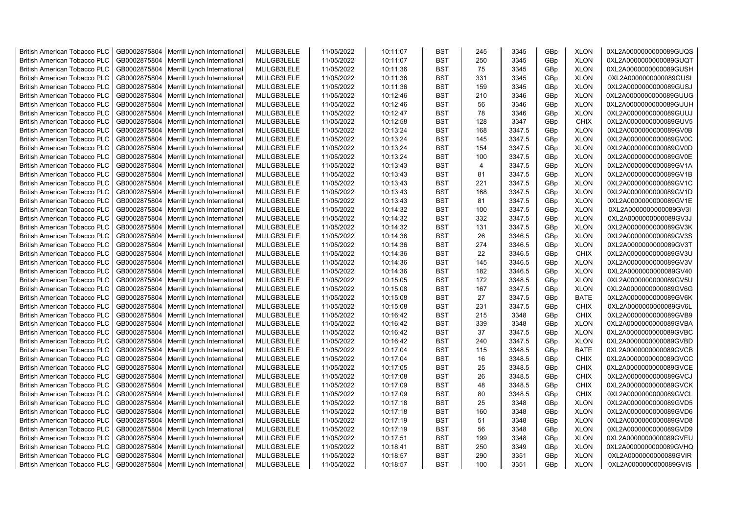| British American Tobacco PLC | GB0002875804 | Merrill Lynch International | MLILGB3LELE | 11/05/2022 | 10:11:07 | BST | 245 | 3345 | GBp | XLON | 0XL2A0000000000089GUQS |
|---|---|---|---|---|---|---|---|---|---|---|---|
| British American Tobacco PLC | GB0002875804 | Merrill Lynch International | MLILGB3LELE | 11/05/2022 | 10:11:07 | BST | 250 | 3345 | GBp | XLON | 0XL2A0000000000089GUQT |
| British American Tobacco PLC | GB0002875804 | Merrill Lynch International | MLILGB3LELE | 11/05/2022 | 10:11:36 | BST | 75 | 3345 | GBp | XLON | 0XL2A0000000000089GUSH |
| British American Tobacco PLC | GB0002875804 | Merrill Lynch International | MLILGB3LELE | 11/05/2022 | 10:11:36 | BST | 331 | 3345 | GBp | XLON | 0XL2A0000000000089GUSI |
| British American Tobacco PLC | GB0002875804 | Merrill Lynch International | MLILGB3LELE | 11/05/2022 | 10:11:36 | BST | 159 | 3345 | GBp | XLON | 0XL2A0000000000089GUSJ |
| British American Tobacco PLC | GB0002875804 | Merrill Lynch International | MLILGB3LELE | 11/05/2022 | 10:12:46 | BST | 210 | 3346 | GBp | XLON | 0XL2A0000000000089GUUG |
| British American Tobacco PLC | GB0002875804 | Merrill Lynch International | MLILGB3LELE | 11/05/2022 | 10:12:46 | BST | 56 | 3346 | GBp | XLON | 0XL2A0000000000089GUUH |
| British American Tobacco PLC | GB0002875804 | Merrill Lynch International | MLILGB3LELE | 11/05/2022 | 10:12:47 | BST | 78 | 3346 | GBp | XLON | 0XL2A0000000000089GUUJ |
| British American Tobacco PLC | GB0002875804 | Merrill Lynch International | MLILGB3LELE | 11/05/2022 | 10:12:58 | BST | 128 | 3347 | GBp | CHIX | 0XL2A0000000000089GUV5 |
| British American Tobacco PLC | GB0002875804 | Merrill Lynch International | MLILGB3LELE | 11/05/2022 | 10:13:24 | BST | 168 | 3347.5 | GBp | XLON | 0XL2A0000000000089GV0B |
| British American Tobacco PLC | GB0002875804 | Merrill Lynch International | MLILGB3LELE | 11/05/2022 | 10:13:24 | BST | 145 | 3347.5 | GBp | XLON | 0XL2A0000000000089GV0C |
| British American Tobacco PLC | GB0002875804 | Merrill Lynch International | MLILGB3LELE | 11/05/2022 | 10:13:24 | BST | 154 | 3347.5 | GBp | XLON | 0XL2A0000000000089GV0D |
| British American Tobacco PLC | GB0002875804 | Merrill Lynch International | MLILGB3LELE | 11/05/2022 | 10:13:24 | BST | 100 | 3347.5 | GBp | XLON | 0XL2A0000000000089GV0E |
| British American Tobacco PLC | GB0002875804 | Merrill Lynch International | MLILGB3LELE | 11/05/2022 | 10:13:43 | BST | 4 | 3347.5 | GBp | XLON | 0XL2A0000000000089GV1A |
| British American Tobacco PLC | GB0002875804 | Merrill Lynch International | MLILGB3LELE | 11/05/2022 | 10:13:43 | BST | 81 | 3347.5 | GBp | XLON | 0XL2A0000000000089GV1B |
| British American Tobacco PLC | GB0002875804 | Merrill Lynch International | MLILGB3LELE | 11/05/2022 | 10:13:43 | BST | 221 | 3347.5 | GBp | XLON | 0XL2A0000000000089GV1C |
| British American Tobacco PLC | GB0002875804 | Merrill Lynch International | MLILGB3LELE | 11/05/2022 | 10:13:43 | BST | 168 | 3347.5 | GBp | XLON | 0XL2A0000000000089GV1D |
| British American Tobacco PLC | GB0002875804 | Merrill Lynch International | MLILGB3LELE | 11/05/2022 | 10:13:43 | BST | 81 | 3347.5 | GBp | XLON | 0XL2A0000000000089GV1E |
| British American Tobacco PLC | GB0002875804 | Merrill Lynch International | MLILGB3LELE | 11/05/2022 | 10:14:32 | BST | 100 | 3347.5 | GBp | XLON | 0XL2A0000000000089GV3I |
| British American Tobacco PLC | GB0002875804 | Merrill Lynch International | MLILGB3LELE | 11/05/2022 | 10:14:32 | BST | 332 | 3347.5 | GBp | XLON | 0XL2A0000000000089GV3J |
| British American Tobacco PLC | GB0002875804 | Merrill Lynch International | MLILGB3LELE | 11/05/2022 | 10:14:32 | BST | 131 | 3347.5 | GBp | XLON | 0XL2A0000000000089GV3K |
| British American Tobacco PLC | GB0002875804 | Merrill Lynch International | MLILGB3LELE | 11/05/2022 | 10:14:36 | BST | 26 | 3346.5 | GBp | XLON | 0XL2A0000000000089GV3S |
| British American Tobacco PLC | GB0002875804 | Merrill Lynch International | MLILGB3LELE | 11/05/2022 | 10:14:36 | BST | 274 | 3346.5 | GBp | XLON | 0XL2A0000000000089GV3T |
| British American Tobacco PLC | GB0002875804 | Merrill Lynch International | MLILGB3LELE | 11/05/2022 | 10:14:36 | BST | 22 | 3346.5 | GBp | CHIX | 0XL2A0000000000089GV3U |
| British American Tobacco PLC | GB0002875804 | Merrill Lynch International | MLILGB3LELE | 11/05/2022 | 10:14:36 | BST | 145 | 3346.5 | GBp | XLON | 0XL2A0000000000089GV3V |
| British American Tobacco PLC | GB0002875804 | Merrill Lynch International | MLILGB3LELE | 11/05/2022 | 10:14:36 | BST | 182 | 3346.5 | GBp | XLON | 0XL2A0000000000089GV40 |
| British American Tobacco PLC | GB0002875804 | Merrill Lynch International | MLILGB3LELE | 11/05/2022 | 10:15:05 | BST | 172 | 3348.5 | GBp | XLON | 0XL2A0000000000089GV5U |
| British American Tobacco PLC | GB0002875804 | Merrill Lynch International | MLILGB3LELE | 11/05/2022 | 10:15:08 | BST | 167 | 3347.5 | GBp | XLON | 0XL2A0000000000089GV6G |
| British American Tobacco PLC | GB0002875804 | Merrill Lynch International | MLILGB3LELE | 11/05/2022 | 10:15:08 | BST | 27 | 3347.5 | GBp | BATE | 0XL2A0000000000089GV6K |
| British American Tobacco PLC | GB0002875804 | Merrill Lynch International | MLILGB3LELE | 11/05/2022 | 10:15:08 | BST | 231 | 3347.5 | GBp | CHIX | 0XL2A0000000000089GV6L |
| British American Tobacco PLC | GB0002875804 | Merrill Lynch International | MLILGB3LELE | 11/05/2022 | 10:16:42 | BST | 215 | 3348 | GBp | CHIX | 0XL2A0000000000089GVB9 |
| British American Tobacco PLC | GB0002875804 | Merrill Lynch International | MLILGB3LELE | 11/05/2022 | 10:16:42 | BST | 339 | 3348 | GBp | XLON | 0XL2A0000000000089GVBA |
| British American Tobacco PLC | GB0002875804 | Merrill Lynch International | MLILGB3LELE | 11/05/2022 | 10:16:42 | BST | 37 | 3347.5 | GBp | XLON | 0XL2A0000000000089GVBC |
| British American Tobacco PLC | GB0002875804 | Merrill Lynch International | MLILGB3LELE | 11/05/2022 | 10:16:42 | BST | 240 | 3347.5 | GBp | XLON | 0XL2A0000000000089GVBD |
| British American Tobacco PLC | GB0002875804 | Merrill Lynch International | MLILGB3LELE | 11/05/2022 | 10:17:04 | BST | 115 | 3348.5 | GBp | BATE | 0XL2A0000000000089GVCB |
| British American Tobacco PLC | GB0002875804 | Merrill Lynch International | MLILGB3LELE | 11/05/2022 | 10:17:04 | BST | 16 | 3348.5 | GBp | CHIX | 0XL2A0000000000089GVCC |
| British American Tobacco PLC | GB0002875804 | Merrill Lynch International | MLILGB3LELE | 11/05/2022 | 10:17:05 | BST | 25 | 3348.5 | GBp | CHIX | 0XL2A0000000000089GVCE |
| British American Tobacco PLC | GB0002875804 | Merrill Lynch International | MLILGB3LELE | 11/05/2022 | 10:17:08 | BST | 26 | 3348.5 | GBp | CHIX | 0XL2A0000000000089GVCJ |
| British American Tobacco PLC | GB0002875804 | Merrill Lynch International | MLILGB3LELE | 11/05/2022 | 10:17:09 | BST | 48 | 3348.5 | GBp | CHIX | 0XL2A0000000000089GVCK |
| British American Tobacco PLC | GB0002875804 | Merrill Lynch International | MLILGB3LELE | 11/05/2022 | 10:17:09 | BST | 80 | 3348.5 | GBp | CHIX | 0XL2A0000000000089GVCL |
| British American Tobacco PLC | GB0002875804 | Merrill Lynch International | MLILGB3LELE | 11/05/2022 | 10:17:18 | BST | 25 | 3348 | GBp | XLON | 0XL2A0000000000089GVD5 |
| British American Tobacco PLC | GB0002875804 | Merrill Lynch International | MLILGB3LELE | 11/05/2022 | 10:17:18 | BST | 160 | 3348 | GBp | XLON | 0XL2A0000000000089GVD6 |
| British American Tobacco PLC | GB0002875804 | Merrill Lynch International | MLILGB3LELE | 11/05/2022 | 10:17:19 | BST | 51 | 3348 | GBp | XLON | 0XL2A0000000000089GVD8 |
| British American Tobacco PLC | GB0002875804 | Merrill Lynch International | MLILGB3LELE | 11/05/2022 | 10:17:19 | BST | 56 | 3348 | GBp | XLON | 0XL2A0000000000089GVD9 |
| British American Tobacco PLC | GB0002875804 | Merrill Lynch International | MLILGB3LELE | 11/05/2022 | 10:17:51 | BST | 199 | 3348 | GBp | XLON | 0XL2A0000000000089GVEU |
| British American Tobacco PLC | GB0002875804 | Merrill Lynch International | MLILGB3LELE | 11/05/2022 | 10:18:41 | BST | 250 | 3349 | GBp | XLON | 0XL2A0000000000089GVHQ |
| British American Tobacco PLC | GB0002875804 | Merrill Lynch International | MLILGB3LELE | 11/05/2022 | 10:18:57 | BST | 290 | 3351 | GBp | XLON | 0XL2A0000000000089GVIR |
| British American Tobacco PLC | GB0002875804 | Merrill Lynch International | MLILGB3LELE | 11/05/2022 | 10:18:57 | BST | 100 | 3351 | GBp | XLON | 0XL2A0000000000089GVIS |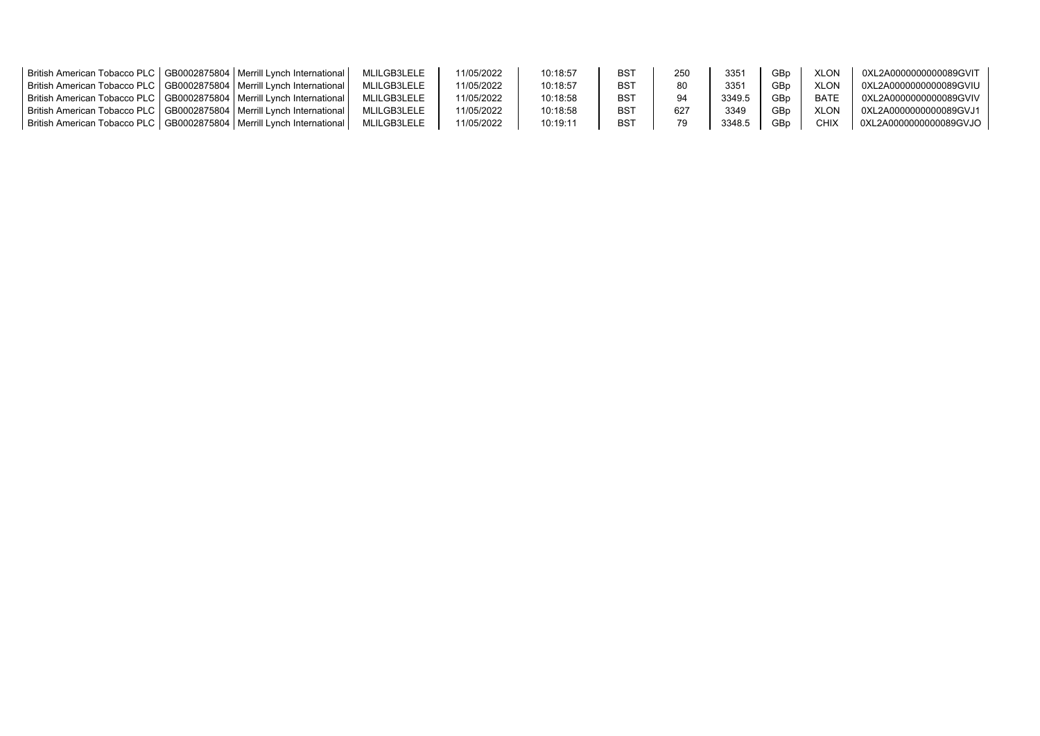| | | | | | | | | | | | |
|---|---|---|---|---|---|---|---|---|---|---|---|
| British American Tobacco PLC | GB0002875804 | Merrill Lynch International | MLILGB3LELE | 11/05/2022 | 10:18:57 | BST | 250 | 3351 | GBp | XLON | 0XL2A0000000000089GVIT |
| British American Tobacco PLC | GB0002875804 | Merrill Lynch International | MLILGB3LELE | 11/05/2022 | 10:18:57 | BST | 80 | 3351 | GBp | XLON | 0XL2A0000000000089GVIU |
| British American Tobacco PLC | GB0002875804 | Merrill Lynch International | MLILGB3LELE | 11/05/2022 | 10:18:58 | BST | 94 | 3349.5 | GBp | BATE | 0XL2A0000000000089GVIV |
| British American Tobacco PLC | GB0002875804 | Merrill Lynch International | MLILGB3LELE | 11/05/2022 | 10:18:58 | BST | 627 | 3349 | GBp | XLON | 0XL2A0000000000089GVJ1 |
| British American Tobacco PLC | GB0002875804 | Merrill Lynch International | MLILGB3LELE | 11/05/2022 | 10:19:11 | BST | 79 | 3348.5 | GBp | CHIX | 0XL2A0000000000089GVJO |